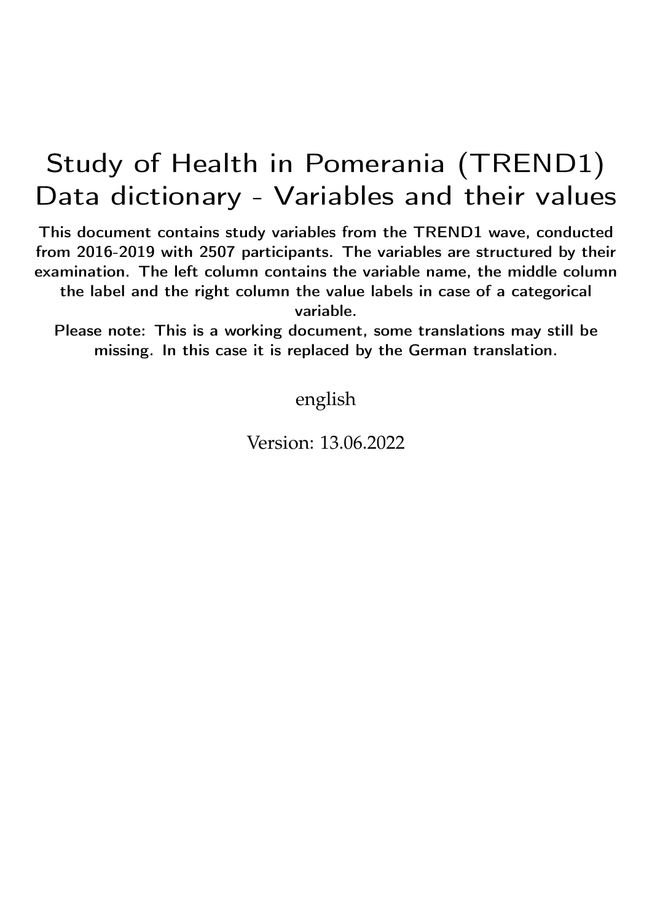# Study of Health in Pomerania (TREND1) Data dictionary - Variables and their values

**This document contains study variables from the TREND1 wave, conducted from 2016-2019 with 2507 participants. The variables are structured by their examination. The left column contains the variable name, the middle column the label and the right column the value labels in case of a categorical variable.**

**Please note: This is a working document, some translations may still be missing. In this case it is replaced by the German translation.**

english

Version: 13.06.2022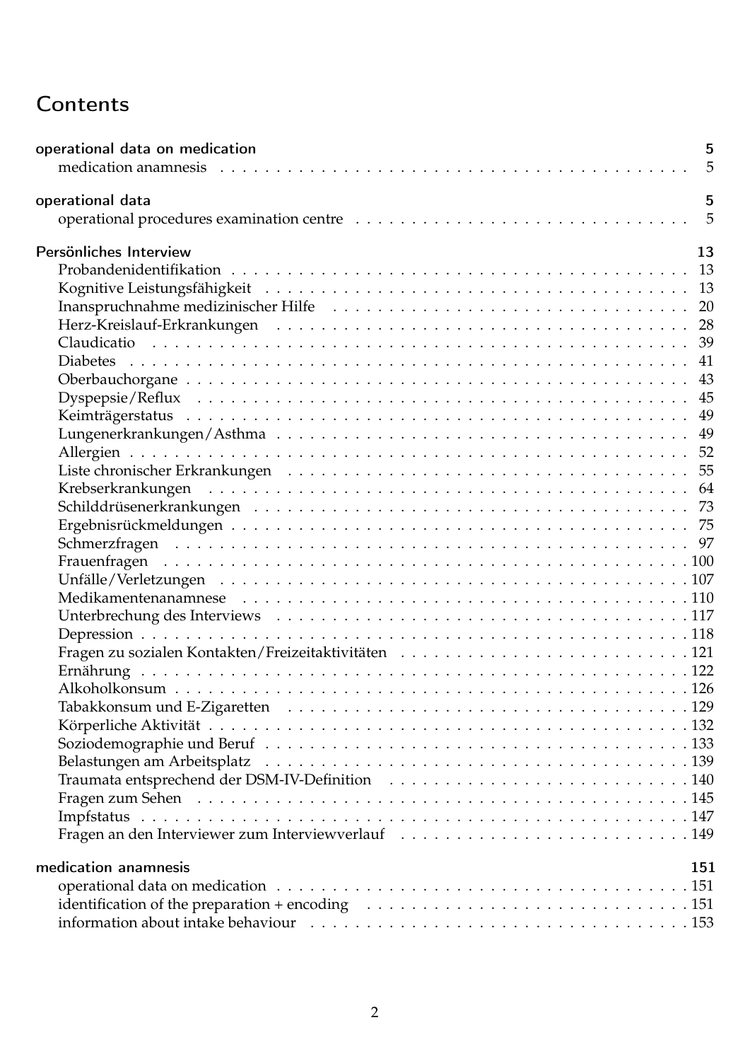# Contents

**operational data on medication** 5
- medication anamnesis 5

**operational data** 5
- operational procedures examination centre 5

**Persönliches Interview** 13
- Probandenidentifikation 13
- Kognitive Leistungsfähigkeit 13
- Inanspruchnahme medizinischer Hilfe 20
- Herz-Kreislauf-Erkrankungen 28
- Claudicatio 39
- Diabetes 41
- Oberbauchorgane 43
- Dyspepsie/Reflux 45
- Keimträgerstatus 49
- Lungenerkrankungen/Asthma 49
- Allergien 52
- Liste chronischer Erkrankungen 55
- Krebserkrankungen 64
- Schilddrüsenerkrankungen 73
- Ergebnisrückmeldungen 75
- Schmerzfragen 97
- Frauenfragen 100
- Unfälle/Verletzungen 107
- Medikamentenanamnese 110
- Unterbrechung des Interviews 117
- Depression 118
- Fragen zu sozialen Kontakten/Freizeitaktivitäten 121
- Ernährung 122
- Alkoholkonsum 126
- Tabakkonsum und E-Zigaretten 129
- Körperliche Aktivität 132
- Soziodemographie und Beruf 133
- Belastungen am Arbeitsplatz 139
- Traumata entsprechend der DSM-IV-Definition 140
- Fragen zum Sehen 145
- Impfstatus 147
- Fragen an den Interviewer zum Interviewverlauf 149

**medication anamnesis** 151
- operational data on medication 151
- identification of the preparation + encoding 151
- information about intake behaviour 153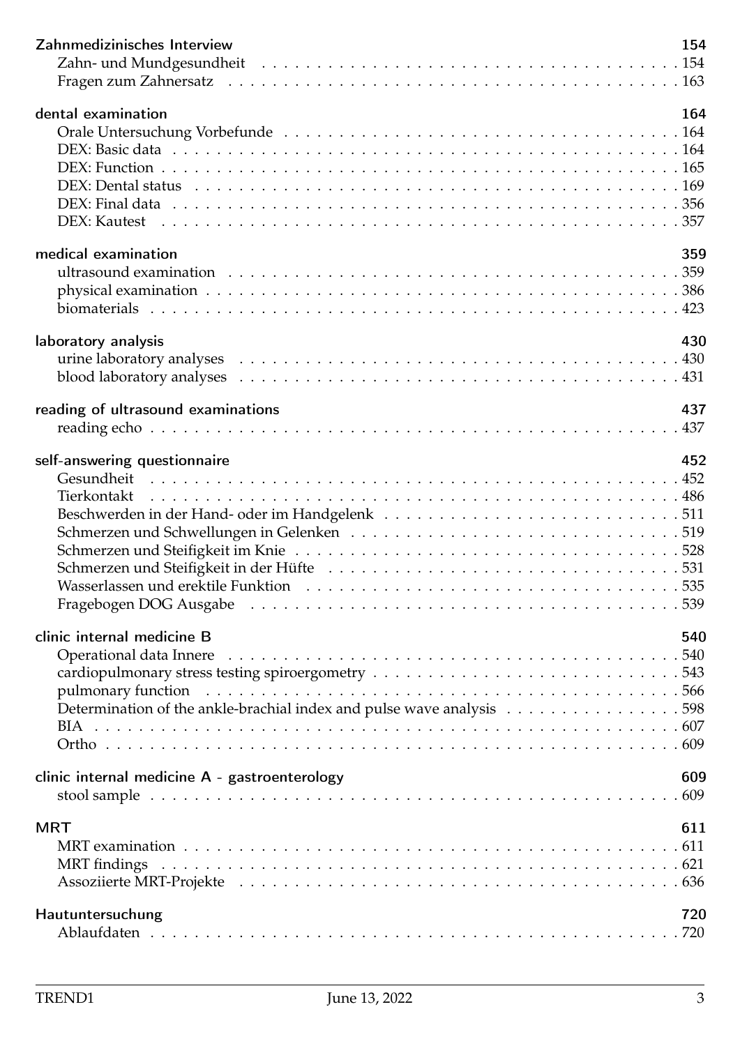**Zahnmedizinisches Interview** 154
- Zahn- und Mundgesundheit . . . 154
- Fragen zum Zahnersatz . . . 163

**dental examination** 164
- Orale Untersuchung Vorbefunde . . . 164
- DEX: Basic data . . . 164
- DEX: Function . . . 165
- DEX: Dental status . . . 169
- DEX: Final data . . . 356
- DEX: Kautest . . . 357

**medical examination** 359
- ultrasound examination . . . 359
- physical examination . . . 386
- biomaterials . . . 423

**laboratory analysis** 430
- urine laboratory analyses . . . 430
- blood laboratory analyses . . . 431

**reading of ultrasound examinations** 437
- reading echo . . . 437

**self-answering questionnaire** 452
- Gesundheit . . . 452
- Tierkontakt . . . 486
- Beschwerden in der Hand- oder im Handgelenk . . . 511
- Schmerzen und Schwellungen in Gelenken . . . 519
- Schmerzen und Steifigkeit im Knie . . . 528
- Schmerzen und Steifigkeit in der Hüfte . . . 531
- Wasserlassen und erektile Funktion . . . 535
- Fragebogen DOG Ausgabe . . . 539

**clinic internal medicine B** 540
- Operational data Innere . . . 540
- cardiopulmonary stress testing spiroergometry . . . 543
- pulmonary function . . . 566
- Determination of the ankle-brachial index and pulse wave analysis . . . 598
- BIA . . . 607
- Ortho . . . 609

**clinic internal medicine A - gastroenterology** 609
- stool sample . . . 609

**MRT** 611
- MRT examination . . . 611
- MRT findings . . . 621
- Assoziierte MRT-Projekte . . . 636

**Hautuntersuchung** 720
- Ablaufdaten . . . 720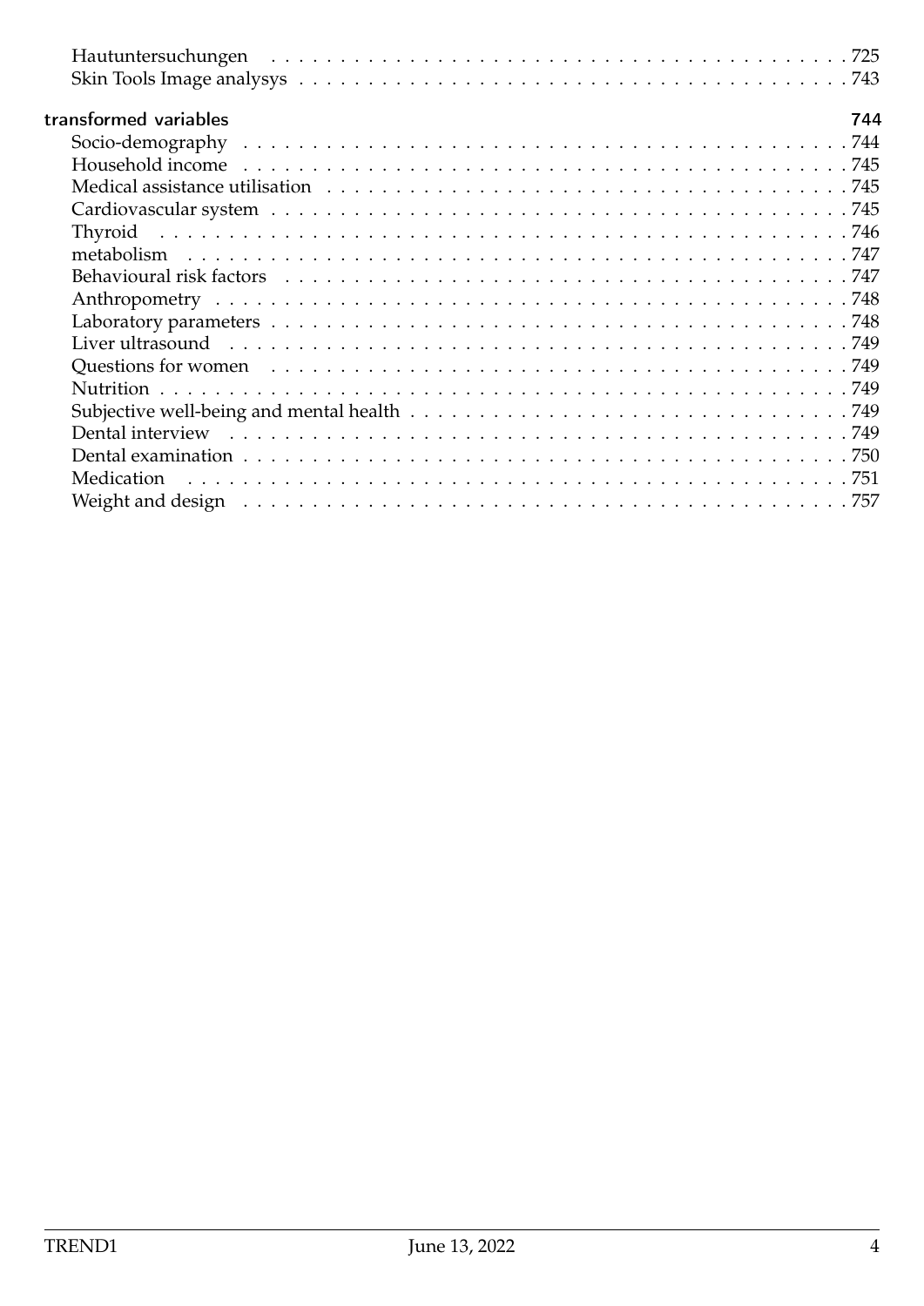Hautuntersuchungen . . . . . . . . . . . . . . . . . . . . . . . . . . . . . . . . . . . . . . . . . . . 725
Skin Tools Image analysys . . . . . . . . . . . . . . . . . . . . . . . . . . . . . . . . . . . . . . . . . 743

**transformed variables** **744**

Socio-demography . . . . . . . . . . . . . . . . . . . . . . . . . . . . . . . . . . . . . . . . . . . . 744
Household income . . . . . . . . . . . . . . . . . . . . . . . . . . . . . . . . . . . . . . . . . . . . 745
Medical assistance utilisation . . . . . . . . . . . . . . . . . . . . . . . . . . . . . . . . . . . . . . 745
Cardiovascular system . . . . . . . . . . . . . . . . . . . . . . . . . . . . . . . . . . . . . . . . . . 745
Thyroid . . . . . . . . . . . . . . . . . . . . . . . . . . . . . . . . . . . . . . . . . . . . . . . . . . 746
metabolism . . . . . . . . . . . . . . . . . . . . . . . . . . . . . . . . . . . . . . . . . . . . . . . 747
Behavioural risk factors . . . . . . . . . . . . . . . . . . . . . . . . . . . . . . . . . . . . . . . . 747
Anthropometry . . . . . . . . . . . . . . . . . . . . . . . . . . . . . . . . . . . . . . . . . . . . . 748
Laboratory parameters . . . . . . . . . . . . . . . . . . . . . . . . . . . . . . . . . . . . . . . . . 748
Liver ultrasound . . . . . . . . . . . . . . . . . . . . . . . . . . . . . . . . . . . . . . . . . . . . . 749
Questions for women . . . . . . . . . . . . . . . . . . . . . . . . . . . . . . . . . . . . . . . . . . 749
Nutrition . . . . . . . . . . . . . . . . . . . . . . . . . . . . . . . . . . . . . . . . . . . . . . . . . 749
Subjective well-being and mental health . . . . . . . . . . . . . . . . . . . . . . . . . . . . . . 749
Dental interview . . . . . . . . . . . . . . . . . . . . . . . . . . . . . . . . . . . . . . . . . . . . 749
Dental examination . . . . . . . . . . . . . . . . . . . . . . . . . . . . . . . . . . . . . . . . . . . 750
Medication . . . . . . . . . . . . . . . . . . . . . . . . . . . . . . . . . . . . . . . . . . . . . . . . 751
Weight and design . . . . . . . . . . . . . . . . . . . . . . . . . . . . . . . . . . . . . . . . . . . 757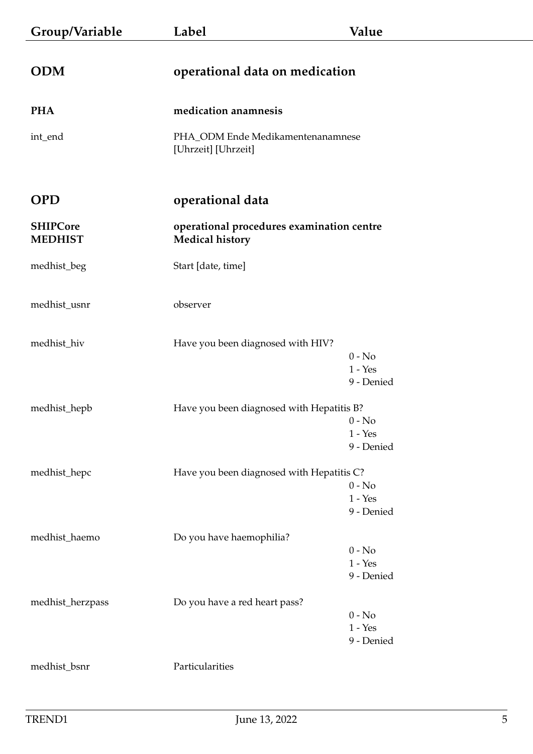| Group/Variable | Label | Value |
|---|---|---|
| **ODM** | **operational data on medication** | |
| **PHA** | **medication anamnesis** | |
| int_end | PHA_ODM Ende Medikamentenanamnese [Uhrzeit] [Uhrzeit] | |
| **OPD** | **operational data** | |
| **SHIPCore MEDHIST** | **operational procedures examination centre Medical history** | |
| medhist_beg | Start [date, time] | |
| medhist_usnr | observer | |
| medhist_hiv | Have you been diagnosed with HIV? | 0 - No<br>1 - Yes<br>9 - Denied |
| medhist_hepb | Have you been diagnosed with Hepatitis B? | 0 - No<br>1 - Yes<br>9 - Denied |
| medhist_hepc | Have you been diagnosed with Hepatitis C? | 0 - No<br>1 - Yes<br>9 - Denied |
| medhist_haemo | Do you have haemophilia? | 0 - No<br>1 - Yes<br>9 - Denied |
| medhist_herzpass | Do you have a red heart pass? | 0 - No<br>1 - Yes<br>9 - Denied |
| medhist_bsnr | Particularities | |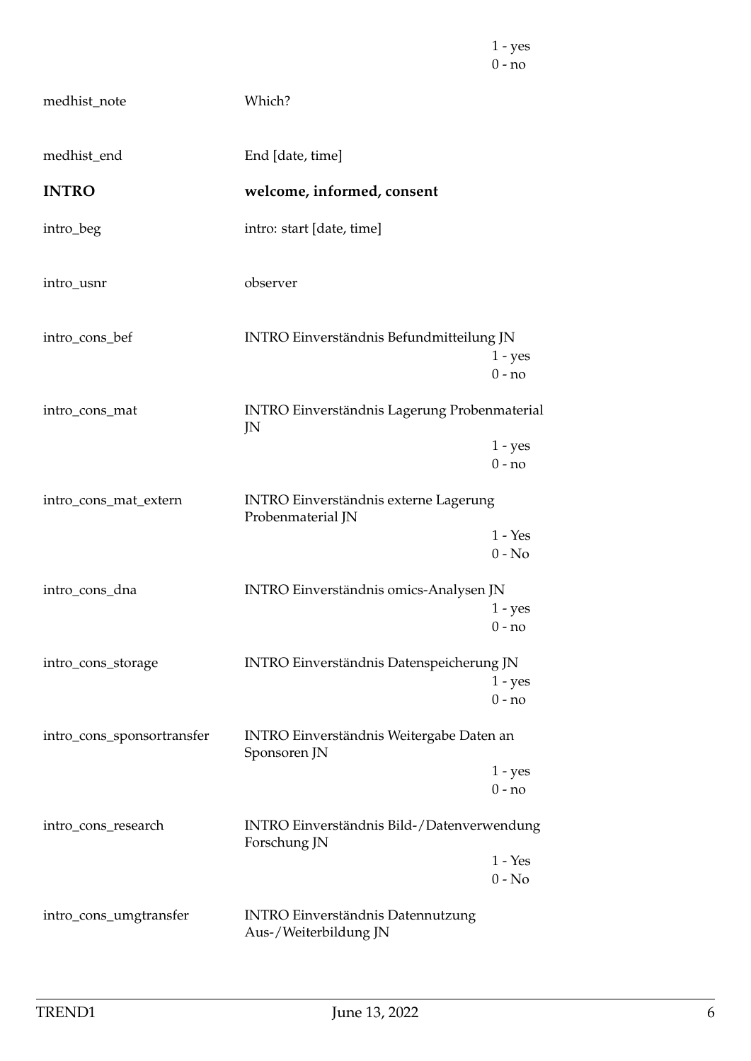| | | |
|---|---|---|
| | | 1 - yes |
| | | 0 - no |
| medhist_note | Which? | |
| medhist_end | End [date, time] | |
| **INTRO** | **welcome, informed, consent** | |
| intro_beg | intro: start [date, time] | |
| intro_usnr | observer | |
| intro_cons_bef | INTRO Einverständnis Befundmitteilung JN | |
| | | 1 - yes |
| | | 0 - no |
| intro_cons_mat | INTRO Einverständnis Lagerung Probenmaterial JN | |
| | | 1 - yes |
| | | 0 - no |
| intro_cons_mat_extern | INTRO Einverständnis externe Lagerung Probenmaterial JN | |
| | | 1 - Yes |
| | | 0 - No |
| intro_cons_dna | INTRO Einverständnis omics-Analysen JN | |
| | | 1 - yes |
| | | 0 - no |
| intro_cons_storage | INTRO Einverständnis Datenspeicherung JN | |
| | | 1 - yes |
| | | 0 - no |
| intro_cons_sponsortransfer | INTRO Einverständnis Weitergabe Daten an Sponsoren JN | |
| | | 1 - yes |
| | | 0 - no |
| intro_cons_research | INTRO Einverständnis Bild-/Datenverwendung Forschung JN | |
| | | 1 - Yes |
| | | 0 - No |
| intro_cons_umgtransfer | INTRO Einverständnis Datennutzung Aus-/Weiterbildung JN | |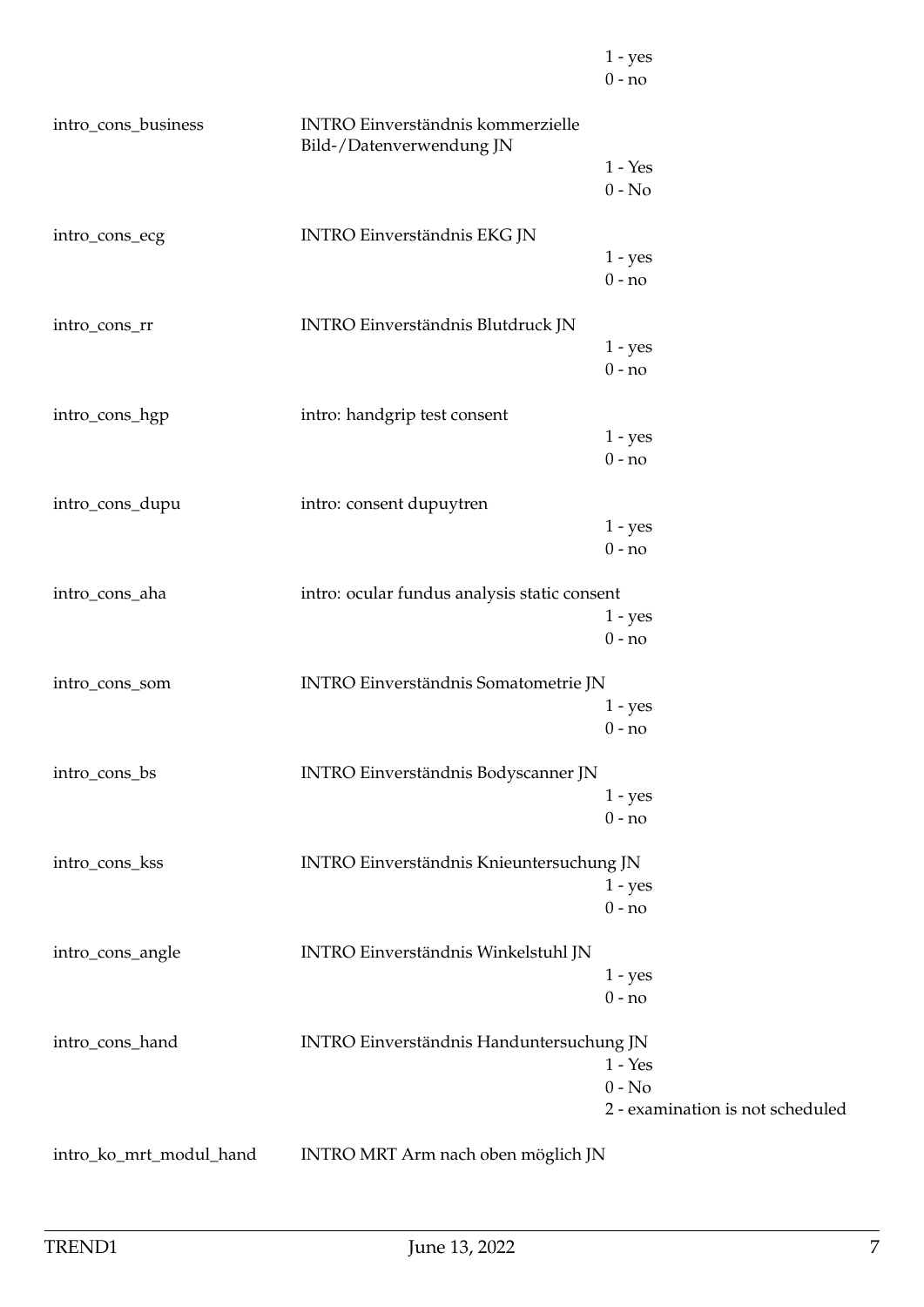| Variable | Label | Values |
|---|---|---|
| | | 1 - yes<br>0 - no |
| intro_cons_business | INTRO Einverständnis kommerzielle Bild-/Datenverwendung JN | 1 - Yes<br>0 - No |
| intro_cons_ecg | INTRO Einverständnis EKG JN | 1 - yes<br>0 - no |
| intro_cons_rr | INTRO Einverständnis Blutdruck JN | 1 - yes<br>0 - no |
| intro_cons_hgp | intro: handgrip test consent | 1 - yes<br>0 - no |
| intro_cons_dupu | intro: consent dupuytren | 1 - yes<br>0 - no |
| intro_cons_aha | intro: ocular fundus analysis static consent | 1 - yes<br>0 - no |
| intro_cons_som | INTRO Einverständnis Somatometrie JN | 1 - yes<br>0 - no |
| intro_cons_bs | INTRO Einverständnis Bodyscanner JN | 1 - yes<br>0 - no |
| intro_cons_kss | INTRO Einverständnis Knieuntersuchung JN | 1 - yes<br>0 - no |
| intro_cons_angle | INTRO Einverständnis Winkelstuhl JN | 1 - yes<br>0 - no |
| intro_cons_hand | INTRO Einverständnis Handuntersuchung JN | 1 - Yes<br>0 - No<br>2 - examination is not scheduled |
| intro_ko_mrt_modul_hand | INTRO MRT Arm nach oben möglich JN | |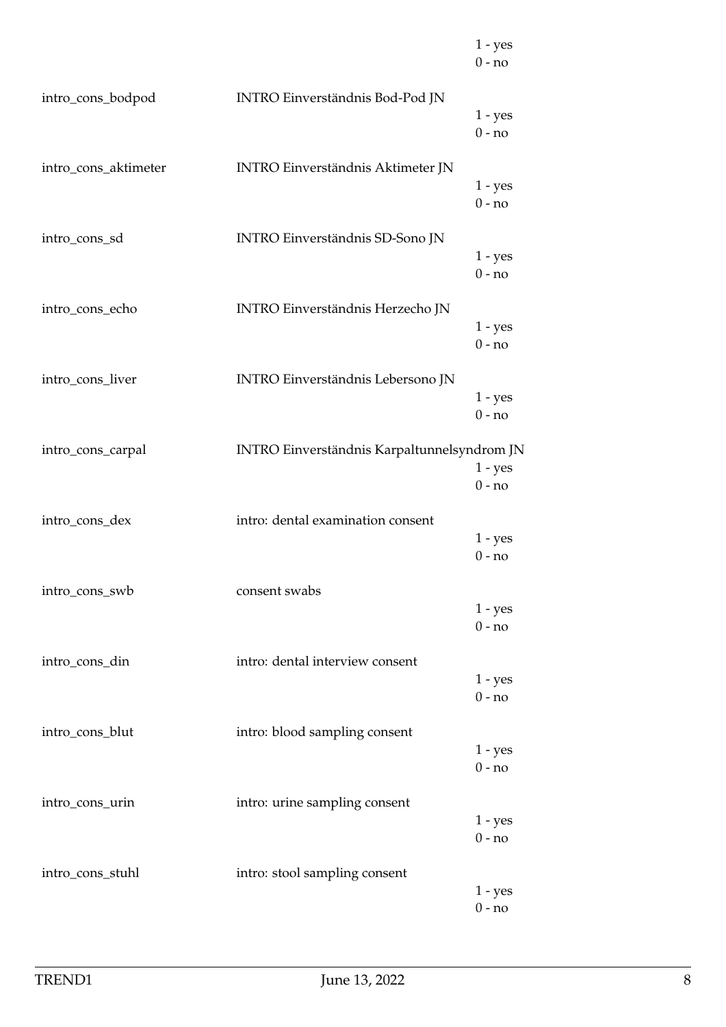1 - yes
0 - no

| | | |
|---|---|---|
| intro_cons_bodpod | INTRO Einverständnis Bod-Pod JN | 1 - yes<br>0 - no |
| intro_cons_aktimeter | INTRO Einverständnis Aktimeter JN | 1 - yes<br>0 - no |
| intro_cons_sd | INTRO Einverständnis SD-Sono JN | 1 - yes<br>0 - no |
| intro_cons_echo | INTRO Einverständnis Herzecho JN | 1 - yes<br>0 - no |
| intro_cons_liver | INTRO Einverständnis Lebersono JN | 1 - yes<br>0 - no |
| intro_cons_carpal | INTRO Einverständnis Karpaltunnelsyndrom JN | 1 - yes<br>0 - no |
| intro_cons_dex | intro: dental examination consent | 1 - yes<br>0 - no |
| intro_cons_swb | consent swabs | 1 - yes<br>0 - no |
| intro_cons_din | intro: dental interview consent | 1 - yes<br>0 - no |
| intro_cons_blut | intro: blood sampling consent | 1 - yes<br>0 - no |
| intro_cons_urin | intro: urine sampling consent | 1 - yes<br>0 - no |
| intro_cons_stuhl | intro: stool sampling consent | 1 - yes<br>0 - no |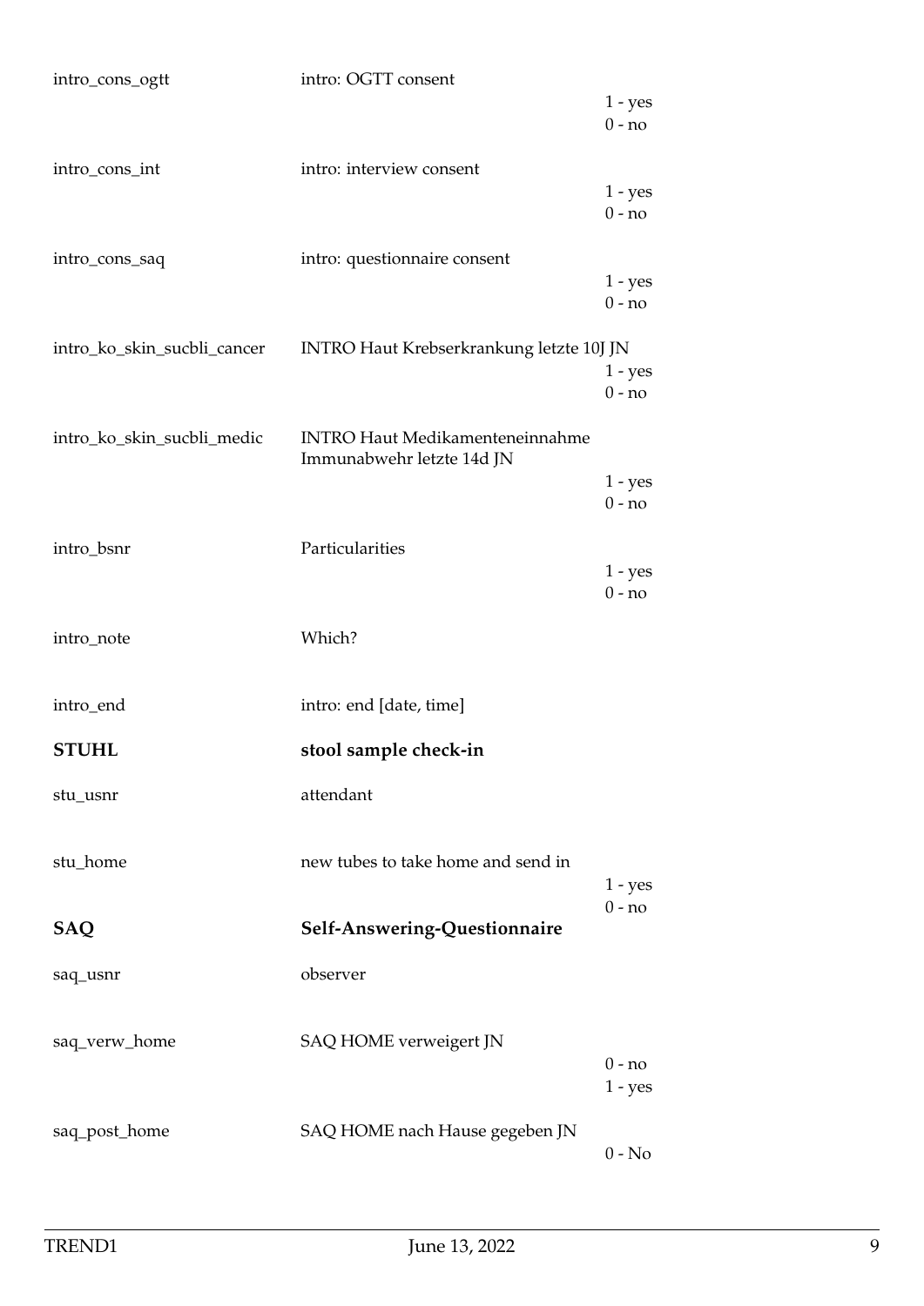| | | |
|---|---|---|
| intro_cons_ogtt | intro: OGTT consent | |
| | | 1 - yes |
| | | 0 - no |
| intro_cons_int | intro: interview consent | |
| | | 1 - yes |
| | | 0 - no |
| intro_cons_saq | intro: questionnaire consent | |
| | | 1 - yes |
| | | 0 - no |
| intro_ko_skin_sucbli_cancer | INTRO Haut Krebserkrankung letzte 10J JN | |
| | | 1 - yes |
| | | 0 - no |
| intro_ko_skin_sucbli_medic | INTRO Haut Medikamenteneinnahme Immunabwehr letzte 14d JN | |
| | | 1 - yes |
| | | 0 - no |
| intro_bsnr | Particularities | |
| | | 1 - yes |
| | | 0 - no |
| intro_note | Which? | |
| intro_end | intro: end [date, time] | |

## STUHL — stool sample check-in

| | | |
|---|---|---|
| stu_usnr | attendant | |
| stu_home | new tubes to take home and send in | |
| | | 1 - yes |
| | | 0 - no |

## SAQ — Self-Answering-Questionnaire

| | | |
|---|---|---|
| saq_usnr | observer | |
| saq_verw_home | SAQ HOME verweigert JN | |
| | | 0 - no |
| | | 1 - yes |
| saq_post_home | SAQ HOME nach Hause gegeben JN | |
| | | 0 - No |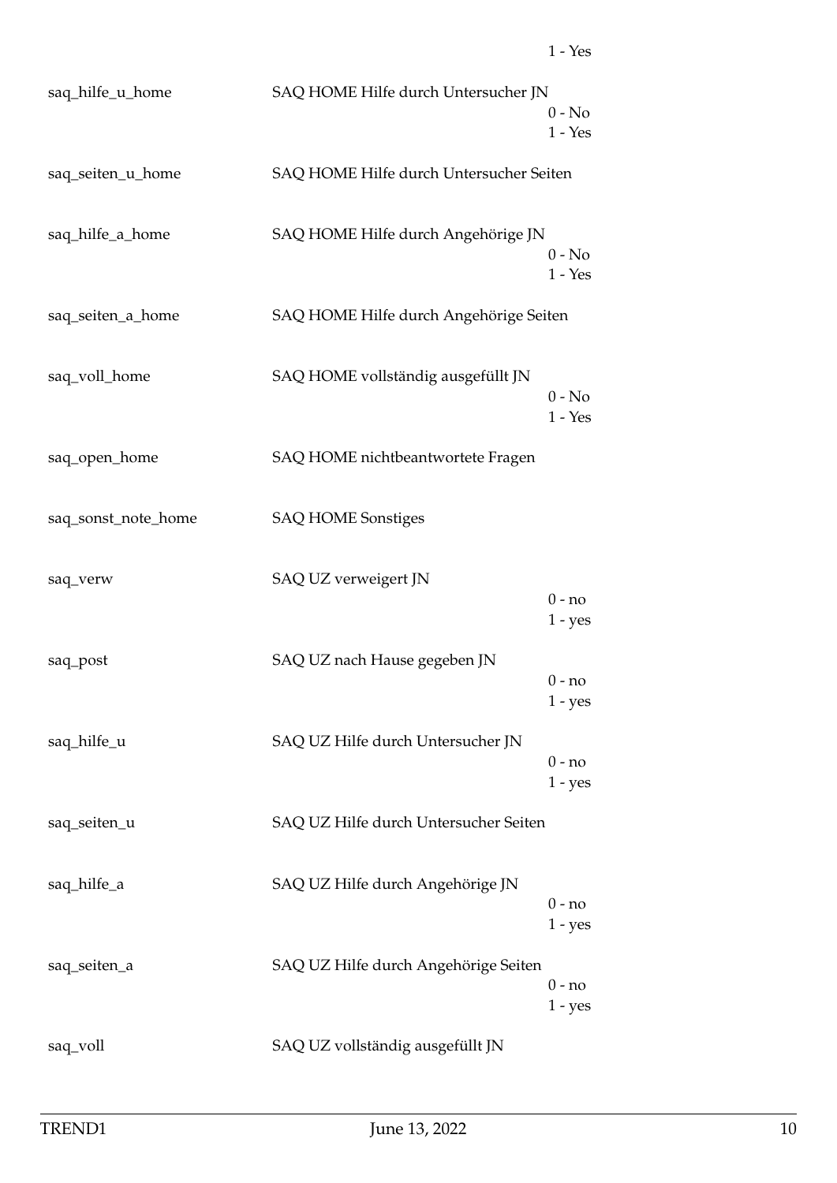| | | |
|---|---|---|
| | | 1 - Yes |
| saq_hilfe_u_home | SAQ HOME Hilfe durch Untersucher JN | 0 - No<br>1 - Yes |
| saq_seiten_u_home | SAQ HOME Hilfe durch Untersucher Seiten | |
| saq_hilfe_a_home | SAQ HOME Hilfe durch Angehörige JN | 0 - No<br>1 - Yes |
| saq_seiten_a_home | SAQ HOME Hilfe durch Angehörige Seiten | |
| saq_voll_home | SAQ HOME vollständig ausgefüllt JN | 0 - No<br>1 - Yes |
| saq_open_home | SAQ HOME nichtbeantwortete Fragen | |
| saq_sonst_note_home | SAQ HOME Sonstiges | |
| saq_verw | SAQ UZ verweigert JN | 0 - no<br>1 - yes |
| saq_post | SAQ UZ nach Hause gegeben JN | 0 - no<br>1 - yes |
| saq_hilfe_u | SAQ UZ Hilfe durch Untersucher JN | 0 - no<br>1 - yes |
| saq_seiten_u | SAQ UZ Hilfe durch Untersucher Seiten | |
| saq_hilfe_a | SAQ UZ Hilfe durch Angehörige JN | 0 - no<br>1 - yes |
| saq_seiten_a | SAQ UZ Hilfe durch Angehörige Seiten | 0 - no<br>1 - yes |
| saq_voll | SAQ UZ vollständig ausgefüllt JN | |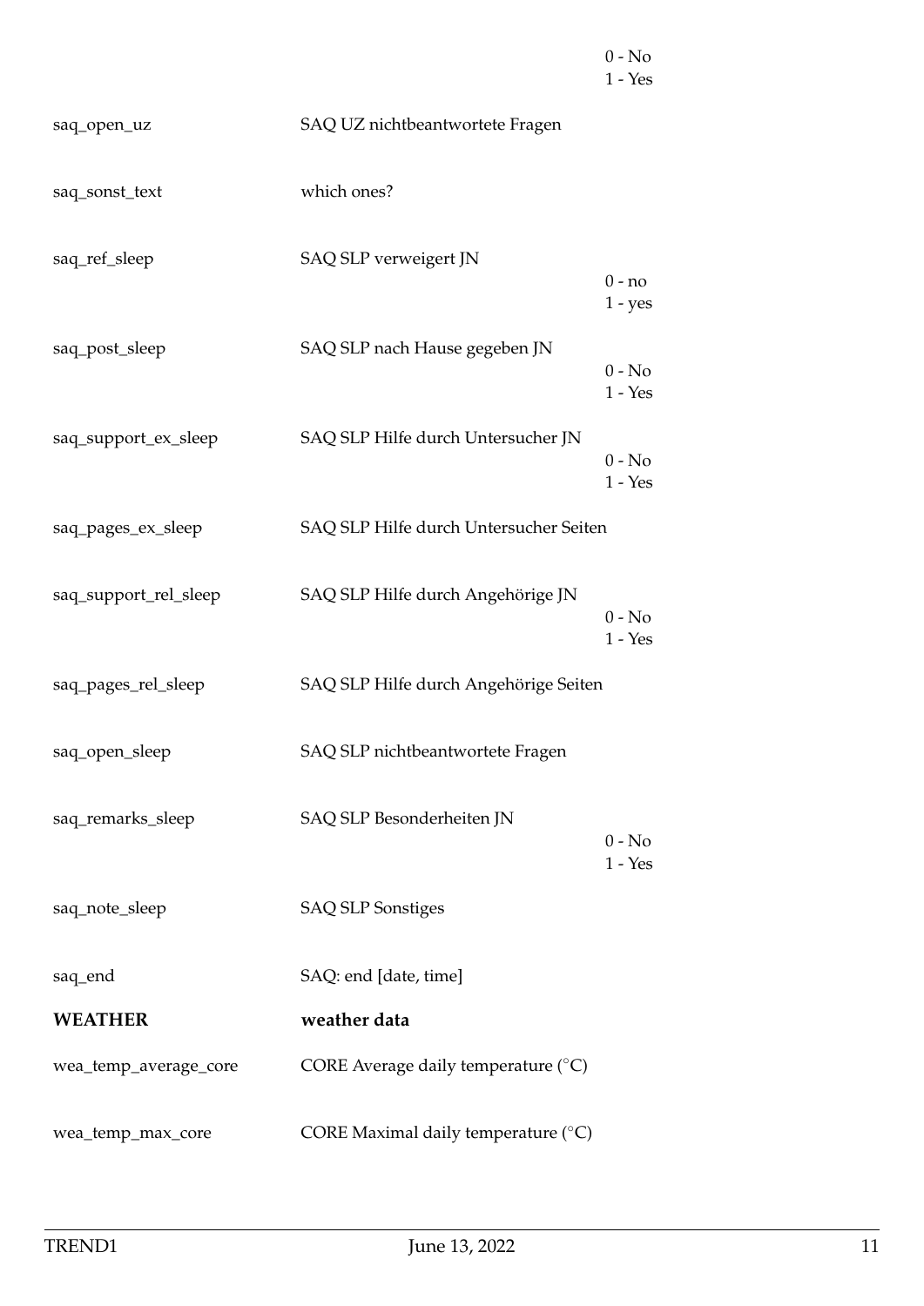| | | |
|---|---|---|
| | | 0 - No<br>1 - Yes |
| saq_open_uz | SAQ UZ nichtbeantwortete Fragen | |
| saq_sonst_text | which ones? | |
| saq_ref_sleep | SAQ SLP verweigert JN | 0 - no<br>1 - yes |
| saq_post_sleep | SAQ SLP nach Hause gegeben JN | 0 - No<br>1 - Yes |
| saq_support_ex_sleep | SAQ SLP Hilfe durch Untersucher JN | 0 - No<br>1 - Yes |
| saq_pages_ex_sleep | SAQ SLP Hilfe durch Untersucher Seiten | |
| saq_support_rel_sleep | SAQ SLP Hilfe durch Angehörige JN | 0 - No<br>1 - Yes |
| saq_pages_rel_sleep | SAQ SLP Hilfe durch Angehörige Seiten | |
| saq_open_sleep | SAQ SLP nichtbeantwortete Fragen | |
| saq_remarks_sleep | SAQ SLP Besonderheiten JN | 0 - No<br>1 - Yes |
| saq_note_sleep | SAQ SLP Sonstiges | |
| saq_end | SAQ: end [date, time] | |
| **WEATHER** | **weather data** | |
| wea_temp_average_core | CORE Average daily temperature (°C) | |
| wea_temp_max_core | CORE Maximal daily temperature (°C) | |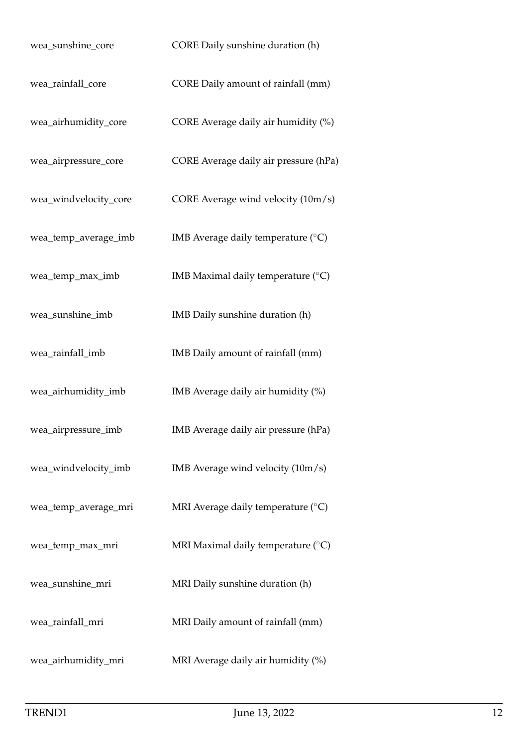| | |
|---|---|
| wea_sunshine_core | CORE Daily sunshine duration (h) |
| wea_rainfall_core | CORE Daily amount of rainfall (mm) |
| wea_airhumidity_core | CORE Average daily air humidity (%) |
| wea_airpressure_core | CORE Average daily air pressure (hPa) |
| wea_windvelocity_core | CORE Average wind velocity (10m/s) |
| wea_temp_average_imb | IMB Average daily temperature (°C) |
| wea_temp_max_imb | IMB Maximal daily temperature (°C) |
| wea_sunshine_imb | IMB Daily sunshine duration (h) |
| wea_rainfall_imb | IMB Daily amount of rainfall (mm) |
| wea_airhumidity_imb | IMB Average daily air humidity (%) |
| wea_airpressure_imb | IMB Average daily air pressure (hPa) |
| wea_windvelocity_imb | IMB Average wind velocity (10m/s) |
| wea_temp_average_mri | MRI Average daily temperature (°C) |
| wea_temp_max_mri | MRI Maximal daily temperature (°C) |
| wea_sunshine_mri | MRI Daily sunshine duration (h) |
| wea_rainfall_mri | MRI Daily amount of rainfall (mm) |
| wea_airhumidity_mri | MRI Average daily air humidity (%) |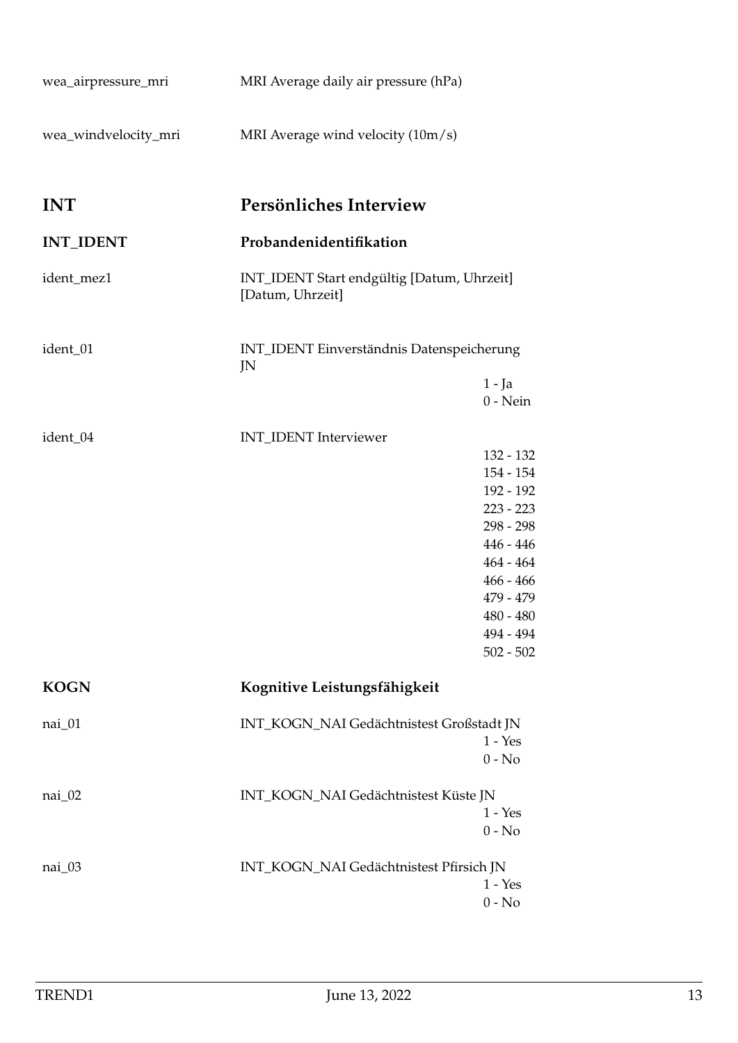wea_airpressure_mri — MRI Average daily air pressure (hPa)

wea_windvelocity_mri — MRI Average wind velocity (10m/s)

## INT — Persönliches Interview

### INT_IDENT — Probandenidentifikation

ident_mez1 — INT_IDENT Start endgültig [Datum, Uhrzeit] [Datum, Uhrzeit]

ident_01 — INT_IDENT Einverständnis Datenspeicherung JN

- 1 - Ja
- 0 - Nein

ident_04 — INT_IDENT Interviewer

- 132 - 132
- 154 - 154
- 192 - 192
- 223 - 223
- 298 - 298
- 446 - 446
- 464 - 464
- 466 - 466
- 479 - 479
- 480 - 480
- 494 - 494
- 502 - 502

### KOGN — Kognitive Leistungsfähigkeit

nai_01 — INT_KOGN_NAI Gedächtnistest Großstadt JN

- 1 - Yes
- 0 - No

nai_02 — INT_KOGN_NAI Gedächtnistest Küste JN

- 1 - Yes
- 0 - No

nai_03 — INT_KOGN_NAI Gedächtnistest Pfirsich JN

- 1 - Yes
- 0 - No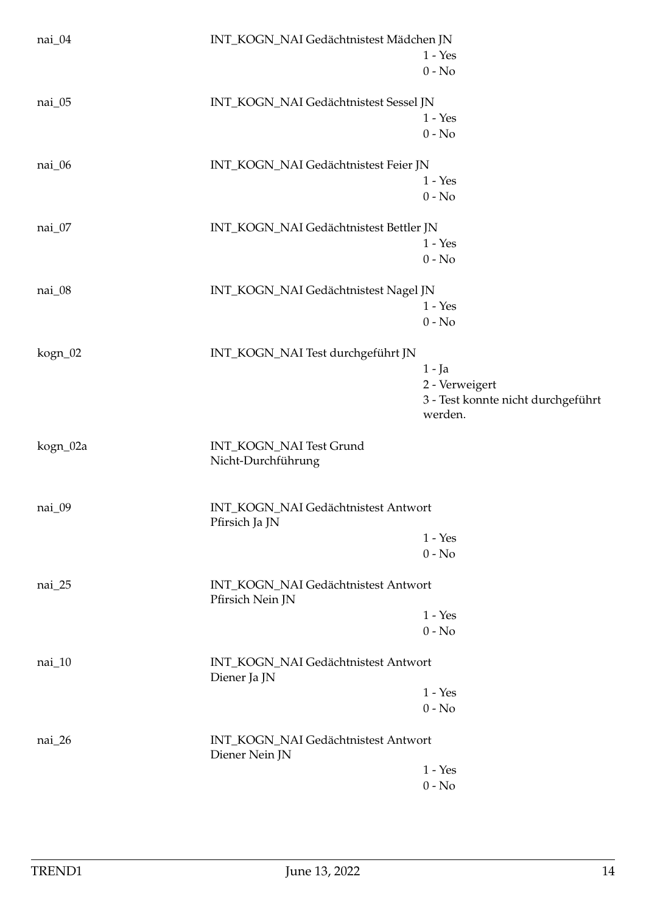| | | |
|---|---|---|
| nai_04 | INT_KOGN_NAI Gedächtnistest Mädchen JN | 1 - Yes<br>0 - No |
| nai_05 | INT_KOGN_NAI Gedächtnistest Sessel JN | 1 - Yes<br>0 - No |
| nai_06 | INT_KOGN_NAI Gedächtnistest Feier JN | 1 - Yes<br>0 - No |
| nai_07 | INT_KOGN_NAI Gedächtnistest Bettler JN | 1 - Yes<br>0 - No |
| nai_08 | INT_KOGN_NAI Gedächtnistest Nagel JN | 1 - Yes<br>0 - No |
| kogn_02 | INT_KOGN_NAI Test durchgeführt JN | 1 - Ja<br>2 - Verweigert<br>3 - Test konnte nicht durchgeführt werden. |
| kogn_02a | INT_KOGN_NAI Test Grund Nicht-Durchführung | |
| nai_09 | INT_KOGN_NAI Gedächtnistest Antwort Pfirsich Ja JN | 1 - Yes<br>0 - No |
| nai_25 | INT_KOGN_NAI Gedächtnistest Antwort Pfirsich Nein JN | 1 - Yes<br>0 - No |
| nai_10 | INT_KOGN_NAI Gedächtnistest Antwort Diener Ja JN | 1 - Yes<br>0 - No |
| nai_26 | INT_KOGN_NAI Gedächtnistest Antwort Diener Nein JN | 1 - Yes<br>0 - No |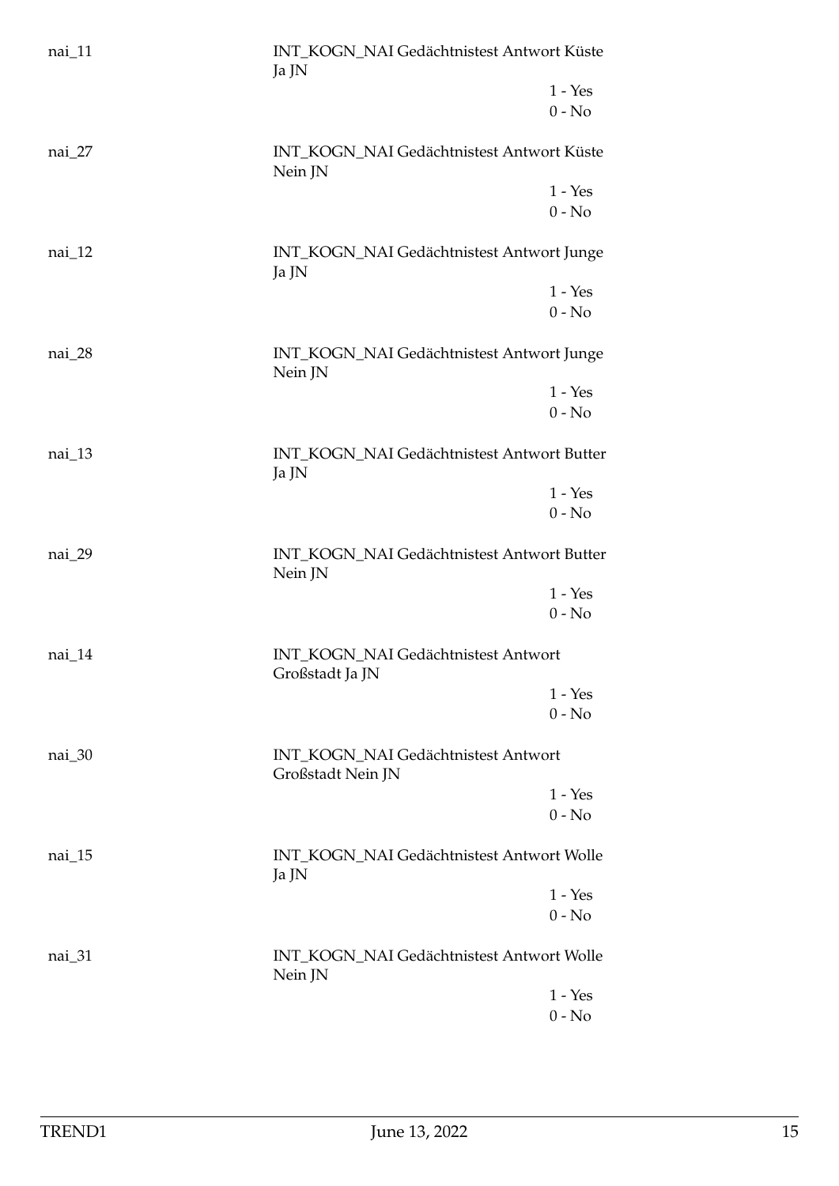| Variable | Label / Values |
|---|---|
| nai_11 | INT_KOGN_NAI Gedächtnistest Antwort Küste Ja JN |
| | 1 - Yes |
| | 0 - No |
| nai_27 | INT_KOGN_NAI Gedächtnistest Antwort Küste Nein JN |
| | 1 - Yes |
| | 0 - No |
| nai_12 | INT_KOGN_NAI Gedächtnistest Antwort Junge Ja JN |
| | 1 - Yes |
| | 0 - No |
| nai_28 | INT_KOGN_NAI Gedächtnistest Antwort Junge Nein JN |
| | 1 - Yes |
| | 0 - No |
| nai_13 | INT_KOGN_NAI Gedächtnistest Antwort Butter Ja JN |
| | 1 - Yes |
| | 0 - No |
| nai_29 | INT_KOGN_NAI Gedächtnistest Antwort Butter Nein JN |
| | 1 - Yes |
| | 0 - No |
| nai_14 | INT_KOGN_NAI Gedächtnistest Antwort Großstadt Ja JN |
| | 1 - Yes |
| | 0 - No |
| nai_30 | INT_KOGN_NAI Gedächtnistest Antwort Großstadt Nein JN |
| | 1 - Yes |
| | 0 - No |
| nai_15 | INT_KOGN_NAI Gedächtnistest Antwort Wolle Ja JN |
| | 1 - Yes |
| | 0 - No |
| nai_31 | INT_KOGN_NAI Gedächtnistest Antwort Wolle Nein JN |
| | 1 - Yes |
| | 0 - No |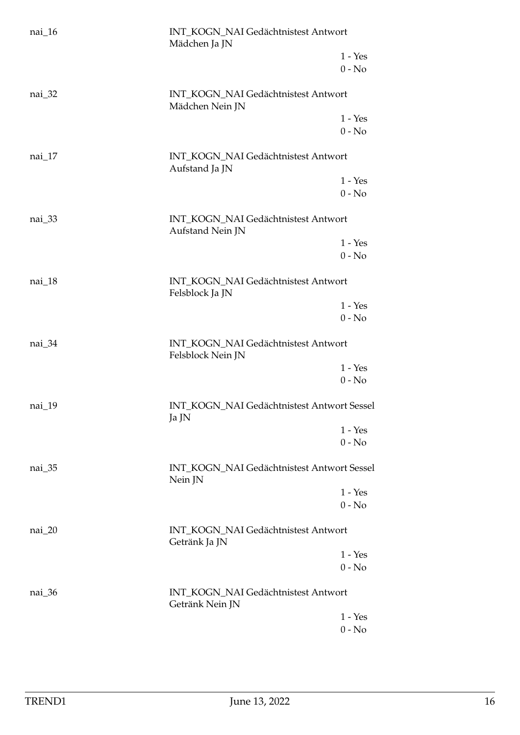nai_16 INT_KOGN_NAI Gedächtnistest Antwort Mädchen Ja JN

1 - Yes
0 - No

nai_32 INT_KOGN_NAI Gedächtnistest Antwort Mädchen Nein JN

1 - Yes
0 - No

nai_17 INT_KOGN_NAI Gedächtnistest Antwort Aufstand Ja JN

1 - Yes
0 - No

nai_33 INT_KOGN_NAI Gedächtnistest Antwort Aufstand Nein JN

1 - Yes
0 - No

nai_18 INT_KOGN_NAI Gedächtnistest Antwort Felsblock Ja JN

1 - Yes
0 - No

nai_34 INT_KOGN_NAI Gedächtnistest Antwort Felsblock Nein JN

1 - Yes
0 - No

nai_19 INT_KOGN_NAI Gedächtnistest Antwort Sessel Ja JN

1 - Yes
0 - No

nai_35 INT_KOGN_NAI Gedächtnistest Antwort Sessel Nein JN

1 - Yes
0 - No

nai_20 INT_KOGN_NAI Gedächtnistest Antwort Getränk Ja JN

1 - Yes
0 - No

nai_36 INT_KOGN_NAI Gedächtnistest Antwort Getränk Nein JN

1 - Yes
0 - No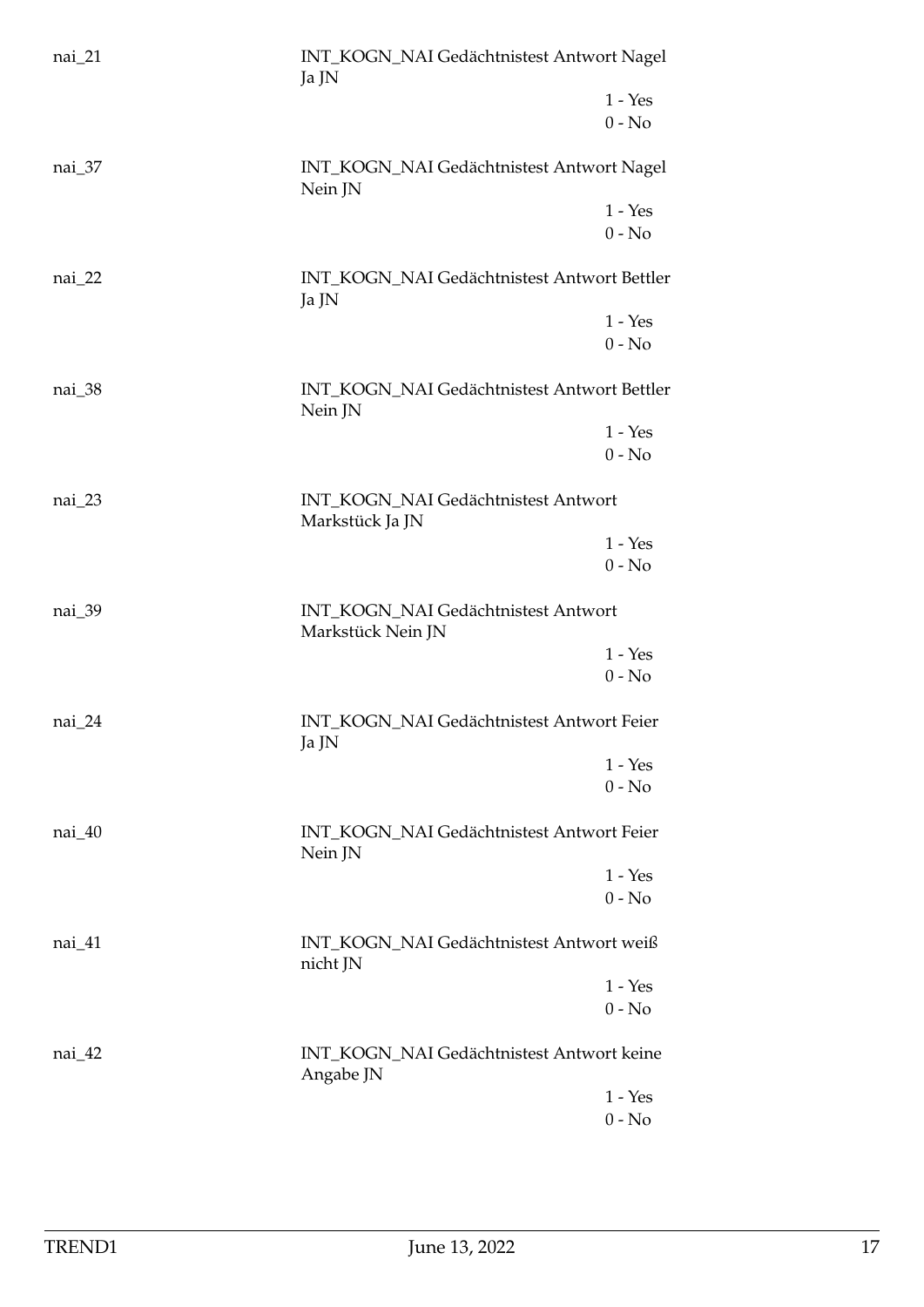nai_21 INT_KOGN_NAI Gedächtnistest Antwort Nagel Ja JN

1 - Yes
0 - No

nai_37 INT_KOGN_NAI Gedächtnistest Antwort Nagel Nein JN

1 - Yes
0 - No

nai_22 INT_KOGN_NAI Gedächtnistest Antwort Bettler Ja JN

1 - Yes
0 - No

nai_38 INT_KOGN_NAI Gedächtnistest Antwort Bettler Nein JN

1 - Yes
0 - No

nai_23 INT_KOGN_NAI Gedächtnistest Antwort Markstück Ja JN

1 - Yes
0 - No

nai_39 INT_KOGN_NAI Gedächtnistest Antwort Markstück Nein JN

1 - Yes
0 - No

nai_24 INT_KOGN_NAI Gedächtnistest Antwort Feier Ja JN

1 - Yes
0 - No

nai_40 INT_KOGN_NAI Gedächtnistest Antwort Feier Nein JN

1 - Yes
0 - No

nai_41 INT_KOGN_NAI Gedächtnistest Antwort weiß nicht JN

1 - Yes
0 - No

nai_42 INT_KOGN_NAI Gedächtnistest Antwort keine Angabe JN

1 - Yes
0 - No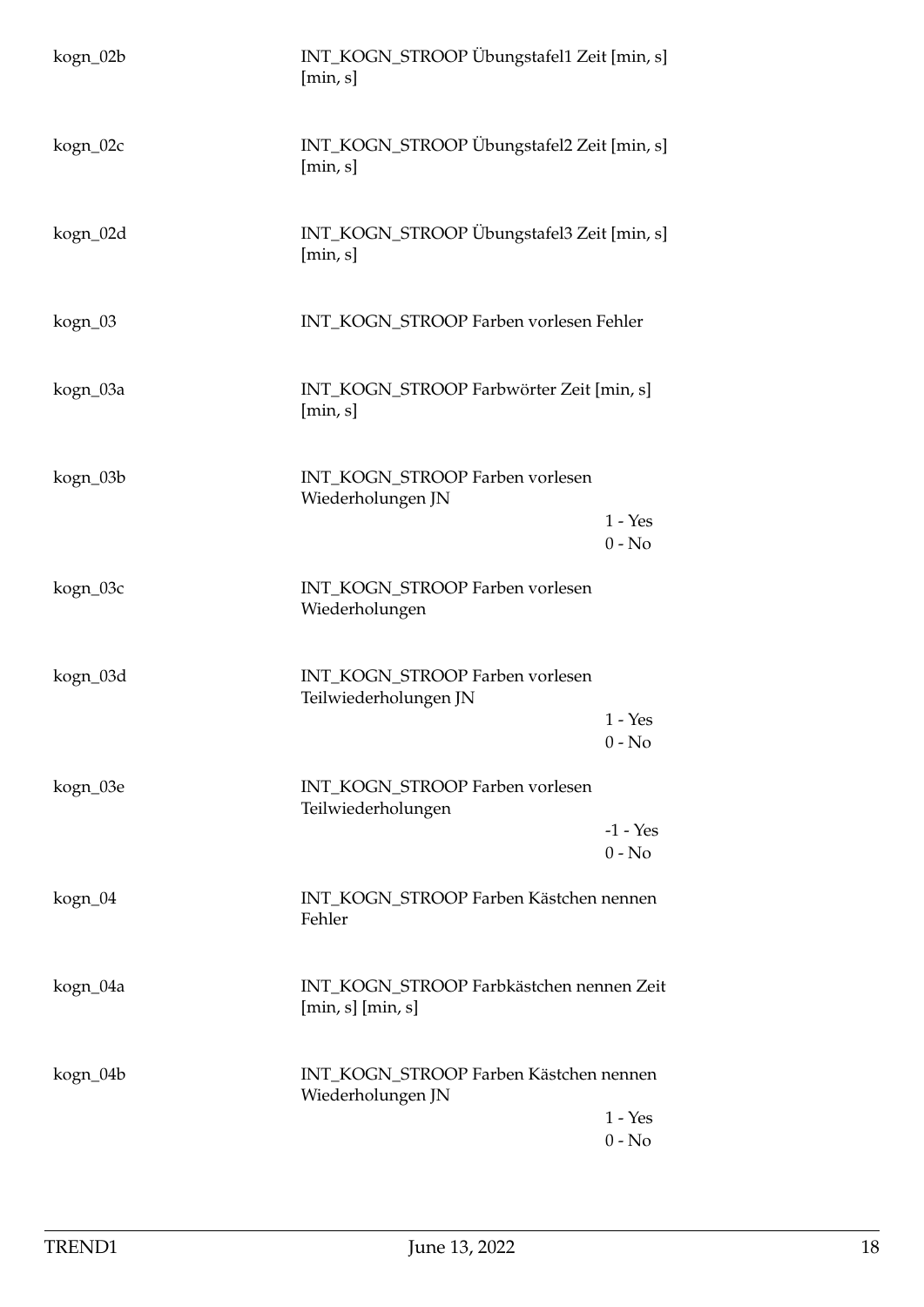| Variable | Label | Values |
|---|---|---|
| kogn_02b | INT_KOGN_STROOP Übungstafel1 Zeit [min, s] [min, s] | |
| kogn_02c | INT_KOGN_STROOP Übungstafel2 Zeit [min, s] [min, s] | |
| kogn_02d | INT_KOGN_STROOP Übungstafel3 Zeit [min, s] [min, s] | |
| kogn_03 | INT_KOGN_STROOP Farben vorlesen Fehler | |
| kogn_03a | INT_KOGN_STROOP Farbwörter Zeit [min, s] [min, s] | |
| kogn_03b | INT_KOGN_STROOP Farben vorlesen Wiederholungen JN | 1 - Yes<br>0 - No |
| kogn_03c | INT_KOGN_STROOP Farben vorlesen Wiederholungen | |
| kogn_03d | INT_KOGN_STROOP Farben vorlesen Teilwiederholungen JN | 1 - Yes<br>0 - No |
| kogn_03e | INT_KOGN_STROOP Farben vorlesen Teilwiederholungen | -1 - Yes<br>0 - No |
| kogn_04 | INT_KOGN_STROOP Farben Kästchen nennen Fehler | |
| kogn_04a | INT_KOGN_STROOP Farbkästchen nennen Zeit [min, s] [min, s] | |
| kogn_04b | INT_KOGN_STROOP Farben Kästchen nennen Wiederholungen JN | 1 - Yes<br>0 - No |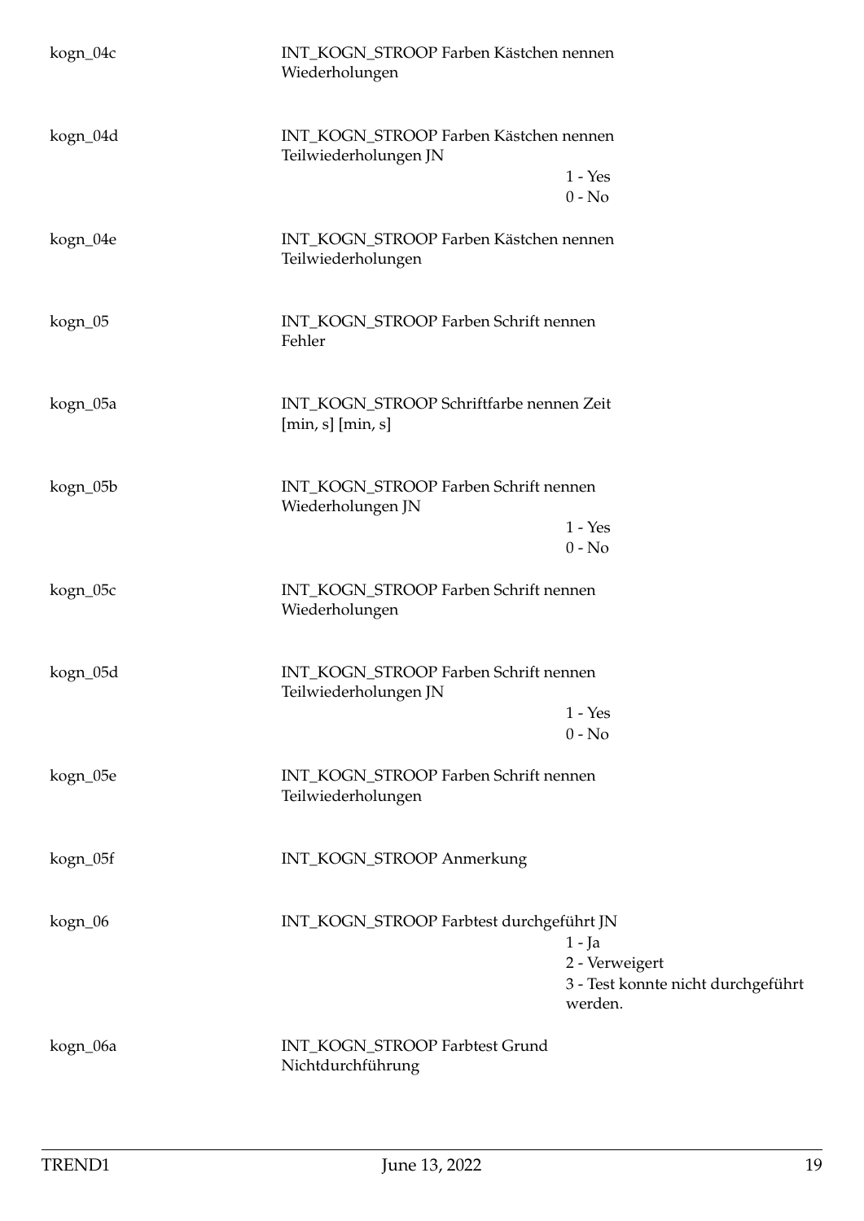| | | |
|---|---|---|
| kogn_04c | INT_KOGN_STROOP Farben Kästchen nennen Wiederholungen | |
| kogn_04d | INT_KOGN_STROOP Farben Kästchen nennen Teilwiederholungen JN | 1 - Yes<br>0 - No |
| kogn_04e | INT_KOGN_STROOP Farben Kästchen nennen Teilwiederholungen | |
| kogn_05 | INT_KOGN_STROOP Farben Schrift nennen Fehler | |
| kogn_05a | INT_KOGN_STROOP Schriftfarbe nennen Zeit [min, s] [min, s] | |
| kogn_05b | INT_KOGN_STROOP Farben Schrift nennen Wiederholungen JN | 1 - Yes<br>0 - No |
| kogn_05c | INT_KOGN_STROOP Farben Schrift nennen Wiederholungen | |
| kogn_05d | INT_KOGN_STROOP Farben Schrift nennen Teilwiederholungen JN | 1 - Yes<br>0 - No |
| kogn_05e | INT_KOGN_STROOP Farben Schrift nennen Teilwiederholungen | |
| kogn_05f | INT_KOGN_STROOP Anmerkung | |
| kogn_06 | INT_KOGN_STROOP Farbtest durchgeführt JN | 1 - Ja<br>2 - Verweigert<br>3 - Test konnte nicht durchgeführt werden. |
| kogn_06a | INT_KOGN_STROOP Farbtest Grund Nichtdurchführung | |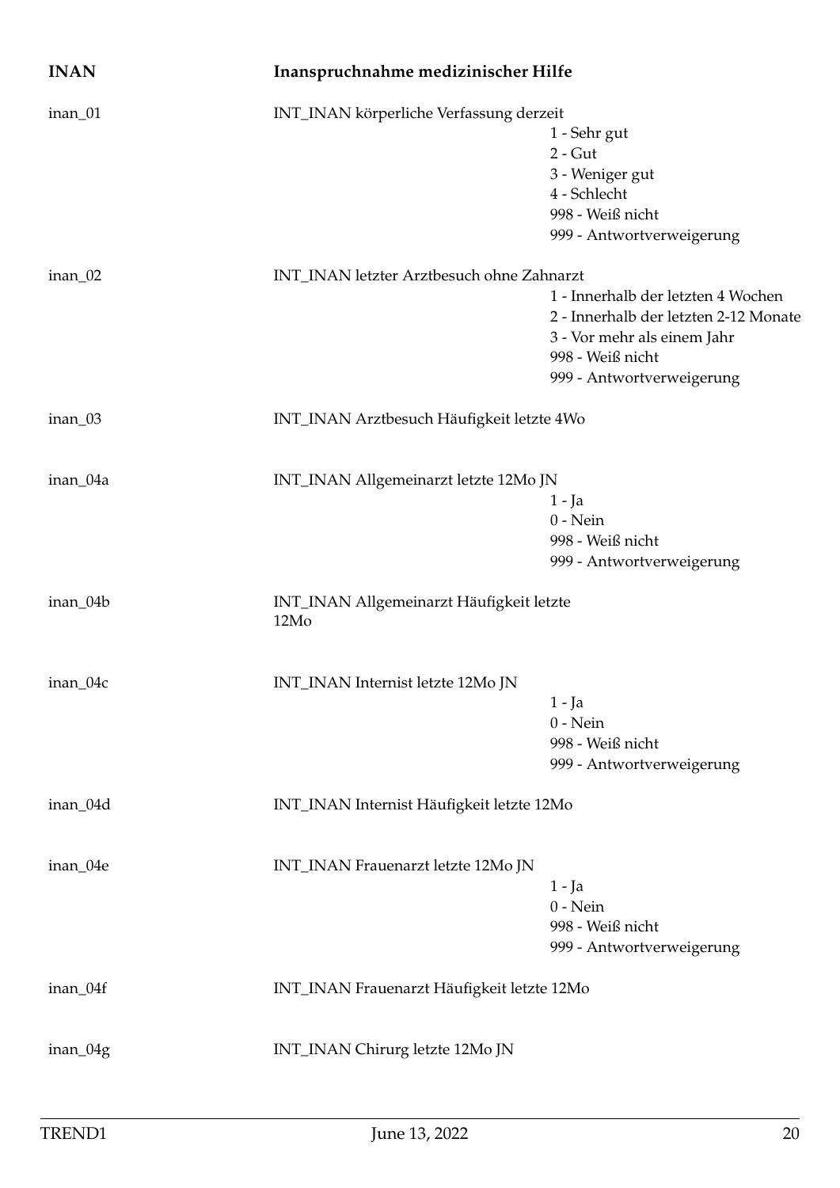| INAN | Inanspruchnahme medizinischer Hilfe | |
|---|---|---|
| inan_01 | INT_INAN körperliche Verfassung derzeit | 1 - Sehr gut<br>2 - Gut<br>3 - Weniger gut<br>4 - Schlecht<br>998 - Weiß nicht<br>999 - Antwortverweigerung |
| inan_02 | INT_INAN letzter Arztbesuch ohne Zahnarzt | 1 - Innerhalb der letzten 4 Wochen<br>2 - Innerhalb der letzten 2-12 Monate<br>3 - Vor mehr als einem Jahr<br>998 - Weiß nicht<br>999 - Antwortverweigerung |
| inan_03 | INT_INAN Arztbesuch Häufigkeit letzte 4Wo | |
| inan_04a | INT_INAN Allgemeinarzt letzte 12Mo JN | 1 - Ja<br>0 - Nein<br>998 - Weiß nicht<br>999 - Antwortverweigerung |
| inan_04b | INT_INAN Allgemeinarzt Häufigkeit letzte 12Mo | |
| inan_04c | INT_INAN Internist letzte 12Mo JN | 1 - Ja<br>0 - Nein<br>998 - Weiß nicht<br>999 - Antwortverweigerung |
| inan_04d | INT_INAN Internist Häufigkeit letzte 12Mo | |
| inan_04e | INT_INAN Frauenarzt letzte 12Mo JN | 1 - Ja<br>0 - Nein<br>998 - Weiß nicht<br>999 - Antwortverweigerung |
| inan_04f | INT_INAN Frauenarzt Häufigkeit letzte 12Mo | |
| inan_04g | INT_INAN Chirurg letzte 12Mo JN | |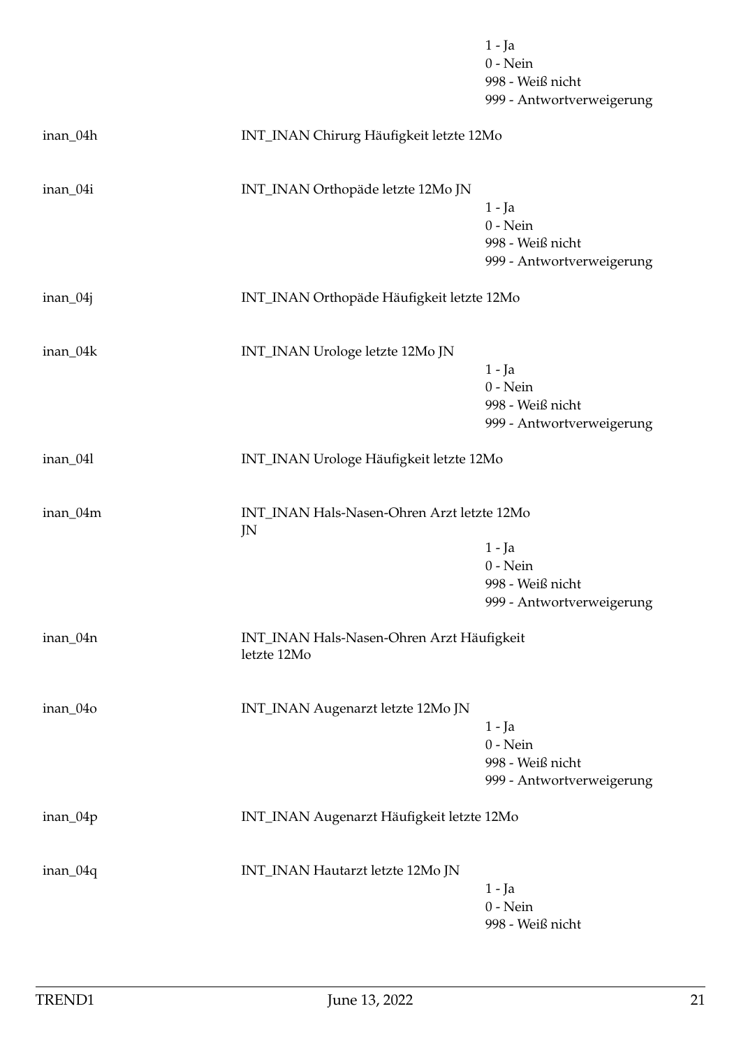1 - Ja
0 - Nein
998 - Weiß nicht
999 - Antwortverweigerung

inan_04h INT_INAN Chirurg Häufigkeit letzte 12Mo

inan_04i INT_INAN Orthopäde letzte 12Mo JN

1 - Ja
0 - Nein
998 - Weiß nicht
999 - Antwortverweigerung

inan_04j INT_INAN Orthopäde Häufigkeit letzte 12Mo

inan_04k INT_INAN Urologe letzte 12Mo JN

1 - Ja
0 - Nein
998 - Weiß nicht
999 - Antwortverweigerung

inan_04l INT_INAN Urologe Häufigkeit letzte 12Mo

inan_04m INT_INAN Hals-Nasen-Ohren Arzt letzte 12Mo JN

1 - Ja
0 - Nein
998 - Weiß nicht
999 - Antwortverweigerung

inan_04n INT_INAN Hals-Nasen-Ohren Arzt Häufigkeit letzte 12Mo

inan_04o INT_INAN Augenarzt letzte 12Mo JN

1 - Ja
0 - Nein
998 - Weiß nicht
999 - Antwortverweigerung

inan_04p INT_INAN Augenarzt Häufigkeit letzte 12Mo

inan_04q INT_INAN Hautarzt letzte 12Mo JN

1 - Ja
0 - Nein
998 - Weiß nicht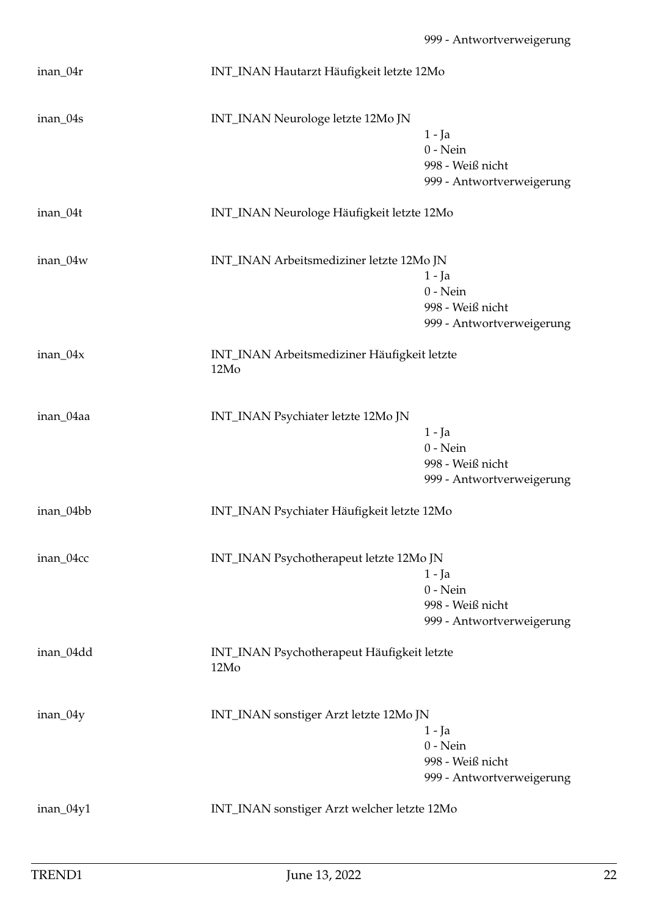999 - Antwortverweigerung

| | | |
|---|---|---|
| inan_04r | INT_INAN Hautarzt Häufigkeit letzte 12Mo | |
| inan_04s | INT_INAN Neurologe letzte 12Mo JN | 1 - Ja<br>0 - Nein<br>998 - Weiß nicht<br>999 - Antwortverweigerung |
| inan_04t | INT_INAN Neurologe Häufigkeit letzte 12Mo | |
| inan_04w | INT_INAN Arbeitsmediziner letzte 12Mo JN | 1 - Ja<br>0 - Nein<br>998 - Weiß nicht<br>999 - Antwortverweigerung |
| inan_04x | INT_INAN Arbeitsmediziner Häufigkeit letzte 12Mo | |
| inan_04aa | INT_INAN Psychiater letzte 12Mo JN | 1 - Ja<br>0 - Nein<br>998 - Weiß nicht<br>999 - Antwortverweigerung |
| inan_04bb | INT_INAN Psychiater Häufigkeit letzte 12Mo | |
| inan_04cc | INT_INAN Psychotherapeut letzte 12Mo JN | 1 - Ja<br>0 - Nein<br>998 - Weiß nicht<br>999 - Antwortverweigerung |
| inan_04dd | INT_INAN Psychotherapeut Häufigkeit letzte 12Mo | |
| inan_04y | INT_INAN sonstiger Arzt letzte 12Mo JN | 1 - Ja<br>0 - Nein<br>998 - Weiß nicht<br>999 - Antwortverweigerung |
| inan_04y1 | INT_INAN sonstiger Arzt welcher letzte 12Mo | |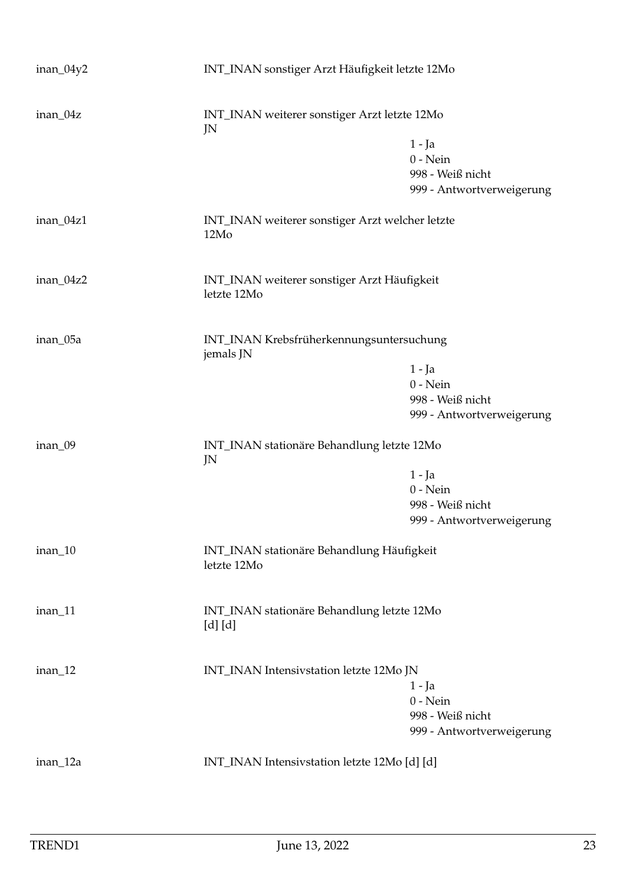| Variable | Label | Values |
|---|---|---|
| inan_04y2 | INT_INAN sonstiger Arzt Häufigkeit letzte 12Mo | |
| inan_04z | INT_INAN weiterer sonstiger Arzt letzte 12Mo JN | 1 - Ja<br>0 - Nein<br>998 - Weiß nicht<br>999 - Antwortverweigerung |
| inan_04z1 | INT_INAN weiterer sonstiger Arzt welcher letzte 12Mo | |
| inan_04z2 | INT_INAN weiterer sonstiger Arzt Häufigkeit letzte 12Mo | |
| inan_05a | INT_INAN Krebsfrüherkennungsuntersuchung jemals JN | 1 - Ja<br>0 - Nein<br>998 - Weiß nicht<br>999 - Antwortverweigerung |
| inan_09 | INT_INAN stationäre Behandlung letzte 12Mo JN | 1 - Ja<br>0 - Nein<br>998 - Weiß nicht<br>999 - Antwortverweigerung |
| inan_10 | INT_INAN stationäre Behandlung Häufigkeit letzte 12Mo | |
| inan_11 | INT_INAN stationäre Behandlung letzte 12Mo [d] [d] | |
| inan_12 | INT_INAN Intensivstation letzte 12Mo JN | 1 - Ja<br>0 - Nein<br>998 - Weiß nicht<br>999 - Antwortverweigerung |
| inan_12a | INT_INAN Intensivstation letzte 12Mo [d] [d] | |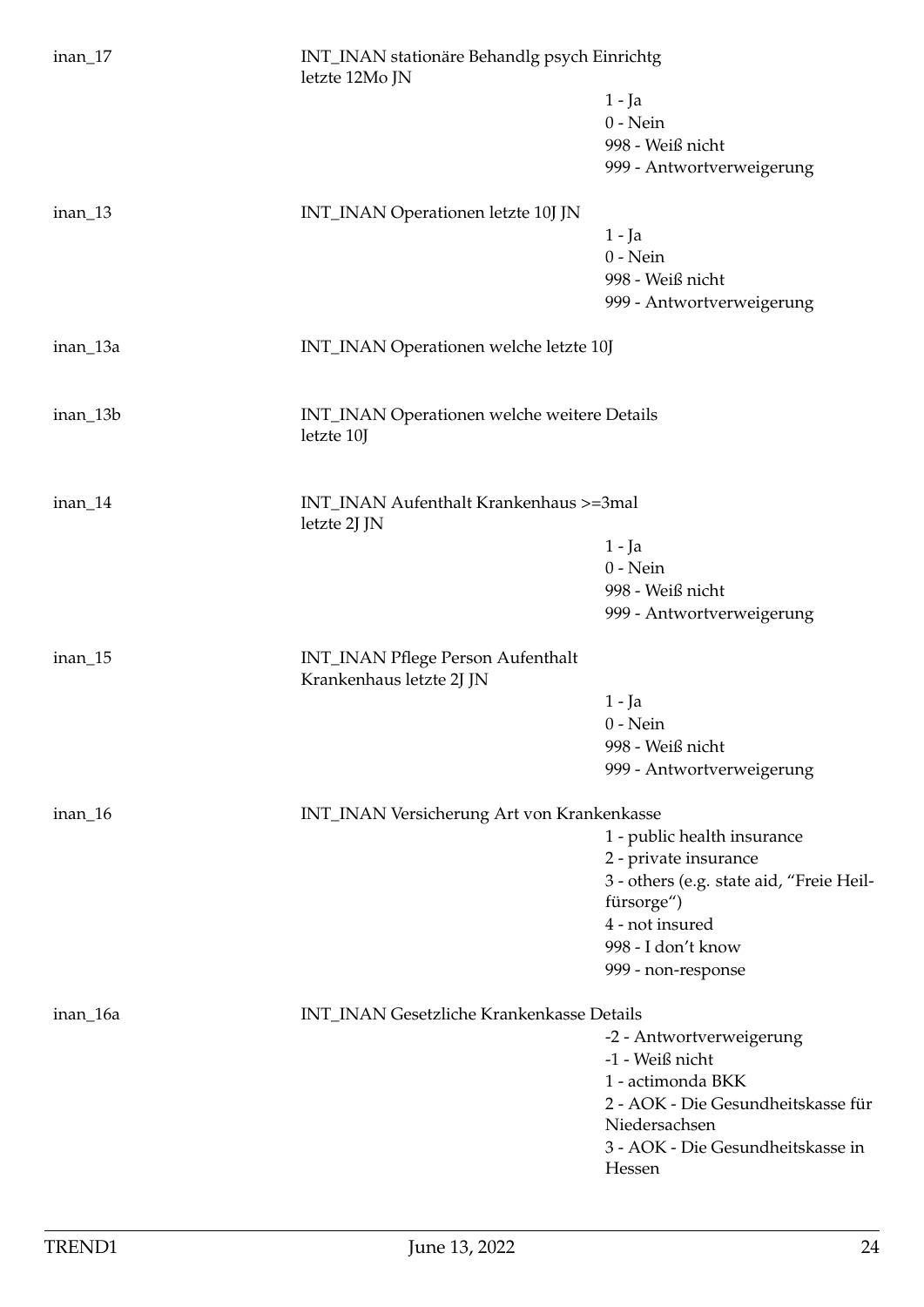| | | |
|---|---|---|
| inan_17 | INT_INAN stationäre Behandlg psych Einrichtg letzte 12Mo JN | |
| | | 1 - Ja |
| | | 0 - Nein |
| | | 998 - Weiß nicht |
| | | 999 - Antwortverweigerung |
| inan_13 | INT_INAN Operationen letzte 10J JN | |
| | | 1 - Ja |
| | | 0 - Nein |
| | | 998 - Weiß nicht |
| | | 999 - Antwortverweigerung |
| inan_13a | INT_INAN Operationen welche letzte 10J | |
| inan_13b | INT_INAN Operationen welche weitere Details letzte 10J | |
| inan_14 | INT_INAN Aufenthalt Krankenhaus >=3mal letzte 2J JN | |
| | | 1 - Ja |
| | | 0 - Nein |
| | | 998 - Weiß nicht |
| | | 999 - Antwortverweigerung |
| inan_15 | INT_INAN Pflege Person Aufenthalt Krankenhaus letzte 2J JN | |
| | | 1 - Ja |
| | | 0 - Nein |
| | | 998 - Weiß nicht |
| | | 999 - Antwortverweigerung |
| inan_16 | INT_INAN Versicherung Art von Krankenkasse | |
| | | 1 - public health insurance |
| | | 2 - private insurance |
| | | 3 - others (e.g. state aid, "Freie Heilfürsorge") |
| | | 4 - not insured |
| | | 998 - I don't know |
| | | 999 - non-response |
| inan_16a | INT_INAN Gesetzliche Krankenkasse Details | |
| | | -2 - Antwortverweigerung |
| | | -1 - Weiß nicht |
| | | 1 - actimonda BKK |
| | | 2 - AOK - Die Gesundheitskasse für Niedersachsen |
| | | 3 - AOK - Die Gesundheitskasse in Hessen |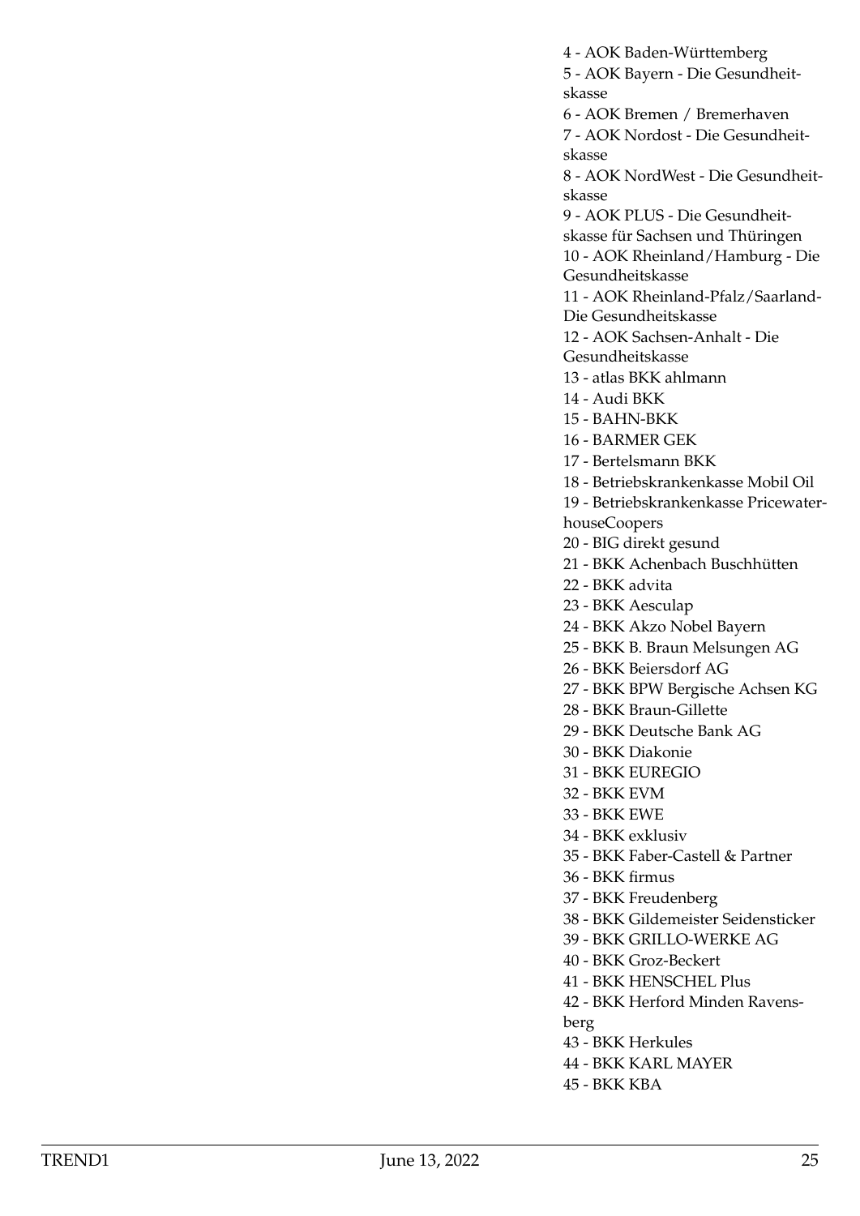4 - AOK Baden-Württemberg
5 - AOK Bayern - Die Gesundheitskasse
6 - AOK Bremen / Bremerhaven
7 - AOK Nordost - Die Gesundheitskasse
8 - AOK NordWest - Die Gesundheitskasse
9 - AOK PLUS - Die Gesundheitskasse für Sachsen und Thüringen
10 - AOK Rheinland/Hamburg - Die Gesundheitskasse
11 - AOK Rheinland-Pfalz/Saarland-Die Gesundheitskasse
12 - AOK Sachsen-Anhalt - Die Gesundheitskasse
13 - atlas BKK ahlmann
14 - Audi BKK
15 - BAHN-BKK
16 - BARMER GEK
17 - Bertelsmann BKK
18 - Betriebskrankenkasse Mobil Oil
19 - Betriebskrankenkasse PricewaterhouseCoopers
20 - BIG direkt gesund
21 - BKK Achenbach Buschhütten
22 - BKK advita
23 - BKK Aesculap
24 - BKK Akzo Nobel Bayern
25 - BKK B. Braun Melsungen AG
26 - BKK Beiersdorf AG
27 - BKK BPW Bergische Achsen KG
28 - BKK Braun-Gillette
29 - BKK Deutsche Bank AG
30 - BKK Diakonie
31 - BKK EUREGIO
32 - BKK EVM
33 - BKK EWE
34 - BKK exklusiv
35 - BKK Faber-Castell & Partner
36 - BKK firmus
37 - BKK Freudenberg
38 - BKK Gildemeister Seidensticker
39 - BKK GRILLO-WERKE AG
40 - BKK Groz-Beckert
41 - BKK HENSCHEL Plus
42 - BKK Herford Minden Ravensberg
43 - BKK Herkules
44 - BKK KARL MAYER
45 - BKK KBA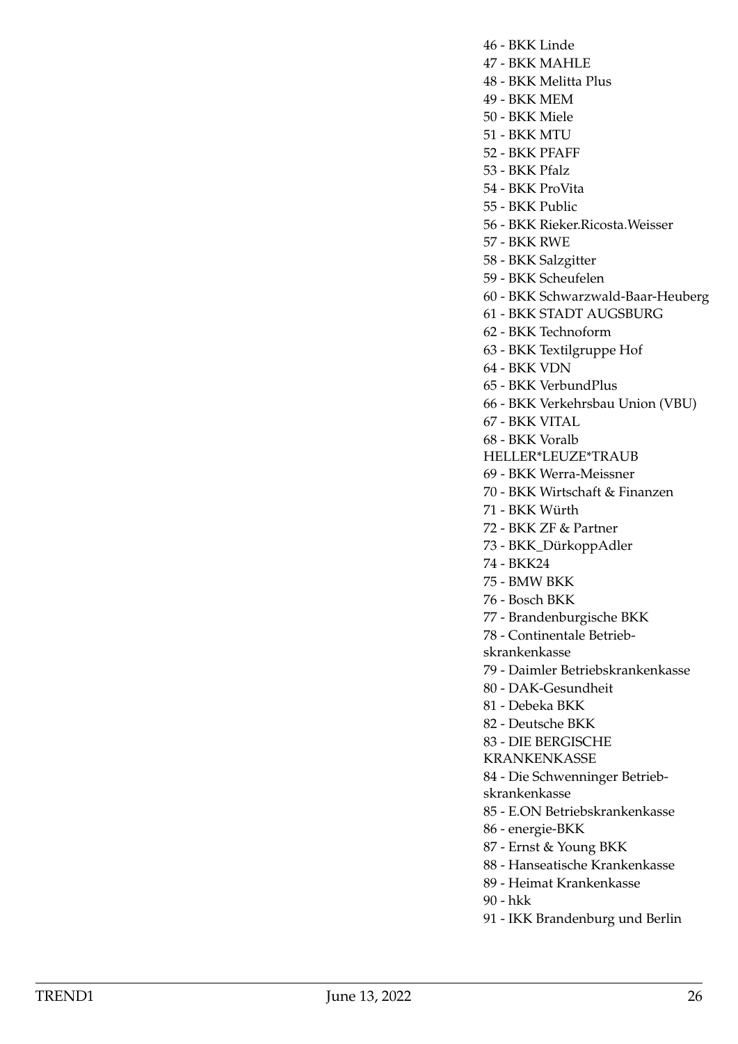46 - BKK Linde
47 - BKK MAHLE
48 - BKK Melitta Plus
49 - BKK MEM
50 - BKK Miele
51 - BKK MTU
52 - BKK PFAFF
53 - BKK Pfalz
54 - BKK ProVita
55 - BKK Public
56 - BKK Rieker.Ricosta.Weisser
57 - BKK RWE
58 - BKK Salzgitter
59 - BKK Scheufelen
60 - BKK Schwarzwald-Baar-Heuberg
61 - BKK STADT AUGSBURG
62 - BKK Technoform
63 - BKK Textilgruppe Hof
64 - BKK VDN
65 - BKK VerbundPlus
66 - BKK Verkehrsbau Union (VBU)
67 - BKK VITAL
68 - BKK Voralb HELLER*LEUZE*TRAUB
69 - BKK Werra-Meissner
70 - BKK Wirtschaft & Finanzen
71 - BKK Würth
72 - BKK ZF & Partner
73 - BKK_DürkoppAdler
74 - BKK24
75 - BMW BKK
76 - Bosch BKK
77 - Brandenburgische BKK
78 - Continentale Betriebskrankenkasse
79 - Daimler Betriebskrankenkasse
80 - DAK-Gesundheit
81 - Debeka BKK
82 - Deutsche BKK
83 - DIE BERGISCHE KRANKENKASSE
84 - Die Schwenninger Betriebskrankenkasse
85 - E.ON Betriebskrankenkasse
86 - energie-BKK
87 - Ernst & Young BKK
88 - Hanseatische Krankenkasse
89 - Heimat Krankenkasse
90 - hkk
91 - IKK Brandenburg und Berlin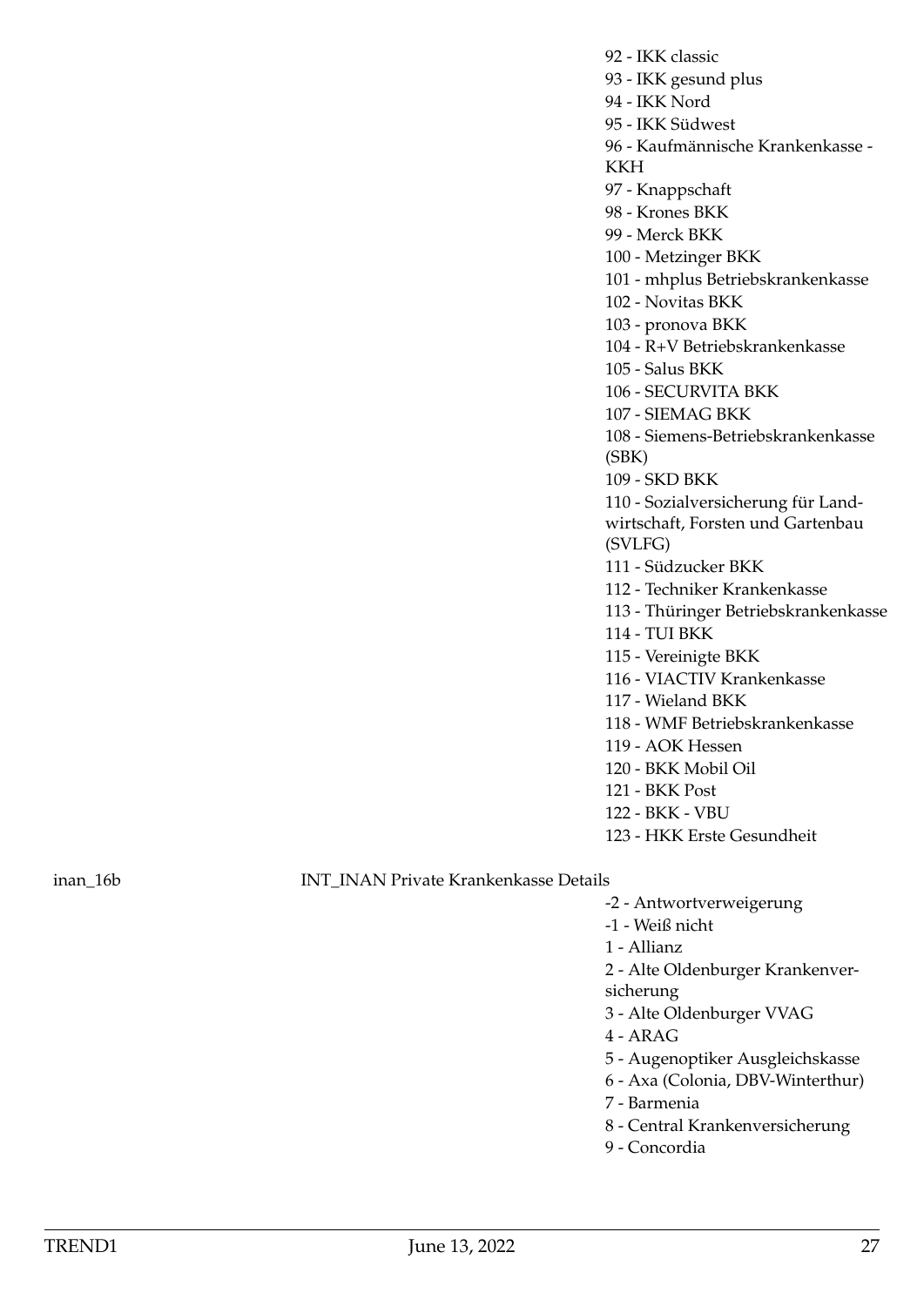92 - IKK classic
93 - IKK gesund plus
94 - IKK Nord
95 - IKK Südwest
96 - Kaufmännische Krankenkasse - KKH
97 - Knappschaft
98 - Krones BKK
99 - Merck BKK
100 - Metzinger BKK
101 - mhplus Betriebskrankenkasse
102 - Novitas BKK
103 - pronova BKK
104 - R+V Betriebskrankenkasse
105 - Salus BKK
106 - SECURVITA BKK
107 - SIEMAG BKK
108 - Siemens-Betriebskrankenkasse (SBK)
109 - SKD BKK
110 - Sozialversicherung für Landwirtschaft, Forsten und Gartenbau (SVLFG)
111 - Südzucker BKK
112 - Techniker Krankenkasse
113 - Thüringer Betriebskrankenkasse
114 - TUI BKK
115 - Vereinigte BKK
116 - VIACTIV Krankenkasse
117 - Wieland BKK
118 - WMF Betriebskrankenkasse
119 - AOK Hessen
120 - BKK Mobil Oil
121 - BKK Post
122 - BKK - VBU
123 - HKK Erste Gesundheit

inan_16b INT_INAN Private Krankenkasse Details

-2 - Antwortverweigerung
-1 - Weiß nicht
1 - Allianz
2 - Alte Oldenburger Krankenversicherung
3 - Alte Oldenburger VVAG
4 - ARAG
5 - Augenoptiker Ausgleichskasse
6 - Axa (Colonia, DBV-Winterthur)
7 - Barmenia
8 - Central Krankenversicherung
9 - Concordia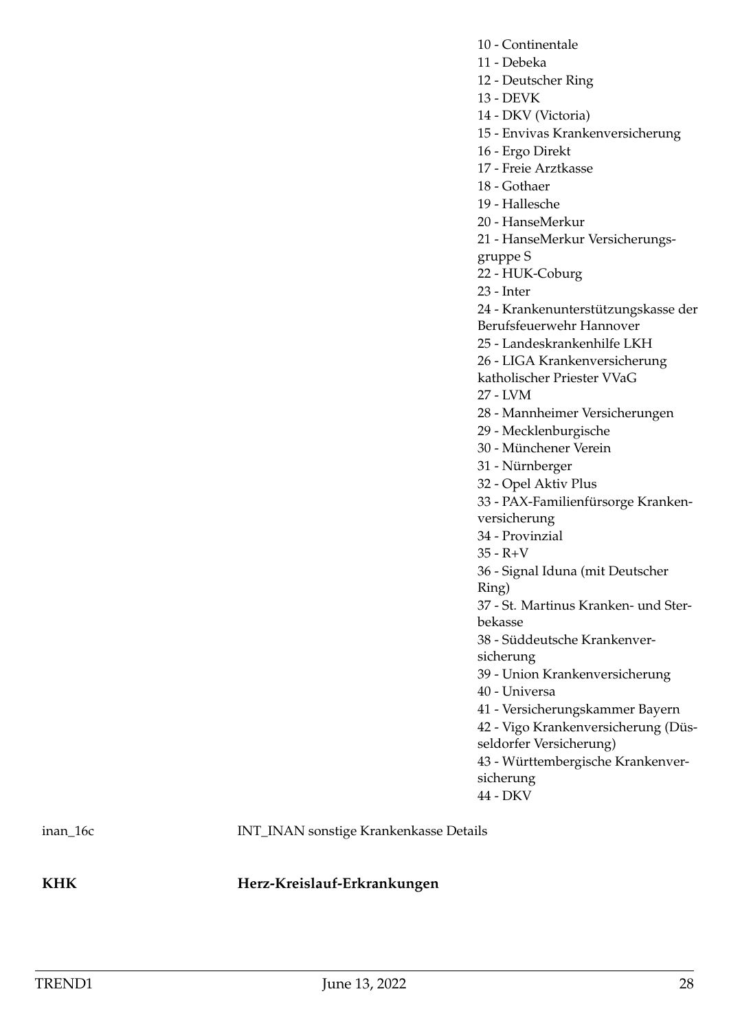10 - Continentale
11 - Debeka
12 - Deutscher Ring
13 - DEVK
14 - DKV (Victoria)
15 - Envivas Krankenversicherung
16 - Ergo Direkt
17 - Freie Arztkasse
18 - Gothaer
19 - Hallesche
20 - HanseMerkur
21 - HanseMerkur Versicherungsgruppe S
22 - HUK-Coburg
23 - Inter
24 - Krankenunterstützungskasse der Berufsfeuerwehr Hannover
25 - Landeskrankenhilfe LKH
26 - LIGA Krankenversicherung katholischer Priester VVaG
27 - LVM
28 - Mannheimer Versicherungen
29 - Mecklenburgische
30 - Münchener Verein
31 - Nürnberger
32 - Opel Aktiv Plus
33 - PAX-Familienfürsorge Krankenversicherung
34 - Provinzial
35 - R+V
36 - Signal Iduna (mit Deutscher Ring)
37 - St. Martinus Kranken- und Sterbekasse
38 - Süddeutsche Krankenversicherung
39 - Union Krankenversicherung
40 - Universa
41 - Versicherungskammer Bayern
42 - Vigo Krankenversicherung (Düsseldorfer Versicherung)
43 - Württembergische Krankenversicherung
44 - DKV

| | |
|---|---|
| inan_16c | INT_INAN sonstige Krankenkasse Details |

**KHK** **Herz-Kreislauf-Erkrankungen**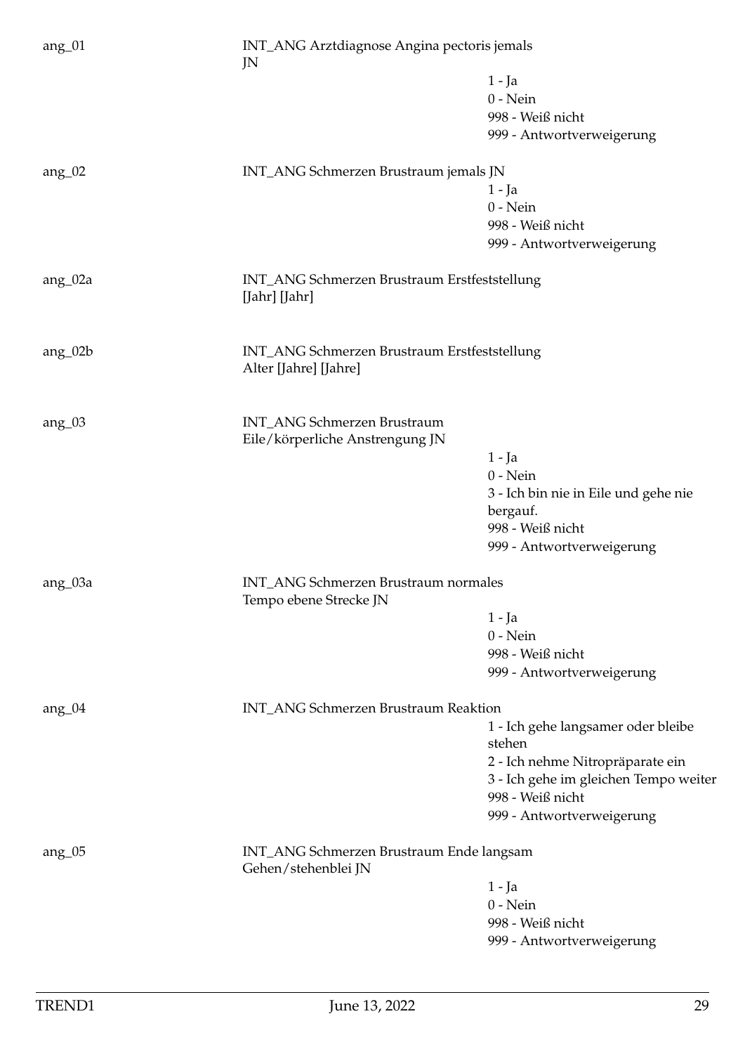ang_01 INT_ANG Arztdiagnose Angina pectoris jemals JN

- 1 - Ja
- 0 - Nein
- 998 - Weiß nicht
- 999 - Antwortverweigerung

ang_02 INT_ANG Schmerzen Brustraum jemals JN

- 1 - Ja
- 0 - Nein
- 998 - Weiß nicht
- 999 - Antwortverweigerung

ang_02a INT_ANG Schmerzen Brustraum Erstfeststellung [Jahr] [Jahr]

ang_02b INT_ANG Schmerzen Brustraum Erstfeststellung Alter [Jahre] [Jahre]

ang_03 INT_ANG Schmerzen Brustraum Eile/körperliche Anstrengung JN

- 1 - Ja
- 0 - Nein
- 3 - Ich bin nie in Eile und gehe nie bergauf.
- 998 - Weiß nicht
- 999 - Antwortverweigerung

ang_03a INT_ANG Schmerzen Brustraum normales Tempo ebene Strecke JN

- 1 - Ja
- 0 - Nein
- 998 - Weiß nicht
- 999 - Antwortverweigerung

ang_04 INT_ANG Schmerzen Brustraum Reaktion

- 1 - Ich gehe langsamer oder bleibe stehen
- 2 - Ich nehme Nitropräparate ein
- 3 - Ich gehe im gleichen Tempo weiter
- 998 - Weiß nicht
- 999 - Antwortverweigerung

ang_05 INT_ANG Schmerzen Brustraum Ende langsam Gehen/stehenblei JN

- 1 - Ja
- 0 - Nein
- 998 - Weiß nicht
- 999 - Antwortverweigerung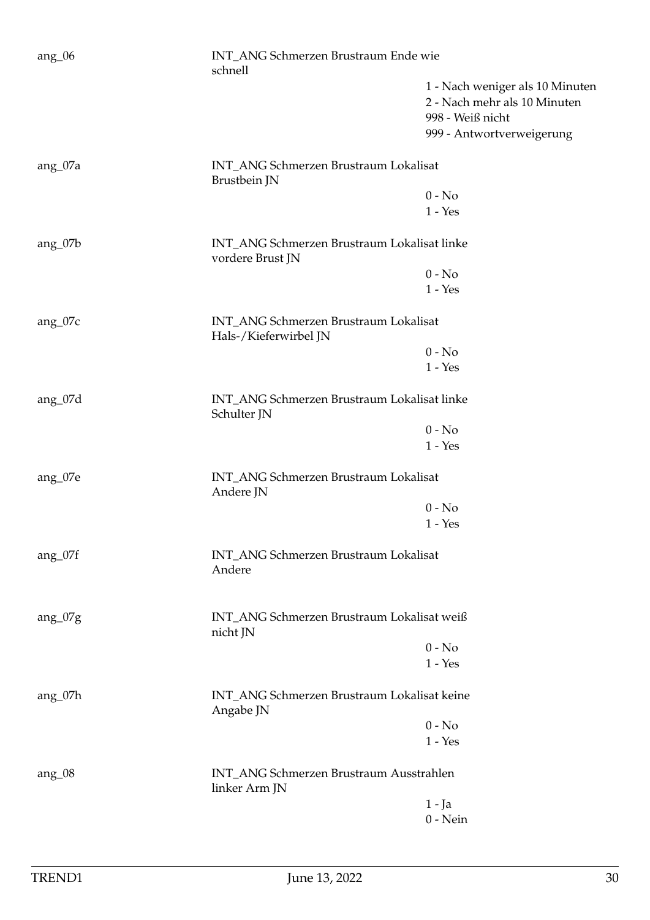| Variable | Label | Values |
|---|---|---|
| ang_06 | INT_ANG Schmerzen Brustraum Ende wie schnell | 1 - Nach weniger als 10 Minuten |
| | | 2 - Nach mehr als 10 Minuten |
| | | 998 - Weiß nicht |
| | | 999 - Antwortverweigerung |
| ang_07a | INT_ANG Schmerzen Brustraum Lokalisat Brustbein JN | 0 - No |
| | | 1 - Yes |
| ang_07b | INT_ANG Schmerzen Brustraum Lokalisat linke vordere Brust JN | 0 - No |
| | | 1 - Yes |
| ang_07c | INT_ANG Schmerzen Brustraum Lokalisat Hals-/Kieferwirbel JN | 0 - No |
| | | 1 - Yes |
| ang_07d | INT_ANG Schmerzen Brustraum Lokalisat linke Schulter JN | 0 - No |
| | | 1 - Yes |
| ang_07e | INT_ANG Schmerzen Brustraum Lokalisat Andere JN | 0 - No |
| | | 1 - Yes |
| ang_07f | INT_ANG Schmerzen Brustraum Lokalisat Andere | |
| ang_07g | INT_ANG Schmerzen Brustraum Lokalisat weiß nicht JN | 0 - No |
| | | 1 - Yes |
| ang_07h | INT_ANG Schmerzen Brustraum Lokalisat keine Angabe JN | 0 - No |
| | | 1 - Yes |
| ang_08 | INT_ANG Schmerzen Brustraum Ausstrahlen linker Arm JN | 1 - Ja |
| | | 0 - Nein |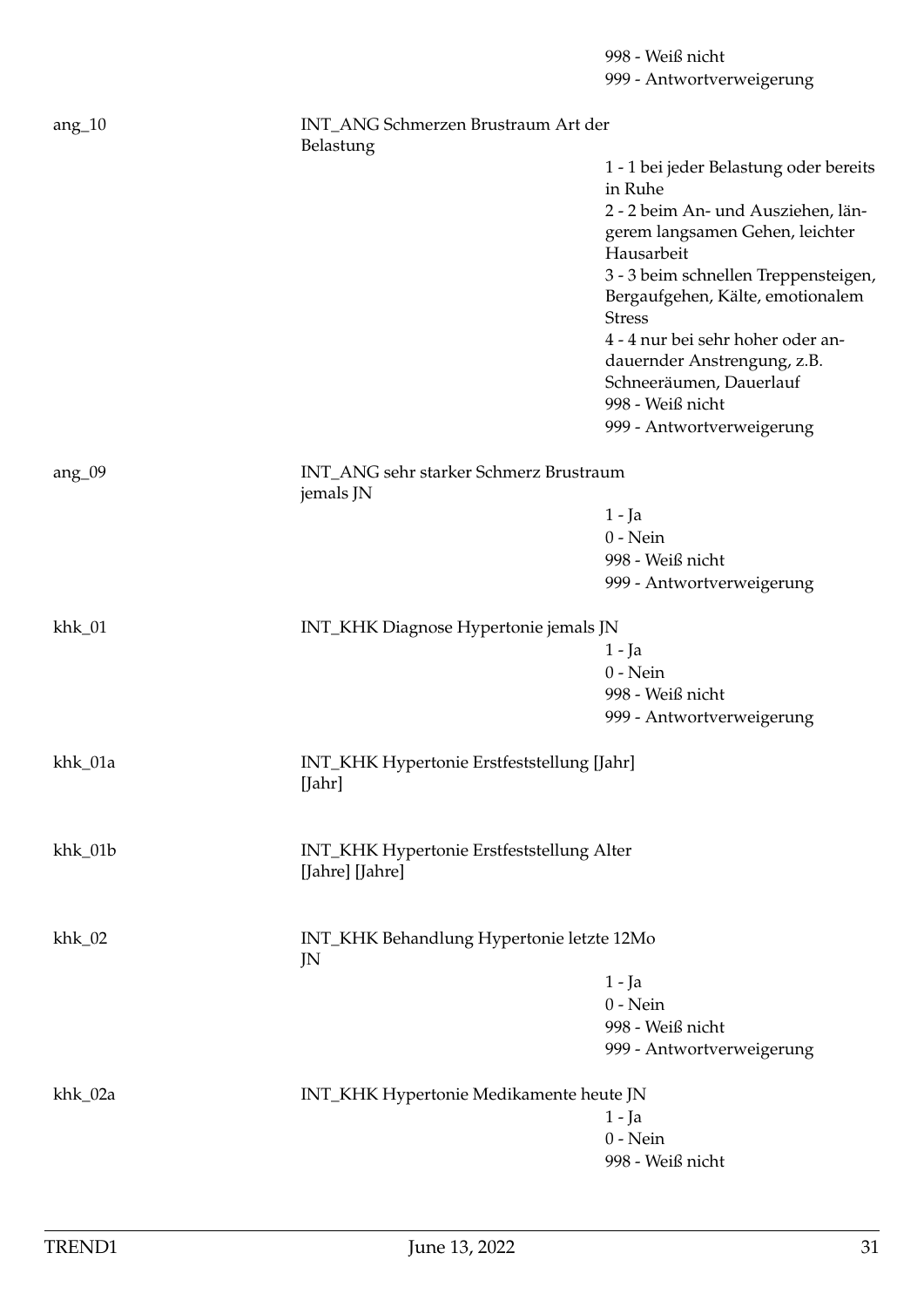998 - Weiß nicht
999 - Antwortverweigerung

| | | |
|---|---|---|
| ang_10 | INT_ANG Schmerzen Brustraum Art der Belastung | |
| | | 1 - 1 bei jeder Belastung oder bereits in Ruhe |
| | | 2 - 2 beim An- und Ausziehen, längerem langsamen Gehen, leichter Hausarbeit |
| | | 3 - 3 beim schnellen Treppensteigen, Bergaufgehen, Kälte, emotionalem Stress |
| | | 4 - 4 nur bei sehr hoher oder andauernder Anstrengung, z.B. Schneeräumen, Dauerlauf |
| | | 998 - Weiß nicht |
| | | 999 - Antwortverweigerung |
| ang_09 | INT_ANG sehr starker Schmerz Brustraum jemals JN | |
| | | 1 - Ja |
| | | 0 - Nein |
| | | 998 - Weiß nicht |
| | | 999 - Antwortverweigerung |
| khk_01 | INT_KHK Diagnose Hypertonie jemals JN | |
| | | 1 - Ja |
| | | 0 - Nein |
| | | 998 - Weiß nicht |
| | | 999 - Antwortverweigerung |
| khk_01a | INT_KHK Hypertonie Erstfeststellung [Jahr] [Jahr] | |
| khk_01b | INT_KHK Hypertonie Erstfeststellung Alter [Jahre] [Jahre] | |
| khk_02 | INT_KHK Behandlung Hypertonie letzte 12Mo JN | |
| | | 1 - Ja |
| | | 0 - Nein |
| | | 998 - Weiß nicht |
| | | 999 - Antwortverweigerung |
| khk_02a | INT_KHK Hypertonie Medikamente heute JN | |
| | | 1 - Ja |
| | | 0 - Nein |
| | | 998 - Weiß nicht |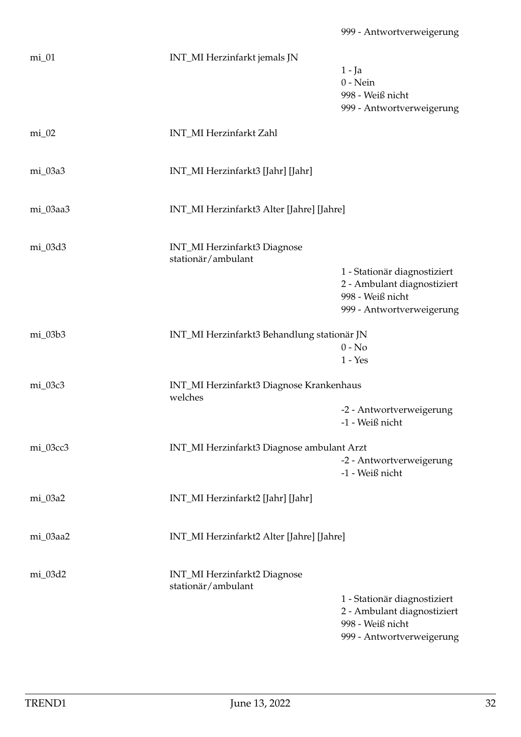| | | 999 - Antwortverweigerung |
|---|---|---|
| mi_01 | INT_MI Herzinfarkt jemals JN | 1 - Ja<br>0 - Nein<br>998 - Weiß nicht<br>999 - Antwortverweigerung |
| mi_02 | INT_MI Herzinfarkt Zahl | |
| mi_03a3 | INT_MI Herzinfarkt3 [Jahr] [Jahr] | |
| mi_03aa3 | INT_MI Herzinfarkt3 Alter [Jahre] [Jahre] | |
| mi_03d3 | INT_MI Herzinfarkt3 Diagnose stationär/ambulant | 1 - Stationär diagnostiziert<br>2 - Ambulant diagnostiziert<br>998 - Weiß nicht<br>999 - Antwortverweigerung |
| mi_03b3 | INT_MI Herzinfarkt3 Behandlung stationär JN | 0 - No<br>1 - Yes |
| mi_03c3 | INT_MI Herzinfarkt3 Diagnose Krankenhaus welches | -2 - Antwortverweigerung<br>-1 - Weiß nicht |
| mi_03cc3 | INT_MI Herzinfarkt3 Diagnose ambulant Arzt | -2 - Antwortverweigerung<br>-1 - Weiß nicht |
| mi_03a2 | INT_MI Herzinfarkt2 [Jahr] [Jahr] | |
| mi_03aa2 | INT_MI Herzinfarkt2 Alter [Jahre] [Jahre] | |
| mi_03d2 | INT_MI Herzinfarkt2 Diagnose stationär/ambulant | 1 - Stationär diagnostiziert<br>2 - Ambulant diagnostiziert<br>998 - Weiß nicht<br>999 - Antwortverweigerung |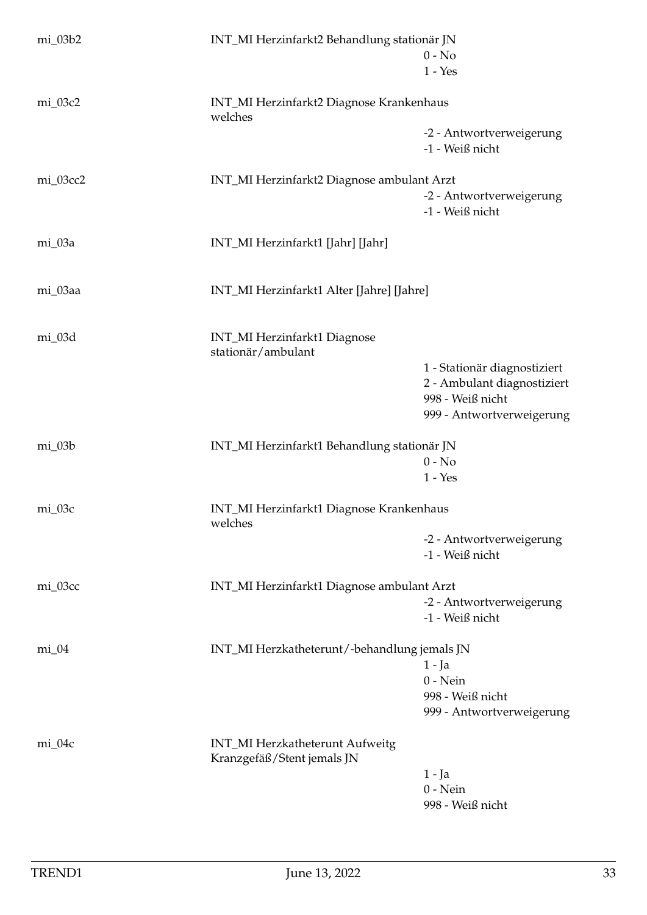| | | |
|---|---|---|
| mi_03b2 | INT_MI Herzinfarkt2 Behandlung stationär JN | 0 - No<br>1 - Yes |
| mi_03c2 | INT_MI Herzinfarkt2 Diagnose Krankenhaus welches | -2 - Antwortverweigerung<br>-1 - Weiß nicht |
| mi_03cc2 | INT_MI Herzinfarkt2 Diagnose ambulant Arzt | -2 - Antwortverweigerung<br>-1 - Weiß nicht |
| mi_03a | INT_MI Herzinfarkt1 [Jahr] [Jahr] | |
| mi_03aa | INT_MI Herzinfarkt1 Alter [Jahre] [Jahre] | |
| mi_03d | INT_MI Herzinfarkt1 Diagnose stationär/ambulant | 1 - Stationär diagnostiziert<br>2 - Ambulant diagnostiziert<br>998 - Weiß nicht<br>999 - Antwortverweigerung |
| mi_03b | INT_MI Herzinfarkt1 Behandlung stationär JN | 0 - No<br>1 - Yes |
| mi_03c | INT_MI Herzinfarkt1 Diagnose Krankenhaus welches | -2 - Antwortverweigerung<br>-1 - Weiß nicht |
| mi_03cc | INT_MI Herzinfarkt1 Diagnose ambulant Arzt | -2 - Antwortverweigerung<br>-1 - Weiß nicht |
| mi_04 | INT_MI Herzkatheterunt/-behandlung jemals JN | 1 - Ja<br>0 - Nein<br>998 - Weiß nicht<br>999 - Antwortverweigerung |
| mi_04c | INT_MI Herzkatheterunt Aufweitg Kranzgefäß/Stent jemals JN | 1 - Ja<br>0 - Nein<br>998 - Weiß nicht |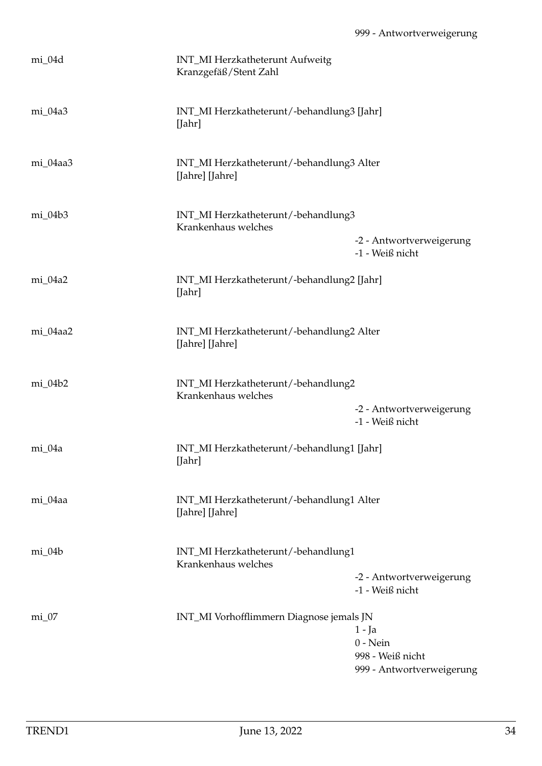|  |  | 999 - Antwortverweigerung |
|---|---|---|
| mi_04d | INT_MI Herzkatheterunt Aufweitg Kranzgefäß/Stent Zahl |  |
| mi_04a3 | INT_MI Herzkatheterunt/-behandlung3 [Jahr] [Jahr] |  |
| mi_04aa3 | INT_MI Herzkatheterunt/-behandlung3 Alter [Jahre] [Jahre] |  |
| mi_04b3 | INT_MI Herzkatheterunt/-behandlung3 Krankenhaus welches | -2 - Antwortverweigerung<br>-1 - Weiß nicht |
| mi_04a2 | INT_MI Herzkatheterunt/-behandlung2 [Jahr] [Jahr] |  |
| mi_04aa2 | INT_MI Herzkatheterunt/-behandlung2 Alter [Jahre] [Jahre] |  |
| mi_04b2 | INT_MI Herzkatheterunt/-behandlung2 Krankenhaus welches | -2 - Antwortverweigerung<br>-1 - Weiß nicht |
| mi_04a | INT_MI Herzkatheterunt/-behandlung1 [Jahr] [Jahr] |  |
| mi_04aa | INT_MI Herzkatheterunt/-behandlung1 Alter [Jahre] [Jahre] |  |
| mi_04b | INT_MI Herzkatheterunt/-behandlung1 Krankenhaus welches | -2 - Antwortverweigerung<br>-1 - Weiß nicht |
| mi_07 | INT_MI Vorhofflimmern Diagnose jemals JN | 1 - Ja<br>0 - Nein<br>998 - Weiß nicht<br>999 - Antwortverweigerung |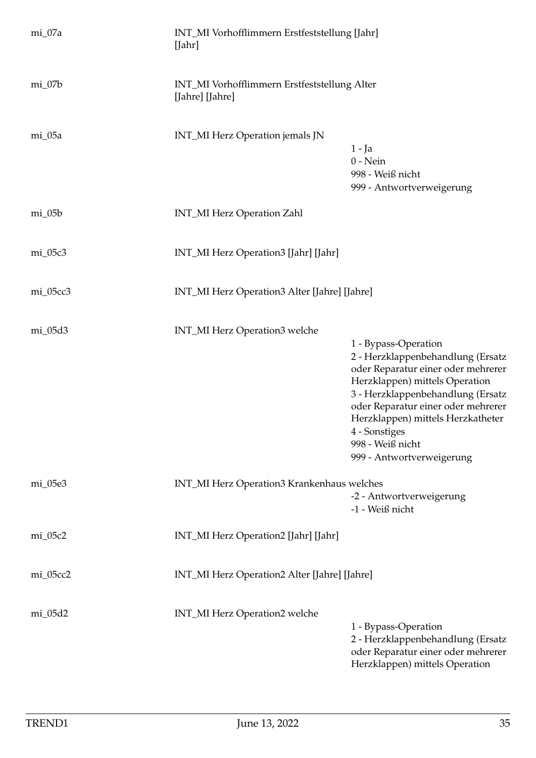| | | |
|---|---|---|
| mi_07a | INT_MI Vorhofflimmern Erstfeststellung [Jahr] [Jahr] | |
| mi_07b | INT_MI Vorhofflimmern Erstfeststellung Alter [Jahre] [Jahre] | |
| mi_05a | INT_MI Herz Operation jemals JN | 1 - Ja<br>0 - Nein<br>998 - Weiß nicht<br>999 - Antwortverweigerung |
| mi_05b | INT_MI Herz Operation Zahl | |
| mi_05c3 | INT_MI Herz Operation3 [Jahr] [Jahr] | |
| mi_05cc3 | INT_MI Herz Operation3 Alter [Jahre] [Jahre] | |
| mi_05d3 | INT_MI Herz Operation3 welche | 1 - Bypass-Operation<br>2 - Herzklappenbehandlung (Ersatz oder Reparatur einer oder mehrerer Herzklappen) mittels Operation<br>3 - Herzklappenbehandlung (Ersatz oder Reparatur einer oder mehrerer Herzklappen) mittels Herzkatheter<br>4 - Sonstiges<br>998 - Weiß nicht<br>999 - Antwortverweigerung |
| mi_05e3 | INT_MI Herz Operation3 Krankenhaus welches | -2 - Antwortverweigerung<br>-1 - Weiß nicht |
| mi_05c2 | INT_MI Herz Operation2 [Jahr] [Jahr] | |
| mi_05cc2 | INT_MI Herz Operation2 Alter [Jahre] [Jahre] | |
| mi_05d2 | INT_MI Herz Operation2 welche | 1 - Bypass-Operation<br>2 - Herzklappenbehandlung (Ersatz oder Reparatur einer oder mehrerer Herzklappen) mittels Operation |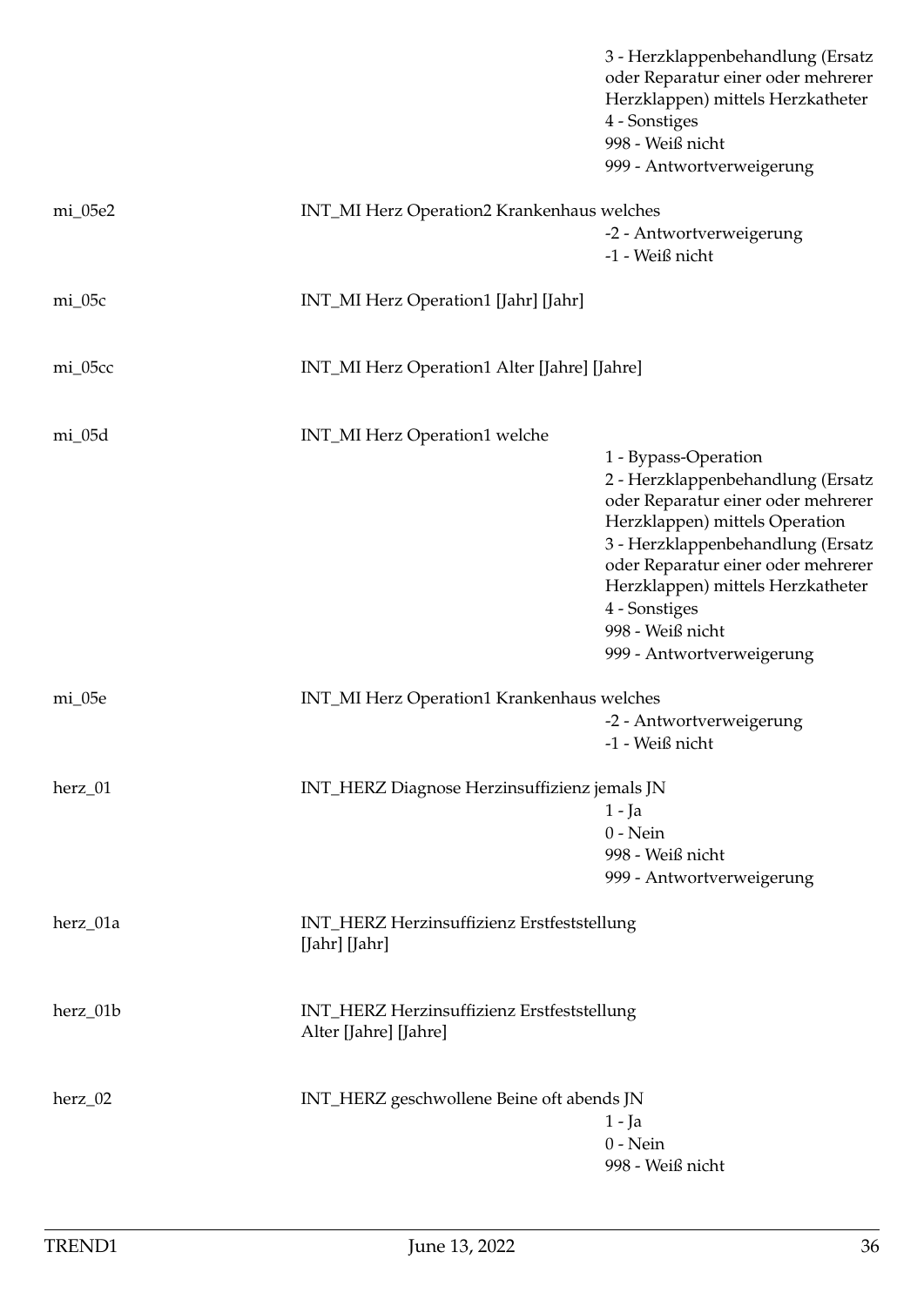3 - Herzklappenbehandlung (Ersatz oder Reparatur einer oder mehrerer Herzklappen) mittels Herzkatheter
4 - Sonstiges
998 - Weiß nicht
999 - Antwortverweigerung

| | | |
|---|---|---|
| mi_05e2 | INT_MI Herz Operation2 Krankenhaus welches | -2 - Antwortverweigerung<br>-1 - Weiß nicht |
| mi_05c | INT_MI Herz Operation1 [Jahr] [Jahr] | |
| mi_05cc | INT_MI Herz Operation1 Alter [Jahre] [Jahre] | |
| mi_05d | INT_MI Herz Operation1 welche | 1 - Bypass-Operation<br>2 - Herzklappenbehandlung (Ersatz oder Reparatur einer oder mehrerer Herzklappen) mittels Operation<br>3 - Herzklappenbehandlung (Ersatz oder Reparatur einer oder mehrerer Herzklappen) mittels Herzkatheter<br>4 - Sonstiges<br>998 - Weiß nicht<br>999 - Antwortverweigerung |
| mi_05e | INT_MI Herz Operation1 Krankenhaus welches | -2 - Antwortverweigerung<br>-1 - Weiß nicht |
| herz_01 | INT_HERZ Diagnose Herzinsuffizienz jemals JN | 1 - Ja<br>0 - Nein<br>998 - Weiß nicht<br>999 - Antwortverweigerung |
| herz_01a | INT_HERZ Herzinsuffizienz Erstfeststellung [Jahr] [Jahr] | |
| herz_01b | INT_HERZ Herzinsuffizienz Erstfeststellung Alter [Jahre] [Jahre] | |
| herz_02 | INT_HERZ geschwollene Beine oft abends JN | 1 - Ja<br>0 - Nein<br>998 - Weiß nicht |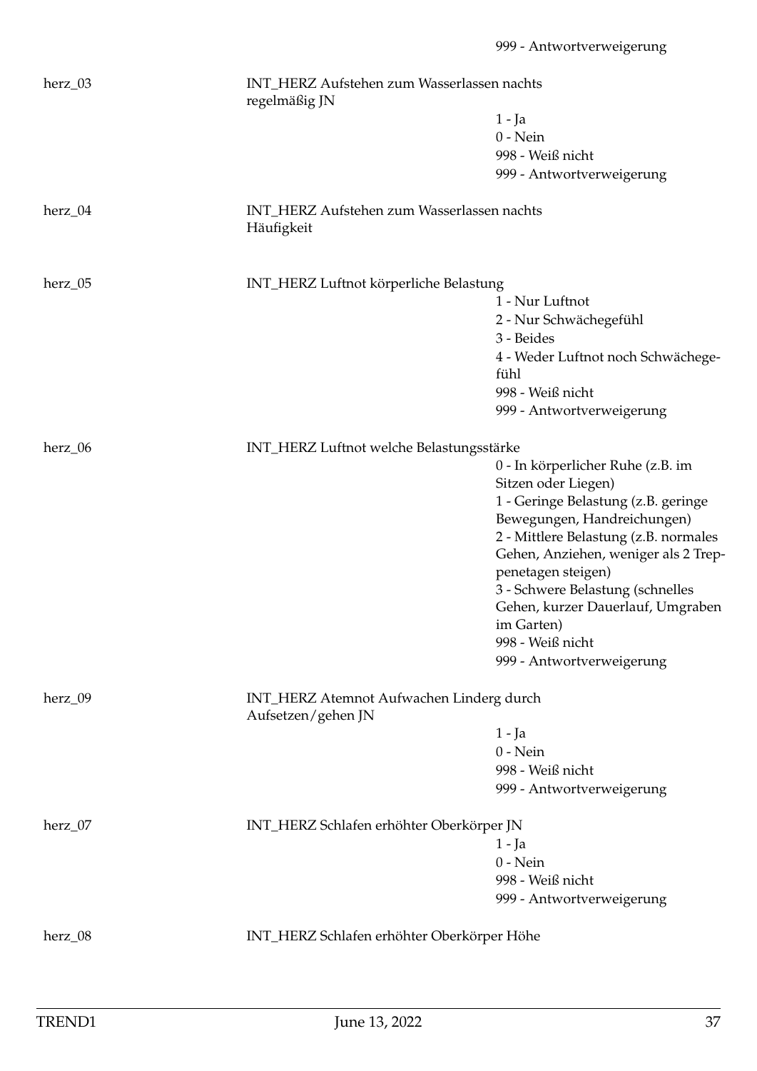999 - Antwortverweigerung

| | | |
|---|---|---|
| herz_03 | INT_HERZ Aufstehen zum Wasserlassen nachts regelmäßig JN | 1 - Ja<br>0 - Nein<br>998 - Weiß nicht<br>999 - Antwortverweigerung |
| herz_04 | INT_HERZ Aufstehen zum Wasserlassen nachts Häufigkeit | |
| herz_05 | INT_HERZ Luftnot körperliche Belastung | 1 - Nur Luftnot<br>2 - Nur Schwächegefühl<br>3 - Beides<br>4 - Weder Luftnot noch Schwächegefühl<br>998 - Weiß nicht<br>999 - Antwortverweigerung |
| herz_06 | INT_HERZ Luftnot welche Belastungsstärke | 0 - In körperlicher Ruhe (z.B. im Sitzen oder Liegen)<br>1 - Geringe Belastung (z.B. geringe Bewegungen, Handreichungen)<br>2 - Mittlere Belastung (z.B. normales Gehen, Anziehen, weniger als 2 Treppenetagen steigen)<br>3 - Schwere Belastung (schnelles Gehen, kurzer Dauerlauf, Umgraben im Garten)<br>998 - Weiß nicht<br>999 - Antwortverweigerung |
| herz_09 | INT_HERZ Atemnot Aufwachen Linderg durch Aufsetzen/gehen JN | 1 - Ja<br>0 - Nein<br>998 - Weiß nicht<br>999 - Antwortverweigerung |
| herz_07 | INT_HERZ Schlafen erhöhter Oberkörper JN | 1 - Ja<br>0 - Nein<br>998 - Weiß nicht<br>999 - Antwortverweigerung |
| herz_08 | INT_HERZ Schlafen erhöhter Oberkörper Höhe | |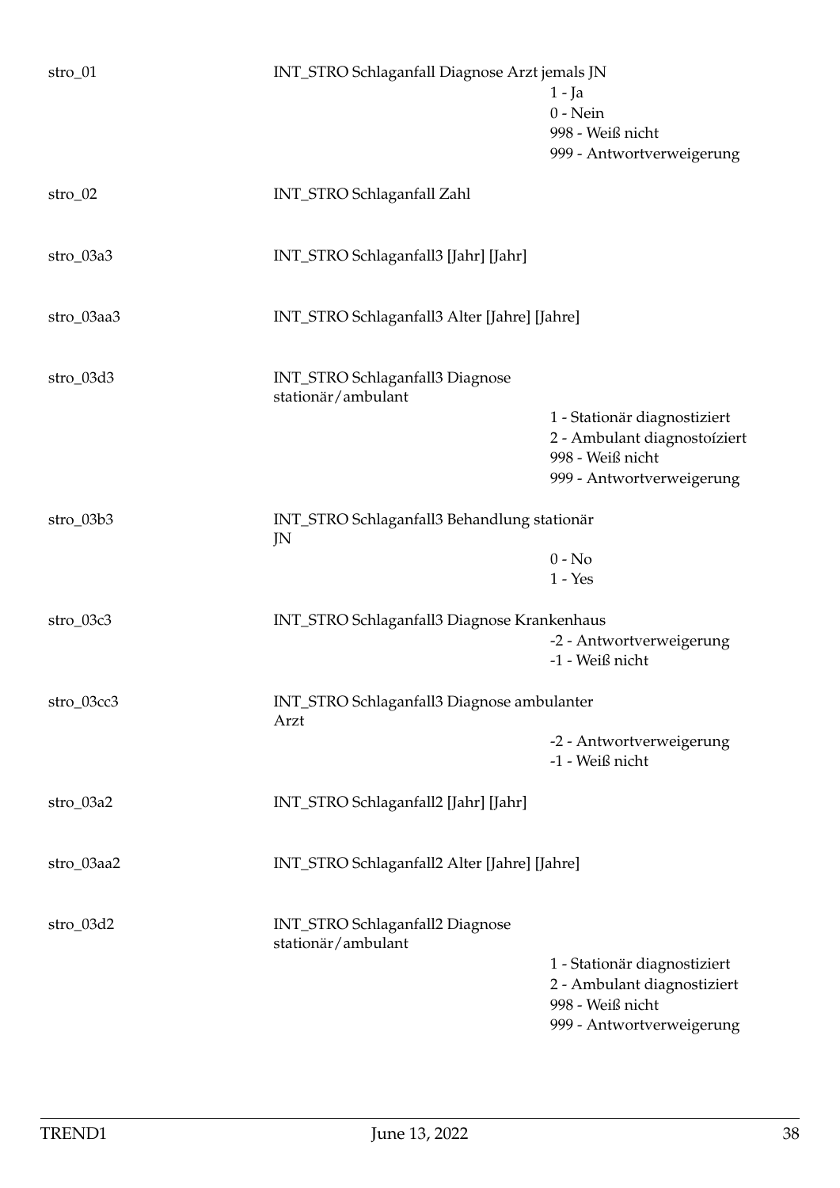stro_01 INT_STRO Schlaganfall Diagnose Arzt jemals JN

- 1 - Ja
- 0 - Nein
- 998 - Weiß nicht
- 999 - Antwortverweigerung

stro_02 INT_STRO Schlaganfall Zahl

stro_03a3 INT_STRO Schlaganfall3 [Jahr] [Jahr]

stro_03aa3 INT_STRO Schlaganfall3 Alter [Jahre] [Jahre]

stro_03d3 INT_STRO Schlaganfall3 Diagnose stationär/ambulant

- 1 - Stationär diagnostiziert
- 2 - Ambulant diagnostoíziert
- 998 - Weiß nicht
- 999 - Antwortverweigerung

stro_03b3 INT_STRO Schlaganfall3 Behandlung stationär JN

- 0 - No
- 1 - Yes

stro_03c3 INT_STRO Schlaganfall3 Diagnose Krankenhaus

- -2 - Antwortverweigerung
- -1 - Weiß nicht

stro_03cc3 INT_STRO Schlaganfall3 Diagnose ambulanter Arzt

- -2 - Antwortverweigerung
- -1 - Weiß nicht

stro_03a2 INT_STRO Schlaganfall2 [Jahr] [Jahr]

stro_03aa2 INT_STRO Schlaganfall2 Alter [Jahre] [Jahre]

stro_03d2 INT_STRO Schlaganfall2 Diagnose stationär/ambulant

- 1 - Stationär diagnostiziert
- 2 - Ambulant diagnostiziert
- 998 - Weiß nicht
- 999 - Antwortverweigerung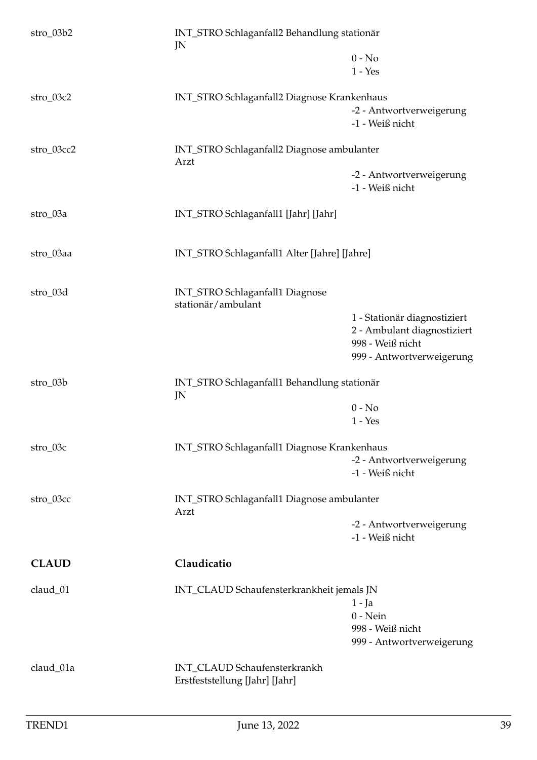| Variable | Label | Values |
|---|---|---|
| stro_03b2 | INT_STRO Schlaganfall2 Behandlung stationär JN | 0 - No<br>1 - Yes |
| stro_03c2 | INT_STRO Schlaganfall2 Diagnose Krankenhaus | -2 - Antwortverweigerung<br>-1 - Weiß nicht |
| stro_03cc2 | INT_STRO Schlaganfall2 Diagnose ambulanter Arzt | -2 - Antwortverweigerung<br>-1 - Weiß nicht |
| stro_03a | INT_STRO Schlaganfall1 [Jahr] [Jahr] | |
| stro_03aa | INT_STRO Schlaganfall1 Alter [Jahre] [Jahre] | |
| stro_03d | INT_STRO Schlaganfall1 Diagnose stationär/ambulant | 1 - Stationär diagnostiziert<br>2 - Ambulant diagnostiziert<br>998 - Weiß nicht<br>999 - Antwortverweigerung |
| stro_03b | INT_STRO Schlaganfall1 Behandlung stationär JN | 0 - No<br>1 - Yes |
| stro_03c | INT_STRO Schlaganfall1 Diagnose Krankenhaus | -2 - Antwortverweigerung<br>-1 - Weiß nicht |
| stro_03cc | INT_STRO Schlaganfall1 Diagnose ambulanter Arzt | -2 - Antwortverweigerung<br>-1 - Weiß nicht |

## CLAUD Claudicatio

| Variable | Label | Values |
|---|---|---|
| claud_01 | INT_CLAUD Schaufensterkrankheit jemals JN | 1 - Ja<br>0 - Nein<br>998 - Weiß nicht<br>999 - Antwortverweigerung |
| claud_01a | INT_CLAUD Schaufensterkrankh Erstfeststellung [Jahr] [Jahr] | |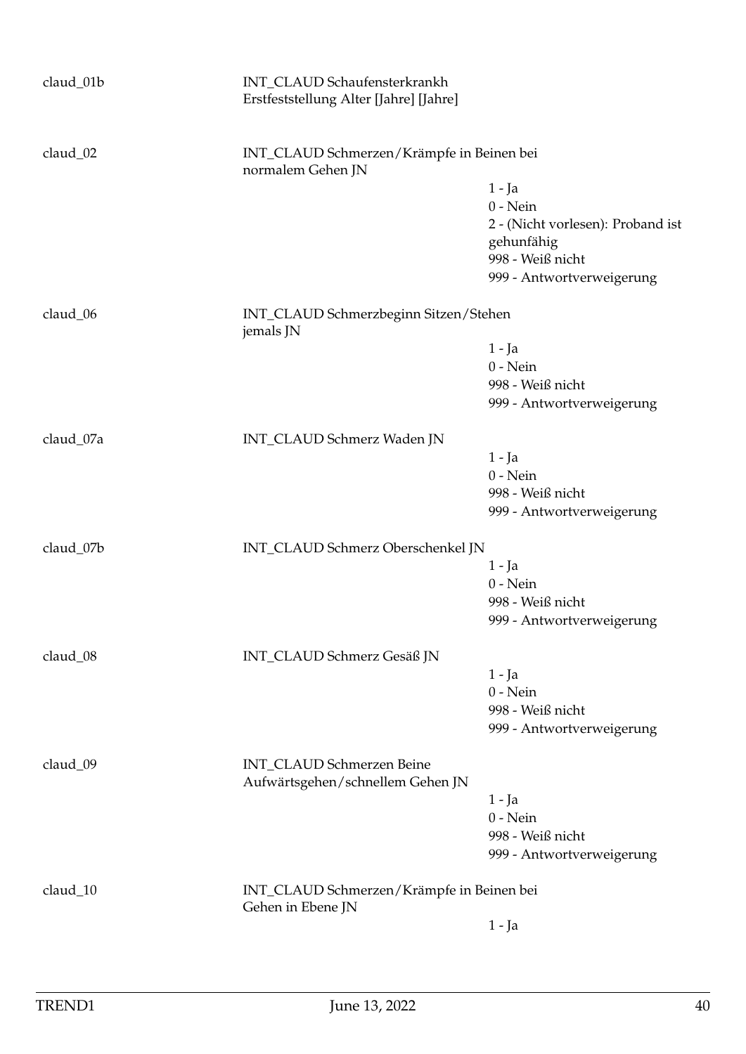| | | |
|---|---|---|
| claud_01b | INT_CLAUD Schaufensterkrankh Erstfeststellung Alter [Jahre] [Jahre] | |
| claud_02 | INT_CLAUD Schmerzen/Krämpfe in Beinen bei normalem Gehen JN | 1 - Ja<br>0 - Nein<br>2 - (Nicht vorlesen): Proband ist gehunfähig<br>998 - Weiß nicht<br>999 - Antwortverweigerung |
| claud_06 | INT_CLAUD Schmerzbeginn Sitzen/Stehen jemals JN | 1 - Ja<br>0 - Nein<br>998 - Weiß nicht<br>999 - Antwortverweigerung |
| claud_07a | INT_CLAUD Schmerz Waden JN | 1 - Ja<br>0 - Nein<br>998 - Weiß nicht<br>999 - Antwortverweigerung |
| claud_07b | INT_CLAUD Schmerz Oberschenkel JN | 1 - Ja<br>0 - Nein<br>998 - Weiß nicht<br>999 - Antwortverweigerung |
| claud_08 | INT_CLAUD Schmerz Gesäß JN | 1 - Ja<br>0 - Nein<br>998 - Weiß nicht<br>999 - Antwortverweigerung |
| claud_09 | INT_CLAUD Schmerzen Beine Aufwärtsgehen/schnellem Gehen JN | 1 - Ja<br>0 - Nein<br>998 - Weiß nicht<br>999 - Antwortverweigerung |
| claud_10 | INT_CLAUD Schmerzen/Krämpfe in Beinen bei Gehen in Ebene JN | 1 - Ja |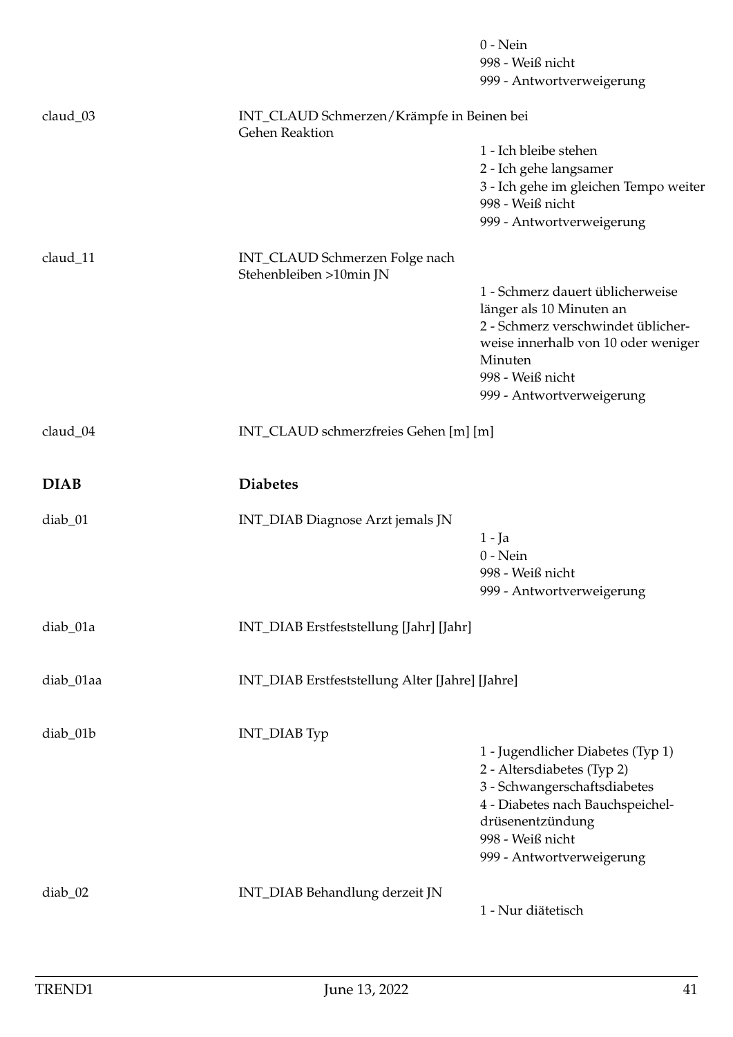0 - Nein
998 - Weiß nicht
999 - Antwortverweigerung

claud_03 INT_CLAUD Schmerzen/Krämpfe in Beinen bei Gehen Reaktion

1 - Ich bleibe stehen
2 - Ich gehe langsamer
3 - Ich gehe im gleichen Tempo weiter
998 - Weiß nicht
999 - Antwortverweigerung

claud_11 INT_CLAUD Schmerzen Folge nach Stehenbleiben >10min JN

1 - Schmerz dauert üblicherweise länger als 10 Minuten an
2 - Schmerz verschwindet üblicherweise innerhalb von 10 oder weniger Minuten
998 - Weiß nicht
999 - Antwortverweigerung

claud_04 INT_CLAUD schmerzfreies Gehen [m] [m]

## DIAB Diabetes

diab_01 INT_DIAB Diagnose Arzt jemals JN

1 - Ja
0 - Nein
998 - Weiß nicht
999 - Antwortverweigerung

diab_01a INT_DIAB Erstfeststellung [Jahr] [Jahr]

diab_01aa INT_DIAB Erstfeststellung Alter [Jahre] [Jahre]

diab_01b INT_DIAB Typ

1 - Jugendlicher Diabetes (Typ 1)
2 - Altersdiabetes (Typ 2)
3 - Schwangerschaftsdiabetes
4 - Diabetes nach Bauchspeicheldrüsenentzündung
998 - Weiß nicht
999 - Antwortverweigerung

diab_02 INT_DIAB Behandlung derzeit JN

1 - Nur diätetisch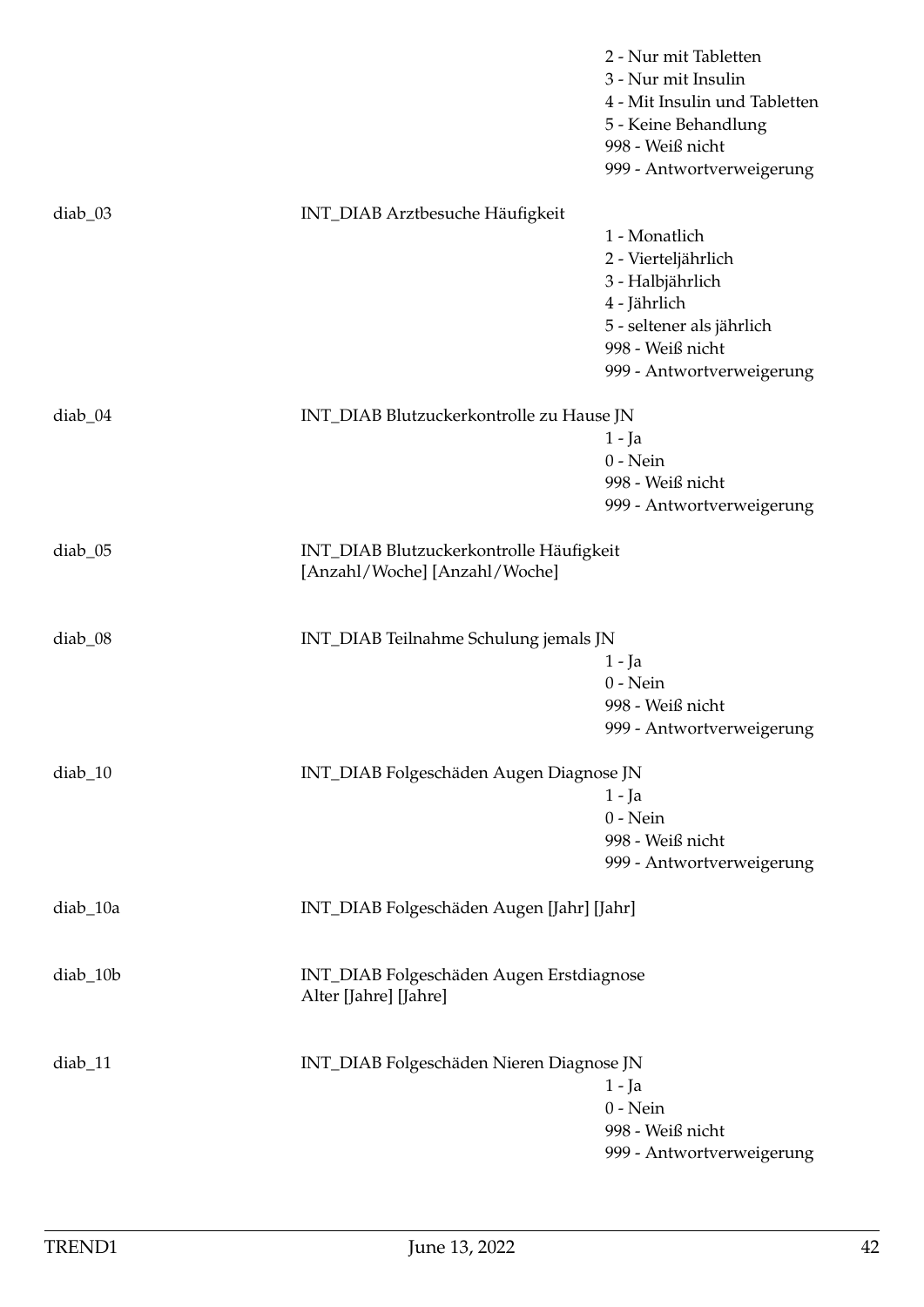| | | |
|---|---|---|
| | | 2 - Nur mit Tabletten |
| | | 3 - Nur mit Insulin |
| | | 4 - Mit Insulin und Tabletten |
| | | 5 - Keine Behandlung |
| | | 998 - Weiß nicht |
| | | 999 - Antwortverweigerung |
| diab_03 | INT_DIAB Arztbesuche Häufigkeit | |
| | | 1 - Monatlich |
| | | 2 - Vierteljährlich |
| | | 3 - Halbjährlich |
| | | 4 - Jährlich |
| | | 5 - seltener als jährlich |
| | | 998 - Weiß nicht |
| | | 999 - Antwortverweigerung |
| diab_04 | INT_DIAB Blutzuckerkontrolle zu Hause JN | |
| | | 1 - Ja |
| | | 0 - Nein |
| | | 998 - Weiß nicht |
| | | 999 - Antwortverweigerung |
| diab_05 | INT_DIAB Blutzuckerkontrolle Häufigkeit [Anzahl/Woche] [Anzahl/Woche] | |
| diab_08 | INT_DIAB Teilnahme Schulung jemals JN | |
| | | 1 - Ja |
| | | 0 - Nein |
| | | 998 - Weiß nicht |
| | | 999 - Antwortverweigerung |
| diab_10 | INT_DIAB Folgeschäden Augen Diagnose JN | |
| | | 1 - Ja |
| | | 0 - Nein |
| | | 998 - Weiß nicht |
| | | 999 - Antwortverweigerung |
| diab_10a | INT_DIAB Folgeschäden Augen [Jahr] [Jahr] | |
| diab_10b | INT_DIAB Folgeschäden Augen Erstdiagnose Alter [Jahre] [Jahre] | |
| diab_11 | INT_DIAB Folgeschäden Nieren Diagnose JN | |
| | | 1 - Ja |
| | | 0 - Nein |
| | | 998 - Weiß nicht |
| | | 999 - Antwortverweigerung |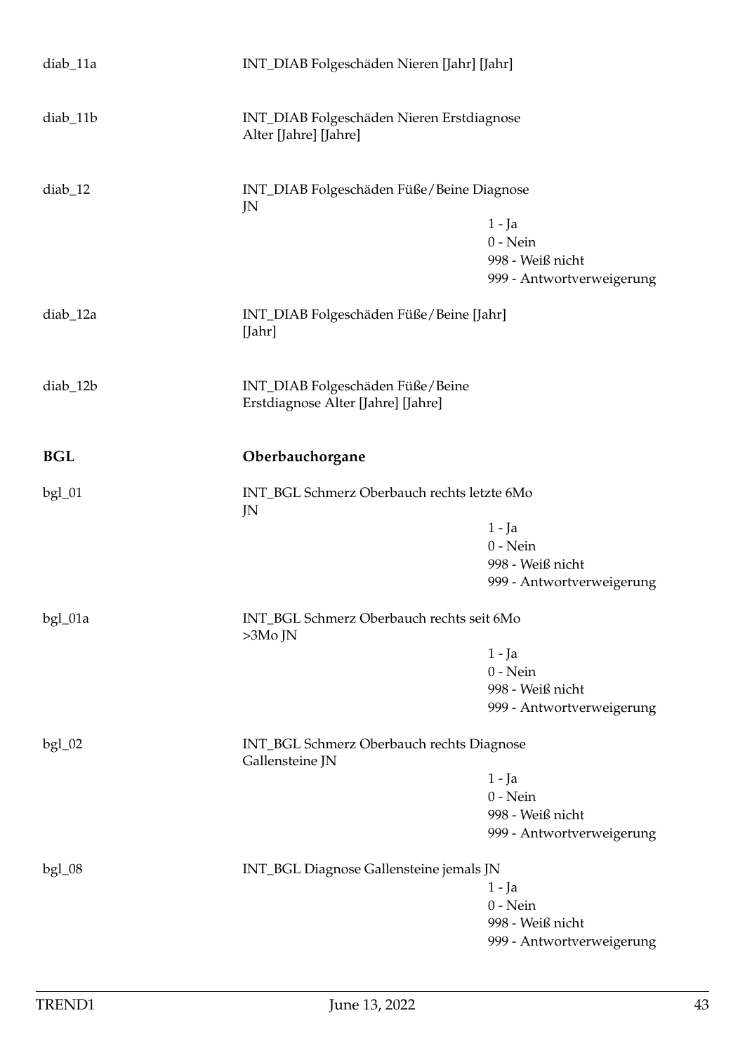diab_11a INT_DIAB Folgeschäden Nieren [Jahr] [Jahr]

diab_11b INT_DIAB Folgeschäden Nieren Erstdiagnose Alter [Jahre] [Jahre]

diab_12 INT_DIAB Folgeschäden Füße/Beine Diagnose JN

- 1 - Ja
- 0 - Nein
- 998 - Weiß nicht
- 999 - Antwortverweigerung

diab_12a INT_DIAB Folgeschäden Füße/Beine [Jahr] [Jahr]

diab_12b INT_DIAB Folgeschäden Füße/Beine Erstdiagnose Alter [Jahre] [Jahre]

## BGL Oberbauchorgane

bgl_01 INT_BGL Schmerz Oberbauch rechts letzte 6Mo JN

- 1 - Ja
- 0 - Nein
- 998 - Weiß nicht
- 999 - Antwortverweigerung

bgl_01a INT_BGL Schmerz Oberbauch rechts seit 6Mo >3Mo JN

- 1 - Ja
- 0 - Nein
- 998 - Weiß nicht
- 999 - Antwortverweigerung

bgl_02 INT_BGL Schmerz Oberbauch rechts Diagnose Gallensteine JN

- 1 - Ja
- 0 - Nein
- 998 - Weiß nicht
- 999 - Antwortverweigerung

bgl_08 INT_BGL Diagnose Gallensteine jemals JN

- 1 - Ja
- 0 - Nein
- 998 - Weiß nicht
- 999 - Antwortverweigerung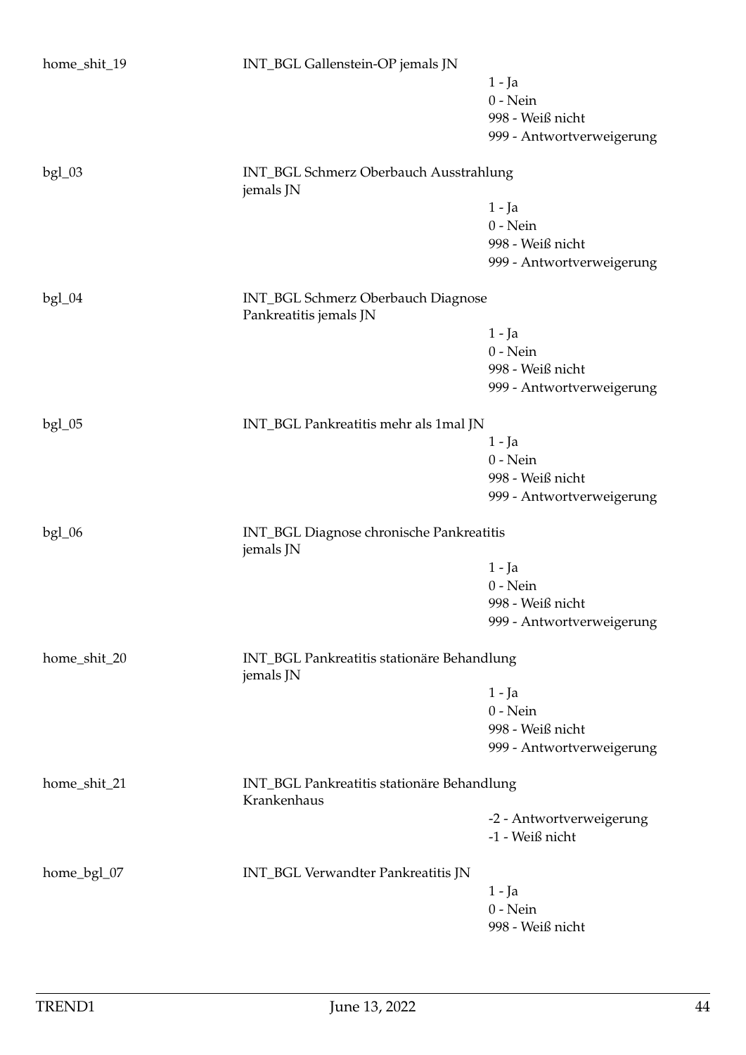home_shit_19 INT_BGL Gallenstein-OP jemals JN

1 - Ja
0 - Nein
998 - Weiß nicht
999 - Antwortverweigerung

bgl_03 INT_BGL Schmerz Oberbauch Ausstrahlung jemals JN

1 - Ja
0 - Nein
998 - Weiß nicht
999 - Antwortverweigerung

bgl_04 INT_BGL Schmerz Oberbauch Diagnose Pankreatitis jemals JN

1 - Ja
0 - Nein
998 - Weiß nicht
999 - Antwortverweigerung

bgl_05 INT_BGL Pankreatitis mehr als 1mal JN

1 - Ja
0 - Nein
998 - Weiß nicht
999 - Antwortverweigerung

bgl_06 INT_BGL Diagnose chronische Pankreatitis jemals JN

1 - Ja
0 - Nein
998 - Weiß nicht
999 - Antwortverweigerung

home_shit_20 INT_BGL Pankreatitis stationäre Behandlung jemals JN

1 - Ja
0 - Nein
998 - Weiß nicht
999 - Antwortverweigerung

home_shit_21 INT_BGL Pankreatitis stationäre Behandlung Krankenhaus

-2 - Antwortverweigerung
-1 - Weiß nicht

home_bgl_07 INT_BGL Verwandter Pankreatitis JN

1 - Ja
0 - Nein
998 - Weiß nicht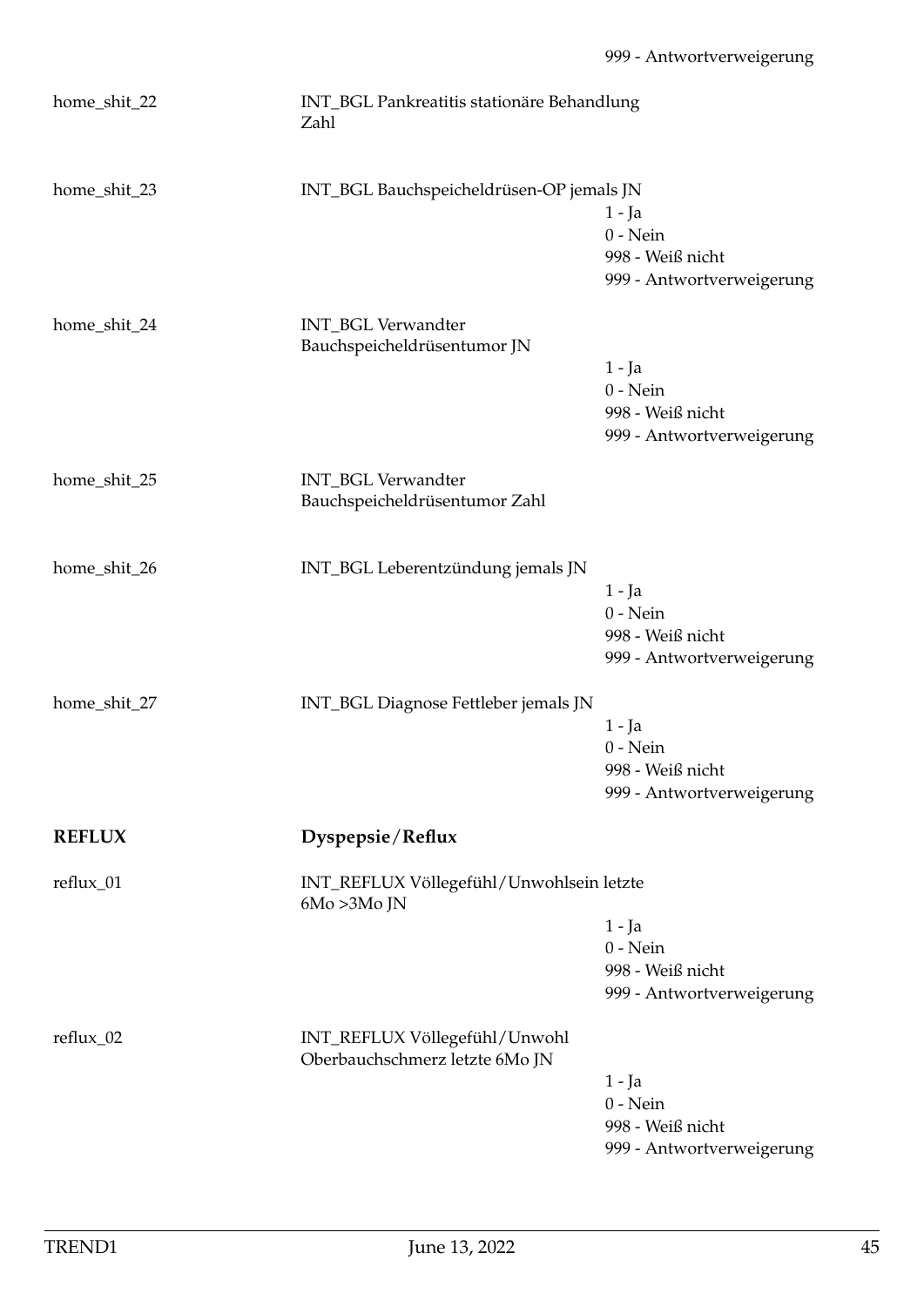999 - Antwortverweigerung

home_shit_22 INT_BGL Pankreatitis stationäre Behandlung Zahl

home_shit_23 INT_BGL Bauchspeicheldrüsen-OP jemals JN

1 - Ja
0 - Nein
998 - Weiß nicht
999 - Antwortverweigerung

home_shit_24 INT_BGL Verwandter Bauchspeicheldrüsentumor JN

1 - Ja
0 - Nein
998 - Weiß nicht
999 - Antwortverweigerung

home_shit_25 INT_BGL Verwandter Bauchspeicheldrüsentumor Zahl

home_shit_26 INT_BGL Leberentzündung jemals JN

1 - Ja
0 - Nein
998 - Weiß nicht
999 - Antwortverweigerung

home_shit_27 INT_BGL Diagnose Fettleber jemals JN

1 - Ja
0 - Nein
998 - Weiß nicht
999 - Antwortverweigerung

**REFLUX** **Dyspepsie/Reflux**

reflux_01 INT_REFLUX Völlegefühl/Unwohlsein letzte 6Mo >3Mo JN

1 - Ja
0 - Nein
998 - Weiß nicht
999 - Antwortverweigerung

reflux_02 INT_REFLUX Völlegefühl/Unwohl Oberbauchschmerz letzte 6Mo JN

1 - Ja
0 - Nein
998 - Weiß nicht
999 - Antwortverweigerung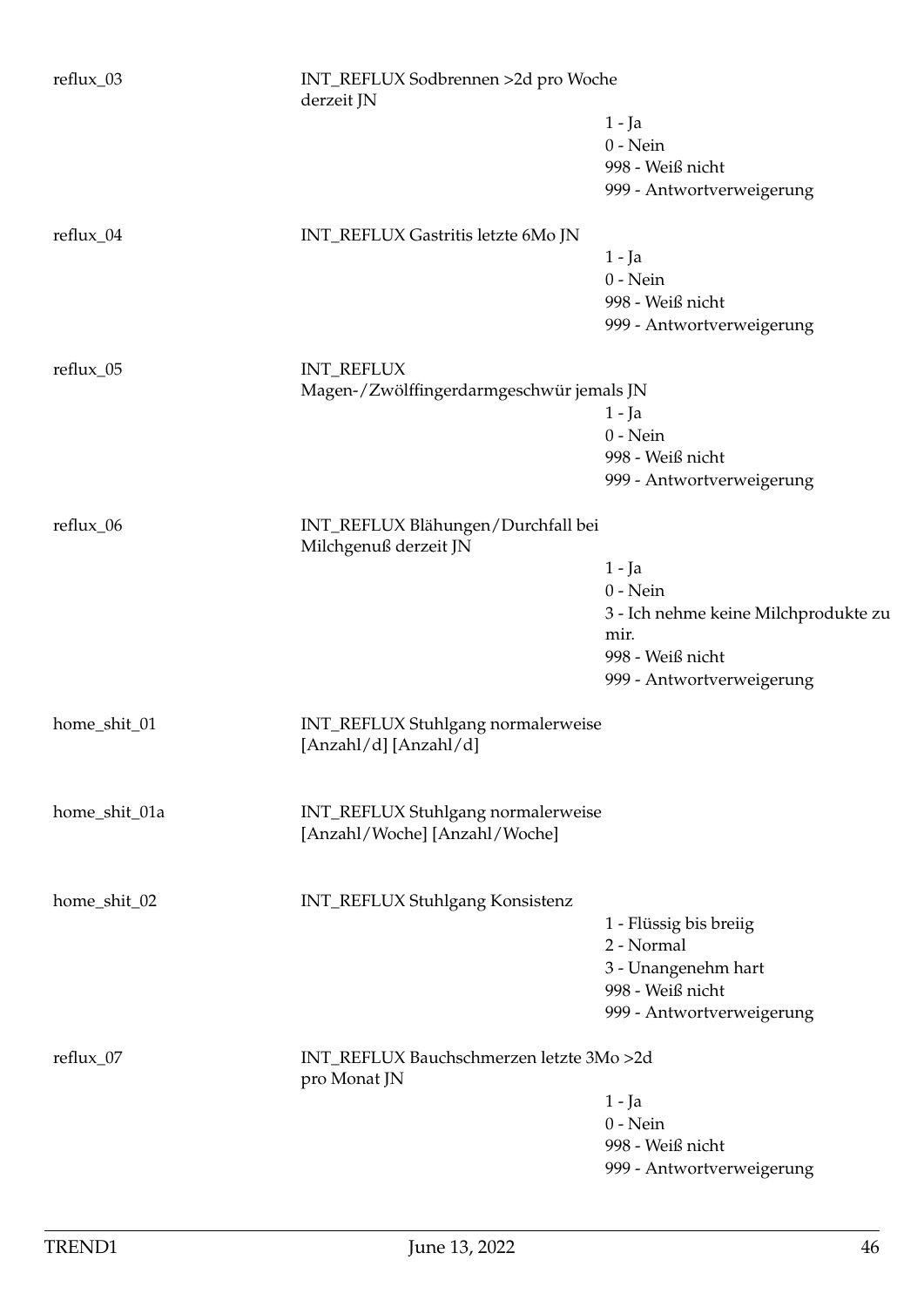| | | |
|---|---|---|
| reflux_03 | INT_REFLUX Sodbrennen >2d pro Woche derzeit JN | |
| | | 1 - Ja |
| | | 0 - Nein |
| | | 998 - Weiß nicht |
| | | 999 - Antwortverweigerung |
| reflux_04 | INT_REFLUX Gastritis letzte 6Mo JN | |
| | | 1 - Ja |
| | | 0 - Nein |
| | | 998 - Weiß nicht |
| | | 999 - Antwortverweigerung |
| reflux_05 | INT_REFLUX Magen-/Zwölffingerdarmgeschwür jemals JN | |
| | | 1 - Ja |
| | | 0 - Nein |
| | | 998 - Weiß nicht |
| | | 999 - Antwortverweigerung |
| reflux_06 | INT_REFLUX Blähungen/Durchfall bei Milchgenuß derzeit JN | |
| | | 1 - Ja |
| | | 0 - Nein |
| | | 3 - Ich nehme keine Milchprodukte zu mir. |
| | | 998 - Weiß nicht |
| | | 999 - Antwortverweigerung |
| home_shit_01 | INT_REFLUX Stuhlgang normalerweise [Anzahl/d] [Anzahl/d] | |
| home_shit_01a | INT_REFLUX Stuhlgang normalerweise [Anzahl/Woche] [Anzahl/Woche] | |
| home_shit_02 | INT_REFLUX Stuhlgang Konsistenz | |
| | | 1 - Flüssig bis breiig |
| | | 2 - Normal |
| | | 3 - Unangenehm hart |
| | | 998 - Weiß nicht |
| | | 999 - Antwortverweigerung |
| reflux_07 | INT_REFLUX Bauchschmerzen letzte 3Mo >2d pro Monat JN | |
| | | 1 - Ja |
| | | 0 - Nein |
| | | 998 - Weiß nicht |
| | | 999 - Antwortverweigerung |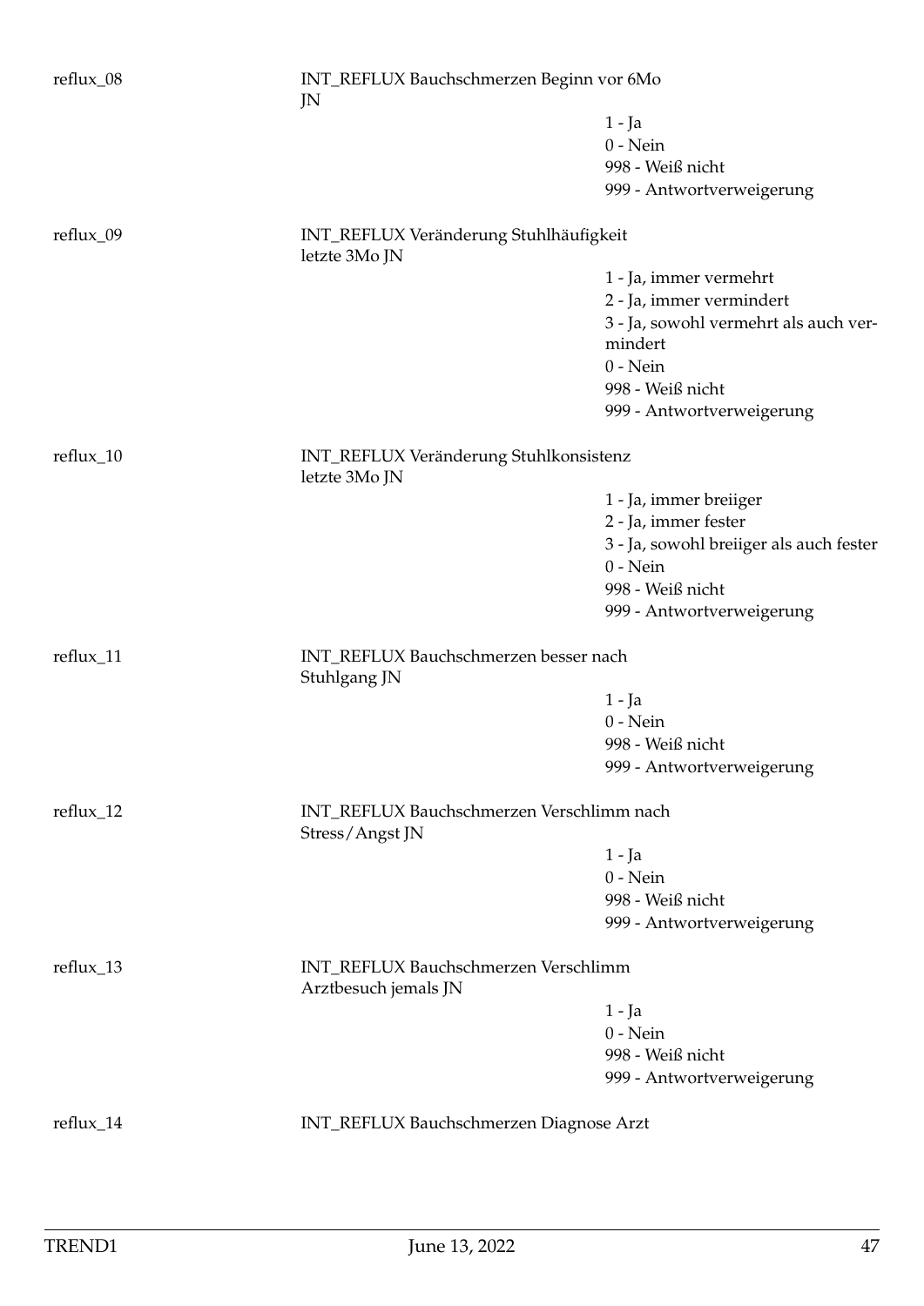| | | |
|---|---|---|
| reflux_08 | INT_REFLUX Bauchschmerzen Beginn vor 6Mo JN | |
| | | 1 - Ja |
| | | 0 - Nein |
| | | 998 - Weiß nicht |
| | | 999 - Antwortverweigerung |
| reflux_09 | INT_REFLUX Veränderung Stuhlhäufigkeit letzte 3Mo JN | |
| | | 1 - Ja, immer vermehrt |
| | | 2 - Ja, immer vermindert |
| | | 3 - Ja, sowohl vermehrt als auch vermindert |
| | | 0 - Nein |
| | | 998 - Weiß nicht |
| | | 999 - Antwortverweigerung |
| reflux_10 | INT_REFLUX Veränderung Stuhlkonsistenz letzte 3Mo JN | |
| | | 1 - Ja, immer breiiger |
| | | 2 - Ja, immer fester |
| | | 3 - Ja, sowohl breiiger als auch fester |
| | | 0 - Nein |
| | | 998 - Weiß nicht |
| | | 999 - Antwortverweigerung |
| reflux_11 | INT_REFLUX Bauchschmerzen besser nach Stuhlgang JN | |
| | | 1 - Ja |
| | | 0 - Nein |
| | | 998 - Weiß nicht |
| | | 999 - Antwortverweigerung |
| reflux_12 | INT_REFLUX Bauchschmerzen Verschlimm nach Stress/Angst JN | |
| | | 1 - Ja |
| | | 0 - Nein |
| | | 998 - Weiß nicht |
| | | 999 - Antwortverweigerung |
| reflux_13 | INT_REFLUX Bauchschmerzen Verschlimm Arztbesuch jemals JN | |
| | | 1 - Ja |
| | | 0 - Nein |
| | | 998 - Weiß nicht |
| | | 999 - Antwortverweigerung |
| reflux_14 | INT_REFLUX Bauchschmerzen Diagnose Arzt | |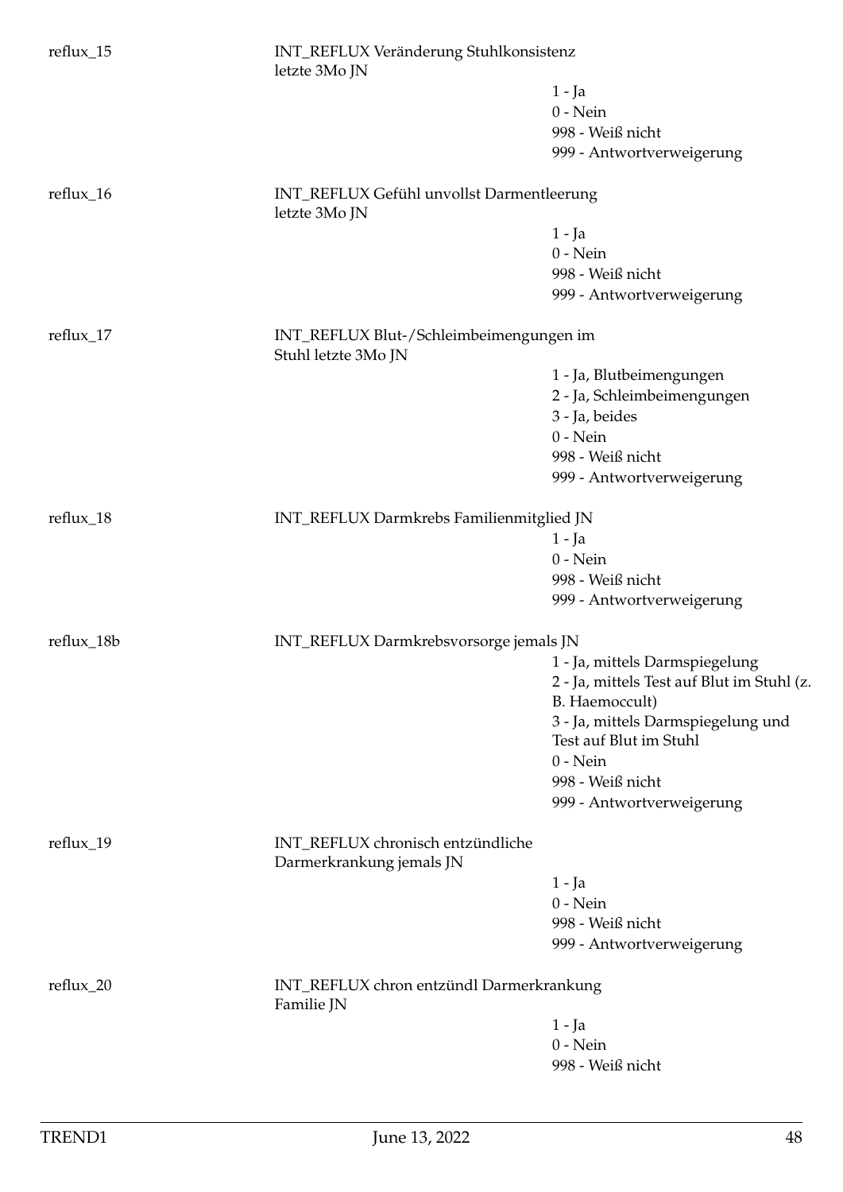reflux_15 — INT_REFLUX Veränderung Stuhlkonsistenz letzte 3Mo JN

- 1 - Ja
- 0 - Nein
- 998 - Weiß nicht
- 999 - Antwortverweigerung

reflux_16 — INT_REFLUX Gefühl unvollst Darmentleerung letzte 3Mo JN

- 1 - Ja
- 0 - Nein
- 998 - Weiß nicht
- 999 - Antwortverweigerung

reflux_17 — INT_REFLUX Blut-/Schleimbeimengungen im Stuhl letzte 3Mo JN

- 1 - Ja, Blutbeimengungen
- 2 - Ja, Schleimbeimengungen
- 3 - Ja, beides
- 0 - Nein
- 998 - Weiß nicht
- 999 - Antwortverweigerung

reflux_18 — INT_REFLUX Darmkrebs Familienmitglied JN

- 1 - Ja
- 0 - Nein
- 998 - Weiß nicht
- 999 - Antwortverweigerung

reflux_18b — INT_REFLUX Darmkrebsvorsorge jemals JN

- 1 - Ja, mittels Darmspiegelung
- 2 - Ja, mittels Test auf Blut im Stuhl (z. B. Haemoccult)
- 3 - Ja, mittels Darmspiegelung und Test auf Blut im Stuhl
- 0 - Nein
- 998 - Weiß nicht
- 999 - Antwortverweigerung

reflux_19 — INT_REFLUX chronisch entzündliche Darmerkrankung jemals JN

- 1 - Ja
- 0 - Nein
- 998 - Weiß nicht
- 999 - Antwortverweigerung

reflux_20 — INT_REFLUX chron entzündl Darmerkrankung Familie JN

- 1 - Ja
- 0 - Nein
- 998 - Weiß nicht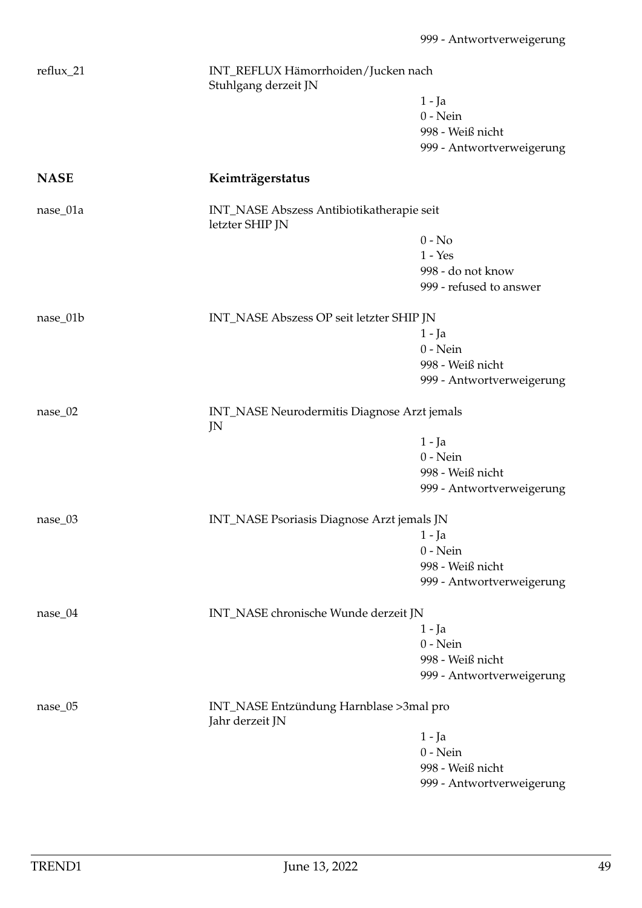999 - Antwortverweigerung

reflux_21 INT_REFLUX Hämorrhoiden/Jucken nach Stuhlgang derzeit JN

1 - Ja
0 - Nein
998 - Weiß nicht
999 - Antwortverweigerung

## NASE Keimträgerstatus

nase_01a INT_NASE Abszess Antibiotikatherapie seit letzter SHIP JN

0 - No
1 - Yes
998 - do not know
999 - refused to answer

nase_01b INT_NASE Abszess OP seit letzter SHIP JN

1 - Ja
0 - Nein
998 - Weiß nicht
999 - Antwortverweigerung

nase_02 INT_NASE Neurodermitis Diagnose Arzt jemals JN

1 - Ja
0 - Nein
998 - Weiß nicht
999 - Antwortverweigerung

nase_03 INT_NASE Psoriasis Diagnose Arzt jemals JN

1 - Ja
0 - Nein
998 - Weiß nicht
999 - Antwortverweigerung

nase_04 INT_NASE chronische Wunde derzeit JN

1 - Ja
0 - Nein
998 - Weiß nicht
999 - Antwortverweigerung

nase_05 INT_NASE Entzündung Harnblase >3mal pro Jahr derzeit JN

1 - Ja
0 - Nein
998 - Weiß nicht
999 - Antwortverweigerung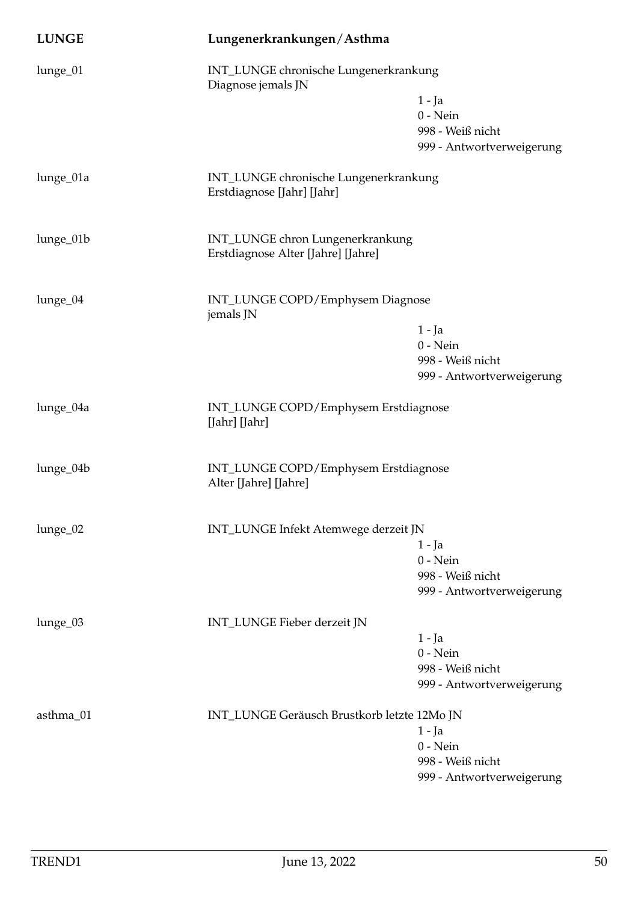**LUNGE** **Lungenerkrankungen/Asthma**

| Variable | Beschreibung | Werte |
|---|---|---|
| lunge_01 | INT_LUNGE chronische Lungenerkrankung Diagnose jemals JN | 1 - Ja<br>0 - Nein<br>998 - Weiß nicht<br>999 - Antwortverweigerung |
| lunge_01a | INT_LUNGE chronische Lungenerkrankung Erstdiagnose [Jahr] [Jahr] | |
| lunge_01b | INT_LUNGE chron Lungenerkrankung Erstdiagnose Alter [Jahre] [Jahre] | |
| lunge_04 | INT_LUNGE COPD/Emphysem Diagnose jemals JN | 1 - Ja<br>0 - Nein<br>998 - Weiß nicht<br>999 - Antwortverweigerung |
| lunge_04a | INT_LUNGE COPD/Emphysem Erstdiagnose [Jahr] [Jahr] | |
| lunge_04b | INT_LUNGE COPD/Emphysem Erstdiagnose Alter [Jahre] [Jahre] | |
| lunge_02 | INT_LUNGE Infekt Atemwege derzeit JN | 1 - Ja<br>0 - Nein<br>998 - Weiß nicht<br>999 - Antwortverweigerung |
| lunge_03 | INT_LUNGE Fieber derzeit JN | 1 - Ja<br>0 - Nein<br>998 - Weiß nicht<br>999 - Antwortverweigerung |
| asthma_01 | INT_LUNGE Geräusch Brustkorb letzte 12Mo JN | 1 - Ja<br>0 - Nein<br>998 - Weiß nicht<br>999 - Antwortverweigerung |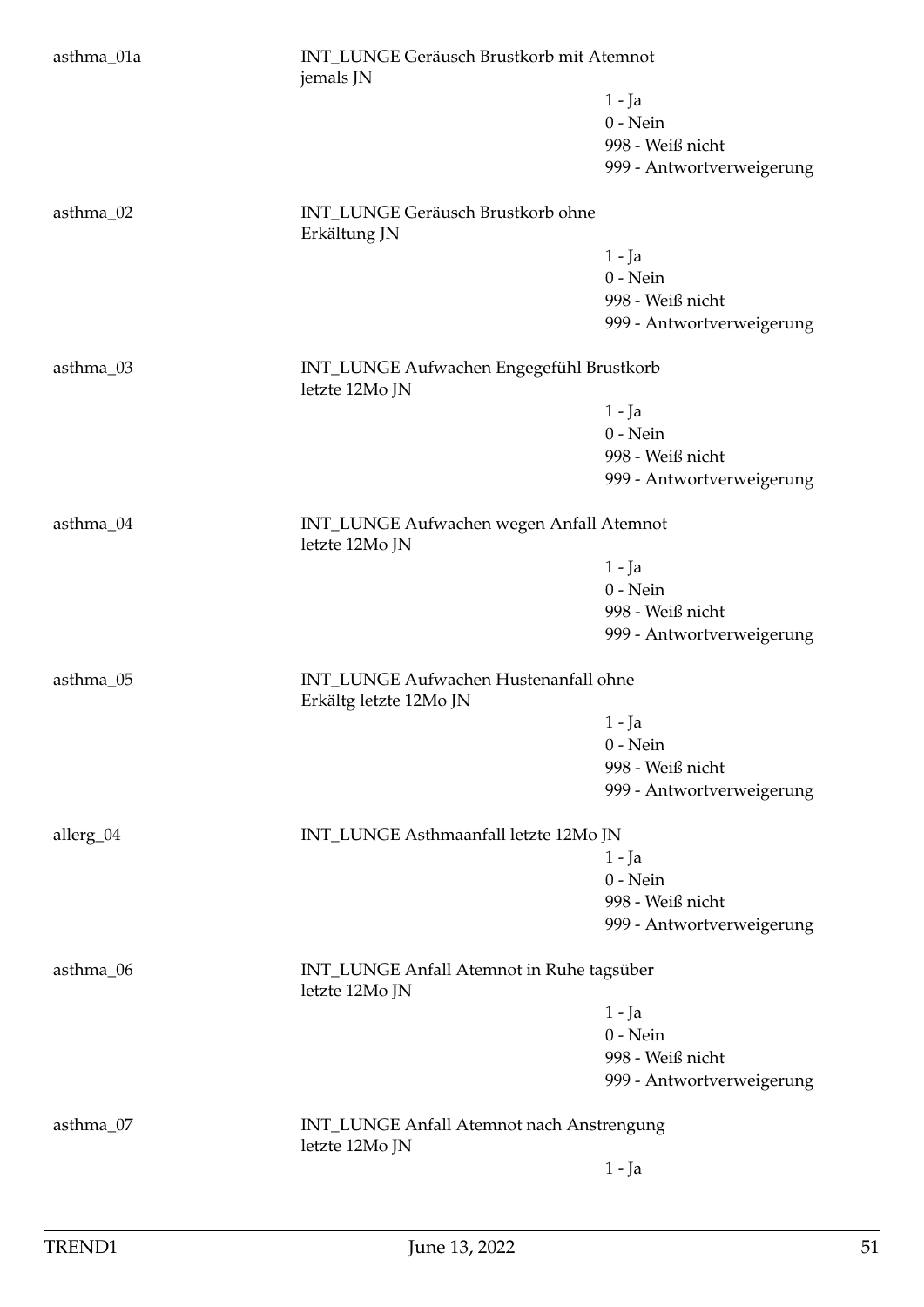asthma_01a

INT_LUNGE Geräusch Brustkorb mit Atemnot jemals JN

1 - Ja
0 - Nein
998 - Weiß nicht
999 - Antwortverweigerung

asthma_02

INT_LUNGE Geräusch Brustkorb ohne Erkältung JN

1 - Ja
0 - Nein
998 - Weiß nicht
999 - Antwortverweigerung

asthma_03

INT_LUNGE Aufwachen Engegefühl Brustkorb letzte 12Mo JN

1 - Ja
0 - Nein
998 - Weiß nicht
999 - Antwortverweigerung

asthma_04

INT_LUNGE Aufwachen wegen Anfall Atemnot letzte 12Mo JN

1 - Ja
0 - Nein
998 - Weiß nicht
999 - Antwortverweigerung

asthma_05

INT_LUNGE Aufwachen Hustenanfall ohne Erkältg letzte 12Mo JN

1 - Ja
0 - Nein
998 - Weiß nicht
999 - Antwortverweigerung

allerg_04

INT_LUNGE Asthmaanfall letzte 12Mo JN

1 - Ja
0 - Nein
998 - Weiß nicht
999 - Antwortverweigerung

asthma_06

INT_LUNGE Anfall Atemnot in Ruhe tagsüber letzte 12Mo JN

1 - Ja
0 - Nein
998 - Weiß nicht
999 - Antwortverweigerung

asthma_07

INT_LUNGE Anfall Atemnot nach Anstrengung letzte 12Mo JN

1 - Ja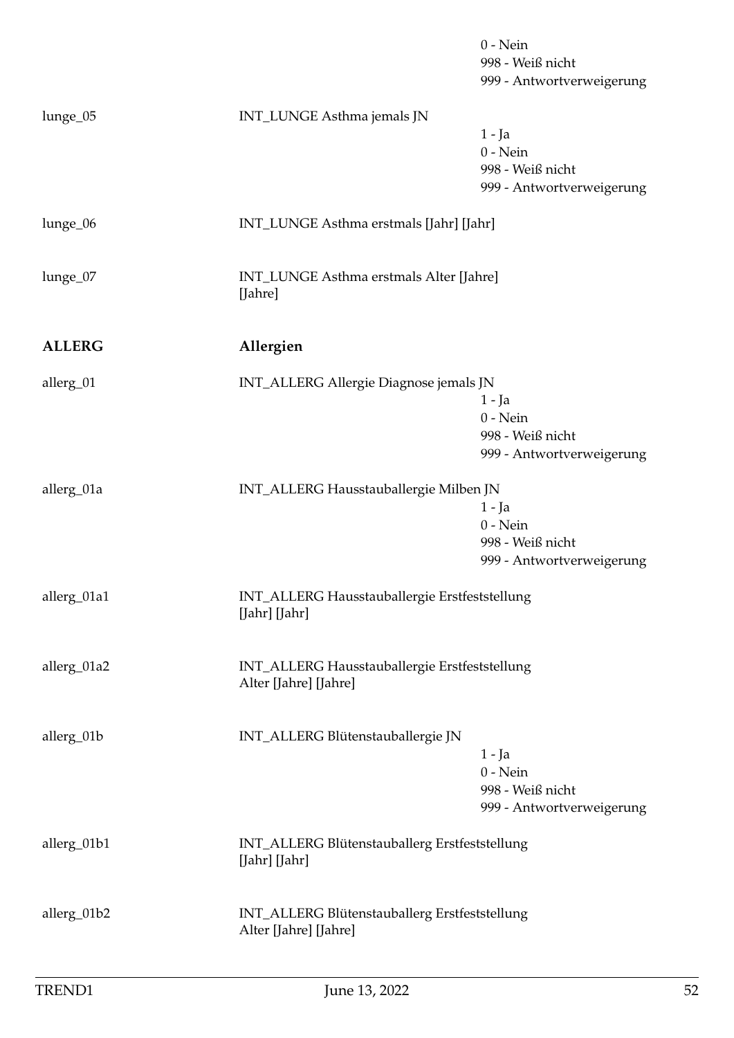0 - Nein
998 - Weiß nicht
999 - Antwortverweigerung

lunge_05 INT_LUNGE Asthma jemals JN
1 - Ja
0 - Nein
998 - Weiß nicht
999 - Antwortverweigerung

lunge_06 INT_LUNGE Asthma erstmals [Jahr] [Jahr]

lunge_07 INT_LUNGE Asthma erstmals Alter [Jahre] [Jahre]

## ALLERG Allergien

allerg_01 INT_ALLERG Allergie Diagnose jemals JN
1 - Ja
0 - Nein
998 - Weiß nicht
999 - Antwortverweigerung

allerg_01a INT_ALLERG Hausstauballergie Milben JN
1 - Ja
0 - Nein
998 - Weiß nicht
999 - Antwortverweigerung

allerg_01a1 INT_ALLERG Hausstauballergie Erstfeststellung [Jahr] [Jahr]

allerg_01a2 INT_ALLERG Hausstauballergie Erstfeststellung Alter [Jahre] [Jahre]

allerg_01b INT_ALLERG Blütenstauballergie JN
1 - Ja
0 - Nein
998 - Weiß nicht
999 - Antwortverweigerung

allerg_01b1 INT_ALLERG Blütenstauballerg Erstfeststellung [Jahr] [Jahr]

allerg_01b2 INT_ALLERG Blütenstauballerg Erstfeststellung Alter [Jahre] [Jahre]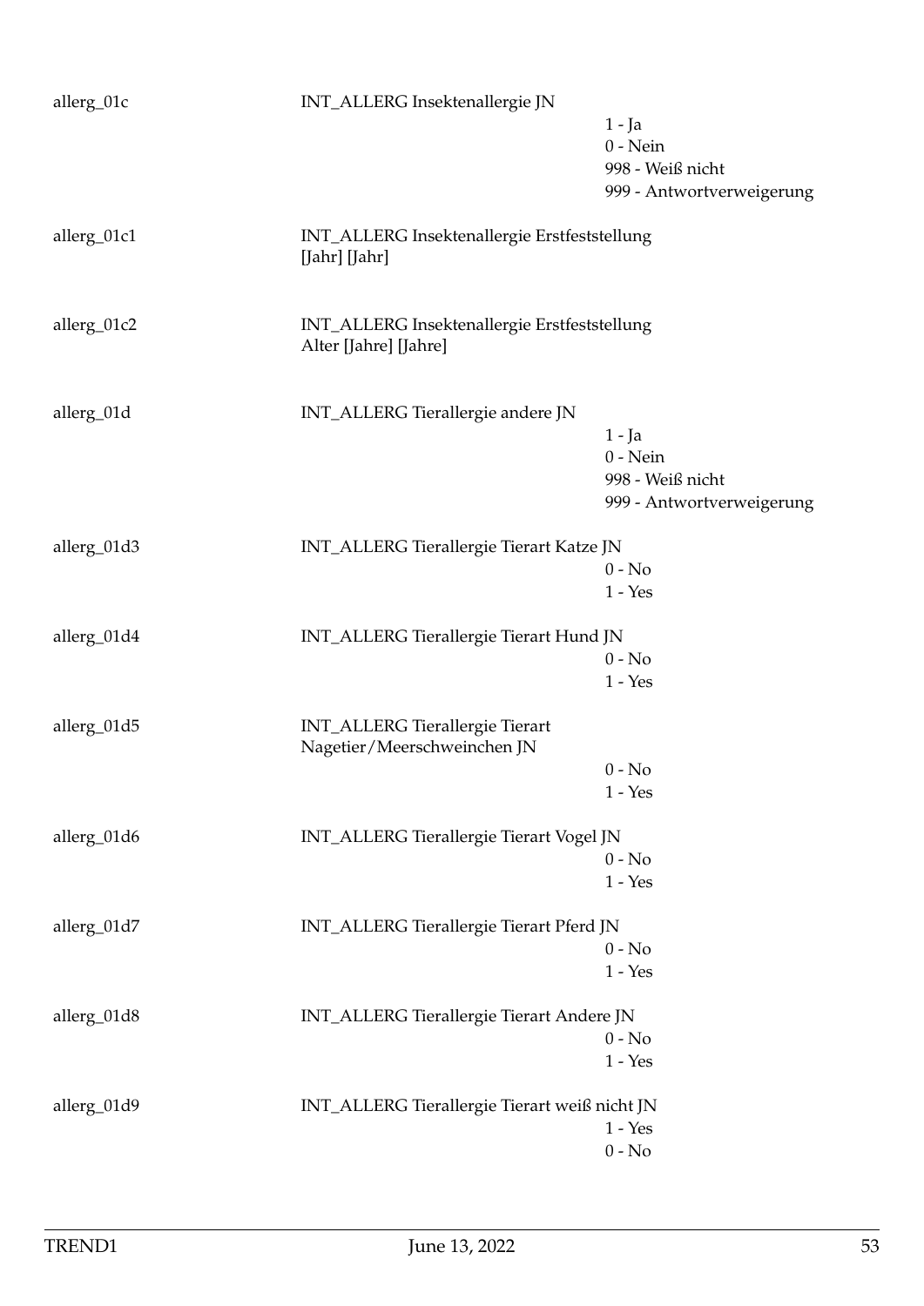| Variable | Label | Values |
|---|---|---|
| allerg_01c | INT_ALLERG Insektenallergie JN | 1 - Ja<br>0 - Nein<br>998 - Weiß nicht<br>999 - Antwortverweigerung |
| allerg_01c1 | INT_ALLERG Insektenallergie Erstfeststellung [Jahr] [Jahr] | |
| allerg_01c2 | INT_ALLERG Insektenallergie Erstfeststellung Alter [Jahre] [Jahre] | |
| allerg_01d | INT_ALLERG Tierallergie andere JN | 1 - Ja<br>0 - Nein<br>998 - Weiß nicht<br>999 - Antwortverweigerung |
| allerg_01d3 | INT_ALLERG Tierallergie Tierart Katze JN | 0 - No<br>1 - Yes |
| allerg_01d4 | INT_ALLERG Tierallergie Tierart Hund JN | 0 - No<br>1 - Yes |
| allerg_01d5 | INT_ALLERG Tierallergie Tierart Nagetier/Meerschweinchen JN | 0 - No<br>1 - Yes |
| allerg_01d6 | INT_ALLERG Tierallergie Tierart Vogel JN | 0 - No<br>1 - Yes |
| allerg_01d7 | INT_ALLERG Tierallergie Tierart Pferd JN | 0 - No<br>1 - Yes |
| allerg_01d8 | INT_ALLERG Tierallergie Tierart Andere JN | 0 - No<br>1 - Yes |
| allerg_01d9 | INT_ALLERG Tierallergie Tierart weiß nicht JN | 1 - Yes<br>0 - No |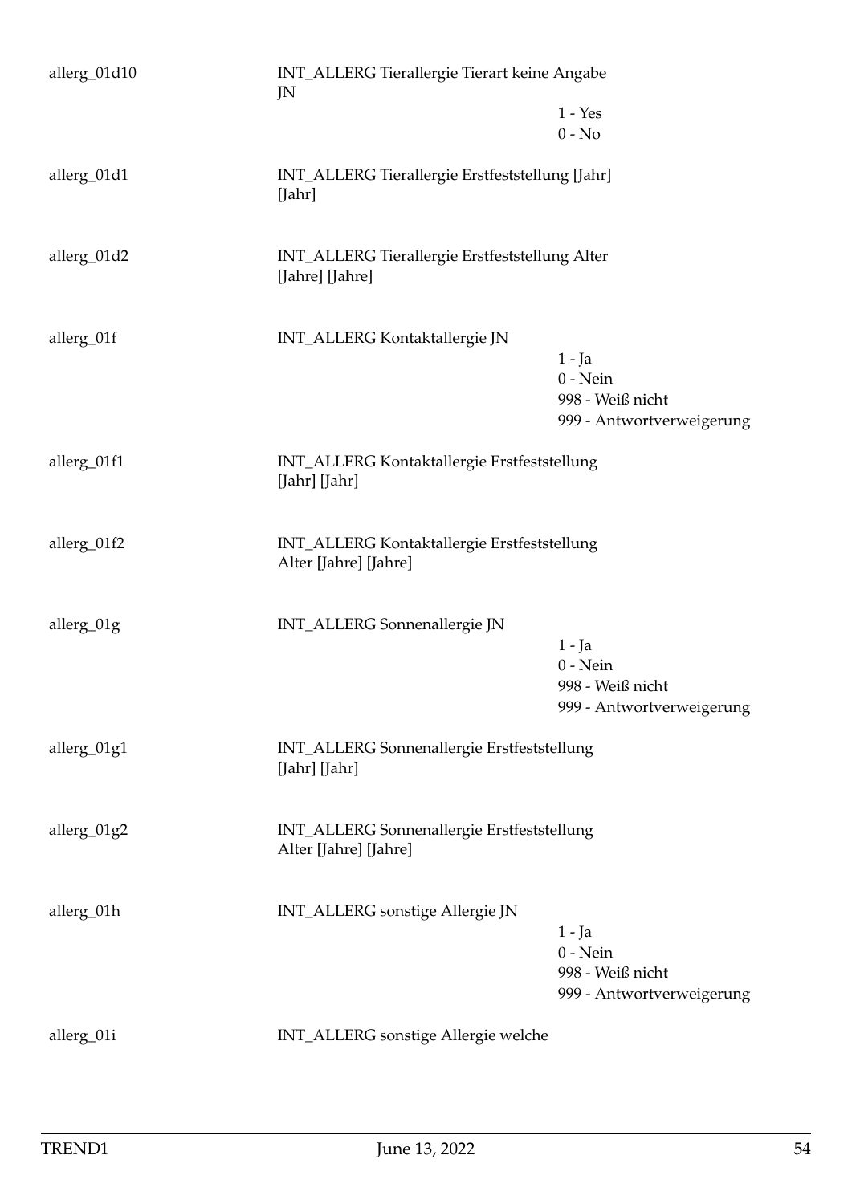| | | |
|---|---|---|
| allerg_01d10 | INT_ALLERG Tierallergie Tierart keine Angabe JN | 1 - Yes<br>0 - No |
| allerg_01d1 | INT_ALLERG Tierallergie Erstfeststellung [Jahr] [Jahr] | |
| allerg_01d2 | INT_ALLERG Tierallergie Erstfeststellung Alter [Jahre] [Jahre] | |
| allerg_01f | INT_ALLERG Kontaktallergie JN | 1 - Ja<br>0 - Nein<br>998 - Weiß nicht<br>999 - Antwortverweigerung |
| allerg_01f1 | INT_ALLERG Kontaktallergie Erstfeststellung [Jahr] [Jahr] | |
| allerg_01f2 | INT_ALLERG Kontaktallergie Erstfeststellung Alter [Jahre] [Jahre] | |
| allerg_01g | INT_ALLERG Sonnenallergie JN | 1 - Ja<br>0 - Nein<br>998 - Weiß nicht<br>999 - Antwortverweigerung |
| allerg_01g1 | INT_ALLERG Sonnenallergie Erstfeststellung [Jahr] [Jahr] | |
| allerg_01g2 | INT_ALLERG Sonnenallergie Erstfeststellung Alter [Jahre] [Jahre] | |
| allerg_01h | INT_ALLERG sonstige Allergie JN | 1 - Ja<br>0 - Nein<br>998 - Weiß nicht<br>999 - Antwortverweigerung |
| allerg_01i | INT_ALLERG sonstige Allergie welche | |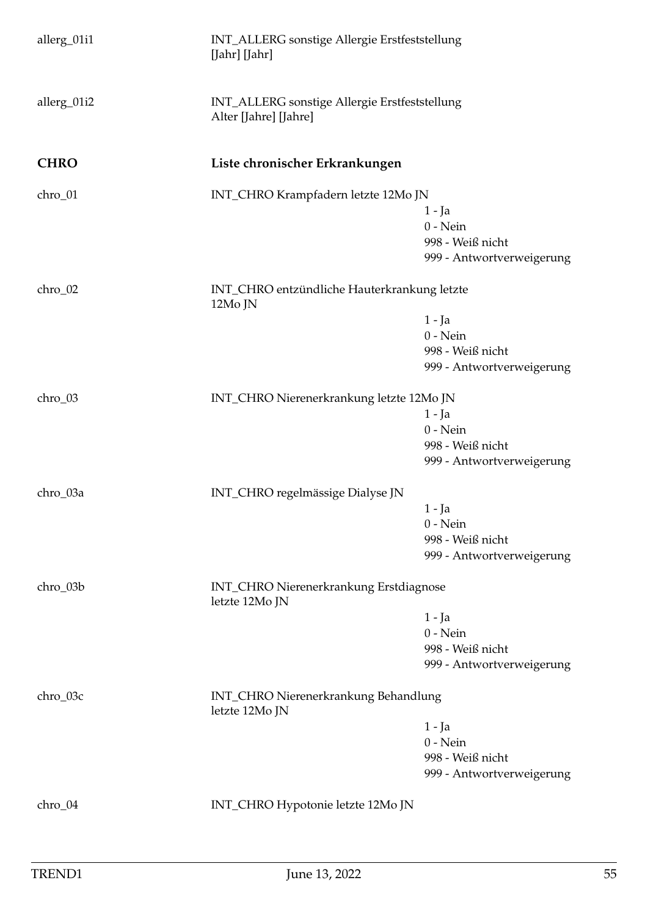allerg_01i1 INT_ALLERG sonstige Allergie Erstfeststellung [Jahr] [Jahr]

allerg_01i2 INT_ALLERG sonstige Allergie Erstfeststellung Alter [Jahre] [Jahre]

## CHRO Liste chronischer Erkrankungen

chro_01 INT_CHRO Krampfadern letzte 12Mo JN

- 1 - Ja
- 0 - Nein
- 998 - Weiß nicht
- 999 - Antwortverweigerung

chro_02 INT_CHRO entzündliche Hauterkrankung letzte 12Mo JN

- 1 - Ja
- 0 - Nein
- 998 - Weiß nicht
- 999 - Antwortverweigerung

chro_03 INT_CHRO Nierenerkrankung letzte 12Mo JN

- 1 - Ja
- 0 - Nein
- 998 - Weiß nicht
- 999 - Antwortverweigerung

chro_03a INT_CHRO regelmässige Dialyse JN

- 1 - Ja
- 0 - Nein
- 998 - Weiß nicht
- 999 - Antwortverweigerung

chro_03b INT_CHRO Nierenerkrankung Erstdiagnose letzte 12Mo JN

- 1 - Ja
- 0 - Nein
- 998 - Weiß nicht
- 999 - Antwortverweigerung

chro_03c INT_CHRO Nierenerkrankung Behandlung letzte 12Mo JN

- 1 - Ja
- 0 - Nein
- 998 - Weiß nicht
- 999 - Antwortverweigerung

chro_04 INT_CHRO Hypotonie letzte 12Mo JN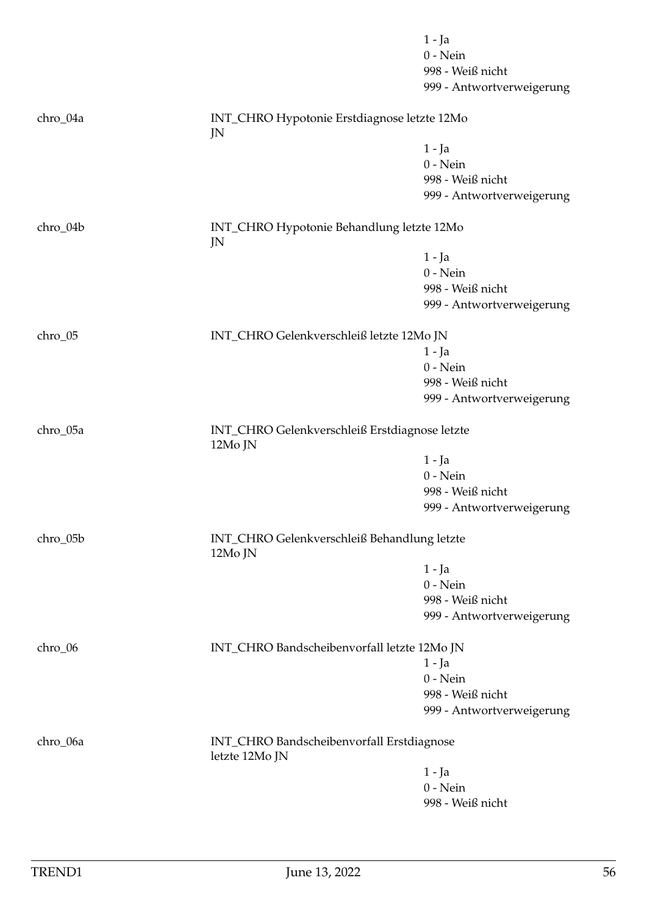1 - Ja
0 - Nein
998 - Weiß nicht
999 - Antwortverweigerung

chro_04a INT_CHRO Hypotonie Erstdiagnose letzte 12Mo JN

1 - Ja
0 - Nein
998 - Weiß nicht
999 - Antwortverweigerung

chro_04b INT_CHRO Hypotonie Behandlung letzte 12Mo JN

1 - Ja
0 - Nein
998 - Weiß nicht
999 - Antwortverweigerung

chro_05 INT_CHRO Gelenkverschleiß letzte 12Mo JN

1 - Ja
0 - Nein
998 - Weiß nicht
999 - Antwortverweigerung

chro_05a INT_CHRO Gelenkverschleiß Erstdiagnose letzte 12Mo JN

1 - Ja
0 - Nein
998 - Weiß nicht
999 - Antwortverweigerung

chro_05b INT_CHRO Gelenkverschleiß Behandlung letzte 12Mo JN

1 - Ja
0 - Nein
998 - Weiß nicht
999 - Antwortverweigerung

chro_06 INT_CHRO Bandscheibenvorfall letzte 12Mo JN

1 - Ja
0 - Nein
998 - Weiß nicht
999 - Antwortverweigerung

chro_06a INT_CHRO Bandscheibenvorfall Erstdiagnose letzte 12Mo JN

1 - Ja
0 - Nein
998 - Weiß nicht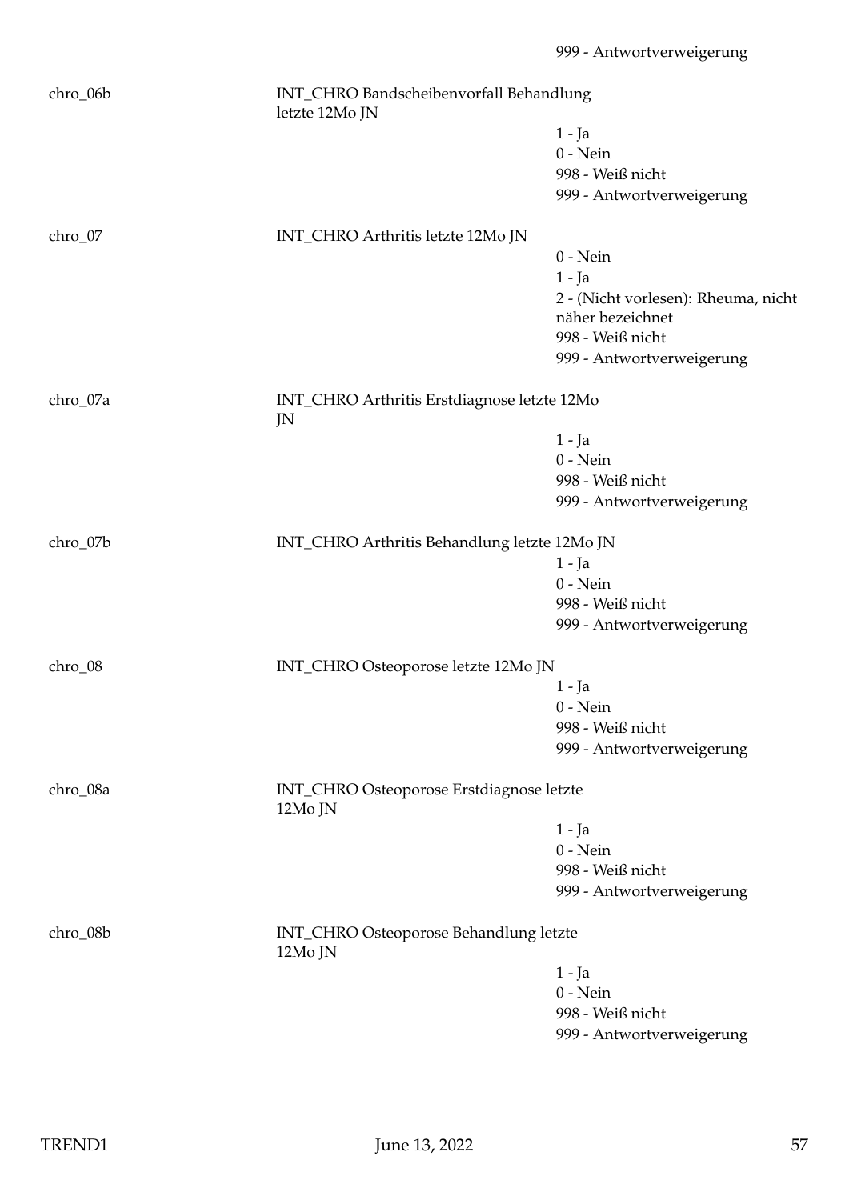999 - Antwortverweigerung

chro_06b INT_CHRO Bandscheibenvorfall Behandlung letzte 12Mo JN

1 - Ja
0 - Nein
998 - Weiß nicht
999 - Antwortverweigerung

chro_07 INT_CHRO Arthritis letzte 12Mo JN

0 - Nein
1 - Ja
2 - (Nicht vorlesen): Rheuma, nicht näher bezeichnet
998 - Weiß nicht
999 - Antwortverweigerung

chro_07a INT_CHRO Arthritis Erstdiagnose letzte 12Mo JN

1 - Ja
0 - Nein
998 - Weiß nicht
999 - Antwortverweigerung

chro_07b INT_CHRO Arthritis Behandlung letzte 12Mo JN

1 - Ja
0 - Nein
998 - Weiß nicht
999 - Antwortverweigerung

chro_08 INT_CHRO Osteoporose letzte 12Mo JN

1 - Ja
0 - Nein
998 - Weiß nicht
999 - Antwortverweigerung

chro_08a INT_CHRO Osteoporose Erstdiagnose letzte 12Mo JN

1 - Ja
0 - Nein
998 - Weiß nicht
999 - Antwortverweigerung

chro_08b INT_CHRO Osteoporose Behandlung letzte 12Mo JN

1 - Ja
0 - Nein
998 - Weiß nicht
999 - Antwortverweigerung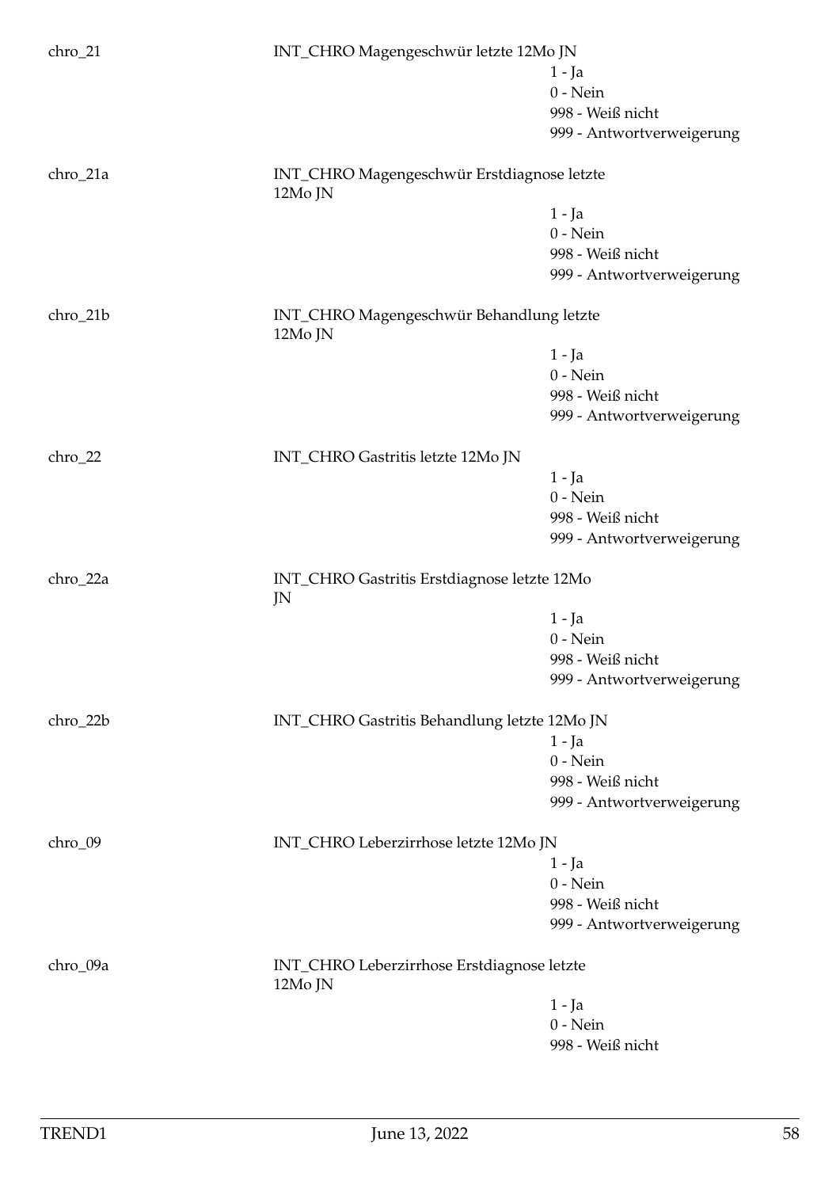chro_21 INT_CHRO Magengeschwür letzte 12Mo JN

1 - Ja
0 - Nein
998 - Weiß nicht
999 - Antwortverweigerung

chro_21a INT_CHRO Magengeschwür Erstdiagnose letzte 12Mo JN

1 - Ja
0 - Nein
998 - Weiß nicht
999 - Antwortverweigerung

chro_21b INT_CHRO Magengeschwür Behandlung letzte 12Mo JN

1 - Ja
0 - Nein
998 - Weiß nicht
999 - Antwortverweigerung

chro_22 INT_CHRO Gastritis letzte 12Mo JN

1 - Ja
0 - Nein
998 - Weiß nicht
999 - Antwortverweigerung

chro_22a INT_CHRO Gastritis Erstdiagnose letzte 12Mo JN

1 - Ja
0 - Nein
998 - Weiß nicht
999 - Antwortverweigerung

chro_22b INT_CHRO Gastritis Behandlung letzte 12Mo JN

1 - Ja
0 - Nein
998 - Weiß nicht
999 - Antwortverweigerung

chro_09 INT_CHRO Leberzirrhose letzte 12Mo JN

1 - Ja
0 - Nein
998 - Weiß nicht
999 - Antwortverweigerung

chro_09a INT_CHRO Leberzirrhose Erstdiagnose letzte 12Mo JN

1 - Ja
0 - Nein
998 - Weiß nicht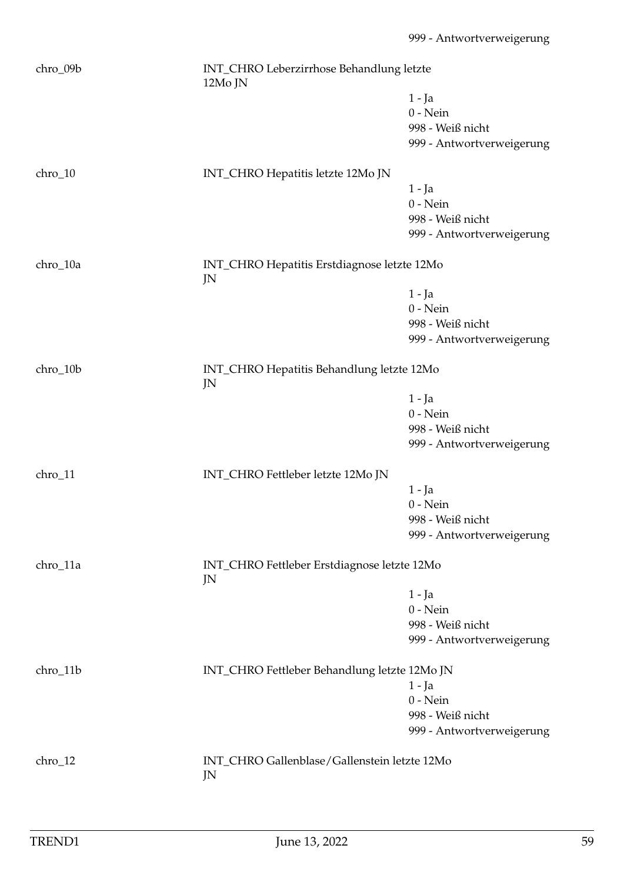999 - Antwortverweigerung

chro_09b INT_CHRO Leberzirrhose Behandlung letzte 12Mo JN

1 - Ja
0 - Nein
998 - Weiß nicht
999 - Antwortverweigerung

chro_10 INT_CHRO Hepatitis letzte 12Mo JN

1 - Ja
0 - Nein
998 - Weiß nicht
999 - Antwortverweigerung

chro_10a INT_CHRO Hepatitis Erstdiagnose letzte 12Mo JN

1 - Ja
0 - Nein
998 - Weiß nicht
999 - Antwortverweigerung

chro_10b INT_CHRO Hepatitis Behandlung letzte 12Mo JN

1 - Ja
0 - Nein
998 - Weiß nicht
999 - Antwortverweigerung

chro_11 INT_CHRO Fettleber letzte 12Mo JN

1 - Ja
0 - Nein
998 - Weiß nicht
999 - Antwortverweigerung

chro_11a INT_CHRO Fettleber Erstdiagnose letzte 12Mo JN

1 - Ja
0 - Nein
998 - Weiß nicht
999 - Antwortverweigerung

chro_11b INT_CHRO Fettleber Behandlung letzte 12Mo JN

1 - Ja
0 - Nein
998 - Weiß nicht
999 - Antwortverweigerung

chro_12 INT_CHRO Gallenblase/Gallenstein letzte 12Mo JN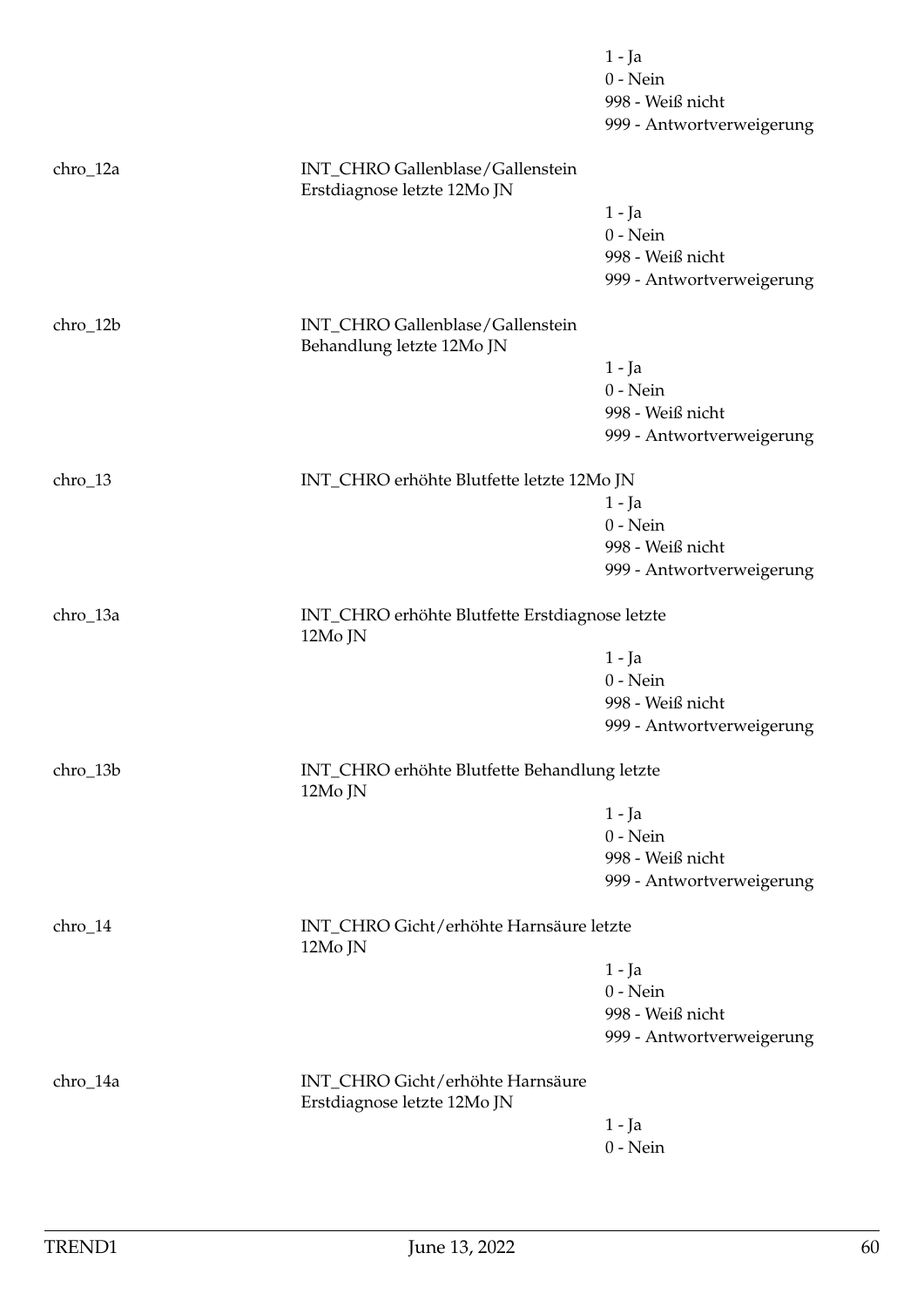1 - Ja
0 - Nein
998 - Weiß nicht
999 - Antwortverweigerung

chro_12a INT_CHRO Gallenblase/Gallenstein Erstdiagnose letzte 12Mo JN

1 - Ja
0 - Nein
998 - Weiß nicht
999 - Antwortverweigerung

chro_12b INT_CHRO Gallenblase/Gallenstein Behandlung letzte 12Mo JN

1 - Ja
0 - Nein
998 - Weiß nicht
999 - Antwortverweigerung

chro_13 INT_CHRO erhöhte Blutfette letzte 12Mo JN

1 - Ja
0 - Nein
998 - Weiß nicht
999 - Antwortverweigerung

chro_13a INT_CHRO erhöhte Blutfette Erstdiagnose letzte 12Mo JN

1 - Ja
0 - Nein
998 - Weiß nicht
999 - Antwortverweigerung

chro_13b INT_CHRO erhöhte Blutfette Behandlung letzte 12Mo JN

1 - Ja
0 - Nein
998 - Weiß nicht
999 - Antwortverweigerung

chro_14 INT_CHRO Gicht/erhöhte Harnsäure letzte 12Mo JN

1 - Ja
0 - Nein
998 - Weiß nicht
999 - Antwortverweigerung

chro_14a INT_CHRO Gicht/erhöhte Harnsäure Erstdiagnose letzte 12Mo JN

1 - Ja
0 - Nein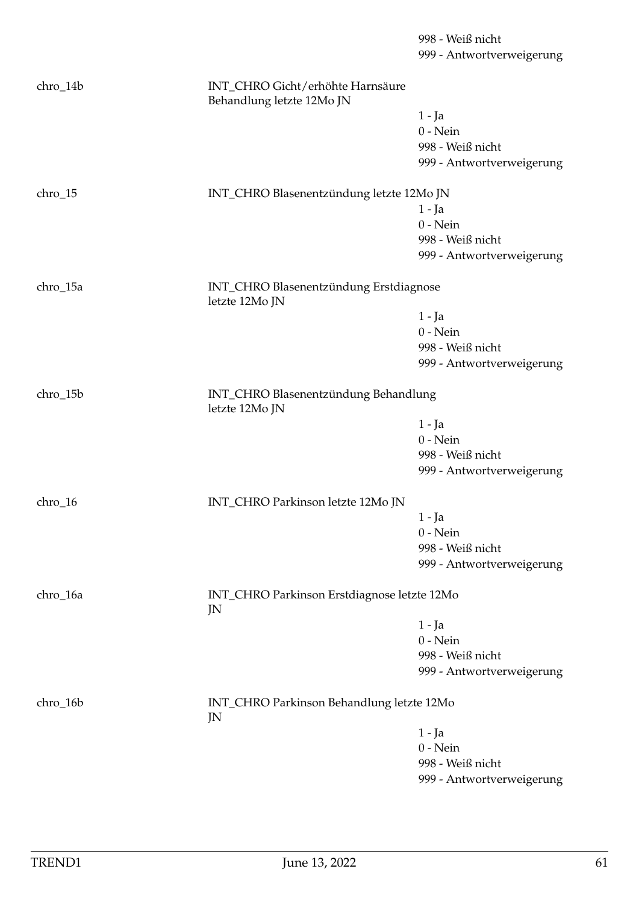998 - Weiß nicht
999 - Antwortverweigerung

chro_14b — INT_CHRO Gicht/erhöhte Harnsäure Behandlung letzte 12Mo JN

1 - Ja
0 - Nein
998 - Weiß nicht
999 - Antwortverweigerung

chro_15 — INT_CHRO Blasenentzündung letzte 12Mo JN

1 - Ja
0 - Nein
998 - Weiß nicht
999 - Antwortverweigerung

chro_15a — INT_CHRO Blasenentzündung Erstdiagnose letzte 12Mo JN

1 - Ja
0 - Nein
998 - Weiß nicht
999 - Antwortverweigerung

chro_15b — INT_CHRO Blasenentzündung Behandlung letzte 12Mo JN

1 - Ja
0 - Nein
998 - Weiß nicht
999 - Antwortverweigerung

chro_16 — INT_CHRO Parkinson letzte 12Mo JN

1 - Ja
0 - Nein
998 - Weiß nicht
999 - Antwortverweigerung

chro_16a — INT_CHRO Parkinson Erstdiagnose letzte 12Mo JN

1 - Ja
0 - Nein
998 - Weiß nicht
999 - Antwortverweigerung

chro_16b — INT_CHRO Parkinson Behandlung letzte 12Mo JN

1 - Ja
0 - Nein
998 - Weiß nicht
999 - Antwortverweigerung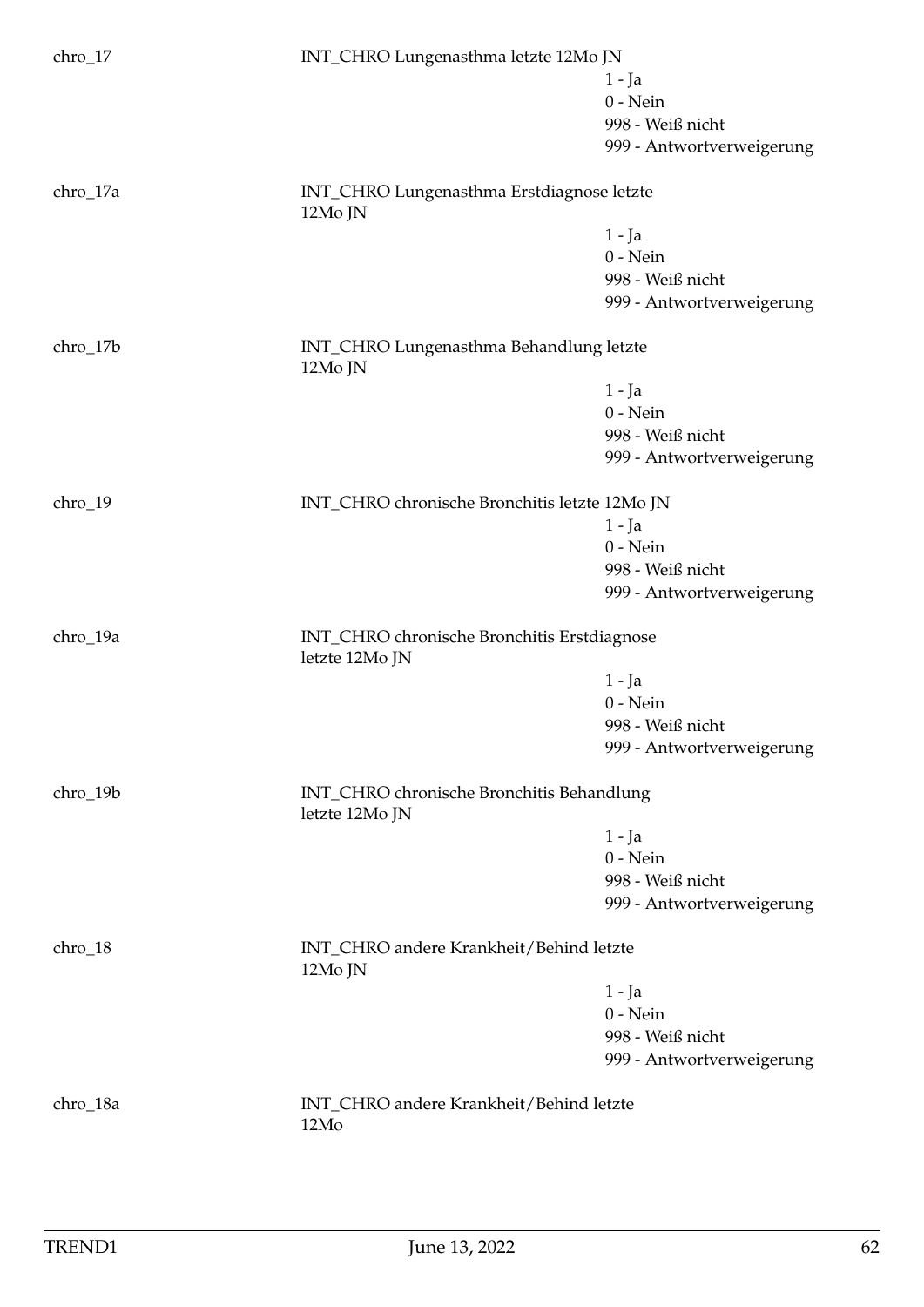chro_17 INT_CHRO Lungenasthma letzte 12Mo JN

- 1 - Ja
- 0 - Nein
- 998 - Weiß nicht
- 999 - Antwortverweigerung

chro_17a INT_CHRO Lungenasthma Erstdiagnose letzte 12Mo JN

- 1 - Ja
- 0 - Nein
- 998 - Weiß nicht
- 999 - Antwortverweigerung

chro_17b INT_CHRO Lungenasthma Behandlung letzte 12Mo JN

- 1 - Ja
- 0 - Nein
- 998 - Weiß nicht
- 999 - Antwortverweigerung

chro_19 INT_CHRO chronische Bronchitis letzte 12Mo JN

- 1 - Ja
- 0 - Nein
- 998 - Weiß nicht
- 999 - Antwortverweigerung

chro_19a INT_CHRO chronische Bronchitis Erstdiagnose letzte 12Mo JN

- 1 - Ja
- 0 - Nein
- 998 - Weiß nicht
- 999 - Antwortverweigerung

chro_19b INT_CHRO chronische Bronchitis Behandlung letzte 12Mo JN

- 1 - Ja
- 0 - Nein
- 998 - Weiß nicht
- 999 - Antwortverweigerung

chro_18 INT_CHRO andere Krankheit/Behind letzte 12Mo JN

- 1 - Ja
- 0 - Nein
- 998 - Weiß nicht
- 999 - Antwortverweigerung

chro_18a INT_CHRO andere Krankheit/Behind letzte 12Mo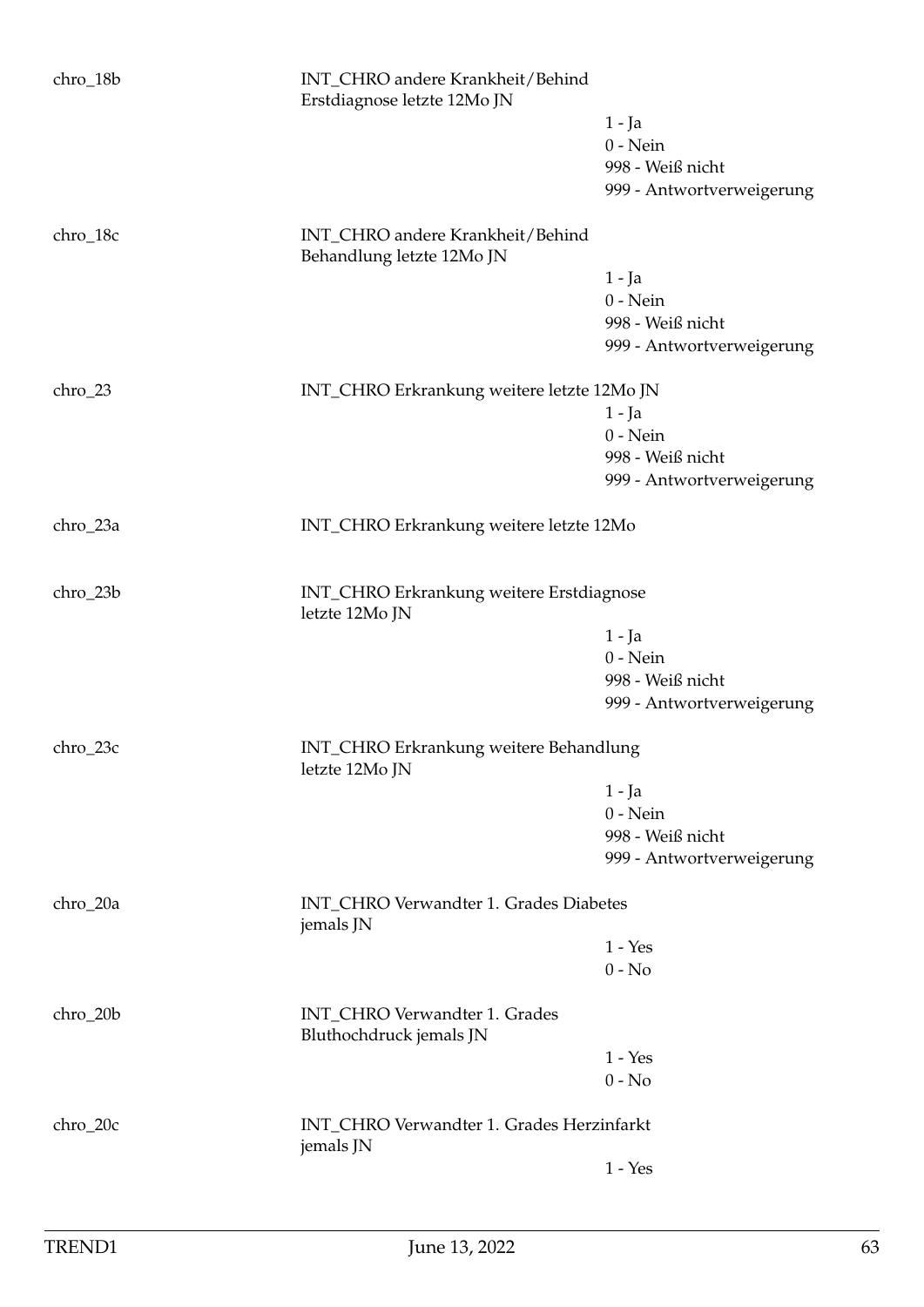chro_18b

INT_CHRO andere Krankheit/Behind Erstdiagnose letzte 12Mo JN

- 1 - Ja
- 0 - Nein
- 998 - Weiß nicht
- 999 - Antwortverweigerung

chro_18c

INT_CHRO andere Krankheit/Behind Behandlung letzte 12Mo JN

- 1 - Ja
- 0 - Nein
- 998 - Weiß nicht
- 999 - Antwortverweigerung

chro_23

INT_CHRO Erkrankung weitere letzte 12Mo JN

- 1 - Ja
- 0 - Nein
- 998 - Weiß nicht
- 999 - Antwortverweigerung

chro_23a

INT_CHRO Erkrankung weitere letzte 12Mo

chro_23b

INT_CHRO Erkrankung weitere Erstdiagnose letzte 12Mo JN

- 1 - Ja
- 0 - Nein
- 998 - Weiß nicht
- 999 - Antwortverweigerung

chro_23c

INT_CHRO Erkrankung weitere Behandlung letzte 12Mo JN

- 1 - Ja
- 0 - Nein
- 998 - Weiß nicht
- 999 - Antwortverweigerung

chro_20a

INT_CHRO Verwandter 1. Grades Diabetes jemals JN

- 1 - Yes
- 0 - No

chro_20b

INT_CHRO Verwandter 1. Grades Bluthochdruck jemals JN

- 1 - Yes
- 0 - No

chro_20c

INT_CHRO Verwandter 1. Grades Herzinfarkt jemals JN

- 1 - Yes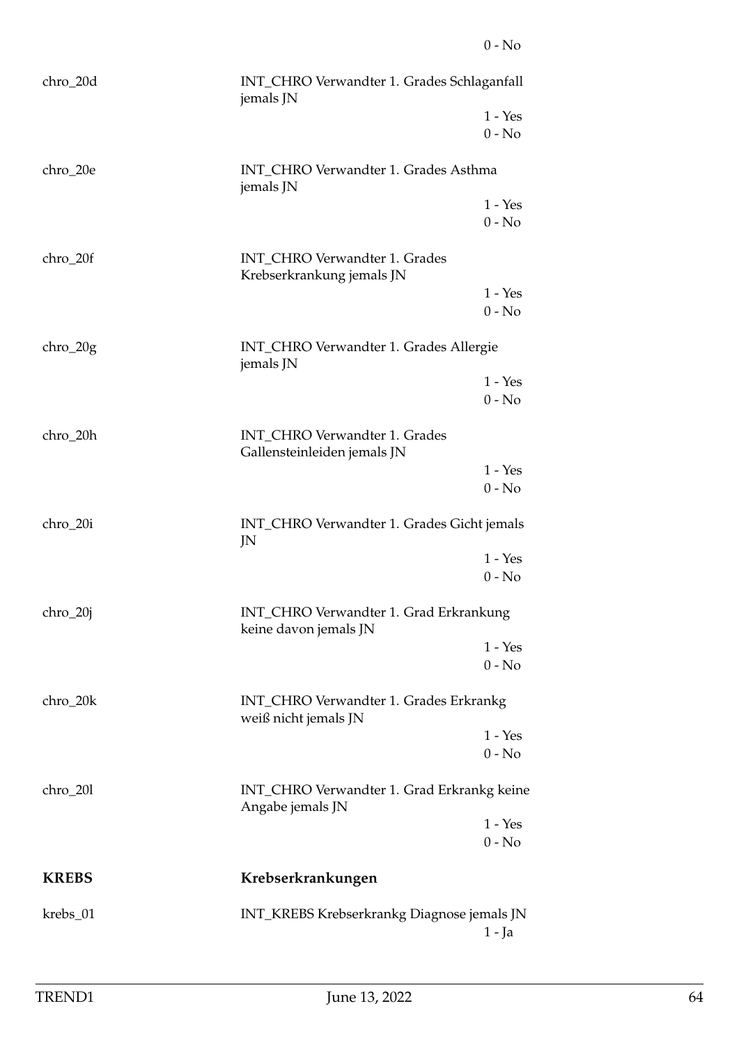0 - No

| | | |
|---|---|---|
| chro_20d | INT_CHRO Verwandter 1. Grades Schlaganfall jemals JN | |
| | | 1 - Yes |
| | | 0 - No |
| chro_20e | INT_CHRO Verwandter 1. Grades Asthma jemals JN | |
| | | 1 - Yes |
| | | 0 - No |
| chro_20f | INT_CHRO Verwandter 1. Grades Krebserkrankung jemals JN | |
| | | 1 - Yes |
| | | 0 - No |
| chro_20g | INT_CHRO Verwandter 1. Grades Allergie jemals JN | |
| | | 1 - Yes |
| | | 0 - No |
| chro_20h | INT_CHRO Verwandter 1. Grades Gallensteinleiden jemals JN | |
| | | 1 - Yes |
| | | 0 - No |
| chro_20i | INT_CHRO Verwandter 1. Grades Gicht jemals JN | |
| | | 1 - Yes |
| | | 0 - No |
| chro_20j | INT_CHRO Verwandter 1. Grad Erkrankung keine davon jemals JN | |
| | | 1 - Yes |
| | | 0 - No |
| chro_20k | INT_CHRO Verwandter 1. Grades Erkrankg weiß nicht jemals JN | |
| | | 1 - Yes |
| | | 0 - No |
| chro_20l | INT_CHRO Verwandter 1. Grad Erkrankg keine Angabe jemals JN | |
| | | 1 - Yes |
| | | 0 - No |

## KREBS — Krebserkrankungen

| | | |
|---|---|---|
| krebs_01 | INT_KREBS Krebserkrankg Diagnose jemals JN | |
| | | 1 - Ja |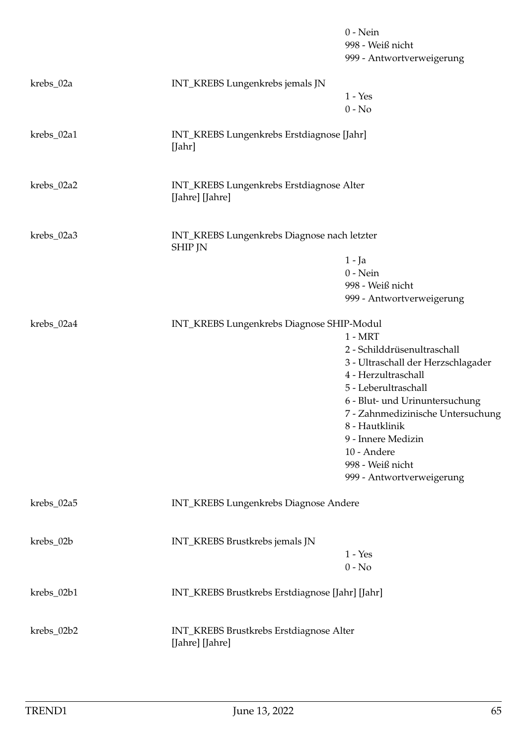| | | |
|---|---|---|
| | | 0 - Nein |
| | | 998 - Weiß nicht |
| | | 999 - Antwortverweigerung |
| krebs_02a | INT_KREBS Lungenkrebs jemals JN | |
| | | 1 - Yes |
| | | 0 - No |
| krebs_02a1 | INT_KREBS Lungenkrebs Erstdiagnose [Jahr] [Jahr] | |
| krebs_02a2 | INT_KREBS Lungenkrebs Erstdiagnose Alter [Jahre] [Jahre] | |
| krebs_02a3 | INT_KREBS Lungenkrebs Diagnose nach letzter SHIP JN | |
| | | 1 - Ja |
| | | 0 - Nein |
| | | 998 - Weiß nicht |
| | | 999 - Antwortverweigerung |
| krebs_02a4 | INT_KREBS Lungenkrebs Diagnose SHIP-Modul | |
| | | 1 - MRT |
| | | 2 - Schilddrüsenultraschall |
| | | 3 - Ultraschall der Herzschlagader |
| | | 4 - Herzultraschall |
| | | 5 - Leberultraschall |
| | | 6 - Blut- und Urinuntersuchung |
| | | 7 - Zahnmedizinische Untersuchung |
| | | 8 - Hautklinik |
| | | 9 - Innere Medizin |
| | | 10 - Andere |
| | | 998 - Weiß nicht |
| | | 999 - Antwortverweigerung |
| krebs_02a5 | INT_KREBS Lungenkrebs Diagnose Andere | |
| krebs_02b | INT_KREBS Brustkrebs jemals JN | |
| | | 1 - Yes |
| | | 0 - No |
| krebs_02b1 | INT_KREBS Brustkrebs Erstdiagnose [Jahr] [Jahr] | |
| krebs_02b2 | INT_KREBS Brustkrebs Erstdiagnose Alter [Jahre] [Jahre] | |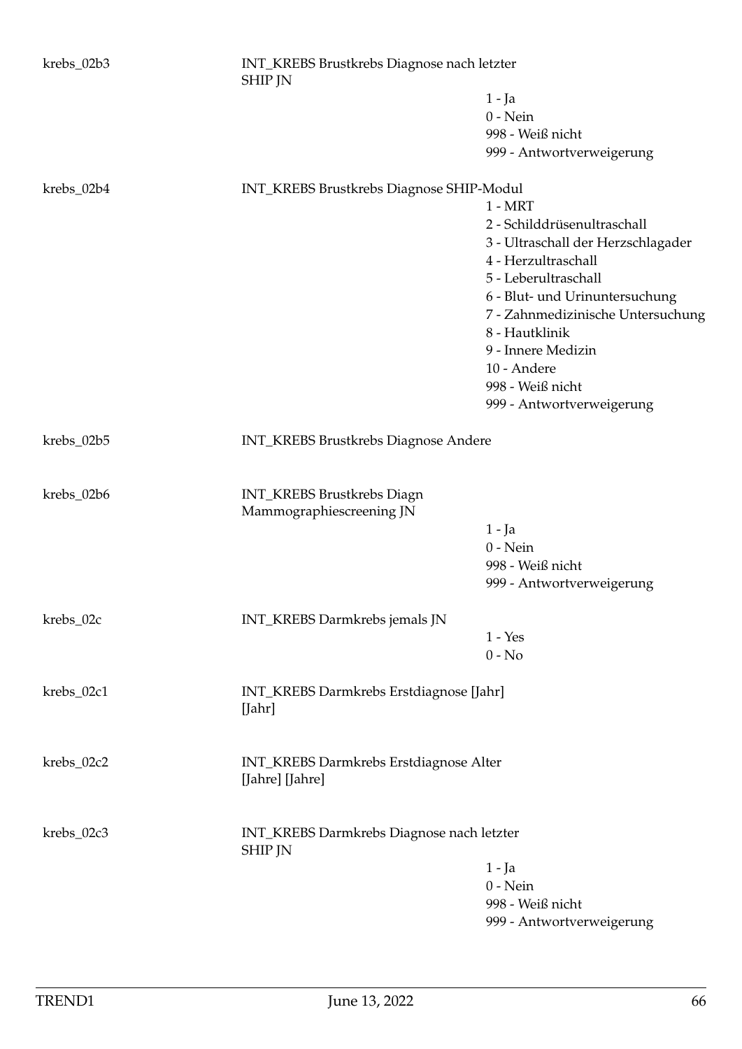| | | |
|---|---|---|
| krebs_02b3 | INT_KREBS Brustkrebs Diagnose nach letzter SHIP JN | |
| | | 1 - Ja |
| | | 0 - Nein |
| | | 998 - Weiß nicht |
| | | 999 - Antwortverweigerung |
| krebs_02b4 | INT_KREBS Brustkrebs Diagnose SHIP-Modul | |
| | | 1 - MRT |
| | | 2 - Schilddrüsenultraschall |
| | | 3 - Ultraschall der Herzschlagader |
| | | 4 - Herzultraschall |
| | | 5 - Leberultraschall |
| | | 6 - Blut- und Urinuntersuchung |
| | | 7 - Zahnmedizinische Untersuchung |
| | | 8 - Hautklinik |
| | | 9 - Innere Medizin |
| | | 10 - Andere |
| | | 998 - Weiß nicht |
| | | 999 - Antwortverweigerung |
| krebs_02b5 | INT_KREBS Brustkrebs Diagnose Andere | |
| krebs_02b6 | INT_KREBS Brustkrebs Diagn Mammographiescreening JN | |
| | | 1 - Ja |
| | | 0 - Nein |
| | | 998 - Weiß nicht |
| | | 999 - Antwortverweigerung |
| krebs_02c | INT_KREBS Darmkrebs jemals JN | |
| | | 1 - Yes |
| | | 0 - No |
| krebs_02c1 | INT_KREBS Darmkrebs Erstdiagnose [Jahr] [Jahr] | |
| krebs_02c2 | INT_KREBS Darmkrebs Erstdiagnose Alter [Jahre] [Jahre] | |
| krebs_02c3 | INT_KREBS Darmkrebs Diagnose nach letzter SHIP JN | |
| | | 1 - Ja |
| | | 0 - Nein |
| | | 998 - Weiß nicht |
| | | 999 - Antwortverweigerung |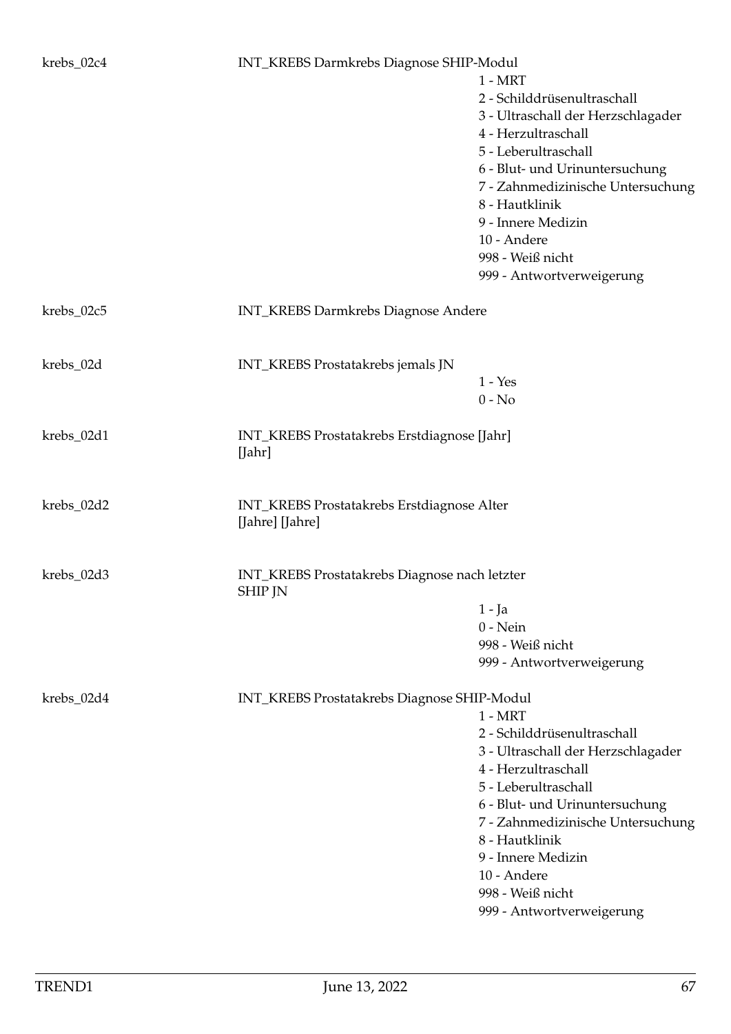| Variable | Label | Values |
|---|---|---|
| krebs_02c4 | INT_KREBS Darmkrebs Diagnose SHIP-Modul | 1 - MRT<br>2 - Schilddrüsenultraschall<br>3 - Ultraschall der Herzschlagader<br>4 - Herzultraschall<br>5 - Leberultraschall<br>6 - Blut- und Urinuntersuchung<br>7 - Zahnmedizinische Untersuchung<br>8 - Hautklinik<br>9 - Innere Medizin<br>10 - Andere<br>998 - Weiß nicht<br>999 - Antwortverweigerung |
| krebs_02c5 | INT_KREBS Darmkrebs Diagnose Andere | |
| krebs_02d | INT_KREBS Prostatakrebs jemals JN | 1 - Yes<br>0 - No |
| krebs_02d1 | INT_KREBS Prostatakrebs Erstdiagnose [Jahr] [Jahr] | |
| krebs_02d2 | INT_KREBS Prostatakrebs Erstdiagnose Alter [Jahre] [Jahre] | |
| krebs_02d3 | INT_KREBS Prostatakrebs Diagnose nach letzter SHIP JN | 1 - Ja<br>0 - Nein<br>998 - Weiß nicht<br>999 - Antwortverweigerung |
| krebs_02d4 | INT_KREBS Prostatakrebs Diagnose SHIP-Modul | 1 - MRT<br>2 - Schilddrüsenultraschall<br>3 - Ultraschall der Herzschlagader<br>4 - Herzultraschall<br>5 - Leberultraschall<br>6 - Blut- und Urinuntersuchung<br>7 - Zahnmedizinische Untersuchung<br>8 - Hautklinik<br>9 - Innere Medizin<br>10 - Andere<br>998 - Weiß nicht<br>999 - Antwortverweigerung |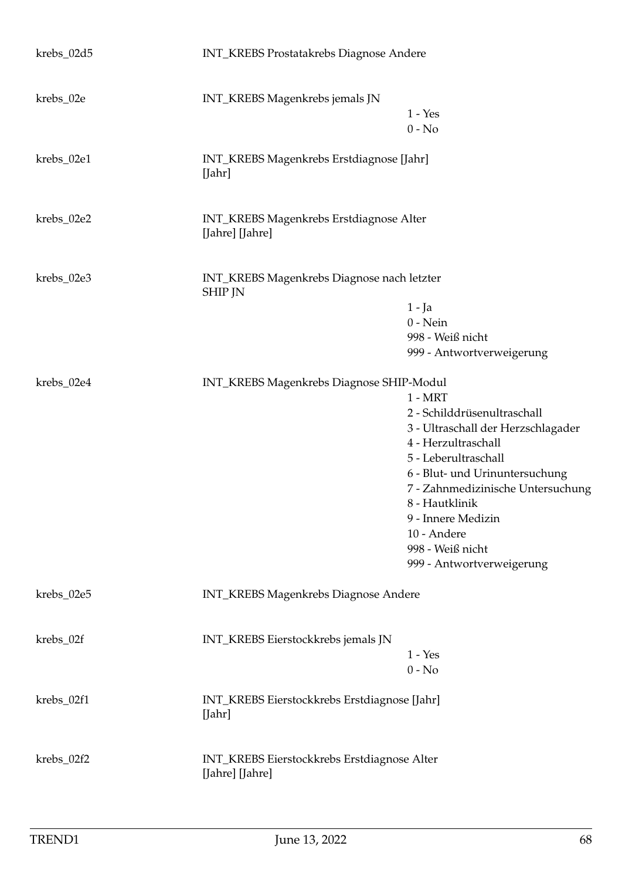| | | |
|---|---|---|
| krebs_02d5 | INT_KREBS Prostatakrebs Diagnose Andere | |
| krebs_02e | INT_KREBS Magenkrebs jemals JN | 1 - Yes<br>0 - No |
| krebs_02e1 | INT_KREBS Magenkrebs Erstdiagnose [Jahr] [Jahr] | |
| krebs_02e2 | INT_KREBS Magenkrebs Erstdiagnose Alter [Jahre] [Jahre] | |
| krebs_02e3 | INT_KREBS Magenkrebs Diagnose nach letzter SHIP JN | 1 - Ja<br>0 - Nein<br>998 - Weiß nicht<br>999 - Antwortverweigerung |
| krebs_02e4 | INT_KREBS Magenkrebs Diagnose SHIP-Modul | 1 - MRT<br>2 - Schilddrüsenultraschall<br>3 - Ultraschall der Herzschlagader<br>4 - Herzultraschall<br>5 - Leberultraschall<br>6 - Blut- und Urinuntersuchung<br>7 - Zahnmedizinische Untersuchung<br>8 - Hautklinik<br>9 - Innere Medizin<br>10 - Andere<br>998 - Weiß nicht<br>999 - Antwortverweigerung |
| krebs_02e5 | INT_KREBS Magenkrebs Diagnose Andere | |
| krebs_02f | INT_KREBS Eierstockkrebs jemals JN | 1 - Yes<br>0 - No |
| krebs_02f1 | INT_KREBS Eierstockkrebs Erstdiagnose [Jahr] [Jahr] | |
| krebs_02f2 | INT_KREBS Eierstockkrebs Erstdiagnose Alter [Jahre] [Jahre] | |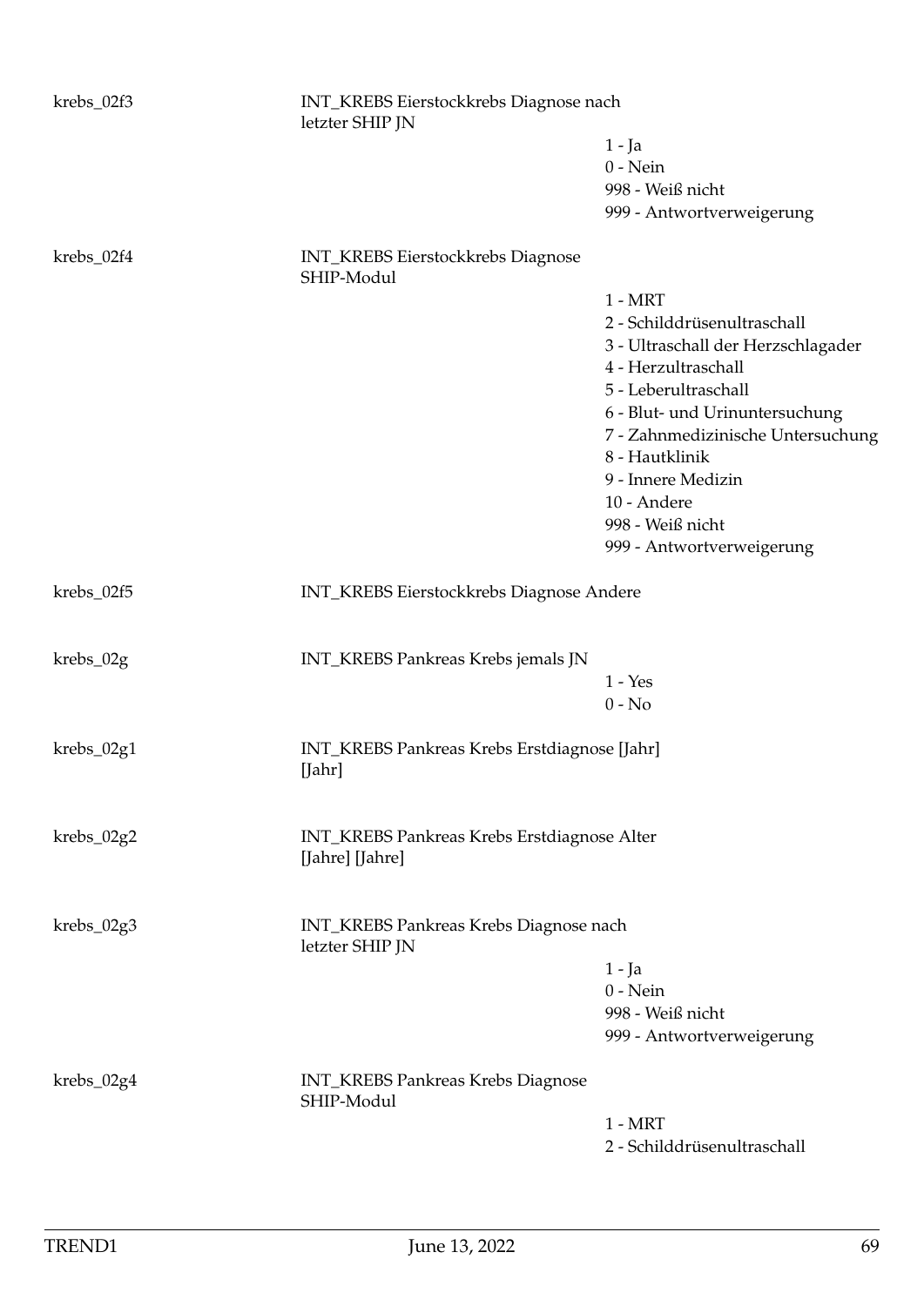| | | |
|---|---|---|
| krebs_02f3 | INT_KREBS Eierstockkrebs Diagnose nach letzter SHIP JN | |
| | | 1 - Ja |
| | | 0 - Nein |
| | | 998 - Weiß nicht |
| | | 999 - Antwortverweigerung |
| krebs_02f4 | INT_KREBS Eierstockkrebs Diagnose SHIP-Modul | |
| | | 1 - MRT |
| | | 2 - Schilddrüsenultraschall |
| | | 3 - Ultraschall der Herzschlagader |
| | | 4 - Herzultraschall |
| | | 5 - Leberultraschall |
| | | 6 - Blut- und Urinuntersuchung |
| | | 7 - Zahnmedizinische Untersuchung |
| | | 8 - Hautklinik |
| | | 9 - Innere Medizin |
| | | 10 - Andere |
| | | 998 - Weiß nicht |
| | | 999 - Antwortverweigerung |
| krebs_02f5 | INT_KREBS Eierstockkrebs Diagnose Andere | |
| krebs_02g | INT_KREBS Pankreas Krebs jemals JN | |
| | | 1 - Yes |
| | | 0 - No |
| krebs_02g1 | INT_KREBS Pankreas Krebs Erstdiagnose [Jahr] [Jahr] | |
| krebs_02g2 | INT_KREBS Pankreas Krebs Erstdiagnose Alter [Jahre] [Jahre] | |
| krebs_02g3 | INT_KREBS Pankreas Krebs Diagnose nach letzter SHIP JN | |
| | | 1 - Ja |
| | | 0 - Nein |
| | | 998 - Weiß nicht |
| | | 999 - Antwortverweigerung |
| krebs_02g4 | INT_KREBS Pankreas Krebs Diagnose SHIP-Modul | |
| | | 1 - MRT |
| | | 2 - Schilddrüsenultraschall |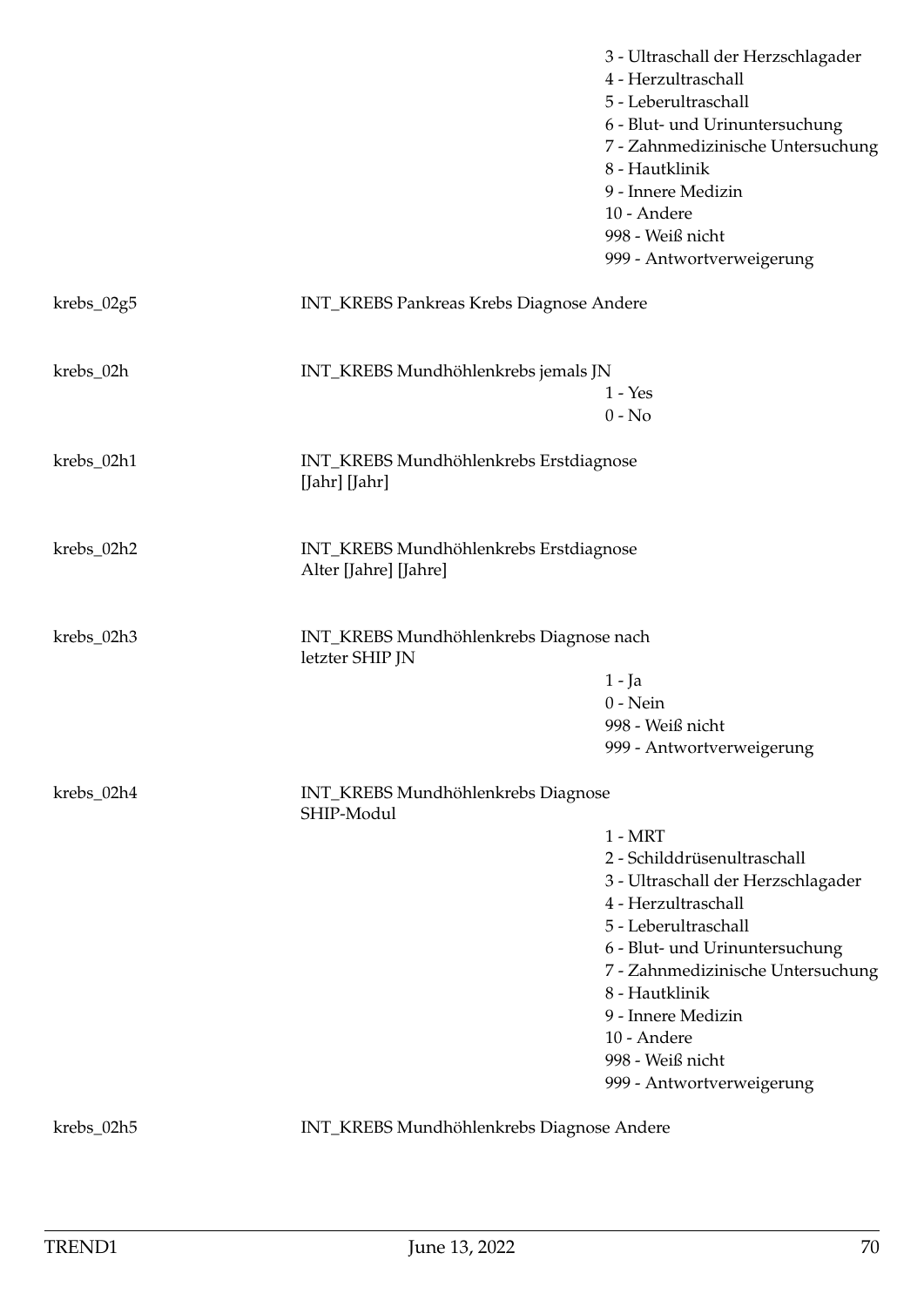| | | |
|---|---|---|
| | | 3 - Ultraschall der Herzschlagader<br>4 - Herzultraschall<br>5 - Leberultraschall<br>6 - Blut- und Urinuntersuchung<br>7 - Zahnmedizinische Untersuchung<br>8 - Hautklinik<br>9 - Innere Medizin<br>10 - Andere<br>998 - Weiß nicht<br>999 - Antwortverweigerung |
| krebs_02g5 | INT_KREBS Pankreas Krebs Diagnose Andere | |
| krebs_02h | INT_KREBS Mundhöhlenkrebs jemals JN | 1 - Yes<br>0 - No |
| krebs_02h1 | INT_KREBS Mundhöhlenkrebs Erstdiagnose [Jahr] [Jahr] | |
| krebs_02h2 | INT_KREBS Mundhöhlenkrebs Erstdiagnose Alter [Jahre] [Jahre] | |
| krebs_02h3 | INT_KREBS Mundhöhlenkrebs Diagnose nach letzter SHIP JN | 1 - Ja<br>0 - Nein<br>998 - Weiß nicht<br>999 - Antwortverweigerung |
| krebs_02h4 | INT_KREBS Mundhöhlenkrebs Diagnose SHIP-Modul | 1 - MRT<br>2 - Schilddrüsenultraschall<br>3 - Ultraschall der Herzschlagader<br>4 - Herzultraschall<br>5 - Leberultraschall<br>6 - Blut- und Urinuntersuchung<br>7 - Zahnmedizinische Untersuchung<br>8 - Hautklinik<br>9 - Innere Medizin<br>10 - Andere<br>998 - Weiß nicht<br>999 - Antwortverweigerung |
| krebs_02h5 | INT_KREBS Mundhöhlenkrebs Diagnose Andere | |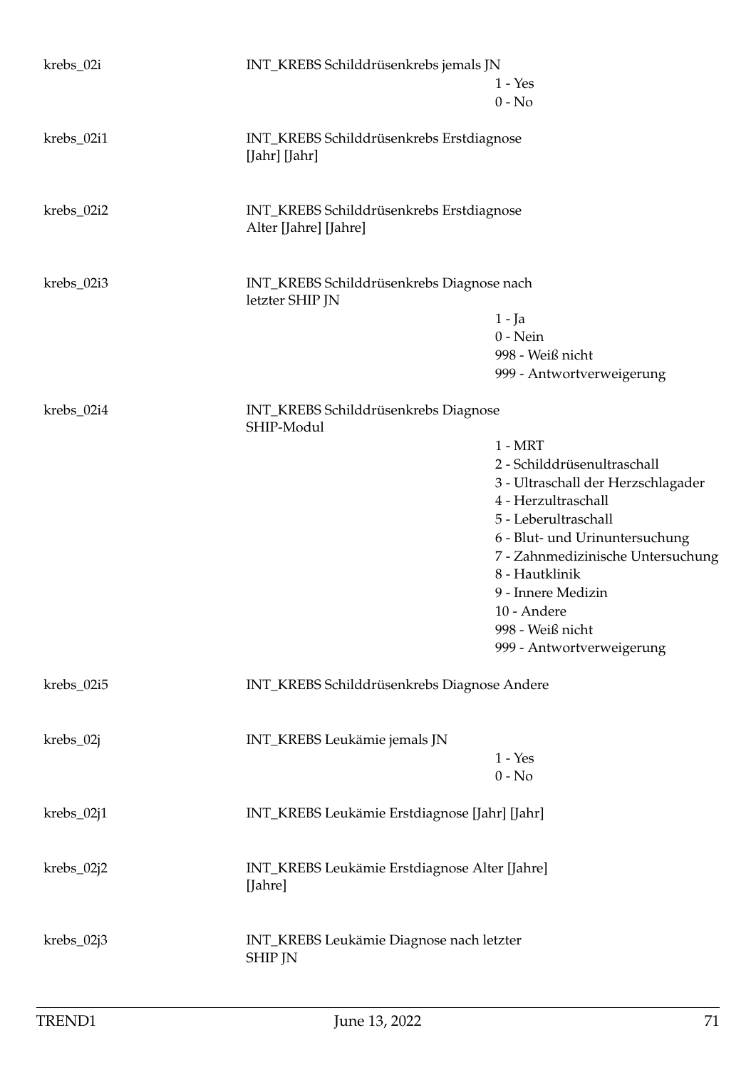| | | |
|---|---|---|
| krebs_02i | INT_KREBS Schilddrüsenkrebs jemals JN | 1 - Yes<br>0 - No |
| krebs_02i1 | INT_KREBS Schilddrüsenkrebs Erstdiagnose [Jahr] [Jahr] | |
| krebs_02i2 | INT_KREBS Schilddrüsenkrebs Erstdiagnose Alter [Jahre] [Jahre] | |
| krebs_02i3 | INT_KREBS Schilddrüsenkrebs Diagnose nach letzter SHIP JN | 1 - Ja<br>0 - Nein<br>998 - Weiß nicht<br>999 - Antwortverweigerung |
| krebs_02i4 | INT_KREBS Schilddrüsenkrebs Diagnose SHIP-Modul | 1 - MRT<br>2 - Schilddrüsenultraschall<br>3 - Ultraschall der Herzschlagader<br>4 - Herzultraschall<br>5 - Leberultraschall<br>6 - Blut- und Urinuntersuchung<br>7 - Zahnmedizinische Untersuchung<br>8 - Hautklinik<br>9 - Innere Medizin<br>10 - Andere<br>998 - Weiß nicht<br>999 - Antwortverweigerung |
| krebs_02i5 | INT_KREBS Schilddrüsenkrebs Diagnose Andere | |
| krebs_02j | INT_KREBS Leukämie jemals JN | 1 - Yes<br>0 - No |
| krebs_02j1 | INT_KREBS Leukämie Erstdiagnose [Jahr] [Jahr] | |
| krebs_02j2 | INT_KREBS Leukämie Erstdiagnose Alter [Jahre] [Jahre] | |
| krebs_02j3 | INT_KREBS Leukämie Diagnose nach letzter SHIP JN | |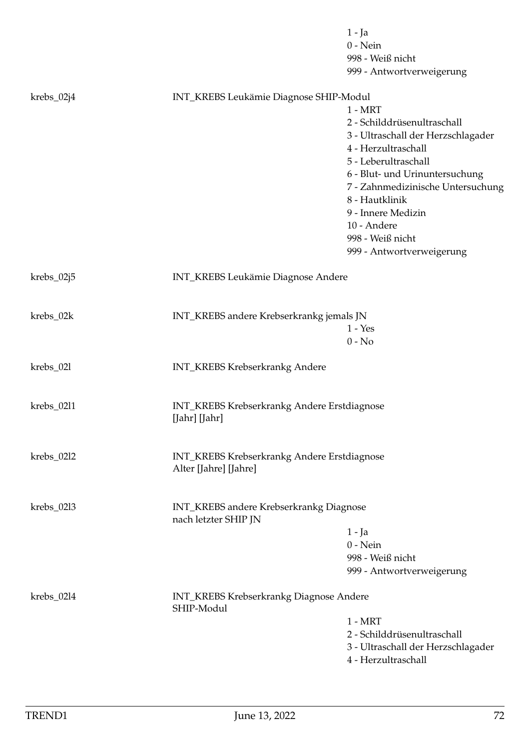| | | |
|---|---|---|
| | | 1 - Ja<br>0 - Nein<br>998 - Weiß nicht<br>999 - Antwortverweigerung |
| krebs_02j4 | INT_KREBS Leukämie Diagnose SHIP-Modul | 1 - MRT<br>2 - Schilddrüsenultraschall<br>3 - Ultraschall der Herzschlagader<br>4 - Herzultraschall<br>5 - Leberultraschall<br>6 - Blut- und Urinuntersuchung<br>7 - Zahnmedizinische Untersuchung<br>8 - Hautklinik<br>9 - Innere Medizin<br>10 - Andere<br>998 - Weiß nicht<br>999 - Antwortverweigerung |
| krebs_02j5 | INT_KREBS Leukämie Diagnose Andere | |
| krebs_02k | INT_KREBS andere Krebserkrankg jemals JN | 1 - Yes<br>0 - No |
| krebs_02l | INT_KREBS Krebserkrankg Andere | |
| krebs_02l1 | INT_KREBS Krebserkrankg Andere Erstdiagnose [Jahr] [Jahr] | |
| krebs_02l2 | INT_KREBS Krebserkrankg Andere Erstdiagnose Alter [Jahre] [Jahre] | |
| krebs_02l3 | INT_KREBS andere Krebserkrankg Diagnose nach letzter SHIP JN | 1 - Ja<br>0 - Nein<br>998 - Weiß nicht<br>999 - Antwortverweigerung |
| krebs_02l4 | INT_KREBS Krebserkrankg Diagnose Andere SHIP-Modul | 1 - MRT<br>2 - Schilddrüsenultraschall<br>3 - Ultraschall der Herzschlagader<br>4 - Herzultraschall |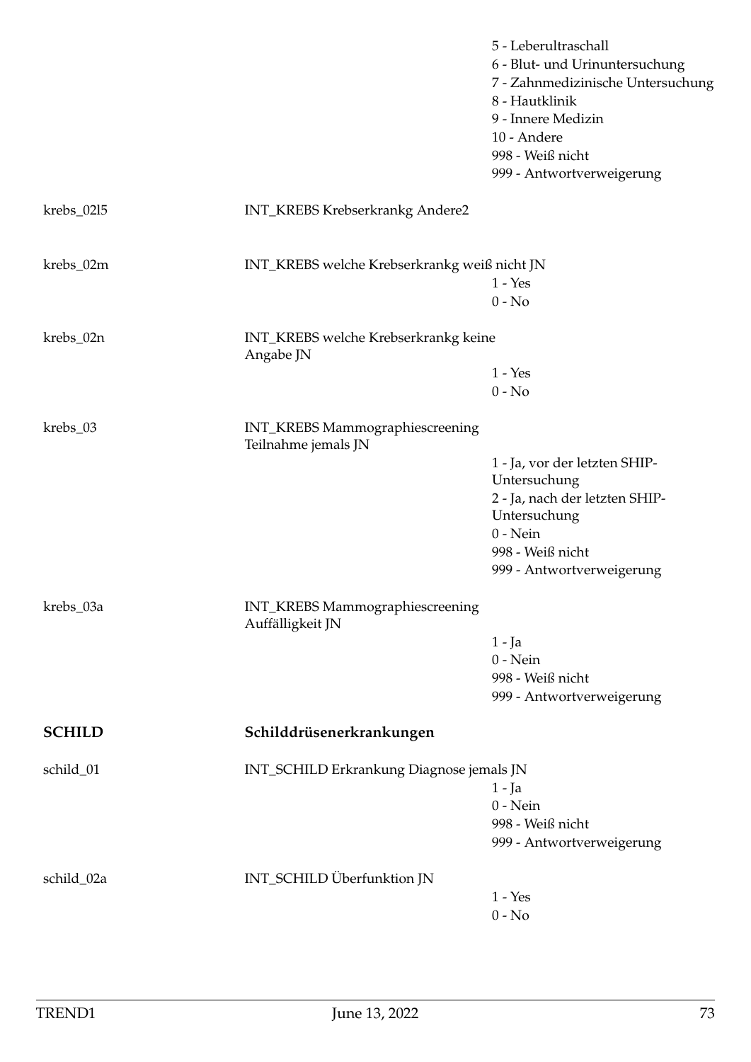| | | |
|---|---|---|
| | | 5 - Leberultraschall |
| | | 6 - Blut- und Urinuntersuchung |
| | | 7 - Zahnmedizinische Untersuchung |
| | | 8 - Hautklinik |
| | | 9 - Innere Medizin |
| | | 10 - Andere |
| | | 998 - Weiß nicht |
| | | 999 - Antwortverweigerung |
| krebs_02l5 | INT_KREBS Krebserkrankg Andere2 | |
| krebs_02m | INT_KREBS welche Krebserkrankg weiß nicht JN | 1 - Yes |
| | | 0 - No |
| krebs_02n | INT_KREBS welche Krebserkrankg keine Angabe JN | 1 - Yes |
| | | 0 - No |
| krebs_03 | INT_KREBS Mammographiescreening Teilnahme jemals JN | 1 - Ja, vor der letzten SHIP-Untersuchung |
| | | 2 - Ja, nach der letzten SHIP-Untersuchung |
| | | 0 - Nein |
| | | 998 - Weiß nicht |
| | | 999 - Antwortverweigerung |
| krebs_03a | INT_KREBS Mammographiescreening Auffälligkeit JN | 1 - Ja |
| | | 0 - Nein |
| | | 998 - Weiß nicht |
| | | 999 - Antwortverweigerung |

## SCHILD Schilddrüsenerkrankungen

| | | |
|---|---|---|
| schild_01 | INT_SCHILD Erkrankung Diagnose jemals JN | 1 - Ja |
| | | 0 - Nein |
| | | 998 - Weiß nicht |
| | | 999 - Antwortverweigerung |
| schild_02a | INT_SCHILD Überfunktion JN | 1 - Yes |
| | | 0 - No |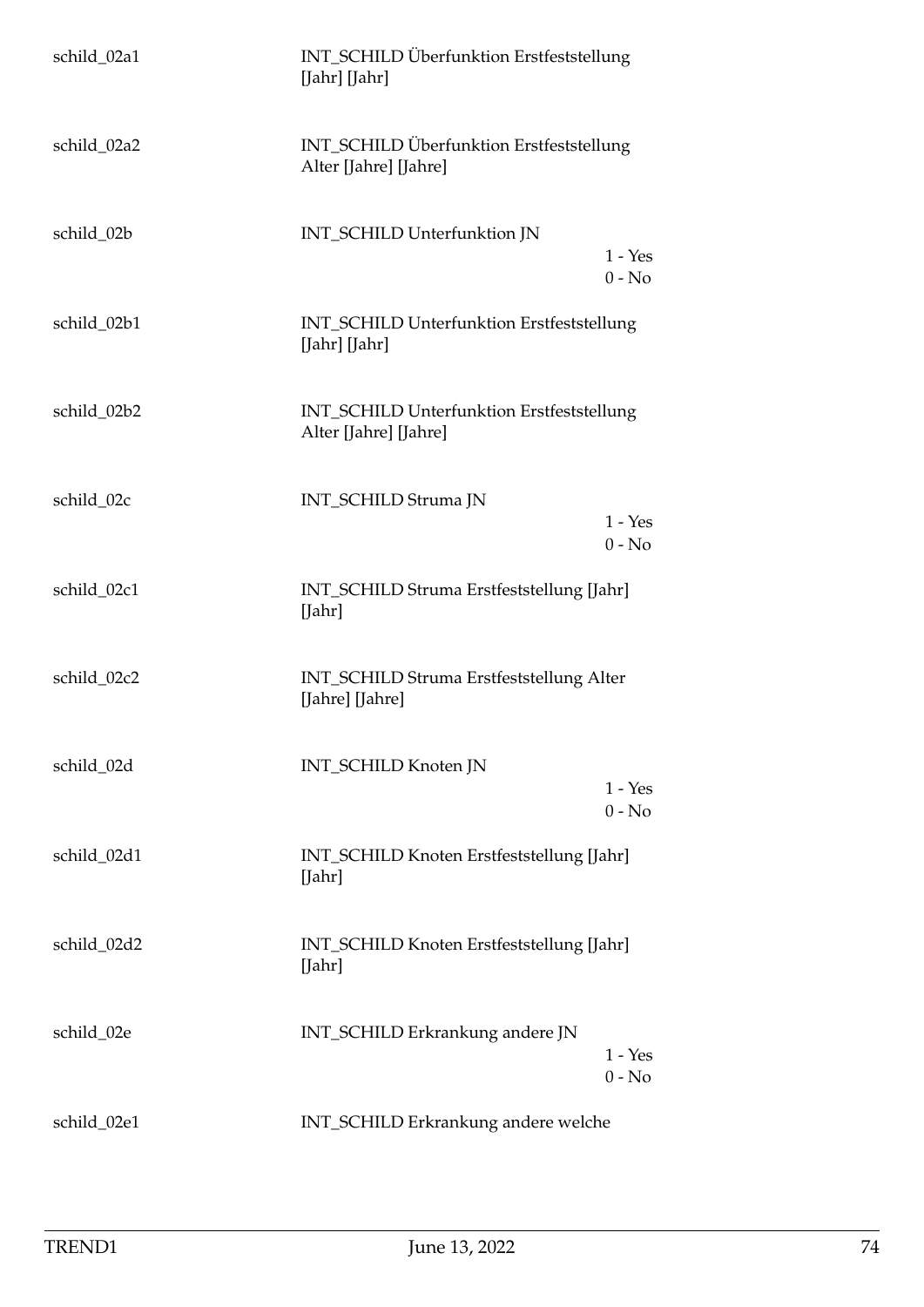| | | |
|---|---|---|
| schild_02a1 | INT_SCHILD Überfunktion Erstfeststellung [Jahr] [Jahr] | |
| schild_02a2 | INT_SCHILD Überfunktion Erstfeststellung Alter [Jahre] [Jahre] | |
| schild_02b | INT_SCHILD Unterfunktion JN | 1 - Yes<br>0 - No |
| schild_02b1 | INT_SCHILD Unterfunktion Erstfeststellung [Jahr] [Jahr] | |
| schild_02b2 | INT_SCHILD Unterfunktion Erstfeststellung Alter [Jahre] [Jahre] | |
| schild_02c | INT_SCHILD Struma JN | 1 - Yes<br>0 - No |
| schild_02c1 | INT_SCHILD Struma Erstfeststellung [Jahr] [Jahr] | |
| schild_02c2 | INT_SCHILD Struma Erstfeststellung Alter [Jahre] [Jahre] | |
| schild_02d | INT_SCHILD Knoten JN | 1 - Yes<br>0 - No |
| schild_02d1 | INT_SCHILD Knoten Erstfeststellung [Jahr] [Jahr] | |
| schild_02d2 | INT_SCHILD Knoten Erstfeststellung [Jahr] [Jahr] | |
| schild_02e | INT_SCHILD Erkrankung andere JN | 1 - Yes<br>0 - No |
| schild_02e1 | INT_SCHILD Erkrankung andere welche | |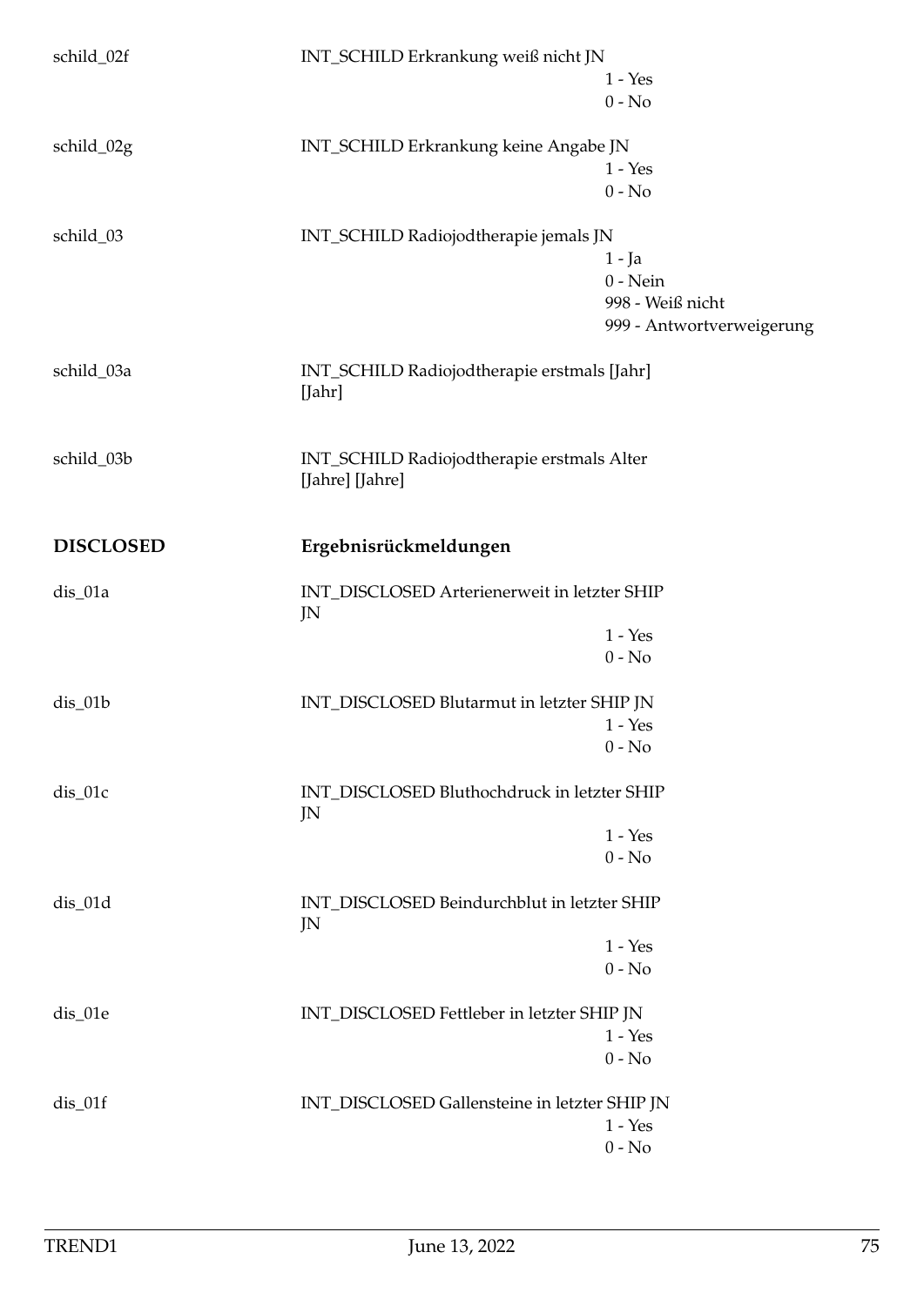schild_02f INT_SCHILD Erkrankung weiß nicht JN
- 1 - Yes
- 0 - No

schild_02g INT_SCHILD Erkrankung keine Angabe JN
- 1 - Yes
- 0 - No

schild_03 INT_SCHILD Radiojodtherapie jemals JN
- 1 - Ja
- 0 - Nein
- 998 - Weiß nicht
- 999 - Antwortverweigerung

schild_03a INT_SCHILD Radiojodtherapie erstmals [Jahr] [Jahr]

schild_03b INT_SCHILD Radiojodtherapie erstmals Alter [Jahre] [Jahre]

## DISCLOSED Ergebnisrückmeldungen

dis_01a INT_DISCLOSED Arterienerweit in letzter SHIP JN
- 1 - Yes
- 0 - No

dis_01b INT_DISCLOSED Blutarmut in letzter SHIP JN
- 1 - Yes
- 0 - No

dis_01c INT_DISCLOSED Bluthochdruck in letzter SHIP JN
- 1 - Yes
- 0 - No

dis_01d INT_DISCLOSED Beindurchblut in letzter SHIP JN
- 1 - Yes
- 0 - No

dis_01e INT_DISCLOSED Fettleber in letzter SHIP JN
- 1 - Yes
- 0 - No

dis_01f INT_DISCLOSED Gallensteine in letzter SHIP JN
- 1 - Yes
- 0 - No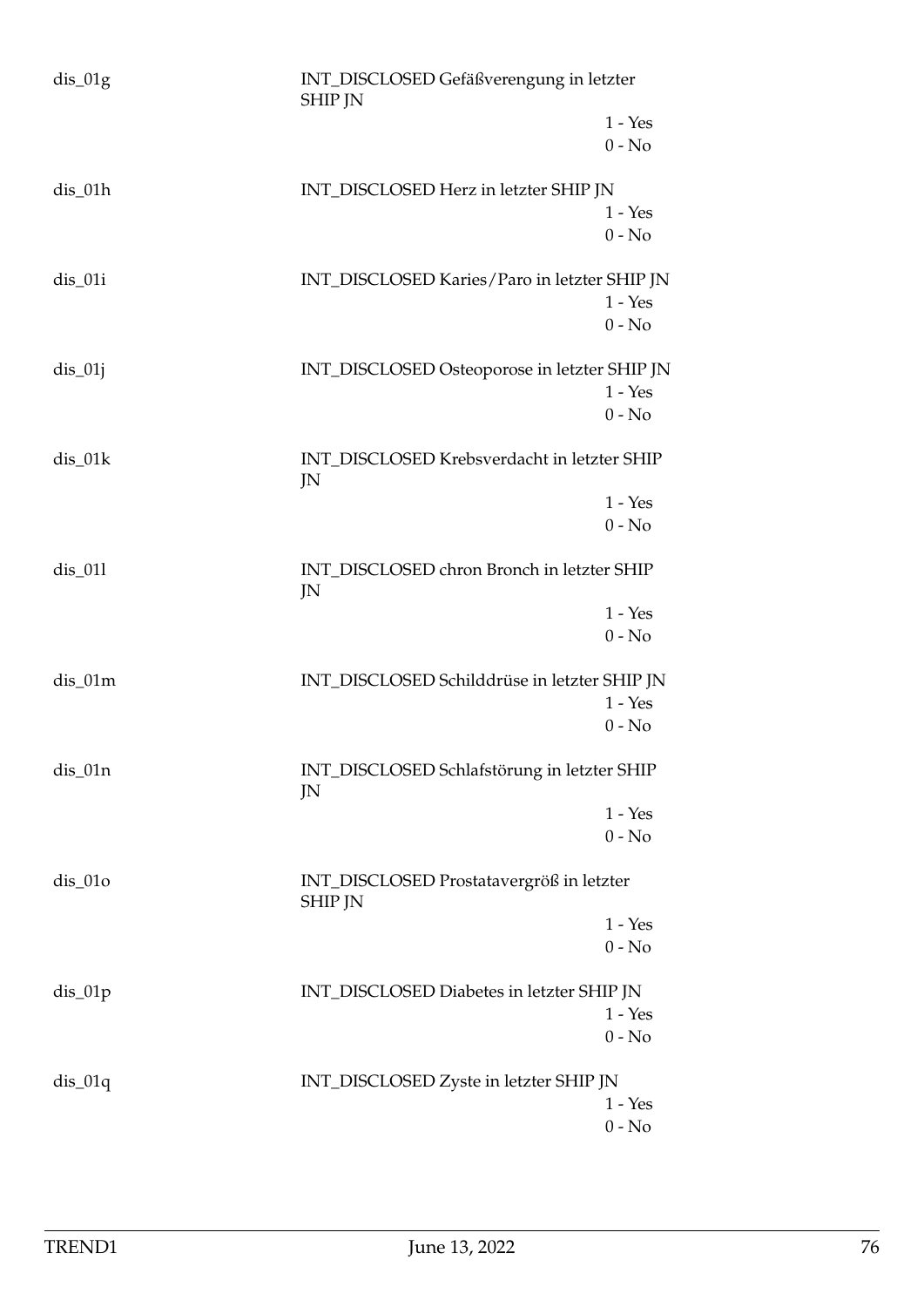dis_01g INT_DISCLOSED Gefäßverengung in letzter SHIP JN

1 - Yes
0 - No

dis_01h INT_DISCLOSED Herz in letzter SHIP JN

1 - Yes
0 - No

dis_01i INT_DISCLOSED Karies/Paro in letzter SHIP JN

1 - Yes
0 - No

dis_01j INT_DISCLOSED Osteoporose in letzter SHIP JN

1 - Yes
0 - No

dis_01k INT_DISCLOSED Krebsverdacht in letzter SHIP JN

1 - Yes
0 - No

dis_01l INT_DISCLOSED chron Bronch in letzter SHIP JN

1 - Yes
0 - No

dis_01m INT_DISCLOSED Schilddrüse in letzter SHIP JN

1 - Yes
0 - No

dis_01n INT_DISCLOSED Schlafstörung in letzter SHIP JN

1 - Yes
0 - No

dis_01o INT_DISCLOSED Prostatavergröß in letzter SHIP JN

1 - Yes
0 - No

dis_01p INT_DISCLOSED Diabetes in letzter SHIP JN

1 - Yes
0 - No

dis_01q INT_DISCLOSED Zyste in letzter SHIP JN

1 - Yes
0 - No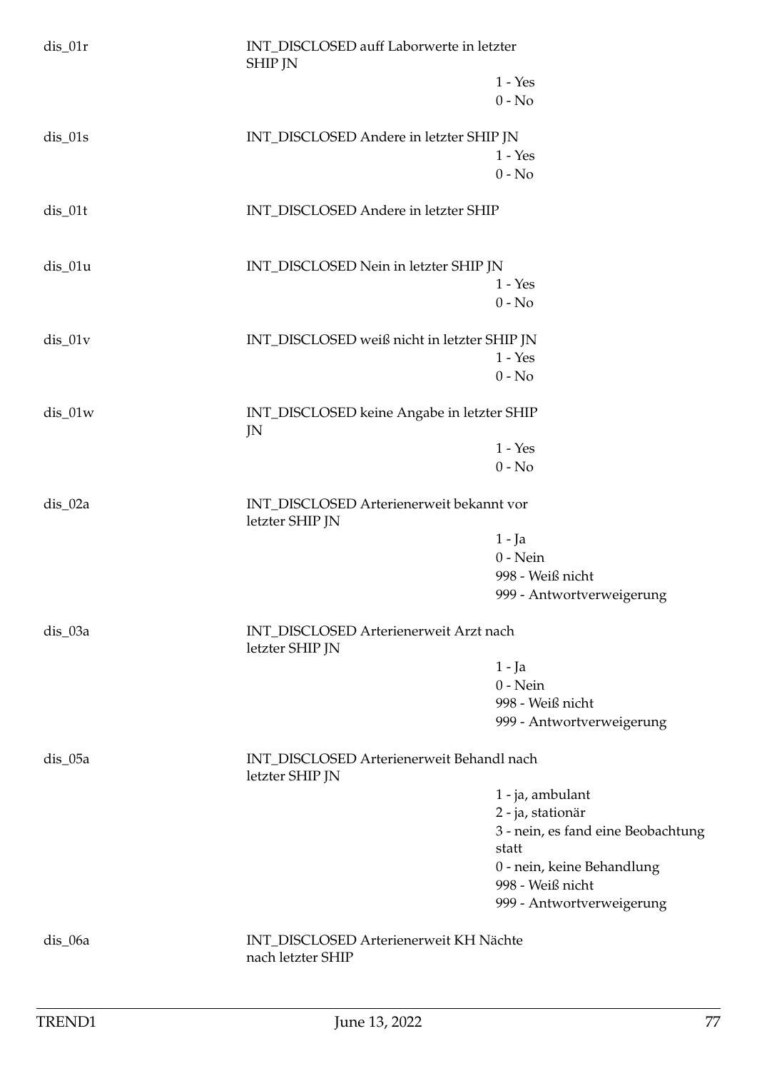| | | |
|---|---|---|
| dis_01r | INT_DISCLOSED auff Laborwerte in letzter SHIP JN | 1 - Yes<br>0 - No |
| dis_01s | INT_DISCLOSED Andere in letzter SHIP JN | 1 - Yes<br>0 - No |
| dis_01t | INT_DISCLOSED Andere in letzter SHIP | |
| dis_01u | INT_DISCLOSED Nein in letzter SHIP JN | 1 - Yes<br>0 - No |
| dis_01v | INT_DISCLOSED weiß nicht in letzter SHIP JN | 1 - Yes<br>0 - No |
| dis_01w | INT_DISCLOSED keine Angabe in letzter SHIP JN | 1 - Yes<br>0 - No |
| dis_02a | INT_DISCLOSED Arterienerweit bekannt vor letzter SHIP JN | 1 - Ja<br>0 - Nein<br>998 - Weiß nicht<br>999 - Antwortverweigerung |
| dis_03a | INT_DISCLOSED Arterienerweit Arzt nach letzter SHIP JN | 1 - Ja<br>0 - Nein<br>998 - Weiß nicht<br>999 - Antwortverweigerung |
| dis_05a | INT_DISCLOSED Arterienerweit Behandl nach letzter SHIP JN | 1 - ja, ambulant<br>2 - ja, stationär<br>3 - nein, es fand eine Beobachtung statt<br>0 - nein, keine Behandlung<br>998 - Weiß nicht<br>999 - Antwortverweigerung |
| dis_06a | INT_DISCLOSED Arterienerweit KH Nächte nach letzter SHIP | |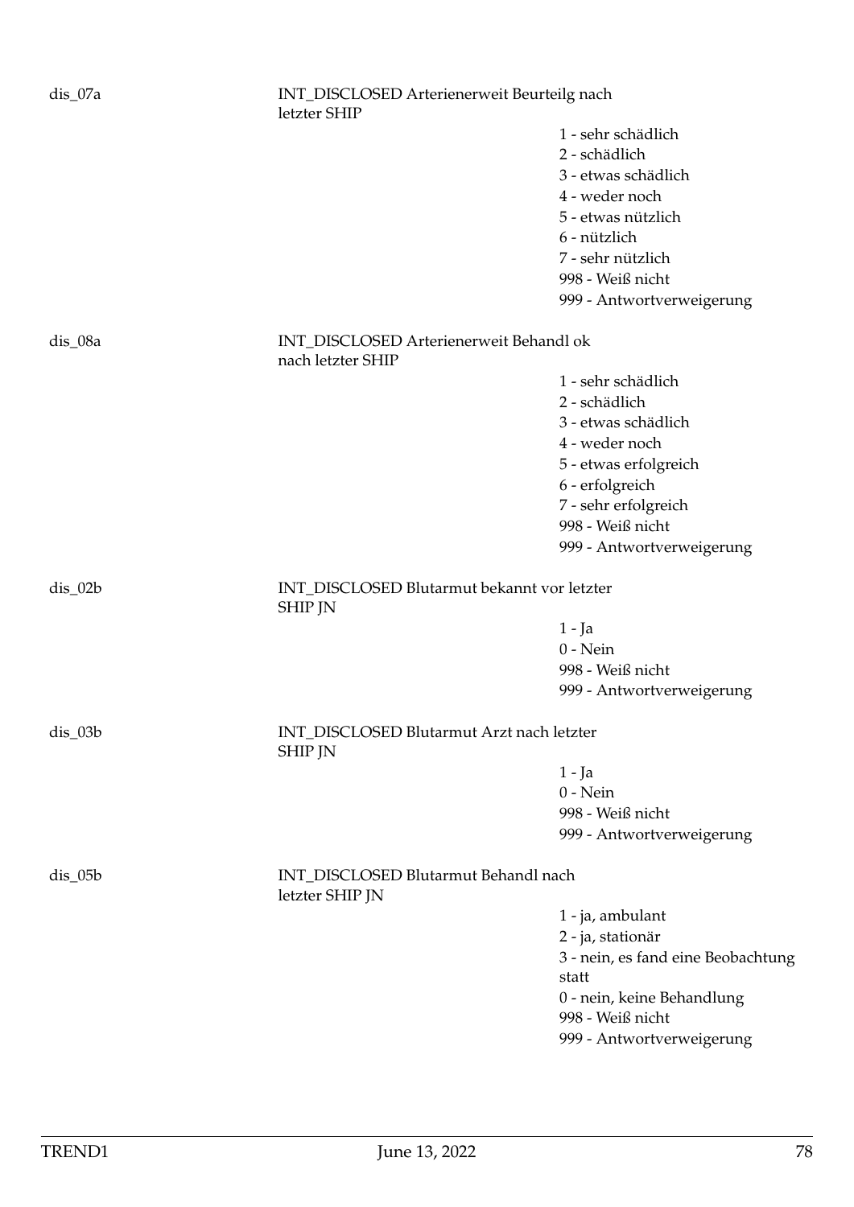dis_07a

INT_DISCLOSED Arterienerweit Beurteilg nach letzter SHIP

1 - sehr schädlich
2 - schädlich
3 - etwas schädlich
4 - weder noch
5 - etwas nützlich
6 - nützlich
7 - sehr nützlich
998 - Weiß nicht
999 - Antwortverweigerung

dis_08a

INT_DISCLOSED Arterienerweit Behandl ok nach letzter SHIP

1 - sehr schädlich
2 - schädlich
3 - etwas schädlich
4 - weder noch
5 - etwas erfolgreich
6 - erfolgreich
7 - sehr erfolgreich
998 - Weiß nicht
999 - Antwortverweigerung

dis_02b

INT_DISCLOSED Blutarmut bekannt vor letzter SHIP JN

1 - Ja
0 - Nein
998 - Weiß nicht
999 - Antwortverweigerung

dis_03b

INT_DISCLOSED Blutarmut Arzt nach letzter SHIP JN

1 - Ja
0 - Nein
998 - Weiß nicht
999 - Antwortverweigerung

dis_05b

INT_DISCLOSED Blutarmut Behandl nach letzter SHIP JN

1 - ja, ambulant
2 - ja, stationär
3 - nein, es fand eine Beobachtung statt
0 - nein, keine Behandlung
998 - Weiß nicht
999 - Antwortverweigerung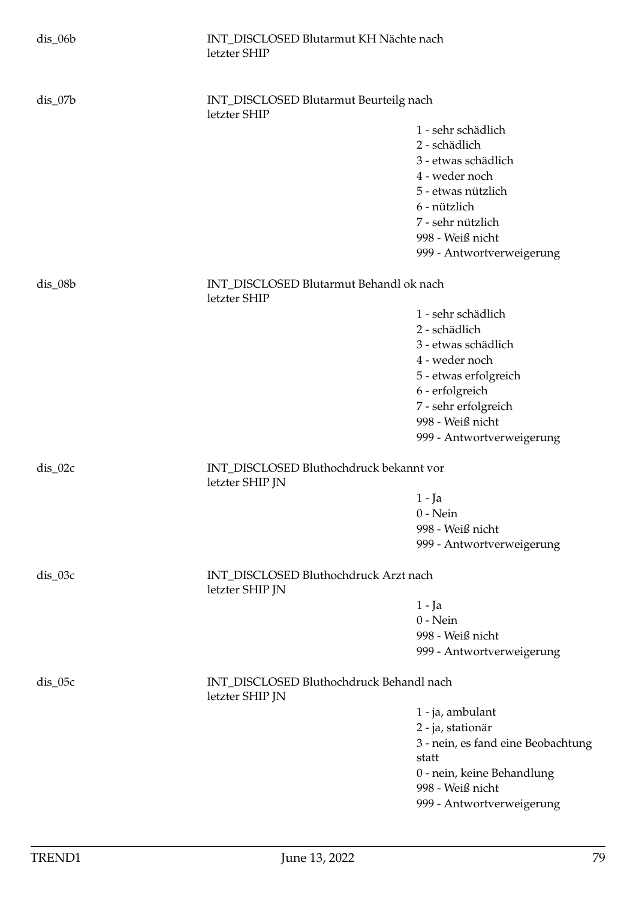dis_06b INT_DISCLOSED Blutarmut KH Nächte nach letzter SHIP

dis_07b INT_DISCLOSED Blutarmut Beurteilg nach letzter SHIP

- 1 - sehr schädlich
- 2 - schädlich
- 3 - etwas schädlich
- 4 - weder noch
- 5 - etwas nützlich
- 6 - nützlich
- 7 - sehr nützlich
- 998 - Weiß nicht
- 999 - Antwortverweigerung

dis_08b INT_DISCLOSED Blutarmut Behandl ok nach letzter SHIP

- 1 - sehr schädlich
- 2 - schädlich
- 3 - etwas schädlich
- 4 - weder noch
- 5 - etwas erfolgreich
- 6 - erfolgreich
- 7 - sehr erfolgreich
- 998 - Weiß nicht
- 999 - Antwortverweigerung

dis_02c INT_DISCLOSED Bluthochdruck bekannt vor letzter SHIP JN

- 1 - Ja
- 0 - Nein
- 998 - Weiß nicht
- 999 - Antwortverweigerung

dis_03c INT_DISCLOSED Bluthochdruck Arzt nach letzter SHIP JN

- 1 - Ja
- 0 - Nein
- 998 - Weiß nicht
- 999 - Antwortverweigerung

dis_05c INT_DISCLOSED Bluthochdruck Behandl nach letzter SHIP JN

- 1 - ja, ambulant
- 2 - ja, stationär
- 3 - nein, es fand eine Beobachtung statt
- 0 - nein, keine Behandlung
- 998 - Weiß nicht
- 999 - Antwortverweigerung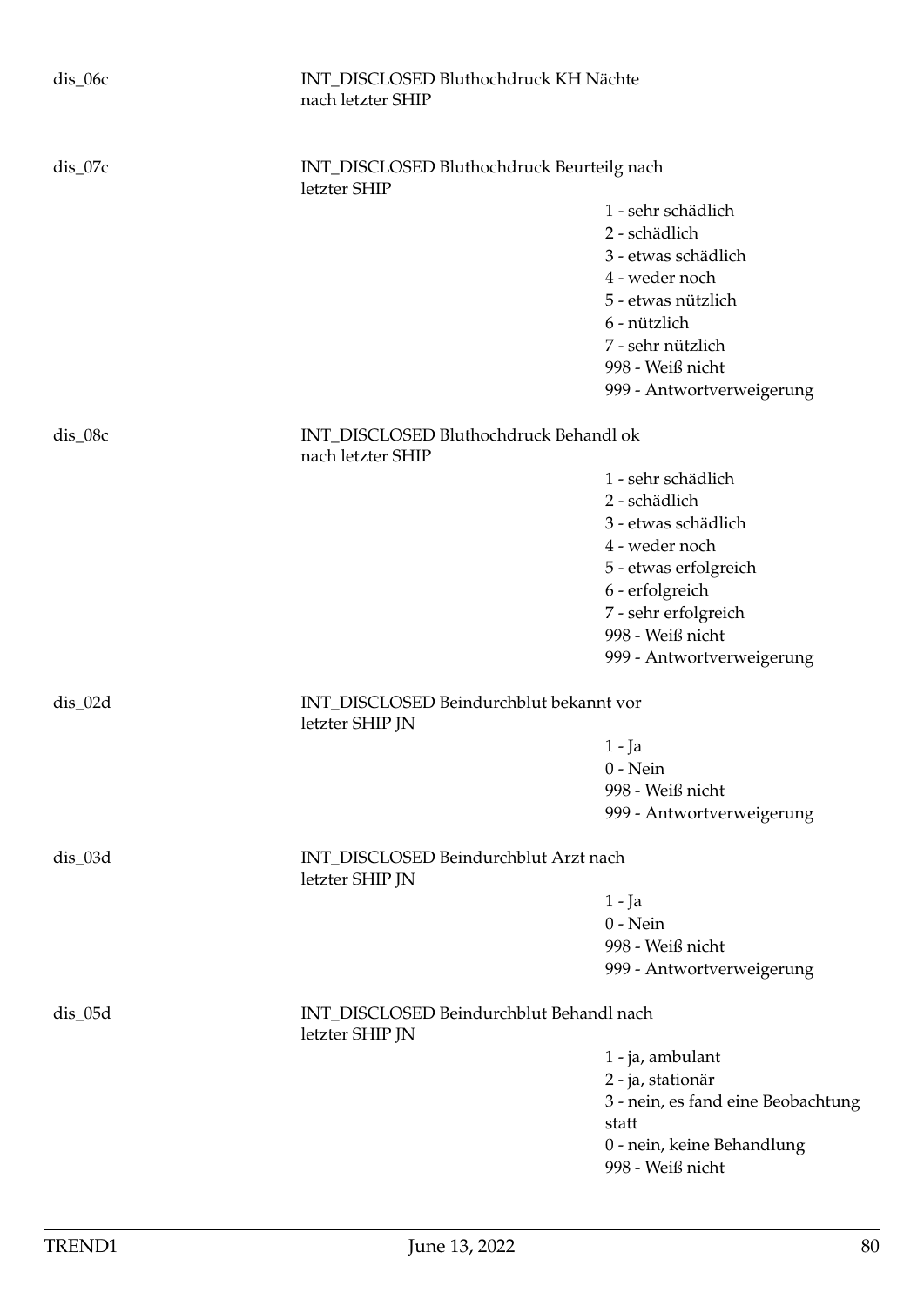dis_06c INT_DISCLOSED Bluthochdruck KH Nächte nach letzter SHIP

dis_07c INT_DISCLOSED Bluthochdruck Beurteilg nach letzter SHIP

- 1 - sehr schädlich
- 2 - schädlich
- 3 - etwas schädlich
- 4 - weder noch
- 5 - etwas nützlich
- 6 - nützlich
- 7 - sehr nützlich
- 998 - Weiß nicht
- 999 - Antwortverweigerung

dis_08c INT_DISCLOSED Bluthochdruck Behandl ok nach letzter SHIP

- 1 - sehr schädlich
- 2 - schädlich
- 3 - etwas schädlich
- 4 - weder noch
- 5 - etwas erfolgreich
- 6 - erfolgreich
- 7 - sehr erfolgreich
- 998 - Weiß nicht
- 999 - Antwortverweigerung

dis_02d INT_DISCLOSED Beindurchblut bekannt vor letzter SHIP JN

- 1 - Ja
- 0 - Nein
- 998 - Weiß nicht
- 999 - Antwortverweigerung

dis_03d INT_DISCLOSED Beindurchblut Arzt nach letzter SHIP JN

- 1 - Ja
- 0 - Nein
- 998 - Weiß nicht
- 999 - Antwortverweigerung

dis_05d INT_DISCLOSED Beindurchblut Behandl nach letzter SHIP JN

- 1 - ja, ambulant
- 2 - ja, stationär
- 3 - nein, es fand eine Beobachtung statt
- 0 - nein, keine Behandlung
- 998 - Weiß nicht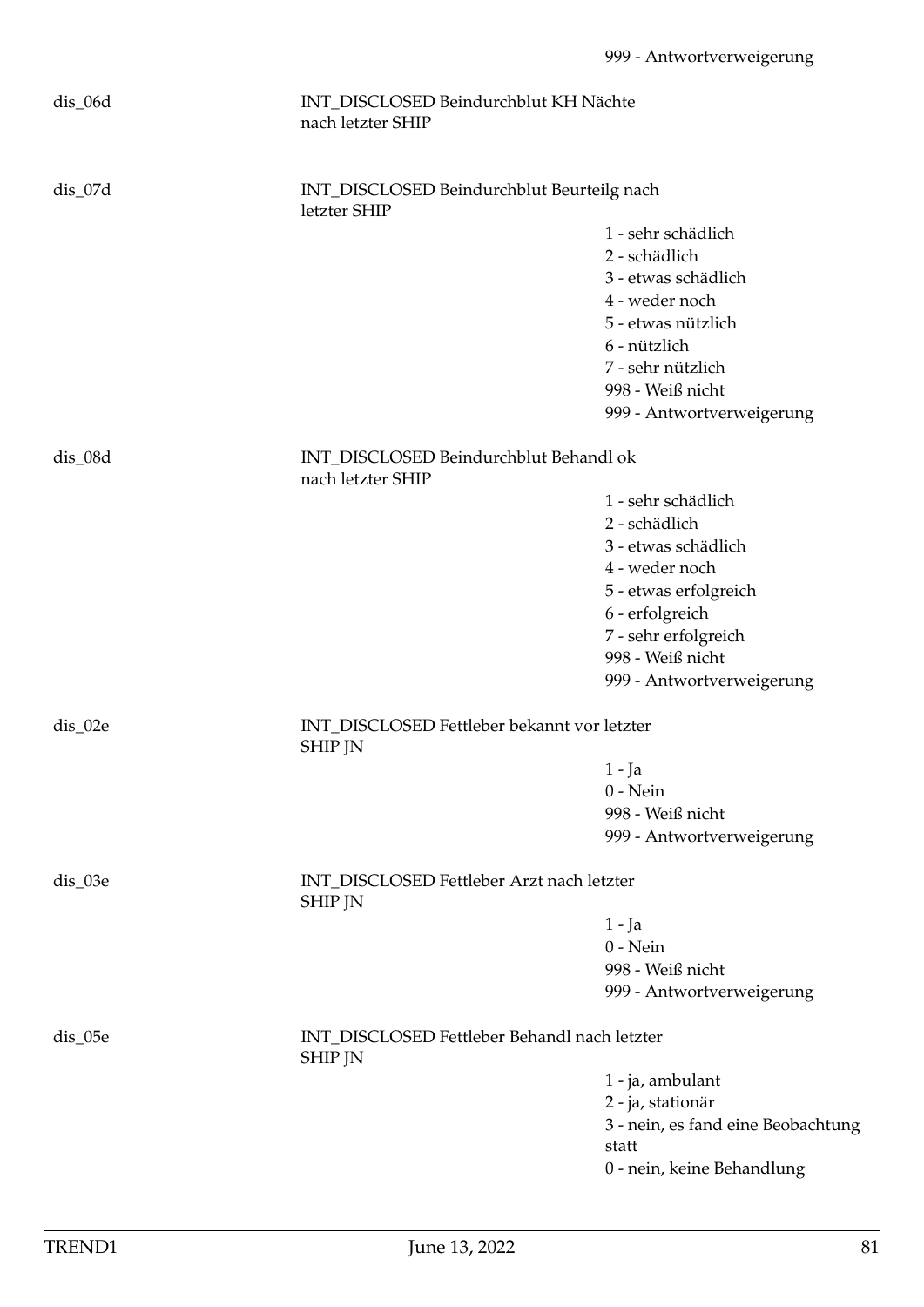999 - Antwortverweigerung

| | | |
|---|---|---|
| dis_06d | INT_DISCLOSED Beindurchblut KH Nächte nach letzter SHIP | |
| dis_07d | INT_DISCLOSED Beindurchblut Beurteilg nach letzter SHIP | 1 - sehr schädlich<br>2 - schädlich<br>3 - etwas schädlich<br>4 - weder noch<br>5 - etwas nützlich<br>6 - nützlich<br>7 - sehr nützlich<br>998 - Weiß nicht<br>999 - Antwortverweigerung |
| dis_08d | INT_DISCLOSED Beindurchblut Behandl ok nach letzter SHIP | 1 - sehr schädlich<br>2 - schädlich<br>3 - etwas schädlich<br>4 - weder noch<br>5 - etwas erfolgreich<br>6 - erfolgreich<br>7 - sehr erfolgreich<br>998 - Weiß nicht<br>999 - Antwortverweigerung |
| dis_02e | INT_DISCLOSED Fettleber bekannt vor letzter SHIP JN | 1 - Ja<br>0 - Nein<br>998 - Weiß nicht<br>999 - Antwortverweigerung |
| dis_03e | INT_DISCLOSED Fettleber Arzt nach letzter SHIP JN | 1 - Ja<br>0 - Nein<br>998 - Weiß nicht<br>999 - Antwortverweigerung |
| dis_05e | INT_DISCLOSED Fettleber Behandl nach letzter SHIP JN | 1 - ja, ambulant<br>2 - ja, stationär<br>3 - nein, es fand eine Beobachtung statt<br>0 - nein, keine Behandlung |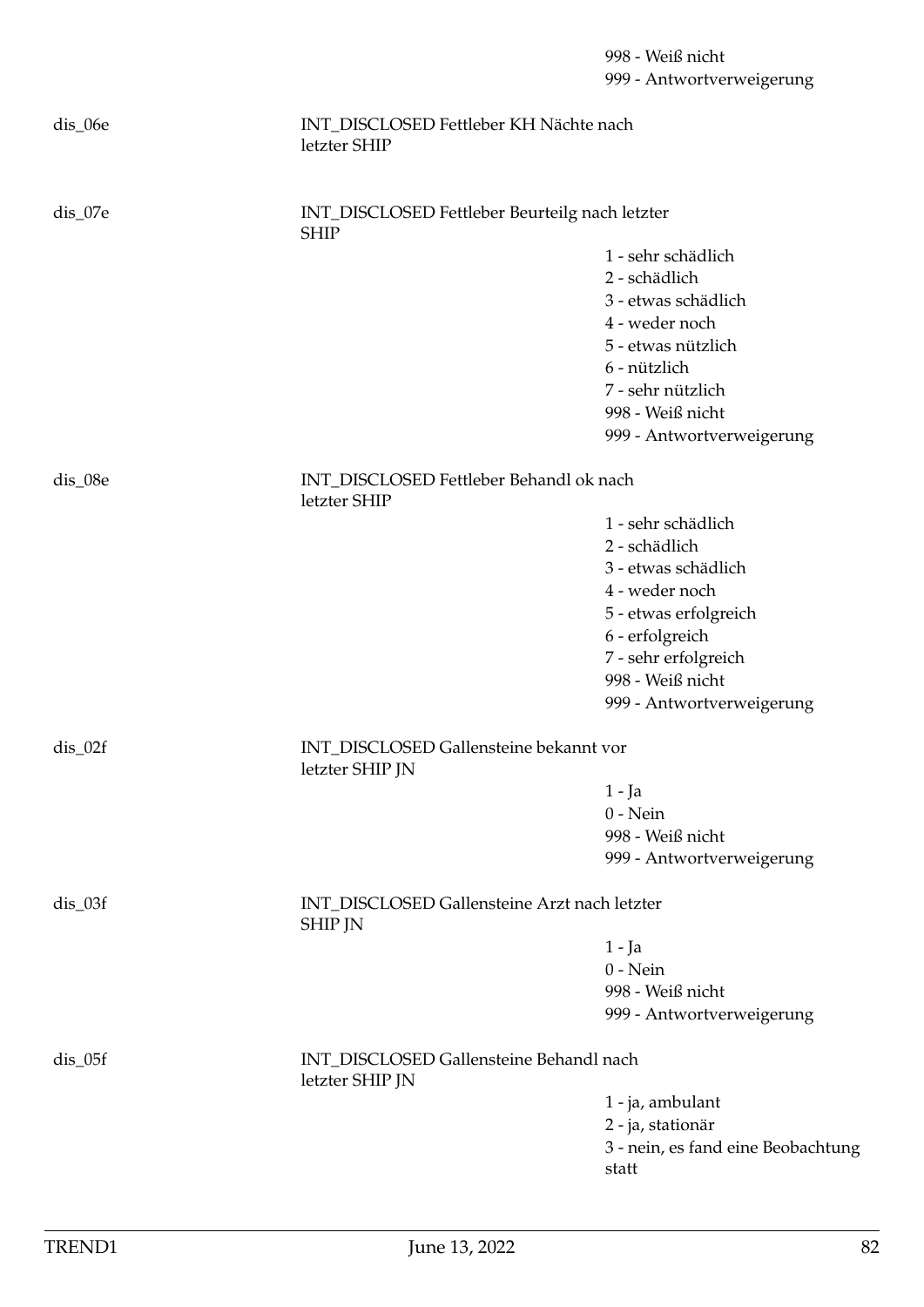| | | |
|---|---|---|
| | | 998 - Weiß nicht |
| | | 999 - Antwortverweigerung |
| dis_06e | INT_DISCLOSED Fettleber KH Nächte nach letzter SHIP | |
| dis_07e | INT_DISCLOSED Fettleber Beurteilg nach letzter SHIP | 1 - sehr schädlich |
| | | 2 - schädlich |
| | | 3 - etwas schädlich |
| | | 4 - weder noch |
| | | 5 - etwas nützlich |
| | | 6 - nützlich |
| | | 7 - sehr nützlich |
| | | 998 - Weiß nicht |
| | | 999 - Antwortverweigerung |
| dis_08e | INT_DISCLOSED Fettleber Behandl ok nach letzter SHIP | 1 - sehr schädlich |
| | | 2 - schädlich |
| | | 3 - etwas schädlich |
| | | 4 - weder noch |
| | | 5 - etwas erfolgreich |
| | | 6 - erfolgreich |
| | | 7 - sehr erfolgreich |
| | | 998 - Weiß nicht |
| | | 999 - Antwortverweigerung |
| dis_02f | INT_DISCLOSED Gallensteine bekannt vor letzter SHIP JN | 1 - Ja |
| | | 0 - Nein |
| | | 998 - Weiß nicht |
| | | 999 - Antwortverweigerung |
| dis_03f | INT_DISCLOSED Gallensteine Arzt nach letzter SHIP JN | 1 - Ja |
| | | 0 - Nein |
| | | 998 - Weiß nicht |
| | | 999 - Antwortverweigerung |
| dis_05f | INT_DISCLOSED Gallensteine Behandl nach letzter SHIP JN | 1 - ja, ambulant |
| | | 2 - ja, stationär |
| | | 3 - nein, es fand eine Beobachtung statt |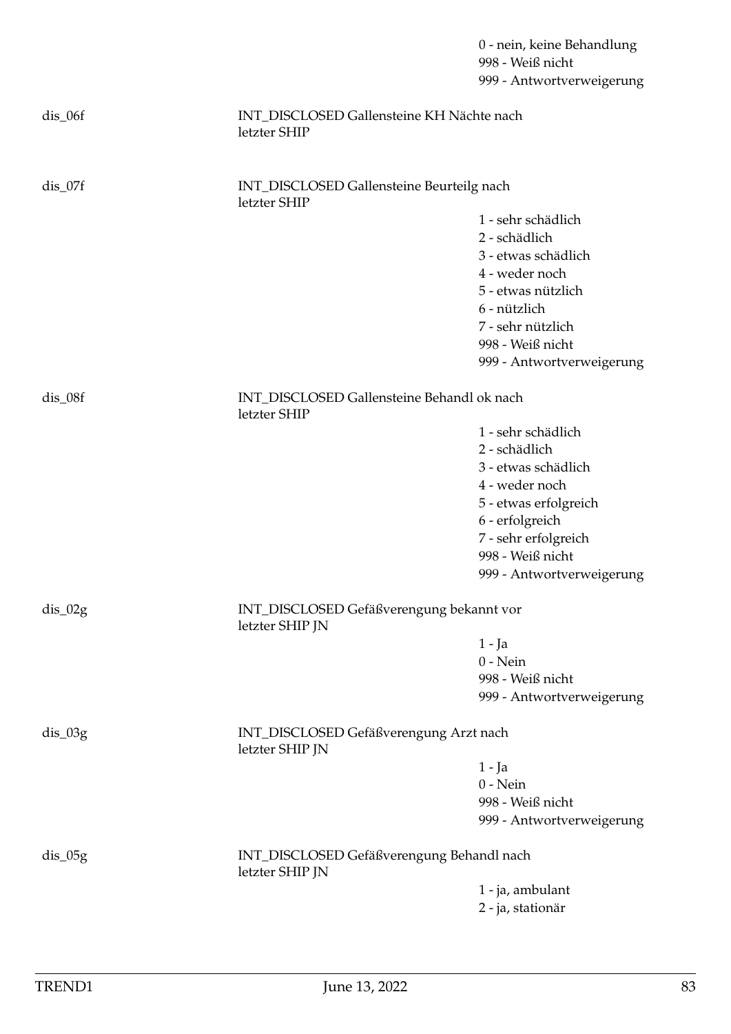0 - nein, keine Behandlung
998 - Weiß nicht
999 - Antwortverweigerung

dis_06f INT_DISCLOSED Gallensteine KH Nächte nach letzter SHIP

dis_07f INT_DISCLOSED Gallensteine Beurteilg nach letzter SHIP

1 - sehr schädlich
2 - schädlich
3 - etwas schädlich
4 - weder noch
5 - etwas nützlich
6 - nützlich
7 - sehr nützlich
998 - Weiß nicht
999 - Antwortverweigerung

dis_08f INT_DISCLOSED Gallensteine Behandl ok nach letzter SHIP

1 - sehr schädlich
2 - schädlich
3 - etwas schädlich
4 - weder noch
5 - etwas erfolgreich
6 - erfolgreich
7 - sehr erfolgreich
998 - Weiß nicht
999 - Antwortverweigerung

dis_02g INT_DISCLOSED Gefäßverengung bekannt vor letzter SHIP JN

1 - Ja
0 - Nein
998 - Weiß nicht
999 - Antwortverweigerung

dis_03g INT_DISCLOSED Gefäßverengung Arzt nach letzter SHIP JN

1 - Ja
0 - Nein
998 - Weiß nicht
999 - Antwortverweigerung

dis_05g INT_DISCLOSED Gefäßverengung Behandl nach letzter SHIP JN

1 - ja, ambulant
2 - ja, stationär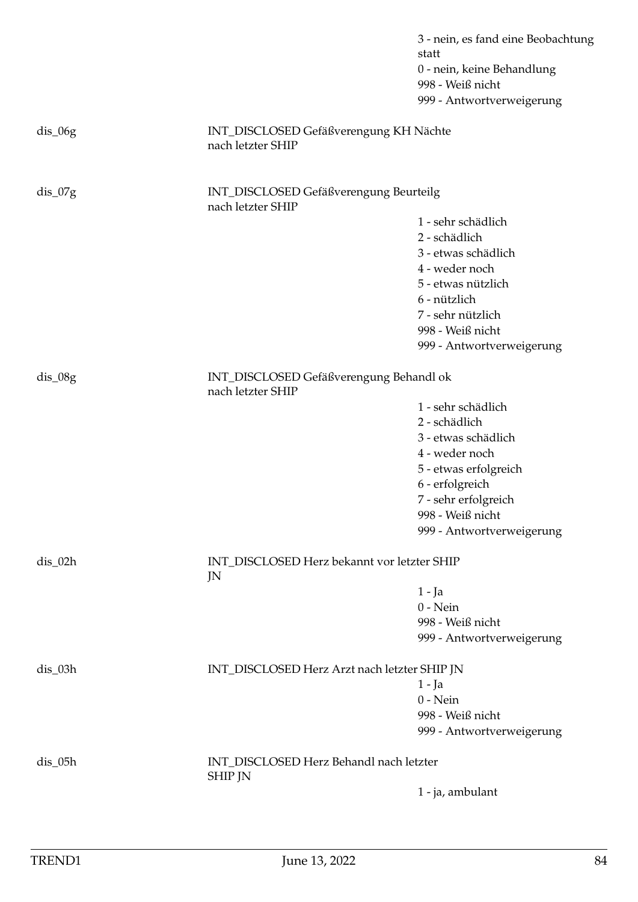| | | |
|---|---|---|
| | | 3 - nein, es fand eine Beobachtung statt |
| | | 0 - nein, keine Behandlung |
| | | 998 - Weiß nicht |
| | | 999 - Antwortverweigerung |
| dis_06g | INT_DISCLOSED Gefäßverengung KH Nächte nach letzter SHIP | |
| dis_07g | INT_DISCLOSED Gefäßverengung Beurteilg nach letzter SHIP | |
| | | 1 - sehr schädlich |
| | | 2 - schädlich |
| | | 3 - etwas schädlich |
| | | 4 - weder noch |
| | | 5 - etwas nützlich |
| | | 6 - nützlich |
| | | 7 - sehr nützlich |
| | | 998 - Weiß nicht |
| | | 999 - Antwortverweigerung |
| dis_08g | INT_DISCLOSED Gefäßverengung Behandl ok nach letzter SHIP | |
| | | 1 - sehr schädlich |
| | | 2 - schädlich |
| | | 3 - etwas schädlich |
| | | 4 - weder noch |
| | | 5 - etwas erfolgreich |
| | | 6 - erfolgreich |
| | | 7 - sehr erfolgreich |
| | | 998 - Weiß nicht |
| | | 999 - Antwortverweigerung |
| dis_02h | INT_DISCLOSED Herz bekannt vor letzter SHIP JN | |
| | | 1 - Ja |
| | | 0 - Nein |
| | | 998 - Weiß nicht |
| | | 999 - Antwortverweigerung |
| dis_03h | INT_DISCLOSED Herz Arzt nach letzter SHIP JN | |
| | | 1 - Ja |
| | | 0 - Nein |
| | | 998 - Weiß nicht |
| | | 999 - Antwortverweigerung |
| dis_05h | INT_DISCLOSED Herz Behandl nach letzter SHIP JN | |
| | | 1 - ja, ambulant |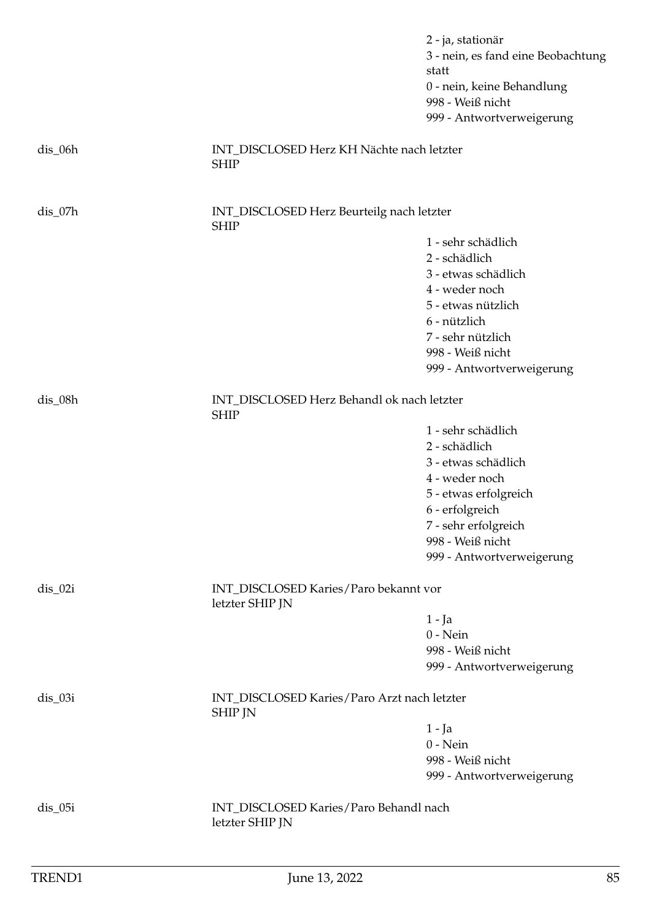2 - ja, stationär
3 - nein, es fand eine Beobachtung statt
0 - nein, keine Behandlung
998 - Weiß nicht
999 - Antwortverweigerung

| | | |
|---|---|---|
| dis_06h | INT_DISCLOSED Herz KH Nächte nach letzter SHIP | |
| dis_07h | INT_DISCLOSED Herz Beurteilg nach letzter SHIP | 1 - sehr schädlich<br>2 - schädlich<br>3 - etwas schädlich<br>4 - weder noch<br>5 - etwas nützlich<br>6 - nützlich<br>7 - sehr nützlich<br>998 - Weiß nicht<br>999 - Antwortverweigerung |
| dis_08h | INT_DISCLOSED Herz Behandl ok nach letzter SHIP | 1 - sehr schädlich<br>2 - schädlich<br>3 - etwas schädlich<br>4 - weder noch<br>5 - etwas erfolgreich<br>6 - erfolgreich<br>7 - sehr erfolgreich<br>998 - Weiß nicht<br>999 - Antwortverweigerung |
| dis_02i | INT_DISCLOSED Karies/Paro bekannt vor letzter SHIP JN | 1 - Ja<br>0 - Nein<br>998 - Weiß nicht<br>999 - Antwortverweigerung |
| dis_03i | INT_DISCLOSED Karies/Paro Arzt nach letzter SHIP JN | 1 - Ja<br>0 - Nein<br>998 - Weiß nicht<br>999 - Antwortverweigerung |
| dis_05i | INT_DISCLOSED Karies/Paro Behandl nach letzter SHIP JN | |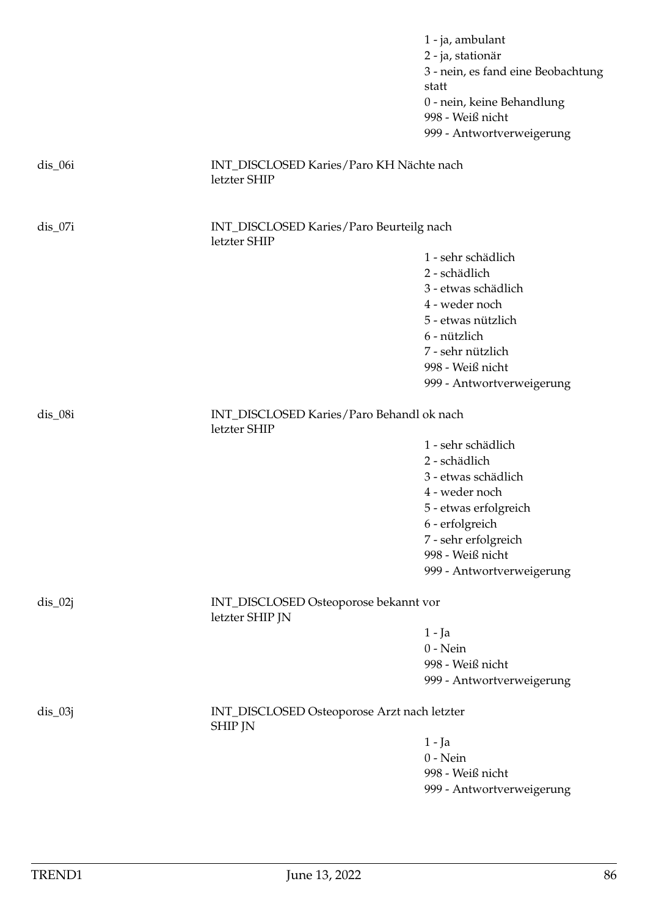| | | |
|---|---|---|
| | | 1 - ja, ambulant<br>2 - ja, stationär<br>3 - nein, es fand eine Beobachtung statt<br>0 - nein, keine Behandlung<br>998 - Weiß nicht<br>999 - Antwortverweigerung |
| dis_06i | INT_DISCLOSED Karies/Paro KH Nächte nach letzter SHIP | |
| dis_07i | INT_DISCLOSED Karies/Paro Beurteilg nach letzter SHIP | 1 - sehr schädlich<br>2 - schädlich<br>3 - etwas schädlich<br>4 - weder noch<br>5 - etwas nützlich<br>6 - nützlich<br>7 - sehr nützlich<br>998 - Weiß nicht<br>999 - Antwortverweigerung |
| dis_08i | INT_DISCLOSED Karies/Paro Behandl ok nach letzter SHIP | 1 - sehr schädlich<br>2 - schädlich<br>3 - etwas schädlich<br>4 - weder noch<br>5 - etwas erfolgreich<br>6 - erfolgreich<br>7 - sehr erfolgreich<br>998 - Weiß nicht<br>999 - Antwortverweigerung |
| dis_02j | INT_DISCLOSED Osteoporose bekannt vor letzter SHIP JN | 1 - Ja<br>0 - Nein<br>998 - Weiß nicht<br>999 - Antwortverweigerung |
| dis_03j | INT_DISCLOSED Osteoporose Arzt nach letzter SHIP JN | 1 - Ja<br>0 - Nein<br>998 - Weiß nicht<br>999 - Antwortverweigerung |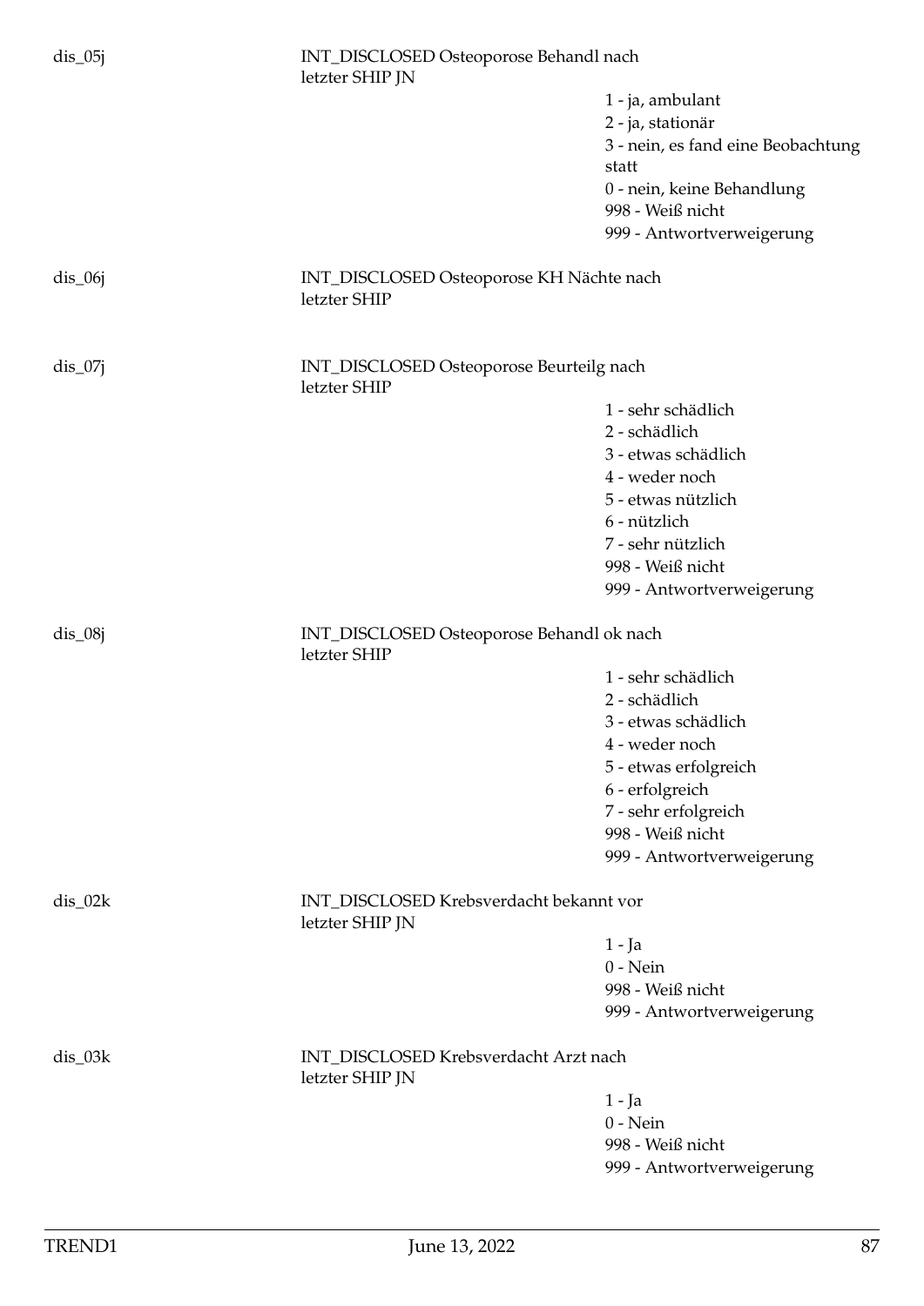dis_05j INT_DISCLOSED Osteoporose Behandl nach letzter SHIP JN

- 1 - ja, ambulant
- 2 - ja, stationär
- 3 - nein, es fand eine Beobachtung statt
- 0 - nein, keine Behandlung
- 998 - Weiß nicht
- 999 - Antwortverweigerung

dis_06j INT_DISCLOSED Osteoporose KH Nächte nach letzter SHIP

dis_07j INT_DISCLOSED Osteoporose Beurteilg nach letzter SHIP

- 1 - sehr schädlich
- 2 - schädlich
- 3 - etwas schädlich
- 4 - weder noch
- 5 - etwas nützlich
- 6 - nützlich
- 7 - sehr nützlich
- 998 - Weiß nicht
- 999 - Antwortverweigerung

dis_08j INT_DISCLOSED Osteoporose Behandl ok nach letzter SHIP

- 1 - sehr schädlich
- 2 - schädlich
- 3 - etwas schädlich
- 4 - weder noch
- 5 - etwas erfolgreich
- 6 - erfolgreich
- 7 - sehr erfolgreich
- 998 - Weiß nicht
- 999 - Antwortverweigerung

dis_02k INT_DISCLOSED Krebsverdacht bekannt vor letzter SHIP JN

- 1 - Ja
- 0 - Nein
- 998 - Weiß nicht
- 999 - Antwortverweigerung

dis_03k INT_DISCLOSED Krebsverdacht Arzt nach letzter SHIP JN

- 1 - Ja
- 0 - Nein
- 998 - Weiß nicht
- 999 - Antwortverweigerung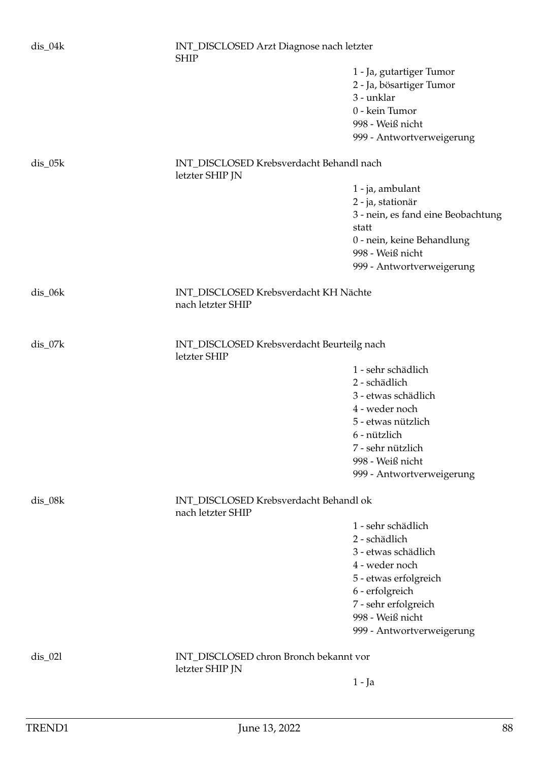dis_04k

INT_DISCLOSED Arzt Diagnose nach letzter SHIP

- 1 - Ja, gutartiger Tumor
- 2 - Ja, bösartiger Tumor
- 3 - unklar
- 0 - kein Tumor
- 998 - Weiß nicht
- 999 - Antwortverweigerung

dis_05k

INT_DISCLOSED Krebsverdacht Behandl nach letzter SHIP JN

- 1 - ja, ambulant
- 2 - ja, stationär
- 3 - nein, es fand eine Beobachtung statt
- 0 - nein, keine Behandlung
- 998 - Weiß nicht
- 999 - Antwortverweigerung

dis_06k

INT_DISCLOSED Krebsverdacht KH Nächte nach letzter SHIP

dis_07k

INT_DISCLOSED Krebsverdacht Beurteilg nach letzter SHIP

- 1 - sehr schädlich
- 2 - schädlich
- 3 - etwas schädlich
- 4 - weder noch
- 5 - etwas nützlich
- 6 - nützlich
- 7 - sehr nützlich
- 998 - Weiß nicht
- 999 - Antwortverweigerung

dis_08k

INT_DISCLOSED Krebsverdacht Behandl ok nach letzter SHIP

- 1 - sehr schädlich
- 2 - schädlich
- 3 - etwas schädlich
- 4 - weder noch
- 5 - etwas erfolgreich
- 6 - erfolgreich
- 7 - sehr erfolgreich
- 998 - Weiß nicht
- 999 - Antwortverweigerung

dis_02l

INT_DISCLOSED chron Bronch bekannt vor letzter SHIP JN

- 1 - Ja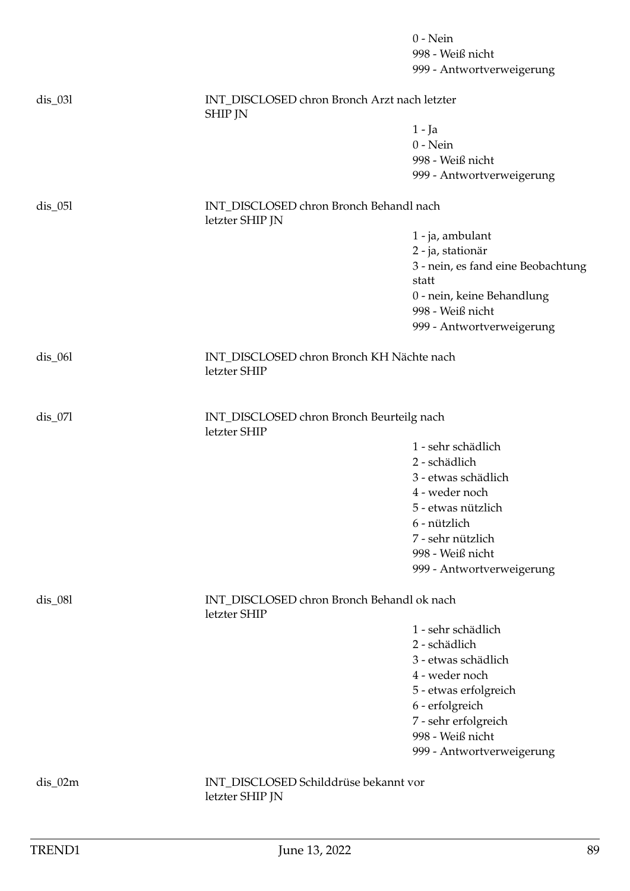0 - Nein
998 - Weiß nicht
999 - Antwortverweigerung

| | | |
|---|---|---|
| dis_03l | INT_DISCLOSED chron Bronch Arzt nach letzter SHIP JN | |
| | | 1 - Ja |
| | | 0 - Nein |
| | | 998 - Weiß nicht |
| | | 999 - Antwortverweigerung |
| dis_05l | INT_DISCLOSED chron Bronch Behandl nach letzter SHIP JN | |
| | | 1 - ja, ambulant |
| | | 2 - ja, stationär |
| | | 3 - nein, es fand eine Beobachtung statt |
| | | 0 - nein, keine Behandlung |
| | | 998 - Weiß nicht |
| | | 999 - Antwortverweigerung |
| dis_06l | INT_DISCLOSED chron Bronch KH Nächte nach letzter SHIP | |
| dis_07l | INT_DISCLOSED chron Bronch Beurteilg nach letzter SHIP | |
| | | 1 - sehr schädlich |
| | | 2 - schädlich |
| | | 3 - etwas schädlich |
| | | 4 - weder noch |
| | | 5 - etwas nützlich |
| | | 6 - nützlich |
| | | 7 - sehr nützlich |
| | | 998 - Weiß nicht |
| | | 999 - Antwortverweigerung |
| dis_08l | INT_DISCLOSED chron Bronch Behandl ok nach letzter SHIP | |
| | | 1 - sehr schädlich |
| | | 2 - schädlich |
| | | 3 - etwas schädlich |
| | | 4 - weder noch |
| | | 5 - etwas erfolgreich |
| | | 6 - erfolgreich |
| | | 7 - sehr erfolgreich |
| | | 998 - Weiß nicht |
| | | 999 - Antwortverweigerung |
| dis_02m | INT_DISCLOSED Schilddrüse bekannt vor letzter SHIP JN | |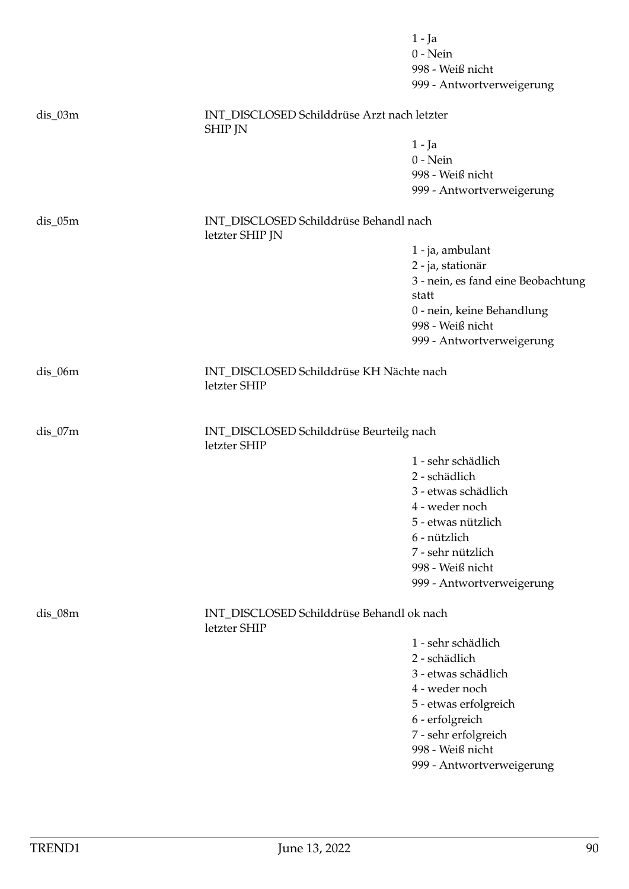1 - Ja
0 - Nein
998 - Weiß nicht
999 - Antwortverweigerung

dis_03m INT_DISCLOSED Schilddrüse Arzt nach letzter SHIP JN

1 - Ja
0 - Nein
998 - Weiß nicht
999 - Antwortverweigerung

dis_05m INT_DISCLOSED Schilddrüse Behandl nach letzter SHIP JN

1 - ja, ambulant
2 - ja, stationär
3 - nein, es fand eine Beobachtung statt
0 - nein, keine Behandlung
998 - Weiß nicht
999 - Antwortverweigerung

dis_06m INT_DISCLOSED Schilddrüse KH Nächte nach letzter SHIP

dis_07m INT_DISCLOSED Schilddrüse Beurteilg nach letzter SHIP

1 - sehr schädlich
2 - schädlich
3 - etwas schädlich
4 - weder noch
5 - etwas nützlich
6 - nützlich
7 - sehr nützlich
998 - Weiß nicht
999 - Antwortverweigerung

dis_08m INT_DISCLOSED Schilddrüse Behandl ok nach letzter SHIP

1 - sehr schädlich
2 - schädlich
3 - etwas schädlich
4 - weder noch
5 - etwas erfolgreich
6 - erfolgreich
7 - sehr erfolgreich
998 - Weiß nicht
999 - Antwortverweigerung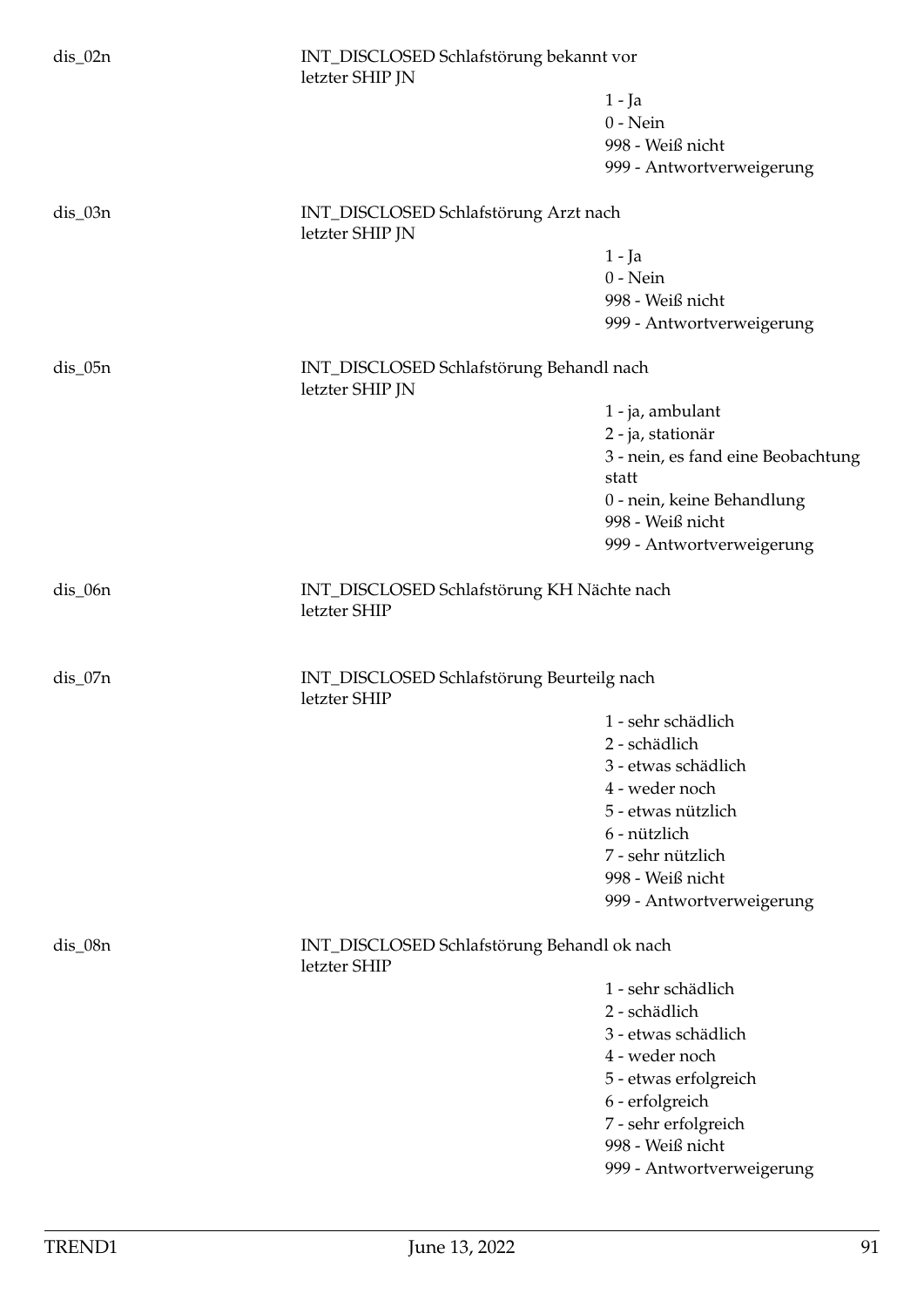dis_02n — INT_DISCLOSED Schlafstörung bekannt vor letzter SHIP JN

- 1 - Ja
- 0 - Nein
- 998 - Weiß nicht
- 999 - Antwortverweigerung

dis_03n — INT_DISCLOSED Schlafstörung Arzt nach letzter SHIP JN

- 1 - Ja
- 0 - Nein
- 998 - Weiß nicht
- 999 - Antwortverweigerung

dis_05n — INT_DISCLOSED Schlafstörung Behandl nach letzter SHIP JN

- 1 - ja, ambulant
- 2 - ja, stationär
- 3 - nein, es fand eine Beobachtung statt
- 0 - nein, keine Behandlung
- 998 - Weiß nicht
- 999 - Antwortverweigerung

dis_06n — INT_DISCLOSED Schlafstörung KH Nächte nach letzter SHIP

dis_07n — INT_DISCLOSED Schlafstörung Beurteilg nach letzter SHIP

- 1 - sehr schädlich
- 2 - schädlich
- 3 - etwas schädlich
- 4 - weder noch
- 5 - etwas nützlich
- 6 - nützlich
- 7 - sehr nützlich
- 998 - Weiß nicht
- 999 - Antwortverweigerung

dis_08n — INT_DISCLOSED Schlafstörung Behandl ok nach letzter SHIP

- 1 - sehr schädlich
- 2 - schädlich
- 3 - etwas schädlich
- 4 - weder noch
- 5 - etwas erfolgreich
- 6 - erfolgreich
- 7 - sehr erfolgreich
- 998 - Weiß nicht
- 999 - Antwortverweigerung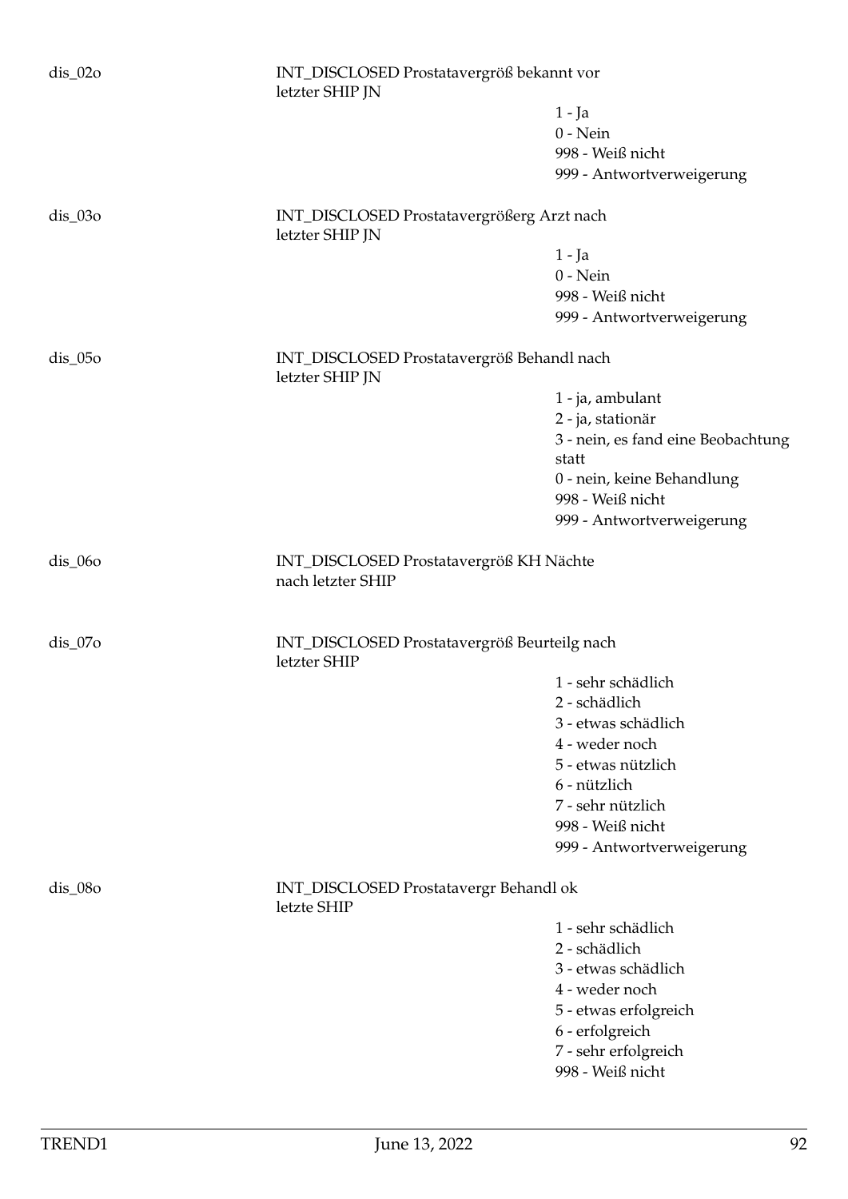dis_02o

INT_DISCLOSED Prostatavergröß bekannt vor letzter SHIP JN

- 1 - Ja
- 0 - Nein
- 998 - Weiß nicht
- 999 - Antwortverweigerung

dis_03o

INT_DISCLOSED Prostatavergrößerg Arzt nach letzter SHIP JN

- 1 - Ja
- 0 - Nein
- 998 - Weiß nicht
- 999 - Antwortverweigerung

dis_05o

INT_DISCLOSED Prostatavergröß Behandl nach letzter SHIP JN

- 1 - ja, ambulant
- 2 - ja, stationär
- 3 - nein, es fand eine Beobachtung statt
- 0 - nein, keine Behandlung
- 998 - Weiß nicht
- 999 - Antwortverweigerung

dis_06o

INT_DISCLOSED Prostatavergröß KH Nächte nach letzter SHIP

dis_07o

INT_DISCLOSED Prostatavergröß Beurteilg nach letzter SHIP

- 1 - sehr schädlich
- 2 - schädlich
- 3 - etwas schädlich
- 4 - weder noch
- 5 - etwas nützlich
- 6 - nützlich
- 7 - sehr nützlich
- 998 - Weiß nicht
- 999 - Antwortverweigerung

dis_08o

INT_DISCLOSED Prostatavergr Behandl ok letzte SHIP

- 1 - sehr schädlich
- 2 - schädlich
- 3 - etwas schädlich
- 4 - weder noch
- 5 - etwas erfolgreich
- 6 - erfolgreich
- 7 - sehr erfolgreich
- 998 - Weiß nicht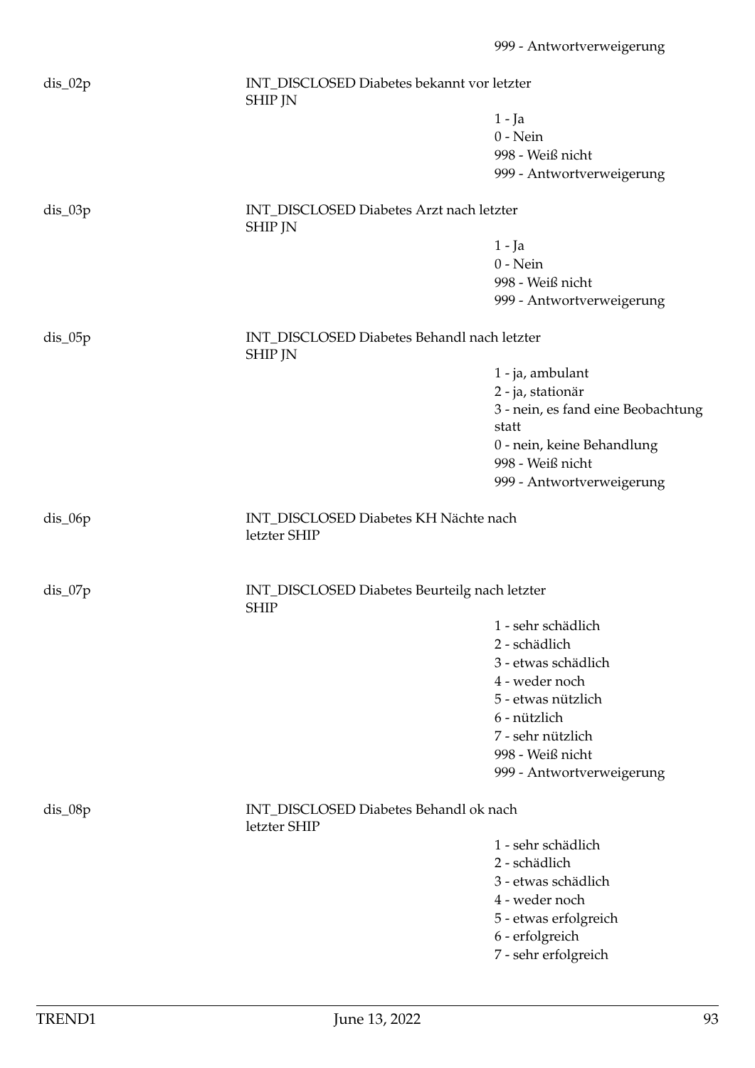999 - Antwortverweigerung

| | | |
|---|---|---|
| dis_02p | INT_DISCLOSED Diabetes bekannt vor letzter SHIP JN | |
| | | 1 - Ja |
| | | 0 - Nein |
| | | 998 - Weiß nicht |
| | | 999 - Antwortverweigerung |
| dis_03p | INT_DISCLOSED Diabetes Arzt nach letzter SHIP JN | |
| | | 1 - Ja |
| | | 0 - Nein |
| | | 998 - Weiß nicht |
| | | 999 - Antwortverweigerung |
| dis_05p | INT_DISCLOSED Diabetes Behandl nach letzter SHIP JN | |
| | | 1 - ja, ambulant |
| | | 2 - ja, stationär |
| | | 3 - nein, es fand eine Beobachtung statt |
| | | 0 - nein, keine Behandlung |
| | | 998 - Weiß nicht |
| | | 999 - Antwortverweigerung |
| dis_06p | INT_DISCLOSED Diabetes KH Nächte nach letzter SHIP | |
| dis_07p | INT_DISCLOSED Diabetes Beurteilg nach letzter SHIP | |
| | | 1 - sehr schädlich |
| | | 2 - schädlich |
| | | 3 - etwas schädlich |
| | | 4 - weder noch |
| | | 5 - etwas nützlich |
| | | 6 - nützlich |
| | | 7 - sehr nützlich |
| | | 998 - Weiß nicht |
| | | 999 - Antwortverweigerung |
| dis_08p | INT_DISCLOSED Diabetes Behandl ok nach letzter SHIP | |
| | | 1 - sehr schädlich |
| | | 2 - schädlich |
| | | 3 - etwas schädlich |
| | | 4 - weder noch |
| | | 5 - etwas erfolgreich |
| | | 6 - erfolgreich |
| | | 7 - sehr erfolgreich |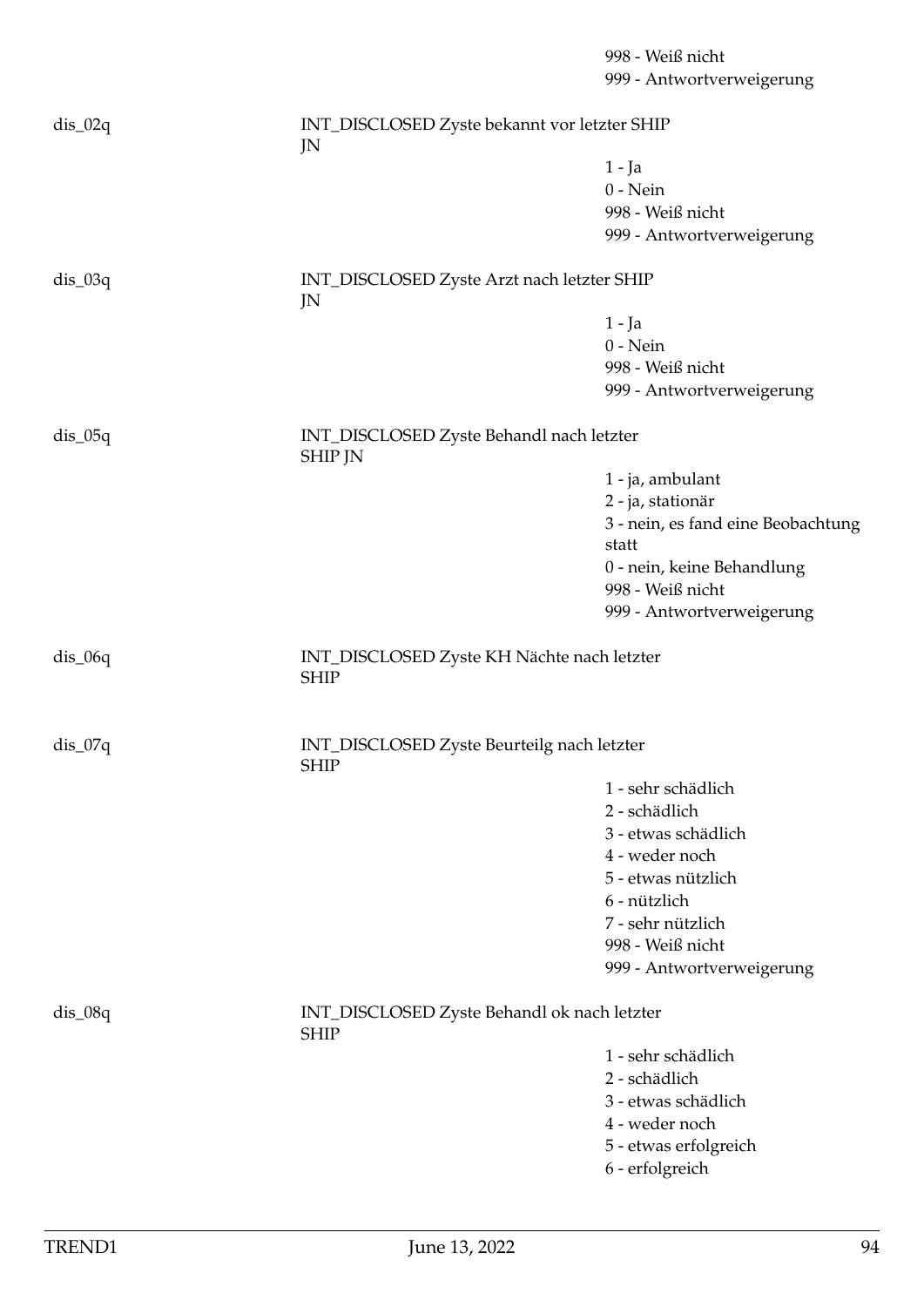998 - Weiß nicht
999 - Antwortverweigerung

| | | |
|---|---|---|
| dis_02q | INT_DISCLOSED Zyste bekannt vor letzter SHIP JN | 1 - Ja<br>0 - Nein<br>998 - Weiß nicht<br>999 - Antwortverweigerung |
| dis_03q | INT_DISCLOSED Zyste Arzt nach letzter SHIP JN | 1 - Ja<br>0 - Nein<br>998 - Weiß nicht<br>999 - Antwortverweigerung |
| dis_05q | INT_DISCLOSED Zyste Behandl nach letzter SHIP JN | 1 - ja, ambulant<br>2 - ja, stationär<br>3 - nein, es fand eine Beobachtung statt<br>0 - nein, keine Behandlung<br>998 - Weiß nicht<br>999 - Antwortverweigerung |
| dis_06q | INT_DISCLOSED Zyste KH Nächte nach letzter SHIP | |
| dis_07q | INT_DISCLOSED Zyste Beurteilg nach letzter SHIP | 1 - sehr schädlich<br>2 - schädlich<br>3 - etwas schädlich<br>4 - weder noch<br>5 - etwas nützlich<br>6 - nützlich<br>7 - sehr nützlich<br>998 - Weiß nicht<br>999 - Antwortverweigerung |
| dis_08q | INT_DISCLOSED Zyste Behandl ok nach letzter SHIP | 1 - sehr schädlich<br>2 - schädlich<br>3 - etwas schädlich<br>4 - weder noch<br>5 - etwas erfolgreich<br>6 - erfolgreich |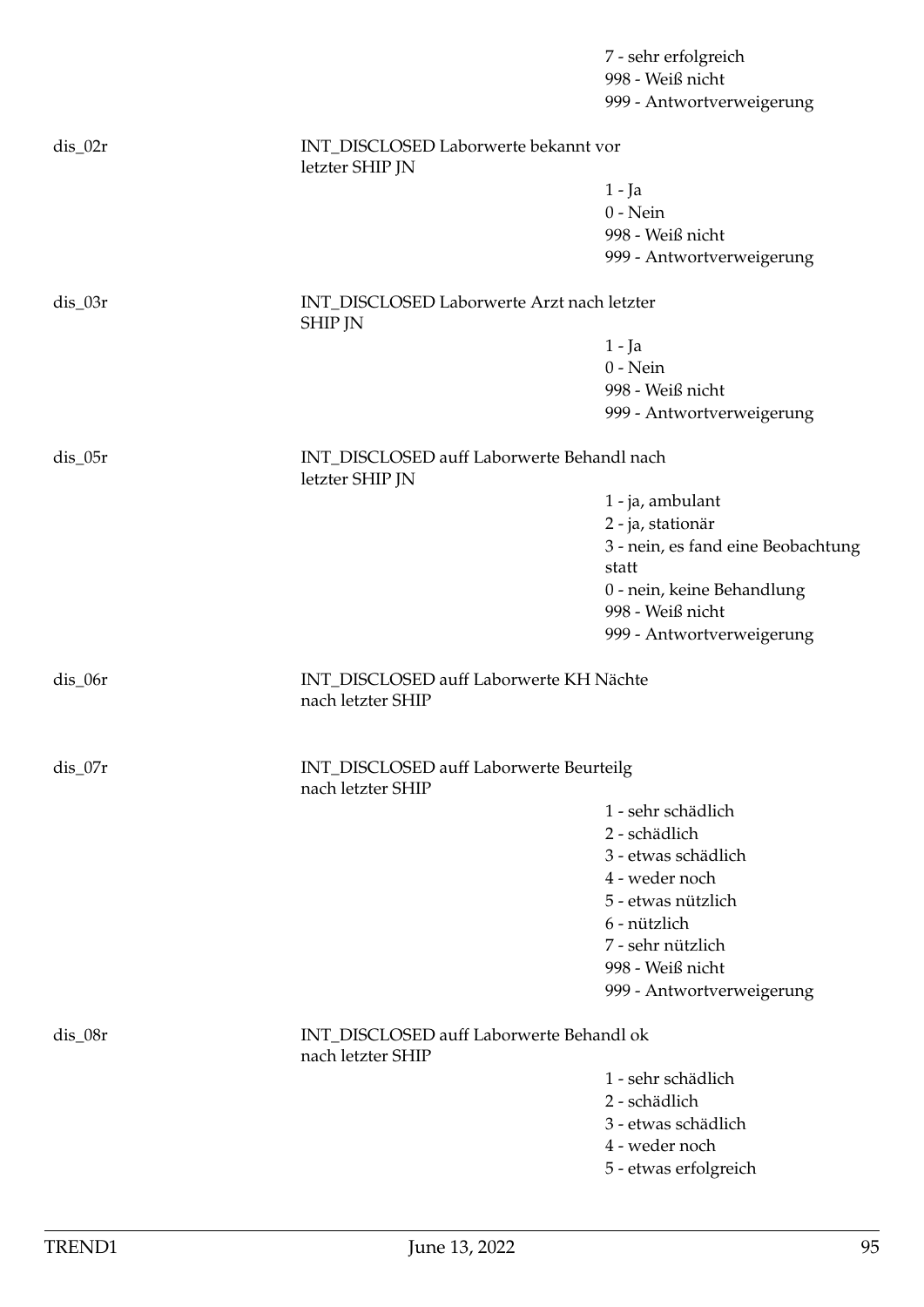7 - sehr erfolgreich
998 - Weiß nicht
999 - Antwortverweigerung

| Variable | Label | Codes |
|---|---|---|
| dis_02r | INT_DISCLOSED Laborwerte bekannt vor letzter SHIP JN | 1 - Ja<br>0 - Nein<br>998 - Weiß nicht<br>999 - Antwortverweigerung |
| dis_03r | INT_DISCLOSED Laborwerte Arzt nach letzter SHIP JN | 1 - Ja<br>0 - Nein<br>998 - Weiß nicht<br>999 - Antwortverweigerung |
| dis_05r | INT_DISCLOSED auff Laborwerte Behandl nach letzter SHIP JN | 1 - ja, ambulant<br>2 - ja, stationär<br>3 - nein, es fand eine Beobachtung statt<br>0 - nein, keine Behandlung<br>998 - Weiß nicht<br>999 - Antwortverweigerung |
| dis_06r | INT_DISCLOSED auff Laborwerte KH Nächte nach letzter SHIP | |
| dis_07r | INT_DISCLOSED auff Laborwerte Beurteilg nach letzter SHIP | 1 - sehr schädlich<br>2 - schädlich<br>3 - etwas schädlich<br>4 - weder noch<br>5 - etwas nützlich<br>6 - nützlich<br>7 - sehr nützlich<br>998 - Weiß nicht<br>999 - Antwortverweigerung |
| dis_08r | INT_DISCLOSED auff Laborwerte Behandl ok nach letzter SHIP | 1 - sehr schädlich<br>2 - schädlich<br>3 - etwas schädlich<br>4 - weder noch<br>5 - etwas erfolgreich |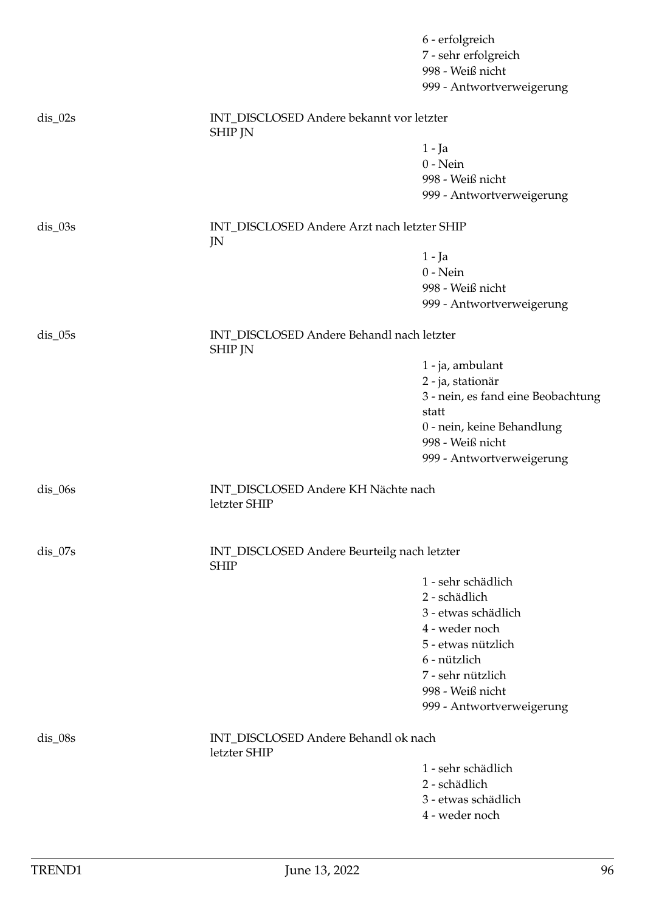6 - erfolgreich
7 - sehr erfolgreich
998 - Weiß nicht
999 - Antwortverweigerung

dis_02s INT_DISCLOSED Andere bekannt vor letzter SHIP JN

1 - Ja
0 - Nein
998 - Weiß nicht
999 - Antwortverweigerung

dis_03s INT_DISCLOSED Andere Arzt nach letzter SHIP JN

1 - Ja
0 - Nein
998 - Weiß nicht
999 - Antwortverweigerung

dis_05s INT_DISCLOSED Andere Behandl nach letzter SHIP JN

1 - ja, ambulant
2 - ja, stationär
3 - nein, es fand eine Beobachtung statt
0 - nein, keine Behandlung
998 - Weiß nicht
999 - Antwortverweigerung

dis_06s INT_DISCLOSED Andere KH Nächte nach letzter SHIP

dis_07s INT_DISCLOSED Andere Beurteilg nach letzter SHIP

1 - sehr schädlich
2 - schädlich
3 - etwas schädlich
4 - weder noch
5 - etwas nützlich
6 - nützlich
7 - sehr nützlich
998 - Weiß nicht
999 - Antwortverweigerung

dis_08s INT_DISCLOSED Andere Behandl ok nach letzter SHIP

1 - sehr schädlich
2 - schädlich
3 - etwas schädlich
4 - weder noch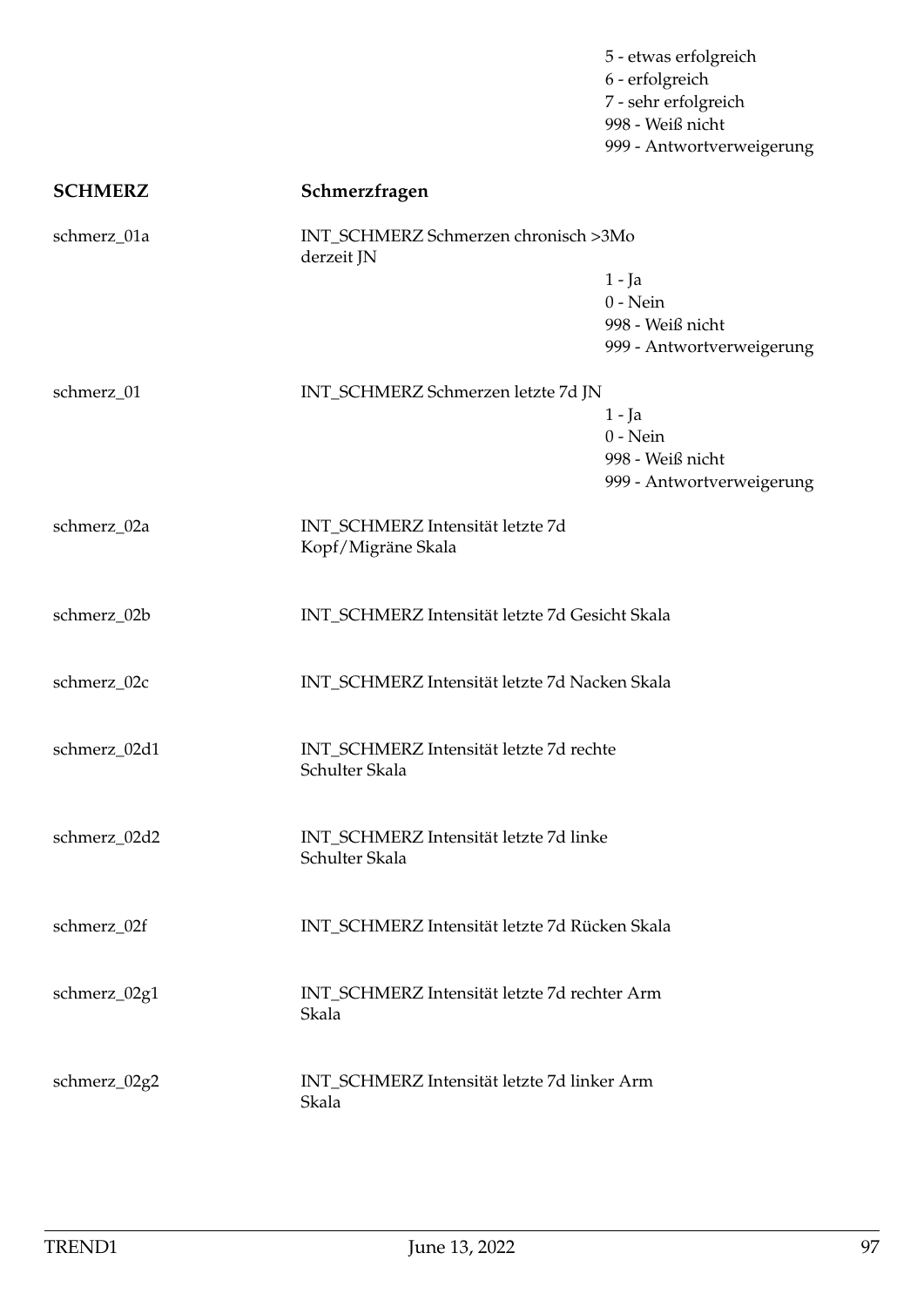5 - etwas erfolgreich
6 - erfolgreich
7 - sehr erfolgreich
998 - Weiß nicht
999 - Antwortverweigerung

| | | |
|---|---|---|
| **SCHMERZ** | **Schmerzfragen** | |
| schmerz_01a | INT_SCHMERZ Schmerzen chronisch >3Mo derzeit JN | 1 - Ja<br>0 - Nein<br>998 - Weiß nicht<br>999 - Antwortverweigerung |
| schmerz_01 | INT_SCHMERZ Schmerzen letzte 7d JN | 1 - Ja<br>0 - Nein<br>998 - Weiß nicht<br>999 - Antwortverweigerung |
| schmerz_02a | INT_SCHMERZ Intensität letzte 7d Kopf/Migräne Skala | |
| schmerz_02b | INT_SCHMERZ Intensität letzte 7d Gesicht Skala | |
| schmerz_02c | INT_SCHMERZ Intensität letzte 7d Nacken Skala | |
| schmerz_02d1 | INT_SCHMERZ Intensität letzte 7d rechte Schulter Skala | |
| schmerz_02d2 | INT_SCHMERZ Intensität letzte 7d linke Schulter Skala | |
| schmerz_02f | INT_SCHMERZ Intensität letzte 7d Rücken Skala | |
| schmerz_02g1 | INT_SCHMERZ Intensität letzte 7d rechter Arm Skala | |
| schmerz_02g2 | INT_SCHMERZ Intensität letzte 7d linker Arm Skala | |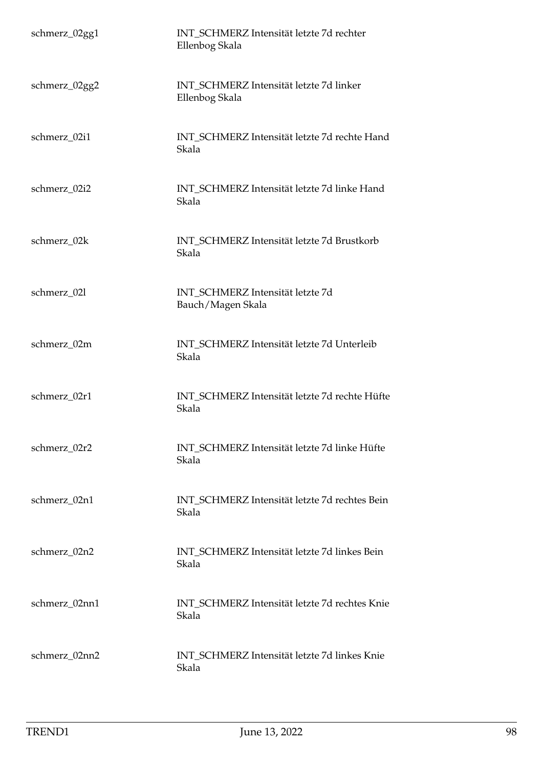| | |
|---|---|
| schmerz_02gg1 | INT_SCHMERZ Intensität letzte 7d rechter Ellenbog Skala |
| schmerz_02gg2 | INT_SCHMERZ Intensität letzte 7d linker Ellenbog Skala |
| schmerz_02i1 | INT_SCHMERZ Intensität letzte 7d rechte Hand Skala |
| schmerz_02i2 | INT_SCHMERZ Intensität letzte 7d linke Hand Skala |
| schmerz_02k | INT_SCHMERZ Intensität letzte 7d Brustkorb Skala |
| schmerz_02l | INT_SCHMERZ Intensität letzte 7d Bauch/Magen Skala |
| schmerz_02m | INT_SCHMERZ Intensität letzte 7d Unterleib Skala |
| schmerz_02r1 | INT_SCHMERZ Intensität letzte 7d rechte Hüfte Skala |
| schmerz_02r2 | INT_SCHMERZ Intensität letzte 7d linke Hüfte Skala |
| schmerz_02n1 | INT_SCHMERZ Intensität letzte 7d rechtes Bein Skala |
| schmerz_02n2 | INT_SCHMERZ Intensität letzte 7d linkes Bein Skala |
| schmerz_02nn1 | INT_SCHMERZ Intensität letzte 7d rechtes Knie Skala |
| schmerz_02nn2 | INT_SCHMERZ Intensität letzte 7d linkes Knie Skala |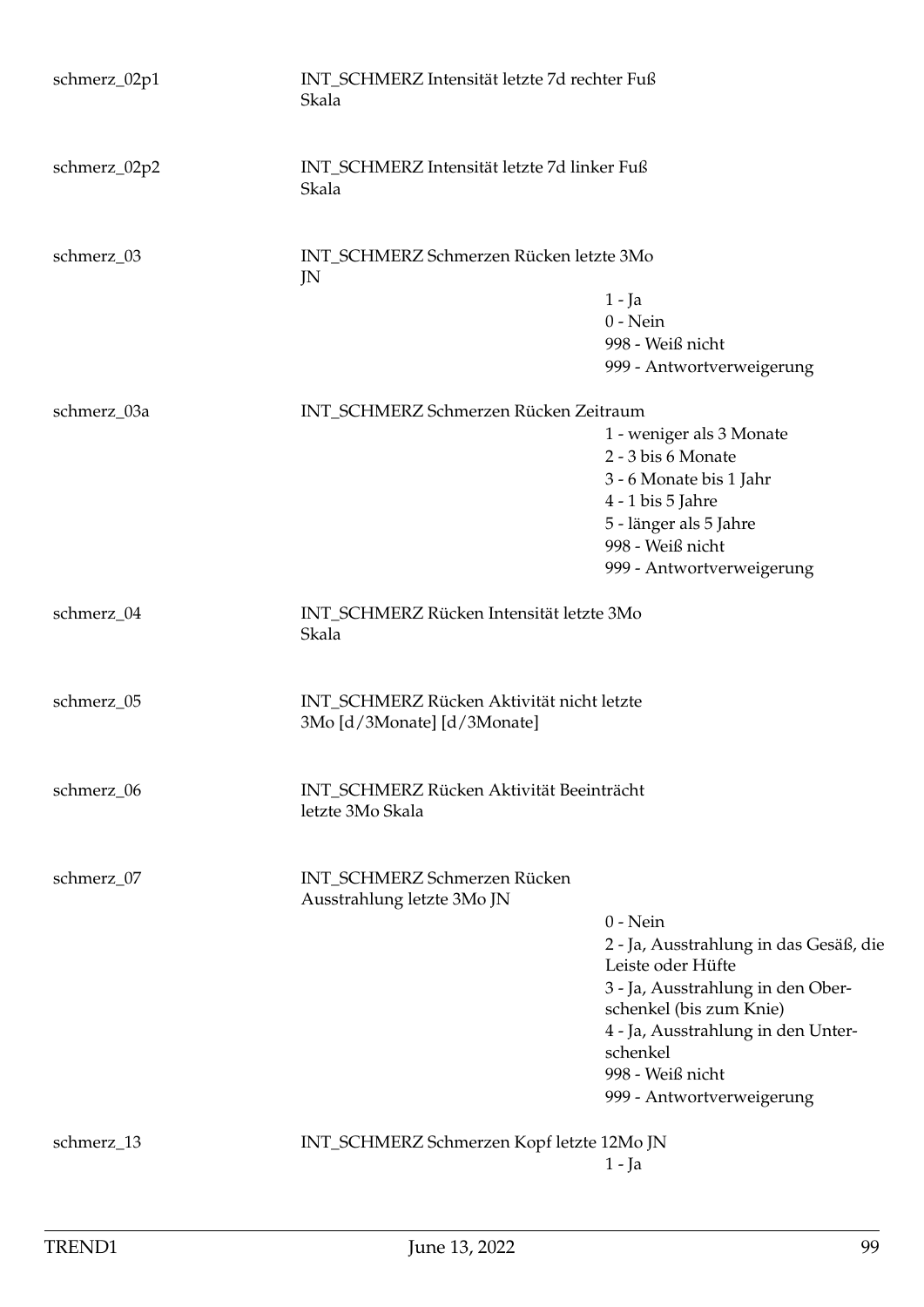| Variable | Label | Werte |
|---|---|---|
| schmerz_02p1 | INT_SCHMERZ Intensität letzte 7d rechter Fuß Skala | |
| schmerz_02p2 | INT_SCHMERZ Intensität letzte 7d linker Fuß Skala | |
| schmerz_03 | INT_SCHMERZ Schmerzen Rücken letzte 3Mo JN | 1 - Ja<br>0 - Nein<br>998 - Weiß nicht<br>999 - Antwortverweigerung |
| schmerz_03a | INT_SCHMERZ Schmerzen Rücken Zeitraum | 1 - weniger als 3 Monate<br>2 - 3 bis 6 Monate<br>3 - 6 Monate bis 1 Jahr<br>4 - 1 bis 5 Jahre<br>5 - länger als 5 Jahre<br>998 - Weiß nicht<br>999 - Antwortverweigerung |
| schmerz_04 | INT_SCHMERZ Rücken Intensität letzte 3Mo Skala | |
| schmerz_05 | INT_SCHMERZ Rücken Aktivität nicht letzte 3Mo [d/3Monate] [d/3Monate] | |
| schmerz_06 | INT_SCHMERZ Rücken Aktivität Beeinträcht letzte 3Mo Skala | |
| schmerz_07 | INT_SCHMERZ Schmerzen Rücken Ausstrahlung letzte 3Mo JN | 0 - Nein<br>2 - Ja, Ausstrahlung in das Gesäß, die Leiste oder Hüfte<br>3 - Ja, Ausstrahlung in den Oberschenkel (bis zum Knie)<br>4 - Ja, Ausstrahlung in den Unterschenkel<br>998 - Weiß nicht<br>999 - Antwortverweigerung |
| schmerz_13 | INT_SCHMERZ Schmerzen Kopf letzte 12Mo JN | 1 - Ja |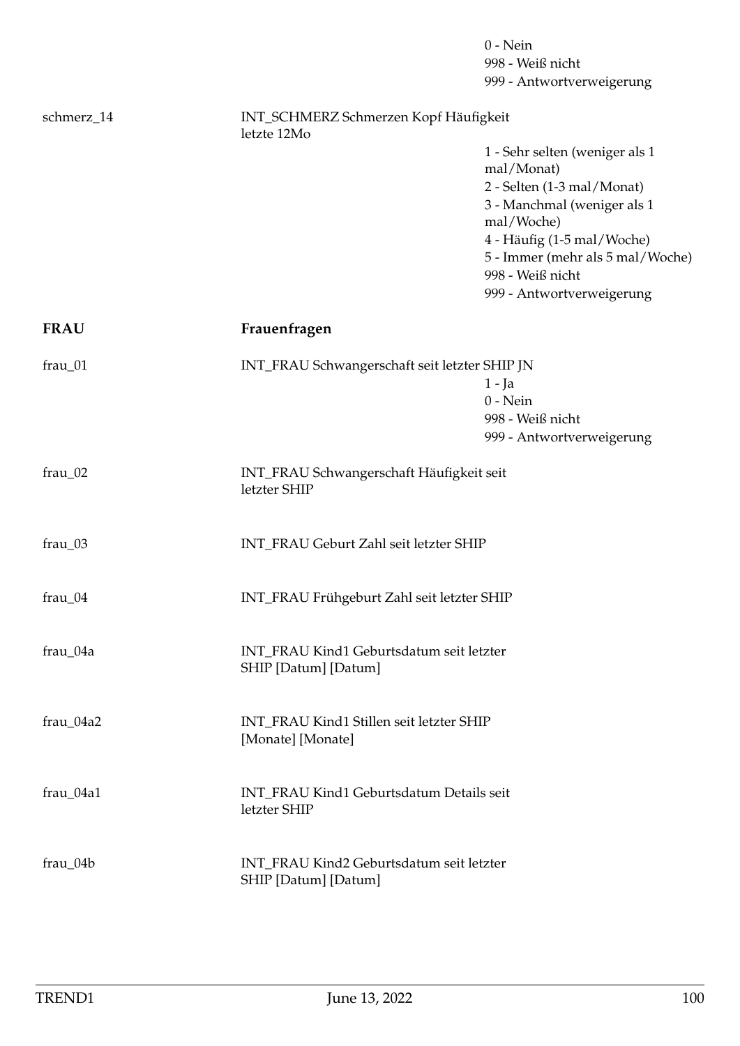0 - Nein
998 - Weiß nicht
999 - Antwortverweigerung

schmerz_14 INT_SCHMERZ Schmerzen Kopf Häufigkeit letzte 12Mo

1 - Sehr selten (weniger als 1 mal/Monat)
2 - Selten (1-3 mal/Monat)
3 - Manchmal (weniger als 1 mal/Woche)
4 - Häufig (1-5 mal/Woche)
5 - Immer (mehr als 5 mal/Woche)
998 - Weiß nicht
999 - Antwortverweigerung

## FRAU Frauenfragen

frau_01 INT_FRAU Schwangerschaft seit letzter SHIP JN

1 - Ja
0 - Nein
998 - Weiß nicht
999 - Antwortverweigerung

frau_02 INT_FRAU Schwangerschaft Häufigkeit seit letzter SHIP

frau_03 INT_FRAU Geburt Zahl seit letzter SHIP

frau_04 INT_FRAU Frühgeburt Zahl seit letzter SHIP

frau_04a INT_FRAU Kind1 Geburtsdatum seit letzter SHIP [Datum] [Datum]

frau_04a2 INT_FRAU Kind1 Stillen seit letzter SHIP [Monate] [Monate]

frau_04a1 INT_FRAU Kind1 Geburtsdatum Details seit letzter SHIP

frau_04b INT_FRAU Kind2 Geburtsdatum seit letzter SHIP [Datum] [Datum]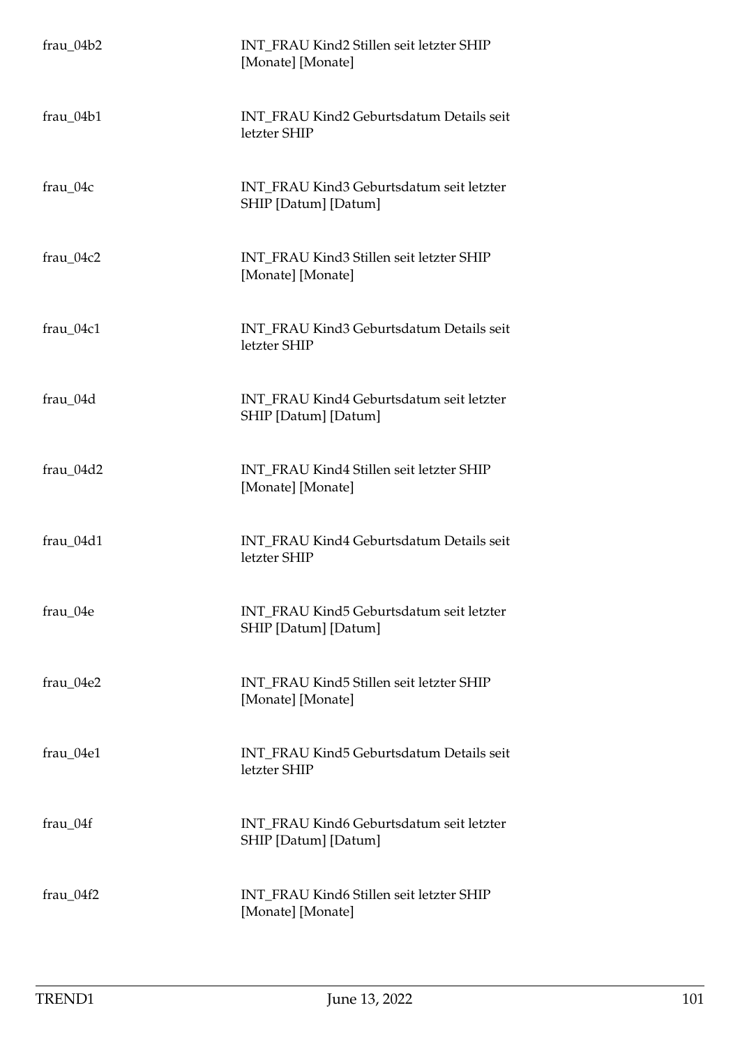| | |
|---|---|
| frau_04b2 | INT_FRAU Kind2 Stillen seit letzter SHIP [Monate] [Monate] |
| frau_04b1 | INT_FRAU Kind2 Geburtsdatum Details seit letzter SHIP |
| frau_04c | INT_FRAU Kind3 Geburtsdatum seit letzter SHIP [Datum] [Datum] |
| frau_04c2 | INT_FRAU Kind3 Stillen seit letzter SHIP [Monate] [Monate] |
| frau_04c1 | INT_FRAU Kind3 Geburtsdatum Details seit letzter SHIP |
| frau_04d | INT_FRAU Kind4 Geburtsdatum seit letzter SHIP [Datum] [Datum] |
| frau_04d2 | INT_FRAU Kind4 Stillen seit letzter SHIP [Monate] [Monate] |
| frau_04d1 | INT_FRAU Kind4 Geburtsdatum Details seit letzter SHIP |
| frau_04e | INT_FRAU Kind5 Geburtsdatum seit letzter SHIP [Datum] [Datum] |
| frau_04e2 | INT_FRAU Kind5 Stillen seit letzter SHIP [Monate] [Monate] |
| frau_04e1 | INT_FRAU Kind5 Geburtsdatum Details seit letzter SHIP |
| frau_04f | INT_FRAU Kind6 Geburtsdatum seit letzter SHIP [Datum] [Datum] |
| frau_04f2 | INT_FRAU Kind6 Stillen seit letzter SHIP [Monate] [Monate] |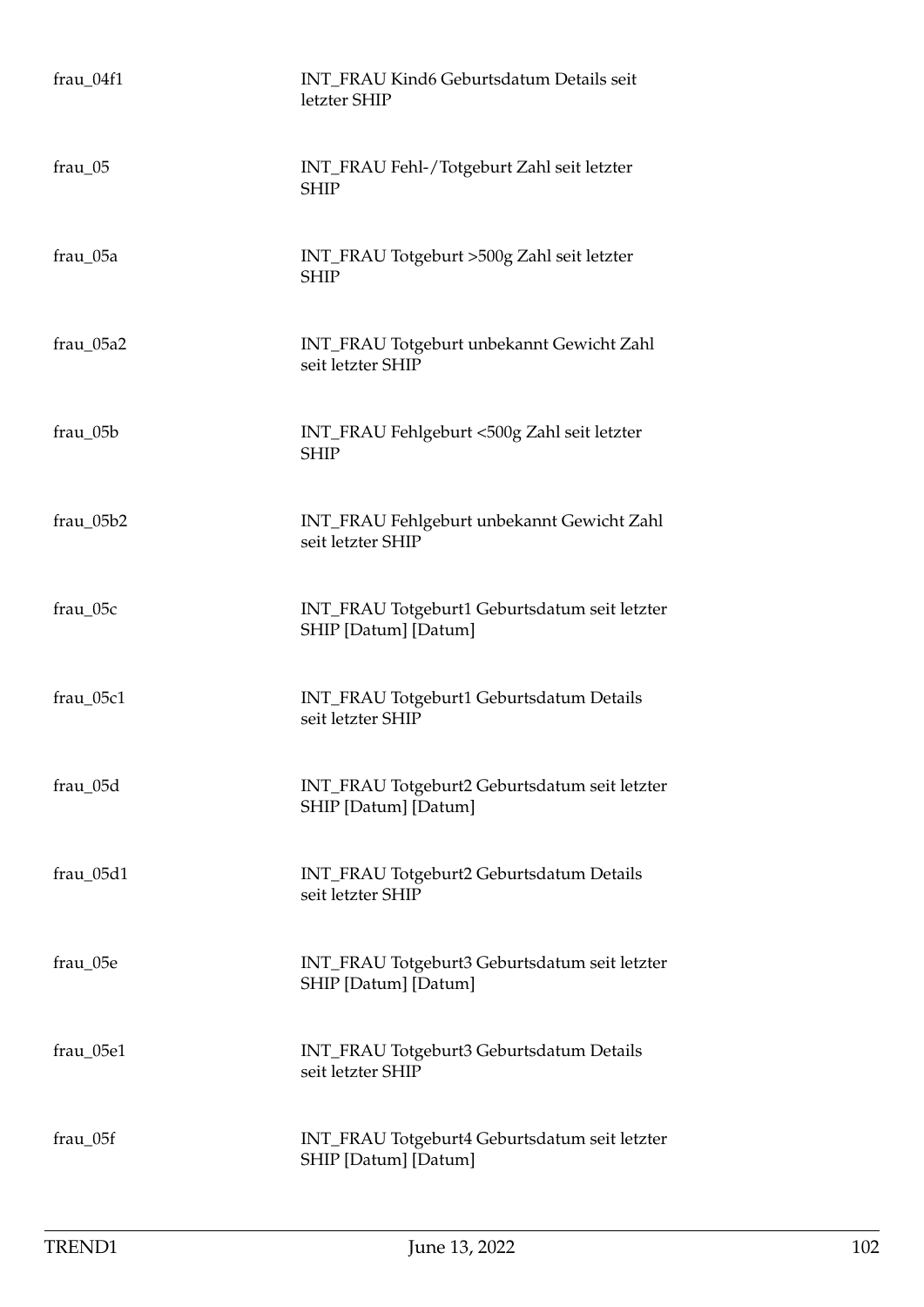| | |
|---|---|
| frau_04f1 | INT_FRAU Kind6 Geburtsdatum Details seit letzter SHIP |
| frau_05 | INT_FRAU Fehl-/Totgeburt Zahl seit letzter SHIP |
| frau_05a | INT_FRAU Totgeburt >500g Zahl seit letzter SHIP |
| frau_05a2 | INT_FRAU Totgeburt unbekannt Gewicht Zahl seit letzter SHIP |
| frau_05b | INT_FRAU Fehlgeburt <500g Zahl seit letzter SHIP |
| frau_05b2 | INT_FRAU Fehlgeburt unbekannt Gewicht Zahl seit letzter SHIP |
| frau_05c | INT_FRAU Totgeburt1 Geburtsdatum seit letzter SHIP [Datum] [Datum] |
| frau_05c1 | INT_FRAU Totgeburt1 Geburtsdatum Details seit letzter SHIP |
| frau_05d | INT_FRAU Totgeburt2 Geburtsdatum seit letzter SHIP [Datum] [Datum] |
| frau_05d1 | INT_FRAU Totgeburt2 Geburtsdatum Details seit letzter SHIP |
| frau_05e | INT_FRAU Totgeburt3 Geburtsdatum seit letzter SHIP [Datum] [Datum] |
| frau_05e1 | INT_FRAU Totgeburt3 Geburtsdatum Details seit letzter SHIP |
| frau_05f | INT_FRAU Totgeburt4 Geburtsdatum seit letzter SHIP [Datum] [Datum] |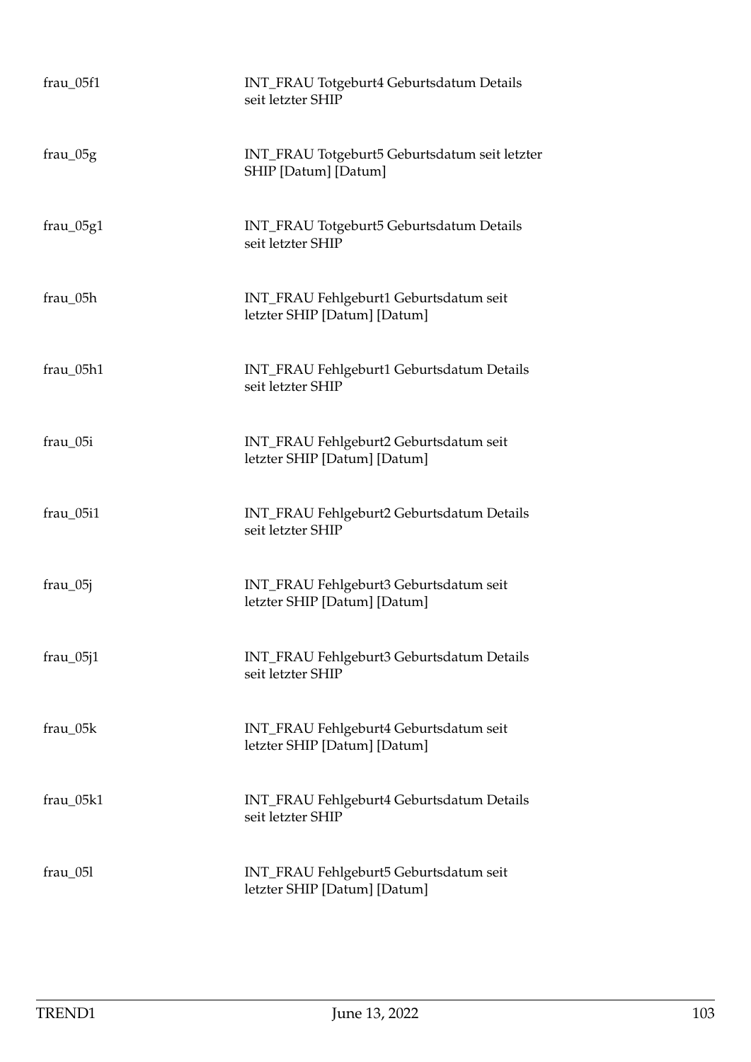| | |
|---|---|
| frau_05f1 | INT_FRAU Totgeburt4 Geburtsdatum Details seit letzter SHIP |
| frau_05g | INT_FRAU Totgeburt5 Geburtsdatum seit letzter SHIP [Datum] [Datum] |
| frau_05g1 | INT_FRAU Totgeburt5 Geburtsdatum Details seit letzter SHIP |
| frau_05h | INT_FRAU Fehlgeburt1 Geburtsdatum seit letzter SHIP [Datum] [Datum] |
| frau_05h1 | INT_FRAU Fehlgeburt1 Geburtsdatum Details seit letzter SHIP |
| frau_05i | INT_FRAU Fehlgeburt2 Geburtsdatum seit letzter SHIP [Datum] [Datum] |
| frau_05i1 | INT_FRAU Fehlgeburt2 Geburtsdatum Details seit letzter SHIP |
| frau_05j | INT_FRAU Fehlgeburt3 Geburtsdatum seit letzter SHIP [Datum] [Datum] |
| frau_05j1 | INT_FRAU Fehlgeburt3 Geburtsdatum Details seit letzter SHIP |
| frau_05k | INT_FRAU Fehlgeburt4 Geburtsdatum seit letzter SHIP [Datum] [Datum] |
| frau_05k1 | INT_FRAU Fehlgeburt4 Geburtsdatum Details seit letzter SHIP |
| frau_05l | INT_FRAU Fehlgeburt5 Geburtsdatum seit letzter SHIP [Datum] [Datum] |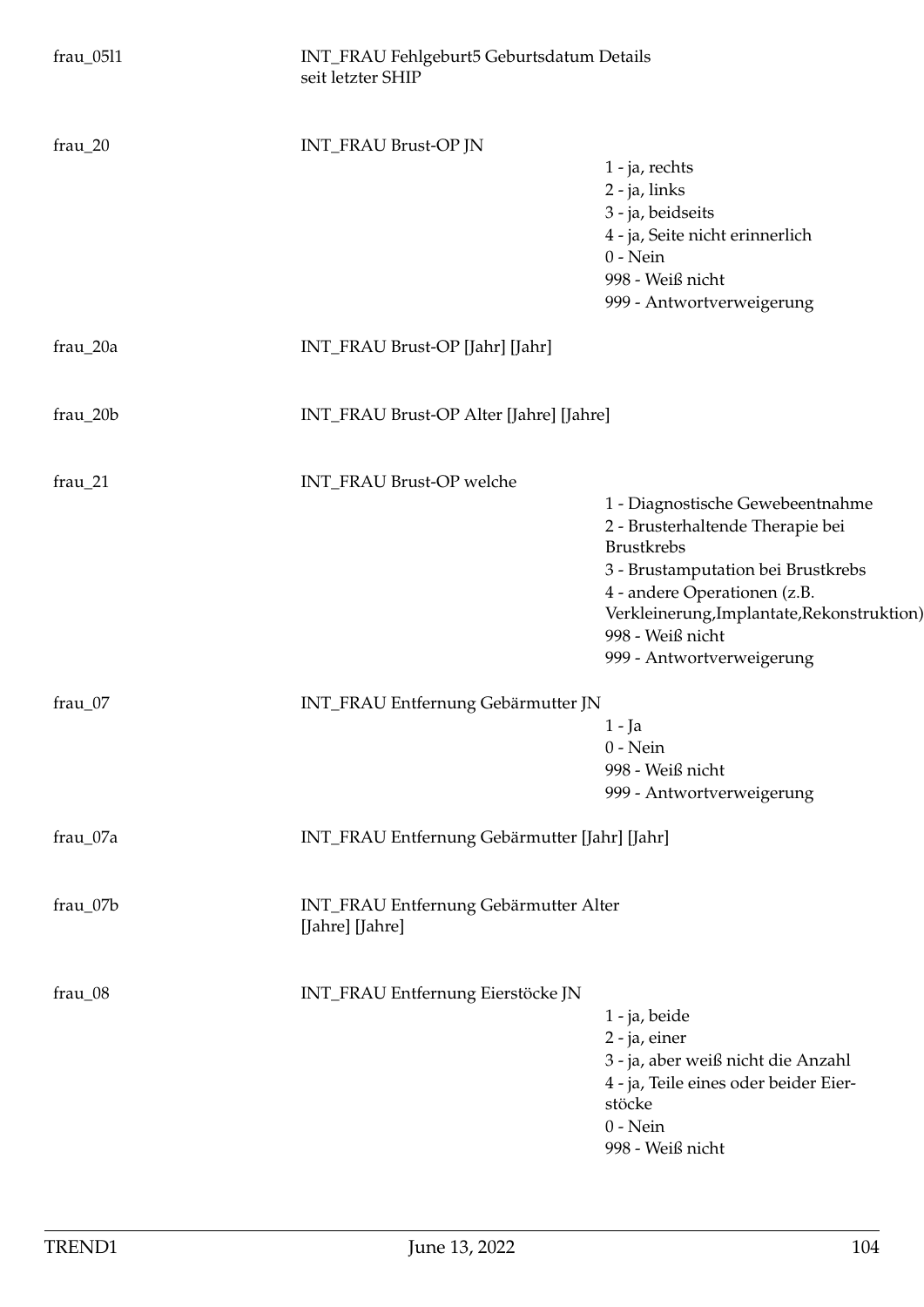| | | |
|---|---|---|
| frau_05l1 | INT_FRAU Fehlgeburt5 Geburtsdatum Details seit letzter SHIP | |
| frau_20 | INT_FRAU Brust-OP JN | 1 - ja, rechts<br>2 - ja, links<br>3 - ja, beidseits<br>4 - ja, Seite nicht erinnerlich<br>0 - Nein<br>998 - Weiß nicht<br>999 - Antwortverweigerung |
| frau_20a | INT_FRAU Brust-OP [Jahr] [Jahr] | |
| frau_20b | INT_FRAU Brust-OP Alter [Jahre] [Jahre] | |
| frau_21 | INT_FRAU Brust-OP welche | 1 - Diagnostische Gewebeentnahme<br>2 - Brusterhaltende Therapie bei Brustkrebs<br>3 - Brustamputation bei Brustkrebs<br>4 - andere Operationen (z.B. Verkleinerung,Implantate,Rekonstruktion)<br>998 - Weiß nicht<br>999 - Antwortverweigerung |
| frau_07 | INT_FRAU Entfernung Gebärmutter JN | 1 - Ja<br>0 - Nein<br>998 - Weiß nicht<br>999 - Antwortverweigerung |
| frau_07a | INT_FRAU Entfernung Gebärmutter [Jahr] [Jahr] | |
| frau_07b | INT_FRAU Entfernung Gebärmutter Alter [Jahre] [Jahre] | |
| frau_08 | INT_FRAU Entfernung Eierstöcke JN | 1 - ja, beide<br>2 - ja, einer<br>3 - ja, aber weiß nicht die Anzahl<br>4 - ja, Teile eines oder beider Eierstöcke<br>0 - Nein<br>998 - Weiß nicht |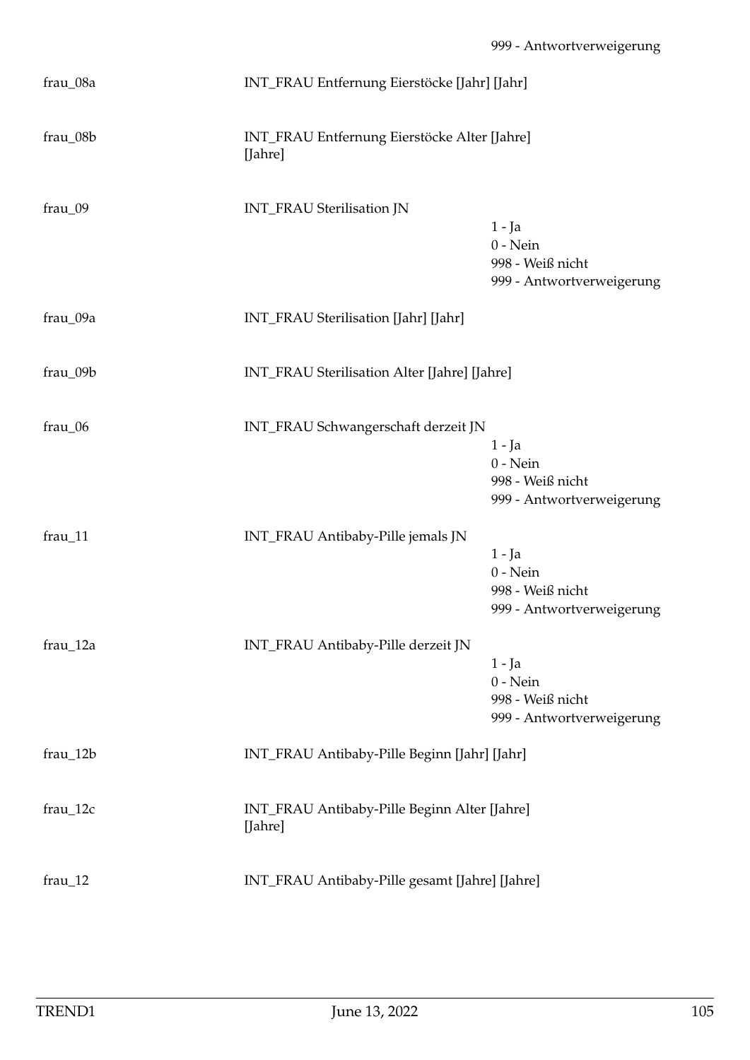999 - Antwortverweigerung

| | | |
|---|---|---|
| frau_08a | INT_FRAU Entfernung Eierstöcke [Jahr] [Jahr] | |
| frau_08b | INT_FRAU Entfernung Eierstöcke Alter [Jahre] [Jahre] | |
| frau_09 | INT_FRAU Sterilisation JN | 1 - Ja<br>0 - Nein<br>998 - Weiß nicht<br>999 - Antwortverweigerung |
| frau_09a | INT_FRAU Sterilisation [Jahr] [Jahr] | |
| frau_09b | INT_FRAU Sterilisation Alter [Jahre] [Jahre] | |
| frau_06 | INT_FRAU Schwangerschaft derzeit JN | 1 - Ja<br>0 - Nein<br>998 - Weiß nicht<br>999 - Antwortverweigerung |
| frau_11 | INT_FRAU Antibaby-Pille jemals JN | 1 - Ja<br>0 - Nein<br>998 - Weiß nicht<br>999 - Antwortverweigerung |
| frau_12a | INT_FRAU Antibaby-Pille derzeit JN | 1 - Ja<br>0 - Nein<br>998 - Weiß nicht<br>999 - Antwortverweigerung |
| frau_12b | INT_FRAU Antibaby-Pille Beginn [Jahr] [Jahr] | |
| frau_12c | INT_FRAU Antibaby-Pille Beginn Alter [Jahre] [Jahre] | |
| frau_12 | INT_FRAU Antibaby-Pille gesamt [Jahre] [Jahre] | |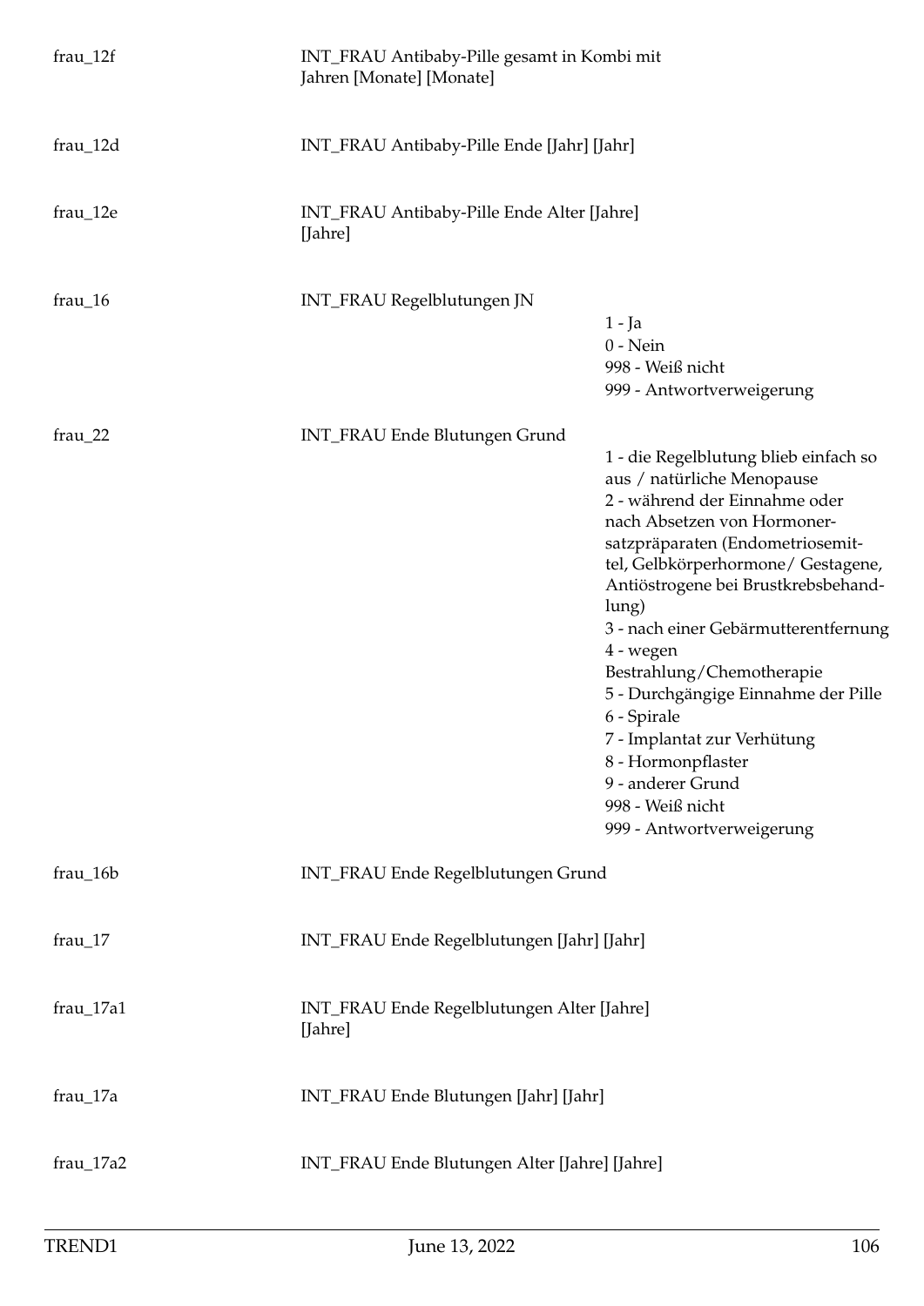| | | |
|---|---|---|
| frau_12f | INT_FRAU Antibaby-Pille gesamt in Kombi mit Jahren [Monate] [Monate] | |
| frau_12d | INT_FRAU Antibaby-Pille Ende [Jahr] [Jahr] | |
| frau_12e | INT_FRAU Antibaby-Pille Ende Alter [Jahre] [Jahre] | |
| frau_16 | INT_FRAU Regelblutungen JN | 1 - Ja<br>0 - Nein<br>998 - Weiß nicht<br>999 - Antwortverweigerung |
| frau_22 | INT_FRAU Ende Blutungen Grund | 1 - die Regelblutung blieb einfach so aus / natürliche Menopause<br>2 - während der Einnahme oder nach Absetzen von Hormonersatzpräparaten (Endometriosemittel, Gelbkörperhormone/ Gestagene, Antiöstrogene bei Brustkrebsbehandlung)<br>3 - nach einer Gebärmutterentfernung<br>4 - wegen Bestrahlung/Chemotherapie<br>5 - Durchgängige Einnahme der Pille<br>6 - Spirale<br>7 - Implantat zur Verhütung<br>8 - Hormonpflaster<br>9 - anderer Grund<br>998 - Weiß nicht<br>999 - Antwortverweigerung |
| frau_16b | INT_FRAU Ende Regelblutungen Grund | |
| frau_17 | INT_FRAU Ende Regelblutungen [Jahr] [Jahr] | |
| frau_17a1 | INT_FRAU Ende Regelblutungen Alter [Jahre] [Jahre] | |
| frau_17a | INT_FRAU Ende Blutungen [Jahr] [Jahr] | |
| frau_17a2 | INT_FRAU Ende Blutungen Alter [Jahre] [Jahre] | |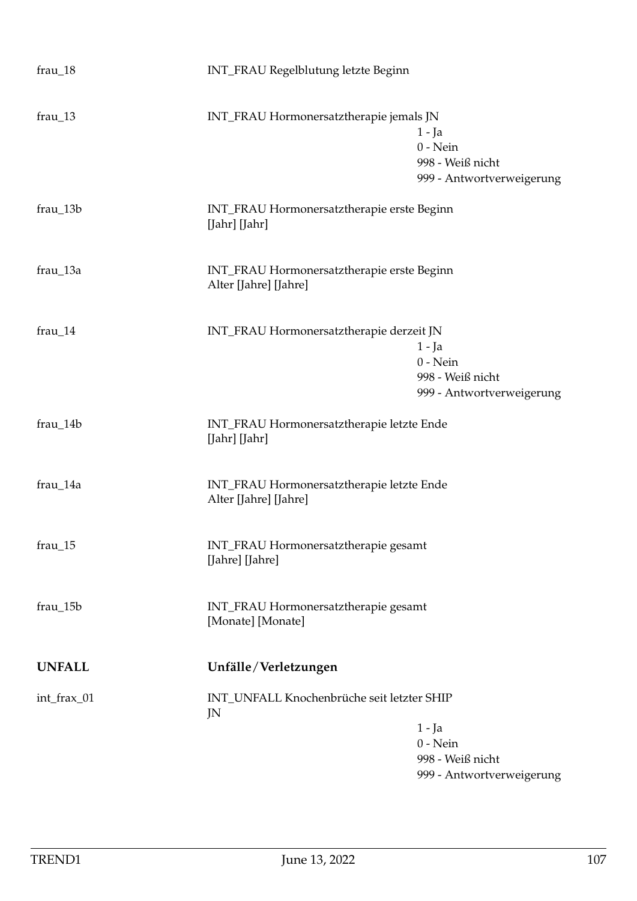| | | |
|---|---|---|
| frau_18 | INT_FRAU Regelblutung letzte Beginn | |
| frau_13 | INT_FRAU Hormonersatztherapie jemals JN | 1 - Ja<br>0 - Nein<br>998 - Weiß nicht<br>999 - Antwortverweigerung |
| frau_13b | INT_FRAU Hormonersatztherapie erste Beginn<br>[Jahr] [Jahr] | |
| frau_13a | INT_FRAU Hormonersatztherapie erste Beginn<br>Alter [Jahre] [Jahre] | |
| frau_14 | INT_FRAU Hormonersatztherapie derzeit JN | 1 - Ja<br>0 - Nein<br>998 - Weiß nicht<br>999 - Antwortverweigerung |
| frau_14b | INT_FRAU Hormonersatztherapie letzte Ende<br>[Jahr] [Jahr] | |
| frau_14a | INT_FRAU Hormonersatztherapie letzte Ende<br>Alter [Jahre] [Jahre] | |
| frau_15 | INT_FRAU Hormonersatztherapie gesamt<br>[Jahre] [Jahre] | |
| frau_15b | INT_FRAU Hormonersatztherapie gesamt<br>[Monate] [Monate] | |

## UNFALL Unfälle/Verletzungen

| | | |
|---|---|---|
| int_frax_01 | INT_UNFALL Knochenbrüche seit letzter SHIP JN | 1 - Ja<br>0 - Nein<br>998 - Weiß nicht<br>999 - Antwortverweigerung |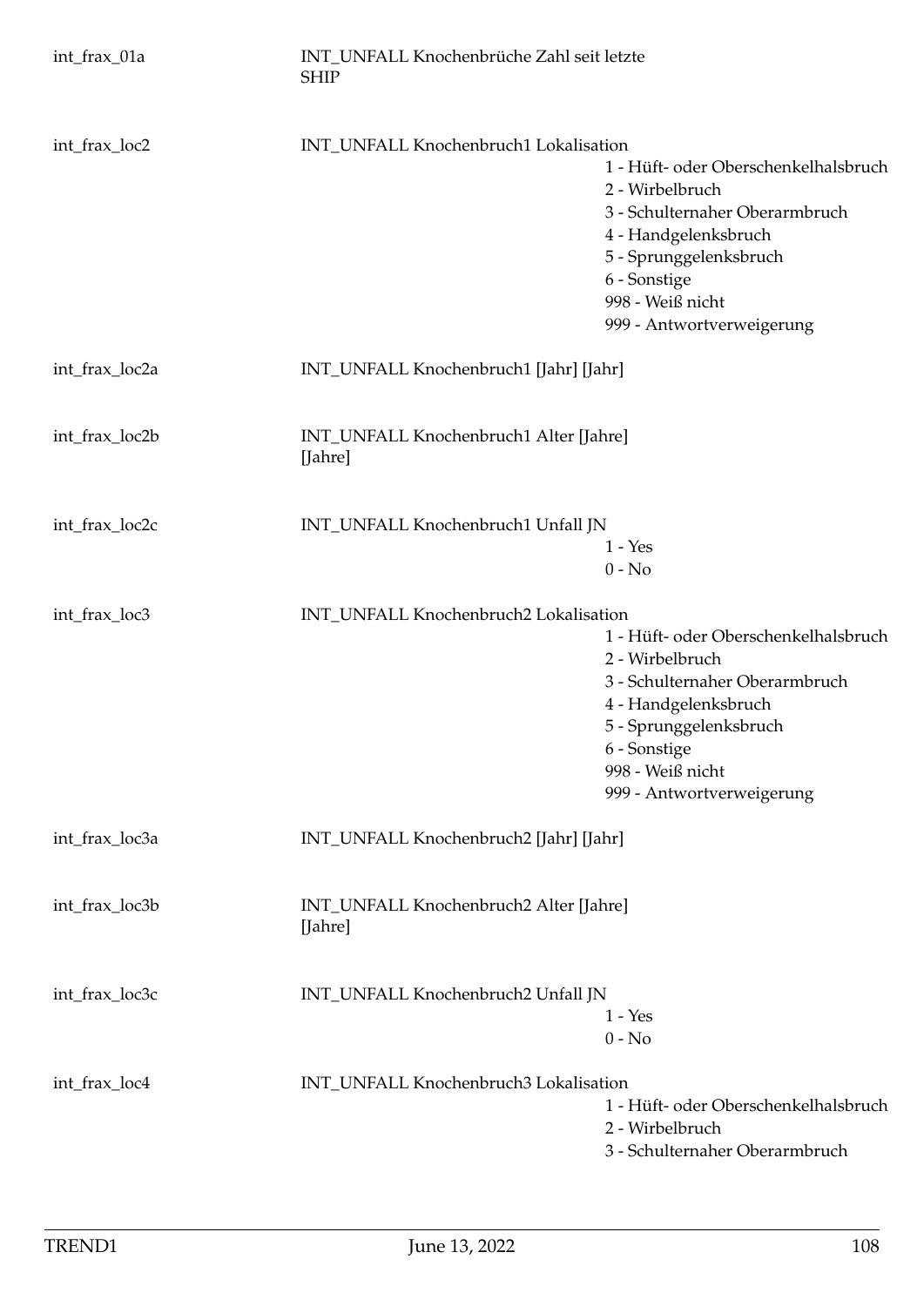int_frax_01a INT_UNFALL Knochenbrüche Zahl seit letzte SHIP

int_frax_loc2 INT_UNFALL Knochenbruch1 Lokalisation

- 1 - Hüft- oder Oberschenkelhalsbruch
- 2 - Wirbelbruch
- 3 - Schulternaher Oberarmbruch
- 4 - Handgelenksbruch
- 5 - Sprunggelenksbruch
- 6 - Sonstige
- 998 - Weiß nicht
- 999 - Antwortverweigerung

int_frax_loc2a INT_UNFALL Knochenbruch1 [Jahr] [Jahr]

int_frax_loc2b INT_UNFALL Knochenbruch1 Alter [Jahre] [Jahre]

int_frax_loc2c INT_UNFALL Knochenbruch1 Unfall JN

- 1 - Yes
- 0 - No

int_frax_loc3 INT_UNFALL Knochenbruch2 Lokalisation

- 1 - Hüft- oder Oberschenkelhalsbruch
- 2 - Wirbelbruch
- 3 - Schulternaher Oberarmbruch
- 4 - Handgelenksbruch
- 5 - Sprunggelenksbruch
- 6 - Sonstige
- 998 - Weiß nicht
- 999 - Antwortverweigerung

int_frax_loc3a INT_UNFALL Knochenbruch2 [Jahr] [Jahr]

int_frax_loc3b INT_UNFALL Knochenbruch2 Alter [Jahre] [Jahre]

int_frax_loc3c INT_UNFALL Knochenbruch2 Unfall JN

- 1 - Yes
- 0 - No

int_frax_loc4 INT_UNFALL Knochenbruch3 Lokalisation

- 1 - Hüft- oder Oberschenkelhalsbruch
- 2 - Wirbelbruch
- 3 - Schulternaher Oberarmbruch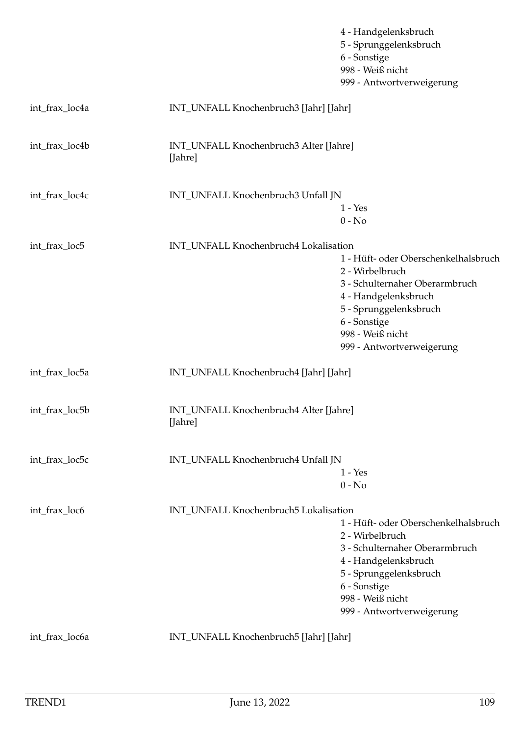| | | |
|---|---|---|
| | | 4 - Handgelenksbruch<br>5 - Sprunggelenksbruch<br>6 - Sonstige<br>998 - Weiß nicht<br>999 - Antwortverweigerung |
| int_frax_loc4a | INT_UNFALL Knochenbruch3 [Jahr] [Jahr] | |
| int_frax_loc4b | INT_UNFALL Knochenbruch3 Alter [Jahre] [Jahre] | |
| int_frax_loc4c | INT_UNFALL Knochenbruch3 Unfall JN | 1 - Yes<br>0 - No |
| int_frax_loc5 | INT_UNFALL Knochenbruch4 Lokalisation | 1 - Hüft- oder Oberschenkelhalsbruch<br>2 - Wirbelbruch<br>3 - Schulternaher Oberarmbruch<br>4 - Handgelenksbruch<br>5 - Sprunggelenksbruch<br>6 - Sonstige<br>998 - Weiß nicht<br>999 - Antwortverweigerung |
| int_frax_loc5a | INT_UNFALL Knochenbruch4 [Jahr] [Jahr] | |
| int_frax_loc5b | INT_UNFALL Knochenbruch4 Alter [Jahre] [Jahre] | |
| int_frax_loc5c | INT_UNFALL Knochenbruch4 Unfall JN | 1 - Yes<br>0 - No |
| int_frax_loc6 | INT_UNFALL Knochenbruch5 Lokalisation | 1 - Hüft- oder Oberschenkelhalsbruch<br>2 - Wirbelbruch<br>3 - Schulternaher Oberarmbruch<br>4 - Handgelenksbruch<br>5 - Sprunggelenksbruch<br>6 - Sonstige<br>998 - Weiß nicht<br>999 - Antwortverweigerung |
| int_frax_loc6a | INT_UNFALL Knochenbruch5 [Jahr] [Jahr] | |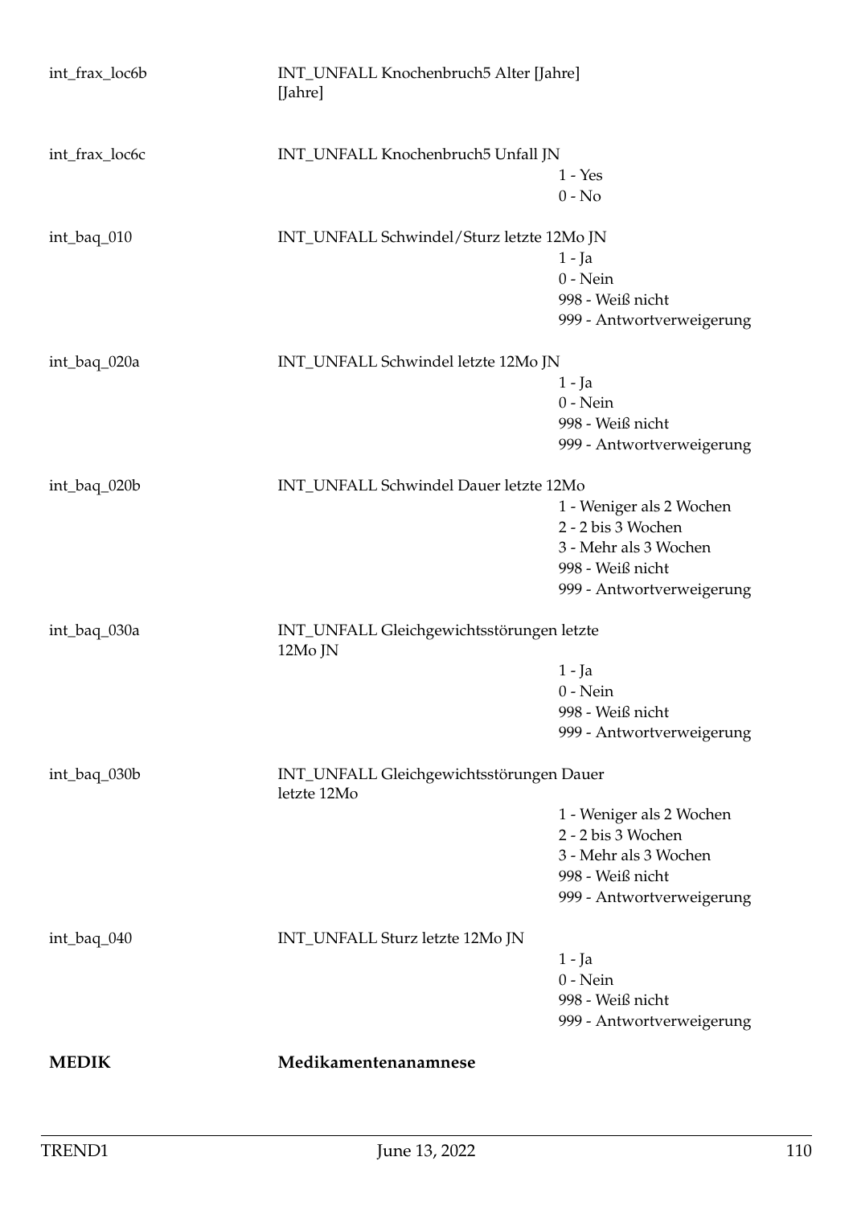int_frax_loc6b INT_UNFALL Knochenbruch5 Alter [Jahre] [Jahre]

int_frax_loc6c INT_UNFALL Knochenbruch5 Unfall JN
- 1 - Yes
- 0 - No

int_baq_010 INT_UNFALL Schwindel/Sturz letzte 12Mo JN
- 1 - Ja
- 0 - Nein
- 998 - Weiß nicht
- 999 - Antwortverweigerung

int_baq_020a INT_UNFALL Schwindel letzte 12Mo JN
- 1 - Ja
- 0 - Nein
- 998 - Weiß nicht
- 999 - Antwortverweigerung

int_baq_020b INT_UNFALL Schwindel Dauer letzte 12Mo
- 1 - Weniger als 2 Wochen
- 2 - 2 bis 3 Wochen
- 3 - Mehr als 3 Wochen
- 998 - Weiß nicht
- 999 - Antwortverweigerung

int_baq_030a INT_UNFALL Gleichgewichtsstörungen letzte 12Mo JN
- 1 - Ja
- 0 - Nein
- 998 - Weiß nicht
- 999 - Antwortverweigerung

int_baq_030b INT_UNFALL Gleichgewichtsstörungen Dauer letzte 12Mo
- 1 - Weniger als 2 Wochen
- 2 - 2 bis 3 Wochen
- 3 - Mehr als 3 Wochen
- 998 - Weiß nicht
- 999 - Antwortverweigerung

int_baq_040 INT_UNFALL Sturz letzte 12Mo JN
- 1 - Ja
- 0 - Nein
- 998 - Weiß nicht
- 999 - Antwortverweigerung

**MEDIK** **Medikamentenanamnese**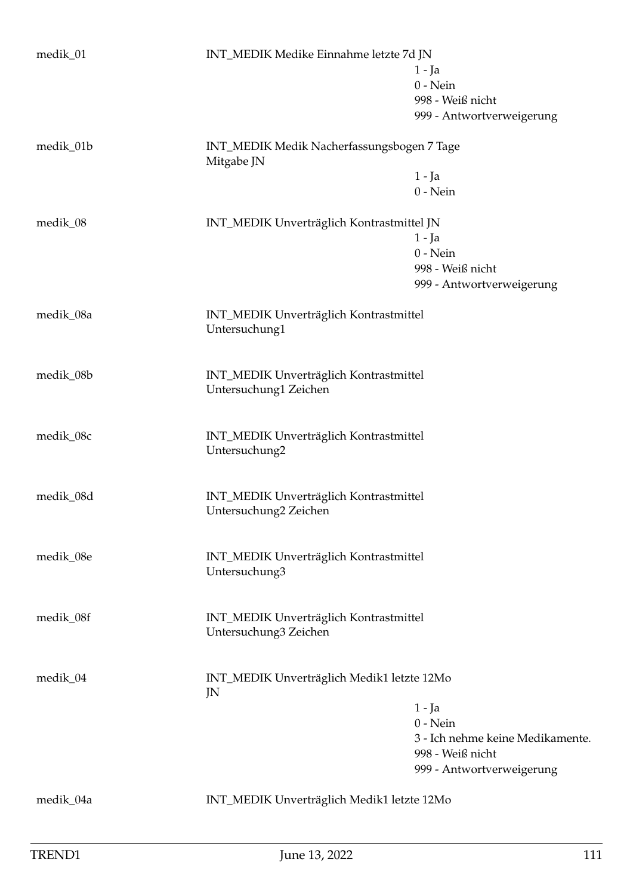medik_01 INT_MEDIK Medike Einnahme letzte 7d JN

- 1 - Ja
- 0 - Nein
- 998 - Weiß nicht
- 999 - Antwortverweigerung

medik_01b INT_MEDIK Medik Nacherfassungsbogen 7 Tage Mitgabe JN

- 1 - Ja
- 0 - Nein

medik_08 INT_MEDIK Unverträglich Kontrastmittel JN

- 1 - Ja
- 0 - Nein
- 998 - Weiß nicht
- 999 - Antwortverweigerung

medik_08a INT_MEDIK Unverträglich Kontrastmittel Untersuchung1

medik_08b INT_MEDIK Unverträglich Kontrastmittel Untersuchung1 Zeichen

medik_08c INT_MEDIK Unverträglich Kontrastmittel Untersuchung2

medik_08d INT_MEDIK Unverträglich Kontrastmittel Untersuchung2 Zeichen

medik_08e INT_MEDIK Unverträglich Kontrastmittel Untersuchung3

medik_08f INT_MEDIK Unverträglich Kontrastmittel Untersuchung3 Zeichen

medik_04 INT_MEDIK Unverträglich Medik1 letzte 12Mo JN

- 1 - Ja
- 0 - Nein
- 3 - Ich nehme keine Medikamente.
- 998 - Weiß nicht
- 999 - Antwortverweigerung

medik_04a INT_MEDIK Unverträglich Medik1 letzte 12Mo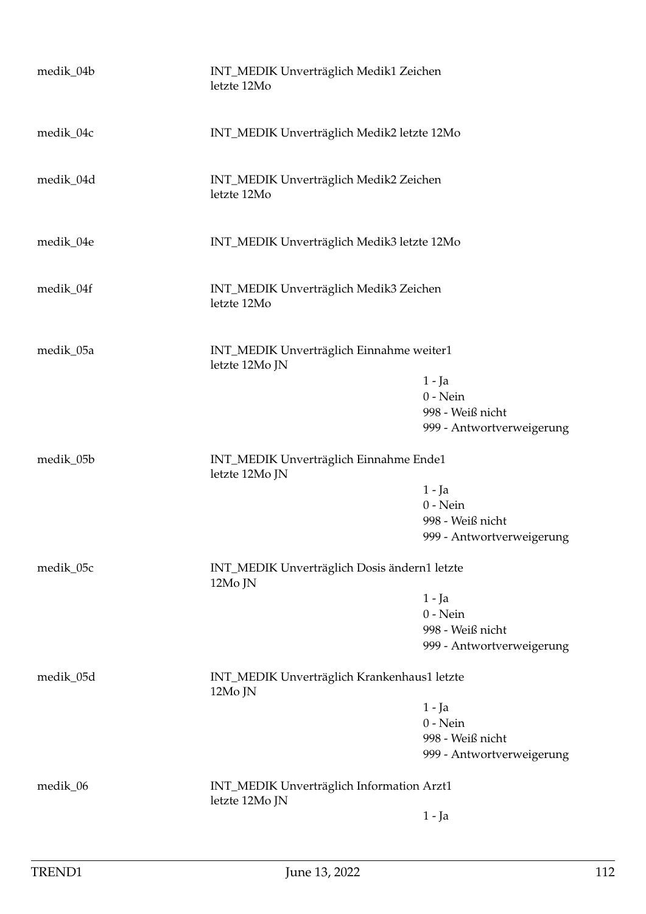| | | |
|---|---|---|
| medik_04b | INT_MEDIK Unverträglich Medik1 Zeichen letzte 12Mo | |
| medik_04c | INT_MEDIK Unverträglich Medik2 letzte 12Mo | |
| medik_04d | INT_MEDIK Unverträglich Medik2 Zeichen letzte 12Mo | |
| medik_04e | INT_MEDIK Unverträglich Medik3 letzte 12Mo | |
| medik_04f | INT_MEDIK Unverträglich Medik3 Zeichen letzte 12Mo | |
| medik_05a | INT_MEDIK Unverträglich Einnahme weiter1 letzte 12Mo JN | 1 - Ja<br>0 - Nein<br>998 - Weiß nicht<br>999 - Antwortverweigerung |
| medik_05b | INT_MEDIK Unverträglich Einnahme Ende1 letzte 12Mo JN | 1 - Ja<br>0 - Nein<br>998 - Weiß nicht<br>999 - Antwortverweigerung |
| medik_05c | INT_MEDIK Unverträglich Dosis ändern1 letzte 12Mo JN | 1 - Ja<br>0 - Nein<br>998 - Weiß nicht<br>999 - Antwortverweigerung |
| medik_05d | INT_MEDIK Unverträglich Krankenhaus1 letzte 12Mo JN | 1 - Ja<br>0 - Nein<br>998 - Weiß nicht<br>999 - Antwortverweigerung |
| medik_06 | INT_MEDIK Unverträglich Information Arzt1 letzte 12Mo JN | 1 - Ja |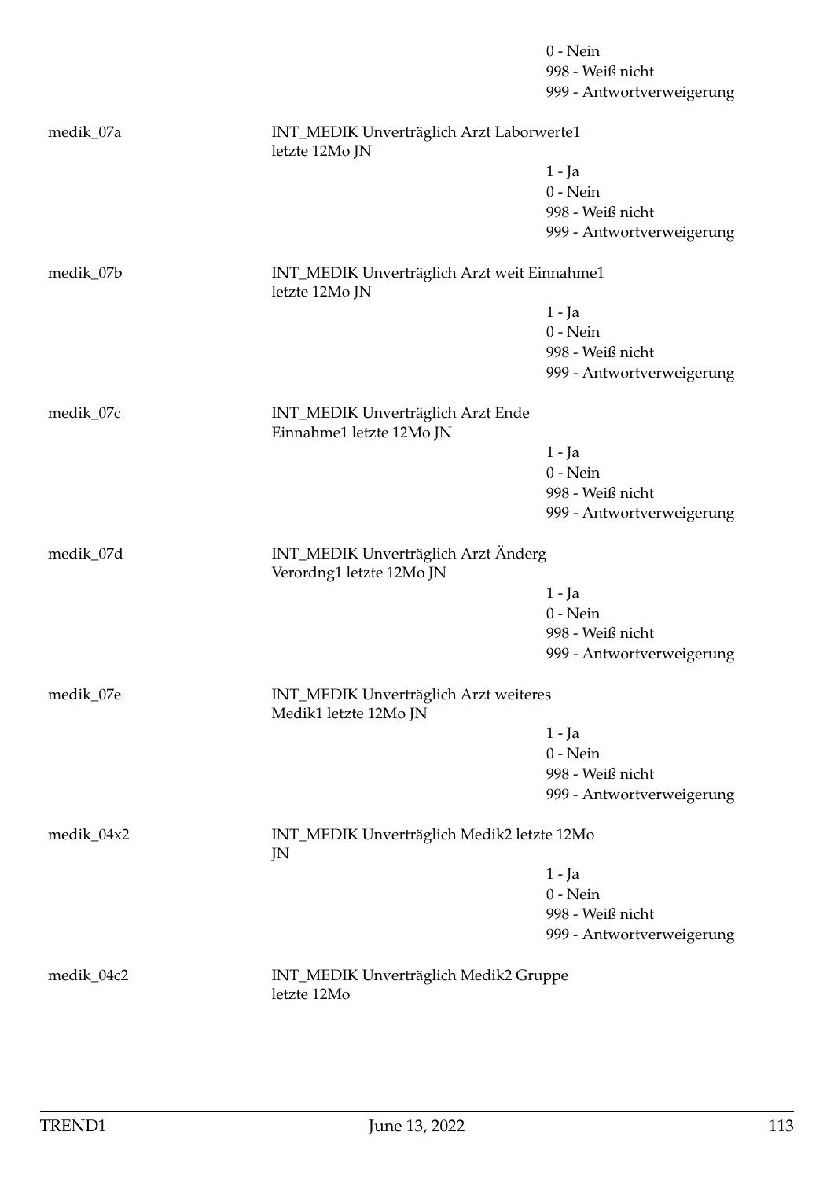| | | |
|---|---|---|
| | | 0 - Nein |
| | | 998 - Weiß nicht |
| | | 999 - Antwortverweigerung |
| medik_07a | INT_MEDIK Unverträglich Arzt Laborwerte1 letzte 12Mo JN | |
| | | 1 - Ja |
| | | 0 - Nein |
| | | 998 - Weiß nicht |
| | | 999 - Antwortverweigerung |
| medik_07b | INT_MEDIK Unverträglich Arzt weit Einnahme1 letzte 12Mo JN | |
| | | 1 - Ja |
| | | 0 - Nein |
| | | 998 - Weiß nicht |
| | | 999 - Antwortverweigerung |
| medik_07c | INT_MEDIK Unverträglich Arzt Ende Einnahme1 letzte 12Mo JN | |
| | | 1 - Ja |
| | | 0 - Nein |
| | | 998 - Weiß nicht |
| | | 999 - Antwortverweigerung |
| medik_07d | INT_MEDIK Unverträglich Arzt Änderg Verordng1 letzte 12Mo JN | |
| | | 1 - Ja |
| | | 0 - Nein |
| | | 998 - Weiß nicht |
| | | 999 - Antwortverweigerung |
| medik_07e | INT_MEDIK Unverträglich Arzt weiteres Medik1 letzte 12Mo JN | |
| | | 1 - Ja |
| | | 0 - Nein |
| | | 998 - Weiß nicht |
| | | 999 - Antwortverweigerung |
| medik_04x2 | INT_MEDIK Unverträglich Medik2 letzte 12Mo JN | |
| | | 1 - Ja |
| | | 0 - Nein |
| | | 998 - Weiß nicht |
| | | 999 - Antwortverweigerung |
| medik_04c2 | INT_MEDIK Unverträglich Medik2 Gruppe letzte 12Mo | |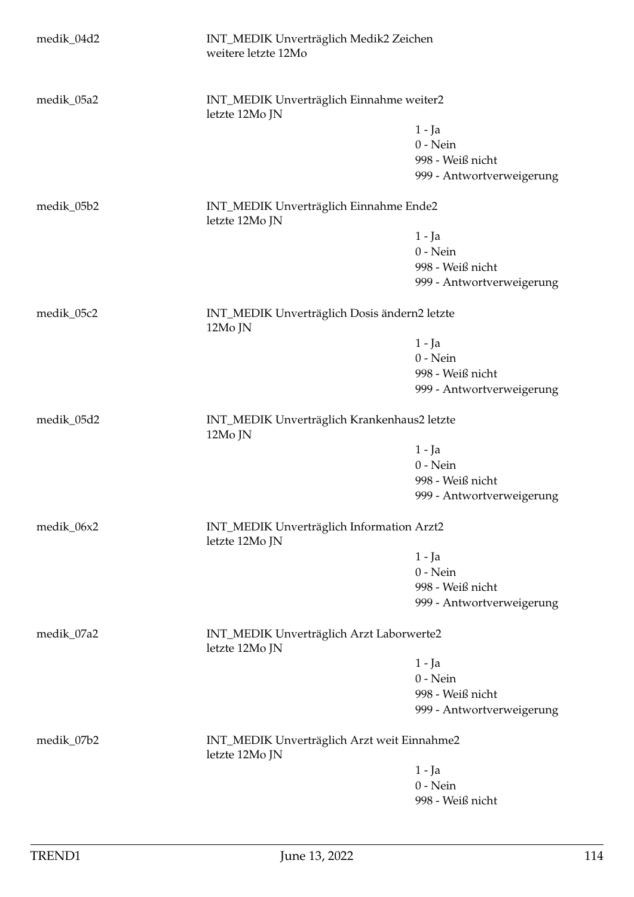medik_04d2 INT_MEDIK Unverträglich Medik2 Zeichen weitere letzte 12Mo

medik_05a2 INT_MEDIK Unverträglich Einnahme weiter2 letzte 12Mo JN

1 - Ja
0 - Nein
998 - Weiß nicht
999 - Antwortverweigerung

medik_05b2 INT_MEDIK Unverträglich Einnahme Ende2 letzte 12Mo JN

1 - Ja
0 - Nein
998 - Weiß nicht
999 - Antwortverweigerung

medik_05c2 INT_MEDIK Unverträglich Dosis ändern2 letzte 12Mo JN

1 - Ja
0 - Nein
998 - Weiß nicht
999 - Antwortverweigerung

medik_05d2 INT_MEDIK Unverträglich Krankenhaus2 letzte 12Mo JN

1 - Ja
0 - Nein
998 - Weiß nicht
999 - Antwortverweigerung

medik_06x2 INT_MEDIK Unverträglich Information Arzt2 letzte 12Mo JN

1 - Ja
0 - Nein
998 - Weiß nicht
999 - Antwortverweigerung

medik_07a2 INT_MEDIK Unverträglich Arzt Laborwerte2 letzte 12Mo JN

1 - Ja
0 - Nein
998 - Weiß nicht
999 - Antwortverweigerung

medik_07b2 INT_MEDIK Unverträglich Arzt weit Einnahme2 letzte 12Mo JN

1 - Ja
0 - Nein
998 - Weiß nicht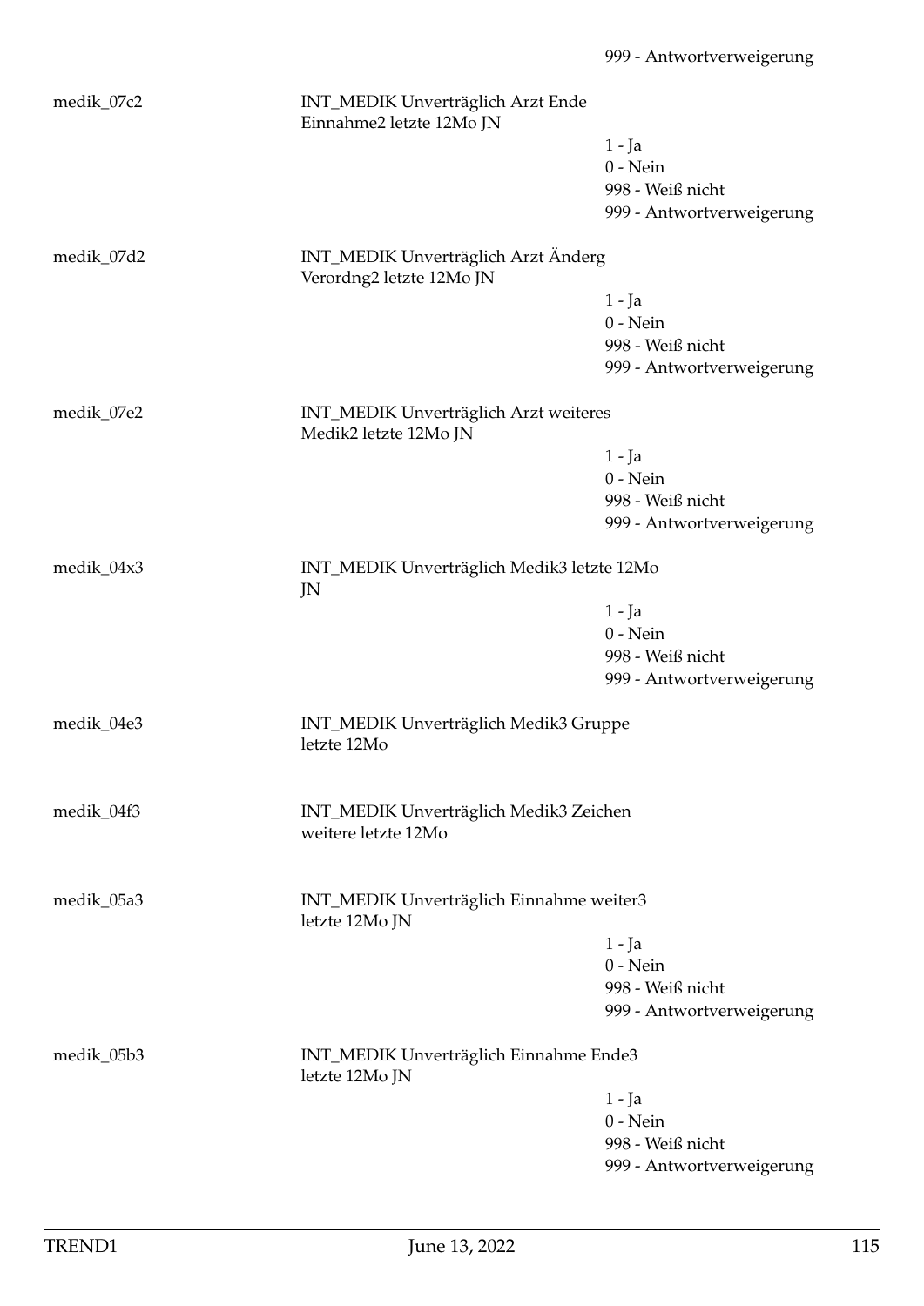999 - Antwortverweigerung

medik_07c2 INT_MEDIK Unverträglich Arzt Ende Einnahme2 letzte 12Mo JN

1 - Ja
0 - Nein
998 - Weiß nicht
999 - Antwortverweigerung

medik_07d2 INT_MEDIK Unverträglich Arzt Änderg Verordng2 letzte 12Mo JN

1 - Ja
0 - Nein
998 - Weiß nicht
999 - Antwortverweigerung

medik_07e2 INT_MEDIK Unverträglich Arzt weiteres Medik2 letzte 12Mo JN

1 - Ja
0 - Nein
998 - Weiß nicht
999 - Antwortverweigerung

medik_04x3 INT_MEDIK Unverträglich Medik3 letzte 12Mo JN

1 - Ja
0 - Nein
998 - Weiß nicht
999 - Antwortverweigerung

medik_04e3 INT_MEDIK Unverträglich Medik3 Gruppe letzte 12Mo

medik_04f3 INT_MEDIK Unverträglich Medik3 Zeichen weitere letzte 12Mo

medik_05a3 INT_MEDIK Unverträglich Einnahme weiter3 letzte 12Mo JN

1 - Ja
0 - Nein
998 - Weiß nicht
999 - Antwortverweigerung

medik_05b3 INT_MEDIK Unverträglich Einnahme Ende3 letzte 12Mo JN

1 - Ja
0 - Nein
998 - Weiß nicht
999 - Antwortverweigerung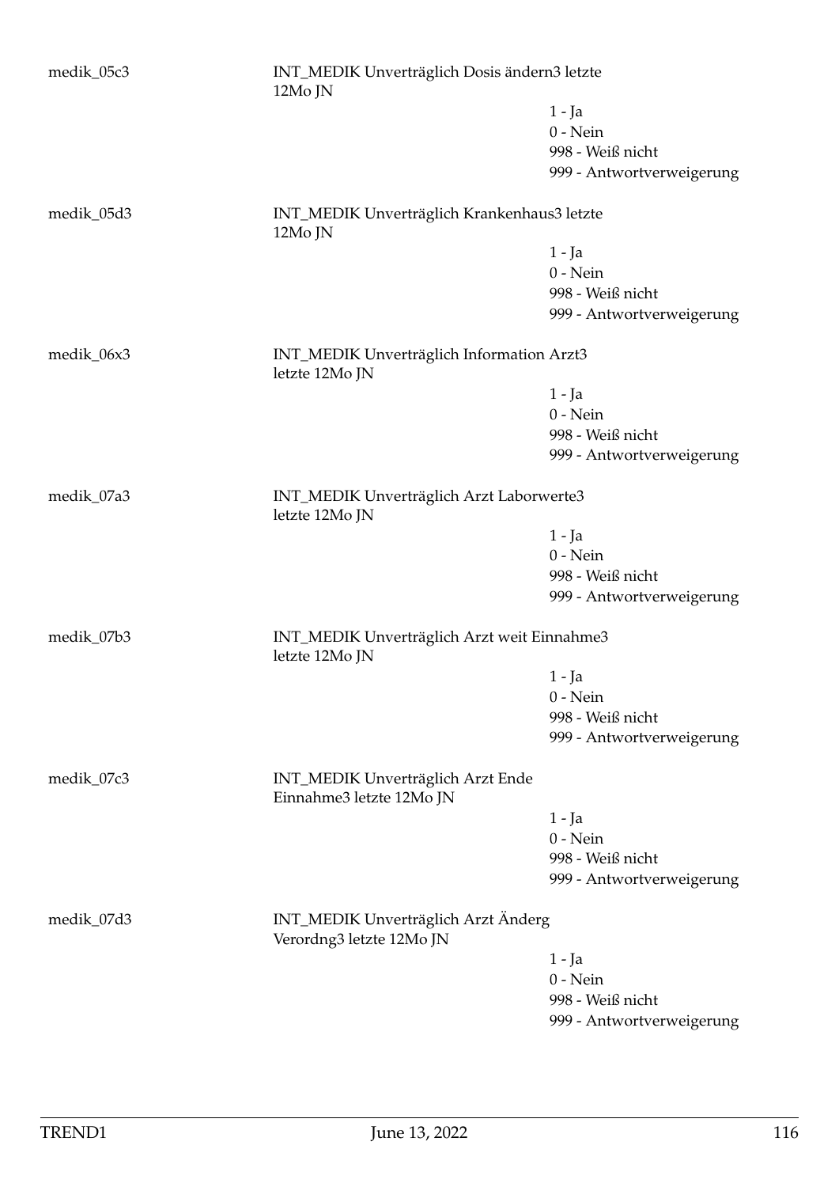medik_05c3

INT_MEDIK Unverträglich Dosis ändern3 letzte 12Mo JN

- 1 - Ja
- 0 - Nein
- 998 - Weiß nicht
- 999 - Antwortverweigerung

medik_05d3

INT_MEDIK Unverträglich Krankenhaus3 letzte 12Mo JN

- 1 - Ja
- 0 - Nein
- 998 - Weiß nicht
- 999 - Antwortverweigerung

medik_06x3

INT_MEDIK Unverträglich Information Arzt3 letzte 12Mo JN

- 1 - Ja
- 0 - Nein
- 998 - Weiß nicht
- 999 - Antwortverweigerung

medik_07a3

INT_MEDIK Unverträglich Arzt Laborwerte3 letzte 12Mo JN

- 1 - Ja
- 0 - Nein
- 998 - Weiß nicht
- 999 - Antwortverweigerung

medik_07b3

INT_MEDIK Unverträglich Arzt weit Einnahme3 letzte 12Mo JN

- 1 - Ja
- 0 - Nein
- 998 - Weiß nicht
- 999 - Antwortverweigerung

medik_07c3

INT_MEDIK Unverträglich Arzt Ende Einnahme3 letzte 12Mo JN

- 1 - Ja
- 0 - Nein
- 998 - Weiß nicht
- 999 - Antwortverweigerung

medik_07d3

INT_MEDIK Unverträglich Arzt Änderg Verordng3 letzte 12Mo JN

- 1 - Ja
- 0 - Nein
- 998 - Weiß nicht
- 999 - Antwortverweigerung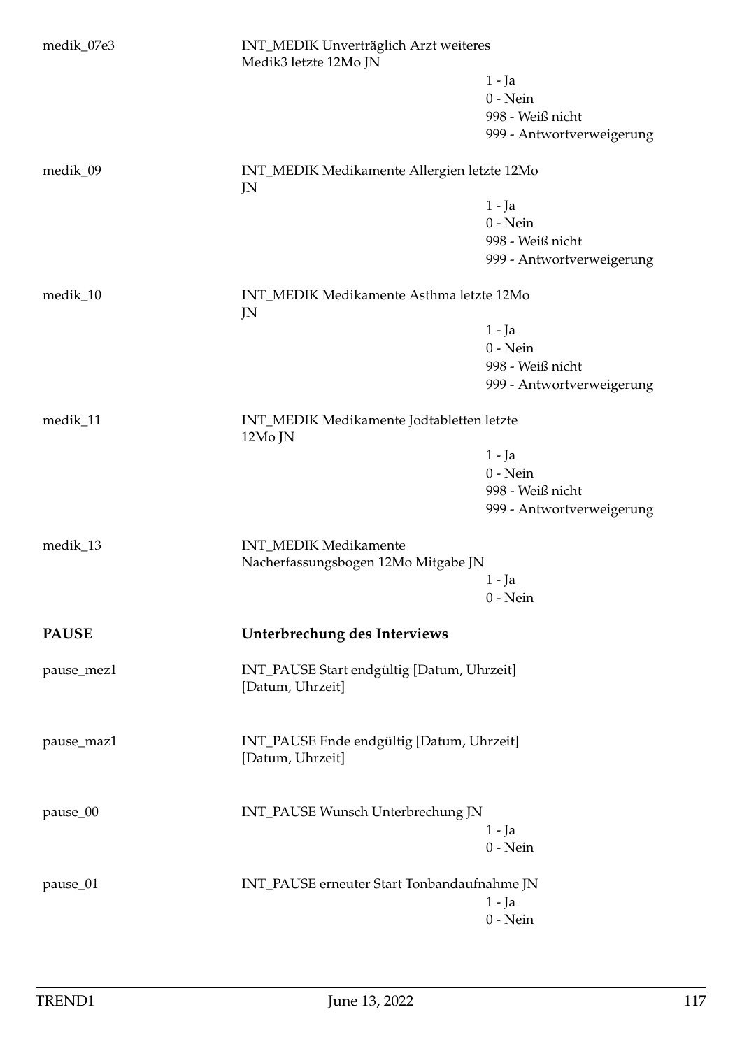medik_07e3 INT_MEDIK Unverträglich Arzt weiteres Medik3 letzte 12Mo JN

- 1 - Ja
- 0 - Nein
- 998 - Weiß nicht
- 999 - Antwortverweigerung

medik_09 INT_MEDIK Medikamente Allergien letzte 12Mo JN

- 1 - Ja
- 0 - Nein
- 998 - Weiß nicht
- 999 - Antwortverweigerung

medik_10 INT_MEDIK Medikamente Asthma letzte 12Mo JN

- 1 - Ja
- 0 - Nein
- 998 - Weiß nicht
- 999 - Antwortverweigerung

medik_11 INT_MEDIK Medikamente Jodtabletten letzte 12Mo JN

- 1 - Ja
- 0 - Nein
- 998 - Weiß nicht
- 999 - Antwortverweigerung

medik_13 INT_MEDIK Medikamente Nacherfassungsbogen 12Mo Mitgabe JN

- 1 - Ja
- 0 - Nein

## PAUSE Unterbrechung des Interviews

pause_mez1 INT_PAUSE Start endgültig [Datum, Uhrzeit] [Datum, Uhrzeit]

pause_maz1 INT_PAUSE Ende endgültig [Datum, Uhrzeit] [Datum, Uhrzeit]

pause_00 INT_PAUSE Wunsch Unterbrechung JN

- 1 - Ja
- 0 - Nein

pause_01 INT_PAUSE erneuter Start Tonbandaufnahme JN

- 1 - Ja
- 0 - Nein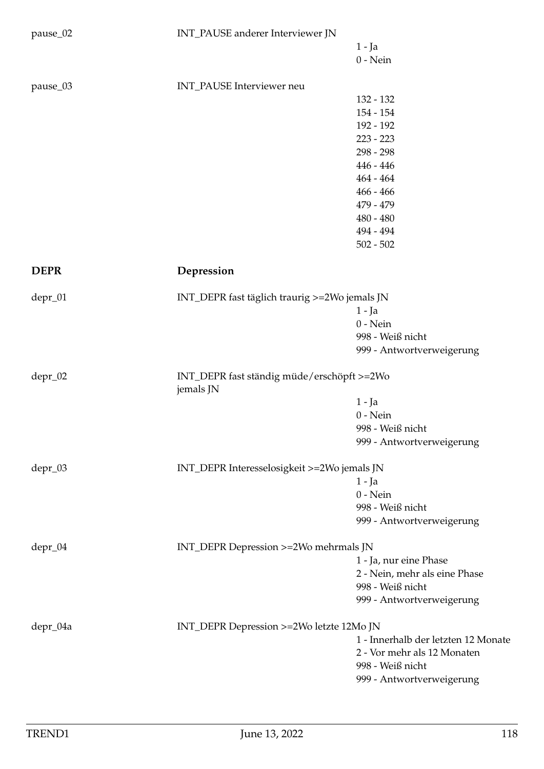pause_02 INT_PAUSE anderer Interviewer JN

- 1 - Ja
- 0 - Nein

pause_03 INT_PAUSE Interviewer neu

- 132 - 132
- 154 - 154
- 192 - 192
- 223 - 223
- 298 - 298
- 446 - 446
- 464 - 464
- 466 - 466
- 479 - 479
- 480 - 480
- 494 - 494
- 502 - 502

## DEPR Depression

depr_01 INT_DEPR fast täglich traurig >=2Wo jemals JN

- 1 - Ja
- 0 - Nein
- 998 - Weiß nicht
- 999 - Antwortverweigerung

depr_02 INT_DEPR fast ständig müde/erschöpft >=2Wo jemals JN

- 1 - Ja
- 0 - Nein
- 998 - Weiß nicht
- 999 - Antwortverweigerung

depr_03 INT_DEPR Interesselosigkeit >=2Wo jemals JN

- 1 - Ja
- 0 - Nein
- 998 - Weiß nicht
- 999 - Antwortverweigerung

depr_04 INT_DEPR Depression >=2Wo mehrmals JN

- 1 - Ja, nur eine Phase
- 2 - Nein, mehr als eine Phase
- 998 - Weiß nicht
- 999 - Antwortverweigerung

depr_04a INT_DEPR Depression >=2Wo letzte 12Mo JN

- 1 - Innerhalb der letzten 12 Monate
- 2 - Vor mehr als 12 Monaten
- 998 - Weiß nicht
- 999 - Antwortverweigerung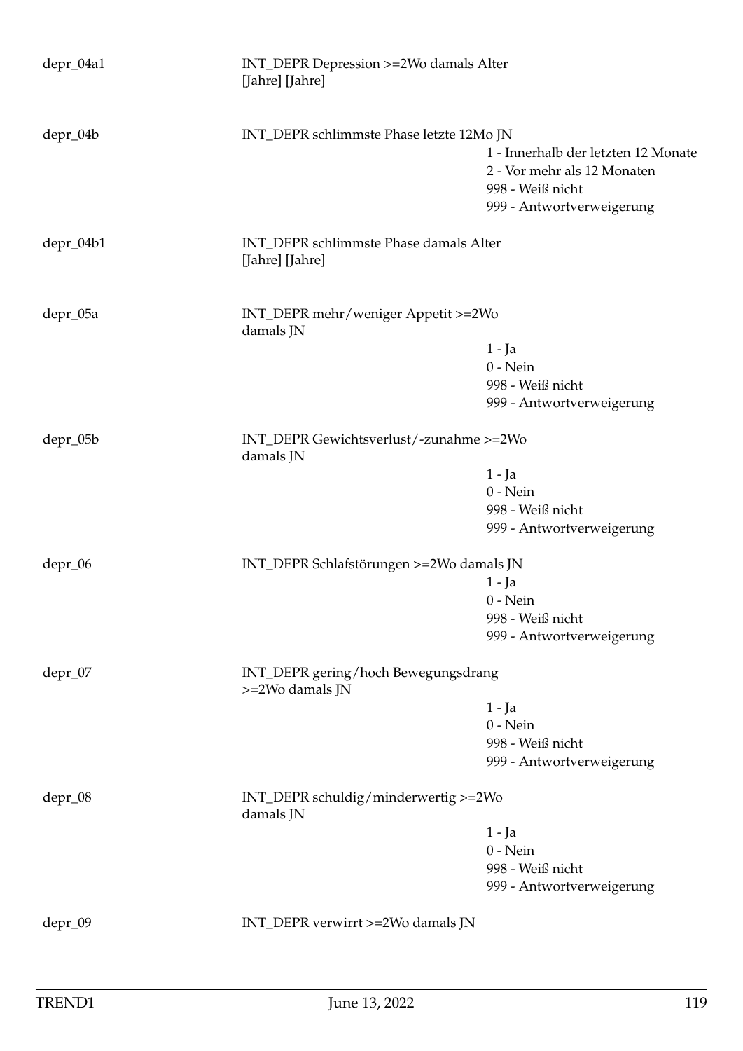depr_04a1 INT_DEPR Depression >=2Wo damals Alter
[Jahre] [Jahre]

depr_04b INT_DEPR schlimmste Phase letzte 12Mo JN
1 - Innerhalb der letzten 12 Monate
2 - Vor mehr als 12 Monaten
998 - Weiß nicht
999 - Antwortverweigerung

depr_04b1 INT_DEPR schlimmste Phase damals Alter
[Jahre] [Jahre]

depr_05a INT_DEPR mehr/weniger Appetit >=2Wo damals JN
1 - Ja
0 - Nein
998 - Weiß nicht
999 - Antwortverweigerung

depr_05b INT_DEPR Gewichtsverlust/-zunahme >=2Wo damals JN
1 - Ja
0 - Nein
998 - Weiß nicht
999 - Antwortverweigerung

depr_06 INT_DEPR Schlafstörungen >=2Wo damals JN
1 - Ja
0 - Nein
998 - Weiß nicht
999 - Antwortverweigerung

depr_07 INT_DEPR gering/hoch Bewegungsdrang >=2Wo damals JN
1 - Ja
0 - Nein
998 - Weiß nicht
999 - Antwortverweigerung

depr_08 INT_DEPR schuldig/minderwertig >=2Wo damals JN
1 - Ja
0 - Nein
998 - Weiß nicht
999 - Antwortverweigerung

depr_09 INT_DEPR verwirrt >=2Wo damals JN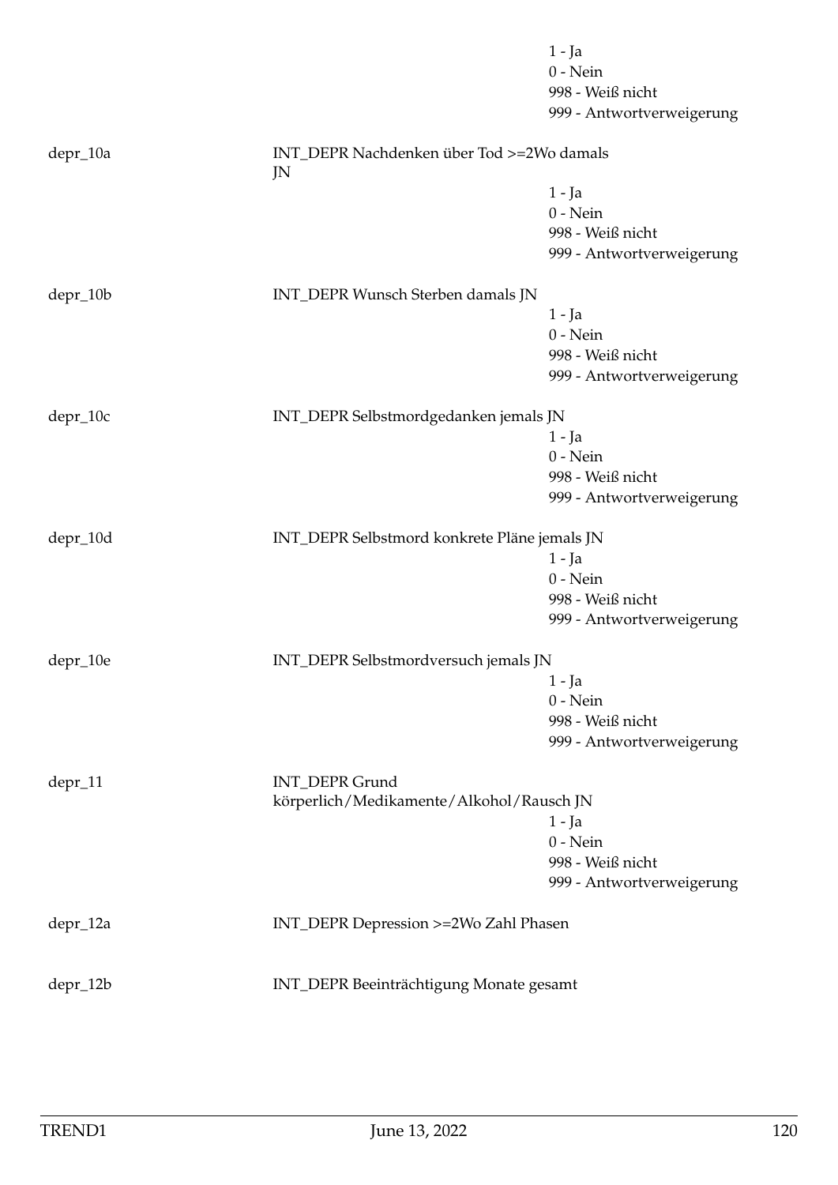1 - Ja
0 - Nein
998 - Weiß nicht
999 - Antwortverweigerung

**depr_10a** INT_DEPR Nachdenken über Tod >=2Wo damals JN

1 - Ja
0 - Nein
998 - Weiß nicht
999 - Antwortverweigerung

**depr_10b** INT_DEPR Wunsch Sterben damals JN

1 - Ja
0 - Nein
998 - Weiß nicht
999 - Antwortverweigerung

**depr_10c** INT_DEPR Selbstmordgedanken jemals JN

1 - Ja
0 - Nein
998 - Weiß nicht
999 - Antwortverweigerung

**depr_10d** INT_DEPR Selbstmord konkrete Pläne jemals JN

1 - Ja
0 - Nein
998 - Weiß nicht
999 - Antwortverweigerung

**depr_10e** INT_DEPR Selbstmordversuch jemals JN

1 - Ja
0 - Nein
998 - Weiß nicht
999 - Antwortverweigerung

**depr_11** INT_DEPR Grund körperlich/Medikamente/Alkohol/Rausch JN

1 - Ja
0 - Nein
998 - Weiß nicht
999 - Antwortverweigerung

**depr_12a** INT_DEPR Depression >=2Wo Zahl Phasen

**depr_12b** INT_DEPR Beeinträchtigung Monate gesamt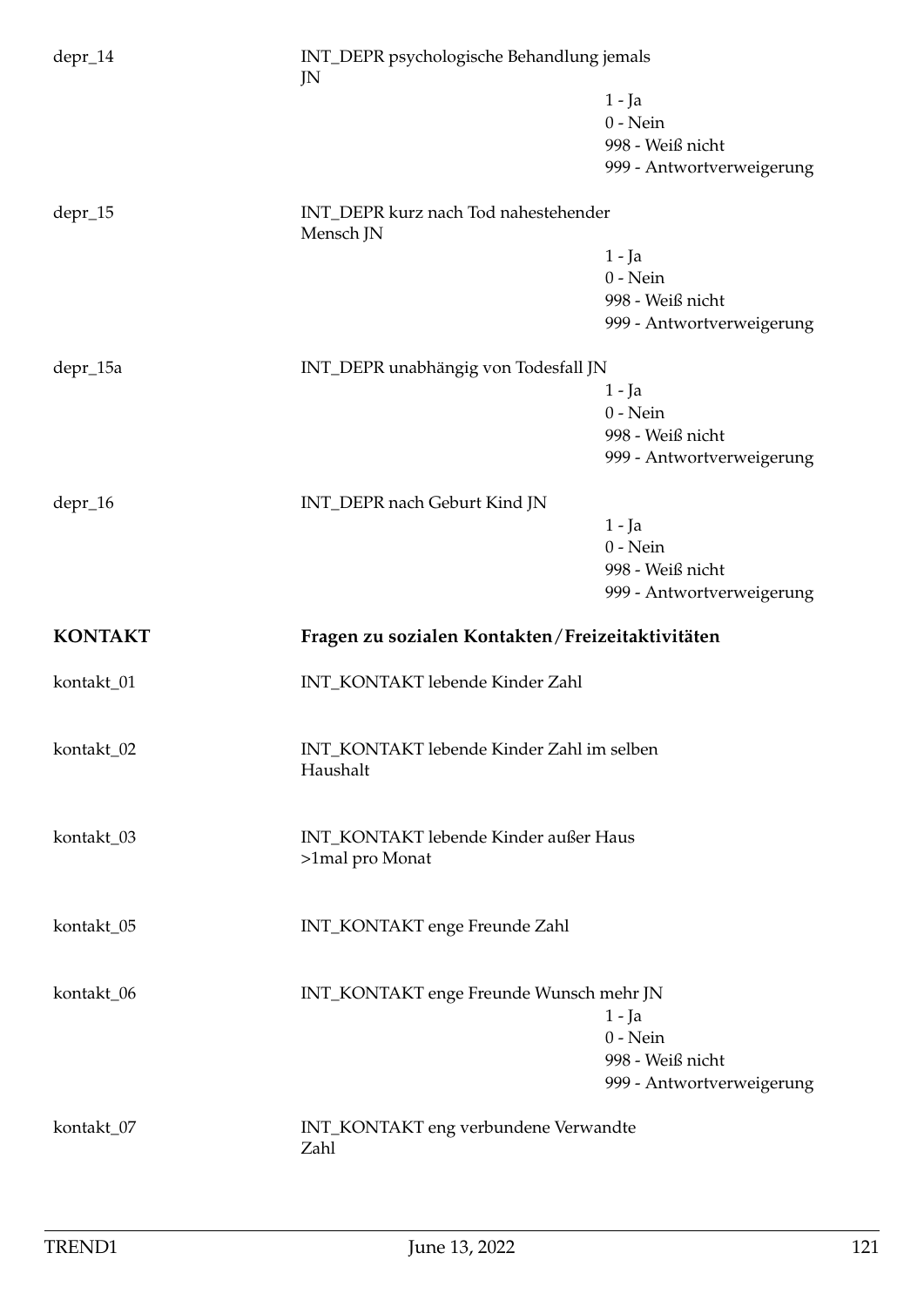depr_14 INT_DEPR psychologische Behandlung jemals JN

- 1 - Ja
- 0 - Nein
- 998 - Weiß nicht
- 999 - Antwortverweigerung

depr_15 INT_DEPR kurz nach Tod nahestehender Mensch JN

- 1 - Ja
- 0 - Nein
- 998 - Weiß nicht
- 999 - Antwortverweigerung

depr_15a INT_DEPR unabhängig von Todesfall JN

- 1 - Ja
- 0 - Nein
- 998 - Weiß nicht
- 999 - Antwortverweigerung

depr_16 INT_DEPR nach Geburt Kind JN

- 1 - Ja
- 0 - Nein
- 998 - Weiß nicht
- 999 - Antwortverweigerung

## KONTAKT — Fragen zu sozialen Kontakten/Freizeitaktivitäten

kontakt_01 INT_KONTAKT lebende Kinder Zahl

kontakt_02 INT_KONTAKT lebende Kinder Zahl im selben Haushalt

kontakt_03 INT_KONTAKT lebende Kinder außer Haus >1mal pro Monat

kontakt_05 INT_KONTAKT enge Freunde Zahl

kontakt_06 INT_KONTAKT enge Freunde Wunsch mehr JN

- 1 - Ja
- 0 - Nein
- 998 - Weiß nicht
- 999 - Antwortverweigerung

kontakt_07 INT_KONTAKT eng verbundene Verwandte Zahl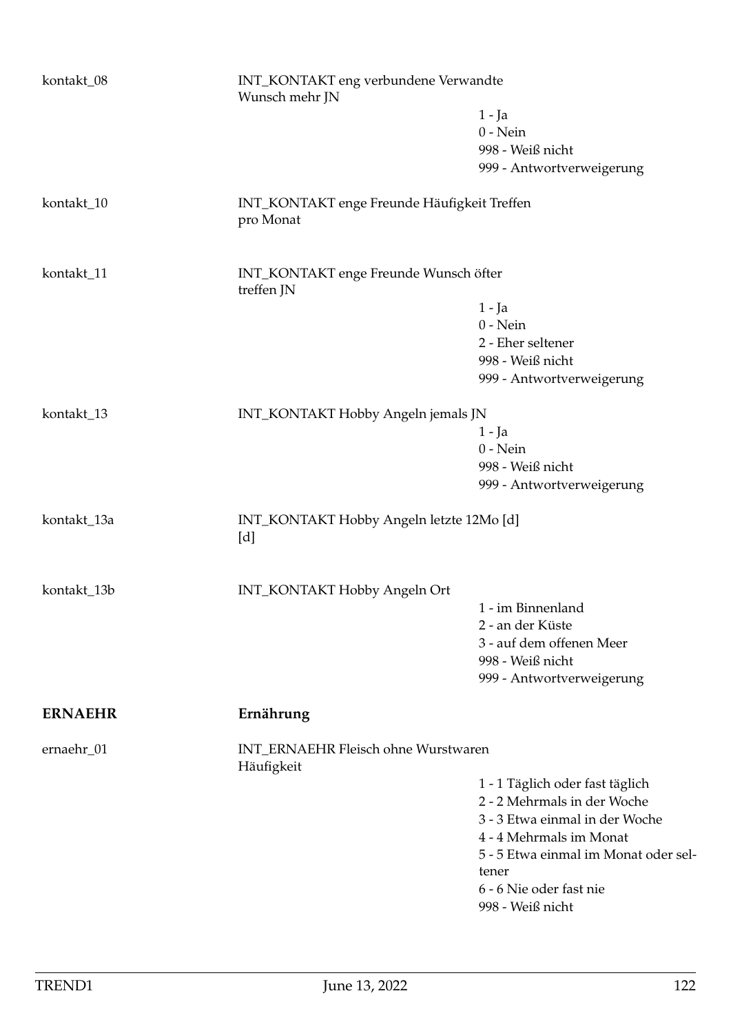kontakt_08 INT_KONTAKT eng verbundene Verwandte Wunsch mehr JN

- 1 - Ja
- 0 - Nein
- 998 - Weiß nicht
- 999 - Antwortverweigerung

kontakt_10 INT_KONTAKT enge Freunde Häufigkeit Treffen pro Monat

kontakt_11 INT_KONTAKT enge Freunde Wunsch öfter treffen JN

- 1 - Ja
- 0 - Nein
- 2 - Eher seltener
- 998 - Weiß nicht
- 999 - Antwortverweigerung

kontakt_13 INT_KONTAKT Hobby Angeln jemals JN

- 1 - Ja
- 0 - Nein
- 998 - Weiß nicht
- 999 - Antwortverweigerung

kontakt_13a INT_KONTAKT Hobby Angeln letzte 12Mo [d] [d]

kontakt_13b INT_KONTAKT Hobby Angeln Ort

- 1 - im Binnenland
- 2 - an der Küste
- 3 - auf dem offenen Meer
- 998 - Weiß nicht
- 999 - Antwortverweigerung

## ERNAEHR Ernährung

ernaehr_01 INT_ERNAEHR Fleisch ohne Wurstwaren Häufigkeit

- 1 - 1 Täglich oder fast täglich
- 2 - 2 Mehrmals in der Woche
- 3 - 3 Etwa einmal in der Woche
- 4 - 4 Mehrmals im Monat
- 5 - 5 Etwa einmal im Monat oder seltener
- 6 - 6 Nie oder fast nie
- 998 - Weiß nicht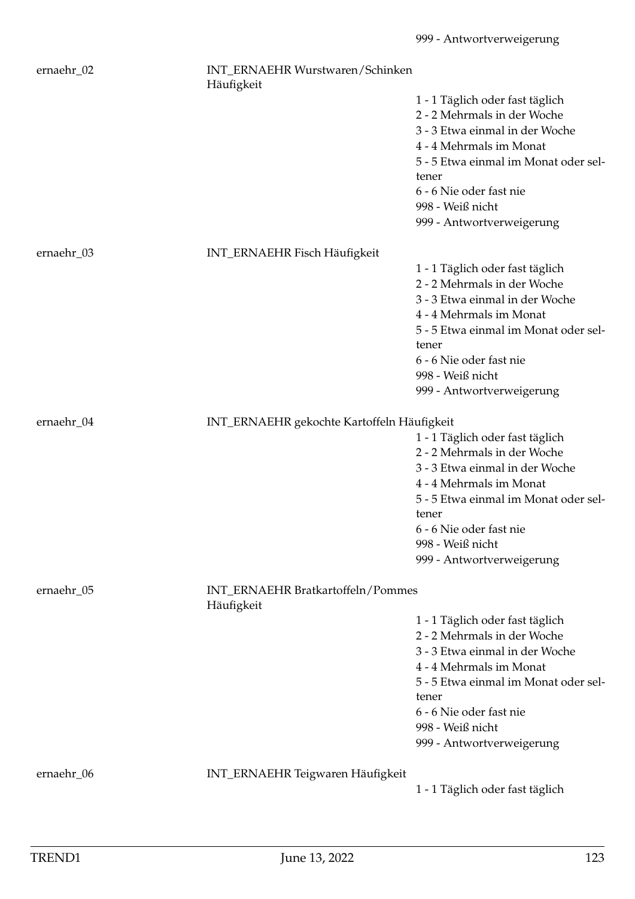999 - Antwortverweigerung

ernaehr_02 INT_ERNAEHR Wurstwaren/Schinken Häufigkeit

1 - 1 Täglich oder fast täglich
2 - 2 Mehrmals in der Woche
3 - 3 Etwa einmal in der Woche
4 - 4 Mehrmals im Monat
5 - 5 Etwa einmal im Monat oder seltener
6 - 6 Nie oder fast nie
998 - Weiß nicht
999 - Antwortverweigerung

ernaehr_03 INT_ERNAEHR Fisch Häufigkeit

1 - 1 Täglich oder fast täglich
2 - 2 Mehrmals in der Woche
3 - 3 Etwa einmal in der Woche
4 - 4 Mehrmals im Monat
5 - 5 Etwa einmal im Monat oder seltener
6 - 6 Nie oder fast nie
998 - Weiß nicht
999 - Antwortverweigerung

ernaehr_04 INT_ERNAEHR gekochte Kartoffeln Häufigkeit

1 - 1 Täglich oder fast täglich
2 - 2 Mehrmals in der Woche
3 - 3 Etwa einmal in der Woche
4 - 4 Mehrmals im Monat
5 - 5 Etwa einmal im Monat oder seltener
6 - 6 Nie oder fast nie
998 - Weiß nicht
999 - Antwortverweigerung

ernaehr_05 INT_ERNAEHR Bratkartoffeln/Pommes Häufigkeit

1 - 1 Täglich oder fast täglich
2 - 2 Mehrmals in der Woche
3 - 3 Etwa einmal in der Woche
4 - 4 Mehrmals im Monat
5 - 5 Etwa einmal im Monat oder seltener
6 - 6 Nie oder fast nie
998 - Weiß nicht
999 - Antwortverweigerung

ernaehr_06 INT_ERNAEHR Teigwaren Häufigkeit

1 - 1 Täglich oder fast täglich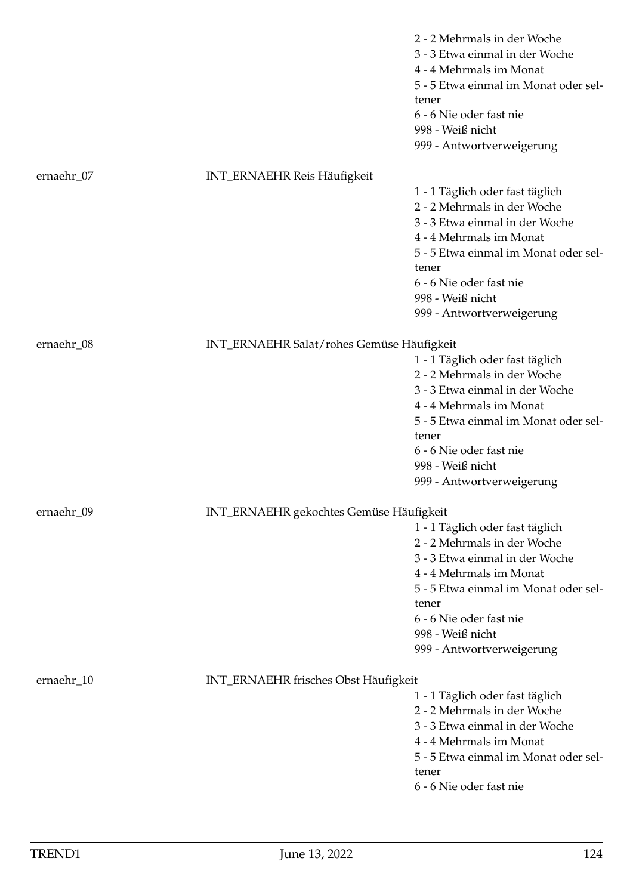2 - 2 Mehrmals in der Woche
3 - 3 Etwa einmal in der Woche
4 - 4 Mehrmals im Monat
5 - 5 Etwa einmal im Monat oder seltener
6 - 6 Nie oder fast nie
998 - Weiß nicht
999 - Antwortverweigerung

ernaehr_07 INT_ERNAEHR Reis Häufigkeit

1 - 1 Täglich oder fast täglich
2 - 2 Mehrmals in der Woche
3 - 3 Etwa einmal in der Woche
4 - 4 Mehrmals im Monat
5 - 5 Etwa einmal im Monat oder seltener
6 - 6 Nie oder fast nie
998 - Weiß nicht
999 - Antwortverweigerung

ernaehr_08 INT_ERNAEHR Salat/rohes Gemüse Häufigkeit

1 - 1 Täglich oder fast täglich
2 - 2 Mehrmals in der Woche
3 - 3 Etwa einmal in der Woche
4 - 4 Mehrmals im Monat
5 - 5 Etwa einmal im Monat oder seltener
6 - 6 Nie oder fast nie
998 - Weiß nicht
999 - Antwortverweigerung

ernaehr_09 INT_ERNAEHR gekochtes Gemüse Häufigkeit

1 - 1 Täglich oder fast täglich
2 - 2 Mehrmals in der Woche
3 - 3 Etwa einmal in der Woche
4 - 4 Mehrmals im Monat
5 - 5 Etwa einmal im Monat oder seltener
6 - 6 Nie oder fast nie
998 - Weiß nicht
999 - Antwortverweigerung

ernaehr_10 INT_ERNAEHR frisches Obst Häufigkeit

1 - 1 Täglich oder fast täglich
2 - 2 Mehrmals in der Woche
3 - 3 Etwa einmal in der Woche
4 - 4 Mehrmals im Monat
5 - 5 Etwa einmal im Monat oder seltener
6 - 6 Nie oder fast nie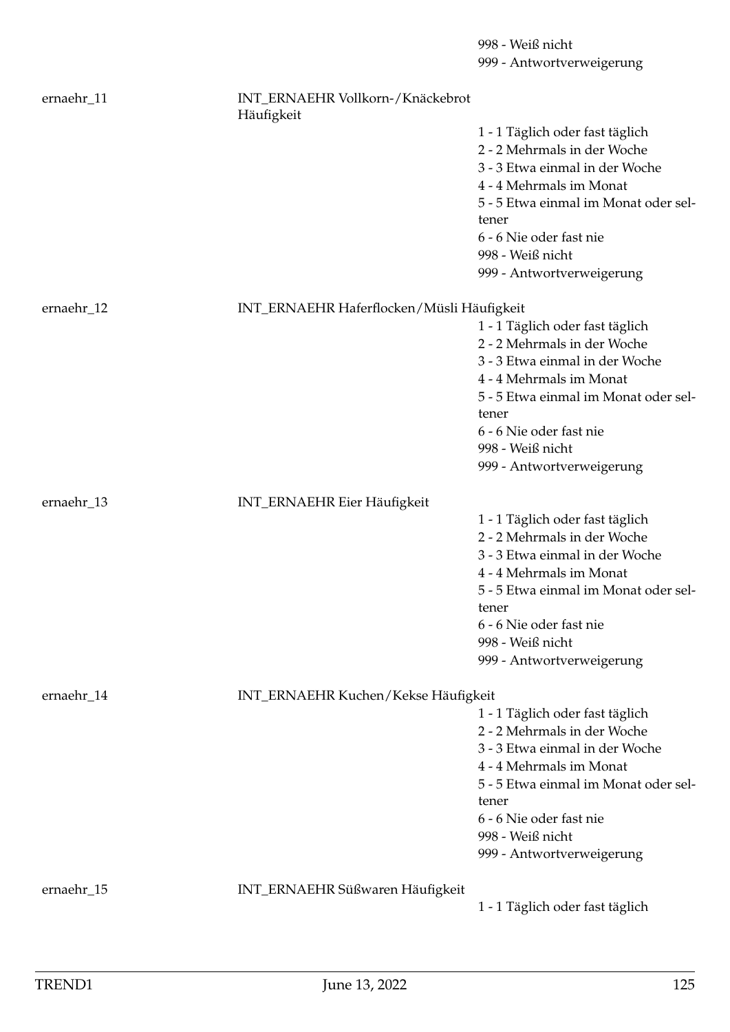998 - Weiß nicht
999 - Antwortverweigerung

ernaehr_11 INT_ERNAEHR Vollkorn-/Knäckebrot Häufigkeit

1 - 1 Täglich oder fast täglich
2 - 2 Mehrmals in der Woche
3 - 3 Etwa einmal in der Woche
4 - 4 Mehrmals im Monat
5 - 5 Etwa einmal im Monat oder seltener
6 - 6 Nie oder fast nie
998 - Weiß nicht
999 - Antwortverweigerung

ernaehr_12 INT_ERNAEHR Haferflocken/Müsli Häufigkeit

1 - 1 Täglich oder fast täglich
2 - 2 Mehrmals in der Woche
3 - 3 Etwa einmal in der Woche
4 - 4 Mehrmals im Monat
5 - 5 Etwa einmal im Monat oder seltener
6 - 6 Nie oder fast nie
998 - Weiß nicht
999 - Antwortverweigerung

ernaehr_13 INT_ERNAEHR Eier Häufigkeit

1 - 1 Täglich oder fast täglich
2 - 2 Mehrmals in der Woche
3 - 3 Etwa einmal in der Woche
4 - 4 Mehrmals im Monat
5 - 5 Etwa einmal im Monat oder seltener
6 - 6 Nie oder fast nie
998 - Weiß nicht
999 - Antwortverweigerung

ernaehr_14 INT_ERNAEHR Kuchen/Kekse Häufigkeit

1 - 1 Täglich oder fast täglich
2 - 2 Mehrmals in der Woche
3 - 3 Etwa einmal in der Woche
4 - 4 Mehrmals im Monat
5 - 5 Etwa einmal im Monat oder seltener
6 - 6 Nie oder fast nie
998 - Weiß nicht
999 - Antwortverweigerung

ernaehr_15 INT_ERNAEHR Süßwaren Häufigkeit

1 - 1 Täglich oder fast täglich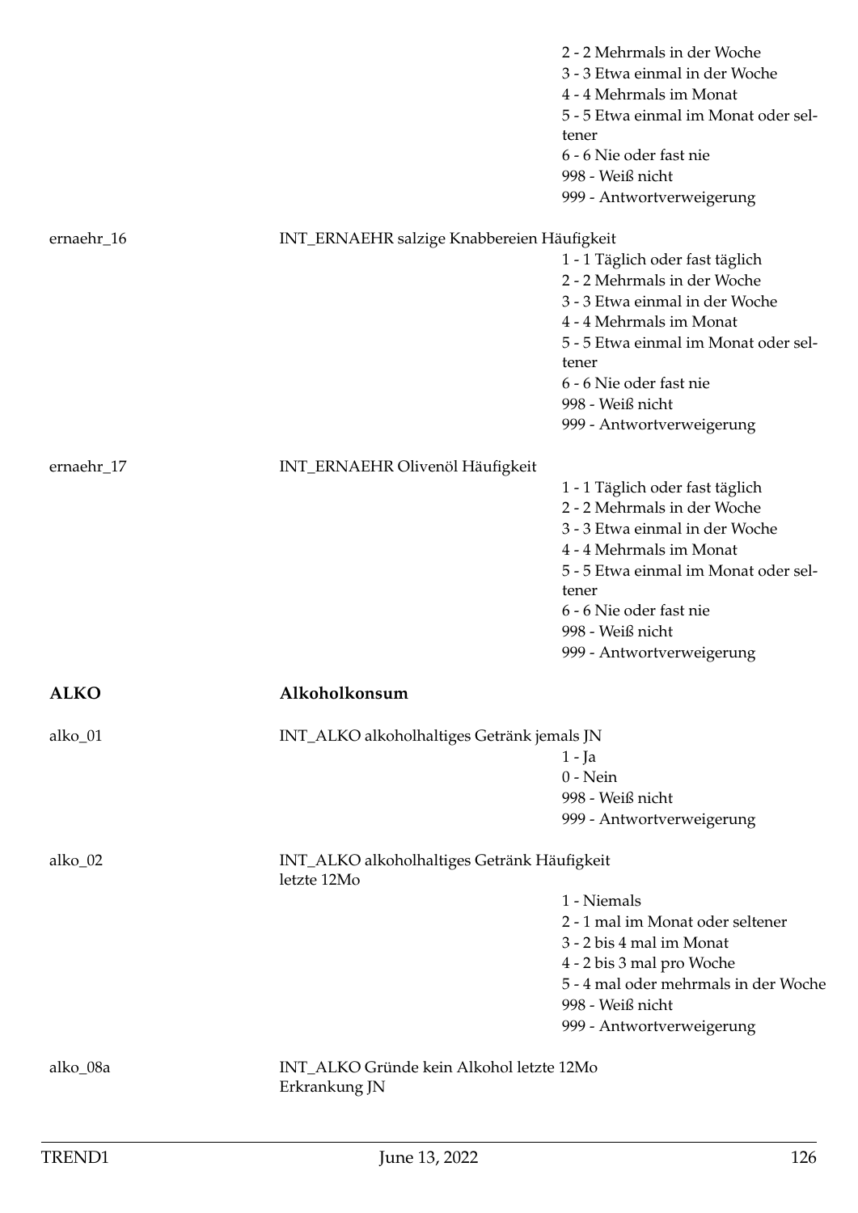2 - 2 Mehrmals in der Woche
3 - 3 Etwa einmal in der Woche
4 - 4 Mehrmals im Monat
5 - 5 Etwa einmal im Monat oder seltener
6 - 6 Nie oder fast nie
998 - Weiß nicht
999 - Antwortverweigerung

ernaehr_16 INT_ERNAEHR salzige Knabbereien Häufigkeit

1 - 1 Täglich oder fast täglich
2 - 2 Mehrmals in der Woche
3 - 3 Etwa einmal in der Woche
4 - 4 Mehrmals im Monat
5 - 5 Etwa einmal im Monat oder seltener
6 - 6 Nie oder fast nie
998 - Weiß nicht
999 - Antwortverweigerung

ernaehr_17 INT_ERNAEHR Olivenöl Häufigkeit

1 - 1 Täglich oder fast täglich
2 - 2 Mehrmals in der Woche
3 - 3 Etwa einmal in der Woche
4 - 4 Mehrmals im Monat
5 - 5 Etwa einmal im Monat oder seltener
6 - 6 Nie oder fast nie
998 - Weiß nicht
999 - Antwortverweigerung

## ALKO Alkoholkonsum

alko_01 INT_ALKO alkoholhaltiges Getränk jemals JN

1 - Ja
0 - Nein
998 - Weiß nicht
999 - Antwortverweigerung

alko_02 INT_ALKO alkoholhaltiges Getränk Häufigkeit letzte 12Mo

1 - Niemals
2 - 1 mal im Monat oder seltener
3 - 2 bis 4 mal im Monat
4 - 2 bis 3 mal pro Woche
5 - 4 mal oder mehrmals in der Woche
998 - Weiß nicht
999 - Antwortverweigerung

alko_08a INT_ALKO Gründe kein Alkohol letzte 12Mo Erkrankung JN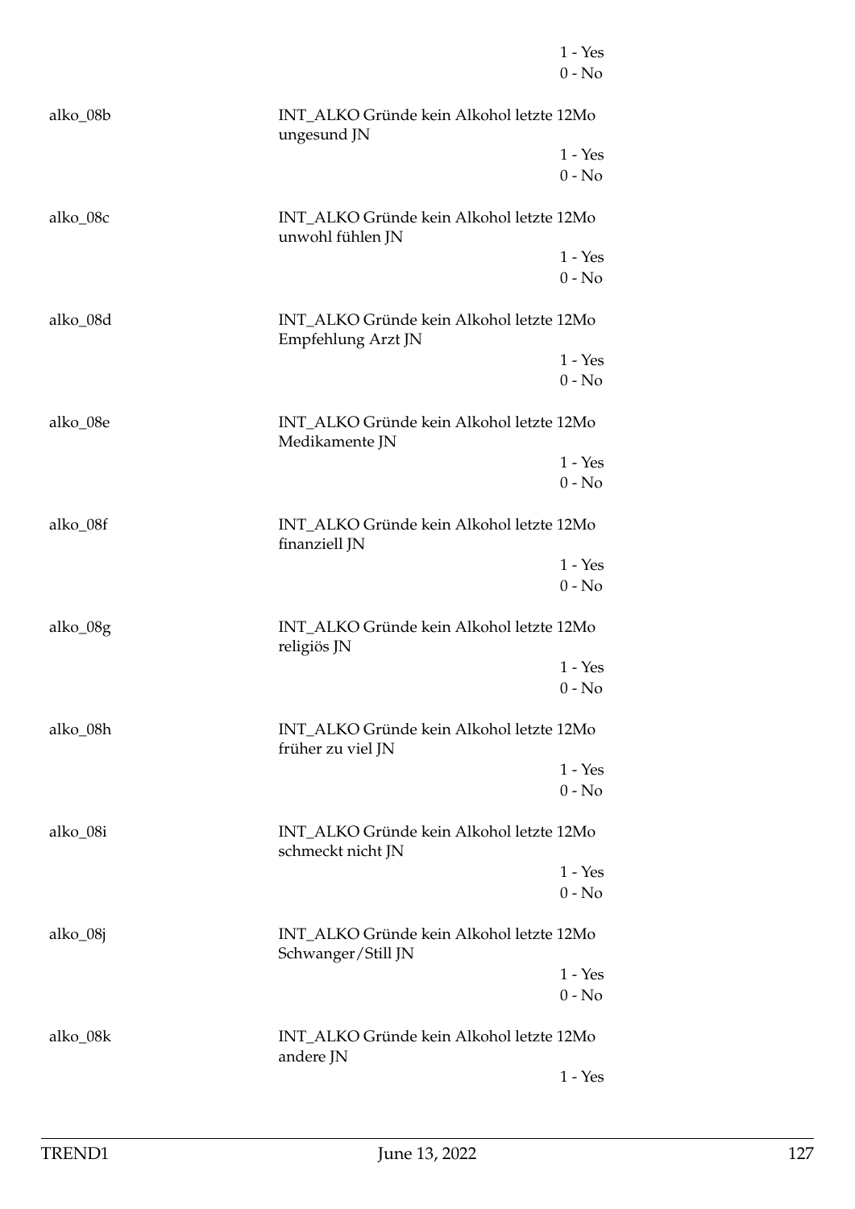1 - Yes
0 - No

alko_08b INT_ALKO Gründe kein Alkohol letzte 12Mo ungesund JN

1 - Yes
0 - No

alko_08c INT_ALKO Gründe kein Alkohol letzte 12Mo unwohl fühlen JN

1 - Yes
0 - No

alko_08d INT_ALKO Gründe kein Alkohol letzte 12Mo Empfehlung Arzt JN

1 - Yes
0 - No

alko_08e INT_ALKO Gründe kein Alkohol letzte 12Mo Medikamente JN

1 - Yes
0 - No

alko_08f INT_ALKO Gründe kein Alkohol letzte 12Mo finanziell JN

1 - Yes
0 - No

alko_08g INT_ALKO Gründe kein Alkohol letzte 12Mo religiös JN

1 - Yes
0 - No

alko_08h INT_ALKO Gründe kein Alkohol letzte 12Mo früher zu viel JN

1 - Yes
0 - No

alko_08i INT_ALKO Gründe kein Alkohol letzte 12Mo schmeckt nicht JN

1 - Yes
0 - No

alko_08j INT_ALKO Gründe kein Alkohol letzte 12Mo Schwanger/Still JN

1 - Yes
0 - No

alko_08k INT_ALKO Gründe kein Alkohol letzte 12Mo andere JN

1 - Yes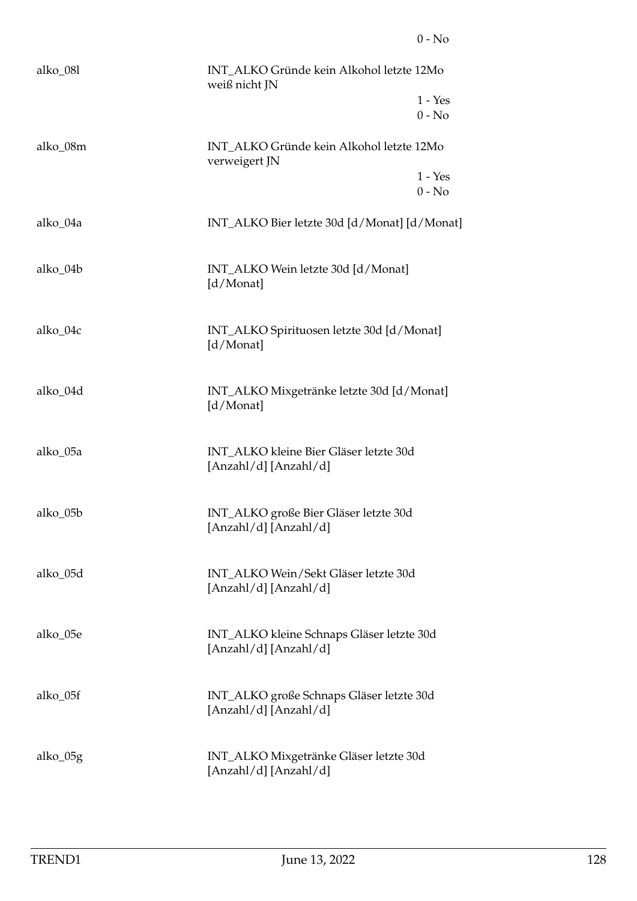0 - No

| | |
|---|---|
| alko_08l | INT_ALKO Gründe kein Alkohol letzte 12Mo weiß nicht JN |
| | 1 - Yes |
| | 0 - No |
| alko_08m | INT_ALKO Gründe kein Alkohol letzte 12Mo verweigert JN |
| | 1 - Yes |
| | 0 - No |
| alko_04a | INT_ALKO Bier letzte 30d [d/Monat] [d/Monat] |
| alko_04b | INT_ALKO Wein letzte 30d [d/Monat] [d/Monat] |
| alko_04c | INT_ALKO Spirituosen letzte 30d [d/Monat] [d/Monat] |
| alko_04d | INT_ALKO Mixgetränke letzte 30d [d/Monat] [d/Monat] |
| alko_05a | INT_ALKO kleine Bier Gläser letzte 30d [Anzahl/d] [Anzahl/d] |
| alko_05b | INT_ALKO große Bier Gläser letzte 30d [Anzahl/d] [Anzahl/d] |
| alko_05d | INT_ALKO Wein/Sekt Gläser letzte 30d [Anzahl/d] [Anzahl/d] |
| alko_05e | INT_ALKO kleine Schnaps Gläser letzte 30d [Anzahl/d] [Anzahl/d] |
| alko_05f | INT_ALKO große Schnaps Gläser letzte 30d [Anzahl/d] [Anzahl/d] |
| alko_05g | INT_ALKO Mixgetränke Gläser letzte 30d [Anzahl/d] [Anzahl/d] |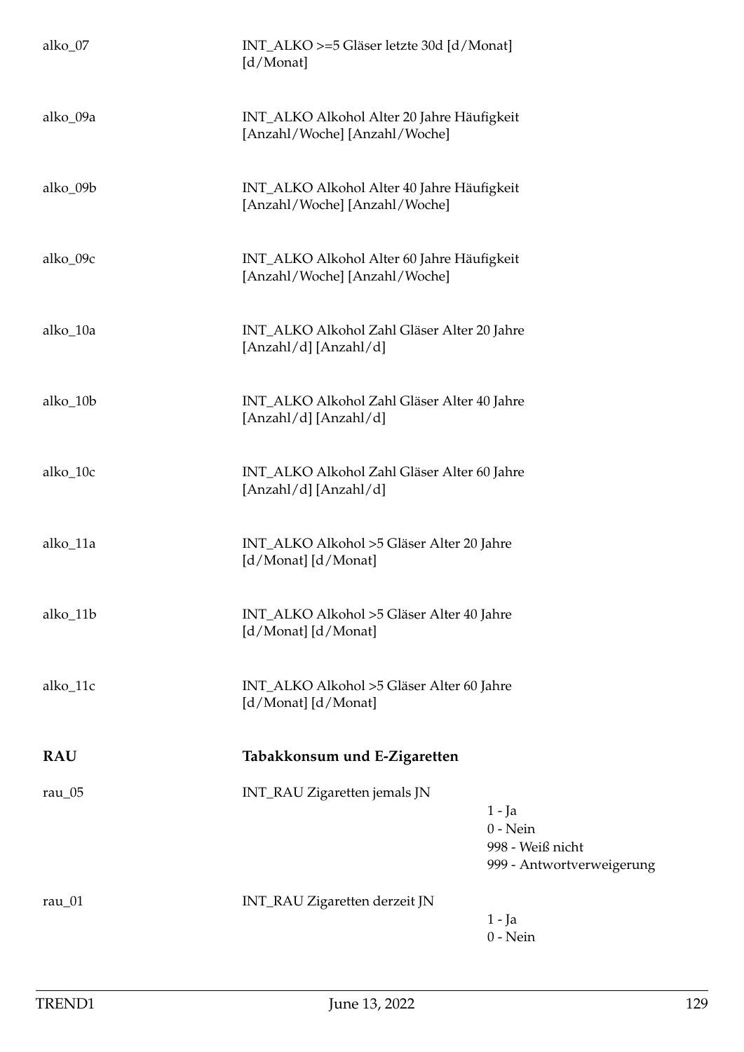| | | |
|---|---|---|
| alko_07 | INT_ALKO >=5 Gläser letzte 30d [d/Monat] [d/Monat] | |
| alko_09a | INT_ALKO Alkohol Alter 20 Jahre Häufigkeit [Anzahl/Woche] [Anzahl/Woche] | |
| alko_09b | INT_ALKO Alkohol Alter 40 Jahre Häufigkeit [Anzahl/Woche] [Anzahl/Woche] | |
| alko_09c | INT_ALKO Alkohol Alter 60 Jahre Häufigkeit [Anzahl/Woche] [Anzahl/Woche] | |
| alko_10a | INT_ALKO Alkohol Zahl Gläser Alter 20 Jahre [Anzahl/d] [Anzahl/d] | |
| alko_10b | INT_ALKO Alkohol Zahl Gläser Alter 40 Jahre [Anzahl/d] [Anzahl/d] | |
| alko_10c | INT_ALKO Alkohol Zahl Gläser Alter 60 Jahre [Anzahl/d] [Anzahl/d] | |
| alko_11a | INT_ALKO Alkohol >5 Gläser Alter 20 Jahre [d/Monat] [d/Monat] | |
| alko_11b | INT_ALKO Alkohol >5 Gläser Alter 40 Jahre [d/Monat] [d/Monat] | |
| alko_11c | INT_ALKO Alkohol >5 Gläser Alter 60 Jahre [d/Monat] [d/Monat] | |

## RAU Tabakkonsum und E-Zigaretten

| | | |
|---|---|---|
| rau_05 | INT_RAU Zigaretten jemals JN | 1 - Ja<br>0 - Nein<br>998 - Weiß nicht<br>999 - Antwortverweigerung |
| rau_01 | INT_RAU Zigaretten derzeit JN | 1 - Ja<br>0 - Nein |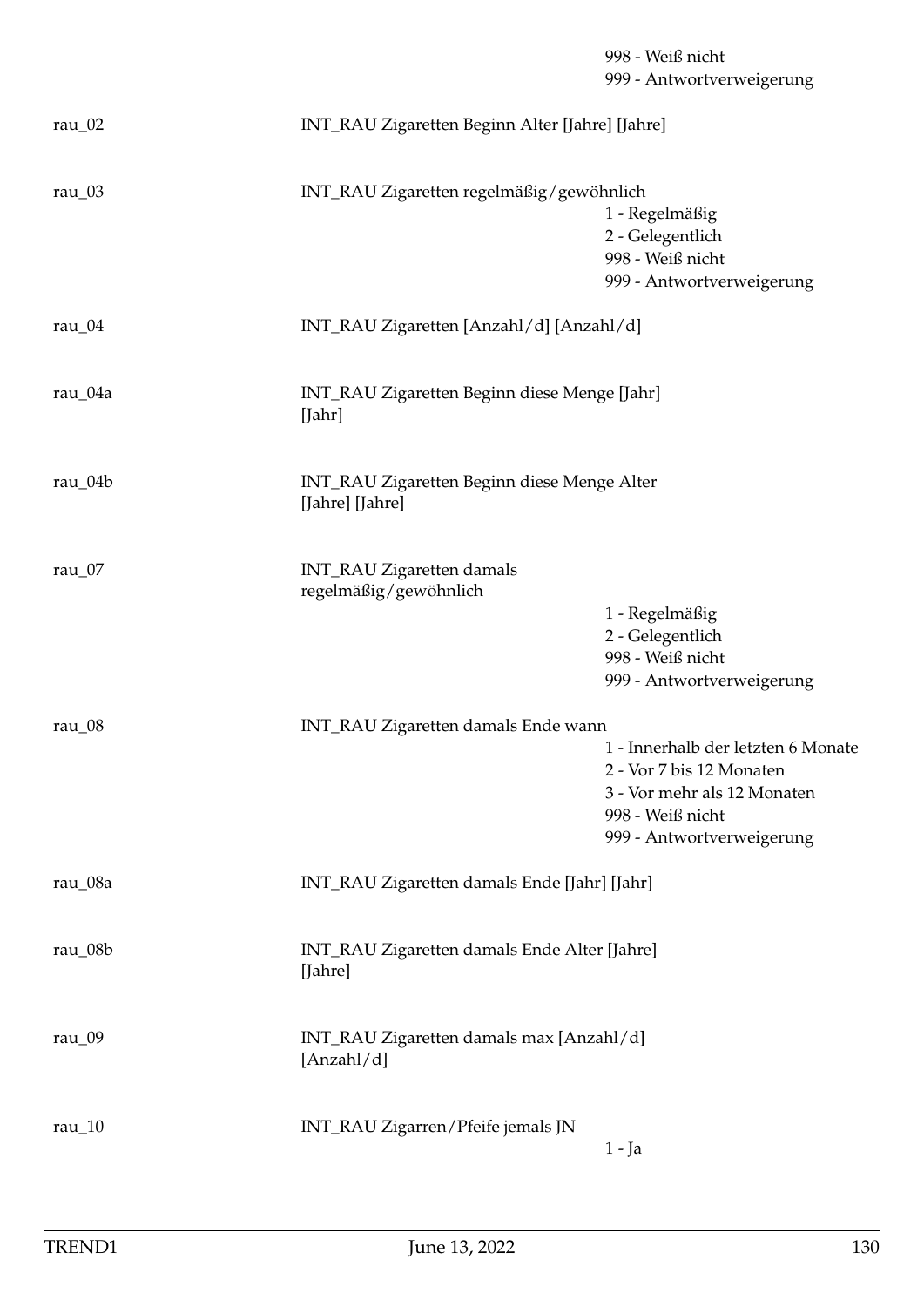| | | |
|---|---|---|
| | | 998 - Weiß nicht |
| | | 999 - Antwortverweigerung |
| rau_02 | INT_RAU Zigaretten Beginn Alter [Jahre] [Jahre] | |
| rau_03 | INT_RAU Zigaretten regelmäßig/gewöhnlich | 1 - Regelmäßig |
| | | 2 - Gelegentlich |
| | | 998 - Weiß nicht |
| | | 999 - Antwortverweigerung |
| rau_04 | INT_RAU Zigaretten [Anzahl/d] [Anzahl/d] | |
| rau_04a | INT_RAU Zigaretten Beginn diese Menge [Jahr] [Jahr] | |
| rau_04b | INT_RAU Zigaretten Beginn diese Menge Alter [Jahre] [Jahre] | |
| rau_07 | INT_RAU Zigaretten damals regelmäßig/gewöhnlich | 1 - Regelmäßig |
| | | 2 - Gelegentlich |
| | | 998 - Weiß nicht |
| | | 999 - Antwortverweigerung |
| rau_08 | INT_RAU Zigaretten damals Ende wann | 1 - Innerhalb der letzten 6 Monate |
| | | 2 - Vor 7 bis 12 Monaten |
| | | 3 - Vor mehr als 12 Monaten |
| | | 998 - Weiß nicht |
| | | 999 - Antwortverweigerung |
| rau_08a | INT_RAU Zigaretten damals Ende [Jahr] [Jahr] | |
| rau_08b | INT_RAU Zigaretten damals Ende Alter [Jahre] [Jahre] | |
| rau_09 | INT_RAU Zigaretten damals max [Anzahl/d] [Anzahl/d] | |
| rau_10 | INT_RAU Zigarren/Pfeife jemals JN | 1 - Ja |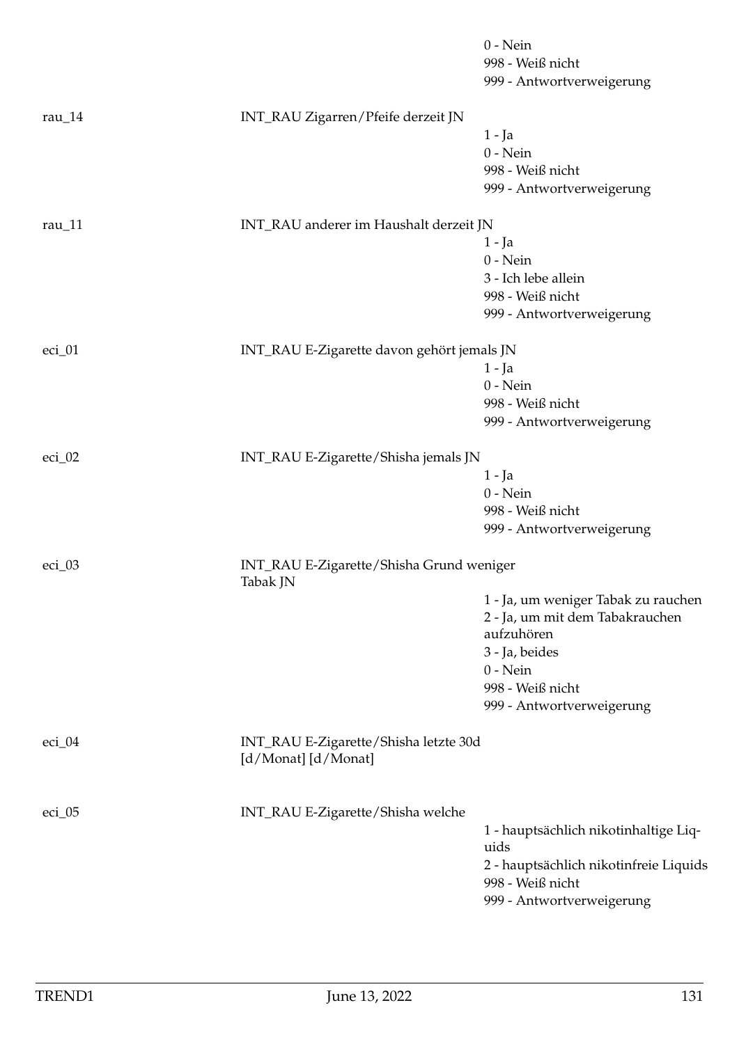0 - Nein
998 - Weiß nicht
999 - Antwortverweigerung

rau_14 INT_RAU Zigarren/Pfeife derzeit JN

1 - Ja
0 - Nein
998 - Weiß nicht
999 - Antwortverweigerung

rau_11 INT_RAU anderer im Haushalt derzeit JN

1 - Ja
0 - Nein
3 - Ich lebe allein
998 - Weiß nicht
999 - Antwortverweigerung

eci_01 INT_RAU E-Zigarette davon gehört jemals JN

1 - Ja
0 - Nein
998 - Weiß nicht
999 - Antwortverweigerung

eci_02 INT_RAU E-Zigarette/Shisha jemals JN

1 - Ja
0 - Nein
998 - Weiß nicht
999 - Antwortverweigerung

eci_03 INT_RAU E-Zigarette/Shisha Grund weniger Tabak JN

1 - Ja, um weniger Tabak zu rauchen
2 - Ja, um mit dem Tabakrauchen aufzuhören
3 - Ja, beides
0 - Nein
998 - Weiß nicht
999 - Antwortverweigerung

eci_04 INT_RAU E-Zigarette/Shisha letzte 30d [d/Monat] [d/Monat]

eci_05 INT_RAU E-Zigarette/Shisha welche

1 - hauptsächlich nikotinhaltige Liquids
2 - hauptsächlich nikotinfreie Liquids
998 - Weiß nicht
999 - Antwortverweigerung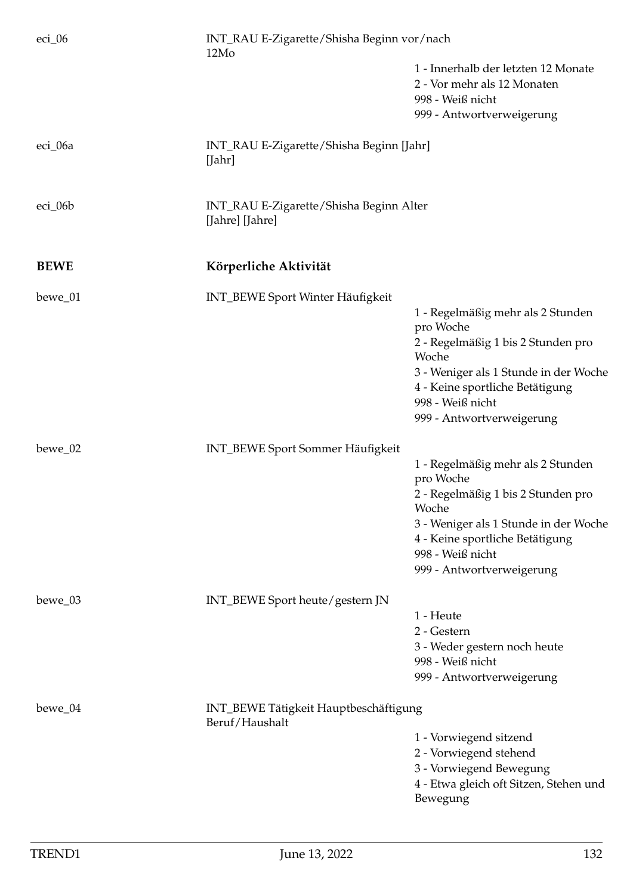eci_06 — INT_RAU E-Zigarette/Shisha Beginn vor/nach 12Mo

- 1 - Innerhalb der letzten 12 Monate
- 2 - Vor mehr als 12 Monaten
- 998 - Weiß nicht
- 999 - Antwortverweigerung

eci_06a — INT_RAU E-Zigarette/Shisha Beginn [Jahr] [Jahr]

eci_06b — INT_RAU E-Zigarette/Shisha Beginn Alter [Jahre] [Jahre]

## BEWE — Körperliche Aktivität

bewe_01 — INT_BEWE Sport Winter Häufigkeit

- 1 - Regelmäßig mehr als 2 Stunden pro Woche
- 2 - Regelmäßig 1 bis 2 Stunden pro Woche
- 3 - Weniger als 1 Stunde in der Woche
- 4 - Keine sportliche Betätigung
- 998 - Weiß nicht
- 999 - Antwortverweigerung

bewe_02 — INT_BEWE Sport Sommer Häufigkeit

- 1 - Regelmäßig mehr als 2 Stunden pro Woche
- 2 - Regelmäßig 1 bis 2 Stunden pro Woche
- 3 - Weniger als 1 Stunde in der Woche
- 4 - Keine sportliche Betätigung
- 998 - Weiß nicht
- 999 - Antwortverweigerung

bewe_03 — INT_BEWE Sport heute/gestern JN

- 1 - Heute
- 2 - Gestern
- 3 - Weder gestern noch heute
- 998 - Weiß nicht
- 999 - Antwortverweigerung

bewe_04 — INT_BEWE Tätigkeit Hauptbeschäftigung Beruf/Haushalt

- 1 - Vorwiegend sitzend
- 2 - Vorwiegend stehend
- 3 - Vorwiegend Bewegung
- 4 - Etwa gleich oft Sitzen, Stehen und Bewegung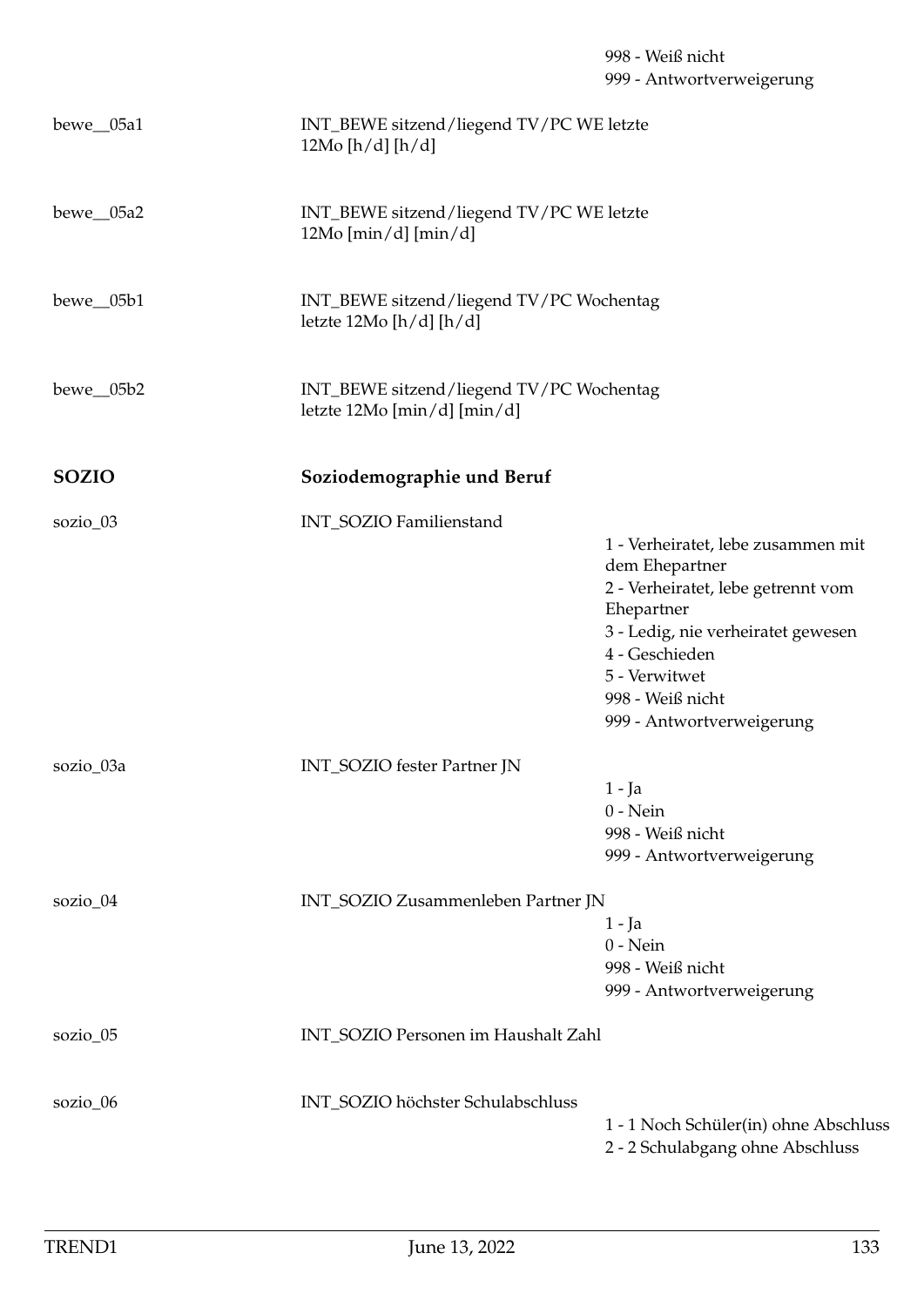| | | |
|---|---|---|
| | | 998 - Weiß nicht<br>999 - Antwortverweigerung |
| bewe__05a1 | INT_BEWE sitzend/liegend TV/PC WE letzte 12Mo [h/d] [h/d] | |
| bewe__05a2 | INT_BEWE sitzend/liegend TV/PC WE letzte 12Mo [min/d] [min/d] | |
| bewe__05b1 | INT_BEWE sitzend/liegend TV/PC Wochentag letzte 12Mo [h/d] [h/d] | |
| bewe__05b2 | INT_BEWE sitzend/liegend TV/PC Wochentag letzte 12Mo [min/d] [min/d] | |

## SOZIO — Soziodemographie und Beruf

| | | |
|---|---|---|
| sozio_03 | INT_SOZIO Familienstand | 1 - Verheiratet, lebe zusammen mit dem Ehepartner<br>2 - Verheiratet, lebe getrennt vom Ehepartner<br>3 - Ledig, nie verheiratet gewesen<br>4 - Geschieden<br>5 - Verwitwet<br>998 - Weiß nicht<br>999 - Antwortverweigerung |
| sozio_03a | INT_SOZIO fester Partner JN | 1 - Ja<br>0 - Nein<br>998 - Weiß nicht<br>999 - Antwortverweigerung |
| sozio_04 | INT_SOZIO Zusammenleben Partner JN | 1 - Ja<br>0 - Nein<br>998 - Weiß nicht<br>999 - Antwortverweigerung |
| sozio_05 | INT_SOZIO Personen im Haushalt Zahl | |
| sozio_06 | INT_SOZIO höchster Schulabschluss | 1 - 1 Noch Schüler(in) ohne Abschluss<br>2 - 2 Schulabgang ohne Abschluss |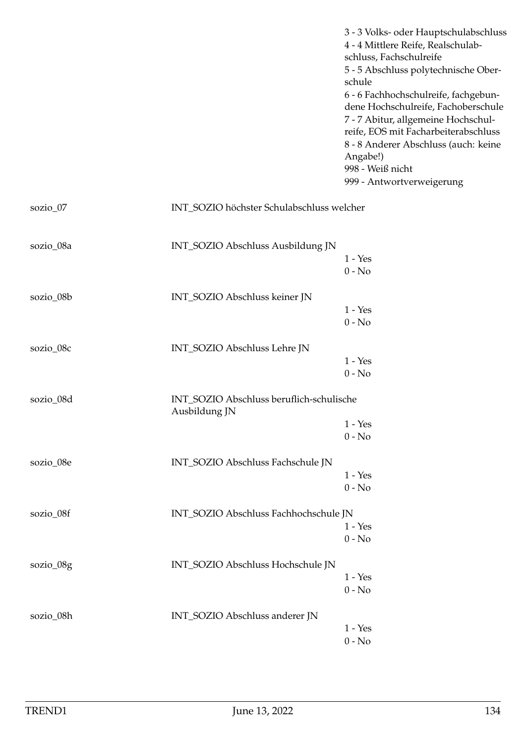| | | |
|---|---|---|
| | | 3 - 3 Volks- oder Hauptschulabschluss<br>4 - 4 Mittlere Reife, Realschulabschluss, Fachschulreife<br>5 - 5 Abschluss polytechnische Oberschule<br>6 - 6 Fachhochschulreife, fachgebundene Hochschulreife, Fachoberschule<br>7 - 7 Abitur, allgemeine Hochschulreife, EOS mit Facharbeiterabschluss<br>8 - 8 Anderer Abschluss (auch: keine Angabe!)<br>998 - Weiß nicht<br>999 - Antwortverweigerung |
| sozio_07 | INT_SOZIO höchster Schulabschluss welcher | |
| sozio_08a | INT_SOZIO Abschluss Ausbildung JN | 1 - Yes<br>0 - No |
| sozio_08b | INT_SOZIO Abschluss keiner JN | 1 - Yes<br>0 - No |
| sozio_08c | INT_SOZIO Abschluss Lehre JN | 1 - Yes<br>0 - No |
| sozio_08d | INT_SOZIO Abschluss beruflich-schulische Ausbildung JN | 1 - Yes<br>0 - No |
| sozio_08e | INT_SOZIO Abschluss Fachschule JN | 1 - Yes<br>0 - No |
| sozio_08f | INT_SOZIO Abschluss Fachhochschule JN | 1 - Yes<br>0 - No |
| sozio_08g | INT_SOZIO Abschluss Hochschule JN | 1 - Yes<br>0 - No |
| sozio_08h | INT_SOZIO Abschluss anderer JN | 1 - Yes<br>0 - No |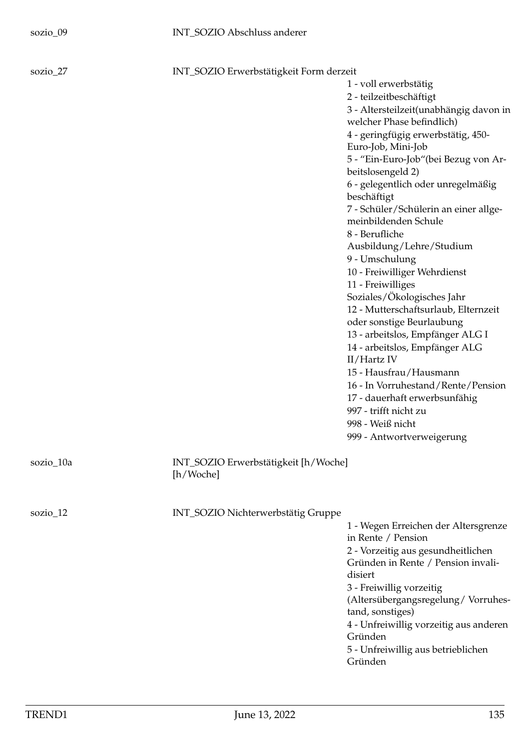sozio_09 INT_SOZIO Abschluss anderer

sozio_27 INT_SOZIO Erwerbstätigkeit Form derzeit

1 - voll erwerbstätig
2 - teilzeitbeschäftigt
3 - Altersteilzeit(unabhängig davon in welcher Phase befindlich)
4 - geringfügig erwerbstätig, 450-Euro-Job, Mini-Job
5 - "Ein-Euro-Job"(bei Bezug von Arbeitslosengeld 2)
6 - gelegentlich oder unregelmäßig beschäftigt
7 - Schüler/Schülerin an einer allgemeinbildenden Schule
8 - Berufliche Ausbildung/Lehre/Studium
9 - Umschulung
10 - Freiwilliger Wehrdienst
11 - Freiwilliges Soziales/Ökologisches Jahr
12 - Mutterschaftsurlaub, Elternzeit oder sonstige Beurlaubung
13 - arbeitslos, Empfänger ALG I
14 - arbeitslos, Empfänger ALG II/Hartz IV
15 - Hausfrau/Hausmann
16 - In Vorruhestand/Rente/Pension
17 - dauerhaft erwerbsunfähig
997 - trifft nicht zu
998 - Weiß nicht
999 - Antwortverweigerung

sozio_10a INT_SOZIO Erwerbstätigkeit [h/Woche] [h/Woche]

sozio_12 INT_SOZIO Nichterwerbstätig Gruppe

1 - Wegen Erreichen der Altersgrenze in Rente / Pension
2 - Vorzeitig aus gesundheitlichen Gründen in Rente / Pension invalidisiert
3 - Freiwillig vorzeitig (Altersübergangsregelung/ Vorruhestand, sonstiges)
4 - Unfreiwillig vorzeitig aus anderen Gründen
5 - Unfreiwillig aus betrieblichen Gründen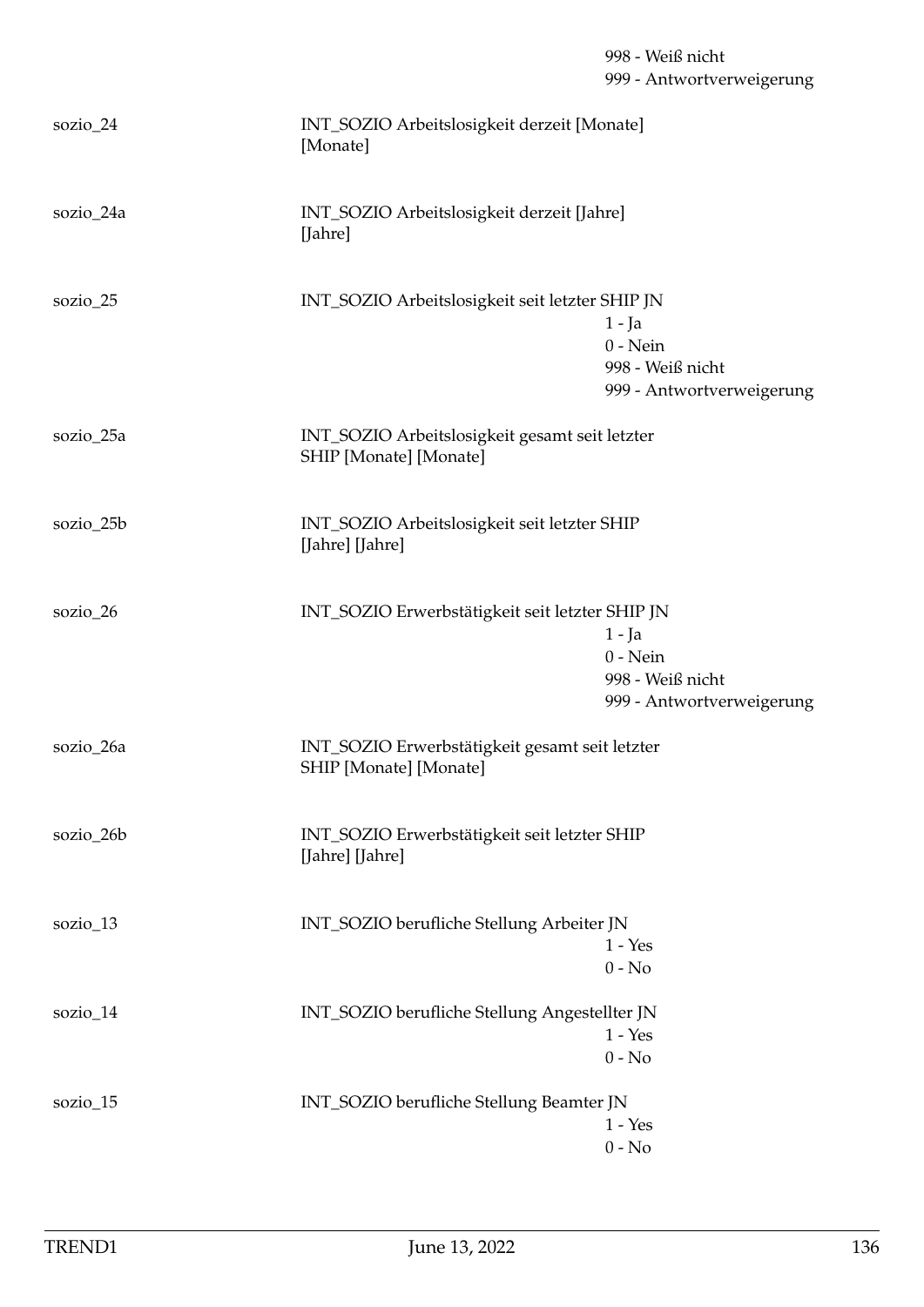998 - Weiß nicht
999 - Antwortverweigerung

| | | |
|---|---|---|
| sozio_24 | INT_SOZIO Arbeitslosigkeit derzeit [Monate] [Monate] | |
| sozio_24a | INT_SOZIO Arbeitslosigkeit derzeit [Jahre] [Jahre] | |
| sozio_25 | INT_SOZIO Arbeitslosigkeit seit letzter SHIP JN | 1 - Ja<br>0 - Nein<br>998 - Weiß nicht<br>999 - Antwortverweigerung |
| sozio_25a | INT_SOZIO Arbeitslosigkeit gesamt seit letzter SHIP [Monate] [Monate] | |
| sozio_25b | INT_SOZIO Arbeitslosigkeit seit letzter SHIP [Jahre] [Jahre] | |
| sozio_26 | INT_SOZIO Erwerbstätigkeit seit letzter SHIP JN | 1 - Ja<br>0 - Nein<br>998 - Weiß nicht<br>999 - Antwortverweigerung |
| sozio_26a | INT_SOZIO Erwerbstätigkeit gesamt seit letzter SHIP [Monate] [Monate] | |
| sozio_26b | INT_SOZIO Erwerbstätigkeit seit letzter SHIP [Jahre] [Jahre] | |
| sozio_13 | INT_SOZIO berufliche Stellung Arbeiter JN | 1 - Yes<br>0 - No |
| sozio_14 | INT_SOZIO berufliche Stellung Angestellter JN | 1 - Yes<br>0 - No |
| sozio_15 | INT_SOZIO berufliche Stellung Beamter JN | 1 - Yes<br>0 - No |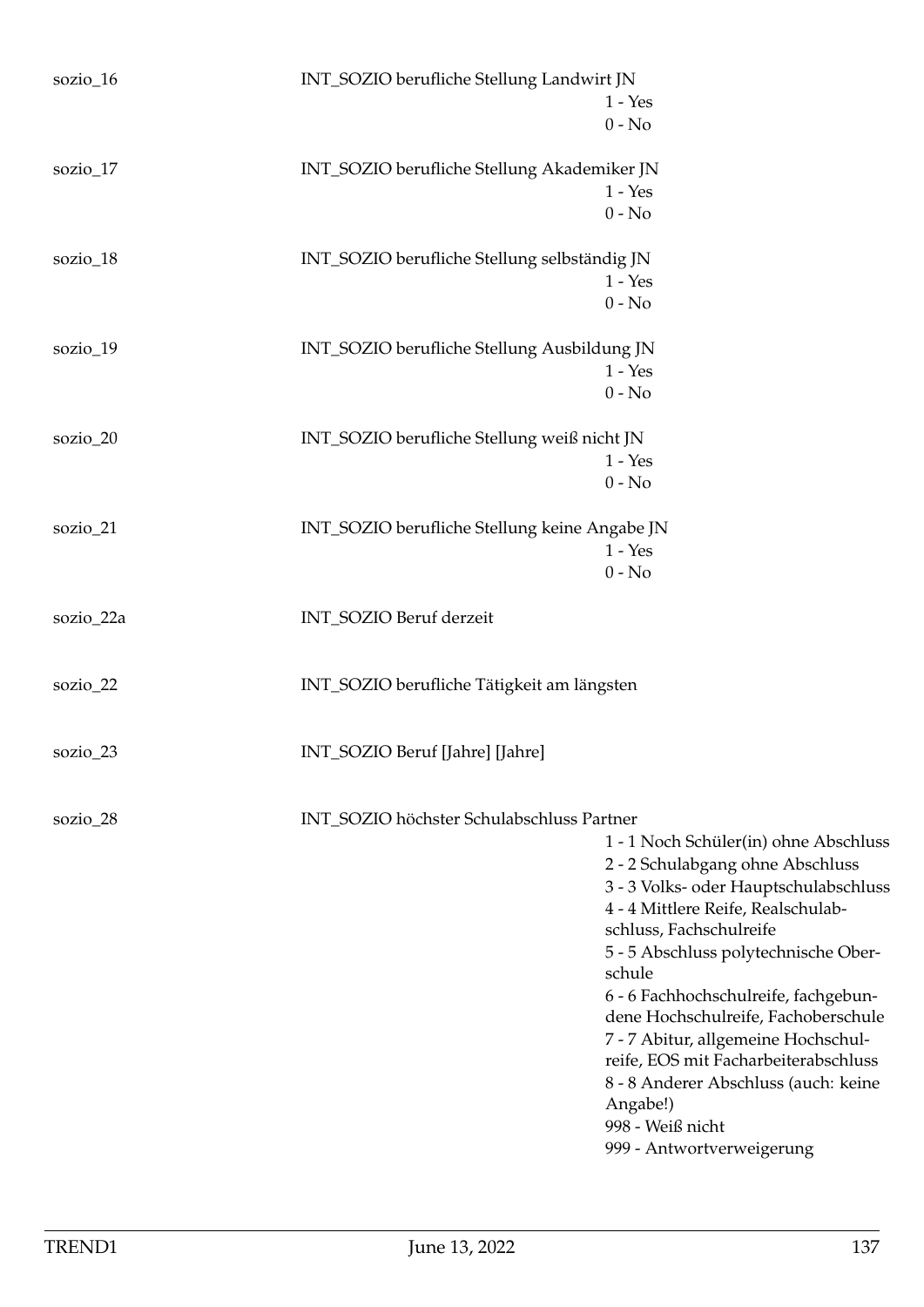sozio_16 INT_SOZIO berufliche Stellung Landwirt JN

1 - Yes
0 - No

sozio_17 INT_SOZIO berufliche Stellung Akademiker JN

1 - Yes
0 - No

sozio_18 INT_SOZIO berufliche Stellung selbständig JN

1 - Yes
0 - No

sozio_19 INT_SOZIO berufliche Stellung Ausbildung JN

1 - Yes
0 - No

sozio_20 INT_SOZIO berufliche Stellung weiß nicht JN

1 - Yes
0 - No

sozio_21 INT_SOZIO berufliche Stellung keine Angabe JN

1 - Yes
0 - No

sozio_22a INT_SOZIO Beruf derzeit

sozio_22 INT_SOZIO berufliche Tätigkeit am längsten

sozio_23 INT_SOZIO Beruf [Jahre] [Jahre]

sozio_28 INT_SOZIO höchster Schulabschluss Partner

1 - 1 Noch Schüler(in) ohne Abschluss
2 - 2 Schulabgang ohne Abschluss
3 - 3 Volks- oder Hauptschulabschluss
4 - 4 Mittlere Reife, Realschulabschluss, Fachschulreife
5 - 5 Abschluss polytechnische Oberschule
6 - 6 Fachhochschulreife, fachgebundene Hochschulreife, Fachoberschule
7 - 7 Abitur, allgemeine Hochschulreife, EOS mit Facharbeiterabschluss
8 - 8 Anderer Abschluss (auch: keine Angabe!)
998 - Weiß nicht
999 - Antwortverweigerung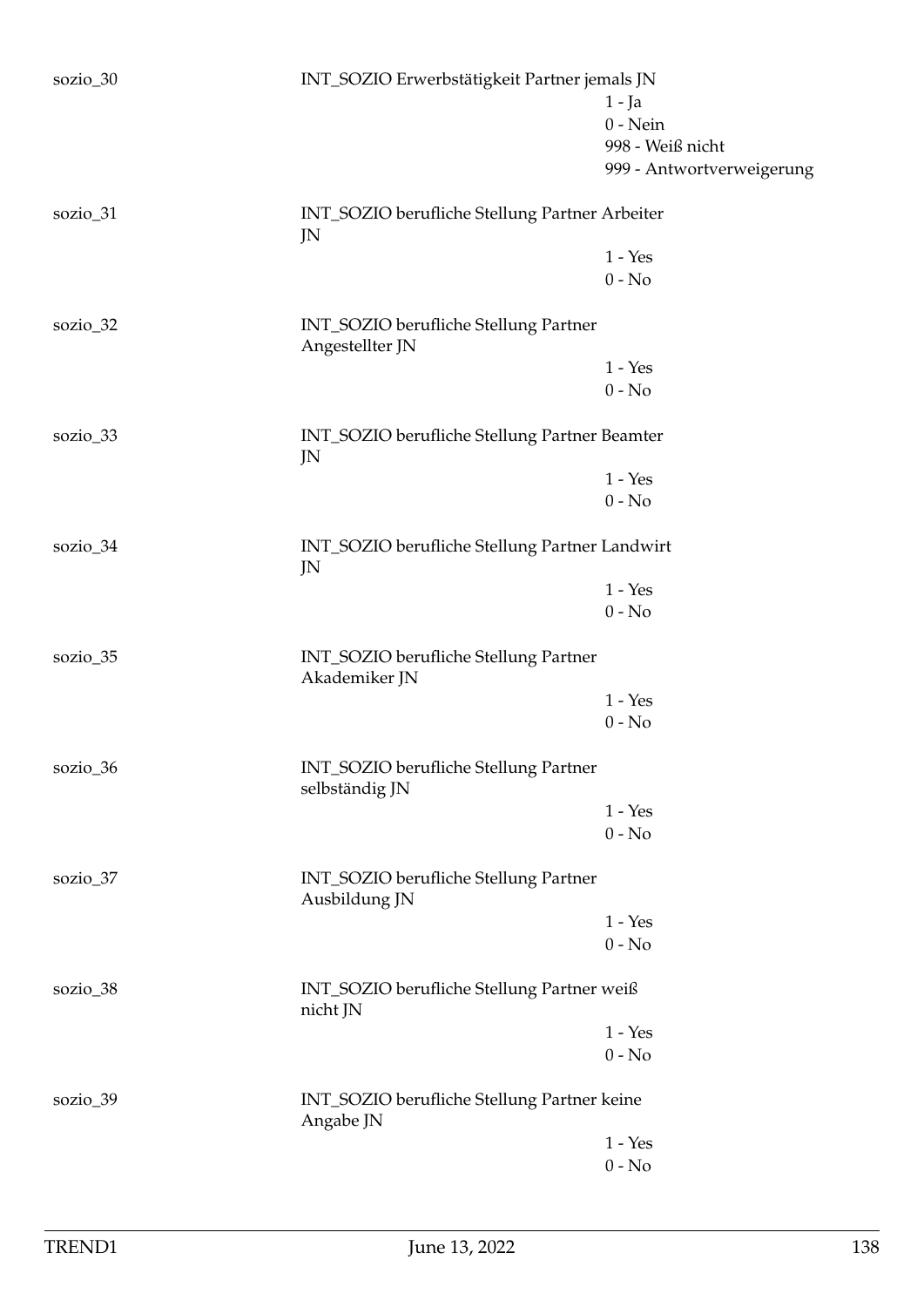| | | |
|---|---|---|
| sozio_30 | INT_SOZIO Erwerbstätigkeit Partner jemals JN | |
| | | 1 - Ja |
| | | 0 - Nein |
| | | 998 - Weiß nicht |
| | | 999 - Antwortverweigerung |
| sozio_31 | INT_SOZIO berufliche Stellung Partner Arbeiter JN | |
| | | 1 - Yes |
| | | 0 - No |
| sozio_32 | INT_SOZIO berufliche Stellung Partner Angestellter JN | |
| | | 1 - Yes |
| | | 0 - No |
| sozio_33 | INT_SOZIO berufliche Stellung Partner Beamter JN | |
| | | 1 - Yes |
| | | 0 - No |
| sozio_34 | INT_SOZIO berufliche Stellung Partner Landwirt JN | |
| | | 1 - Yes |
| | | 0 - No |
| sozio_35 | INT_SOZIO berufliche Stellung Partner Akademiker JN | |
| | | 1 - Yes |
| | | 0 - No |
| sozio_36 | INT_SOZIO berufliche Stellung Partner selbständig JN | |
| | | 1 - Yes |
| | | 0 - No |
| sozio_37 | INT_SOZIO berufliche Stellung Partner Ausbildung JN | |
| | | 1 - Yes |
| | | 0 - No |
| sozio_38 | INT_SOZIO berufliche Stellung Partner weiß nicht JN | |
| | | 1 - Yes |
| | | 0 - No |
| sozio_39 | INT_SOZIO berufliche Stellung Partner keine Angabe JN | |
| | | 1 - Yes |
| | | 0 - No |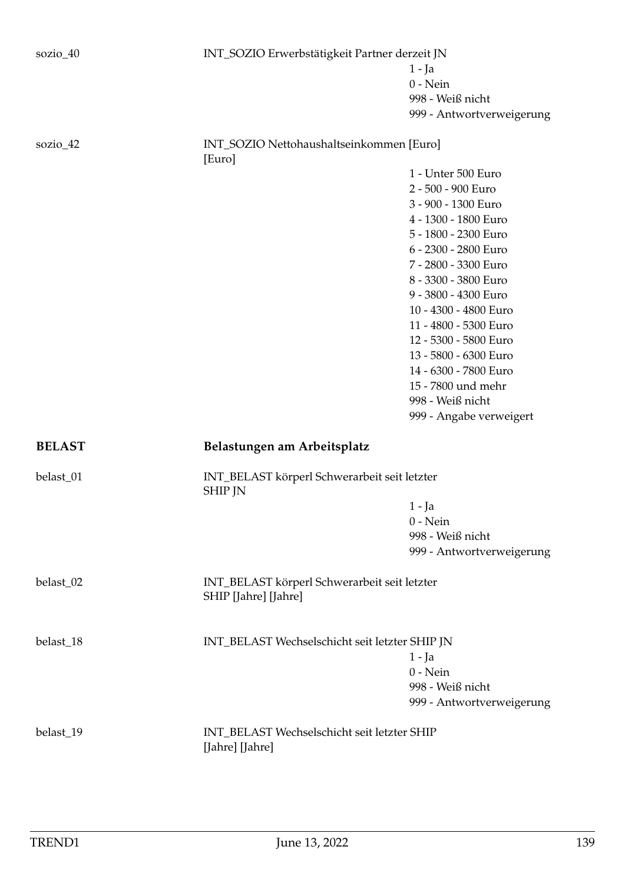sozio_40 INT_SOZIO Erwerbstätigkeit Partner derzeit JN

- 1 - Ja
- 0 - Nein
- 998 - Weiß nicht
- 999 - Antwortverweigerung

sozio_42 INT_SOZIO Nettohaushaltseinkommen [Euro] [Euro]

- 1 - Unter 500 Euro
- 2 - 500 - 900 Euro
- 3 - 900 - 1300 Euro
- 4 - 1300 - 1800 Euro
- 5 - 1800 - 2300 Euro
- 6 - 2300 - 2800 Euro
- 7 - 2800 - 3300 Euro
- 8 - 3300 - 3800 Euro
- 9 - 3800 - 4300 Euro
- 10 - 4300 - 4800 Euro
- 11 - 4800 - 5300 Euro
- 12 - 5300 - 5800 Euro
- 13 - 5800 - 6300 Euro
- 14 - 6300 - 7800 Euro
- 15 - 7800 und mehr
- 998 - Weiß nicht
- 999 - Angabe verweigert

## BELAST Belastungen am Arbeitsplatz

belast_01 INT_BELAST körperl Schwerarbeit seit letzter SHIP JN

- 1 - Ja
- 0 - Nein
- 998 - Weiß nicht
- 999 - Antwortverweigerung

belast_02 INT_BELAST körperl Schwerarbeit seit letzter SHIP [Jahre] [Jahre]

belast_18 INT_BELAST Wechselschicht seit letzter SHIP JN

- 1 - Ja
- 0 - Nein
- 998 - Weiß nicht
- 999 - Antwortverweigerung

belast_19 INT_BELAST Wechselschicht seit letzter SHIP [Jahre] [Jahre]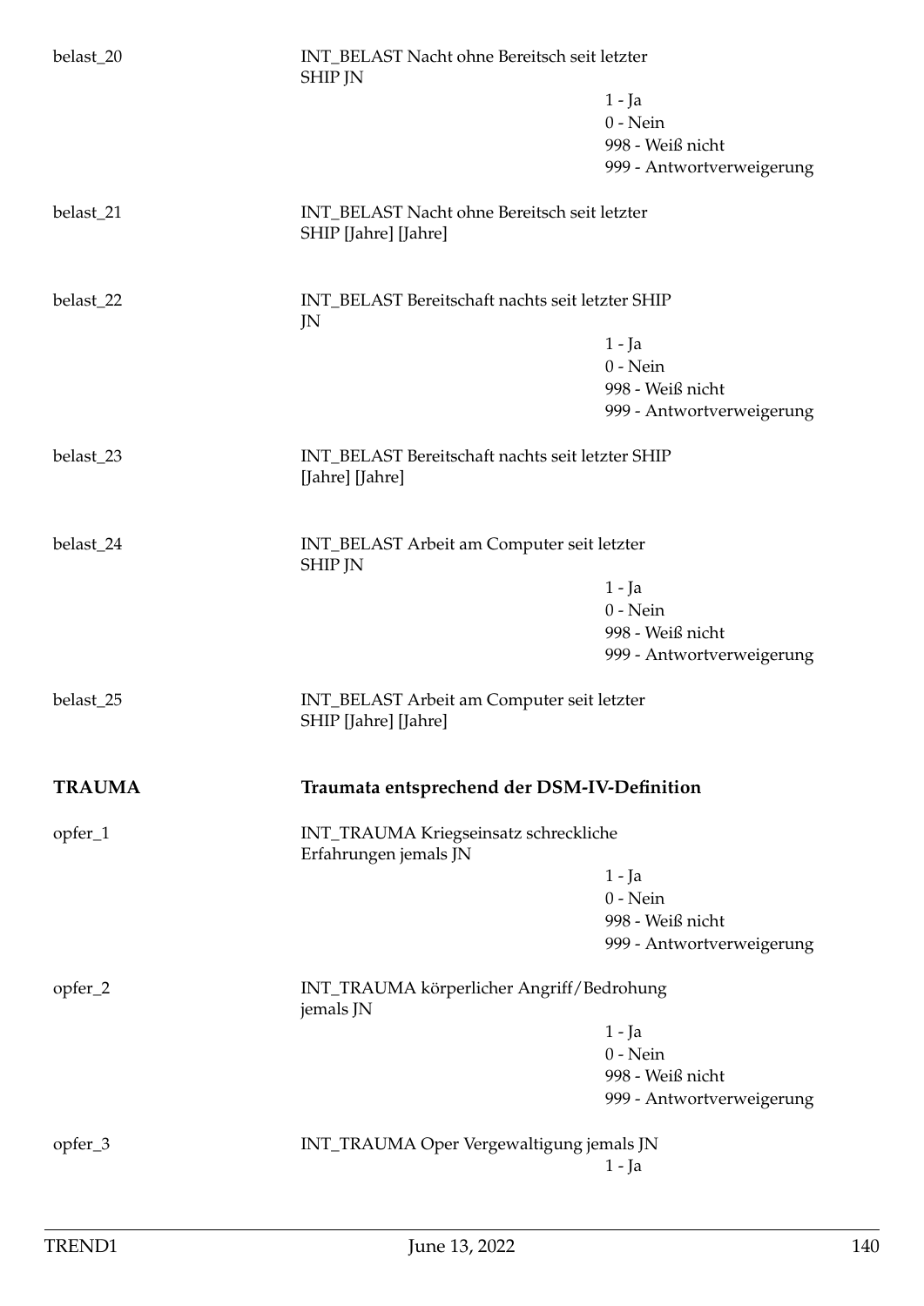belast_20 INT_BELAST Nacht ohne Bereitsch seit letzter SHIP JN

- 1 - Ja
- 0 - Nein
- 998 - Weiß nicht
- 999 - Antwortverweigerung

belast_21 INT_BELAST Nacht ohne Bereitsch seit letzter SHIP [Jahre] [Jahre]

belast_22 INT_BELAST Bereitschaft nachts seit letzter SHIP JN

- 1 - Ja
- 0 - Nein
- 998 - Weiß nicht
- 999 - Antwortverweigerung

belast_23 INT_BELAST Bereitschaft nachts seit letzter SHIP [Jahre] [Jahre]

belast_24 INT_BELAST Arbeit am Computer seit letzter SHIP JN

- 1 - Ja
- 0 - Nein
- 998 - Weiß nicht
- 999 - Antwortverweigerung

belast_25 INT_BELAST Arbeit am Computer seit letzter SHIP [Jahre] [Jahre]

## TRAUMA — Traumata entsprechend der DSM-IV-Definition

opfer_1 INT_TRAUMA Kriegseinsatz schreckliche Erfahrungen jemals JN

- 1 - Ja
- 0 - Nein
- 998 - Weiß nicht
- 999 - Antwortverweigerung

opfer_2 INT_TRAUMA körperlicher Angriff/Bedrohung jemals JN

- 1 - Ja
- 0 - Nein
- 998 - Weiß nicht
- 999 - Antwortverweigerung

opfer_3 INT_TRAUMA Oper Vergewaltigung jemals JN

- 1 - Ja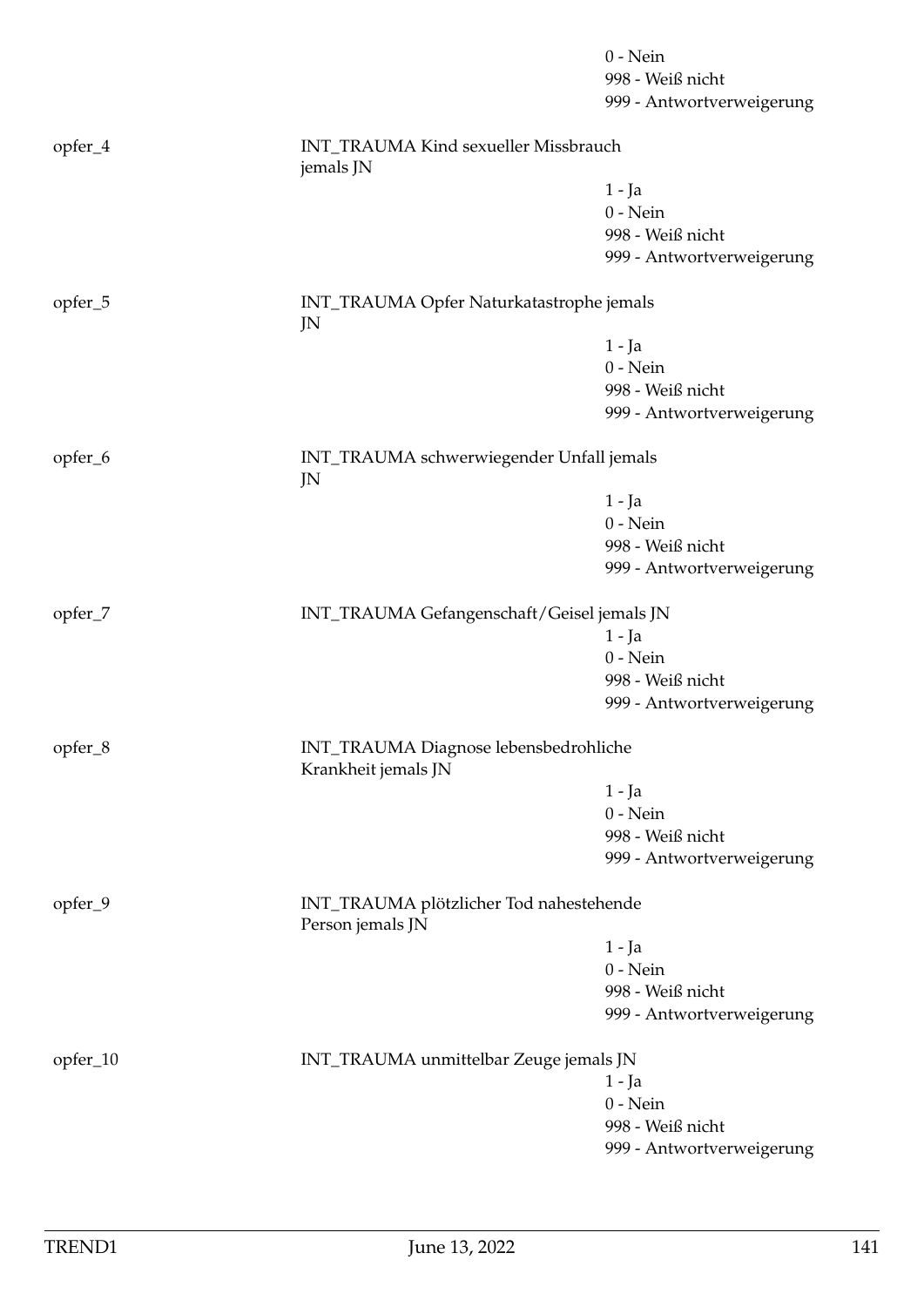0 - Nein
998 - Weiß nicht
999 - Antwortverweigerung

opfer_4 INT_TRAUMA Kind sexueller Missbrauch jemals JN

1 - Ja
0 - Nein
998 - Weiß nicht
999 - Antwortverweigerung

opfer_5 INT_TRAUMA Opfer Naturkatastrophe jemals JN

1 - Ja
0 - Nein
998 - Weiß nicht
999 - Antwortverweigerung

opfer_6 INT_TRAUMA schwerwiegender Unfall jemals JN

1 - Ja
0 - Nein
998 - Weiß nicht
999 - Antwortverweigerung

opfer_7 INT_TRAUMA Gefangenschaft/Geisel jemals JN

1 - Ja
0 - Nein
998 - Weiß nicht
999 - Antwortverweigerung

opfer_8 INT_TRAUMA Diagnose lebensbedrohliche Krankheit jemals JN

1 - Ja
0 - Nein
998 - Weiß nicht
999 - Antwortverweigerung

opfer_9 INT_TRAUMA plötzlicher Tod nahestehende Person jemals JN

1 - Ja
0 - Nein
998 - Weiß nicht
999 - Antwortverweigerung

opfer_10 INT_TRAUMA unmittelbar Zeuge jemals JN

1 - Ja
0 - Nein
998 - Weiß nicht
999 - Antwortverweigerung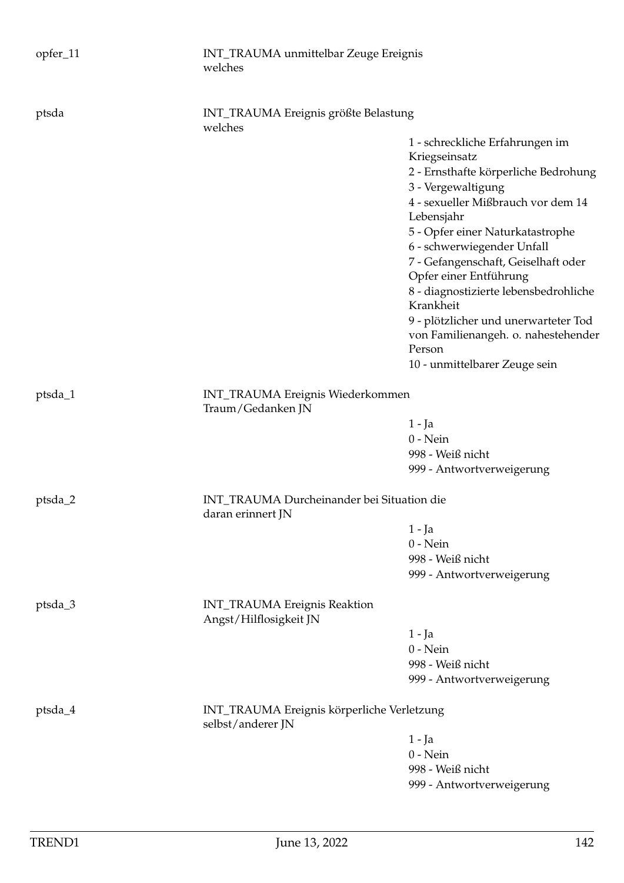opfer_11 INT_TRAUMA unmittelbar Zeuge Ereignis welches

ptsda INT_TRAUMA Ereignis größte Belastung welches

- 1 - schreckliche Erfahrungen im Kriegseinsatz
- 2 - Ernsthafte körperliche Bedrohung
- 3 - Vergewaltigung
- 4 - sexueller Mißbrauch vor dem 14 Lebensjahr
- 5 - Opfer einer Naturkatastrophe
- 6 - schwerwiegender Unfall
- 7 - Gefangenschaft, Geiselhaft oder Opfer einer Entführung
- 8 - diagnostizierte lebensbedrohliche Krankheit
- 9 - plötzlicher und unerwarteter Tod von Familienangeh. o. nahestehender Person
- 10 - unmittelbarer Zeuge sein

ptsda_1 INT_TRAUMA Ereignis Wiederkommen Traum/Gedanken JN

- 1 - Ja
- 0 - Nein
- 998 - Weiß nicht
- 999 - Antwortverweigerung

ptsda_2 INT_TRAUMA Durcheinander bei Situation die daran erinnert JN

- 1 - Ja
- 0 - Nein
- 998 - Weiß nicht
- 999 - Antwortverweigerung

ptsda_3 INT_TRAUMA Ereignis Reaktion Angst/Hilflosigkeit JN

- 1 - Ja
- 0 - Nein
- 998 - Weiß nicht
- 999 - Antwortverweigerung

ptsda_4 INT_TRAUMA Ereignis körperliche Verletzung selbst/anderer JN

- 1 - Ja
- 0 - Nein
- 998 - Weiß nicht
- 999 - Antwortverweigerung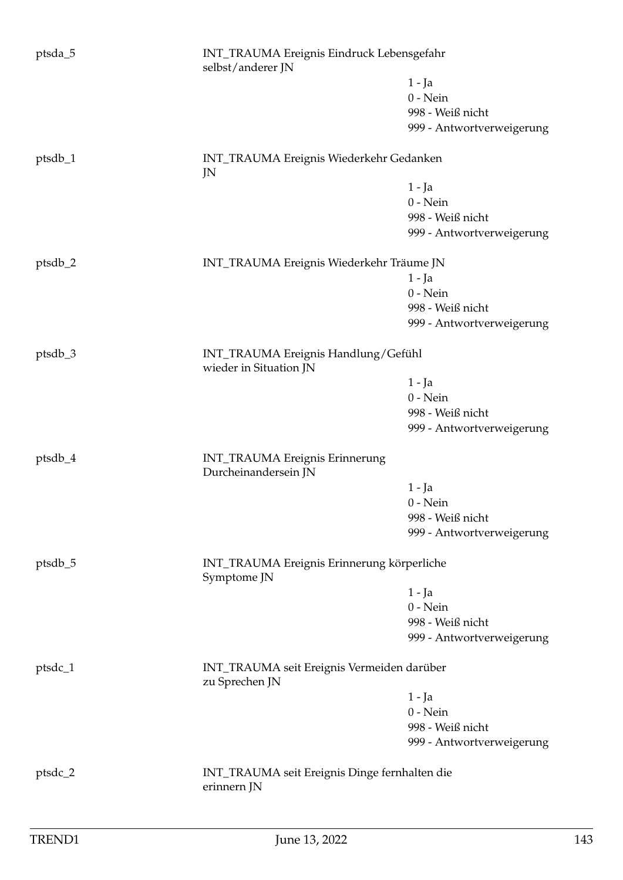ptsda_5 INT_TRAUMA Ereignis Eindruck Lebensgefahr selbst/anderer JN

- 1 - Ja
- 0 - Nein
- 998 - Weiß nicht
- 999 - Antwortverweigerung

ptsdb_1 INT_TRAUMA Ereignis Wiederkehr Gedanken JN

- 1 - Ja
- 0 - Nein
- 998 - Weiß nicht
- 999 - Antwortverweigerung

ptsdb_2 INT_TRAUMA Ereignis Wiederkehr Träume JN

- 1 - Ja
- 0 - Nein
- 998 - Weiß nicht
- 999 - Antwortverweigerung

ptsdb_3 INT_TRAUMA Ereignis Handlung/Gefühl wieder in Situation JN

- 1 - Ja
- 0 - Nein
- 998 - Weiß nicht
- 999 - Antwortverweigerung

ptsdb_4 INT_TRAUMA Ereignis Erinnerung Durcheinandersein JN

- 1 - Ja
- 0 - Nein
- 998 - Weiß nicht
- 999 - Antwortverweigerung

ptsdb_5 INT_TRAUMA Ereignis Erinnerung körperliche Symptome JN

- 1 - Ja
- 0 - Nein
- 998 - Weiß nicht
- 999 - Antwortverweigerung

ptsdc_1 INT_TRAUMA seit Ereignis Vermeiden darüber zu Sprechen JN

- 1 - Ja
- 0 - Nein
- 998 - Weiß nicht
- 999 - Antwortverweigerung

ptsdc_2 INT_TRAUMA seit Ereignis Dinge fernhalten die erinnern JN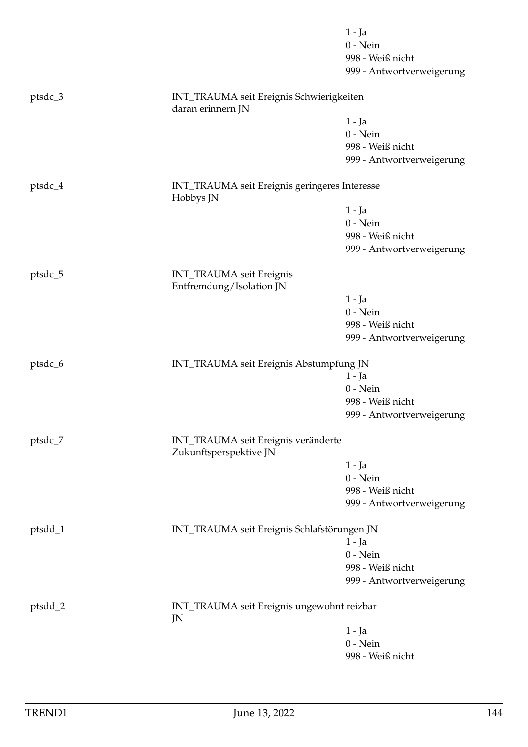1 - Ja
0 - Nein
998 - Weiß nicht
999 - Antwortverweigerung

ptsdc_3 INT_TRAUMA seit Ereignis Schwierigkeiten daran erinnern JN

1 - Ja
0 - Nein
998 - Weiß nicht
999 - Antwortverweigerung

ptsdc_4 INT_TRAUMA seit Ereignis geringeres Interesse Hobbys JN

1 - Ja
0 - Nein
998 - Weiß nicht
999 - Antwortverweigerung

ptsdc_5 INT_TRAUMA seit Ereignis Entfremdung/Isolation JN

1 - Ja
0 - Nein
998 - Weiß nicht
999 - Antwortverweigerung

ptsdc_6 INT_TRAUMA seit Ereignis Abstumpfung JN

1 - Ja
0 - Nein
998 - Weiß nicht
999 - Antwortverweigerung

ptsdc_7 INT_TRAUMA seit Ereignis veränderte Zukunftsperspektive JN

1 - Ja
0 - Nein
998 - Weiß nicht
999 - Antwortverweigerung

ptsdd_1 INT_TRAUMA seit Ereignis Schlafstörungen JN

1 - Ja
0 - Nein
998 - Weiß nicht
999 - Antwortverweigerung

ptsdd_2 INT_TRAUMA seit Ereignis ungewohnt reizbar JN

1 - Ja
0 - Nein
998 - Weiß nicht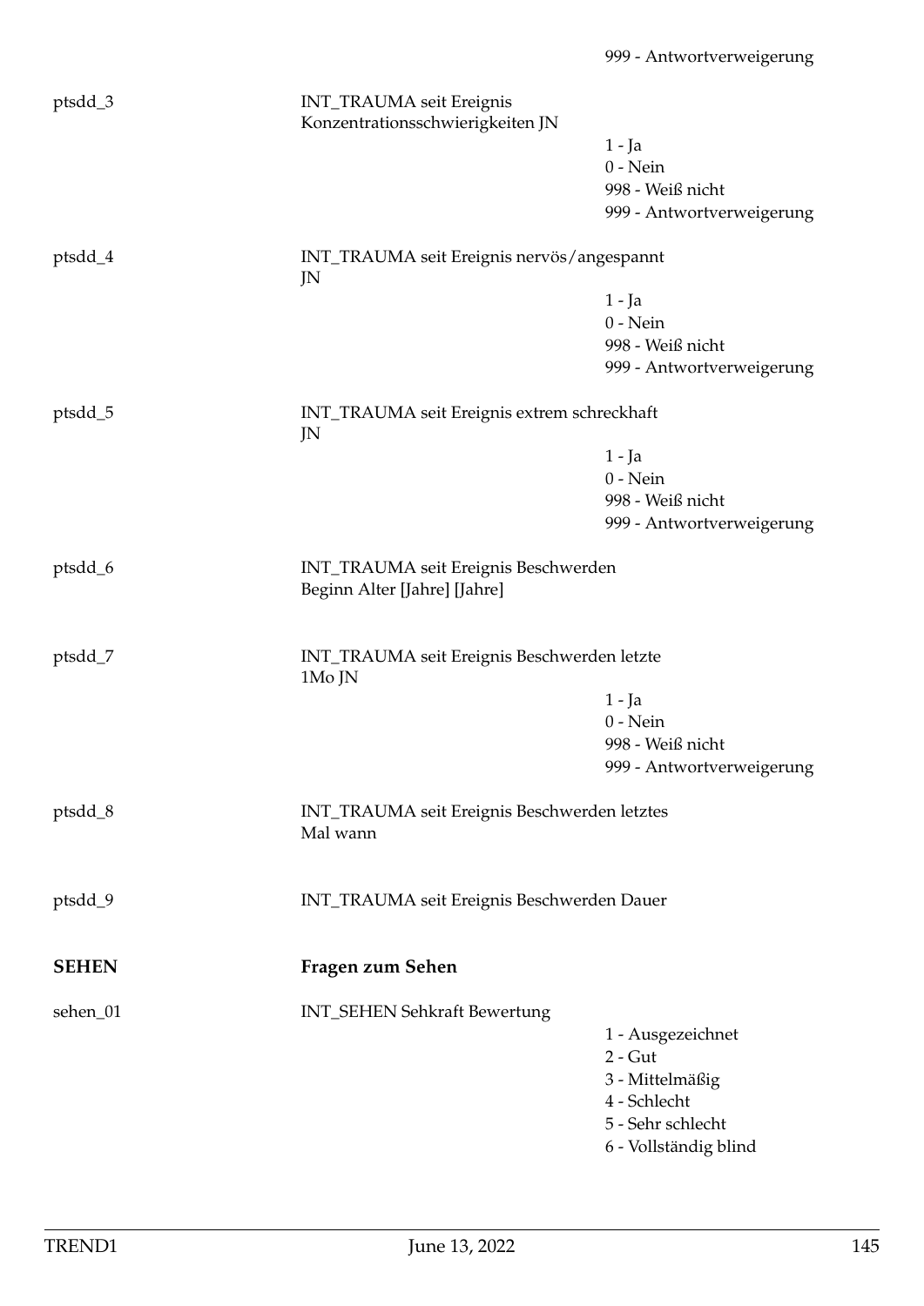999 - Antwortverweigerung

ptsdd_3 INT_TRAUMA seit Ereignis Konzentrationsschwierigkeiten JN

1 - Ja
0 - Nein
998 - Weiß nicht
999 - Antwortverweigerung

ptsdd_4 INT_TRAUMA seit Ereignis nervös/angespannt JN

1 - Ja
0 - Nein
998 - Weiß nicht
999 - Antwortverweigerung

ptsdd_5 INT_TRAUMA seit Ereignis extrem schreckhaft JN

1 - Ja
0 - Nein
998 - Weiß nicht
999 - Antwortverweigerung

ptsdd_6 INT_TRAUMA seit Ereignis Beschwerden Beginn Alter [Jahre] [Jahre]

ptsdd_7 INT_TRAUMA seit Ereignis Beschwerden letzte 1Mo JN

1 - Ja
0 - Nein
998 - Weiß nicht
999 - Antwortverweigerung

ptsdd_8 INT_TRAUMA seit Ereignis Beschwerden letztes Mal wann

ptsdd_9 INT_TRAUMA seit Ereignis Beschwerden Dauer

## SEHEN Fragen zum Sehen

sehen_01 INT_SEHEN Sehkraft Bewertung

1 - Ausgezeichnet
2 - Gut
3 - Mittelmäßig
4 - Schlecht
5 - Sehr schlecht
6 - Vollständig blind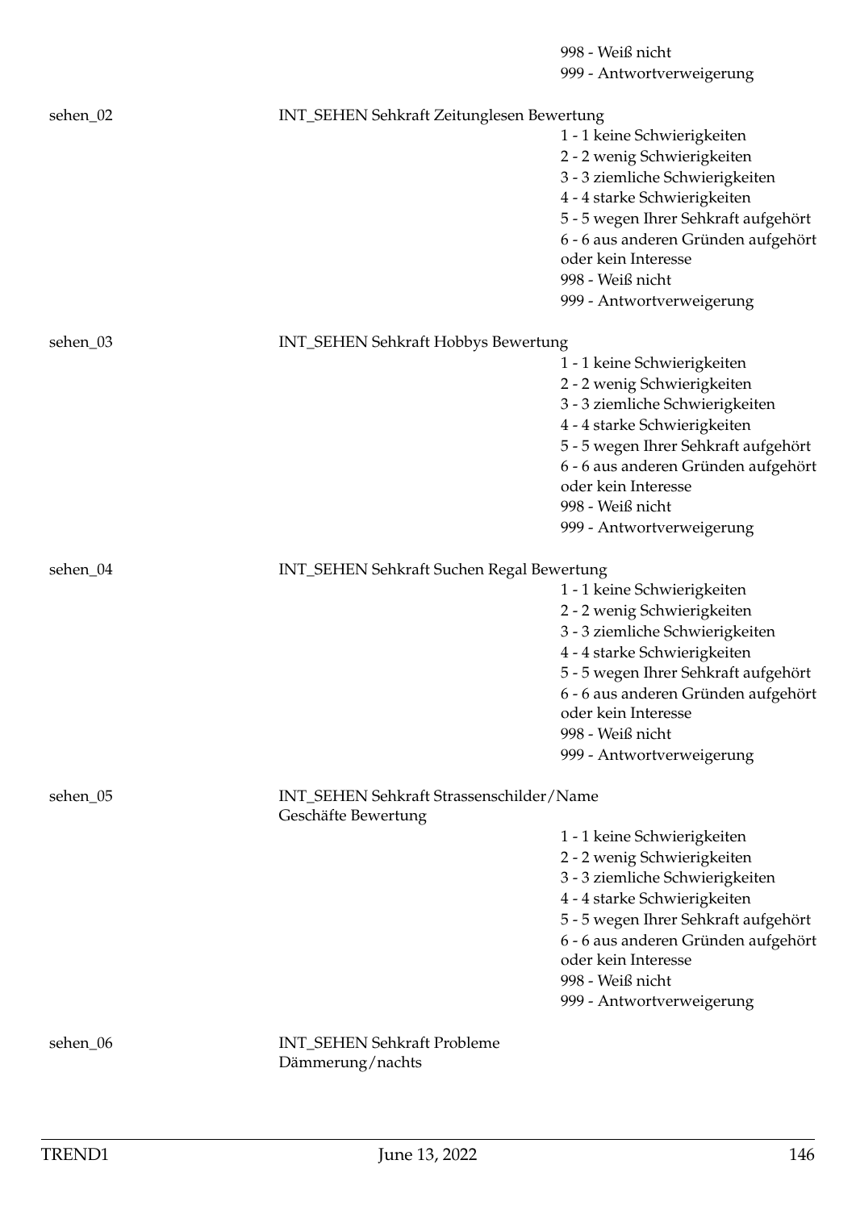998 - Weiß nicht
999 - Antwortverweigerung

sehen_02 INT_SEHEN Sehkraft Zeitunglesen Bewertung

1 - 1 keine Schwierigkeiten
2 - 2 wenig Schwierigkeiten
3 - 3 ziemliche Schwierigkeiten
4 - 4 starke Schwierigkeiten
5 - 5 wegen Ihrer Sehkraft aufgehört
6 - 6 aus anderen Gründen aufgehört oder kein Interesse
998 - Weiß nicht
999 - Antwortverweigerung

sehen_03 INT_SEHEN Sehkraft Hobbys Bewertung

1 - 1 keine Schwierigkeiten
2 - 2 wenig Schwierigkeiten
3 - 3 ziemliche Schwierigkeiten
4 - 4 starke Schwierigkeiten
5 - 5 wegen Ihrer Sehkraft aufgehört
6 - 6 aus anderen Gründen aufgehört oder kein Interesse
998 - Weiß nicht
999 - Antwortverweigerung

sehen_04 INT_SEHEN Sehkraft Suchen Regal Bewertung

1 - 1 keine Schwierigkeiten
2 - 2 wenig Schwierigkeiten
3 - 3 ziemliche Schwierigkeiten
4 - 4 starke Schwierigkeiten
5 - 5 wegen Ihrer Sehkraft aufgehört
6 - 6 aus anderen Gründen aufgehört oder kein Interesse
998 - Weiß nicht
999 - Antwortverweigerung

sehen_05 INT_SEHEN Sehkraft Strassenschilder/Name Geschäfte Bewertung

1 - 1 keine Schwierigkeiten
2 - 2 wenig Schwierigkeiten
3 - 3 ziemliche Schwierigkeiten
4 - 4 starke Schwierigkeiten
5 - 5 wegen Ihrer Sehkraft aufgehört
6 - 6 aus anderen Gründen aufgehört oder kein Interesse
998 - Weiß nicht
999 - Antwortverweigerung

sehen_06 INT_SEHEN Sehkraft Probleme Dämmerung/nachts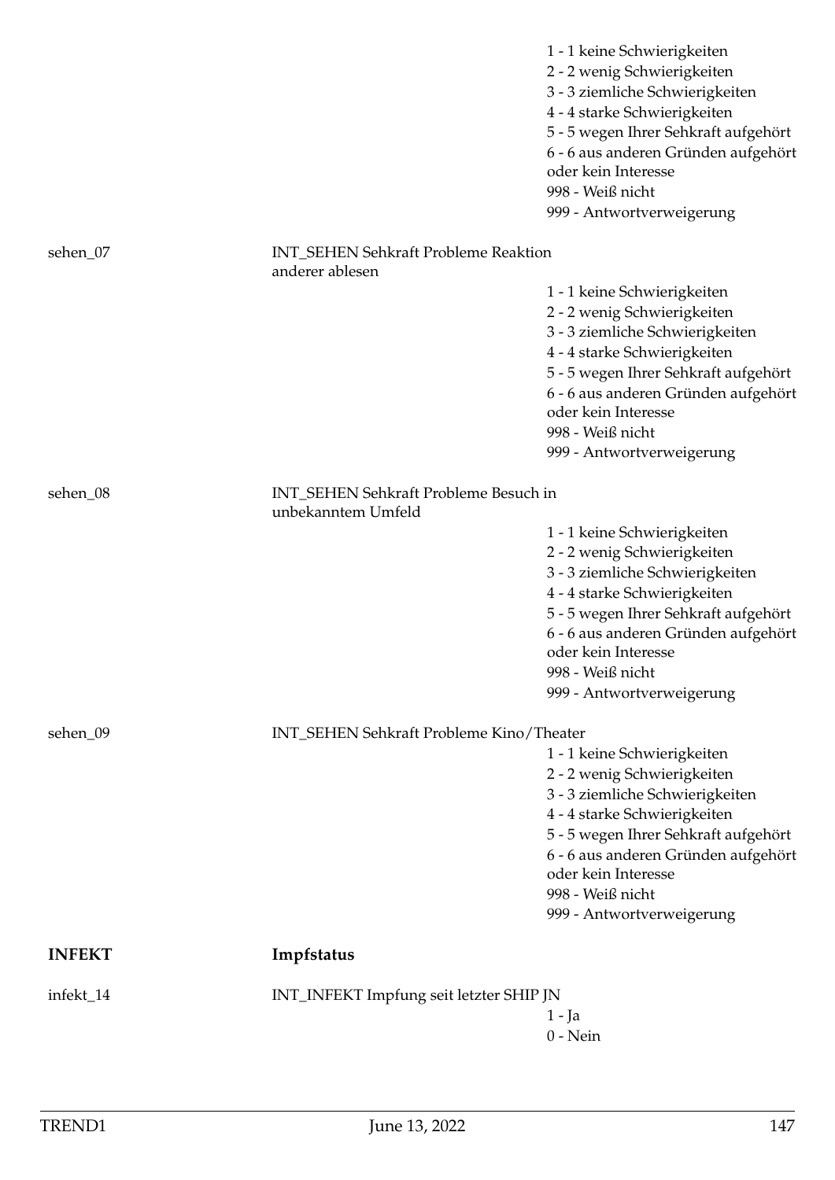1 - 1 keine Schwierigkeiten
2 - 2 wenig Schwierigkeiten
3 - 3 ziemliche Schwierigkeiten
4 - 4 starke Schwierigkeiten
5 - 5 wegen Ihrer Sehkraft aufgehört
6 - 6 aus anderen Gründen aufgehört oder kein Interesse
998 - Weiß nicht
999 - Antwortverweigerung

sehen_07 INT_SEHEN Sehkraft Probleme Reaktion anderer ablesen

1 - 1 keine Schwierigkeiten
2 - 2 wenig Schwierigkeiten
3 - 3 ziemliche Schwierigkeiten
4 - 4 starke Schwierigkeiten
5 - 5 wegen Ihrer Sehkraft aufgehört
6 - 6 aus anderen Gründen aufgehört oder kein Interesse
998 - Weiß nicht
999 - Antwortverweigerung

sehen_08 INT_SEHEN Sehkraft Probleme Besuch in unbekanntem Umfeld

1 - 1 keine Schwierigkeiten
2 - 2 wenig Schwierigkeiten
3 - 3 ziemliche Schwierigkeiten
4 - 4 starke Schwierigkeiten
5 - 5 wegen Ihrer Sehkraft aufgehört
6 - 6 aus anderen Gründen aufgehört oder kein Interesse
998 - Weiß nicht
999 - Antwortverweigerung

sehen_09 INT_SEHEN Sehkraft Probleme Kino/Theater

1 - 1 keine Schwierigkeiten
2 - 2 wenig Schwierigkeiten
3 - 3 ziemliche Schwierigkeiten
4 - 4 starke Schwierigkeiten
5 - 5 wegen Ihrer Sehkraft aufgehört
6 - 6 aus anderen Gründen aufgehört oder kein Interesse
998 - Weiß nicht
999 - Antwortverweigerung

## INFEKT Impfstatus

infekt_14 INT_INFEKT Impfung seit letzter SHIP JN

1 - Ja
0 - Nein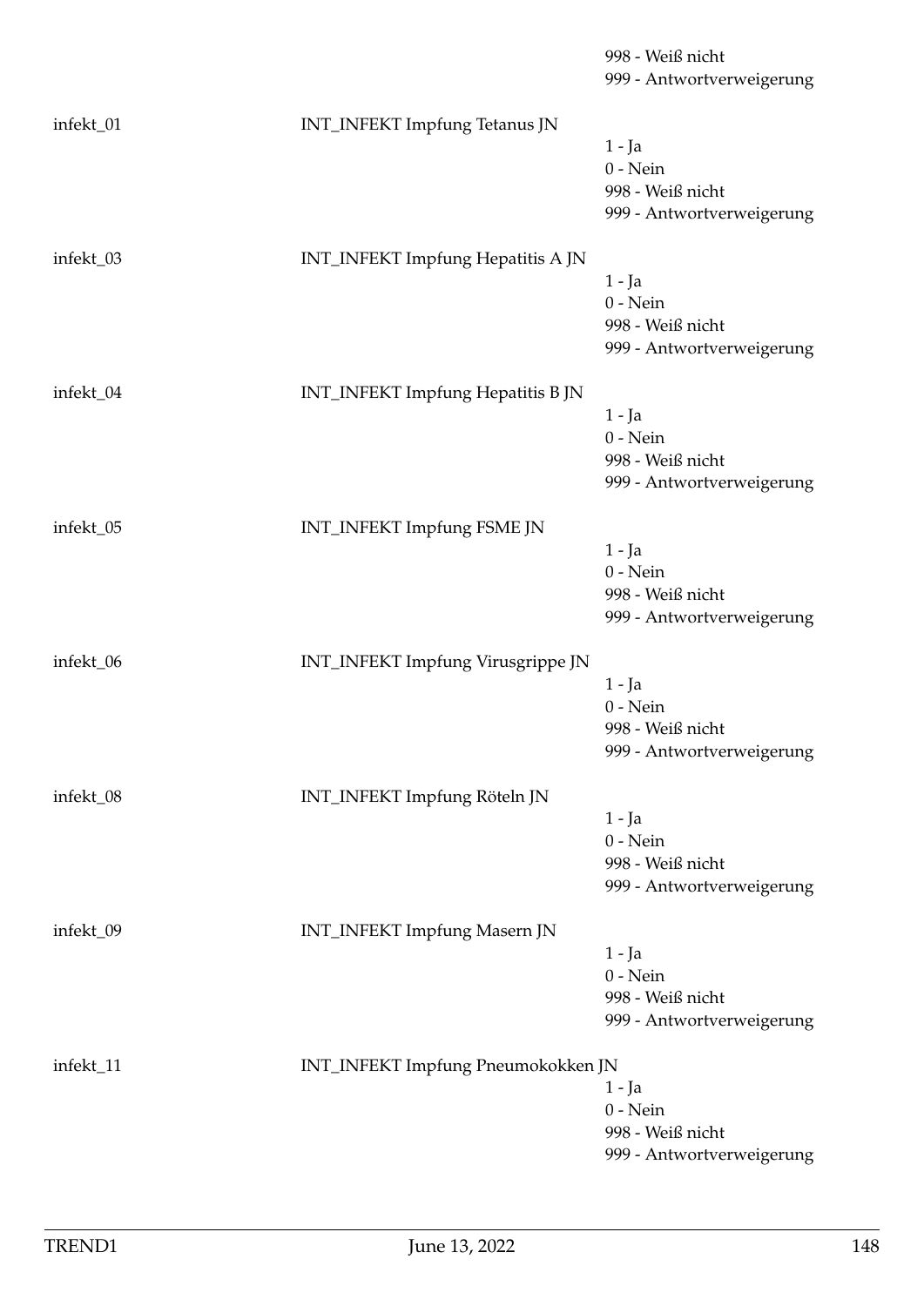998 - Weiß nicht
999 - Antwortverweigerung

infekt_01 INT_INFEKT Impfung Tetanus JN
1 - Ja
0 - Nein
998 - Weiß nicht
999 - Antwortverweigerung

infekt_03 INT_INFEKT Impfung Hepatitis A JN
1 - Ja
0 - Nein
998 - Weiß nicht
999 - Antwortverweigerung

infekt_04 INT_INFEKT Impfung Hepatitis B JN
1 - Ja
0 - Nein
998 - Weiß nicht
999 - Antwortverweigerung

infekt_05 INT_INFEKT Impfung FSME JN
1 - Ja
0 - Nein
998 - Weiß nicht
999 - Antwortverweigerung

infekt_06 INT_INFEKT Impfung Virusgrippe JN
1 - Ja
0 - Nein
998 - Weiß nicht
999 - Antwortverweigerung

infekt_08 INT_INFEKT Impfung Röteln JN
1 - Ja
0 - Nein
998 - Weiß nicht
999 - Antwortverweigerung

infekt_09 INT_INFEKT Impfung Masern JN
1 - Ja
0 - Nein
998 - Weiß nicht
999 - Antwortverweigerung

infekt_11 INT_INFEKT Impfung Pneumokokken JN
1 - Ja
0 - Nein
998 - Weiß nicht
999 - Antwortverweigerung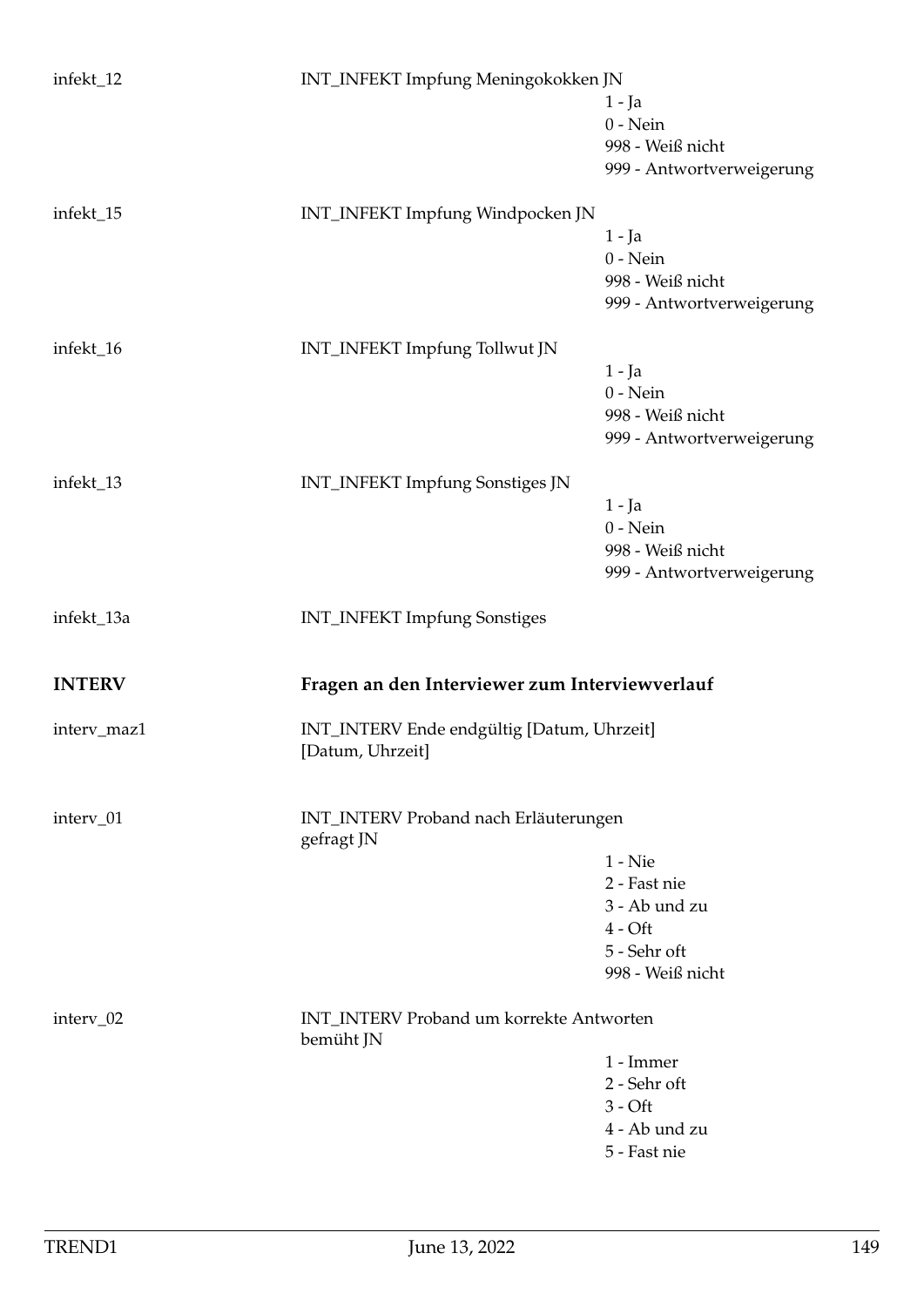infekt_12 INT_INFEKT Impfung Meningokokken JN

- 1 - Ja
- 0 - Nein
- 998 - Weiß nicht
- 999 - Antwortverweigerung

infekt_15 INT_INFEKT Impfung Windpocken JN

- 1 - Ja
- 0 - Nein
- 998 - Weiß nicht
- 999 - Antwortverweigerung

infekt_16 INT_INFEKT Impfung Tollwut JN

- 1 - Ja
- 0 - Nein
- 998 - Weiß nicht
- 999 - Antwortverweigerung

infekt_13 INT_INFEKT Impfung Sonstiges JN

- 1 - Ja
- 0 - Nein
- 998 - Weiß nicht
- 999 - Antwortverweigerung

infekt_13a INT_INFEKT Impfung Sonstiges

## INTERV Fragen an den Interviewer zum Interviewverlauf

interv_maz1 INT_INTERV Ende endgültig [Datum, Uhrzeit] [Datum, Uhrzeit]

interv_01 INT_INTERV Proband nach Erläuterungen gefragt JN

- 1 - Nie
- 2 - Fast nie
- 3 - Ab und zu
- 4 - Oft
- 5 - Sehr oft
- 998 - Weiß nicht

interv_02 INT_INTERV Proband um korrekte Antworten bemüht JN

- 1 - Immer
- 2 - Sehr oft
- 3 - Oft
- 4 - Ab und zu
- 5 - Fast nie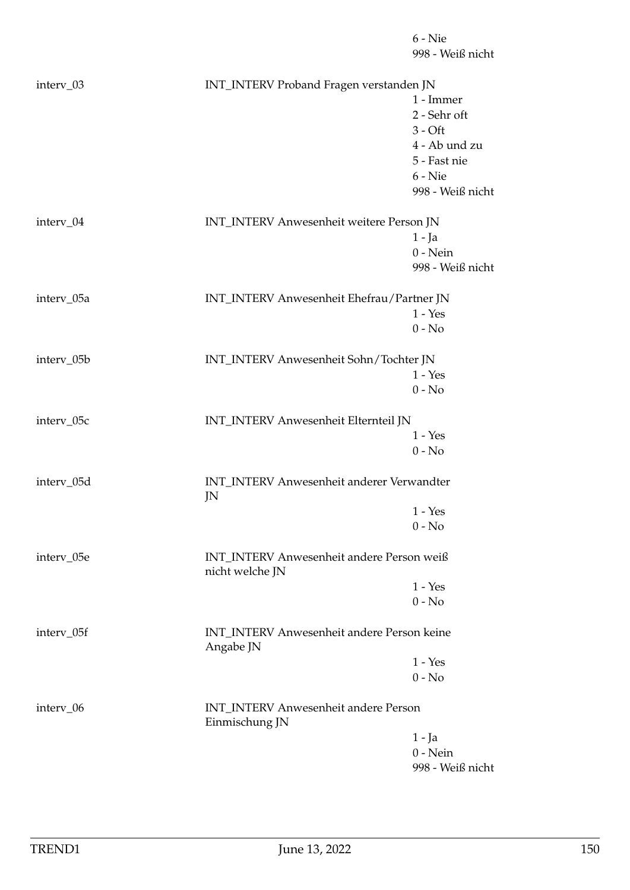6 - Nie
998 - Weiß nicht

interv_03 INT_INTERV Proband Fragen verstanden JN
1 - Immer
2 - Sehr oft
3 - Oft
4 - Ab und zu
5 - Fast nie
6 - Nie
998 - Weiß nicht

interv_04 INT_INTERV Anwesenheit weitere Person JN
1 - Ja
0 - Nein
998 - Weiß nicht

interv_05a INT_INTERV Anwesenheit Ehefrau/Partner JN
1 - Yes
0 - No

interv_05b INT_INTERV Anwesenheit Sohn/Tochter JN
1 - Yes
0 - No

interv_05c INT_INTERV Anwesenheit Elternteil JN
1 - Yes
0 - No

interv_05d INT_INTERV Anwesenheit anderer Verwandter JN
1 - Yes
0 - No

interv_05e INT_INTERV Anwesenheit andere Person weiß nicht welche JN
1 - Yes
0 - No

interv_05f INT_INTERV Anwesenheit andere Person keine Angabe JN
1 - Yes
0 - No

interv_06 INT_INTERV Anwesenheit andere Person Einmischung JN
1 - Ja
0 - Nein
998 - Weiß nicht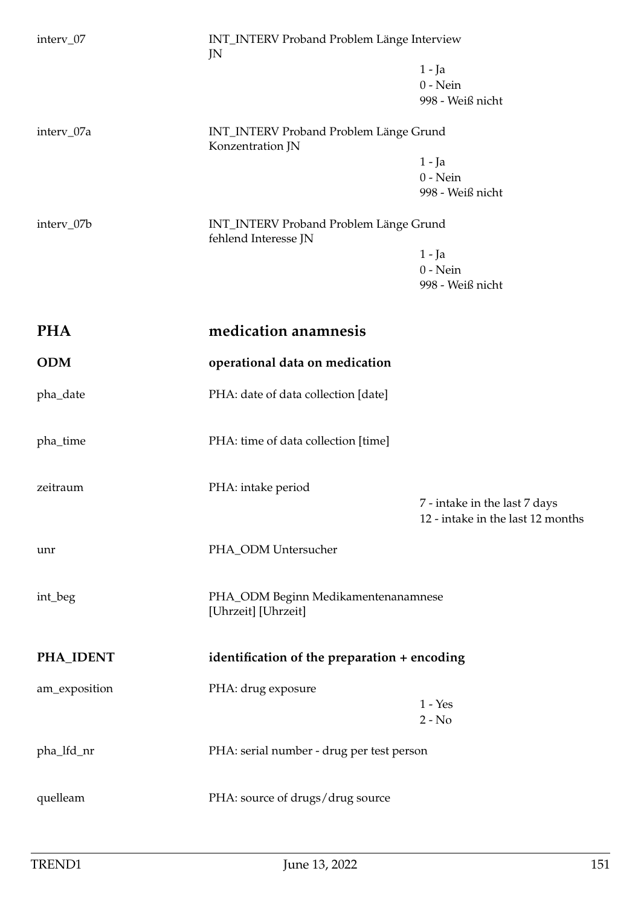interv_07 | INT_INTERV Proband Problem Länge Interview JN
- 1 - Ja
- 0 - Nein
- 998 - Weiß nicht

interv_07a | INT_INTERV Proband Problem Länge Grund Konzentration JN
- 1 - Ja
- 0 - Nein
- 998 - Weiß nicht

interv_07b | INT_INTERV Proband Problem Länge Grund fehlend Interesse JN
- 1 - Ja
- 0 - Nein
- 998 - Weiß nicht

# PHA — medication anamnesis

## ODM — operational data on medication

pha_date | PHA: date of data collection [date]

pha_time | PHA: time of data collection [time]

zeitraum | PHA: intake period
- 7 - intake in the last 7 days
- 12 - intake in the last 12 months

unr | PHA_ODM Untersucher

int_beg | PHA_ODM Beginn Medikamentenanamnese [Uhrzeit] [Uhrzeit]

## PHA_IDENT — identification of the preparation + encoding

am_exposition | PHA: drug exposure
- 1 - Yes
- 2 - No

pha_lfd_nr | PHA: serial number - drug per test person

quelleam | PHA: source of drugs/drug source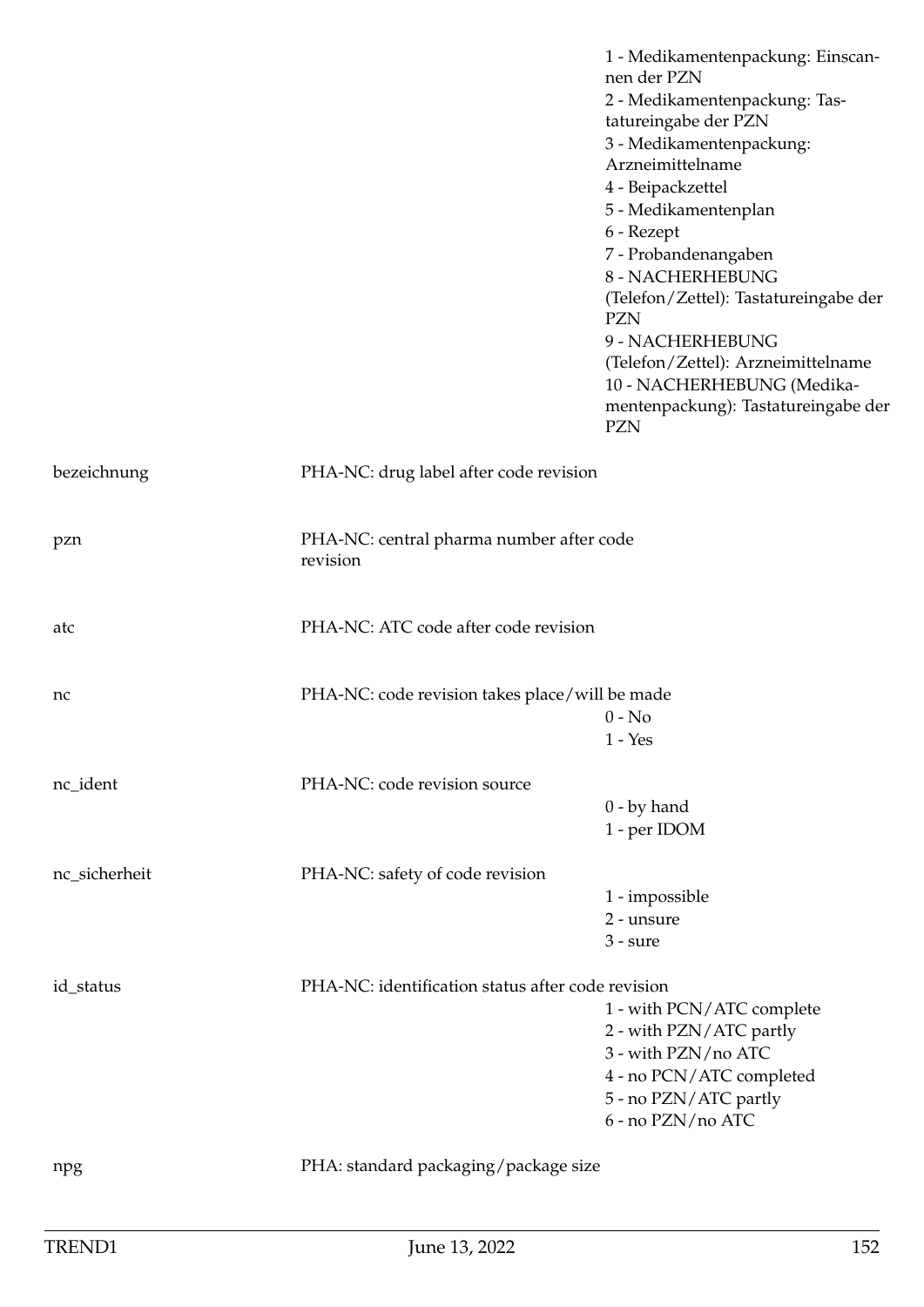| | | |
|---|---|---|
| | | 1 - Medikamentenpackung: Einscannen der PZN<br>2 - Medikamentenpackung: Tastatureingabe der PZN<br>3 - Medikamentenpackung: Arzneimittelname<br>4 - Beipackzettel<br>5 - Medikamentenplan<br>6 - Rezept<br>7 - Probandenangaben<br>8 - NACHERHEBUNG (Telefon/Zettel): Tastatureingabe der PZN<br>9 - NACHERHEBUNG (Telefon/Zettel): Arzneimittelname<br>10 - NACHERHEBUNG (Medikamentenpackung): Tastatureingabe der PZN |
| bezeichnung | PHA-NC: drug label after code revision | |
| pzn | PHA-NC: central pharma number after code revision | |
| atc | PHA-NC: ATC code after code revision | |
| nc | PHA-NC: code revision takes place/will be made | 0 - No<br>1 - Yes |
| nc_ident | PHA-NC: code revision source | 0 - by hand<br>1 - per IDOM |
| nc_sicherheit | PHA-NC: safety of code revision | 1 - impossible<br>2 - unsure<br>3 - sure |
| id_status | PHA-NC: identification status after code revision | 1 - with PCN/ATC complete<br>2 - with PZN/ATC partly<br>3 - with PZN/no ATC<br>4 - no PCN/ATC completed<br>5 - no PZN/ATC partly<br>6 - no PZN/no ATC |
| npg | PHA: standard packaging/package size | |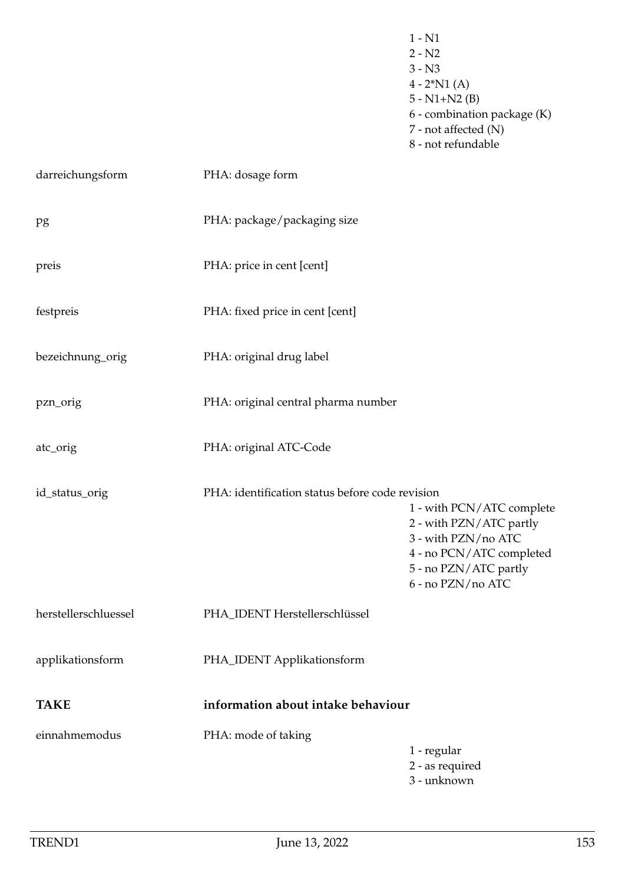| | | |
|---|---|---|
| | | 1 - N1<br>2 - N2<br>3 - N3<br>4 - 2*N1 (A)<br>5 - N1+N2 (B)<br>6 - combination package (K)<br>7 - not affected (N)<br>8 - not refundable |
| darreichungsform | PHA: dosage form | |
| pg | PHA: package/packaging size | |
| preis | PHA: price in cent [cent] | |
| festpreis | PHA: fixed price in cent [cent] | |
| bezeichnung_orig | PHA: original drug label | |
| pzn_orig | PHA: original central pharma number | |
| atc_orig | PHA: original ATC-Code | |
| id_status_orig | PHA: identification status before code revision | 1 - with PCN/ATC complete<br>2 - with PZN/ATC partly<br>3 - with PZN/no ATC<br>4 - no PCN/ATC completed<br>5 - no PZN/ATC partly<br>6 - no PZN/no ATC |
| herstellerschluessel | PHA_IDENT Herstellerschlüssel | |
| applikationsform | PHA_IDENT Applikationsform | |

## TAKE — information about intake behaviour

| | | |
|---|---|---|
| einnahmemodus | PHA: mode of taking | 1 - regular<br>2 - as required<br>3 - unknown |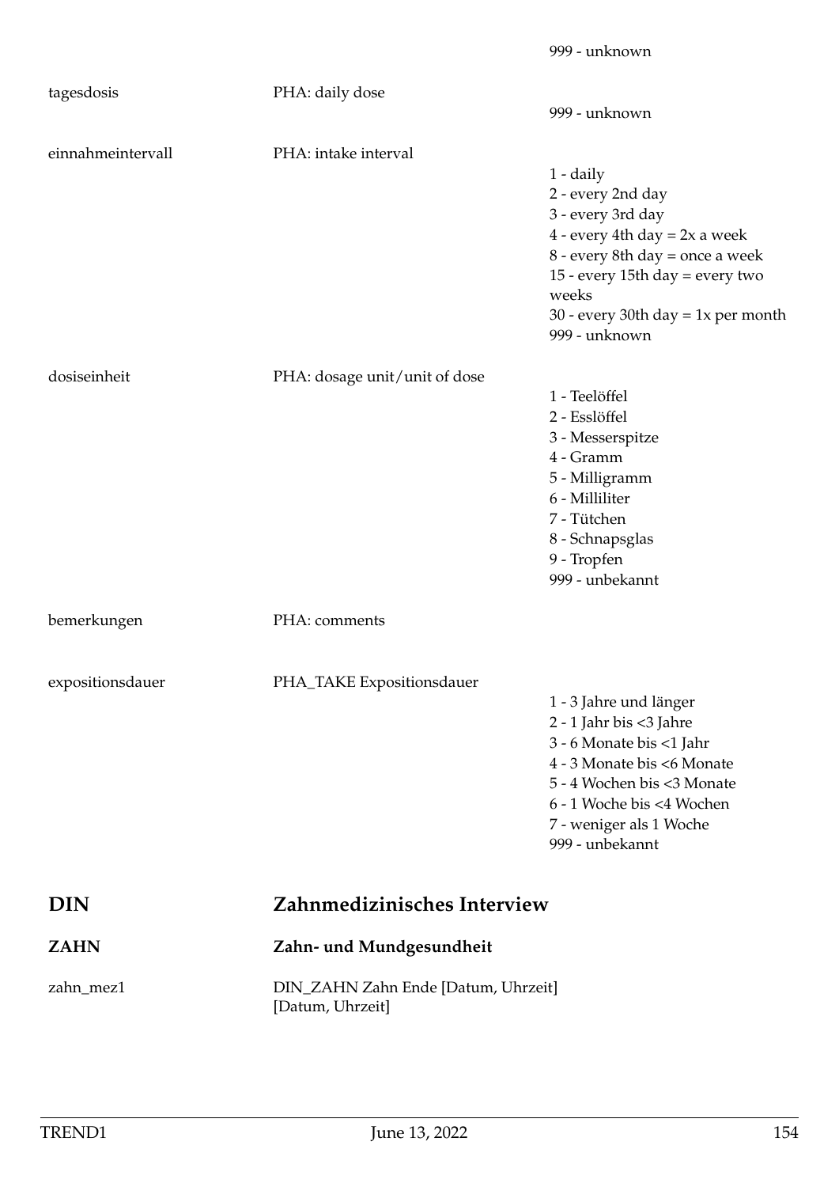| | | |
|---|---|---|
| | | 999 - unknown |
| tagesdosis | PHA: daily dose | 999 - unknown |
| einnahmeintervall | PHA: intake interval | 1 - daily<br>2 - every 2nd day<br>3 - every 3rd day<br>4 - every 4th day = 2x a week<br>8 - every 8th day = once a week<br>15 - every 15th day = every two weeks<br>30 - every 30th day = 1x per month<br>999 - unknown |
| dosiseinheit | PHA: dosage unit/unit of dose | 1 - Teelöffel<br>2 - Esslöffel<br>3 - Messerspitze<br>4 - Gramm<br>5 - Milligramm<br>6 - Milliliter<br>7 - Tütchen<br>8 - Schnapsglas<br>9 - Tropfen<br>999 - unbekannt |
| bemerkungen | PHA: comments | |
| expositionsdauer | PHA_TAKE Expositionsdauer | 1 - 3 Jahre und länger<br>2 - 1 Jahr bis <3 Jahre<br>3 - 6 Monate bis <1 Jahr<br>4 - 3 Monate bis <6 Monate<br>5 - 4 Wochen bis <3 Monate<br>6 - 1 Woche bis <4 Wochen<br>7 - weniger als 1 Woche<br>999 - unbekannt |

# DIN Zahnmedizinisches Interview

## ZAHN Zahn- und Mundgesundheit

| | | |
|---|---|---|
| zahn_mez1 | DIN_ZAHN Zahn Ende [Datum, Uhrzeit] [Datum, Uhrzeit] | |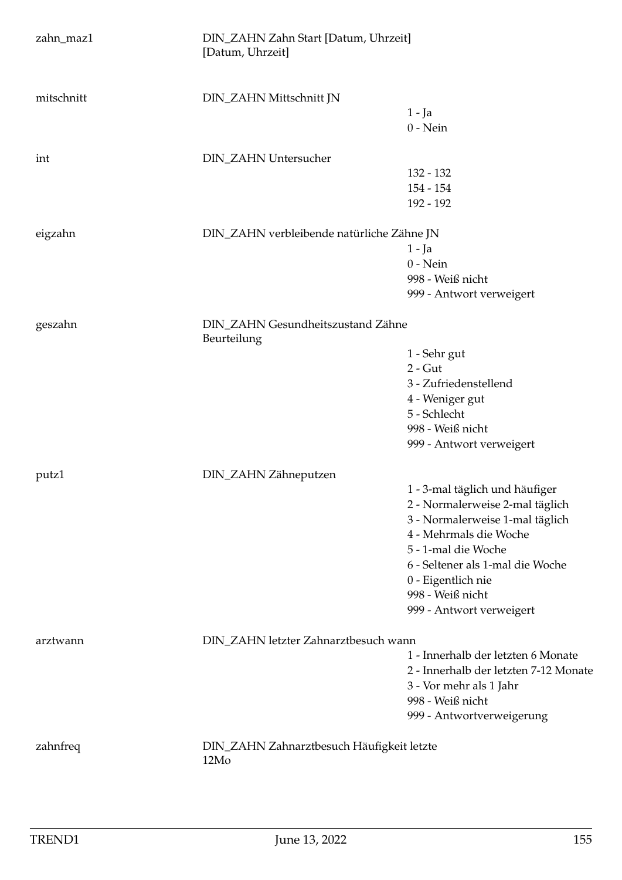| | | |
|---|---|---|
| zahn_maz1 | DIN_ZAHN Zahn Start [Datum, Uhrzeit] [Datum, Uhrzeit] | |
| mitschnitt | DIN_ZAHN Mittschnitt JN | 1 - Ja<br>0 - Nein |
| int | DIN_ZAHN Untersucher | 132 - 132<br>154 - 154<br>192 - 192 |
| eigzahn | DIN_ZAHN verbleibende natürliche Zähne JN | 1 - Ja<br>0 - Nein<br>998 - Weiß nicht<br>999 - Antwort verweigert |
| geszahn | DIN_ZAHN Gesundheitszustand Zähne Beurteilung | 1 - Sehr gut<br>2 - Gut<br>3 - Zufriedenstellend<br>4 - Weniger gut<br>5 - Schlecht<br>998 - Weiß nicht<br>999 - Antwort verweigert |
| putz1 | DIN_ZAHN Zähneputzen | 1 - 3-mal täglich und häufiger<br>2 - Normalerweise 2-mal täglich<br>3 - Normalerweise 1-mal täglich<br>4 - Mehrmals die Woche<br>5 - 1-mal die Woche<br>6 - Seltener als 1-mal die Woche<br>0 - Eigentlich nie<br>998 - Weiß nicht<br>999 - Antwort verweigert |
| arztwann | DIN_ZAHN letzter Zahnarztbesuch wann | 1 - Innerhalb der letzten 6 Monate<br>2 - Innerhalb der letzten 7-12 Monate<br>3 - Vor mehr als 1 Jahr<br>998 - Weiß nicht<br>999 - Antwortverweigerung |
| zahnfreq | DIN_ZAHN Zahnarztbesuch Häufigkeit letzte 12Mo | |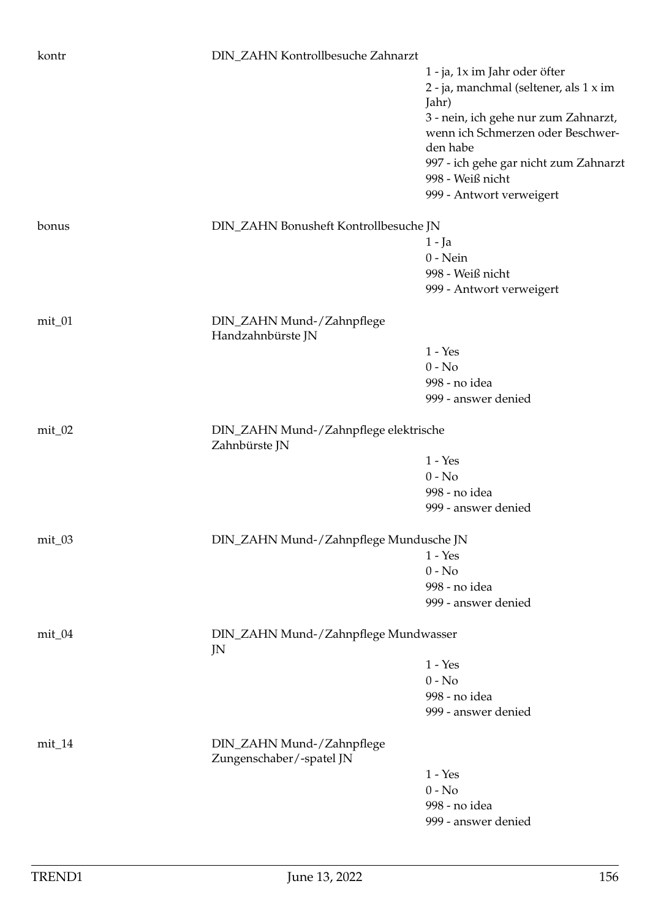| | | |
|---|---|---|
| kontr | DIN_ZAHN Kontrollbesuche Zahnarzt | |
| | | 1 - ja, 1x im Jahr oder öfter |
| | | 2 - ja, manchmal (seltener, als 1 x im Jahr) |
| | | 3 - nein, ich gehe nur zum Zahnarzt, wenn ich Schmerzen oder Beschwerden habe |
| | | 997 - ich gehe gar nicht zum Zahnarzt |
| | | 998 - Weiß nicht |
| | | 999 - Antwort verweigert |
| bonus | DIN_ZAHN Bonusheft Kontrollbesuche JN | |
| | | 1 - Ja |
| | | 0 - Nein |
| | | 998 - Weiß nicht |
| | | 999 - Antwort verweigert |
| mit_01 | DIN_ZAHN Mund-/Zahnpflege Handzahnbürste JN | |
| | | 1 - Yes |
| | | 0 - No |
| | | 998 - no idea |
| | | 999 - answer denied |
| mit_02 | DIN_ZAHN Mund-/Zahnpflege elektrische Zahnbürste JN | |
| | | 1 - Yes |
| | | 0 - No |
| | | 998 - no idea |
| | | 999 - answer denied |
| mit_03 | DIN_ZAHN Mund-/Zahnpflege Mundusche JN | |
| | | 1 - Yes |
| | | 0 - No |
| | | 998 - no idea |
| | | 999 - answer denied |
| mit_04 | DIN_ZAHN Mund-/Zahnpflege Mundwasser JN | |
| | | 1 - Yes |
| | | 0 - No |
| | | 998 - no idea |
| | | 999 - answer denied |
| mit_14 | DIN_ZAHN Mund-/Zahnpflege Zungenschaber/-spatel JN | |
| | | 1 - Yes |
| | | 0 - No |
| | | 998 - no idea |
| | | 999 - answer denied |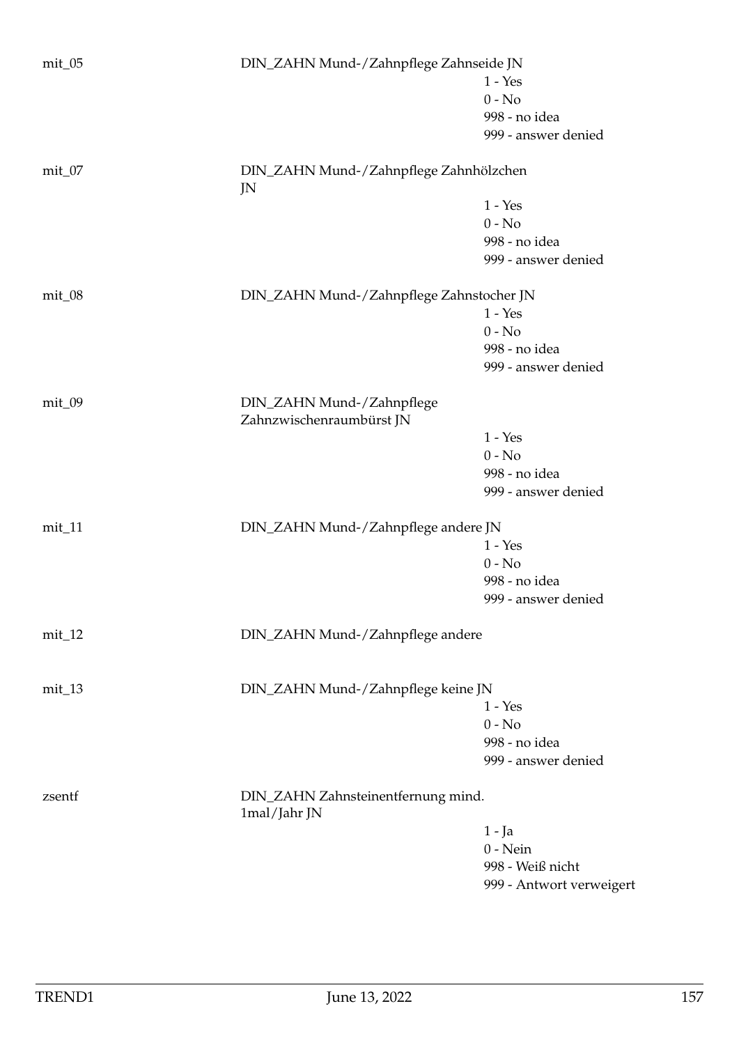mit_05 DIN_ZAHN Mund-/Zahnpflege Zahnseide JN

- 1 - Yes
- 0 - No
- 998 - no idea
- 999 - answer denied

mit_07 DIN_ZAHN Mund-/Zahnpflege Zahnhölzchen JN

- 1 - Yes
- 0 - No
- 998 - no idea
- 999 - answer denied

mit_08 DIN_ZAHN Mund-/Zahnpflege Zahnstocher JN

- 1 - Yes
- 0 - No
- 998 - no idea
- 999 - answer denied

mit_09 DIN_ZAHN Mund-/Zahnpflege Zahnzwischenraumbürst JN

- 1 - Yes
- 0 - No
- 998 - no idea
- 999 - answer denied

mit_11 DIN_ZAHN Mund-/Zahnpflege andere JN

- 1 - Yes
- 0 - No
- 998 - no idea
- 999 - answer denied

mit_12 DIN_ZAHN Mund-/Zahnpflege andere

mit_13 DIN_ZAHN Mund-/Zahnpflege keine JN

- 1 - Yes
- 0 - No
- 998 - no idea
- 999 - answer denied

zsentf DIN_ZAHN Zahnsteinentfernung mind. 1mal/Jahr JN

- 1 - Ja
- 0 - Nein
- 998 - Weiß nicht
- 999 - Antwort verweigert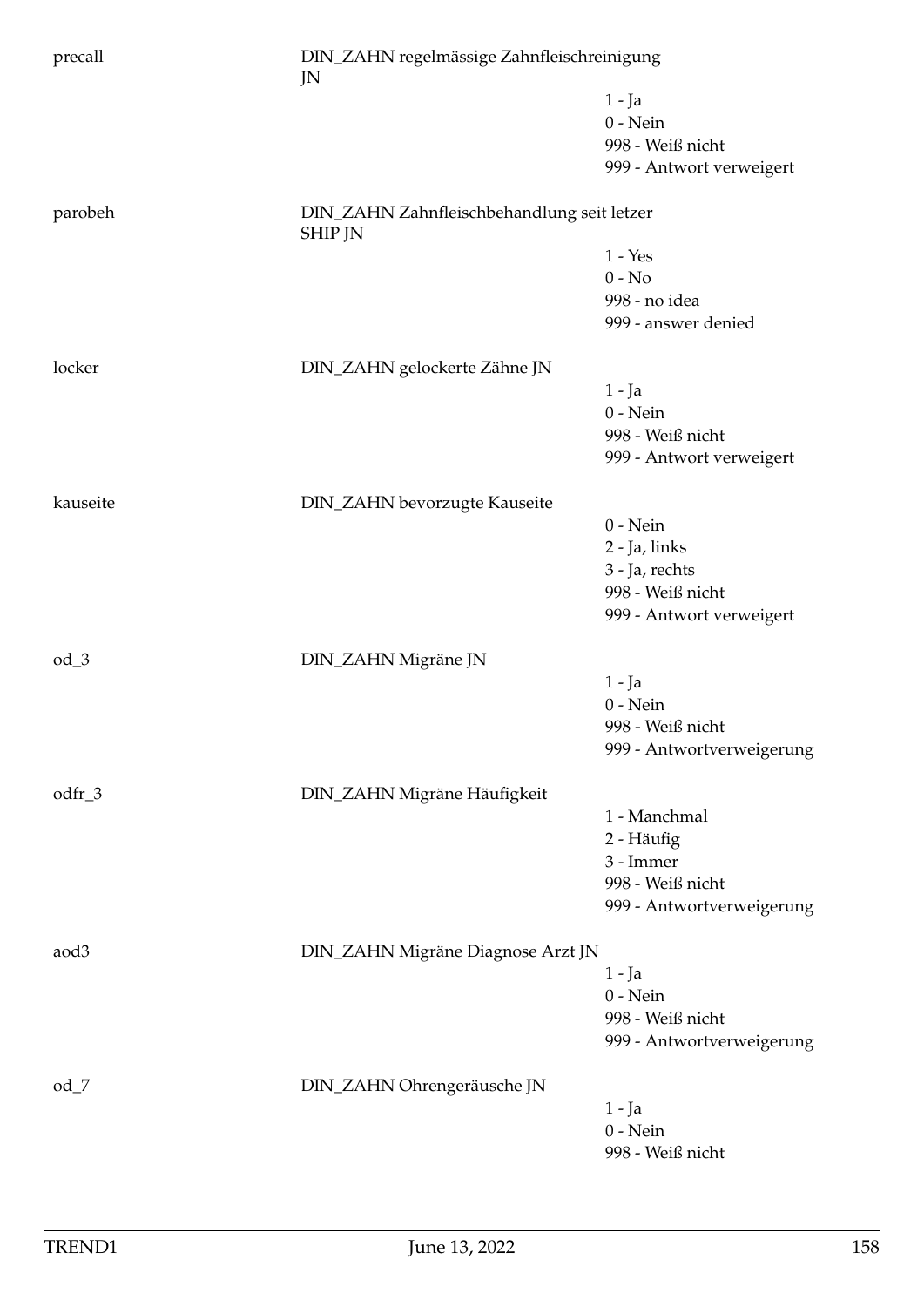| Variable | Label | Values |
|---|---|---|
| precall | DIN_ZAHN regelmässige Zahnfleischreinigung JN | 1 - Ja |
| | | 0 - Nein |
| | | 998 - Weiß nicht |
| | | 999 - Antwort verweigert |
| parobeh | DIN_ZAHN Zahnfleischbehandlung seit letzer SHIP JN | 1 - Yes |
| | | 0 - No |
| | | 998 - no idea |
| | | 999 - answer denied |
| locker | DIN_ZAHN gelockerte Zähne JN | 1 - Ja |
| | | 0 - Nein |
| | | 998 - Weiß nicht |
| | | 999 - Antwort verweigert |
| kauseite | DIN_ZAHN bevorzugte Kauseite | 0 - Nein |
| | | 2 - Ja, links |
| | | 3 - Ja, rechts |
| | | 998 - Weiß nicht |
| | | 999 - Antwort verweigert |
| od_3 | DIN_ZAHN Migräne JN | 1 - Ja |
| | | 0 - Nein |
| | | 998 - Weiß nicht |
| | | 999 - Antwortverweigerung |
| odfr_3 | DIN_ZAHN Migräne Häufigkeit | 1 - Manchmal |
| | | 2 - Häufig |
| | | 3 - Immer |
| | | 998 - Weiß nicht |
| | | 999 - Antwortverweigerung |
| aod3 | DIN_ZAHN Migräne Diagnose Arzt JN | 1 - Ja |
| | | 0 - Nein |
| | | 998 - Weiß nicht |
| | | 999 - Antwortverweigerung |
| od_7 | DIN_ZAHN Ohrengeräusche JN | 1 - Ja |
| | | 0 - Nein |
| | | 998 - Weiß nicht |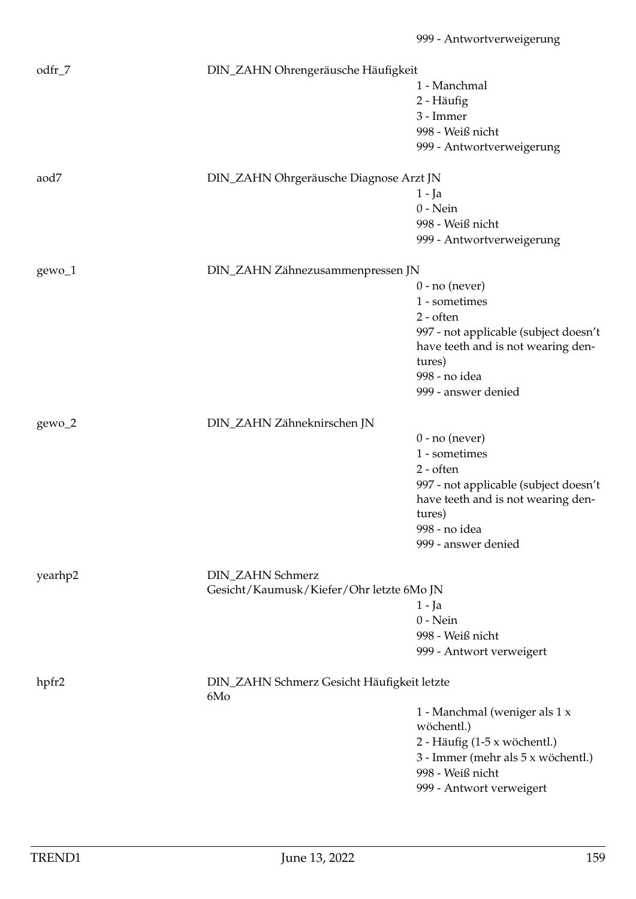999 - Antwortverweigerung

odfr_7 | DIN_ZAHN Ohrengeräusche Häufigkeit
- 1 - Manchmal
- 2 - Häufig
- 3 - Immer
- 998 - Weiß nicht
- 999 - Antwortverweigerung

aod7 | DIN_ZAHN Ohrgeräusche Diagnose Arzt JN
- 1 - Ja
- 0 - Nein
- 998 - Weiß nicht
- 999 - Antwortverweigerung

gewo_1 | DIN_ZAHN Zähnezusammenpressen JN
- 0 - no (never)
- 1 - sometimes
- 2 - often
- 997 - not applicable (subject doesn't have teeth and is not wearing dentures)
- 998 - no idea
- 999 - answer denied

gewo_2 | DIN_ZAHN Zähneknirschen JN
- 0 - no (never)
- 1 - sometimes
- 2 - often
- 997 - not applicable (subject doesn't have teeth and is not wearing dentures)
- 998 - no idea
- 999 - answer denied

yearhp2 | DIN_ZAHN Schmerz Gesicht/Kaumusk/Kiefer/Ohr letzte 6Mo JN
- 1 - Ja
- 0 - Nein
- 998 - Weiß nicht
- 999 - Antwort verweigert

hpfr2 | DIN_ZAHN Schmerz Gesicht Häufigkeit letzte 6Mo
- 1 - Manchmal (weniger als 1 x wöchentl.)
- 2 - Häufig (1-5 x wöchentl.)
- 3 - Immer (mehr als 5 x wöchentl.)
- 998 - Weiß nicht
- 999 - Antwort verweigert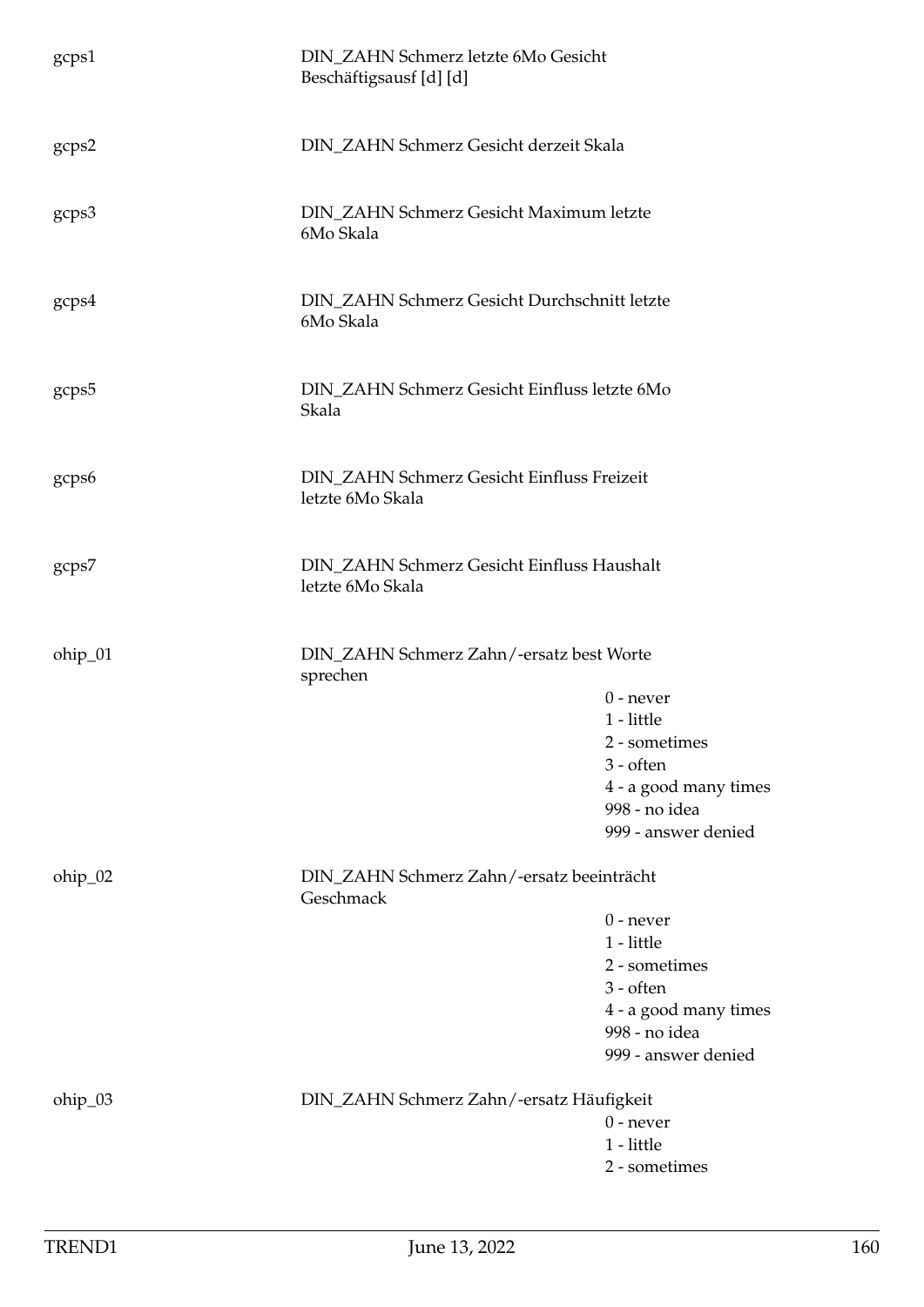gcps1 | DIN_ZAHN Schmerz letzte 6Mo Gesicht Beschäftigsausf [d] [d]

gcps2 | DIN_ZAHN Schmerz Gesicht derzeit Skala

gcps3 | DIN_ZAHN Schmerz Gesicht Maximum letzte 6Mo Skala

gcps4 | DIN_ZAHN Schmerz Gesicht Durchschnitt letzte 6Mo Skala

gcps5 | DIN_ZAHN Schmerz Gesicht Einfluss letzte 6Mo Skala

gcps6 | DIN_ZAHN Schmerz Gesicht Einfluss Freizeit letzte 6Mo Skala

gcps7 | DIN_ZAHN Schmerz Gesicht Einfluss Haushalt letzte 6Mo Skala

ohip_01 | DIN_ZAHN Schmerz Zahn/-ersatz best Worte sprechen

- 0 - never
- 1 - little
- 2 - sometimes
- 3 - often
- 4 - a good many times
- 998 - no idea
- 999 - answer denied

ohip_02 | DIN_ZAHN Schmerz Zahn/-ersatz beeinträcht Geschmack

- 0 - never
- 1 - little
- 2 - sometimes
- 3 - often
- 4 - a good many times
- 998 - no idea
- 999 - answer denied

ohip_03 | DIN_ZAHN Schmerz Zahn/-ersatz Häufigkeit

- 0 - never
- 1 - little
- 2 - sometimes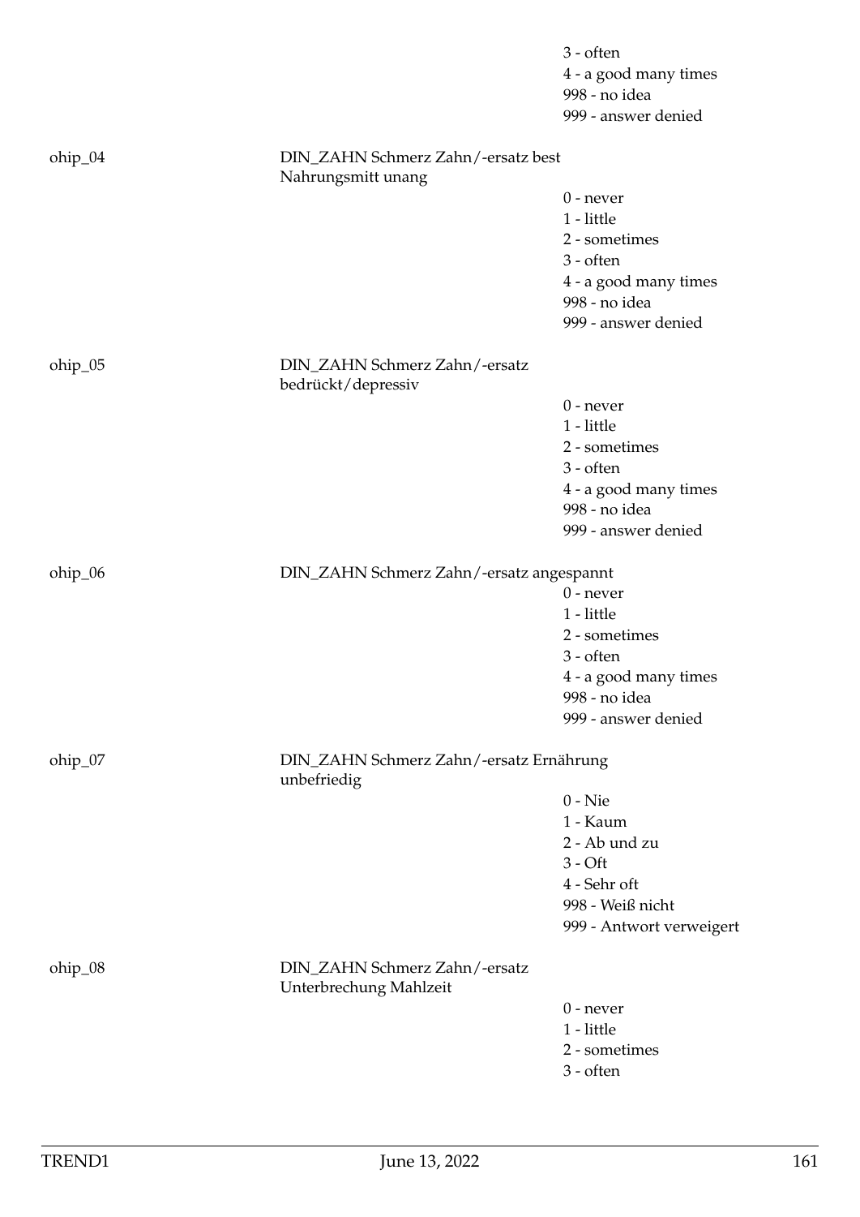3 - often
4 - a good many times
998 - no idea
999 - answer denied

ohip_04 DIN_ZAHN Schmerz Zahn/-ersatz best Nahrungsmitt unang

0 - never
1 - little
2 - sometimes
3 - often
4 - a good many times
998 - no idea
999 - answer denied

ohip_05 DIN_ZAHN Schmerz Zahn/-ersatz bedrückt/depressiv

0 - never
1 - little
2 - sometimes
3 - often
4 - a good many times
998 - no idea
999 - answer denied

ohip_06 DIN_ZAHN Schmerz Zahn/-ersatz angespannt

0 - never
1 - little
2 - sometimes
3 - often
4 - a good many times
998 - no idea
999 - answer denied

ohip_07 DIN_ZAHN Schmerz Zahn/-ersatz Ernährung unbefriedig

0 - Nie
1 - Kaum
2 - Ab und zu
3 - Oft
4 - Sehr oft
998 - Weiß nicht
999 - Antwort verweigert

ohip_08 DIN_ZAHN Schmerz Zahn/-ersatz Unterbrechung Mahlzeit

0 - never
1 - little
2 - sometimes
3 - often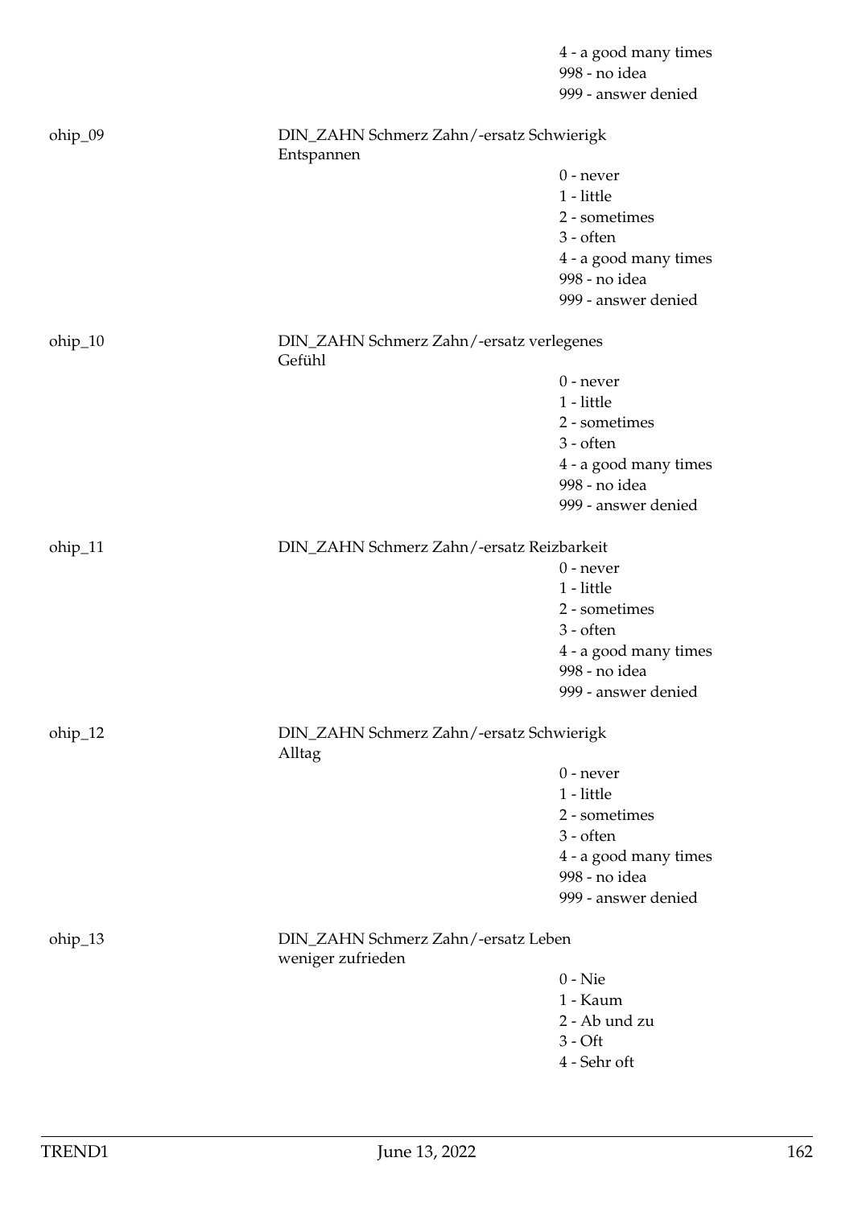4 - a good many times
998 - no idea
999 - answer denied

ohip_09 DIN_ZAHN Schmerz Zahn/-ersatz Schwierigk Entspannen

0 - never
1 - little
2 - sometimes
3 - often
4 - a good many times
998 - no idea
999 - answer denied

ohip_10 DIN_ZAHN Schmerz Zahn/-ersatz verlegenes Gefühl

0 - never
1 - little
2 - sometimes
3 - often
4 - a good many times
998 - no idea
999 - answer denied

ohip_11 DIN_ZAHN Schmerz Zahn/-ersatz Reizbarkeit

0 - never
1 - little
2 - sometimes
3 - often
4 - a good many times
998 - no idea
999 - answer denied

ohip_12 DIN_ZAHN Schmerz Zahn/-ersatz Schwierigk Alltag

0 - never
1 - little
2 - sometimes
3 - often
4 - a good many times
998 - no idea
999 - answer denied

ohip_13 DIN_ZAHN Schmerz Zahn/-ersatz Leben weniger zufrieden

0 - Nie
1 - Kaum
2 - Ab und zu
3 - Oft
4 - Sehr oft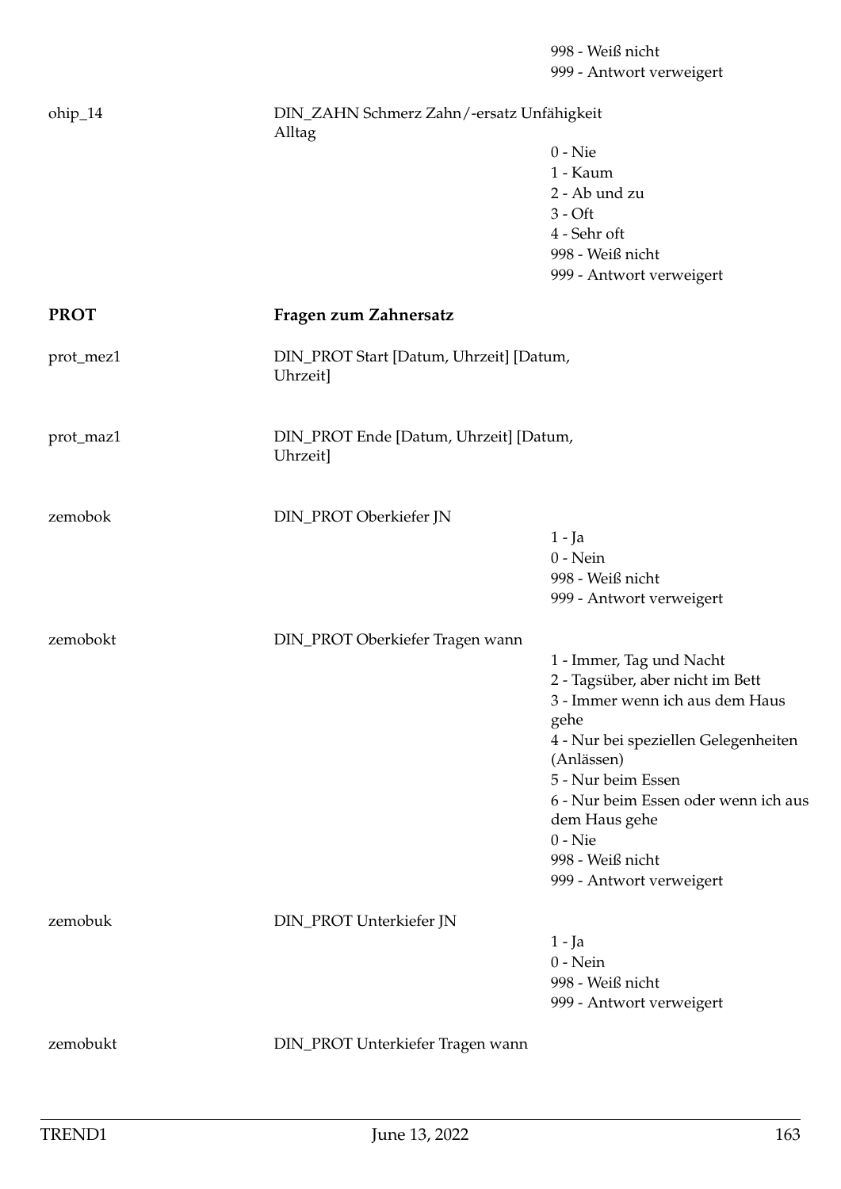| | | |
|---|---|---|
| | | 998 - Weiß nicht |
| | | 999 - Antwort verweigert |
| ohip_14 | DIN_ZAHN Schmerz Zahn/-ersatz Unfähigkeit Alltag | |
| | | 0 - Nie |
| | | 1 - Kaum |
| | | 2 - Ab und zu |
| | | 3 - Oft |
| | | 4 - Sehr oft |
| | | 998 - Weiß nicht |
| | | 999 - Antwort verweigert |
| **PROT** | **Fragen zum Zahnersatz** | |
| prot_mez1 | DIN_PROT Start [Datum, Uhrzeit] [Datum, Uhrzeit] | |
| prot_maz1 | DIN_PROT Ende [Datum, Uhrzeit] [Datum, Uhrzeit] | |
| zemobok | DIN_PROT Oberkiefer JN | |
| | | 1 - Ja |
| | | 0 - Nein |
| | | 998 - Weiß nicht |
| | | 999 - Antwort verweigert |
| zemobokt | DIN_PROT Oberkiefer Tragen wann | |
| | | 1 - Immer, Tag und Nacht |
| | | 2 - Tagsüber, aber nicht im Bett |
| | | 3 - Immer wenn ich aus dem Haus gehe |
| | | 4 - Nur bei speziellen Gelegenheiten (Anlässen) |
| | | 5 - Nur beim Essen |
| | | 6 - Nur beim Essen oder wenn ich aus dem Haus gehe |
| | | 0 - Nie |
| | | 998 - Weiß nicht |
| | | 999 - Antwort verweigert |
| zemobuk | DIN_PROT Unterkiefer JN | |
| | | 1 - Ja |
| | | 0 - Nein |
| | | 998 - Weiß nicht |
| | | 999 - Antwort verweigert |
| zemobukt | DIN_PROT Unterkiefer Tragen wann | |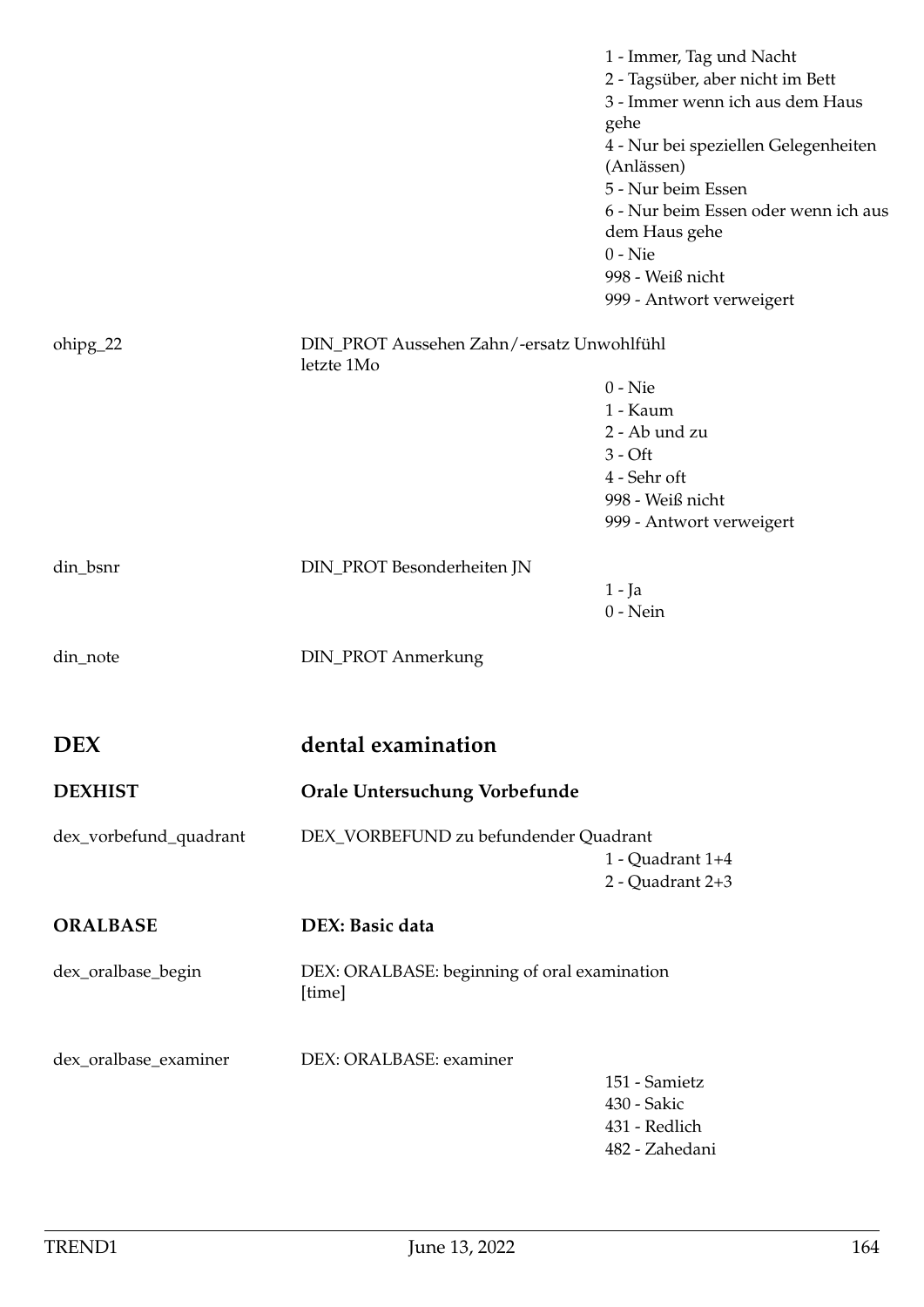1 - Immer, Tag und Nacht
2 - Tagsüber, aber nicht im Bett
3 - Immer wenn ich aus dem Haus gehe
4 - Nur bei speziellen Gelegenheiten (Anlässen)
5 - Nur beim Essen
6 - Nur beim Essen oder wenn ich aus dem Haus gehe
0 - Nie
998 - Weiß nicht
999 - Antwort verweigert

| | | |
|---|---|---|
| ohipg_22 | DIN_PROT Aussehen Zahn/-ersatz Unwohlfühl letzte 1Mo | 0 - Nie<br>1 - Kaum<br>2 - Ab und zu<br>3 - Oft<br>4 - Sehr oft<br>998 - Weiß nicht<br>999 - Antwort verweigert |
| din_bsnr | DIN_PROT Besonderheiten JN | 1 - Ja<br>0 - Nein |
| din_note | DIN_PROT Anmerkung | |

## DEX dental examination

### DEXHIST Orale Untersuchung Vorbefunde

| | | |
|---|---|---|
| dex_vorbefund_quadrant | DEX_VORBEFUND zu befundender Quadrant | 1 - Quadrant 1+4<br>2 - Quadrant 2+3 |

### ORALBASE DEX: Basic data

| | | |
|---|---|---|
| dex_oralbase_begin | DEX: ORALBASE: beginning of oral examination [time] | |
| dex_oralbase_examiner | DEX: ORALBASE: examiner | 151 - Samietz<br>430 - Sakic<br>431 - Redlich<br>482 - Zahedani |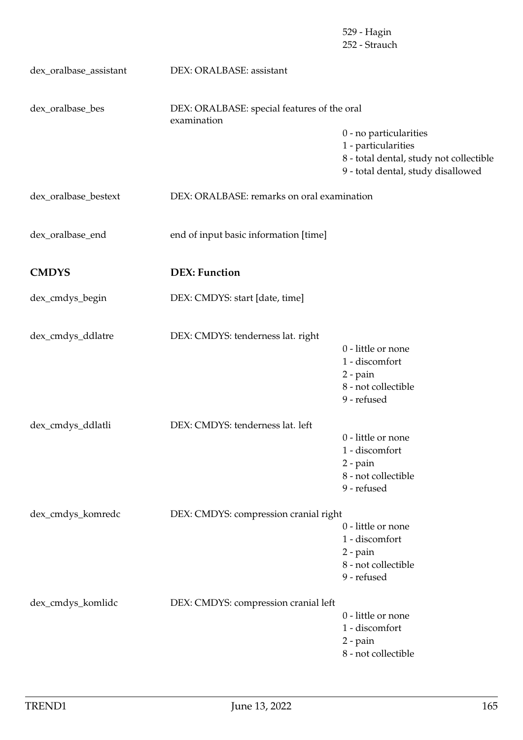529 - Hagin
252 - Strauch

dex_oralbase_assistant — DEX: ORALBASE: assistant

dex_oralbase_bes — DEX: ORALBASE: special features of the oral examination

- 0 - no particularities
- 1 - particularities
- 8 - total dental, study not collectible
- 9 - total dental, study disallowed

dex_oralbase_bestext — DEX: ORALBASE: remarks on oral examination

dex_oralbase_end — end of input basic information [time]

**CMDYS** — **DEX: Function**

dex_cmdys_begin — DEX: CMDYS: start [date, time]

dex_cmdys_ddlatre — DEX: CMDYS: tenderness lat. right

- 0 - little or none
- 1 - discomfort
- 2 - pain
- 8 - not collectible
- 9 - refused

dex_cmdys_ddlatli — DEX: CMDYS: tenderness lat. left

- 0 - little or none
- 1 - discomfort
- 2 - pain
- 8 - not collectible
- 9 - refused

dex_cmdys_komredc — DEX: CMDYS: compression cranial right

- 0 - little or none
- 1 - discomfort
- 2 - pain
- 8 - not collectible
- 9 - refused

dex_cmdys_komlidc — DEX: CMDYS: compression cranial left

- 0 - little or none
- 1 - discomfort
- 2 - pain
- 8 - not collectible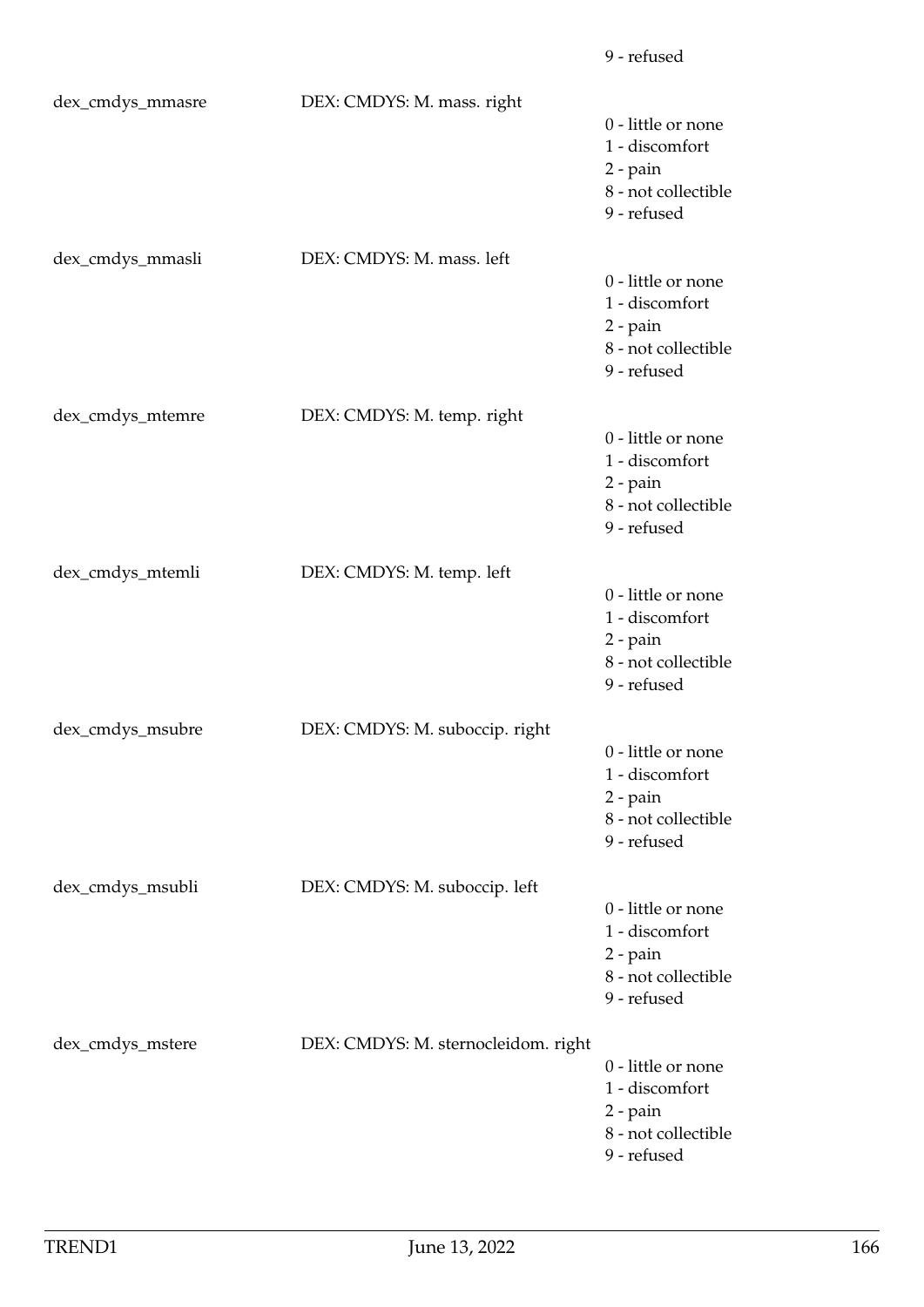9 - refused

| | | |
|---|---|---|
| dex_cmdys_mmasre | DEX: CMDYS: M. mass. right | 0 - little or none<br>1 - discomfort<br>2 - pain<br>8 - not collectible<br>9 - refused |
| dex_cmdys_mmasli | DEX: CMDYS: M. mass. left | 0 - little or none<br>1 - discomfort<br>2 - pain<br>8 - not collectible<br>9 - refused |
| dex_cmdys_mtemre | DEX: CMDYS: M. temp. right | 0 - little or none<br>1 - discomfort<br>2 - pain<br>8 - not collectible<br>9 - refused |
| dex_cmdys_mtemli | DEX: CMDYS: M. temp. left | 0 - little or none<br>1 - discomfort<br>2 - pain<br>8 - not collectible<br>9 - refused |
| dex_cmdys_msubre | DEX: CMDYS: M. suboccip. right | 0 - little or none<br>1 - discomfort<br>2 - pain<br>8 - not collectible<br>9 - refused |
| dex_cmdys_msubli | DEX: CMDYS: M. suboccip. left | 0 - little or none<br>1 - discomfort<br>2 - pain<br>8 - not collectible<br>9 - refused |
| dex_cmdys_mstere | DEX: CMDYS: M. sternocleidom. right | 0 - little or none<br>1 - discomfort<br>2 - pain<br>8 - not collectible<br>9 - refused |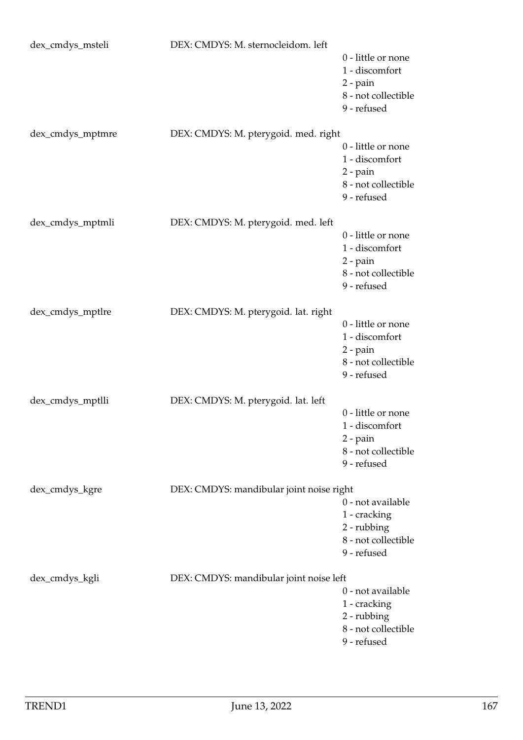dex_cmdys_msteli DEX: CMDYS: M. sternocleidom. left

0 - little or none
1 - discomfort
2 - pain
8 - not collectible
9 - refused

dex_cmdys_mptmre DEX: CMDYS: M. pterygoid. med. right

0 - little or none
1 - discomfort
2 - pain
8 - not collectible
9 - refused

dex_cmdys_mptmli DEX: CMDYS: M. pterygoid. med. left

0 - little or none
1 - discomfort
2 - pain
8 - not collectible
9 - refused

dex_cmdys_mptlre DEX: CMDYS: M. pterygoid. lat. right

0 - little or none
1 - discomfort
2 - pain
8 - not collectible
9 - refused

dex_cmdys_mptlli DEX: CMDYS: M. pterygoid. lat. left

0 - little or none
1 - discomfort
2 - pain
8 - not collectible
9 - refused

dex_cmdys_kgre DEX: CMDYS: mandibular joint noise right

0 - not available
1 - cracking
2 - rubbing
8 - not collectible
9 - refused

dex_cmdys_kgli DEX: CMDYS: mandibular joint noise left

0 - not available
1 - cracking
2 - rubbing
8 - not collectible
9 - refused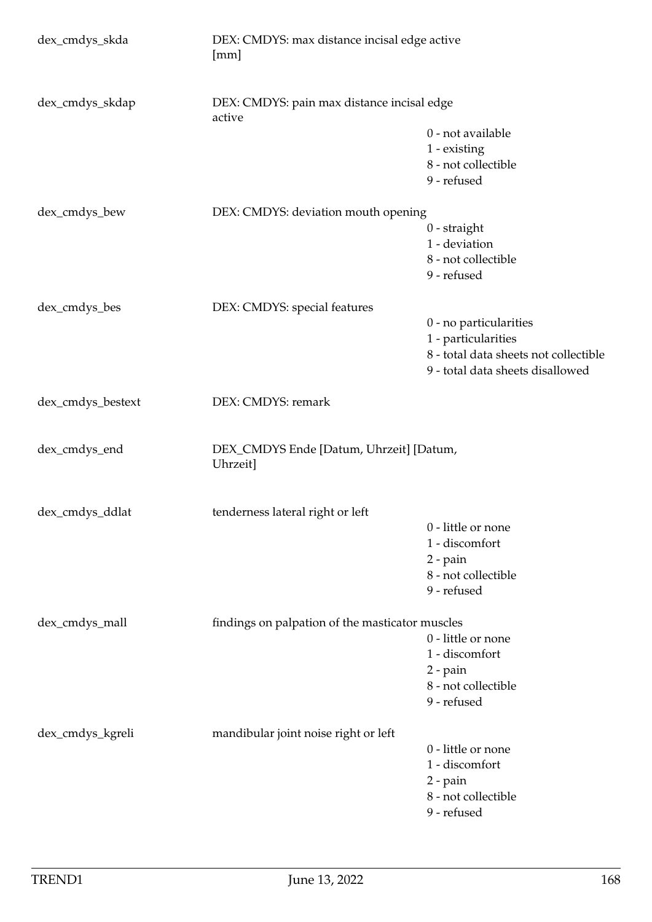| Variable | Label | Values |
|---|---|---|
| dex_cmdys_skda | DEX: CMDYS: max distance incisal edge active [mm] | |
| dex_cmdys_skdap | DEX: CMDYS: pain max distance incisal edge active | 0 - not available<br>1 - existing<br>8 - not collectible<br>9 - refused |
| dex_cmdys_bew | DEX: CMDYS: deviation mouth opening | 0 - straight<br>1 - deviation<br>8 - not collectible<br>9 - refused |
| dex_cmdys_bes | DEX: CMDYS: special features | 0 - no particularities<br>1 - particularities<br>8 - total data sheets not collectible<br>9 - total data sheets disallowed |
| dex_cmdys_bestext | DEX: CMDYS: remark | |
| dex_cmdys_end | DEX_CMDYS Ende [Datum, Uhrzeit] [Datum, Uhrzeit] | |
| dex_cmdys_ddlat | tenderness lateral right or left | 0 - little or none<br>1 - discomfort<br>2 - pain<br>8 - not collectible<br>9 - refused |
| dex_cmdys_mall | findings on palpation of the masticator muscles | 0 - little or none<br>1 - discomfort<br>2 - pain<br>8 - not collectible<br>9 - refused |
| dex_cmdys_kgreli | mandibular joint noise right or left | 0 - little or none<br>1 - discomfort<br>2 - pain<br>8 - not collectible<br>9 - refused |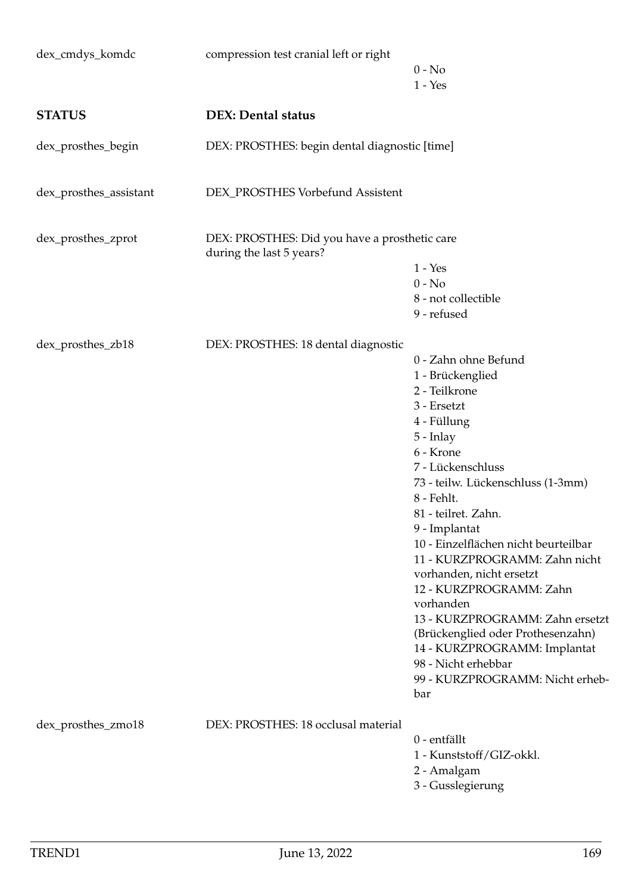dex_cmdys_komdc — compression test cranial left or right

- 0 - No
- 1 - Yes

**STATUS** — **DEX: Dental status**

dex_prosthes_begin — DEX: PROSTHES: begin dental diagnostic [time]

dex_prosthes_assistant — DEX_PROSTHES Vorbefund Assistent

dex_prosthes_zprot — DEX: PROSTHES: Did you have a prosthetic care during the last 5 years?

- 1 - Yes
- 0 - No
- 8 - not collectible
- 9 - refused

dex_prosthes_zb18 — DEX: PROSTHES: 18 dental diagnostic

- 0 - Zahn ohne Befund
- 1 - Brückenglied
- 2 - Teilkrone
- 3 - Ersetzt
- 4 - Füllung
- 5 - Inlay
- 6 - Krone
- 7 - Lückenschluss
- 73 - teilw. Lückenschluss (1-3mm)
- 8 - Fehlt.
- 81 - teilret. Zahn.
- 9 - Implantat
- 10 - Einzelflächen nicht beurteilbar
- 11 - KURZPROGRAMM: Zahn nicht vorhanden, nicht ersetzt
- 12 - KURZPROGRAMM: Zahn vorhanden
- 13 - KURZPROGRAMM: Zahn ersetzt (Brückenglied oder Prothesenzahn)
- 14 - KURZPROGRAMM: Implantat
- 98 - Nicht erhebbar
- 99 - KURZPROGRAMM: Nicht erhebbar

dex_prosthes_zmo18 — DEX: PROSTHES: 18 occlusal material

- 0 - entfällt
- 1 - Kunststoff/GIZ-okkl.
- 2 - Amalgam
- 3 - Gusslegierung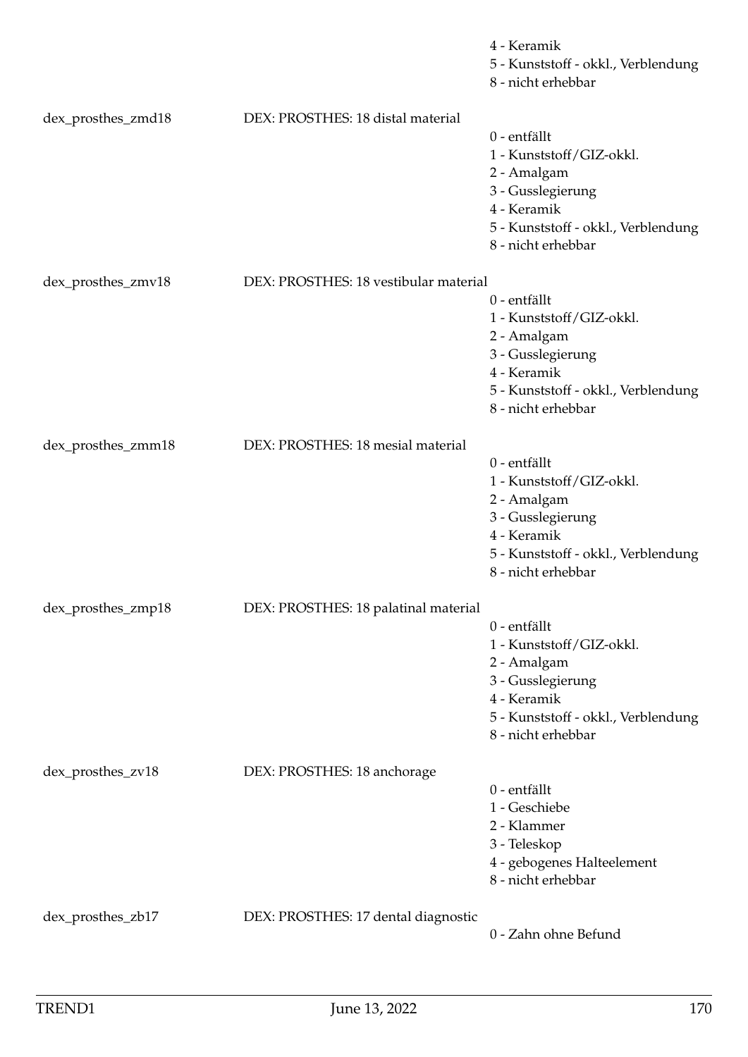4 - Keramik
5 - Kunststoff - okkl., Verblendung
8 - nicht erhebbar

dex_prosthes_zmd18 DEX: PROSTHES: 18 distal material

0 - entfällt
1 - Kunststoff/GIZ-okkl.
2 - Amalgam
3 - Gusslegierung
4 - Keramik
5 - Kunststoff - okkl., Verblendung
8 - nicht erhebbar

dex_prosthes_zmv18 DEX: PROSTHES: 18 vestibular material

0 - entfällt
1 - Kunststoff/GIZ-okkl.
2 - Amalgam
3 - Gusslegierung
4 - Keramik
5 - Kunststoff - okkl., Verblendung
8 - nicht erhebbar

dex_prosthes_zmm18 DEX: PROSTHES: 18 mesial material

0 - entfällt
1 - Kunststoff/GIZ-okkl.
2 - Amalgam
3 - Gusslegierung
4 - Keramik
5 - Kunststoff - okkl., Verblendung
8 - nicht erhebbar

dex_prosthes_zmp18 DEX: PROSTHES: 18 palatinal material

0 - entfällt
1 - Kunststoff/GIZ-okkl.
2 - Amalgam
3 - Gusslegierung
4 - Keramik
5 - Kunststoff - okkl., Verblendung
8 - nicht erhebbar

dex_prosthes_zv18 DEX: PROSTHES: 18 anchorage

0 - entfällt
1 - Geschiebe
2 - Klammer
3 - Teleskop
4 - gebogenes Halteelement
8 - nicht erhebbar

dex_prosthes_zb17 DEX: PROSTHES: 17 dental diagnostic

0 - Zahn ohne Befund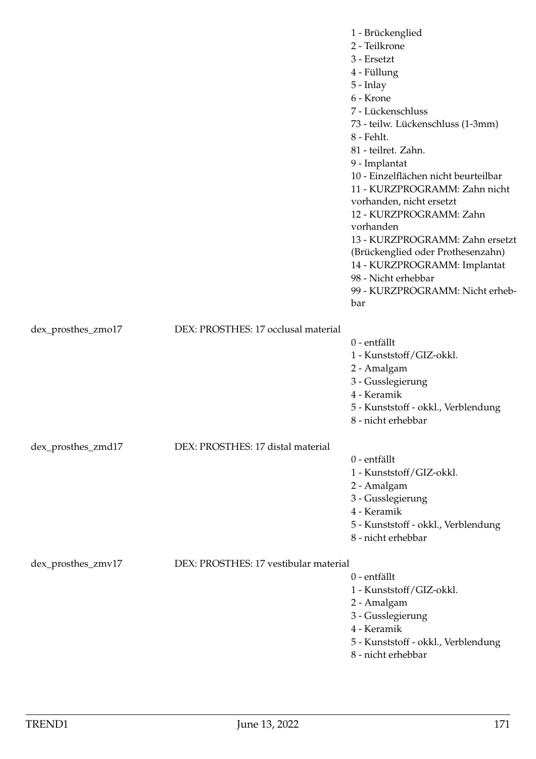| | | |
|---|---|---|
| | | 1 - Brückenglied<br>2 - Teilkrone<br>3 - Ersetzt<br>4 - Füllung<br>5 - Inlay<br>6 - Krone<br>7 - Lückenschluss<br>73 - teilw. Lückenschluss (1-3mm)<br>8 - Fehlt.<br>81 - teilret. Zahn.<br>9 - Implantat<br>10 - Einzelflächen nicht beurteilbar<br>11 - KURZPROGRAMM: Zahn nicht vorhanden, nicht ersetzt<br>12 - KURZPROGRAMM: Zahn vorhanden<br>13 - KURZPROGRAMM: Zahn ersetzt (Brückenglied oder Prothesenzahn)<br>14 - KURZPROGRAMM: Implantat<br>98 - Nicht erhebbar<br>99 - KURZPROGRAMM: Nicht erhebbar |
| dex_prosthes_zmo17 | DEX: PROSTHES: 17 occlusal material | 0 - entfällt<br>1 - Kunststoff/GIZ-okkl.<br>2 - Amalgam<br>3 - Gusslegierung<br>4 - Keramik<br>5 - Kunststoff - okkl., Verblendung<br>8 - nicht erhebbar |
| dex_prosthes_zmd17 | DEX: PROSTHES: 17 distal material | 0 - entfällt<br>1 - Kunststoff/GIZ-okkl.<br>2 - Amalgam<br>3 - Gusslegierung<br>4 - Keramik<br>5 - Kunststoff - okkl., Verblendung<br>8 - nicht erhebbar |
| dex_prosthes_zmv17 | DEX: PROSTHES: 17 vestibular material | 0 - entfällt<br>1 - Kunststoff/GIZ-okkl.<br>2 - Amalgam<br>3 - Gusslegierung<br>4 - Keramik<br>5 - Kunststoff - okkl., Verblendung<br>8 - nicht erhebbar |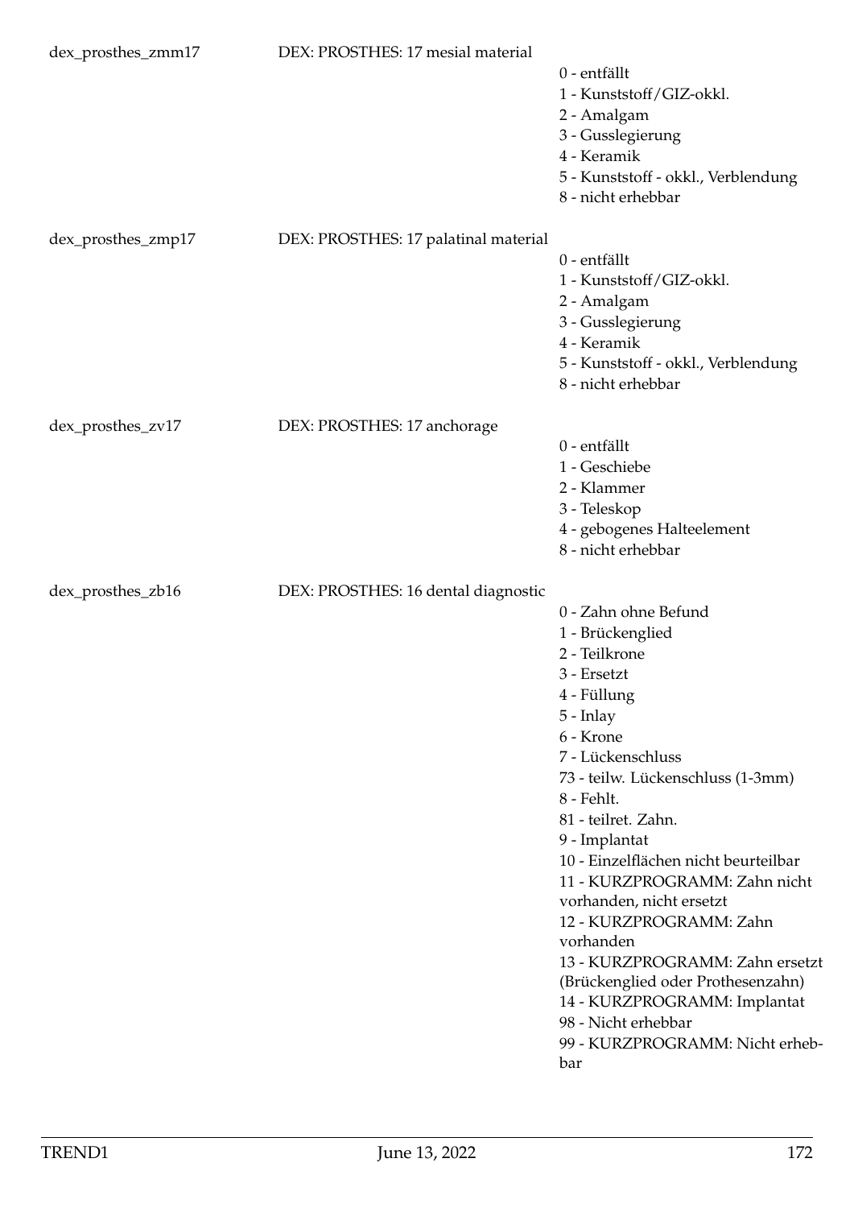| | | |
|---|---|---|
| dex_prosthes_zmm17 | DEX: PROSTHES: 17 mesial material | 0 - entfällt<br>1 - Kunststoff/GIZ-okkl.<br>2 - Amalgam<br>3 - Gusslegierung<br>4 - Keramik<br>5 - Kunststoff - okkl., Verblendung<br>8 - nicht erhebbar |
| dex_prosthes_zmp17 | DEX: PROSTHES: 17 palatinal material | 0 - entfällt<br>1 - Kunststoff/GIZ-okkl.<br>2 - Amalgam<br>3 - Gusslegierung<br>4 - Keramik<br>5 - Kunststoff - okkl., Verblendung<br>8 - nicht erhebbar |
| dex_prosthes_zv17 | DEX: PROSTHES: 17 anchorage | 0 - entfällt<br>1 - Geschiebe<br>2 - Klammer<br>3 - Teleskop<br>4 - gebogenes Halteelement<br>8 - nicht erhebbar |
| dex_prosthes_zb16 | DEX: PROSTHES: 16 dental diagnostic | 0 - Zahn ohne Befund<br>1 - Brückenglied<br>2 - Teilkrone<br>3 - Ersetzt<br>4 - Füllung<br>5 - Inlay<br>6 - Krone<br>7 - Lückenschluss<br>73 - teilw. Lückenschluss (1-3mm)<br>8 - Fehlt.<br>81 - teilret. Zahn.<br>9 - Implantat<br>10 - Einzelflächen nicht beurteilbar<br>11 - KURZPROGRAMM: Zahn nicht vorhanden, nicht ersetzt<br>12 - KURZPROGRAMM: Zahn vorhanden<br>13 - KURZPROGRAMM: Zahn ersetzt (Brückenglied oder Prothesenzahn)<br>14 - KURZPROGRAMM: Implantat<br>98 - Nicht erhebbar<br>99 - KURZPROGRAMM: Nicht erhebbar |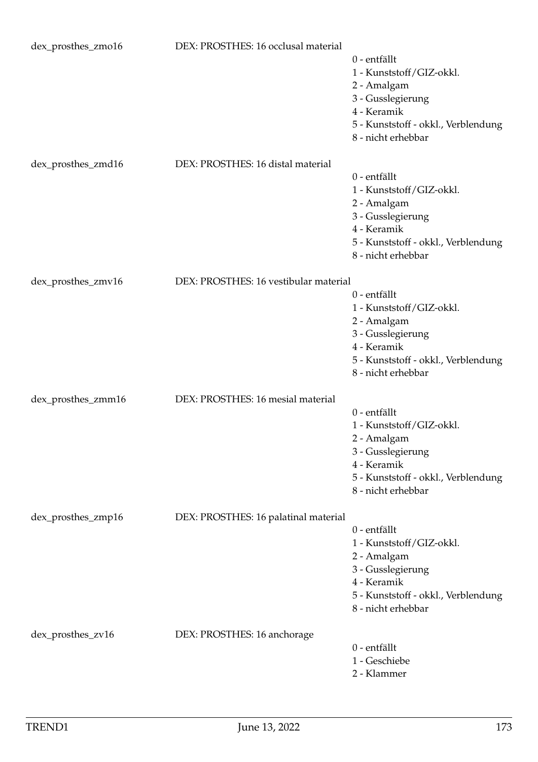| | | |
|---|---|---|
| dex_prosthes_zmo16 | DEX: PROSTHES: 16 occlusal material | 0 - entfällt<br>1 - Kunststoff/GIZ-okkl.<br>2 - Amalgam<br>3 - Gusslegierung<br>4 - Keramik<br>5 - Kunststoff - okkl., Verblendung<br>8 - nicht erhebbar |
| dex_prosthes_zmd16 | DEX: PROSTHES: 16 distal material | 0 - entfällt<br>1 - Kunststoff/GIZ-okkl.<br>2 - Amalgam<br>3 - Gusslegierung<br>4 - Keramik<br>5 - Kunststoff - okkl., Verblendung<br>8 - nicht erhebbar |
| dex_prosthes_zmv16 | DEX: PROSTHES: 16 vestibular material | 0 - entfällt<br>1 - Kunststoff/GIZ-okkl.<br>2 - Amalgam<br>3 - Gusslegierung<br>4 - Keramik<br>5 - Kunststoff - okkl., Verblendung<br>8 - nicht erhebbar |
| dex_prosthes_zmm16 | DEX: PROSTHES: 16 mesial material | 0 - entfällt<br>1 - Kunststoff/GIZ-okkl.<br>2 - Amalgam<br>3 - Gusslegierung<br>4 - Keramik<br>5 - Kunststoff - okkl., Verblendung<br>8 - nicht erhebbar |
| dex_prosthes_zmp16 | DEX: PROSTHES: 16 palatinal material | 0 - entfällt<br>1 - Kunststoff/GIZ-okkl.<br>2 - Amalgam<br>3 - Gusslegierung<br>4 - Keramik<br>5 - Kunststoff - okkl., Verblendung<br>8 - nicht erhebbar |
| dex_prosthes_zv16 | DEX: PROSTHES: 16 anchorage | 0 - entfällt<br>1 - Geschiebe<br>2 - Klammer |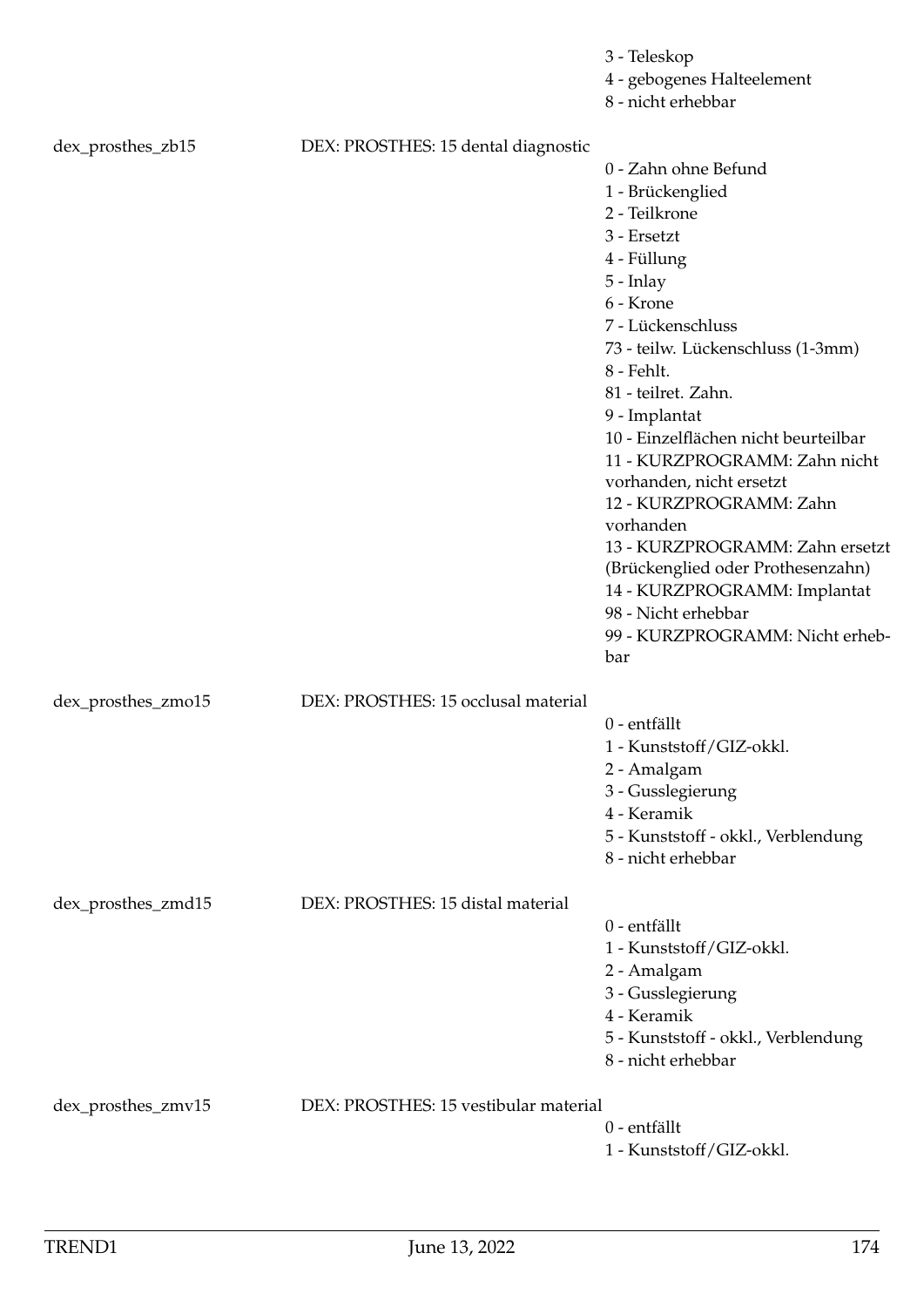3 - Teleskop
4 - gebogenes Halteelement
8 - nicht erhebbar

dex_prosthes_zb15 DEX: PROSTHES: 15 dental diagnostic

0 - Zahn ohne Befund
1 - Brückenglied
2 - Teilkrone
3 - Ersetzt
4 - Füllung
5 - Inlay
6 - Krone
7 - Lückenschluss
73 - teilw. Lückenschluss (1-3mm)
8 - Fehlt.
81 - teilret. Zahn.
9 - Implantat
10 - Einzelflächen nicht beurteilbar
11 - KURZPROGRAMM: Zahn nicht vorhanden, nicht ersetzt
12 - KURZPROGRAMM: Zahn vorhanden
13 - KURZPROGRAMM: Zahn ersetzt (Brückenglied oder Prothesenzahn)
14 - KURZPROGRAMM: Implantat
98 - Nicht erhebbar
99 - KURZPROGRAMM: Nicht erhebbar

dex_prosthes_zmo15 DEX: PROSTHES: 15 occlusal material

0 - entfällt
1 - Kunststoff/GIZ-okkl.
2 - Amalgam
3 - Gusslegierung
4 - Keramik
5 - Kunststoff - okkl., Verblendung
8 - nicht erhebbar

dex_prosthes_zmd15 DEX: PROSTHES: 15 distal material

0 - entfällt
1 - Kunststoff/GIZ-okkl.
2 - Amalgam
3 - Gusslegierung
4 - Keramik
5 - Kunststoff - okkl., Verblendung
8 - nicht erhebbar

dex_prosthes_zmv15 DEX: PROSTHES: 15 vestibular material

0 - entfällt
1 - Kunststoff/GIZ-okkl.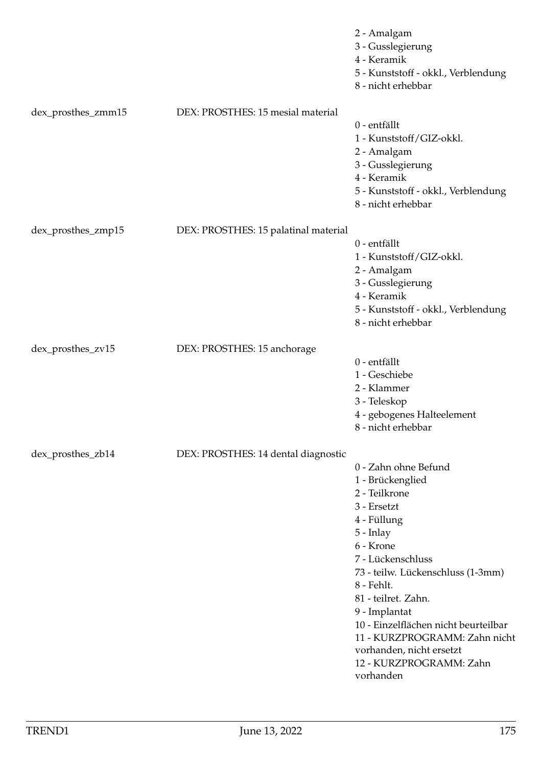| | | |
|---|---|---|
| | | 2 - Amalgam<br>3 - Gusslegierung<br>4 - Keramik<br>5 - Kunststoff - okkl., Verblendung<br>8 - nicht erhebbar |
| dex_prosthes_zmm15 | DEX: PROSTHES: 15 mesial material | 0 - entfällt<br>1 - Kunststoff/GIZ-okkl.<br>2 - Amalgam<br>3 - Gusslegierung<br>4 - Keramik<br>5 - Kunststoff - okkl., Verblendung<br>8 - nicht erhebbar |
| dex_prosthes_zmp15 | DEX: PROSTHES: 15 palatinal material | 0 - entfällt<br>1 - Kunststoff/GIZ-okkl.<br>2 - Amalgam<br>3 - Gusslegierung<br>4 - Keramik<br>5 - Kunststoff - okkl., Verblendung<br>8 - nicht erhebbar |
| dex_prosthes_zv15 | DEX: PROSTHES: 15 anchorage | 0 - entfällt<br>1 - Geschiebe<br>2 - Klammer<br>3 - Teleskop<br>4 - gebogenes Halteelement<br>8 - nicht erhebbar |
| dex_prosthes_zb14 | DEX: PROSTHES: 14 dental diagnostic | 0 - Zahn ohne Befund<br>1 - Brückenglied<br>2 - Teilkrone<br>3 - Ersetzt<br>4 - Füllung<br>5 - Inlay<br>6 - Krone<br>7 - Lückenschluss<br>73 - teilw. Lückenschluss (1-3mm)<br>8 - Fehlt.<br>81 - teilret. Zahn.<br>9 - Implantat<br>10 - Einzelflächen nicht beurteilbar<br>11 - KURZPROGRAMM: Zahn nicht vorhanden, nicht ersetzt<br>12 - KURZPROGRAMM: Zahn vorhanden |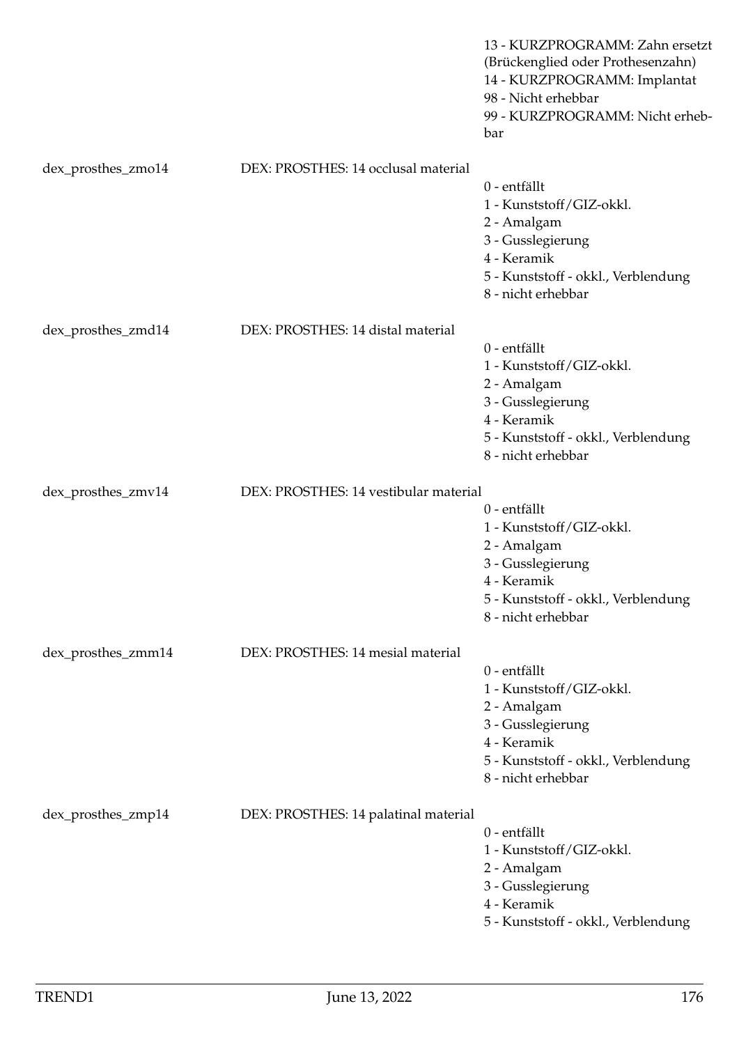13 - KURZPROGRAMM: Zahn ersetzt (Brückenglied oder Prothesenzahn)
14 - KURZPROGRAMM: Implantat
98 - Nicht erhebbar
99 - KURZPROGRAMM: Nicht erhebbar

| Variable | Label | Values |
|---|---|---|
| dex_prosthes_zmo14 | DEX: PROSTHES: 14 occlusal material | 0 - entfällt<br>1 - Kunststoff/GIZ-okkl.<br>2 - Amalgam<br>3 - Gusslegierung<br>4 - Keramik<br>5 - Kunststoff - okkl., Verblendung<br>8 - nicht erhebbar |
| dex_prosthes_zmd14 | DEX: PROSTHES: 14 distal material | 0 - entfällt<br>1 - Kunststoff/GIZ-okkl.<br>2 - Amalgam<br>3 - Gusslegierung<br>4 - Keramik<br>5 - Kunststoff - okkl., Verblendung<br>8 - nicht erhebbar |
| dex_prosthes_zmv14 | DEX: PROSTHES: 14 vestibular material | 0 - entfällt<br>1 - Kunststoff/GIZ-okkl.<br>2 - Amalgam<br>3 - Gusslegierung<br>4 - Keramik<br>5 - Kunststoff - okkl., Verblendung<br>8 - nicht erhebbar |
| dex_prosthes_zmm14 | DEX: PROSTHES: 14 mesial material | 0 - entfällt<br>1 - Kunststoff/GIZ-okkl.<br>2 - Amalgam<br>3 - Gusslegierung<br>4 - Keramik<br>5 - Kunststoff - okkl., Verblendung<br>8 - nicht erhebbar |
| dex_prosthes_zmp14 | DEX: PROSTHES: 14 palatinal material | 0 - entfällt<br>1 - Kunststoff/GIZ-okkl.<br>2 - Amalgam<br>3 - Gusslegierung<br>4 - Keramik<br>5 - Kunststoff - okkl., Verblendung |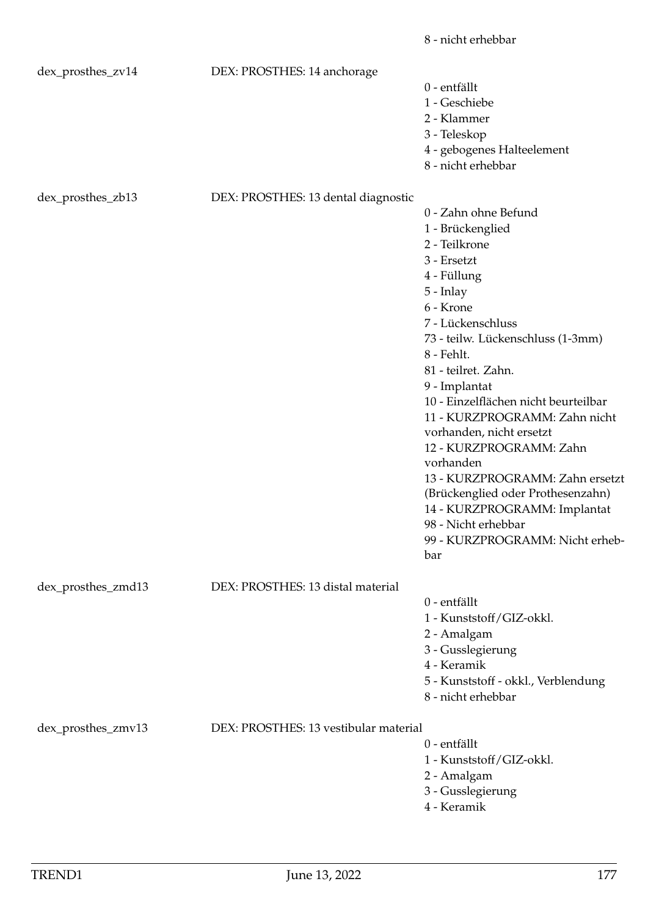8 - nicht erhebbar

| Variable | Label | Values |
|---|---|---|
| dex_prosthes_zv14 | DEX: PROSTHES: 14 anchorage | 0 - entfällt<br>1 - Geschiebe<br>2 - Klammer<br>3 - Teleskop<br>4 - gebogenes Halteelement<br>8 - nicht erhebbar |
| dex_prosthes_zb13 | DEX: PROSTHES: 13 dental diagnostic | 0 - Zahn ohne Befund<br>1 - Brückenglied<br>2 - Teilkrone<br>3 - Ersetzt<br>4 - Füllung<br>5 - Inlay<br>6 - Krone<br>7 - Lückenschluss<br>73 - teilw. Lückenschluss (1-3mm)<br>8 - Fehlt.<br>81 - teilret. Zahn.<br>9 - Implantat<br>10 - Einzelflächen nicht beurteilbar<br>11 - KURZPROGRAMM: Zahn nicht vorhanden, nicht ersetzt<br>12 - KURZPROGRAMM: Zahn vorhanden<br>13 - KURZPROGRAMM: Zahn ersetzt (Brückenglied oder Prothesenzahn)<br>14 - KURZPROGRAMM: Implantat<br>98 - Nicht erhebbar<br>99 - KURZPROGRAMM: Nicht erhebbar |
| dex_prosthes_zmd13 | DEX: PROSTHES: 13 distal material | 0 - entfällt<br>1 - Kunststoff/GIZ-okkl.<br>2 - Amalgam<br>3 - Gusslegierung<br>4 - Keramik<br>5 - Kunststoff - okkl., Verblendung<br>8 - nicht erhebbar |
| dex_prosthes_zmv13 | DEX: PROSTHES: 13 vestibular material | 0 - entfällt<br>1 - Kunststoff/GIZ-okkl.<br>2 - Amalgam<br>3 - Gusslegierung<br>4 - Keramik |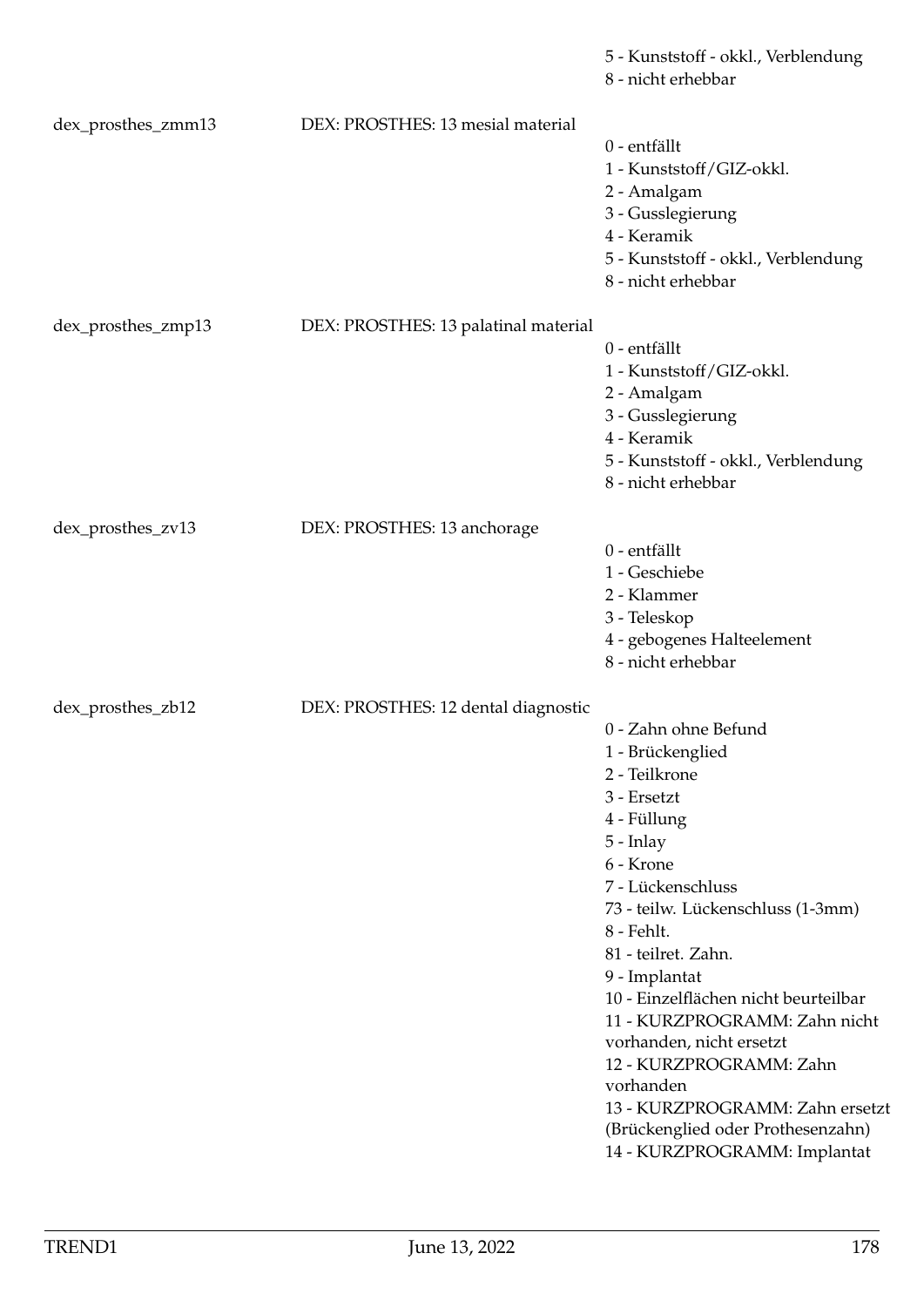5 - Kunststoff - okkl., Verblendung
8 - nicht erhebbar

dex_prosthes_zmm13 DEX: PROSTHES: 13 mesial material

0 - entfällt
1 - Kunststoff/GIZ-okkl.
2 - Amalgam
3 - Gusslegierung
4 - Keramik
5 - Kunststoff - okkl., Verblendung
8 - nicht erhebbar

dex_prosthes_zmp13 DEX: PROSTHES: 13 palatinal material

0 - entfällt
1 - Kunststoff/GIZ-okkl.
2 - Amalgam
3 - Gusslegierung
4 - Keramik
5 - Kunststoff - okkl., Verblendung
8 - nicht erhebbar

dex_prosthes_zv13 DEX: PROSTHES: 13 anchorage

0 - entfällt
1 - Geschiebe
2 - Klammer
3 - Teleskop
4 - gebogenes Halteelement
8 - nicht erhebbar

dex_prosthes_zb12 DEX: PROSTHES: 12 dental diagnostic

0 - Zahn ohne Befund
1 - Brückenglied
2 - Teilkrone
3 - Ersetzt
4 - Füllung
5 - Inlay
6 - Krone
7 - Lückenschluss
73 - teilw. Lückenschluss (1-3mm)
8 - Fehlt.
81 - teilret. Zahn.
9 - Implantat
10 - Einzelflächen nicht beurteilbar
11 - KURZPROGRAMM: Zahn nicht vorhanden, nicht ersetzt
12 - KURZPROGRAMM: Zahn vorhanden
13 - KURZPROGRAMM: Zahn ersetzt (Brückenglied oder Prothesenzahn)
14 - KURZPROGRAMM: Implantat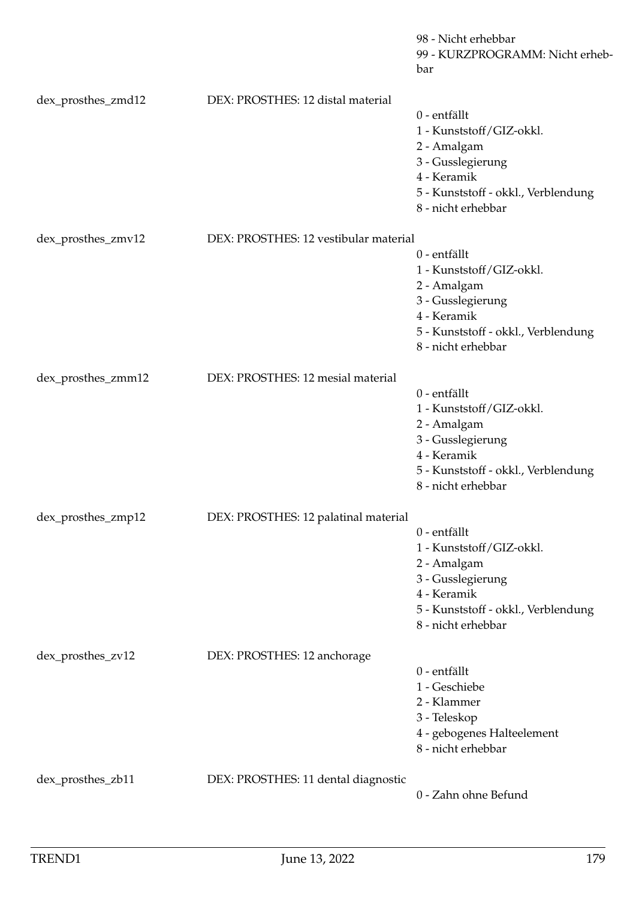| | | |
|---|---|---|
| | | 98 - Nicht erhebbar<br>99 - KURZPROGRAMM: Nicht erhebbar |
| dex_prosthes_zmd12 | DEX: PROSTHES: 12 distal material | 0 - entfällt<br>1 - Kunststoff/GIZ-okkl.<br>2 - Amalgam<br>3 - Gusslegierung<br>4 - Keramik<br>5 - Kunststoff - okkl., Verblendung<br>8 - nicht erhebbar |
| dex_prosthes_zmv12 | DEX: PROSTHES: 12 vestibular material | 0 - entfällt<br>1 - Kunststoff/GIZ-okkl.<br>2 - Amalgam<br>3 - Gusslegierung<br>4 - Keramik<br>5 - Kunststoff - okkl., Verblendung<br>8 - nicht erhebbar |
| dex_prosthes_zmm12 | DEX: PROSTHES: 12 mesial material | 0 - entfällt<br>1 - Kunststoff/GIZ-okkl.<br>2 - Amalgam<br>3 - Gusslegierung<br>4 - Keramik<br>5 - Kunststoff - okkl., Verblendung<br>8 - nicht erhebbar |
| dex_prosthes_zmp12 | DEX: PROSTHES: 12 palatinal material | 0 - entfällt<br>1 - Kunststoff/GIZ-okkl.<br>2 - Amalgam<br>3 - Gusslegierung<br>4 - Keramik<br>5 - Kunststoff - okkl., Verblendung<br>8 - nicht erhebbar |
| dex_prosthes_zv12 | DEX: PROSTHES: 12 anchorage | 0 - entfällt<br>1 - Geschiebe<br>2 - Klammer<br>3 - Teleskop<br>4 - gebogenes Halteelement<br>8 - nicht erhebbar |
| dex_prosthes_zb11 | DEX: PROSTHES: 11 dental diagnostic | 0 - Zahn ohne Befund |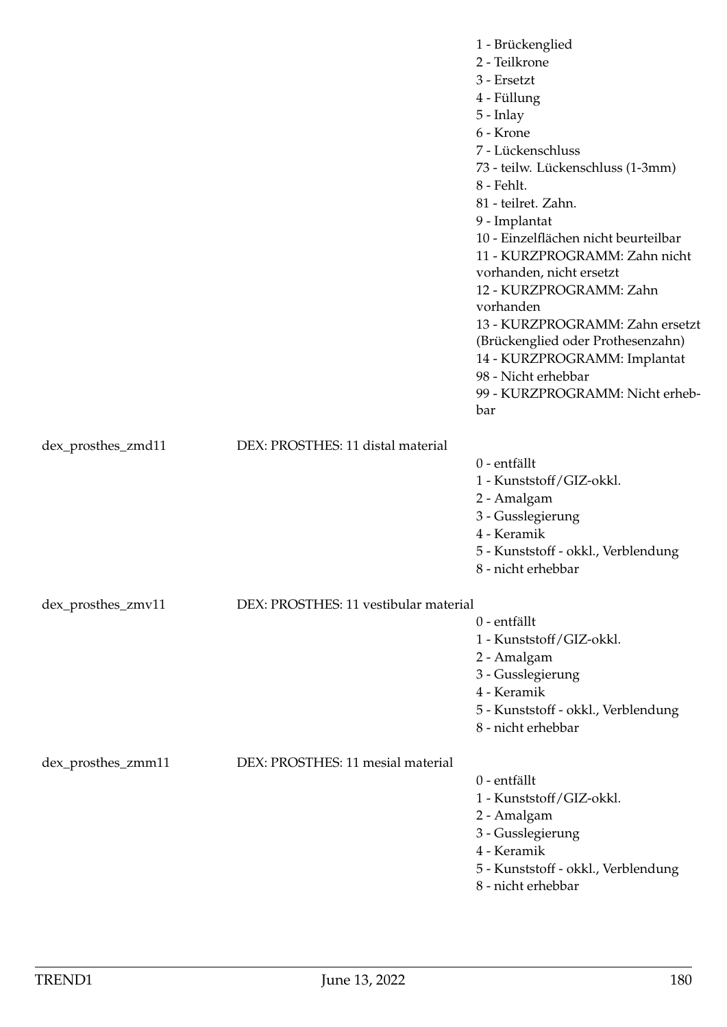1 - Brückenglied
2 - Teilkrone
3 - Ersetzt
4 - Füllung
5 - Inlay
6 - Krone
7 - Lückenschluss
73 - teilw. Lückenschluss (1-3mm)
8 - Fehlt.
81 - teilret. Zahn.
9 - Implantat
10 - Einzelflächen nicht beurteilbar
11 - KURZPROGRAMM: Zahn nicht vorhanden, nicht ersetzt
12 - KURZPROGRAMM: Zahn vorhanden
13 - KURZPROGRAMM: Zahn ersetzt (Brückenglied oder Prothesenzahn)
14 - KURZPROGRAMM: Implantat
98 - Nicht erhebbar
99 - KURZPROGRAMM: Nicht erhebbar

| | | |
|---|---|---|
| dex_prosthes_zmd11 | DEX: PROSTHES: 11 distal material | 0 - entfällt<br>1 - Kunststoff/GIZ-okkl.<br>2 - Amalgam<br>3 - Gusslegierung<br>4 - Keramik<br>5 - Kunststoff - okkl., Verblendung<br>8 - nicht erhebbar |
| dex_prosthes_zmv11 | DEX: PROSTHES: 11 vestibular material | 0 - entfällt<br>1 - Kunststoff/GIZ-okkl.<br>2 - Amalgam<br>3 - Gusslegierung<br>4 - Keramik<br>5 - Kunststoff - okkl., Verblendung<br>8 - nicht erhebbar |
| dex_prosthes_zmm11 | DEX: PROSTHES: 11 mesial material | 0 - entfällt<br>1 - Kunststoff/GIZ-okkl.<br>2 - Amalgam<br>3 - Gusslegierung<br>4 - Keramik<br>5 - Kunststoff - okkl., Verblendung<br>8 - nicht erhebbar |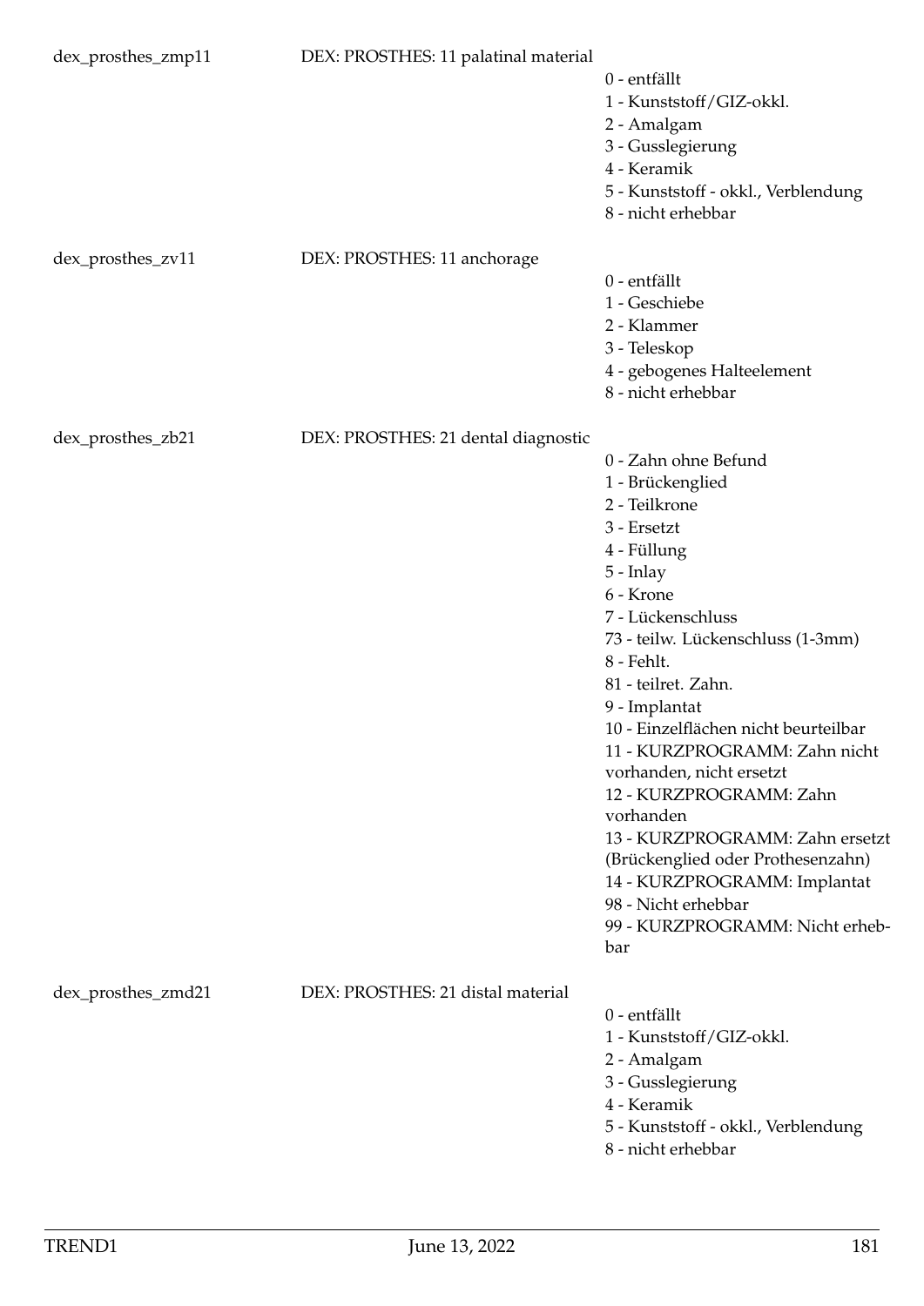dex_prosthes_zmp11 DEX: PROSTHES: 11 palatinal material

- 0 - entfällt
- 1 - Kunststoff/GIZ-okkl.
- 2 - Amalgam
- 3 - Gusslegierung
- 4 - Keramik
- 5 - Kunststoff - okkl., Verblendung
- 8 - nicht erhebbar

dex_prosthes_zv11 DEX: PROSTHES: 11 anchorage

- 0 - entfällt
- 1 - Geschiebe
- 2 - Klammer
- 3 - Teleskop
- 4 - gebogenes Halteelement
- 8 - nicht erhebbar

dex_prosthes_zb21 DEX: PROSTHES: 21 dental diagnostic

- 0 - Zahn ohne Befund
- 1 - Brückenglied
- 2 - Teilkrone
- 3 - Ersetzt
- 4 - Füllung
- 5 - Inlay
- 6 - Krone
- 7 - Lückenschluss
- 73 - teilw. Lückenschluss (1-3mm)
- 8 - Fehlt.
- 81 - teilret. Zahn.
- 9 - Implantat
- 10 - Einzelflächen nicht beurteilbar
- 11 - KURZPROGRAMM: Zahn nicht vorhanden, nicht ersetzt
- 12 - KURZPROGRAMM: Zahn vorhanden
- 13 - KURZPROGRAMM: Zahn ersetzt (Brückenglied oder Prothesenzahn)
- 14 - KURZPROGRAMM: Implantat
- 98 - Nicht erhebbar
- 99 - KURZPROGRAMM: Nicht erhebbar

dex_prosthes_zmd21 DEX: PROSTHES: 21 distal material

- 0 - entfällt
- 1 - Kunststoff/GIZ-okkl.
- 2 - Amalgam
- 3 - Gusslegierung
- 4 - Keramik
- 5 - Kunststoff - okkl., Verblendung
- 8 - nicht erhebbar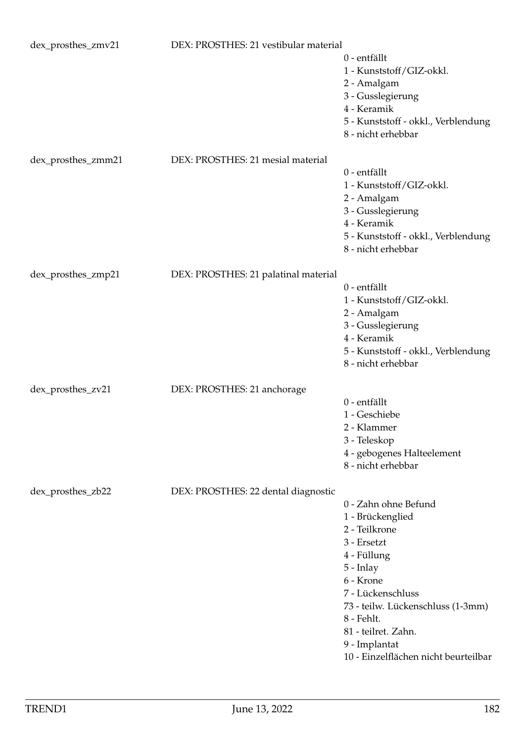dex_prosthes_zmv21 DEX: PROSTHES: 21 vestibular material

- 0 - entfällt
- 1 - Kunststoff/GIZ-okkl.
- 2 - Amalgam
- 3 - Gusslegierung
- 4 - Keramik
- 5 - Kunststoff - okkl., Verblendung
- 8 - nicht erhebbar

dex_prosthes_zmm21 DEX: PROSTHES: 21 mesial material

- 0 - entfällt
- 1 - Kunststoff/GIZ-okkl.
- 2 - Amalgam
- 3 - Gusslegierung
- 4 - Keramik
- 5 - Kunststoff - okkl., Verblendung
- 8 - nicht erhebbar

dex_prosthes_zmp21 DEX: PROSTHES: 21 palatinal material

- 0 - entfällt
- 1 - Kunststoff/GIZ-okkl.
- 2 - Amalgam
- 3 - Gusslegierung
- 4 - Keramik
- 5 - Kunststoff - okkl., Verblendung
- 8 - nicht erhebbar

dex_prosthes_zv21 DEX: PROSTHES: 21 anchorage

- 0 - entfällt
- 1 - Geschiebe
- 2 - Klammer
- 3 - Teleskop
- 4 - gebogenes Halteelement
- 8 - nicht erhebbar

dex_prosthes_zb22 DEX: PROSTHES: 22 dental diagnostic

- 0 - Zahn ohne Befund
- 1 - Brückenglied
- 2 - Teilkrone
- 3 - Ersetzt
- 4 - Füllung
- 5 - Inlay
- 6 - Krone
- 7 - Lückenschluss
- 73 - teilw. Lückenschluss (1-3mm)
- 8 - Fehlt.
- 81 - teilret. Zahn.
- 9 - Implantat
- 10 - Einzelflächen nicht beurteilbar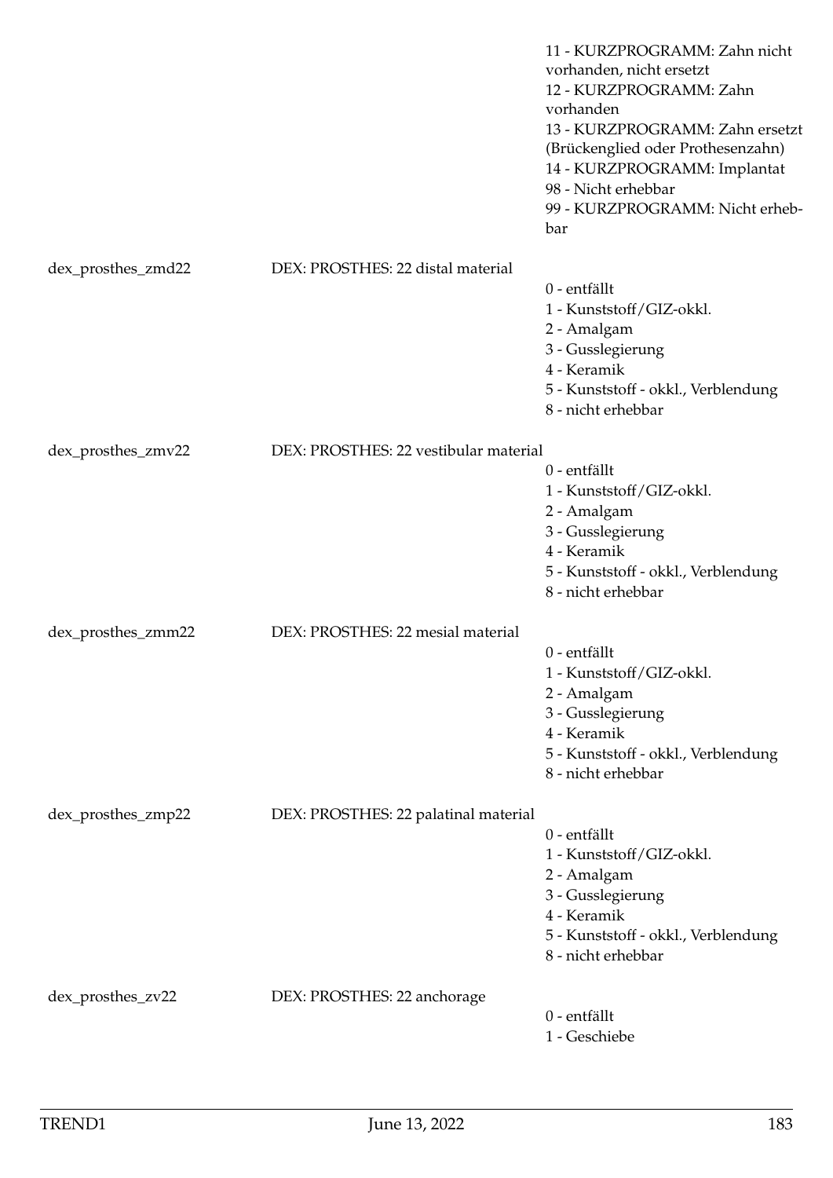11 - KURZPROGRAMM: Zahn nicht vorhanden, nicht ersetzt
12 - KURZPROGRAMM: Zahn vorhanden
13 - KURZPROGRAMM: Zahn ersetzt (Brückenglied oder Prothesenzahn)
14 - KURZPROGRAMM: Implantat
98 - Nicht erhebbar
99 - KURZPROGRAMM: Nicht erhebbar

dex_prosthes_zmd22 | DEX: PROSTHES: 22 distal material

0 - entfällt
1 - Kunststoff/GIZ-okkl.
2 - Amalgam
3 - Gusslegierung
4 - Keramik
5 - Kunststoff - okkl., Verblendung
8 - nicht erhebbar

dex_prosthes_zmv22 | DEX: PROSTHES: 22 vestibular material

0 - entfällt
1 - Kunststoff/GIZ-okkl.
2 - Amalgam
3 - Gusslegierung
4 - Keramik
5 - Kunststoff - okkl., Verblendung
8 - nicht erhebbar

dex_prosthes_zmm22 | DEX: PROSTHES: 22 mesial material

0 - entfällt
1 - Kunststoff/GIZ-okkl.
2 - Amalgam
3 - Gusslegierung
4 - Keramik
5 - Kunststoff - okkl., Verblendung
8 - nicht erhebbar

dex_prosthes_zmp22 | DEX: PROSTHES: 22 palatinal material

0 - entfällt
1 - Kunststoff/GIZ-okkl.
2 - Amalgam
3 - Gusslegierung
4 - Keramik
5 - Kunststoff - okkl., Verblendung
8 - nicht erhebbar

dex_prosthes_zv22 | DEX: PROSTHES: 22 anchorage

0 - entfällt
1 - Geschiebe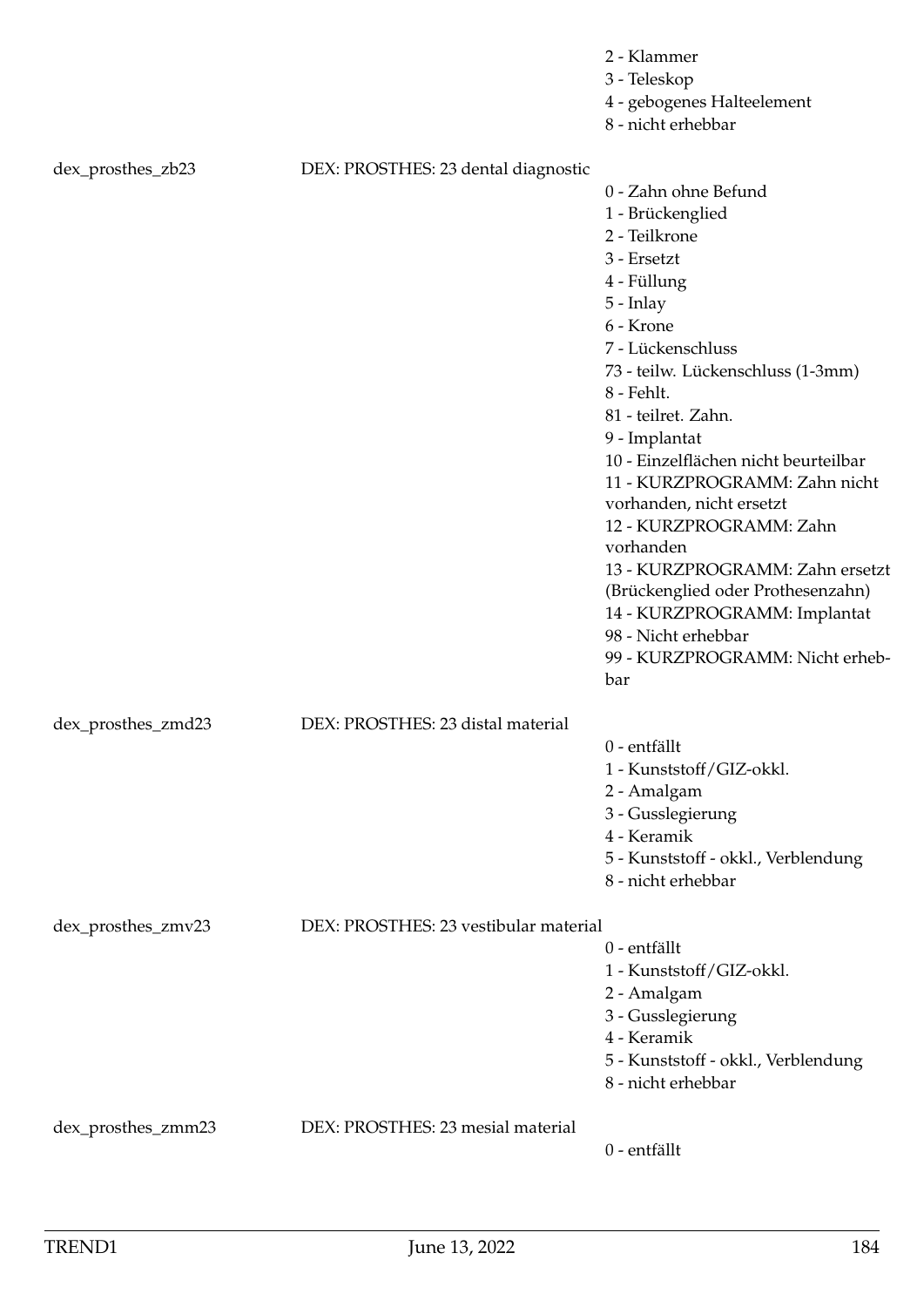2 - Klammer
3 - Teleskop
4 - gebogenes Halteelement
8 - nicht erhebbar

dex_prosthes_zb23 DEX: PROSTHES: 23 dental diagnostic

0 - Zahn ohne Befund
1 - Brückenglied
2 - Teilkrone
3 - Ersetzt
4 - Füllung
5 - Inlay
6 - Krone
7 - Lückenschluss
73 - teilw. Lückenschluss (1-3mm)
8 - Fehlt.
81 - teilret. Zahn.
9 - Implantat
10 - Einzelflächen nicht beurteilbar
11 - KURZPROGRAMM: Zahn nicht vorhanden, nicht ersetzt
12 - KURZPROGRAMM: Zahn vorhanden
13 - KURZPROGRAMM: Zahn ersetzt (Brückenglied oder Prothesenzahn)
14 - KURZPROGRAMM: Implantat
98 - Nicht erhebbar
99 - KURZPROGRAMM: Nicht erhebbar

dex_prosthes_zmd23 DEX: PROSTHES: 23 distal material

0 - entfällt
1 - Kunststoff/GIZ-okkl.
2 - Amalgam
3 - Gusslegierung
4 - Keramik
5 - Kunststoff - okkl., Verblendung
8 - nicht erhebbar

dex_prosthes_zmv23 DEX: PROSTHES: 23 vestibular material

0 - entfällt
1 - Kunststoff/GIZ-okkl.
2 - Amalgam
3 - Gusslegierung
4 - Keramik
5 - Kunststoff - okkl., Verblendung
8 - nicht erhebbar

dex_prosthes_zmm23 DEX: PROSTHES: 23 mesial material

0 - entfällt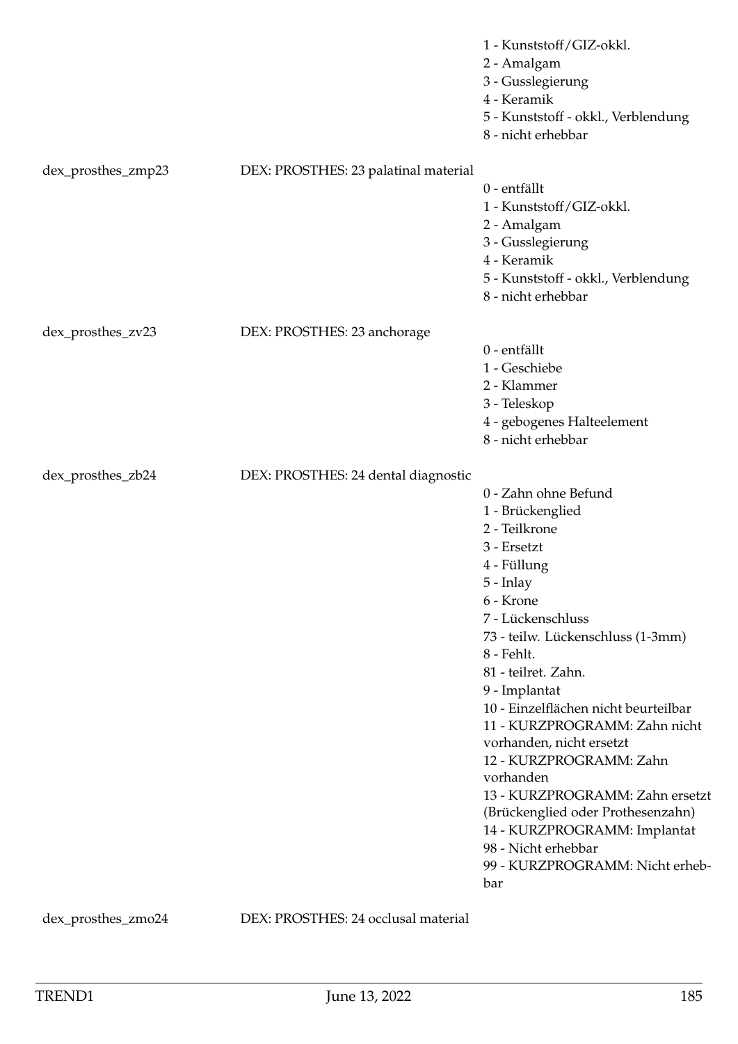| | | |
|---|---|---|
| | | 1 - Kunststoff/GIZ-okkl.<br>2 - Amalgam<br>3 - Gusslegierung<br>4 - Keramik<br>5 - Kunststoff - okkl., Verblendung<br>8 - nicht erhebbar |
| dex_prosthes_zmp23 | DEX: PROSTHES: 23 palatinal material | 0 - entfällt<br>1 - Kunststoff/GIZ-okkl.<br>2 - Amalgam<br>3 - Gusslegierung<br>4 - Keramik<br>5 - Kunststoff - okkl., Verblendung<br>8 - nicht erhebbar |
| dex_prosthes_zv23 | DEX: PROSTHES: 23 anchorage | 0 - entfällt<br>1 - Geschiebe<br>2 - Klammer<br>3 - Teleskop<br>4 - gebogenes Halteelement<br>8 - nicht erhebbar |
| dex_prosthes_zb24 | DEX: PROSTHES: 24 dental diagnostic | 0 - Zahn ohne Befund<br>1 - Brückenglied<br>2 - Teilkrone<br>3 - Ersetzt<br>4 - Füllung<br>5 - Inlay<br>6 - Krone<br>7 - Lückenschluss<br>73 - teilw. Lückenschluss (1-3mm)<br>8 - Fehlt.<br>81 - teilret. Zahn.<br>9 - Implantat<br>10 - Einzelflächen nicht beurteilbar<br>11 - KURZPROGRAMM: Zahn nicht vorhanden, nicht ersetzt<br>12 - KURZPROGRAMM: Zahn vorhanden<br>13 - KURZPROGRAMM: Zahn ersetzt (Brückenglied oder Prothesenzahn)<br>14 - KURZPROGRAMM: Implantat<br>98 - Nicht erhebbar<br>99 - KURZPROGRAMM: Nicht erhebbar |
| dex_prosthes_zmo24 | DEX: PROSTHES: 24 occlusal material | |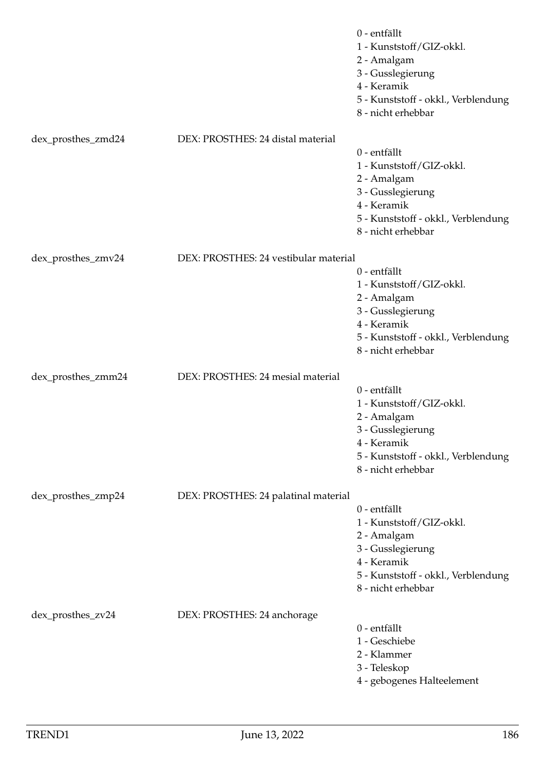0 - entfällt
1 - Kunststoff/GIZ-okkl.
2 - Amalgam
3 - Gusslegierung
4 - Keramik
5 - Kunststoff - okkl., Verblendung
8 - nicht erhebbar

dex_prosthes_zmd24 DEX: PROSTHES: 24 distal material

0 - entfällt
1 - Kunststoff/GIZ-okkl.
2 - Amalgam
3 - Gusslegierung
4 - Keramik
5 - Kunststoff - okkl., Verblendung
8 - nicht erhebbar

dex_prosthes_zmv24 DEX: PROSTHES: 24 vestibular material

0 - entfällt
1 - Kunststoff/GIZ-okkl.
2 - Amalgam
3 - Gusslegierung
4 - Keramik
5 - Kunststoff - okkl., Verblendung
8 - nicht erhebbar

dex_prosthes_zmm24 DEX: PROSTHES: 24 mesial material

0 - entfällt
1 - Kunststoff/GIZ-okkl.
2 - Amalgam
3 - Gusslegierung
4 - Keramik
5 - Kunststoff - okkl., Verblendung
8 - nicht erhebbar

dex_prosthes_zmp24 DEX: PROSTHES: 24 palatinal material

0 - entfällt
1 - Kunststoff/GIZ-okkl.
2 - Amalgam
3 - Gusslegierung
4 - Keramik
5 - Kunststoff - okkl., Verblendung
8 - nicht erhebbar

dex_prosthes_zv24 DEX: PROSTHES: 24 anchorage

0 - entfällt
1 - Geschiebe
2 - Klammer
3 - Teleskop
4 - gebogenes Halteelement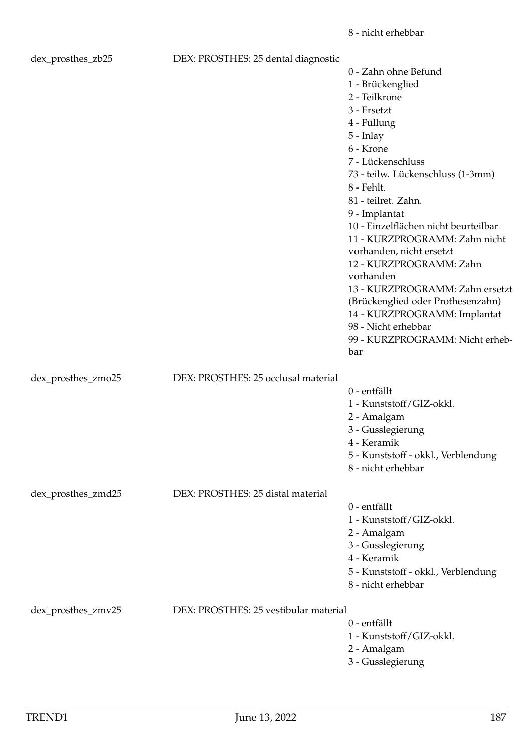8 - nicht erhebbar

dex_prosthes_zb25 DEX: PROSTHES: 25 dental diagnostic

0 - Zahn ohne Befund
1 - Brückenglied
2 - Teilkrone
3 - Ersetzt
4 - Füllung
5 - Inlay
6 - Krone
7 - Lückenschluss
73 - teilw. Lückenschluss (1-3mm)
8 - Fehlt.
81 - teilret. Zahn.
9 - Implantat
10 - Einzelflächen nicht beurteilbar
11 - KURZPROGRAMM: Zahn nicht vorhanden, nicht ersetzt
12 - KURZPROGRAMM: Zahn vorhanden
13 - KURZPROGRAMM: Zahn ersetzt (Brückenglied oder Prothesenzahn)
14 - KURZPROGRAMM: Implantat
98 - Nicht erhebbar
99 - KURZPROGRAMM: Nicht erhebbar

dex_prosthes_zmo25 DEX: PROSTHES: 25 occlusal material

0 - entfällt
1 - Kunststoff/GIZ-okkl.
2 - Amalgam
3 - Gusslegierung
4 - Keramik
5 - Kunststoff - okkl., Verblendung
8 - nicht erhebbar

dex_prosthes_zmd25 DEX: PROSTHES: 25 distal material

0 - entfällt
1 - Kunststoff/GIZ-okkl.
2 - Amalgam
3 - Gusslegierung
4 - Keramik
5 - Kunststoff - okkl., Verblendung
8 - nicht erhebbar

dex_prosthes_zmv25 DEX: PROSTHES: 25 vestibular material

0 - entfällt
1 - Kunststoff/GIZ-okkl.
2 - Amalgam
3 - Gusslegierung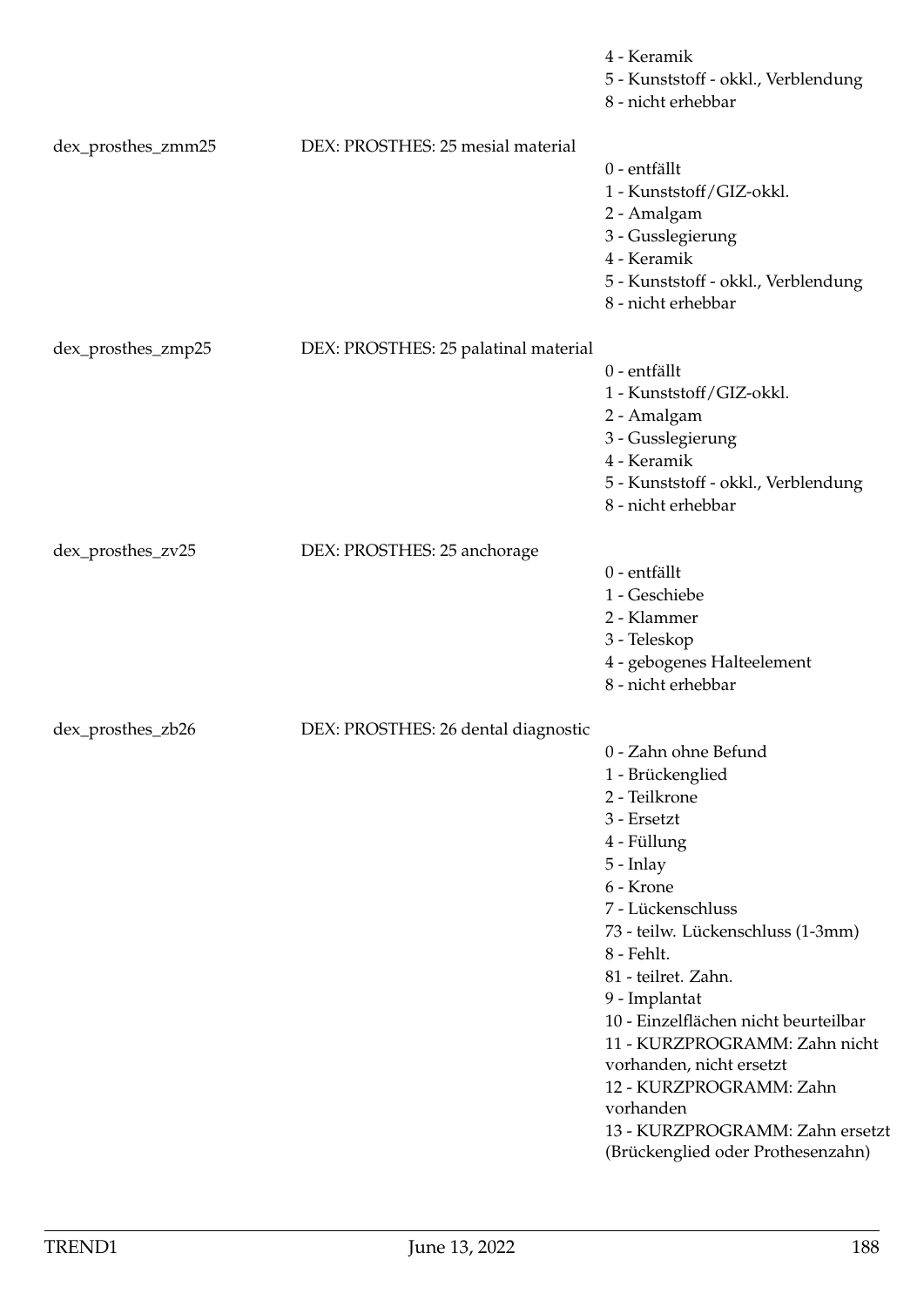4 - Keramik
5 - Kunststoff - okkl., Verblendung
8 - nicht erhebbar

| | | |
|---|---|---|
| dex_prosthes_zmm25 | DEX: PROSTHES: 25 mesial material | 0 - entfällt<br>1 - Kunststoff/GIZ-okkl.<br>2 - Amalgam<br>3 - Gusslegierung<br>4 - Keramik<br>5 - Kunststoff - okkl., Verblendung<br>8 - nicht erhebbar |
| dex_prosthes_zmp25 | DEX: PROSTHES: 25 palatinal material | 0 - entfällt<br>1 - Kunststoff/GIZ-okkl.<br>2 - Amalgam<br>3 - Gusslegierung<br>4 - Keramik<br>5 - Kunststoff - okkl., Verblendung<br>8 - nicht erhebbar |
| dex_prosthes_zv25 | DEX: PROSTHES: 25 anchorage | 0 - entfällt<br>1 - Geschiebe<br>2 - Klammer<br>3 - Teleskop<br>4 - gebogenes Halteelement<br>8 - nicht erhebbar |
| dex_prosthes_zb26 | DEX: PROSTHES: 26 dental diagnostic | 0 - Zahn ohne Befund<br>1 - Brückenglied<br>2 - Teilkrone<br>3 - Ersetzt<br>4 - Füllung<br>5 - Inlay<br>6 - Krone<br>7 - Lückenschluss<br>73 - teilw. Lückenschluss (1-3mm)<br>8 - Fehlt.<br>81 - teilret. Zahn.<br>9 - Implantat<br>10 - Einzelflächen nicht beurteilbar<br>11 - KURZPROGRAMM: Zahn nicht vorhanden, nicht ersetzt<br>12 - KURZPROGRAMM: Zahn vorhanden<br>13 - KURZPROGRAMM: Zahn ersetzt (Brückenglied oder Prothesenzahn) |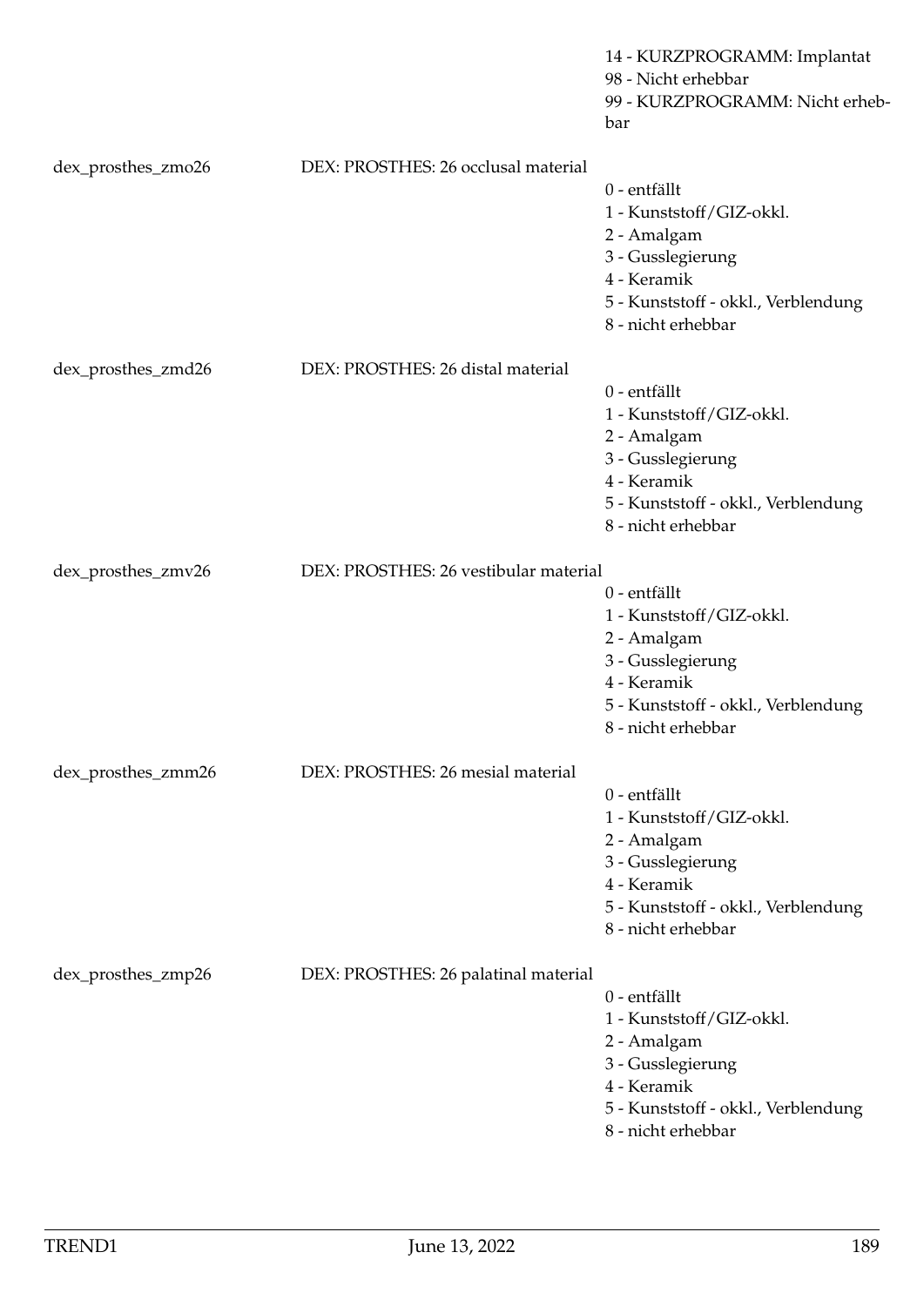14 - KURZPROGRAMM: Implantat
98 - Nicht erhebbar
99 - KURZPROGRAMM: Nicht erhebbar

| Variable | Label | Values |
|---|---|---|
| dex_prosthes_zmo26 | DEX: PROSTHES: 26 occlusal material | 0 - entfällt<br>1 - Kunststoff/GIZ-okkl.<br>2 - Amalgam<br>3 - Gusslegierung<br>4 - Keramik<br>5 - Kunststoff - okkl., Verblendung<br>8 - nicht erhebbar |
| dex_prosthes_zmd26 | DEX: PROSTHES: 26 distal material | 0 - entfällt<br>1 - Kunststoff/GIZ-okkl.<br>2 - Amalgam<br>3 - Gusslegierung<br>4 - Keramik<br>5 - Kunststoff - okkl., Verblendung<br>8 - nicht erhebbar |
| dex_prosthes_zmv26 | DEX: PROSTHES: 26 vestibular material | 0 - entfällt<br>1 - Kunststoff/GIZ-okkl.<br>2 - Amalgam<br>3 - Gusslegierung<br>4 - Keramik<br>5 - Kunststoff - okkl., Verblendung<br>8 - nicht erhebbar |
| dex_prosthes_zmm26 | DEX: PROSTHES: 26 mesial material | 0 - entfällt<br>1 - Kunststoff/GIZ-okkl.<br>2 - Amalgam<br>3 - Gusslegierung<br>4 - Keramik<br>5 - Kunststoff - okkl., Verblendung<br>8 - nicht erhebbar |
| dex_prosthes_zmp26 | DEX: PROSTHES: 26 palatinal material | 0 - entfällt<br>1 - Kunststoff/GIZ-okkl.<br>2 - Amalgam<br>3 - Gusslegierung<br>4 - Keramik<br>5 - Kunststoff - okkl., Verblendung<br>8 - nicht erhebbar |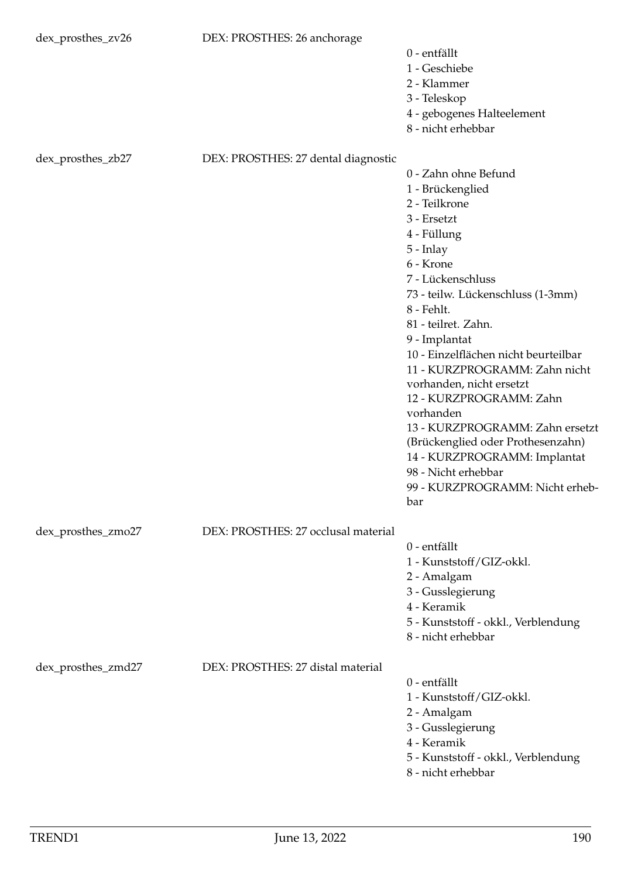| | | |
|---|---|---|
| dex_prosthes_zv26 | DEX: PROSTHES: 26 anchorage | 0 - entfällt<br>1 - Geschiebe<br>2 - Klammer<br>3 - Teleskop<br>4 - gebogenes Halteelement<br>8 - nicht erhebbar |
| dex_prosthes_zb27 | DEX: PROSTHES: 27 dental diagnostic | 0 - Zahn ohne Befund<br>1 - Brückenglied<br>2 - Teilkrone<br>3 - Ersetzt<br>4 - Füllung<br>5 - Inlay<br>6 - Krone<br>7 - Lückenschluss<br>73 - teilw. Lückenschluss (1-3mm)<br>8 - Fehlt.<br>81 - teilret. Zahn.<br>9 - Implantat<br>10 - Einzelflächen nicht beurteilbar<br>11 - KURZPROGRAMM: Zahn nicht vorhanden, nicht ersetzt<br>12 - KURZPROGRAMM: Zahn vorhanden<br>13 - KURZPROGRAMM: Zahn ersetzt (Brückenglied oder Prothesenzahn)<br>14 - KURZPROGRAMM: Implantat<br>98 - Nicht erhebbar<br>99 - KURZPROGRAMM: Nicht erhebbar |
| dex_prosthes_zmo27 | DEX: PROSTHES: 27 occlusal material | 0 - entfällt<br>1 - Kunststoff/GIZ-okkl.<br>2 - Amalgam<br>3 - Gusslegierung<br>4 - Keramik<br>5 - Kunststoff - okkl., Verblendung<br>8 - nicht erhebbar |
| dex_prosthes_zmd27 | DEX: PROSTHES: 27 distal material | 0 - entfällt<br>1 - Kunststoff/GIZ-okkl.<br>2 - Amalgam<br>3 - Gusslegierung<br>4 - Keramik<br>5 - Kunststoff - okkl., Verblendung<br>8 - nicht erhebbar |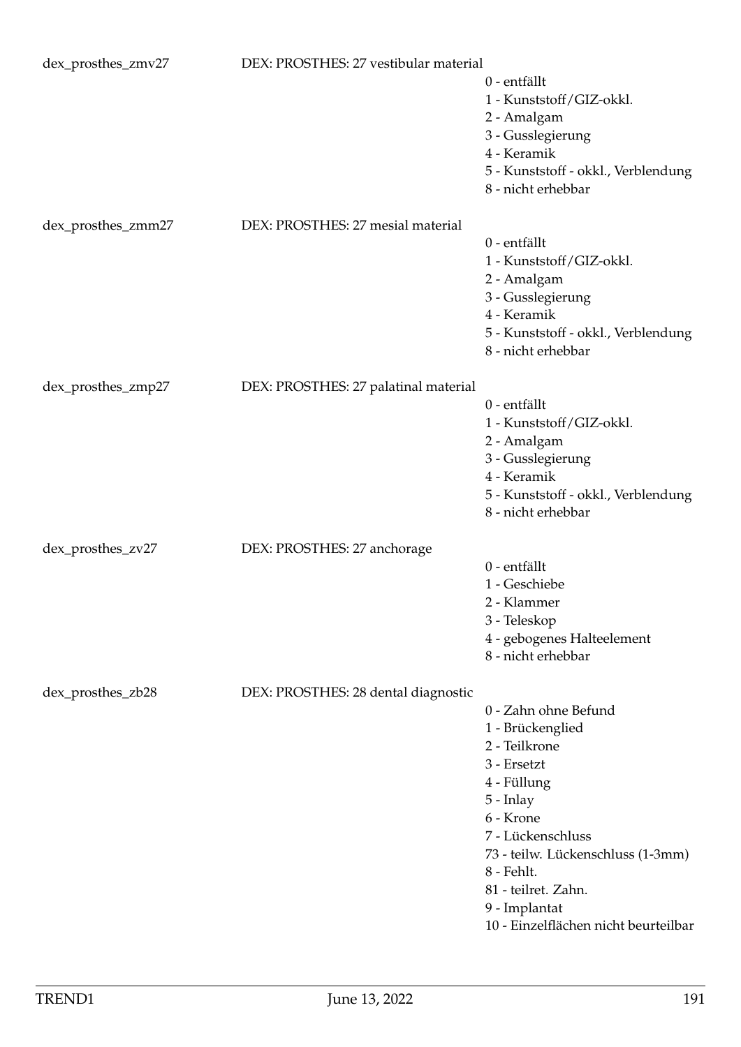dex_prosthes_zmv27 DEX: PROSTHES: 27 vestibular material

- 0 - entfällt
- 1 - Kunststoff/GIZ-okkl.
- 2 - Amalgam
- 3 - Gusslegierung
- 4 - Keramik
- 5 - Kunststoff - okkl., Verblendung
- 8 - nicht erhebbar

dex_prosthes_zmm27 DEX: PROSTHES: 27 mesial material

- 0 - entfällt
- 1 - Kunststoff/GIZ-okkl.
- 2 - Amalgam
- 3 - Gusslegierung
- 4 - Keramik
- 5 - Kunststoff - okkl., Verblendung
- 8 - nicht erhebbar

dex_prosthes_zmp27 DEX: PROSTHES: 27 palatinal material

- 0 - entfällt
- 1 - Kunststoff/GIZ-okkl.
- 2 - Amalgam
- 3 - Gusslegierung
- 4 - Keramik
- 5 - Kunststoff - okkl., Verblendung
- 8 - nicht erhebbar

dex_prosthes_zv27 DEX: PROSTHES: 27 anchorage

- 0 - entfällt
- 1 - Geschiebe
- 2 - Klammer
- 3 - Teleskop
- 4 - gebogenes Halteelement
- 8 - nicht erhebbar

dex_prosthes_zb28 DEX: PROSTHES: 28 dental diagnostic

- 0 - Zahn ohne Befund
- 1 - Brückenglied
- 2 - Teilkrone
- 3 - Ersetzt
- 4 - Füllung
- 5 - Inlay
- 6 - Krone
- 7 - Lückenschluss
- 73 - teilw. Lückenschluss (1-3mm)
- 8 - Fehlt.
- 81 - teilret. Zahn.
- 9 - Implantat
- 10 - Einzelflächen nicht beurteilbar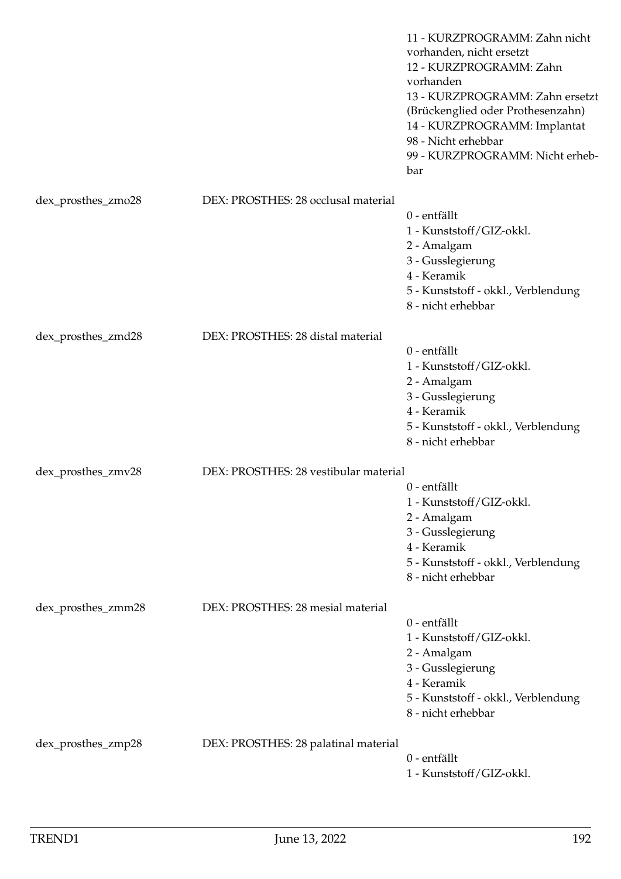11 - KURZPROGRAMM: Zahn nicht vorhanden, nicht ersetzt
12 - KURZPROGRAMM: Zahn vorhanden
13 - KURZPROGRAMM: Zahn ersetzt (Brückenglied oder Prothesenzahn)
14 - KURZPROGRAMM: Implantat
98 - Nicht erhebbar
99 - KURZPROGRAMM: Nicht erhebbar

| | | |
|---|---|---|
| dex_prosthes_zmo28 | DEX: PROSTHES: 28 occlusal material | 0 - entfällt<br>1 - Kunststoff/GIZ-okkl.<br>2 - Amalgam<br>3 - Gusslegierung<br>4 - Keramik<br>5 - Kunststoff - okkl., Verblendung<br>8 - nicht erhebbar |
| dex_prosthes_zmd28 | DEX: PROSTHES: 28 distal material | 0 - entfällt<br>1 - Kunststoff/GIZ-okkl.<br>2 - Amalgam<br>3 - Gusslegierung<br>4 - Keramik<br>5 - Kunststoff - okkl., Verblendung<br>8 - nicht erhebbar |
| dex_prosthes_zmv28 | DEX: PROSTHES: 28 vestibular material | 0 - entfällt<br>1 - Kunststoff/GIZ-okkl.<br>2 - Amalgam<br>3 - Gusslegierung<br>4 - Keramik<br>5 - Kunststoff - okkl., Verblendung<br>8 - nicht erhebbar |
| dex_prosthes_zmm28 | DEX: PROSTHES: 28 mesial material | 0 - entfällt<br>1 - Kunststoff/GIZ-okkl.<br>2 - Amalgam<br>3 - Gusslegierung<br>4 - Keramik<br>5 - Kunststoff - okkl., Verblendung<br>8 - nicht erhebbar |
| dex_prosthes_zmp28 | DEX: PROSTHES: 28 palatinal material | 0 - entfällt<br>1 - Kunststoff/GIZ-okkl. |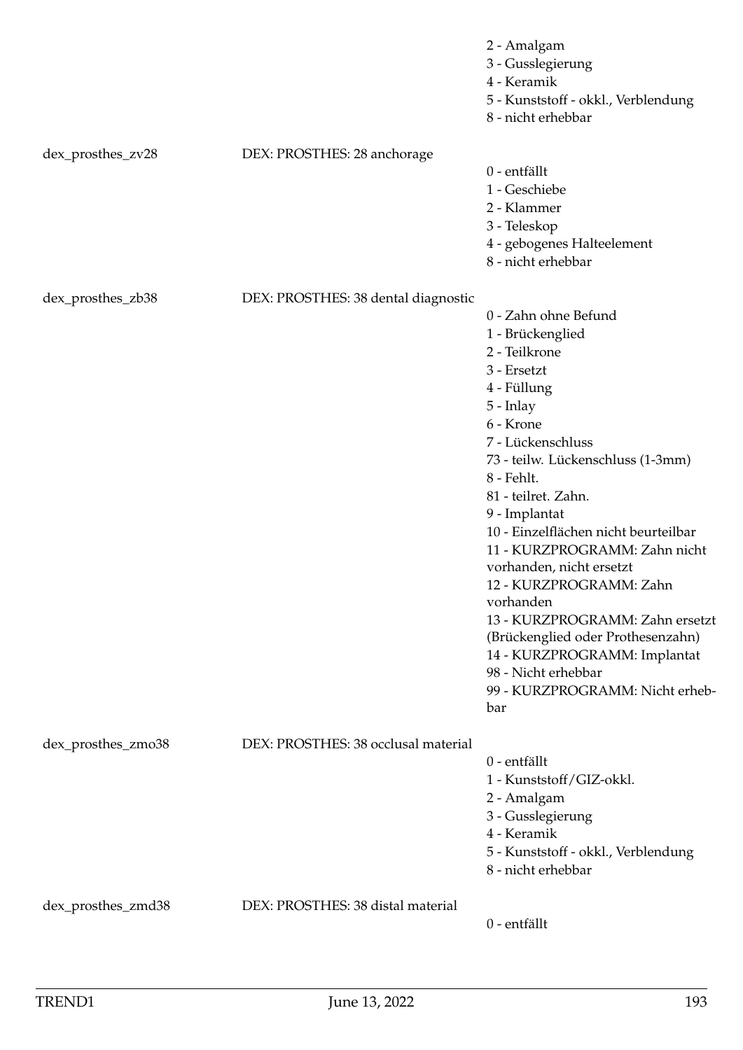| | | |
|---|---|---|
| | | 2 - Amalgam<br>3 - Gusslegierung<br>4 - Keramik<br>5 - Kunststoff - okkl., Verblendung<br>8 - nicht erhebbar |
| dex_prosthes_zv28 | DEX: PROSTHES: 28 anchorage | 0 - entfällt<br>1 - Geschiebe<br>2 - Klammer<br>3 - Teleskop<br>4 - gebogenes Halteelement<br>8 - nicht erhebbar |
| dex_prosthes_zb38 | DEX: PROSTHES: 38 dental diagnostic | 0 - Zahn ohne Befund<br>1 - Brückenglied<br>2 - Teilkrone<br>3 - Ersetzt<br>4 - Füllung<br>5 - Inlay<br>6 - Krone<br>7 - Lückenschluss<br>73 - teilw. Lückenschluss (1-3mm)<br>8 - Fehlt.<br>81 - teilret. Zahn.<br>9 - Implantat<br>10 - Einzelflächen nicht beurteilbar<br>11 - KURZPROGRAMM: Zahn nicht vorhanden, nicht ersetzt<br>12 - KURZPROGRAMM: Zahn vorhanden<br>13 - KURZPROGRAMM: Zahn ersetzt (Brückenglied oder Prothesenzahn)<br>14 - KURZPROGRAMM: Implantat<br>98 - Nicht erhebbar<br>99 - KURZPROGRAMM: Nicht erhebbar |
| dex_prosthes_zmo38 | DEX: PROSTHES: 38 occlusal material | 0 - entfällt<br>1 - Kunststoff/GIZ-okkl.<br>2 - Amalgam<br>3 - Gusslegierung<br>4 - Keramik<br>5 - Kunststoff - okkl., Verblendung<br>8 - nicht erhebbar |
| dex_prosthes_zmd38 | DEX: PROSTHES: 38 distal material | 0 - entfällt |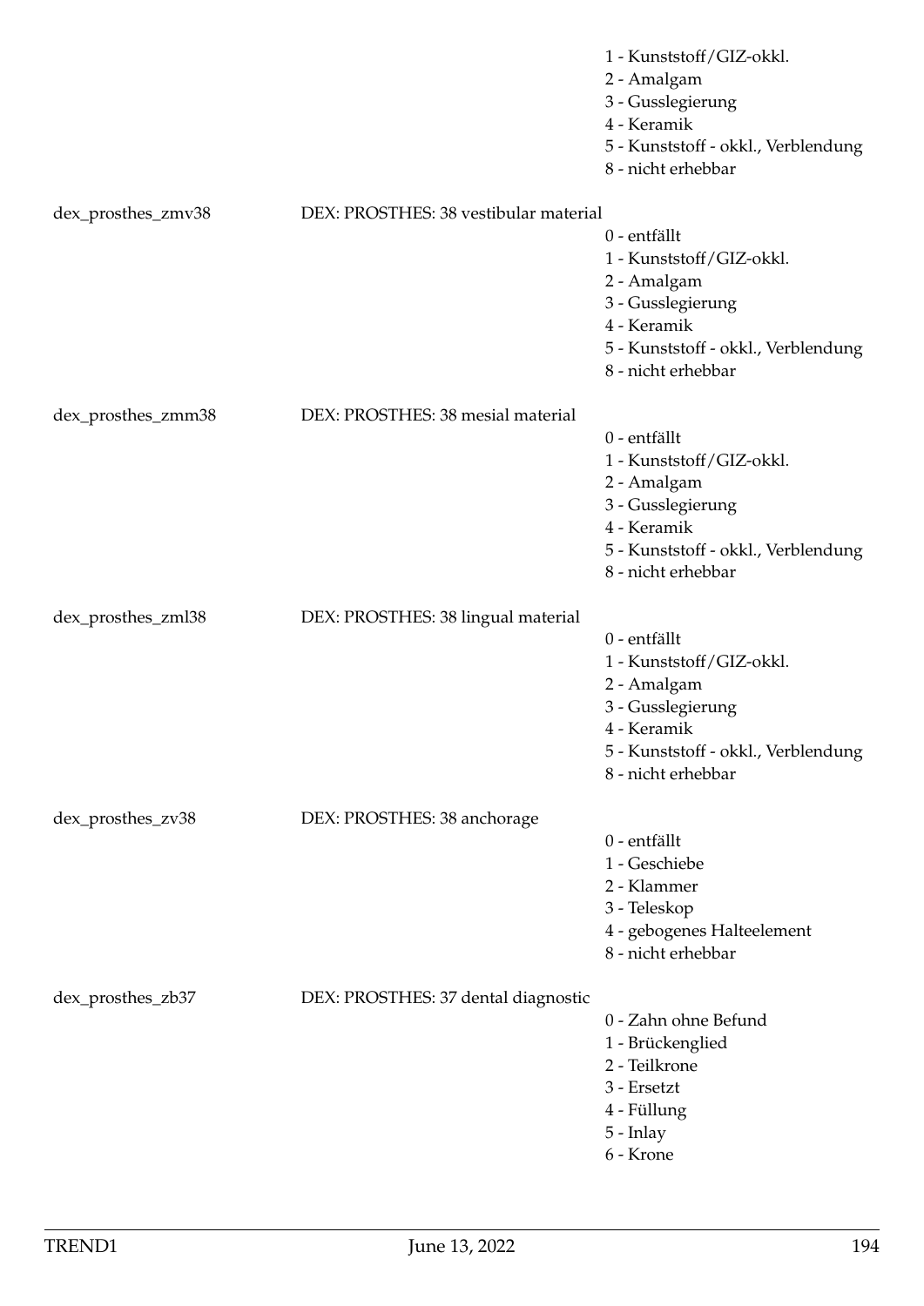1 - Kunststoff/GIZ-okkl.
2 - Amalgam
3 - Gusslegierung
4 - Keramik
5 - Kunststoff - okkl., Verblendung
8 - nicht erhebbar

dex_prosthes_zmv38 DEX: PROSTHES: 38 vestibular material

0 - entfällt
1 - Kunststoff/GIZ-okkl.
2 - Amalgam
3 - Gusslegierung
4 - Keramik
5 - Kunststoff - okkl., Verblendung
8 - nicht erhebbar

dex_prosthes_zmm38 DEX: PROSTHES: 38 mesial material

0 - entfällt
1 - Kunststoff/GIZ-okkl.
2 - Amalgam
3 - Gusslegierung
4 - Keramik
5 - Kunststoff - okkl., Verblendung
8 - nicht erhebbar

dex_prosthes_zml38 DEX: PROSTHES: 38 lingual material

0 - entfällt
1 - Kunststoff/GIZ-okkl.
2 - Amalgam
3 - Gusslegierung
4 - Keramik
5 - Kunststoff - okkl., Verblendung
8 - nicht erhebbar

dex_prosthes_zv38 DEX: PROSTHES: 38 anchorage

0 - entfällt
1 - Geschiebe
2 - Klammer
3 - Teleskop
4 - gebogenes Halteelement
8 - nicht erhebbar

dex_prosthes_zb37 DEX: PROSTHES: 37 dental diagnostic

0 - Zahn ohne Befund
1 - Brückenglied
2 - Teilkrone
3 - Ersetzt
4 - Füllung
5 - Inlay
6 - Krone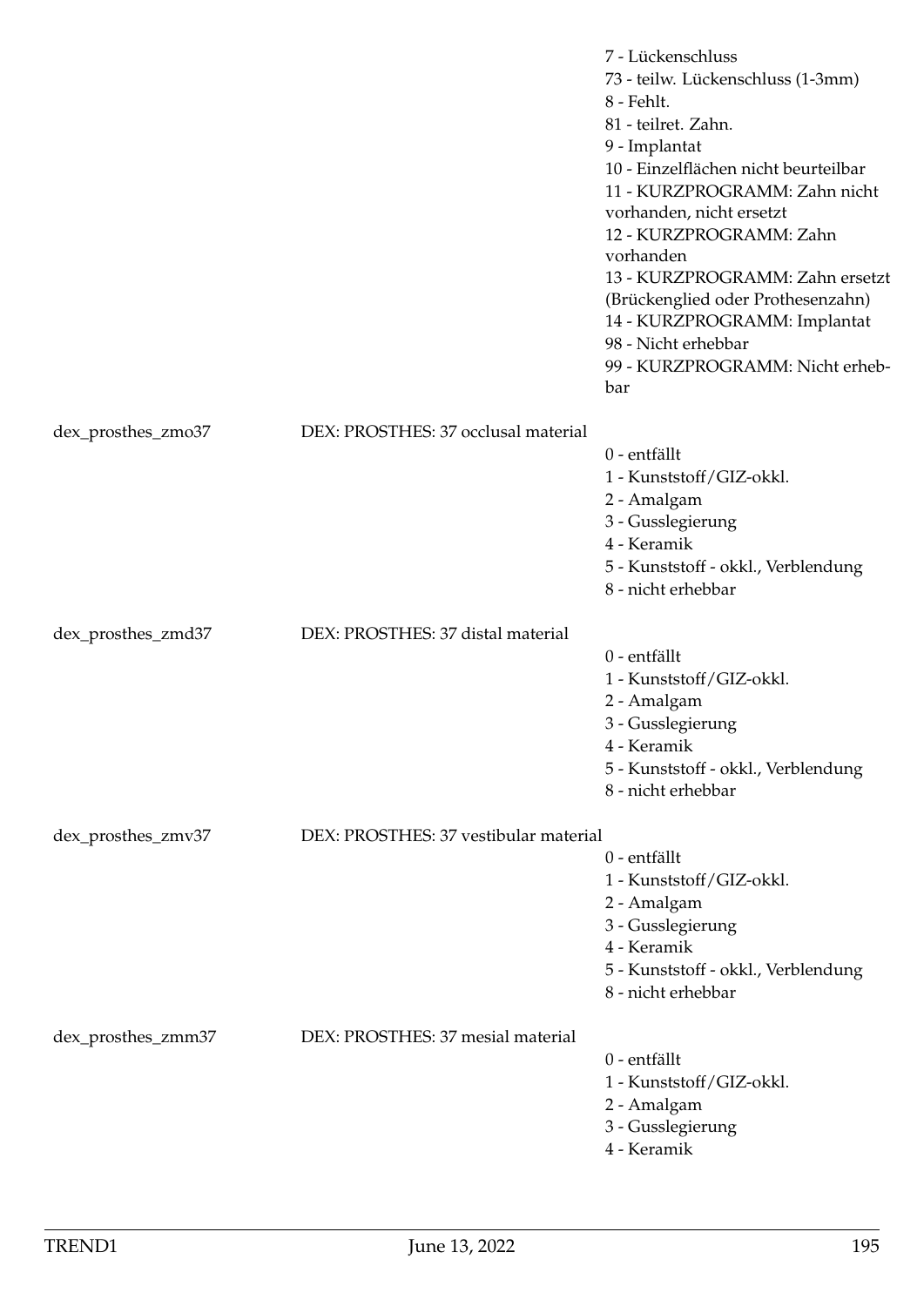7 - Lückenschluss
73 - teilw. Lückenschluss (1-3mm)
8 - Fehlt.
81 - teilret. Zahn.
9 - Implantat
10 - Einzelflächen nicht beurteilbar
11 - KURZPROGRAMM: Zahn nicht vorhanden, nicht ersetzt
12 - KURZPROGRAMM: Zahn vorhanden
13 - KURZPROGRAMM: Zahn ersetzt (Brückenglied oder Prothesenzahn)
14 - KURZPROGRAMM: Implantat
98 - Nicht erhebbar
99 - KURZPROGRAMM: Nicht erhebbar

| | | |
|---|---|---|
| dex_prosthes_zmo37 | DEX: PROSTHES: 37 occlusal material | 0 - entfällt<br>1 - Kunststoff/GIZ-okkl.<br>2 - Amalgam<br>3 - Gusslegierung<br>4 - Keramik<br>5 - Kunststoff - okkl., Verblendung<br>8 - nicht erhebbar |
| dex_prosthes_zmd37 | DEX: PROSTHES: 37 distal material | 0 - entfällt<br>1 - Kunststoff/GIZ-okkl.<br>2 - Amalgam<br>3 - Gusslegierung<br>4 - Keramik<br>5 - Kunststoff - okkl., Verblendung<br>8 - nicht erhebbar |
| dex_prosthes_zmv37 | DEX: PROSTHES: 37 vestibular material | 0 - entfällt<br>1 - Kunststoff/GIZ-okkl.<br>2 - Amalgam<br>3 - Gusslegierung<br>4 - Keramik<br>5 - Kunststoff - okkl., Verblendung<br>8 - nicht erhebbar |
| dex_prosthes_zmm37 | DEX: PROSTHES: 37 mesial material | 0 - entfällt<br>1 - Kunststoff/GIZ-okkl.<br>2 - Amalgam<br>3 - Gusslegierung<br>4 - Keramik |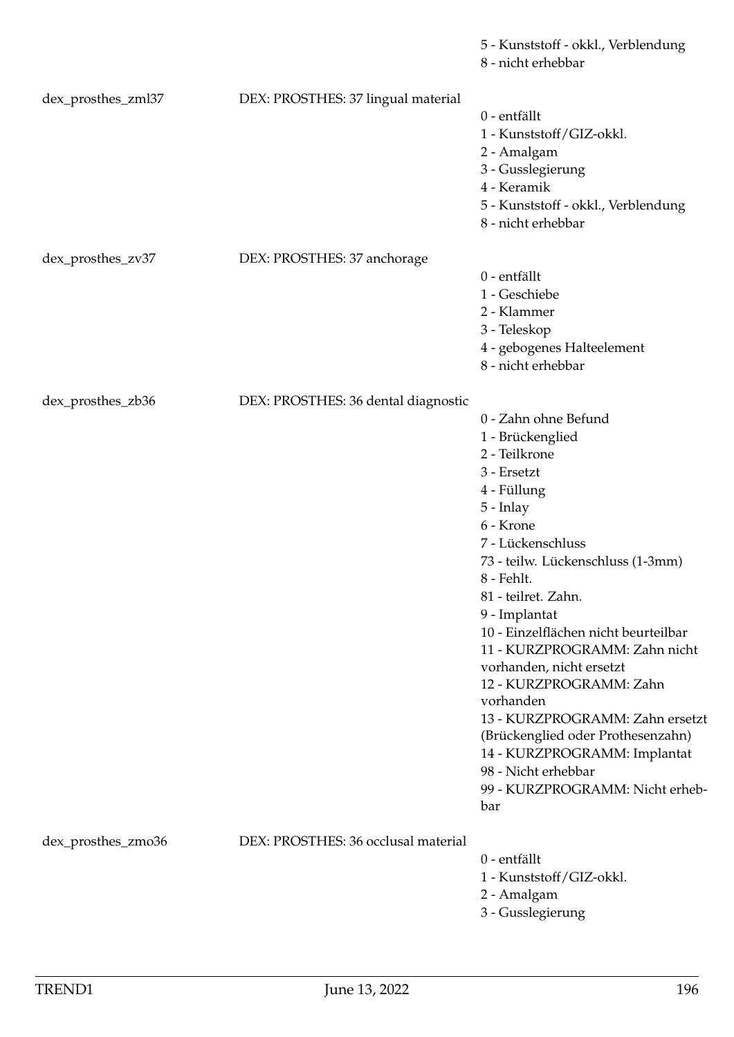5 - Kunststoff - okkl., Verblendung
8 - nicht erhebbar

| | | |
|---|---|---|
| dex_prosthes_zml37 | DEX: PROSTHES: 37 lingual material | 0 - entfällt<br>1 - Kunststoff/GIZ-okkl.<br>2 - Amalgam<br>3 - Gusslegierung<br>4 - Keramik<br>5 - Kunststoff - okkl., Verblendung<br>8 - nicht erhebbar |
| dex_prosthes_zv37 | DEX: PROSTHES: 37 anchorage | 0 - entfällt<br>1 - Geschiebe<br>2 - Klammer<br>3 - Teleskop<br>4 - gebogenes Halteelement<br>8 - nicht erhebbar |
| dex_prosthes_zb36 | DEX: PROSTHES: 36 dental diagnostic | 0 - Zahn ohne Befund<br>1 - Brückenglied<br>2 - Teilkrone<br>3 - Ersetzt<br>4 - Füllung<br>5 - Inlay<br>6 - Krone<br>7 - Lückenschluss<br>73 - teilw. Lückenschluss (1-3mm)<br>8 - Fehlt.<br>81 - teilret. Zahn.<br>9 - Implantat<br>10 - Einzelflächen nicht beurteilbar<br>11 - KURZPROGRAMM: Zahn nicht vorhanden, nicht ersetzt<br>12 - KURZPROGRAMM: Zahn vorhanden<br>13 - KURZPROGRAMM: Zahn ersetzt (Brückenglied oder Prothesenzahn)<br>14 - KURZPROGRAMM: Implantat<br>98 - Nicht erhebbar<br>99 - KURZPROGRAMM: Nicht erhebbar |
| dex_prosthes_zmo36 | DEX: PROSTHES: 36 occlusal material | 0 - entfällt<br>1 - Kunststoff/GIZ-okkl.<br>2 - Amalgam<br>3 - Gusslegierung |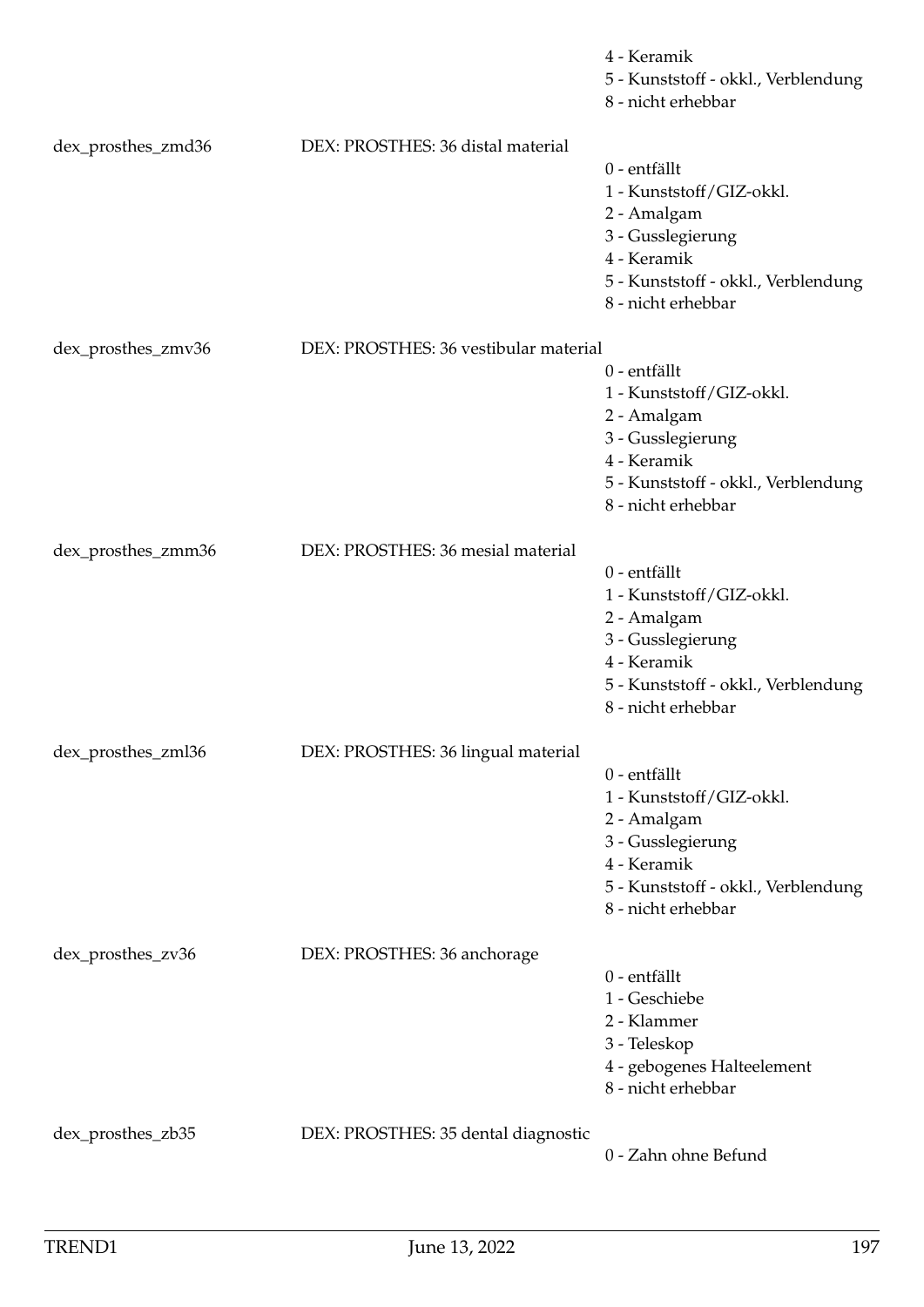| | | |
|---|---|---|
| | | 4 - Keramik<br>5 - Kunststoff - okkl., Verblendung<br>8 - nicht erhebbar |
| dex_prosthes_zmd36 | DEX: PROSTHES: 36 distal material | 0 - entfällt<br>1 - Kunststoff/GIZ-okkl.<br>2 - Amalgam<br>3 - Gusslegierung<br>4 - Keramik<br>5 - Kunststoff - okkl., Verblendung<br>8 - nicht erhebbar |
| dex_prosthes_zmv36 | DEX: PROSTHES: 36 vestibular material | 0 - entfällt<br>1 - Kunststoff/GIZ-okkl.<br>2 - Amalgam<br>3 - Gusslegierung<br>4 - Keramik<br>5 - Kunststoff - okkl., Verblendung<br>8 - nicht erhebbar |
| dex_prosthes_zmm36 | DEX: PROSTHES: 36 mesial material | 0 - entfällt<br>1 - Kunststoff/GIZ-okkl.<br>2 - Amalgam<br>3 - Gusslegierung<br>4 - Keramik<br>5 - Kunststoff - okkl., Verblendung<br>8 - nicht erhebbar |
| dex_prosthes_zml36 | DEX: PROSTHES: 36 lingual material | 0 - entfällt<br>1 - Kunststoff/GIZ-okkl.<br>2 - Amalgam<br>3 - Gusslegierung<br>4 - Keramik<br>5 - Kunststoff - okkl., Verblendung<br>8 - nicht erhebbar |
| dex_prosthes_zv36 | DEX: PROSTHES: 36 anchorage | 0 - entfällt<br>1 - Geschiebe<br>2 - Klammer<br>3 - Teleskop<br>4 - gebogenes Halteelement<br>8 - nicht erhebbar |
| dex_prosthes_zb35 | DEX: PROSTHES: 35 dental diagnostic | 0 - Zahn ohne Befund |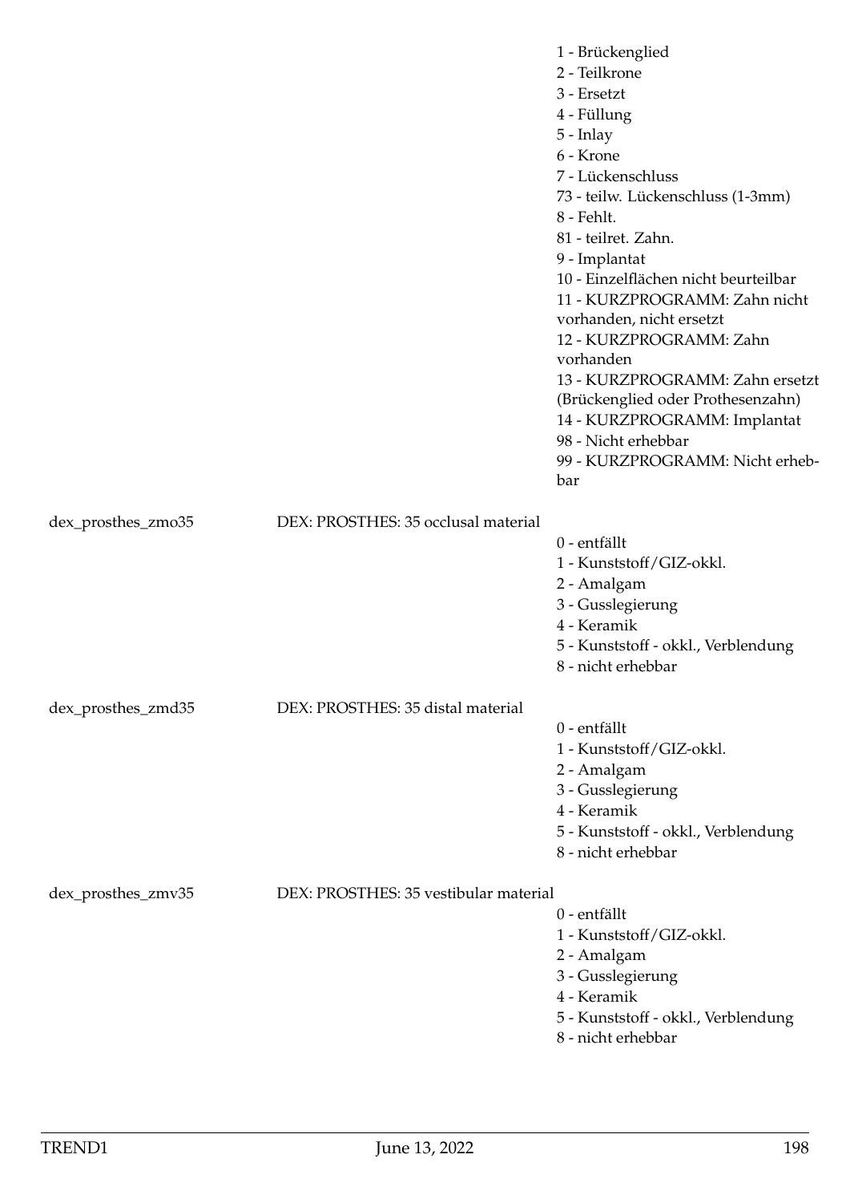| | | |
|---|---|---|
| | | 1 - Brückenglied<br>2 - Teilkrone<br>3 - Ersetzt<br>4 - Füllung<br>5 - Inlay<br>6 - Krone<br>7 - Lückenschluss<br>73 - teilw. Lückenschluss (1-3mm)<br>8 - Fehlt.<br>81 - teilret. Zahn.<br>9 - Implantat<br>10 - Einzelflächen nicht beurteilbar<br>11 - KURZPROGRAMM: Zahn nicht vorhanden, nicht ersetzt<br>12 - KURZPROGRAMM: Zahn vorhanden<br>13 - KURZPROGRAMM: Zahn ersetzt (Brückenglied oder Prothesenzahn)<br>14 - KURZPROGRAMM: Implantat<br>98 - Nicht erhebbar<br>99 - KURZPROGRAMM: Nicht erhebbar |
| dex_prosthes_zmo35 | DEX: PROSTHES: 35 occlusal material | 0 - entfällt<br>1 - Kunststoff/GIZ-okkl.<br>2 - Amalgam<br>3 - Gusslegierung<br>4 - Keramik<br>5 - Kunststoff - okkl., Verblendung<br>8 - nicht erhebbar |
| dex_prosthes_zmd35 | DEX: PROSTHES: 35 distal material | 0 - entfällt<br>1 - Kunststoff/GIZ-okkl.<br>2 - Amalgam<br>3 - Gusslegierung<br>4 - Keramik<br>5 - Kunststoff - okkl., Verblendung<br>8 - nicht erhebbar |
| dex_prosthes_zmv35 | DEX: PROSTHES: 35 vestibular material | 0 - entfällt<br>1 - Kunststoff/GIZ-okkl.<br>2 - Amalgam<br>3 - Gusslegierung<br>4 - Keramik<br>5 - Kunststoff - okkl., Verblendung<br>8 - nicht erhebbar |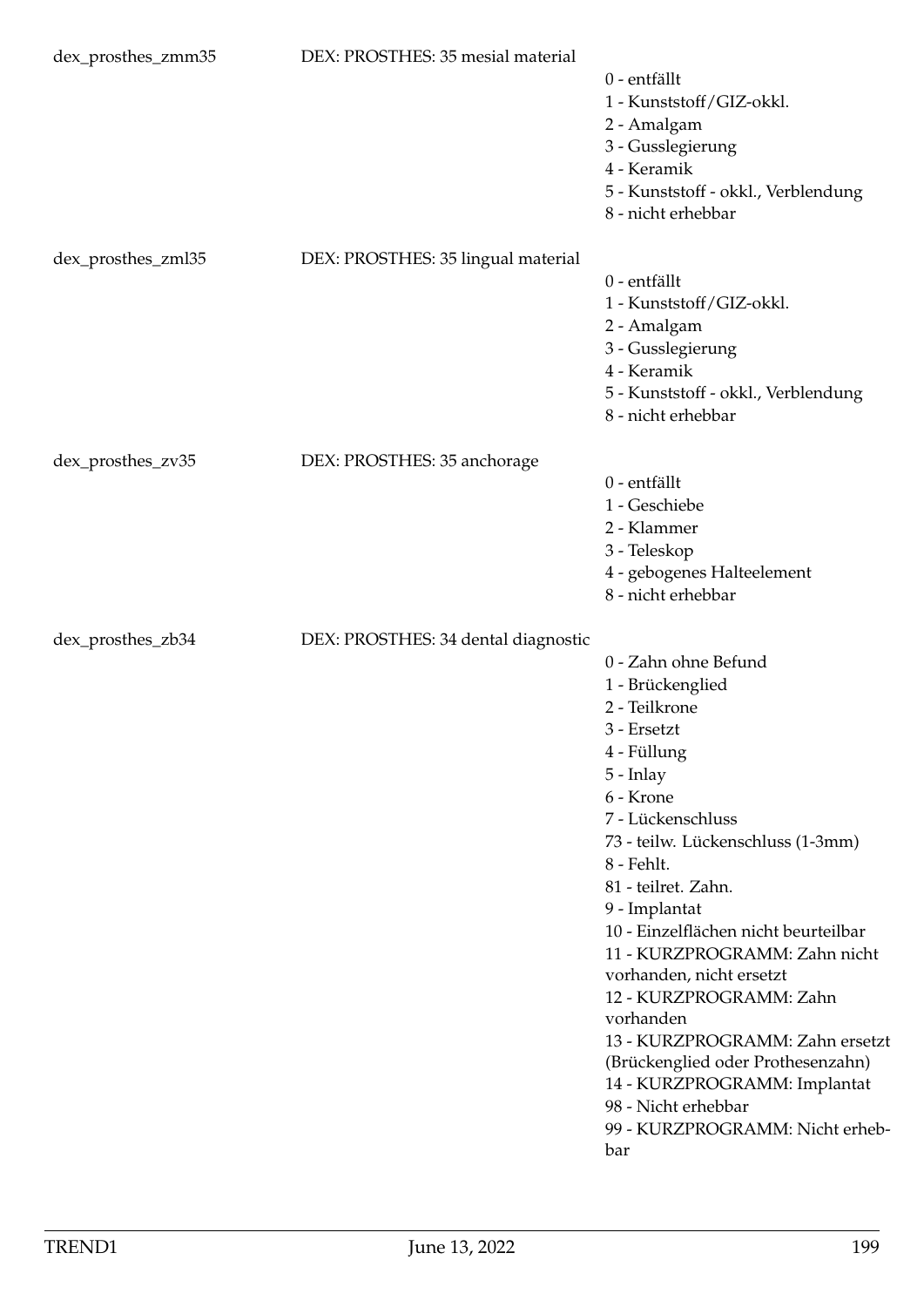dex_prosthes_zmm35 DEX: PROSTHES: 35 mesial material

0 - entfällt
1 - Kunststoff/GIZ-okkl.
2 - Amalgam
3 - Gusslegierung
4 - Keramik
5 - Kunststoff - okkl., Verblendung
8 - nicht erhebbar

dex_prosthes_zml35 DEX: PROSTHES: 35 lingual material

0 - entfällt
1 - Kunststoff/GIZ-okkl.
2 - Amalgam
3 - Gusslegierung
4 - Keramik
5 - Kunststoff - okkl., Verblendung
8 - nicht erhebbar

dex_prosthes_zv35 DEX: PROSTHES: 35 anchorage

0 - entfällt
1 - Geschiebe
2 - Klammer
3 - Teleskop
4 - gebogenes Halteelement
8 - nicht erhebbar

dex_prosthes_zb34 DEX: PROSTHES: 34 dental diagnostic

0 - Zahn ohne Befund
1 - Brückenglied
2 - Teilkrone
3 - Ersetzt
4 - Füllung
5 - Inlay
6 - Krone
7 - Lückenschluss
73 - teilw. Lückenschluss (1-3mm)
8 - Fehlt.
81 - teilret. Zahn.
9 - Implantat
10 - Einzelflächen nicht beurteilbar
11 - KURZPROGRAMM: Zahn nicht vorhanden, nicht ersetzt
12 - KURZPROGRAMM: Zahn vorhanden
13 - KURZPROGRAMM: Zahn ersetzt (Brückenglied oder Prothesenzahn)
14 - KURZPROGRAMM: Implantat
98 - Nicht erhebbar
99 - KURZPROGRAMM: Nicht erhebbar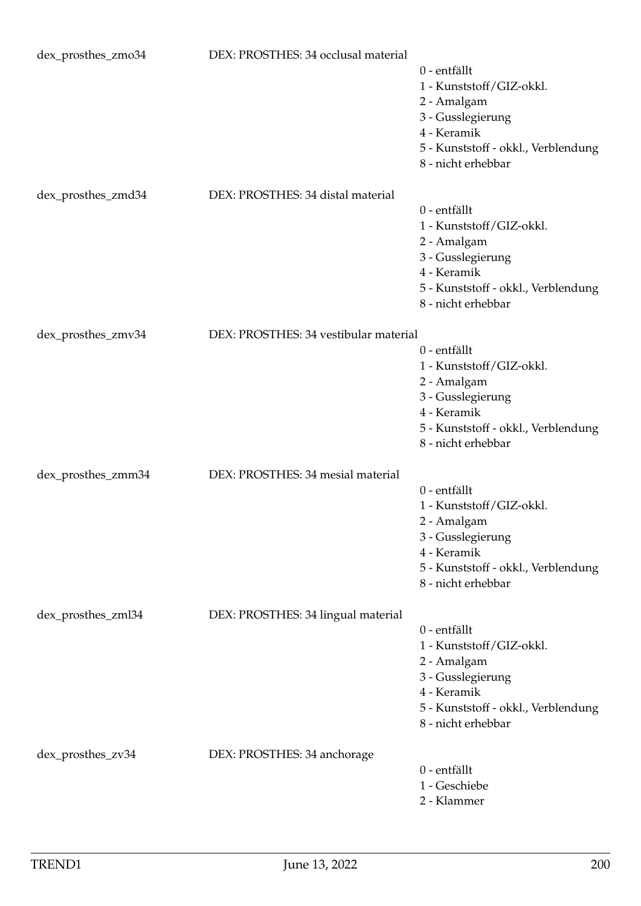dex_prosthes_zmo34 DEX: PROSTHES: 34 occlusal material

- 0 - entfällt
- 1 - Kunststoff/GIZ-okkl.
- 2 - Amalgam
- 3 - Gusslegierung
- 4 - Keramik
- 5 - Kunststoff - okkl., Verblendung
- 8 - nicht erhebbar

dex_prosthes_zmd34 DEX: PROSTHES: 34 distal material

- 0 - entfällt
- 1 - Kunststoff/GIZ-okkl.
- 2 - Amalgam
- 3 - Gusslegierung
- 4 - Keramik
- 5 - Kunststoff - okkl., Verblendung
- 8 - nicht erhebbar

dex_prosthes_zmv34 DEX: PROSTHES: 34 vestibular material

- 0 - entfällt
- 1 - Kunststoff/GIZ-okkl.
- 2 - Amalgam
- 3 - Gusslegierung
- 4 - Keramik
- 5 - Kunststoff - okkl., Verblendung
- 8 - nicht erhebbar

dex_prosthes_zmm34 DEX: PROSTHES: 34 mesial material

- 0 - entfällt
- 1 - Kunststoff/GIZ-okkl.
- 2 - Amalgam
- 3 - Gusslegierung
- 4 - Keramik
- 5 - Kunststoff - okkl., Verblendung
- 8 - nicht erhebbar

dex_prosthes_zml34 DEX: PROSTHES: 34 lingual material

- 0 - entfällt
- 1 - Kunststoff/GIZ-okkl.
- 2 - Amalgam
- 3 - Gusslegierung
- 4 - Keramik
- 5 - Kunststoff - okkl., Verblendung
- 8 - nicht erhebbar

dex_prosthes_zv34 DEX: PROSTHES: 34 anchorage

- 0 - entfällt
- 1 - Geschiebe
- 2 - Klammer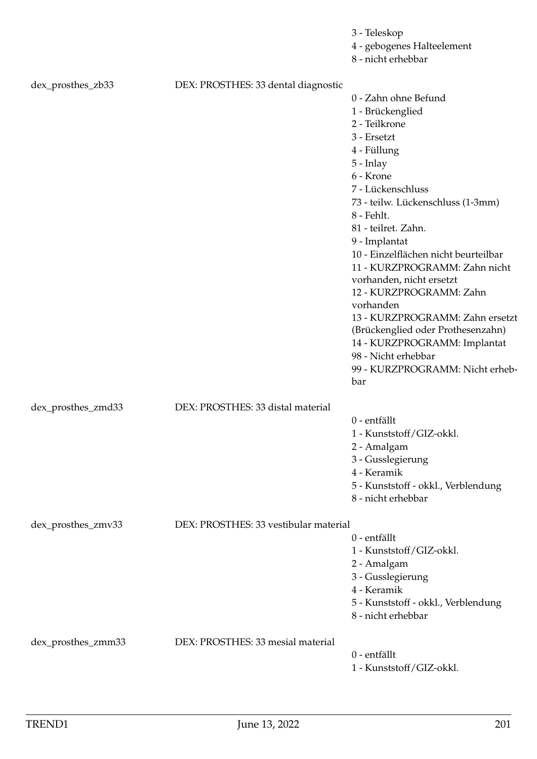3 - Teleskop
4 - gebogenes Halteelement
8 - nicht erhebbar

| | | |
|---|---|---|
| dex_prosthes_zb33 | DEX: PROSTHES: 33 dental diagnostic | 0 - Zahn ohne Befund<br>1 - Brückenglied<br>2 - Teilkrone<br>3 - Ersetzt<br>4 - Füllung<br>5 - Inlay<br>6 - Krone<br>7 - Lückenschluss<br>73 - teilw. Lückenschluss (1-3mm)<br>8 - Fehlt.<br>81 - teilret. Zahn.<br>9 - Implantat<br>10 - Einzelflächen nicht beurteilbar<br>11 - KURZPROGRAMM: Zahn nicht vorhanden, nicht ersetzt<br>12 - KURZPROGRAMM: Zahn vorhanden<br>13 - KURZPROGRAMM: Zahn ersetzt (Brückenglied oder Prothesenzahn)<br>14 - KURZPROGRAMM: Implantat<br>98 - Nicht erhebbar<br>99 - KURZPROGRAMM: Nicht erhebbar |
| dex_prosthes_zmd33 | DEX: PROSTHES: 33 distal material | 0 - entfällt<br>1 - Kunststoff/GIZ-okkl.<br>2 - Amalgam<br>3 - Gusslegierung<br>4 - Keramik<br>5 - Kunststoff - okkl., Verblendung<br>8 - nicht erhebbar |
| dex_prosthes_zmv33 | DEX: PROSTHES: 33 vestibular material | 0 - entfällt<br>1 - Kunststoff/GIZ-okkl.<br>2 - Amalgam<br>3 - Gusslegierung<br>4 - Keramik<br>5 - Kunststoff - okkl., Verblendung<br>8 - nicht erhebbar |
| dex_prosthes_zmm33 | DEX: PROSTHES: 33 mesial material | 0 - entfällt<br>1 - Kunststoff/GIZ-okkl. |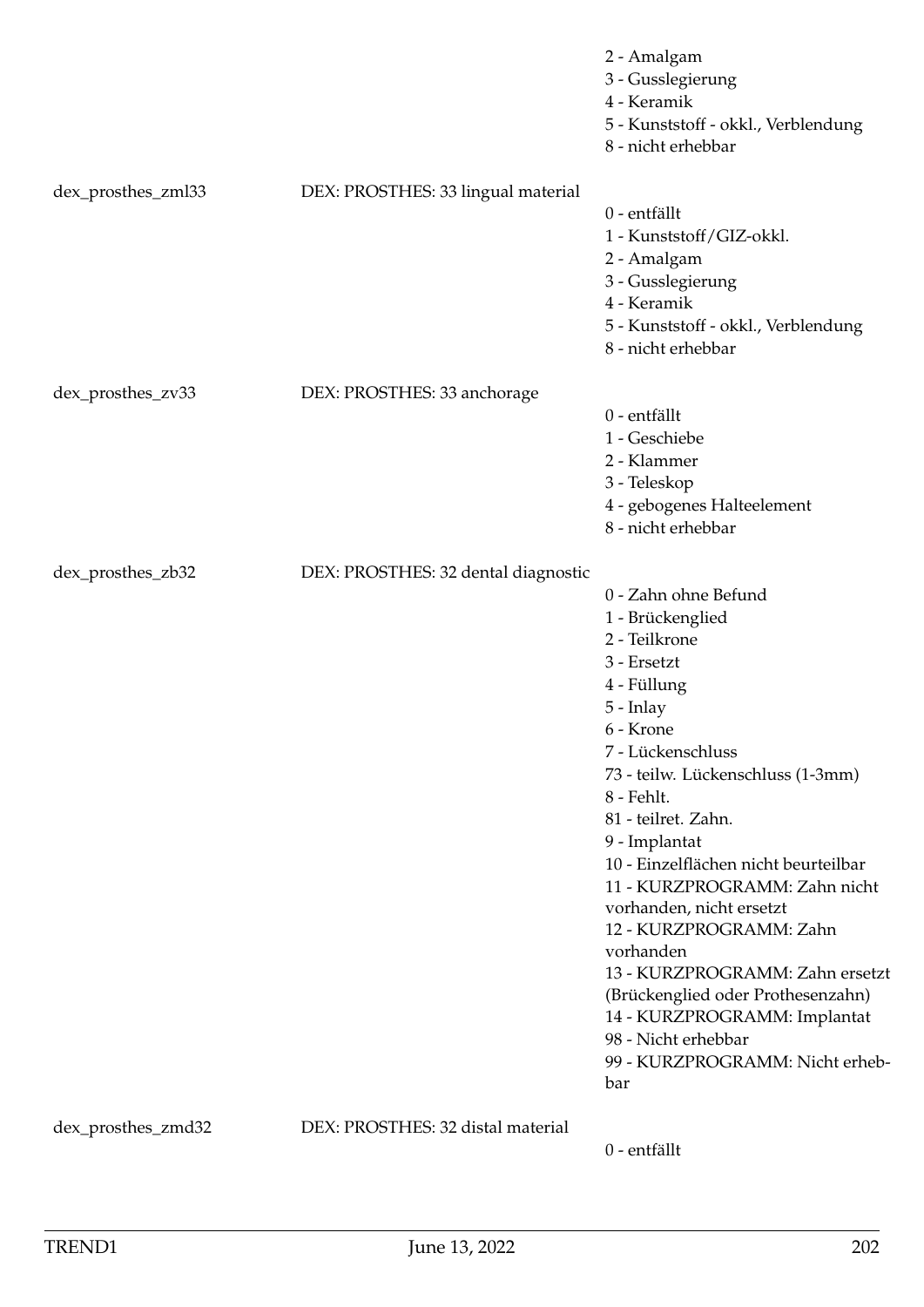2 - Amalgam
3 - Gusslegierung
4 - Keramik
5 - Kunststoff - okkl., Verblendung
8 - nicht erhebbar

| Variable | Label | Values |
|---|---|---|
| dex_prosthes_zml33 | DEX: PROSTHES: 33 lingual material | 0 - entfällt<br>1 - Kunststoff/GIZ-okkl.<br>2 - Amalgam<br>3 - Gusslegierung<br>4 - Keramik<br>5 - Kunststoff - okkl., Verblendung<br>8 - nicht erhebbar |
| dex_prosthes_zv33 | DEX: PROSTHES: 33 anchorage | 0 - entfällt<br>1 - Geschiebe<br>2 - Klammer<br>3 - Teleskop<br>4 - gebogenes Halteelement<br>8 - nicht erhebbar |
| dex_prosthes_zb32 | DEX: PROSTHES: 32 dental diagnostic | 0 - Zahn ohne Befund<br>1 - Brückenglied<br>2 - Teilkrone<br>3 - Ersetzt<br>4 - Füllung<br>5 - Inlay<br>6 - Krone<br>7 - Lückenschluss<br>73 - teilw. Lückenschluss (1-3mm)<br>8 - Fehlt.<br>81 - teilret. Zahn.<br>9 - Implantat<br>10 - Einzelflächen nicht beurteilbar<br>11 - KURZPROGRAMM: Zahn nicht vorhanden, nicht ersetzt<br>12 - KURZPROGRAMM: Zahn vorhanden<br>13 - KURZPROGRAMM: Zahn ersetzt (Brückenglied oder Prothesenzahn)<br>14 - KURZPROGRAMM: Implantat<br>98 - Nicht erhebbar<br>99 - KURZPROGRAMM: Nicht erhebbar |
| dex_prosthes_zmd32 | DEX: PROSTHES: 32 distal material | 0 - entfällt |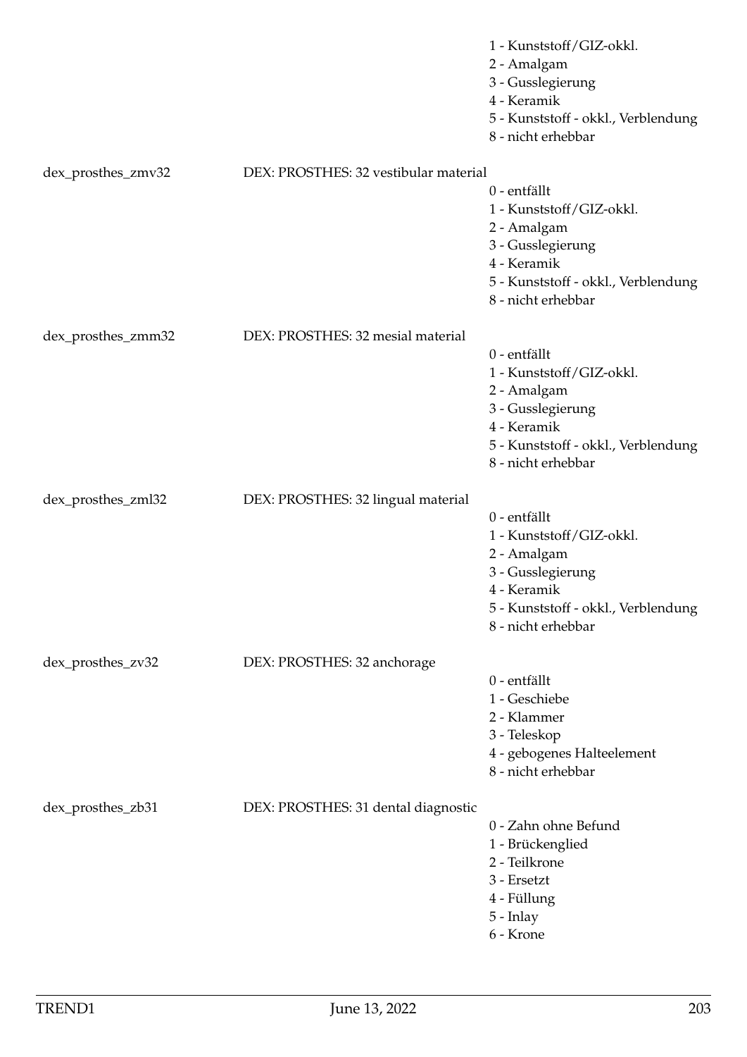1 - Kunststoff/GIZ-okkl.
2 - Amalgam
3 - Gusslegierung
4 - Keramik
5 - Kunststoff - okkl., Verblendung
8 - nicht erhebbar

dex_prosthes_zmv32 DEX: PROSTHES: 32 vestibular material
0 - entfällt
1 - Kunststoff/GIZ-okkl.
2 - Amalgam
3 - Gusslegierung
4 - Keramik
5 - Kunststoff - okkl., Verblendung
8 - nicht erhebbar

dex_prosthes_zmm32 DEX: PROSTHES: 32 mesial material
0 - entfällt
1 - Kunststoff/GIZ-okkl.
2 - Amalgam
3 - Gusslegierung
4 - Keramik
5 - Kunststoff - okkl., Verblendung
8 - nicht erhebbar

dex_prosthes_zml32 DEX: PROSTHES: 32 lingual material
0 - entfällt
1 - Kunststoff/GIZ-okkl.
2 - Amalgam
3 - Gusslegierung
4 - Keramik
5 - Kunststoff - okkl., Verblendung
8 - nicht erhebbar

dex_prosthes_zv32 DEX: PROSTHES: 32 anchorage
0 - entfällt
1 - Geschiebe
2 - Klammer
3 - Teleskop
4 - gebogenes Halteelement
8 - nicht erhebbar

dex_prosthes_zb31 DEX: PROSTHES: 31 dental diagnostic
0 - Zahn ohne Befund
1 - Brückenglied
2 - Teilkrone
3 - Ersetzt
4 - Füllung
5 - Inlay
6 - Krone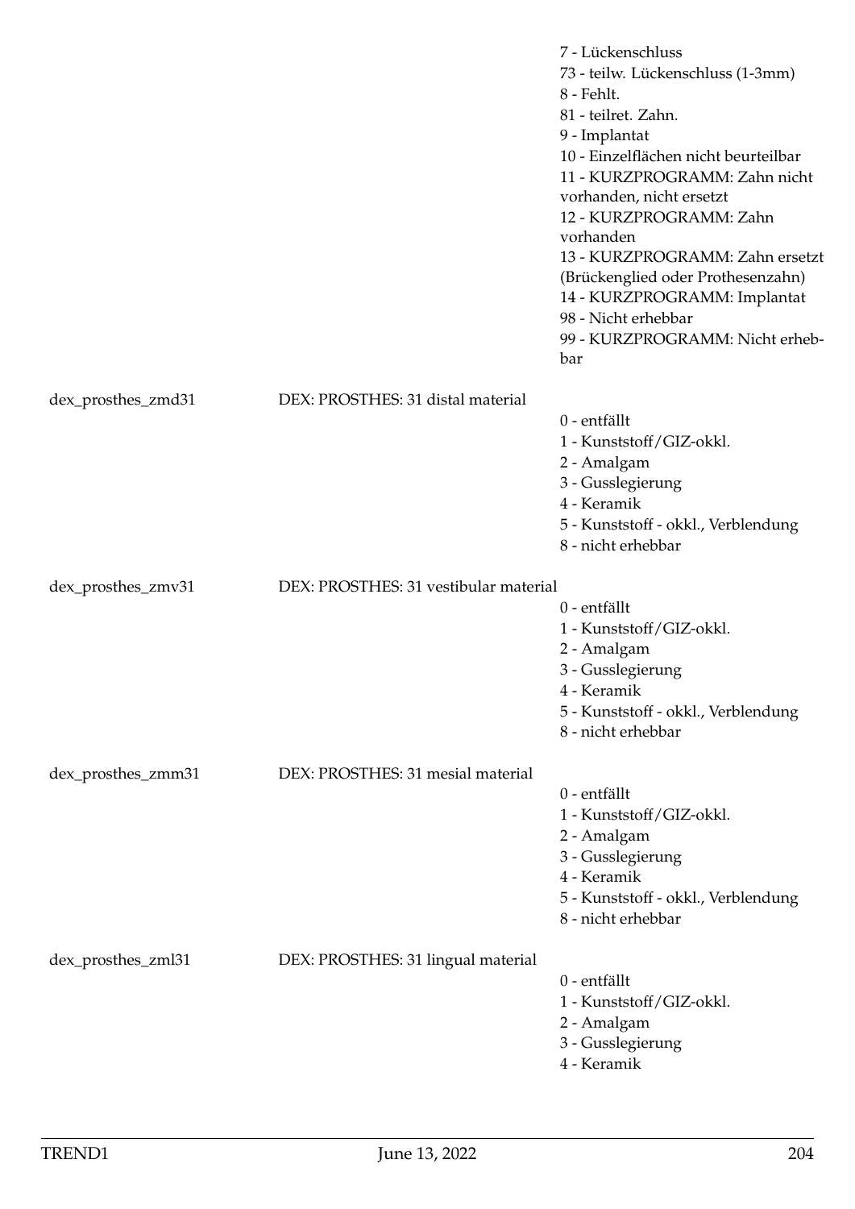| | | |
|---|---|---|
| | | 7 - Lückenschluss<br>73 - teilw. Lückenschluss (1-3mm)<br>8 - Fehlt.<br>81 - teilret. Zahn.<br>9 - Implantat<br>10 - Einzelflächen nicht beurteilbar<br>11 - KURZPROGRAMM: Zahn nicht vorhanden, nicht ersetzt<br>12 - KURZPROGRAMM: Zahn vorhanden<br>13 - KURZPROGRAMM: Zahn ersetzt (Brückenglied oder Prothesenzahn)<br>14 - KURZPROGRAMM: Implantat<br>98 - Nicht erhebbar<br>99 - KURZPROGRAMM: Nicht erhebbar |
| dex_prosthes_zmd31 | DEX: PROSTHES: 31 distal material | 0 - entfällt<br>1 - Kunststoff/GIZ-okkl.<br>2 - Amalgam<br>3 - Gusslegierung<br>4 - Keramik<br>5 - Kunststoff - okkl., Verblendung<br>8 - nicht erhebbar |
| dex_prosthes_zmv31 | DEX: PROSTHES: 31 vestibular material | 0 - entfällt<br>1 - Kunststoff/GIZ-okkl.<br>2 - Amalgam<br>3 - Gusslegierung<br>4 - Keramik<br>5 - Kunststoff - okkl., Verblendung<br>8 - nicht erhebbar |
| dex_prosthes_zmm31 | DEX: PROSTHES: 31 mesial material | 0 - entfällt<br>1 - Kunststoff/GIZ-okkl.<br>2 - Amalgam<br>3 - Gusslegierung<br>4 - Keramik<br>5 - Kunststoff - okkl., Verblendung<br>8 - nicht erhebbar |
| dex_prosthes_zml31 | DEX: PROSTHES: 31 lingual material | 0 - entfällt<br>1 - Kunststoff/GIZ-okkl.<br>2 - Amalgam<br>3 - Gusslegierung<br>4 - Keramik |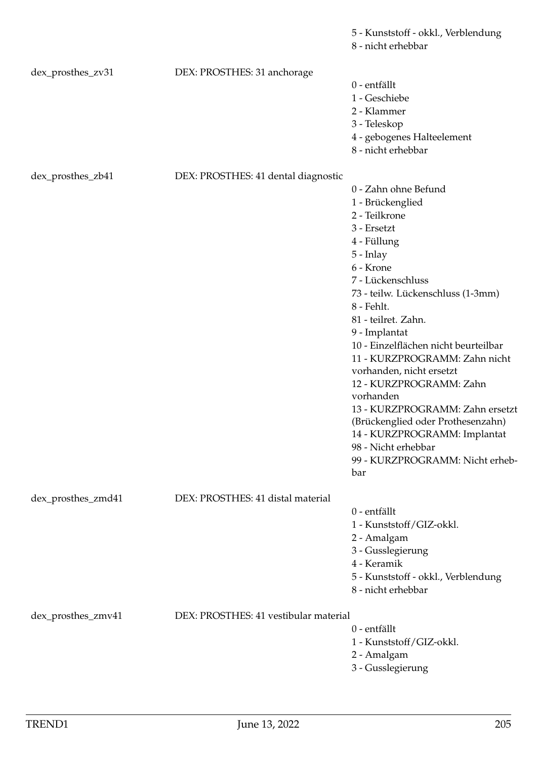| | | |
|---|---|---|
| | | 5 - Kunststoff - okkl., Verblendung<br>8 - nicht erhebbar |
| dex_prosthes_zv31 | DEX: PROSTHES: 31 anchorage | 0 - entfällt<br>1 - Geschiebe<br>2 - Klammer<br>3 - Teleskop<br>4 - gebogenes Halteelement<br>8 - nicht erhebbar |
| dex_prosthes_zb41 | DEX: PROSTHES: 41 dental diagnostic | 0 - Zahn ohne Befund<br>1 - Brückenglied<br>2 - Teilkrone<br>3 - Ersetzt<br>4 - Füllung<br>5 - Inlay<br>6 - Krone<br>7 - Lückenschluss<br>73 - teilw. Lückenschluss (1-3mm)<br>8 - Fehlt.<br>81 - teilret. Zahn.<br>9 - Implantat<br>10 - Einzelflächen nicht beurteilbar<br>11 - KURZPROGRAMM: Zahn nicht vorhanden, nicht ersetzt<br>12 - KURZPROGRAMM: Zahn vorhanden<br>13 - KURZPROGRAMM: Zahn ersetzt (Brückenglied oder Prothesenzahn)<br>14 - KURZPROGRAMM: Implantat<br>98 - Nicht erhebbar<br>99 - KURZPROGRAMM: Nicht erhebbar |
| dex_prosthes_zmd41 | DEX: PROSTHES: 41 distal material | 0 - entfällt<br>1 - Kunststoff/GIZ-okkl.<br>2 - Amalgam<br>3 - Gusslegierung<br>4 - Keramik<br>5 - Kunststoff - okkl., Verblendung<br>8 - nicht erhebbar |
| dex_prosthes_zmv41 | DEX: PROSTHES: 41 vestibular material | 0 - entfällt<br>1 - Kunststoff/GIZ-okkl.<br>2 - Amalgam<br>3 - Gusslegierung |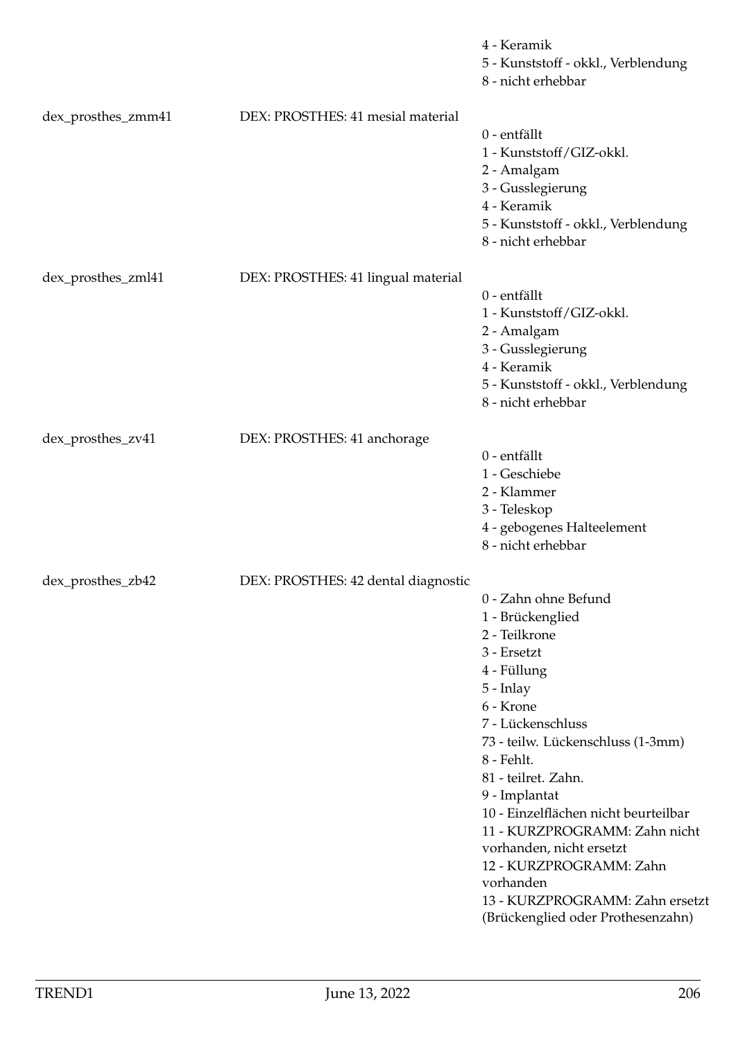| | | |
|---|---|---|
| | | 4 - Keramik<br>5 - Kunststoff - okkl., Verblendung<br>8 - nicht erhebbar |
| dex_prosthes_zmm41 | DEX: PROSTHES: 41 mesial material | 0 - entfällt<br>1 - Kunststoff/GIZ-okkl.<br>2 - Amalgam<br>3 - Gusslegierung<br>4 - Keramik<br>5 - Kunststoff - okkl., Verblendung<br>8 - nicht erhebbar |
| dex_prosthes_zml41 | DEX: PROSTHES: 41 lingual material | 0 - entfällt<br>1 - Kunststoff/GIZ-okkl.<br>2 - Amalgam<br>3 - Gusslegierung<br>4 - Keramik<br>5 - Kunststoff - okkl., Verblendung<br>8 - nicht erhebbar |
| dex_prosthes_zv41 | DEX: PROSTHES: 41 anchorage | 0 - entfällt<br>1 - Geschiebe<br>2 - Klammer<br>3 - Teleskop<br>4 - gebogenes Halteelement<br>8 - nicht erhebbar |
| dex_prosthes_zb42 | DEX: PROSTHES: 42 dental diagnostic | 0 - Zahn ohne Befund<br>1 - Brückenglied<br>2 - Teilkrone<br>3 - Ersetzt<br>4 - Füllung<br>5 - Inlay<br>6 - Krone<br>7 - Lückenschluss<br>73 - teilw. Lückenschluss (1-3mm)<br>8 - Fehlt.<br>81 - teilret. Zahn.<br>9 - Implantat<br>10 - Einzelflächen nicht beurteilbar<br>11 - KURZPROGRAMM: Zahn nicht vorhanden, nicht ersetzt<br>12 - KURZPROGRAMM: Zahn vorhanden<br>13 - KURZPROGRAMM: Zahn ersetzt (Brückenglied oder Prothesenzahn) |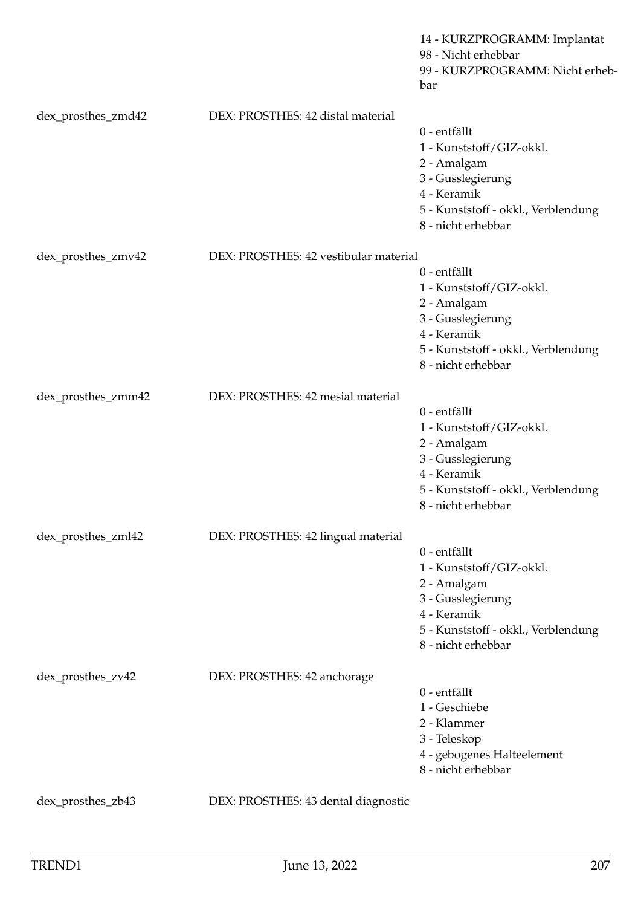| | | |
|---|---|---|
| | | 14 - KURZPROGRAMM: Implantat<br>98 - Nicht erhebbar<br>99 - KURZPROGRAMM: Nicht erhebbar |
| dex_prosthes_zmd42 | DEX: PROSTHES: 42 distal material | 0 - entfällt<br>1 - Kunststoff/GIZ-okkl.<br>2 - Amalgam<br>3 - Gusslegierung<br>4 - Keramik<br>5 - Kunststoff - okkl., Verblendung<br>8 - nicht erhebbar |
| dex_prosthes_zmv42 | DEX: PROSTHES: 42 vestibular material | 0 - entfällt<br>1 - Kunststoff/GIZ-okkl.<br>2 - Amalgam<br>3 - Gusslegierung<br>4 - Keramik<br>5 - Kunststoff - okkl., Verblendung<br>8 - nicht erhebbar |
| dex_prosthes_zmm42 | DEX: PROSTHES: 42 mesial material | 0 - entfällt<br>1 - Kunststoff/GIZ-okkl.<br>2 - Amalgam<br>3 - Gusslegierung<br>4 - Keramik<br>5 - Kunststoff - okkl., Verblendung<br>8 - nicht erhebbar |
| dex_prosthes_zml42 | DEX: PROSTHES: 42 lingual material | 0 - entfällt<br>1 - Kunststoff/GIZ-okkl.<br>2 - Amalgam<br>3 - Gusslegierung<br>4 - Keramik<br>5 - Kunststoff - okkl., Verblendung<br>8 - nicht erhebbar |
| dex_prosthes_zv42 | DEX: PROSTHES: 42 anchorage | 0 - entfällt<br>1 - Geschiebe<br>2 - Klammer<br>3 - Teleskop<br>4 - gebogenes Halteelement<br>8 - nicht erhebbar |
| dex_prosthes_zb43 | DEX: PROSTHES: 43 dental diagnostic | |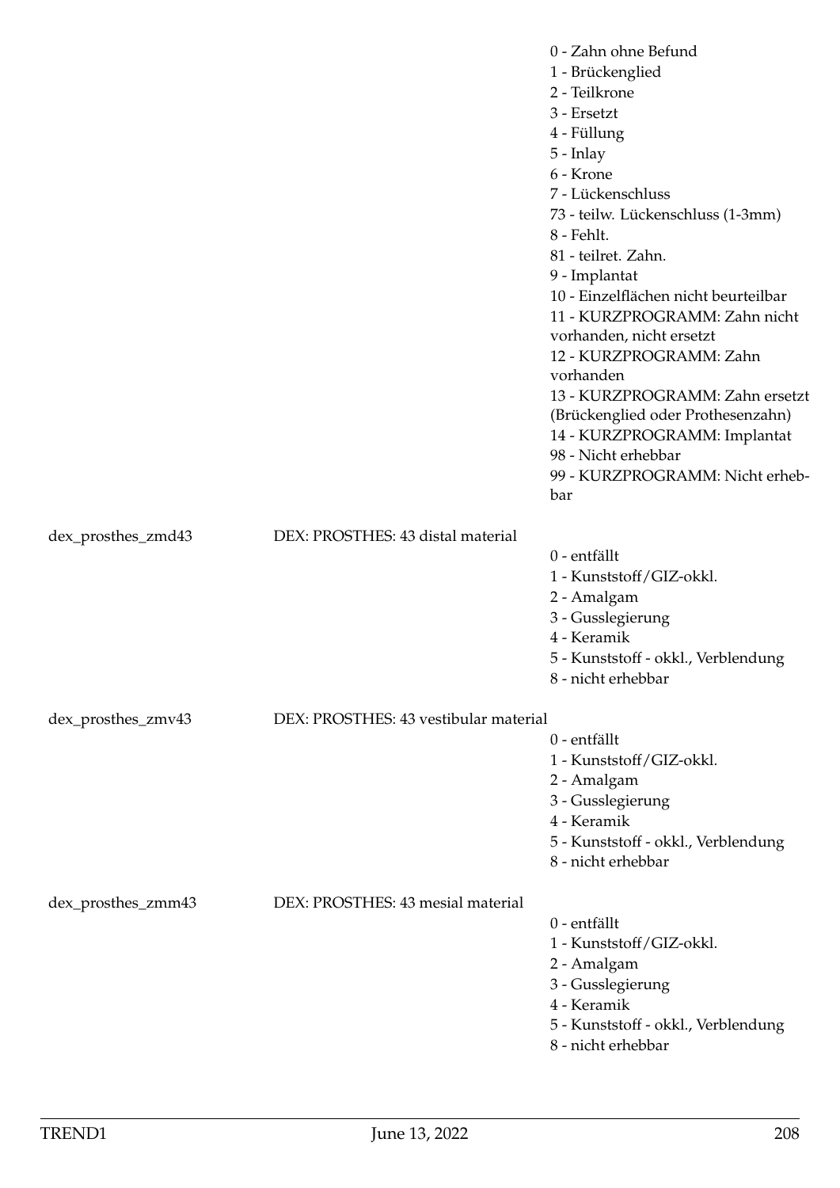0 - Zahn ohne Befund
1 - Brückenglied
2 - Teilkrone
3 - Ersetzt
4 - Füllung
5 - Inlay
6 - Krone
7 - Lückenschluss
73 - teilw. Lückenschluss (1-3mm)
8 - Fehlt.
81 - teilret. Zahn.
9 - Implantat
10 - Einzelflächen nicht beurteilbar
11 - KURZPROGRAMM: Zahn nicht vorhanden, nicht ersetzt
12 - KURZPROGRAMM: Zahn vorhanden
13 - KURZPROGRAMM: Zahn ersetzt (Brückenglied oder Prothesenzahn)
14 - KURZPROGRAMM: Implantat
98 - Nicht erhebbar
99 - KURZPROGRAMM: Nicht erhebbar

| | | |
|---|---|---|
| dex_prosthes_zmd43 | DEX: PROSTHES: 43 distal material | 0 - entfällt<br>1 - Kunststoff/GIZ-okkl.<br>2 - Amalgam<br>3 - Gusslegierung<br>4 - Keramik<br>5 - Kunststoff - okkl., Verblendung<br>8 - nicht erhebbar |
| dex_prosthes_zmv43 | DEX: PROSTHES: 43 vestibular material | 0 - entfällt<br>1 - Kunststoff/GIZ-okkl.<br>2 - Amalgam<br>3 - Gusslegierung<br>4 - Keramik<br>5 - Kunststoff - okkl., Verblendung<br>8 - nicht erhebbar |
| dex_prosthes_zmm43 | DEX: PROSTHES: 43 mesial material | 0 - entfällt<br>1 - Kunststoff/GIZ-okkl.<br>2 - Amalgam<br>3 - Gusslegierung<br>4 - Keramik<br>5 - Kunststoff - okkl., Verblendung<br>8 - nicht erhebbar |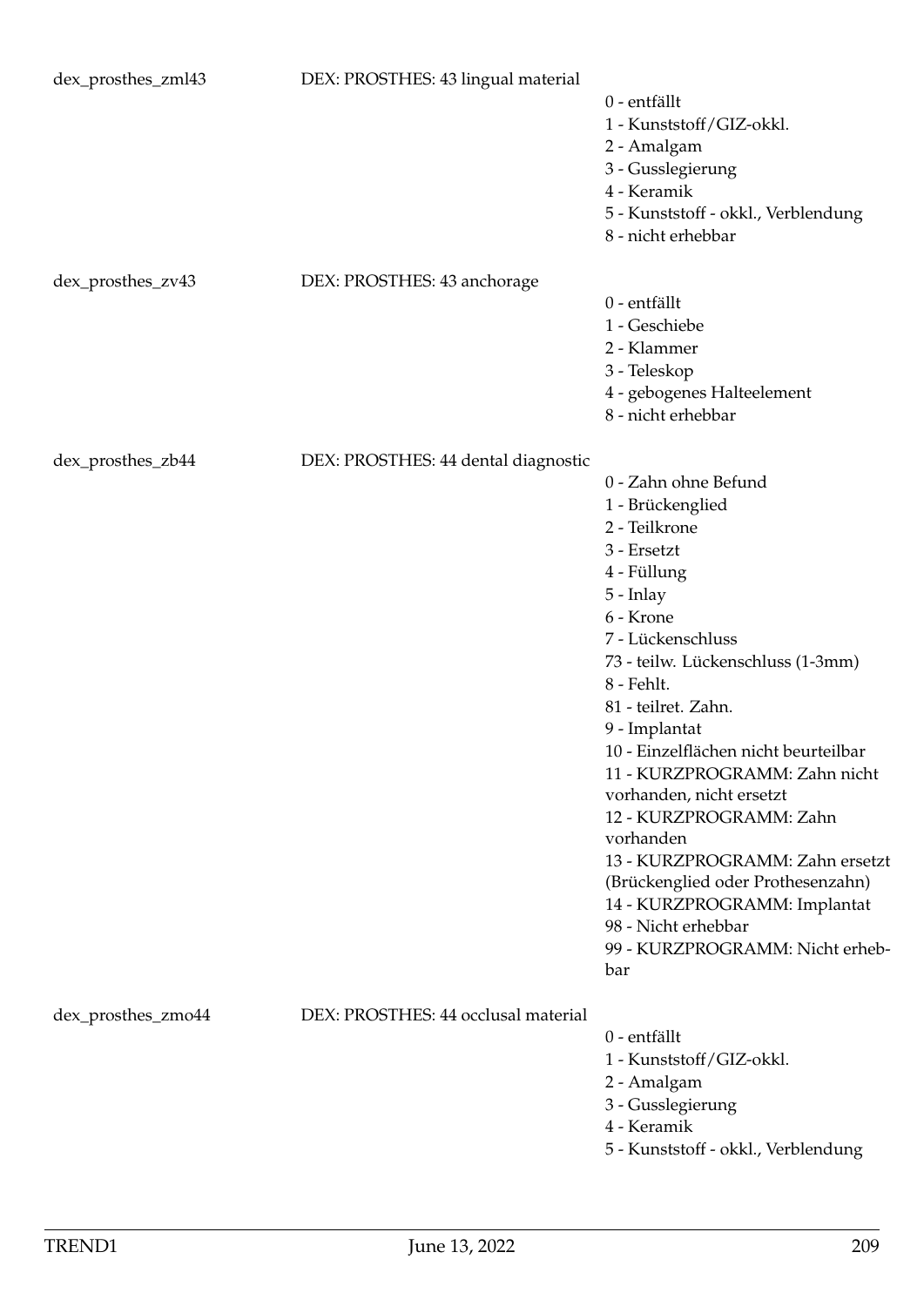| Variable | Label | Values |
|---|---|---|
| dex_prosthes_zml43 | DEX: PROSTHES: 43 lingual material | 0 - entfällt<br>1 - Kunststoff/GIZ-okkl.<br>2 - Amalgam<br>3 - Gusslegierung<br>4 - Keramik<br>5 - Kunststoff - okkl., Verblendung<br>8 - nicht erhebbar |
| dex_prosthes_zv43 | DEX: PROSTHES: 43 anchorage | 0 - entfällt<br>1 - Geschiebe<br>2 - Klammer<br>3 - Teleskop<br>4 - gebogenes Halteelement<br>8 - nicht erhebbar |
| dex_prosthes_zb44 | DEX: PROSTHES: 44 dental diagnostic | 0 - Zahn ohne Befund<br>1 - Brückenglied<br>2 - Teilkrone<br>3 - Ersetzt<br>4 - Füllung<br>5 - Inlay<br>6 - Krone<br>7 - Lückenschluss<br>73 - teilw. Lückenschluss (1-3mm)<br>8 - Fehlt.<br>81 - teilret. Zahn.<br>9 - Implantat<br>10 - Einzelflächen nicht beurteilbar<br>11 - KURZPROGRAMM: Zahn nicht vorhanden, nicht ersetzt<br>12 - KURZPROGRAMM: Zahn vorhanden<br>13 - KURZPROGRAMM: Zahn ersetzt (Brückenglied oder Prothesenzahn)<br>14 - KURZPROGRAMM: Implantat<br>98 - Nicht erhebbar<br>99 - KURZPROGRAMM: Nicht erhebbar |
| dex_prosthes_zmo44 | DEX: PROSTHES: 44 occlusal material | 0 - entfällt<br>1 - Kunststoff/GIZ-okkl.<br>2 - Amalgam<br>3 - Gusslegierung<br>4 - Keramik<br>5 - Kunststoff - okkl., Verblendung |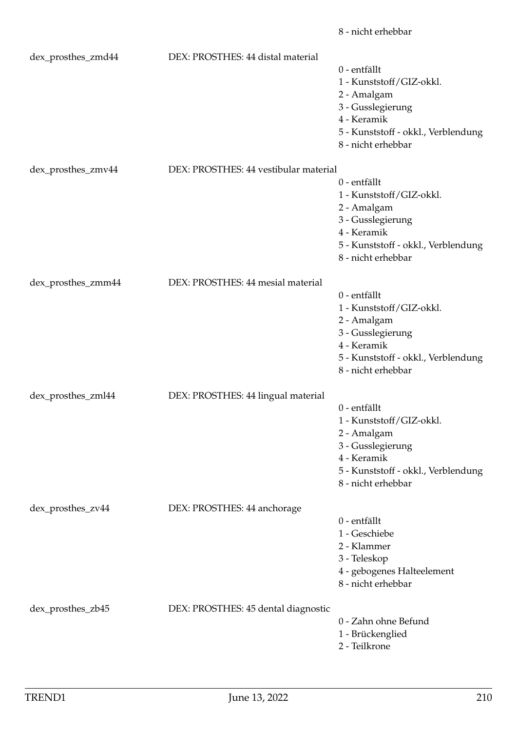8 - nicht erhebbar

| | | |
|---|---|---|
| dex_prosthes_zmd44 | DEX: PROSTHES: 44 distal material | 0 - entfällt<br>1 - Kunststoff/GIZ-okkl.<br>2 - Amalgam<br>3 - Gusslegierung<br>4 - Keramik<br>5 - Kunststoff - okkl., Verblendung<br>8 - nicht erhebbar |
| dex_prosthes_zmv44 | DEX: PROSTHES: 44 vestibular material | 0 - entfällt<br>1 - Kunststoff/GIZ-okkl.<br>2 - Amalgam<br>3 - Gusslegierung<br>4 - Keramik<br>5 - Kunststoff - okkl., Verblendung<br>8 - nicht erhebbar |
| dex_prosthes_zmm44 | DEX: PROSTHES: 44 mesial material | 0 - entfällt<br>1 - Kunststoff/GIZ-okkl.<br>2 - Amalgam<br>3 - Gusslegierung<br>4 - Keramik<br>5 - Kunststoff - okkl., Verblendung<br>8 - nicht erhebbar |
| dex_prosthes_zml44 | DEX: PROSTHES: 44 lingual material | 0 - entfällt<br>1 - Kunststoff/GIZ-okkl.<br>2 - Amalgam<br>3 - Gusslegierung<br>4 - Keramik<br>5 - Kunststoff - okkl., Verblendung<br>8 - nicht erhebbar |
| dex_prosthes_zv44 | DEX: PROSTHES: 44 anchorage | 0 - entfällt<br>1 - Geschiebe<br>2 - Klammer<br>3 - Teleskop<br>4 - gebogenes Halteelement<br>8 - nicht erhebbar |
| dex_prosthes_zb45 | DEX: PROSTHES: 45 dental diagnostic | 0 - Zahn ohne Befund<br>1 - Brückenglied<br>2 - Teilkrone |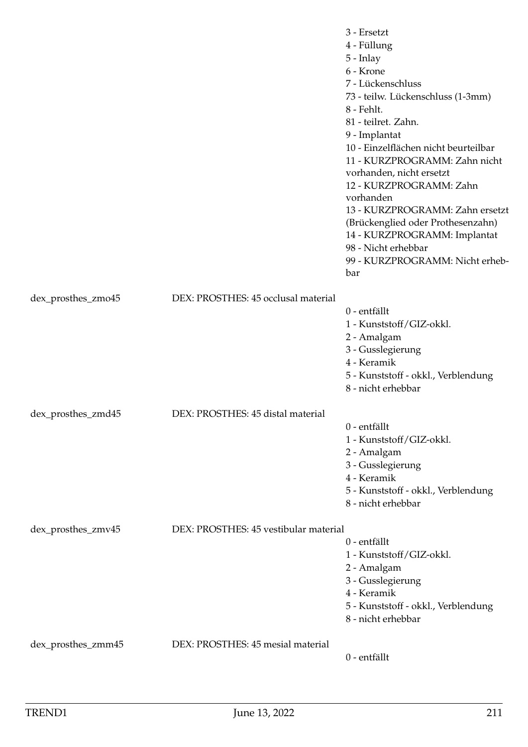3 - Ersetzt
4 - Füllung
5 - Inlay
6 - Krone
7 - Lückenschluss
73 - teilw. Lückenschluss (1-3mm)
8 - Fehlt.
81 - teilret. Zahn.
9 - Implantat
10 - Einzelflächen nicht beurteilbar
11 - KURZPROGRAMM: Zahn nicht vorhanden, nicht ersetzt
12 - KURZPROGRAMM: Zahn vorhanden
13 - KURZPROGRAMM: Zahn ersetzt (Brückenglied oder Prothesenzahn)
14 - KURZPROGRAMM: Implantat
98 - Nicht erhebbar
99 - KURZPROGRAMM: Nicht erhebbar

| | | |
|---|---|---|
| dex_prosthes_zmo45 | DEX: PROSTHES: 45 occlusal material | 0 - entfällt<br>1 - Kunststoff/GIZ-okkl.<br>2 - Amalgam<br>3 - Gusslegierung<br>4 - Keramik<br>5 - Kunststoff - okkl., Verblendung<br>8 - nicht erhebbar |
| dex_prosthes_zmd45 | DEX: PROSTHES: 45 distal material | 0 - entfällt<br>1 - Kunststoff/GIZ-okkl.<br>2 - Amalgam<br>3 - Gusslegierung<br>4 - Keramik<br>5 - Kunststoff - okkl., Verblendung<br>8 - nicht erhebbar |
| dex_prosthes_zmv45 | DEX: PROSTHES: 45 vestibular material | 0 - entfällt<br>1 - Kunststoff/GIZ-okkl.<br>2 - Amalgam<br>3 - Gusslegierung<br>4 - Keramik<br>5 - Kunststoff - okkl., Verblendung<br>8 - nicht erhebbar |
| dex_prosthes_zmm45 | DEX: PROSTHES: 45 mesial material | 0 - entfällt |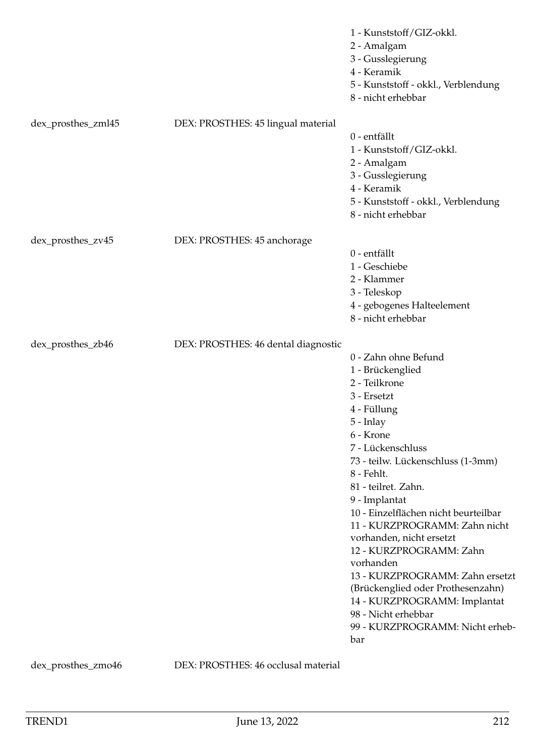| | | |
|---|---|---|
| | | 1 - Kunststoff/GIZ-okkl.<br>2 - Amalgam<br>3 - Gusslegierung<br>4 - Keramik<br>5 - Kunststoff - okkl., Verblendung<br>8 - nicht erhebbar |
| dex_prosthes_zml45 | DEX: PROSTHES: 45 lingual material | 0 - entfällt<br>1 - Kunststoff/GIZ-okkl.<br>2 - Amalgam<br>3 - Gusslegierung<br>4 - Keramik<br>5 - Kunststoff - okkl., Verblendung<br>8 - nicht erhebbar |
| dex_prosthes_zv45 | DEX: PROSTHES: 45 anchorage | 0 - entfällt<br>1 - Geschiebe<br>2 - Klammer<br>3 - Teleskop<br>4 - gebogenes Halteelement<br>8 - nicht erhebbar |
| dex_prosthes_zb46 | DEX: PROSTHES: 46 dental diagnostic | 0 - Zahn ohne Befund<br>1 - Brückenglied<br>2 - Teilkrone<br>3 - Ersetzt<br>4 - Füllung<br>5 - Inlay<br>6 - Krone<br>7 - Lückenschluss<br>73 - teilw. Lückenschluss (1-3mm)<br>8 - Fehlt.<br>81 - teilret. Zahn.<br>9 - Implantat<br>10 - Einzelflächen nicht beurteilbar<br>11 - KURZPROGRAMM: Zahn nicht vorhanden, nicht ersetzt<br>12 - KURZPROGRAMM: Zahn vorhanden<br>13 - KURZPROGRAMM: Zahn ersetzt (Brückenglied oder Prothesenzahn)<br>14 - KURZPROGRAMM: Implantat<br>98 - Nicht erhebbar<br>99 - KURZPROGRAMM: Nicht erhebbar |
| dex_prosthes_zmo46 | DEX: PROSTHES: 46 occlusal material | |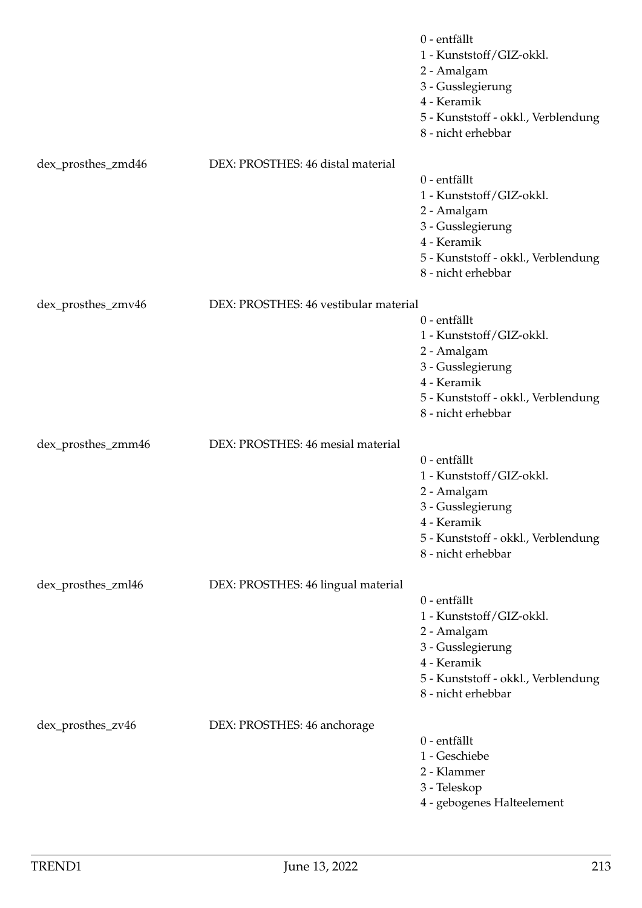0 - entfällt
1 - Kunststoff/GIZ-okkl.
2 - Amalgam
3 - Gusslegierung
4 - Keramik
5 - Kunststoff - okkl., Verblendung
8 - nicht erhebbar

| | | |
|---|---|---|
| dex_prosthes_zmd46 | DEX: PROSTHES: 46 distal material | 0 - entfällt<br>1 - Kunststoff/GIZ-okkl.<br>2 - Amalgam<br>3 - Gusslegierung<br>4 - Keramik<br>5 - Kunststoff - okkl., Verblendung<br>8 - nicht erhebbar |
| dex_prosthes_zmv46 | DEX: PROSTHES: 46 vestibular material | 0 - entfällt<br>1 - Kunststoff/GIZ-okkl.<br>2 - Amalgam<br>3 - Gusslegierung<br>4 - Keramik<br>5 - Kunststoff - okkl., Verblendung<br>8 - nicht erhebbar |
| dex_prosthes_zmm46 | DEX: PROSTHES: 46 mesial material | 0 - entfällt<br>1 - Kunststoff/GIZ-okkl.<br>2 - Amalgam<br>3 - Gusslegierung<br>4 - Keramik<br>5 - Kunststoff - okkl., Verblendung<br>8 - nicht erhebbar |
| dex_prosthes_zml46 | DEX: PROSTHES: 46 lingual material | 0 - entfällt<br>1 - Kunststoff/GIZ-okkl.<br>2 - Amalgam<br>3 - Gusslegierung<br>4 - Keramik<br>5 - Kunststoff - okkl., Verblendung<br>8 - nicht erhebbar |
| dex_prosthes_zv46 | DEX: PROSTHES: 46 anchorage | 0 - entfällt<br>1 - Geschiebe<br>2 - Klammer<br>3 - Teleskop<br>4 - gebogenes Halteelement |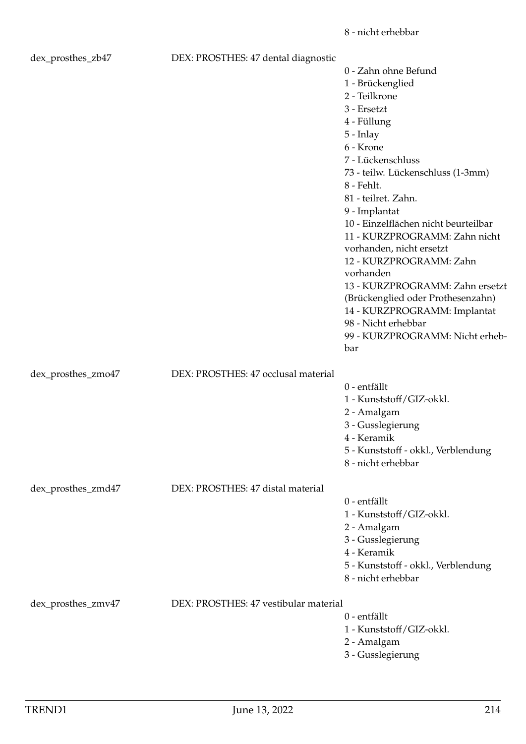8 - nicht erhebbar

| | | |
|---|---|---|
| dex_prosthes_zb47 | DEX: PROSTHES: 47 dental diagnostic | 0 - Zahn ohne Befund<br>1 - Brückenglied<br>2 - Teilkrone<br>3 - Ersetzt<br>4 - Füllung<br>5 - Inlay<br>6 - Krone<br>7 - Lückenschluss<br>73 - teilw. Lückenschluss (1-3mm)<br>8 - Fehlt.<br>81 - teilret. Zahn.<br>9 - Implantat<br>10 - Einzelflächen nicht beurteilbar<br>11 - KURZPROGRAMM: Zahn nicht vorhanden, nicht ersetzt<br>12 - KURZPROGRAMM: Zahn vorhanden<br>13 - KURZPROGRAMM: Zahn ersetzt (Brückenglied oder Prothesenzahn)<br>14 - KURZPROGRAMM: Implantat<br>98 - Nicht erhebbar<br>99 - KURZPROGRAMM: Nicht erhebbar |
| dex_prosthes_zmo47 | DEX: PROSTHES: 47 occlusal material | 0 - entfällt<br>1 - Kunststoff/GIZ-okkl.<br>2 - Amalgam<br>3 - Gusslegierung<br>4 - Keramik<br>5 - Kunststoff - okkl., Verblendung<br>8 - nicht erhebbar |
| dex_prosthes_zmd47 | DEX: PROSTHES: 47 distal material | 0 - entfällt<br>1 - Kunststoff/GIZ-okkl.<br>2 - Amalgam<br>3 - Gusslegierung<br>4 - Keramik<br>5 - Kunststoff - okkl., Verblendung<br>8 - nicht erhebbar |
| dex_prosthes_zmv47 | DEX: PROSTHES: 47 vestibular material | 0 - entfällt<br>1 - Kunststoff/GIZ-okkl.<br>2 - Amalgam<br>3 - Gusslegierung |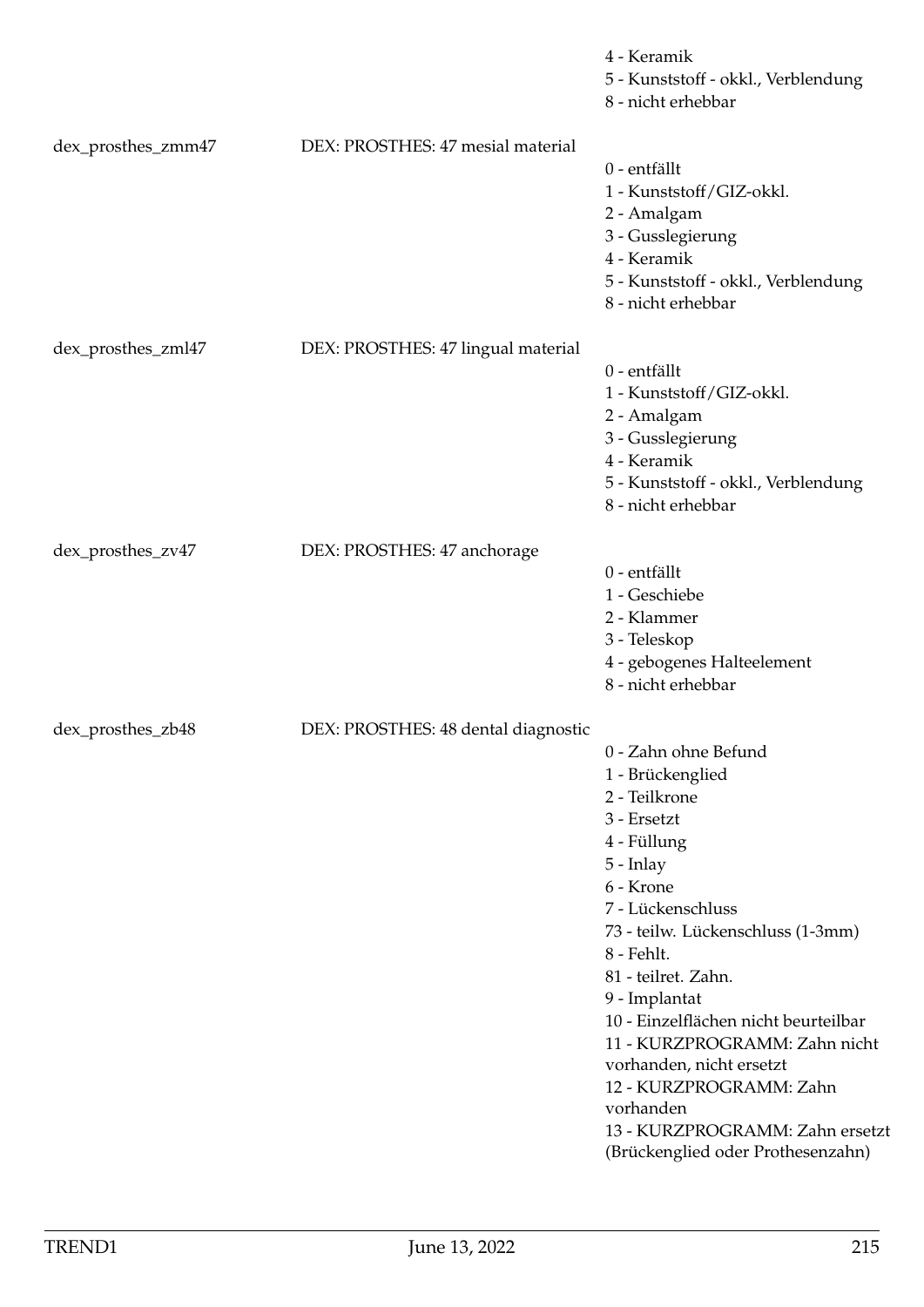4 - Keramik
5 - Kunststoff - okkl., Verblendung
8 - nicht erhebbar

| | | |
|---|---|---|
| dex_prosthes_zmm47 | DEX: PROSTHES: 47 mesial material | 0 - entfällt<br>1 - Kunststoff/GIZ-okkl.<br>2 - Amalgam<br>3 - Gusslegierung<br>4 - Keramik<br>5 - Kunststoff - okkl., Verblendung<br>8 - nicht erhebbar |
| dex_prosthes_zml47 | DEX: PROSTHES: 47 lingual material | 0 - entfällt<br>1 - Kunststoff/GIZ-okkl.<br>2 - Amalgam<br>3 - Gusslegierung<br>4 - Keramik<br>5 - Kunststoff - okkl., Verblendung<br>8 - nicht erhebbar |
| dex_prosthes_zv47 | DEX: PROSTHES: 47 anchorage | 0 - entfällt<br>1 - Geschiebe<br>2 - Klammer<br>3 - Teleskop<br>4 - gebogenes Halteelement<br>8 - nicht erhebbar |
| dex_prosthes_zb48 | DEX: PROSTHES: 48 dental diagnostic | 0 - Zahn ohne Befund<br>1 - Brückenglied<br>2 - Teilkrone<br>3 - Ersetzt<br>4 - Füllung<br>5 - Inlay<br>6 - Krone<br>7 - Lückenschluss<br>73 - teilw. Lückenschluss (1-3mm)<br>8 - Fehlt.<br>81 - teilret. Zahn.<br>9 - Implantat<br>10 - Einzelflächen nicht beurteilbar<br>11 - KURZPROGRAMM: Zahn nicht vorhanden, nicht ersetzt<br>12 - KURZPROGRAMM: Zahn vorhanden<br>13 - KURZPROGRAMM: Zahn ersetzt (Brückenglied oder Prothesenzahn) |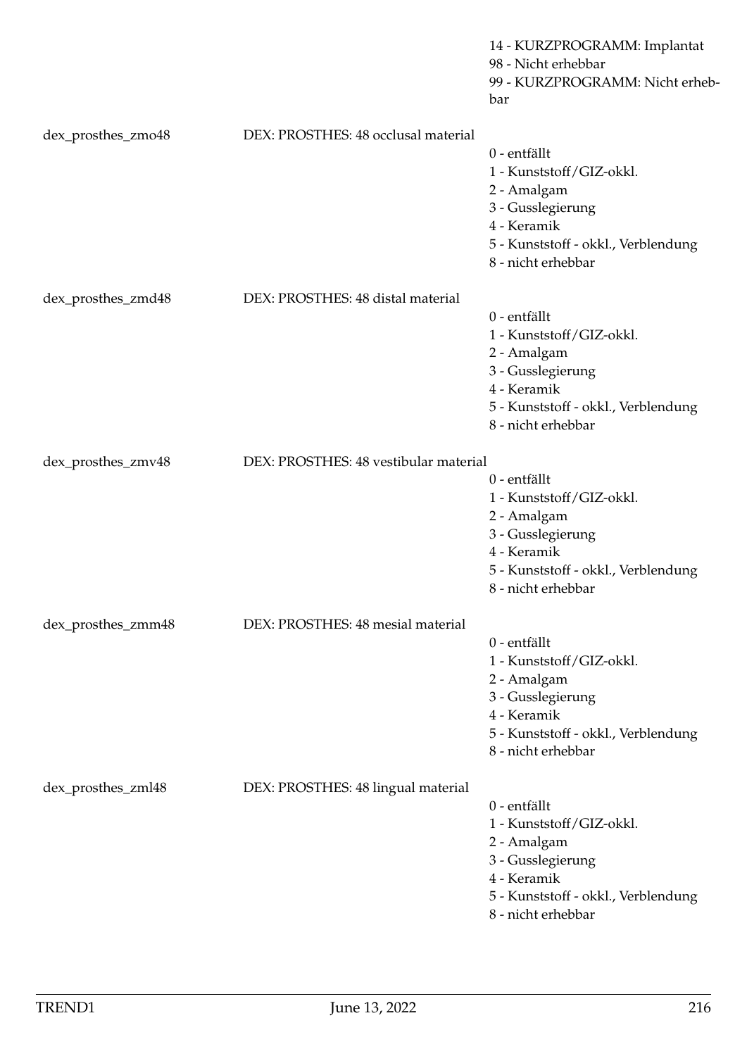14 - KURZPROGRAMM: Implantat
98 - Nicht erhebbar
99 - KURZPROGRAMM: Nicht erhebbar

| Variable | Label | Values |
|---|---|---|
| dex_prosthes_zmo48 | DEX: PROSTHES: 48 occlusal material | 0 - entfällt<br>1 - Kunststoff/GIZ-okkl.<br>2 - Amalgam<br>3 - Gusslegierung<br>4 - Keramik<br>5 - Kunststoff - okkl., Verblendung<br>8 - nicht erhebbar |
| dex_prosthes_zmd48 | DEX: PROSTHES: 48 distal material | 0 - entfällt<br>1 - Kunststoff/GIZ-okkl.<br>2 - Amalgam<br>3 - Gusslegierung<br>4 - Keramik<br>5 - Kunststoff - okkl., Verblendung<br>8 - nicht erhebbar |
| dex_prosthes_zmv48 | DEX: PROSTHES: 48 vestibular material | 0 - entfällt<br>1 - Kunststoff/GIZ-okkl.<br>2 - Amalgam<br>3 - Gusslegierung<br>4 - Keramik<br>5 - Kunststoff - okkl., Verblendung<br>8 - nicht erhebbar |
| dex_prosthes_zmm48 | DEX: PROSTHES: 48 mesial material | 0 - entfällt<br>1 - Kunststoff/GIZ-okkl.<br>2 - Amalgam<br>3 - Gusslegierung<br>4 - Keramik<br>5 - Kunststoff - okkl., Verblendung<br>8 - nicht erhebbar |
| dex_prosthes_zml48 | DEX: PROSTHES: 48 lingual material | 0 - entfällt<br>1 - Kunststoff/GIZ-okkl.<br>2 - Amalgam<br>3 - Gusslegierung<br>4 - Keramik<br>5 - Kunststoff - okkl., Verblendung<br>8 - nicht erhebbar |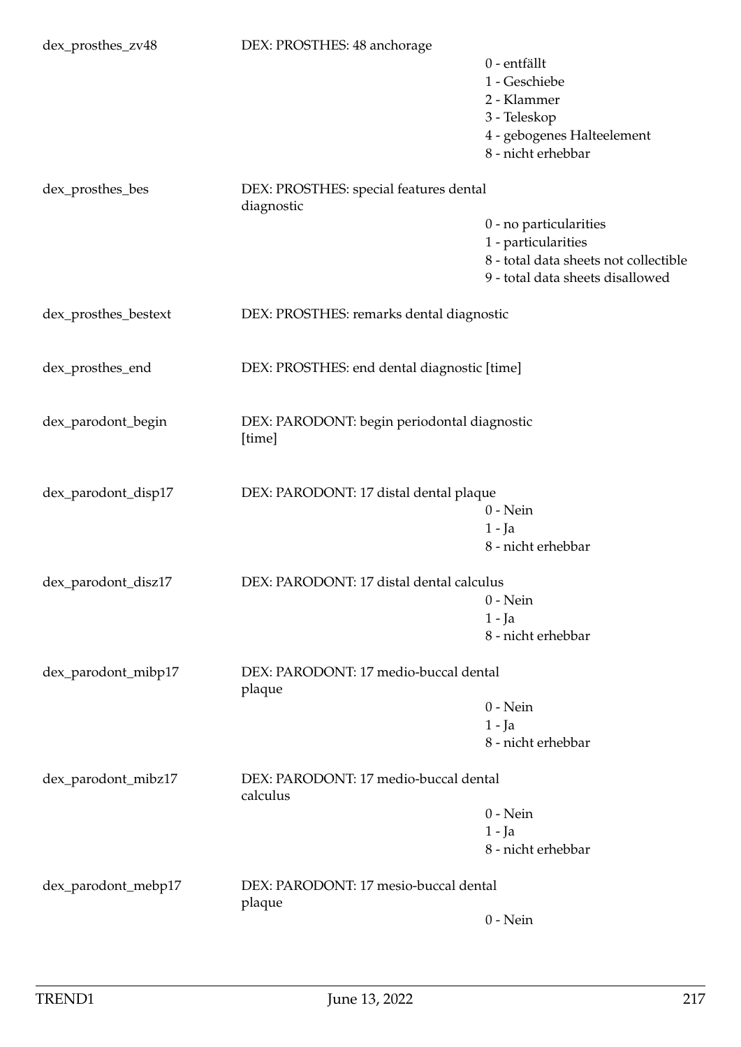| Variable | Label | Values |
|---|---|---|
| dex_prosthes_zv48 | DEX: PROSTHES: 48 anchorage | 0 - entfällt<br>1 - Geschiebe<br>2 - Klammer<br>3 - Teleskop<br>4 - gebogenes Halteelement<br>8 - nicht erhebbar |
| dex_prosthes_bes | DEX: PROSTHES: special features dental diagnostic | 0 - no particularities<br>1 - particularities<br>8 - total data sheets not collectible<br>9 - total data sheets disallowed |
| dex_prosthes_bestext | DEX: PROSTHES: remarks dental diagnostic | |
| dex_prosthes_end | DEX: PROSTHES: end dental diagnostic [time] | |
| dex_parodont_begin | DEX: PARODONT: begin periodontal diagnostic [time] | |
| dex_parodont_disp17 | DEX: PARODONT: 17 distal dental plaque | 0 - Nein<br>1 - Ja<br>8 - nicht erhebbar |
| dex_parodont_disz17 | DEX: PARODONT: 17 distal dental calculus | 0 - Nein<br>1 - Ja<br>8 - nicht erhebbar |
| dex_parodont_mibp17 | DEX: PARODONT: 17 medio-buccal dental plaque | 0 - Nein<br>1 - Ja<br>8 - nicht erhebbar |
| dex_parodont_mibz17 | DEX: PARODONT: 17 medio-buccal dental calculus | 0 - Nein<br>1 - Ja<br>8 - nicht erhebbar |
| dex_parodont_mebp17 | DEX: PARODONT: 17 mesio-buccal dental plaque | 0 - Nein |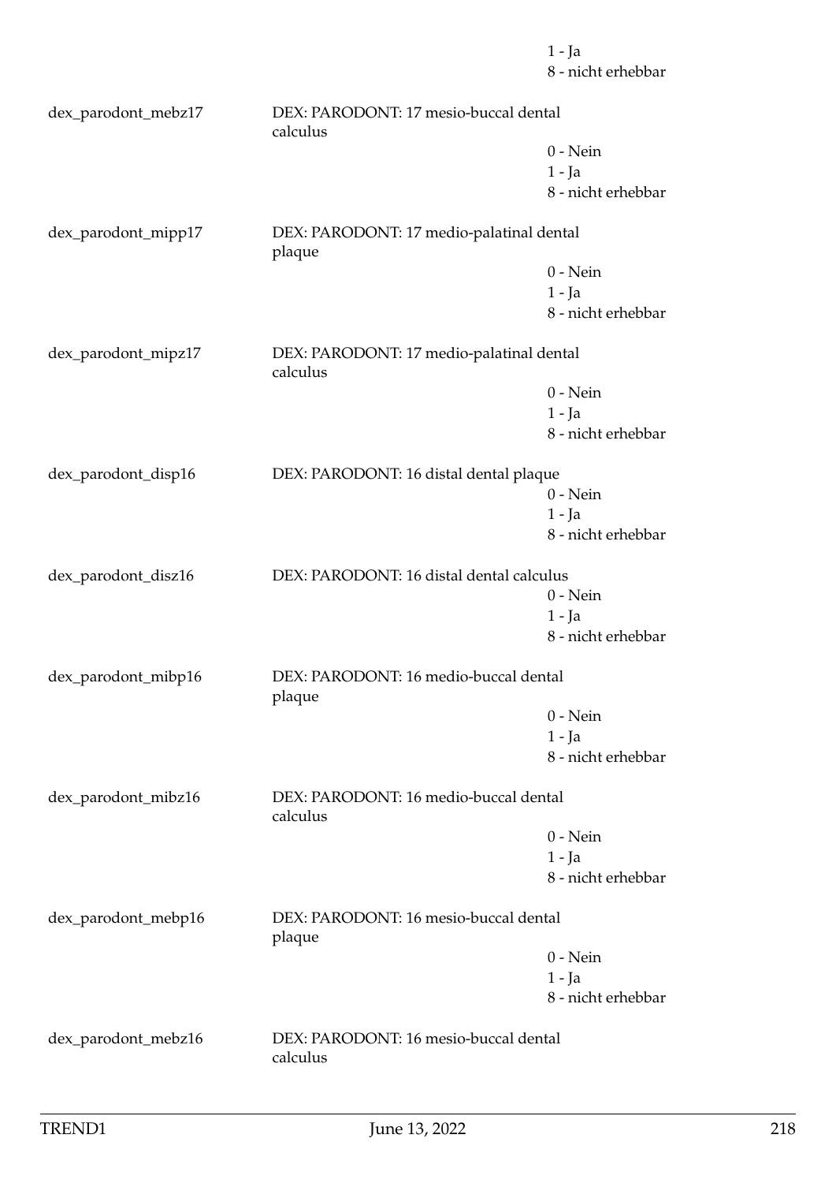1 - Ja
8 - nicht erhebbar

dex_parodont_mebz17 DEX: PARODONT: 17 mesio-buccal dental calculus
0 - Nein
1 - Ja
8 - nicht erhebbar

dex_parodont_mipp17 DEX: PARODONT: 17 medio-palatinal dental plaque
0 - Nein
1 - Ja
8 - nicht erhebbar

dex_parodont_mipz17 DEX: PARODONT: 17 medio-palatinal dental calculus
0 - Nein
1 - Ja
8 - nicht erhebbar

dex_parodont_disp16 DEX: PARODONT: 16 distal dental plaque
0 - Nein
1 - Ja
8 - nicht erhebbar

dex_parodont_disz16 DEX: PARODONT: 16 distal dental calculus
0 - Nein
1 - Ja
8 - nicht erhebbar

dex_parodont_mibp16 DEX: PARODONT: 16 medio-buccal dental plaque
0 - Nein
1 - Ja
8 - nicht erhebbar

dex_parodont_mibz16 DEX: PARODONT: 16 medio-buccal dental calculus
0 - Nein
1 - Ja
8 - nicht erhebbar

dex_parodont_mebp16 DEX: PARODONT: 16 mesio-buccal dental plaque
0 - Nein
1 - Ja
8 - nicht erhebbar

dex_parodont_mebz16 DEX: PARODONT: 16 mesio-buccal dental calculus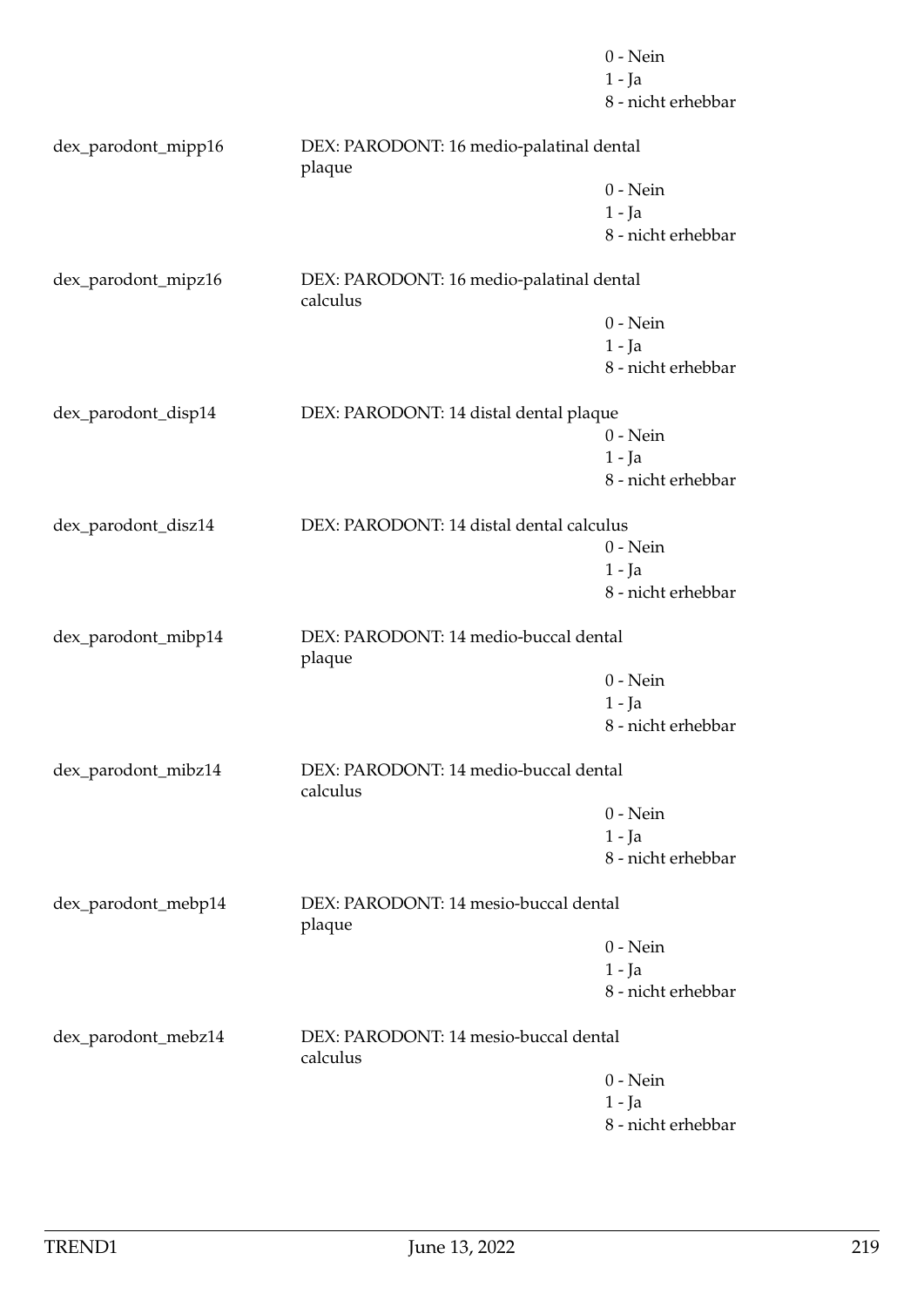0 - Nein
1 - Ja
8 - nicht erhebbar

dex_parodont_mipp16 DEX: PARODONT: 16 medio-palatinal dental plaque

0 - Nein
1 - Ja
8 - nicht erhebbar

dex_parodont_mipz16 DEX: PARODONT: 16 medio-palatinal dental calculus

0 - Nein
1 - Ja
8 - nicht erhebbar

dex_parodont_disp14 DEX: PARODONT: 14 distal dental plaque

0 - Nein
1 - Ja
8 - nicht erhebbar

dex_parodont_disz14 DEX: PARODONT: 14 distal dental calculus

0 - Nein
1 - Ja
8 - nicht erhebbar

dex_parodont_mibp14 DEX: PARODONT: 14 medio-buccal dental plaque

0 - Nein
1 - Ja
8 - nicht erhebbar

dex_parodont_mibz14 DEX: PARODONT: 14 medio-buccal dental calculus

0 - Nein
1 - Ja
8 - nicht erhebbar

dex_parodont_mebp14 DEX: PARODONT: 14 mesio-buccal dental plaque

0 - Nein
1 - Ja
8 - nicht erhebbar

dex_parodont_mebz14 DEX: PARODONT: 14 mesio-buccal dental calculus

0 - Nein
1 - Ja
8 - nicht erhebbar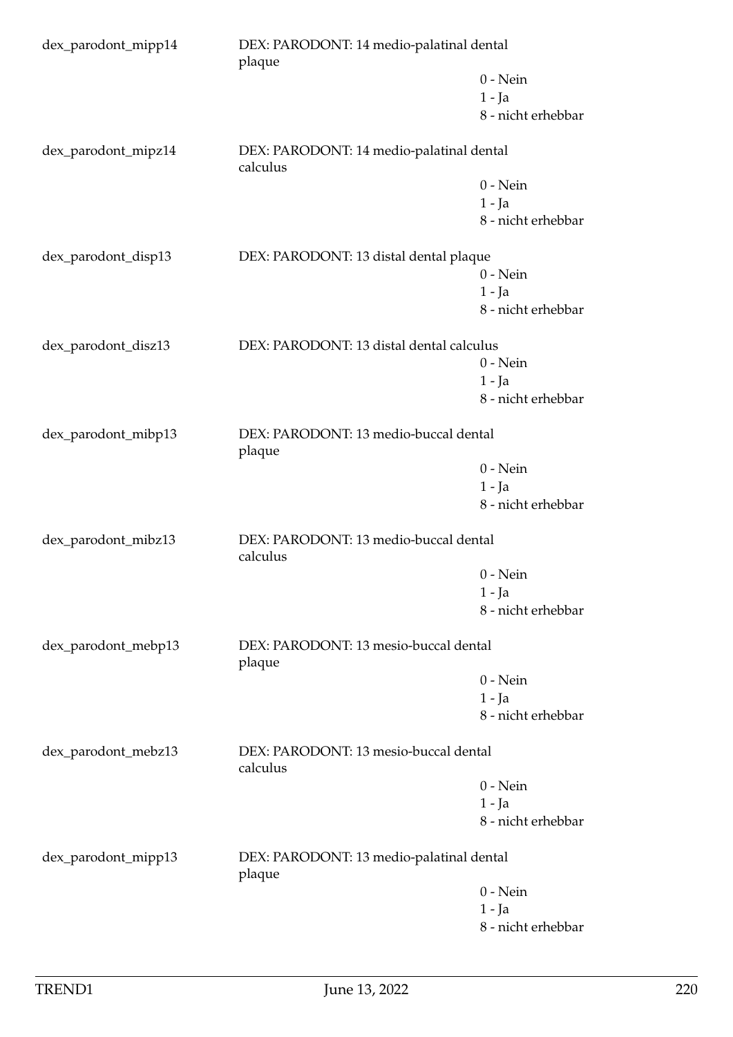dex_parodont_mipp14 DEX: PARODONT: 14 medio-palatinal dental plaque

0 - Nein
1 - Ja
8 - nicht erhebbar

dex_parodont_mipz14 DEX: PARODONT: 14 medio-palatinal dental calculus

0 - Nein
1 - Ja
8 - nicht erhebbar

dex_parodont_disp13 DEX: PARODONT: 13 distal dental plaque

0 - Nein
1 - Ja
8 - nicht erhebbar

dex_parodont_disz13 DEX: PARODONT: 13 distal dental calculus

0 - Nein
1 - Ja
8 - nicht erhebbar

dex_parodont_mibp13 DEX: PARODONT: 13 medio-buccal dental plaque

0 - Nein
1 - Ja
8 - nicht erhebbar

dex_parodont_mibz13 DEX: PARODONT: 13 medio-buccal dental calculus

0 - Nein
1 - Ja
8 - nicht erhebbar

dex_parodont_mebp13 DEX: PARODONT: 13 mesio-buccal dental plaque

0 - Nein
1 - Ja
8 - nicht erhebbar

dex_parodont_mebz13 DEX: PARODONT: 13 mesio-buccal dental calculus

0 - Nein
1 - Ja
8 - nicht erhebbar

dex_parodont_mipp13 DEX: PARODONT: 13 medio-palatinal dental plaque

0 - Nein
1 - Ja
8 - nicht erhebbar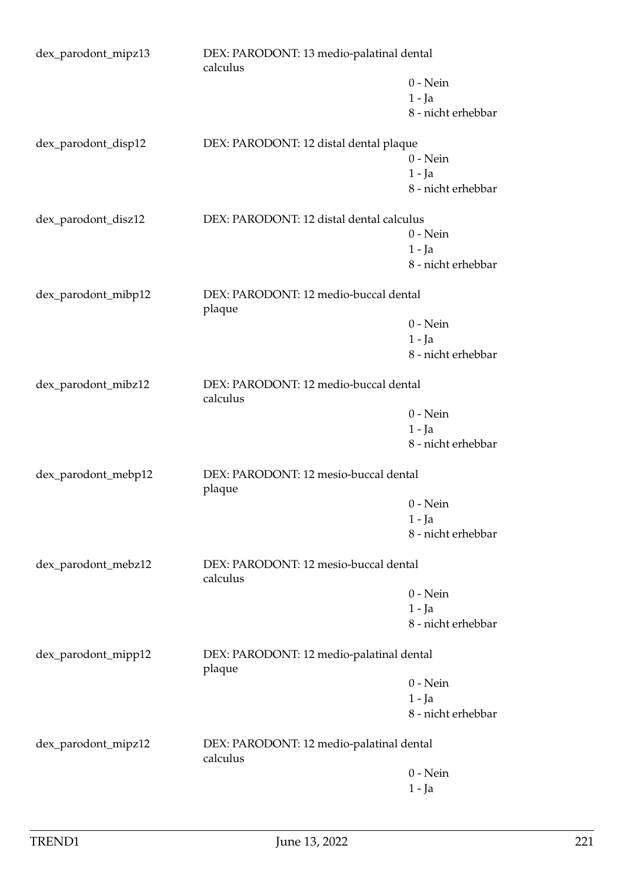dex_parodont_mipz13 DEX: PARODONT: 13 medio-palatinal dental calculus

0 - Nein
1 - Ja
8 - nicht erhebbar

dex_parodont_disp12 DEX: PARODONT: 12 distal dental plaque

0 - Nein
1 - Ja
8 - nicht erhebbar

dex_parodont_disz12 DEX: PARODONT: 12 distal dental calculus

0 - Nein
1 - Ja
8 - nicht erhebbar

dex_parodont_mibp12 DEX: PARODONT: 12 medio-buccal dental plaque

0 - Nein
1 - Ja
8 - nicht erhebbar

dex_parodont_mibz12 DEX: PARODONT: 12 medio-buccal dental calculus

0 - Nein
1 - Ja
8 - nicht erhebbar

dex_parodont_mebp12 DEX: PARODONT: 12 mesio-buccal dental plaque

0 - Nein
1 - Ja
8 - nicht erhebbar

dex_parodont_mebz12 DEX: PARODONT: 12 mesio-buccal dental calculus

0 - Nein
1 - Ja
8 - nicht erhebbar

dex_parodont_mipp12 DEX: PARODONT: 12 medio-palatinal dental plaque

0 - Nein
1 - Ja
8 - nicht erhebbar

dex_parodont_mipz12 DEX: PARODONT: 12 medio-palatinal dental calculus

0 - Nein
1 - Ja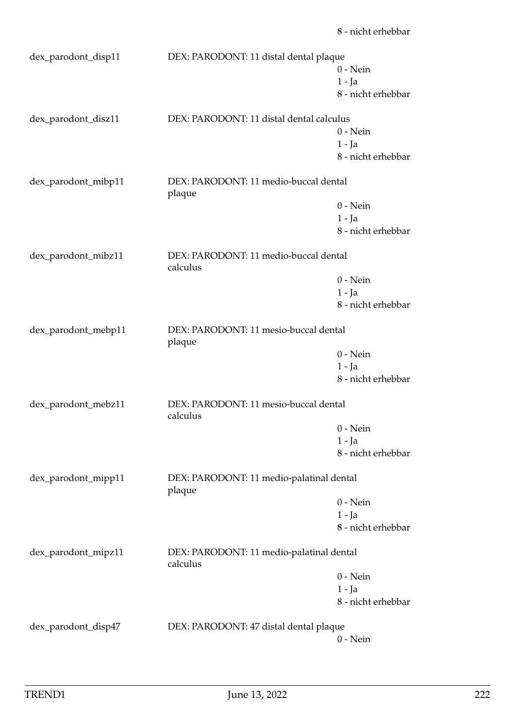8 - nicht erhebbar

| | | |
|---|---|---|
| dex_parodont_disp11 | DEX: PARODONT: 11 distal dental plaque | |
| | | 0 - Nein |
| | | 1 - Ja |
| | | 8 - nicht erhebbar |
| dex_parodont_disz11 | DEX: PARODONT: 11 distal dental calculus | |
| | | 0 - Nein |
| | | 1 - Ja |
| | | 8 - nicht erhebbar |
| dex_parodont_mibp11 | DEX: PARODONT: 11 medio-buccal dental plaque | |
| | | 0 - Nein |
| | | 1 - Ja |
| | | 8 - nicht erhebbar |
| dex_parodont_mibz11 | DEX: PARODONT: 11 medio-buccal dental calculus | |
| | | 0 - Nein |
| | | 1 - Ja |
| | | 8 - nicht erhebbar |
| dex_parodont_mebp11 | DEX: PARODONT: 11 mesio-buccal dental plaque | |
| | | 0 - Nein |
| | | 1 - Ja |
| | | 8 - nicht erhebbar |
| dex_parodont_mebz11 | DEX: PARODONT: 11 mesio-buccal dental calculus | |
| | | 0 - Nein |
| | | 1 - Ja |
| | | 8 - nicht erhebbar |
| dex_parodont_mipp11 | DEX: PARODONT: 11 medio-palatinal dental plaque | |
| | | 0 - Nein |
| | | 1 - Ja |
| | | 8 - nicht erhebbar |
| dex_parodont_mipz11 | DEX: PARODONT: 11 medio-palatinal dental calculus | |
| | | 0 - Nein |
| | | 1 - Ja |
| | | 8 - nicht erhebbar |
| dex_parodont_disp47 | DEX: PARODONT: 47 distal dental plaque | |
| | | 0 - Nein |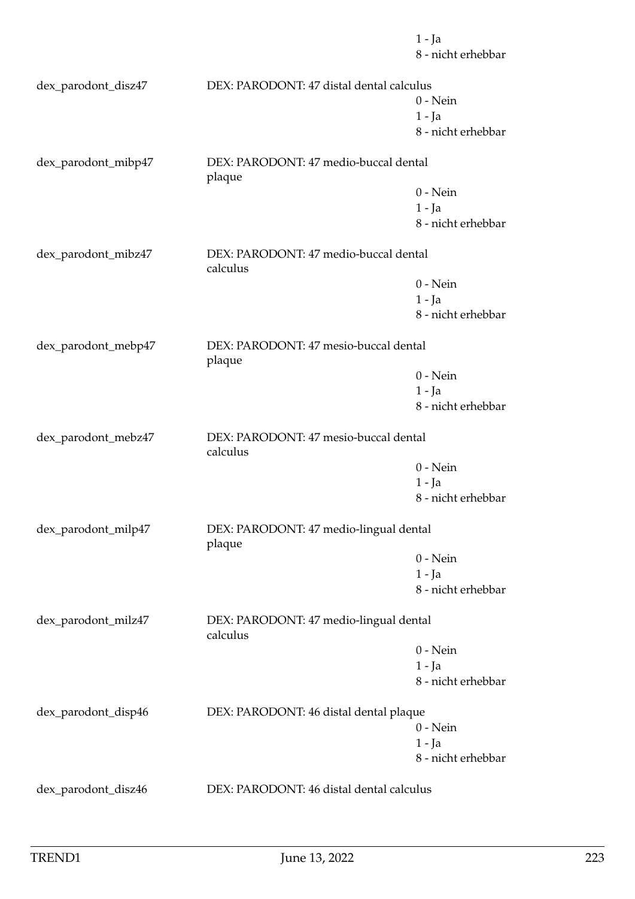1 - Ja
8 - nicht erhebbar

dex_parodont_disz47 DEX: PARODONT: 47 distal dental calculus
0 - Nein
1 - Ja
8 - nicht erhebbar

dex_parodont_mibp47 DEX: PARODONT: 47 medio-buccal dental plaque
0 - Nein
1 - Ja
8 - nicht erhebbar

dex_parodont_mibz47 DEX: PARODONT: 47 medio-buccal dental calculus
0 - Nein
1 - Ja
8 - nicht erhebbar

dex_parodont_mebp47 DEX: PARODONT: 47 mesio-buccal dental plaque
0 - Nein
1 - Ja
8 - nicht erhebbar

dex_parodont_mebz47 DEX: PARODONT: 47 mesio-buccal dental calculus
0 - Nein
1 - Ja
8 - nicht erhebbar

dex_parodont_milp47 DEX: PARODONT: 47 medio-lingual dental plaque
0 - Nein
1 - Ja
8 - nicht erhebbar

dex_parodont_milz47 DEX: PARODONT: 47 medio-lingual dental calculus
0 - Nein
1 - Ja
8 - nicht erhebbar

dex_parodont_disp46 DEX: PARODONT: 46 distal dental plaque
0 - Nein
1 - Ja
8 - nicht erhebbar

dex_parodont_disz46 DEX: PARODONT: 46 distal dental calculus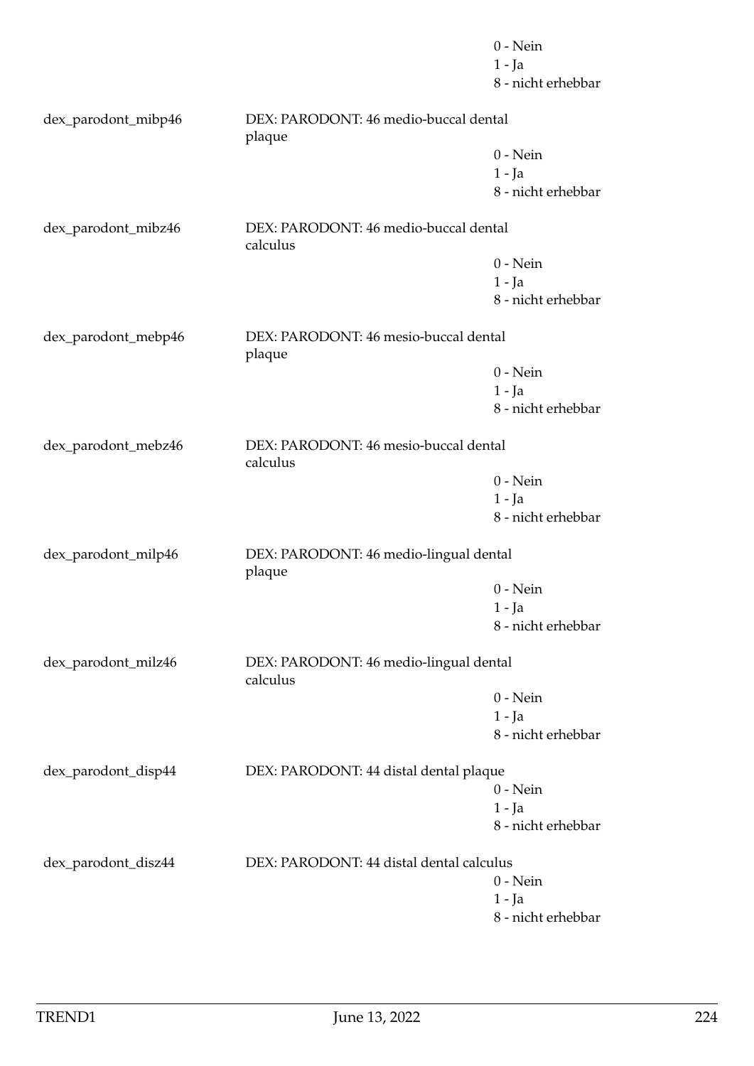0 - Nein
1 - Ja
8 - nicht erhebbar

dex_parodont_mibp46 DEX: PARODONT: 46 medio-buccal dental plaque
0 - Nein
1 - Ja
8 - nicht erhebbar

dex_parodont_mibz46 DEX: PARODONT: 46 medio-buccal dental calculus
0 - Nein
1 - Ja
8 - nicht erhebbar

dex_parodont_mebp46 DEX: PARODONT: 46 mesio-buccal dental plaque
0 - Nein
1 - Ja
8 - nicht erhebbar

dex_parodont_mebz46 DEX: PARODONT: 46 mesio-buccal dental calculus
0 - Nein
1 - Ja
8 - nicht erhebbar

dex_parodont_milp46 DEX: PARODONT: 46 medio-lingual dental plaque
0 - Nein
1 - Ja
8 - nicht erhebbar

dex_parodont_milz46 DEX: PARODONT: 46 medio-lingual dental calculus
0 - Nein
1 - Ja
8 - nicht erhebbar

dex_parodont_disp44 DEX: PARODONT: 44 distal dental plaque
0 - Nein
1 - Ja
8 - nicht erhebbar

dex_parodont_disz44 DEX: PARODONT: 44 distal dental calculus
0 - Nein
1 - Ja
8 - nicht erhebbar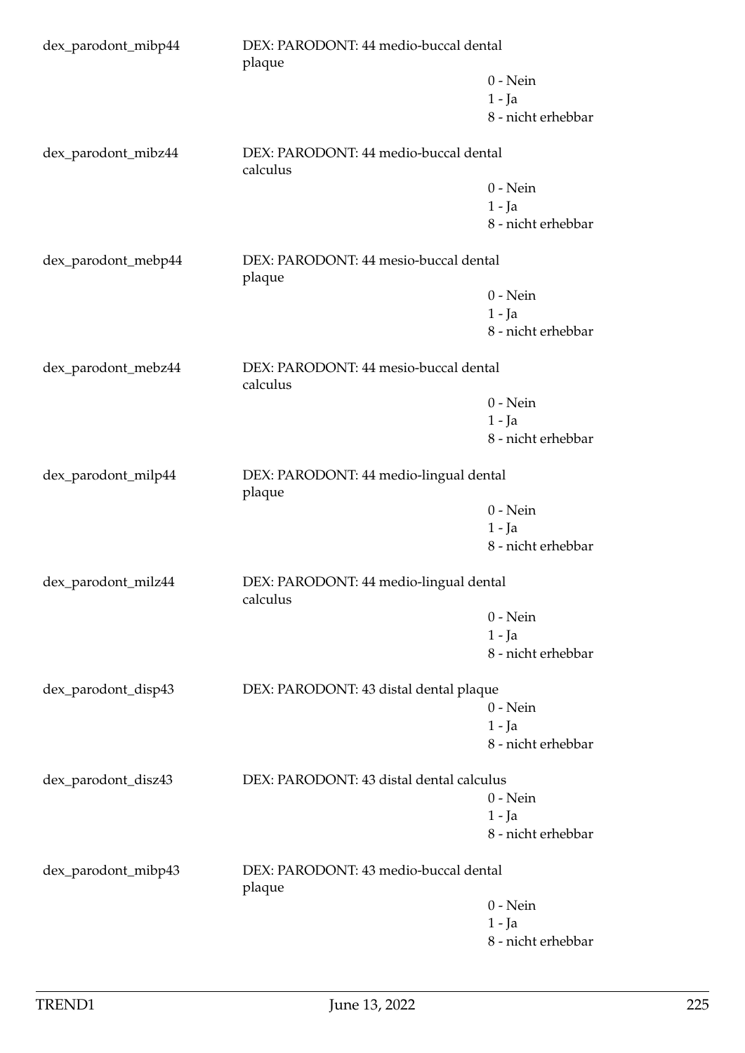dex_parodont_mibp44 DEX: PARODONT: 44 medio-buccal dental plaque
- 0 - Nein
- 1 - Ja
- 8 - nicht erhebbar

dex_parodont_mibz44 DEX: PARODONT: 44 medio-buccal dental calculus
- 0 - Nein
- 1 - Ja
- 8 - nicht erhebbar

dex_parodont_mebp44 DEX: PARODONT: 44 mesio-buccal dental plaque
- 0 - Nein
- 1 - Ja
- 8 - nicht erhebbar

dex_parodont_mebz44 DEX: PARODONT: 44 mesio-buccal dental calculus
- 0 - Nein
- 1 - Ja
- 8 - nicht erhebbar

dex_parodont_milp44 DEX: PARODONT: 44 medio-lingual dental plaque
- 0 - Nein
- 1 - Ja
- 8 - nicht erhebbar

dex_parodont_milz44 DEX: PARODONT: 44 medio-lingual dental calculus
- 0 - Nein
- 1 - Ja
- 8 - nicht erhebbar

dex_parodont_disp43 DEX: PARODONT: 43 distal dental plaque
- 0 - Nein
- 1 - Ja
- 8 - nicht erhebbar

dex_parodont_disz43 DEX: PARODONT: 43 distal dental calculus
- 0 - Nein
- 1 - Ja
- 8 - nicht erhebbar

dex_parodont_mibp43 DEX: PARODONT: 43 medio-buccal dental plaque
- 0 - Nein
- 1 - Ja
- 8 - nicht erhebbar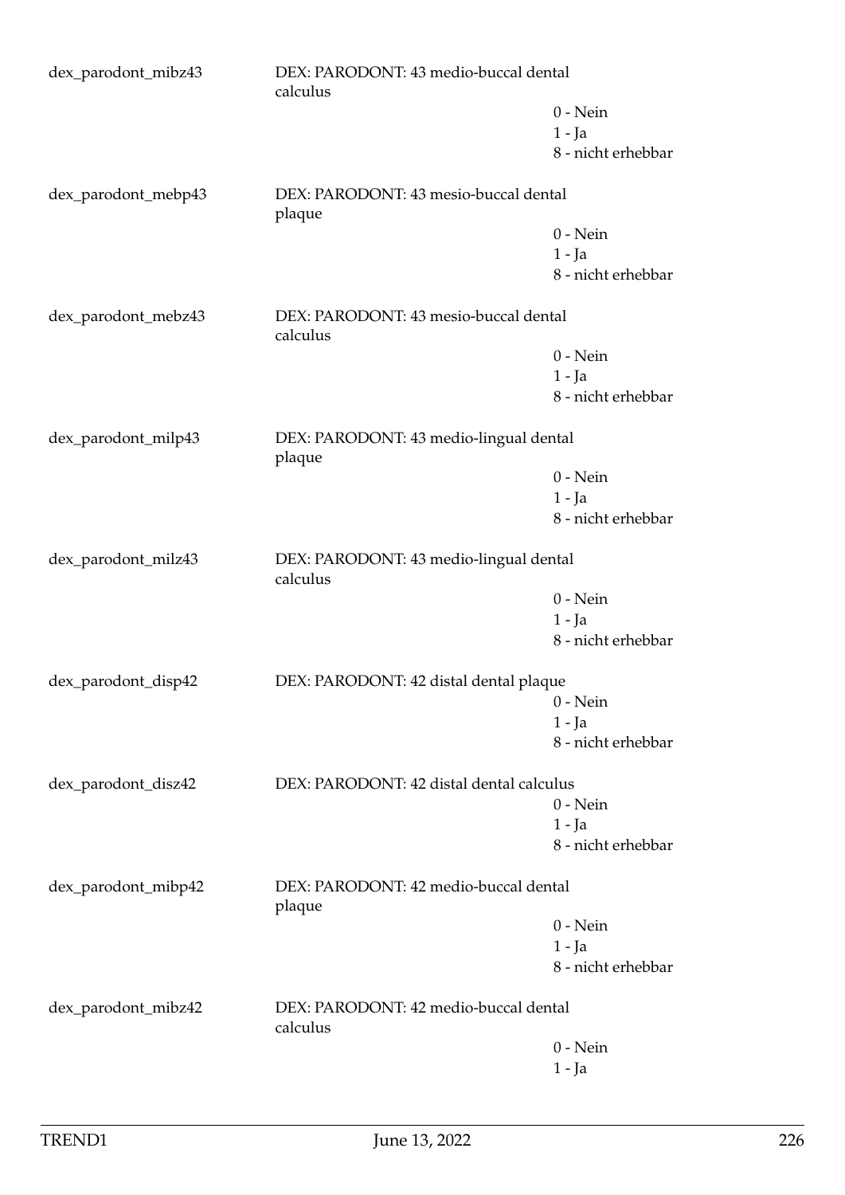dex_parodont_mibz43 DEX: PARODONT: 43 medio-buccal dental calculus

- 0 - Nein
- 1 - Ja
- 8 - nicht erhebbar

dex_parodont_mebp43 DEX: PARODONT: 43 mesio-buccal dental plaque

- 0 - Nein
- 1 - Ja
- 8 - nicht erhebbar

dex_parodont_mebz43 DEX: PARODONT: 43 mesio-buccal dental calculus

- 0 - Nein
- 1 - Ja
- 8 - nicht erhebbar

dex_parodont_milp43 DEX: PARODONT: 43 medio-lingual dental plaque

- 0 - Nein
- 1 - Ja
- 8 - nicht erhebbar

dex_parodont_milz43 DEX: PARODONT: 43 medio-lingual dental calculus

- 0 - Nein
- 1 - Ja
- 8 - nicht erhebbar

dex_parodont_disp42 DEX: PARODONT: 42 distal dental plaque

- 0 - Nein
- 1 - Ja
- 8 - nicht erhebbar

dex_parodont_disz42 DEX: PARODONT: 42 distal dental calculus

- 0 - Nein
- 1 - Ja
- 8 - nicht erhebbar

dex_parodont_mibp42 DEX: PARODONT: 42 medio-buccal dental plaque

- 0 - Nein
- 1 - Ja
- 8 - nicht erhebbar

dex_parodont_mibz42 DEX: PARODONT: 42 medio-buccal dental calculus

- 0 - Nein
- 1 - Ja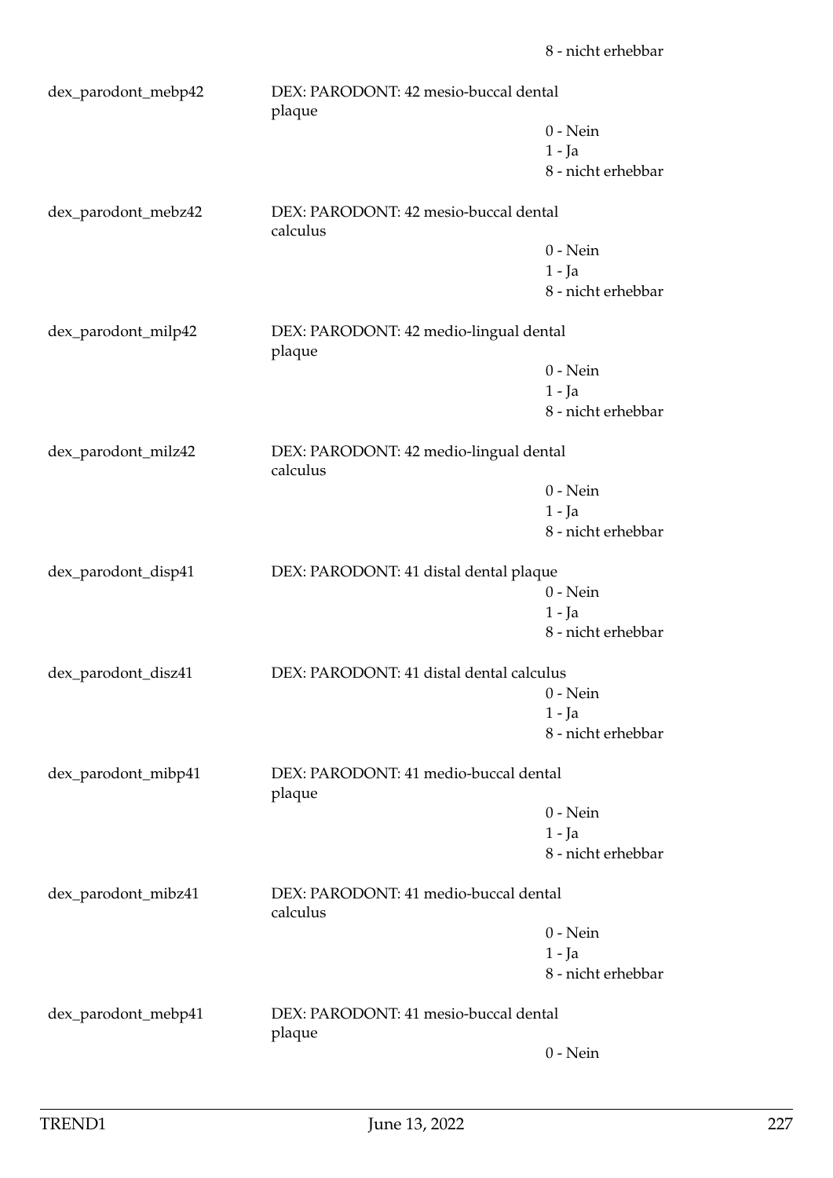8 - nicht erhebbar

| | | |
|---|---|---|
| dex_parodont_mebp42 | DEX: PARODONT: 42 mesio-buccal dental plaque | 0 - Nein<br>1 - Ja<br>8 - nicht erhebbar |
| dex_parodont_mebz42 | DEX: PARODONT: 42 mesio-buccal dental calculus | 0 - Nein<br>1 - Ja<br>8 - nicht erhebbar |
| dex_parodont_milp42 | DEX: PARODONT: 42 medio-lingual dental plaque | 0 - Nein<br>1 - Ja<br>8 - nicht erhebbar |
| dex_parodont_milz42 | DEX: PARODONT: 42 medio-lingual dental calculus | 0 - Nein<br>1 - Ja<br>8 - nicht erhebbar |
| dex_parodont_disp41 | DEX: PARODONT: 41 distal dental plaque | 0 - Nein<br>1 - Ja<br>8 - nicht erhebbar |
| dex_parodont_disz41 | DEX: PARODONT: 41 distal dental calculus | 0 - Nein<br>1 - Ja<br>8 - nicht erhebbar |
| dex_parodont_mibp41 | DEX: PARODONT: 41 medio-buccal dental plaque | 0 - Nein<br>1 - Ja<br>8 - nicht erhebbar |
| dex_parodont_mibz41 | DEX: PARODONT: 41 medio-buccal dental calculus | 0 - Nein<br>1 - Ja<br>8 - nicht erhebbar |
| dex_parodont_mebp41 | DEX: PARODONT: 41 mesio-buccal dental plaque | 0 - Nein |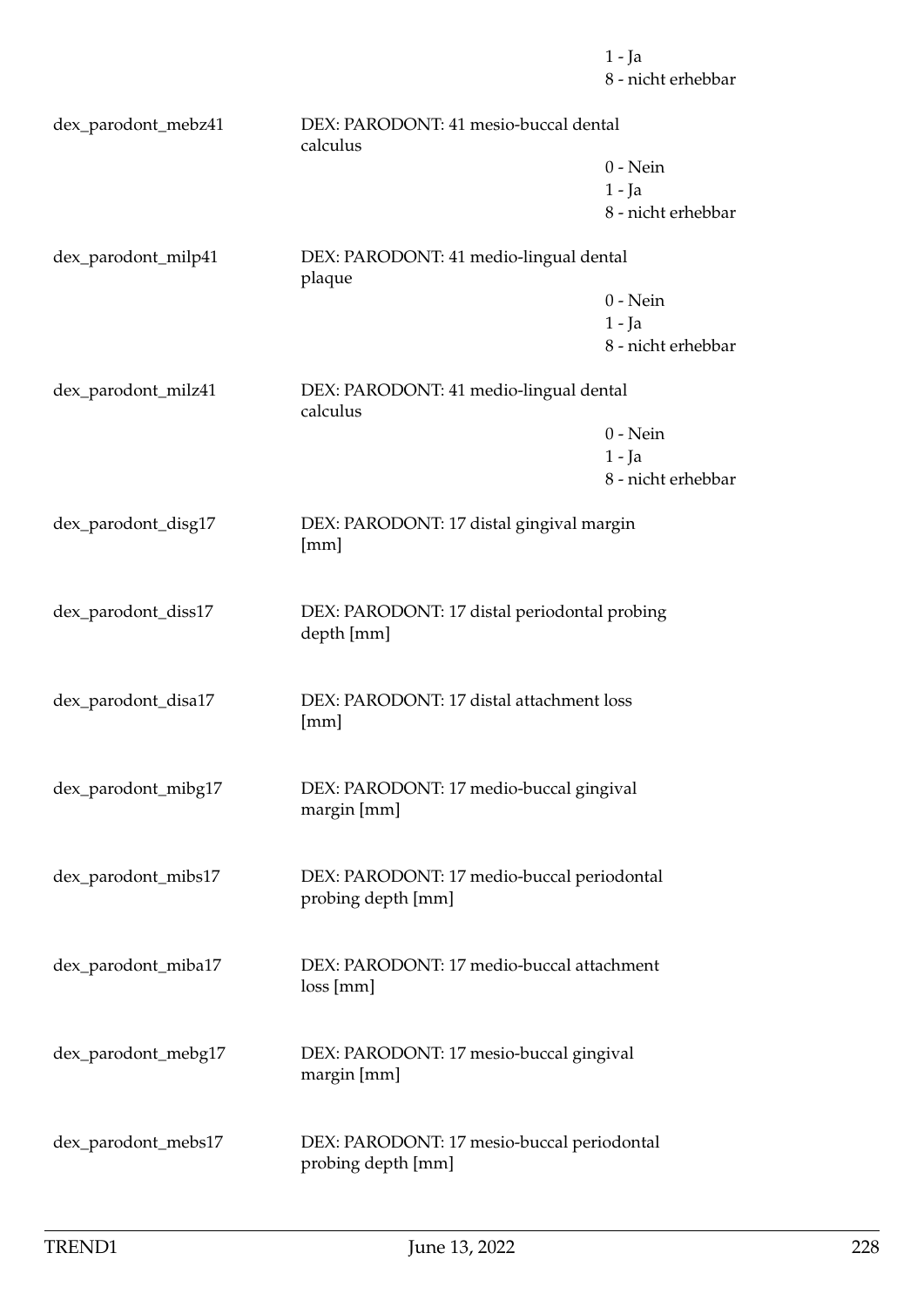|  |  |  |
| --- | --- | --- |
|  |  | 1 - Ja |
|  |  | 8 - nicht erhebbar |
| dex_parodont_mebz41 | DEX: PARODONT: 41 mesio-buccal dental calculus |  |
|  |  | 0 - Nein |
|  |  | 1 - Ja |
|  |  | 8 - nicht erhebbar |
| dex_parodont_milp41 | DEX: PARODONT: 41 medio-lingual dental plaque |  |
|  |  | 0 - Nein |
|  |  | 1 - Ja |
|  |  | 8 - nicht erhebbar |
| dex_parodont_milz41 | DEX: PARODONT: 41 medio-lingual dental calculus |  |
|  |  | 0 - Nein |
|  |  | 1 - Ja |
|  |  | 8 - nicht erhebbar |
| dex_parodont_disg17 | DEX: PARODONT: 17 distal gingival margin [mm] |  |
| dex_parodont_diss17 | DEX: PARODONT: 17 distal periodontal probing depth [mm] |  |
| dex_parodont_disa17 | DEX: PARODONT: 17 distal attachment loss [mm] |  |
| dex_parodont_mibg17 | DEX: PARODONT: 17 medio-buccal gingival margin [mm] |  |
| dex_parodont_mibs17 | DEX: PARODONT: 17 medio-buccal periodontal probing depth [mm] |  |
| dex_parodont_miba17 | DEX: PARODONT: 17 medio-buccal attachment loss [mm] |  |
| dex_parodont_mebg17 | DEX: PARODONT: 17 mesio-buccal gingival margin [mm] |  |
| dex_parodont_mebs17 | DEX: PARODONT: 17 mesio-buccal periodontal probing depth [mm] |  |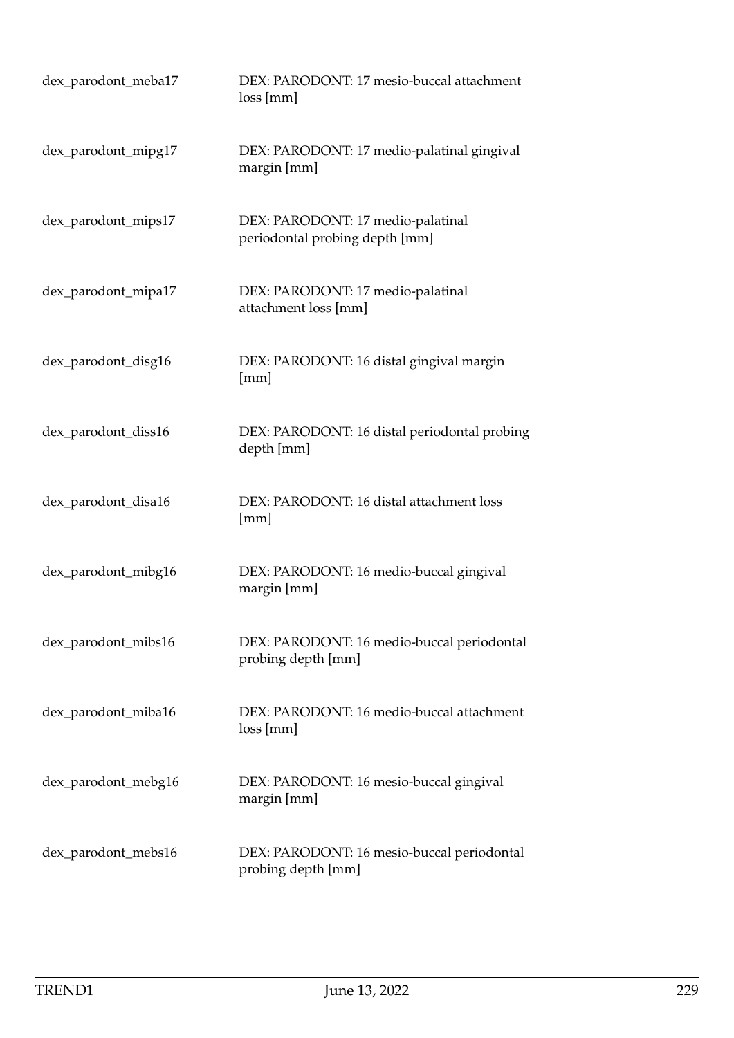| | |
|---|---|
| dex_parodont_meba17 | DEX: PARODONT: 17 mesio-buccal attachment loss [mm] |
| dex_parodont_mipg17 | DEX: PARODONT: 17 medio-palatinal gingival margin [mm] |
| dex_parodont_mips17 | DEX: PARODONT: 17 medio-palatinal periodontal probing depth [mm] |
| dex_parodont_mipa17 | DEX: PARODONT: 17 medio-palatinal attachment loss [mm] |
| dex_parodont_disg16 | DEX: PARODONT: 16 distal gingival margin [mm] |
| dex_parodont_diss16 | DEX: PARODONT: 16 distal periodontal probing depth [mm] |
| dex_parodont_disa16 | DEX: PARODONT: 16 distal attachment loss [mm] |
| dex_parodont_mibg16 | DEX: PARODONT: 16 medio-buccal gingival margin [mm] |
| dex_parodont_mibs16 | DEX: PARODONT: 16 medio-buccal periodontal probing depth [mm] |
| dex_parodont_miba16 | DEX: PARODONT: 16 medio-buccal attachment loss [mm] |
| dex_parodont_mebg16 | DEX: PARODONT: 16 mesio-buccal gingival margin [mm] |
| dex_parodont_mebs16 | DEX: PARODONT: 16 mesio-buccal periodontal probing depth [mm] |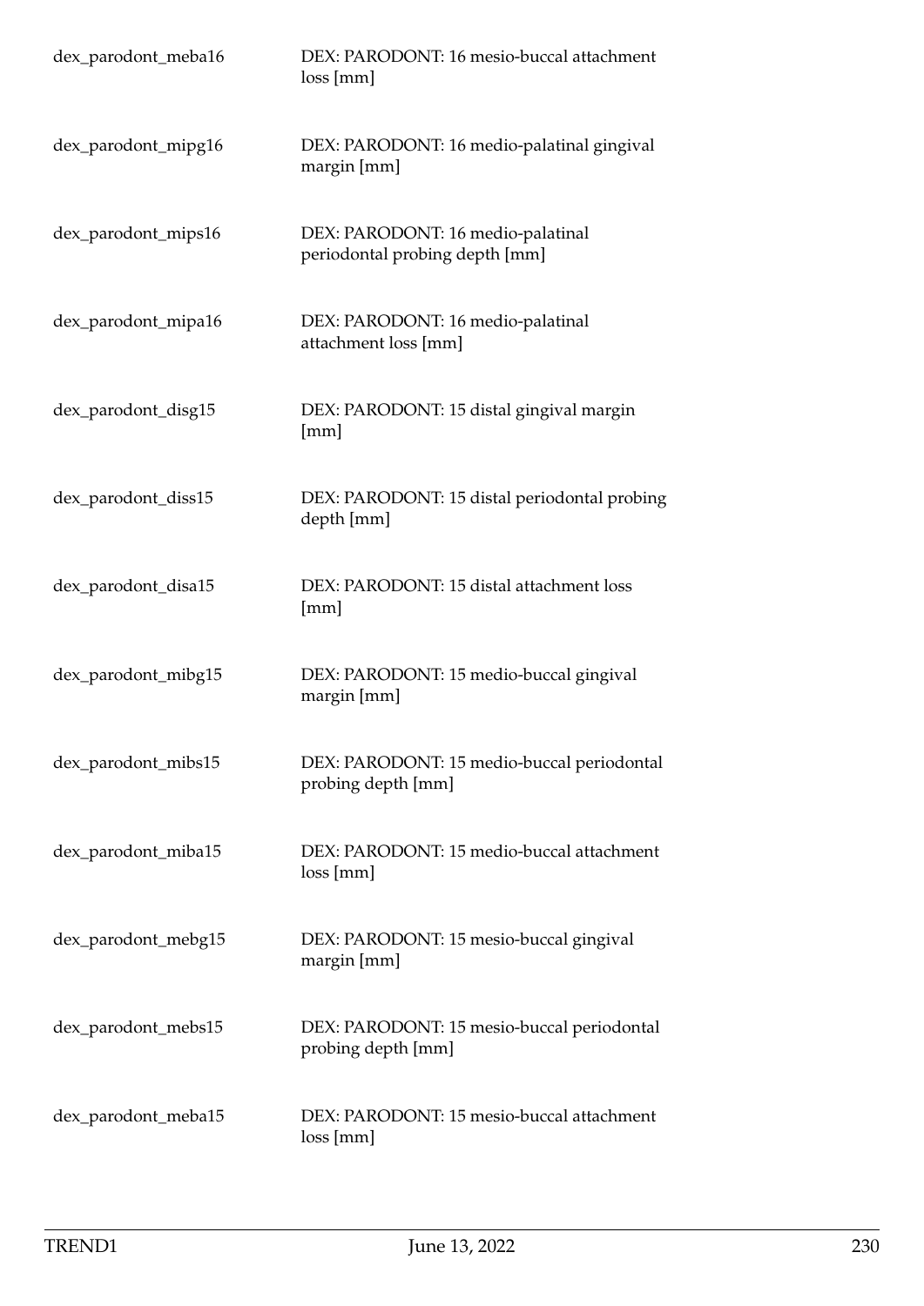| | |
|---|---|
| dex_parodont_meba16 | DEX: PARODONT: 16 mesio-buccal attachment loss [mm] |
| dex_parodont_mipg16 | DEX: PARODONT: 16 medio-palatinal gingival margin [mm] |
| dex_parodont_mips16 | DEX: PARODONT: 16 medio-palatinal periodontal probing depth [mm] |
| dex_parodont_mipa16 | DEX: PARODONT: 16 medio-palatinal attachment loss [mm] |
| dex_parodont_disg15 | DEX: PARODONT: 15 distal gingival margin [mm] |
| dex_parodont_diss15 | DEX: PARODONT: 15 distal periodontal probing depth [mm] |
| dex_parodont_disa15 | DEX: PARODONT: 15 distal attachment loss [mm] |
| dex_parodont_mibg15 | DEX: PARODONT: 15 medio-buccal gingival margin [mm] |
| dex_parodont_mibs15 | DEX: PARODONT: 15 medio-buccal periodontal probing depth [mm] |
| dex_parodont_miba15 | DEX: PARODONT: 15 medio-buccal attachment loss [mm] |
| dex_parodont_mebg15 | DEX: PARODONT: 15 mesio-buccal gingival margin [mm] |
| dex_parodont_mebs15 | DEX: PARODONT: 15 mesio-buccal periodontal probing depth [mm] |
| dex_parodont_meba15 | DEX: PARODONT: 15 mesio-buccal attachment loss [mm] |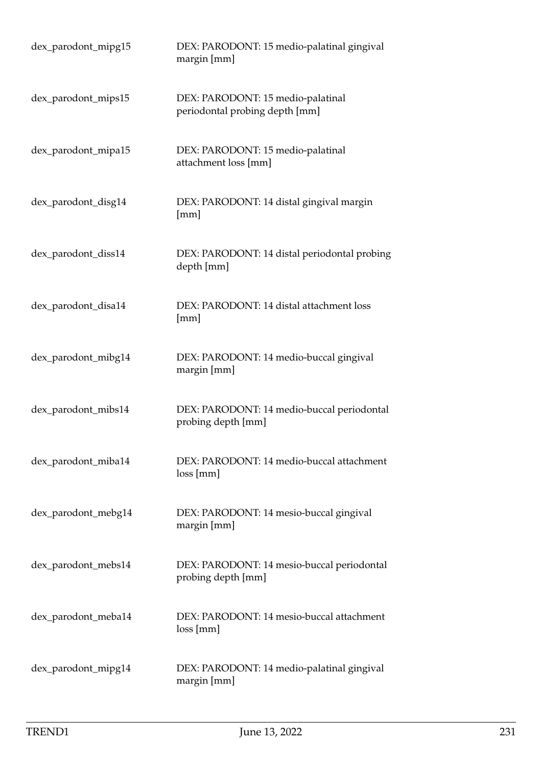| | |
|---|---|
| dex_parodont_mipg15 | DEX: PARODONT: 15 medio-palatinal gingival margin [mm] |
| dex_parodont_mips15 | DEX: PARODONT: 15 medio-palatinal periodontal probing depth [mm] |
| dex_parodont_mipa15 | DEX: PARODONT: 15 medio-palatinal attachment loss [mm] |
| dex_parodont_disg14 | DEX: PARODONT: 14 distal gingival margin [mm] |
| dex_parodont_diss14 | DEX: PARODONT: 14 distal periodontal probing depth [mm] |
| dex_parodont_disa14 | DEX: PARODONT: 14 distal attachment loss [mm] |
| dex_parodont_mibg14 | DEX: PARODONT: 14 medio-buccal gingival margin [mm] |
| dex_parodont_mibs14 | DEX: PARODONT: 14 medio-buccal periodontal probing depth [mm] |
| dex_parodont_miba14 | DEX: PARODONT: 14 medio-buccal attachment loss [mm] |
| dex_parodont_mebg14 | DEX: PARODONT: 14 mesio-buccal gingival margin [mm] |
| dex_parodont_mebs14 | DEX: PARODONT: 14 mesio-buccal periodontal probing depth [mm] |
| dex_parodont_meba14 | DEX: PARODONT: 14 mesio-buccal attachment loss [mm] |
| dex_parodont_mipg14 | DEX: PARODONT: 14 medio-palatinal gingival margin [mm] |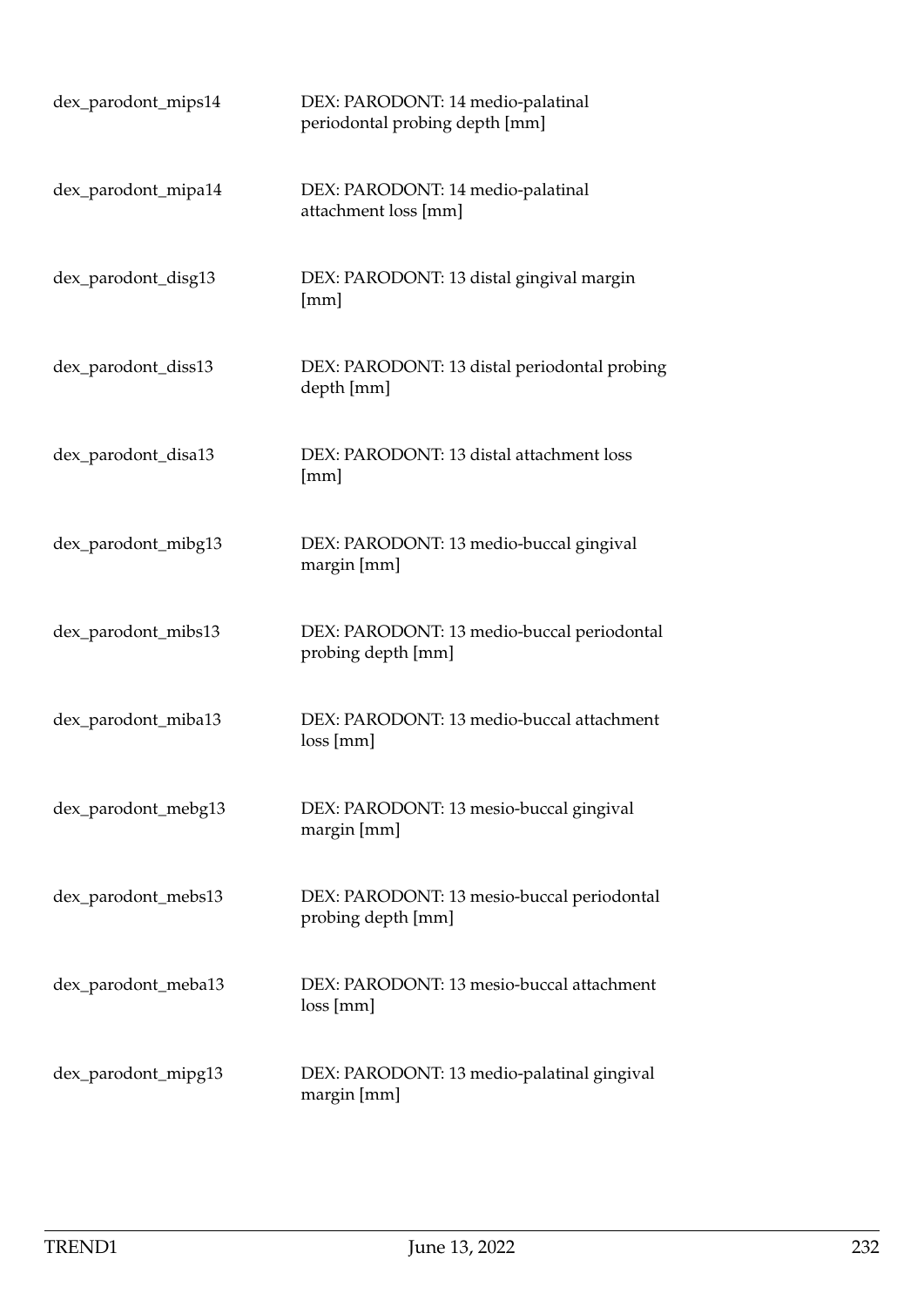| | |
|---|---|
| dex_parodont_mips14 | DEX: PARODONT: 14 medio-palatinal periodontal probing depth [mm] |
| dex_parodont_mipa14 | DEX: PARODONT: 14 medio-palatinal attachment loss [mm] |
| dex_parodont_disg13 | DEX: PARODONT: 13 distal gingival margin [mm] |
| dex_parodont_diss13 | DEX: PARODONT: 13 distal periodontal probing depth [mm] |
| dex_parodont_disa13 | DEX: PARODONT: 13 distal attachment loss [mm] |
| dex_parodont_mibg13 | DEX: PARODONT: 13 medio-buccal gingival margin [mm] |
| dex_parodont_mibs13 | DEX: PARODONT: 13 medio-buccal periodontal probing depth [mm] |
| dex_parodont_miba13 | DEX: PARODONT: 13 medio-buccal attachment loss [mm] |
| dex_parodont_mebg13 | DEX: PARODONT: 13 mesio-buccal gingival margin [mm] |
| dex_parodont_mebs13 | DEX: PARODONT: 13 mesio-buccal periodontal probing depth [mm] |
| dex_parodont_meba13 | DEX: PARODONT: 13 mesio-buccal attachment loss [mm] |
| dex_parodont_mipg13 | DEX: PARODONT: 13 medio-palatinal gingival margin [mm] |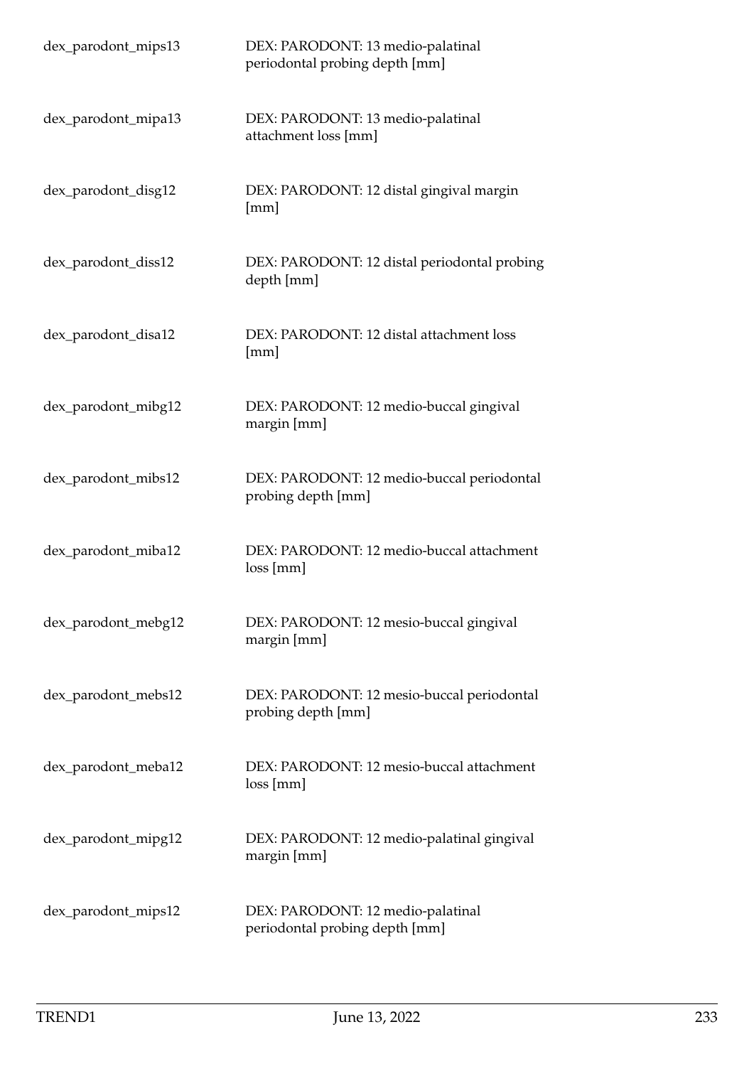| | |
|---|---|
| dex_parodont_mips13 | DEX: PARODONT: 13 medio-palatinal periodontal probing depth [mm] |
| dex_parodont_mipa13 | DEX: PARODONT: 13 medio-palatinal attachment loss [mm] |
| dex_parodont_disg12 | DEX: PARODONT: 12 distal gingival margin [mm] |
| dex_parodont_diss12 | DEX: PARODONT: 12 distal periodontal probing depth [mm] |
| dex_parodont_disa12 | DEX: PARODONT: 12 distal attachment loss [mm] |
| dex_parodont_mibg12 | DEX: PARODONT: 12 medio-buccal gingival margin [mm] |
| dex_parodont_mibs12 | DEX: PARODONT: 12 medio-buccal periodontal probing depth [mm] |
| dex_parodont_miba12 | DEX: PARODONT: 12 medio-buccal attachment loss [mm] |
| dex_parodont_mebg12 | DEX: PARODONT: 12 mesio-buccal gingival margin [mm] |
| dex_parodont_mebs12 | DEX: PARODONT: 12 mesio-buccal periodontal probing depth [mm] |
| dex_parodont_meba12 | DEX: PARODONT: 12 mesio-buccal attachment loss [mm] |
| dex_parodont_mipg12 | DEX: PARODONT: 12 medio-palatinal gingival margin [mm] |
| dex_parodont_mips12 | DEX: PARODONT: 12 medio-palatinal periodontal probing depth [mm] |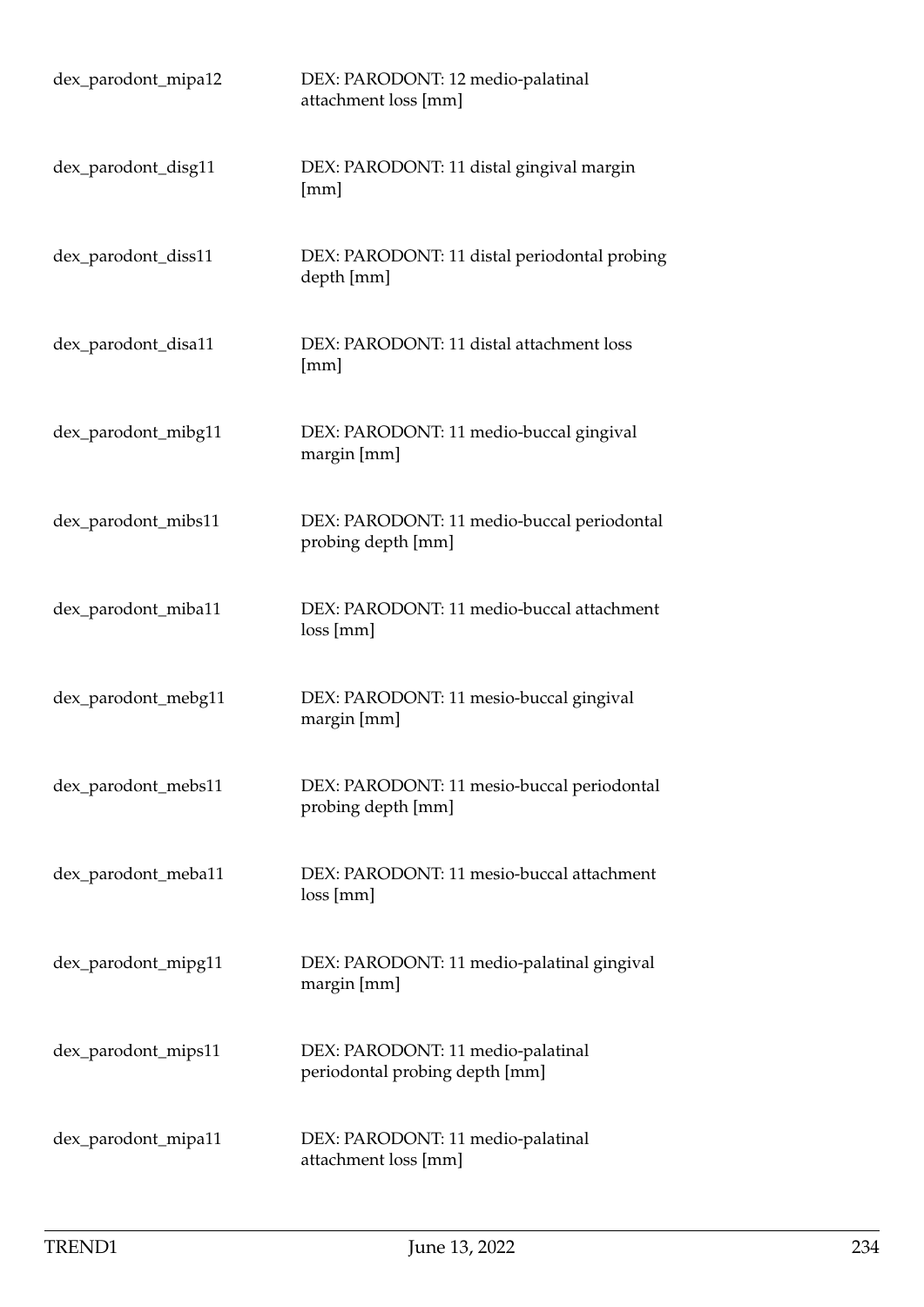| | |
|---|---|
| dex_parodont_mipa12 | DEX: PARODONT: 12 medio-palatinal attachment loss [mm] |
| dex_parodont_disg11 | DEX: PARODONT: 11 distal gingival margin [mm] |
| dex_parodont_diss11 | DEX: PARODONT: 11 distal periodontal probing depth [mm] |
| dex_parodont_disa11 | DEX: PARODONT: 11 distal attachment loss [mm] |
| dex_parodont_mibg11 | DEX: PARODONT: 11 medio-buccal gingival margin [mm] |
| dex_parodont_mibs11 | DEX: PARODONT: 11 medio-buccal periodontal probing depth [mm] |
| dex_parodont_miba11 | DEX: PARODONT: 11 medio-buccal attachment loss [mm] |
| dex_parodont_mebg11 | DEX: PARODONT: 11 mesio-buccal gingival margin [mm] |
| dex_parodont_mebs11 | DEX: PARODONT: 11 mesio-buccal periodontal probing depth [mm] |
| dex_parodont_meba11 | DEX: PARODONT: 11 mesio-buccal attachment loss [mm] |
| dex_parodont_mipg11 | DEX: PARODONT: 11 medio-palatinal gingival margin [mm] |
| dex_parodont_mips11 | DEX: PARODONT: 11 medio-palatinal periodontal probing depth [mm] |
| dex_parodont_mipa11 | DEX: PARODONT: 11 medio-palatinal attachment loss [mm] |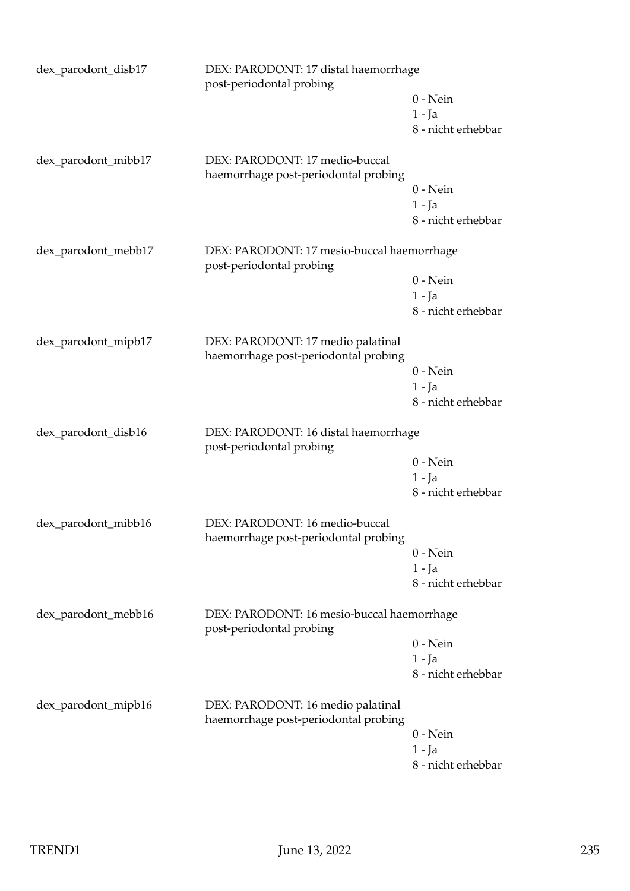dex_parodont_disb17 DEX: PARODONT: 17 distal haemorrhage post-periodontal probing

0 - Nein
1 - Ja
8 - nicht erhebbar

dex_parodont_mibb17 DEX: PARODONT: 17 medio-buccal haemorrhage post-periodontal probing

0 - Nein
1 - Ja
8 - nicht erhebbar

dex_parodont_mebb17 DEX: PARODONT: 17 mesio-buccal haemorrhage post-periodontal probing

0 - Nein
1 - Ja
8 - nicht erhebbar

dex_parodont_mipb17 DEX: PARODONT: 17 medio palatinal haemorrhage post-periodontal probing

0 - Nein
1 - Ja
8 - nicht erhebbar

dex_parodont_disb16 DEX: PARODONT: 16 distal haemorrhage post-periodontal probing

0 - Nein
1 - Ja
8 - nicht erhebbar

dex_parodont_mibb16 DEX: PARODONT: 16 medio-buccal haemorrhage post-periodontal probing

0 - Nein
1 - Ja
8 - nicht erhebbar

dex_parodont_mebb16 DEX: PARODONT: 16 mesio-buccal haemorrhage post-periodontal probing

0 - Nein
1 - Ja
8 - nicht erhebbar

dex_parodont_mipb16 DEX: PARODONT: 16 medio palatinal haemorrhage post-periodontal probing

0 - Nein
1 - Ja
8 - nicht erhebbar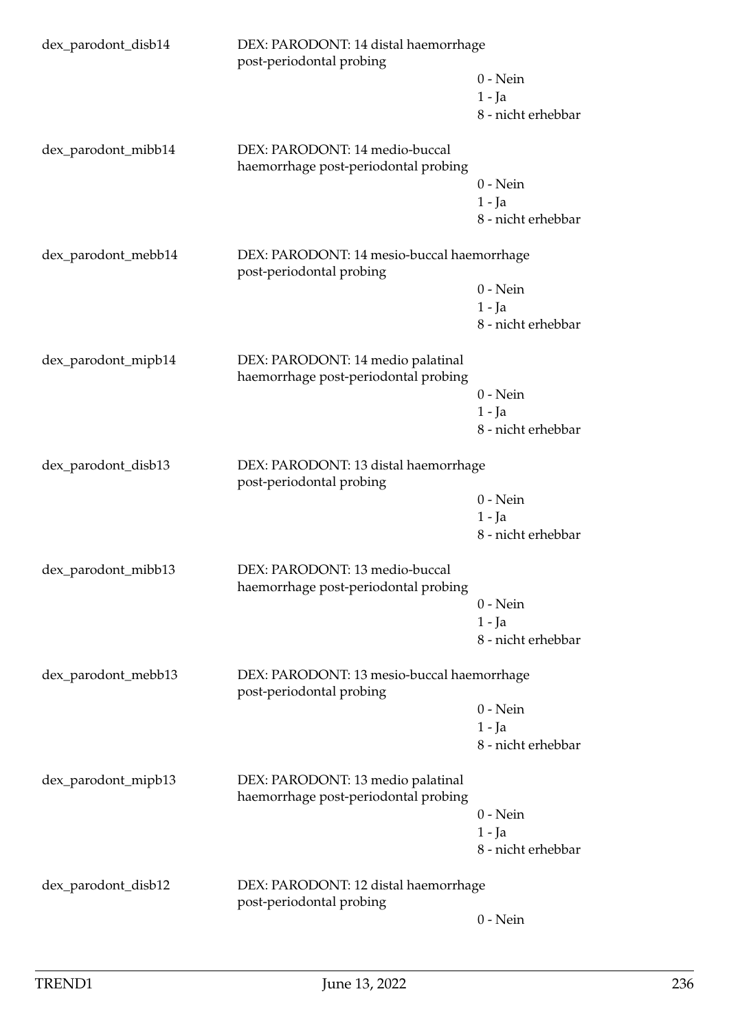dex_parodont_disb14 DEX: PARODONT: 14 distal haemorrhage post-periodontal probing

0 - Nein
1 - Ja
8 - nicht erhebbar

dex_parodont_mibb14 DEX: PARODONT: 14 medio-buccal haemorrhage post-periodontal probing

0 - Nein
1 - Ja
8 - nicht erhebbar

dex_parodont_mebb14 DEX: PARODONT: 14 mesio-buccal haemorrhage post-periodontal probing

0 - Nein
1 - Ja
8 - nicht erhebbar

dex_parodont_mipb14 DEX: PARODONT: 14 medio palatinal haemorrhage post-periodontal probing

0 - Nein
1 - Ja
8 - nicht erhebbar

dex_parodont_disb13 DEX: PARODONT: 13 distal haemorrhage post-periodontal probing

0 - Nein
1 - Ja
8 - nicht erhebbar

dex_parodont_mibb13 DEX: PARODONT: 13 medio-buccal haemorrhage post-periodontal probing

0 - Nein
1 - Ja
8 - nicht erhebbar

dex_parodont_mebb13 DEX: PARODONT: 13 mesio-buccal haemorrhage post-periodontal probing

0 - Nein
1 - Ja
8 - nicht erhebbar

dex_parodont_mipb13 DEX: PARODONT: 13 medio palatinal haemorrhage post-periodontal probing

0 - Nein
1 - Ja
8 - nicht erhebbar

dex_parodont_disb12 DEX: PARODONT: 12 distal haemorrhage post-periodontal probing

0 - Nein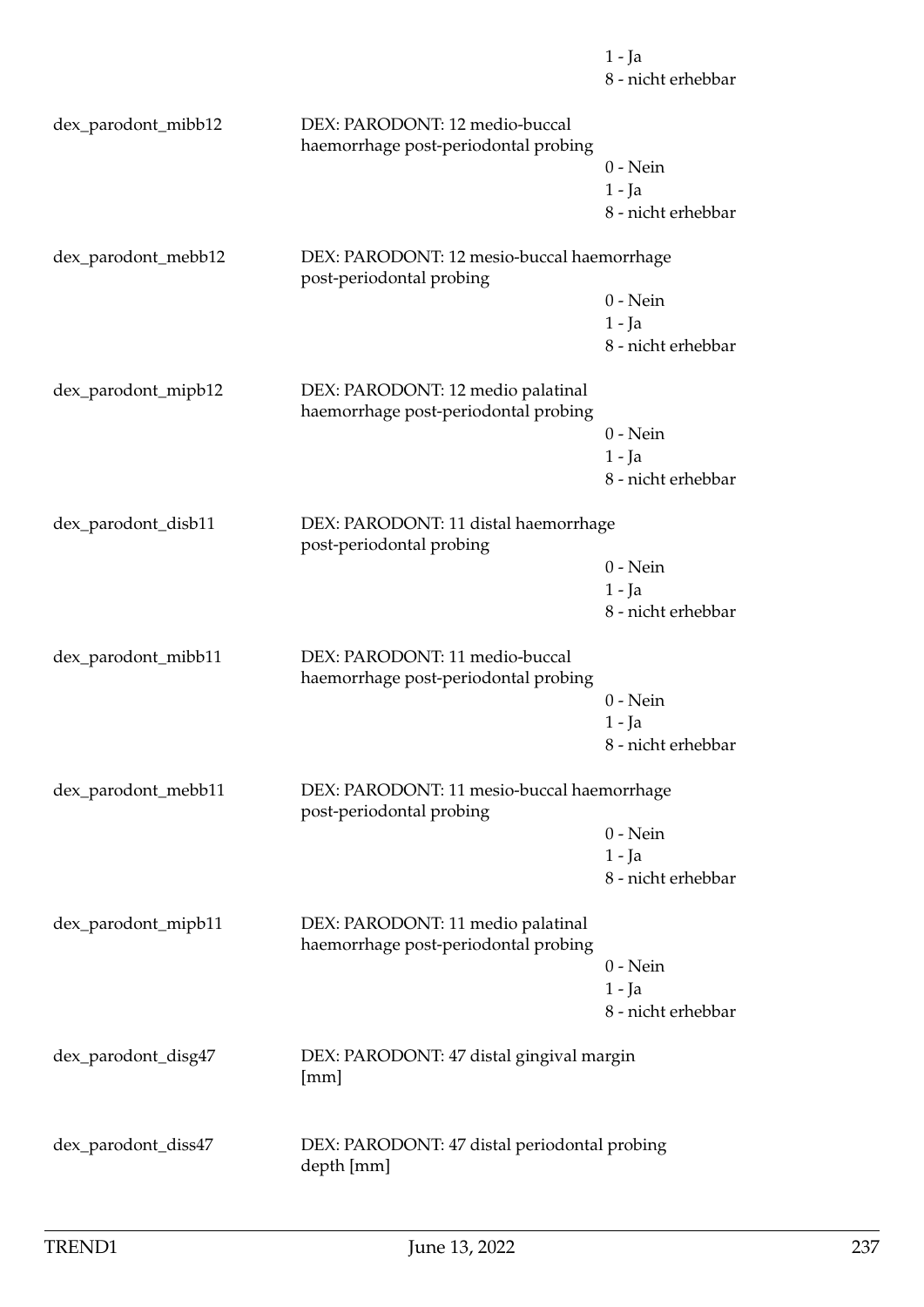1 - Ja
8 - nicht erhebbar

| | | |
|---|---|---|
| dex_parodont_mibb12 | DEX: PARODONT: 12 medio-buccal haemorrhage post-periodontal probing | 0 - Nein<br>1 - Ja<br>8 - nicht erhebbar |
| dex_parodont_mebb12 | DEX: PARODONT: 12 mesio-buccal haemorrhage post-periodontal probing | 0 - Nein<br>1 - Ja<br>8 - nicht erhebbar |
| dex_parodont_mipb12 | DEX: PARODONT: 12 medio palatinal haemorrhage post-periodontal probing | 0 - Nein<br>1 - Ja<br>8 - nicht erhebbar |
| dex_parodont_disb11 | DEX: PARODONT: 11 distal haemorrhage post-periodontal probing | 0 - Nein<br>1 - Ja<br>8 - nicht erhebbar |
| dex_parodont_mibb11 | DEX: PARODONT: 11 medio-buccal haemorrhage post-periodontal probing | 0 - Nein<br>1 - Ja<br>8 - nicht erhebbar |
| dex_parodont_mebb11 | DEX: PARODONT: 11 mesio-buccal haemorrhage post-periodontal probing | 0 - Nein<br>1 - Ja<br>8 - nicht erhebbar |
| dex_parodont_mipb11 | DEX: PARODONT: 11 medio palatinal haemorrhage post-periodontal probing | 0 - Nein<br>1 - Ja<br>8 - nicht erhebbar |
| dex_parodont_disg47 | DEX: PARODONT: 47 distal gingival margin [mm] | |
| dex_parodont_diss47 | DEX: PARODONT: 47 distal periodontal probing depth [mm] | |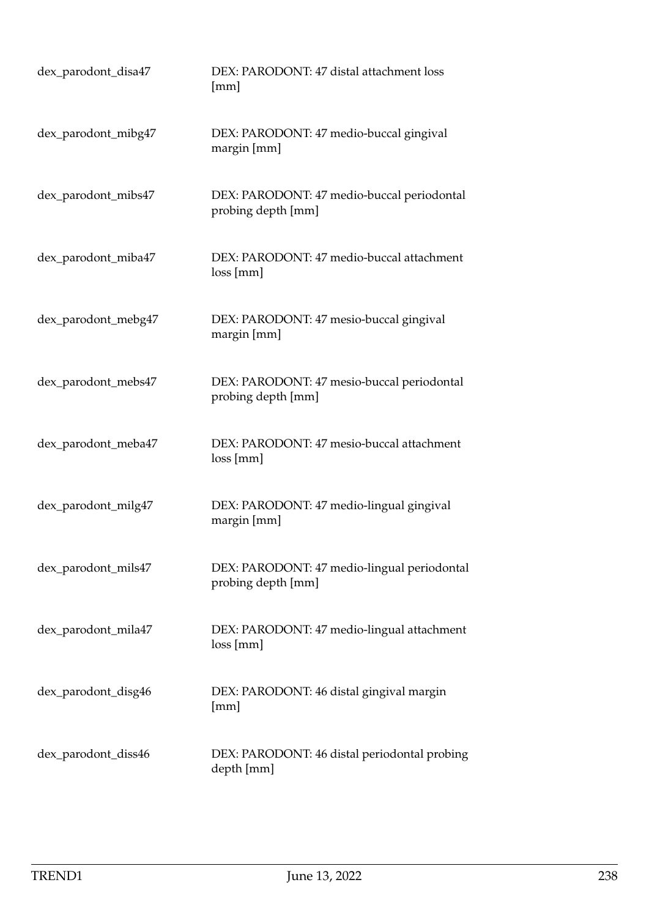| | |
|---|---|
| dex_parodont_disa47 | DEX: PARODONT: 47 distal attachment loss [mm] |
| dex_parodont_mibg47 | DEX: PARODONT: 47 medio-buccal gingival margin [mm] |
| dex_parodont_mibs47 | DEX: PARODONT: 47 medio-buccal periodontal probing depth [mm] |
| dex_parodont_miba47 | DEX: PARODONT: 47 medio-buccal attachment loss [mm] |
| dex_parodont_mebg47 | DEX: PARODONT: 47 mesio-buccal gingival margin [mm] |
| dex_parodont_mebs47 | DEX: PARODONT: 47 mesio-buccal periodontal probing depth [mm] |
| dex_parodont_meba47 | DEX: PARODONT: 47 mesio-buccal attachment loss [mm] |
| dex_parodont_milg47 | DEX: PARODONT: 47 medio-lingual gingival margin [mm] |
| dex_parodont_mils47 | DEX: PARODONT: 47 medio-lingual periodontal probing depth [mm] |
| dex_parodont_mila47 | DEX: PARODONT: 47 medio-lingual attachment loss [mm] |
| dex_parodont_disg46 | DEX: PARODONT: 46 distal gingival margin [mm] |
| dex_parodont_diss46 | DEX: PARODONT: 46 distal periodontal probing depth [mm] |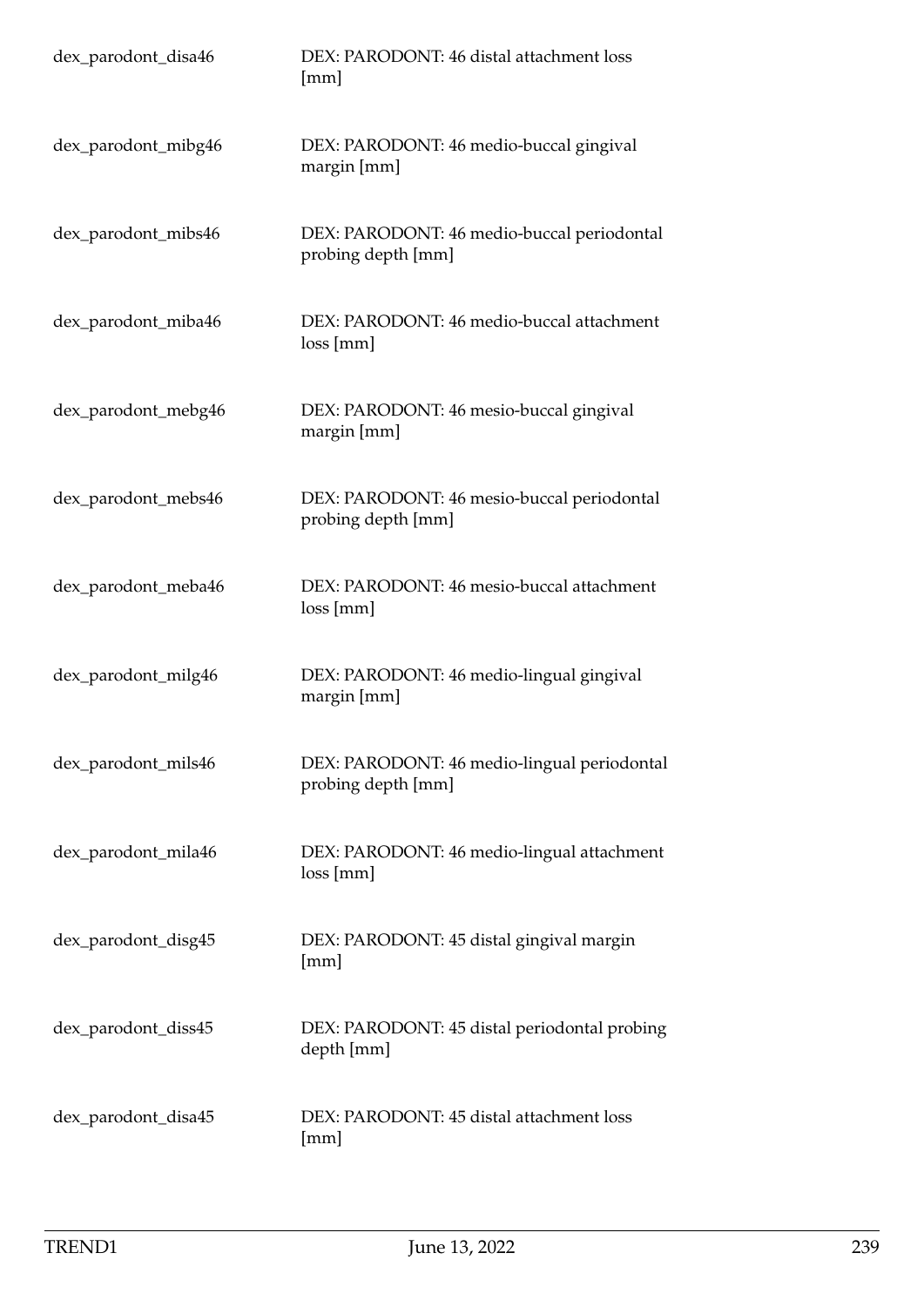| | |
|---|---|
| dex_parodont_disa46 | DEX: PARODONT: 46 distal attachment loss [mm] |
| dex_parodont_mibg46 | DEX: PARODONT: 46 medio-buccal gingival margin [mm] |
| dex_parodont_mibs46 | DEX: PARODONT: 46 medio-buccal periodontal probing depth [mm] |
| dex_parodont_miba46 | DEX: PARODONT: 46 medio-buccal attachment loss [mm] |
| dex_parodont_mebg46 | DEX: PARODONT: 46 mesio-buccal gingival margin [mm] |
| dex_parodont_mebs46 | DEX: PARODONT: 46 mesio-buccal periodontal probing depth [mm] |
| dex_parodont_meba46 | DEX: PARODONT: 46 mesio-buccal attachment loss [mm] |
| dex_parodont_milg46 | DEX: PARODONT: 46 medio-lingual gingival margin [mm] |
| dex_parodont_mils46 | DEX: PARODONT: 46 medio-lingual periodontal probing depth [mm] |
| dex_parodont_mila46 | DEX: PARODONT: 46 medio-lingual attachment loss [mm] |
| dex_parodont_disg45 | DEX: PARODONT: 45 distal gingival margin [mm] |
| dex_parodont_diss45 | DEX: PARODONT: 45 distal periodontal probing depth [mm] |
| dex_parodont_disa45 | DEX: PARODONT: 45 distal attachment loss [mm] |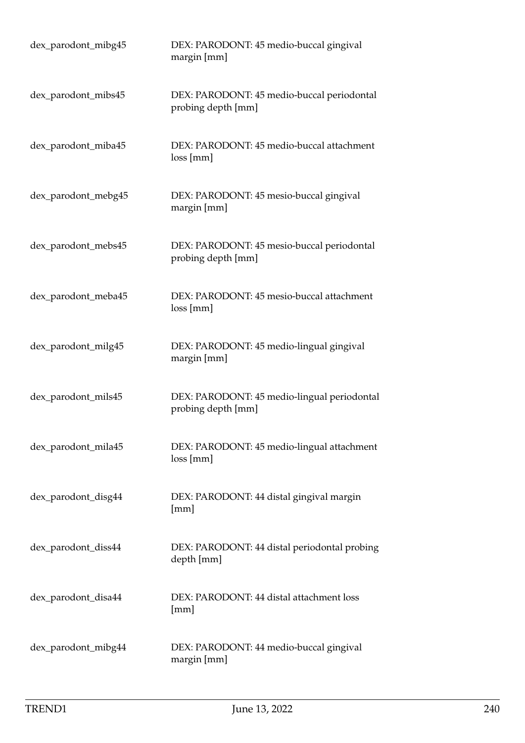| | |
|---|---|
| dex_parodont_mibg45 | DEX: PARODONT: 45 medio-buccal gingival margin [mm] |
| dex_parodont_mibs45 | DEX: PARODONT: 45 medio-buccal periodontal probing depth [mm] |
| dex_parodont_miba45 | DEX: PARODONT: 45 medio-buccal attachment loss [mm] |
| dex_parodont_mebg45 | DEX: PARODONT: 45 mesio-buccal gingival margin [mm] |
| dex_parodont_mebs45 | DEX: PARODONT: 45 mesio-buccal periodontal probing depth [mm] |
| dex_parodont_meba45 | DEX: PARODONT: 45 mesio-buccal attachment loss [mm] |
| dex_parodont_milg45 | DEX: PARODONT: 45 medio-lingual gingival margin [mm] |
| dex_parodont_mils45 | DEX: PARODONT: 45 medio-lingual periodontal probing depth [mm] |
| dex_parodont_mila45 | DEX: PARODONT: 45 medio-lingual attachment loss [mm] |
| dex_parodont_disg44 | DEX: PARODONT: 44 distal gingival margin [mm] |
| dex_parodont_diss44 | DEX: PARODONT: 44 distal periodontal probing depth [mm] |
| dex_parodont_disa44 | DEX: PARODONT: 44 distal attachment loss [mm] |
| dex_parodont_mibg44 | DEX: PARODONT: 44 medio-buccal gingival margin [mm] |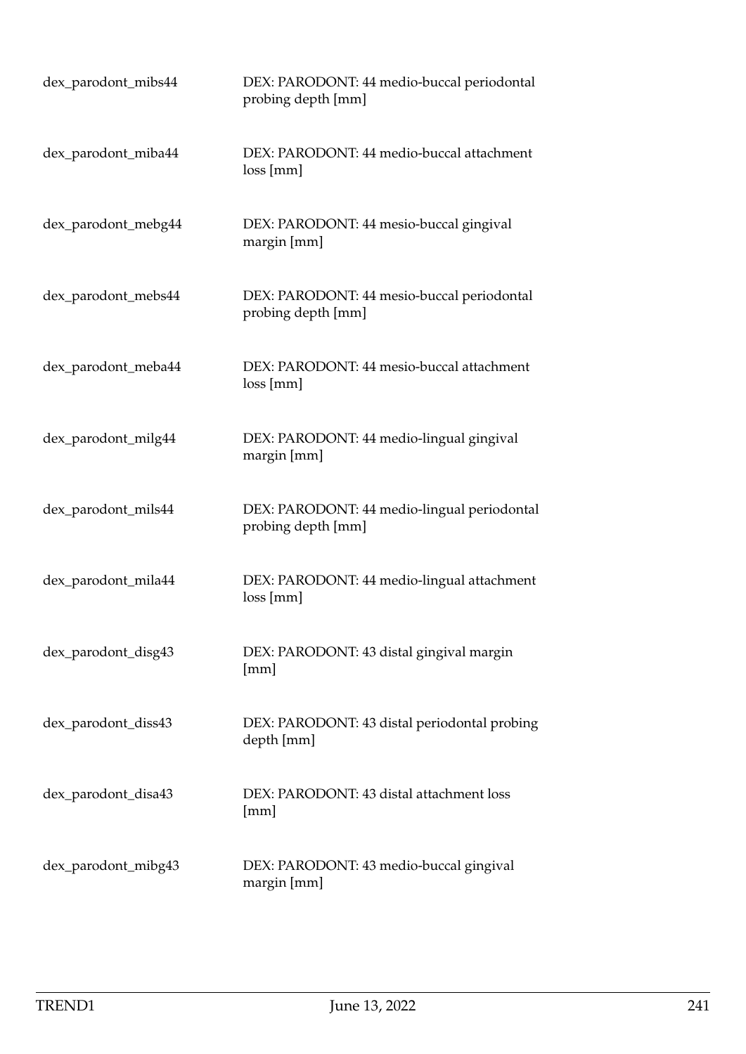| | |
|---|---|
| dex_parodont_mibs44 | DEX: PARODONT: 44 medio-buccal periodontal probing depth [mm] |
| dex_parodont_miba44 | DEX: PARODONT: 44 medio-buccal attachment loss [mm] |
| dex_parodont_mebg44 | DEX: PARODONT: 44 mesio-buccal gingival margin [mm] |
| dex_parodont_mebs44 | DEX: PARODONT: 44 mesio-buccal periodontal probing depth [mm] |
| dex_parodont_meba44 | DEX: PARODONT: 44 mesio-buccal attachment loss [mm] |
| dex_parodont_milg44 | DEX: PARODONT: 44 medio-lingual gingival margin [mm] |
| dex_parodont_mils44 | DEX: PARODONT: 44 medio-lingual periodontal probing depth [mm] |
| dex_parodont_mila44 | DEX: PARODONT: 44 medio-lingual attachment loss [mm] |
| dex_parodont_disg43 | DEX: PARODONT: 43 distal gingival margin [mm] |
| dex_parodont_diss43 | DEX: PARODONT: 43 distal periodontal probing depth [mm] |
| dex_parodont_disa43 | DEX: PARODONT: 43 distal attachment loss [mm] |
| dex_parodont_mibg43 | DEX: PARODONT: 43 medio-buccal gingival margin [mm] |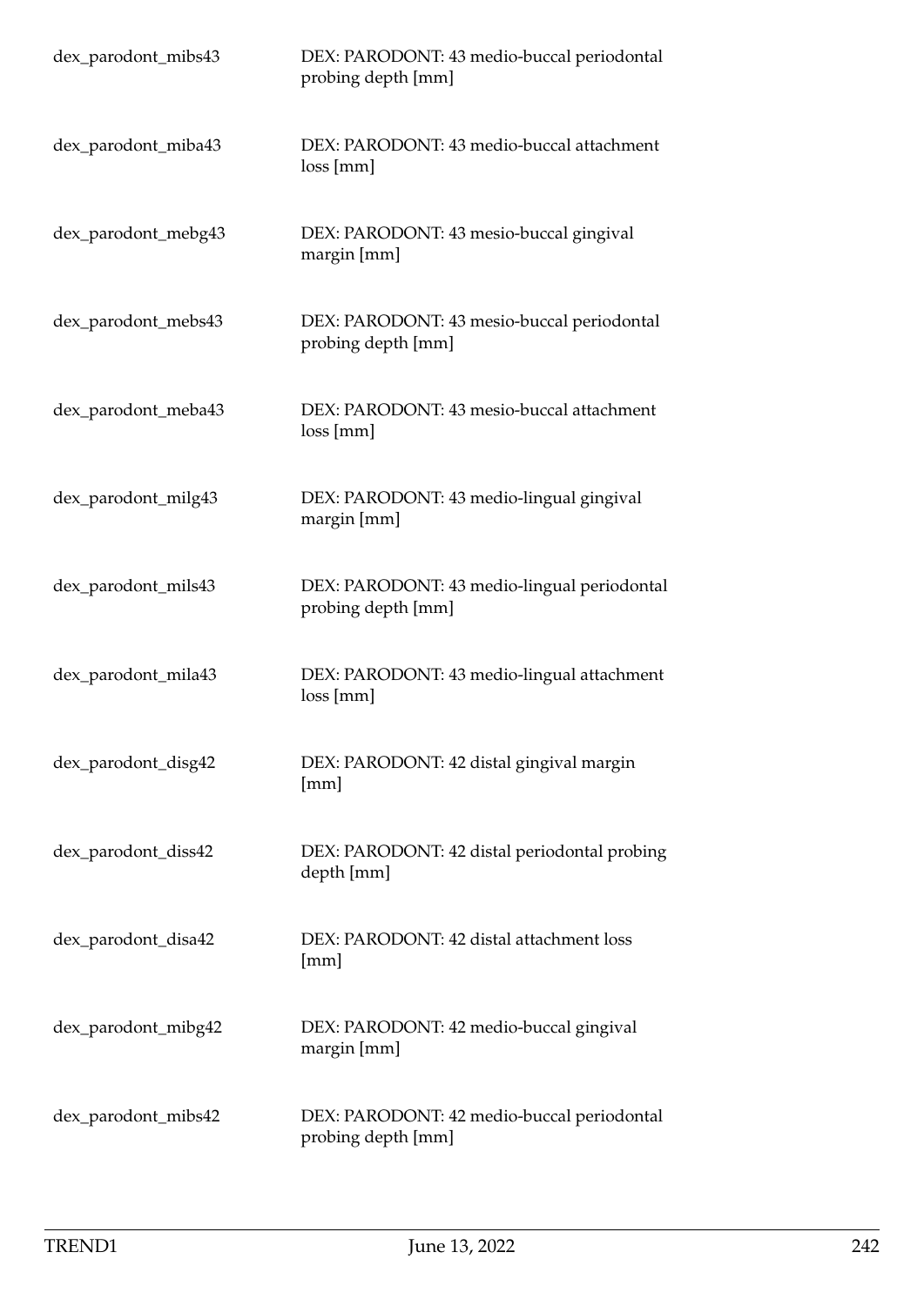| | |
|---|---|
| dex_parodont_mibs43 | DEX: PARODONT: 43 medio-buccal periodontal probing depth [mm] |
| dex_parodont_miba43 | DEX: PARODONT: 43 medio-buccal attachment loss [mm] |
| dex_parodont_mebg43 | DEX: PARODONT: 43 mesio-buccal gingival margin [mm] |
| dex_parodont_mebs43 | DEX: PARODONT: 43 mesio-buccal periodontal probing depth [mm] |
| dex_parodont_meba43 | DEX: PARODONT: 43 mesio-buccal attachment loss [mm] |
| dex_parodont_milg43 | DEX: PARODONT: 43 medio-lingual gingival margin [mm] |
| dex_parodont_mils43 | DEX: PARODONT: 43 medio-lingual periodontal probing depth [mm] |
| dex_parodont_mila43 | DEX: PARODONT: 43 medio-lingual attachment loss [mm] |
| dex_parodont_disg42 | DEX: PARODONT: 42 distal gingival margin [mm] |
| dex_parodont_diss42 | DEX: PARODONT: 42 distal periodontal probing depth [mm] |
| dex_parodont_disa42 | DEX: PARODONT: 42 distal attachment loss [mm] |
| dex_parodont_mibg42 | DEX: PARODONT: 42 medio-buccal gingival margin [mm] |
| dex_parodont_mibs42 | DEX: PARODONT: 42 medio-buccal periodontal probing depth [mm] |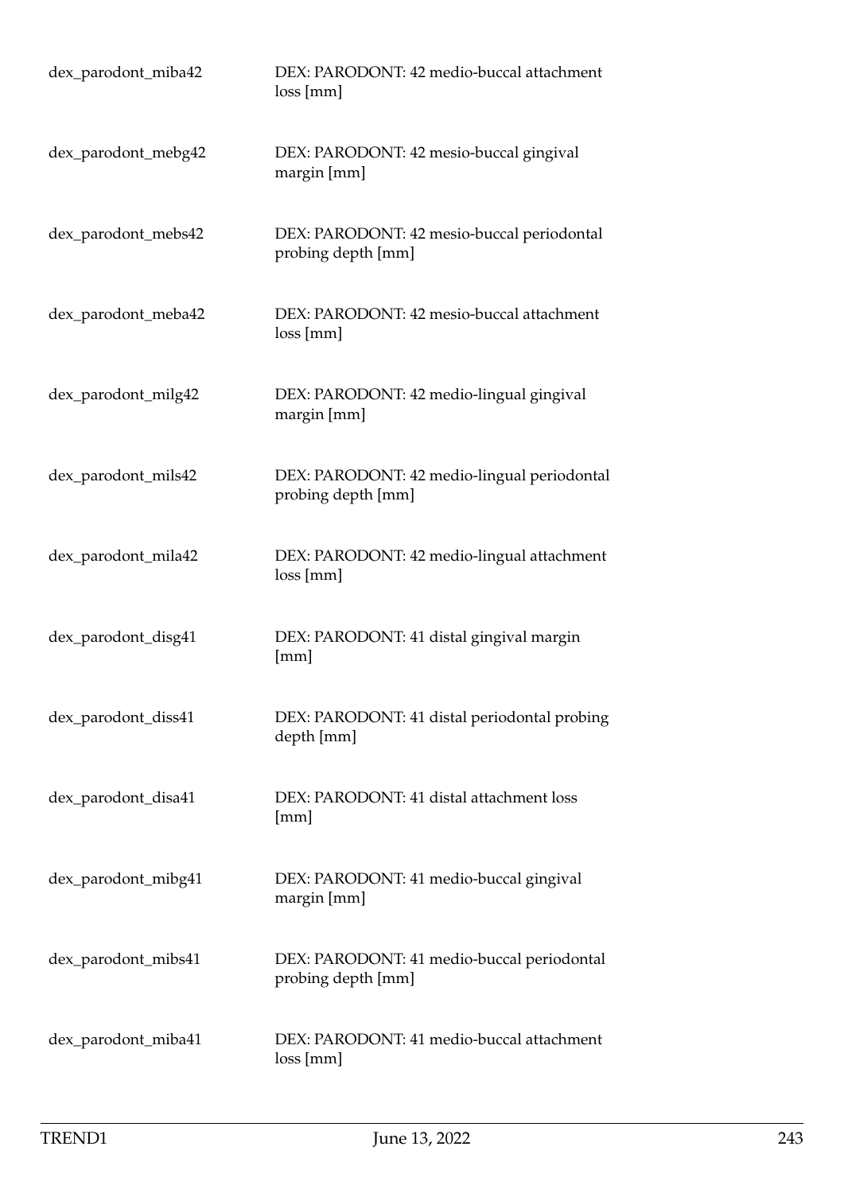| | |
|---|---|
| dex_parodont_miba42 | DEX: PARODONT: 42 medio-buccal attachment loss [mm] |
| dex_parodont_mebg42 | DEX: PARODONT: 42 mesio-buccal gingival margin [mm] |
| dex_parodont_mebs42 | DEX: PARODONT: 42 mesio-buccal periodontal probing depth [mm] |
| dex_parodont_meba42 | DEX: PARODONT: 42 mesio-buccal attachment loss [mm] |
| dex_parodont_milg42 | DEX: PARODONT: 42 medio-lingual gingival margin [mm] |
| dex_parodont_mils42 | DEX: PARODONT: 42 medio-lingual periodontal probing depth [mm] |
| dex_parodont_mila42 | DEX: PARODONT: 42 medio-lingual attachment loss [mm] |
| dex_parodont_disg41 | DEX: PARODONT: 41 distal gingival margin [mm] |
| dex_parodont_diss41 | DEX: PARODONT: 41 distal periodontal probing depth [mm] |
| dex_parodont_disa41 | DEX: PARODONT: 41 distal attachment loss [mm] |
| dex_parodont_mibg41 | DEX: PARODONT: 41 medio-buccal gingival margin [mm] |
| dex_parodont_mibs41 | DEX: PARODONT: 41 medio-buccal periodontal probing depth [mm] |
| dex_parodont_miba41 | DEX: PARODONT: 41 medio-buccal attachment loss [mm] |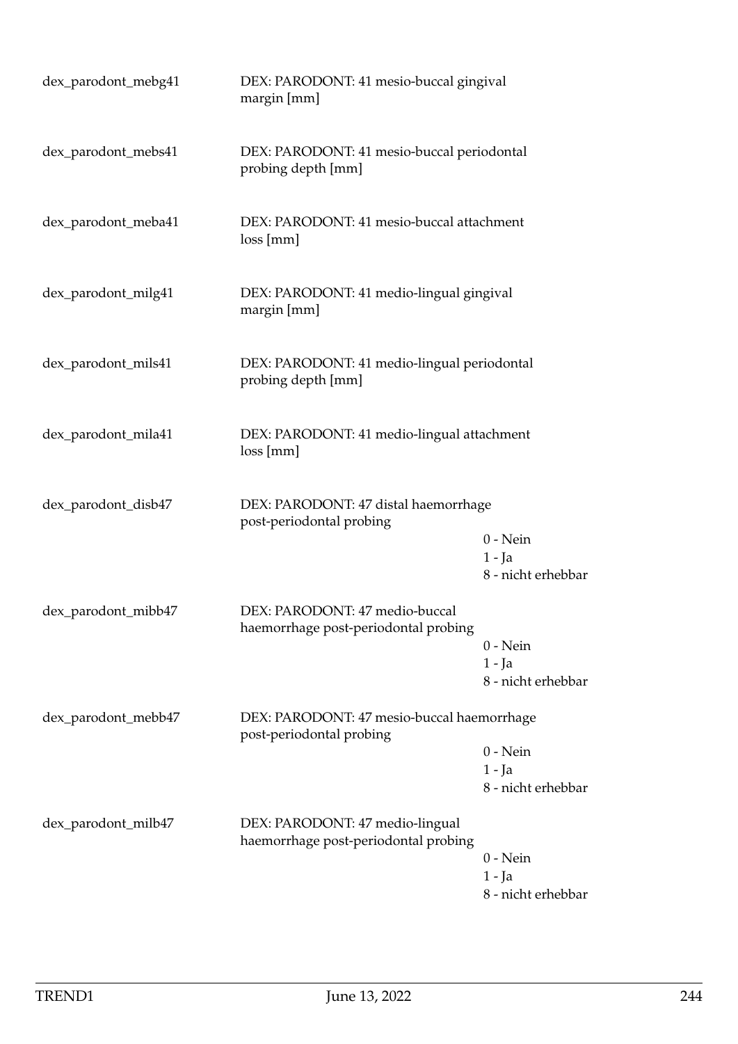| | | |
|---|---|---|
| dex_parodont_mebg41 | DEX: PARODONT: 41 mesio-buccal gingival margin [mm] | |
| dex_parodont_mebs41 | DEX: PARODONT: 41 mesio-buccal periodontal probing depth [mm] | |
| dex_parodont_meba41 | DEX: PARODONT: 41 mesio-buccal attachment loss [mm] | |
| dex_parodont_milg41 | DEX: PARODONT: 41 medio-lingual gingival margin [mm] | |
| dex_parodont_mils41 | DEX: PARODONT: 41 medio-lingual periodontal probing depth [mm] | |
| dex_parodont_mila41 | DEX: PARODONT: 41 medio-lingual attachment loss [mm] | |
| dex_parodont_disb47 | DEX: PARODONT: 47 distal haemorrhage post-periodontal probing | 0 - Nein<br>1 - Ja<br>8 - nicht erhebbar |
| dex_parodont_mibb47 | DEX: PARODONT: 47 medio-buccal haemorrhage post-periodontal probing | 0 - Nein<br>1 - Ja<br>8 - nicht erhebbar |
| dex_parodont_mebb47 | DEX: PARODONT: 47 mesio-buccal haemorrhage post-periodontal probing | 0 - Nein<br>1 - Ja<br>8 - nicht erhebbar |
| dex_parodont_milb47 | DEX: PARODONT: 47 medio-lingual haemorrhage post-periodontal probing | 0 - Nein<br>1 - Ja<br>8 - nicht erhebbar |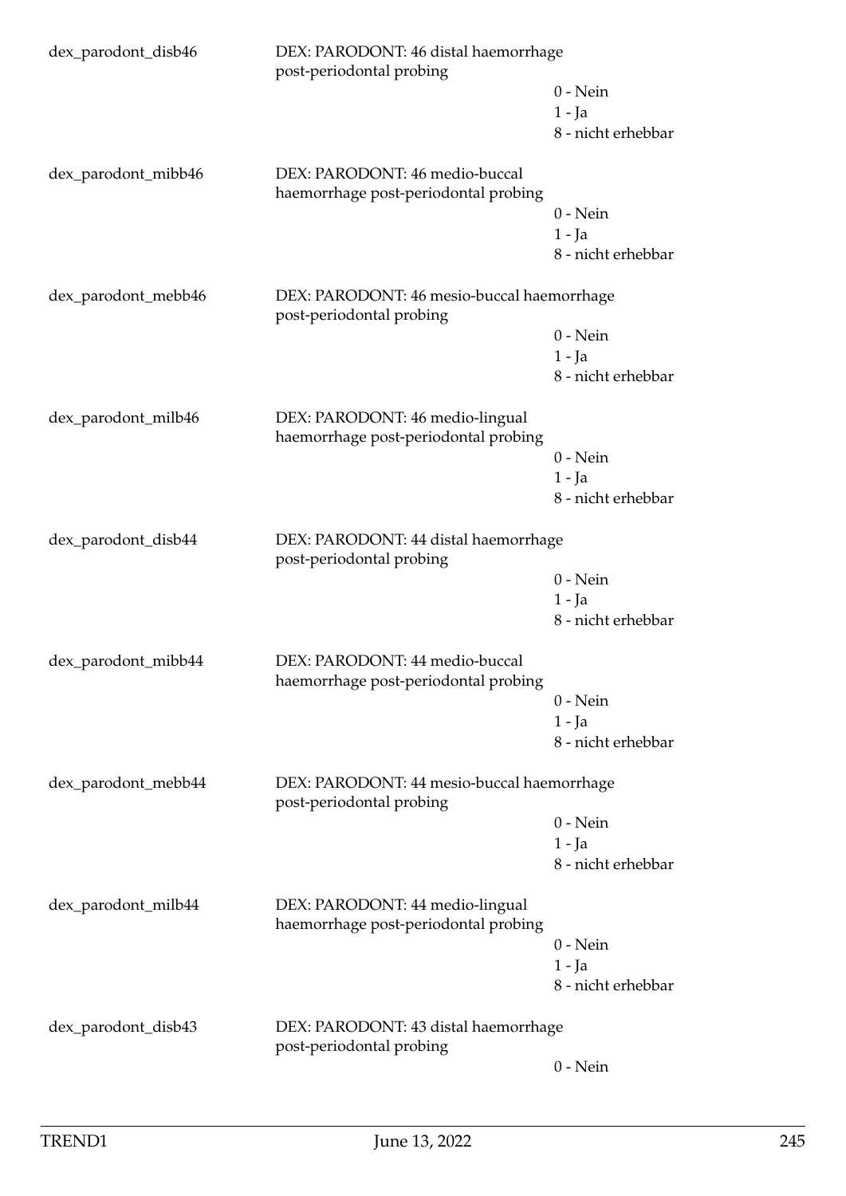dex_parodont_disb46 | DEX: PARODONT: 46 distal haemorrhage post-periodontal probing
- 0 - Nein
- 1 - Ja
- 8 - nicht erhebbar

dex_parodont_mibb46 | DEX: PARODONT: 46 medio-buccal haemorrhage post-periodontal probing
- 0 - Nein
- 1 - Ja
- 8 - nicht erhebbar

dex_parodont_mebb46 | DEX: PARODONT: 46 mesio-buccal haemorrhage post-periodontal probing
- 0 - Nein
- 1 - Ja
- 8 - nicht erhebbar

dex_parodont_milb46 | DEX: PARODONT: 46 medio-lingual haemorrhage post-periodontal probing
- 0 - Nein
- 1 - Ja
- 8 - nicht erhebbar

dex_parodont_disb44 | DEX: PARODONT: 44 distal haemorrhage post-periodontal probing
- 0 - Nein
- 1 - Ja
- 8 - nicht erhebbar

dex_parodont_mibb44 | DEX: PARODONT: 44 medio-buccal haemorrhage post-periodontal probing
- 0 - Nein
- 1 - Ja
- 8 - nicht erhebbar

dex_parodont_mebb44 | DEX: PARODONT: 44 mesio-buccal haemorrhage post-periodontal probing
- 0 - Nein
- 1 - Ja
- 8 - nicht erhebbar

dex_parodont_milb44 | DEX: PARODONT: 44 medio-lingual haemorrhage post-periodontal probing
- 0 - Nein
- 1 - Ja
- 8 - nicht erhebbar

dex_parodont_disb43 | DEX: PARODONT: 43 distal haemorrhage post-periodontal probing
- 0 - Nein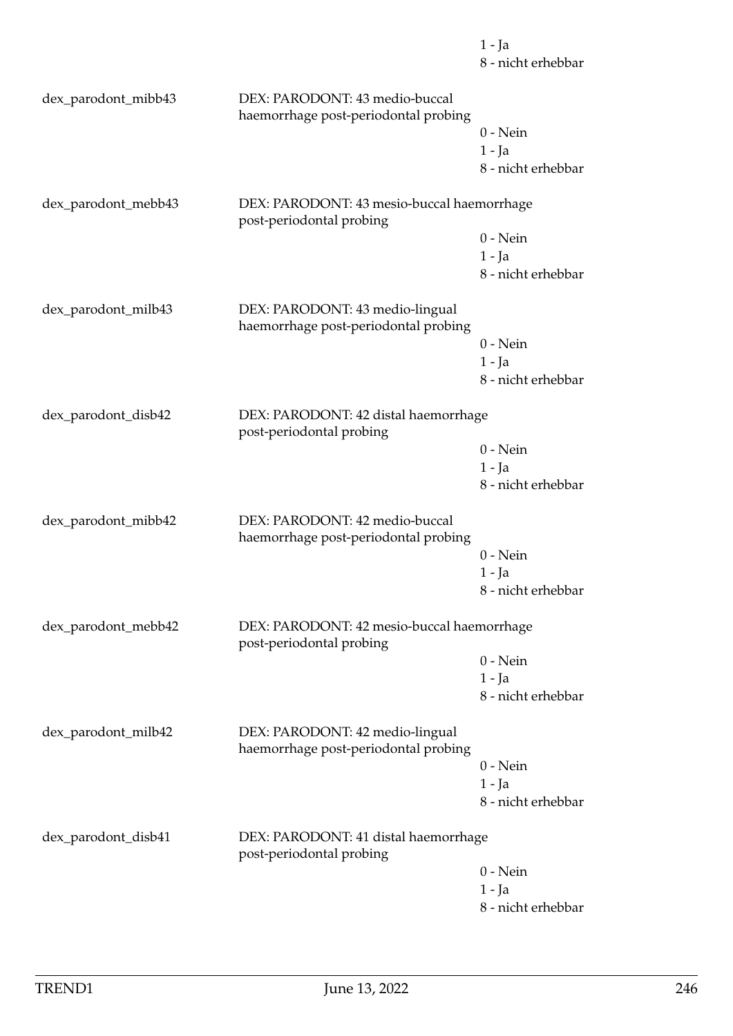1 - Ja
8 - nicht erhebbar

| | | |
|---|---|---|
| dex_parodont_mibb43 | DEX: PARODONT: 43 medio-buccal haemorrhage post-periodontal probing | 0 - Nein<br>1 - Ja<br>8 - nicht erhebbar |
| dex_parodont_mebb43 | DEX: PARODONT: 43 mesio-buccal haemorrhage post-periodontal probing | 0 - Nein<br>1 - Ja<br>8 - nicht erhebbar |
| dex_parodont_milb43 | DEX: PARODONT: 43 medio-lingual haemorrhage post-periodontal probing | 0 - Nein<br>1 - Ja<br>8 - nicht erhebbar |
| dex_parodont_disb42 | DEX: PARODONT: 42 distal haemorrhage post-periodontal probing | 0 - Nein<br>1 - Ja<br>8 - nicht erhebbar |
| dex_parodont_mibb42 | DEX: PARODONT: 42 medio-buccal haemorrhage post-periodontal probing | 0 - Nein<br>1 - Ja<br>8 - nicht erhebbar |
| dex_parodont_mebb42 | DEX: PARODONT: 42 mesio-buccal haemorrhage post-periodontal probing | 0 - Nein<br>1 - Ja<br>8 - nicht erhebbar |
| dex_parodont_milb42 | DEX: PARODONT: 42 medio-lingual haemorrhage post-periodontal probing | 0 - Nein<br>1 - Ja<br>8 - nicht erhebbar |
| dex_parodont_disb41 | DEX: PARODONT: 41 distal haemorrhage post-periodontal probing | 0 - Nein<br>1 - Ja<br>8 - nicht erhebbar |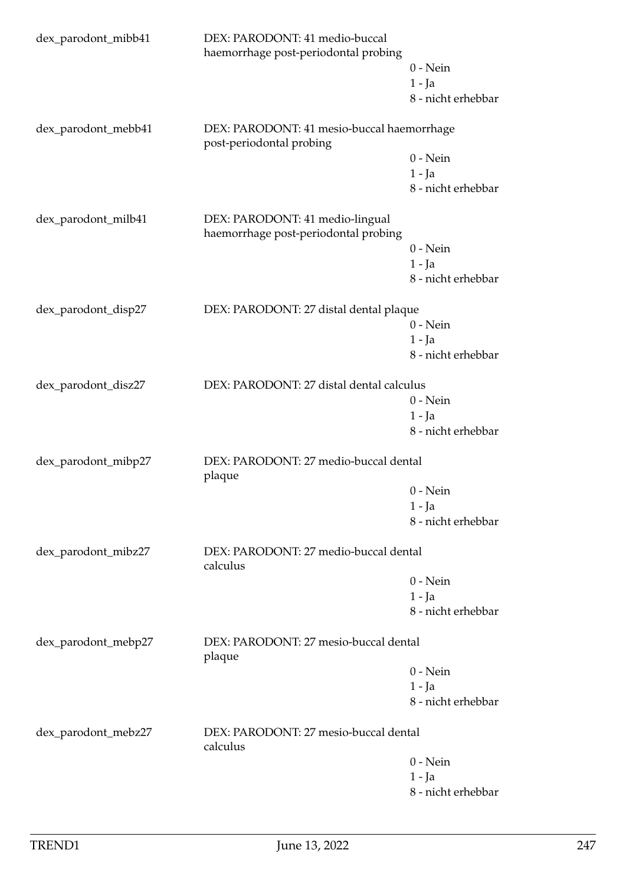dex_parodont_mibb41 DEX: PARODONT: 41 medio-buccal haemorrhage post-periodontal probing

- 0 - Nein
- 1 - Ja
- 8 - nicht erhebbar

dex_parodont_mebb41 DEX: PARODONT: 41 mesio-buccal haemorrhage post-periodontal probing

- 0 - Nein
- 1 - Ja
- 8 - nicht erhebbar

dex_parodont_milb41 DEX: PARODONT: 41 medio-lingual haemorrhage post-periodontal probing

- 0 - Nein
- 1 - Ja
- 8 - nicht erhebbar

dex_parodont_disp27 DEX: PARODONT: 27 distal dental plaque

- 0 - Nein
- 1 - Ja
- 8 - nicht erhebbar

dex_parodont_disz27 DEX: PARODONT: 27 distal dental calculus

- 0 - Nein
- 1 - Ja
- 8 - nicht erhebbar

dex_parodont_mibp27 DEX: PARODONT: 27 medio-buccal dental plaque

- 0 - Nein
- 1 - Ja
- 8 - nicht erhebbar

dex_parodont_mibz27 DEX: PARODONT: 27 medio-buccal dental calculus

- 0 - Nein
- 1 - Ja
- 8 - nicht erhebbar

dex_parodont_mebp27 DEX: PARODONT: 27 mesio-buccal dental plaque

- 0 - Nein
- 1 - Ja
- 8 - nicht erhebbar

dex_parodont_mebz27 DEX: PARODONT: 27 mesio-buccal dental calculus

- 0 - Nein
- 1 - Ja
- 8 - nicht erhebbar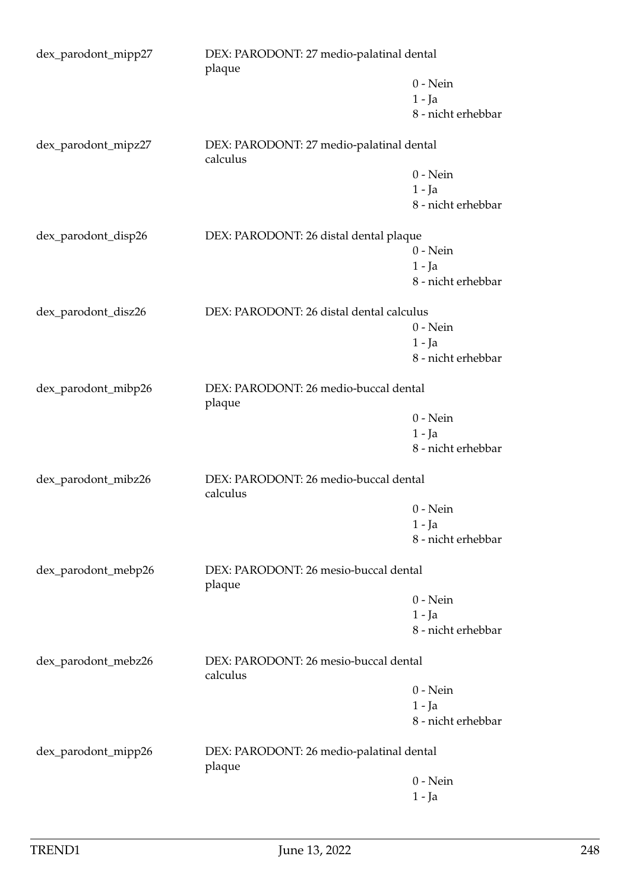| | | |
|---|---|---|
| dex_parodont_mipp27 | DEX: PARODONT: 27 medio-palatinal dental plaque | 0 - Nein<br>1 - Ja<br>8 - nicht erhebbar |
| dex_parodont_mipz27 | DEX: PARODONT: 27 medio-palatinal dental calculus | 0 - Nein<br>1 - Ja<br>8 - nicht erhebbar |
| dex_parodont_disp26 | DEX: PARODONT: 26 distal dental plaque | 0 - Nein<br>1 - Ja<br>8 - nicht erhebbar |
| dex_parodont_disz26 | DEX: PARODONT: 26 distal dental calculus | 0 - Nein<br>1 - Ja<br>8 - nicht erhebbar |
| dex_parodont_mibp26 | DEX: PARODONT: 26 medio-buccal dental plaque | 0 - Nein<br>1 - Ja<br>8 - nicht erhebbar |
| dex_parodont_mibz26 | DEX: PARODONT: 26 medio-buccal dental calculus | 0 - Nein<br>1 - Ja<br>8 - nicht erhebbar |
| dex_parodont_mebp26 | DEX: PARODONT: 26 mesio-buccal dental plaque | 0 - Nein<br>1 - Ja<br>8 - nicht erhebbar |
| dex_parodont_mebz26 | DEX: PARODONT: 26 mesio-buccal dental calculus | 0 - Nein<br>1 - Ja<br>8 - nicht erhebbar |
| dex_parodont_mipp26 | DEX: PARODONT: 26 medio-palatinal dental plaque | 0 - Nein<br>1 - Ja |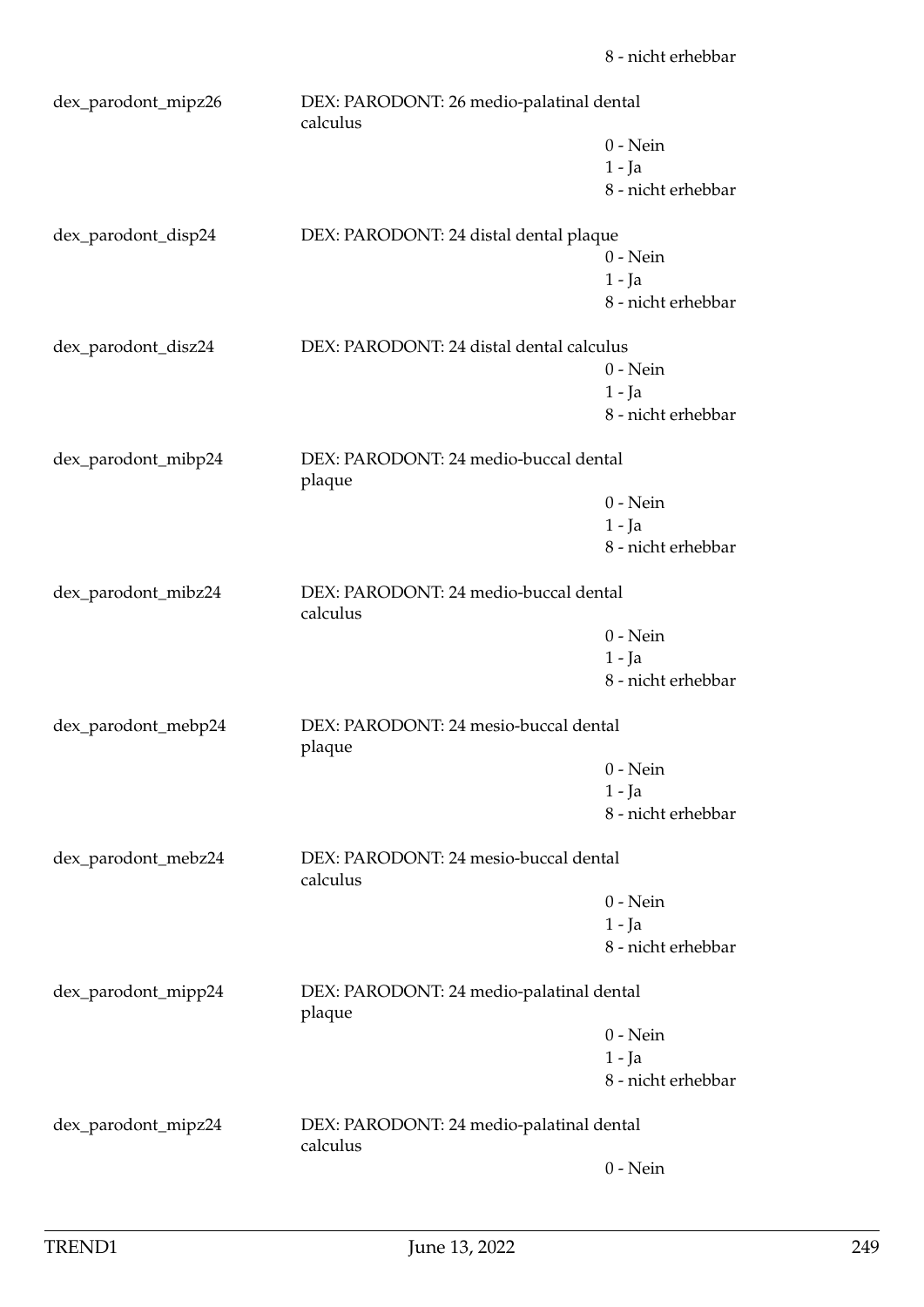8 - nicht erhebbar

dex_parodont_mipz26 | DEX: PARODONT: 26 medio-palatinal dental calculus
- 0 - Nein
- 1 - Ja
- 8 - nicht erhebbar

dex_parodont_disp24 | DEX: PARODONT: 24 distal dental plaque
- 0 - Nein
- 1 - Ja
- 8 - nicht erhebbar

dex_parodont_disz24 | DEX: PARODONT: 24 distal dental calculus
- 0 - Nein
- 1 - Ja
- 8 - nicht erhebbar

dex_parodont_mibp24 | DEX: PARODONT: 24 medio-buccal dental plaque
- 0 - Nein
- 1 - Ja
- 8 - nicht erhebbar

dex_parodont_mibz24 | DEX: PARODONT: 24 medio-buccal dental calculus
- 0 - Nein
- 1 - Ja
- 8 - nicht erhebbar

dex_parodont_mebp24 | DEX: PARODONT: 24 mesio-buccal dental plaque
- 0 - Nein
- 1 - Ja
- 8 - nicht erhebbar

dex_parodont_mebz24 | DEX: PARODONT: 24 mesio-buccal dental calculus
- 0 - Nein
- 1 - Ja
- 8 - nicht erhebbar

dex_parodont_mipp24 | DEX: PARODONT: 24 medio-palatinal dental plaque
- 0 - Nein
- 1 - Ja
- 8 - nicht erhebbar

dex_parodont_mipz24 | DEX: PARODONT: 24 medio-palatinal dental calculus
- 0 - Nein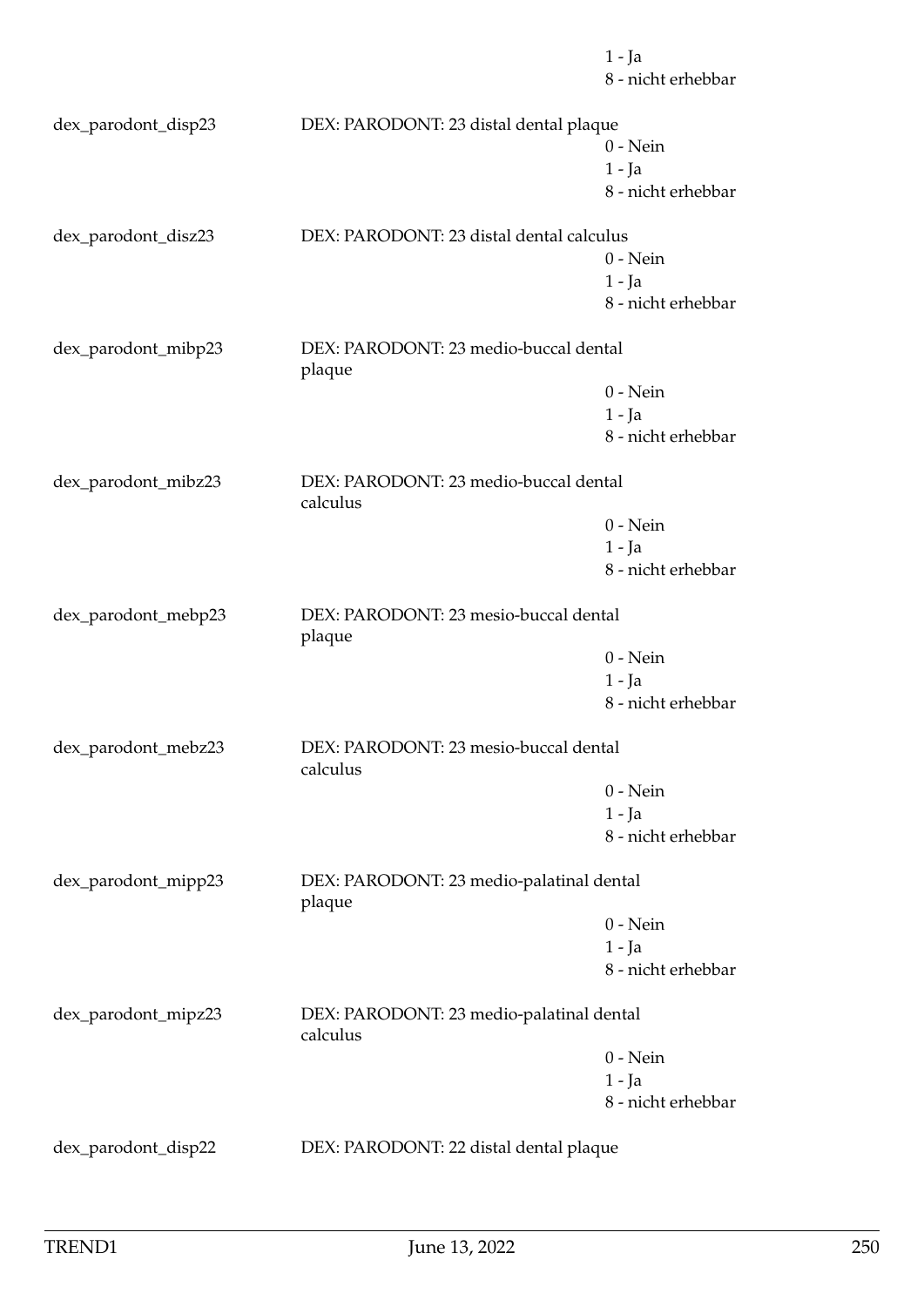1 - Ja
8 - nicht erhebbar

| | | |
|---|---|---|
| dex_parodont_disp23 | DEX: PARODONT: 23 distal dental plaque | 0 - Nein<br>1 - Ja<br>8 - nicht erhebbar |
| dex_parodont_disz23 | DEX: PARODONT: 23 distal dental calculus | 0 - Nein<br>1 - Ja<br>8 - nicht erhebbar |
| dex_parodont_mibp23 | DEX: PARODONT: 23 medio-buccal dental plaque | 0 - Nein<br>1 - Ja<br>8 - nicht erhebbar |
| dex_parodont_mibz23 | DEX: PARODONT: 23 medio-buccal dental calculus | 0 - Nein<br>1 - Ja<br>8 - nicht erhebbar |
| dex_parodont_mebp23 | DEX: PARODONT: 23 mesio-buccal dental plaque | 0 - Nein<br>1 - Ja<br>8 - nicht erhebbar |
| dex_parodont_mebz23 | DEX: PARODONT: 23 mesio-buccal dental calculus | 0 - Nein<br>1 - Ja<br>8 - nicht erhebbar |
| dex_parodont_mipp23 | DEX: PARODONT: 23 medio-palatinal dental plaque | 0 - Nein<br>1 - Ja<br>8 - nicht erhebbar |
| dex_parodont_mipz23 | DEX: PARODONT: 23 medio-palatinal dental calculus | 0 - Nein<br>1 - Ja<br>8 - nicht erhebbar |
| dex_parodont_disp22 | DEX: PARODONT: 22 distal dental plaque | |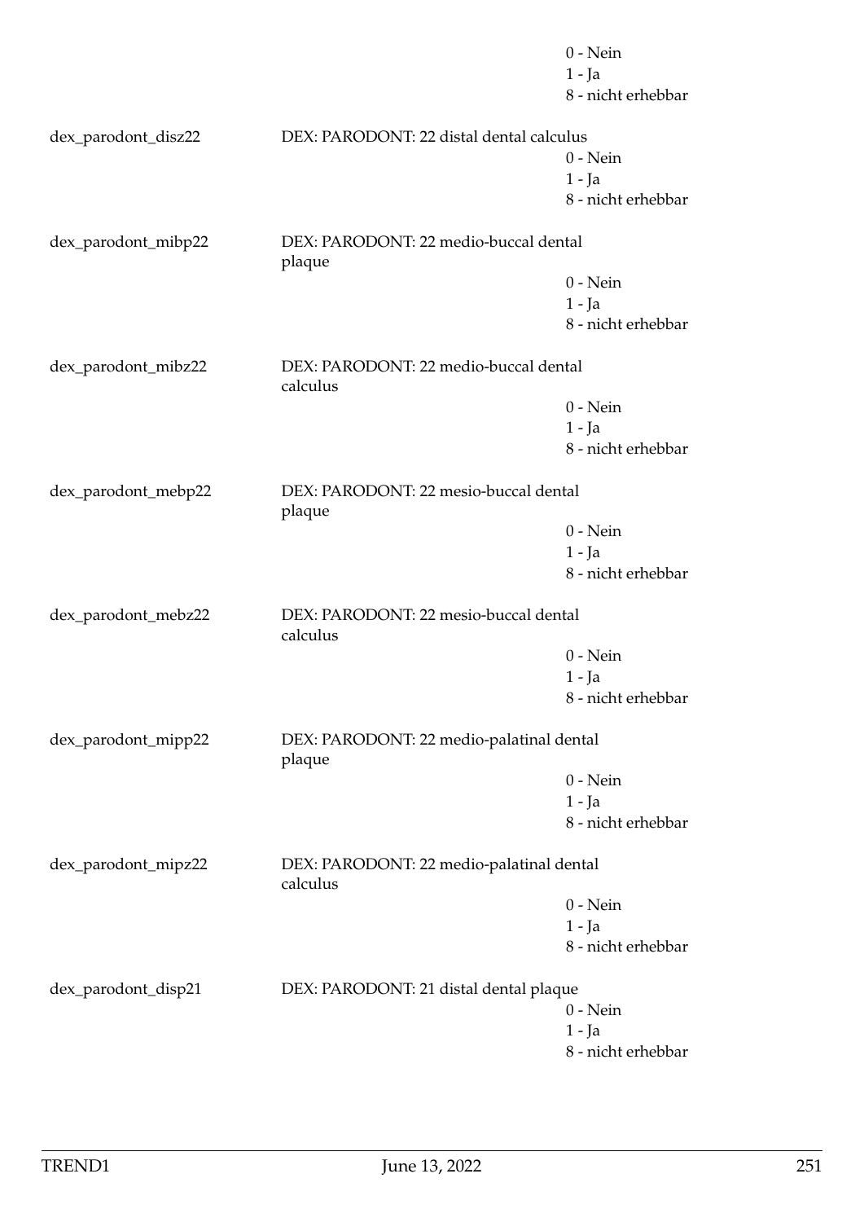0 - Nein
1 - Ja
8 - nicht erhebbar

dex_parodont_disz22 DEX: PARODONT: 22 distal dental calculus
0 - Nein
1 - Ja
8 - nicht erhebbar

dex_parodont_mibp22 DEX: PARODONT: 22 medio-buccal dental plaque
0 - Nein
1 - Ja
8 - nicht erhebbar

dex_parodont_mibz22 DEX: PARODONT: 22 medio-buccal dental calculus
0 - Nein
1 - Ja
8 - nicht erhebbar

dex_parodont_mebp22 DEX: PARODONT: 22 mesio-buccal dental plaque
0 - Nein
1 - Ja
8 - nicht erhebbar

dex_parodont_mebz22 DEX: PARODONT: 22 mesio-buccal dental calculus
0 - Nein
1 - Ja
8 - nicht erhebbar

dex_parodont_mipp22 DEX: PARODONT: 22 medio-palatinal dental plaque
0 - Nein
1 - Ja
8 - nicht erhebbar

dex_parodont_mipz22 DEX: PARODONT: 22 medio-palatinal dental calculus
0 - Nein
1 - Ja
8 - nicht erhebbar

dex_parodont_disp21 DEX: PARODONT: 21 distal dental plaque
0 - Nein
1 - Ja
8 - nicht erhebbar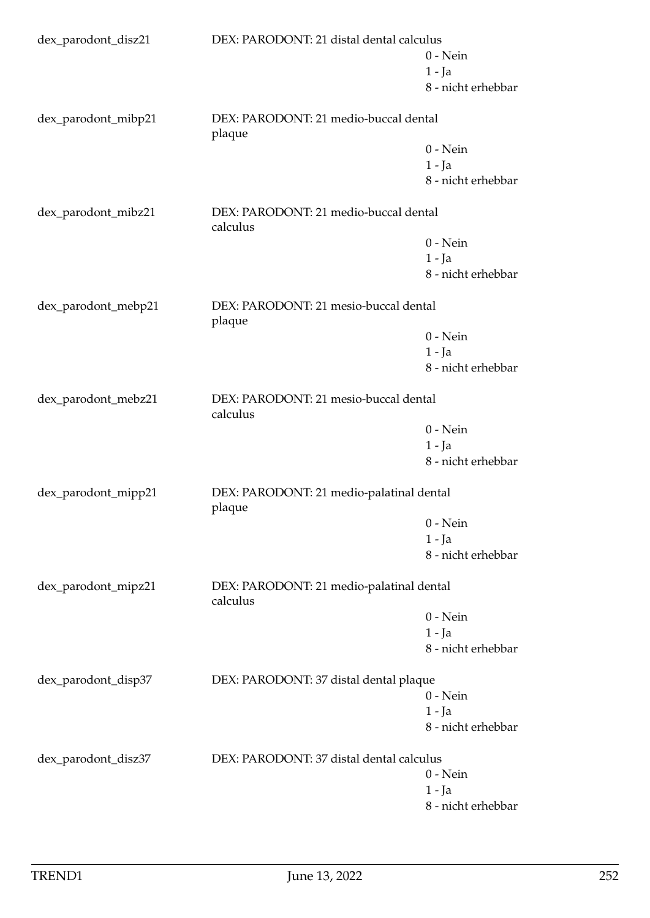dex_parodont_disz21 DEX: PARODONT: 21 distal dental calculus
- 0 - Nein
- 1 - Ja
- 8 - nicht erhebbar

dex_parodont_mibp21 DEX: PARODONT: 21 medio-buccal dental plaque
- 0 - Nein
- 1 - Ja
- 8 - nicht erhebbar

dex_parodont_mibz21 DEX: PARODONT: 21 medio-buccal dental calculus
- 0 - Nein
- 1 - Ja
- 8 - nicht erhebbar

dex_parodont_mebp21 DEX: PARODONT: 21 mesio-buccal dental plaque
- 0 - Nein
- 1 - Ja
- 8 - nicht erhebbar

dex_parodont_mebz21 DEX: PARODONT: 21 mesio-buccal dental calculus
- 0 - Nein
- 1 - Ja
- 8 - nicht erhebbar

dex_parodont_mipp21 DEX: PARODONT: 21 medio-palatinal dental plaque
- 0 - Nein
- 1 - Ja
- 8 - nicht erhebbar

dex_parodont_mipz21 DEX: PARODONT: 21 medio-palatinal dental calculus
- 0 - Nein
- 1 - Ja
- 8 - nicht erhebbar

dex_parodont_disp37 DEX: PARODONT: 37 distal dental plaque
- 0 - Nein
- 1 - Ja
- 8 - nicht erhebbar

dex_parodont_disz37 DEX: PARODONT: 37 distal dental calculus
- 0 - Nein
- 1 - Ja
- 8 - nicht erhebbar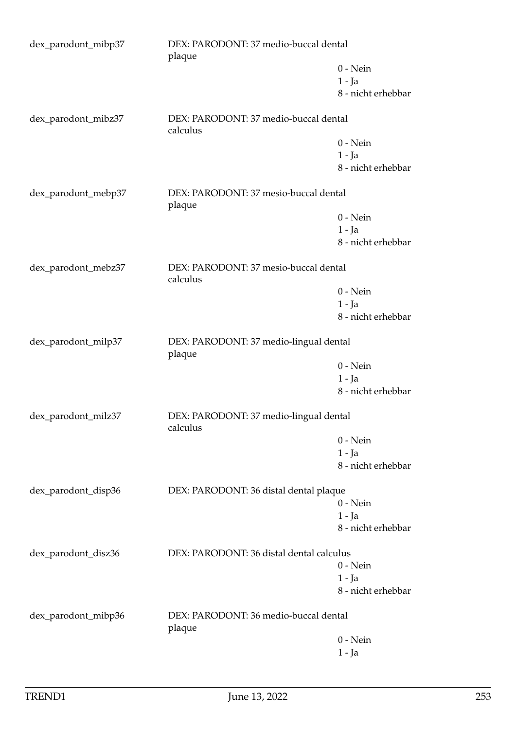dex_parodont_mibp37 | DEX: PARODONT: 37 medio-buccal dental plaque
- 0 - Nein
- 1 - Ja
- 8 - nicht erhebbar

dex_parodont_mibz37 | DEX: PARODONT: 37 medio-buccal dental calculus
- 0 - Nein
- 1 - Ja
- 8 - nicht erhebbar

dex_parodont_mebp37 | DEX: PARODONT: 37 mesio-buccal dental plaque
- 0 - Nein
- 1 - Ja
- 8 - nicht erhebbar

dex_parodont_mebz37 | DEX: PARODONT: 37 mesio-buccal dental calculus
- 0 - Nein
- 1 - Ja
- 8 - nicht erhebbar

dex_parodont_milp37 | DEX: PARODONT: 37 medio-lingual dental plaque
- 0 - Nein
- 1 - Ja
- 8 - nicht erhebbar

dex_parodont_milz37 | DEX: PARODONT: 37 medio-lingual dental calculus
- 0 - Nein
- 1 - Ja
- 8 - nicht erhebbar

dex_parodont_disp36 | DEX: PARODONT: 36 distal dental plaque
- 0 - Nein
- 1 - Ja
- 8 - nicht erhebbar

dex_parodont_disz36 | DEX: PARODONT: 36 distal dental calculus
- 0 - Nein
- 1 - Ja
- 8 - nicht erhebbar

dex_parodont_mibp36 | DEX: PARODONT: 36 medio-buccal dental plaque
- 0 - Nein
- 1 - Ja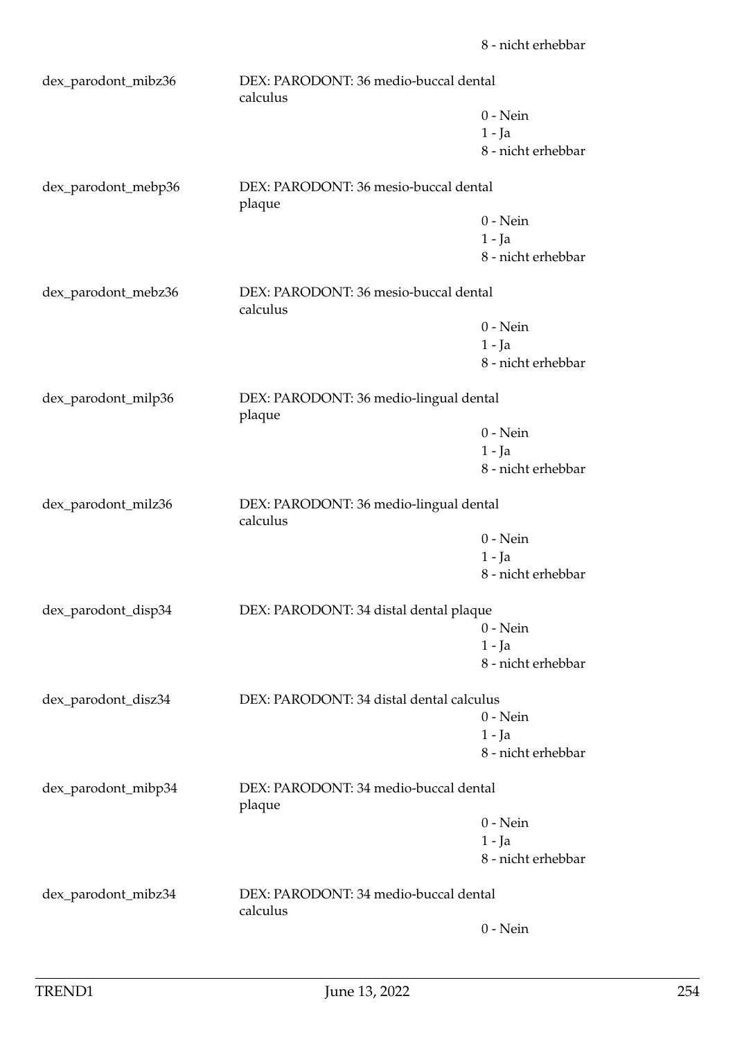8 - nicht erhebbar

dex_parodont_mibz36 DEX: PARODONT: 36 medio-buccal dental calculus
- 0 - Nein
- 1 - Ja
- 8 - nicht erhebbar

dex_parodont_mebp36 DEX: PARODONT: 36 mesio-buccal dental plaque
- 0 - Nein
- 1 - Ja
- 8 - nicht erhebbar

dex_parodont_mebz36 DEX: PARODONT: 36 mesio-buccal dental calculus
- 0 - Nein
- 1 - Ja
- 8 - nicht erhebbar

dex_parodont_milp36 DEX: PARODONT: 36 medio-lingual dental plaque
- 0 - Nein
- 1 - Ja
- 8 - nicht erhebbar

dex_parodont_milz36 DEX: PARODONT: 36 medio-lingual dental calculus
- 0 - Nein
- 1 - Ja
- 8 - nicht erhebbar

dex_parodont_disp34 DEX: PARODONT: 34 distal dental plaque
- 0 - Nein
- 1 - Ja
- 8 - nicht erhebbar

dex_parodont_disz34 DEX: PARODONT: 34 distal dental calculus
- 0 - Nein
- 1 - Ja
- 8 - nicht erhebbar

dex_parodont_mibp34 DEX: PARODONT: 34 medio-buccal dental plaque
- 0 - Nein
- 1 - Ja
- 8 - nicht erhebbar

dex_parodont_mibz34 DEX: PARODONT: 34 medio-buccal dental calculus
- 0 - Nein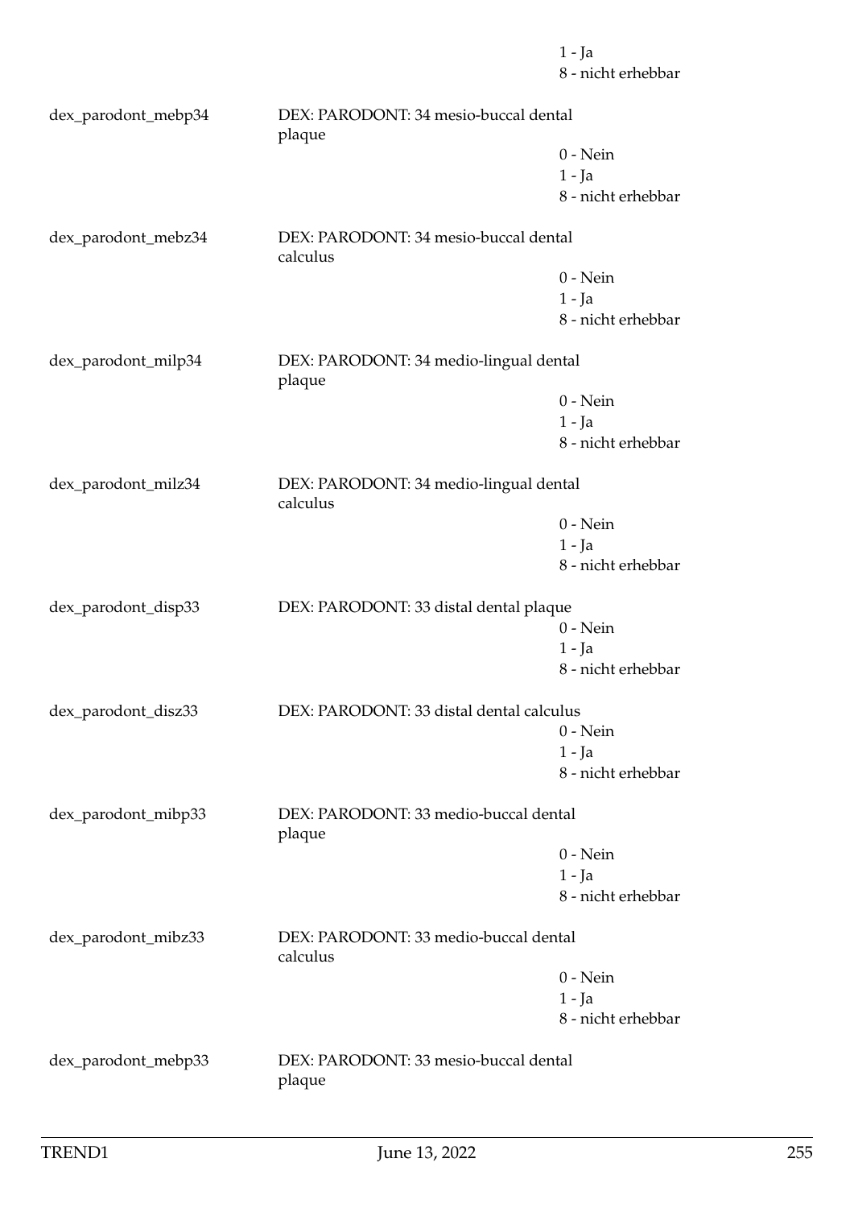1 - Ja
8 - nicht erhebbar

dex_parodont_mebp34 DEX: PARODONT: 34 mesio-buccal dental plaque
0 - Nein
1 - Ja
8 - nicht erhebbar

dex_parodont_mebz34 DEX: PARODONT: 34 mesio-buccal dental calculus
0 - Nein
1 - Ja
8 - nicht erhebbar

dex_parodont_milp34 DEX: PARODONT: 34 medio-lingual dental plaque
0 - Nein
1 - Ja
8 - nicht erhebbar

dex_parodont_milz34 DEX: PARODONT: 34 medio-lingual dental calculus
0 - Nein
1 - Ja
8 - nicht erhebbar

dex_parodont_disp33 DEX: PARODONT: 33 distal dental plaque
0 - Nein
1 - Ja
8 - nicht erhebbar

dex_parodont_disz33 DEX: PARODONT: 33 distal dental calculus
0 - Nein
1 - Ja
8 - nicht erhebbar

dex_parodont_mibp33 DEX: PARODONT: 33 medio-buccal dental plaque
0 - Nein
1 - Ja
8 - nicht erhebbar

dex_parodont_mibz33 DEX: PARODONT: 33 medio-buccal dental calculus
0 - Nein
1 - Ja
8 - nicht erhebbar

dex_parodont_mebp33 DEX: PARODONT: 33 mesio-buccal dental plaque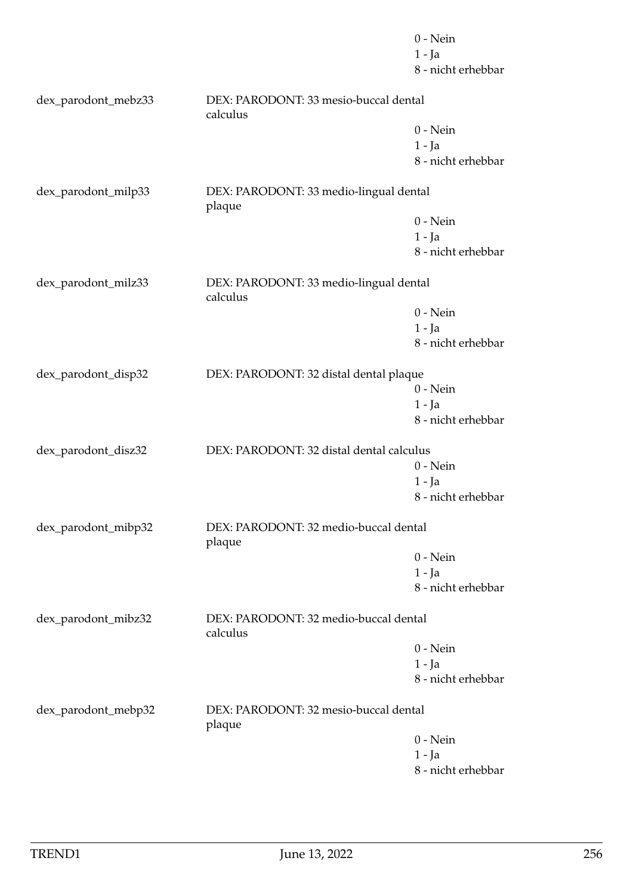| | | |
|---|---|---|
| | | 0 - Nein<br>1 - Ja<br>8 - nicht erhebbar |
| dex_parodont_mebz33 | DEX: PARODONT: 33 mesio-buccal dental calculus | 0 - Nein<br>1 - Ja<br>8 - nicht erhebbar |
| dex_parodont_milp33 | DEX: PARODONT: 33 medio-lingual dental plaque | 0 - Nein<br>1 - Ja<br>8 - nicht erhebbar |
| dex_parodont_milz33 | DEX: PARODONT: 33 medio-lingual dental calculus | 0 - Nein<br>1 - Ja<br>8 - nicht erhebbar |
| dex_parodont_disp32 | DEX: PARODONT: 32 distal dental plaque | 0 - Nein<br>1 - Ja<br>8 - nicht erhebbar |
| dex_parodont_disz32 | DEX: PARODONT: 32 distal dental calculus | 0 - Nein<br>1 - Ja<br>8 - nicht erhebbar |
| dex_parodont_mibp32 | DEX: PARODONT: 32 medio-buccal dental plaque | 0 - Nein<br>1 - Ja<br>8 - nicht erhebbar |
| dex_parodont_mibz32 | DEX: PARODONT: 32 medio-buccal dental calculus | 0 - Nein<br>1 - Ja<br>8 - nicht erhebbar |
| dex_parodont_mebp32 | DEX: PARODONT: 32 mesio-buccal dental plaque | 0 - Nein<br>1 - Ja<br>8 - nicht erhebbar |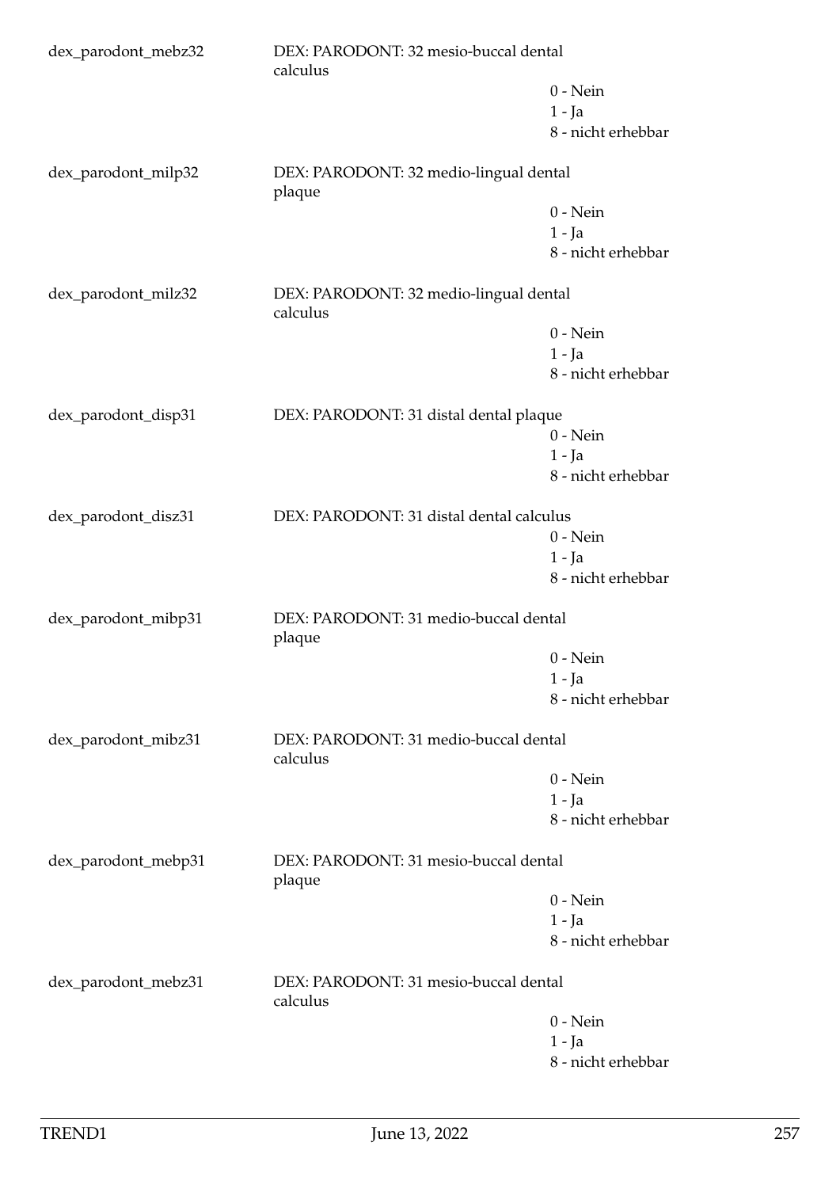| | | |
|---|---|---|
| dex_parodont_mebz32 | DEX: PARODONT: 32 mesio-buccal dental calculus | 0 - Nein<br>1 - Ja<br>8 - nicht erhebbar |
| dex_parodont_milp32 | DEX: PARODONT: 32 medio-lingual dental plaque | 0 - Nein<br>1 - Ja<br>8 - nicht erhebbar |
| dex_parodont_milz32 | DEX: PARODONT: 32 medio-lingual dental calculus | 0 - Nein<br>1 - Ja<br>8 - nicht erhebbar |
| dex_parodont_disp31 | DEX: PARODONT: 31 distal dental plaque | 0 - Nein<br>1 - Ja<br>8 - nicht erhebbar |
| dex_parodont_disz31 | DEX: PARODONT: 31 distal dental calculus | 0 - Nein<br>1 - Ja<br>8 - nicht erhebbar |
| dex_parodont_mibp31 | DEX: PARODONT: 31 medio-buccal dental plaque | 0 - Nein<br>1 - Ja<br>8 - nicht erhebbar |
| dex_parodont_mibz31 | DEX: PARODONT: 31 medio-buccal dental calculus | 0 - Nein<br>1 - Ja<br>8 - nicht erhebbar |
| dex_parodont_mebp31 | DEX: PARODONT: 31 mesio-buccal dental plaque | 0 - Nein<br>1 - Ja<br>8 - nicht erhebbar |
| dex_parodont_mebz31 | DEX: PARODONT: 31 mesio-buccal dental calculus | 0 - Nein<br>1 - Ja<br>8 - nicht erhebbar |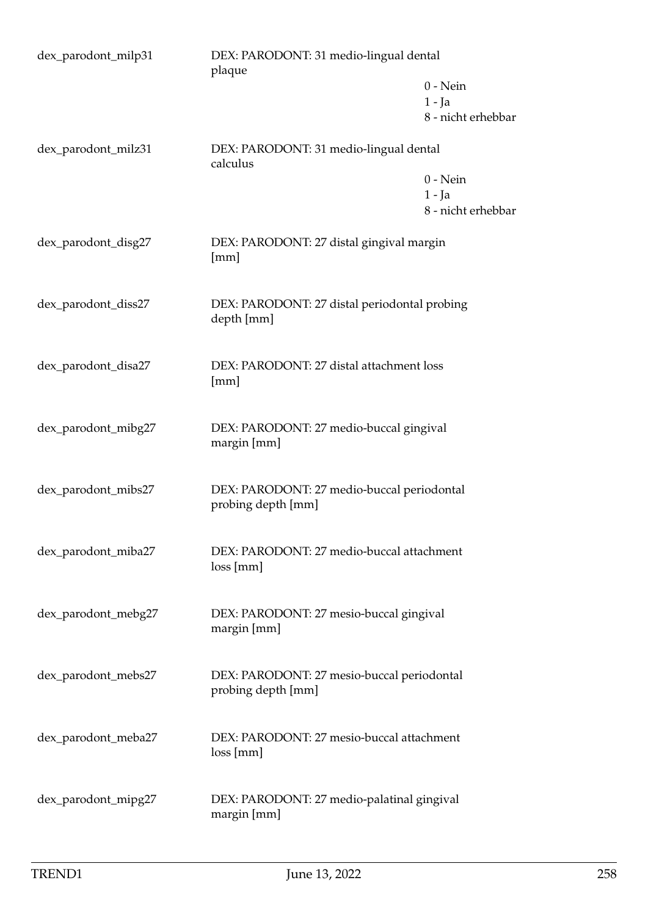| | | |
|---|---|---|
| dex_parodont_milp31 | DEX: PARODONT: 31 medio-lingual dental plaque | 0 - Nein<br>1 - Ja<br>8 - nicht erhebbar |
| dex_parodont_milz31 | DEX: PARODONT: 31 medio-lingual dental calculus | 0 - Nein<br>1 - Ja<br>8 - nicht erhebbar |
| dex_parodont_disg27 | DEX: PARODONT: 27 distal gingival margin [mm] | |
| dex_parodont_diss27 | DEX: PARODONT: 27 distal periodontal probing depth [mm] | |
| dex_parodont_disa27 | DEX: PARODONT: 27 distal attachment loss [mm] | |
| dex_parodont_mibg27 | DEX: PARODONT: 27 medio-buccal gingival margin [mm] | |
| dex_parodont_mibs27 | DEX: PARODONT: 27 medio-buccal periodontal probing depth [mm] | |
| dex_parodont_miba27 | DEX: PARODONT: 27 medio-buccal attachment loss [mm] | |
| dex_parodont_mebg27 | DEX: PARODONT: 27 mesio-buccal gingival margin [mm] | |
| dex_parodont_mebs27 | DEX: PARODONT: 27 mesio-buccal periodontal probing depth [mm] | |
| dex_parodont_meba27 | DEX: PARODONT: 27 mesio-buccal attachment loss [mm] | |
| dex_parodont_mipg27 | DEX: PARODONT: 27 medio-palatinal gingival margin [mm] | |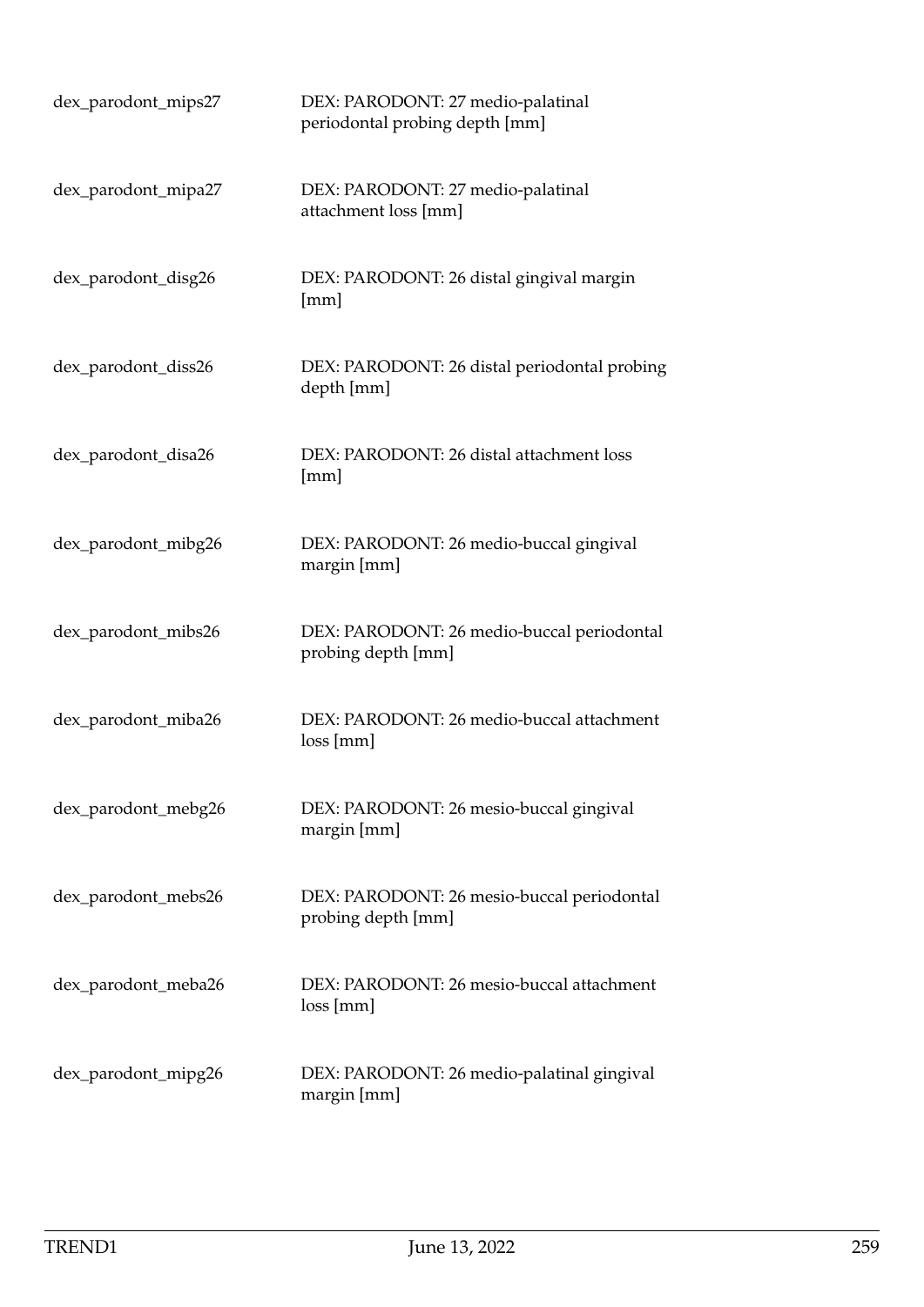| | |
|---|---|
| dex_parodont_mips27 | DEX: PARODONT: 27 medio-palatinal periodontal probing depth [mm] |
| dex_parodont_mipa27 | DEX: PARODONT: 27 medio-palatinal attachment loss [mm] |
| dex_parodont_disg26 | DEX: PARODONT: 26 distal gingival margin [mm] |
| dex_parodont_diss26 | DEX: PARODONT: 26 distal periodontal probing depth [mm] |
| dex_parodont_disa26 | DEX: PARODONT: 26 distal attachment loss [mm] |
| dex_parodont_mibg26 | DEX: PARODONT: 26 medio-buccal gingival margin [mm] |
| dex_parodont_mibs26 | DEX: PARODONT: 26 medio-buccal periodontal probing depth [mm] |
| dex_parodont_miba26 | DEX: PARODONT: 26 medio-buccal attachment loss [mm] |
| dex_parodont_mebg26 | DEX: PARODONT: 26 mesio-buccal gingival margin [mm] |
| dex_parodont_mebs26 | DEX: PARODONT: 26 mesio-buccal periodontal probing depth [mm] |
| dex_parodont_meba26 | DEX: PARODONT: 26 mesio-buccal attachment loss [mm] |
| dex_parodont_mipg26 | DEX: PARODONT: 26 medio-palatinal gingival margin [mm] |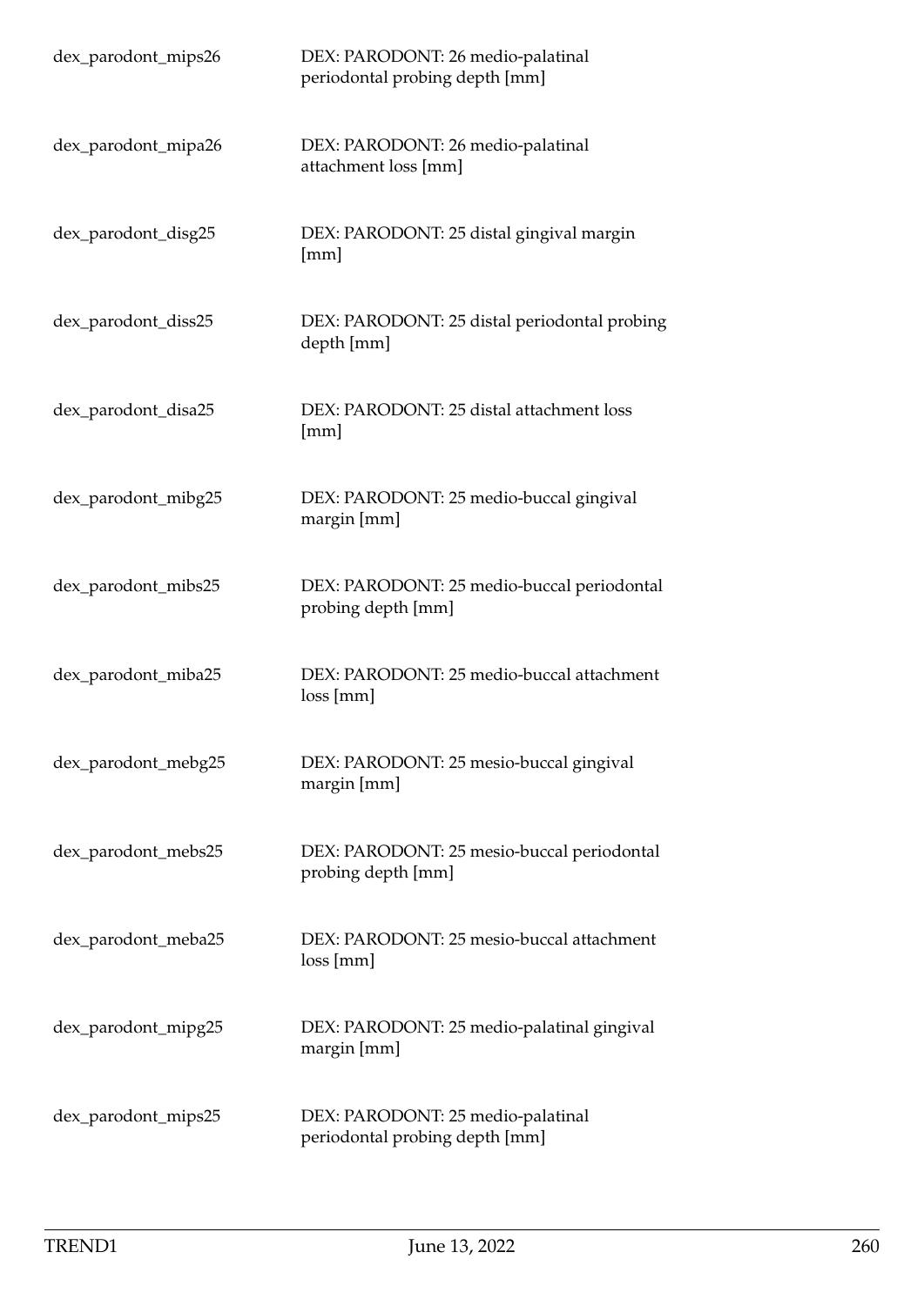| | |
|---|---|
| dex_parodont_mips26 | DEX: PARODONT: 26 medio-palatinal periodontal probing depth [mm] |
| dex_parodont_mipa26 | DEX: PARODONT: 26 medio-palatinal attachment loss [mm] |
| dex_parodont_disg25 | DEX: PARODONT: 25 distal gingival margin [mm] |
| dex_parodont_diss25 | DEX: PARODONT: 25 distal periodontal probing depth [mm] |
| dex_parodont_disa25 | DEX: PARODONT: 25 distal attachment loss [mm] |
| dex_parodont_mibg25 | DEX: PARODONT: 25 medio-buccal gingival margin [mm] |
| dex_parodont_mibs25 | DEX: PARODONT: 25 medio-buccal periodontal probing depth [mm] |
| dex_parodont_miba25 | DEX: PARODONT: 25 medio-buccal attachment loss [mm] |
| dex_parodont_mebg25 | DEX: PARODONT: 25 mesio-buccal gingival margin [mm] |
| dex_parodont_mebs25 | DEX: PARODONT: 25 mesio-buccal periodontal probing depth [mm] |
| dex_parodont_meba25 | DEX: PARODONT: 25 mesio-buccal attachment loss [mm] |
| dex_parodont_mipg25 | DEX: PARODONT: 25 medio-palatinal gingival margin [mm] |
| dex_parodont_mips25 | DEX: PARODONT: 25 medio-palatinal periodontal probing depth [mm] |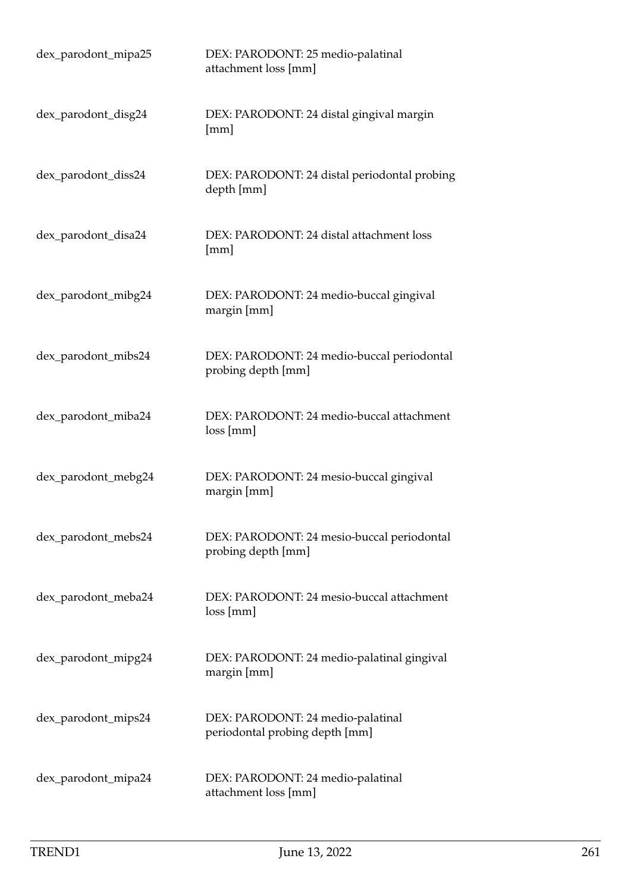| | |
|---|---|
| dex_parodont_mipa25 | DEX: PARODONT: 25 medio-palatinal attachment loss [mm] |
| dex_parodont_disg24 | DEX: PARODONT: 24 distal gingival margin [mm] |
| dex_parodont_diss24 | DEX: PARODONT: 24 distal periodontal probing depth [mm] |
| dex_parodont_disa24 | DEX: PARODONT: 24 distal attachment loss [mm] |
| dex_parodont_mibg24 | DEX: PARODONT: 24 medio-buccal gingival margin [mm] |
| dex_parodont_mibs24 | DEX: PARODONT: 24 medio-buccal periodontal probing depth [mm] |
| dex_parodont_miba24 | DEX: PARODONT: 24 medio-buccal attachment loss [mm] |
| dex_parodont_mebg24 | DEX: PARODONT: 24 mesio-buccal gingival margin [mm] |
| dex_parodont_mebs24 | DEX: PARODONT: 24 mesio-buccal periodontal probing depth [mm] |
| dex_parodont_meba24 | DEX: PARODONT: 24 mesio-buccal attachment loss [mm] |
| dex_parodont_mipg24 | DEX: PARODONT: 24 medio-palatinal gingival margin [mm] |
| dex_parodont_mips24 | DEX: PARODONT: 24 medio-palatinal periodontal probing depth [mm] |
| dex_parodont_mipa24 | DEX: PARODONT: 24 medio-palatinal attachment loss [mm] |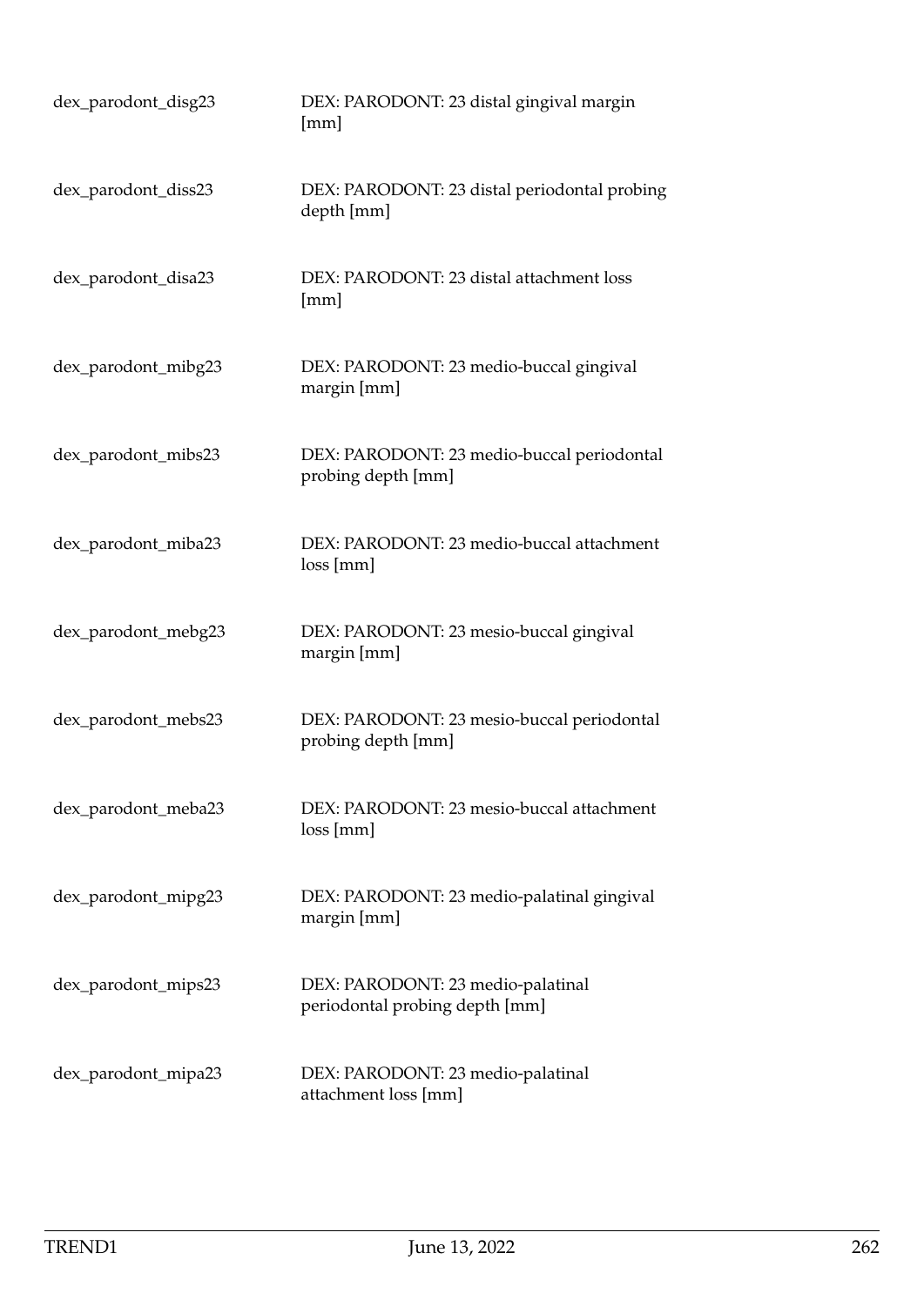| | |
|---|---|
| dex_parodont_disg23 | DEX: PARODONT: 23 distal gingival margin [mm] |
| dex_parodont_diss23 | DEX: PARODONT: 23 distal periodontal probing depth [mm] |
| dex_parodont_disa23 | DEX: PARODONT: 23 distal attachment loss [mm] |
| dex_parodont_mibg23 | DEX: PARODONT: 23 medio-buccal gingival margin [mm] |
| dex_parodont_mibs23 | DEX: PARODONT: 23 medio-buccal periodontal probing depth [mm] |
| dex_parodont_miba23 | DEX: PARODONT: 23 medio-buccal attachment loss [mm] |
| dex_parodont_mebg23 | DEX: PARODONT: 23 mesio-buccal gingival margin [mm] |
| dex_parodont_mebs23 | DEX: PARODONT: 23 mesio-buccal periodontal probing depth [mm] |
| dex_parodont_meba23 | DEX: PARODONT: 23 mesio-buccal attachment loss [mm] |
| dex_parodont_mipg23 | DEX: PARODONT: 23 medio-palatinal gingival margin [mm] |
| dex_parodont_mips23 | DEX: PARODONT: 23 medio-palatinal periodontal probing depth [mm] |
| dex_parodont_mipa23 | DEX: PARODONT: 23 medio-palatinal attachment loss [mm] |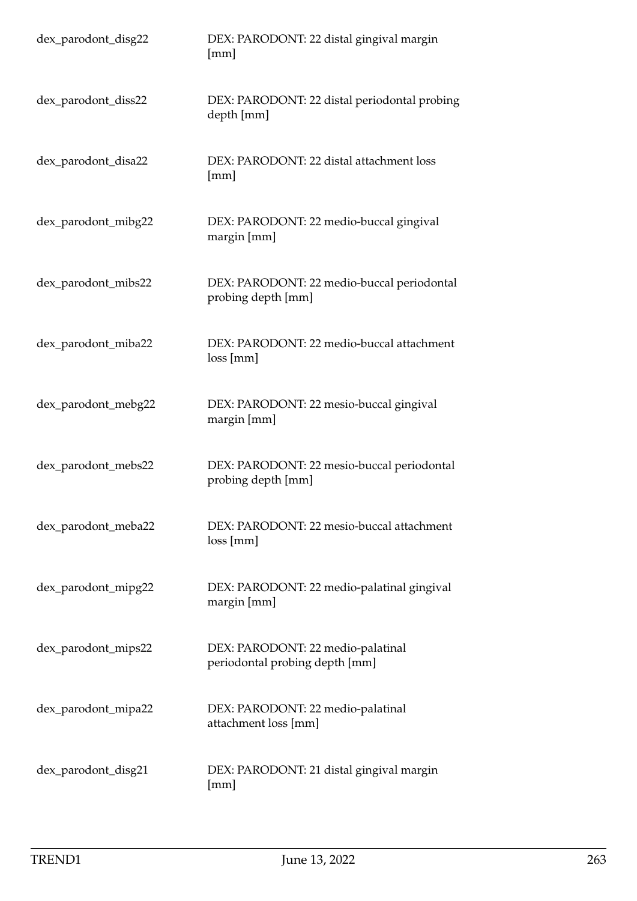| | |
|---|---|
| dex_parodont_disg22 | DEX: PARODONT: 22 distal gingival margin [mm] |
| dex_parodont_diss22 | DEX: PARODONT: 22 distal periodontal probing depth [mm] |
| dex_parodont_disa22 | DEX: PARODONT: 22 distal attachment loss [mm] |
| dex_parodont_mibg22 | DEX: PARODONT: 22 medio-buccal gingival margin [mm] |
| dex_parodont_mibs22 | DEX: PARODONT: 22 medio-buccal periodontal probing depth [mm] |
| dex_parodont_miba22 | DEX: PARODONT: 22 medio-buccal attachment loss [mm] |
| dex_parodont_mebg22 | DEX: PARODONT: 22 mesio-buccal gingival margin [mm] |
| dex_parodont_mebs22 | DEX: PARODONT: 22 mesio-buccal periodontal probing depth [mm] |
| dex_parodont_meba22 | DEX: PARODONT: 22 mesio-buccal attachment loss [mm] |
| dex_parodont_mipg22 | DEX: PARODONT: 22 medio-palatinal gingival margin [mm] |
| dex_parodont_mips22 | DEX: PARODONT: 22 medio-palatinal periodontal probing depth [mm] |
| dex_parodont_mipa22 | DEX: PARODONT: 22 medio-palatinal attachment loss [mm] |
| dex_parodont_disg21 | DEX: PARODONT: 21 distal gingival margin [mm] |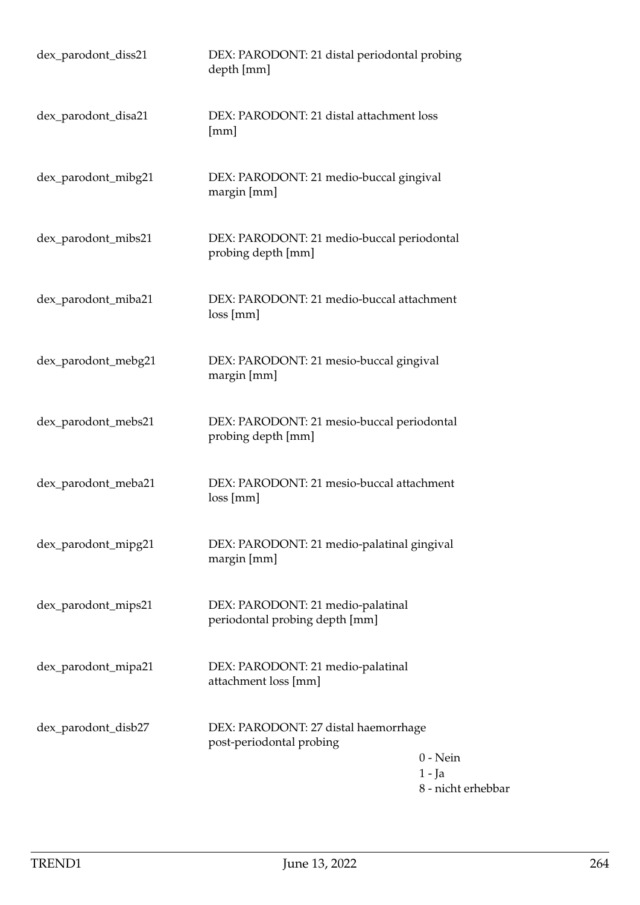| | | |
|---|---|---|
| dex_parodont_diss21 | DEX: PARODONT: 21 distal periodontal probing depth [mm] | |
| dex_parodont_disa21 | DEX: PARODONT: 21 distal attachment loss [mm] | |
| dex_parodont_mibg21 | DEX: PARODONT: 21 medio-buccal gingival margin [mm] | |
| dex_parodont_mibs21 | DEX: PARODONT: 21 medio-buccal periodontal probing depth [mm] | |
| dex_parodont_miba21 | DEX: PARODONT: 21 medio-buccal attachment loss [mm] | |
| dex_parodont_mebg21 | DEX: PARODONT: 21 mesio-buccal gingival margin [mm] | |
| dex_parodont_mebs21 | DEX: PARODONT: 21 mesio-buccal periodontal probing depth [mm] | |
| dex_parodont_meba21 | DEX: PARODONT: 21 mesio-buccal attachment loss [mm] | |
| dex_parodont_mipg21 | DEX: PARODONT: 21 medio-palatinal gingival margin [mm] | |
| dex_parodont_mips21 | DEX: PARODONT: 21 medio-palatinal periodontal probing depth [mm] | |
| dex_parodont_mipa21 | DEX: PARODONT: 21 medio-palatinal attachment loss [mm] | |
| dex_parodont_disb27 | DEX: PARODONT: 27 distal haemorrhage post-periodontal probing | 0 - Nein<br>1 - Ja<br>8 - nicht erhebbar |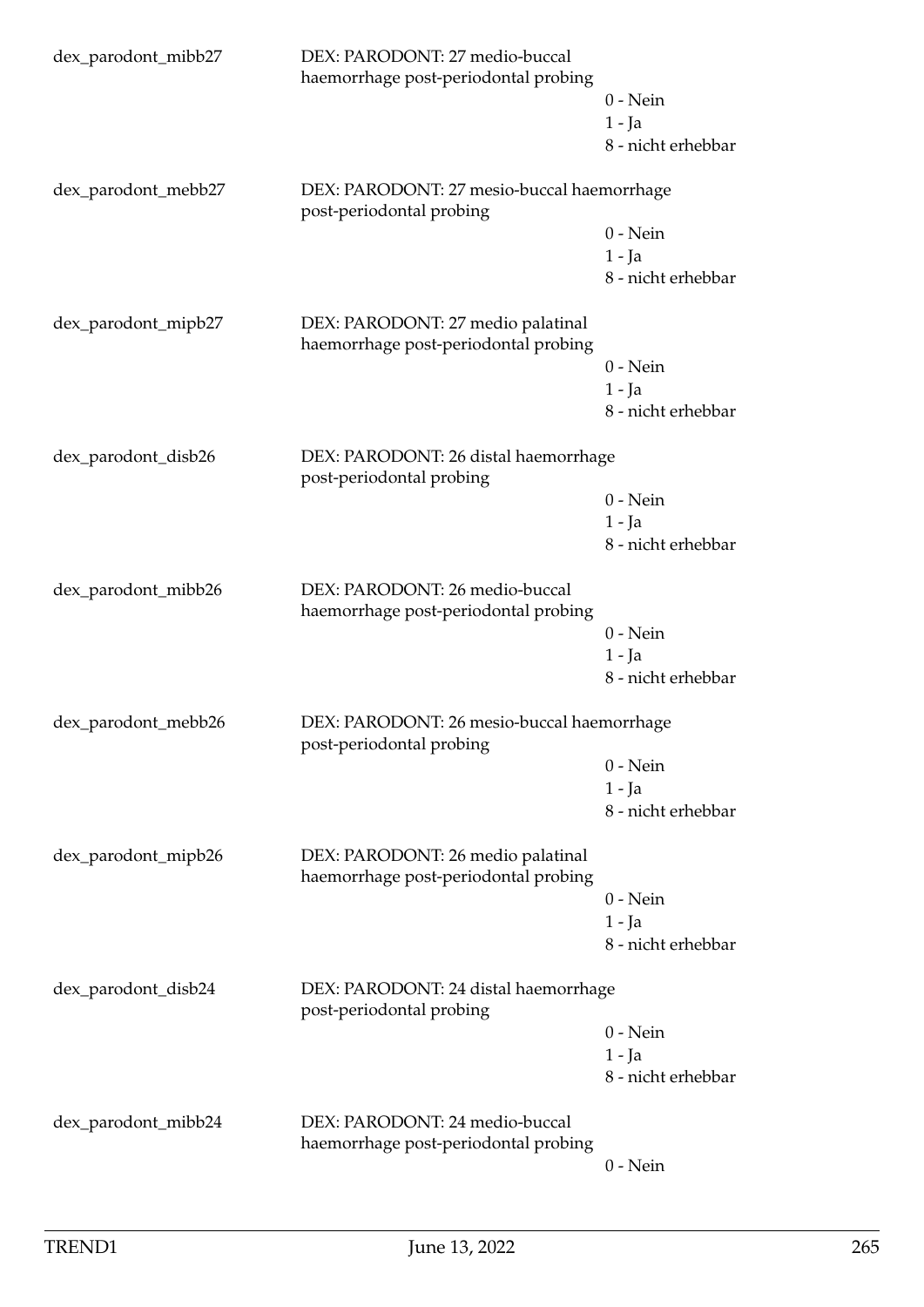dex_parodont_mibb27 DEX: PARODONT: 27 medio-buccal haemorrhage post-periodontal probing

0 - Nein
1 - Ja
8 - nicht erhebbar

dex_parodont_mebb27 DEX: PARODONT: 27 mesio-buccal haemorrhage post-periodontal probing

0 - Nein
1 - Ja
8 - nicht erhebbar

dex_parodont_mipb27 DEX: PARODONT: 27 medio palatinal haemorrhage post-periodontal probing

0 - Nein
1 - Ja
8 - nicht erhebbar

dex_parodont_disb26 DEX: PARODONT: 26 distal haemorrhage post-periodontal probing

0 - Nein
1 - Ja
8 - nicht erhebbar

dex_parodont_mibb26 DEX: PARODONT: 26 medio-buccal haemorrhage post-periodontal probing

0 - Nein
1 - Ja
8 - nicht erhebbar

dex_parodont_mebb26 DEX: PARODONT: 26 mesio-buccal haemorrhage post-periodontal probing

0 - Nein
1 - Ja
8 - nicht erhebbar

dex_parodont_mipb26 DEX: PARODONT: 26 medio palatinal haemorrhage post-periodontal probing

0 - Nein
1 - Ja
8 - nicht erhebbar

dex_parodont_disb24 DEX: PARODONT: 24 distal haemorrhage post-periodontal probing

0 - Nein
1 - Ja
8 - nicht erhebbar

dex_parodont_mibb24 DEX: PARODONT: 24 medio-buccal haemorrhage post-periodontal probing

0 - Nein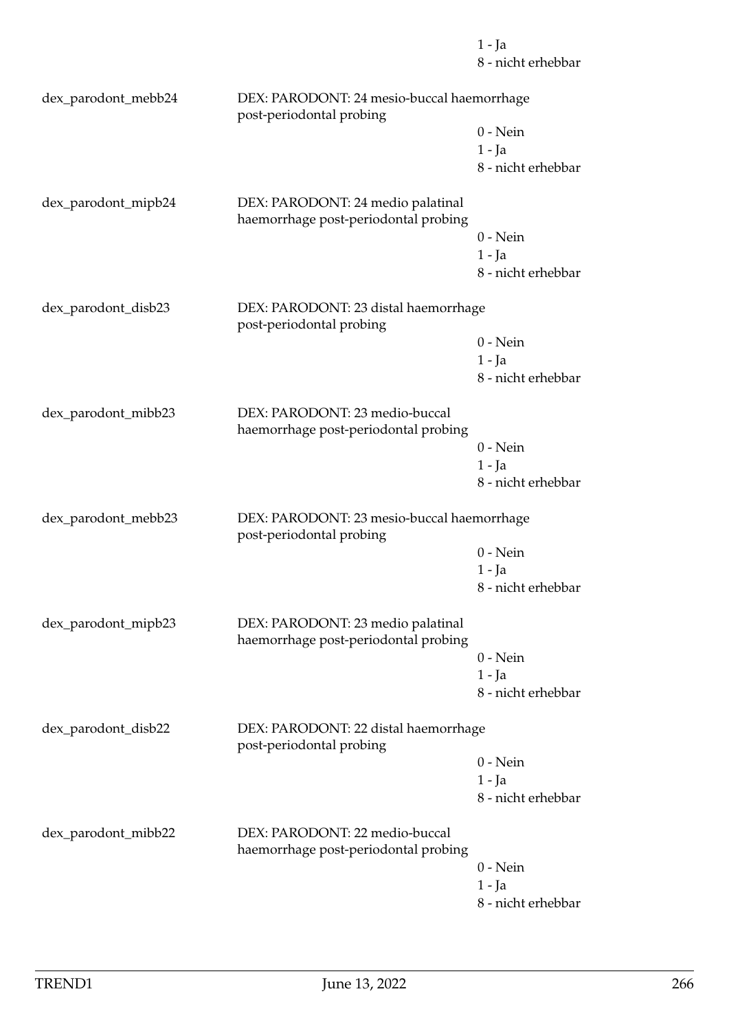1 - Ja
8 - nicht erhebbar

dex_parodont_mebb24 DEX: PARODONT: 24 mesio-buccal haemorrhage post-periodontal probing

0 - Nein
1 - Ja
8 - nicht erhebbar

dex_parodont_mipb24 DEX: PARODONT: 24 medio palatinal haemorrhage post-periodontal probing

0 - Nein
1 - Ja
8 - nicht erhebbar

dex_parodont_disb23 DEX: PARODONT: 23 distal haemorrhage post-periodontal probing

0 - Nein
1 - Ja
8 - nicht erhebbar

dex_parodont_mibb23 DEX: PARODONT: 23 medio-buccal haemorrhage post-periodontal probing

0 - Nein
1 - Ja
8 - nicht erhebbar

dex_parodont_mebb23 DEX: PARODONT: 23 mesio-buccal haemorrhage post-periodontal probing

0 - Nein
1 - Ja
8 - nicht erhebbar

dex_parodont_mipb23 DEX: PARODONT: 23 medio palatinal haemorrhage post-periodontal probing

0 - Nein
1 - Ja
8 - nicht erhebbar

dex_parodont_disb22 DEX: PARODONT: 22 distal haemorrhage post-periodontal probing

0 - Nein
1 - Ja
8 - nicht erhebbar

dex_parodont_mibb22 DEX: PARODONT: 22 medio-buccal haemorrhage post-periodontal probing

0 - Nein
1 - Ja
8 - nicht erhebbar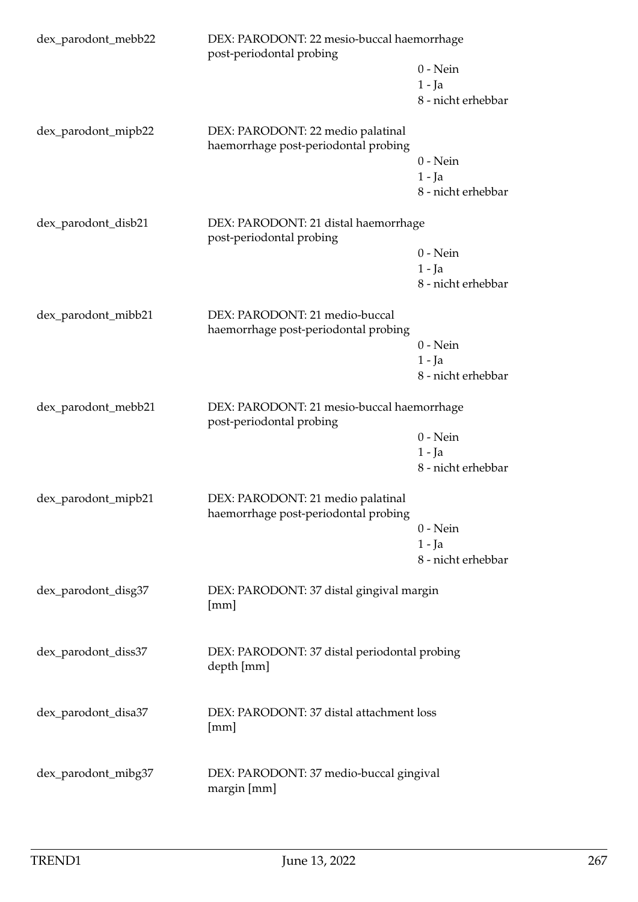| | | |
|---|---|---|
| dex_parodont_mebb22 | DEX: PARODONT: 22 mesio-buccal haemorrhage post-periodontal probing | |
| | | 0 - Nein |
| | | 1 - Ja |
| | | 8 - nicht erhebbar |
| dex_parodont_mipb22 | DEX: PARODONT: 22 medio palatinal haemorrhage post-periodontal probing | |
| | | 0 - Nein |
| | | 1 - Ja |
| | | 8 - nicht erhebbar |
| dex_parodont_disb21 | DEX: PARODONT: 21 distal haemorrhage post-periodontal probing | |
| | | 0 - Nein |
| | | 1 - Ja |
| | | 8 - nicht erhebbar |
| dex_parodont_mibb21 | DEX: PARODONT: 21 medio-buccal haemorrhage post-periodontal probing | |
| | | 0 - Nein |
| | | 1 - Ja |
| | | 8 - nicht erhebbar |
| dex_parodont_mebb21 | DEX: PARODONT: 21 mesio-buccal haemorrhage post-periodontal probing | |
| | | 0 - Nein |
| | | 1 - Ja |
| | | 8 - nicht erhebbar |
| dex_parodont_mipb21 | DEX: PARODONT: 21 medio palatinal haemorrhage post-periodontal probing | |
| | | 0 - Nein |
| | | 1 - Ja |
| | | 8 - nicht erhebbar |
| dex_parodont_disg37 | DEX: PARODONT: 37 distal gingival margin [mm] | |
| dex_parodont_diss37 | DEX: PARODONT: 37 distal periodontal probing depth [mm] | |
| dex_parodont_disa37 | DEX: PARODONT: 37 distal attachment loss [mm] | |
| dex_parodont_mibg37 | DEX: PARODONT: 37 medio-buccal gingival margin [mm] | |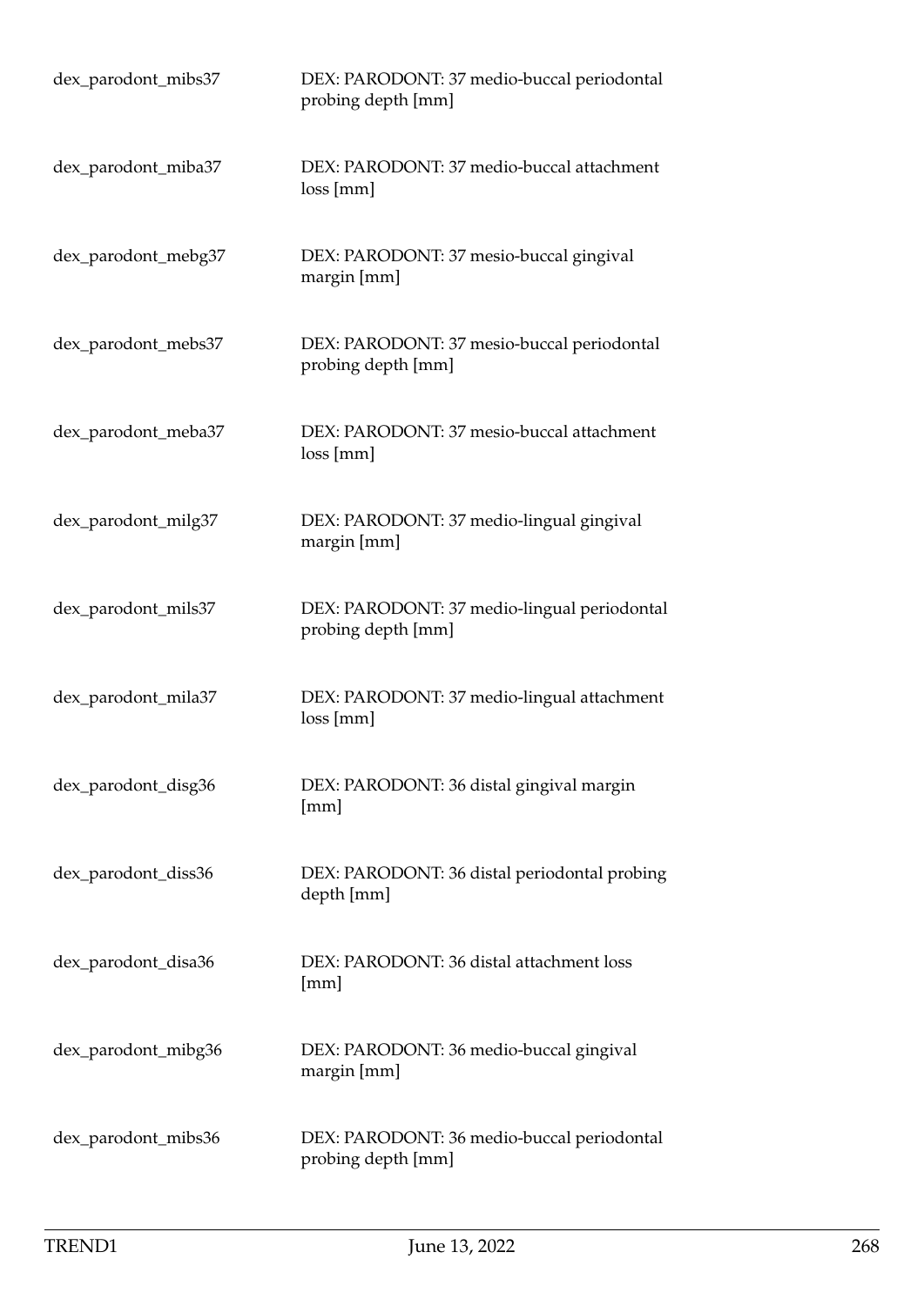| | |
|---|---|
| dex_parodont_mibs37 | DEX: PARODONT: 37 medio-buccal periodontal probing depth [mm] |
| dex_parodont_miba37 | DEX: PARODONT: 37 medio-buccal attachment loss [mm] |
| dex_parodont_mebg37 | DEX: PARODONT: 37 mesio-buccal gingival margin [mm] |
| dex_parodont_mebs37 | DEX: PARODONT: 37 mesio-buccal periodontal probing depth [mm] |
| dex_parodont_meba37 | DEX: PARODONT: 37 mesio-buccal attachment loss [mm] |
| dex_parodont_milg37 | DEX: PARODONT: 37 medio-lingual gingival margin [mm] |
| dex_parodont_mils37 | DEX: PARODONT: 37 medio-lingual periodontal probing depth [mm] |
| dex_parodont_mila37 | DEX: PARODONT: 37 medio-lingual attachment loss [mm] |
| dex_parodont_disg36 | DEX: PARODONT: 36 distal gingival margin [mm] |
| dex_parodont_diss36 | DEX: PARODONT: 36 distal periodontal probing depth [mm] |
| dex_parodont_disa36 | DEX: PARODONT: 36 distal attachment loss [mm] |
| dex_parodont_mibg36 | DEX: PARODONT: 36 medio-buccal gingival margin [mm] |
| dex_parodont_mibs36 | DEX: PARODONT: 36 medio-buccal periodontal probing depth [mm] |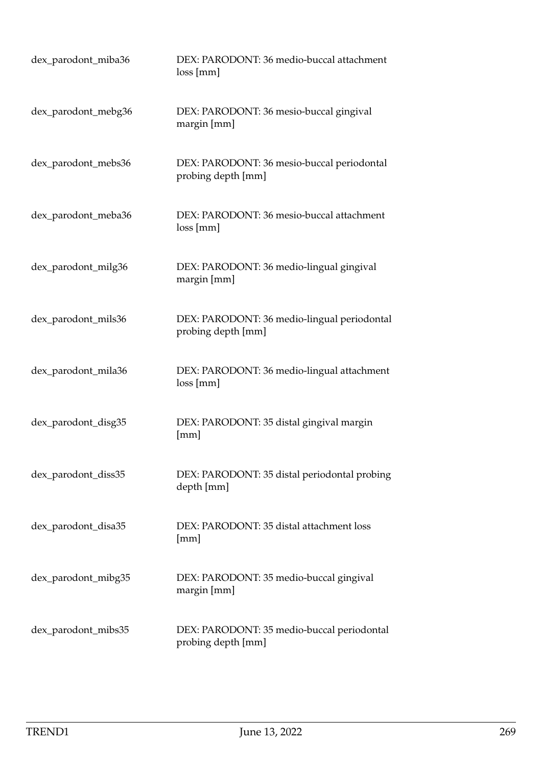| | |
|---|---|
| dex_parodont_miba36 | DEX: PARODONT: 36 medio-buccal attachment loss [mm] |
| dex_parodont_mebg36 | DEX: PARODONT: 36 mesio-buccal gingival margin [mm] |
| dex_parodont_mebs36 | DEX: PARODONT: 36 mesio-buccal periodontal probing depth [mm] |
| dex_parodont_meba36 | DEX: PARODONT: 36 mesio-buccal attachment loss [mm] |
| dex_parodont_milg36 | DEX: PARODONT: 36 medio-lingual gingival margin [mm] |
| dex_parodont_mils36 | DEX: PARODONT: 36 medio-lingual periodontal probing depth [mm] |
| dex_parodont_mila36 | DEX: PARODONT: 36 medio-lingual attachment loss [mm] |
| dex_parodont_disg35 | DEX: PARODONT: 35 distal gingival margin [mm] |
| dex_parodont_diss35 | DEX: PARODONT: 35 distal periodontal probing depth [mm] |
| dex_parodont_disa35 | DEX: PARODONT: 35 distal attachment loss [mm] |
| dex_parodont_mibg35 | DEX: PARODONT: 35 medio-buccal gingival margin [mm] |
| dex_parodont_mibs35 | DEX: PARODONT: 35 medio-buccal periodontal probing depth [mm] |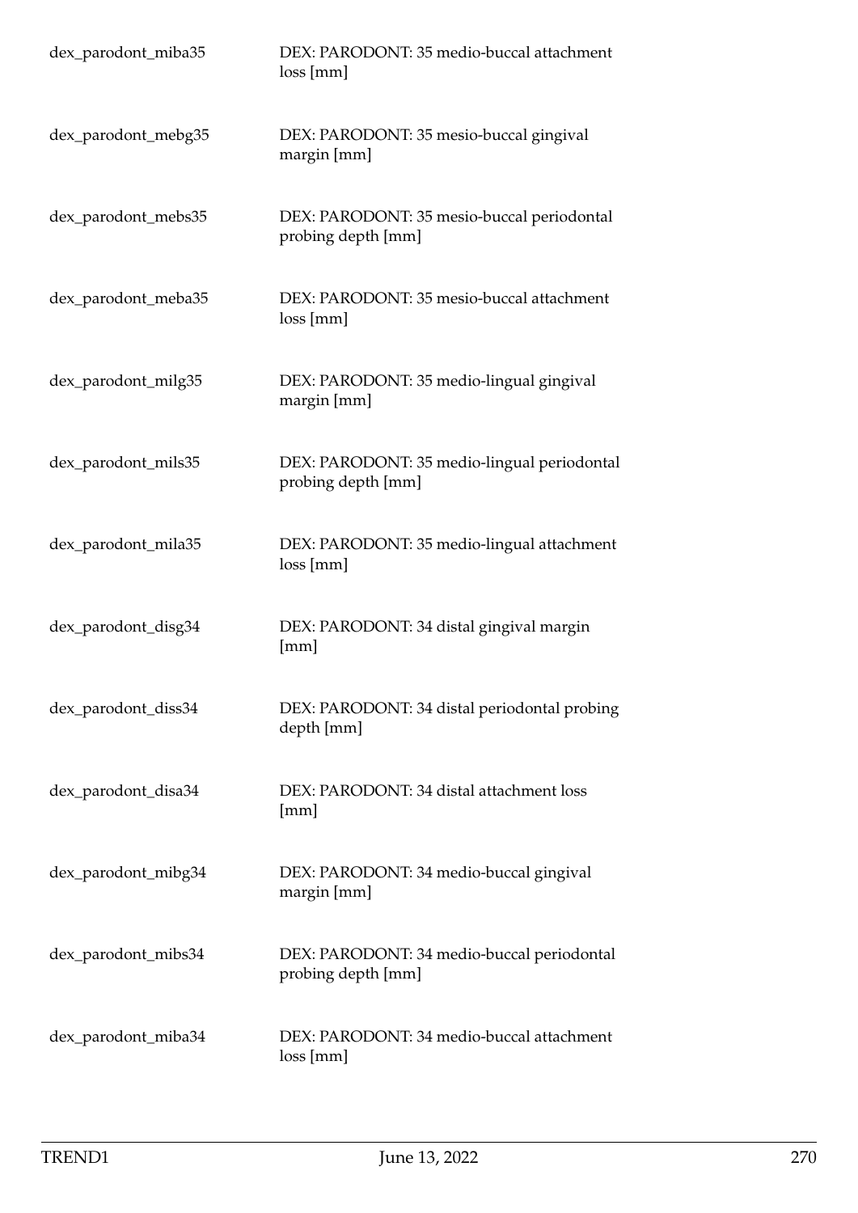| | |
|---|---|
| dex_parodont_miba35 | DEX: PARODONT: 35 medio-buccal attachment loss [mm] |
| dex_parodont_mebg35 | DEX: PARODONT: 35 mesio-buccal gingival margin [mm] |
| dex_parodont_mebs35 | DEX: PARODONT: 35 mesio-buccal periodontal probing depth [mm] |
| dex_parodont_meba35 | DEX: PARODONT: 35 mesio-buccal attachment loss [mm] |
| dex_parodont_milg35 | DEX: PARODONT: 35 medio-lingual gingival margin [mm] |
| dex_parodont_mils35 | DEX: PARODONT: 35 medio-lingual periodontal probing depth [mm] |
| dex_parodont_mila35 | DEX: PARODONT: 35 medio-lingual attachment loss [mm] |
| dex_parodont_disg34 | DEX: PARODONT: 34 distal gingival margin [mm] |
| dex_parodont_diss34 | DEX: PARODONT: 34 distal periodontal probing depth [mm] |
| dex_parodont_disa34 | DEX: PARODONT: 34 distal attachment loss [mm] |
| dex_parodont_mibg34 | DEX: PARODONT: 34 medio-buccal gingival margin [mm] |
| dex_parodont_mibs34 | DEX: PARODONT: 34 medio-buccal periodontal probing depth [mm] |
| dex_parodont_miba34 | DEX: PARODONT: 34 medio-buccal attachment loss [mm] |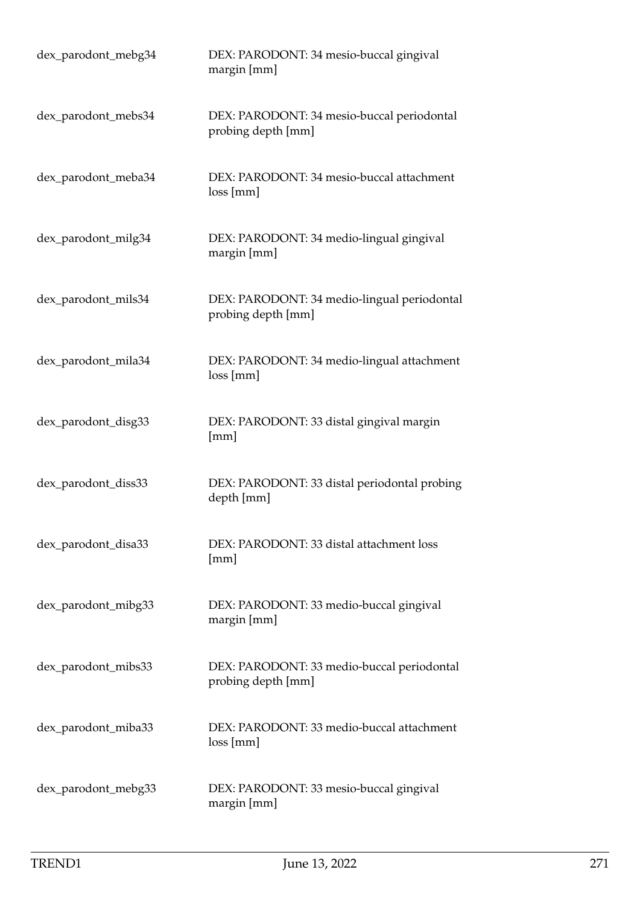| | |
|---|---|
| dex_parodont_mebg34 | DEX: PARODONT: 34 mesio-buccal gingival margin [mm] |
| dex_parodont_mebs34 | DEX: PARODONT: 34 mesio-buccal periodontal probing depth [mm] |
| dex_parodont_meba34 | DEX: PARODONT: 34 mesio-buccal attachment loss [mm] |
| dex_parodont_milg34 | DEX: PARODONT: 34 medio-lingual gingival margin [mm] |
| dex_parodont_mils34 | DEX: PARODONT: 34 medio-lingual periodontal probing depth [mm] |
| dex_parodont_mila34 | DEX: PARODONT: 34 medio-lingual attachment loss [mm] |
| dex_parodont_disg33 | DEX: PARODONT: 33 distal gingival margin [mm] |
| dex_parodont_diss33 | DEX: PARODONT: 33 distal periodontal probing depth [mm] |
| dex_parodont_disa33 | DEX: PARODONT: 33 distal attachment loss [mm] |
| dex_parodont_mibg33 | DEX: PARODONT: 33 medio-buccal gingival margin [mm] |
| dex_parodont_mibs33 | DEX: PARODONT: 33 medio-buccal periodontal probing depth [mm] |
| dex_parodont_miba33 | DEX: PARODONT: 33 medio-buccal attachment loss [mm] |
| dex_parodont_mebg33 | DEX: PARODONT: 33 mesio-buccal gingival margin [mm] |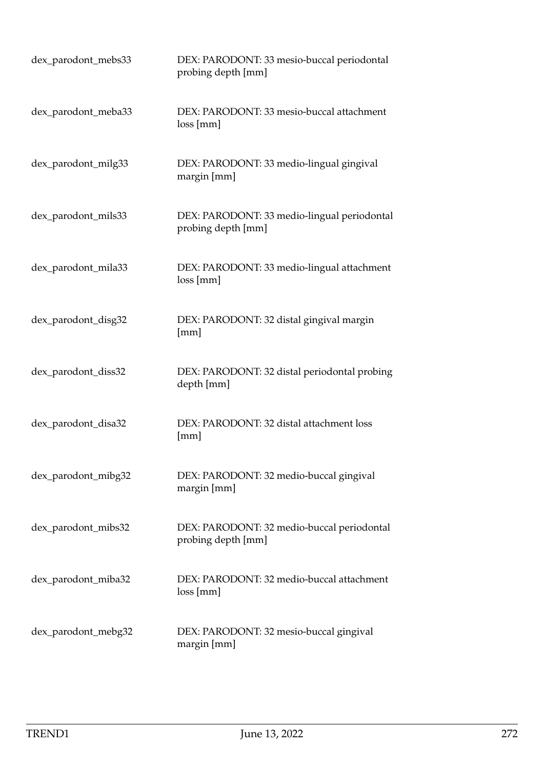| | |
|---|---|
| dex_parodont_mebs33 | DEX: PARODONT: 33 mesio-buccal periodontal probing depth [mm] |
| dex_parodont_meba33 | DEX: PARODONT: 33 mesio-buccal attachment loss [mm] |
| dex_parodont_milg33 | DEX: PARODONT: 33 medio-lingual gingival margin [mm] |
| dex_parodont_mils33 | DEX: PARODONT: 33 medio-lingual periodontal probing depth [mm] |
| dex_parodont_mila33 | DEX: PARODONT: 33 medio-lingual attachment loss [mm] |
| dex_parodont_disg32 | DEX: PARODONT: 32 distal gingival margin [mm] |
| dex_parodont_diss32 | DEX: PARODONT: 32 distal periodontal probing depth [mm] |
| dex_parodont_disa32 | DEX: PARODONT: 32 distal attachment loss [mm] |
| dex_parodont_mibg32 | DEX: PARODONT: 32 medio-buccal gingival margin [mm] |
| dex_parodont_mibs32 | DEX: PARODONT: 32 medio-buccal periodontal probing depth [mm] |
| dex_parodont_miba32 | DEX: PARODONT: 32 medio-buccal attachment loss [mm] |
| dex_parodont_mebg32 | DEX: PARODONT: 32 mesio-buccal gingival margin [mm] |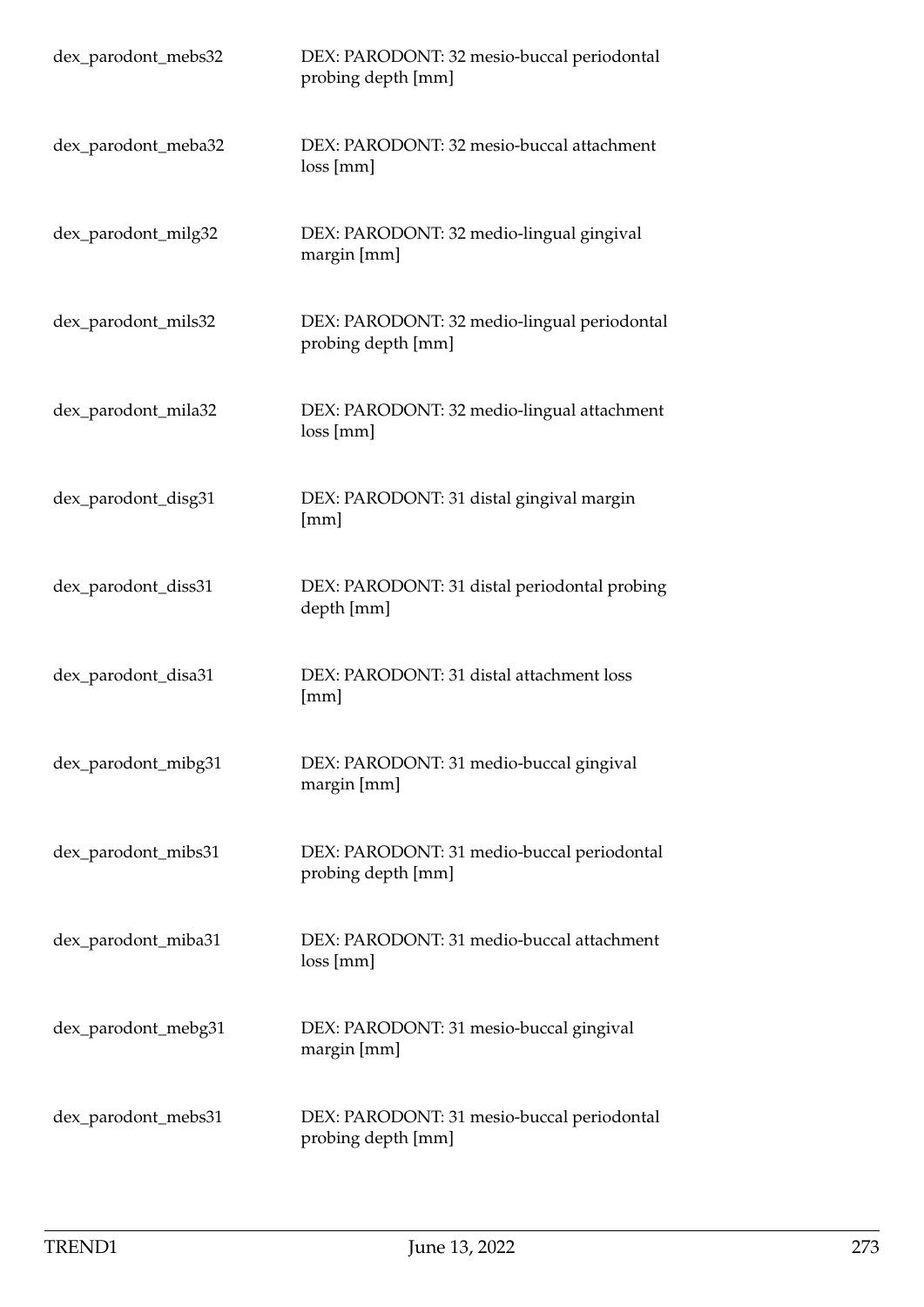| | |
|---|---|
| dex_parodont_mebs32 | DEX: PARODONT: 32 mesio-buccal periodontal probing depth [mm] |
| dex_parodont_meba32 | DEX: PARODONT: 32 mesio-buccal attachment loss [mm] |
| dex_parodont_milg32 | DEX: PARODONT: 32 medio-lingual gingival margin [mm] |
| dex_parodont_mils32 | DEX: PARODONT: 32 medio-lingual periodontal probing depth [mm] |
| dex_parodont_mila32 | DEX: PARODONT: 32 medio-lingual attachment loss [mm] |
| dex_parodont_disg31 | DEX: PARODONT: 31 distal gingival margin [mm] |
| dex_parodont_diss31 | DEX: PARODONT: 31 distal periodontal probing depth [mm] |
| dex_parodont_disa31 | DEX: PARODONT: 31 distal attachment loss [mm] |
| dex_parodont_mibg31 | DEX: PARODONT: 31 medio-buccal gingival margin [mm] |
| dex_parodont_mibs31 | DEX: PARODONT: 31 medio-buccal periodontal probing depth [mm] |
| dex_parodont_miba31 | DEX: PARODONT: 31 medio-buccal attachment loss [mm] |
| dex_parodont_mebg31 | DEX: PARODONT: 31 mesio-buccal gingival margin [mm] |
| dex_parodont_mebs31 | DEX: PARODONT: 31 mesio-buccal periodontal probing depth [mm] |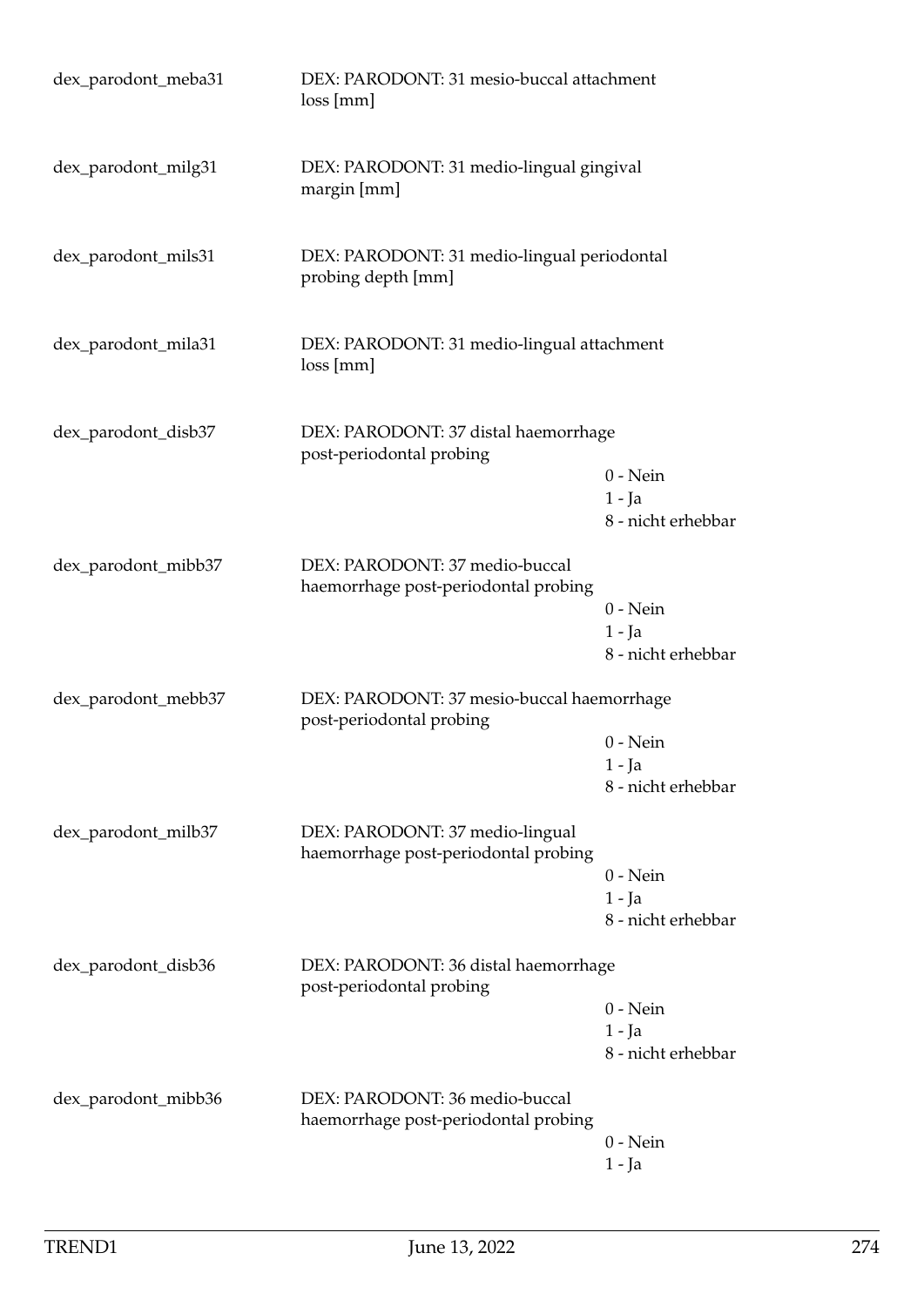| Variable | Label | Values |
|---|---|---|
| dex_parodont_meba31 | DEX: PARODONT: 31 mesio-buccal attachment loss [mm] | |
| dex_parodont_milg31 | DEX: PARODONT: 31 medio-lingual gingival margin [mm] | |
| dex_parodont_mils31 | DEX: PARODONT: 31 medio-lingual periodontal probing depth [mm] | |
| dex_parodont_mila31 | DEX: PARODONT: 31 medio-lingual attachment loss [mm] | |
| dex_parodont_disb37 | DEX: PARODONT: 37 distal haemorrhage post-periodontal probing | 0 - Nein<br>1 - Ja<br>8 - nicht erhebbar |
| dex_parodont_mibb37 | DEX: PARODONT: 37 medio-buccal haemorrhage post-periodontal probing | 0 - Nein<br>1 - Ja<br>8 - nicht erhebbar |
| dex_parodont_mebb37 | DEX: PARODONT: 37 mesio-buccal haemorrhage post-periodontal probing | 0 - Nein<br>1 - Ja<br>8 - nicht erhebbar |
| dex_parodont_milb37 | DEX: PARODONT: 37 medio-lingual haemorrhage post-periodontal probing | 0 - Nein<br>1 - Ja<br>8 - nicht erhebbar |
| dex_parodont_disb36 | DEX: PARODONT: 36 distal haemorrhage post-periodontal probing | 0 - Nein<br>1 - Ja<br>8 - nicht erhebbar |
| dex_parodont_mibb36 | DEX: PARODONT: 36 medio-buccal haemorrhage post-periodontal probing | 0 - Nein<br>1 - Ja |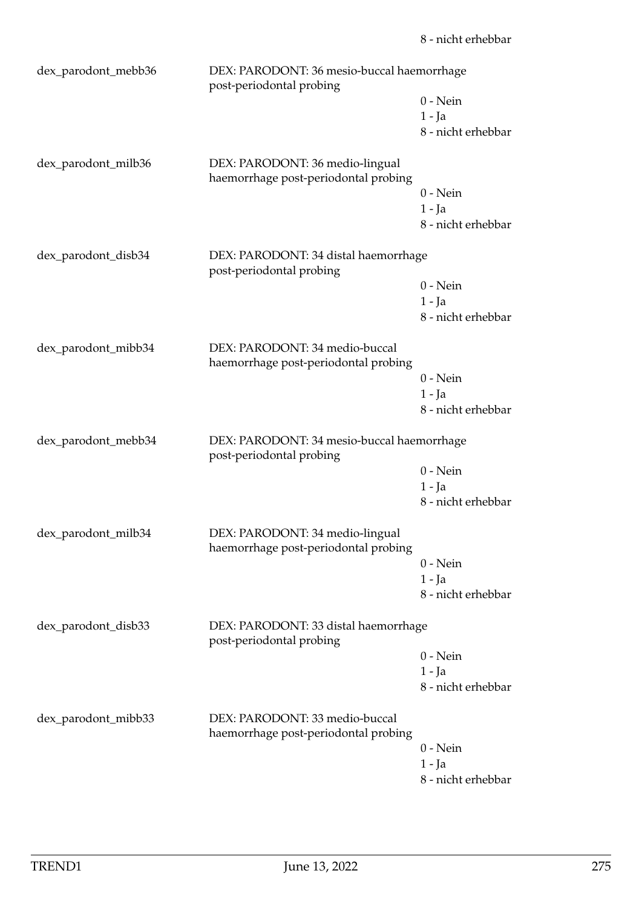8 - nicht erhebbar

dex_parodont_mebb36 DEX: PARODONT: 36 mesio-buccal haemorrhage post-periodontal probing

0 - Nein
1 - Ja
8 - nicht erhebbar

dex_parodont_milb36 DEX: PARODONT: 36 medio-lingual haemorrhage post-periodontal probing

0 - Nein
1 - Ja
8 - nicht erhebbar

dex_parodont_disb34 DEX: PARODONT: 34 distal haemorrhage post-periodontal probing

0 - Nein
1 - Ja
8 - nicht erhebbar

dex_parodont_mibb34 DEX: PARODONT: 34 medio-buccal haemorrhage post-periodontal probing

0 - Nein
1 - Ja
8 - nicht erhebbar

dex_parodont_mebb34 DEX: PARODONT: 34 mesio-buccal haemorrhage post-periodontal probing

0 - Nein
1 - Ja
8 - nicht erhebbar

dex_parodont_milb34 DEX: PARODONT: 34 medio-lingual haemorrhage post-periodontal probing

0 - Nein
1 - Ja
8 - nicht erhebbar

dex_parodont_disb33 DEX: PARODONT: 33 distal haemorrhage post-periodontal probing

0 - Nein
1 - Ja
8 - nicht erhebbar

dex_parodont_mibb33 DEX: PARODONT: 33 medio-buccal haemorrhage post-periodontal probing

0 - Nein
1 - Ja
8 - nicht erhebbar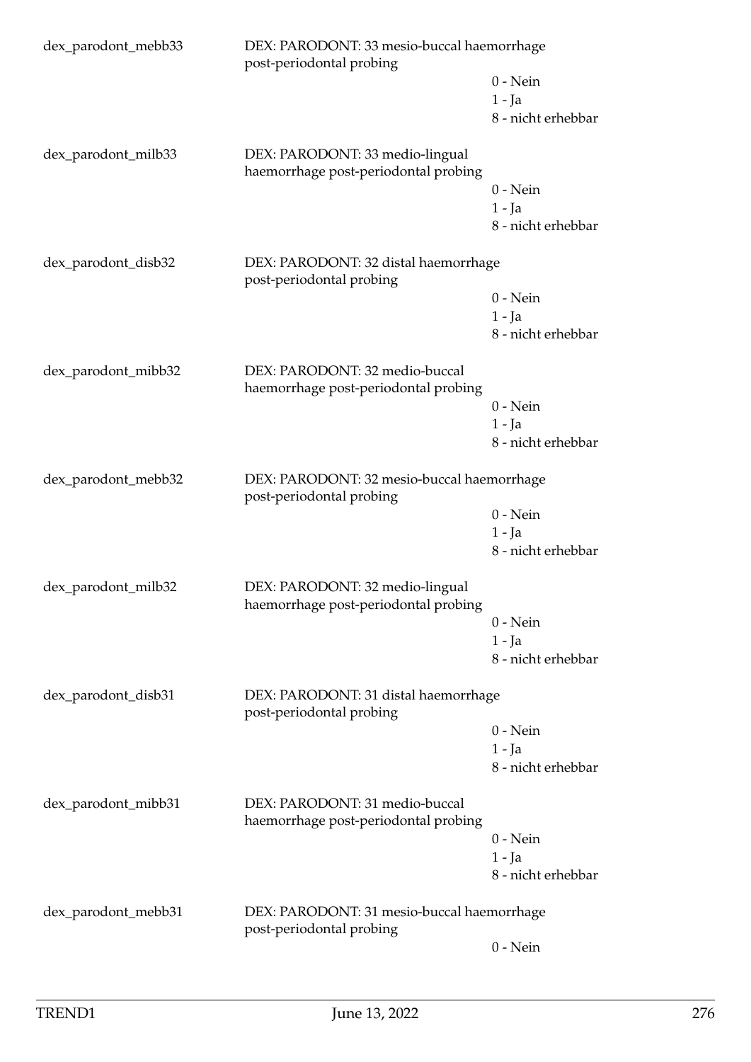| | | |
|---|---|---|
| dex_parodont_mebb33 | DEX: PARODONT: 33 mesio-buccal haemorrhage post-periodontal probing | 0 - Nein<br>1 - Ja<br>8 - nicht erhebbar |
| dex_parodont_milb33 | DEX: PARODONT: 33 medio-lingual haemorrhage post-periodontal probing | 0 - Nein<br>1 - Ja<br>8 - nicht erhebbar |
| dex_parodont_disb32 | DEX: PARODONT: 32 distal haemorrhage post-periodontal probing | 0 - Nein<br>1 - Ja<br>8 - nicht erhebbar |
| dex_parodont_mibb32 | DEX: PARODONT: 32 medio-buccal haemorrhage post-periodontal probing | 0 - Nein<br>1 - Ja<br>8 - nicht erhebbar |
| dex_parodont_mebb32 | DEX: PARODONT: 32 mesio-buccal haemorrhage post-periodontal probing | 0 - Nein<br>1 - Ja<br>8 - nicht erhebbar |
| dex_parodont_milb32 | DEX: PARODONT: 32 medio-lingual haemorrhage post-periodontal probing | 0 - Nein<br>1 - Ja<br>8 - nicht erhebbar |
| dex_parodont_disb31 | DEX: PARODONT: 31 distal haemorrhage post-periodontal probing | 0 - Nein<br>1 - Ja<br>8 - nicht erhebbar |
| dex_parodont_mibb31 | DEX: PARODONT: 31 medio-buccal haemorrhage post-periodontal probing | 0 - Nein<br>1 - Ja<br>8 - nicht erhebbar |
| dex_parodont_mebb31 | DEX: PARODONT: 31 mesio-buccal haemorrhage post-periodontal probing | 0 - Nein |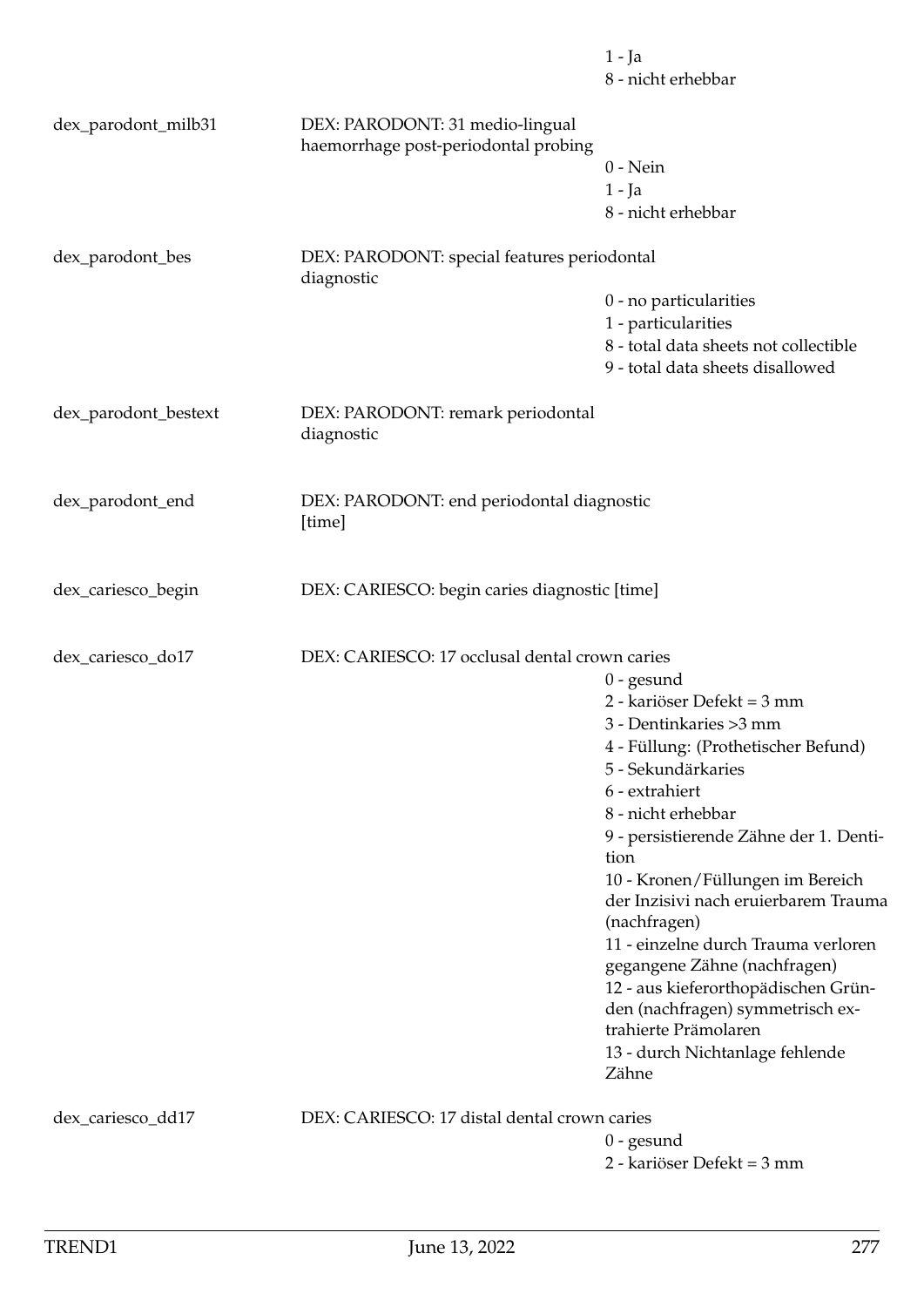1 - Ja
8 - nicht erhebbar

| | | |
|---|---|---|
| dex_parodont_milb31 | DEX: PARODONT: 31 medio-lingual haemorrhage post-periodontal probing | 0 - Nein<br>1 - Ja<br>8 - nicht erhebbar |
| dex_parodont_bes | DEX: PARODONT: special features periodontal diagnostic | 0 - no particularities<br>1 - particularities<br>8 - total data sheets not collectible<br>9 - total data sheets disallowed |
| dex_parodont_bestext | DEX: PARODONT: remark periodontal diagnostic | |
| dex_parodont_end | DEX: PARODONT: end periodontal diagnostic [time] | |
| dex_cariesco_begin | DEX: CARIESCO: begin caries diagnostic [time] | |
| dex_cariesco_do17 | DEX: CARIESCO: 17 occlusal dental crown caries | 0 - gesund<br>2 - kariöser Defekt = 3 mm<br>3 - Dentinkaries >3 mm<br>4 - Füllung: (Prothetischer Befund)<br>5 - Sekundärkaries<br>6 - extrahiert<br>8 - nicht erhebbar<br>9 - persistierende Zähne der 1. Dentition<br>10 - Kronen/Füllungen im Bereich der Inzisivi nach eruierbarem Trauma (nachfragen)<br>11 - einzelne durch Trauma verloren gegangene Zähne (nachfragen)<br>12 - aus kieferorthopädischen Gründen (nachfragen) symmetrisch extrahierte Prämolaren<br>13 - durch Nichtanlage fehlende Zähne |
| dex_cariesco_dd17 | DEX: CARIESCO: 17 distal dental crown caries | 0 - gesund<br>2 - kariöser Defekt = 3 mm |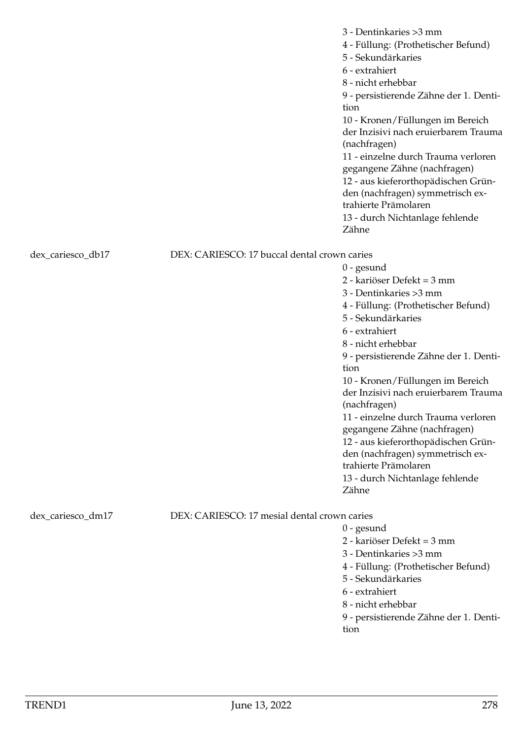3 - Dentinkaries >3 mm
4 - Füllung: (Prothetischer Befund)
5 - Sekundärkaries
6 - extrahiert
8 - nicht erhebbar
9 - persistierende Zähne der 1. Dentition
10 - Kronen/Füllungen im Bereich der Inzisivi nach eruierbarem Trauma (nachfragen)
11 - einzelne durch Trauma verloren gegangene Zähne (nachfragen)
12 - aus kieferorthopädischen Gründen (nachfragen) symmetrisch extrahierte Prämolaren
13 - durch Nichtanlage fehlende Zähne

dex_cariesco_db17 DEX: CARIESCO: 17 buccal dental crown caries

0 - gesund
2 - kariöser Defekt = 3 mm
3 - Dentinkaries >3 mm
4 - Füllung: (Prothetischer Befund)
5 - Sekundärkaries
6 - extrahiert
8 - nicht erhebbar
9 - persistierende Zähne der 1. Dentition
10 - Kronen/Füllungen im Bereich der Inzisivi nach eruierbarem Trauma (nachfragen)
11 - einzelne durch Trauma verloren gegangene Zähne (nachfragen)
12 - aus kieferorthopädischen Gründen (nachfragen) symmetrisch extrahierte Prämolaren
13 - durch Nichtanlage fehlende Zähne

dex_cariesco_dm17 DEX: CARIESCO: 17 mesial dental crown caries

0 - gesund
2 - kariöser Defekt = 3 mm
3 - Dentinkaries >3 mm
4 - Füllung: (Prothetischer Befund)
5 - Sekundärkaries
6 - extrahiert
8 - nicht erhebbar
9 - persistierende Zähne der 1. Dentition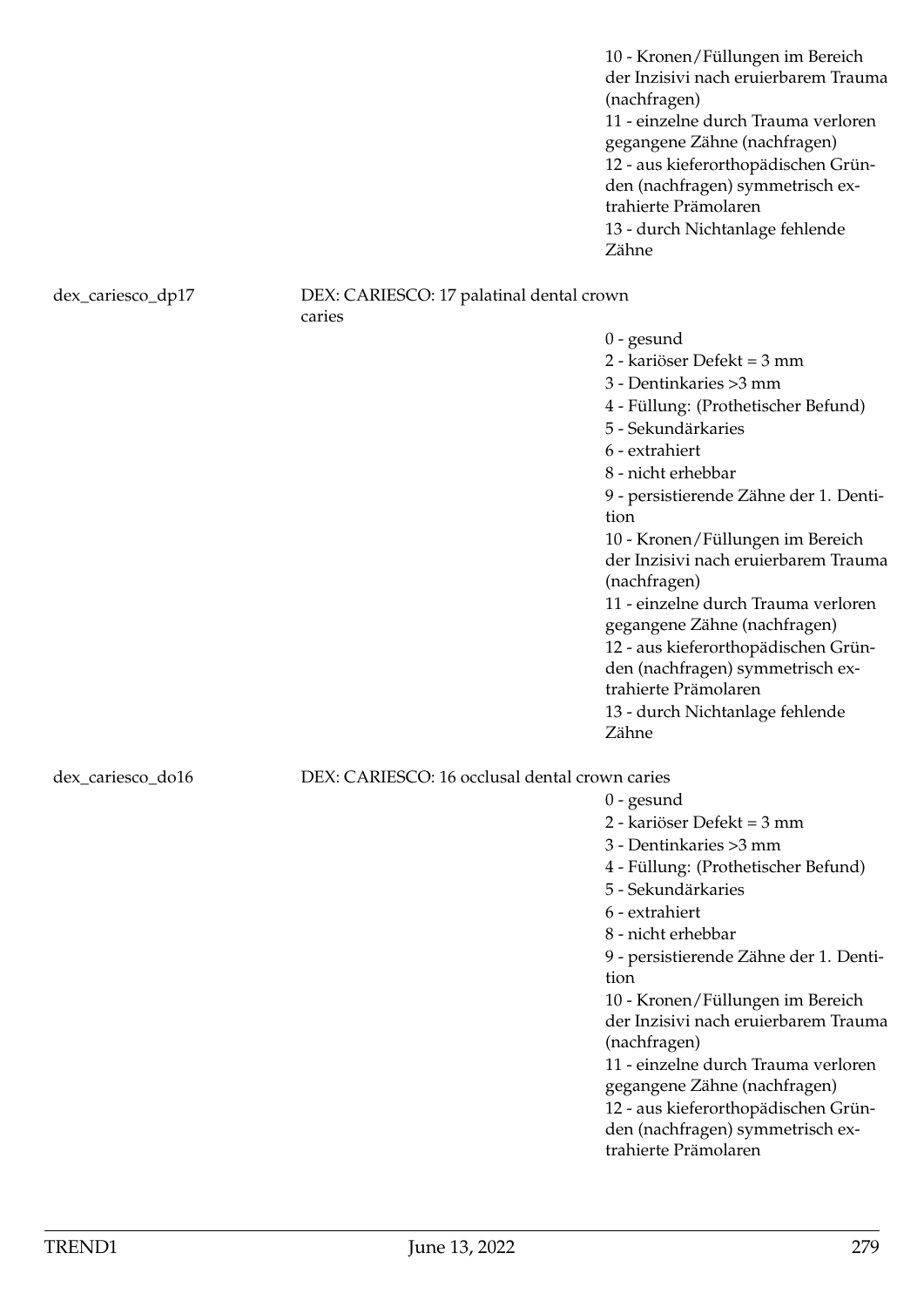10 - Kronen/Füllungen im Bereich der Inzisivi nach eruierbarem Trauma (nachfragen)
11 - einzelne durch Trauma verloren gegangene Zähne (nachfragen)
12 - aus kieferorthopädischen Gründen (nachfragen) symmetrisch extrahierte Prämolaren
13 - durch Nichtanlage fehlende Zähne

dex_cariesco_dp17 | DEX: CARIESCO: 17 palatinal dental crown caries

0 - gesund
2 - kariöser Defekt = 3 mm
3 - Dentinkaries >3 mm
4 - Füllung: (Prothetischer Befund)
5 - Sekundärkaries
6 - extrahiert
8 - nicht erhebbar
9 - persistierende Zähne der 1. Dentition
10 - Kronen/Füllungen im Bereich der Inzisivi nach eruierbarem Trauma (nachfragen)
11 - einzelne durch Trauma verloren gegangene Zähne (nachfragen)
12 - aus kieferorthopädischen Gründen (nachfragen) symmetrisch extrahierte Prämolaren
13 - durch Nichtanlage fehlende Zähne

dex_cariesco_do16 | DEX: CARIESCO: 16 occlusal dental crown caries

0 - gesund
2 - kariöser Defekt = 3 mm
3 - Dentinkaries >3 mm
4 - Füllung: (Prothetischer Befund)
5 - Sekundärkaries
6 - extrahiert
8 - nicht erhebbar
9 - persistierende Zähne der 1. Dentition
10 - Kronen/Füllungen im Bereich der Inzisivi nach eruierbarem Trauma (nachfragen)
11 - einzelne durch Trauma verloren gegangene Zähne (nachfragen)
12 - aus kieferorthopädischen Gründen (nachfragen) symmetrisch extrahierte Prämolaren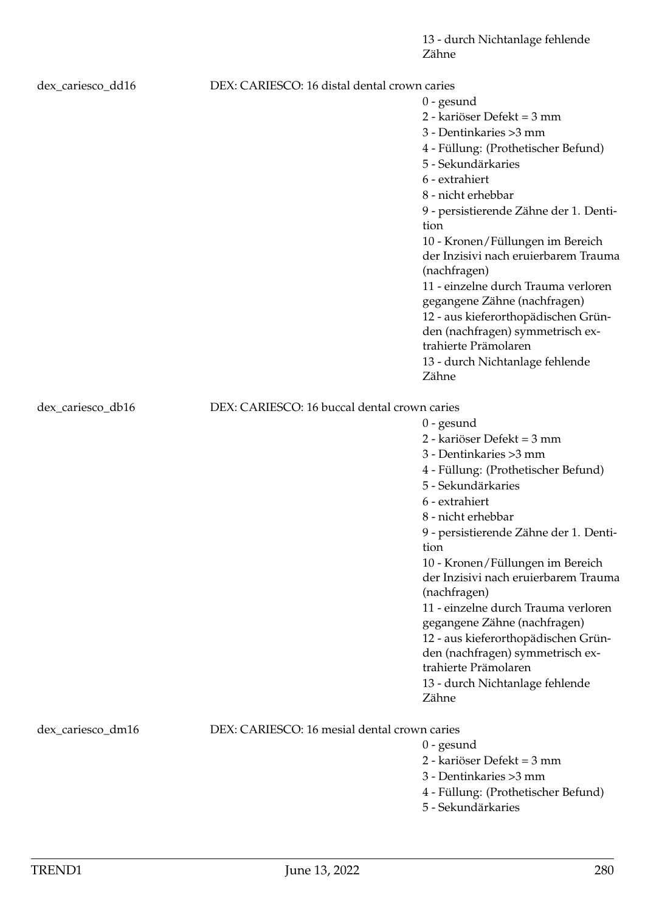13 - durch Nichtanlage fehlende Zähne

dex_cariesco_dd16 DEX: CARIESCO: 16 distal dental crown caries

0 - gesund
2 - kariöser Defekt = 3 mm
3 - Dentinkaries >3 mm
4 - Füllung: (Prothetischer Befund)
5 - Sekundärkaries
6 - extrahiert
8 - nicht erhebbar
9 - persistierende Zähne der 1. Dentition
10 - Kronen/Füllungen im Bereich der Inzisivi nach eruierbarem Trauma (nachfragen)
11 - einzelne durch Trauma verloren gegangene Zähne (nachfragen)
12 - aus kieferorthopädischen Gründen (nachfragen) symmetrisch extrahierte Prämolaren
13 - durch Nichtanlage fehlende Zähne

dex_cariesco_db16 DEX: CARIESCO: 16 buccal dental crown caries

0 - gesund
2 - kariöser Defekt = 3 mm
3 - Dentinkaries >3 mm
4 - Füllung: (Prothetischer Befund)
5 - Sekundärkaries
6 - extrahiert
8 - nicht erhebbar
9 - persistierende Zähne der 1. Dentition
10 - Kronen/Füllungen im Bereich der Inzisivi nach eruierbarem Trauma (nachfragen)
11 - einzelne durch Trauma verloren gegangene Zähne (nachfragen)
12 - aus kieferorthopädischen Gründen (nachfragen) symmetrisch extrahierte Prämolaren
13 - durch Nichtanlage fehlende Zähne

dex_cariesco_dm16 DEX: CARIESCO: 16 mesial dental crown caries

0 - gesund
2 - kariöser Defekt = 3 mm
3 - Dentinkaries >3 mm
4 - Füllung: (Prothetischer Befund)
5 - Sekundärkaries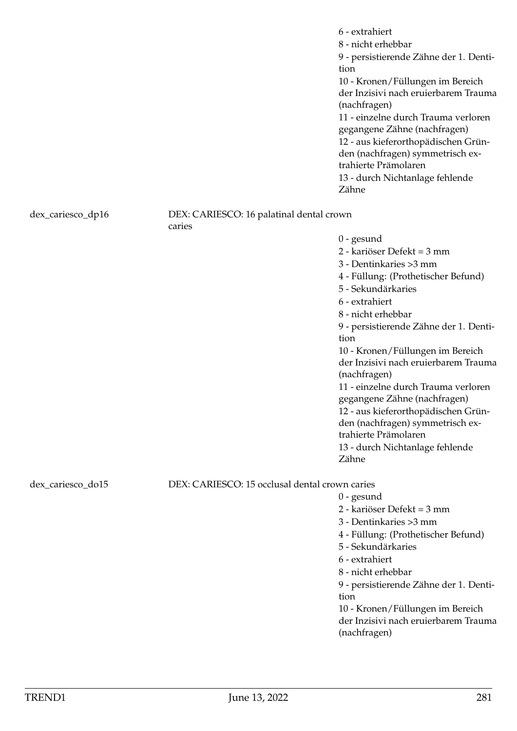6 - extrahiert
8 - nicht erhebbar
9 - persistierende Zähne der 1. Dentition
10 - Kronen/Füllungen im Bereich der Inzisivi nach eruierbarem Trauma (nachfragen)
11 - einzelne durch Trauma verloren gegangene Zähne (nachfragen)
12 - aus kieferorthopädischen Gründen (nachfragen) symmetrisch extrahierte Prämolaren
13 - durch Nichtanlage fehlende Zähne

dex_cariesco_dp16 DEX: CARIESCO: 16 palatinal dental crown caries

0 - gesund
2 - kariöser Defekt = 3 mm
3 - Dentinkaries >3 mm
4 - Füllung: (Prothetischer Befund)
5 - Sekundärkaries
6 - extrahiert
8 - nicht erhebbar
9 - persistierende Zähne der 1. Dentition
10 - Kronen/Füllungen im Bereich der Inzisivi nach eruierbarem Trauma (nachfragen)
11 - einzelne durch Trauma verloren gegangene Zähne (nachfragen)
12 - aus kieferorthopädischen Gründen (nachfragen) symmetrisch extrahierte Prämolaren
13 - durch Nichtanlage fehlende Zähne

dex_cariesco_do15 DEX: CARIESCO: 15 occlusal dental crown caries

0 - gesund
2 - kariöser Defekt = 3 mm
3 - Dentinkaries >3 mm
4 - Füllung: (Prothetischer Befund)
5 - Sekundärkaries
6 - extrahiert
8 - nicht erhebbar
9 - persistierende Zähne der 1. Dentition
10 - Kronen/Füllungen im Bereich der Inzisivi nach eruierbarem Trauma (nachfragen)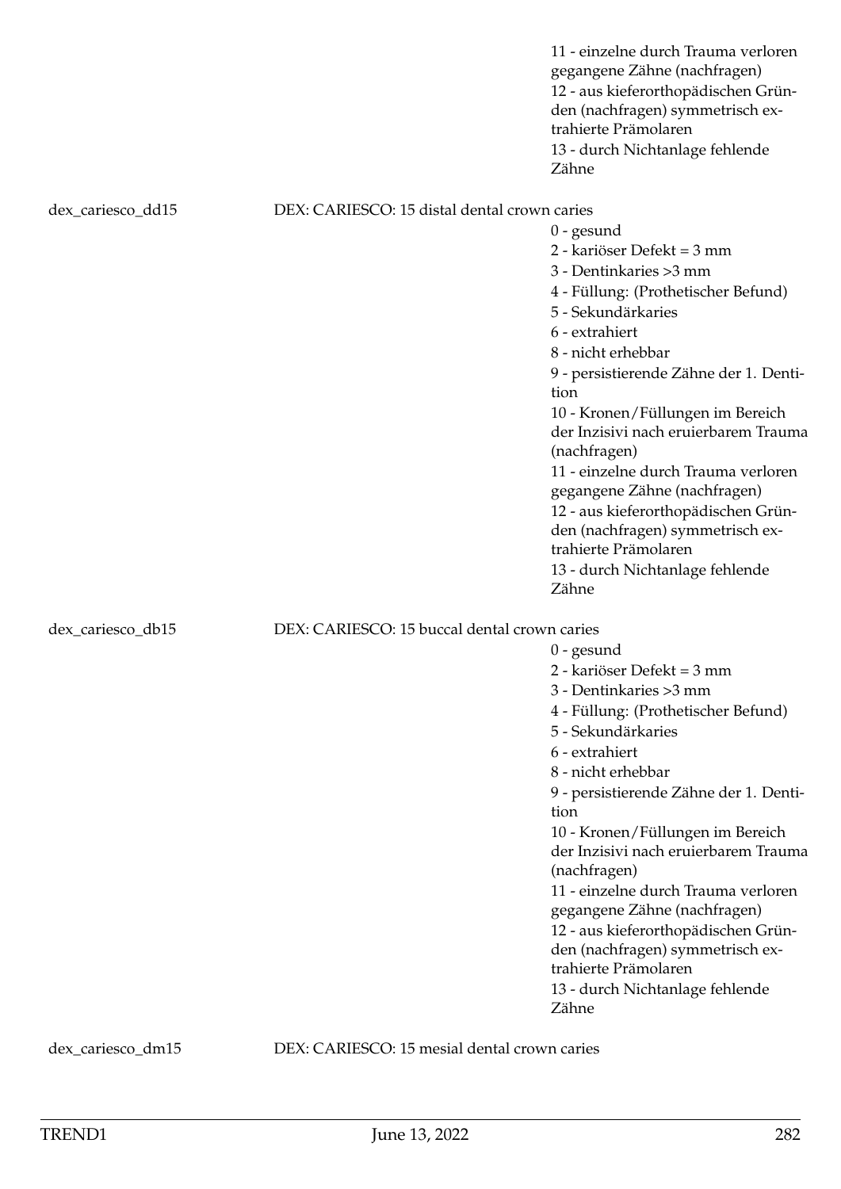11 - einzelne durch Trauma verloren gegangene Zähne (nachfragen)
12 - aus kieferorthopädischen Gründen (nachfragen) symmetrisch extrahierte Prämolaren
13 - durch Nichtanlage fehlende Zähne

dex_cariesco_dd15 DEX: CARIESCO: 15 distal dental crown caries

0 - gesund
2 - kariöser Defekt = 3 mm
3 - Dentinkaries >3 mm
4 - Füllung: (Prothetischer Befund)
5 - Sekundärkaries
6 - extrahiert
8 - nicht erhebbar
9 - persistierende Zähne der 1. Dentition
10 - Kronen/Füllungen im Bereich der Inzisivi nach eruierbarem Trauma (nachfragen)
11 - einzelne durch Trauma verloren gegangene Zähne (nachfragen)
12 - aus kieferorthopädischen Gründen (nachfragen) symmetrisch extrahierte Prämolaren
13 - durch Nichtanlage fehlende Zähne

dex_cariesco_db15 DEX: CARIESCO: 15 buccal dental crown caries

0 - gesund
2 - kariöser Defekt = 3 mm
3 - Dentinkaries >3 mm
4 - Füllung: (Prothetischer Befund)
5 - Sekundärkaries
6 - extrahiert
8 - nicht erhebbar
9 - persistierende Zähne der 1. Dentition
10 - Kronen/Füllungen im Bereich der Inzisivi nach eruierbarem Trauma (nachfragen)
11 - einzelne durch Trauma verloren gegangene Zähne (nachfragen)
12 - aus kieferorthopädischen Gründen (nachfragen) symmetrisch extrahierte Prämolaren
13 - durch Nichtanlage fehlende Zähne

dex_cariesco_dm15 DEX: CARIESCO: 15 mesial dental crown caries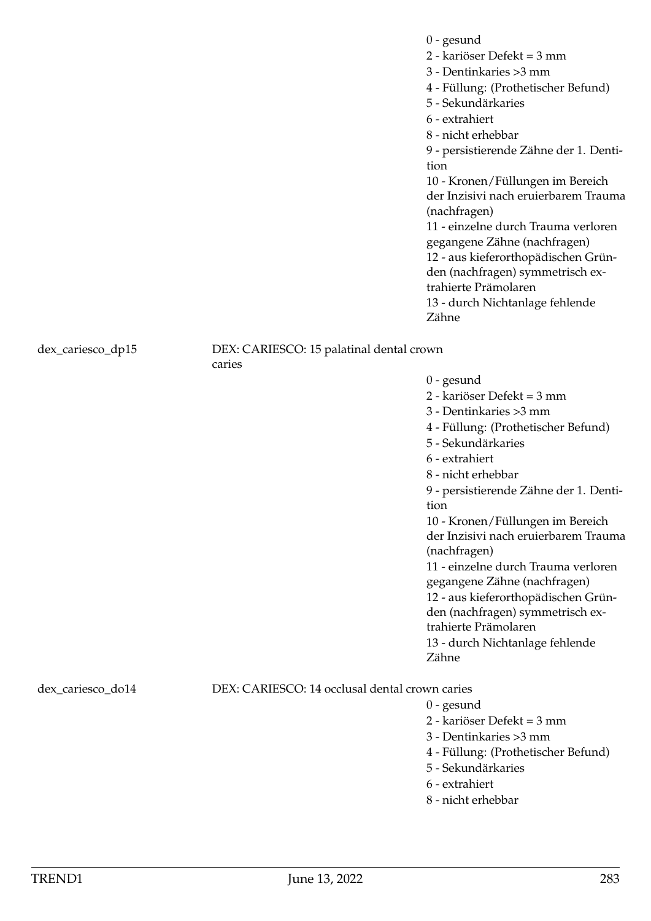0 - gesund
2 - kariöser Defekt = 3 mm
3 - Dentinkaries >3 mm
4 - Füllung: (Prothetischer Befund)
5 - Sekundärkaries
6 - extrahiert
8 - nicht erhebbar
9 - persistierende Zähne der 1. Dentition
10 - Kronen/Füllungen im Bereich der Inzisivi nach eruierbarem Trauma (nachfragen)
11 - einzelne durch Trauma verloren gegangene Zähne (nachfragen)
12 - aus kieferorthopädischen Gründen (nachfragen) symmetrisch extrahierte Prämolaren
13 - durch Nichtanlage fehlende Zähne

dex_cariesco_dp15 DEX: CARIESCO: 15 palatinal dental crown caries

0 - gesund
2 - kariöser Defekt = 3 mm
3 - Dentinkaries >3 mm
4 - Füllung: (Prothetischer Befund)
5 - Sekundärkaries
6 - extrahiert
8 - nicht erhebbar
9 - persistierende Zähne der 1. Dentition
10 - Kronen/Füllungen im Bereich der Inzisivi nach eruierbarem Trauma (nachfragen)
11 - einzelne durch Trauma verloren gegangene Zähne (nachfragen)
12 - aus kieferorthopädischen Gründen (nachfragen) symmetrisch extrahierte Prämolaren
13 - durch Nichtanlage fehlende Zähne

dex_cariesco_do14 DEX: CARIESCO: 14 occlusal dental crown caries

0 - gesund
2 - kariöser Defekt = 3 mm
3 - Dentinkaries >3 mm
4 - Füllung: (Prothetischer Befund)
5 - Sekundärkaries
6 - extrahiert
8 - nicht erhebbar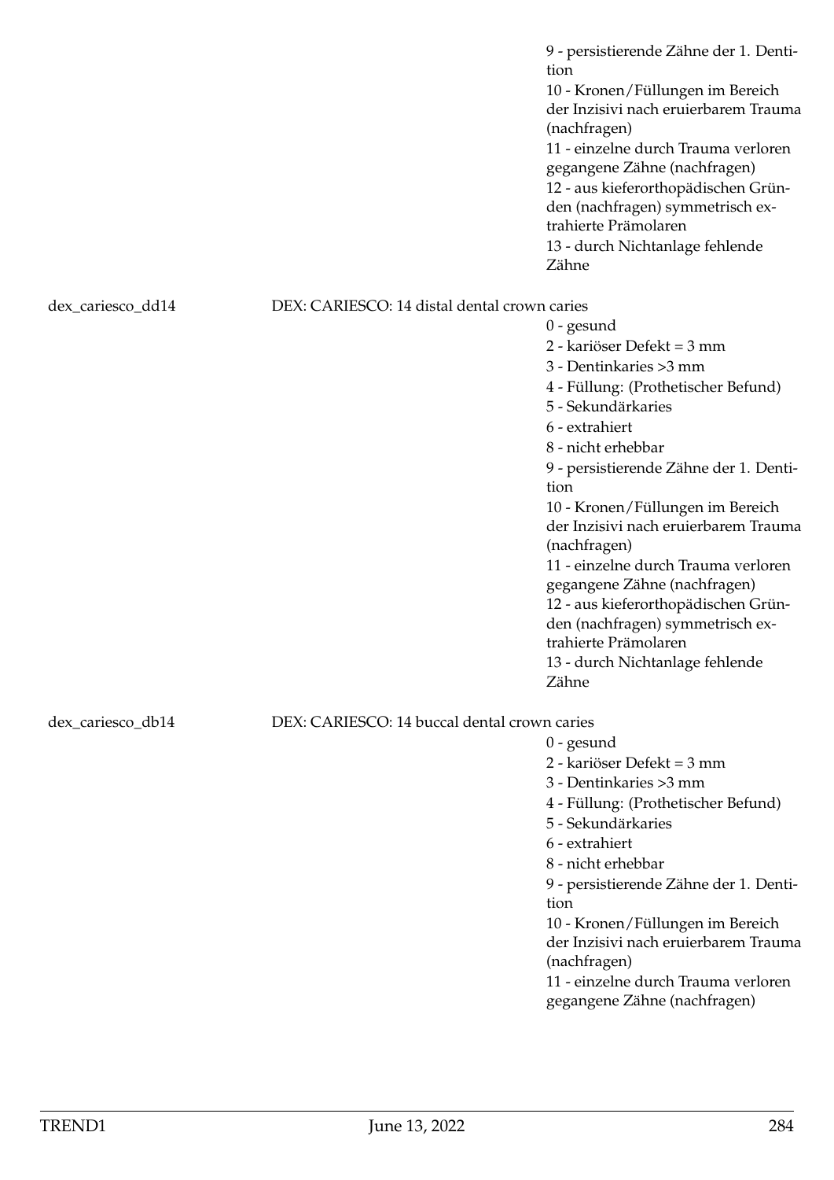9 - persistierende Zähne der 1. Dentition
10 - Kronen/Füllungen im Bereich der Inzisivi nach eruierbarem Trauma (nachfragen)
11 - einzelne durch Trauma verloren gegangene Zähne (nachfragen)
12 - aus kieferorthopädischen Gründen (nachfragen) symmetrisch extrahierte Prämolaren
13 - durch Nichtanlage fehlende Zähne

dex_cariesco_dd14 DEX: CARIESCO: 14 distal dental crown caries

0 - gesund
2 - kariöser Defekt = 3 mm
3 - Dentinkaries >3 mm
4 - Füllung: (Prothetischer Befund)
5 - Sekundärkaries
6 - extrahiert
8 - nicht erhebbar
9 - persistierende Zähne der 1. Dentition
10 - Kronen/Füllungen im Bereich der Inzisivi nach eruierbarem Trauma (nachfragen)
11 - einzelne durch Trauma verloren gegangene Zähne (nachfragen)
12 - aus kieferorthopädischen Gründen (nachfragen) symmetrisch extrahierte Prämolaren
13 - durch Nichtanlage fehlende Zähne

dex_cariesco_db14 DEX: CARIESCO: 14 buccal dental crown caries

0 - gesund
2 - kariöser Defekt = 3 mm
3 - Dentinkaries >3 mm
4 - Füllung: (Prothetischer Befund)
5 - Sekundärkaries
6 - extrahiert
8 - nicht erhebbar
9 - persistierende Zähne der 1. Dentition
10 - Kronen/Füllungen im Bereich der Inzisivi nach eruierbarem Trauma (nachfragen)
11 - einzelne durch Trauma verloren gegangene Zähne (nachfragen)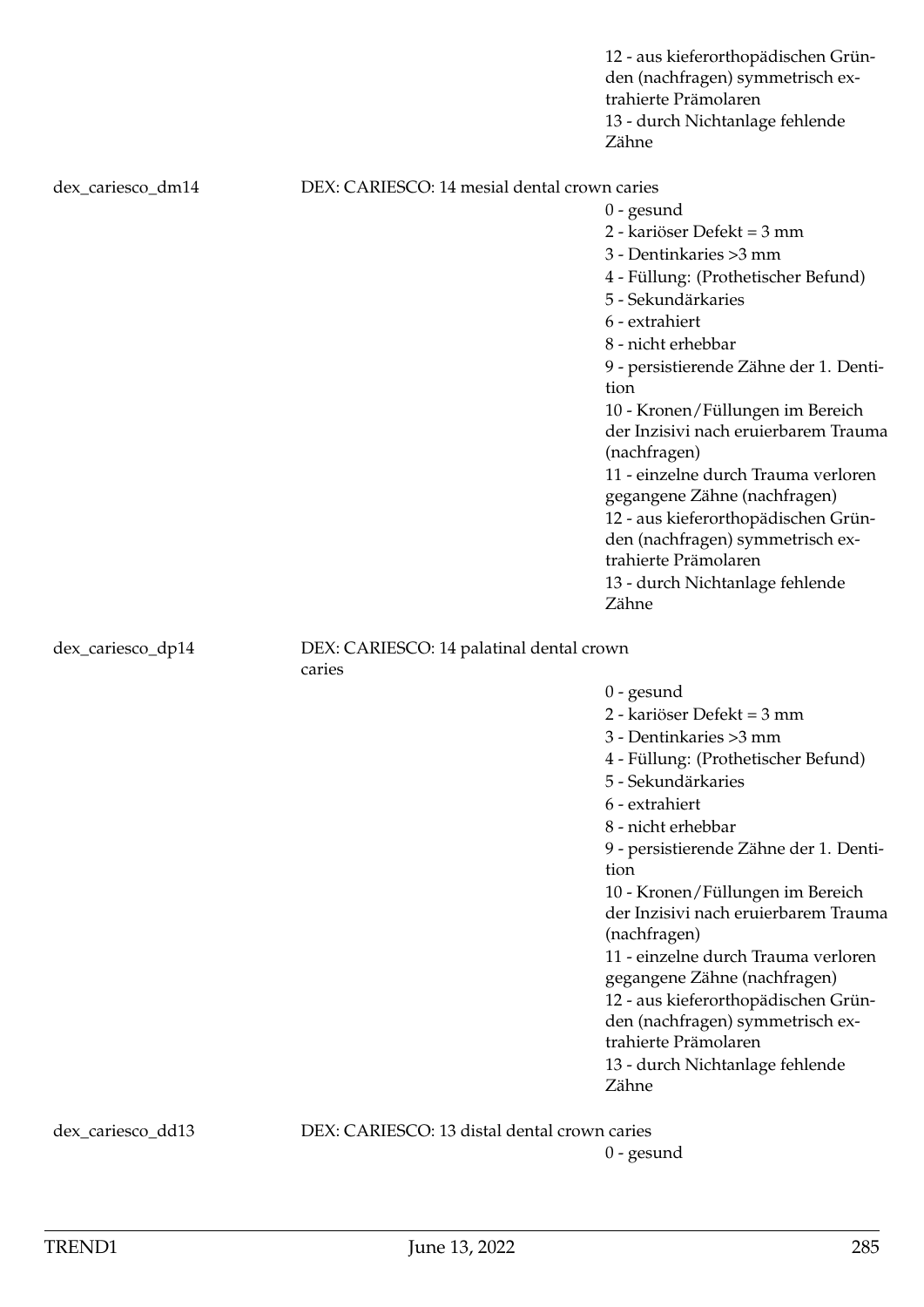12 - aus kieferorthopädischen Gründen (nachfragen) symmetrisch extrahierte Prämolaren
13 - durch Nichtanlage fehlende Zähne

**dex_cariesco_dm14** — DEX: CARIESCO: 14 mesial dental crown caries

- 0 - gesund
- 2 - kariöser Defekt = 3 mm
- 3 - Dentinkaries >3 mm
- 4 - Füllung: (Prothetischer Befund)
- 5 - Sekundärkaries
- 6 - extrahiert
- 8 - nicht erhebbar
- 9 - persistierende Zähne der 1. Dentition
- 10 - Kronen/Füllungen im Bereich der Inzisivi nach eruierbarem Trauma (nachfragen)
- 11 - einzelne durch Trauma verloren gegangene Zähne (nachfragen)
- 12 - aus kieferorthopädischen Gründen (nachfragen) symmetrisch extrahierte Prämolaren
- 13 - durch Nichtanlage fehlende Zähne

**dex_cariesco_dp14** — DEX: CARIESCO: 14 palatinal dental crown caries

- 0 - gesund
- 2 - kariöser Defekt = 3 mm
- 3 - Dentinkaries >3 mm
- 4 - Füllung: (Prothetischer Befund)
- 5 - Sekundärkaries
- 6 - extrahiert
- 8 - nicht erhebbar
- 9 - persistierende Zähne der 1. Dentition
- 10 - Kronen/Füllungen im Bereich der Inzisivi nach eruierbarem Trauma (nachfragen)
- 11 - einzelne durch Trauma verloren gegangene Zähne (nachfragen)
- 12 - aus kieferorthopädischen Gründen (nachfragen) symmetrisch extrahierte Prämolaren
- 13 - durch Nichtanlage fehlende Zähne

**dex_cariesco_dd13** — DEX: CARIESCO: 13 distal dental crown caries

- 0 - gesund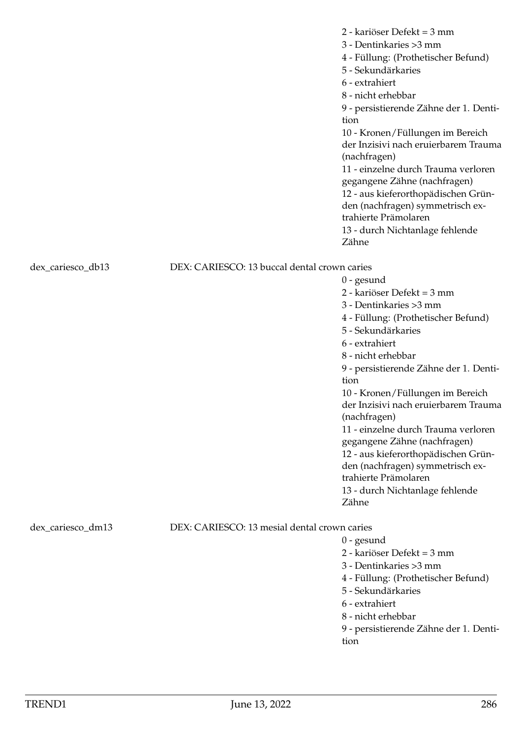2 - kariöser Defekt = 3 mm
3 - Dentinkaries >3 mm
4 - Füllung: (Prothetischer Befund)
5 - Sekundärkaries
6 - extrahiert
8 - nicht erhebbar
9 - persistierende Zähne der 1. Dentition
10 - Kronen/Füllungen im Bereich der Inzisivi nach eruierbarem Trauma (nachfragen)
11 - einzelne durch Trauma verloren gegangene Zähne (nachfragen)
12 - aus kieferorthopädischen Gründen (nachfragen) symmetrisch extrahierte Prämolaren
13 - durch Nichtanlage fehlende Zähne

dex_cariesco_db13 DEX: CARIESCO: 13 buccal dental crown caries

0 - gesund
2 - kariöser Defekt = 3 mm
3 - Dentinkaries >3 mm
4 - Füllung: (Prothetischer Befund)
5 - Sekundärkaries
6 - extrahiert
8 - nicht erhebbar
9 - persistierende Zähne der 1. Dentition
10 - Kronen/Füllungen im Bereich der Inzisivi nach eruierbarem Trauma (nachfragen)
11 - einzelne durch Trauma verloren gegangene Zähne (nachfragen)
12 - aus kieferorthopädischen Gründen (nachfragen) symmetrisch extrahierte Prämolaren
13 - durch Nichtanlage fehlende Zähne

dex_cariesco_dm13 DEX: CARIESCO: 13 mesial dental crown caries

0 - gesund
2 - kariöser Defekt = 3 mm
3 - Dentinkaries >3 mm
4 - Füllung: (Prothetischer Befund)
5 - Sekundärkaries
6 - extrahiert
8 - nicht erhebbar
9 - persistierende Zähne der 1. Dentition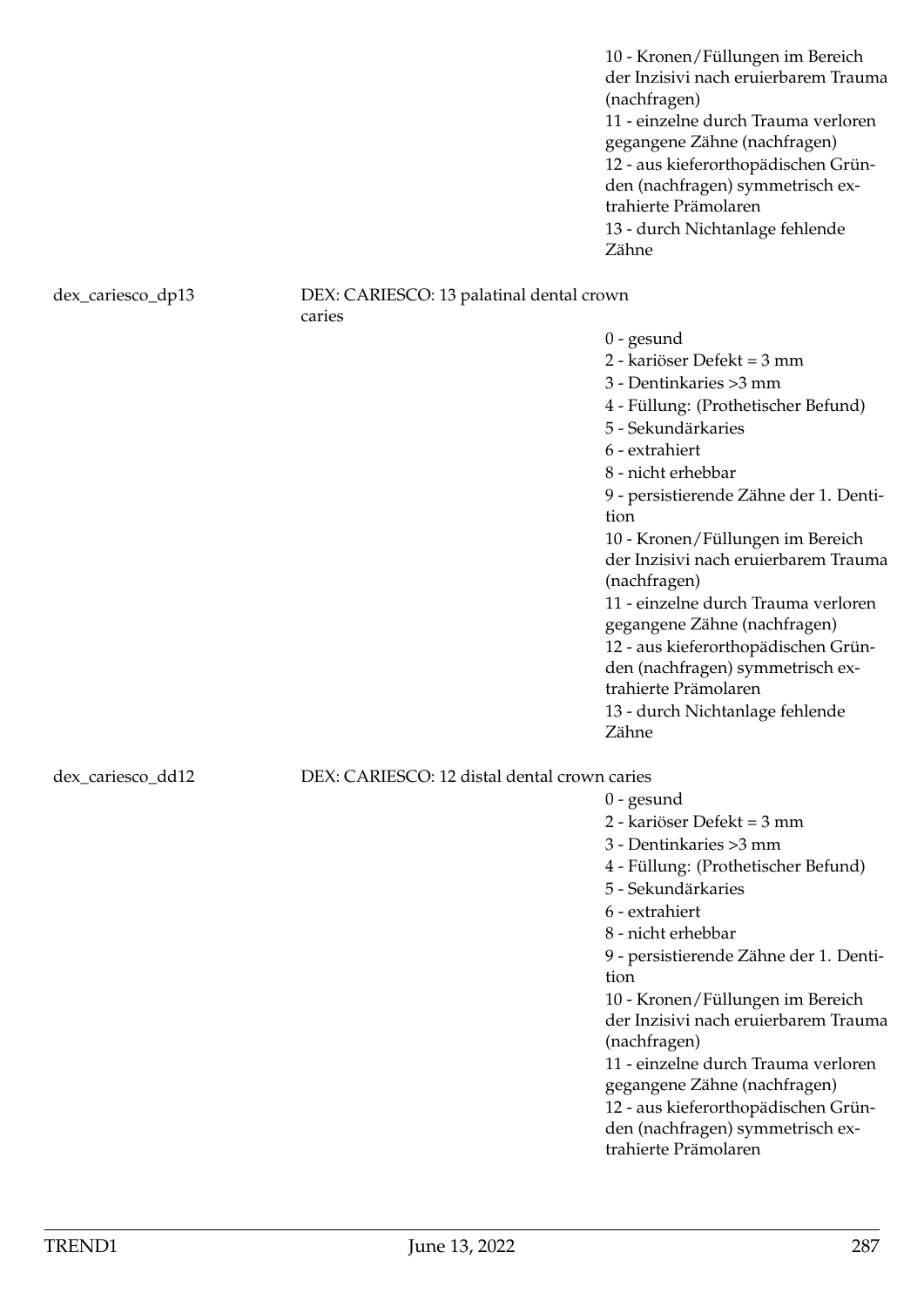10 - Kronen/Füllungen im Bereich der Inzisivi nach eruierbarem Trauma (nachfragen)
11 - einzelne durch Trauma verloren gegangene Zähne (nachfragen)
12 - aus kieferorthopädischen Gründen (nachfragen) symmetrisch extrahierte Prämolaren
13 - durch Nichtanlage fehlende Zähne

dex_cariesco_dp13 — DEX: CARIESCO: 13 palatinal dental crown caries

0 - gesund
2 - kariöser Defekt = 3 mm
3 - Dentinkaries >3 mm
4 - Füllung: (Prothetischer Befund)
5 - Sekundärkaries
6 - extrahiert
8 - nicht erhebbar
9 - persistierende Zähne der 1. Dentition
10 - Kronen/Füllungen im Bereich der Inzisivi nach eruierbarem Trauma (nachfragen)
11 - einzelne durch Trauma verloren gegangene Zähne (nachfragen)
12 - aus kieferorthopädischen Gründen (nachfragen) symmetrisch extrahierte Prämolaren
13 - durch Nichtanlage fehlende Zähne

dex_cariesco_dd12 — DEX: CARIESCO: 12 distal dental crown caries

0 - gesund
2 - kariöser Defekt = 3 mm
3 - Dentinkaries >3 mm
4 - Füllung: (Prothetischer Befund)
5 - Sekundärkaries
6 - extrahiert
8 - nicht erhebbar
9 - persistierende Zähne der 1. Dentition
10 - Kronen/Füllungen im Bereich der Inzisivi nach eruierbarem Trauma (nachfragen)
11 - einzelne durch Trauma verloren gegangene Zähne (nachfragen)
12 - aus kieferorthopädischen Gründen (nachfragen) symmetrisch extrahierte Prämolaren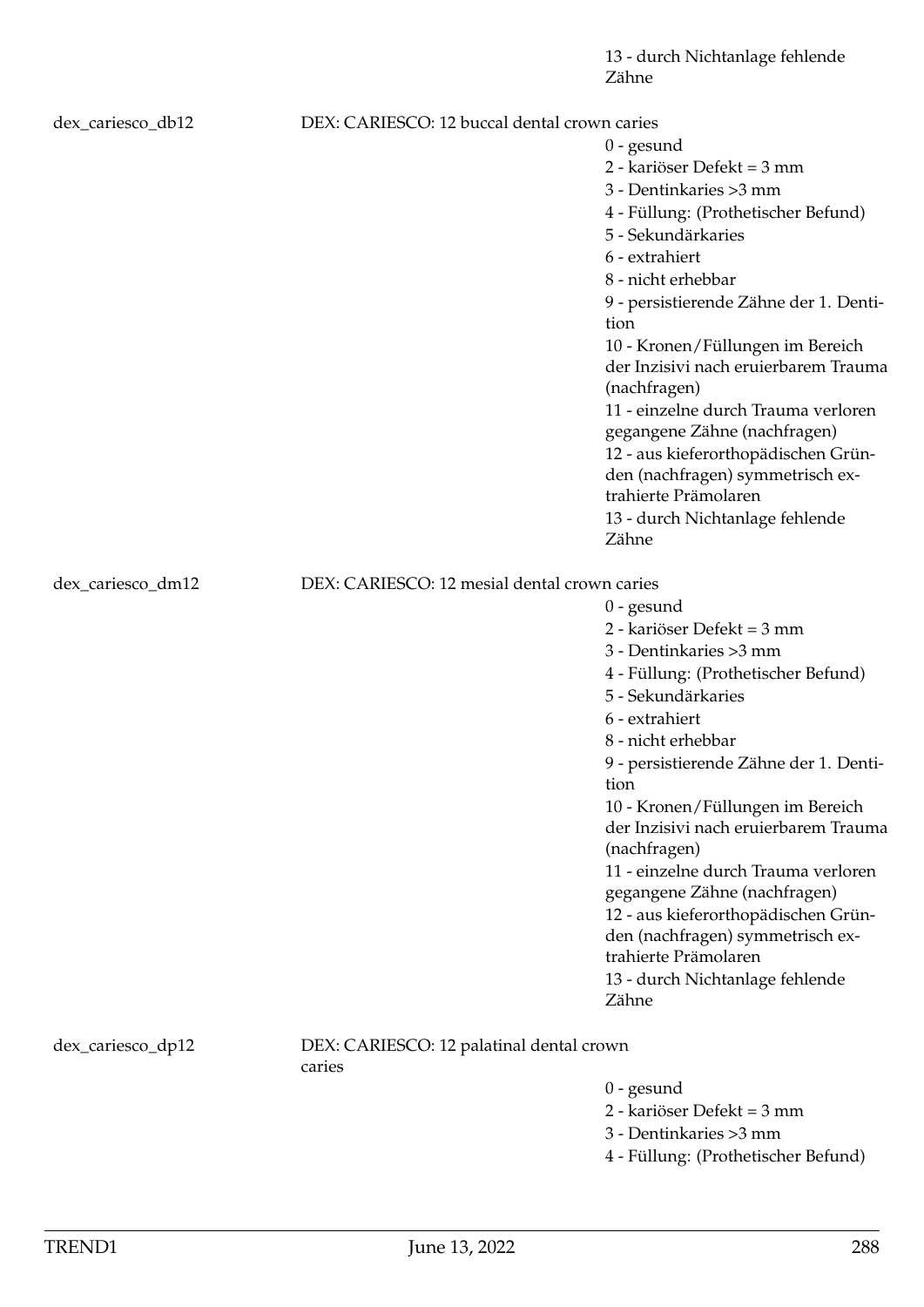13 - durch Nichtanlage fehlende Zähne

dex_cariesco_db12 DEX: CARIESCO: 12 buccal dental crown caries

- 0 - gesund
- 2 - kariöser Defekt = 3 mm
- 3 - Dentinkaries >3 mm
- 4 - Füllung: (Prothetischer Befund)
- 5 - Sekundärkaries
- 6 - extrahiert
- 8 - nicht erhebbar
- 9 - persistierende Zähne der 1. Dentition
- 10 - Kronen/Füllungen im Bereich der Inzisivi nach eruierbarem Trauma (nachfragen)
- 11 - einzelne durch Trauma verloren gegangene Zähne (nachfragen)
- 12 - aus kieferorthopädischen Gründen (nachfragen) symmetrisch extrahierte Prämolaren
- 13 - durch Nichtanlage fehlende Zähne

dex_cariesco_dm12 DEX: CARIESCO: 12 mesial dental crown caries

- 0 - gesund
- 2 - kariöser Defekt = 3 mm
- 3 - Dentinkaries >3 mm
- 4 - Füllung: (Prothetischer Befund)
- 5 - Sekundärkaries
- 6 - extrahiert
- 8 - nicht erhebbar
- 9 - persistierende Zähne der 1. Dentition
- 10 - Kronen/Füllungen im Bereich der Inzisivi nach eruierbarem Trauma (nachfragen)
- 11 - einzelne durch Trauma verloren gegangene Zähne (nachfragen)
- 12 - aus kieferorthopädischen Gründen (nachfragen) symmetrisch extrahierte Prämolaren
- 13 - durch Nichtanlage fehlende Zähne

dex_cariesco_dp12 DEX: CARIESCO: 12 palatinal dental crown caries

- 0 - gesund
- 2 - kariöser Defekt = 3 mm
- 3 - Dentinkaries >3 mm
- 4 - Füllung: (Prothetischer Befund)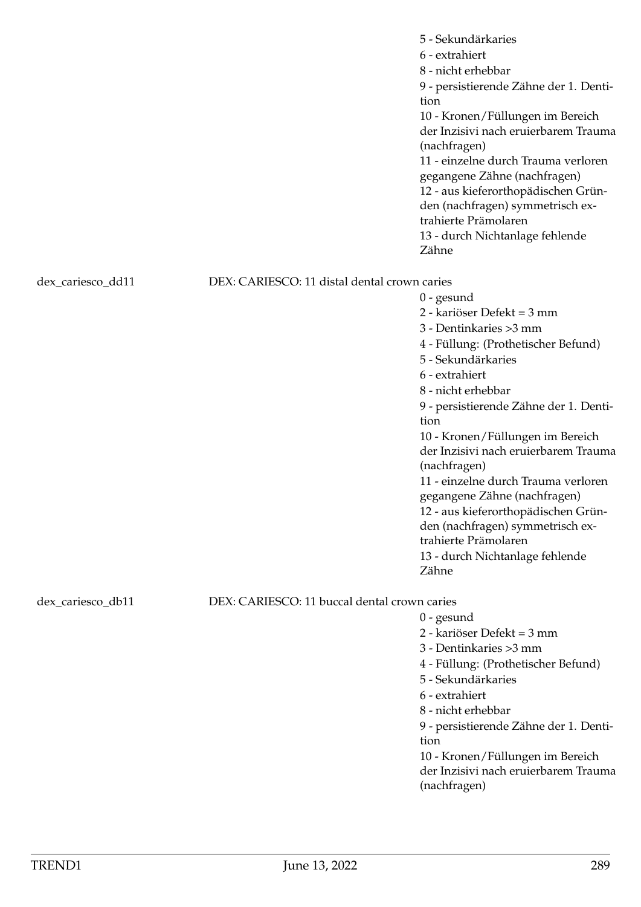5 - Sekundärkaries
6 - extrahiert
8 - nicht erhebbar
9 - persistierende Zähne der 1. Dentition
10 - Kronen/Füllungen im Bereich der Inzisivi nach eruierbarem Trauma (nachfragen)
11 - einzelne durch Trauma verloren gegangene Zähne (nachfragen)
12 - aus kieferorthopädischen Gründen (nachfragen) symmetrisch extrahierte Prämolaren
13 - durch Nichtanlage fehlende Zähne

dex_cariesco_dd11 DEX: CARIESCO: 11 distal dental crown caries

0 - gesund
2 - kariöser Defekt = 3 mm
3 - Dentinkaries >3 mm
4 - Füllung: (Prothetischer Befund)
5 - Sekundärkaries
6 - extrahiert
8 - nicht erhebbar
9 - persistierende Zähne der 1. Dentition
10 - Kronen/Füllungen im Bereich der Inzisivi nach eruierbarem Trauma (nachfragen)
11 - einzelne durch Trauma verloren gegangene Zähne (nachfragen)
12 - aus kieferorthopädischen Gründen (nachfragen) symmetrisch extrahierte Prämolaren
13 - durch Nichtanlage fehlende Zähne

dex_cariesco_db11 DEX: CARIESCO: 11 buccal dental crown caries

0 - gesund
2 - kariöser Defekt = 3 mm
3 - Dentinkaries >3 mm
4 - Füllung: (Prothetischer Befund)
5 - Sekundärkaries
6 - extrahiert
8 - nicht erhebbar
9 - persistierende Zähne der 1. Dentition
10 - Kronen/Füllungen im Bereich der Inzisivi nach eruierbarem Trauma (nachfragen)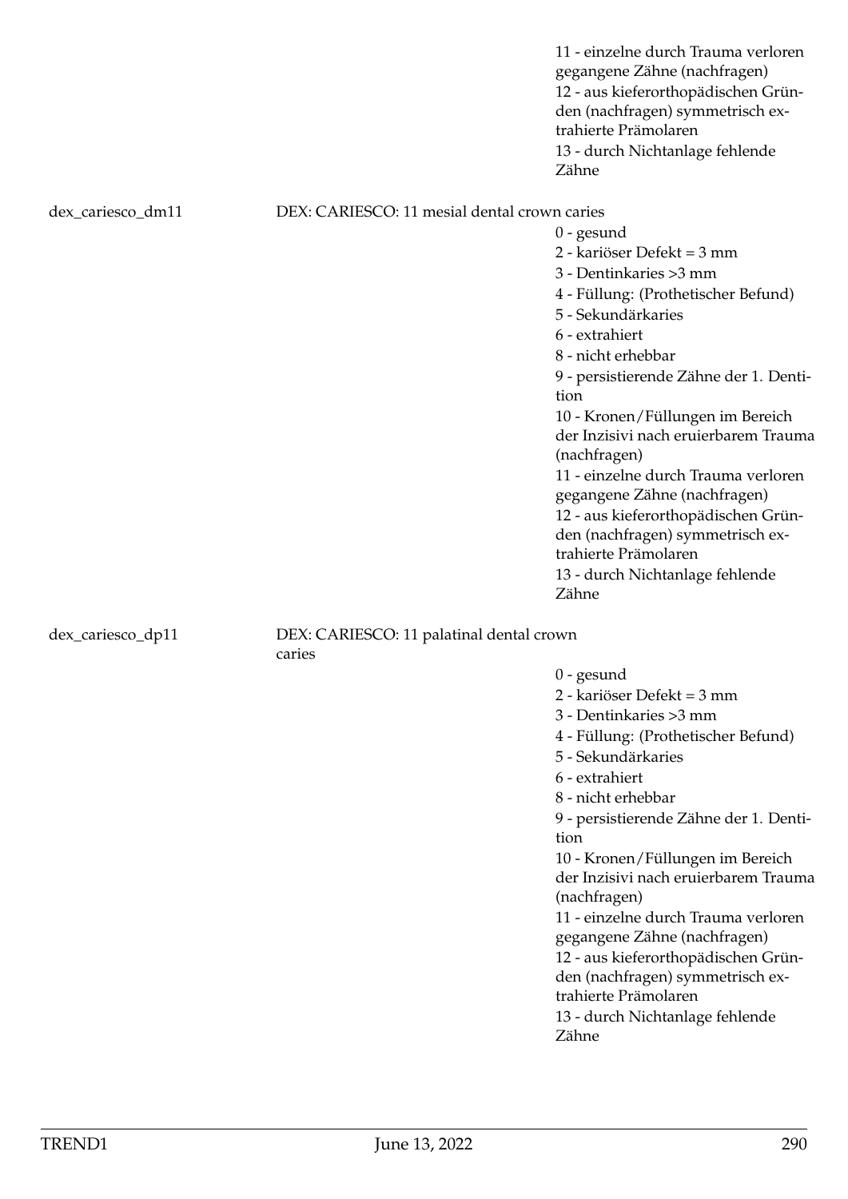11 - einzelne durch Trauma verloren gegangene Zähne (nachfragen)
12 - aus kieferorthopädischen Gründen (nachfragen) symmetrisch extrahierte Prämolaren
13 - durch Nichtanlage fehlende Zähne

dex_cariesco_dm11 DEX: CARIESCO: 11 mesial dental crown caries

0 - gesund
2 - kariöser Defekt = 3 mm
3 - Dentinkaries >3 mm
4 - Füllung: (Prothetischer Befund)
5 - Sekundärkaries
6 - extrahiert
8 - nicht erhebbar
9 - persistierende Zähne der 1. Dentition
10 - Kronen/Füllungen im Bereich der Inzisivi nach eruierbarem Trauma (nachfragen)
11 - einzelne durch Trauma verloren gegangene Zähne (nachfragen)
12 - aus kieferorthopädischen Gründen (nachfragen) symmetrisch extrahierte Prämolaren
13 - durch Nichtanlage fehlende Zähne

dex_cariesco_dp11 DEX: CARIESCO: 11 palatinal dental crown caries

0 - gesund
2 - kariöser Defekt = 3 mm
3 - Dentinkaries >3 mm
4 - Füllung: (Prothetischer Befund)
5 - Sekundärkaries
6 - extrahiert
8 - nicht erhebbar
9 - persistierende Zähne der 1. Dentition
10 - Kronen/Füllungen im Bereich der Inzisivi nach eruierbarem Trauma (nachfragen)
11 - einzelne durch Trauma verloren gegangene Zähne (nachfragen)
12 - aus kieferorthopädischen Gründen (nachfragen) symmetrisch extrahierte Prämolaren
13 - durch Nichtanlage fehlende Zähne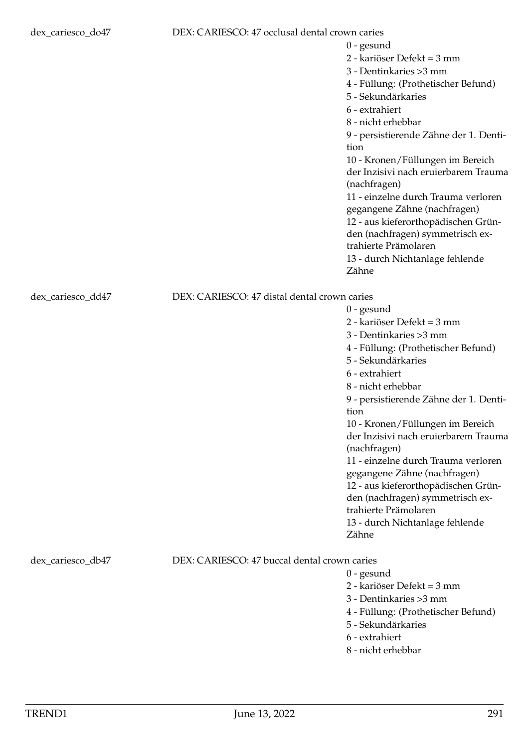dex_cariesco_do47 DEX: CARIESCO: 47 occlusal dental crown caries

- 0 - gesund
- 2 - kariöser Defekt = 3 mm
- 3 - Dentinkaries >3 mm
- 4 - Füllung: (Prothetischer Befund)
- 5 - Sekundärkaries
- 6 - extrahiert
- 8 - nicht erhebbar
- 9 - persistierende Zähne der 1. Dentition
- 10 - Kronen/Füllungen im Bereich der Inzisivi nach eruierbarem Trauma (nachfragen)
- 11 - einzelne durch Trauma verloren gegangene Zähne (nachfragen)
- 12 - aus kieferorthopädischen Gründen (nachfragen) symmetrisch extrahierte Prämolaren
- 13 - durch Nichtanlage fehlende Zähne

dex_cariesco_dd47 DEX: CARIESCO: 47 distal dental crown caries

- 0 - gesund
- 2 - kariöser Defekt = 3 mm
- 3 - Dentinkaries >3 mm
- 4 - Füllung: (Prothetischer Befund)
- 5 - Sekundärkaries
- 6 - extrahiert
- 8 - nicht erhebbar
- 9 - persistierende Zähne der 1. Dentition
- 10 - Kronen/Füllungen im Bereich der Inzisivi nach eruierbarem Trauma (nachfragen)
- 11 - einzelne durch Trauma verloren gegangene Zähne (nachfragen)
- 12 - aus kieferorthopädischen Gründen (nachfragen) symmetrisch extrahierte Prämolaren
- 13 - durch Nichtanlage fehlende Zähne

dex_cariesco_db47 DEX: CARIESCO: 47 buccal dental crown caries

- 0 - gesund
- 2 - kariöser Defekt = 3 mm
- 3 - Dentinkaries >3 mm
- 4 - Füllung: (Prothetischer Befund)
- 5 - Sekundärkaries
- 6 - extrahiert
- 8 - nicht erhebbar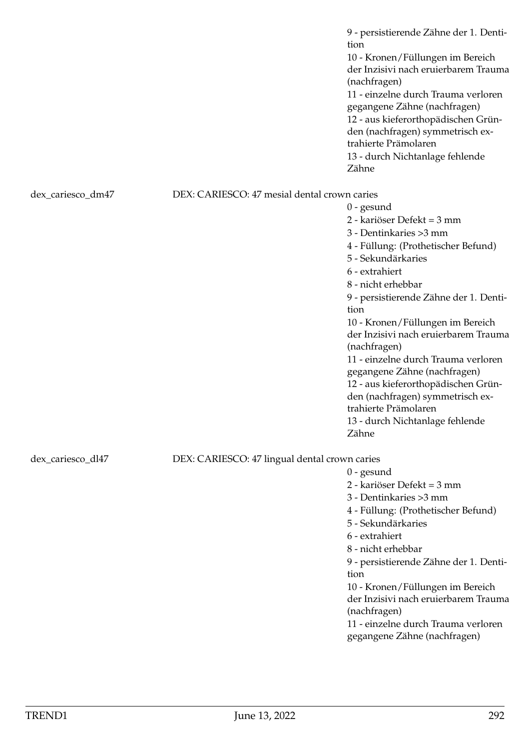9 - persistierende Zähne der 1. Dentition
10 - Kronen/Füllungen im Bereich der Inzisivi nach eruierbarem Trauma (nachfragen)
11 - einzelne durch Trauma verloren gegangene Zähne (nachfragen)
12 - aus kieferorthopädischen Gründen (nachfragen) symmetrisch extrahierte Prämolaren
13 - durch Nichtanlage fehlende Zähne

dex_cariesco_dm47 — DEX: CARIESCO: 47 mesial dental crown caries

0 - gesund
2 - kariöser Defekt = 3 mm
3 - Dentinkaries >3 mm
4 - Füllung: (Prothetischer Befund)
5 - Sekundärkaries
6 - extrahiert
8 - nicht erhebbar
9 - persistierende Zähne der 1. Dentition
10 - Kronen/Füllungen im Bereich der Inzisivi nach eruierbarem Trauma (nachfragen)
11 - einzelne durch Trauma verloren gegangene Zähne (nachfragen)
12 - aus kieferorthopädischen Gründen (nachfragen) symmetrisch extrahierte Prämolaren
13 - durch Nichtanlage fehlende Zähne

dex_cariesco_dl47 — DEX: CARIESCO: 47 lingual dental crown caries

0 - gesund
2 - kariöser Defekt = 3 mm
3 - Dentinkaries >3 mm
4 - Füllung: (Prothetischer Befund)
5 - Sekundärkaries
6 - extrahiert
8 - nicht erhebbar
9 - persistierende Zähne der 1. Dentition
10 - Kronen/Füllungen im Bereich der Inzisivi nach eruierbarem Trauma (nachfragen)
11 - einzelne durch Trauma verloren gegangene Zähne (nachfragen)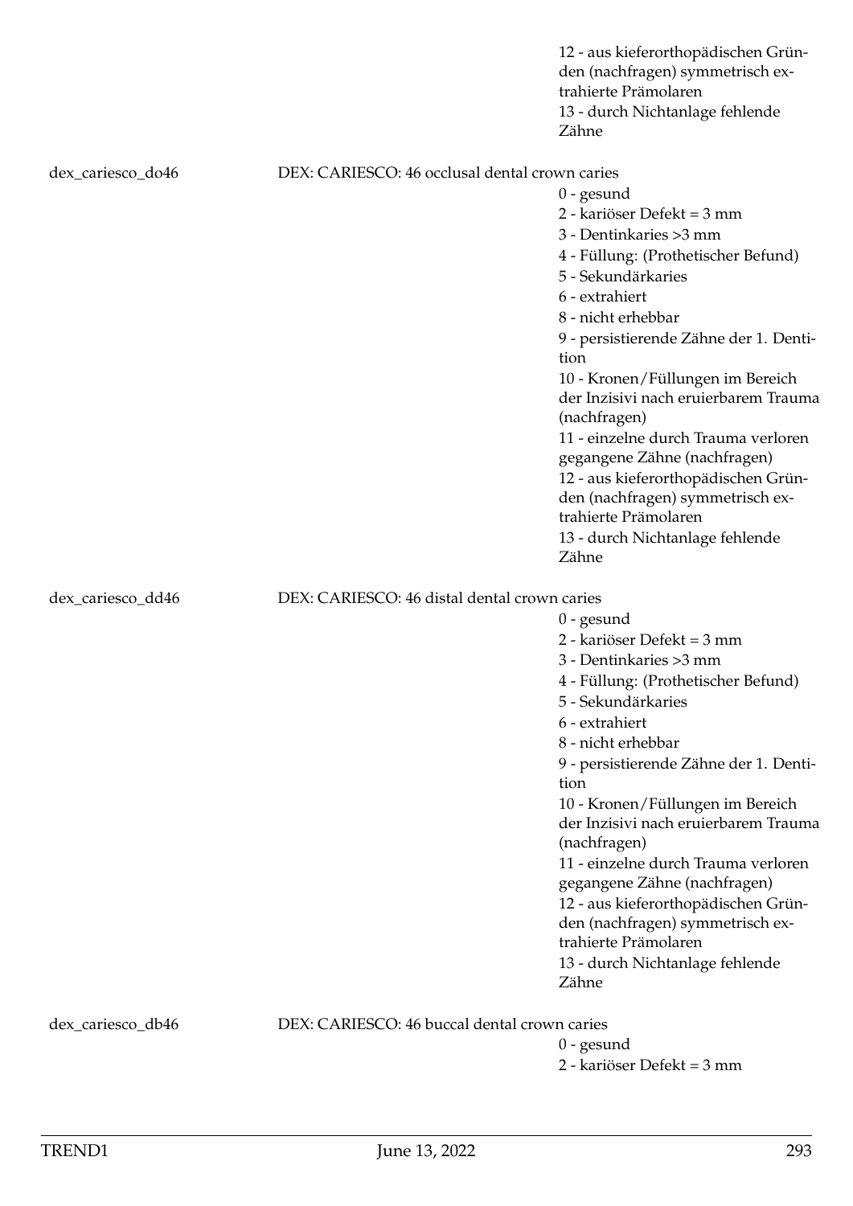12 - aus kieferorthopädischen Gründen (nachfragen) symmetrisch extrahierte Prämolaren
13 - durch Nichtanlage fehlende Zähne

dex_cariesco_do46 DEX: CARIESCO: 46 occlusal dental crown caries

0 - gesund
2 - kariöser Defekt = 3 mm
3 - Dentinkaries >3 mm
4 - Füllung: (Prothetischer Befund)
5 - Sekundärkaries
6 - extrahiert
8 - nicht erhebbar
9 - persistierende Zähne der 1. Dentition
10 - Kronen/Füllungen im Bereich der Inzisivi nach eruierbarem Trauma (nachfragen)
11 - einzelne durch Trauma verloren gegangene Zähne (nachfragen)
12 - aus kieferorthopädischen Gründen (nachfragen) symmetrisch extrahierte Prämolaren
13 - durch Nichtanlage fehlende Zähne

dex_cariesco_dd46 DEX: CARIESCO: 46 distal dental crown caries

0 - gesund
2 - kariöser Defekt = 3 mm
3 - Dentinkaries >3 mm
4 - Füllung: (Prothetischer Befund)
5 - Sekundärkaries
6 - extrahiert
8 - nicht erhebbar
9 - persistierende Zähne der 1. Dentition
10 - Kronen/Füllungen im Bereich der Inzisivi nach eruierbarem Trauma (nachfragen)
11 - einzelne durch Trauma verloren gegangene Zähne (nachfragen)
12 - aus kieferorthopädischen Gründen (nachfragen) symmetrisch extrahierte Prämolaren
13 - durch Nichtanlage fehlende Zähne

dex_cariesco_db46 DEX: CARIESCO: 46 buccal dental crown caries

0 - gesund
2 - kariöser Defekt = 3 mm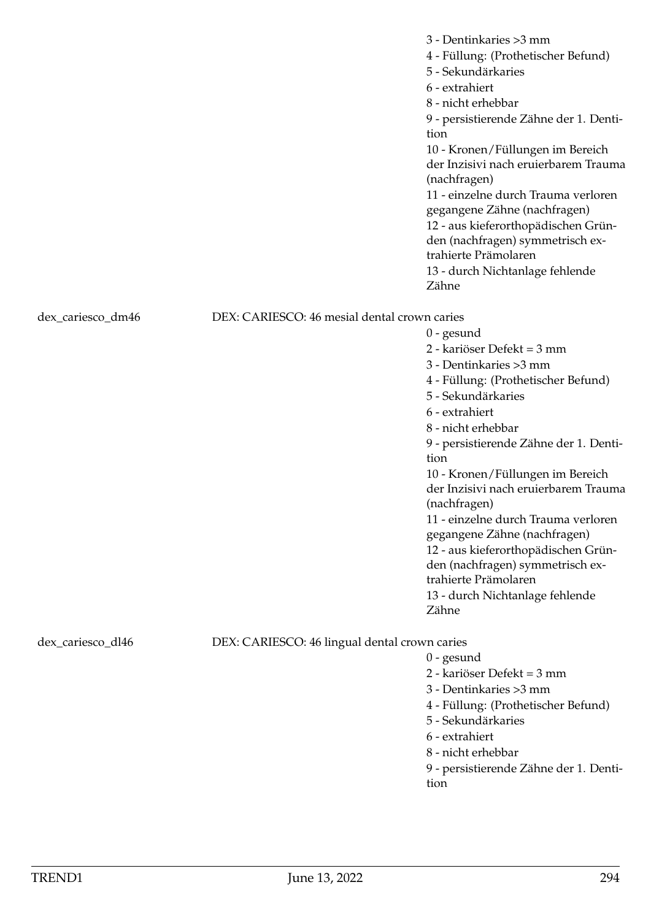3 - Dentinkaries >3 mm
4 - Füllung: (Prothetischer Befund)
5 - Sekundärkaries
6 - extrahiert
8 - nicht erhebbar
9 - persistierende Zähne der 1. Dentition
10 - Kronen/Füllungen im Bereich der Inzisivi nach eruierbarem Trauma (nachfragen)
11 - einzelne durch Trauma verloren gegangene Zähne (nachfragen)
12 - aus kieferorthopädischen Gründen (nachfragen) symmetrisch extrahierte Prämolaren
13 - durch Nichtanlage fehlende Zähne

dex_cariesco_dm46 DEX: CARIESCO: 46 mesial dental crown caries

0 - gesund
2 - kariöser Defekt = 3 mm
3 - Dentinkaries >3 mm
4 - Füllung: (Prothetischer Befund)
5 - Sekundärkaries
6 - extrahiert
8 - nicht erhebbar
9 - persistierende Zähne der 1. Dentition
10 - Kronen/Füllungen im Bereich der Inzisivi nach eruierbarem Trauma (nachfragen)
11 - einzelne durch Trauma verloren gegangene Zähne (nachfragen)
12 - aus kieferorthopädischen Gründen (nachfragen) symmetrisch extrahierte Prämolaren
13 - durch Nichtanlage fehlende Zähne

dex_cariesco_dl46 DEX: CARIESCO: 46 lingual dental crown caries

0 - gesund
2 - kariöser Defekt = 3 mm
3 - Dentinkaries >3 mm
4 - Füllung: (Prothetischer Befund)
5 - Sekundärkaries
6 - extrahiert
8 - nicht erhebbar
9 - persistierende Zähne der 1. Dentition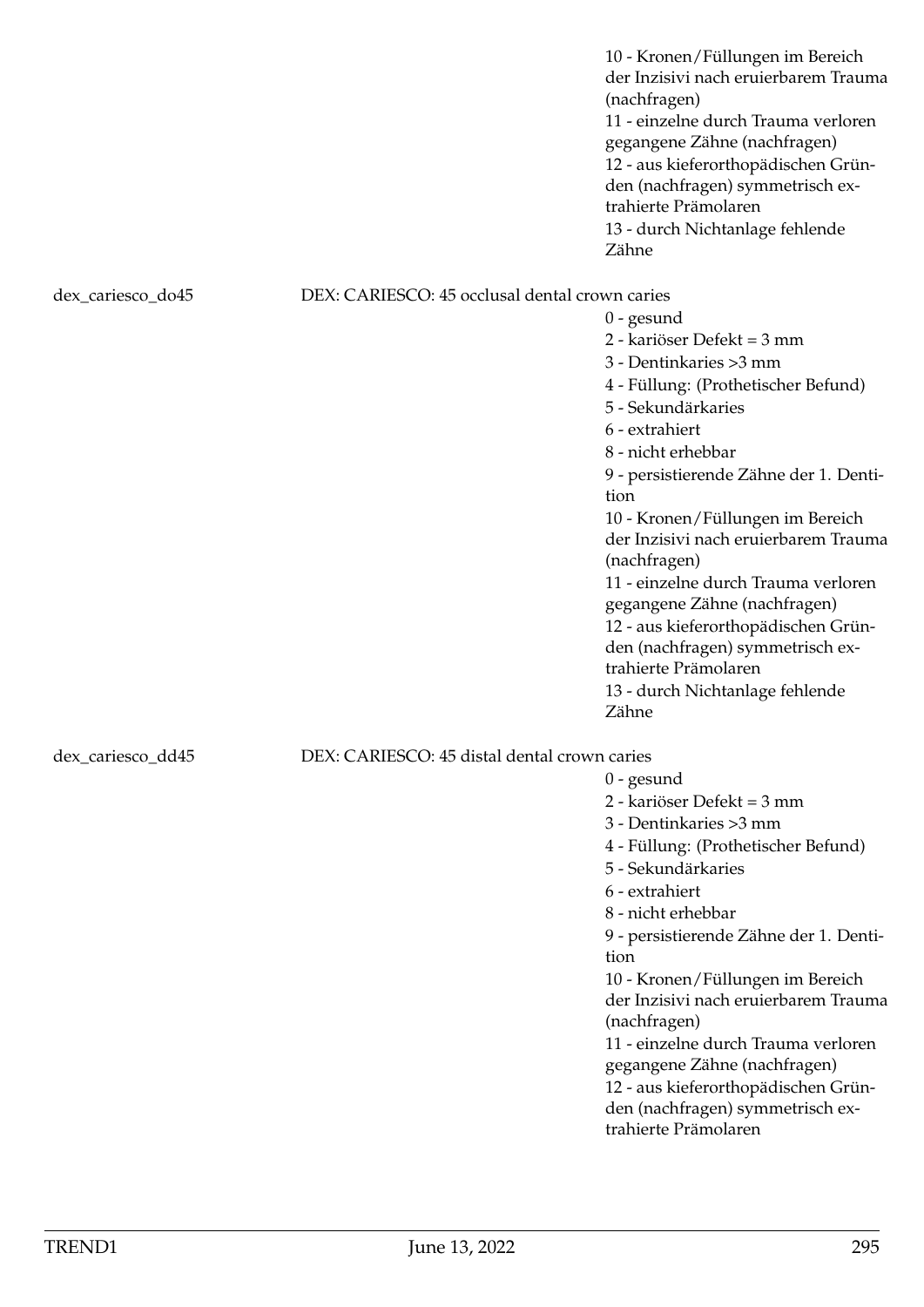10 - Kronen/Füllungen im Bereich der Inzisivi nach eruierbarem Trauma (nachfragen)
11 - einzelne durch Trauma verloren gegangene Zähne (nachfragen)
12 - aus kieferorthopädischen Gründen (nachfragen) symmetrisch extrahierte Prämolaren
13 - durch Nichtanlage fehlende Zähne

dex_cariesco_do45 DEX: CARIESCO: 45 occlusal dental crown caries

0 - gesund
2 - kariöser Defekt = 3 mm
3 - Dentinkaries >3 mm
4 - Füllung: (Prothetischer Befund)
5 - Sekundärkaries
6 - extrahiert
8 - nicht erhebbar
9 - persistierende Zähne der 1. Dentition
10 - Kronen/Füllungen im Bereich der Inzisivi nach eruierbarem Trauma (nachfragen)
11 - einzelne durch Trauma verloren gegangene Zähne (nachfragen)
12 - aus kieferorthopädischen Gründen (nachfragen) symmetrisch extrahierte Prämolaren
13 - durch Nichtanlage fehlende Zähne

dex_cariesco_dd45 DEX: CARIESCO: 45 distal dental crown caries

0 - gesund
2 - kariöser Defekt = 3 mm
3 - Dentinkaries >3 mm
4 - Füllung: (Prothetischer Befund)
5 - Sekundärkaries
6 - extrahiert
8 - nicht erhebbar
9 - persistierende Zähne der 1. Dentition
10 - Kronen/Füllungen im Bereich der Inzisivi nach eruierbarem Trauma (nachfragen)
11 - einzelne durch Trauma verloren gegangene Zähne (nachfragen)
12 - aus kieferorthopädischen Gründen (nachfragen) symmetrisch extrahierte Prämolaren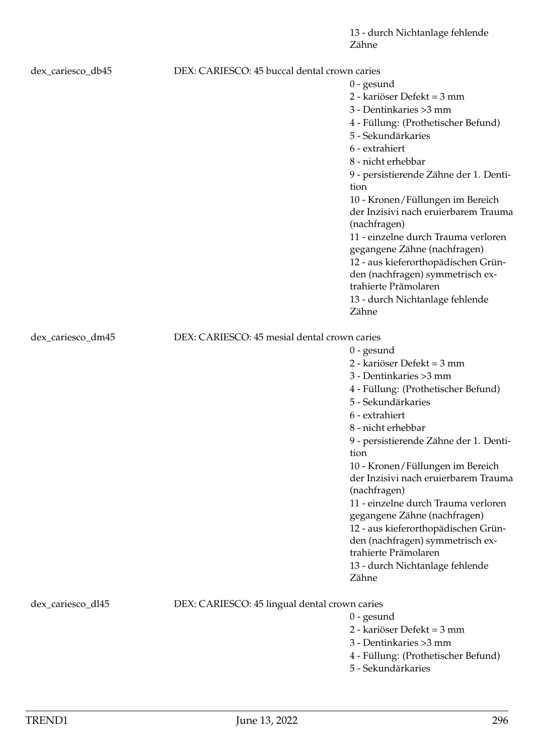13 - durch Nichtanlage fehlende Zähne

dex_cariesco_db45 DEX: CARIESCO: 45 buccal dental crown caries

0 - gesund
2 - kariöser Defekt = 3 mm
3 - Dentinkaries >3 mm
4 - Füllung: (Prothetischer Befund)
5 - Sekundärkaries
6 - extrahiert
8 - nicht erhebbar
9 - persistierende Zähne der 1. Dentition
10 - Kronen/Füllungen im Bereich der Inzisivi nach eruierbarem Trauma (nachfragen)
11 - einzelne durch Trauma verloren gegangene Zähne (nachfragen)
12 - aus kieferorthopädischen Gründen (nachfragen) symmetrisch extrahierte Prämolaren
13 - durch Nichtanlage fehlende Zähne

dex_cariesco_dm45 DEX: CARIESCO: 45 mesial dental crown caries

0 - gesund
2 - kariöser Defekt = 3 mm
3 - Dentinkaries >3 mm
4 - Füllung: (Prothetischer Befund)
5 - Sekundärkaries
6 - extrahiert
8 - nicht erhebbar
9 - persistierende Zähne der 1. Dentition
10 - Kronen/Füllungen im Bereich der Inzisivi nach eruierbarem Trauma (nachfragen)
11 - einzelne durch Trauma verloren gegangene Zähne (nachfragen)
12 - aus kieferorthopädischen Gründen (nachfragen) symmetrisch extrahierte Prämolaren
13 - durch Nichtanlage fehlende Zähne

dex_cariesco_dl45 DEX: CARIESCO: 45 lingual dental crown caries

0 - gesund
2 - kariöser Defekt = 3 mm
3 - Dentinkaries >3 mm
4 - Füllung: (Prothetischer Befund)
5 - Sekundärkaries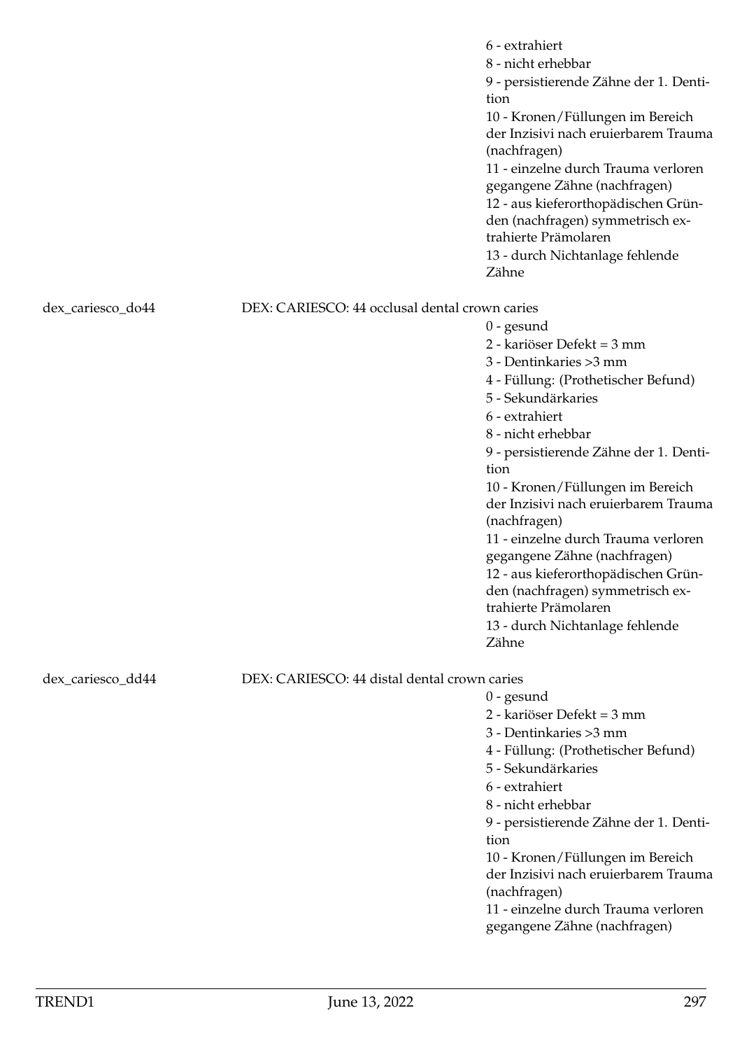6 - extrahiert
8 - nicht erhebbar
9 - persistierende Zähne der 1. Dentition
10 - Kronen/Füllungen im Bereich der Inzisivi nach eruierbarem Trauma (nachfragen)
11 - einzelne durch Trauma verloren gegangene Zähne (nachfragen)
12 - aus kieferorthopädischen Gründen (nachfragen) symmetrisch extrahierte Prämolaren
13 - durch Nichtanlage fehlende Zähne

dex_cariesco_do44 | DEX: CARIESCO: 44 occlusal dental crown caries

0 - gesund
2 - kariöser Defekt = 3 mm
3 - Dentinkaries >3 mm
4 - Füllung: (Prothetischer Befund)
5 - Sekundärkaries
6 - extrahiert
8 - nicht erhebbar
9 - persistierende Zähne der 1. Dentition
10 - Kronen/Füllungen im Bereich der Inzisivi nach eruierbarem Trauma (nachfragen)
11 - einzelne durch Trauma verloren gegangene Zähne (nachfragen)
12 - aus kieferorthopädischen Gründen (nachfragen) symmetrisch extrahierte Prämolaren
13 - durch Nichtanlage fehlende Zähne

dex_cariesco_dd44 | DEX: CARIESCO: 44 distal dental crown caries

0 - gesund
2 - kariöser Defekt = 3 mm
3 - Dentinkaries >3 mm
4 - Füllung: (Prothetischer Befund)
5 - Sekundärkaries
6 - extrahiert
8 - nicht erhebbar
9 - persistierende Zähne der 1. Dentition
10 - Kronen/Füllungen im Bereich der Inzisivi nach eruierbarem Trauma (nachfragen)
11 - einzelne durch Trauma verloren gegangene Zähne (nachfragen)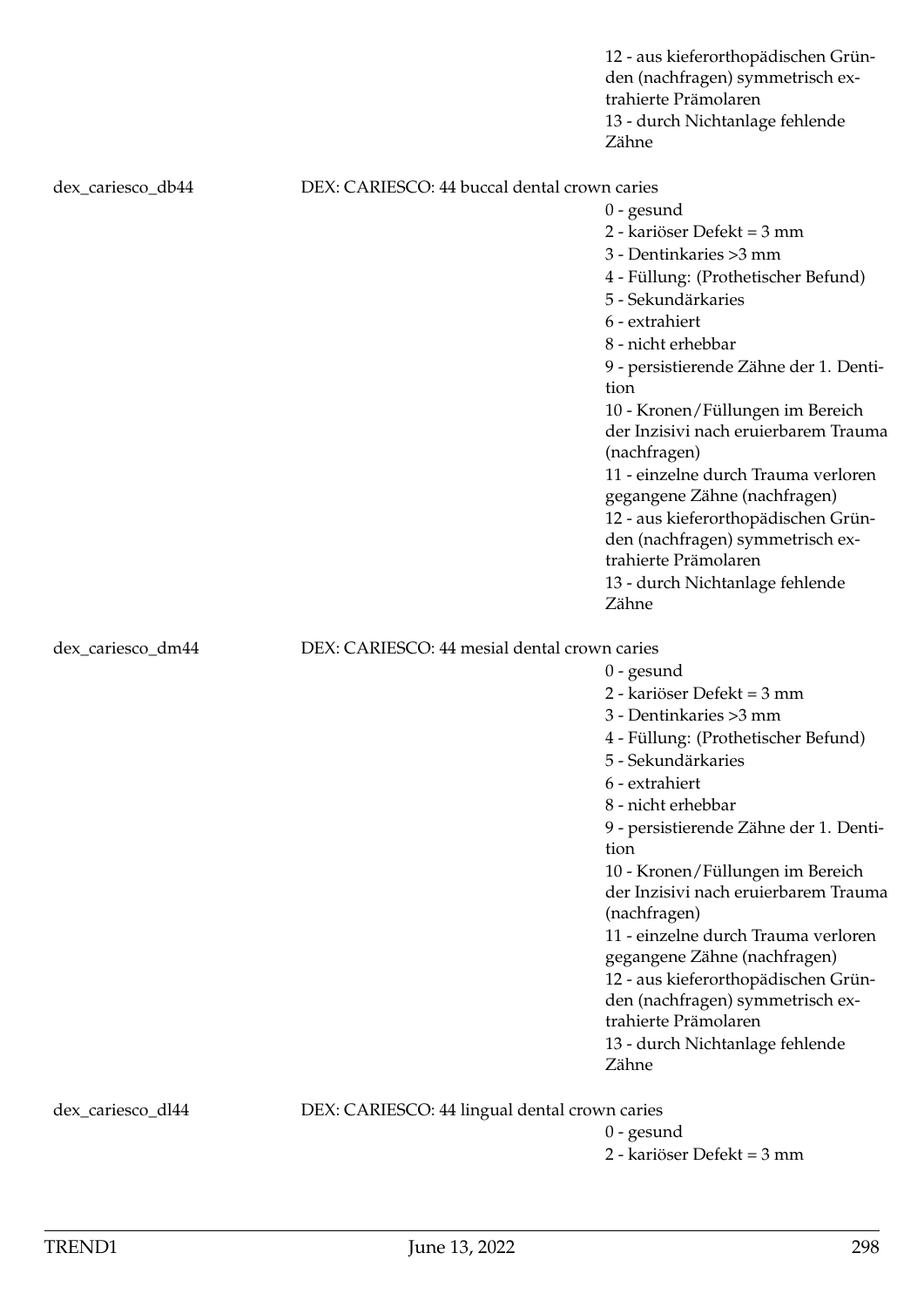12 - aus kieferorthopädischen Gründen (nachfragen) symmetrisch extrahierte Prämolaren
13 - durch Nichtanlage fehlende Zähne

**dex_cariesco_db44** — DEX: CARIESCO: 44 buccal dental crown caries

- 0 - gesund
- 2 - kariöser Defekt = 3 mm
- 3 - Dentinkaries >3 mm
- 4 - Füllung: (Prothetischer Befund)
- 5 - Sekundärkaries
- 6 - extrahiert
- 8 - nicht erhebbar
- 9 - persistierende Zähne der 1. Dentition
- 10 - Kronen/Füllungen im Bereich der Inzisivi nach eruierbarem Trauma (nachfragen)
- 11 - einzelne durch Trauma verloren gegangene Zähne (nachfragen)
- 12 - aus kieferorthopädischen Gründen (nachfragen) symmetrisch extrahierte Prämolaren
- 13 - durch Nichtanlage fehlende Zähne

**dex_cariesco_dm44** — DEX: CARIESCO: 44 mesial dental crown caries

- 0 - gesund
- 2 - kariöser Defekt = 3 mm
- 3 - Dentinkaries >3 mm
- 4 - Füllung: (Prothetischer Befund)
- 5 - Sekundärkaries
- 6 - extrahiert
- 8 - nicht erhebbar
- 9 - persistierende Zähne der 1. Dentition
- 10 - Kronen/Füllungen im Bereich der Inzisivi nach eruierbarem Trauma (nachfragen)
- 11 - einzelne durch Trauma verloren gegangene Zähne (nachfragen)
- 12 - aus kieferorthopädischen Gründen (nachfragen) symmetrisch extrahierte Prämolaren
- 13 - durch Nichtanlage fehlende Zähne

**dex_cariesco_dl44** — DEX: CARIESCO: 44 lingual dental crown caries

- 0 - gesund
- 2 - kariöser Defekt = 3 mm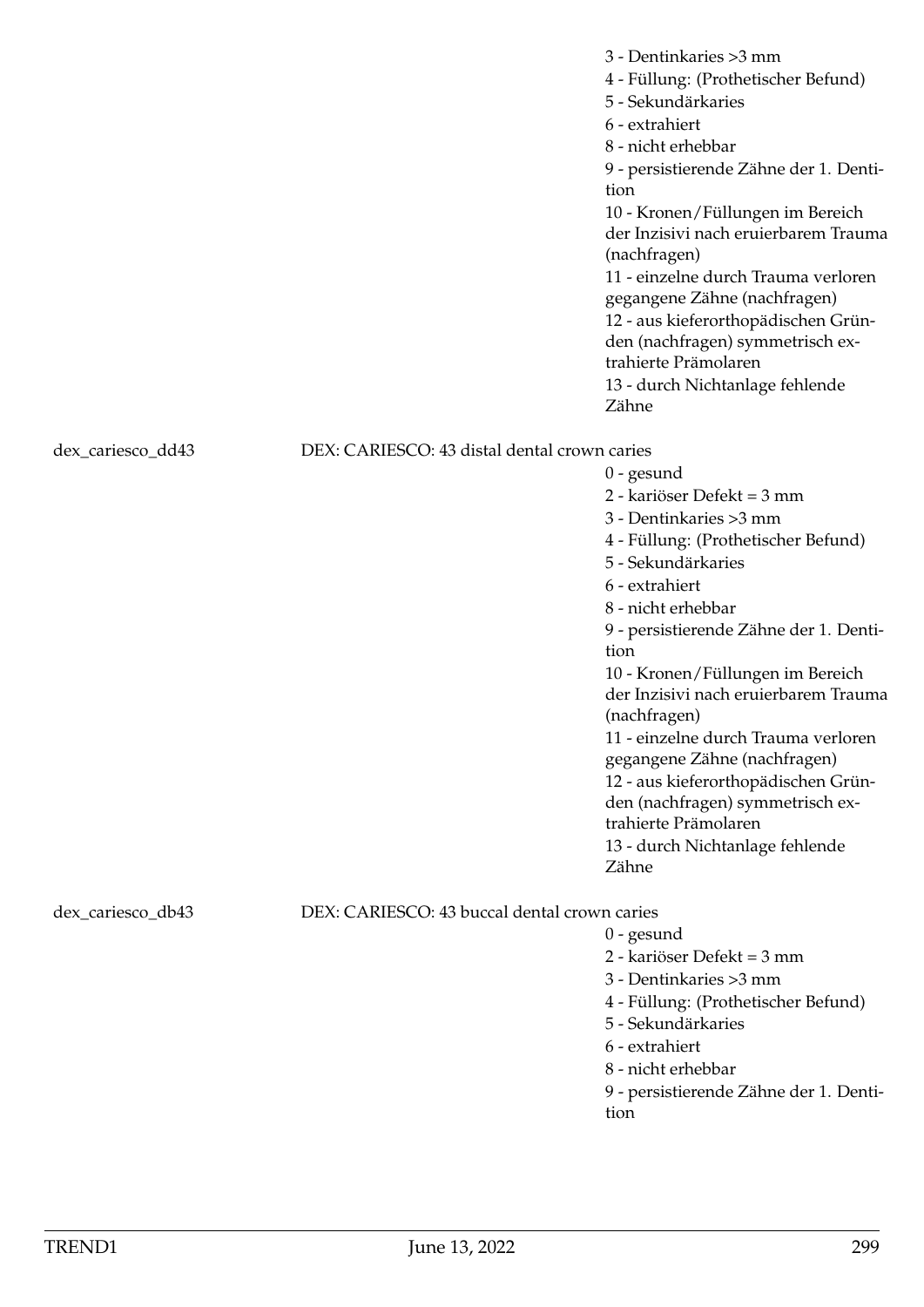3 - Dentinkaries >3 mm
4 - Füllung: (Prothetischer Befund)
5 - Sekundärkaries
6 - extrahiert
8 - nicht erhebbar
9 - persistierende Zähne der 1. Dentition
10 - Kronen/Füllungen im Bereich der Inzisivi nach eruierbarem Trauma (nachfragen)
11 - einzelne durch Trauma verloren gegangene Zähne (nachfragen)
12 - aus kieferorthopädischen Gründen (nachfragen) symmetrisch extrahierte Prämolaren
13 - durch Nichtanlage fehlende Zähne

dex_cariesco_dd43 DEX: CARIESCO: 43 distal dental crown caries

0 - gesund
2 - kariöser Defekt = 3 mm
3 - Dentinkaries >3 mm
4 - Füllung: (Prothetischer Befund)
5 - Sekundärkaries
6 - extrahiert
8 - nicht erhebbar
9 - persistierende Zähne der 1. Dentition
10 - Kronen/Füllungen im Bereich der Inzisivi nach eruierbarem Trauma (nachfragen)
11 - einzelne durch Trauma verloren gegangene Zähne (nachfragen)
12 - aus kieferorthopädischen Gründen (nachfragen) symmetrisch extrahierte Prämolaren
13 - durch Nichtanlage fehlende Zähne

dex_cariesco_db43 DEX: CARIESCO: 43 buccal dental crown caries

0 - gesund
2 - kariöser Defekt = 3 mm
3 - Dentinkaries >3 mm
4 - Füllung: (Prothetischer Befund)
5 - Sekundärkaries
6 - extrahiert
8 - nicht erhebbar
9 - persistierende Zähne der 1. Dentition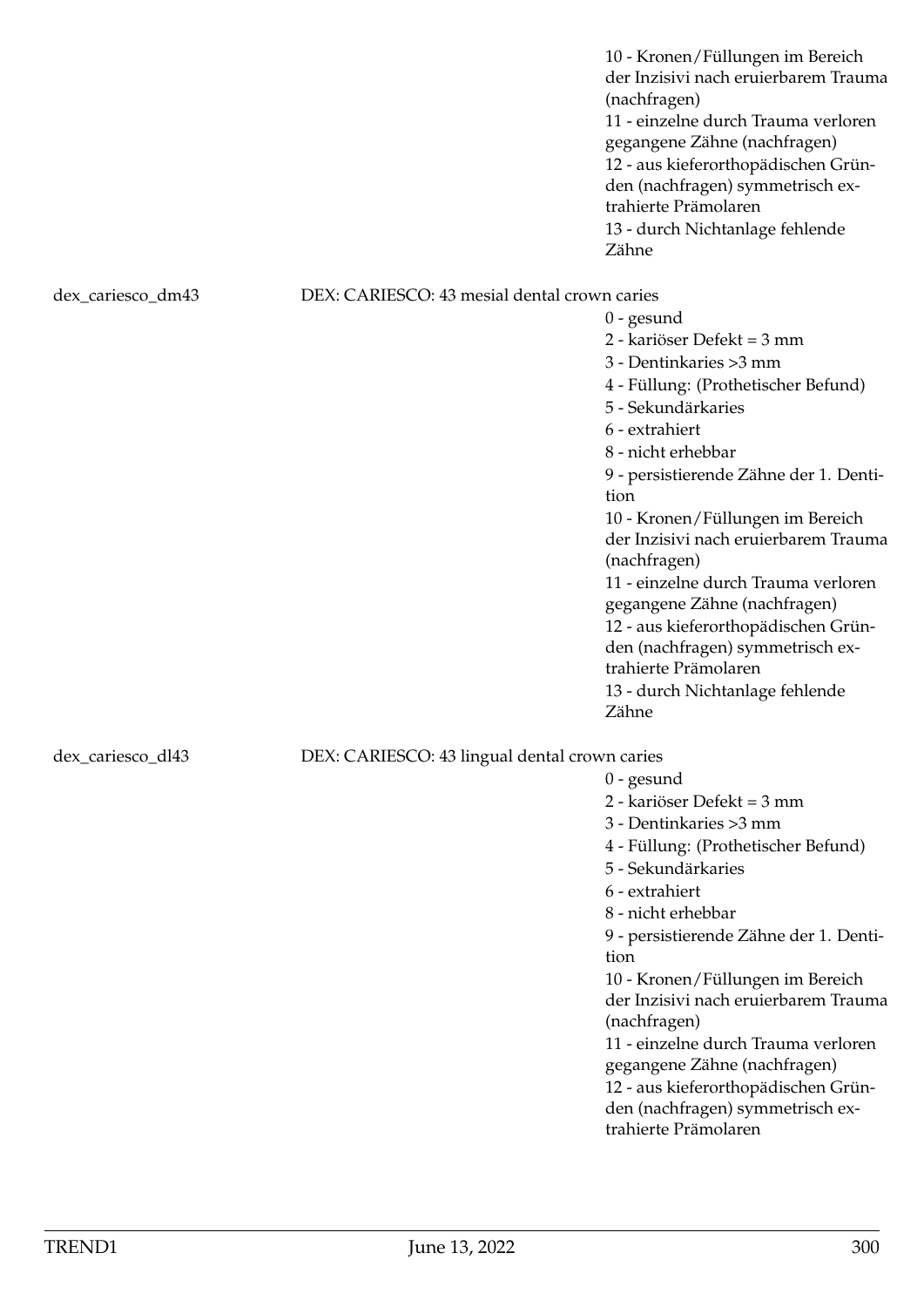10 - Kronen/Füllungen im Bereich der Inzisivi nach eruierbarem Trauma (nachfragen)
11 - einzelne durch Trauma verloren gegangene Zähne (nachfragen)
12 - aus kieferorthopädischen Gründen (nachfragen) symmetrisch extrahierte Prämolaren
13 - durch Nichtanlage fehlende Zähne

dex_cariesco_dm43 DEX: CARIESCO: 43 mesial dental crown caries

0 - gesund
2 - kariöser Defekt = 3 mm
3 - Dentinkaries >3 mm
4 - Füllung: (Prothetischer Befund)
5 - Sekundärkaries
6 - extrahiert
8 - nicht erhebbar
9 - persistierende Zähne der 1. Dentition
10 - Kronen/Füllungen im Bereich der Inzisivi nach eruierbarem Trauma (nachfragen)
11 - einzelne durch Trauma verloren gegangene Zähne (nachfragen)
12 - aus kieferorthopädischen Gründen (nachfragen) symmetrisch extrahierte Prämolaren
13 - durch Nichtanlage fehlende Zähne

dex_cariesco_dl43 DEX: CARIESCO: 43 lingual dental crown caries

0 - gesund
2 - kariöser Defekt = 3 mm
3 - Dentinkaries >3 mm
4 - Füllung: (Prothetischer Befund)
5 - Sekundärkaries
6 - extrahiert
8 - nicht erhebbar
9 - persistierende Zähne der 1. Dentition
10 - Kronen/Füllungen im Bereich der Inzisivi nach eruierbarem Trauma (nachfragen)
11 - einzelne durch Trauma verloren gegangene Zähne (nachfragen)
12 - aus kieferorthopädischen Gründen (nachfragen) symmetrisch extrahierte Prämolaren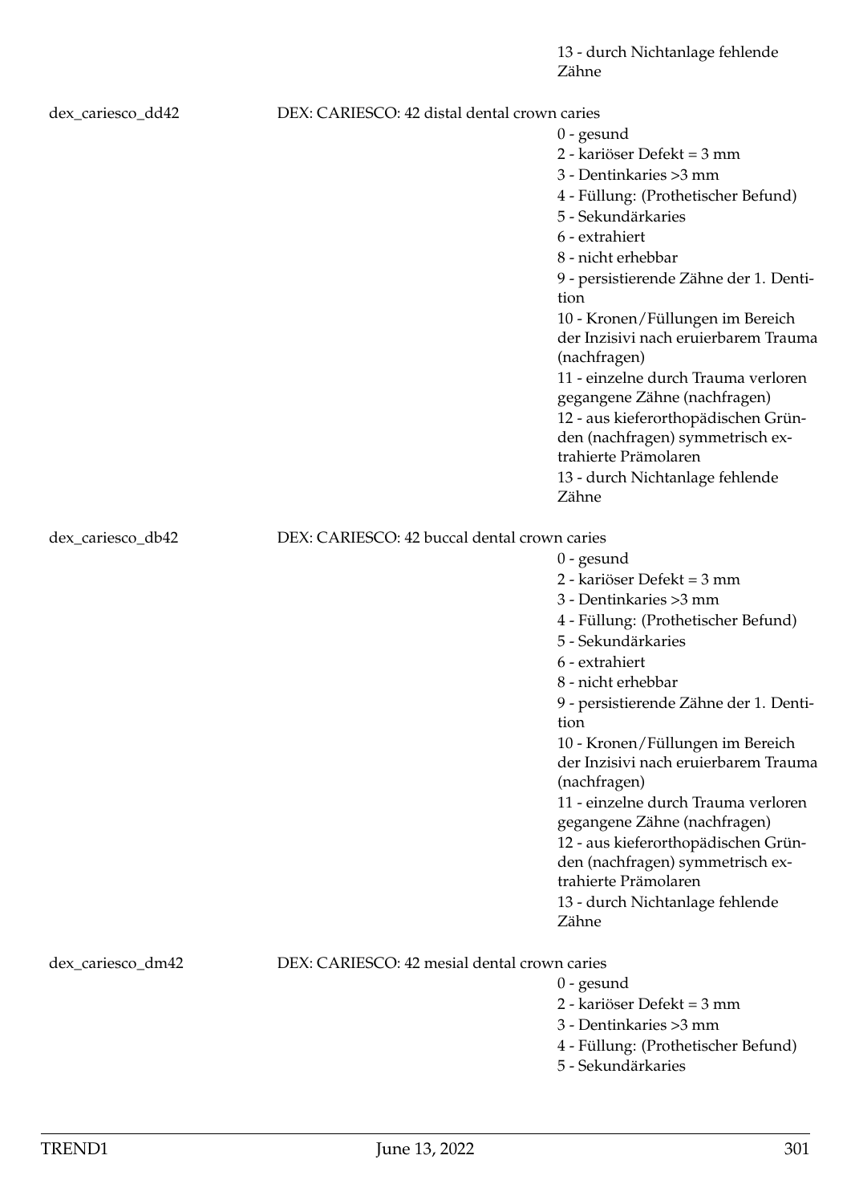13 - durch Nichtanlage fehlende Zähne

| | | |
|---|---|---|
| dex_cariesco_dd42 | DEX: CARIESCO: 42 distal dental crown caries | |
| | | 0 - gesund<br>2 - kariöser Defekt = 3 mm<br>3 - Dentinkaries >3 mm<br>4 - Füllung: (Prothetischer Befund)<br>5 - Sekundärkaries<br>6 - extrahiert<br>8 - nicht erhebbar<br>9 - persistierende Zähne der 1. Dentition<br>10 - Kronen/Füllungen im Bereich der Inzisivi nach eruierbarem Trauma (nachfragen)<br>11 - einzelne durch Trauma verloren gegangene Zähne (nachfragen)<br>12 - aus kieferorthopädischen Gründen (nachfragen) symmetrisch extrahierte Prämolaren<br>13 - durch Nichtanlage fehlende Zähne |
| dex_cariesco_db42 | DEX: CARIESCO: 42 buccal dental crown caries | |
| | | 0 - gesund<br>2 - kariöser Defekt = 3 mm<br>3 - Dentinkaries >3 mm<br>4 - Füllung: (Prothetischer Befund)<br>5 - Sekundärkaries<br>6 - extrahiert<br>8 - nicht erhebbar<br>9 - persistierende Zähne der 1. Dentition<br>10 - Kronen/Füllungen im Bereich der Inzisivi nach eruierbarem Trauma (nachfragen)<br>11 - einzelne durch Trauma verloren gegangene Zähne (nachfragen)<br>12 - aus kieferorthopädischen Gründen (nachfragen) symmetrisch extrahierte Prämolaren<br>13 - durch Nichtanlage fehlende Zähne |
| dex_cariesco_dm42 | DEX: CARIESCO: 42 mesial dental crown caries | |
| | | 0 - gesund<br>2 - kariöser Defekt = 3 mm<br>3 - Dentinkaries >3 mm<br>4 - Füllung: (Prothetischer Befund)<br>5 - Sekundärkaries |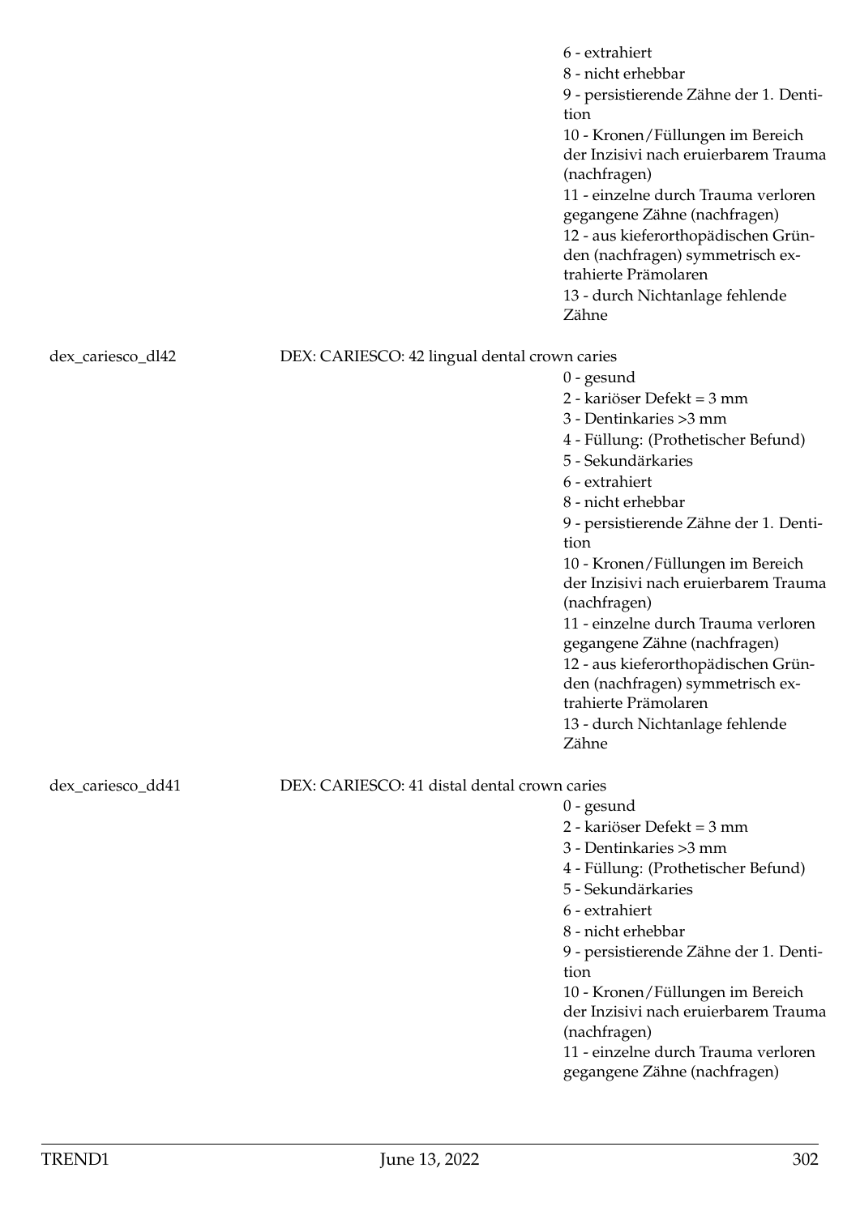6 - extrahiert
8 - nicht erhebbar
9 - persistierende Zähne der 1. Dentition
10 - Kronen/Füllungen im Bereich der Inzisivi nach eruierbarem Trauma (nachfragen)
11 - einzelne durch Trauma verloren gegangene Zähne (nachfragen)
12 - aus kieferorthopädischen Gründen (nachfragen) symmetrisch extrahierte Prämolaren
13 - durch Nichtanlage fehlende Zähne

dex_cariesco_dl42 DEX: CARIESCO: 42 lingual dental crown caries

0 - gesund
2 - kariöser Defekt = 3 mm
3 - Dentinkaries >3 mm
4 - Füllung: (Prothetischer Befund)
5 - Sekundärkaries
6 - extrahiert
8 - nicht erhebbar
9 - persistierende Zähne der 1. Dentition
10 - Kronen/Füllungen im Bereich der Inzisivi nach eruierbarem Trauma (nachfragen)
11 - einzelne durch Trauma verloren gegangene Zähne (nachfragen)
12 - aus kieferorthopädischen Gründen (nachfragen) symmetrisch extrahierte Prämolaren
13 - durch Nichtanlage fehlende Zähne

dex_cariesco_dd41 DEX: CARIESCO: 41 distal dental crown caries

0 - gesund
2 - kariöser Defekt = 3 mm
3 - Dentinkaries >3 mm
4 - Füllung: (Prothetischer Befund)
5 - Sekundärkaries
6 - extrahiert
8 - nicht erhebbar
9 - persistierende Zähne der 1. Dentition
10 - Kronen/Füllungen im Bereich der Inzisivi nach eruierbarem Trauma (nachfragen)
11 - einzelne durch Trauma verloren gegangene Zähne (nachfragen)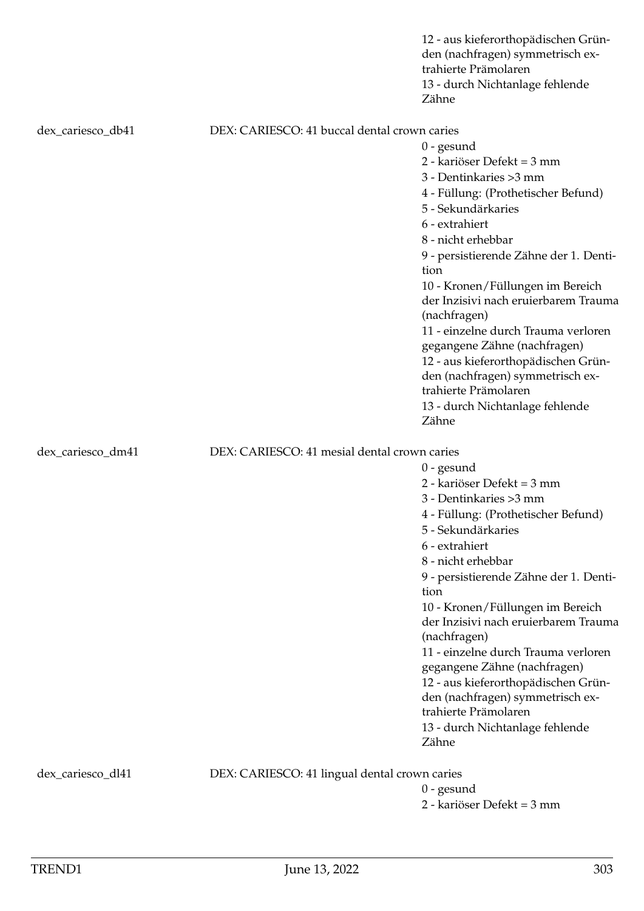12 - aus kieferorthopädischen Gründen (nachfragen) symmetrisch extrahierte Prämolaren
13 - durch Nichtanlage fehlende Zähne

dex_cariesco_db41 DEX: CARIESCO: 41 buccal dental crown caries

0 - gesund
2 - kariöser Defekt = 3 mm
3 - Dentinkaries >3 mm
4 - Füllung: (Prothetischer Befund)
5 - Sekundärkaries
6 - extrahiert
8 - nicht erhebbar
9 - persistierende Zähne der 1. Dentition
10 - Kronen/Füllungen im Bereich der Inzisivi nach eruierbarem Trauma (nachfragen)
11 - einzelne durch Trauma verloren gegangene Zähne (nachfragen)
12 - aus kieferorthopädischen Gründen (nachfragen) symmetrisch extrahierte Prämolaren
13 - durch Nichtanlage fehlende Zähne

dex_cariesco_dm41 DEX: CARIESCO: 41 mesial dental crown caries

0 - gesund
2 - kariöser Defekt = 3 mm
3 - Dentinkaries >3 mm
4 - Füllung: (Prothetischer Befund)
5 - Sekundärkaries
6 - extrahiert
8 - nicht erhebbar
9 - persistierende Zähne der 1. Dentition
10 - Kronen/Füllungen im Bereich der Inzisivi nach eruierbarem Trauma (nachfragen)
11 - einzelne durch Trauma verloren gegangene Zähne (nachfragen)
12 - aus kieferorthopädischen Gründen (nachfragen) symmetrisch extrahierte Prämolaren
13 - durch Nichtanlage fehlende Zähne

dex_cariesco_dl41 DEX: CARIESCO: 41 lingual dental crown caries

0 - gesund
2 - kariöser Defekt = 3 mm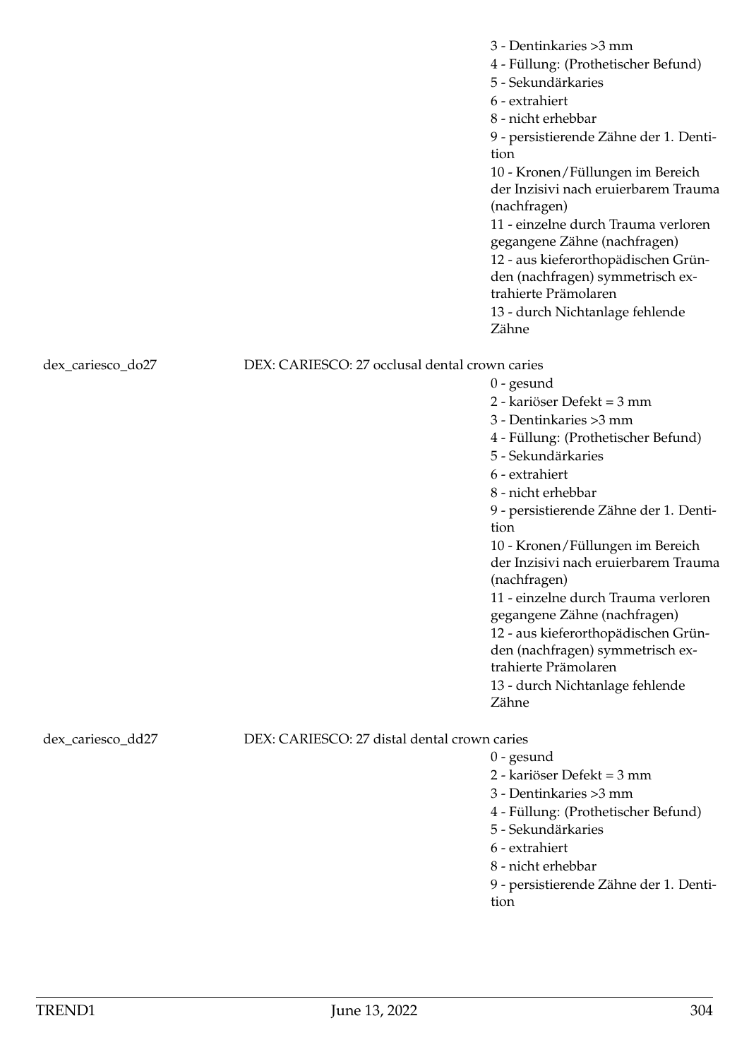3 - Dentinkaries >3 mm
4 - Füllung: (Prothetischer Befund)
5 - Sekundärkaries
6 - extrahiert
8 - nicht erhebbar
9 - persistierende Zähne der 1. Dentition
10 - Kronen/Füllungen im Bereich der Inzisivi nach eruierbarem Trauma (nachfragen)
11 - einzelne durch Trauma verloren gegangene Zähne (nachfragen)
12 - aus kieferorthopädischen Gründen (nachfragen) symmetrisch extrahierte Prämolaren
13 - durch Nichtanlage fehlende Zähne

dex_cariesco_do27 DEX: CARIESCO: 27 occlusal dental crown caries

0 - gesund
2 - kariöser Defekt = 3 mm
3 - Dentinkaries >3 mm
4 - Füllung: (Prothetischer Befund)
5 - Sekundärkaries
6 - extrahiert
8 - nicht erhebbar
9 - persistierende Zähne der 1. Dentition
10 - Kronen/Füllungen im Bereich der Inzisivi nach eruierbarem Trauma (nachfragen)
11 - einzelne durch Trauma verloren gegangene Zähne (nachfragen)
12 - aus kieferorthopädischen Gründen (nachfragen) symmetrisch extrahierte Prämolaren
13 - durch Nichtanlage fehlende Zähne

dex_cariesco_dd27 DEX: CARIESCO: 27 distal dental crown caries

0 - gesund
2 - kariöser Defekt = 3 mm
3 - Dentinkaries >3 mm
4 - Füllung: (Prothetischer Befund)
5 - Sekundärkaries
6 - extrahiert
8 - nicht erhebbar
9 - persistierende Zähne der 1. Dentition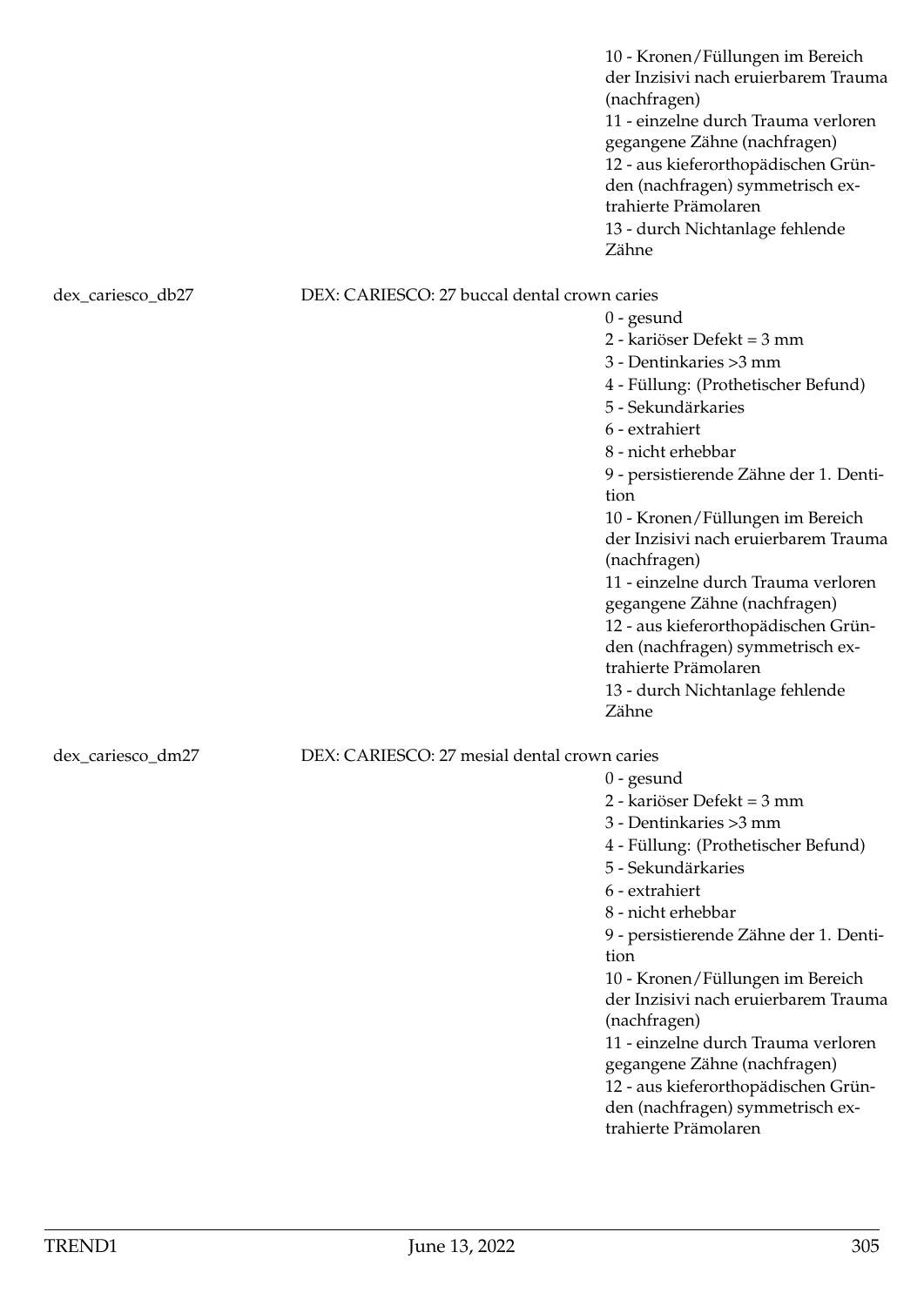10 - Kronen/Füllungen im Bereich der Inzisivi nach eruierbarem Trauma (nachfragen)
11 - einzelne durch Trauma verloren gegangene Zähne (nachfragen)
12 - aus kieferorthopädischen Gründen (nachfragen) symmetrisch extrahierte Prämolaren
13 - durch Nichtanlage fehlende Zähne

**dex_cariesco_db27** — DEX: CARIESCO: 27 buccal dental crown caries

0 - gesund
2 - kariöser Defekt = 3 mm
3 - Dentinkaries >3 mm
4 - Füllung: (Prothetischer Befund)
5 - Sekundärkaries
6 - extrahiert
8 - nicht erhebbar
9 - persistierende Zähne der 1. Dentition
10 - Kronen/Füllungen im Bereich der Inzisivi nach eruierbarem Trauma (nachfragen)
11 - einzelne durch Trauma verloren gegangene Zähne (nachfragen)
12 - aus kieferorthopädischen Gründen (nachfragen) symmetrisch extrahierte Prämolaren
13 - durch Nichtanlage fehlende Zähne

**dex_cariesco_dm27** — DEX: CARIESCO: 27 mesial dental crown caries

0 - gesund
2 - kariöser Defekt = 3 mm
3 - Dentinkaries >3 mm
4 - Füllung: (Prothetischer Befund)
5 - Sekundärkaries
6 - extrahiert
8 - nicht erhebbar
9 - persistierende Zähne der 1. Dentition
10 - Kronen/Füllungen im Bereich der Inzisivi nach eruierbarem Trauma (nachfragen)
11 - einzelne durch Trauma verloren gegangene Zähne (nachfragen)
12 - aus kieferorthopädischen Gründen (nachfragen) symmetrisch extrahierte Prämolaren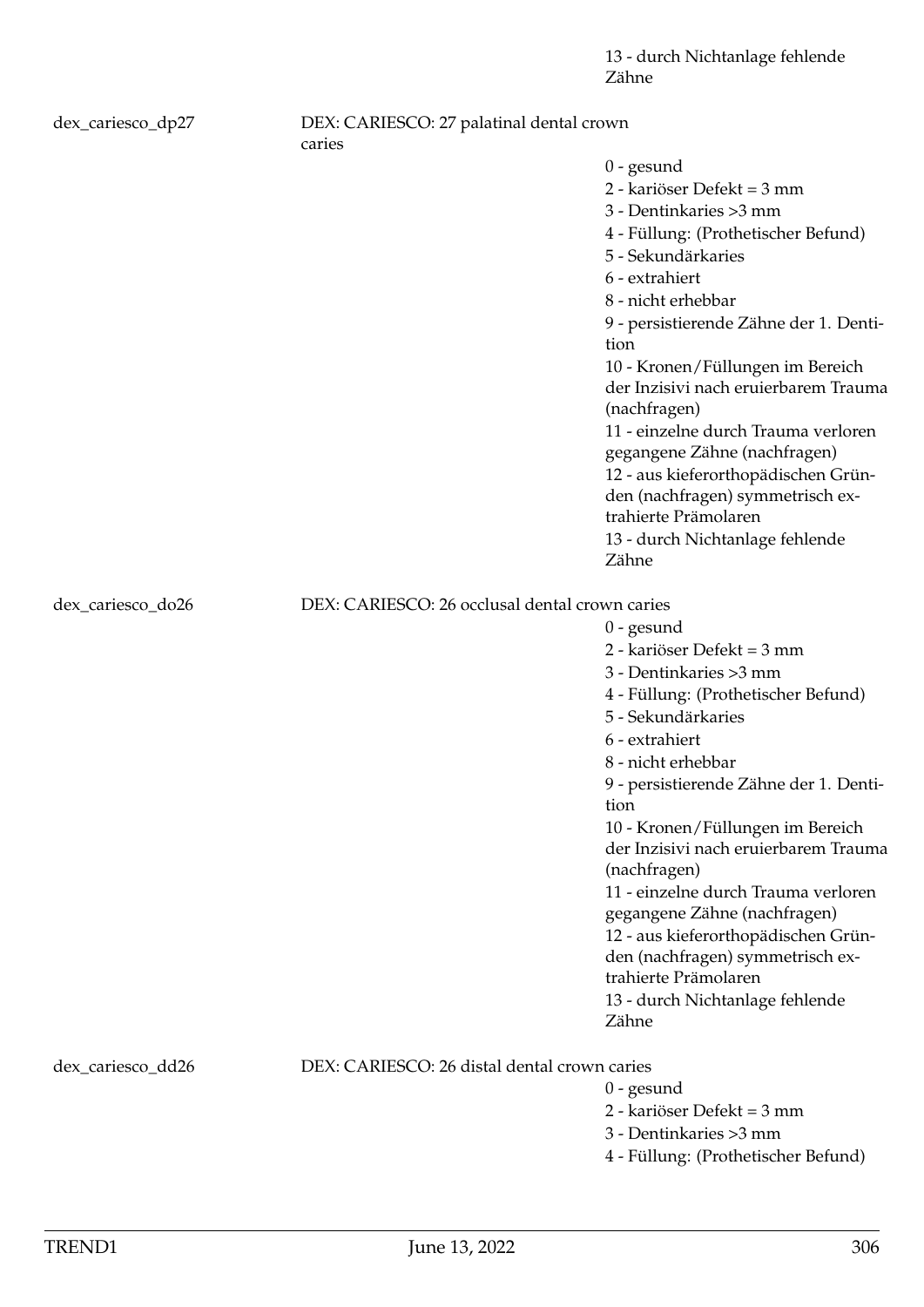13 - durch Nichtanlage fehlende Zähne

dex_cariesco_dp27 DEX: CARIESCO: 27 palatinal dental crown caries

0 - gesund
2 - kariöser Defekt = 3 mm
3 - Dentinkaries >3 mm
4 - Füllung: (Prothetischer Befund)
5 - Sekundärkaries
6 - extrahiert
8 - nicht erhebbar
9 - persistierende Zähne der 1. Dentition
10 - Kronen/Füllungen im Bereich der Inzisivi nach eruierbarem Trauma (nachfragen)
11 - einzelne durch Trauma verloren gegangene Zähne (nachfragen)
12 - aus kieferorthopädischen Gründen (nachfragen) symmetrisch extrahierte Prämolaren
13 - durch Nichtanlage fehlende Zähne

dex_cariesco_do26 DEX: CARIESCO: 26 occlusal dental crown caries

0 - gesund
2 - kariöser Defekt = 3 mm
3 - Dentinkaries >3 mm
4 - Füllung: (Prothetischer Befund)
5 - Sekundärkaries
6 - extrahiert
8 - nicht erhebbar
9 - persistierende Zähne der 1. Dentition
10 - Kronen/Füllungen im Bereich der Inzisivi nach eruierbarem Trauma (nachfragen)
11 - einzelne durch Trauma verloren gegangene Zähne (nachfragen)
12 - aus kieferorthopädischen Gründen (nachfragen) symmetrisch extrahierte Prämolaren
13 - durch Nichtanlage fehlende Zähne

dex_cariesco_dd26 DEX: CARIESCO: 26 distal dental crown caries

0 - gesund
2 - kariöser Defekt = 3 mm
3 - Dentinkaries >3 mm
4 - Füllung: (Prothetischer Befund)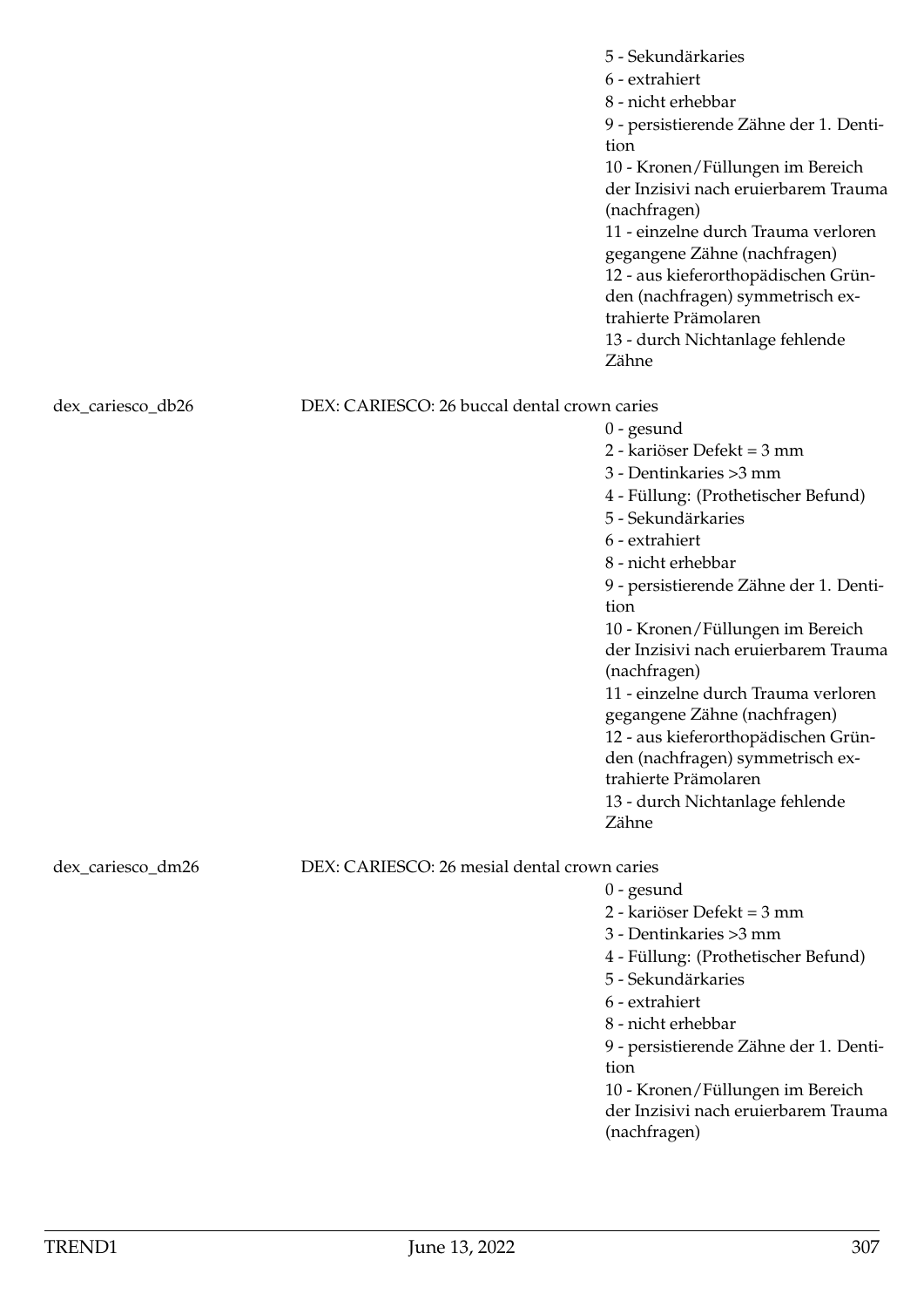5 - Sekundärkaries
6 - extrahiert
8 - nicht erhebbar
9 - persistierende Zähne der 1. Dentition
10 - Kronen/Füllungen im Bereich der Inzisivi nach eruierbarem Trauma (nachfragen)
11 - einzelne durch Trauma verloren gegangene Zähne (nachfragen)
12 - aus kieferorthopädischen Gründen (nachfragen) symmetrisch extrahierte Prämolaren
13 - durch Nichtanlage fehlende Zähne

dex_cariesco_db26 DEX: CARIESCO: 26 buccal dental crown caries

0 - gesund
2 - kariöser Defekt = 3 mm
3 - Dentinkaries >3 mm
4 - Füllung: (Prothetischer Befund)
5 - Sekundärkaries
6 - extrahiert
8 - nicht erhebbar
9 - persistierende Zähne der 1. Dentition
10 - Kronen/Füllungen im Bereich der Inzisivi nach eruierbarem Trauma (nachfragen)
11 - einzelne durch Trauma verloren gegangene Zähne (nachfragen)
12 - aus kieferorthopädischen Gründen (nachfragen) symmetrisch extrahierte Prämolaren
13 - durch Nichtanlage fehlende Zähne

dex_cariesco_dm26 DEX: CARIESCO: 26 mesial dental crown caries

0 - gesund
2 - kariöser Defekt = 3 mm
3 - Dentinkaries >3 mm
4 - Füllung: (Prothetischer Befund)
5 - Sekundärkaries
6 - extrahiert
8 - nicht erhebbar
9 - persistierende Zähne der 1. Dentition
10 - Kronen/Füllungen im Bereich der Inzisivi nach eruierbarem Trauma (nachfragen)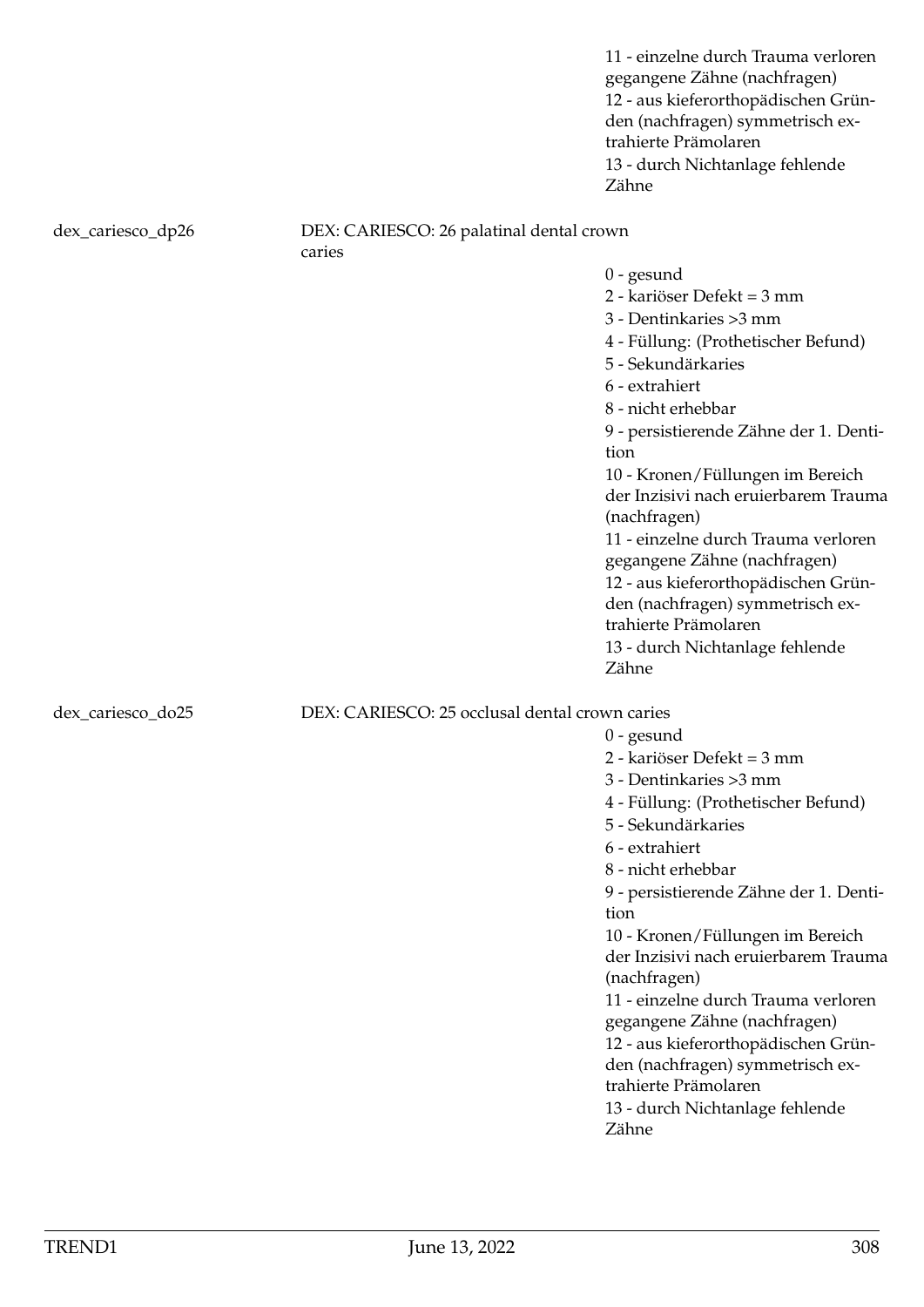11 - einzelne durch Trauma verloren gegangene Zähne (nachfragen)
12 - aus kieferorthopädischen Gründen (nachfragen) symmetrisch extrahierte Prämolaren
13 - durch Nichtanlage fehlende Zähne

dex_cariesco_dp26 DEX: CARIESCO: 26 palatinal dental crown caries

0 - gesund
2 - kariöser Defekt = 3 mm
3 - Dentinkaries >3 mm
4 - Füllung: (Prothetischer Befund)
5 - Sekundärkaries
6 - extrahiert
8 - nicht erhebbar
9 - persistierende Zähne der 1. Dentition
10 - Kronen/Füllungen im Bereich der Inzisivi nach eruierbarem Trauma (nachfragen)
11 - einzelne durch Trauma verloren gegangene Zähne (nachfragen)
12 - aus kieferorthopädischen Gründen (nachfragen) symmetrisch extrahierte Prämolaren
13 - durch Nichtanlage fehlende Zähne

dex_cariesco_do25 DEX: CARIESCO: 25 occlusal dental crown caries

0 - gesund
2 - kariöser Defekt = 3 mm
3 - Dentinkaries >3 mm
4 - Füllung: (Prothetischer Befund)
5 - Sekundärkaries
6 - extrahiert
8 - nicht erhebbar
9 - persistierende Zähne der 1. Dentition
10 - Kronen/Füllungen im Bereich der Inzisivi nach eruierbarem Trauma (nachfragen)
11 - einzelne durch Trauma verloren gegangene Zähne (nachfragen)
12 - aus kieferorthopädischen Gründen (nachfragen) symmetrisch extrahierte Prämolaren
13 - durch Nichtanlage fehlende Zähne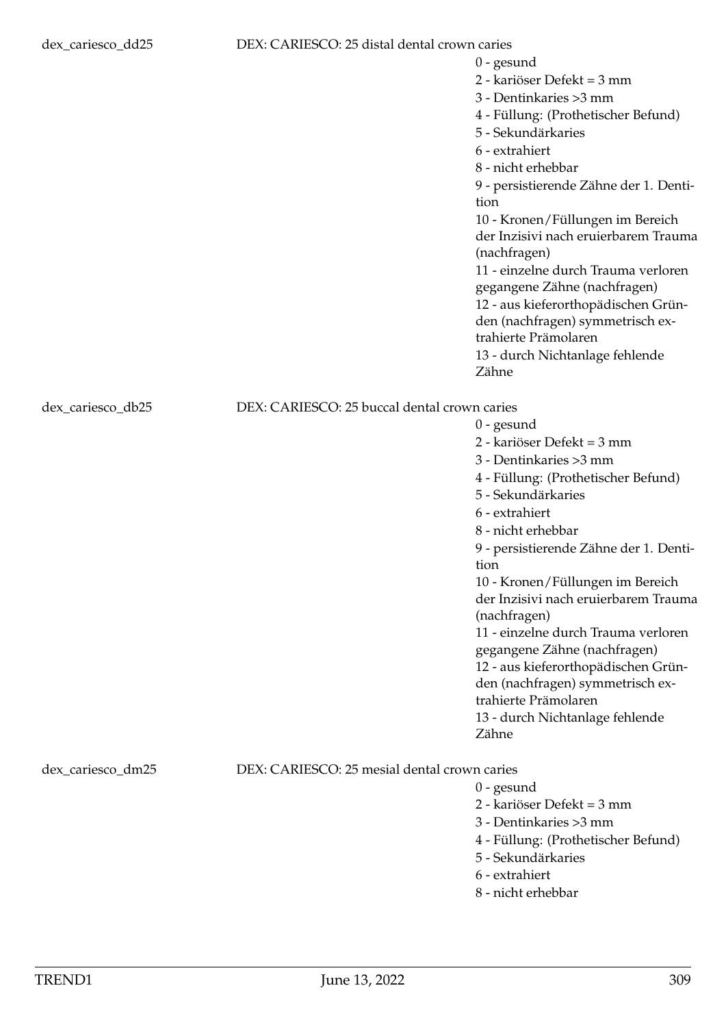dex_cariesco_dd25 DEX: CARIESCO: 25 distal dental crown caries

- 0 - gesund
- 2 - kariöser Defekt = 3 mm
- 3 - Dentinkaries >3 mm
- 4 - Füllung: (Prothetischer Befund)
- 5 - Sekundärkaries
- 6 - extrahiert
- 8 - nicht erhebbar
- 9 - persistierende Zähne der 1. Dentition
- 10 - Kronen/Füllungen im Bereich der Inzisivi nach eruierbarem Trauma (nachfragen)
- 11 - einzelne durch Trauma verloren gegangene Zähne (nachfragen)
- 12 - aus kieferorthopädischen Gründen (nachfragen) symmetrisch extrahierte Prämolaren
- 13 - durch Nichtanlage fehlende Zähne

dex_cariesco_db25 DEX: CARIESCO: 25 buccal dental crown caries

- 0 - gesund
- 2 - kariöser Defekt = 3 mm
- 3 - Dentinkaries >3 mm
- 4 - Füllung: (Prothetischer Befund)
- 5 - Sekundärkaries
- 6 - extrahiert
- 8 - nicht erhebbar
- 9 - persistierende Zähne der 1. Dentition
- 10 - Kronen/Füllungen im Bereich der Inzisivi nach eruierbarem Trauma (nachfragen)
- 11 - einzelne durch Trauma verloren gegangene Zähne (nachfragen)
- 12 - aus kieferorthopädischen Gründen (nachfragen) symmetrisch extrahierte Prämolaren
- 13 - durch Nichtanlage fehlende Zähne

dex_cariesco_dm25 DEX: CARIESCO: 25 mesial dental crown caries

- 0 - gesund
- 2 - kariöser Defekt = 3 mm
- 3 - Dentinkaries >3 mm
- 4 - Füllung: (Prothetischer Befund)
- 5 - Sekundärkaries
- 6 - extrahiert
- 8 - nicht erhebbar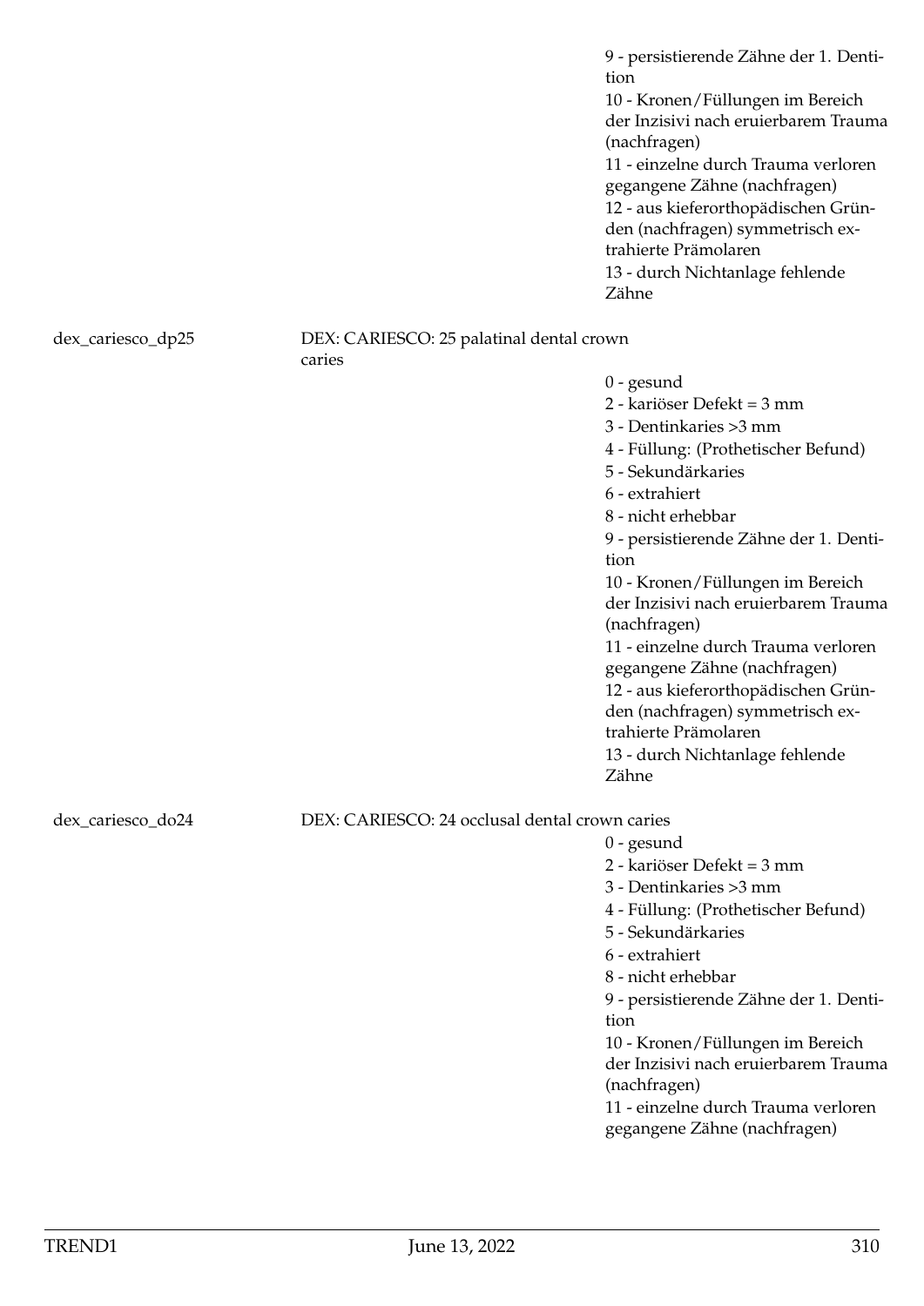9 - persistierende Zähne der 1. Dentition
10 - Kronen/Füllungen im Bereich der Inzisivi nach eruierbarem Trauma (nachfragen)
11 - einzelne durch Trauma verloren gegangene Zähne (nachfragen)
12 - aus kieferorthopädischen Gründen (nachfragen) symmetrisch extrahierte Prämolaren
13 - durch Nichtanlage fehlende Zähne

dex_cariesco_dp25 — DEX: CARIESCO: 25 palatinal dental crown caries

0 - gesund
2 - kariöser Defekt = 3 mm
3 - Dentinkaries >3 mm
4 - Füllung: (Prothetischer Befund)
5 - Sekundärkaries
6 - extrahiert
8 - nicht erhebbar
9 - persistierende Zähne der 1. Dentition
10 - Kronen/Füllungen im Bereich der Inzisivi nach eruierbarem Trauma (nachfragen)
11 - einzelne durch Trauma verloren gegangene Zähne (nachfragen)
12 - aus kieferorthopädischen Gründen (nachfragen) symmetrisch extrahierte Prämolaren
13 - durch Nichtanlage fehlende Zähne

dex_cariesco_do24 — DEX: CARIESCO: 24 occlusal dental crown caries

0 - gesund
2 - kariöser Defekt = 3 mm
3 - Dentinkaries >3 mm
4 - Füllung: (Prothetischer Befund)
5 - Sekundärkaries
6 - extrahiert
8 - nicht erhebbar
9 - persistierende Zähne der 1. Dentition
10 - Kronen/Füllungen im Bereich der Inzisivi nach eruierbarem Trauma (nachfragen)
11 - einzelne durch Trauma verloren gegangene Zähne (nachfragen)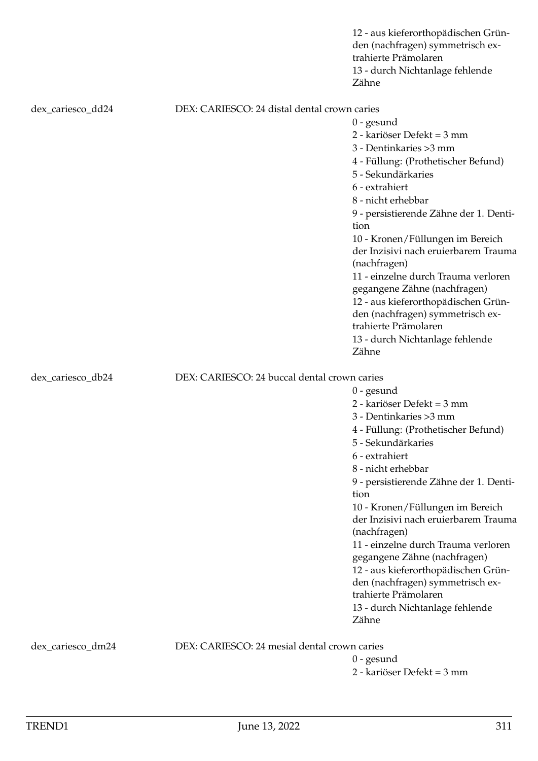12 - aus kieferorthopädischen Gründen (nachfragen) symmetrisch extrahierte Prämolaren
13 - durch Nichtanlage fehlende Zähne

dex_cariesco_dd24 — DEX: CARIESCO: 24 distal dental crown caries

0 - gesund
2 - kariöser Defekt = 3 mm
3 - Dentinkaries >3 mm
4 - Füllung: (Prothetischer Befund)
5 - Sekundärkaries
6 - extrahiert
8 - nicht erhebbar
9 - persistierende Zähne der 1. Dentition
10 - Kronen/Füllungen im Bereich der Inzisivi nach eruierbarem Trauma (nachfragen)
11 - einzelne durch Trauma verloren gegangene Zähne (nachfragen)
12 - aus kieferorthopädischen Gründen (nachfragen) symmetrisch extrahierte Prämolaren
13 - durch Nichtanlage fehlende Zähne

dex_cariesco_db24 — DEX: CARIESCO: 24 buccal dental crown caries

0 - gesund
2 - kariöser Defekt = 3 mm
3 - Dentinkaries >3 mm
4 - Füllung: (Prothetischer Befund)
5 - Sekundärkaries
6 - extrahiert
8 - nicht erhebbar
9 - persistierende Zähne der 1. Dentition
10 - Kronen/Füllungen im Bereich der Inzisivi nach eruierbarem Trauma (nachfragen)
11 - einzelne durch Trauma verloren gegangene Zähne (nachfragen)
12 - aus kieferorthopädischen Gründen (nachfragen) symmetrisch extrahierte Prämolaren
13 - durch Nichtanlage fehlende Zähne

dex_cariesco_dm24 — DEX: CARIESCO: 24 mesial dental crown caries

0 - gesund
2 - kariöser Defekt = 3 mm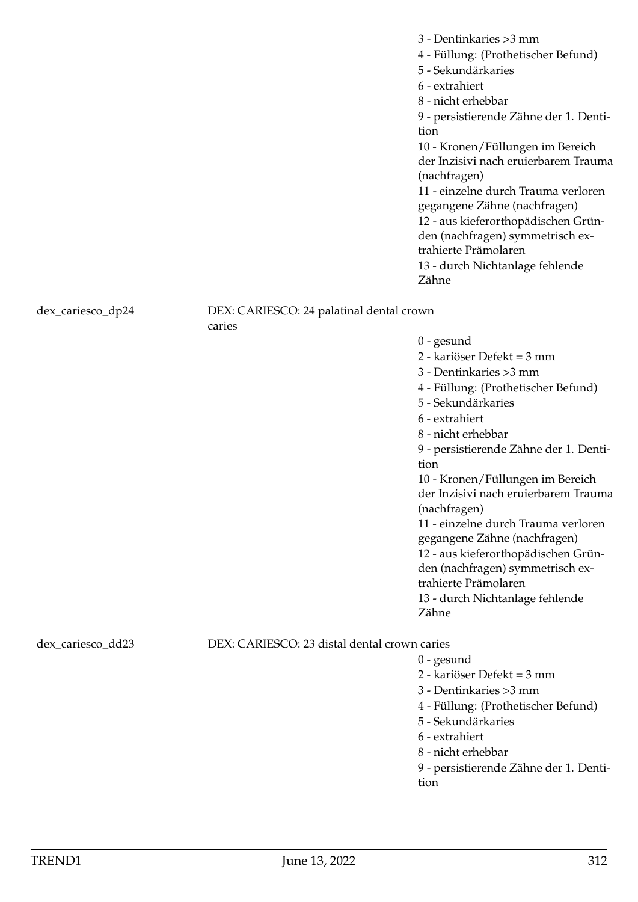3 - Dentinkaries >3 mm
4 - Füllung: (Prothetischer Befund)
5 - Sekundärkaries
6 - extrahiert
8 - nicht erhebbar
9 - persistierende Zähne der 1. Dentition
10 - Kronen/Füllungen im Bereich der Inzisivi nach eruierbarem Trauma (nachfragen)
11 - einzelne durch Trauma verloren gegangene Zähne (nachfragen)
12 - aus kieferorthopädischen Gründen (nachfragen) symmetrisch extrahierte Prämolaren
13 - durch Nichtanlage fehlende Zähne

dex_cariesco_dp24 DEX: CARIESCO: 24 palatinal dental crown caries

0 - gesund
2 - kariöser Defekt = 3 mm
3 - Dentinkaries >3 mm
4 - Füllung: (Prothetischer Befund)
5 - Sekundärkaries
6 - extrahiert
8 - nicht erhebbar
9 - persistierende Zähne der 1. Dentition
10 - Kronen/Füllungen im Bereich der Inzisivi nach eruierbarem Trauma (nachfragen)
11 - einzelne durch Trauma verloren gegangene Zähne (nachfragen)
12 - aus kieferorthopädischen Gründen (nachfragen) symmetrisch extrahierte Prämolaren
13 - durch Nichtanlage fehlende Zähne

dex_cariesco_dd23 DEX: CARIESCO: 23 distal dental crown caries

0 - gesund
2 - kariöser Defekt = 3 mm
3 - Dentinkaries >3 mm
4 - Füllung: (Prothetischer Befund)
5 - Sekundärkaries
6 - extrahiert
8 - nicht erhebbar
9 - persistierende Zähne der 1. Dentition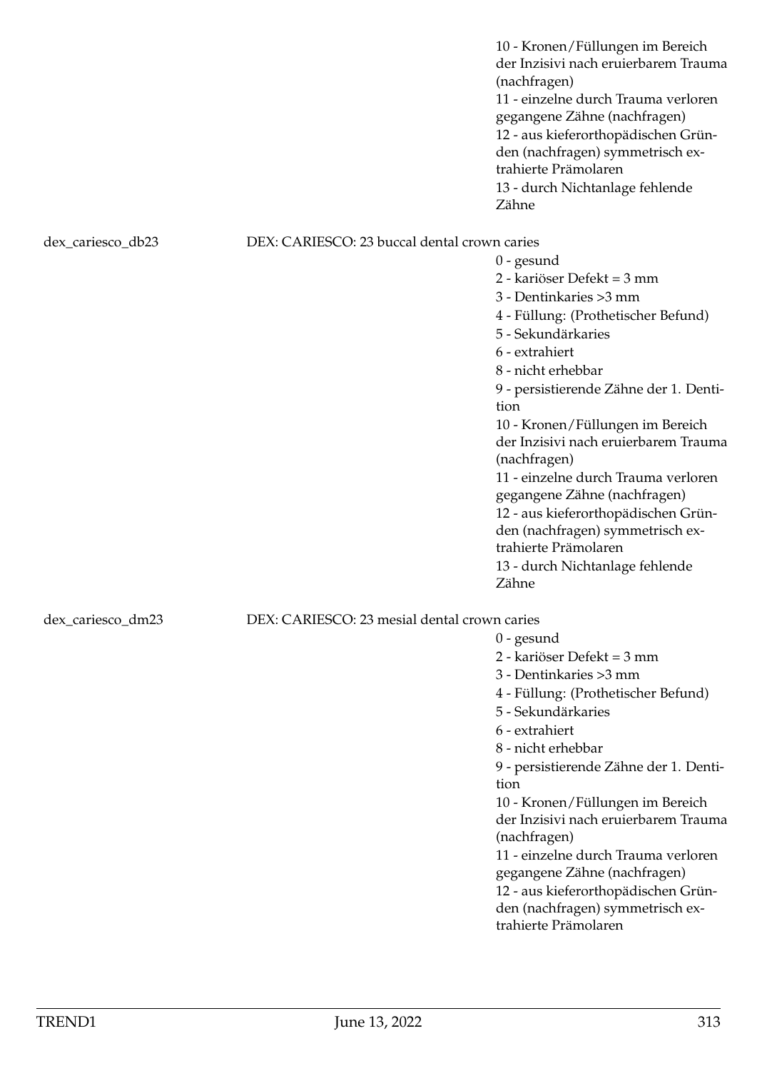10 - Kronen/Füllungen im Bereich der Inzisivi nach eruierbarem Trauma (nachfragen)
11 - einzelne durch Trauma verloren gegangene Zähne (nachfragen)
12 - aus kieferorthopädischen Gründen (nachfragen) symmetrisch extrahierte Prämolaren
13 - durch Nichtanlage fehlende Zähne

dex_cariesco_db23 DEX: CARIESCO: 23 buccal dental crown caries

0 - gesund
2 - kariöser Defekt = 3 mm
3 - Dentinkaries >3 mm
4 - Füllung: (Prothetischer Befund)
5 - Sekundärkaries
6 - extrahiert
8 - nicht erhebbar
9 - persistierende Zähne der 1. Dentition
10 - Kronen/Füllungen im Bereich der Inzisivi nach eruierbarem Trauma (nachfragen)
11 - einzelne durch Trauma verloren gegangene Zähne (nachfragen)
12 - aus kieferorthopädischen Gründen (nachfragen) symmetrisch extrahierte Prämolaren
13 - durch Nichtanlage fehlende Zähne

dex_cariesco_dm23 DEX: CARIESCO: 23 mesial dental crown caries

0 - gesund
2 - kariöser Defekt = 3 mm
3 - Dentinkaries >3 mm
4 - Füllung: (Prothetischer Befund)
5 - Sekundärkaries
6 - extrahiert
8 - nicht erhebbar
9 - persistierende Zähne der 1. Dentition
10 - Kronen/Füllungen im Bereich der Inzisivi nach eruierbarem Trauma (nachfragen)
11 - einzelne durch Trauma verloren gegangene Zähne (nachfragen)
12 - aus kieferorthopädischen Gründen (nachfragen) symmetrisch extrahierte Prämolaren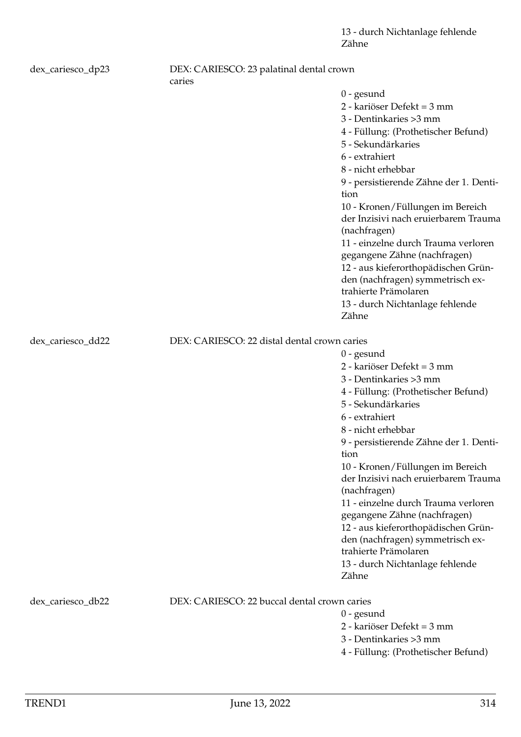13 - durch Nichtanlage fehlende Zähne

dex_cariesco_dp23 DEX: CARIESCO: 23 palatinal dental crown caries

0 - gesund
2 - kariöser Defekt = 3 mm
3 - Dentinkaries >3 mm
4 - Füllung: (Prothetischer Befund)
5 - Sekundärkaries
6 - extrahiert
8 - nicht erhebbar
9 - persistierende Zähne der 1. Dentition
10 - Kronen/Füllungen im Bereich der Inzisivi nach eruierbarem Trauma (nachfragen)
11 - einzelne durch Trauma verloren gegangene Zähne (nachfragen)
12 - aus kieferorthopädischen Gründen (nachfragen) symmetrisch extrahierte Prämolaren
13 - durch Nichtanlage fehlende Zähne

dex_cariesco_dd22 DEX: CARIESCO: 22 distal dental crown caries

0 - gesund
2 - kariöser Defekt = 3 mm
3 - Dentinkaries >3 mm
4 - Füllung: (Prothetischer Befund)
5 - Sekundärkaries
6 - extrahiert
8 - nicht erhebbar
9 - persistierende Zähne der 1. Dentition
10 - Kronen/Füllungen im Bereich der Inzisivi nach eruierbarem Trauma (nachfragen)
11 - einzelne durch Trauma verloren gegangene Zähne (nachfragen)
12 - aus kieferorthopädischen Gründen (nachfragen) symmetrisch extrahierte Prämolaren
13 - durch Nichtanlage fehlende Zähne

dex_cariesco_db22 DEX: CARIESCO: 22 buccal dental crown caries

0 - gesund
2 - kariöser Defekt = 3 mm
3 - Dentinkaries >3 mm
4 - Füllung: (Prothetischer Befund)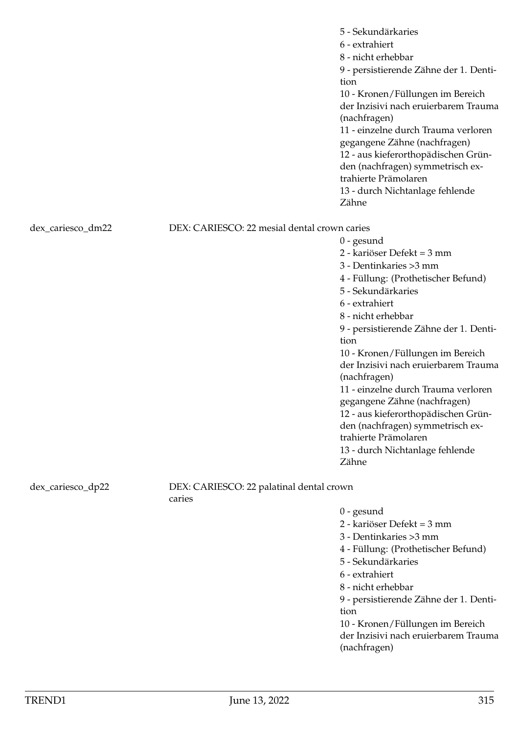5 - Sekundärkaries
6 - extrahiert
8 - nicht erhebbar
9 - persistierende Zähne der 1. Dentition
10 - Kronen/Füllungen im Bereich der Inzisivi nach eruierbarem Trauma (nachfragen)
11 - einzelne durch Trauma verloren gegangene Zähne (nachfragen)
12 - aus kieferorthopädischen Gründen (nachfragen) symmetrisch extrahierte Prämolaren
13 - durch Nichtanlage fehlende Zähne

dex_cariesco_dm22 — DEX: CARIESCO: 22 mesial dental crown caries

0 - gesund
2 - kariöser Defekt = 3 mm
3 - Dentinkaries >3 mm
4 - Füllung: (Prothetischer Befund)
5 - Sekundärkaries
6 - extrahiert
8 - nicht erhebbar
9 - persistierende Zähne der 1. Dentition
10 - Kronen/Füllungen im Bereich der Inzisivi nach eruierbarem Trauma (nachfragen)
11 - einzelne durch Trauma verloren gegangene Zähne (nachfragen)
12 - aus kieferorthopädischen Gründen (nachfragen) symmetrisch extrahierte Prämolaren
13 - durch Nichtanlage fehlende Zähne

dex_cariesco_dp22 — DEX: CARIESCO: 22 palatinal dental crown caries

0 - gesund
2 - kariöser Defekt = 3 mm
3 - Dentinkaries >3 mm
4 - Füllung: (Prothetischer Befund)
5 - Sekundärkaries
6 - extrahiert
8 - nicht erhebbar
9 - persistierende Zähne der 1. Dentition
10 - Kronen/Füllungen im Bereich der Inzisivi nach eruierbarem Trauma (nachfragen)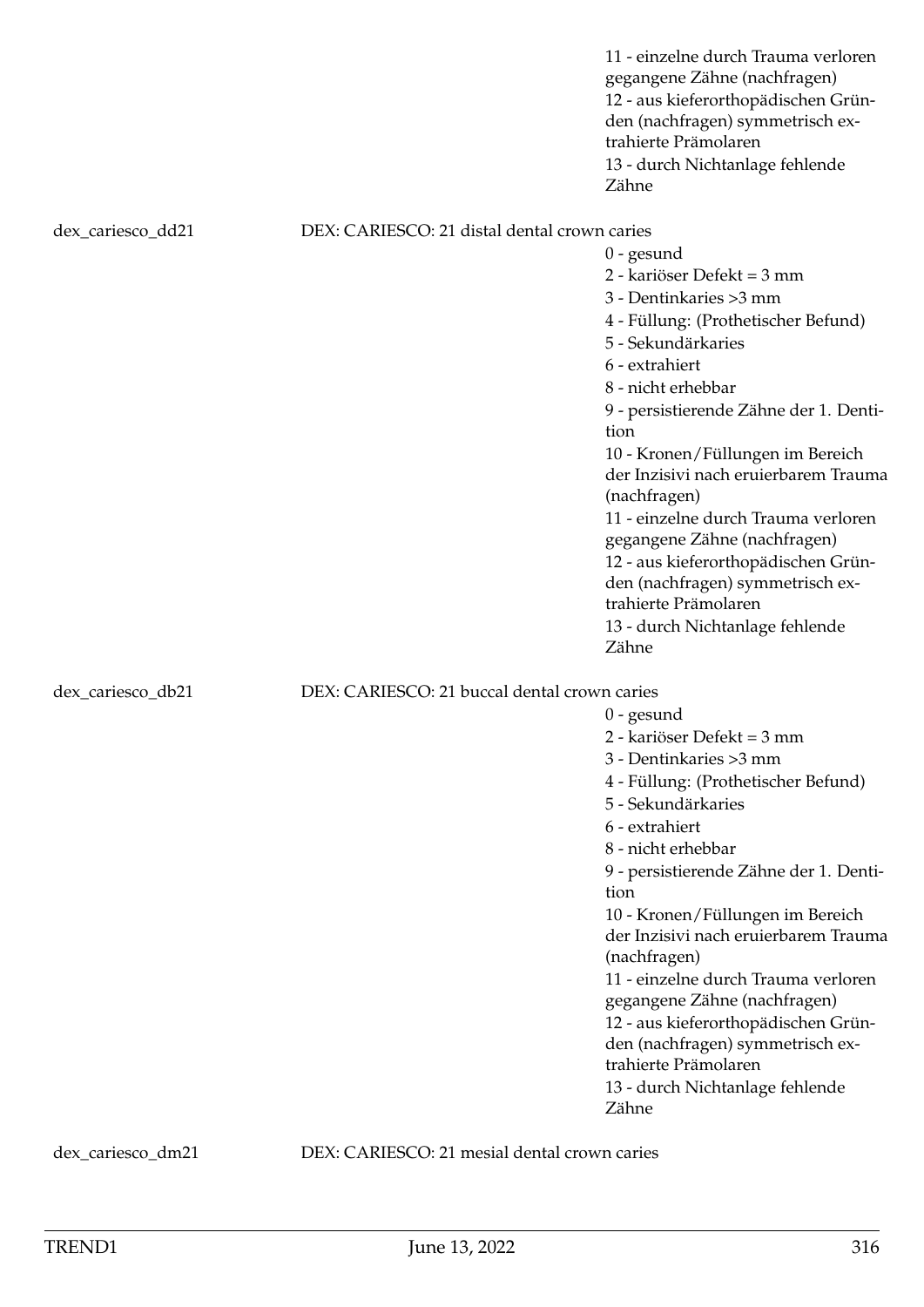11 - einzelne durch Trauma verloren gegangene Zähne (nachfragen)
12 - aus kieferorthopädischen Gründen (nachfragen) symmetrisch extrahierte Prämolaren
13 - durch Nichtanlage fehlende Zähne

dex_cariesco_dd21 DEX: CARIESCO: 21 distal dental crown caries

0 - gesund
2 - kariöser Defekt = 3 mm
3 - Dentinkaries >3 mm
4 - Füllung: (Prothetischer Befund)
5 - Sekundärkaries
6 - extrahiert
8 - nicht erhebbar
9 - persistierende Zähne der 1. Dentition
10 - Kronen/Füllungen im Bereich der Inzisivi nach eruierbarem Trauma (nachfragen)
11 - einzelne durch Trauma verloren gegangene Zähne (nachfragen)
12 - aus kieferorthopädischen Gründen (nachfragen) symmetrisch extrahierte Prämolaren
13 - durch Nichtanlage fehlende Zähne

dex_cariesco_db21 DEX: CARIESCO: 21 buccal dental crown caries

0 - gesund
2 - kariöser Defekt = 3 mm
3 - Dentinkaries >3 mm
4 - Füllung: (Prothetischer Befund)
5 - Sekundärkaries
6 - extrahiert
8 - nicht erhebbar
9 - persistierende Zähne der 1. Dentition
10 - Kronen/Füllungen im Bereich der Inzisivi nach eruierbarem Trauma (nachfragen)
11 - einzelne durch Trauma verloren gegangene Zähne (nachfragen)
12 - aus kieferorthopädischen Gründen (nachfragen) symmetrisch extrahierte Prämolaren
13 - durch Nichtanlage fehlende Zähne

dex_cariesco_dm21 DEX: CARIESCO: 21 mesial dental crown caries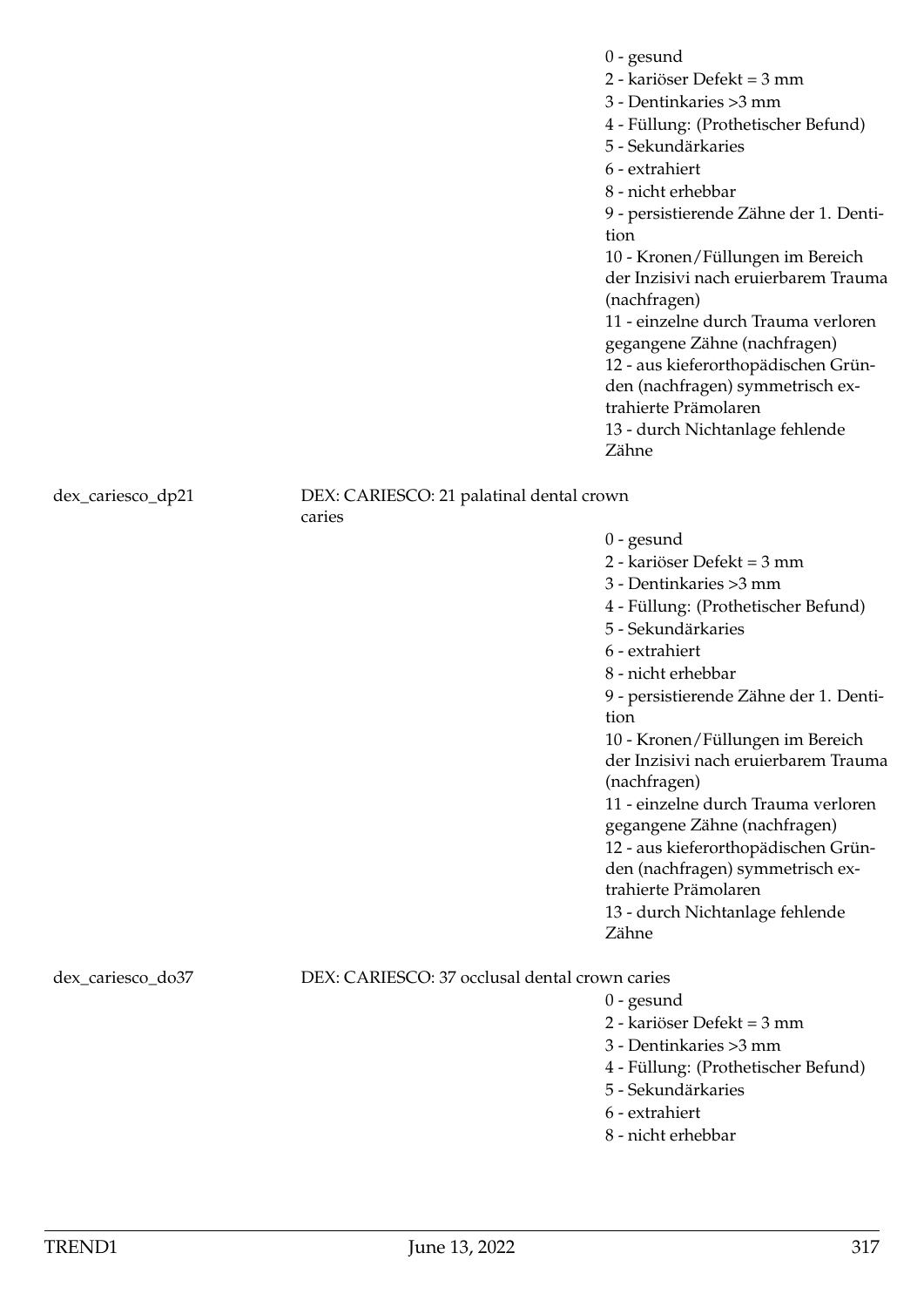0 - gesund
2 - kariöser Defekt = 3 mm
3 - Dentinkaries >3 mm
4 - Füllung: (Prothetischer Befund)
5 - Sekundärkaries
6 - extrahiert
8 - nicht erhebbar
9 - persistierende Zähne der 1. Dentition
10 - Kronen/Füllungen im Bereich der Inzisivi nach eruierbarem Trauma (nachfragen)
11 - einzelne durch Trauma verloren gegangene Zähne (nachfragen)
12 - aus kieferorthopädischen Gründen (nachfragen) symmetrisch extrahierte Prämolaren
13 - durch Nichtanlage fehlende Zähne

dex_cariesco_dp21 DEX: CARIESCO: 21 palatinal dental crown caries

0 - gesund
2 - kariöser Defekt = 3 mm
3 - Dentinkaries >3 mm
4 - Füllung: (Prothetischer Befund)
5 - Sekundärkaries
6 - extrahiert
8 - nicht erhebbar
9 - persistierende Zähne der 1. Dentition
10 - Kronen/Füllungen im Bereich der Inzisivi nach eruierbarem Trauma (nachfragen)
11 - einzelne durch Trauma verloren gegangene Zähne (nachfragen)
12 - aus kieferorthopädischen Gründen (nachfragen) symmetrisch extrahierte Prämolaren
13 - durch Nichtanlage fehlende Zähne

dex_cariesco_do37 DEX: CARIESCO: 37 occlusal dental crown caries

0 - gesund
2 - kariöser Defekt = 3 mm
3 - Dentinkaries >3 mm
4 - Füllung: (Prothetischer Befund)
5 - Sekundärkaries
6 - extrahiert
8 - nicht erhebbar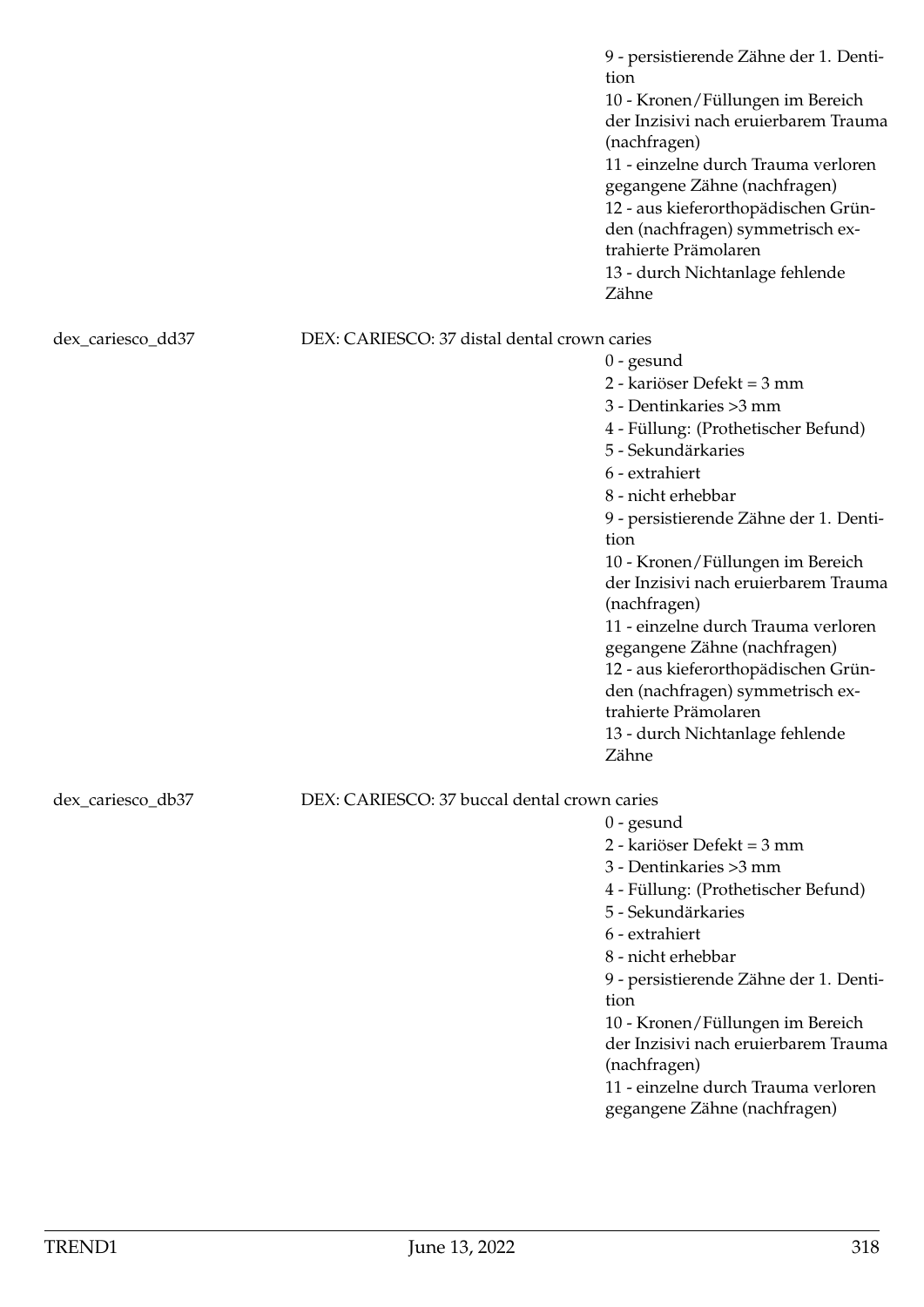9 - persistierende Zähne der 1. Dentition
10 - Kronen/Füllungen im Bereich der Inzisivi nach eruierbarem Trauma (nachfragen)
11 - einzelne durch Trauma verloren gegangene Zähne (nachfragen)
12 - aus kieferorthopädischen Gründen (nachfragen) symmetrisch extrahierte Prämolaren
13 - durch Nichtanlage fehlende Zähne

dex_cariesco_dd37 DEX: CARIESCO: 37 distal dental crown caries

0 - gesund
2 - kariöser Defekt = 3 mm
3 - Dentinkaries >3 mm
4 - Füllung: (Prothetischer Befund)
5 - Sekundärkaries
6 - extrahiert
8 - nicht erhebbar
9 - persistierende Zähne der 1. Dentition
10 - Kronen/Füllungen im Bereich der Inzisivi nach eruierbarem Trauma (nachfragen)
11 - einzelne durch Trauma verloren gegangene Zähne (nachfragen)
12 - aus kieferorthopädischen Gründen (nachfragen) symmetrisch extrahierte Prämolaren
13 - durch Nichtanlage fehlende Zähne

dex_cariesco_db37 DEX: CARIESCO: 37 buccal dental crown caries

0 - gesund
2 - kariöser Defekt = 3 mm
3 - Dentinkaries >3 mm
4 - Füllung: (Prothetischer Befund)
5 - Sekundärkaries
6 - extrahiert
8 - nicht erhebbar
9 - persistierende Zähne der 1. Dentition
10 - Kronen/Füllungen im Bereich der Inzisivi nach eruierbarem Trauma (nachfragen)
11 - einzelne durch Trauma verloren gegangene Zähne (nachfragen)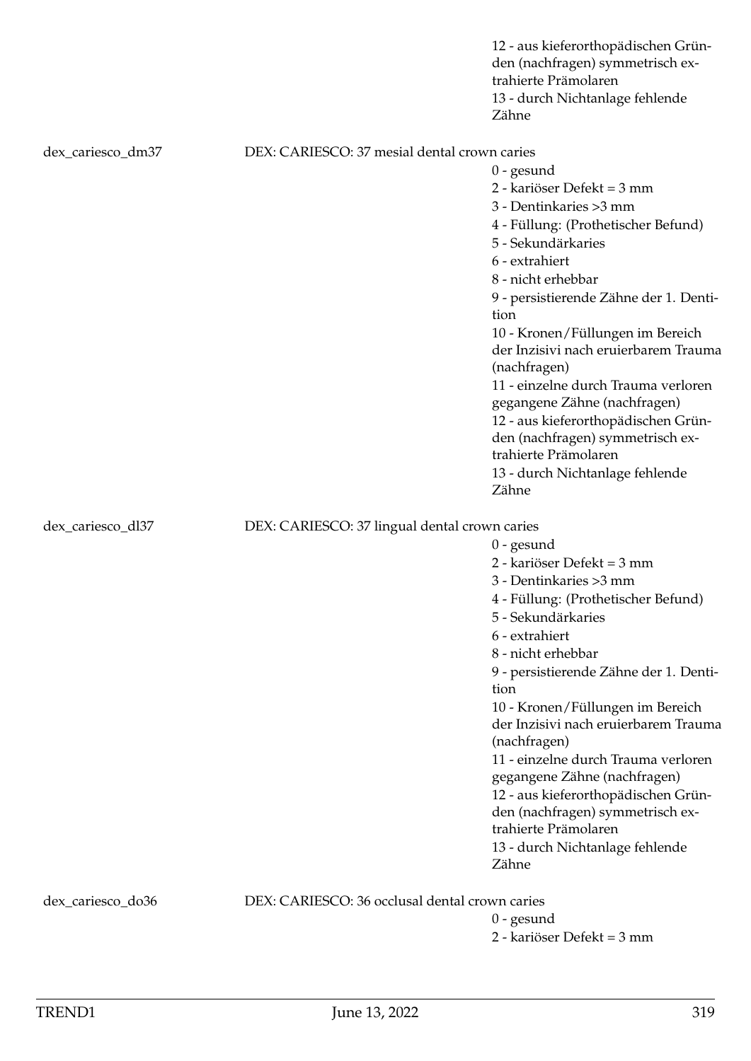12 - aus kieferorthopädischen Gründen (nachfragen) symmetrisch extrahierte Prämolaren
13 - durch Nichtanlage fehlende Zähne

dex_cariesco_dm37 — DEX: CARIESCO: 37 mesial dental crown caries

- 0 - gesund
- 2 - kariöser Defekt = 3 mm
- 3 - Dentinkaries >3 mm
- 4 - Füllung: (Prothetischer Befund)
- 5 - Sekundärkaries
- 6 - extrahiert
- 8 - nicht erhebbar
- 9 - persistierende Zähne der 1. Dentition
- 10 - Kronen/Füllungen im Bereich der Inzisivi nach eruierbarem Trauma (nachfragen)
- 11 - einzelne durch Trauma verloren gegangene Zähne (nachfragen)
- 12 - aus kieferorthopädischen Gründen (nachfragen) symmetrisch extrahierte Prämolaren
- 13 - durch Nichtanlage fehlende Zähne

dex_cariesco_dl37 — DEX: CARIESCO: 37 lingual dental crown caries

- 0 - gesund
- 2 - kariöser Defekt = 3 mm
- 3 - Dentinkaries >3 mm
- 4 - Füllung: (Prothetischer Befund)
- 5 - Sekundärkaries
- 6 - extrahiert
- 8 - nicht erhebbar
- 9 - persistierende Zähne der 1. Dentition
- 10 - Kronen/Füllungen im Bereich der Inzisivi nach eruierbarem Trauma (nachfragen)
- 11 - einzelne durch Trauma verloren gegangene Zähne (nachfragen)
- 12 - aus kieferorthopädischen Gründen (nachfragen) symmetrisch extrahierte Prämolaren
- 13 - durch Nichtanlage fehlende Zähne

dex_cariesco_do36 — DEX: CARIESCO: 36 occlusal dental crown caries

- 0 - gesund
- 2 - kariöser Defekt = 3 mm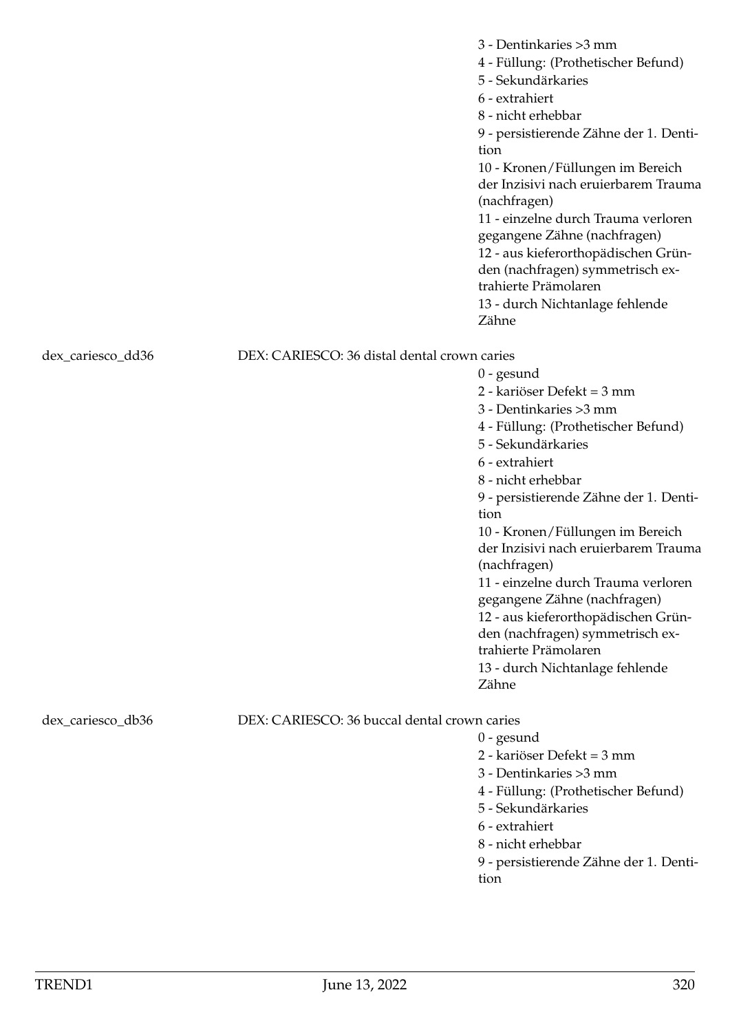3 - Dentinkaries >3 mm
4 - Füllung: (Prothetischer Befund)
5 - Sekundärkaries
6 - extrahiert
8 - nicht erhebbar
9 - persistierende Zähne der 1. Dentition
10 - Kronen/Füllungen im Bereich der Inzisivi nach eruierbarem Trauma (nachfragen)
11 - einzelne durch Trauma verloren gegangene Zähne (nachfragen)
12 - aus kieferorthopädischen Gründen (nachfragen) symmetrisch extrahierte Prämolaren
13 - durch Nichtanlage fehlende Zähne

dex_cariesco_dd36 DEX: CARIESCO: 36 distal dental crown caries

0 - gesund
2 - kariöser Defekt = 3 mm
3 - Dentinkaries >3 mm
4 - Füllung: (Prothetischer Befund)
5 - Sekundärkaries
6 - extrahiert
8 - nicht erhebbar
9 - persistierende Zähne der 1. Dentition
10 - Kronen/Füllungen im Bereich der Inzisivi nach eruierbarem Trauma (nachfragen)
11 - einzelne durch Trauma verloren gegangene Zähne (nachfragen)
12 - aus kieferorthopädischen Gründen (nachfragen) symmetrisch extrahierte Prämolaren
13 - durch Nichtanlage fehlende Zähne

dex_cariesco_db36 DEX: CARIESCO: 36 buccal dental crown caries

0 - gesund
2 - kariöser Defekt = 3 mm
3 - Dentinkaries >3 mm
4 - Füllung: (Prothetischer Befund)
5 - Sekundärkaries
6 - extrahiert
8 - nicht erhebbar
9 - persistierende Zähne der 1. Dentition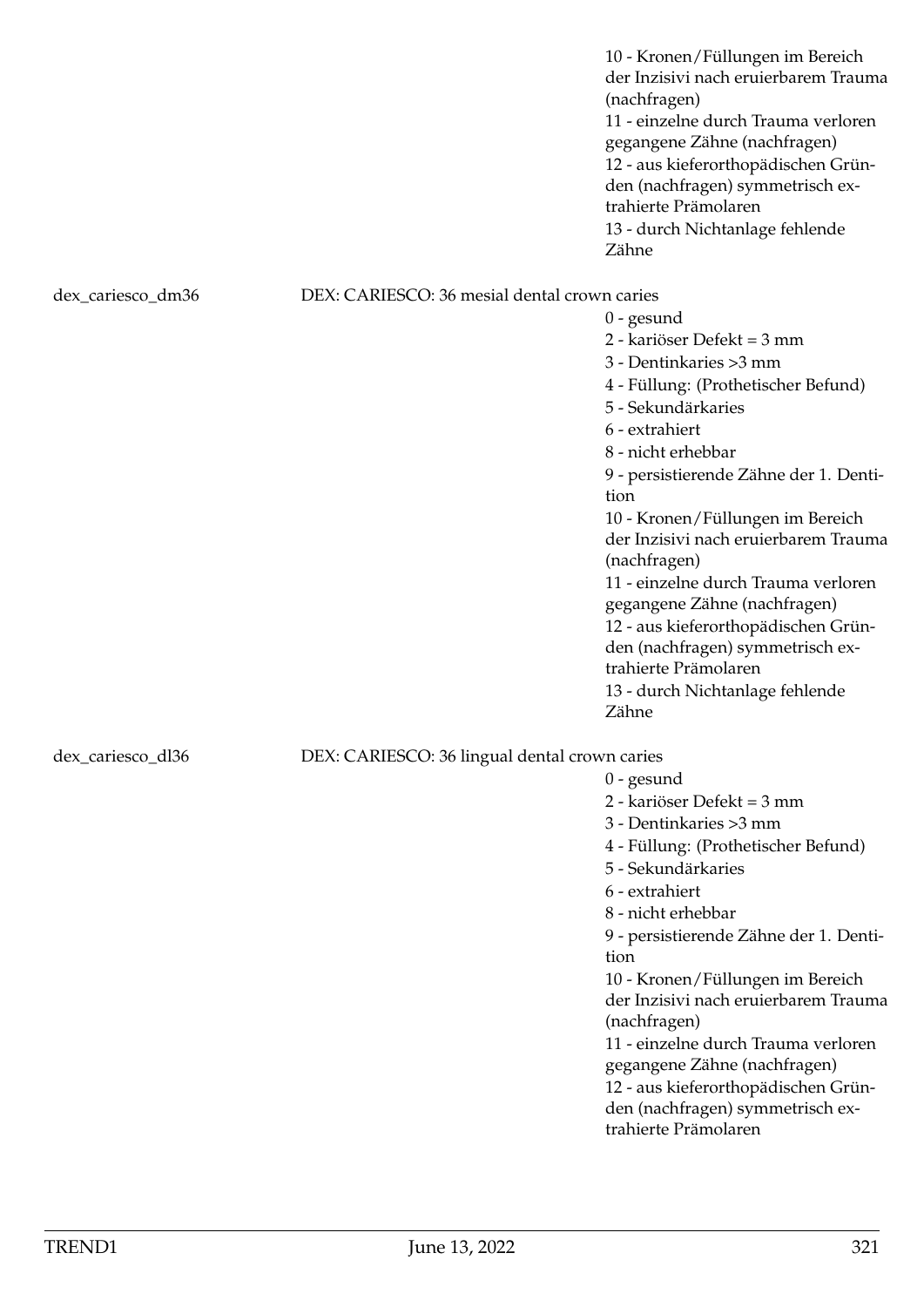10 - Kronen/Füllungen im Bereich der Inzisivi nach eruierbarem Trauma (nachfragen)
11 - einzelne durch Trauma verloren gegangene Zähne (nachfragen)
12 - aus kieferorthopädischen Gründen (nachfragen) symmetrisch extrahierte Prämolaren
13 - durch Nichtanlage fehlende Zähne

dex_cariesco_dm36 DEX: CARIESCO: 36 mesial dental crown caries

0 - gesund
2 - kariöser Defekt = 3 mm
3 - Dentinkaries >3 mm
4 - Füllung: (Prothetischer Befund)
5 - Sekundärkaries
6 - extrahiert
8 - nicht erhebbar
9 - persistierende Zähne der 1. Dentition
10 - Kronen/Füllungen im Bereich der Inzisivi nach eruierbarem Trauma (nachfragen)
11 - einzelne durch Trauma verloren gegangene Zähne (nachfragen)
12 - aus kieferorthopädischen Gründen (nachfragen) symmetrisch extrahierte Prämolaren
13 - durch Nichtanlage fehlende Zähne

dex_cariesco_dl36 DEX: CARIESCO: 36 lingual dental crown caries

0 - gesund
2 - kariöser Defekt = 3 mm
3 - Dentinkaries >3 mm
4 - Füllung: (Prothetischer Befund)
5 - Sekundärkaries
6 - extrahiert
8 - nicht erhebbar
9 - persistierende Zähne der 1. Dentition
10 - Kronen/Füllungen im Bereich der Inzisivi nach eruierbarem Trauma (nachfragen)
11 - einzelne durch Trauma verloren gegangene Zähne (nachfragen)
12 - aus kieferorthopädischen Gründen (nachfragen) symmetrisch extrahierte Prämolaren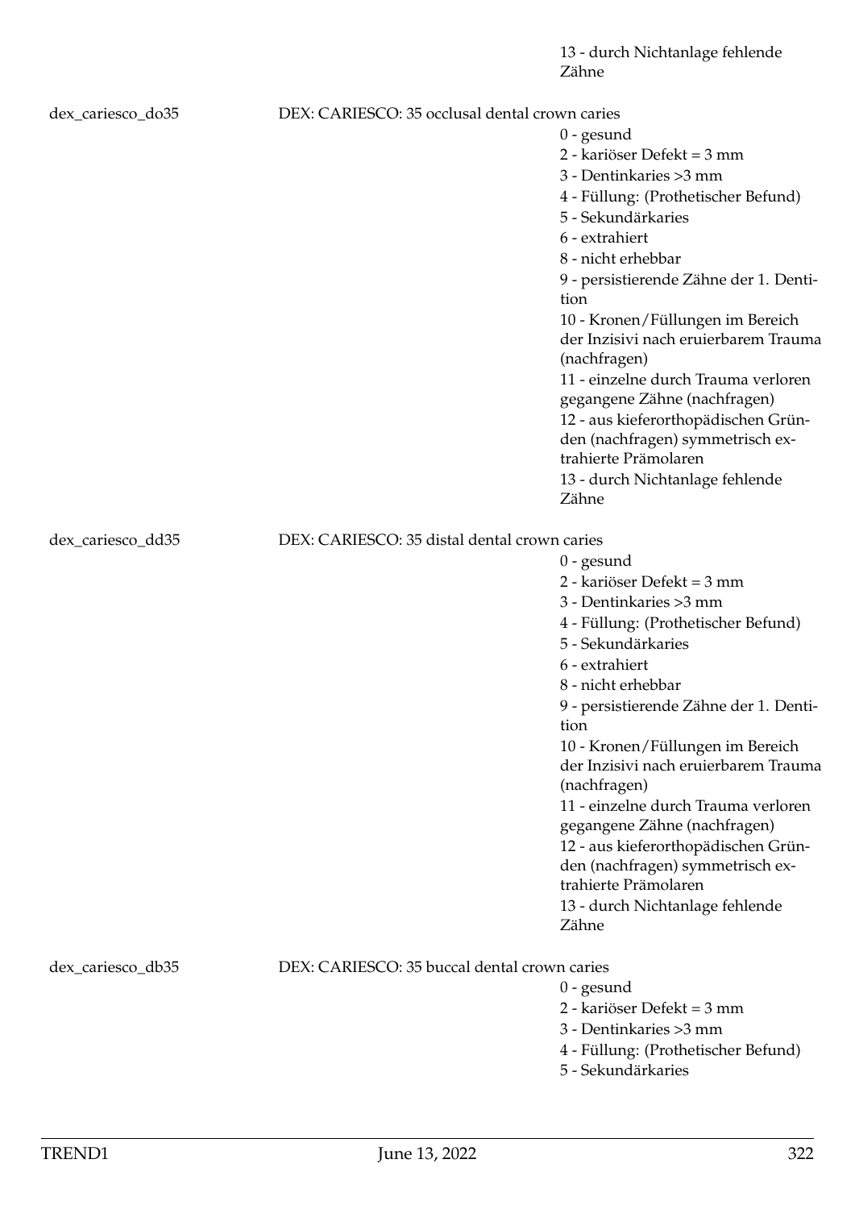13 - durch Nichtanlage fehlende Zähne

dex_cariesco_do35 | DEX: CARIESCO: 35 occlusal dental crown caries

- 0 - gesund
- 2 - kariöser Defekt = 3 mm
- 3 - Dentinkaries >3 mm
- 4 - Füllung: (Prothetischer Befund)
- 5 - Sekundärkaries
- 6 - extrahiert
- 8 - nicht erhebbar
- 9 - persistierende Zähne der 1. Dentition
- 10 - Kronen/Füllungen im Bereich der Inzisivi nach eruierbarem Trauma (nachfragen)
- 11 - einzelne durch Trauma verloren gegangene Zähne (nachfragen)
- 12 - aus kieferorthopädischen Gründen (nachfragen) symmetrisch extrahierte Prämolaren
- 13 - durch Nichtanlage fehlende Zähne

dex_cariesco_dd35 | DEX: CARIESCO: 35 distal dental crown caries

- 0 - gesund
- 2 - kariöser Defekt = 3 mm
- 3 - Dentinkaries >3 mm
- 4 - Füllung: (Prothetischer Befund)
- 5 - Sekundärkaries
- 6 - extrahiert
- 8 - nicht erhebbar
- 9 - persistierende Zähne der 1. Dentition
- 10 - Kronen/Füllungen im Bereich der Inzisivi nach eruierbarem Trauma (nachfragen)
- 11 - einzelne durch Trauma verloren gegangene Zähne (nachfragen)
- 12 - aus kieferorthopädischen Gründen (nachfragen) symmetrisch extrahierte Prämolaren
- 13 - durch Nichtanlage fehlende Zähne

dex_cariesco_db35 | DEX: CARIESCO: 35 buccal dental crown caries

- 0 - gesund
- 2 - kariöser Defekt = 3 mm
- 3 - Dentinkaries >3 mm
- 4 - Füllung: (Prothetischer Befund)
- 5 - Sekundärkaries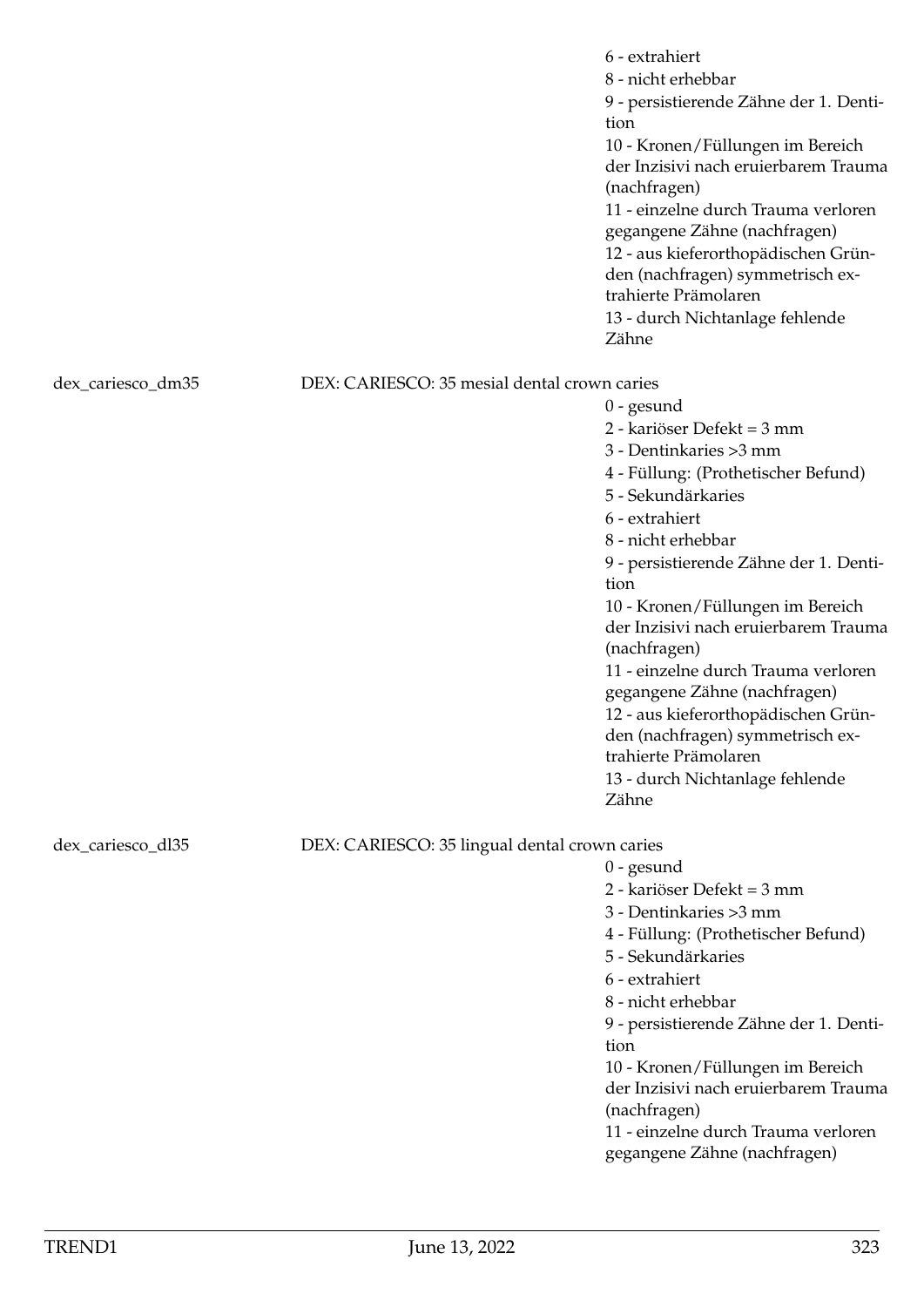6 - extrahiert
8 - nicht erhebbar
9 - persistierende Zähne der 1. Dentition
10 - Kronen/Füllungen im Bereich der Inzisivi nach eruierbarem Trauma (nachfragen)
11 - einzelne durch Trauma verloren gegangene Zähne (nachfragen)
12 - aus kieferorthopädischen Gründen (nachfragen) symmetrisch extrahierte Prämolaren
13 - durch Nichtanlage fehlende Zähne

dex_cariesco_dm35 DEX: CARIESCO: 35 mesial dental crown caries

0 - gesund
2 - kariöser Defekt = 3 mm
3 - Dentinkaries >3 mm
4 - Füllung: (Prothetischer Befund)
5 - Sekundärkaries
6 - extrahiert
8 - nicht erhebbar
9 - persistierende Zähne der 1. Dentition
10 - Kronen/Füllungen im Bereich der Inzisivi nach eruierbarem Trauma (nachfragen)
11 - einzelne durch Trauma verloren gegangene Zähne (nachfragen)
12 - aus kieferorthopädischen Gründen (nachfragen) symmetrisch extrahierte Prämolaren
13 - durch Nichtanlage fehlende Zähne

dex_cariesco_dl35 DEX: CARIESCO: 35 lingual dental crown caries

0 - gesund
2 - kariöser Defekt = 3 mm
3 - Dentinkaries >3 mm
4 - Füllung: (Prothetischer Befund)
5 - Sekundärkaries
6 - extrahiert
8 - nicht erhebbar
9 - persistierende Zähne der 1. Dentition
10 - Kronen/Füllungen im Bereich der Inzisivi nach eruierbarem Trauma (nachfragen)
11 - einzelne durch Trauma verloren gegangene Zähne (nachfragen)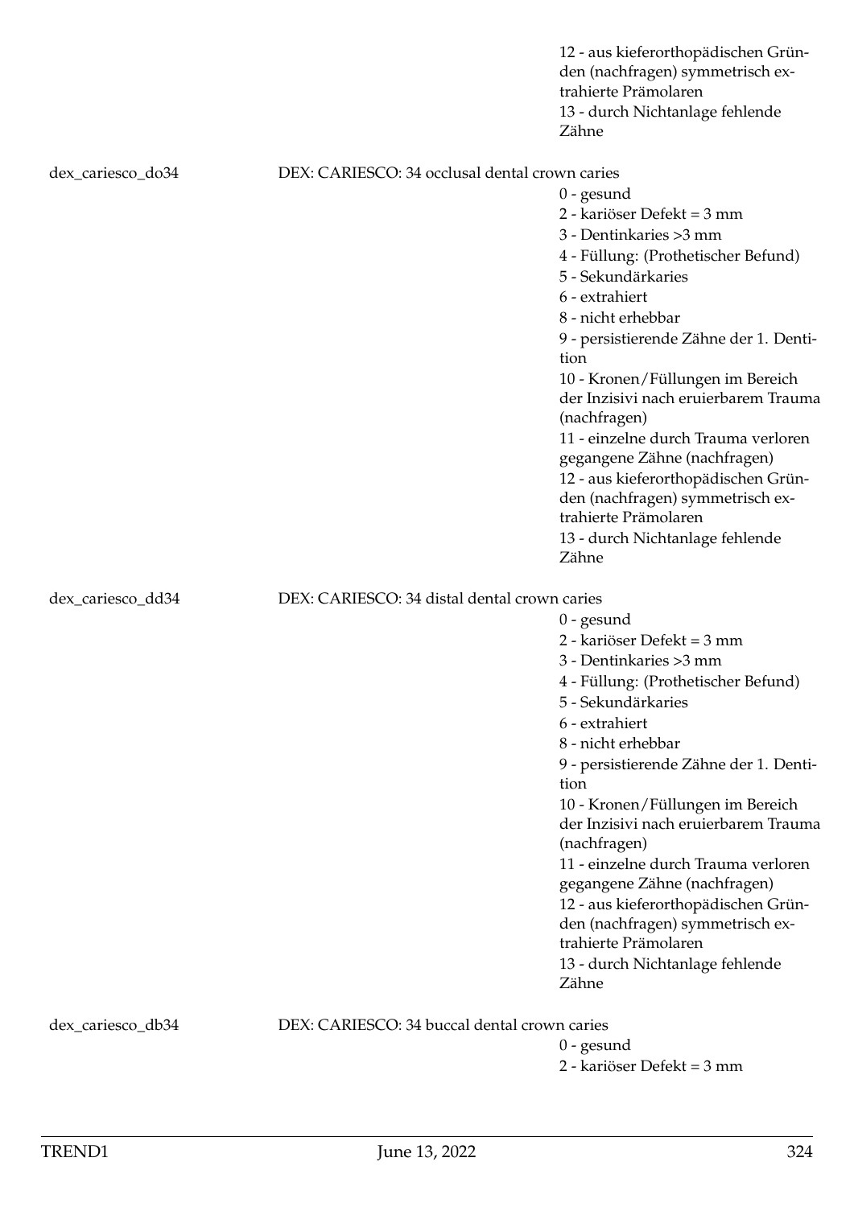12 - aus kieferorthopädischen Gründen (nachfragen) symmetrisch extrahierte Prämolaren
13 - durch Nichtanlage fehlende Zähne

dex_cariesco_do34 DEX: CARIESCO: 34 occlusal dental crown caries

0 - gesund
2 - kariöser Defekt = 3 mm
3 - Dentinkaries >3 mm
4 - Füllung: (Prothetischer Befund)
5 - Sekundärkaries
6 - extrahiert
8 - nicht erhebbar
9 - persistierende Zähne der 1. Dentition
10 - Kronen/Füllungen im Bereich der Inzisivi nach eruierbarem Trauma (nachfragen)
11 - einzelne durch Trauma verloren gegangene Zähne (nachfragen)
12 - aus kieferorthopädischen Gründen (nachfragen) symmetrisch extrahierte Prämolaren
13 - durch Nichtanlage fehlende Zähne

dex_cariesco_dd34 DEX: CARIESCO: 34 distal dental crown caries

0 - gesund
2 - kariöser Defekt = 3 mm
3 - Dentinkaries >3 mm
4 - Füllung: (Prothetischer Befund)
5 - Sekundärkaries
6 - extrahiert
8 - nicht erhebbar
9 - persistierende Zähne der 1. Dentition
10 - Kronen/Füllungen im Bereich der Inzisivi nach eruierbarem Trauma (nachfragen)
11 - einzelne durch Trauma verloren gegangene Zähne (nachfragen)
12 - aus kieferorthopädischen Gründen (nachfragen) symmetrisch extrahierte Prämolaren
13 - durch Nichtanlage fehlende Zähne

dex_cariesco_db34 DEX: CARIESCO: 34 buccal dental crown caries

0 - gesund
2 - kariöser Defekt = 3 mm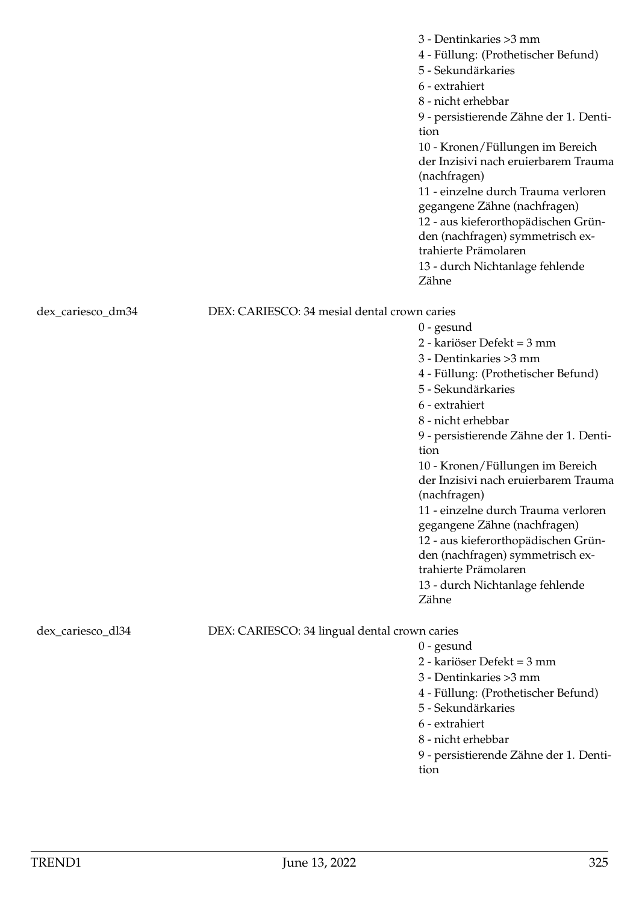3 - Dentinkaries >3 mm
4 - Füllung: (Prothetischer Befund)
5 - Sekundärkaries
6 - extrahiert
8 - nicht erhebbar
9 - persistierende Zähne der 1. Dentition
10 - Kronen/Füllungen im Bereich der Inzisivi nach eruierbarem Trauma (nachfragen)
11 - einzelne durch Trauma verloren gegangene Zähne (nachfragen)
12 - aus kieferorthopädischen Gründen (nachfragen) symmetrisch extrahierte Prämolaren
13 - durch Nichtanlage fehlende Zähne

dex_cariesco_dm34 DEX: CARIESCO: 34 mesial dental crown caries

0 - gesund
2 - kariöser Defekt = 3 mm
3 - Dentinkaries >3 mm
4 - Füllung: (Prothetischer Befund)
5 - Sekundärkaries
6 - extrahiert
8 - nicht erhebbar
9 - persistierende Zähne der 1. Dentition
10 - Kronen/Füllungen im Bereich der Inzisivi nach eruierbarem Trauma (nachfragen)
11 - einzelne durch Trauma verloren gegangene Zähne (nachfragen)
12 - aus kieferorthopädischen Gründen (nachfragen) symmetrisch extrahierte Prämolaren
13 - durch Nichtanlage fehlende Zähne

dex_cariesco_dl34 DEX: CARIESCO: 34 lingual dental crown caries

0 - gesund
2 - kariöser Defekt = 3 mm
3 - Dentinkaries >3 mm
4 - Füllung: (Prothetischer Befund)
5 - Sekundärkaries
6 - extrahiert
8 - nicht erhebbar
9 - persistierende Zähne der 1. Dentition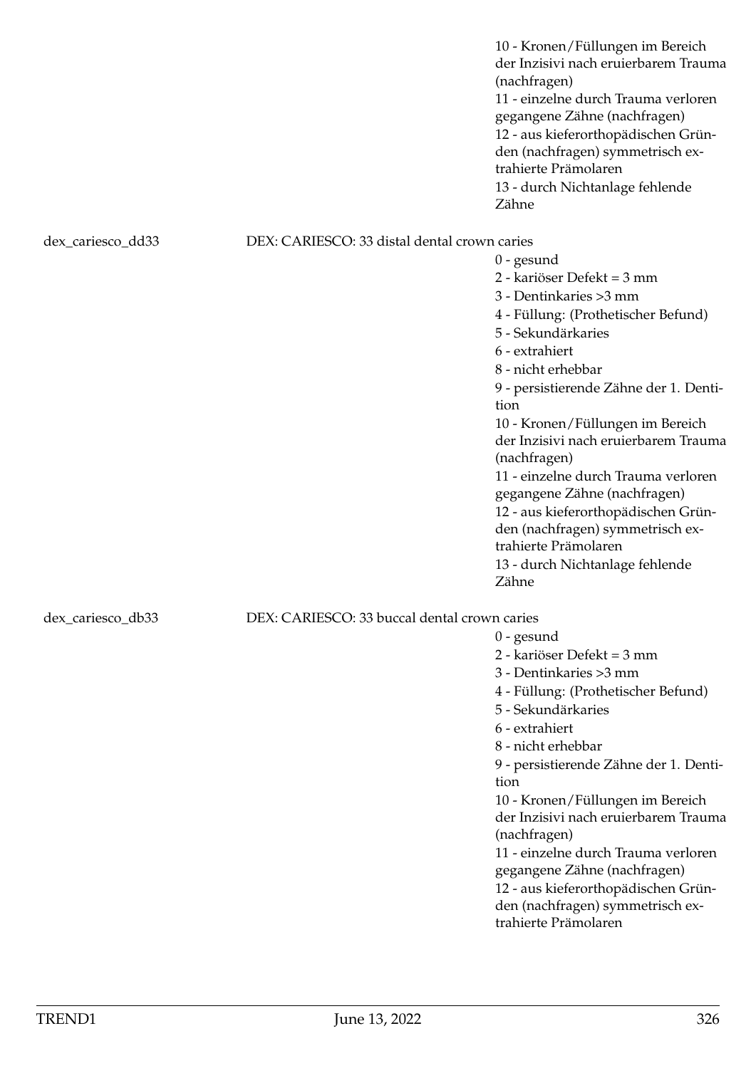10 - Kronen/Füllungen im Bereich der Inzisivi nach eruierbarem Trauma (nachfragen)
11 - einzelne durch Trauma verloren gegangene Zähne (nachfragen)
12 - aus kieferorthopädischen Gründen (nachfragen) symmetrisch extrahierte Prämolaren
13 - durch Nichtanlage fehlende Zähne

dex_cariesco_dd33 DEX: CARIESCO: 33 distal dental crown caries

0 - gesund
2 - kariöser Defekt = 3 mm
3 - Dentinkaries >3 mm
4 - Füllung: (Prothetischer Befund)
5 - Sekundärkaries
6 - extrahiert
8 - nicht erhebbar
9 - persistierende Zähne der 1. Dentition
10 - Kronen/Füllungen im Bereich der Inzisivi nach eruierbarem Trauma (nachfragen)
11 - einzelne durch Trauma verloren gegangene Zähne (nachfragen)
12 - aus kieferorthopädischen Gründen (nachfragen) symmetrisch extrahierte Prämolaren
13 - durch Nichtanlage fehlende Zähne

dex_cariesco_db33 DEX: CARIESCO: 33 buccal dental crown caries

0 - gesund
2 - kariöser Defekt = 3 mm
3 - Dentinkaries >3 mm
4 - Füllung: (Prothetischer Befund)
5 - Sekundärkaries
6 - extrahiert
8 - nicht erhebbar
9 - persistierende Zähne der 1. Dentition
10 - Kronen/Füllungen im Bereich der Inzisivi nach eruierbarem Trauma (nachfragen)
11 - einzelne durch Trauma verloren gegangene Zähne (nachfragen)
12 - aus kieferorthopädischen Gründen (nachfragen) symmetrisch extrahierte Prämolaren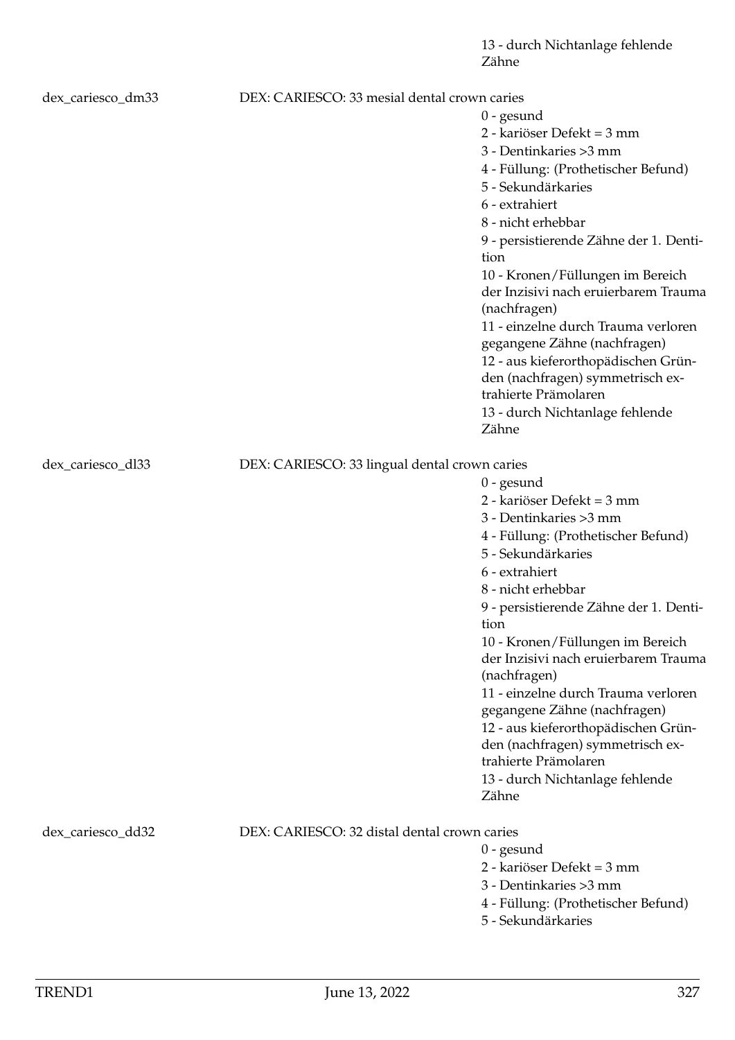13 - durch Nichtanlage fehlende Zähne

dex_cariesco_dm33 DEX: CARIESCO: 33 mesial dental crown caries

0 - gesund
2 - kariöser Defekt = 3 mm
3 - Dentinkaries >3 mm
4 - Füllung: (Prothetischer Befund)
5 - Sekundärkaries
6 - extrahiert
8 - nicht erhebbar
9 - persistierende Zähne der 1. Dentition
10 - Kronen/Füllungen im Bereich der Inzisivi nach eruierbarem Trauma (nachfragen)
11 - einzelne durch Trauma verloren gegangene Zähne (nachfragen)
12 - aus kieferorthopädischen Gründen (nachfragen) symmetrisch extrahierte Prämolaren
13 - durch Nichtanlage fehlende Zähne

dex_cariesco_dl33 DEX: CARIESCO: 33 lingual dental crown caries

0 - gesund
2 - kariöser Defekt = 3 mm
3 - Dentinkaries >3 mm
4 - Füllung: (Prothetischer Befund)
5 - Sekundärkaries
6 - extrahiert
8 - nicht erhebbar
9 - persistierende Zähne der 1. Dentition
10 - Kronen/Füllungen im Bereich der Inzisivi nach eruierbarem Trauma (nachfragen)
11 - einzelne durch Trauma verloren gegangene Zähne (nachfragen)
12 - aus kieferorthopädischen Gründen (nachfragen) symmetrisch extrahierte Prämolaren
13 - durch Nichtanlage fehlende Zähne

dex_cariesco_dd32 DEX: CARIESCO: 32 distal dental crown caries

0 - gesund
2 - kariöser Defekt = 3 mm
3 - Dentinkaries >3 mm
4 - Füllung: (Prothetischer Befund)
5 - Sekundärkaries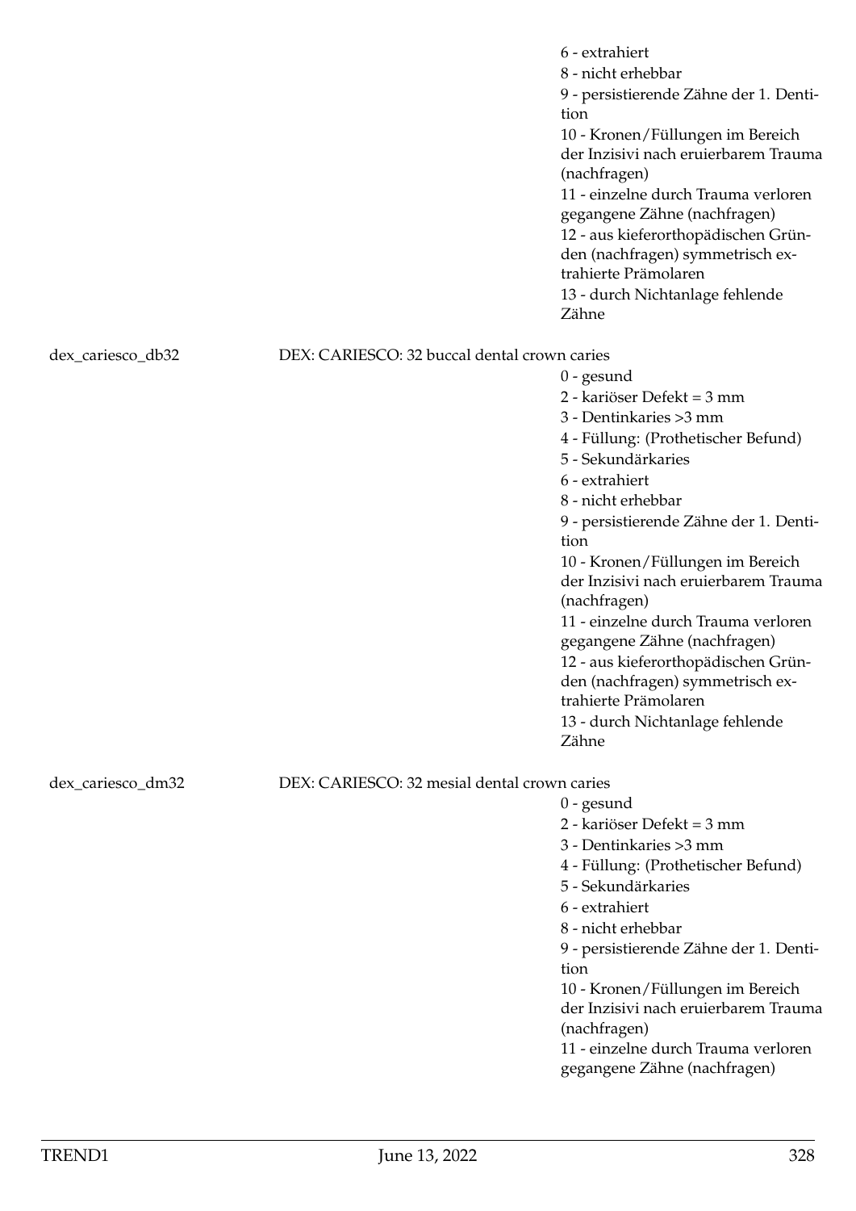6 - extrahiert
8 - nicht erhebbar
9 - persistierende Zähne der 1. Dentition
10 - Kronen/Füllungen im Bereich der Inzisivi nach eruierbarem Trauma (nachfragen)
11 - einzelne durch Trauma verloren gegangene Zähne (nachfragen)
12 - aus kieferorthopädischen Gründen (nachfragen) symmetrisch extrahierte Prämolaren
13 - durch Nichtanlage fehlende Zähne

dex_cariesco_db32 DEX: CARIESCO: 32 buccal dental crown caries

0 - gesund
2 - kariöser Defekt = 3 mm
3 - Dentinkaries >3 mm
4 - Füllung: (Prothetischer Befund)
5 - Sekundärkaries
6 - extrahiert
8 - nicht erhebbar
9 - persistierende Zähne der 1. Dentition
10 - Kronen/Füllungen im Bereich der Inzisivi nach eruierbarem Trauma (nachfragen)
11 - einzelne durch Trauma verloren gegangene Zähne (nachfragen)
12 - aus kieferorthopädischen Gründen (nachfragen) symmetrisch extrahierte Prämolaren
13 - durch Nichtanlage fehlende Zähne

dex_cariesco_dm32 DEX: CARIESCO: 32 mesial dental crown caries

0 - gesund
2 - kariöser Defekt = 3 mm
3 - Dentinkaries >3 mm
4 - Füllung: (Prothetischer Befund)
5 - Sekundärkaries
6 - extrahiert
8 - nicht erhebbar
9 - persistierende Zähne der 1. Dentition
10 - Kronen/Füllungen im Bereich der Inzisivi nach eruierbarem Trauma (nachfragen)
11 - einzelne durch Trauma verloren gegangene Zähne (nachfragen)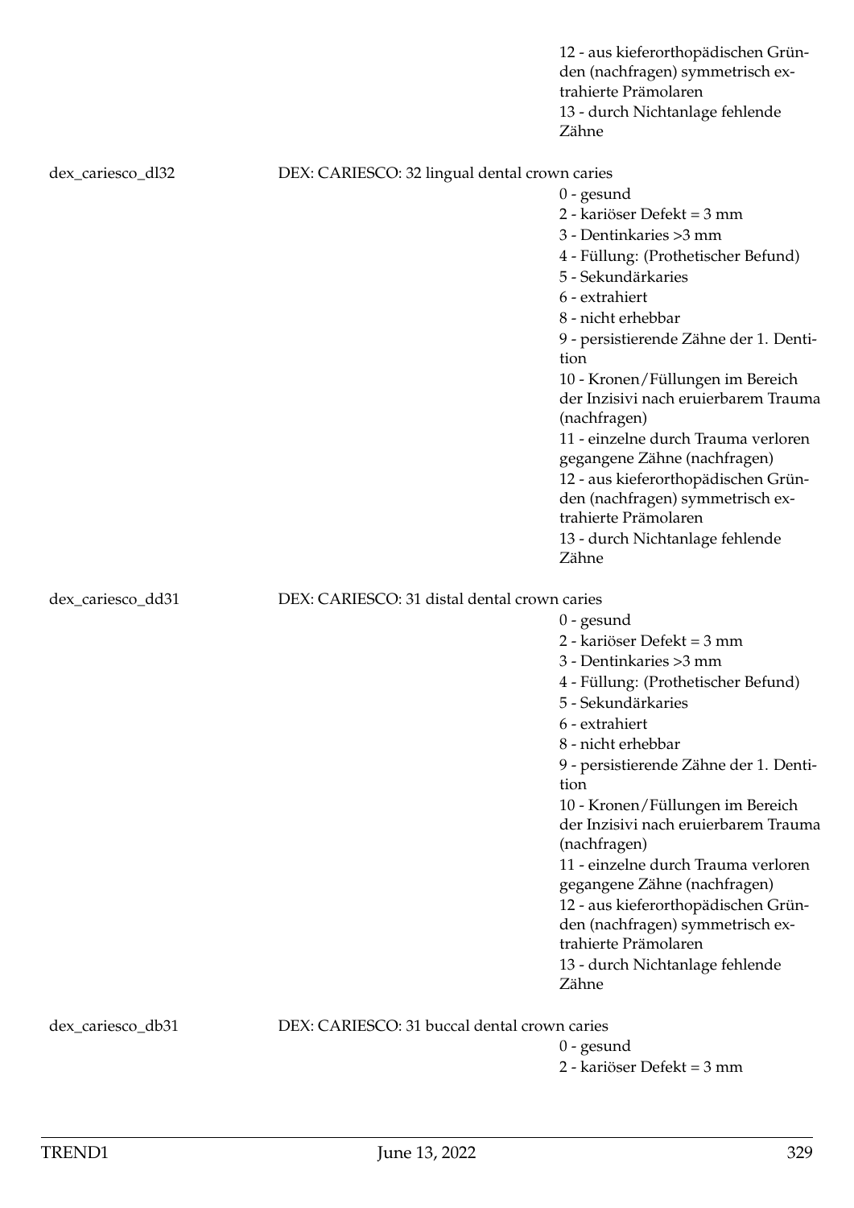12 - aus kieferorthopädischen Gründen (nachfragen) symmetrisch extrahierte Prämolaren
13 - durch Nichtanlage fehlende Zähne

dex_cariesco_dl32 DEX: CARIESCO: 32 lingual dental crown caries

0 - gesund
2 - kariöser Defekt = 3 mm
3 - Dentinkaries >3 mm
4 - Füllung: (Prothetischer Befund)
5 - Sekundärkaries
6 - extrahiert
8 - nicht erhebbar
9 - persistierende Zähne der 1. Dentition
10 - Kronen/Füllungen im Bereich der Inzisivi nach eruierbarem Trauma (nachfragen)
11 - einzelne durch Trauma verloren gegangene Zähne (nachfragen)
12 - aus kieferorthopädischen Gründen (nachfragen) symmetrisch extrahierte Prämolaren
13 - durch Nichtanlage fehlende Zähne

dex_cariesco_dd31 DEX: CARIESCO: 31 distal dental crown caries

0 - gesund
2 - kariöser Defekt = 3 mm
3 - Dentinkaries >3 mm
4 - Füllung: (Prothetischer Befund)
5 - Sekundärkaries
6 - extrahiert
8 - nicht erhebbar
9 - persistierende Zähne der 1. Dentition
10 - Kronen/Füllungen im Bereich der Inzisivi nach eruierbarem Trauma (nachfragen)
11 - einzelne durch Trauma verloren gegangene Zähne (nachfragen)
12 - aus kieferorthopädischen Gründen (nachfragen) symmetrisch extrahierte Prämolaren
13 - durch Nichtanlage fehlende Zähne

dex_cariesco_db31 DEX: CARIESCO: 31 buccal dental crown caries

0 - gesund
2 - kariöser Defekt = 3 mm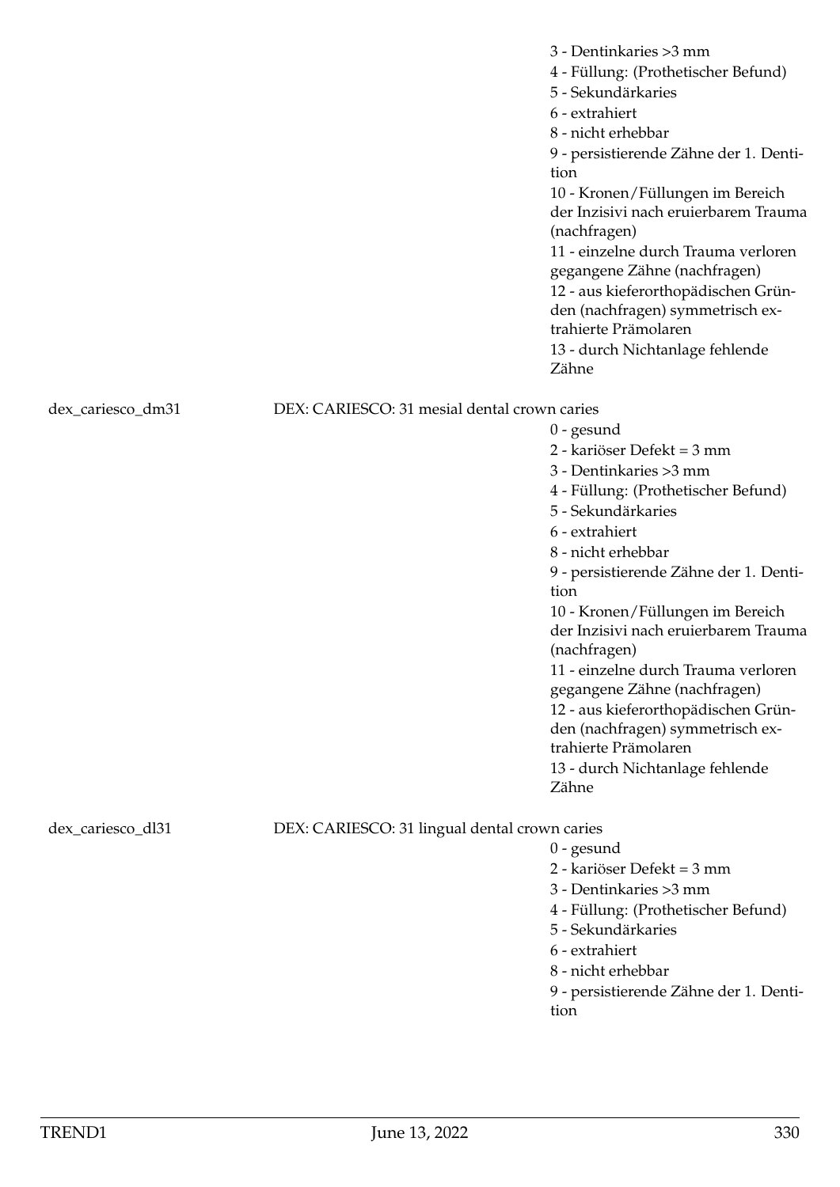3 - Dentinkaries >3 mm
4 - Füllung: (Prothetischer Befund)
5 - Sekundärkaries
6 - extrahiert
8 - nicht erhebbar
9 - persistierende Zähne der 1. Dentition
10 - Kronen/Füllungen im Bereich der Inzisivi nach eruierbarem Trauma (nachfragen)
11 - einzelne durch Trauma verloren gegangene Zähne (nachfragen)
12 - aus kieferorthopädischen Gründen (nachfragen) symmetrisch extrahierte Prämolaren
13 - durch Nichtanlage fehlende Zähne

dex_cariesco_dm31 DEX: CARIESCO: 31 mesial dental crown caries

0 - gesund
2 - kariöser Defekt = 3 mm
3 - Dentinkaries >3 mm
4 - Füllung: (Prothetischer Befund)
5 - Sekundärkaries
6 - extrahiert
8 - nicht erhebbar
9 - persistierende Zähne der 1. Dentition
10 - Kronen/Füllungen im Bereich der Inzisivi nach eruierbarem Trauma (nachfragen)
11 - einzelne durch Trauma verloren gegangene Zähne (nachfragen)
12 - aus kieferorthopädischen Gründen (nachfragen) symmetrisch extrahierte Prämolaren
13 - durch Nichtanlage fehlende Zähne

dex_cariesco_dl31 DEX: CARIESCO: 31 lingual dental crown caries

0 - gesund
2 - kariöser Defekt = 3 mm
3 - Dentinkaries >3 mm
4 - Füllung: (Prothetischer Befund)
5 - Sekundärkaries
6 - extrahiert
8 - nicht erhebbar
9 - persistierende Zähne der 1. Dentition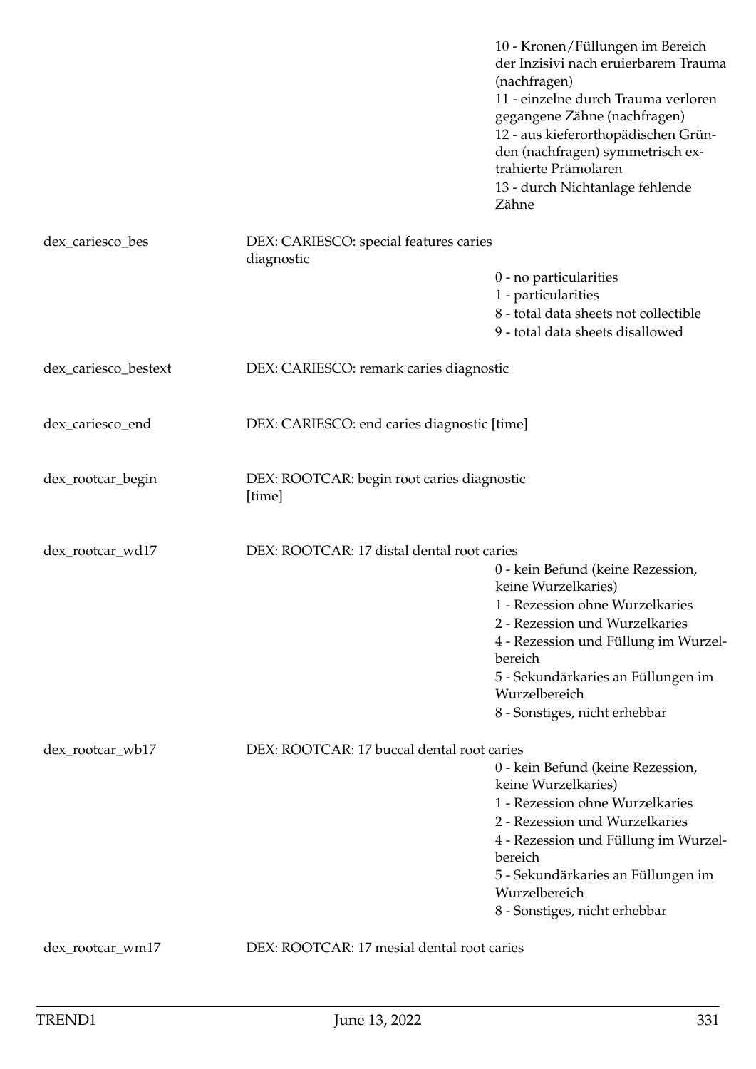| | | |
|---|---|---|
| | | 10 - Kronen/Füllungen im Bereich der Inzisivi nach eruierbarem Trauma (nachfragen)<br>11 - einzelne durch Trauma verloren gegangene Zähne (nachfragen)<br>12 - aus kieferorthopädischen Gründen (nachfragen) symmetrisch extrahierte Prämolaren<br>13 - durch Nichtanlage fehlende Zähne |
| dex_cariesco_bes | DEX: CARIESCO: special features caries diagnostic | 0 - no particularities<br>1 - particularities<br>8 - total data sheets not collectible<br>9 - total data sheets disallowed |
| dex_cariesco_bestext | DEX: CARIESCO: remark caries diagnostic | |
| dex_cariesco_end | DEX: CARIESCO: end caries diagnostic [time] | |
| dex_rootcar_begin | DEX: ROOTCAR: begin root caries diagnostic [time] | |
| dex_rootcar_wd17 | DEX: ROOTCAR: 17 distal dental root caries | 0 - kein Befund (keine Rezession, keine Wurzelkaries)<br>1 - Rezession ohne Wurzelkaries<br>2 - Rezession und Wurzelkaries<br>4 - Rezession und Füllung im Wurzelbereich<br>5 - Sekundärkaries an Füllungen im Wurzelbereich<br>8 - Sonstiges, nicht erhebbar |
| dex_rootcar_wb17 | DEX: ROOTCAR: 17 buccal dental root caries | 0 - kein Befund (keine Rezession, keine Wurzelkaries)<br>1 - Rezession ohne Wurzelkaries<br>2 - Rezession und Wurzelkaries<br>4 - Rezession und Füllung im Wurzelbereich<br>5 - Sekundärkaries an Füllungen im Wurzelbereich<br>8 - Sonstiges, nicht erhebbar |
| dex_rootcar_wm17 | DEX: ROOTCAR: 17 mesial dental root caries | |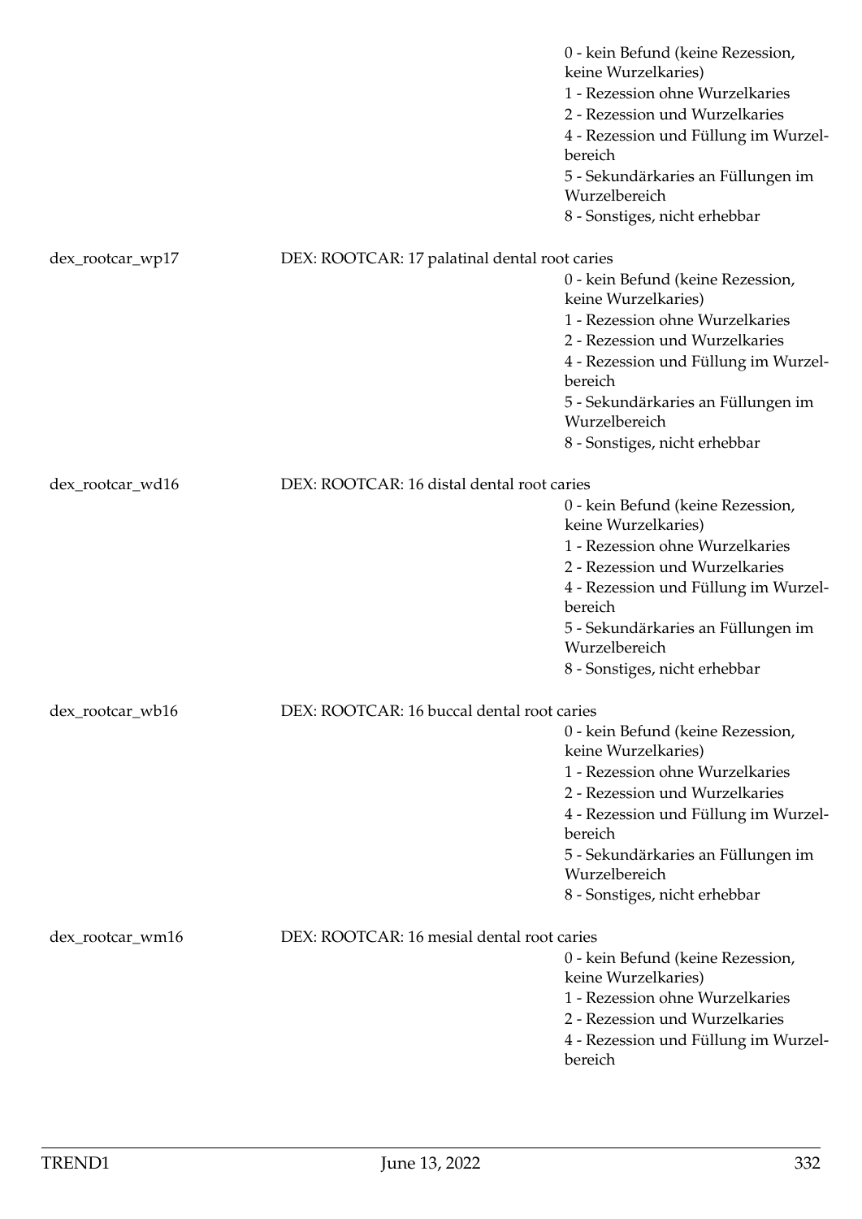0 - kein Befund (keine Rezession, keine Wurzelkaries)
1 - Rezession ohne Wurzelkaries
2 - Rezession und Wurzelkaries
4 - Rezession und Füllung im Wurzelbereich
5 - Sekundärkaries an Füllungen im Wurzelbereich
8 - Sonstiges, nicht erhebbar

dex_rootcar_wp17 DEX: ROOTCAR: 17 palatinal dental root caries

0 - kein Befund (keine Rezession, keine Wurzelkaries)
1 - Rezession ohne Wurzelkaries
2 - Rezession und Wurzelkaries
4 - Rezession und Füllung im Wurzelbereich
5 - Sekundärkaries an Füllungen im Wurzelbereich
8 - Sonstiges, nicht erhebbar

dex_rootcar_wd16 DEX: ROOTCAR: 16 distal dental root caries

0 - kein Befund (keine Rezession, keine Wurzelkaries)
1 - Rezession ohne Wurzelkaries
2 - Rezession und Wurzelkaries
4 - Rezession und Füllung im Wurzelbereich
5 - Sekundärkaries an Füllungen im Wurzelbereich
8 - Sonstiges, nicht erhebbar

dex_rootcar_wb16 DEX: ROOTCAR: 16 buccal dental root caries

0 - kein Befund (keine Rezession, keine Wurzelkaries)
1 - Rezession ohne Wurzelkaries
2 - Rezession und Wurzelkaries
4 - Rezession und Füllung im Wurzelbereich
5 - Sekundärkaries an Füllungen im Wurzelbereich
8 - Sonstiges, nicht erhebbar

dex_rootcar_wm16 DEX: ROOTCAR: 16 mesial dental root caries

0 - kein Befund (keine Rezession, keine Wurzelkaries)
1 - Rezession ohne Wurzelkaries
2 - Rezession und Wurzelkaries
4 - Rezession und Füllung im Wurzelbereich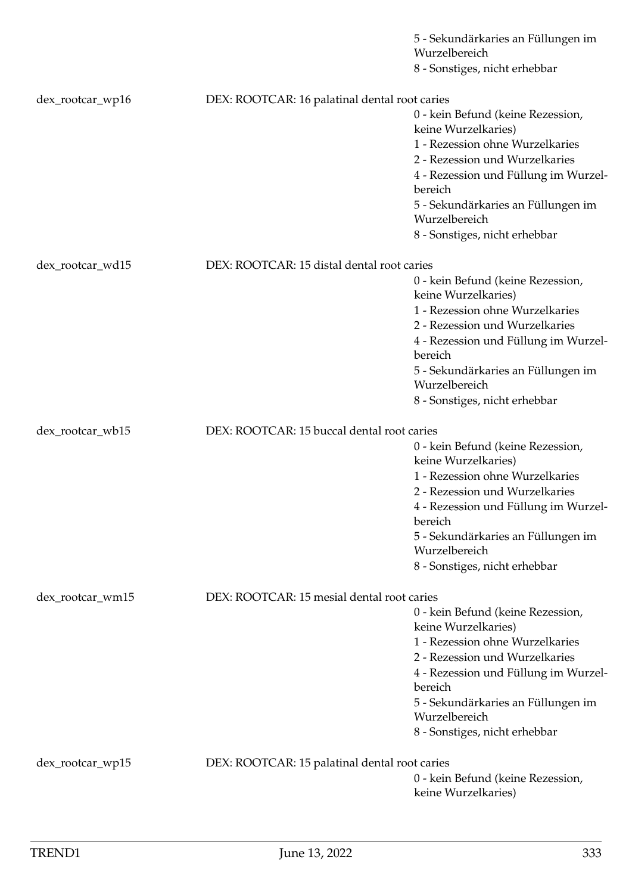5 - Sekundärkaries an Füllungen im Wurzelbereich
8 - Sonstiges, nicht erhebbar

dex_rootcar_wp16 DEX: ROOTCAR: 16 palatinal dental root caries
0 - kein Befund (keine Rezession, keine Wurzelkaries)
1 - Rezession ohne Wurzelkaries
2 - Rezession und Wurzelkaries
4 - Rezession und Füllung im Wurzelbereich
5 - Sekundärkaries an Füllungen im Wurzelbereich
8 - Sonstiges, nicht erhebbar

dex_rootcar_wd15 DEX: ROOTCAR: 15 distal dental root caries
0 - kein Befund (keine Rezession, keine Wurzelkaries)
1 - Rezession ohne Wurzelkaries
2 - Rezession und Wurzelkaries
4 - Rezession und Füllung im Wurzelbereich
5 - Sekundärkaries an Füllungen im Wurzelbereich
8 - Sonstiges, nicht erhebbar

dex_rootcar_wb15 DEX: ROOTCAR: 15 buccal dental root caries
0 - kein Befund (keine Rezession, keine Wurzelkaries)
1 - Rezession ohne Wurzelkaries
2 - Rezession und Wurzelkaries
4 - Rezession und Füllung im Wurzelbereich
5 - Sekundärkaries an Füllungen im Wurzelbereich
8 - Sonstiges, nicht erhebbar

dex_rootcar_wm15 DEX: ROOTCAR: 15 mesial dental root caries
0 - kein Befund (keine Rezession, keine Wurzelkaries)
1 - Rezession ohne Wurzelkaries
2 - Rezession und Wurzelkaries
4 - Rezession und Füllung im Wurzelbereich
5 - Sekundärkaries an Füllungen im Wurzelbereich
8 - Sonstiges, nicht erhebbar

dex_rootcar_wp15 DEX: ROOTCAR: 15 palatinal dental root caries
0 - kein Befund (keine Rezession, keine Wurzelkaries)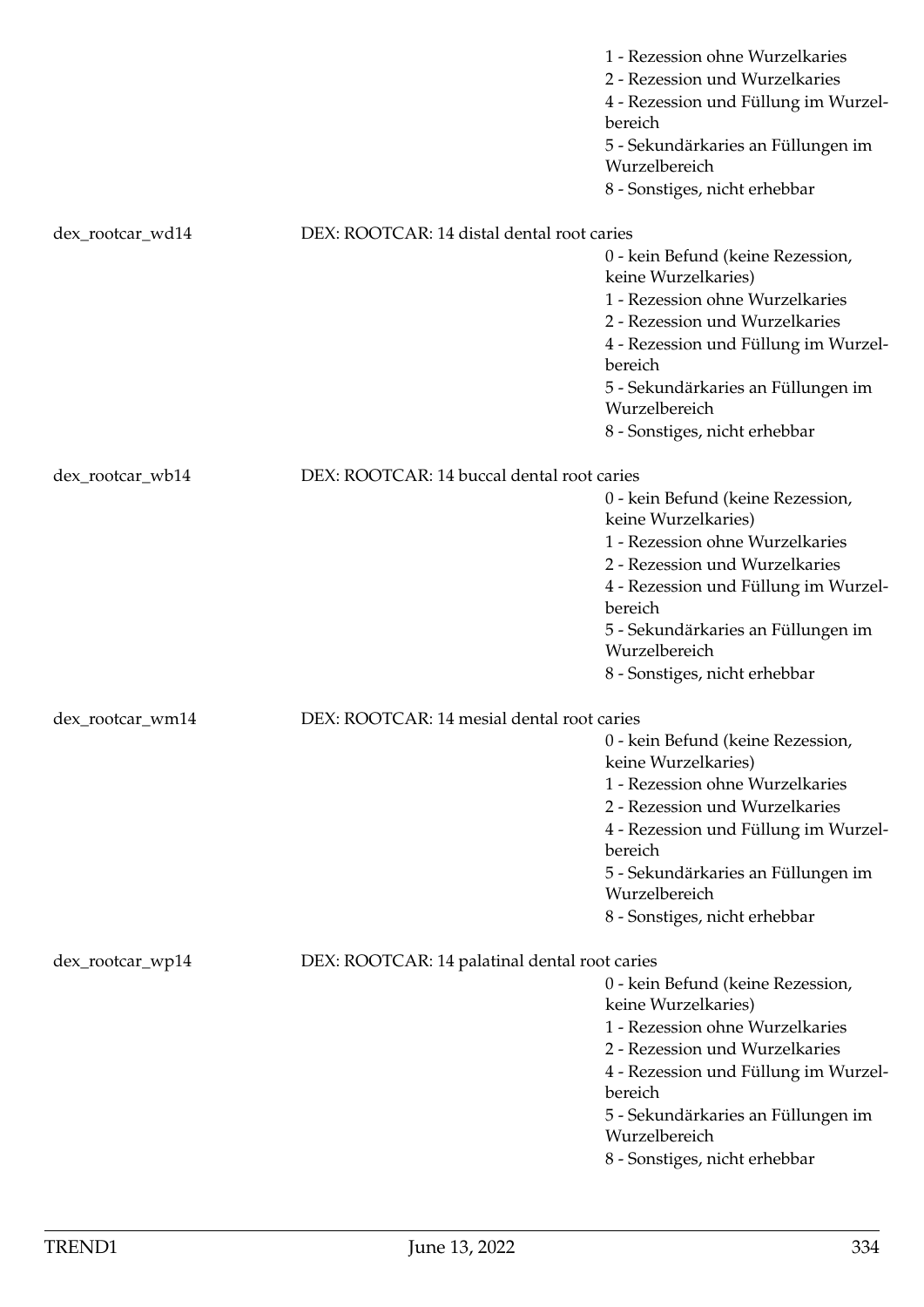1 - Rezession ohne Wurzelkaries
2 - Rezession und Wurzelkaries
4 - Rezession und Füllung im Wurzelbereich
5 - Sekundärkaries an Füllungen im Wurzelbereich
8 - Sonstiges, nicht erhebbar

dex_rootcar_wd14 DEX: ROOTCAR: 14 distal dental root caries

0 - kein Befund (keine Rezession, keine Wurzelkaries)
1 - Rezession ohne Wurzelkaries
2 - Rezession und Wurzelkaries
4 - Rezession und Füllung im Wurzelbereich
5 - Sekundärkaries an Füllungen im Wurzelbereich
8 - Sonstiges, nicht erhebbar

dex_rootcar_wb14 DEX: ROOTCAR: 14 buccal dental root caries

0 - kein Befund (keine Rezession, keine Wurzelkaries)
1 - Rezession ohne Wurzelkaries
2 - Rezession und Wurzelkaries
4 - Rezession und Füllung im Wurzelbereich
5 - Sekundärkaries an Füllungen im Wurzelbereich
8 - Sonstiges, nicht erhebbar

dex_rootcar_wm14 DEX: ROOTCAR: 14 mesial dental root caries

0 - kein Befund (keine Rezession, keine Wurzelkaries)
1 - Rezession ohne Wurzelkaries
2 - Rezession und Wurzelkaries
4 - Rezession und Füllung im Wurzelbereich
5 - Sekundärkaries an Füllungen im Wurzelbereich
8 - Sonstiges, nicht erhebbar

dex_rootcar_wp14 DEX: ROOTCAR: 14 palatinal dental root caries

0 - kein Befund (keine Rezession, keine Wurzelkaries)
1 - Rezession ohne Wurzelkaries
2 - Rezession und Wurzelkaries
4 - Rezession und Füllung im Wurzelbereich
5 - Sekundärkaries an Füllungen im Wurzelbereich
8 - Sonstiges, nicht erhebbar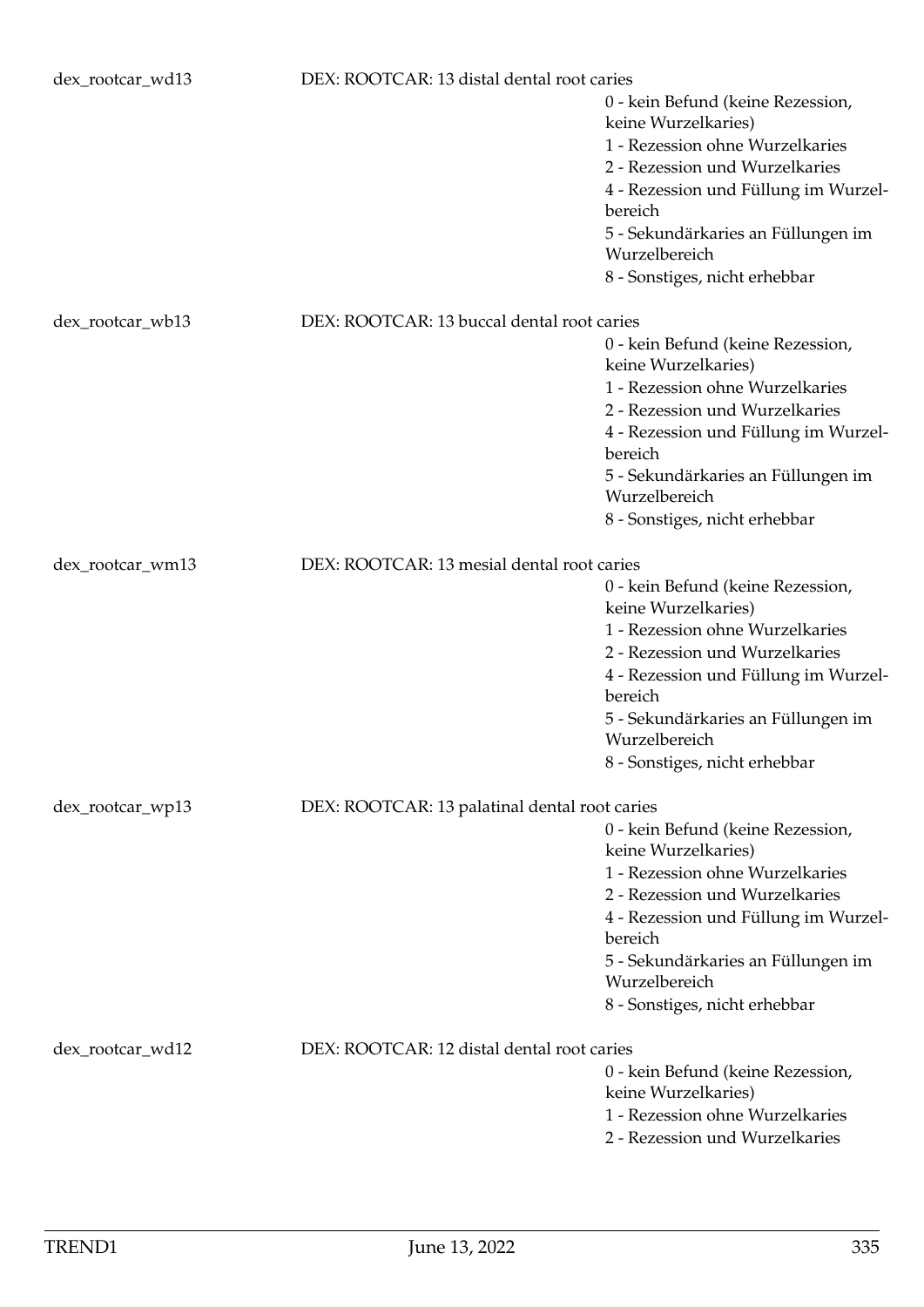dex_rootcar_wd13 — DEX: ROOTCAR: 13 distal dental root caries

- 0 - kein Befund (keine Rezession, keine Wurzelkaries)
- 1 - Rezession ohne Wurzelkaries
- 2 - Rezession und Wurzelkaries
- 4 - Rezession und Füllung im Wurzelbereich
- 5 - Sekundärkaries an Füllungen im Wurzelbereich
- 8 - Sonstiges, nicht erhebbar

dex_rootcar_wb13 — DEX: ROOTCAR: 13 buccal dental root caries

- 0 - kein Befund (keine Rezession, keine Wurzelkaries)
- 1 - Rezession ohne Wurzelkaries
- 2 - Rezession und Wurzelkaries
- 4 - Rezession und Füllung im Wurzelbereich
- 5 - Sekundärkaries an Füllungen im Wurzelbereich
- 8 - Sonstiges, nicht erhebbar

dex_rootcar_wm13 — DEX: ROOTCAR: 13 mesial dental root caries

- 0 - kein Befund (keine Rezession, keine Wurzelkaries)
- 1 - Rezession ohne Wurzelkaries
- 2 - Rezession und Wurzelkaries
- 4 - Rezession und Füllung im Wurzelbereich
- 5 - Sekundärkaries an Füllungen im Wurzelbereich
- 8 - Sonstiges, nicht erhebbar

dex_rootcar_wp13 — DEX: ROOTCAR: 13 palatinal dental root caries

- 0 - kein Befund (keine Rezession, keine Wurzelkaries)
- 1 - Rezession ohne Wurzelkaries
- 2 - Rezession und Wurzelkaries
- 4 - Rezession und Füllung im Wurzelbereich
- 5 - Sekundärkaries an Füllungen im Wurzelbereich
- 8 - Sonstiges, nicht erhebbar

dex_rootcar_wd12 — DEX: ROOTCAR: 12 distal dental root caries

- 0 - kein Befund (keine Rezession, keine Wurzelkaries)
- 1 - Rezession ohne Wurzelkaries
- 2 - Rezession und Wurzelkaries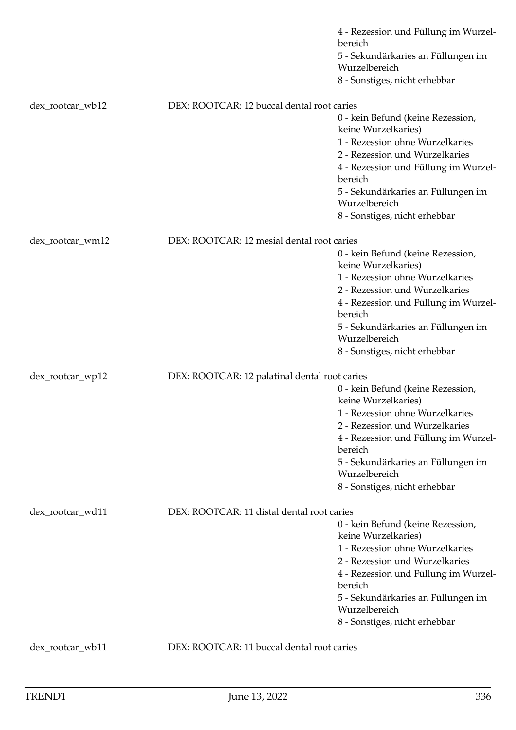4 - Rezession und Füllung im Wurzelbereich
5 - Sekundärkaries an Füllungen im Wurzelbereich
8 - Sonstiges, nicht erhebbar

dex_rootcar_wb12 — DEX: ROOTCAR: 12 buccal dental root caries

0 - kein Befund (keine Rezession, keine Wurzelkaries)
1 - Rezession ohne Wurzelkaries
2 - Rezession und Wurzelkaries
4 - Rezession und Füllung im Wurzelbereich
5 - Sekundärkaries an Füllungen im Wurzelbereich
8 - Sonstiges, nicht erhebbar

dex_rootcar_wm12 — DEX: ROOTCAR: 12 mesial dental root caries

0 - kein Befund (keine Rezession, keine Wurzelkaries)
1 - Rezession ohne Wurzelkaries
2 - Rezession und Wurzelkaries
4 - Rezession und Füllung im Wurzelbereich
5 - Sekundärkaries an Füllungen im Wurzelbereich
8 - Sonstiges, nicht erhebbar

dex_rootcar_wp12 — DEX: ROOTCAR: 12 palatinal dental root caries

0 - kein Befund (keine Rezession, keine Wurzelkaries)
1 - Rezession ohne Wurzelkaries
2 - Rezession und Wurzelkaries
4 - Rezession und Füllung im Wurzelbereich
5 - Sekundärkaries an Füllungen im Wurzelbereich
8 - Sonstiges, nicht erhebbar

dex_rootcar_wd11 — DEX: ROOTCAR: 11 distal dental root caries

0 - kein Befund (keine Rezession, keine Wurzelkaries)
1 - Rezession ohne Wurzelkaries
2 - Rezession und Wurzelkaries
4 - Rezession und Füllung im Wurzelbereich
5 - Sekundärkaries an Füllungen im Wurzelbereich
8 - Sonstiges, nicht erhebbar

dex_rootcar_wb11 — DEX: ROOTCAR: 11 buccal dental root caries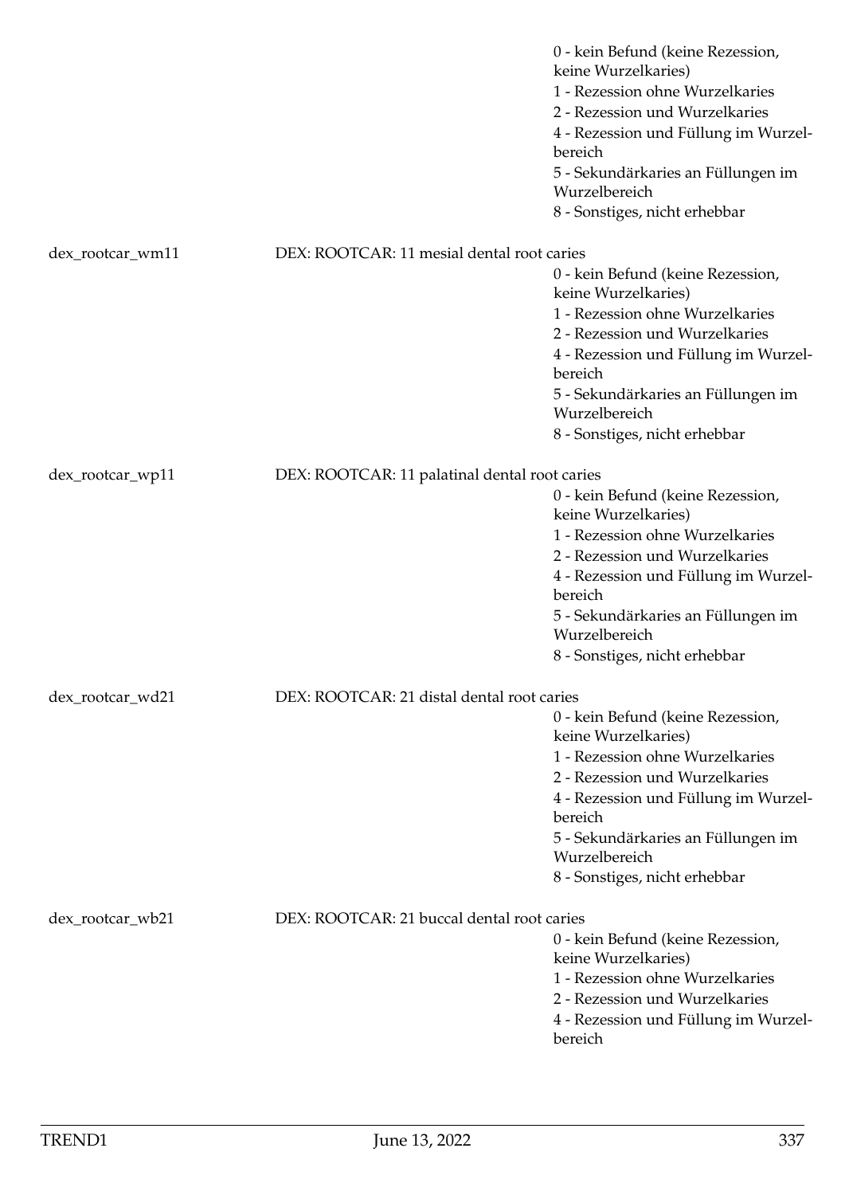0 - kein Befund (keine Rezession, keine Wurzelkaries)
1 - Rezession ohne Wurzelkaries
2 - Rezession und Wurzelkaries
4 - Rezession und Füllung im Wurzelbereich
5 - Sekundärkaries an Füllungen im Wurzelbereich
8 - Sonstiges, nicht erhebbar

dex_rootcar_wm11 DEX: ROOTCAR: 11 mesial dental root caries

0 - kein Befund (keine Rezession, keine Wurzelkaries)
1 - Rezession ohne Wurzelkaries
2 - Rezession und Wurzelkaries
4 - Rezession und Füllung im Wurzelbereich
5 - Sekundärkaries an Füllungen im Wurzelbereich
8 - Sonstiges, nicht erhebbar

dex_rootcar_wp11 DEX: ROOTCAR: 11 palatinal dental root caries

0 - kein Befund (keine Rezession, keine Wurzelkaries)
1 - Rezession ohne Wurzelkaries
2 - Rezession und Wurzelkaries
4 - Rezession und Füllung im Wurzelbereich
5 - Sekundärkaries an Füllungen im Wurzelbereich
8 - Sonstiges, nicht erhebbar

dex_rootcar_wd21 DEX: ROOTCAR: 21 distal dental root caries

0 - kein Befund (keine Rezession, keine Wurzelkaries)
1 - Rezession ohne Wurzelkaries
2 - Rezession und Wurzelkaries
4 - Rezession und Füllung im Wurzelbereich
5 - Sekundärkaries an Füllungen im Wurzelbereich
8 - Sonstiges, nicht erhebbar

dex_rootcar_wb21 DEX: ROOTCAR: 21 buccal dental root caries

0 - kein Befund (keine Rezession, keine Wurzelkaries)
1 - Rezession ohne Wurzelkaries
2 - Rezession und Wurzelkaries
4 - Rezession und Füllung im Wurzelbereich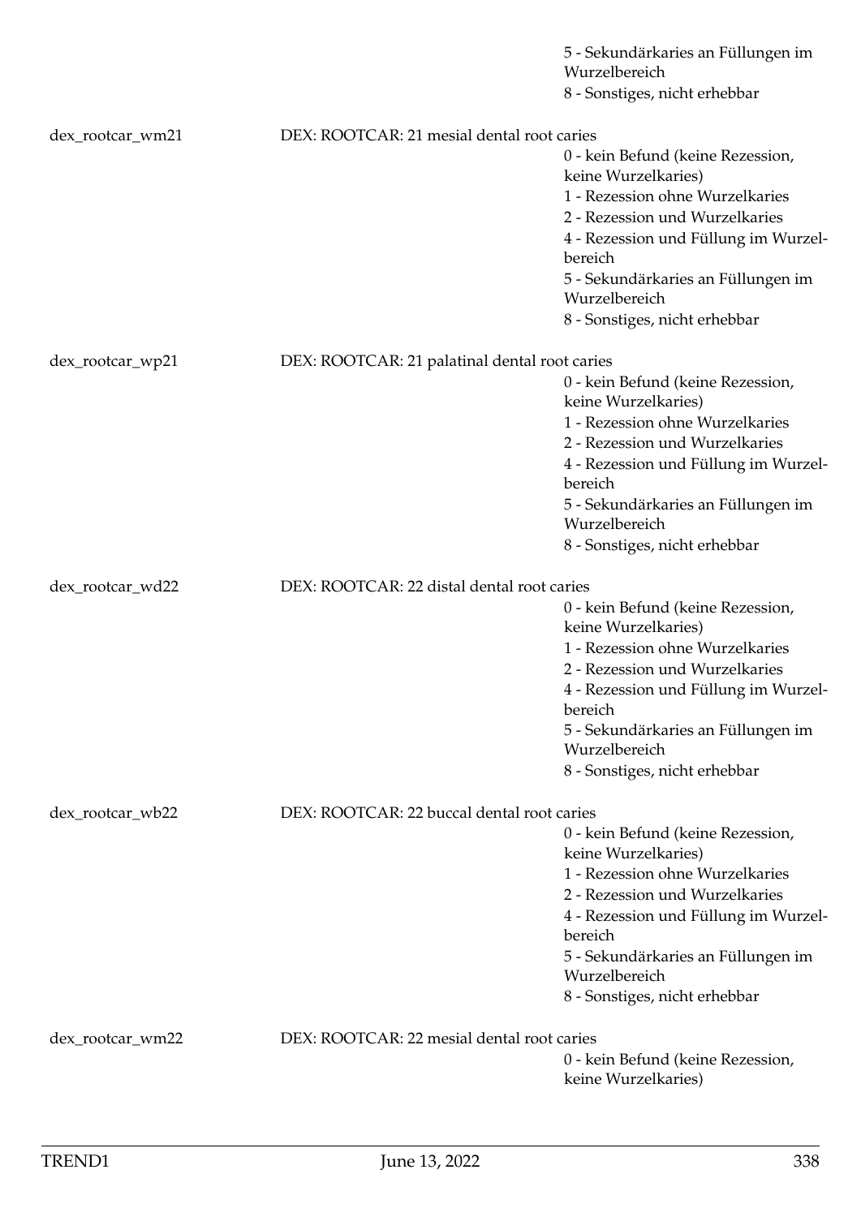5 - Sekundärkaries an Füllungen im Wurzelbereich
8 - Sonstiges, nicht erhebbar

| | | |
|---|---|---|
| dex_rootcar_wm21 | DEX: ROOTCAR: 21 mesial dental root caries | |
| | | 0 - kein Befund (keine Rezession, keine Wurzelkaries) |
| | | 1 - Rezession ohne Wurzelkaries |
| | | 2 - Rezession und Wurzelkaries |
| | | 4 - Rezession und Füllung im Wurzelbereich |
| | | 5 - Sekundärkaries an Füllungen im Wurzelbereich |
| | | 8 - Sonstiges, nicht erhebbar |
| dex_rootcar_wp21 | DEX: ROOTCAR: 21 palatinal dental root caries | |
| | | 0 - kein Befund (keine Rezession, keine Wurzelkaries) |
| | | 1 - Rezession ohne Wurzelkaries |
| | | 2 - Rezession und Wurzelkaries |
| | | 4 - Rezession und Füllung im Wurzelbereich |
| | | 5 - Sekundärkaries an Füllungen im Wurzelbereich |
| | | 8 - Sonstiges, nicht erhebbar |
| dex_rootcar_wd22 | DEX: ROOTCAR: 22 distal dental root caries | |
| | | 0 - kein Befund (keine Rezession, keine Wurzelkaries) |
| | | 1 - Rezession ohne Wurzelkaries |
| | | 2 - Rezession und Wurzelkaries |
| | | 4 - Rezession und Füllung im Wurzelbereich |
| | | 5 - Sekundärkaries an Füllungen im Wurzelbereich |
| | | 8 - Sonstiges, nicht erhebbar |
| dex_rootcar_wb22 | DEX: ROOTCAR: 22 buccal dental root caries | |
| | | 0 - kein Befund (keine Rezession, keine Wurzelkaries) |
| | | 1 - Rezession ohne Wurzelkaries |
| | | 2 - Rezession und Wurzelkaries |
| | | 4 - Rezession und Füllung im Wurzelbereich |
| | | 5 - Sekundärkaries an Füllungen im Wurzelbereich |
| | | 8 - Sonstiges, nicht erhebbar |
| dex_rootcar_wm22 | DEX: ROOTCAR: 22 mesial dental root caries | |
| | | 0 - kein Befund (keine Rezession, keine Wurzelkaries) |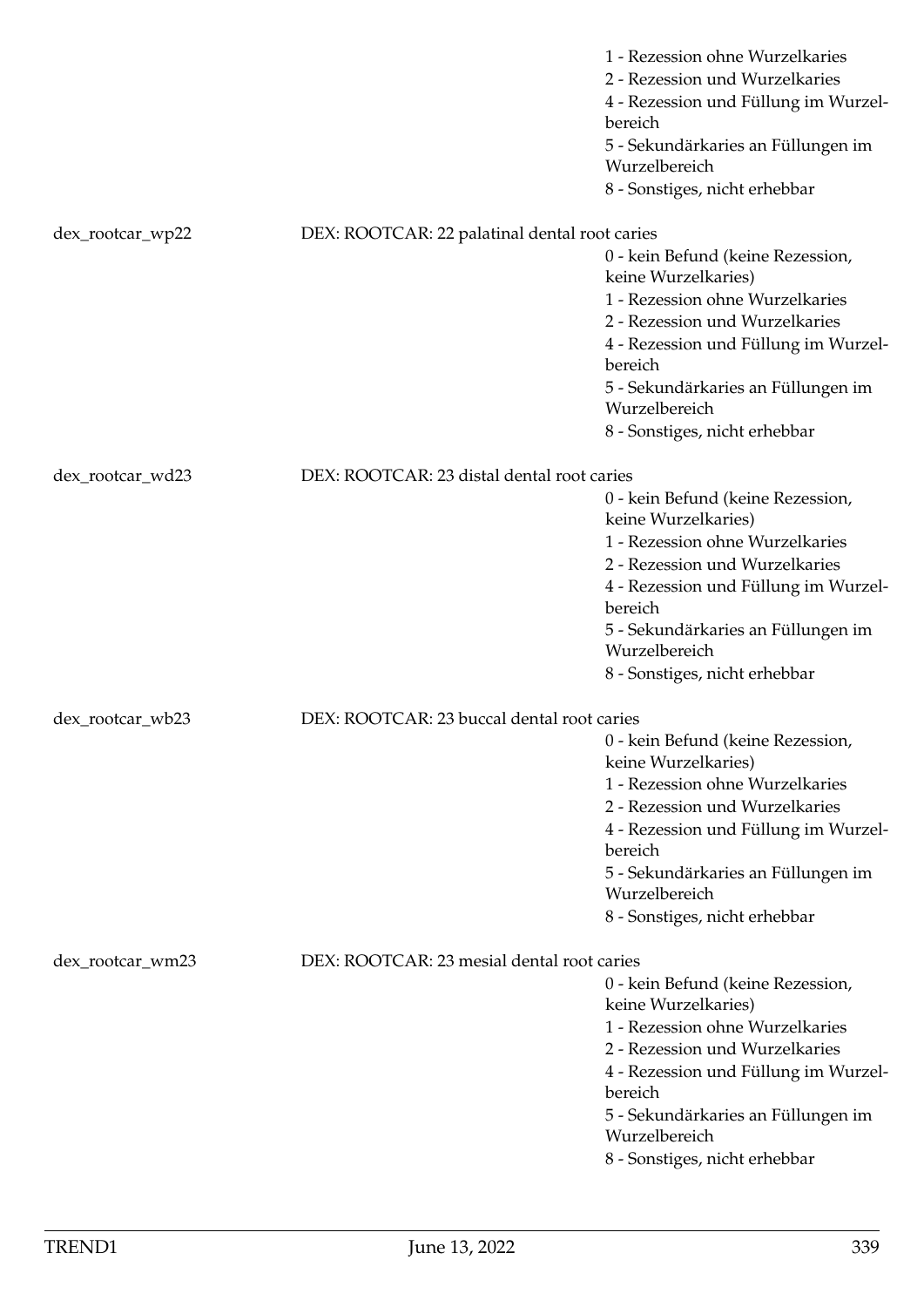1 - Rezession ohne Wurzelkaries
2 - Rezession und Wurzelkaries
4 - Rezession und Füllung im Wurzelbereich
5 - Sekundärkaries an Füllungen im Wurzelbereich
8 - Sonstiges, nicht erhebbar

dex_rootcar_wp22 — DEX: ROOTCAR: 22 palatinal dental root caries

0 - kein Befund (keine Rezession, keine Wurzelkaries)
1 - Rezession ohne Wurzelkaries
2 - Rezession und Wurzelkaries
4 - Rezession und Füllung im Wurzelbereich
5 - Sekundärkaries an Füllungen im Wurzelbereich
8 - Sonstiges, nicht erhebbar

dex_rootcar_wd23 — DEX: ROOTCAR: 23 distal dental root caries

0 - kein Befund (keine Rezession, keine Wurzelkaries)
1 - Rezession ohne Wurzelkaries
2 - Rezession und Wurzelkaries
4 - Rezession und Füllung im Wurzelbereich
5 - Sekundärkaries an Füllungen im Wurzelbereich
8 - Sonstiges, nicht erhebbar

dex_rootcar_wb23 — DEX: ROOTCAR: 23 buccal dental root caries

0 - kein Befund (keine Rezession, keine Wurzelkaries)
1 - Rezession ohne Wurzelkaries
2 - Rezession und Wurzelkaries
4 - Rezession und Füllung im Wurzelbereich
5 - Sekundärkaries an Füllungen im Wurzelbereich
8 - Sonstiges, nicht erhebbar

dex_rootcar_wm23 — DEX: ROOTCAR: 23 mesial dental root caries

0 - kein Befund (keine Rezession, keine Wurzelkaries)
1 - Rezession ohne Wurzelkaries
2 - Rezession und Wurzelkaries
4 - Rezession und Füllung im Wurzelbereich
5 - Sekundärkaries an Füllungen im Wurzelbereich
8 - Sonstiges, nicht erhebbar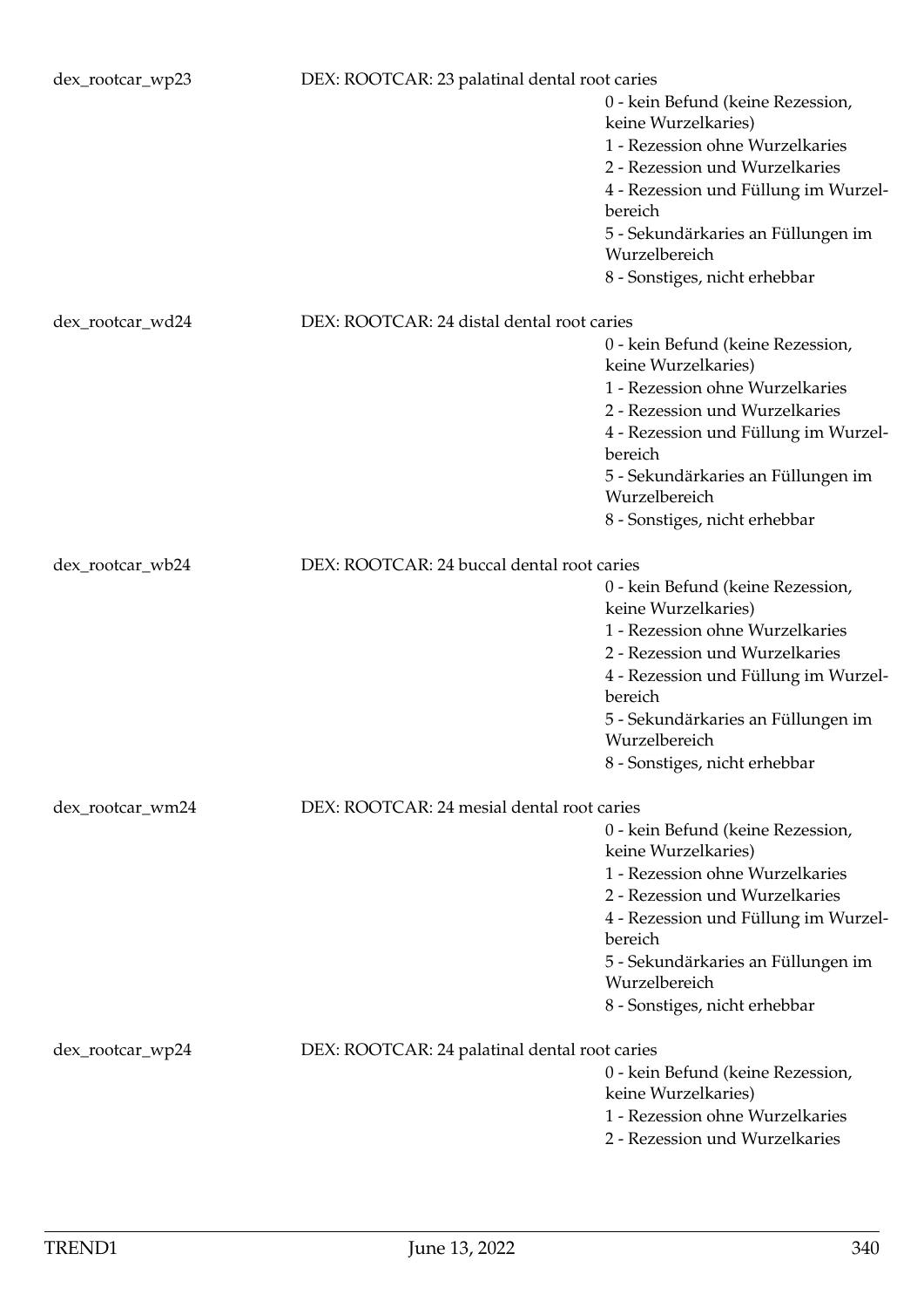dex_rootcar_wp23 DEX: ROOTCAR: 23 palatinal dental root caries

- 0 - kein Befund (keine Rezession, keine Wurzelkaries)
- 1 - Rezession ohne Wurzelkaries
- 2 - Rezession und Wurzelkaries
- 4 - Rezession und Füllung im Wurzelbereich
- 5 - Sekundärkaries an Füllungen im Wurzelbereich
- 8 - Sonstiges, nicht erhebbar

dex_rootcar_wd24 DEX: ROOTCAR: 24 distal dental root caries

- 0 - kein Befund (keine Rezession, keine Wurzelkaries)
- 1 - Rezession ohne Wurzelkaries
- 2 - Rezession und Wurzelkaries
- 4 - Rezession und Füllung im Wurzelbereich
- 5 - Sekundärkaries an Füllungen im Wurzelbereich
- 8 - Sonstiges, nicht erhebbar

dex_rootcar_wb24 DEX: ROOTCAR: 24 buccal dental root caries

- 0 - kein Befund (keine Rezession, keine Wurzelkaries)
- 1 - Rezession ohne Wurzelkaries
- 2 - Rezession und Wurzelkaries
- 4 - Rezession und Füllung im Wurzelbereich
- 5 - Sekundärkaries an Füllungen im Wurzelbereich
- 8 - Sonstiges, nicht erhebbar

dex_rootcar_wm24 DEX: ROOTCAR: 24 mesial dental root caries

- 0 - kein Befund (keine Rezession, keine Wurzelkaries)
- 1 - Rezession ohne Wurzelkaries
- 2 - Rezession und Wurzelkaries
- 4 - Rezession und Füllung im Wurzelbereich
- 5 - Sekundärkaries an Füllungen im Wurzelbereich
- 8 - Sonstiges, nicht erhebbar

dex_rootcar_wp24 DEX: ROOTCAR: 24 palatinal dental root caries

- 0 - kein Befund (keine Rezession, keine Wurzelkaries)
- 1 - Rezession ohne Wurzelkaries
- 2 - Rezession und Wurzelkaries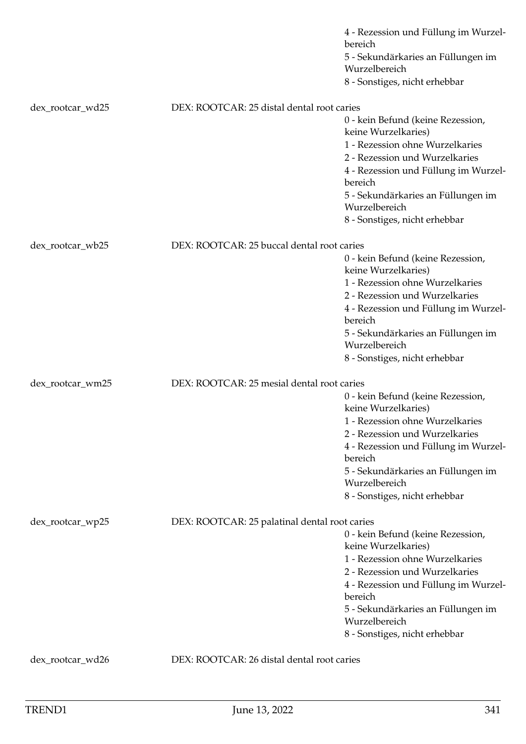4 - Rezession und Füllung im Wurzelbereich
5 - Sekundärkaries an Füllungen im Wurzelbereich
8 - Sonstiges, nicht erhebbar

dex_rootcar_wd25 DEX: ROOTCAR: 25 distal dental root caries

0 - kein Befund (keine Rezession, keine Wurzelkaries)
1 - Rezession ohne Wurzelkaries
2 - Rezession und Wurzelkaries
4 - Rezession und Füllung im Wurzelbereich
5 - Sekundärkaries an Füllungen im Wurzelbereich
8 - Sonstiges, nicht erhebbar

dex_rootcar_wb25 DEX: ROOTCAR: 25 buccal dental root caries

0 - kein Befund (keine Rezession, keine Wurzelkaries)
1 - Rezession ohne Wurzelkaries
2 - Rezession und Wurzelkaries
4 - Rezession und Füllung im Wurzelbereich
5 - Sekundärkaries an Füllungen im Wurzelbereich
8 - Sonstiges, nicht erhebbar

dex_rootcar_wm25 DEX: ROOTCAR: 25 mesial dental root caries

0 - kein Befund (keine Rezession, keine Wurzelkaries)
1 - Rezession ohne Wurzelkaries
2 - Rezession und Wurzelkaries
4 - Rezession und Füllung im Wurzelbereich
5 - Sekundärkaries an Füllungen im Wurzelbereich
8 - Sonstiges, nicht erhebbar

dex_rootcar_wp25 DEX: ROOTCAR: 25 palatinal dental root caries

0 - kein Befund (keine Rezession, keine Wurzelkaries)
1 - Rezession ohne Wurzelkaries
2 - Rezession und Wurzelkaries
4 - Rezession und Füllung im Wurzelbereich
5 - Sekundärkaries an Füllungen im Wurzelbereich
8 - Sonstiges, nicht erhebbar

dex_rootcar_wd26 DEX: ROOTCAR: 26 distal dental root caries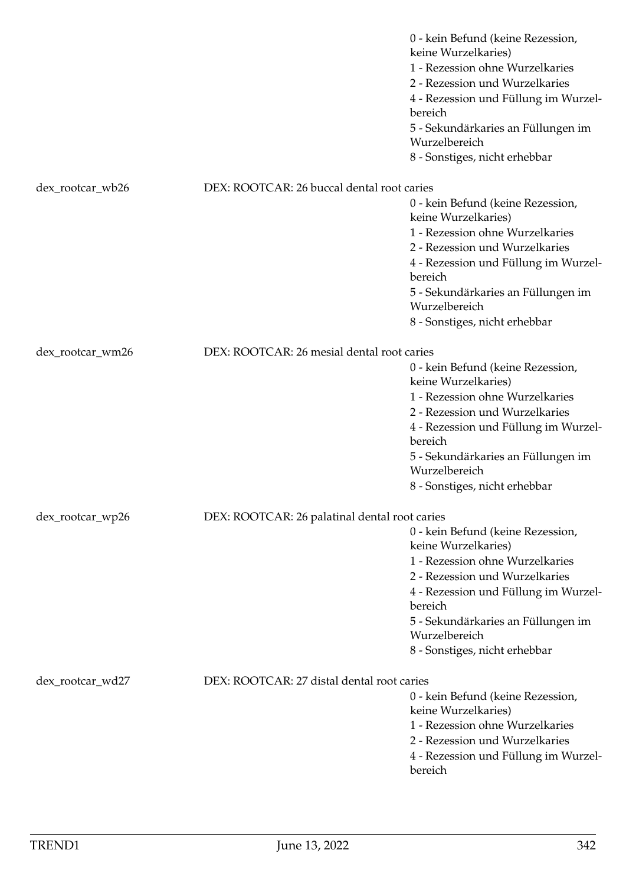0 - kein Befund (keine Rezession, keine Wurzelkaries)
1 - Rezession ohne Wurzelkaries
2 - Rezession und Wurzelkaries
4 - Rezession und Füllung im Wurzelbereich
5 - Sekundärkaries an Füllungen im Wurzelbereich
8 - Sonstiges, nicht erhebbar

dex_rootcar_wb26 DEX: ROOTCAR: 26 buccal dental root caries

0 - kein Befund (keine Rezession, keine Wurzelkaries)
1 - Rezession ohne Wurzelkaries
2 - Rezession und Wurzelkaries
4 - Rezession und Füllung im Wurzelbereich
5 - Sekundärkaries an Füllungen im Wurzelbereich
8 - Sonstiges, nicht erhebbar

dex_rootcar_wm26 DEX: ROOTCAR: 26 mesial dental root caries

0 - kein Befund (keine Rezession, keine Wurzelkaries)
1 - Rezession ohne Wurzelkaries
2 - Rezession und Wurzelkaries
4 - Rezession und Füllung im Wurzelbereich
5 - Sekundärkaries an Füllungen im Wurzelbereich
8 - Sonstiges, nicht erhebbar

dex_rootcar_wp26 DEX: ROOTCAR: 26 palatinal dental root caries

0 - kein Befund (keine Rezession, keine Wurzelkaries)
1 - Rezession ohne Wurzelkaries
2 - Rezession und Wurzelkaries
4 - Rezession und Füllung im Wurzelbereich
5 - Sekundärkaries an Füllungen im Wurzelbereich
8 - Sonstiges, nicht erhebbar

dex_rootcar_wd27 DEX: ROOTCAR: 27 distal dental root caries

0 - kein Befund (keine Rezession, keine Wurzelkaries)
1 - Rezession ohne Wurzelkaries
2 - Rezession und Wurzelkaries
4 - Rezession und Füllung im Wurzelbereich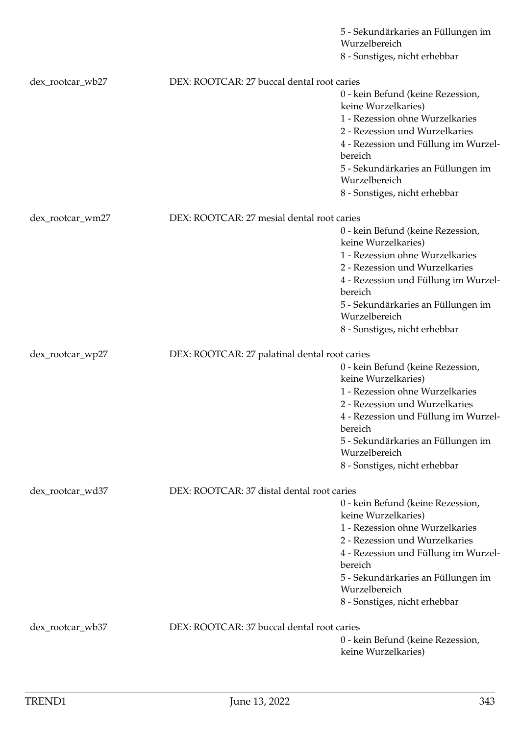5 - Sekundärkaries an Füllungen im Wurzelbereich
8 - Sonstiges, nicht erhebbar

dex_rootcar_wb27 DEX: ROOTCAR: 27 buccal dental root caries
0 - kein Befund (keine Rezession, keine Wurzelkaries)
1 - Rezession ohne Wurzelkaries
2 - Rezession und Wurzelkaries
4 - Rezession und Füllung im Wurzelbereich
5 - Sekundärkaries an Füllungen im Wurzelbereich
8 - Sonstiges, nicht erhebbar

dex_rootcar_wm27 DEX: ROOTCAR: 27 mesial dental root caries
0 - kein Befund (keine Rezession, keine Wurzelkaries)
1 - Rezession ohne Wurzelkaries
2 - Rezession und Wurzelkaries
4 - Rezession und Füllung im Wurzelbereich
5 - Sekundärkaries an Füllungen im Wurzelbereich
8 - Sonstiges, nicht erhebbar

dex_rootcar_wp27 DEX: ROOTCAR: 27 palatinal dental root caries
0 - kein Befund (keine Rezession, keine Wurzelkaries)
1 - Rezession ohne Wurzelkaries
2 - Rezession und Wurzelkaries
4 - Rezession und Füllung im Wurzelbereich
5 - Sekundärkaries an Füllungen im Wurzelbereich
8 - Sonstiges, nicht erhebbar

dex_rootcar_wd37 DEX: ROOTCAR: 37 distal dental root caries
0 - kein Befund (keine Rezession, keine Wurzelkaries)
1 - Rezession ohne Wurzelkaries
2 - Rezession und Wurzelkaries
4 - Rezession und Füllung im Wurzelbereich
5 - Sekundärkaries an Füllungen im Wurzelbereich
8 - Sonstiges, nicht erhebbar

dex_rootcar_wb37 DEX: ROOTCAR: 37 buccal dental root caries
0 - kein Befund (keine Rezession, keine Wurzelkaries)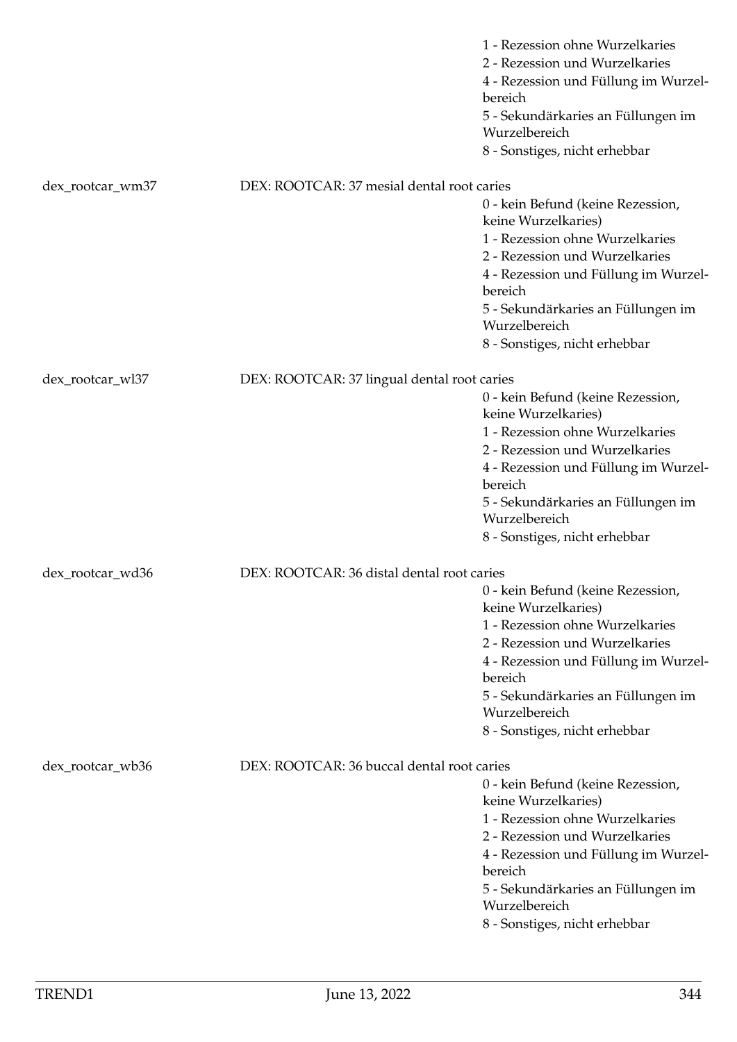1 - Rezession ohne Wurzelkaries
2 - Rezession und Wurzelkaries
4 - Rezession und Füllung im Wurzelbereich
5 - Sekundärkaries an Füllungen im Wurzelbereich
8 - Sonstiges, nicht erhebbar

dex_rootcar_wm37 DEX: ROOTCAR: 37 mesial dental root caries

0 - kein Befund (keine Rezession, keine Wurzelkaries)
1 - Rezession ohne Wurzelkaries
2 - Rezession und Wurzelkaries
4 - Rezession und Füllung im Wurzelbereich
5 - Sekundärkaries an Füllungen im Wurzelbereich
8 - Sonstiges, nicht erhebbar

dex_rootcar_wl37 DEX: ROOTCAR: 37 lingual dental root caries

0 - kein Befund (keine Rezession, keine Wurzelkaries)
1 - Rezession ohne Wurzelkaries
2 - Rezession und Wurzelkaries
4 - Rezession und Füllung im Wurzelbereich
5 - Sekundärkaries an Füllungen im Wurzelbereich
8 - Sonstiges, nicht erhebbar

dex_rootcar_wd36 DEX: ROOTCAR: 36 distal dental root caries

0 - kein Befund (keine Rezession, keine Wurzelkaries)
1 - Rezession ohne Wurzelkaries
2 - Rezession und Wurzelkaries
4 - Rezession und Füllung im Wurzelbereich
5 - Sekundärkaries an Füllungen im Wurzelbereich
8 - Sonstiges, nicht erhebbar

dex_rootcar_wb36 DEX: ROOTCAR: 36 buccal dental root caries

0 - kein Befund (keine Rezession, keine Wurzelkaries)
1 - Rezession ohne Wurzelkaries
2 - Rezession und Wurzelkaries
4 - Rezession und Füllung im Wurzelbereich
5 - Sekundärkaries an Füllungen im Wurzelbereich
8 - Sonstiges, nicht erhebbar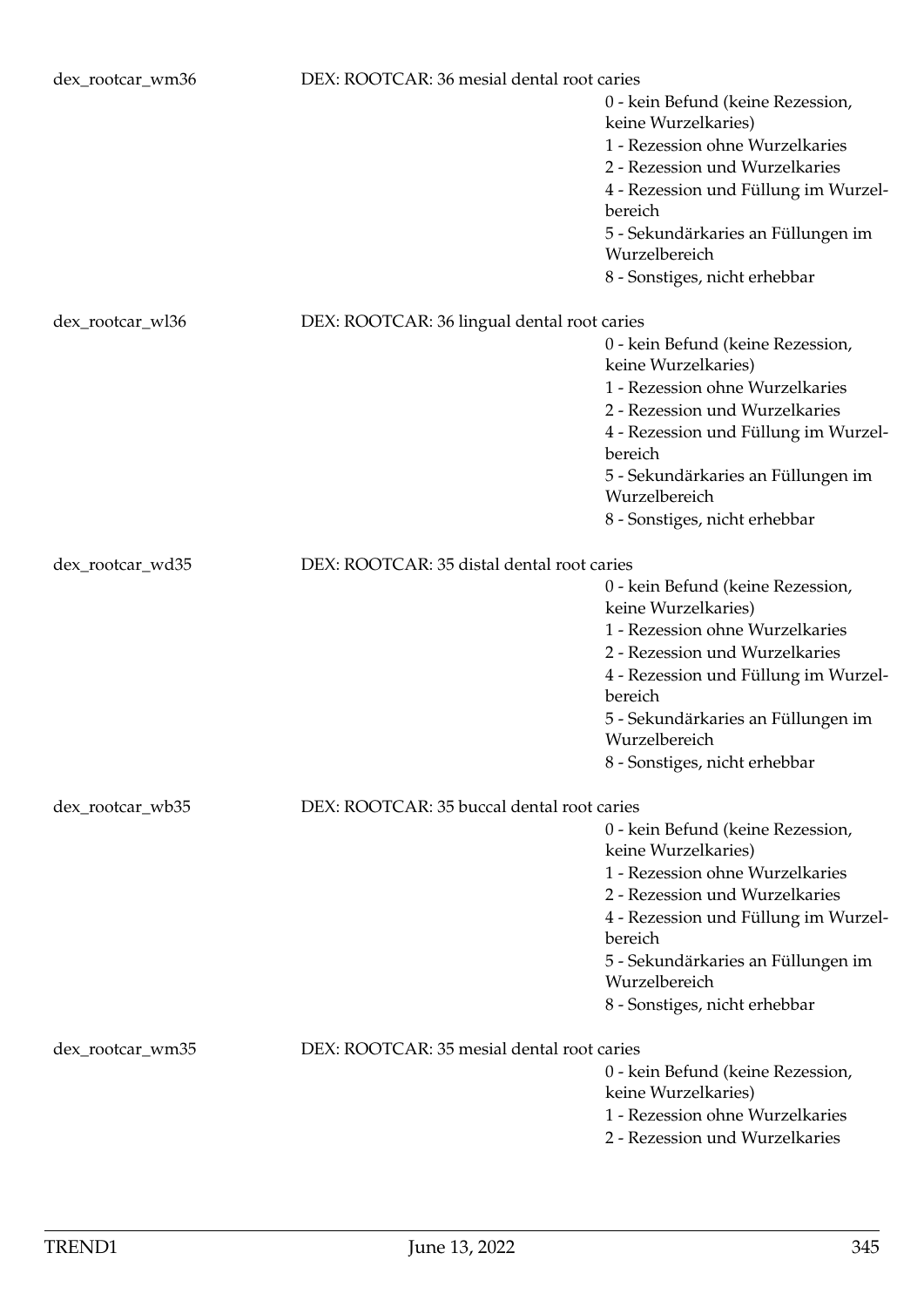dex_rootcar_wm36 DEX: ROOTCAR: 36 mesial dental root caries

- 0 - kein Befund (keine Rezession, keine Wurzelkaries)
- 1 - Rezession ohne Wurzelkaries
- 2 - Rezession und Wurzelkaries
- 4 - Rezession und Füllung im Wurzelbereich
- 5 - Sekundärkaries an Füllungen im Wurzelbereich
- 8 - Sonstiges, nicht erhebbar

dex_rootcar_wl36 DEX: ROOTCAR: 36 lingual dental root caries

- 0 - kein Befund (keine Rezession, keine Wurzelkaries)
- 1 - Rezession ohne Wurzelkaries
- 2 - Rezession und Wurzelkaries
- 4 - Rezession und Füllung im Wurzelbereich
- 5 - Sekundärkaries an Füllungen im Wurzelbereich
- 8 - Sonstiges, nicht erhebbar

dex_rootcar_wd35 DEX: ROOTCAR: 35 distal dental root caries

- 0 - kein Befund (keine Rezession, keine Wurzelkaries)
- 1 - Rezession ohne Wurzelkaries
- 2 - Rezession und Wurzelkaries
- 4 - Rezession und Füllung im Wurzelbereich
- 5 - Sekundärkaries an Füllungen im Wurzelbereich
- 8 - Sonstiges, nicht erhebbar

dex_rootcar_wb35 DEX: ROOTCAR: 35 buccal dental root caries

- 0 - kein Befund (keine Rezession, keine Wurzelkaries)
- 1 - Rezession ohne Wurzelkaries
- 2 - Rezession und Wurzelkaries
- 4 - Rezession und Füllung im Wurzelbereich
- 5 - Sekundärkaries an Füllungen im Wurzelbereich
- 8 - Sonstiges, nicht erhebbar

dex_rootcar_wm35 DEX: ROOTCAR: 35 mesial dental root caries

- 0 - kein Befund (keine Rezession, keine Wurzelkaries)
- 1 - Rezession ohne Wurzelkaries
- 2 - Rezession und Wurzelkaries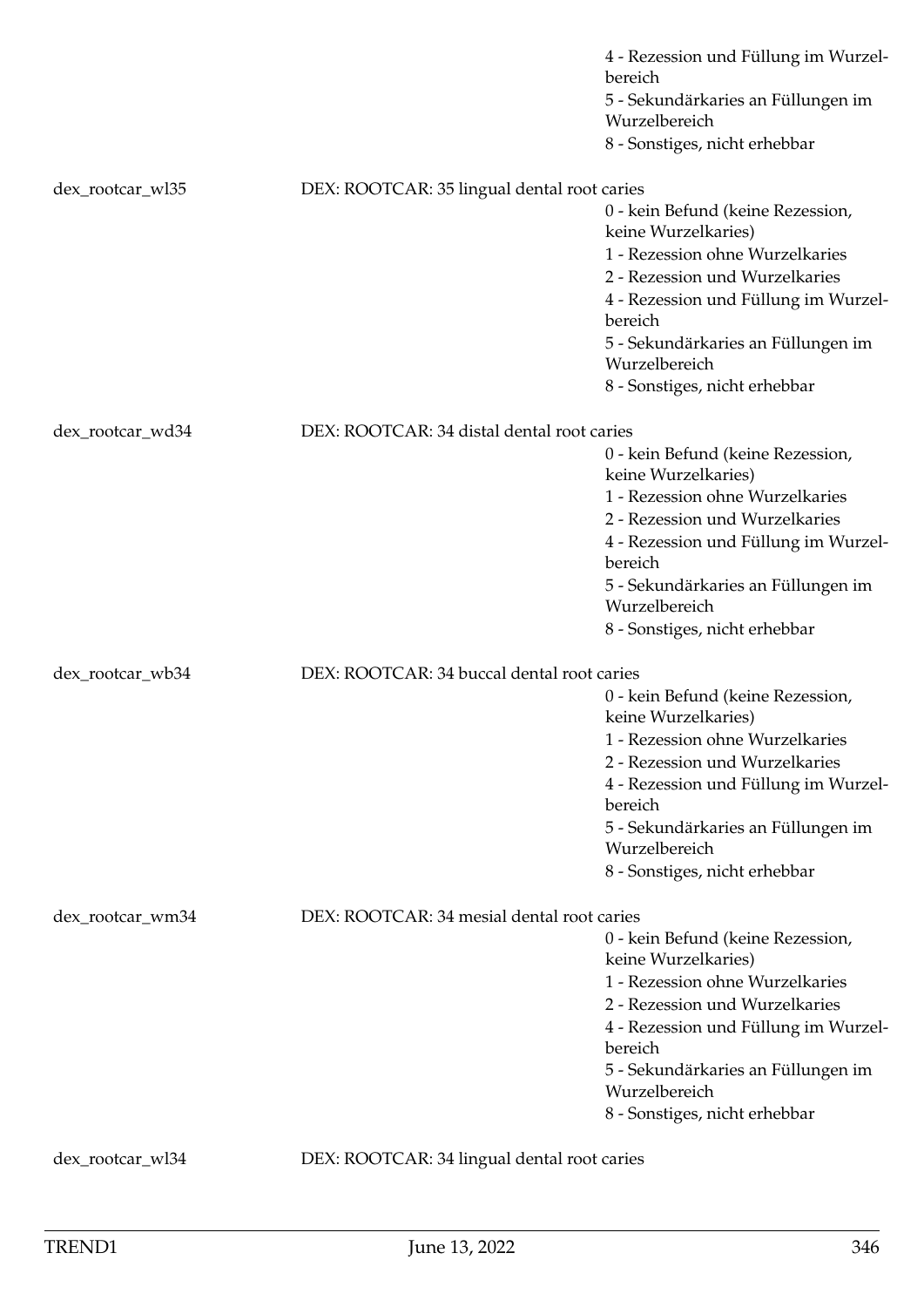4 - Rezession und Füllung im Wurzelbereich
5 - Sekundärkaries an Füllungen im Wurzelbereich
8 - Sonstiges, nicht erhebbar

dex_rootcar_wl35 DEX: ROOTCAR: 35 lingual dental root caries

0 - kein Befund (keine Rezession, keine Wurzelkaries)
1 - Rezession ohne Wurzelkaries
2 - Rezession und Wurzelkaries
4 - Rezession und Füllung im Wurzelbereich
5 - Sekundärkaries an Füllungen im Wurzelbereich
8 - Sonstiges, nicht erhebbar

dex_rootcar_wd34 DEX: ROOTCAR: 34 distal dental root caries

0 - kein Befund (keine Rezession, keine Wurzelkaries)
1 - Rezession ohne Wurzelkaries
2 - Rezession und Wurzelkaries
4 - Rezession und Füllung im Wurzelbereich
5 - Sekundärkaries an Füllungen im Wurzelbereich
8 - Sonstiges, nicht erhebbar

dex_rootcar_wb34 DEX: ROOTCAR: 34 buccal dental root caries

0 - kein Befund (keine Rezession, keine Wurzelkaries)
1 - Rezession ohne Wurzelkaries
2 - Rezession und Wurzelkaries
4 - Rezession und Füllung im Wurzelbereich
5 - Sekundärkaries an Füllungen im Wurzelbereich
8 - Sonstiges, nicht erhebbar

dex_rootcar_wm34 DEX: ROOTCAR: 34 mesial dental root caries

0 - kein Befund (keine Rezession, keine Wurzelkaries)
1 - Rezession ohne Wurzelkaries
2 - Rezession und Wurzelkaries
4 - Rezession und Füllung im Wurzelbereich
5 - Sekundärkaries an Füllungen im Wurzelbereich
8 - Sonstiges, nicht erhebbar

dex_rootcar_wl34 DEX: ROOTCAR: 34 lingual dental root caries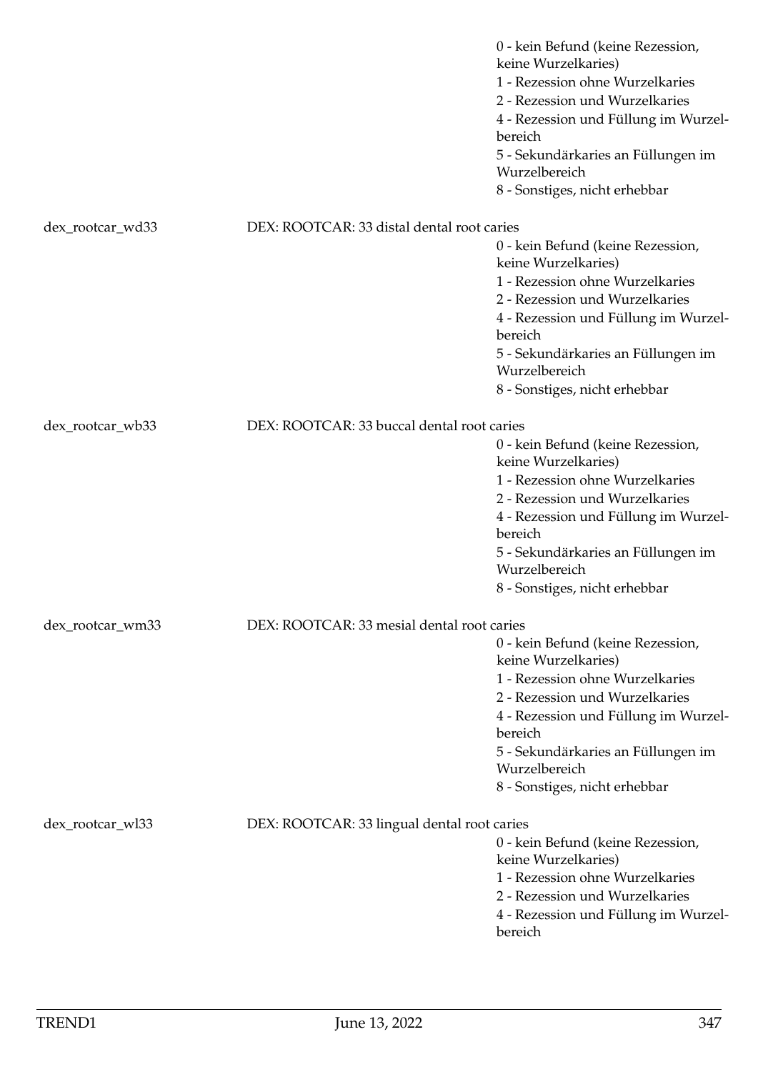0 - kein Befund (keine Rezession, keine Wurzelkaries)
1 - Rezession ohne Wurzelkaries
2 - Rezession und Wurzelkaries
4 - Rezession und Füllung im Wurzelbereich
5 - Sekundärkaries an Füllungen im Wurzelbereich
8 - Sonstiges, nicht erhebbar

dex_rootcar_wd33 DEX: ROOTCAR: 33 distal dental root caries

0 - kein Befund (keine Rezession, keine Wurzelkaries)
1 - Rezession ohne Wurzelkaries
2 - Rezession und Wurzelkaries
4 - Rezession und Füllung im Wurzelbereich
5 - Sekundärkaries an Füllungen im Wurzelbereich
8 - Sonstiges, nicht erhebbar

dex_rootcar_wb33 DEX: ROOTCAR: 33 buccal dental root caries

0 - kein Befund (keine Rezession, keine Wurzelkaries)
1 - Rezession ohne Wurzelkaries
2 - Rezession und Wurzelkaries
4 - Rezession und Füllung im Wurzelbereich
5 - Sekundärkaries an Füllungen im Wurzelbereich
8 - Sonstiges, nicht erhebbar

dex_rootcar_wm33 DEX: ROOTCAR: 33 mesial dental root caries

0 - kein Befund (keine Rezession, keine Wurzelkaries)
1 - Rezession ohne Wurzelkaries
2 - Rezession und Wurzelkaries
4 - Rezession und Füllung im Wurzelbereich
5 - Sekundärkaries an Füllungen im Wurzelbereich
8 - Sonstiges, nicht erhebbar

dex_rootcar_wl33 DEX: ROOTCAR: 33 lingual dental root caries

0 - kein Befund (keine Rezession, keine Wurzelkaries)
1 - Rezession ohne Wurzelkaries
2 - Rezession und Wurzelkaries
4 - Rezession und Füllung im Wurzelbereich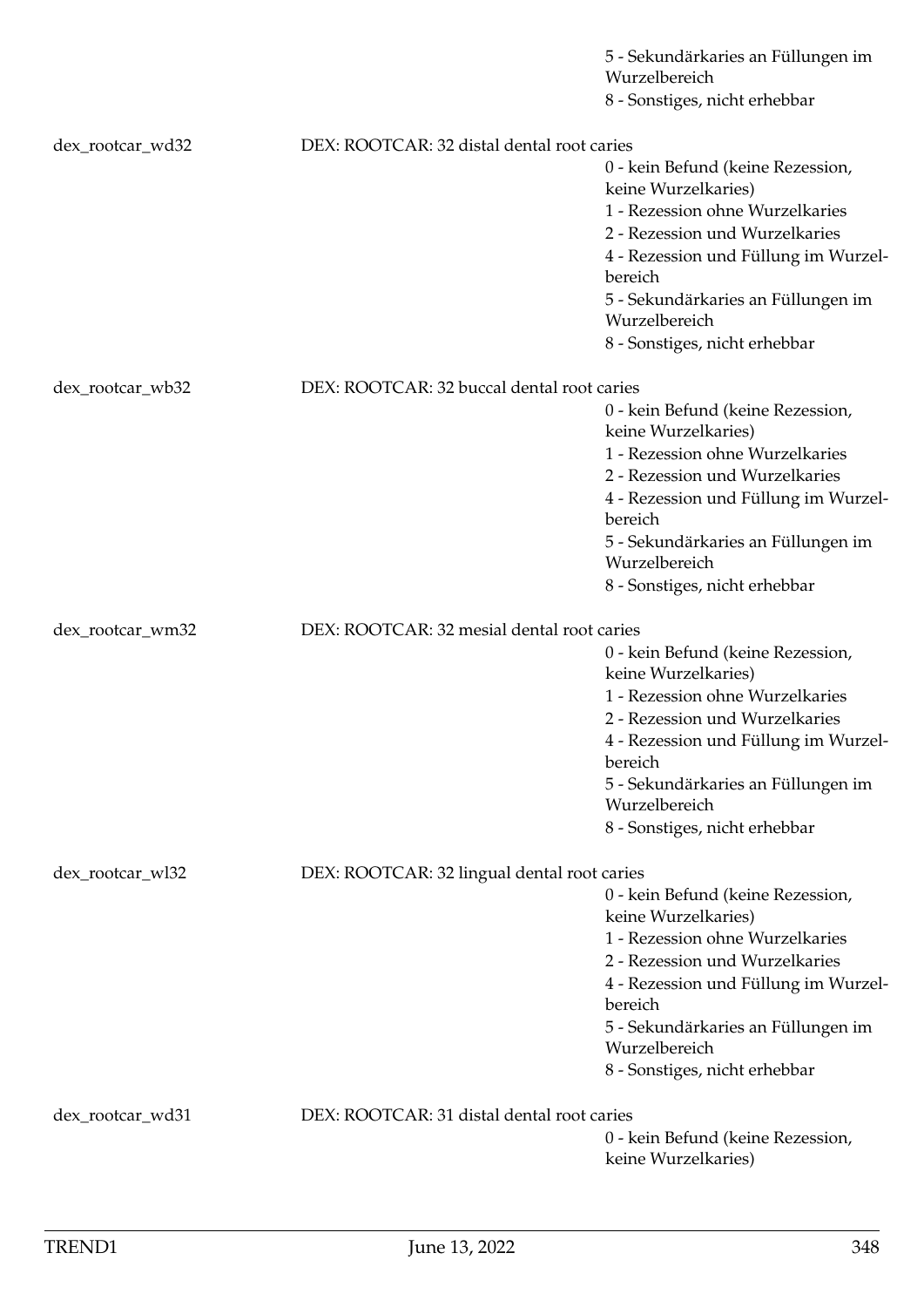5 - Sekundärkaries an Füllungen im Wurzelbereich
8 - Sonstiges, nicht erhebbar

dex_rootcar_wd32 — DEX: ROOTCAR: 32 distal dental root caries

- 0 - kein Befund (keine Rezession, keine Wurzelkaries)
- 1 - Rezession ohne Wurzelkaries
- 2 - Rezession und Wurzelkaries
- 4 - Rezession und Füllung im Wurzelbereich
- 5 - Sekundärkaries an Füllungen im Wurzelbereich
- 8 - Sonstiges, nicht erhebbar

dex_rootcar_wb32 — DEX: ROOTCAR: 32 buccal dental root caries

- 0 - kein Befund (keine Rezession, keine Wurzelkaries)
- 1 - Rezession ohne Wurzelkaries
- 2 - Rezession und Wurzelkaries
- 4 - Rezession und Füllung im Wurzelbereich
- 5 - Sekundärkaries an Füllungen im Wurzelbereich
- 8 - Sonstiges, nicht erhebbar

dex_rootcar_wm32 — DEX: ROOTCAR: 32 mesial dental root caries

- 0 - kein Befund (keine Rezession, keine Wurzelkaries)
- 1 - Rezession ohne Wurzelkaries
- 2 - Rezession und Wurzelkaries
- 4 - Rezession und Füllung im Wurzelbereich
- 5 - Sekundärkaries an Füllungen im Wurzelbereich
- 8 - Sonstiges, nicht erhebbar

dex_rootcar_wl32 — DEX: ROOTCAR: 32 lingual dental root caries

- 0 - kein Befund (keine Rezession, keine Wurzelkaries)
- 1 - Rezession ohne Wurzelkaries
- 2 - Rezession und Wurzelkaries
- 4 - Rezession und Füllung im Wurzelbereich
- 5 - Sekundärkaries an Füllungen im Wurzelbereich
- 8 - Sonstiges, nicht erhebbar

dex_rootcar_wd31 — DEX: ROOTCAR: 31 distal dental root caries

- 0 - kein Befund (keine Rezession, keine Wurzelkaries)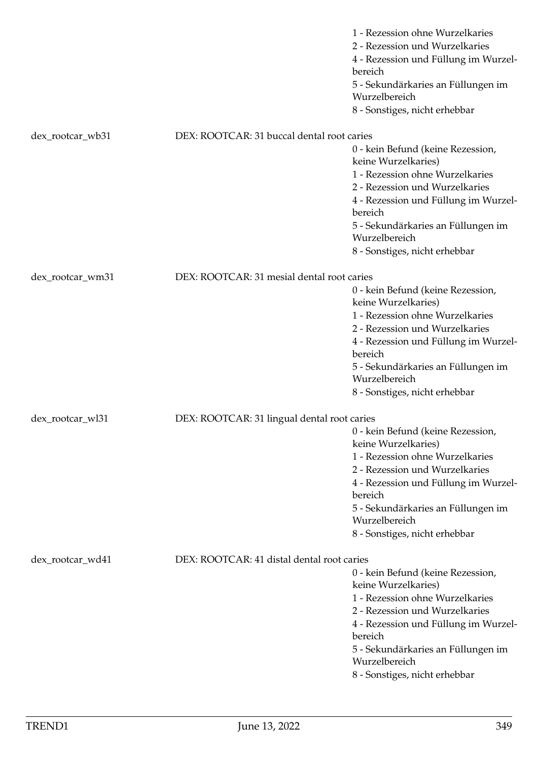1 - Rezession ohne Wurzelkaries
2 - Rezession und Wurzelkaries
4 - Rezession und Füllung im Wurzelbereich
5 - Sekundärkaries an Füllungen im Wurzelbereich
8 - Sonstiges, nicht erhebbar

dex_rootcar_wb31 DEX: ROOTCAR: 31 buccal dental root caries

0 - kein Befund (keine Rezession, keine Wurzelkaries)
1 - Rezession ohne Wurzelkaries
2 - Rezession und Wurzelkaries
4 - Rezession und Füllung im Wurzelbereich
5 - Sekundärkaries an Füllungen im Wurzelbereich
8 - Sonstiges, nicht erhebbar

dex_rootcar_wm31 DEX: ROOTCAR: 31 mesial dental root caries

0 - kein Befund (keine Rezession, keine Wurzelkaries)
1 - Rezession ohne Wurzelkaries
2 - Rezession und Wurzelkaries
4 - Rezession und Füllung im Wurzelbereich
5 - Sekundärkaries an Füllungen im Wurzelbereich
8 - Sonstiges, nicht erhebbar

dex_rootcar_wl31 DEX: ROOTCAR: 31 lingual dental root caries

0 - kein Befund (keine Rezession, keine Wurzelkaries)
1 - Rezession ohne Wurzelkaries
2 - Rezession und Wurzelkaries
4 - Rezession und Füllung im Wurzelbereich
5 - Sekundärkaries an Füllungen im Wurzelbereich
8 - Sonstiges, nicht erhebbar

dex_rootcar_wd41 DEX: ROOTCAR: 41 distal dental root caries

0 - kein Befund (keine Rezession, keine Wurzelkaries)
1 - Rezession ohne Wurzelkaries
2 - Rezession und Wurzelkaries
4 - Rezession und Füllung im Wurzelbereich
5 - Sekundärkaries an Füllungen im Wurzelbereich
8 - Sonstiges, nicht erhebbar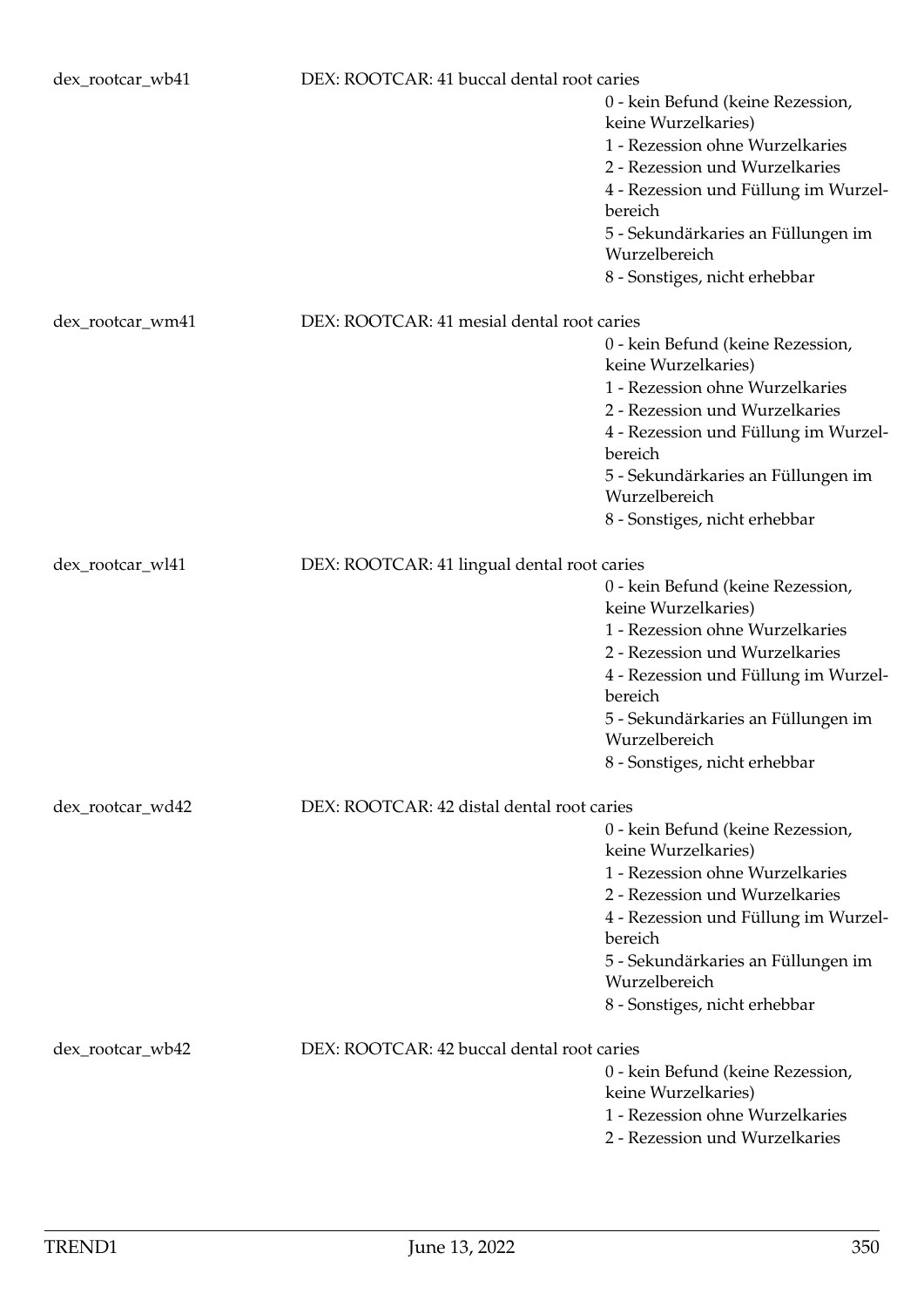dex_rootcar_wb41 DEX: ROOTCAR: 41 buccal dental root caries

- 0 - kein Befund (keine Rezession, keine Wurzelkaries)
- 1 - Rezession ohne Wurzelkaries
- 2 - Rezession und Wurzelkaries
- 4 - Rezession und Füllung im Wurzelbereich
- 5 - Sekundärkaries an Füllungen im Wurzelbereich
- 8 - Sonstiges, nicht erhebbar

dex_rootcar_wm41 DEX: ROOTCAR: 41 mesial dental root caries

- 0 - kein Befund (keine Rezession, keine Wurzelkaries)
- 1 - Rezession ohne Wurzelkaries
- 2 - Rezession und Wurzelkaries
- 4 - Rezession und Füllung im Wurzelbereich
- 5 - Sekundärkaries an Füllungen im Wurzelbereich
- 8 - Sonstiges, nicht erhebbar

dex_rootcar_wl41 DEX: ROOTCAR: 41 lingual dental root caries

- 0 - kein Befund (keine Rezession, keine Wurzelkaries)
- 1 - Rezession ohne Wurzelkaries
- 2 - Rezession und Wurzelkaries
- 4 - Rezession und Füllung im Wurzelbereich
- 5 - Sekundärkaries an Füllungen im Wurzelbereich
- 8 - Sonstiges, nicht erhebbar

dex_rootcar_wd42 DEX: ROOTCAR: 42 distal dental root caries

- 0 - kein Befund (keine Rezession, keine Wurzelkaries)
- 1 - Rezession ohne Wurzelkaries
- 2 - Rezession und Wurzelkaries
- 4 - Rezession und Füllung im Wurzelbereich
- 5 - Sekundärkaries an Füllungen im Wurzelbereich
- 8 - Sonstiges, nicht erhebbar

dex_rootcar_wb42 DEX: ROOTCAR: 42 buccal dental root caries

- 0 - kein Befund (keine Rezession, keine Wurzelkaries)
- 1 - Rezession ohne Wurzelkaries
- 2 - Rezession und Wurzelkaries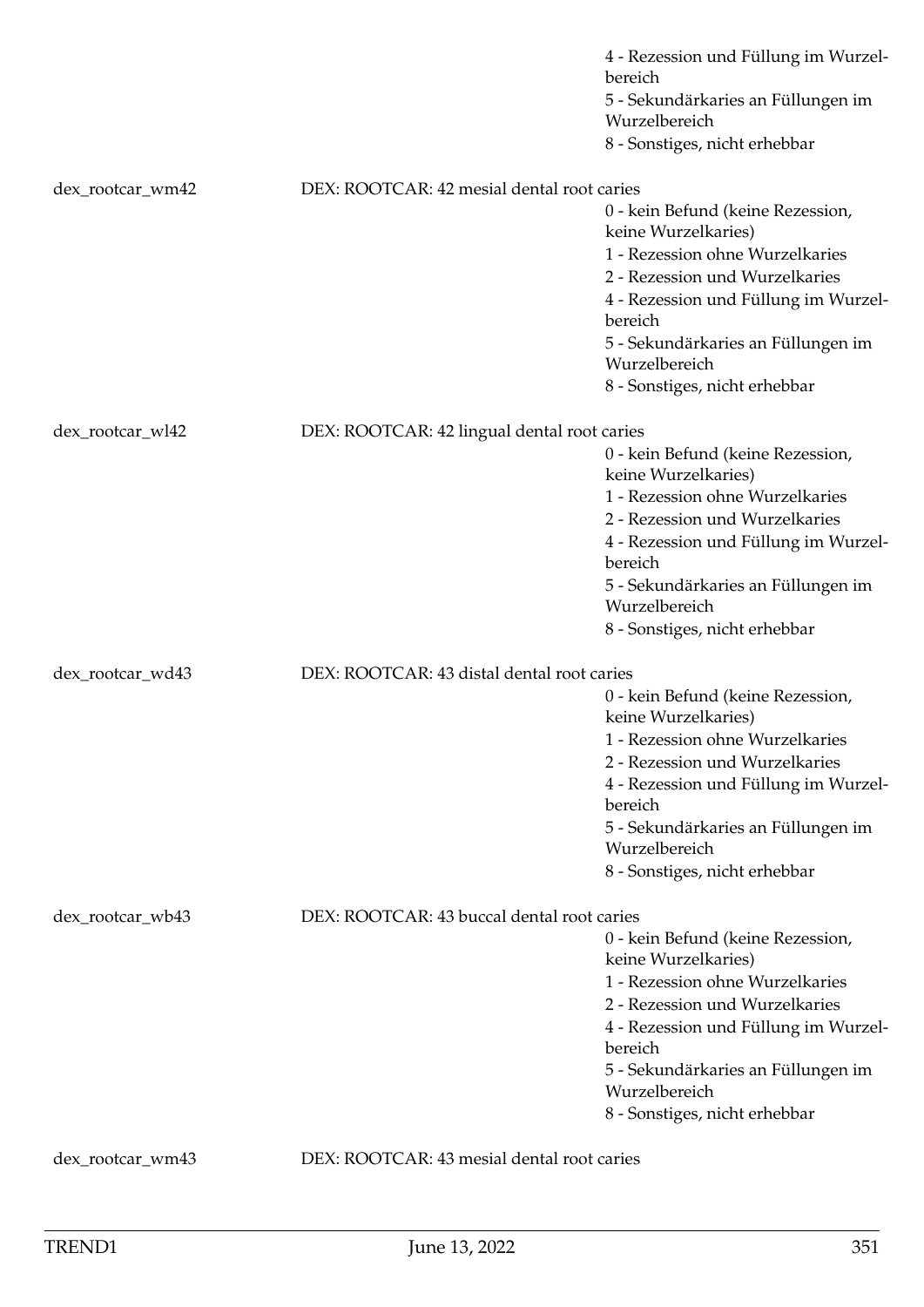4 - Rezession und Füllung im Wurzelbereich
5 - Sekundärkaries an Füllungen im Wurzelbereich
8 - Sonstiges, nicht erhebbar

dex_rootcar_wm42 DEX: ROOTCAR: 42 mesial dental root caries
0 - kein Befund (keine Rezession, keine Wurzelkaries)
1 - Rezession ohne Wurzelkaries
2 - Rezession und Wurzelkaries
4 - Rezession und Füllung im Wurzelbereich
5 - Sekundärkaries an Füllungen im Wurzelbereich
8 - Sonstiges, nicht erhebbar

dex_rootcar_wl42 DEX: ROOTCAR: 42 lingual dental root caries
0 - kein Befund (keine Rezession, keine Wurzelkaries)
1 - Rezession ohne Wurzelkaries
2 - Rezession und Wurzelkaries
4 - Rezession und Füllung im Wurzelbereich
5 - Sekundärkaries an Füllungen im Wurzelbereich
8 - Sonstiges, nicht erhebbar

dex_rootcar_wd43 DEX: ROOTCAR: 43 distal dental root caries
0 - kein Befund (keine Rezession, keine Wurzelkaries)
1 - Rezession ohne Wurzelkaries
2 - Rezession und Wurzelkaries
4 - Rezession und Füllung im Wurzelbereich
5 - Sekundärkaries an Füllungen im Wurzelbereich
8 - Sonstiges, nicht erhebbar

dex_rootcar_wb43 DEX: ROOTCAR: 43 buccal dental root caries
0 - kein Befund (keine Rezession, keine Wurzelkaries)
1 - Rezession ohne Wurzelkaries
2 - Rezession und Wurzelkaries
4 - Rezession und Füllung im Wurzelbereich
5 - Sekundärkaries an Füllungen im Wurzelbereich
8 - Sonstiges, nicht erhebbar

dex_rootcar_wm43 DEX: ROOTCAR: 43 mesial dental root caries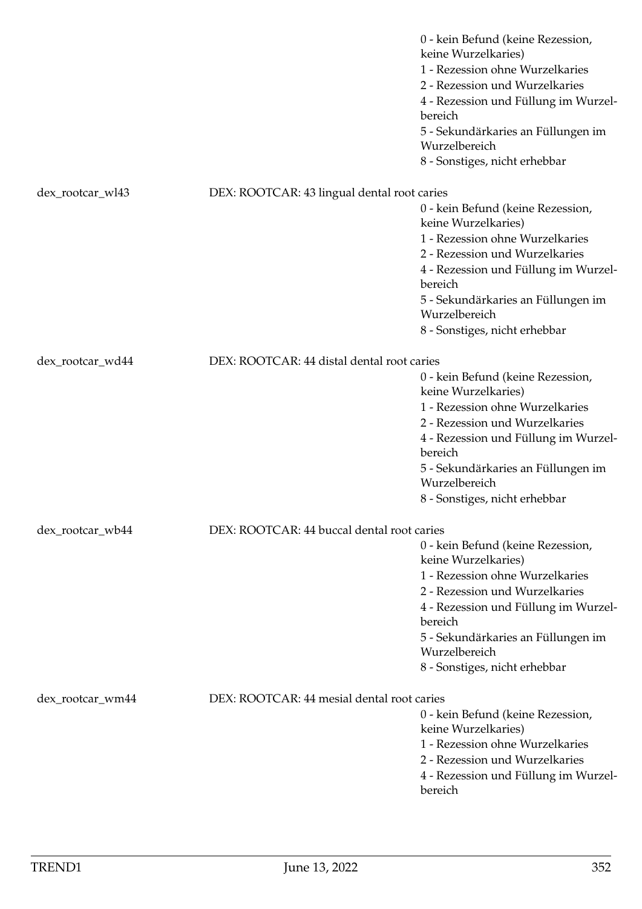0 - kein Befund (keine Rezession, keine Wurzelkaries)
1 - Rezession ohne Wurzelkaries
2 - Rezession und Wurzelkaries
4 - Rezession und Füllung im Wurzelbereich
5 - Sekundärkaries an Füllungen im Wurzelbereich
8 - Sonstiges, nicht erhebbar

**dex_rootcar_wl43** — DEX: ROOTCAR: 43 lingual dental root caries

0 - kein Befund (keine Rezession, keine Wurzelkaries)
1 - Rezession ohne Wurzelkaries
2 - Rezession und Wurzelkaries
4 - Rezession und Füllung im Wurzelbereich
5 - Sekundärkaries an Füllungen im Wurzelbereich
8 - Sonstiges, nicht erhebbar

**dex_rootcar_wd44** — DEX: ROOTCAR: 44 distal dental root caries

0 - kein Befund (keine Rezession, keine Wurzelkaries)
1 - Rezession ohne Wurzelkaries
2 - Rezession und Wurzelkaries
4 - Rezession und Füllung im Wurzelbereich
5 - Sekundärkaries an Füllungen im Wurzelbereich
8 - Sonstiges, nicht erhebbar

**dex_rootcar_wb44** — DEX: ROOTCAR: 44 buccal dental root caries

0 - kein Befund (keine Rezession, keine Wurzelkaries)
1 - Rezession ohne Wurzelkaries
2 - Rezession und Wurzelkaries
4 - Rezession und Füllung im Wurzelbereich
5 - Sekundärkaries an Füllungen im Wurzelbereich
8 - Sonstiges, nicht erhebbar

**dex_rootcar_wm44** — DEX: ROOTCAR: 44 mesial dental root caries

0 - kein Befund (keine Rezession, keine Wurzelkaries)
1 - Rezession ohne Wurzelkaries
2 - Rezession und Wurzelkaries
4 - Rezession und Füllung im Wurzelbereich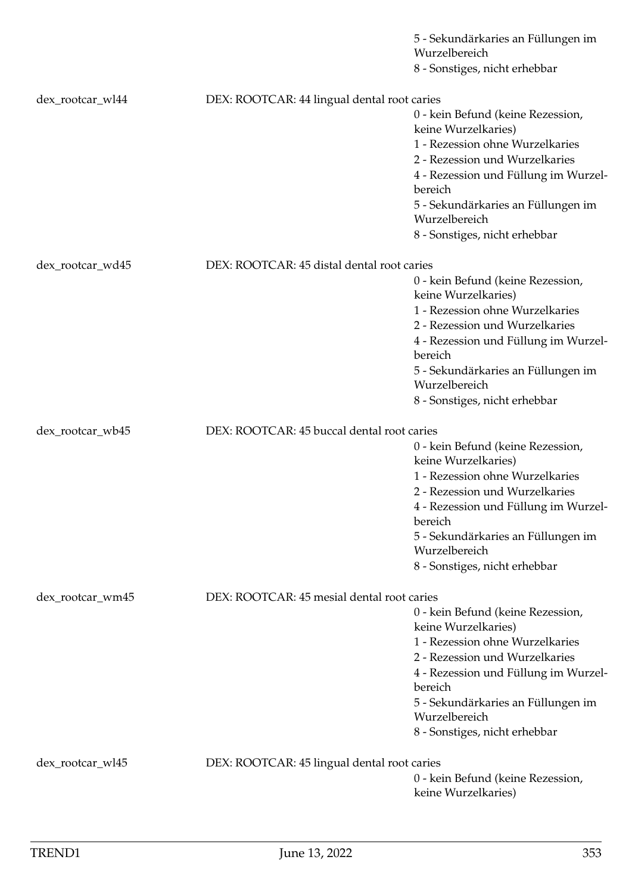5 - Sekundärkaries an Füllungen im Wurzelbereich
8 - Sonstiges, nicht erhebbar

dex_rootcar_wl44 DEX: ROOTCAR: 44 lingual dental root caries

0 - kein Befund (keine Rezession, keine Wurzelkaries)
1 - Rezession ohne Wurzelkaries
2 - Rezession und Wurzelkaries
4 - Rezession und Füllung im Wurzelbereich
5 - Sekundärkaries an Füllungen im Wurzelbereich
8 - Sonstiges, nicht erhebbar

dex_rootcar_wd45 DEX: ROOTCAR: 45 distal dental root caries

0 - kein Befund (keine Rezession, keine Wurzelkaries)
1 - Rezession ohne Wurzelkaries
2 - Rezession und Wurzelkaries
4 - Rezession und Füllung im Wurzelbereich
5 - Sekundärkaries an Füllungen im Wurzelbereich
8 - Sonstiges, nicht erhebbar

dex_rootcar_wb45 DEX: ROOTCAR: 45 buccal dental root caries

0 - kein Befund (keine Rezession, keine Wurzelkaries)
1 - Rezession ohne Wurzelkaries
2 - Rezession und Wurzelkaries
4 - Rezession und Füllung im Wurzelbereich
5 - Sekundärkaries an Füllungen im Wurzelbereich
8 - Sonstiges, nicht erhebbar

dex_rootcar_wm45 DEX: ROOTCAR: 45 mesial dental root caries

0 - kein Befund (keine Rezession, keine Wurzelkaries)
1 - Rezession ohne Wurzelkaries
2 - Rezession und Wurzelkaries
4 - Rezession und Füllung im Wurzelbereich
5 - Sekundärkaries an Füllungen im Wurzelbereich
8 - Sonstiges, nicht erhebbar

dex_rootcar_wl45 DEX: ROOTCAR: 45 lingual dental root caries

0 - kein Befund (keine Rezession, keine Wurzelkaries)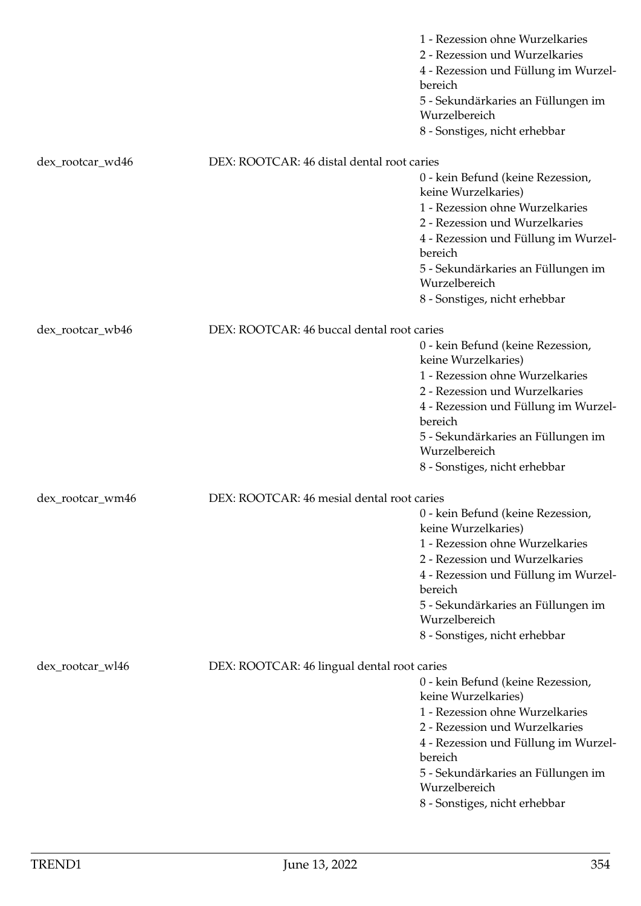1 - Rezession ohne Wurzelkaries
2 - Rezession und Wurzelkaries
4 - Rezession und Füllung im Wurzelbereich
5 - Sekundärkaries an Füllungen im Wurzelbereich
8 - Sonstiges, nicht erhebbar

dex_rootcar_wd46 DEX: ROOTCAR: 46 distal dental root caries

0 - kein Befund (keine Rezession, keine Wurzelkaries)
1 - Rezession ohne Wurzelkaries
2 - Rezession und Wurzelkaries
4 - Rezession und Füllung im Wurzelbereich
5 - Sekundärkaries an Füllungen im Wurzelbereich
8 - Sonstiges, nicht erhebbar

dex_rootcar_wb46 DEX: ROOTCAR: 46 buccal dental root caries

0 - kein Befund (keine Rezession, keine Wurzelkaries)
1 - Rezession ohne Wurzelkaries
2 - Rezession und Wurzelkaries
4 - Rezession und Füllung im Wurzelbereich
5 - Sekundärkaries an Füllungen im Wurzelbereich
8 - Sonstiges, nicht erhebbar

dex_rootcar_wm46 DEX: ROOTCAR: 46 mesial dental root caries

0 - kein Befund (keine Rezession, keine Wurzelkaries)
1 - Rezession ohne Wurzelkaries
2 - Rezession und Wurzelkaries
4 - Rezession und Füllung im Wurzelbereich
5 - Sekundärkaries an Füllungen im Wurzelbereich
8 - Sonstiges, nicht erhebbar

dex_rootcar_wl46 DEX: ROOTCAR: 46 lingual dental root caries

0 - kein Befund (keine Rezession, keine Wurzelkaries)
1 - Rezession ohne Wurzelkaries
2 - Rezession und Wurzelkaries
4 - Rezession und Füllung im Wurzelbereich
5 - Sekundärkaries an Füllungen im Wurzelbereich
8 - Sonstiges, nicht erhebbar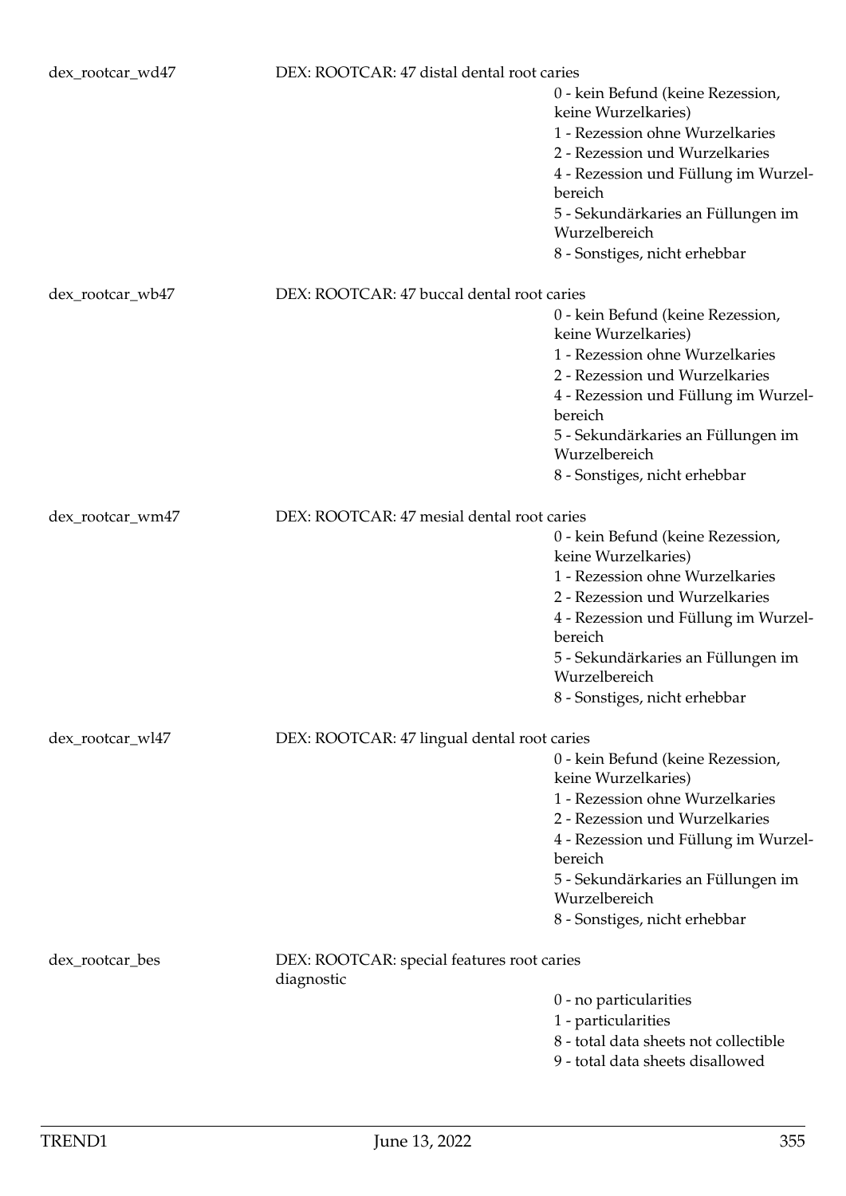dex_rootcar_wd47 DEX: ROOTCAR: 47 distal dental root caries

- 0 - kein Befund (keine Rezession, keine Wurzelkaries)
- 1 - Rezession ohne Wurzelkaries
- 2 - Rezession und Wurzelkaries
- 4 - Rezession und Füllung im Wurzelbereich
- 5 - Sekundärkaries an Füllungen im Wurzelbereich
- 8 - Sonstiges, nicht erhebbar

dex_rootcar_wb47 DEX: ROOTCAR: 47 buccal dental root caries

- 0 - kein Befund (keine Rezession, keine Wurzelkaries)
- 1 - Rezession ohne Wurzelkaries
- 2 - Rezession und Wurzelkaries
- 4 - Rezession und Füllung im Wurzelbereich
- 5 - Sekundärkaries an Füllungen im Wurzelbereich
- 8 - Sonstiges, nicht erhebbar

dex_rootcar_wm47 DEX: ROOTCAR: 47 mesial dental root caries

- 0 - kein Befund (keine Rezession, keine Wurzelkaries)
- 1 - Rezession ohne Wurzelkaries
- 2 - Rezession und Wurzelkaries
- 4 - Rezession und Füllung im Wurzelbereich
- 5 - Sekundärkaries an Füllungen im Wurzelbereich
- 8 - Sonstiges, nicht erhebbar

dex_rootcar_wl47 DEX: ROOTCAR: 47 lingual dental root caries

- 0 - kein Befund (keine Rezession, keine Wurzelkaries)
- 1 - Rezession ohne Wurzelkaries
- 2 - Rezession und Wurzelkaries
- 4 - Rezession und Füllung im Wurzelbereich
- 5 - Sekundärkaries an Füllungen im Wurzelbereich
- 8 - Sonstiges, nicht erhebbar

dex_rootcar_bes DEX: ROOTCAR: special features root caries diagnostic

- 0 - no particularities
- 1 - particularities
- 8 - total data sheets not collectible
- 9 - total data sheets disallowed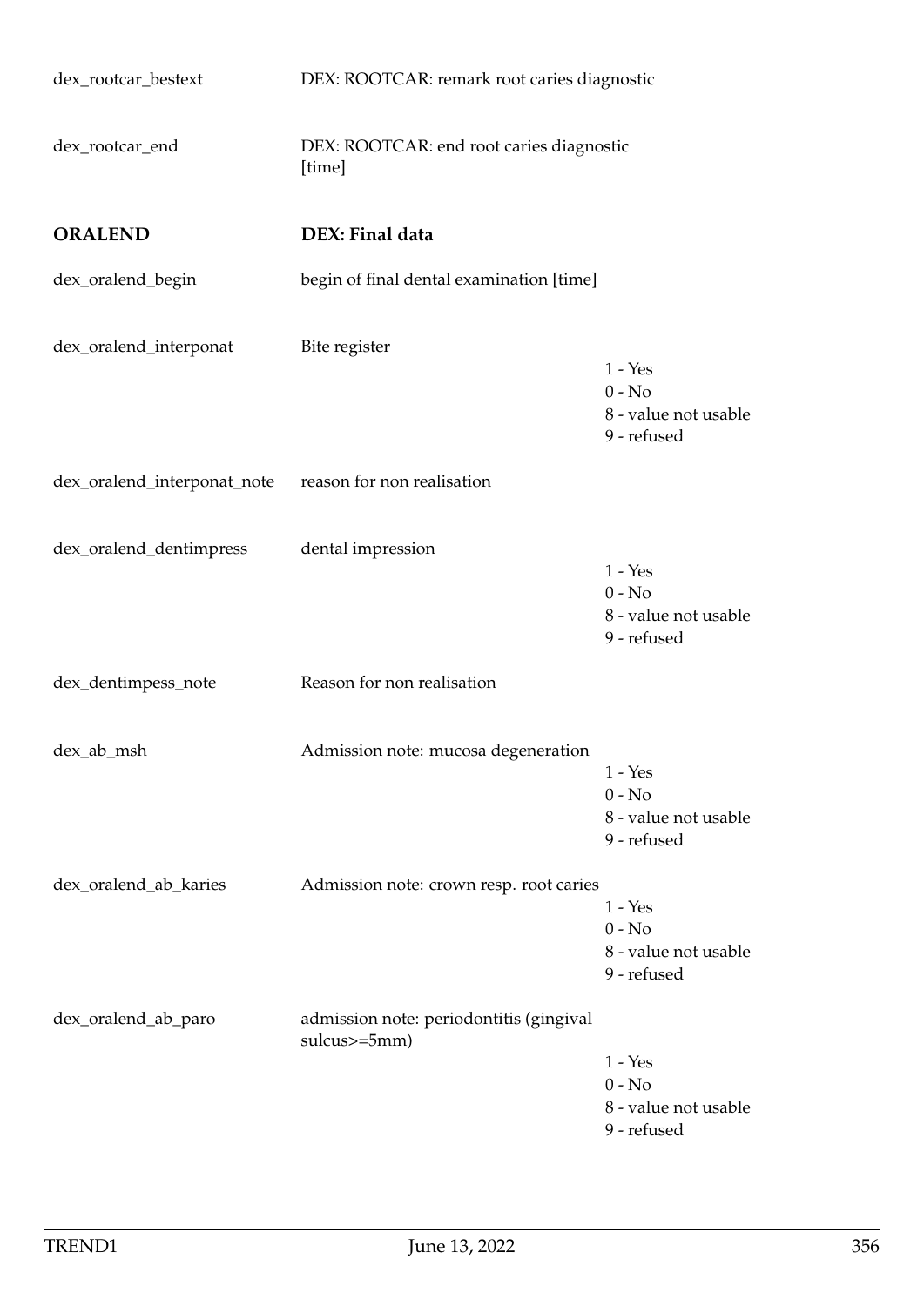| | | |
|---|---|---|
| dex_rootcar_bestext | DEX: ROOTCAR: remark root caries diagnostic | |
| dex_rootcar_end | DEX: ROOTCAR: end root caries diagnostic [time] | |

## ORALEND — DEX: Final data

| | | |
|---|---|---|
| dex_oralend_begin | begin of final dental examination [time] | |
| dex_oralend_interponat | Bite register | 1 - Yes<br>0 - No<br>8 - value not usable<br>9 - refused |
| dex_oralend_interponat_note | reason for non realisation | |
| dex_oralend_dentimpress | dental impression | 1 - Yes<br>0 - No<br>8 - value not usable<br>9 - refused |
| dex_dentimpess_note | Reason for non realisation | |
| dex_ab_msh | Admission note: mucosa degeneration | 1 - Yes<br>0 - No<br>8 - value not usable<br>9 - refused |
| dex_oralend_ab_karies | Admission note: crown resp. root caries | 1 - Yes<br>0 - No<br>8 - value not usable<br>9 - refused |
| dex_oralend_ab_paro | admission note: periodontitis (gingival sulcus>=5mm) | 1 - Yes<br>0 - No<br>8 - value not usable<br>9 - refused |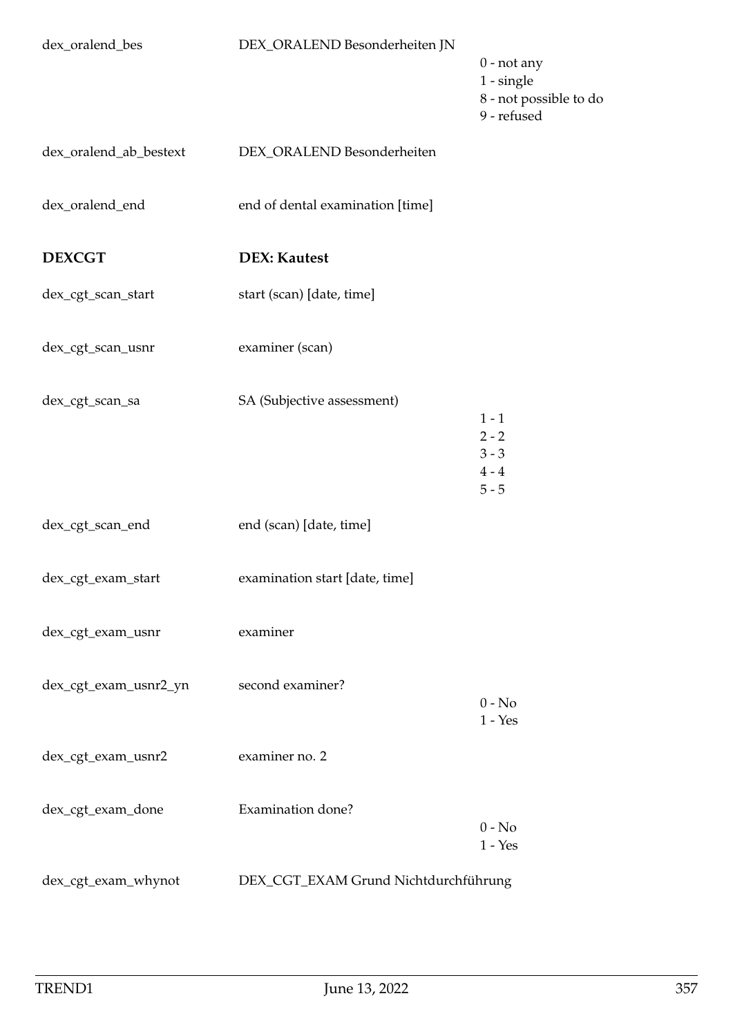| | | |
|---|---|---|
| dex_oralend_bes | DEX_ORALEND Besonderheiten JN | 0 - not any<br>1 - single<br>8 - not possible to do<br>9 - refused |
| dex_oralend_ab_bestext | DEX_ORALEND Besonderheiten | |
| dex_oralend_end | end of dental examination [time] | |

## DEXCGT — DEX: Kautest

| | | |
|---|---|---|
| dex_cgt_scan_start | start (scan) [date, time] | |
| dex_cgt_scan_usnr | examiner (scan) | |
| dex_cgt_scan_sa | SA (Subjective assessment) | 1 - 1<br>2 - 2<br>3 - 3<br>4 - 4<br>5 - 5 |
| dex_cgt_scan_end | end (scan) [date, time] | |
| dex_cgt_exam_start | examination start [date, time] | |
| dex_cgt_exam_usnr | examiner | |
| dex_cgt_exam_usnr2_yn | second examiner? | 0 - No<br>1 - Yes |
| dex_cgt_exam_usnr2 | examiner no. 2 | |
| dex_cgt_exam_done | Examination done? | 0 - No<br>1 - Yes |
| dex_cgt_exam_whynot | DEX_CGT_EXAM Grund Nichtdurchführung | |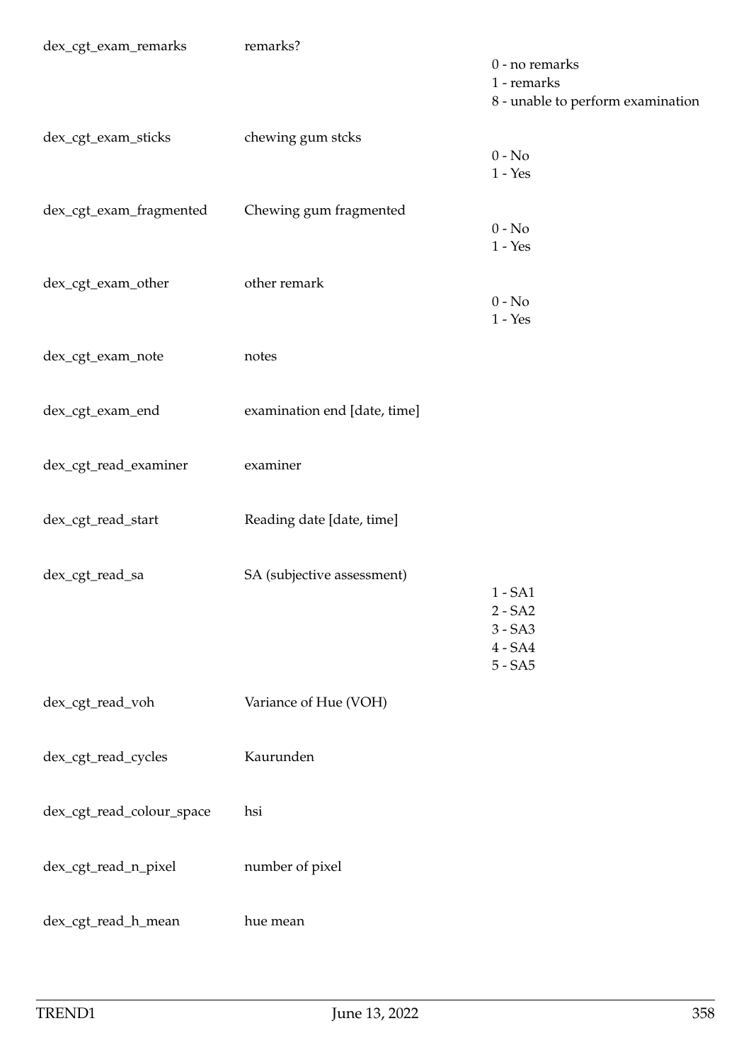| | | |
|---|---|---|
| dex_cgt_exam_remarks | remarks? | 0 - no remarks<br>1 - remarks<br>8 - unable to perform examination |
| dex_cgt_exam_sticks | chewing gum stcks | 0 - No<br>1 - Yes |
| dex_cgt_exam_fragmented | Chewing gum fragmented | 0 - No<br>1 - Yes |
| dex_cgt_exam_other | other remark | 0 - No<br>1 - Yes |
| dex_cgt_exam_note | notes | |
| dex_cgt_exam_end | examination end [date, time] | |
| dex_cgt_read_examiner | examiner | |
| dex_cgt_read_start | Reading date [date, time] | |
| dex_cgt_read_sa | SA (subjective assessment) | 1 - SA1<br>2 - SA2<br>3 - SA3<br>4 - SA4<br>5 - SA5 |
| dex_cgt_read_voh | Variance of Hue (VOH) | |
| dex_cgt_read_cycles | Kaurunden | |
| dex_cgt_read_colour_space | hsi | |
| dex_cgt_read_n_pixel | number of pixel | |
| dex_cgt_read_h_mean | hue mean | |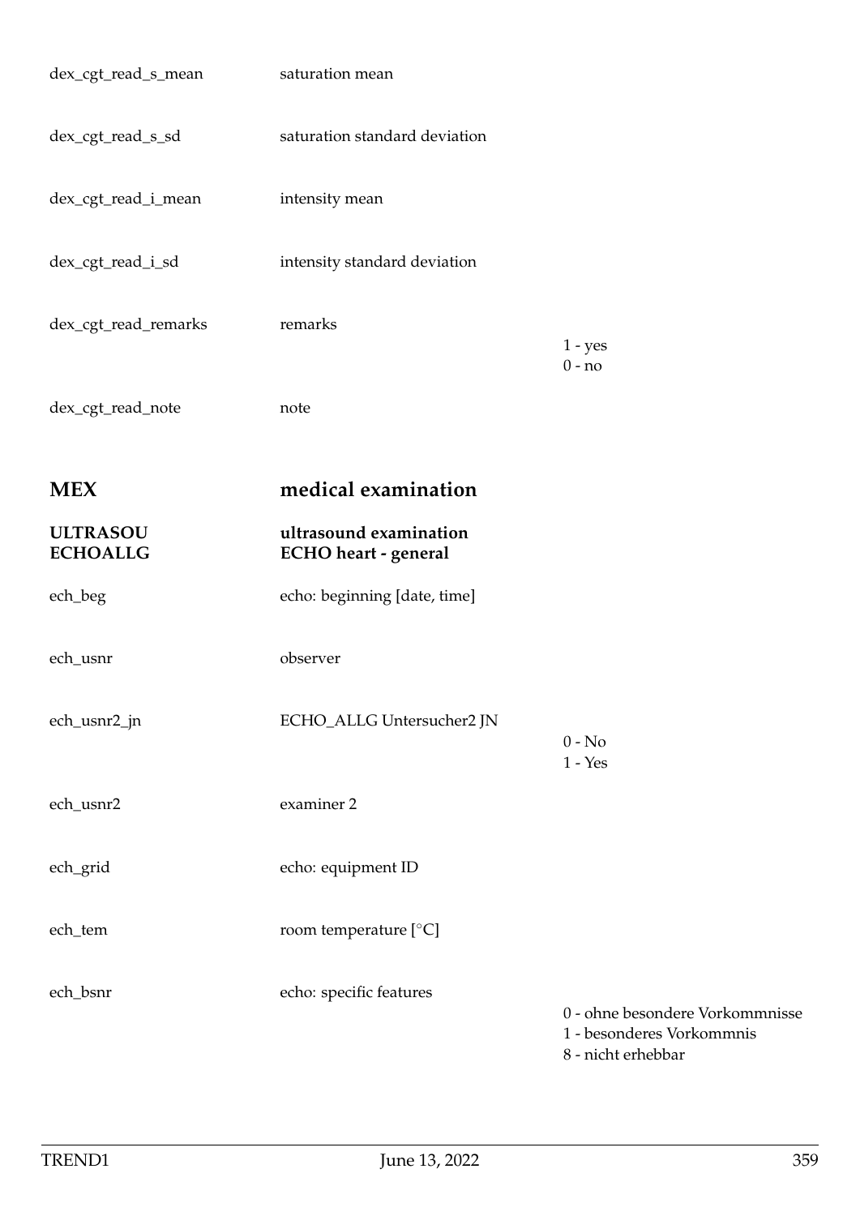| | | |
|---|---|---|
| dex_cgt_read_s_mean | saturation mean | |
| dex_cgt_read_s_sd | saturation standard deviation | |
| dex_cgt_read_i_mean | intensity mean | |
| dex_cgt_read_i_sd | intensity standard deviation | |
| dex_cgt_read_remarks | remarks | 1 - yes<br>0 - no |
| dex_cgt_read_note | note | |

## MEX — medical examination

### ULTRASOU — ultrasound examination
### ECHOALLG — ECHO heart - general

| | | |
|---|---|---|
| ech_beg | echo: beginning [date, time] | |
| ech_usnr | observer | |
| ech_usnr2_jn | ECHO_ALLG Untersucher2 JN | 0 - No<br>1 - Yes |
| ech_usnr2 | examiner 2 | |
| ech_grid | echo: equipment ID | |
| ech_tem | room temperature [°C] | |
| ech_bsnr | echo: specific features | 0 - ohne besondere Vorkommnisse<br>1 - besonderes Vorkommnis<br>8 - nicht erhebbar |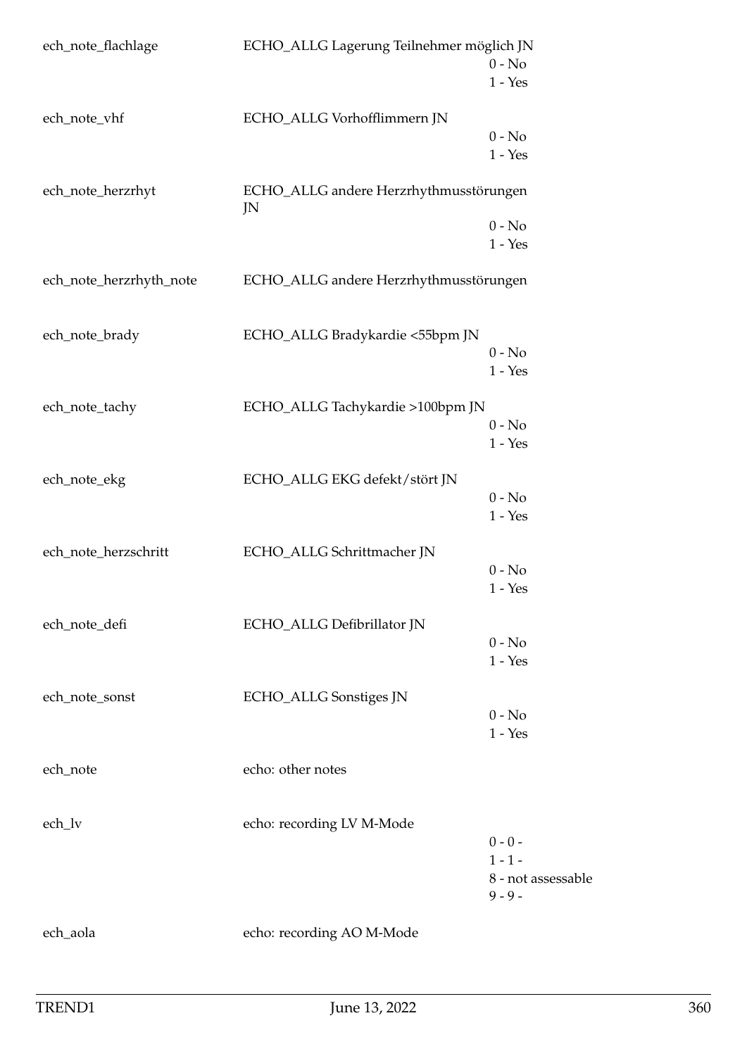| Variable | Label | Values |
|---|---|---|
| ech_note_flachlage | ECHO_ALLG Lagerung Teilnehmer möglich JN | 0 - No<br>1 - Yes |
| ech_note_vhf | ECHO_ALLG Vorhofflimmern JN | 0 - No<br>1 - Yes |
| ech_note_herzrhyt | ECHO_ALLG andere Herzrhythmusstörungen JN | 0 - No<br>1 - Yes |
| ech_note_herzrhyth_note | ECHO_ALLG andere Herzrhythmusstörungen | |
| ech_note_brady | ECHO_ALLG Bradykardie <55bpm JN | 0 - No<br>1 - Yes |
| ech_note_tachy | ECHO_ALLG Tachykardie >100bpm JN | 0 - No<br>1 - Yes |
| ech_note_ekg | ECHO_ALLG EKG defekt/stört JN | 0 - No<br>1 - Yes |
| ech_note_herzschritt | ECHO_ALLG Schrittmacher JN | 0 - No<br>1 - Yes |
| ech_note_defi | ECHO_ALLG Defibrillator JN | 0 - No<br>1 - Yes |
| ech_note_sonst | ECHO_ALLG Sonstiges JN | 0 - No<br>1 - Yes |
| ech_note | echo: other notes | |
| ech_lv | echo: recording LV M-Mode | 0 - 0 -<br>1 - 1 -<br>8 - not assessable<br>9 - 9 - |
| ech_aola | echo: recording AO M-Mode | |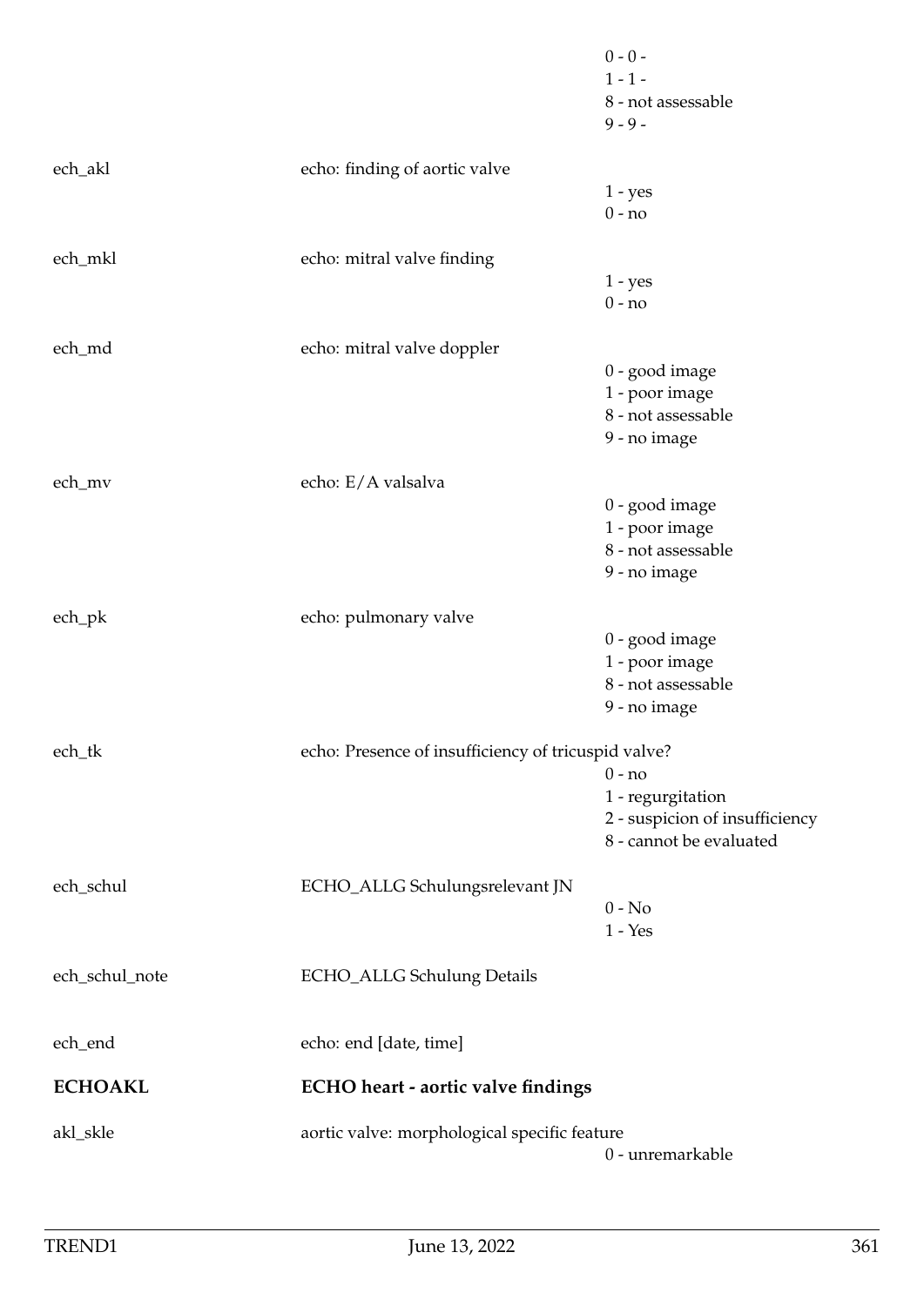| | | |
|---|---|---|
| | | 0 - 0 -<br>1 - 1 -<br>8 - not assessable<br>9 - 9 - |
| ech_akl | echo: finding of aortic valve | |
| | | 1 - yes<br>0 - no |
| ech_mkl | echo: mitral valve finding | |
| | | 1 - yes<br>0 - no |
| ech_md | echo: mitral valve doppler | |
| | | 0 - good image<br>1 - poor image<br>8 - not assessable<br>9 - no image |
| ech_mv | echo: E/A valsalva | |
| | | 0 - good image<br>1 - poor image<br>8 - not assessable<br>9 - no image |
| ech_pk | echo: pulmonary valve | |
| | | 0 - good image<br>1 - poor image<br>8 - not assessable<br>9 - no image |
| ech_tk | echo: Presence of insufficiency of tricuspid valve? | |
| | | 0 - no<br>1 - regurgitation<br>2 - suspicion of insufficiency<br>8 - cannot be evaluated |
| ech_schul | ECHO_ALLG Schulungsrelevant JN | |
| | | 0 - No<br>1 - Yes |
| ech_schul_note | ECHO_ALLG Schulung Details | |
| ech_end | echo: end [date, time] | |

## ECHOAKL — ECHO heart - aortic valve findings

| | | |
|---|---|---|
| akl_skle | aortic valve: morphological specific feature | |
| | | 0 - unremarkable |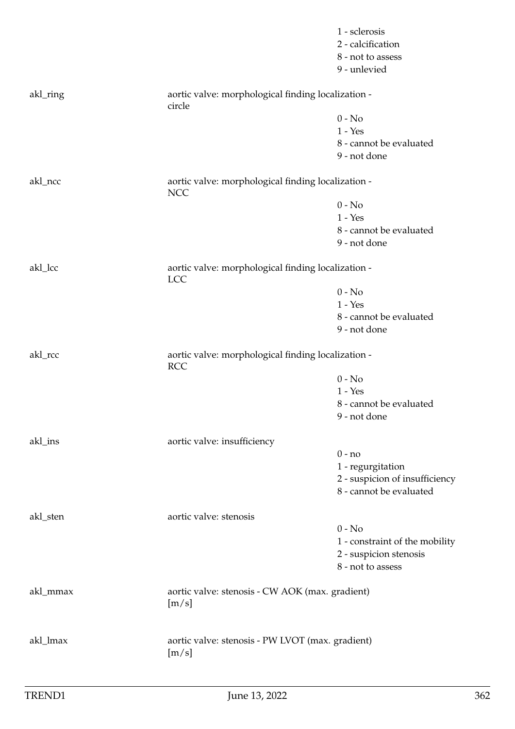| | | |
|---|---|---|
| | | 1 - sclerosis |
| | | 2 - calcification |
| | | 8 - not to assess |
| | | 9 - unlevied |
| akl_ring | aortic valve: morphological finding localization - circle | |
| | | 0 - No |
| | | 1 - Yes |
| | | 8 - cannot be evaluated |
| | | 9 - not done |
| akl_ncc | aortic valve: morphological finding localization - NCC | |
| | | 0 - No |
| | | 1 - Yes |
| | | 8 - cannot be evaluated |
| | | 9 - not done |
| akl_lcc | aortic valve: morphological finding localization - LCC | |
| | | 0 - No |
| | | 1 - Yes |
| | | 8 - cannot be evaluated |
| | | 9 - not done |
| akl_rcc | aortic valve: morphological finding localization - RCC | |
| | | 0 - No |
| | | 1 - Yes |
| | | 8 - cannot be evaluated |
| | | 9 - not done |
| akl_ins | aortic valve: insufficiency | |
| | | 0 - no |
| | | 1 - regurgitation |
| | | 2 - suspicion of insufficiency |
| | | 8 - cannot be evaluated |
| akl_sten | aortic valve: stenosis | |
| | | 0 - No |
| | | 1 - constraint of the mobility |
| | | 2 - suspicion stenosis |
| | | 8 - not to assess |
| akl_mmax | aortic valve: stenosis - CW AOK (max. gradient) [m/s] | |
| akl_lmax | aortic valve: stenosis - PW LVOT (max. gradient) [m/s] | |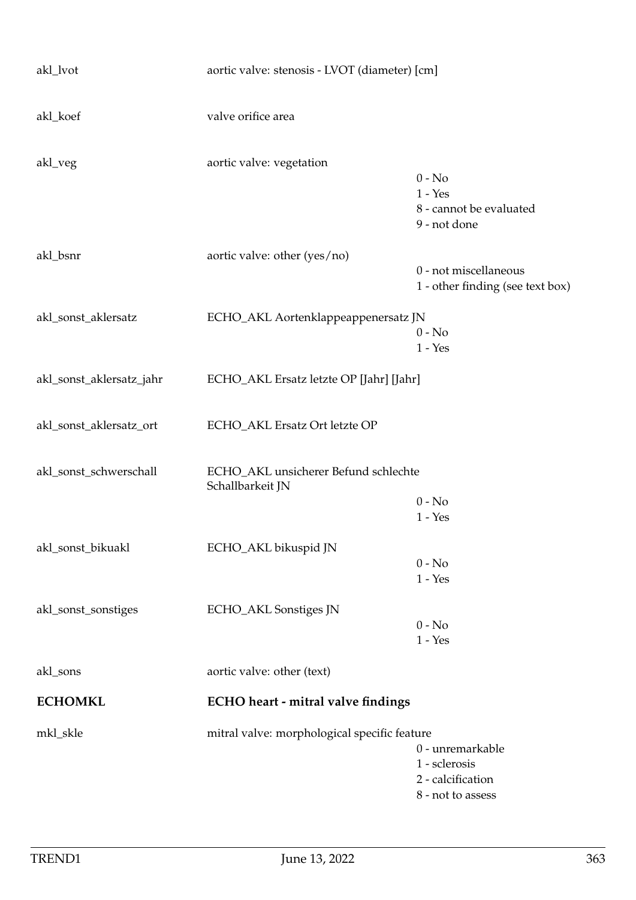| | | |
|---|---|---|
| akl_lvot | aortic valve: stenosis - LVOT (diameter) [cm] | |
| akl_koef | valve orifice area | |
| akl_veg | aortic valve: vegetation | 0 - No<br>1 - Yes<br>8 - cannot be evaluated<br>9 - not done |
| akl_bsnr | aortic valve: other (yes/no) | 0 - not miscellaneous<br>1 - other finding (see text box) |
| akl_sonst_aklersatz | ECHO_AKL Aortenklappeappenersatz JN | 0 - No<br>1 - Yes |
| akl_sonst_aklersatz_jahr | ECHO_AKL Ersatz letzte OP [Jahr] [Jahr] | |
| akl_sonst_aklersatz_ort | ECHO_AKL Ersatz Ort letzte OP | |
| akl_sonst_schwerschall | ECHO_AKL unsicherer Befund schlechte Schallbarkeit JN | 0 - No<br>1 - Yes |
| akl_sonst_bikuakl | ECHO_AKL bikuspid JN | 0 - No<br>1 - Yes |
| akl_sonst_sonstiges | ECHO_AKL Sonstiges JN | 0 - No<br>1 - Yes |
| akl_sons | aortic valve: other (text) | |
| **ECHOMKL** | **ECHO heart - mitral valve findings** | |
| mkl_skle | mitral valve: morphological specific feature | 0 - unremarkable<br>1 - sclerosis<br>2 - calcification<br>8 - not to assess |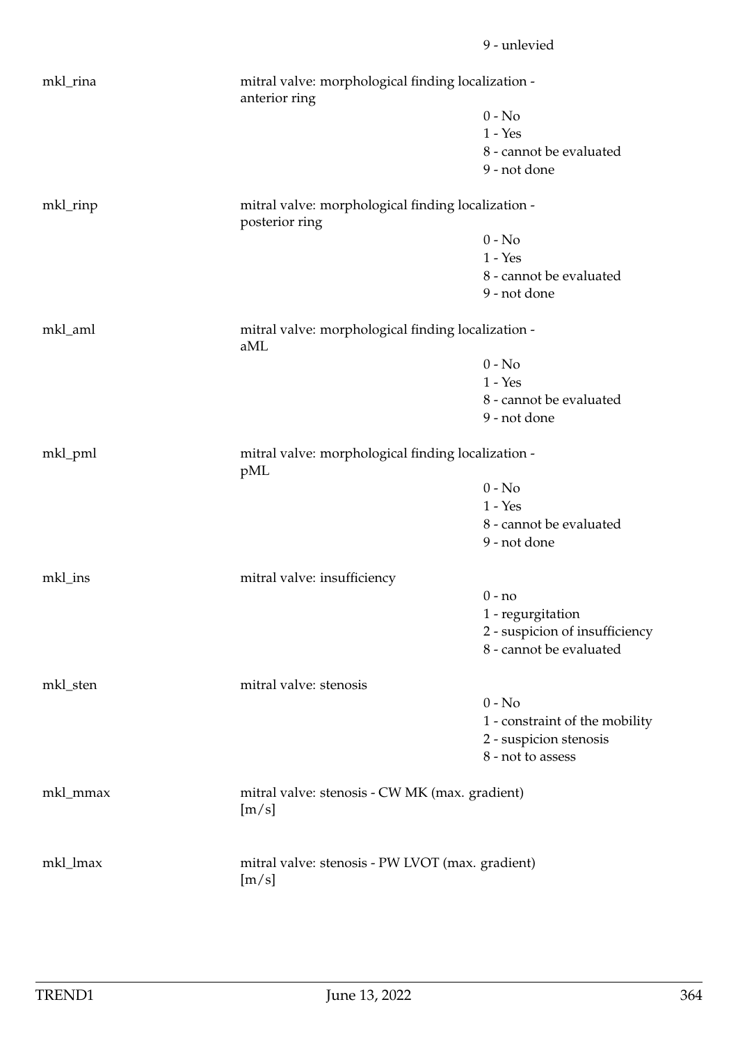9 - unlevied

mkl_rina | mitral valve: morphological finding localization - anterior ring
0 - No
1 - Yes
8 - cannot be evaluated
9 - not done

mkl_rinp | mitral valve: morphological finding localization - posterior ring
0 - No
1 - Yes
8 - cannot be evaluated
9 - not done

mkl_aml | mitral valve: morphological finding localization - aML
0 - No
1 - Yes
8 - cannot be evaluated
9 - not done

mkl_pml | mitral valve: morphological finding localization - pML
0 - No
1 - Yes
8 - cannot be evaluated
9 - not done

mkl_ins | mitral valve: insufficiency
0 - no
1 - regurgitation
2 - suspicion of insufficiency
8 - cannot be evaluated

mkl_sten | mitral valve: stenosis
0 - No
1 - constraint of the mobility
2 - suspicion stenosis
8 - not to assess

mkl_mmax | mitral valve: stenosis - CW MK (max. gradient) [m/s]

mkl_lmax | mitral valve: stenosis - PW LVOT (max. gradient) [m/s]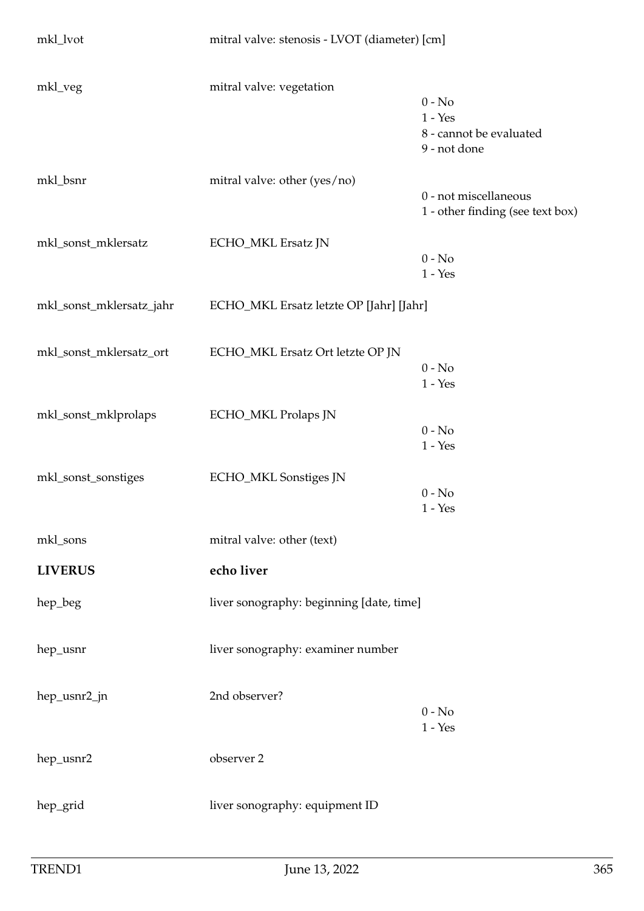| | | |
|---|---|---|
| mkl_lvot | mitral valve: stenosis - LVOT (diameter) [cm] | |
| mkl_veg | mitral valve: vegetation | 0 - No<br>1 - Yes<br>8 - cannot be evaluated<br>9 - not done |
| mkl_bsnr | mitral valve: other (yes/no) | 0 - not miscellaneous<br>1 - other finding (see text box) |
| mkl_sonst_mklersatz | ECHO_MKL Ersatz JN | 0 - No<br>1 - Yes |
| mkl_sonst_mklersatz_jahr | ECHO_MKL Ersatz letzte OP [Jahr] [Jahr] | |
| mkl_sonst_mklersatz_ort | ECHO_MKL Ersatz Ort letzte OP JN | 0 - No<br>1 - Yes |
| mkl_sonst_mklprolaps | ECHO_MKL Prolaps JN | 0 - No<br>1 - Yes |
| mkl_sonst_sonstiges | ECHO_MKL Sonstiges JN | 0 - No<br>1 - Yes |
| mkl_sons | mitral valve: other (text) | |

| | | |
|---|---|---|
| **LIVERUS** | **echo liver** | |
| hep_beg | liver sonography: beginning [date, time] | |
| hep_usnr | liver sonography: examiner number | |
| hep_usnr2_jn | 2nd observer? | 0 - No<br>1 - Yes |
| hep_usnr2 | observer 2 | |
| hep_grid | liver sonography: equipment ID | |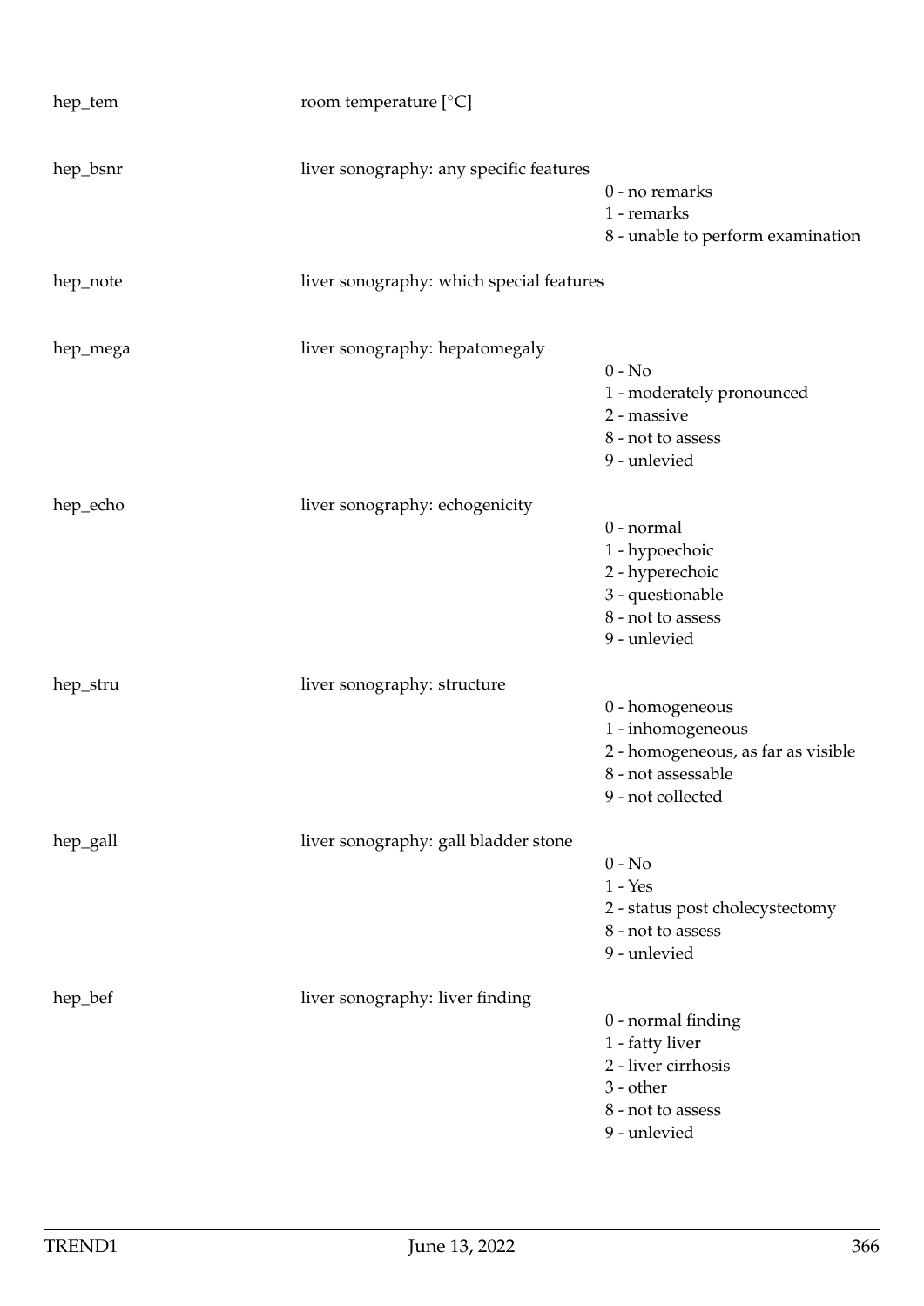| | | |
|---|---|---|
| hep_tem | room temperature [°C] | |
| hep_bsnr | liver sonography: any specific features | 0 - no remarks<br>1 - remarks<br>8 - unable to perform examination |
| hep_note | liver sonography: which special features | |
| hep_mega | liver sonography: hepatomegaly | 0 - No<br>1 - moderately pronounced<br>2 - massive<br>8 - not to assess<br>9 - unlevied |
| hep_echo | liver sonography: echogenicity | 0 - normal<br>1 - hypoechoic<br>2 - hyperechoic<br>3 - questionable<br>8 - not to assess<br>9 - unlevied |
| hep_stru | liver sonography: structure | 0 - homogeneous<br>1 - inhomogeneous<br>2 - homogeneous, as far as visible<br>8 - not assessable<br>9 - not collected |
| hep_gall | liver sonography: gall bladder stone | 0 - No<br>1 - Yes<br>2 - status post cholecystectomy<br>8 - not to assess<br>9 - unlevied |
| hep_bef | liver sonography: liver finding | 0 - normal finding<br>1 - fatty liver<br>2 - liver cirrhosis<br>3 - other<br>8 - not to assess<br>9 - unlevied |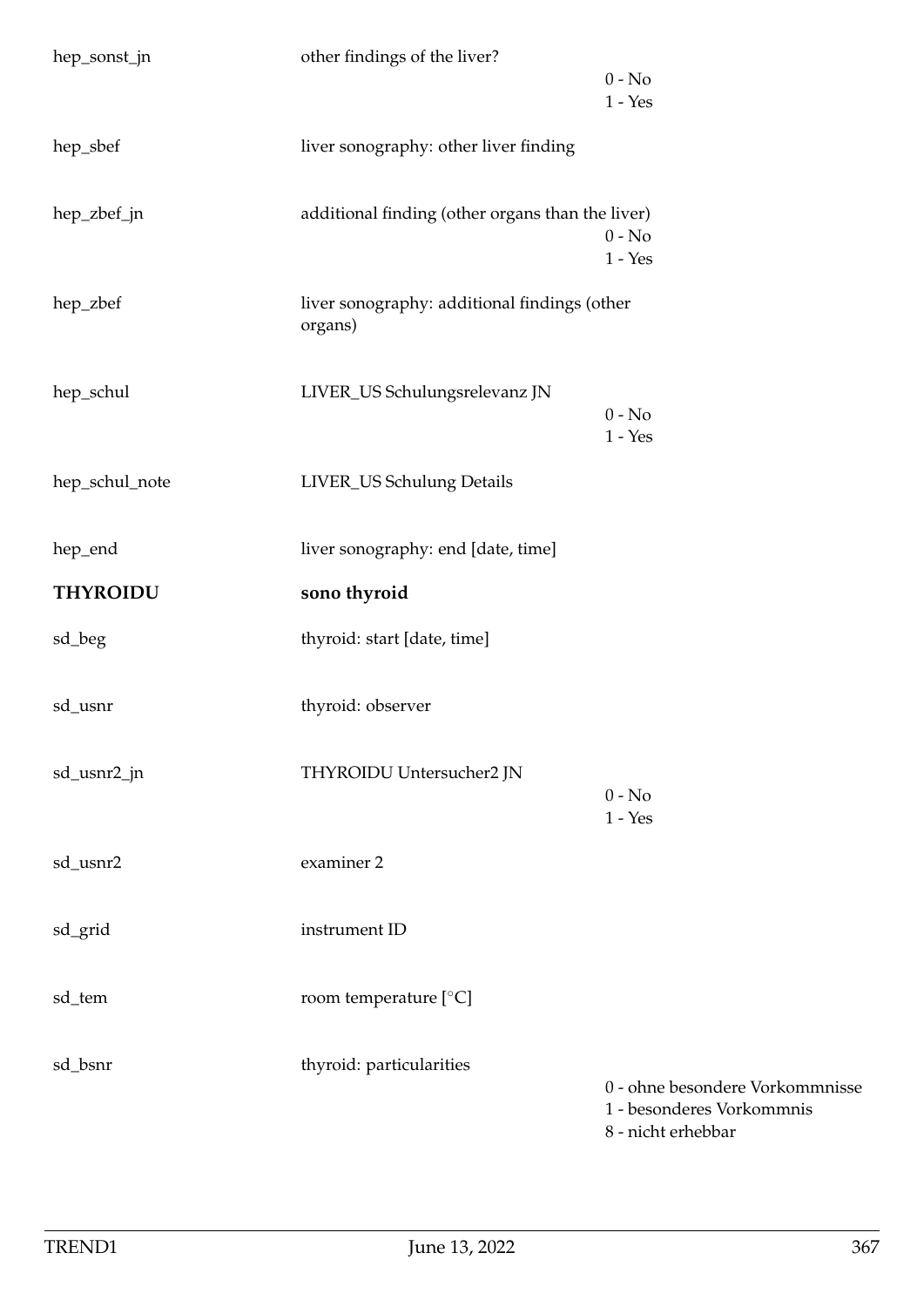| Variable | Label | Values |
|---|---|---|
| hep_sonst_jn | other findings of the liver? | 0 - No<br>1 - Yes |
| hep_sbef | liver sonography: other liver finding | |
| hep_zbef_jn | additional finding (other organs than the liver) | 0 - No<br>1 - Yes |
| hep_zbef | liver sonography: additional findings (other organs) | |
| hep_schul | LIVER_US Schulungsrelevanz JN | 0 - No<br>1 - Yes |
| hep_schul_note | LIVER_US Schulung Details | |
| hep_end | liver sonography: end [date, time] | |

## THYROIDU — sono thyroid

| Variable | Label | Values |
|---|---|---|
| sd_beg | thyroid: start [date, time] | |
| sd_usnr | thyroid: observer | |
| sd_usnr2_jn | THYROIDU Untersucher2 JN | 0 - No<br>1 - Yes |
| sd_usnr2 | examiner 2 | |
| sd_grid | instrument ID | |
| sd_tem | room temperature [°C] | |
| sd_bsnr | thyroid: particularities | 0 - ohne besondere Vorkommnisse<br>1 - besonderes Vorkommnis<br>8 - nicht erhebbar |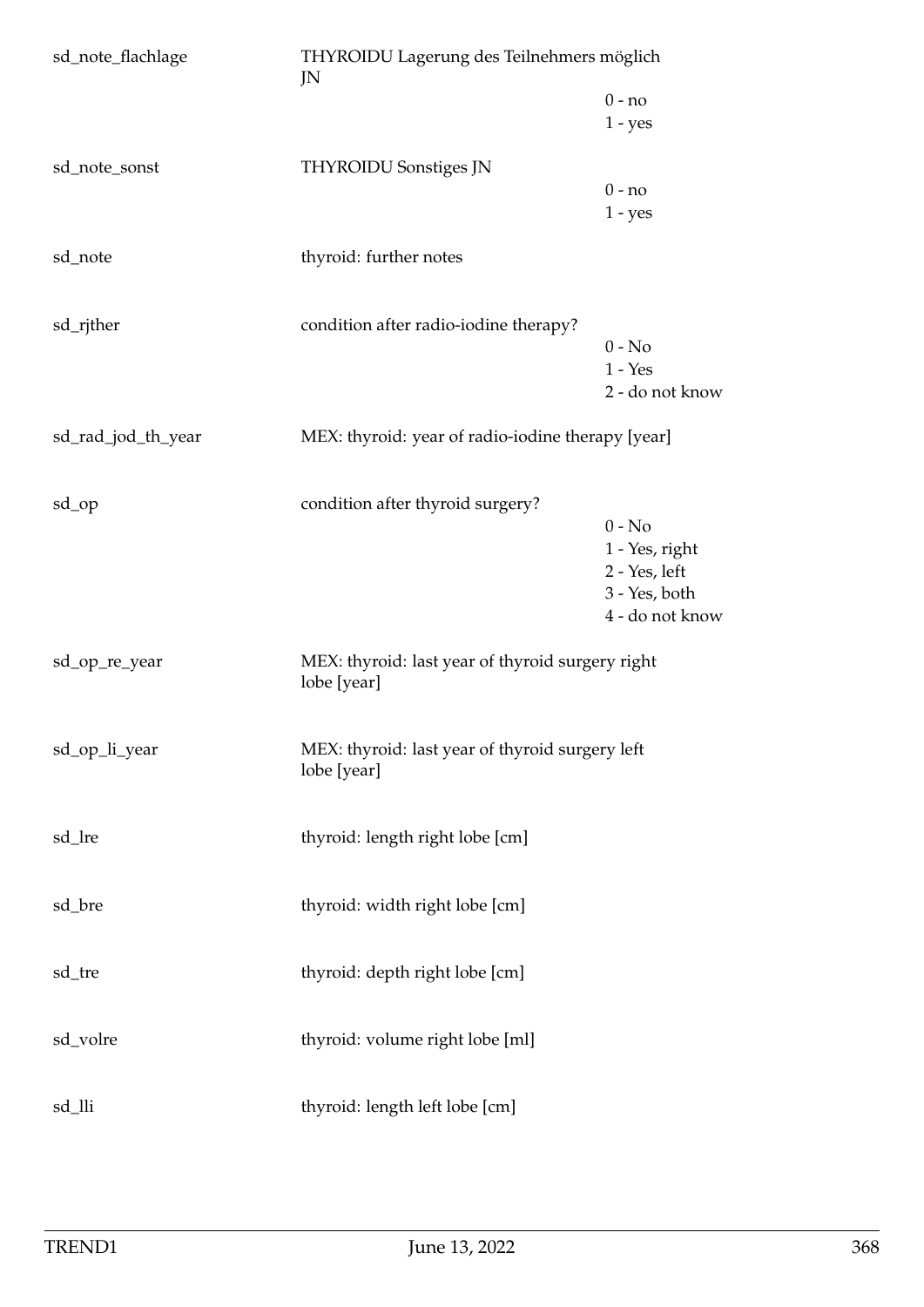| | | |
|---|---|---|
| sd_note_flachlage | THYROIDU Lagerung des Teilnehmers möglich JN | 0 - no<br>1 - yes |
| sd_note_sonst | THYROIDU Sonstiges JN | 0 - no<br>1 - yes |
| sd_note | thyroid: further notes | |
| sd_rjther | condition after radio-iodine therapy? | 0 - No<br>1 - Yes<br>2 - do not know |
| sd_rad_jod_th_year | MEX: thyroid: year of radio-iodine therapy [year] | |
| sd_op | condition after thyroid surgery? | 0 - No<br>1 - Yes, right<br>2 - Yes, left<br>3 - Yes, both<br>4 - do not know |
| sd_op_re_year | MEX: thyroid: last year of thyroid surgery right lobe [year] | |
| sd_op_li_year | MEX: thyroid: last year of thyroid surgery left lobe [year] | |
| sd_lre | thyroid: length right lobe [cm] | |
| sd_bre | thyroid: width right lobe [cm] | |
| sd_tre | thyroid: depth right lobe [cm] | |
| sd_volre | thyroid: volume right lobe [ml] | |
| sd_lli | thyroid: length left lobe [cm] | |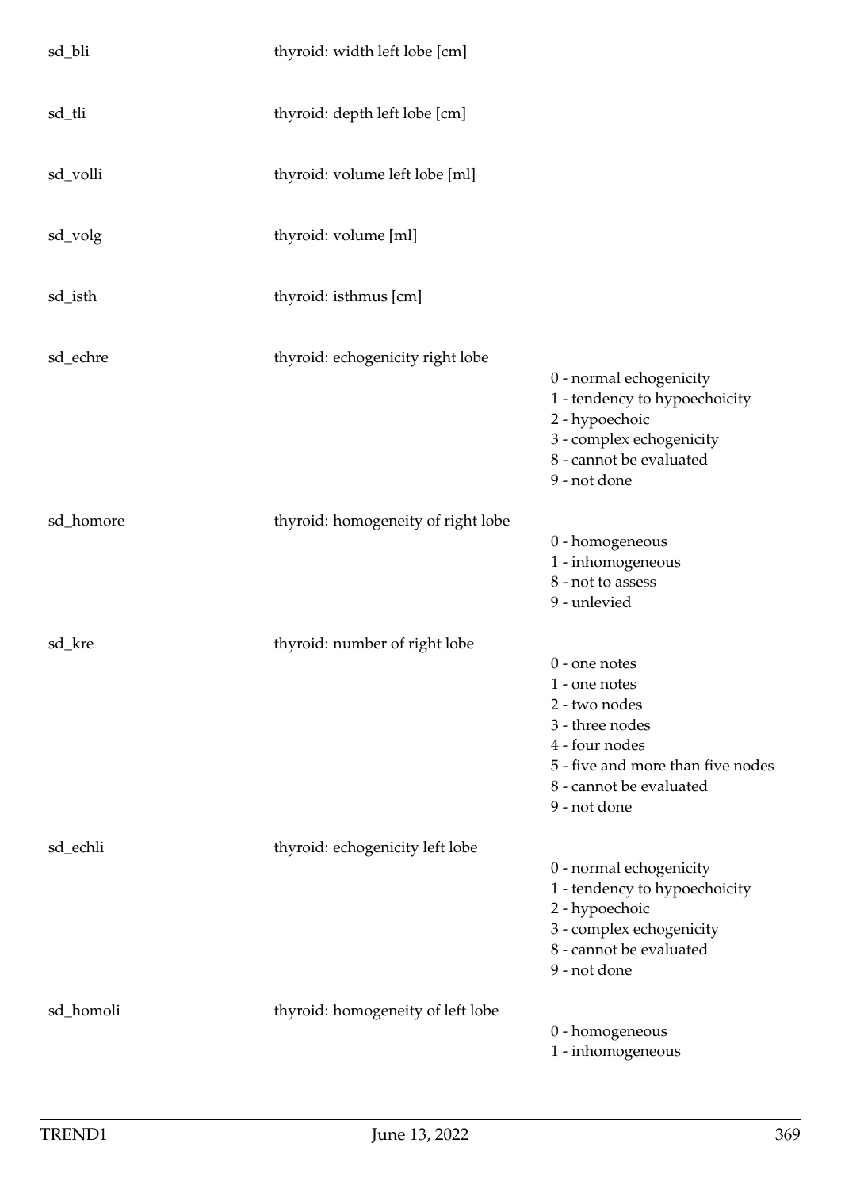| Variable | Description | Values |
|---|---|---|
| sd_bli | thyroid: width left lobe [cm] | |
| sd_tli | thyroid: depth left lobe [cm] | |
| sd_volli | thyroid: volume left lobe [ml] | |
| sd_volg | thyroid: volume [ml] | |
| sd_isth | thyroid: isthmus [cm] | |
| sd_echre | thyroid: echogenicity right lobe | 0 - normal echogenicity<br>1 - tendency to hypoechoicity<br>2 - hypoechoic<br>3 - complex echogenicity<br>8 - cannot be evaluated<br>9 - not done |
| sd_homore | thyroid: homogeneity of right lobe | 0 - homogeneous<br>1 - inhomogeneous<br>8 - not to assess<br>9 - unlevied |
| sd_kre | thyroid: number of right lobe | 0 - one notes<br>1 - one notes<br>2 - two nodes<br>3 - three nodes<br>4 - four nodes<br>5 - five and more than five nodes<br>8 - cannot be evaluated<br>9 - not done |
| sd_echli | thyroid: echogenicity left lobe | 0 - normal echogenicity<br>1 - tendency to hypoechoicity<br>2 - hypoechoic<br>3 - complex echogenicity<br>8 - cannot be evaluated<br>9 - not done |
| sd_homoli | thyroid: homogeneity of left lobe | 0 - homogeneous<br>1 - inhomogeneous |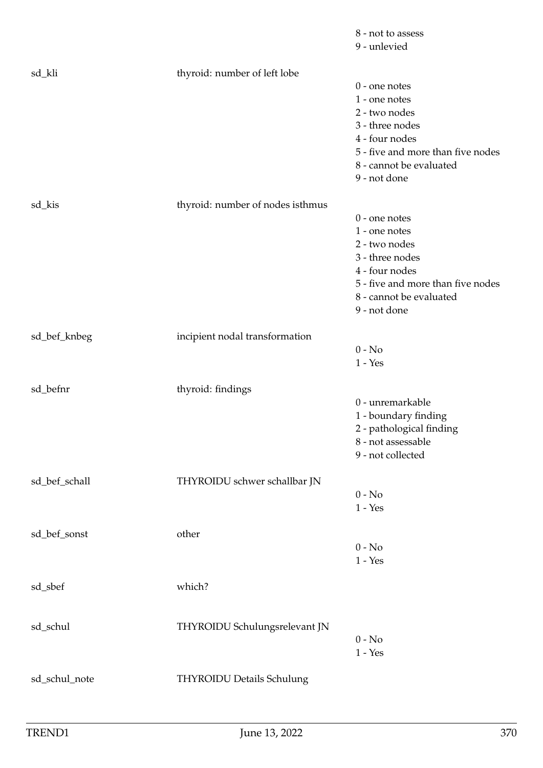8 - not to assess
9 - unlevied

| | | |
|---|---|---|
| sd_kli | thyroid: number of left lobe | 0 - one notes<br>1 - one notes<br>2 - two nodes<br>3 - three nodes<br>4 - four nodes<br>5 - five and more than five nodes<br>8 - cannot be evaluated<br>9 - not done |
| sd_kis | thyroid: number of nodes isthmus | 0 - one notes<br>1 - one notes<br>2 - two nodes<br>3 - three nodes<br>4 - four nodes<br>5 - five and more than five nodes<br>8 - cannot be evaluated<br>9 - not done |
| sd_bef_knbeg | incipient nodal transformation | 0 - No<br>1 - Yes |
| sd_befnr | thyroid: findings | 0 - unremarkable<br>1 - boundary finding<br>2 - pathological finding<br>8 - not assessable<br>9 - not collected |
| sd_bef_schall | THYROIDU schwer schallbar JN | 0 - No<br>1 - Yes |
| sd_bef_sonst | other | 0 - No<br>1 - Yes |
| sd_sbef | which? | |
| sd_schul | THYROIDU Schulungsrelevant JN | 0 - No<br>1 - Yes |
| sd_schul_note | THYROIDU Details Schulung | |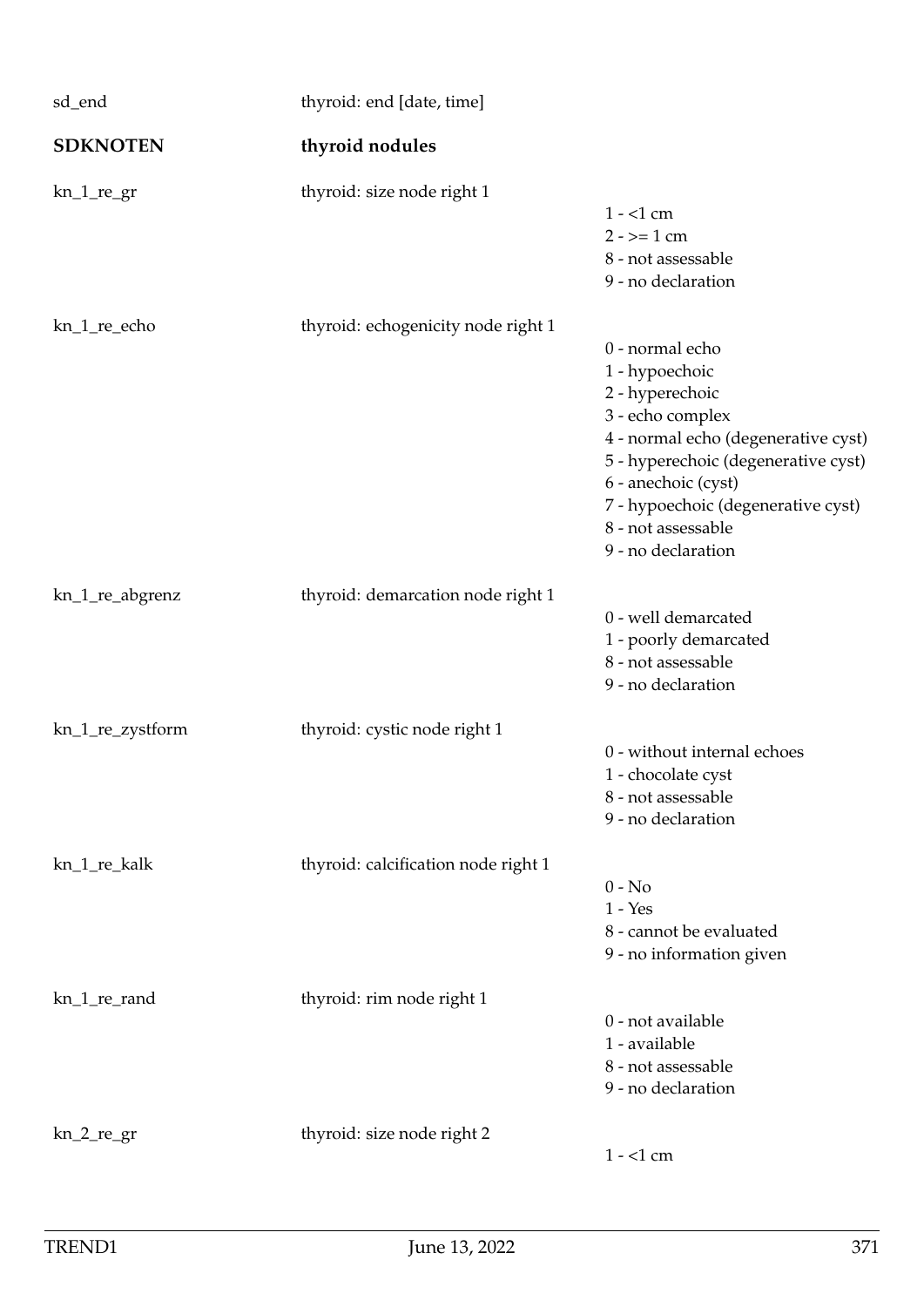sd_end thyroid: end [date, time]

**SDKNOTEN** **thyroid nodules**

kn_1_re_gr thyroid: size node right 1

1 - <1 cm
2 - >= 1 cm
8 - not assessable
9 - no declaration

kn_1_re_echo thyroid: echogenicity node right 1

0 - normal echo
1 - hypoechoic
2 - hyperechoic
3 - echo complex
4 - normal echo (degenerative cyst)
5 - hyperechoic (degenerative cyst)
6 - anechoic (cyst)
7 - hypoechoic (degenerative cyst)
8 - not assessable
9 - no declaration

kn_1_re_abgrenz thyroid: demarcation node right 1

0 - well demarcated
1 - poorly demarcated
8 - not assessable
9 - no declaration

kn_1_re_zystform thyroid: cystic node right 1

0 - without internal echoes
1 - chocolate cyst
8 - not assessable
9 - no declaration

kn_1_re_kalk thyroid: calcification node right 1

0 - No
1 - Yes
8 - cannot be evaluated
9 - no information given

kn_1_re_rand thyroid: rim node right 1

0 - not available
1 - available
8 - not assessable
9 - no declaration

kn_2_re_gr thyroid: size node right 2

1 - <1 cm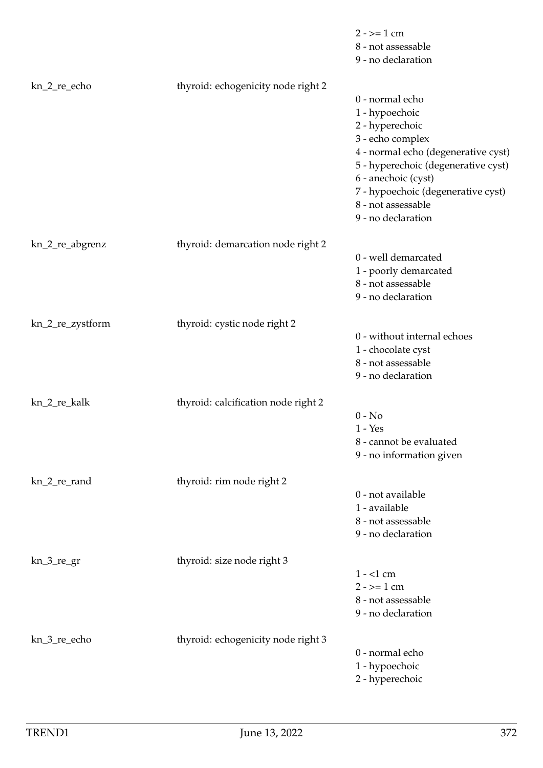| | | |
|---|---|---|
| | | 2 - >= 1 cm<br>8 - not assessable<br>9 - no declaration |
| kn_2_re_echo | thyroid: echogenicity node right 2 | 0 - normal echo<br>1 - hypoechoic<br>2 - hyperechoic<br>3 - echo complex<br>4 - normal echo (degenerative cyst)<br>5 - hyperechoic (degenerative cyst)<br>6 - anechoic (cyst)<br>7 - hypoechoic (degenerative cyst)<br>8 - not assessable<br>9 - no declaration |
| kn_2_re_abgrenz | thyroid: demarcation node right 2 | 0 - well demarcated<br>1 - poorly demarcated<br>8 - not assessable<br>9 - no declaration |
| kn_2_re_zystform | thyroid: cystic node right 2 | 0 - without internal echoes<br>1 - chocolate cyst<br>8 - not assessable<br>9 - no declaration |
| kn_2_re_kalk | thyroid: calcification node right 2 | 0 - No<br>1 - Yes<br>8 - cannot be evaluated<br>9 - no information given |
| kn_2_re_rand | thyroid: rim node right 2 | 0 - not available<br>1 - available<br>8 - not assessable<br>9 - no declaration |
| kn_3_re_gr | thyroid: size node right 3 | 1 - <1 cm<br>2 - >= 1 cm<br>8 - not assessable<br>9 - no declaration |
| kn_3_re_echo | thyroid: echogenicity node right 3 | 0 - normal echo<br>1 - hypoechoic<br>2 - hyperechoic |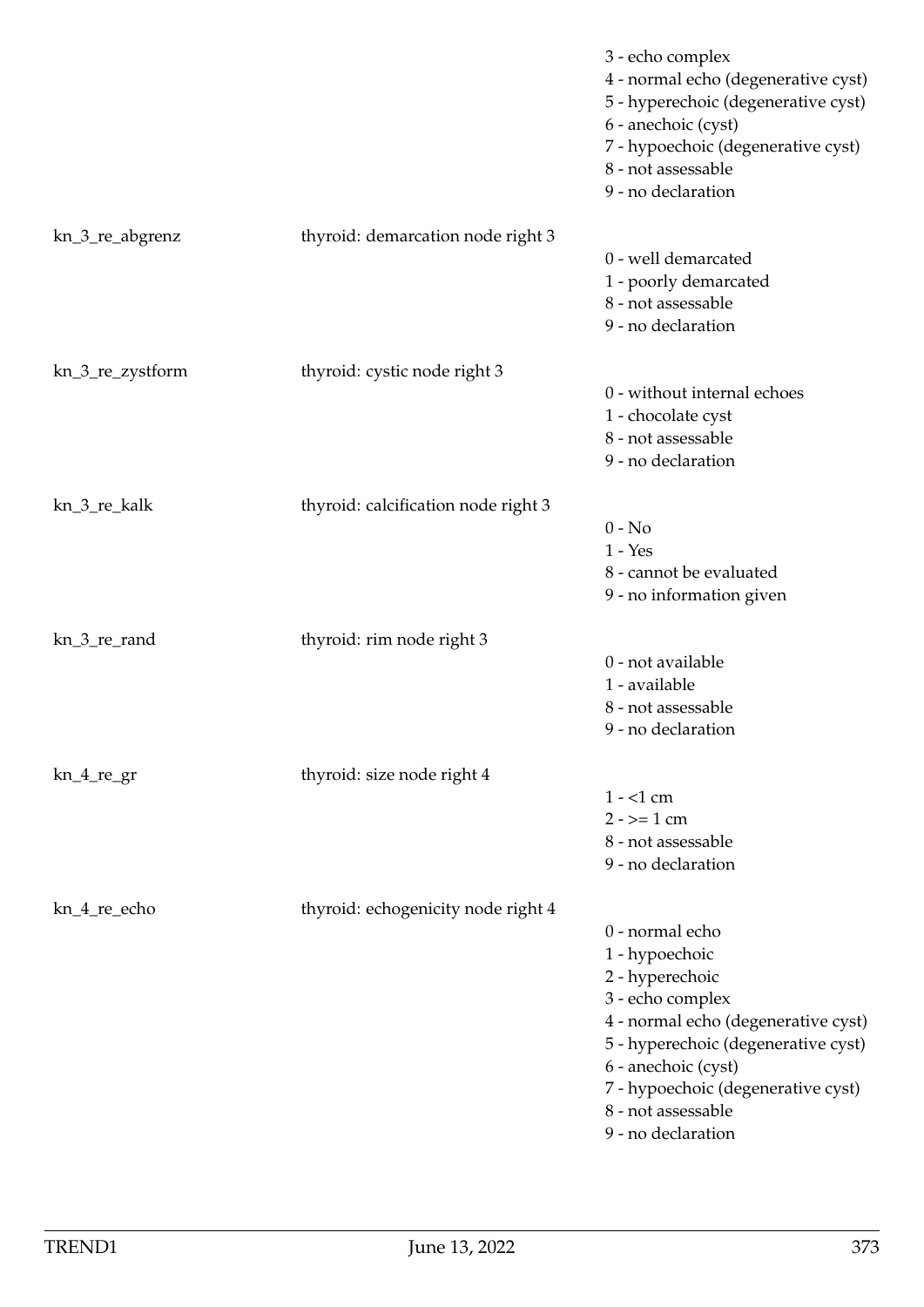| | | |
|---|---|---|
| | | 3 - echo complex<br>4 - normal echo (degenerative cyst)<br>5 - hyperechoic (degenerative cyst)<br>6 - anechoic (cyst)<br>7 - hypoechoic (degenerative cyst)<br>8 - not assessable<br>9 - no declaration |
| kn_3_re_abgrenz | thyroid: demarcation node right 3 | 0 - well demarcated<br>1 - poorly demarcated<br>8 - not assessable<br>9 - no declaration |
| kn_3_re_zystform | thyroid: cystic node right 3 | 0 - without internal echoes<br>1 - chocolate cyst<br>8 - not assessable<br>9 - no declaration |
| kn_3_re_kalk | thyroid: calcification node right 3 | 0 - No<br>1 - Yes<br>8 - cannot be evaluated<br>9 - no information given |
| kn_3_re_rand | thyroid: rim node right 3 | 0 - not available<br>1 - available<br>8 - not assessable<br>9 - no declaration |
| kn_4_re_gr | thyroid: size node right 4 | 1 - <1 cm<br>2 - >= 1 cm<br>8 - not assessable<br>9 - no declaration |
| kn_4_re_echo | thyroid: echogenicity node right 4 | 0 - normal echo<br>1 - hypoechoic<br>2 - hyperechoic<br>3 - echo complex<br>4 - normal echo (degenerative cyst)<br>5 - hyperechoic (degenerative cyst)<br>6 - anechoic (cyst)<br>7 - hypoechoic (degenerative cyst)<br>8 - not assessable<br>9 - no declaration |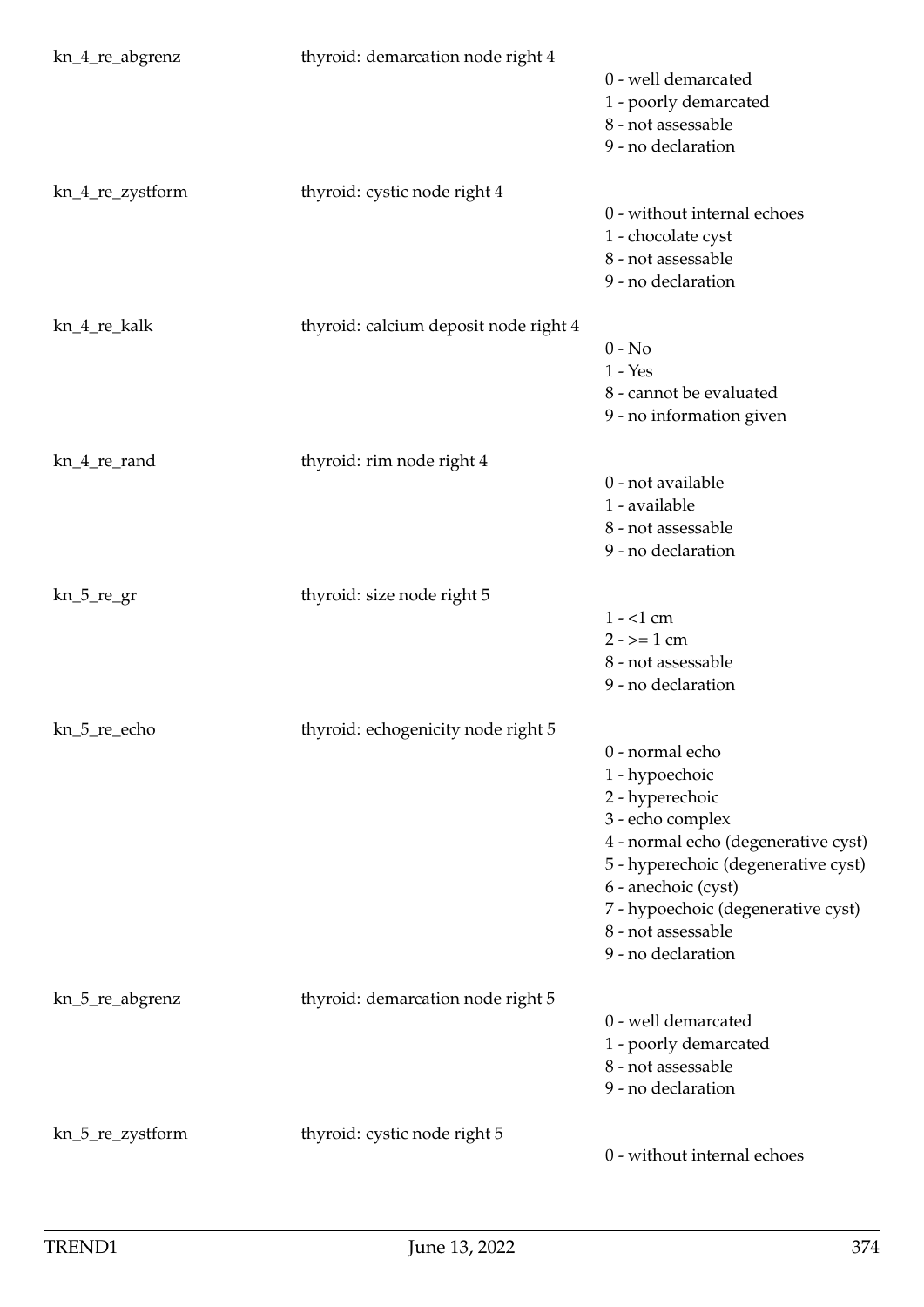kn_4_re_abgrenz thyroid: demarcation node right 4

- 0 - well demarcated
- 1 - poorly demarcated
- 8 - not assessable
- 9 - no declaration

kn_4_re_zystform thyroid: cystic node right 4

- 0 - without internal echoes
- 1 - chocolate cyst
- 8 - not assessable
- 9 - no declaration

kn_4_re_kalk thyroid: calcium deposit node right 4

- 0 - No
- 1 - Yes
- 8 - cannot be evaluated
- 9 - no information given

kn_4_re_rand thyroid: rim node right 4

- 0 - not available
- 1 - available
- 8 - not assessable
- 9 - no declaration

kn_5_re_gr thyroid: size node right 5

- 1 - <1 cm
- 2 - >= 1 cm
- 8 - not assessable
- 9 - no declaration

kn_5_re_echo thyroid: echogenicity node right 5

- 0 - normal echo
- 1 - hypoechoic
- 2 - hyperechoic
- 3 - echo complex
- 4 - normal echo (degenerative cyst)
- 5 - hyperechoic (degenerative cyst)
- 6 - anechoic (cyst)
- 7 - hypoechoic (degenerative cyst)
- 8 - not assessable
- 9 - no declaration

kn_5_re_abgrenz thyroid: demarcation node right 5

- 0 - well demarcated
- 1 - poorly demarcated
- 8 - not assessable
- 9 - no declaration

kn_5_re_zystform thyroid: cystic node right 5

- 0 - without internal echoes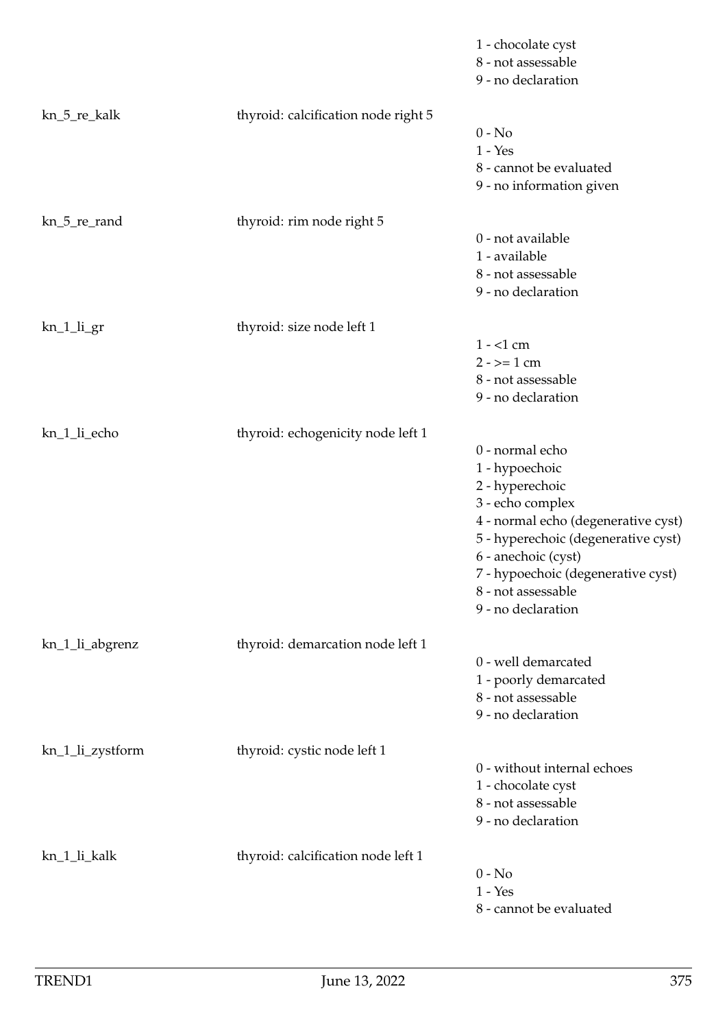| | | |
|---|---|---|
| | | 1 - chocolate cyst<br>8 - not assessable<br>9 - no declaration |
| kn_5_re_kalk | thyroid: calcification node right 5 | 0 - No<br>1 - Yes<br>8 - cannot be evaluated<br>9 - no information given |
| kn_5_re_rand | thyroid: rim node right 5 | 0 - not available<br>1 - available<br>8 - not assessable<br>9 - no declaration |
| kn_1_li_gr | thyroid: size node left 1 | 1 - <1 cm<br>2 - >= 1 cm<br>8 - not assessable<br>9 - no declaration |
| kn_1_li_echo | thyroid: echogenicity node left 1 | 0 - normal echo<br>1 - hypoechoic<br>2 - hyperechoic<br>3 - echo complex<br>4 - normal echo (degenerative cyst)<br>5 - hyperechoic (degenerative cyst)<br>6 - anechoic (cyst)<br>7 - hypoechoic (degenerative cyst)<br>8 - not assessable<br>9 - no declaration |
| kn_1_li_abgrenz | thyroid: demarcation node left 1 | 0 - well demarcated<br>1 - poorly demarcated<br>8 - not assessable<br>9 - no declaration |
| kn_1_li_zystform | thyroid: cystic node left 1 | 0 - without internal echoes<br>1 - chocolate cyst<br>8 - not assessable<br>9 - no declaration |
| kn_1_li_kalk | thyroid: calcification node left 1 | 0 - No<br>1 - Yes<br>8 - cannot be evaluated |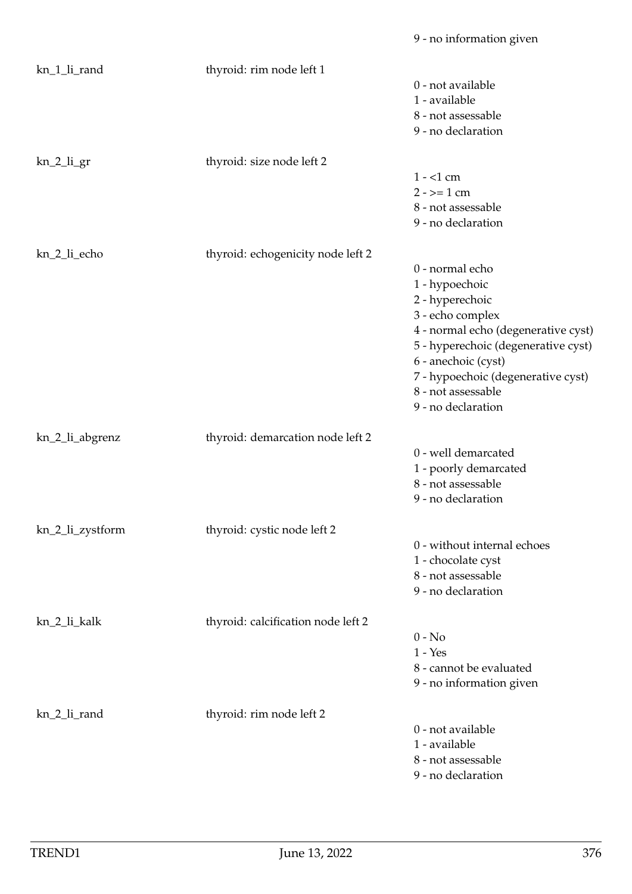9 - no information given

| | | |
|---|---|---|
| kn_1_li_rand | thyroid: rim node left 1 | 0 - not available<br>1 - available<br>8 - not assessable<br>9 - no declaration |
| kn_2_li_gr | thyroid: size node left 2 | 1 - <1 cm<br>2 - >= 1 cm<br>8 - not assessable<br>9 - no declaration |
| kn_2_li_echo | thyroid: echogenicity node left 2 | 0 - normal echo<br>1 - hypoechoic<br>2 - hyperechoic<br>3 - echo complex<br>4 - normal echo (degenerative cyst)<br>5 - hyperechoic (degenerative cyst)<br>6 - anechoic (cyst)<br>7 - hypoechoic (degenerative cyst)<br>8 - not assessable<br>9 - no declaration |
| kn_2_li_abgrenz | thyroid: demarcation node left 2 | 0 - well demarcated<br>1 - poorly demarcated<br>8 - not assessable<br>9 - no declaration |
| kn_2_li_zystform | thyroid: cystic node left 2 | 0 - without internal echoes<br>1 - chocolate cyst<br>8 - not assessable<br>9 - no declaration |
| kn_2_li_kalk | thyroid: calcification node left 2 | 0 - No<br>1 - Yes<br>8 - cannot be evaluated<br>9 - no information given |
| kn_2_li_rand | thyroid: rim node left 2 | 0 - not available<br>1 - available<br>8 - not assessable<br>9 - no declaration |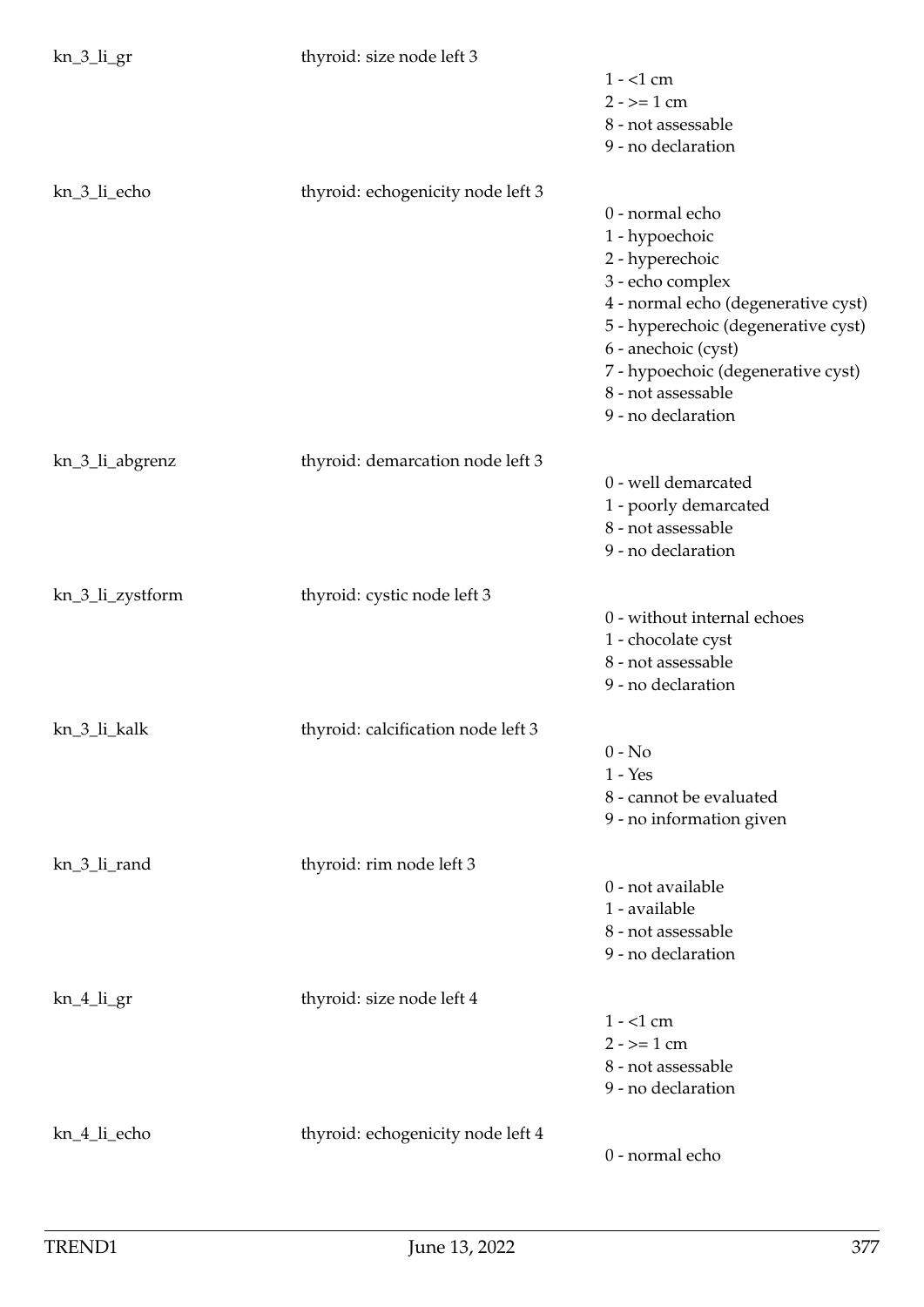| | | |
|---|---|---|
| kn_3_li_gr | thyroid: size node left 3 | 1 - <1 cm<br>2 - >= 1 cm<br>8 - not assessable<br>9 - no declaration |
| kn_3_li_echo | thyroid: echogenicity node left 3 | 0 - normal echo<br>1 - hypoechoic<br>2 - hyperechoic<br>3 - echo complex<br>4 - normal echo (degenerative cyst)<br>5 - hyperechoic (degenerative cyst)<br>6 - anechoic (cyst)<br>7 - hypoechoic (degenerative cyst)<br>8 - not assessable<br>9 - no declaration |
| kn_3_li_abgrenz | thyroid: demarcation node left 3 | 0 - well demarcated<br>1 - poorly demarcated<br>8 - not assessable<br>9 - no declaration |
| kn_3_li_zystform | thyroid: cystic node left 3 | 0 - without internal echoes<br>1 - chocolate cyst<br>8 - not assessable<br>9 - no declaration |
| kn_3_li_kalk | thyroid: calcification node left 3 | 0 - No<br>1 - Yes<br>8 - cannot be evaluated<br>9 - no information given |
| kn_3_li_rand | thyroid: rim node left 3 | 0 - not available<br>1 - available<br>8 - not assessable<br>9 - no declaration |
| kn_4_li_gr | thyroid: size node left 4 | 1 - <1 cm<br>2 - >= 1 cm<br>8 - not assessable<br>9 - no declaration |
| kn_4_li_echo | thyroid: echogenicity node left 4 | 0 - normal echo |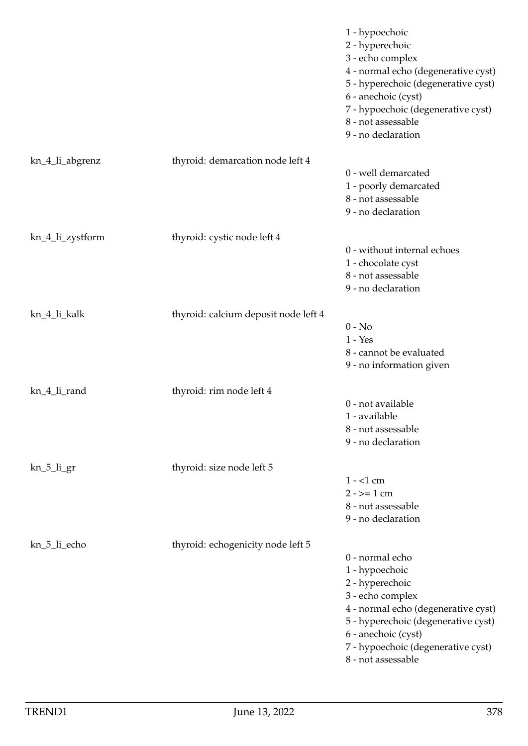| | | |
|---|---|---|
| | | 1 - hypoechoic<br>2 - hyperechoic<br>3 - echo complex<br>4 - normal echo (degenerative cyst)<br>5 - hyperechoic (degenerative cyst)<br>6 - anechoic (cyst)<br>7 - hypoechoic (degenerative cyst)<br>8 - not assessable<br>9 - no declaration |
| kn_4_li_abgrenz | thyroid: demarcation node left 4 | 0 - well demarcated<br>1 - poorly demarcated<br>8 - not assessable<br>9 - no declaration |
| kn_4_li_zystform | thyroid: cystic node left 4 | 0 - without internal echoes<br>1 - chocolate cyst<br>8 - not assessable<br>9 - no declaration |
| kn_4_li_kalk | thyroid: calcium deposit node left 4 | 0 - No<br>1 - Yes<br>8 - cannot be evaluated<br>9 - no information given |
| kn_4_li_rand | thyroid: rim node left 4 | 0 - not available<br>1 - available<br>8 - not assessable<br>9 - no declaration |
| kn_5_li_gr | thyroid: size node left 5 | 1 - <1 cm<br>2 - >= 1 cm<br>8 - not assessable<br>9 - no declaration |
| kn_5_li_echo | thyroid: echogenicity node left 5 | 0 - normal echo<br>1 - hypoechoic<br>2 - hyperechoic<br>3 - echo complex<br>4 - normal echo (degenerative cyst)<br>5 - hyperechoic (degenerative cyst)<br>6 - anechoic (cyst)<br>7 - hypoechoic (degenerative cyst)<br>8 - not assessable |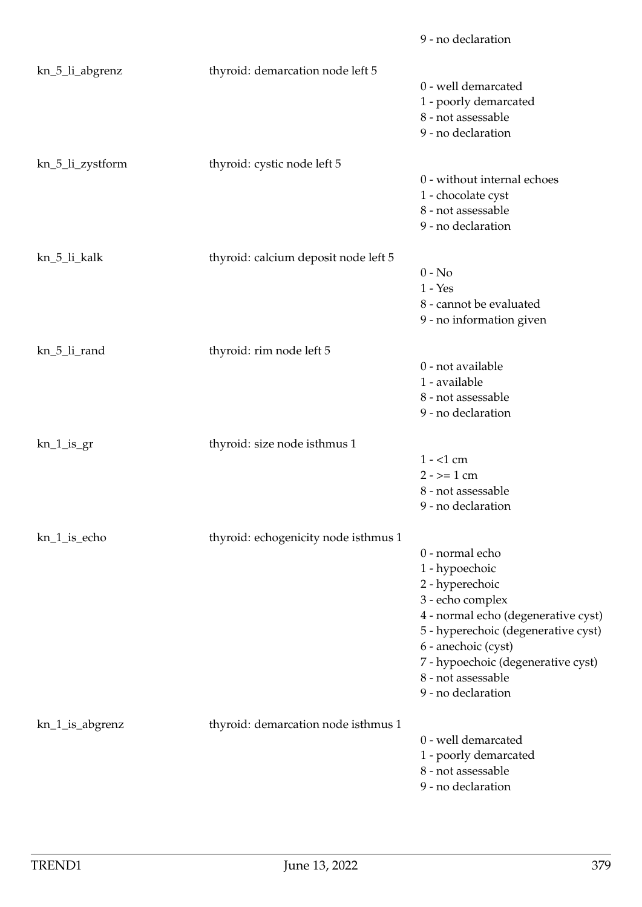| | | |
|---|---|---|
| | | 9 - no declaration |
| kn_5_li_abgrenz | thyroid: demarcation node left 5 | 0 - well demarcated<br>1 - poorly demarcated<br>8 - not assessable<br>9 - no declaration |
| kn_5_li_zystform | thyroid: cystic node left 5 | 0 - without internal echoes<br>1 - chocolate cyst<br>8 - not assessable<br>9 - no declaration |
| kn_5_li_kalk | thyroid: calcium deposit node left 5 | 0 - No<br>1 - Yes<br>8 - cannot be evaluated<br>9 - no information given |
| kn_5_li_rand | thyroid: rim node left 5 | 0 - not available<br>1 - available<br>8 - not assessable<br>9 - no declaration |
| kn_1_is_gr | thyroid: size node isthmus 1 | 1 - <1 cm<br>2 - >= 1 cm<br>8 - not assessable<br>9 - no declaration |
| kn_1_is_echo | thyroid: echogenicity node isthmus 1 | 0 - normal echo<br>1 - hypoechoic<br>2 - hyperechoic<br>3 - echo complex<br>4 - normal echo (degenerative cyst)<br>5 - hyperechoic (degenerative cyst)<br>6 - anechoic (cyst)<br>7 - hypoechoic (degenerative cyst)<br>8 - not assessable<br>9 - no declaration |
| kn_1_is_abgrenz | thyroid: demarcation node isthmus 1 | 0 - well demarcated<br>1 - poorly demarcated<br>8 - not assessable<br>9 - no declaration |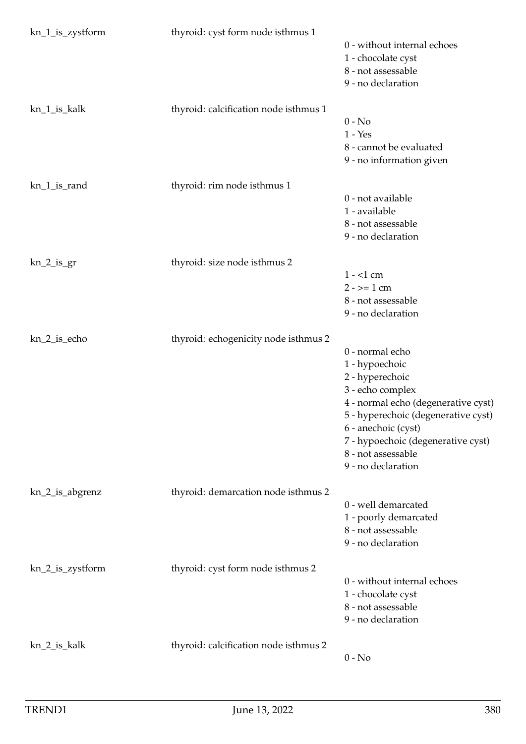| Variable | Label | Values |
|---|---|---|
| kn_1_is_zystform | thyroid: cyst form node isthmus 1 | 0 - without internal echoes<br>1 - chocolate cyst<br>8 - not assessable<br>9 - no declaration |
| kn_1_is_kalk | thyroid: calcification node isthmus 1 | 0 - No<br>1 - Yes<br>8 - cannot be evaluated<br>9 - no information given |
| kn_1_is_rand | thyroid: rim node isthmus 1 | 0 - not available<br>1 - available<br>8 - not assessable<br>9 - no declaration |
| kn_2_is_gr | thyroid: size node isthmus 2 | 1 - <1 cm<br>2 - >= 1 cm<br>8 - not assessable<br>9 - no declaration |
| kn_2_is_echo | thyroid: echogenicity node isthmus 2 | 0 - normal echo<br>1 - hypoechoic<br>2 - hyperechoic<br>3 - echo complex<br>4 - normal echo (degenerative cyst)<br>5 - hyperechoic (degenerative cyst)<br>6 - anechoic (cyst)<br>7 - hypoechoic (degenerative cyst)<br>8 - not assessable<br>9 - no declaration |
| kn_2_is_abgrenz | thyroid: demarcation node isthmus 2 | 0 - well demarcated<br>1 - poorly demarcated<br>8 - not assessable<br>9 - no declaration |
| kn_2_is_zystform | thyroid: cyst form node isthmus 2 | 0 - without internal echoes<br>1 - chocolate cyst<br>8 - not assessable<br>9 - no declaration |
| kn_2_is_kalk | thyroid: calcification node isthmus 2 | 0 - No |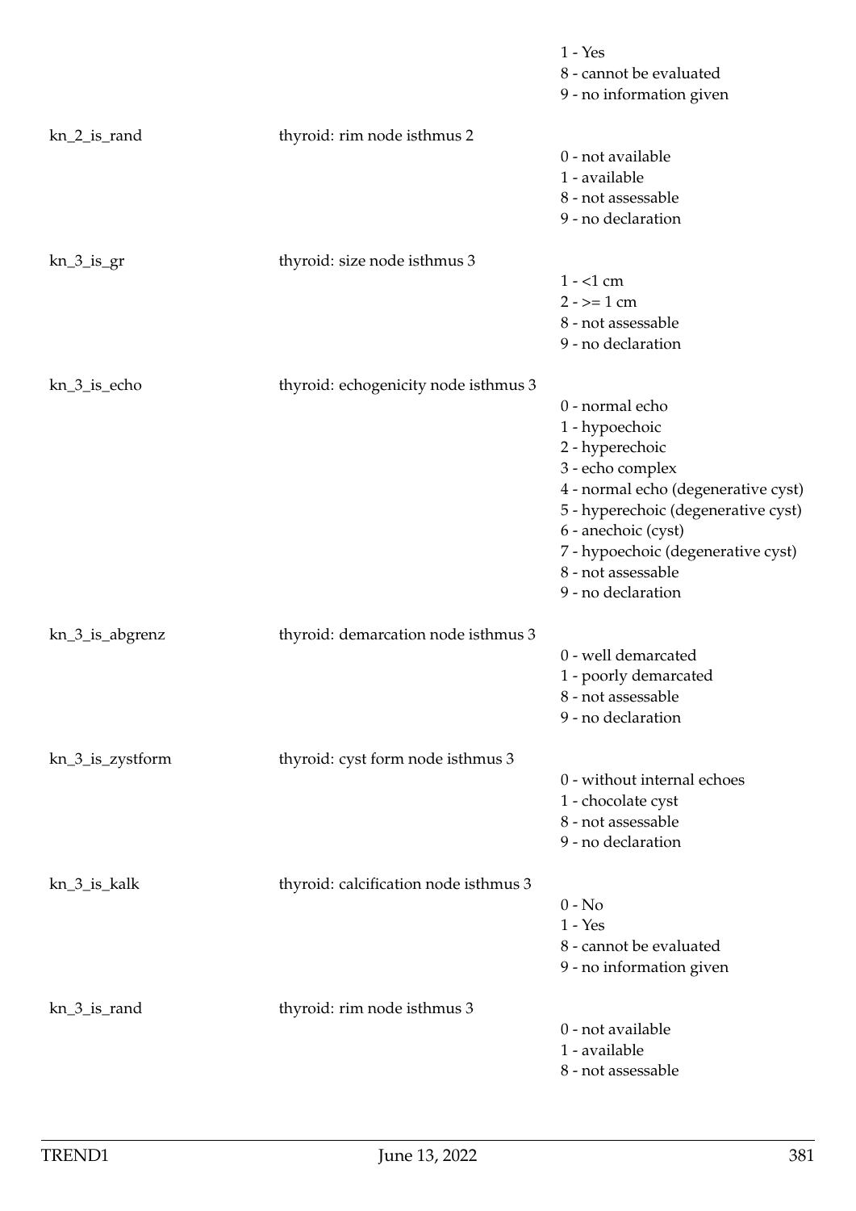| | | |
|---|---|---|
| | | 1 - Yes<br>8 - cannot be evaluated<br>9 - no information given |
| kn_2_is_rand | thyroid: rim node isthmus 2 | 0 - not available<br>1 - available<br>8 - not assessable<br>9 - no declaration |
| kn_3_is_gr | thyroid: size node isthmus 3 | 1 - <1 cm<br>2 - >= 1 cm<br>8 - not assessable<br>9 - no declaration |
| kn_3_is_echo | thyroid: echogenicity node isthmus 3 | 0 - normal echo<br>1 - hypoechoic<br>2 - hyperechoic<br>3 - echo complex<br>4 - normal echo (degenerative cyst)<br>5 - hyperechoic (degenerative cyst)<br>6 - anechoic (cyst)<br>7 - hypoechoic (degenerative cyst)<br>8 - not assessable<br>9 - no declaration |
| kn_3_is_abgrenz | thyroid: demarcation node isthmus 3 | 0 - well demarcated<br>1 - poorly demarcated<br>8 - not assessable<br>9 - no declaration |
| kn_3_is_zystform | thyroid: cyst form node isthmus 3 | 0 - without internal echoes<br>1 - chocolate cyst<br>8 - not assessable<br>9 - no declaration |
| kn_3_is_kalk | thyroid: calcification node isthmus 3 | 0 - No<br>1 - Yes<br>8 - cannot be evaluated<br>9 - no information given |
| kn_3_is_rand | thyroid: rim node isthmus 3 | 0 - not available<br>1 - available<br>8 - not assessable |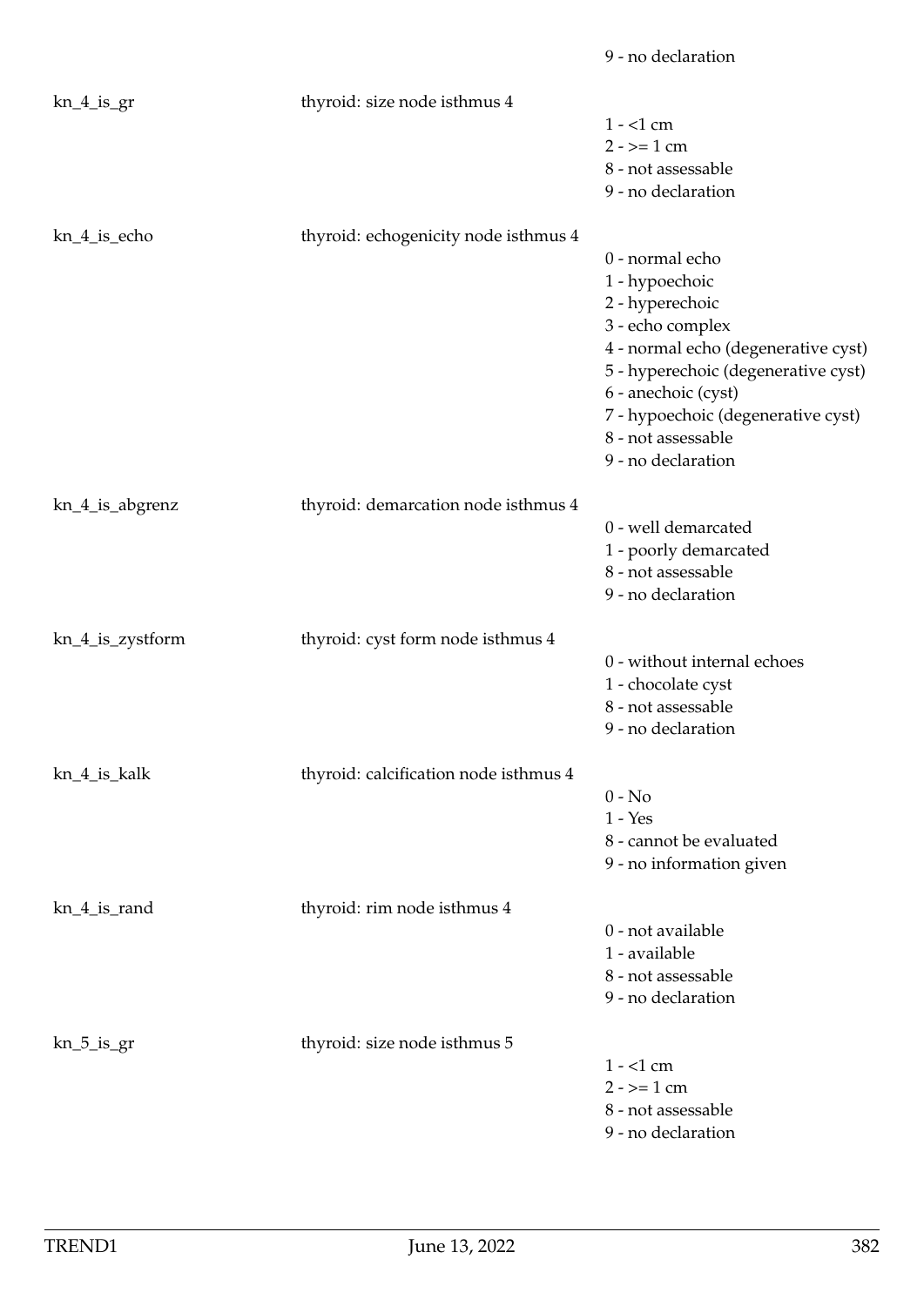| | | |
|---|---|---|
| | | 9 - no declaration |
| kn_4_is_gr | thyroid: size node isthmus 4 | 1 - <1 cm<br>2 - >= 1 cm<br>8 - not assessable<br>9 - no declaration |
| kn_4_is_echo | thyroid: echogenicity node isthmus 4 | 0 - normal echo<br>1 - hypoechoic<br>2 - hyperechoic<br>3 - echo complex<br>4 - normal echo (degenerative cyst)<br>5 - hyperechoic (degenerative cyst)<br>6 - anechoic (cyst)<br>7 - hypoechoic (degenerative cyst)<br>8 - not assessable<br>9 - no declaration |
| kn_4_is_abgrenz | thyroid: demarcation node isthmus 4 | 0 - well demarcated<br>1 - poorly demarcated<br>8 - not assessable<br>9 - no declaration |
| kn_4_is_zystform | thyroid: cyst form node isthmus 4 | 0 - without internal echoes<br>1 - chocolate cyst<br>8 - not assessable<br>9 - no declaration |
| kn_4_is_kalk | thyroid: calcification node isthmus 4 | 0 - No<br>1 - Yes<br>8 - cannot be evaluated<br>9 - no information given |
| kn_4_is_rand | thyroid: rim node isthmus 4 | 0 - not available<br>1 - available<br>8 - not assessable<br>9 - no declaration |
| kn_5_is_gr | thyroid: size node isthmus 5 | 1 - <1 cm<br>2 - >= 1 cm<br>8 - not assessable<br>9 - no declaration |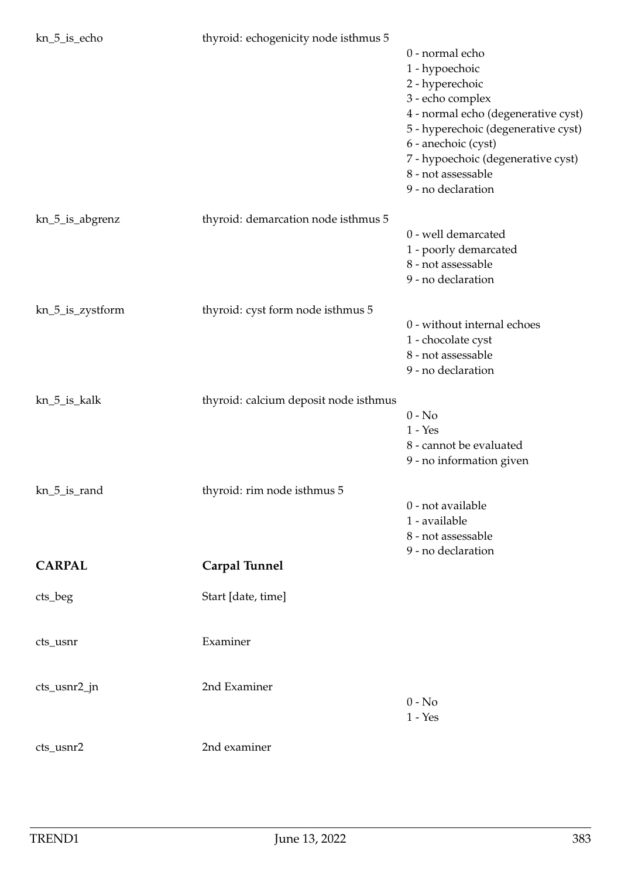| | | |
|---|---|---|
| kn_5_is_echo | thyroid: echogenicity node isthmus 5 | 0 - normal echo<br>1 - hypoechoic<br>2 - hyperechoic<br>3 - echo complex<br>4 - normal echo (degenerative cyst)<br>5 - hyperechoic (degenerative cyst)<br>6 - anechoic (cyst)<br>7 - hypoechoic (degenerative cyst)<br>8 - not assessable<br>9 - no declaration |
| kn_5_is_abgrenz | thyroid: demarcation node isthmus 5 | 0 - well demarcated<br>1 - poorly demarcated<br>8 - not assessable<br>9 - no declaration |
| kn_5_is_zystform | thyroid: cyst form node isthmus 5 | 0 - without internal echoes<br>1 - chocolate cyst<br>8 - not assessable<br>9 - no declaration |
| kn_5_is_kalk | thyroid: calcium deposit node isthmus | 0 - No<br>1 - Yes<br>8 - cannot be evaluated<br>9 - no information given |
| kn_5_is_rand | thyroid: rim node isthmus 5 | 0 - not available<br>1 - available<br>8 - not assessable<br>9 - no declaration |

## CARPAL — Carpal Tunnel

| | | |
|---|---|---|
| cts_beg | Start [date, time] | |
| cts_usnr | Examiner | |
| cts_usnr2_jn | 2nd Examiner | 0 - No<br>1 - Yes |
| cts_usnr2 | 2nd examiner | |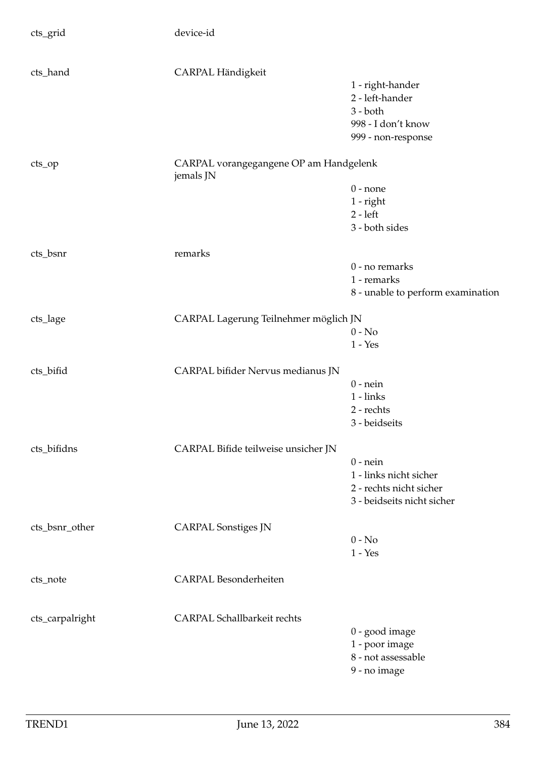| Variable | Label | Values |
|---|---|---|
| cts_grid | device-id | |
| cts_hand | CARPAL Händigkeit | 1 - right-hander<br>2 - left-hander<br>3 - both<br>998 - I don't know<br>999 - non-response |
| cts_op | CARPAL vorangegangene OP am Handgelenk jemals JN | 0 - none<br>1 - right<br>2 - left<br>3 - both sides |
| cts_bsnr | remarks | 0 - no remarks<br>1 - remarks<br>8 - unable to perform examination |
| cts_lage | CARPAL Lagerung Teilnehmer möglich JN | 0 - No<br>1 - Yes |
| cts_bifid | CARPAL bifider Nervus medianus JN | 0 - nein<br>1 - links<br>2 - rechts<br>3 - beidseits |
| cts_bifidns | CARPAL Bifide teilweise unsicher JN | 0 - nein<br>1 - links nicht sicher<br>2 - rechts nicht sicher<br>3 - beidseits nicht sicher |
| cts_bsnr_other | CARPAL Sonstiges JN | 0 - No<br>1 - Yes |
| cts_note | CARPAL Besonderheiten | |
| cts_carpalright | CARPAL Schallbarkeit rechts | 0 - good image<br>1 - poor image<br>8 - not assessable<br>9 - no image |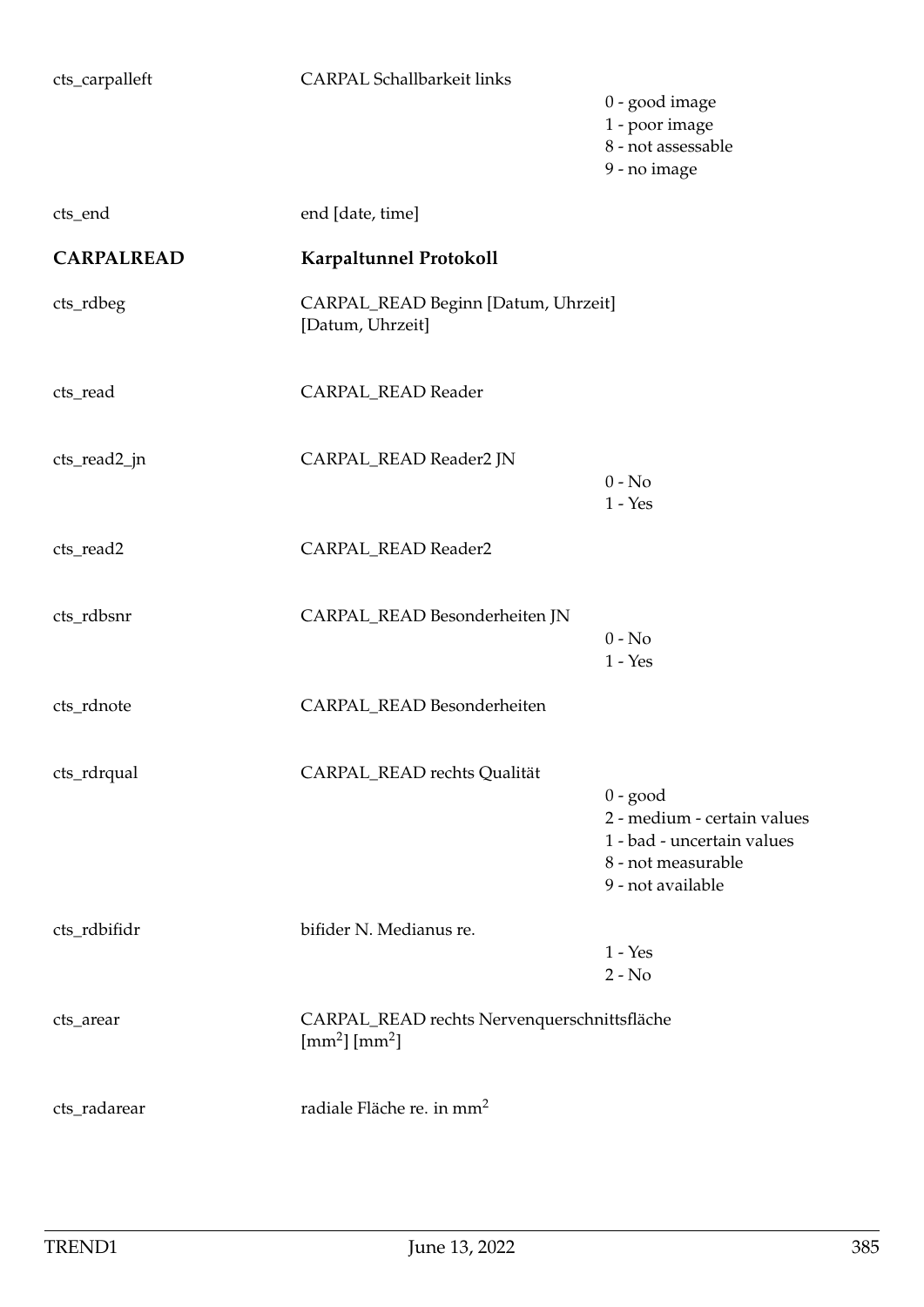| | | |
|---|---|---|
| cts_carpalleft | CARPAL Schallbarkeit links | 0 - good image<br>1 - poor image<br>8 - not assessable<br>9 - no image |
| cts_end | end [date, time] | |
| **CARPALREAD** | **Karpaltunnel Protokoll** | |
| cts_rdbeg | CARPAL_READ Beginn [Datum, Uhrzeit] [Datum, Uhrzeit] | |
| cts_read | CARPAL_READ Reader | |
| cts_read2_jn | CARPAL_READ Reader2 JN | 0 - No<br>1 - Yes |
| cts_read2 | CARPAL_READ Reader2 | |
| cts_rdbsnr | CARPAL_READ Besonderheiten JN | 0 - No<br>1 - Yes |
| cts_rdnote | CARPAL_READ Besonderheiten | |
| cts_rdrqual | CARPAL_READ rechts Qualität | 0 - good<br>2 - medium - certain values<br>1 - bad - uncertain values<br>8 - not measurable<br>9 - not available |
| cts_rdbifidr | bifider N. Medianus re. | 1 - Yes<br>2 - No |
| cts_arear | CARPAL_READ rechts Nervenquerschnittsfläche [$mm^2$] [$mm^2$] | |
| cts_radarear | radiale Fläche re. in $mm^2$ | |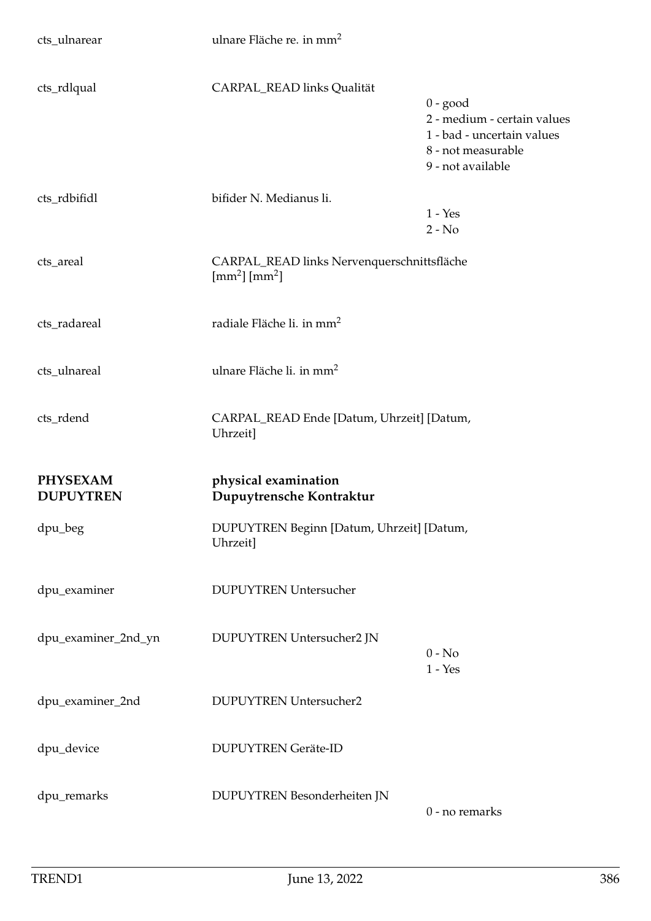| | | |
|---|---|---|
| cts_ulnarear | ulnare Fläche re. in $mm^2$ | |
| cts_rdlqual | CARPAL_READ links Qualität | 0 - good<br>2 - medium - certain values<br>1 - bad - uncertain values<br>8 - not measurable<br>9 - not available |
| cts_rdbifidl | bifider N. Medianus li. | 1 - Yes<br>2 - No |
| cts_areal | CARPAL_READ links Nervenquerschnittsfläche [$mm^2$] [$mm^2$] | |
| cts_radareal | radiale Fläche li. in $mm^2$ | |
| cts_ulnareal | ulnare Fläche li. in $mm^2$ | |
| cts_rdend | CARPAL_READ Ende [Datum, Uhrzeit] [Datum, Uhrzeit] | |

| | | |
|---|---|---|
| **PHYSEXAM** | **physical examination** | |
| **DUPUYTREN** | **Dupuytrensche Kontraktur** | |
| dpu_beg | DUPUYTREN Beginn [Datum, Uhrzeit] [Datum, Uhrzeit] | |
| dpu_examiner | DUPUYTREN Untersucher | |
| dpu_examiner_2nd_yn | DUPUYTREN Untersucher2 JN | 0 - No<br>1 - Yes |
| dpu_examiner_2nd | DUPUYTREN Untersucher2 | |
| dpu_device | DUPUYTREN Geräte-ID | |
| dpu_remarks | DUPUYTREN Besonderheiten JN | 0 - no remarks |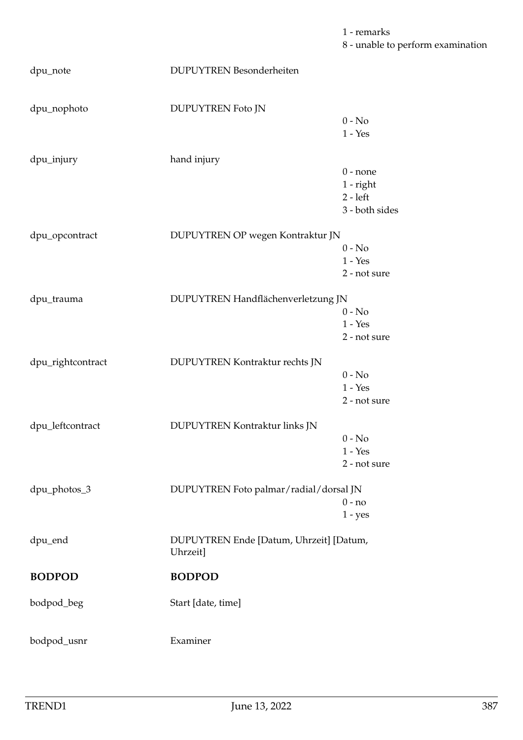| | | |
|---|---|---|
| | | 1 - remarks<br>8 - unable to perform examination |
| dpu_note | DUPUYTREN Besonderheiten | |
| dpu_nophoto | DUPUYTREN Foto JN | 0 - No<br>1 - Yes |
| dpu_injury | hand injury | 0 - none<br>1 - right<br>2 - left<br>3 - both sides |
| dpu_opcontract | DUPUYTREN OP wegen Kontraktur JN | 0 - No<br>1 - Yes<br>2 - not sure |
| dpu_trauma | DUPUYTREN Handflächenverletzung JN | 0 - No<br>1 - Yes<br>2 - not sure |
| dpu_rightcontract | DUPUYTREN Kontraktur rechts JN | 0 - No<br>1 - Yes<br>2 - not sure |
| dpu_leftcontract | DUPUYTREN Kontraktur links JN | 0 - No<br>1 - Yes<br>2 - not sure |
| dpu_photos_3 | DUPUYTREN Foto palmar/radial/dorsal JN | 0 - no<br>1 - yes |
| dpu_end | DUPUYTREN Ende [Datum, Uhrzeit] [Datum, Uhrzeit] | |
| **BODPOD** | **BODPOD** | |
| bodpod_beg | Start [date, time] | |
| bodpod_usnr | Examiner | |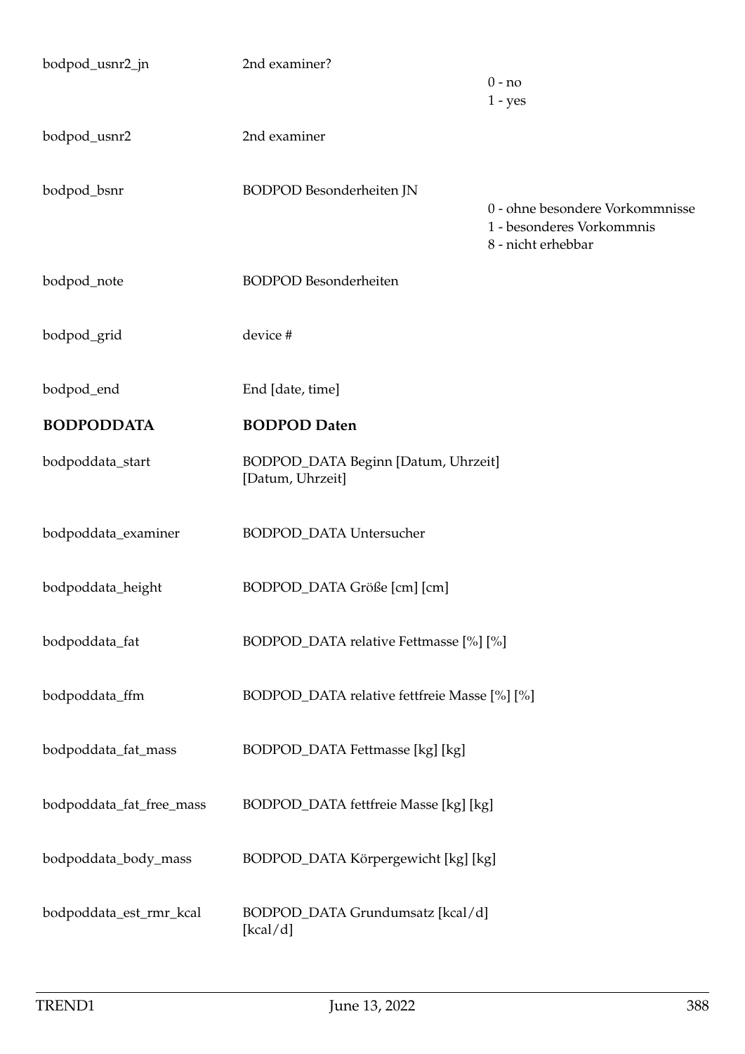| | | |
|---|---|---|
| bodpod_usnr2_jn | 2nd examiner? | 0 - no<br>1 - yes |
| bodpod_usnr2 | 2nd examiner | |
| bodpod_bsnr | BODPOD Besonderheiten JN | 0 - ohne besondere Vorkommnisse<br>1 - besonderes Vorkommnis<br>8 - nicht erhebbar |
| bodpod_note | BODPOD Besonderheiten | |
| bodpod_grid | device # | |
| bodpod_end | End [date, time] | |
| **BODPODDATA** | **BODPOD Daten** | |
| bodpoddata_start | BODPOD_DATA Beginn [Datum, Uhrzeit] [Datum, Uhrzeit] | |
| bodpoddata_examiner | BODPOD_DATA Untersucher | |
| bodpoddata_height | BODPOD_DATA Größe [cm] [cm] | |
| bodpoddata_fat | BODPOD_DATA relative Fettmasse [%] [%] | |
| bodpoddata_ffm | BODPOD_DATA relative fettfreie Masse [%] [%] | |
| bodpoddata_fat_mass | BODPOD_DATA Fettmasse [kg] [kg] | |
| bodpoddata_fat_free_mass | BODPOD_DATA fettfreie Masse [kg] [kg] | |
| bodpoddata_body_mass | BODPOD_DATA Körpergewicht [kg] [kg] | |
| bodpoddata_est_rmr_kcal | BODPOD_DATA Grundumsatz [kcal/d] [kcal/d] | |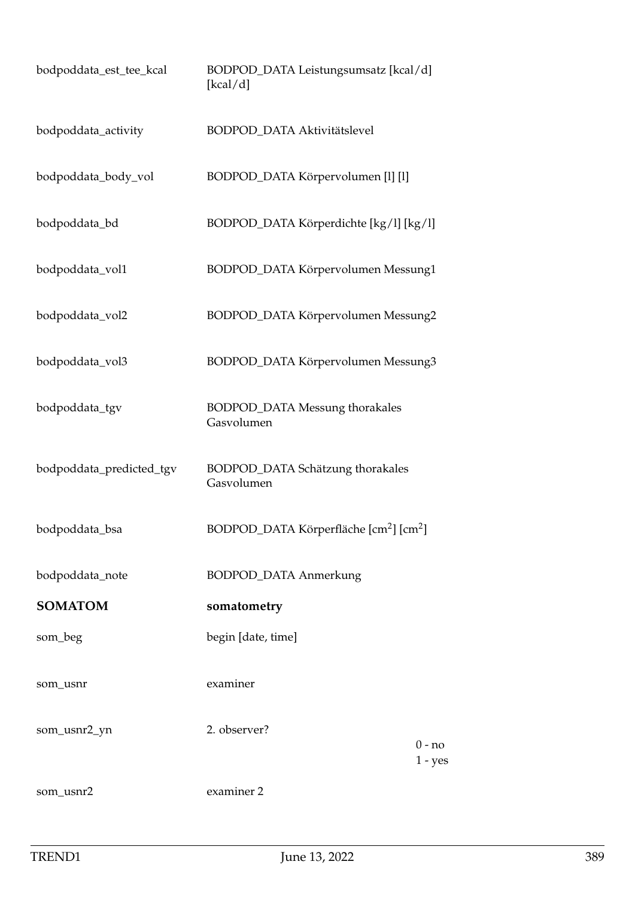| | | |
|---|---|---|
| bodpoddata_est_tee_kcal | BODPOD_DATA Leistungsumsatz [kcal/d] [kcal/d] | |
| bodpoddata_activity | BODPOD_DATA Aktivitätslevel | |
| bodpoddata_body_vol | BODPOD_DATA Körpervolumen [l] [l] | |
| bodpoddata_bd | BODPOD_DATA Körperdichte [kg/l] [kg/l] | |
| bodpoddata_vol1 | BODPOD_DATA Körpervolumen Messung1 | |
| bodpoddata_vol2 | BODPOD_DATA Körpervolumen Messung2 | |
| bodpoddata_vol3 | BODPOD_DATA Körpervolumen Messung3 | |
| bodpoddata_tgv | BODPOD_DATA Messung thorakales Gasvolumen | |
| bodpoddata_predicted_tgv | BODPOD_DATA Schätzung thorakales Gasvolumen | |
| bodpoddata_bsa | BODPOD_DATA Körperfläche [cm$^2$] [cm$^2$] | |
| bodpoddata_note | BODPOD_DATA Anmerkung | |
| **SOMATOM** | **somatometry** | |
| som_beg | begin [date, time] | |
| som_usnr | examiner | |
| som_usnr2_yn | 2. observer? | 0 - no<br>1 - yes |
| som_usnr2 | examiner 2 | |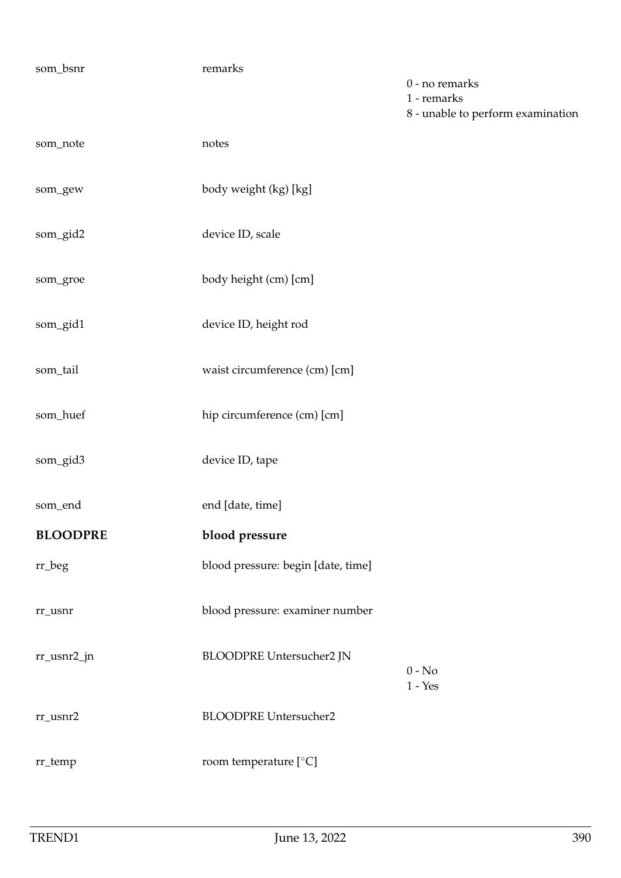| | | |
|---|---|---|
| som_bsnr | remarks | 0 - no remarks<br>1 - remarks<br>8 - unable to perform examination |
| som_note | notes | |
| som_gew | body weight (kg) [kg] | |
| som_gid2 | device ID, scale | |
| som_groe | body height (cm) [cm] | |
| som_gid1 | device ID, height rod | |
| som_tail | waist circumference (cm) [cm] | |
| som_huef | hip circumference (cm) [cm] | |
| som_gid3 | device ID, tape | |
| som_end | end [date, time] | |
| **BLOODPRE** | **blood pressure** | |
| rr_beg | blood pressure: begin [date, time] | |
| rr_usnr | blood pressure: examiner number | |
| rr_usnr2_jn | BLOODPRE Untersucher2 JN | 0 - No<br>1 - Yes |
| rr_usnr2 | BLOODPRE Untersucher2 | |
| rr_temp | room temperature [°C] | |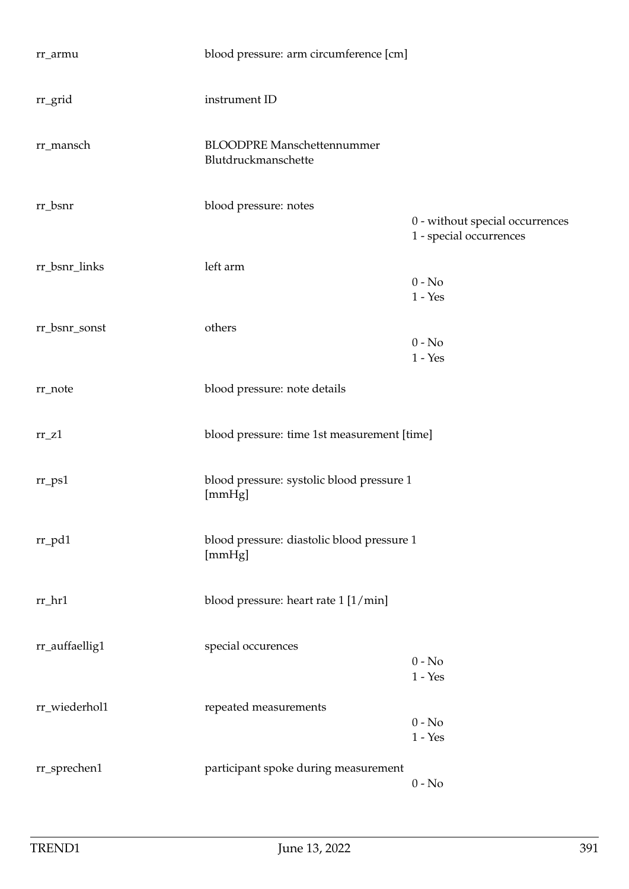| | | |
|---|---|---|
| rr_armu | blood pressure: arm circumference [cm] | |
| rr_grid | instrument ID | |
| rr_mansch | BLOODPRE Manschettennummer Blutdruckmanschette | |
| rr_bsnr | blood pressure: notes | 0 - without special occurrences<br>1 - special occurrences |
| rr_bsnr_links | left arm | 0 - No<br>1 - Yes |
| rr_bsnr_sonst | others | 0 - No<br>1 - Yes |
| rr_note | blood pressure: note details | |
| rr_z1 | blood pressure: time 1st measurement [time] | |
| rr_ps1 | blood pressure: systolic blood pressure 1 [mmHg] | |
| rr_pd1 | blood pressure: diastolic blood pressure 1 [mmHg] | |
| rr_hr1 | blood pressure: heart rate 1 [1/min] | |
| rr_auffaellig1 | special occurences | 0 - No<br>1 - Yes |
| rr_wiederhol1 | repeated measurements | 0 - No<br>1 - Yes |
| rr_sprechen1 | participant spoke during measurement | 0 - No |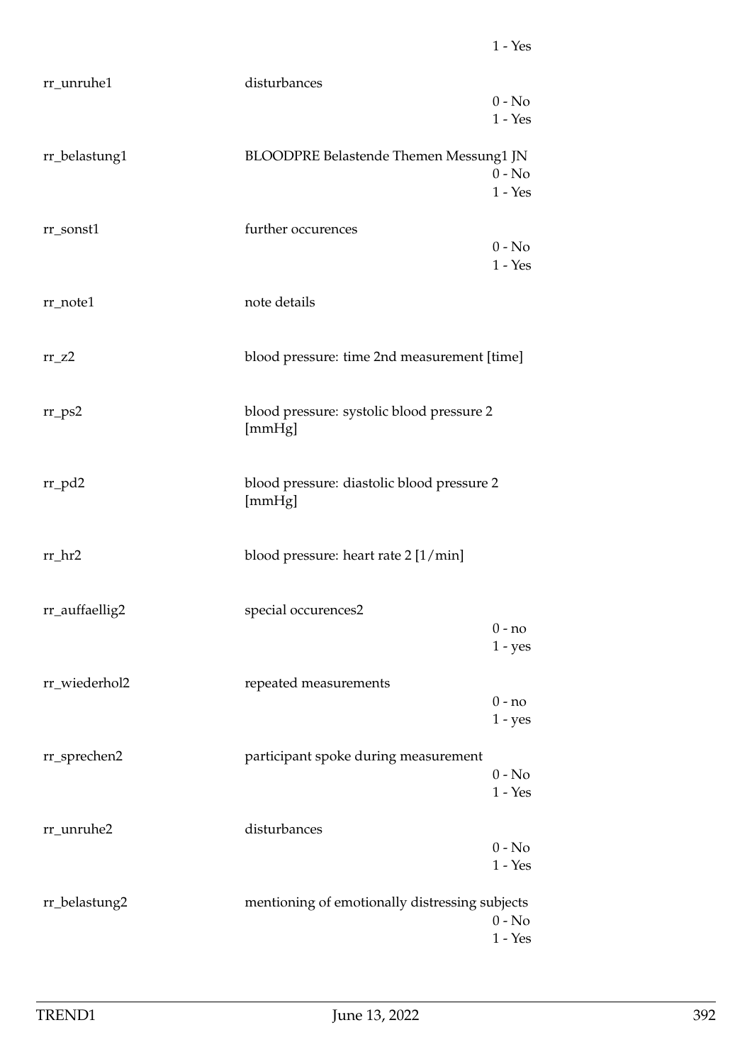1 - Yes

| | | |
|---|---|---|
| rr_unruhe1 | disturbances | 0 - No<br>1 - Yes |
| rr_belastung1 | BLOODPRE Belastende Themen Messung1 JN | 0 - No<br>1 - Yes |
| rr_sonst1 | further occurences | 0 - No<br>1 - Yes |
| rr_note1 | note details | |
| rr_z2 | blood pressure: time 2nd measurement [time] | |
| rr_ps2 | blood pressure: systolic blood pressure 2 [mmHg] | |
| rr_pd2 | blood pressure: diastolic blood pressure 2 [mmHg] | |
| rr_hr2 | blood pressure: heart rate 2 [1/min] | |
| rr_auffaellig2 | special occurences2 | 0 - no<br>1 - yes |
| rr_wiederhol2 | repeated measurements | 0 - no<br>1 - yes |
| rr_sprechen2 | participant spoke during measurement | 0 - No<br>1 - Yes |
| rr_unruhe2 | disturbances | 0 - No<br>1 - Yes |
| rr_belastung2 | mentioning of emotionally distressing subjects | 0 - No<br>1 - Yes |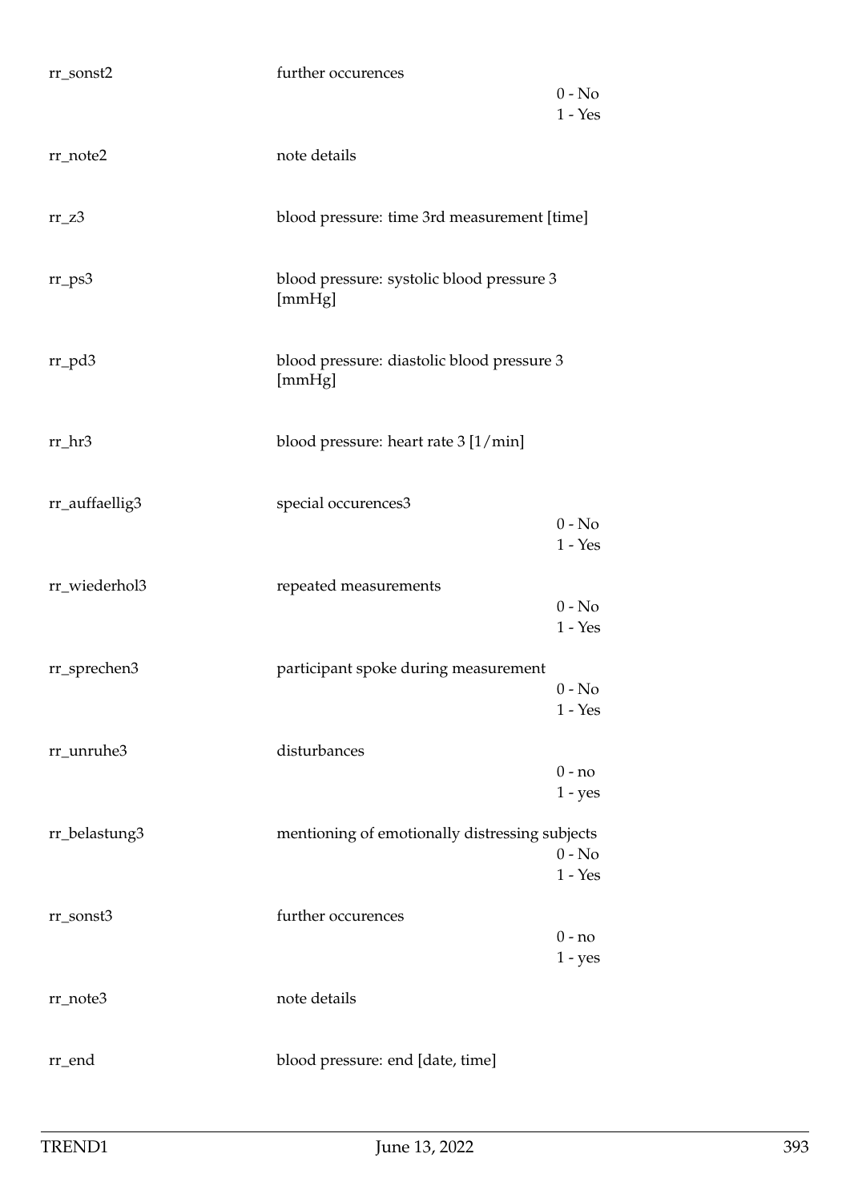| Variable | Description | Values |
|---|---|---|
| rr_sonst2 | further occurences | 0 - No<br>1 - Yes |
| rr_note2 | note details | |
| rr_z3 | blood pressure: time 3rd measurement [time] | |
| rr_ps3 | blood pressure: systolic blood pressure 3 [mmHg] | |
| rr_pd3 | blood pressure: diastolic blood pressure 3 [mmHg] | |
| rr_hr3 | blood pressure: heart rate 3 [1/min] | |
| rr_auffaellig3 | special occurences3 | 0 - No<br>1 - Yes |
| rr_wiederhol3 | repeated measurements | 0 - No<br>1 - Yes |
| rr_sprechen3 | participant spoke during measurement | 0 - No<br>1 - Yes |
| rr_unruhe3 | disturbances | 0 - no<br>1 - yes |
| rr_belastung3 | mentioning of emotionally distressing subjects | 0 - No<br>1 - Yes |
| rr_sonst3 | further occurences | 0 - no<br>1 - yes |
| rr_note3 | note details | |
| rr_end | blood pressure: end [date, time] | |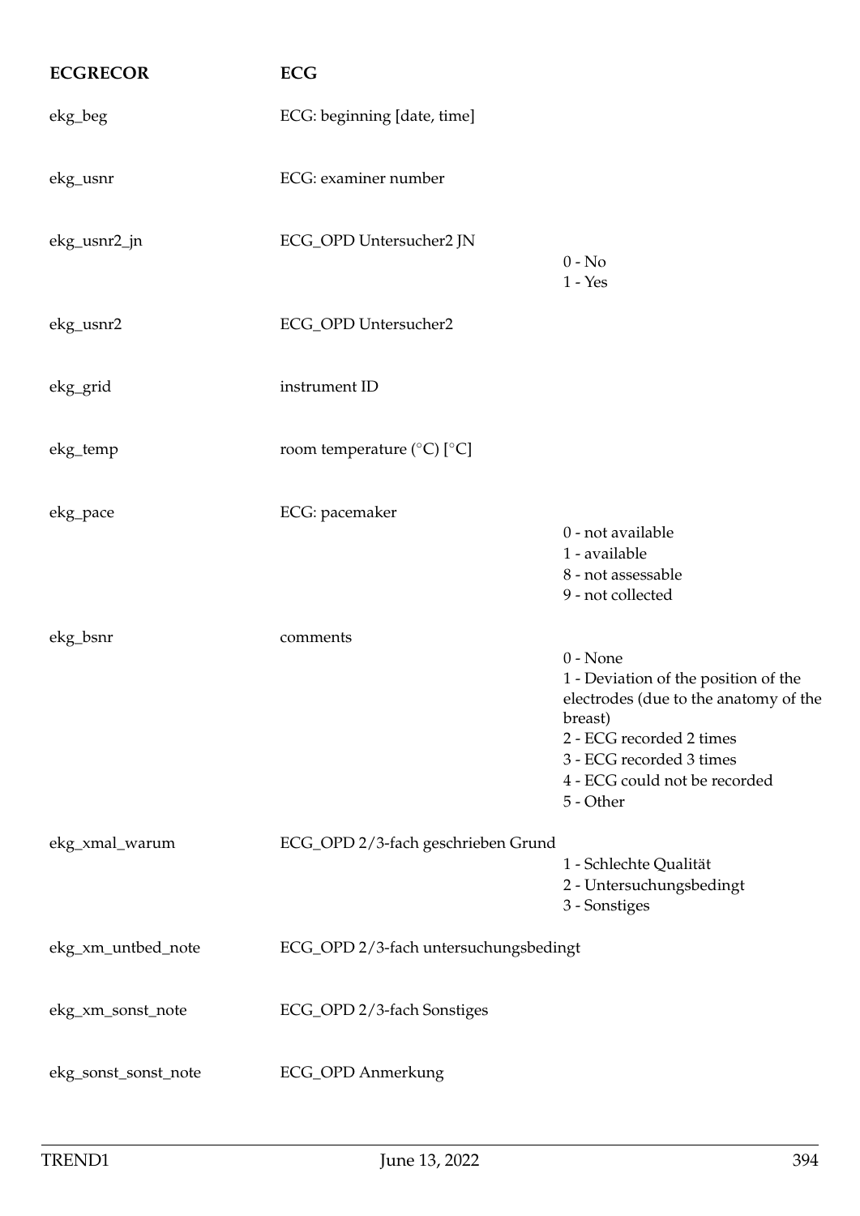| ECGRECOR | ECG | |
|---|---|---|
| ekg_beg | ECG: beginning [date, time] | |
| ekg_usnr | ECG: examiner number | |
| ekg_usnr2_jn | ECG_OPD Untersucher2 JN | 0 - No<br>1 - Yes |
| ekg_usnr2 | ECG_OPD Untersucher2 | |
| ekg_grid | instrument ID | |
| ekg_temp | room temperature (°C) [°C] | |
| ekg_pace | ECG: pacemaker | 0 - not available<br>1 - available<br>8 - not assessable<br>9 - not collected |
| ekg_bsnr | comments | 0 - None<br>1 - Deviation of the position of the electrodes (due to the anatomy of the breast)<br>2 - ECG recorded 2 times<br>3 - ECG recorded 3 times<br>4 - ECG could not be recorded<br>5 - Other |
| ekg_xmal_warum | ECG_OPD 2/3-fach geschrieben Grund | 1 - Schlechte Qualität<br>2 - Untersuchungsbedingt<br>3 - Sonstiges |
| ekg_xm_untbed_note | ECG_OPD 2/3-fach untersuchungsbedingt | |
| ekg_xm_sonst_note | ECG_OPD 2/3-fach Sonstiges | |
| ekg_sonst_sonst_note | ECG_OPD Anmerkung | |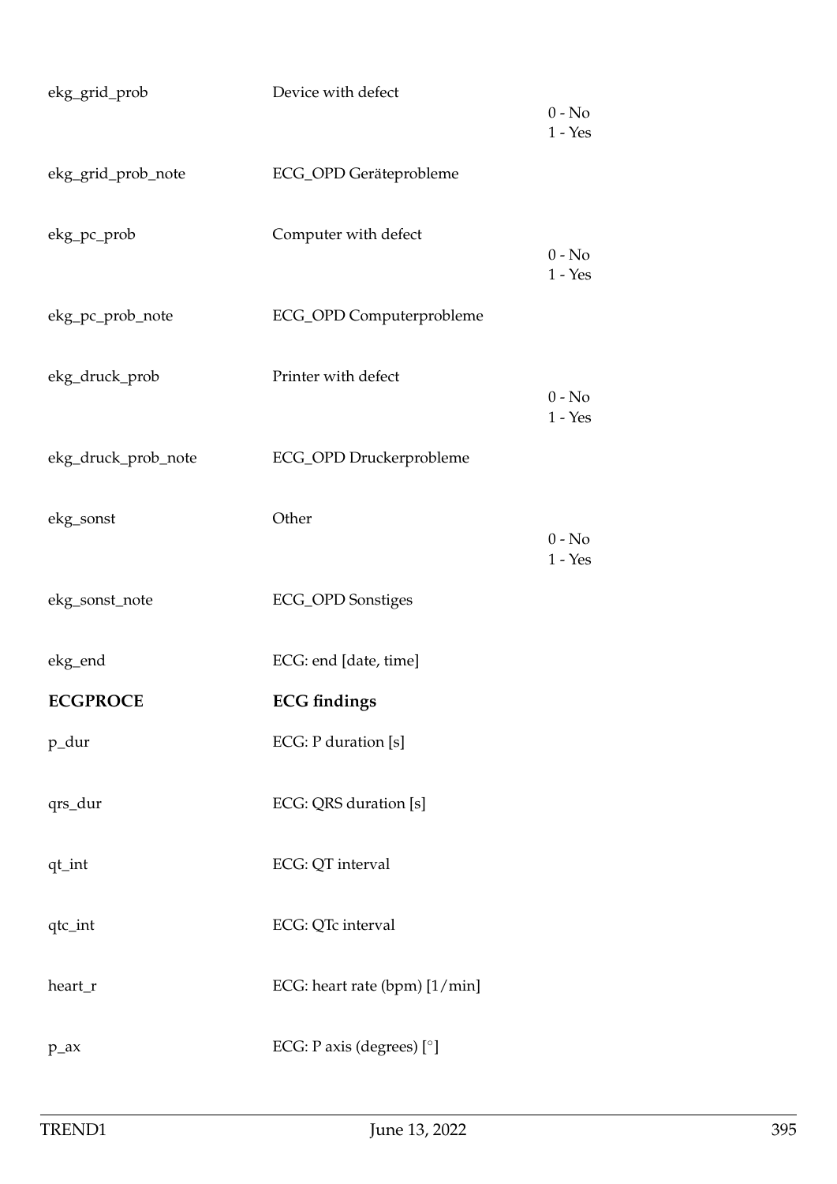| | | |
|---|---|---|
| ekg_grid_prob | Device with defect | 0 - No<br>1 - Yes |
| ekg_grid_prob_note | ECG_OPD Geräteprobleme | |
| ekg_pc_prob | Computer with defect | 0 - No<br>1 - Yes |
| ekg_pc_prob_note | ECG_OPD Computerprobleme | |
| ekg_druck_prob | Printer with defect | 0 - No<br>1 - Yes |
| ekg_druck_prob_note | ECG_OPD Druckerprobleme | |
| ekg_sonst | Other | 0 - No<br>1 - Yes |
| ekg_sonst_note | ECG_OPD Sonstiges | |
| ekg_end | ECG: end [date, time] | |
| **ECGPROCE** | **ECG findings** | |
| p_dur | ECG: P duration [s] | |
| qrs_dur | ECG: QRS duration [s] | |
| qt_int | ECG: QT interval | |
| qtc_int | ECG: QTc interval | |
| heart_r | ECG: heart rate (bpm) [1/min] | |
| p_ax | ECG: P axis (degrees) [°] | |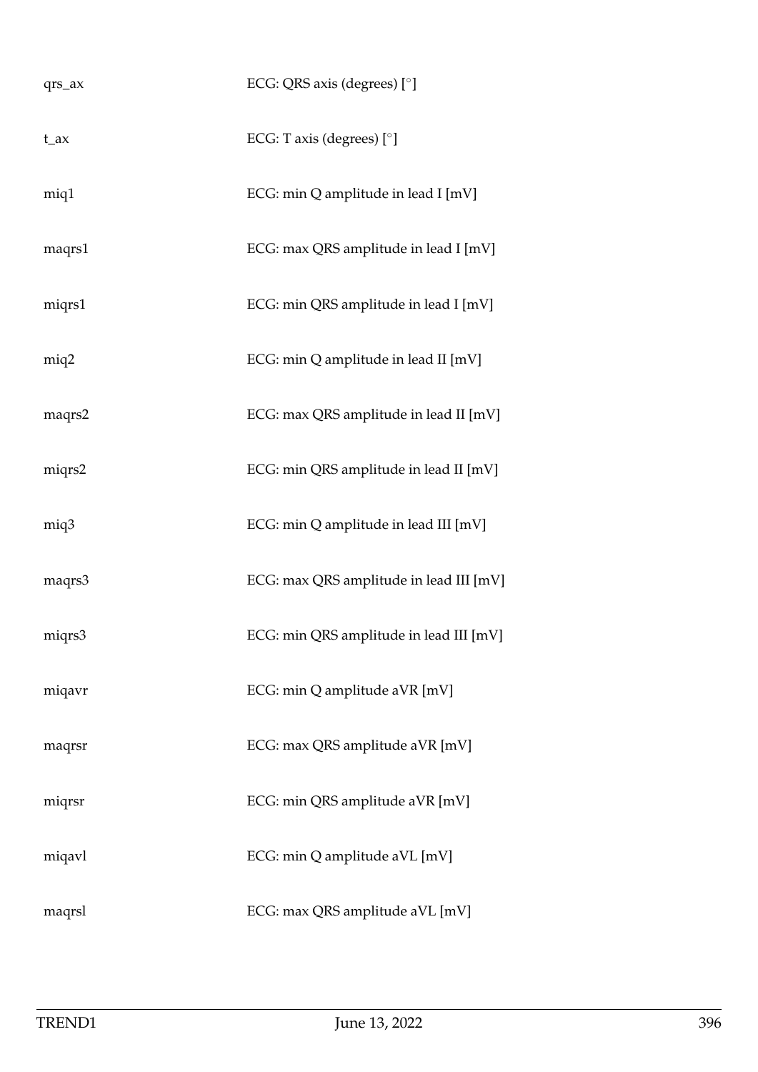| | |
|---|---|
| qrs_ax | ECG: QRS axis (degrees) [°] |
| t_ax | ECG: T axis (degrees) [°] |
| miq1 | ECG: min Q amplitude in lead I [mV] |
| maqrs1 | ECG: max QRS amplitude in lead I [mV] |
| miqrs1 | ECG: min QRS amplitude in lead I [mV] |
| miq2 | ECG: min Q amplitude in lead II [mV] |
| maqrs2 | ECG: max QRS amplitude in lead II [mV] |
| miqrs2 | ECG: min QRS amplitude in lead II [mV] |
| miq3 | ECG: min Q amplitude in lead III [mV] |
| maqrs3 | ECG: max QRS amplitude in lead III [mV] |
| miqrs3 | ECG: min QRS amplitude in lead III [mV] |
| miqavr | ECG: min Q amplitude aVR [mV] |
| maqrsr | ECG: max QRS amplitude aVR [mV] |
| miqrsr | ECG: min QRS amplitude aVR [mV] |
| miqavl | ECG: min Q amplitude aVL [mV] |
| maqrsl | ECG: max QRS amplitude aVL [mV] |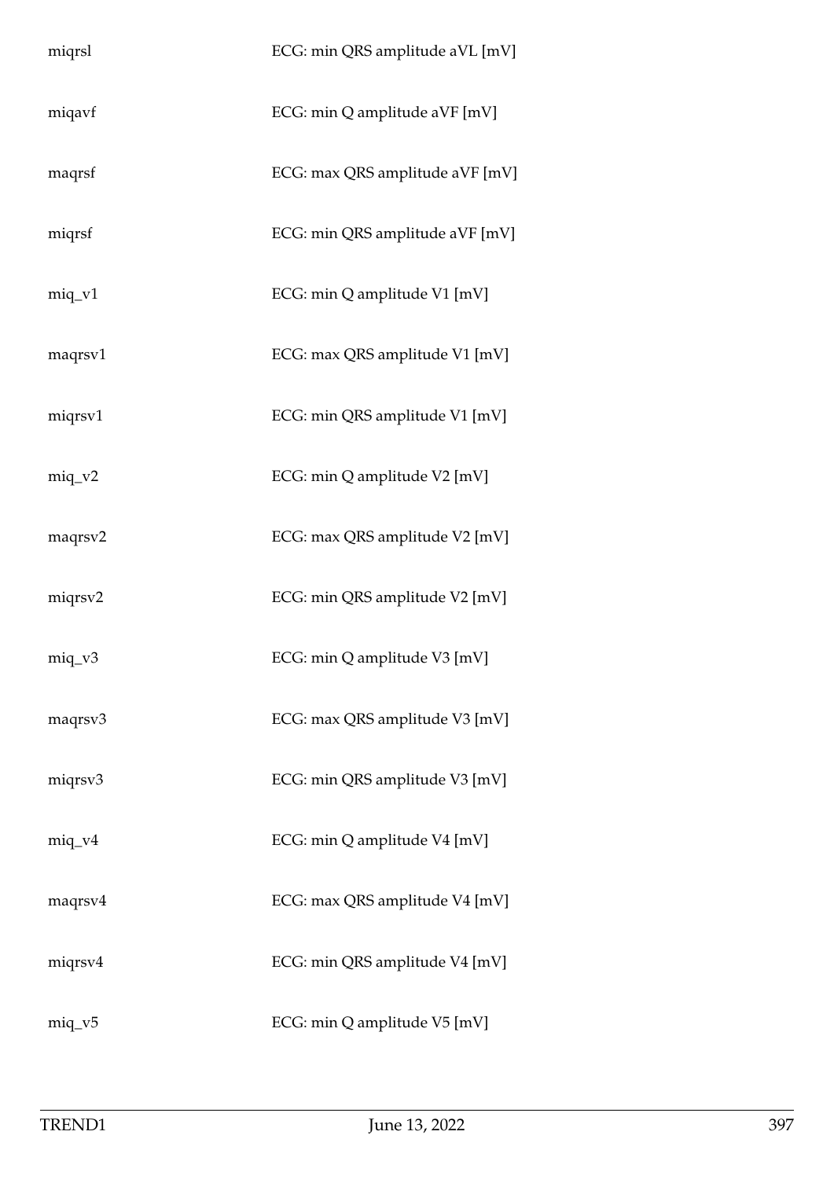| | |
|---|---|
| miqrsl | ECG: min QRS amplitude aVL [mV] |
| miqavf | ECG: min Q amplitude aVF [mV] |
| maqrsf | ECG: max QRS amplitude aVF [mV] |
| miqrsf | ECG: min QRS amplitude aVF [mV] |
| miq_v1 | ECG: min Q amplitude V1 [mV] |
| maqrsv1 | ECG: max QRS amplitude V1 [mV] |
| miqrsv1 | ECG: min QRS amplitude V1 [mV] |
| miq_v2 | ECG: min Q amplitude V2 [mV] |
| maqrsv2 | ECG: max QRS amplitude V2 [mV] |
| miqrsv2 | ECG: min QRS amplitude V2 [mV] |
| miq_v3 | ECG: min Q amplitude V3 [mV] |
| maqrsv3 | ECG: max QRS amplitude V3 [mV] |
| miqrsv3 | ECG: min QRS amplitude V3 [mV] |
| miq_v4 | ECG: min Q amplitude V4 [mV] |
| maqrsv4 | ECG: max QRS amplitude V4 [mV] |
| miqrsv4 | ECG: min QRS amplitude V4 [mV] |
| miq_v5 | ECG: min Q amplitude V5 [mV] |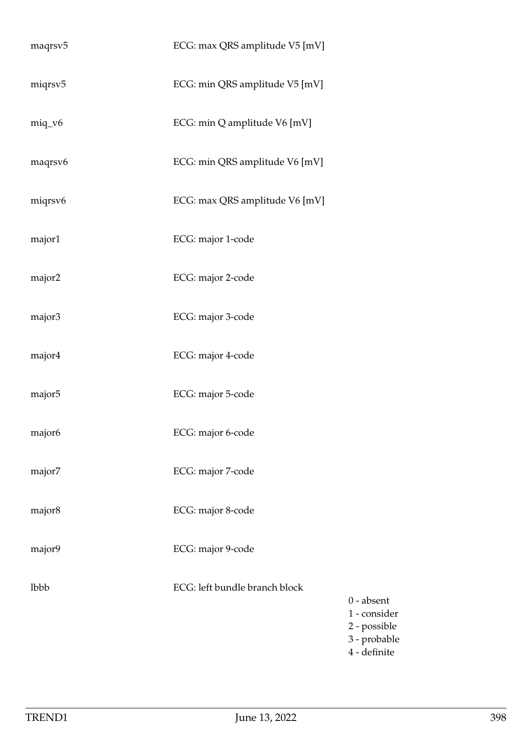| | | |
|---|---|---|
| maqrsv5 | ECG: max QRS amplitude V5 [mV] | |
| miqrsv5 | ECG: min QRS amplitude V5 [mV] | |
| miq_v6 | ECG: min Q amplitude V6 [mV] | |
| maqrsv6 | ECG: min QRS amplitude V6 [mV] | |
| miqrsv6 | ECG: max QRS amplitude V6 [mV] | |
| major1 | ECG: major 1-code | |
| major2 | ECG: major 2-code | |
| major3 | ECG: major 3-code | |
| major4 | ECG: major 4-code | |
| major5 | ECG: major 5-code | |
| major6 | ECG: major 6-code | |
| major7 | ECG: major 7-code | |
| major8 | ECG: major 8-code | |
| major9 | ECG: major 9-code | |
| lbbb | ECG: left bundle branch block | 0 - absent<br>1 - consider<br>2 - possible<br>3 - probable<br>4 - definite |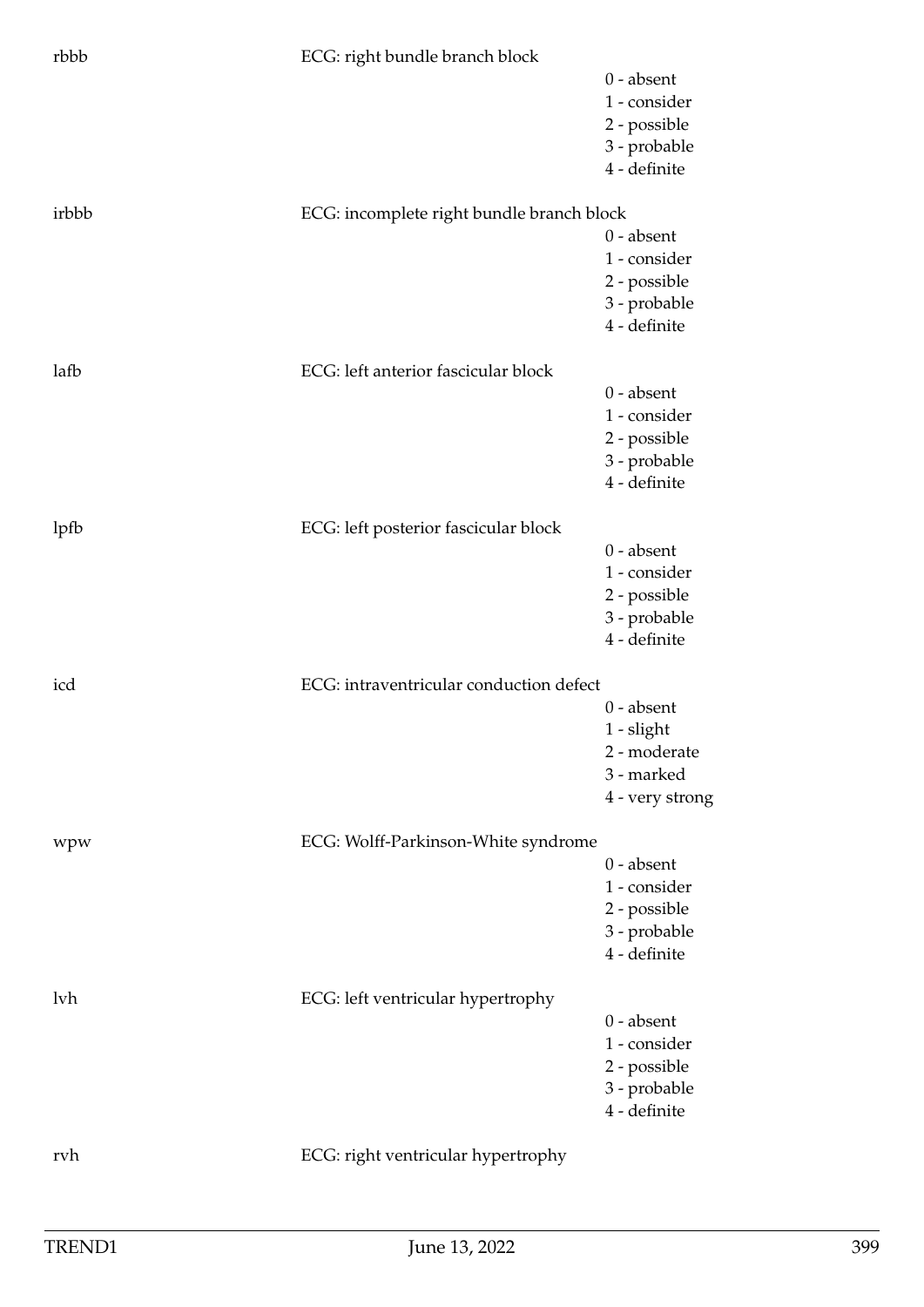| | | |
|---|---|---|
| rbbb | ECG: right bundle branch block | |
| | | 0 - absent |
| | | 1 - consider |
| | | 2 - possible |
| | | 3 - probable |
| | | 4 - definite |
| irbbb | ECG: incomplete right bundle branch block | |
| | | 0 - absent |
| | | 1 - consider |
| | | 2 - possible |
| | | 3 - probable |
| | | 4 - definite |
| lafb | ECG: left anterior fascicular block | |
| | | 0 - absent |
| | | 1 - consider |
| | | 2 - possible |
| | | 3 - probable |
| | | 4 - definite |
| lpfb | ECG: left posterior fascicular block | |
| | | 0 - absent |
| | | 1 - consider |
| | | 2 - possible |
| | | 3 - probable |
| | | 4 - definite |
| icd | ECG: intraventricular conduction defect | |
| | | 0 - absent |
| | | 1 - slight |
| | | 2 - moderate |
| | | 3 - marked |
| | | 4 - very strong |
| wpw | ECG: Wolff-Parkinson-White syndrome | |
| | | 0 - absent |
| | | 1 - consider |
| | | 2 - possible |
| | | 3 - probable |
| | | 4 - definite |
| lvh | ECG: left ventricular hypertrophy | |
| | | 0 - absent |
| | | 1 - consider |
| | | 2 - possible |
| | | 3 - probable |
| | | 4 - definite |
| rvh | ECG: right ventricular hypertrophy | |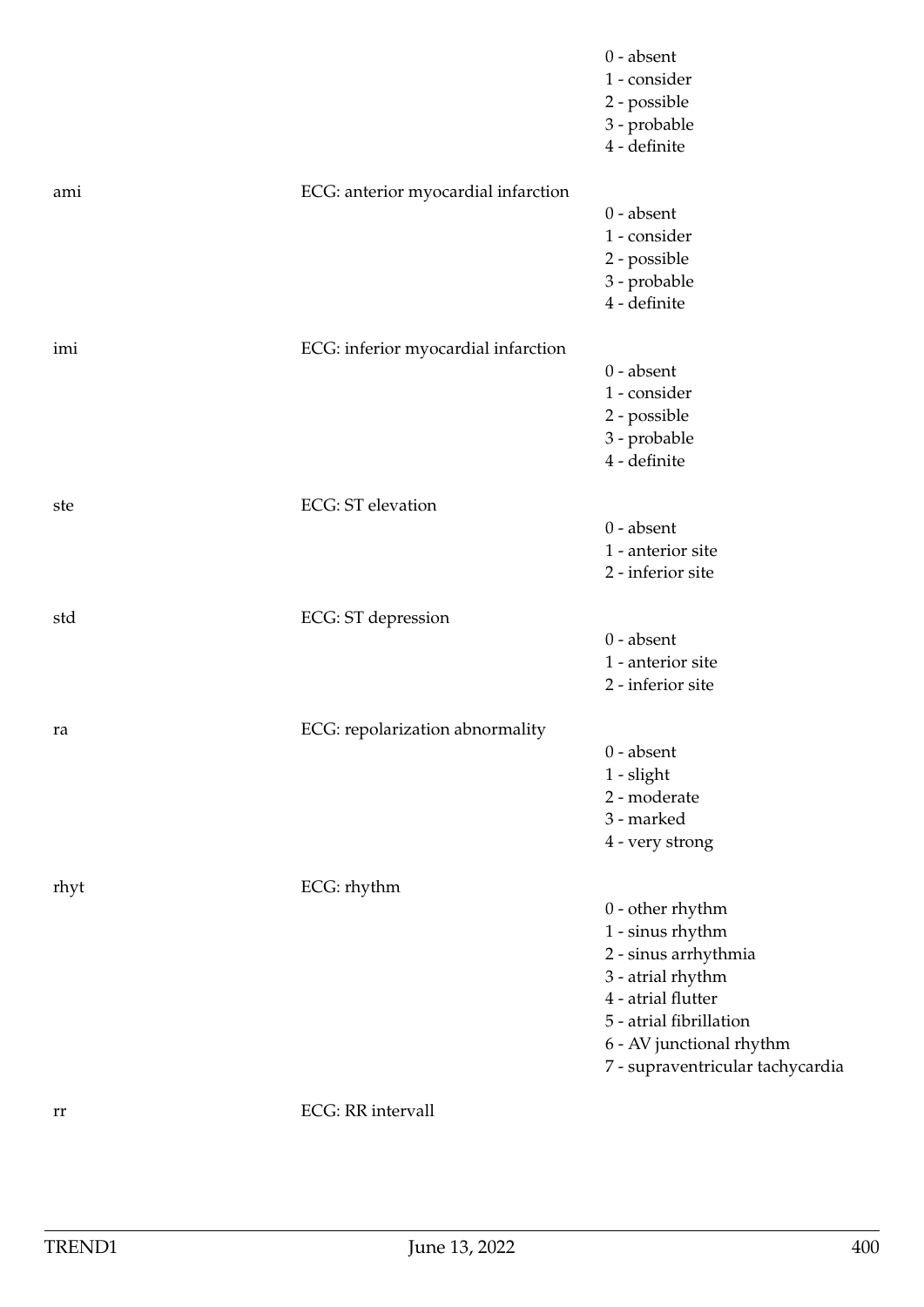0 - absent
1 - consider
2 - possible
3 - probable
4 - definite

| | | |
|---|---|---|
| ami | ECG: anterior myocardial infarction | |
| | | 0 - absent<br>1 - consider<br>2 - possible<br>3 - probable<br>4 - definite |
| imi | ECG: inferior myocardial infarction | |
| | | 0 - absent<br>1 - consider<br>2 - possible<br>3 - probable<br>4 - definite |
| ste | ECG: ST elevation | |
| | | 0 - absent<br>1 - anterior site<br>2 - inferior site |
| std | ECG: ST depression | |
| | | 0 - absent<br>1 - anterior site<br>2 - inferior site |
| ra | ECG: repolarization abnormality | |
| | | 0 - absent<br>1 - slight<br>2 - moderate<br>3 - marked<br>4 - very strong |
| rhyt | ECG: rhythm | |
| | | 0 - other rhythm<br>1 - sinus rhythm<br>2 - sinus arrhythmia<br>3 - atrial rhythm<br>4 - atrial flutter<br>5 - atrial fibrillation<br>6 - AV junctional rhythm<br>7 - supraventricular tachycardia |
| rr | ECG: RR intervall | |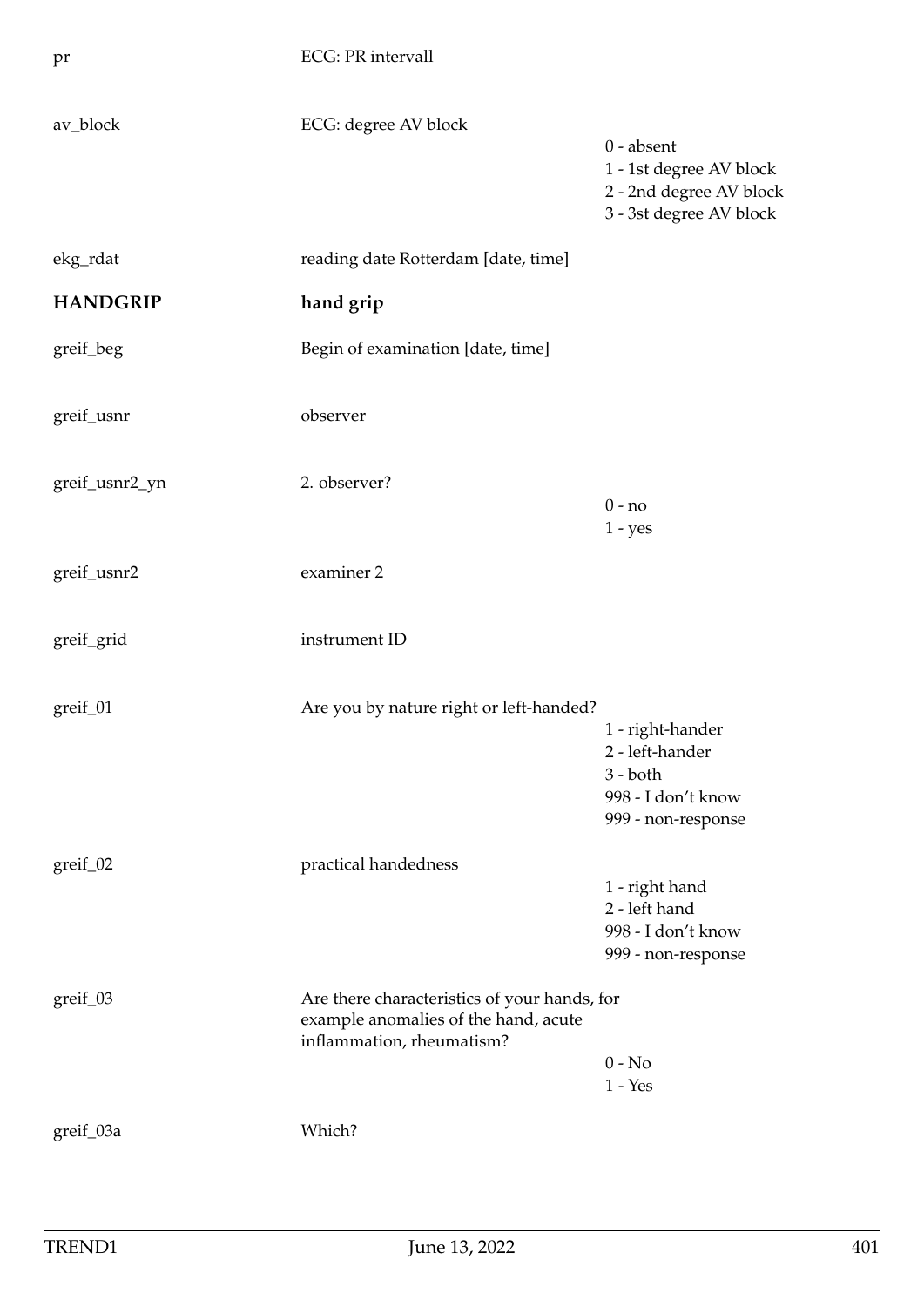| Variable | Label | Values |
|---|---|---|
| pr | ECG: PR intervall | |
| av_block | ECG: degree AV block | 0 - absent<br>1 - 1st degree AV block<br>2 - 2nd degree AV block<br>3 - 3st degree AV block |
| ekg_rdat | reading date Rotterdam [date, time] | |

## HANDGRIP — hand grip

| Variable | Label | Values |
|---|---|---|
| greif_beg | Begin of examination [date, time] | |
| greif_usnr | observer | |
| greif_usnr2_yn | 2. observer? | 0 - no<br>1 - yes |
| greif_usnr2 | examiner 2 | |
| greif_grid | instrument ID | |
| greif_01 | Are you by nature right or left-handed? | 1 - right-hander<br>2 - left-hander<br>3 - both<br>998 - I don't know<br>999 - non-response |
| greif_02 | practical handedness | 1 - right hand<br>2 - left hand<br>998 - I don't know<br>999 - non-response |
| greif_03 | Are there characteristics of your hands, for example anomalies of the hand, acute inflammation, rheumatism? | 0 - No<br>1 - Yes |
| greif_03a | Which? | |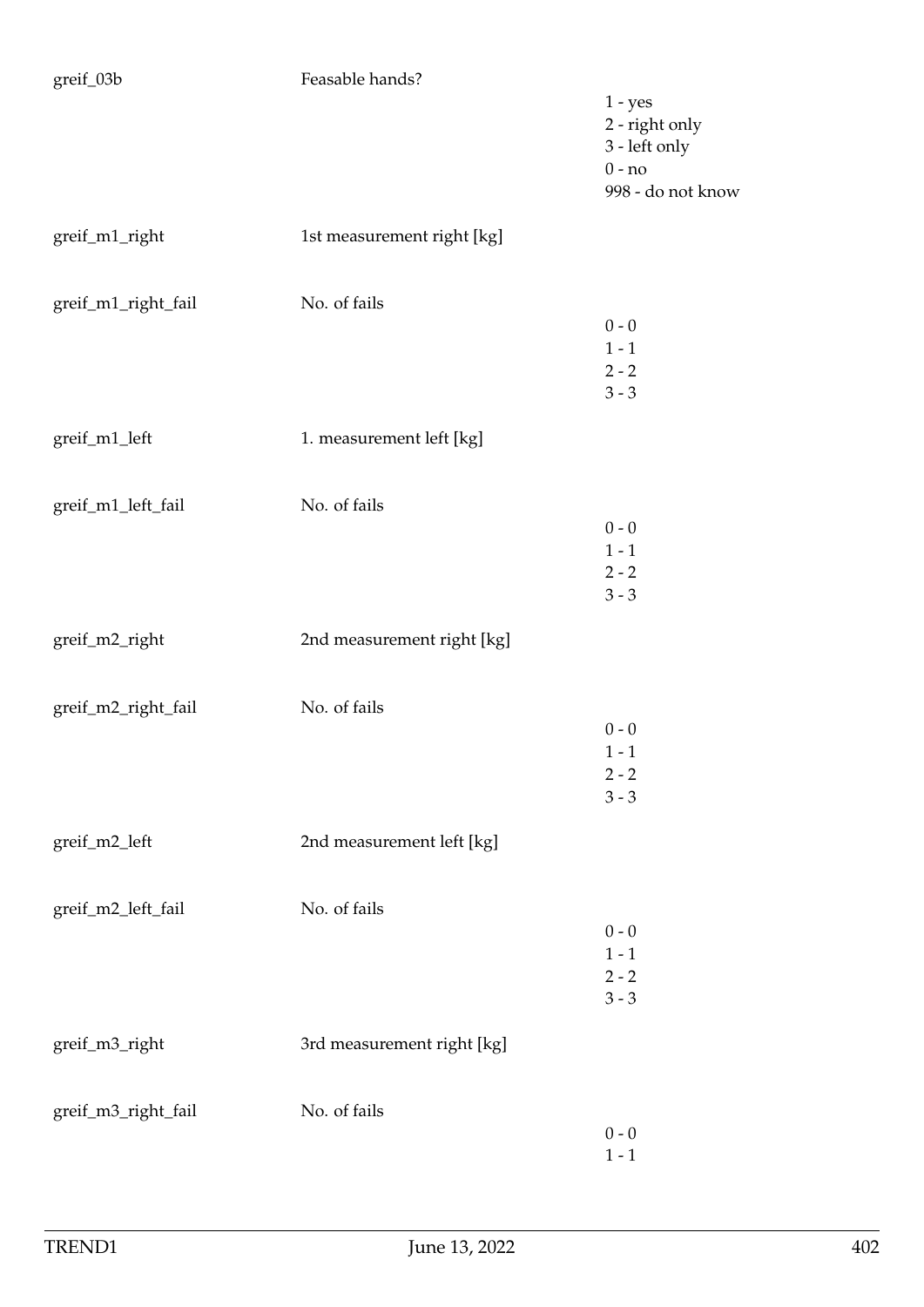| | | |
|---|---|---|
| greif_03b | Feasable hands? | 1 - yes<br>2 - right only<br>3 - left only<br>0 - no<br>998 - do not know |
| greif_m1_right | 1st measurement right [kg] | |
| greif_m1_right_fail | No. of fails | 0 - 0<br>1 - 1<br>2 - 2<br>3 - 3 |
| greif_m1_left | 1. measurement left [kg] | |
| greif_m1_left_fail | No. of fails | 0 - 0<br>1 - 1<br>2 - 2<br>3 - 3 |
| greif_m2_right | 2nd measurement right [kg] | |
| greif_m2_right_fail | No. of fails | 0 - 0<br>1 - 1<br>2 - 2<br>3 - 3 |
| greif_m2_left | 2nd measurement left [kg] | |
| greif_m2_left_fail | No. of fails | 0 - 0<br>1 - 1<br>2 - 2<br>3 - 3 |
| greif_m3_right | 3rd measurement right [kg] | |
| greif_m3_right_fail | No. of fails | 0 - 0<br>1 - 1 |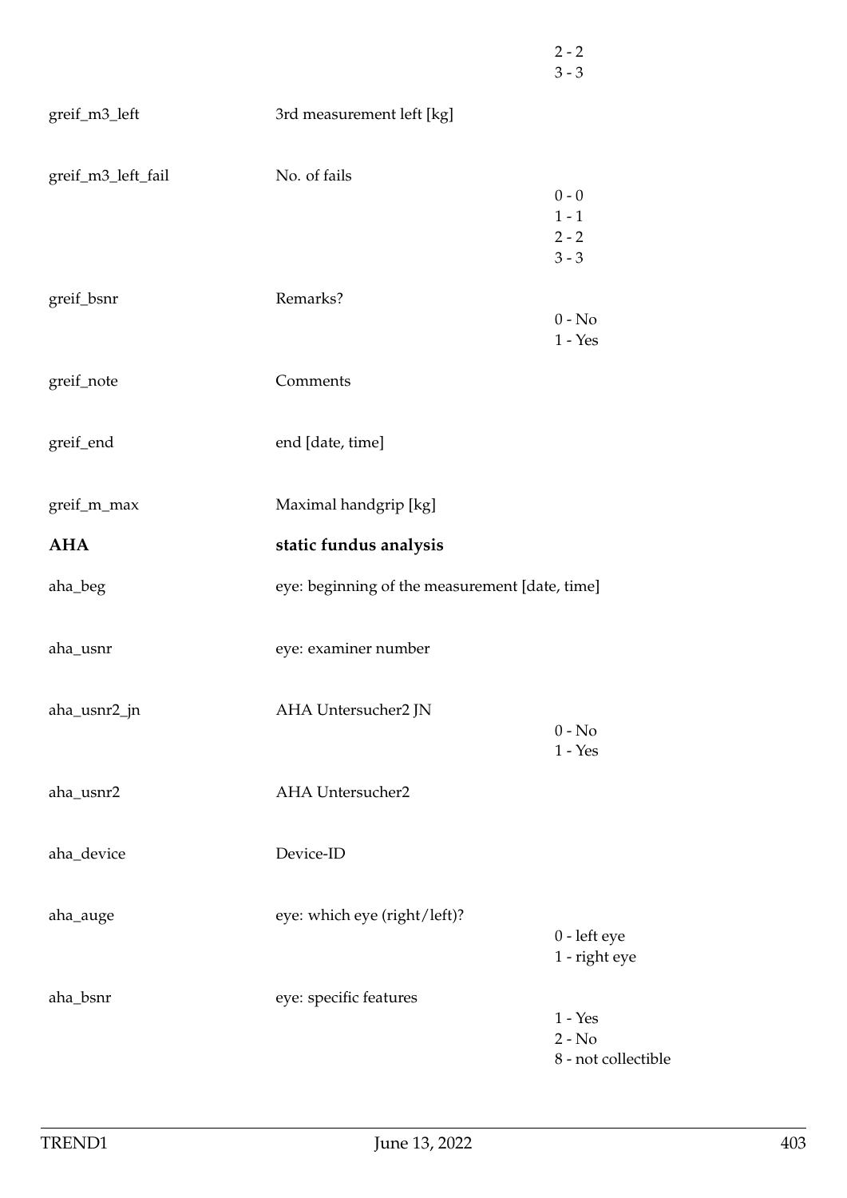| | | |
|---|---|---|
| | | 2 - 2<br>3 - 3 |
| greif_m3_left | 3rd measurement left [kg] | |
| greif_m3_left_fail | No. of fails | 0 - 0<br>1 - 1<br>2 - 2<br>3 - 3 |
| greif_bsnr | Remarks? | 0 - No<br>1 - Yes |
| greif_note | Comments | |
| greif_end | end [date, time] | |
| greif_m_max | Maximal handgrip [kg] | |
| **AHA** | **static fundus analysis** | |
| aha_beg | eye: beginning of the measurement [date, time] | |
| aha_usnr | eye: examiner number | |
| aha_usnr2_jn | AHA Untersucher2 JN | 0 - No<br>1 - Yes |
| aha_usnr2 | AHA Untersucher2 | |
| aha_device | Device-ID | |
| aha_auge | eye: which eye (right/left)? | 0 - left eye<br>1 - right eye |
| aha_bsnr | eye: specific features | 1 - Yes<br>2 - No<br>8 - not collectible |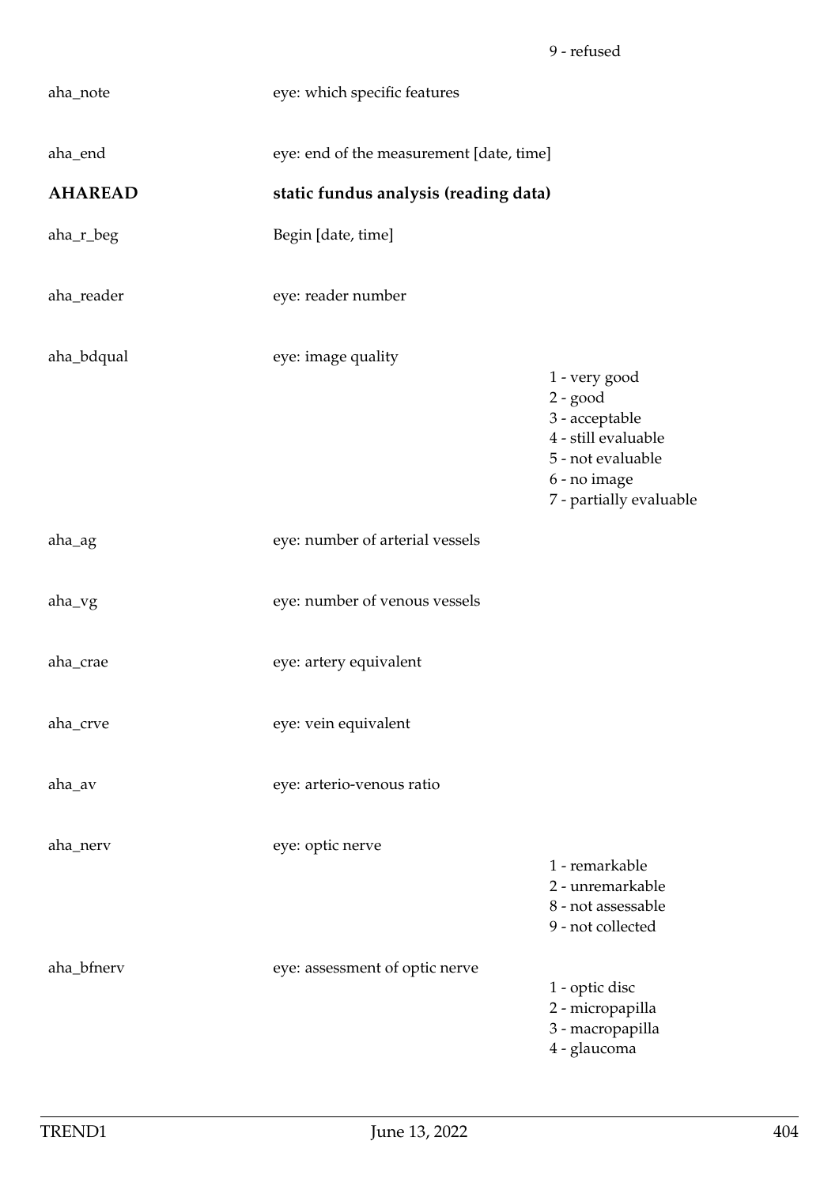9 - refused

| | | |
|---|---|---|
| aha_note | eye: which specific features | |
| aha_end | eye: end of the measurement [date, time] | |

**AHAREAD** **static fundus analysis (reading data)**

| | | |
|---|---|---|
| aha_r_beg | Begin [date, time] | |
| aha_reader | eye: reader number | |
| aha_bdqual | eye: image quality | 1 - very good<br>2 - good<br>3 - acceptable<br>4 - still evaluable<br>5 - not evaluable<br>6 - no image<br>7 - partially evaluable |
| aha_ag | eye: number of arterial vessels | |
| aha_vg | eye: number of venous vessels | |
| aha_crae | eye: artery equivalent | |
| aha_crve | eye: vein equivalent | |
| aha_av | eye: arterio-venous ratio | |
| aha_nerv | eye: optic nerve | 1 - remarkable<br>2 - unremarkable<br>8 - not assessable<br>9 - not collected |
| aha_bfnerv | eye: assessment of optic nerve | 1 - optic disc<br>2 - micropapilla<br>3 - macropapilla<br>4 - glaucoma |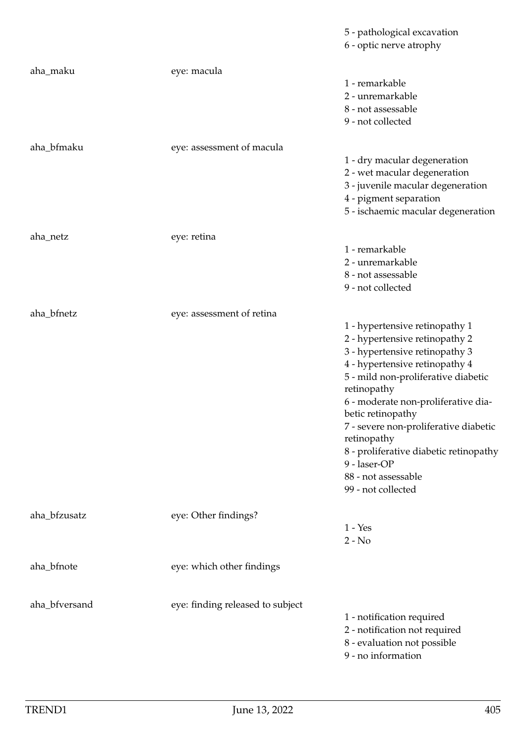| Variable | Label | Values |
|---|---|---|
| | | 5 - pathological excavation<br>6 - optic nerve atrophy |
| aha_maku | eye: macula | 1 - remarkable<br>2 - unremarkable<br>8 - not assessable<br>9 - not collected |
| aha_bfmaku | eye: assessment of macula | 1 - dry macular degeneration<br>2 - wet macular degeneration<br>3 - juvenile macular degeneration<br>4 - pigment separation<br>5 - ischaemic macular degeneration |
| aha_netz | eye: retina | 1 - remarkable<br>2 - unremarkable<br>8 - not assessable<br>9 - not collected |
| aha_bfnetz | eye: assessment of retina | 1 - hypertensive retinopathy 1<br>2 - hypertensive retinopathy 2<br>3 - hypertensive retinopathy 3<br>4 - hypertensive retinopathy 4<br>5 - mild non-proliferative diabetic retinopathy<br>6 - moderate non-proliferative diabetic retinopathy<br>7 - severe non-proliferative diabetic retinopathy<br>8 - proliferative diabetic retinopathy<br>9 - laser-OP<br>88 - not assessable<br>99 - not collected |
| aha_bfzusatz | eye: Other findings? | 1 - Yes<br>2 - No |
| aha_bfnote | eye: which other findings | |
| aha_bfversand | eye: finding released to subject | 1 - notification required<br>2 - notification not required<br>8 - evaluation not possible<br>9 - no information |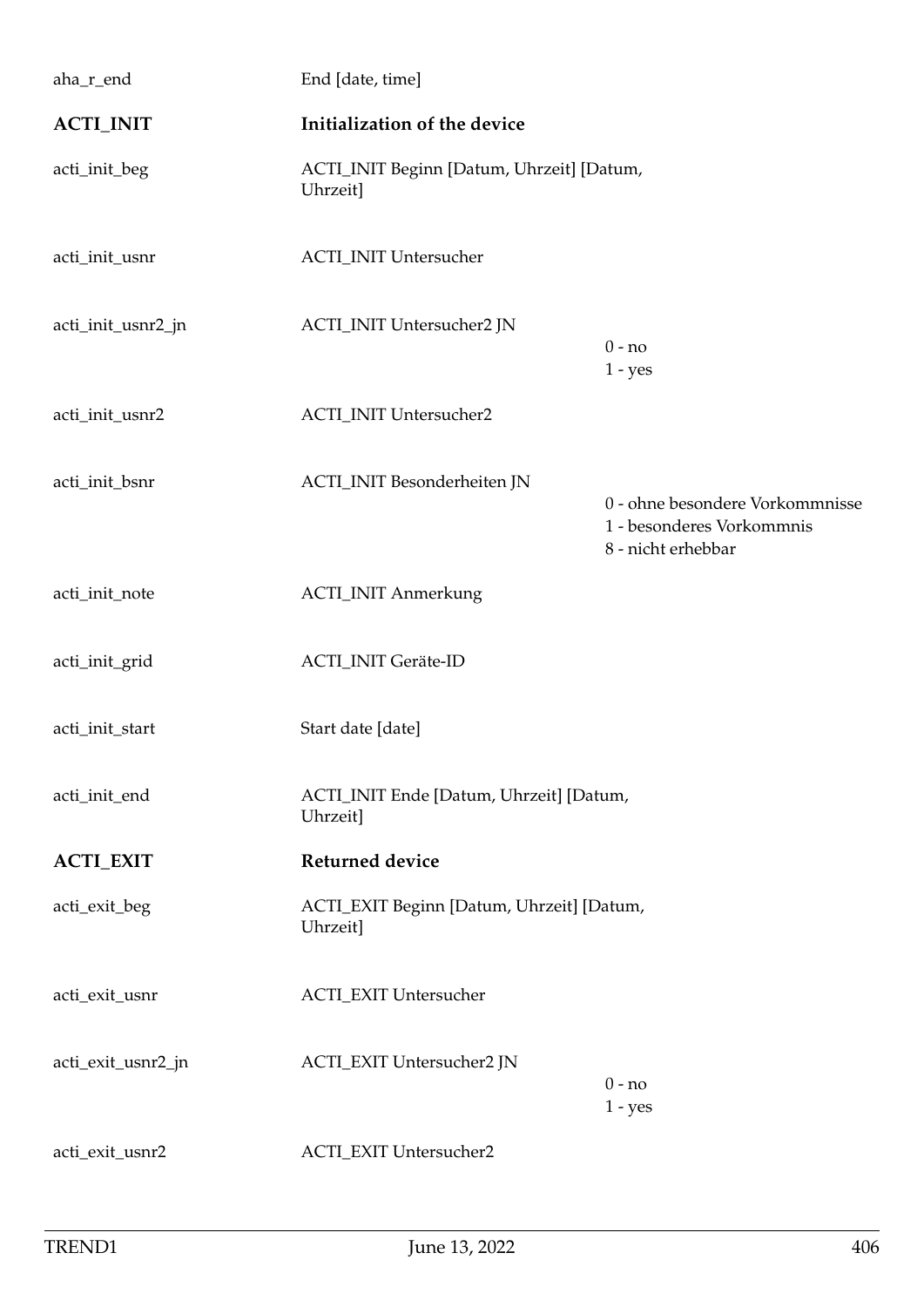| | | |
|---|---|---|
| aha_r_end | End [date, time] | |
| **ACTI_INIT** | **Initialization of the device** | |
| acti_init_beg | ACTI_INIT Beginn [Datum, Uhrzeit] [Datum, Uhrzeit] | |
| acti_init_usnr | ACTI_INIT Untersucher | |
| acti_init_usnr2_jn | ACTI_INIT Untersucher2 JN | 0 - no<br>1 - yes |
| acti_init_usnr2 | ACTI_INIT Untersucher2 | |
| acti_init_bsnr | ACTI_INIT Besonderheiten JN | 0 - ohne besondere Vorkommnisse<br>1 - besonderes Vorkommnis<br>8 - nicht erhebbar |
| acti_init_note | ACTI_INIT Anmerkung | |
| acti_init_grid | ACTI_INIT Geräte-ID | |
| acti_init_start | Start date [date] | |
| acti_init_end | ACTI_INIT Ende [Datum, Uhrzeit] [Datum, Uhrzeit] | |
| **ACTI_EXIT** | **Returned device** | |
| acti_exit_beg | ACTI_EXIT Beginn [Datum, Uhrzeit] [Datum, Uhrzeit] | |
| acti_exit_usnr | ACTI_EXIT Untersucher | |
| acti_exit_usnr2_jn | ACTI_EXIT Untersucher2 JN | 0 - no<br>1 - yes |
| acti_exit_usnr2 | ACTI_EXIT Untersucher2 | |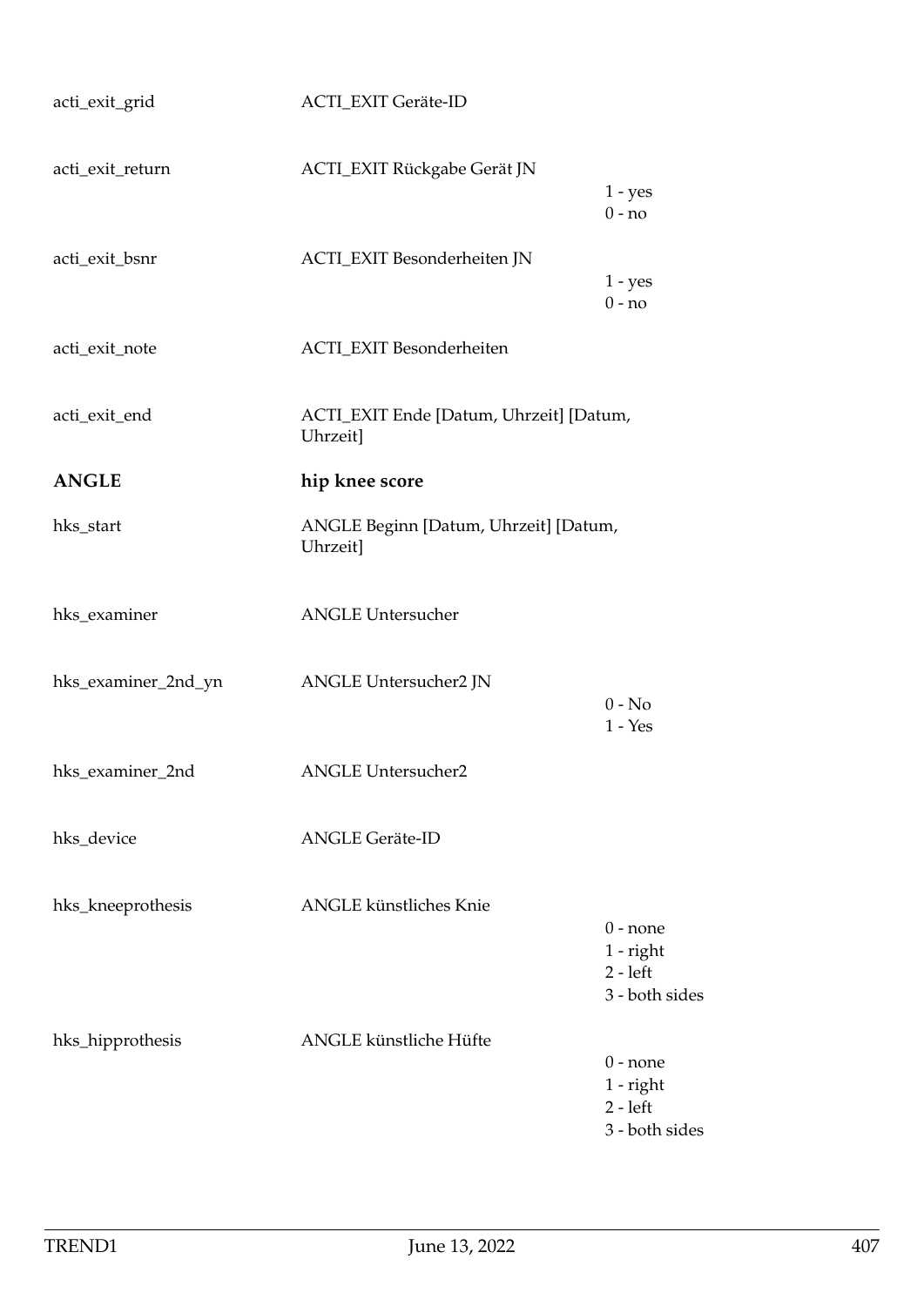| Variable | Label | Values |
|---|---|---|
| acti_exit_grid | ACTI_EXIT Geräte-ID | |
| acti_exit_return | ACTI_EXIT Rückgabe Gerät JN | 1 - yes<br>0 - no |
| acti_exit_bsnr | ACTI_EXIT Besonderheiten JN | 1 - yes<br>0 - no |
| acti_exit_note | ACTI_EXIT Besonderheiten | |
| acti_exit_end | ACTI_EXIT Ende [Datum, Uhrzeit] [Datum, Uhrzeit] | |

## ANGLE hip knee score

| Variable | Label | Values |
|---|---|---|
| hks_start | ANGLE Beginn [Datum, Uhrzeit] [Datum, Uhrzeit] | |
| hks_examiner | ANGLE Untersucher | |
| hks_examiner_2nd_yn | ANGLE Untersucher2 JN | 0 - No<br>1 - Yes |
| hks_examiner_2nd | ANGLE Untersucher2 | |
| hks_device | ANGLE Geräte-ID | |
| hks_kneeprothesis | ANGLE künstliches Knie | 0 - none<br>1 - right<br>2 - left<br>3 - both sides |
| hks_hipprothesis | ANGLE künstliche Hüfte | 0 - none<br>1 - right<br>2 - left<br>3 - both sides |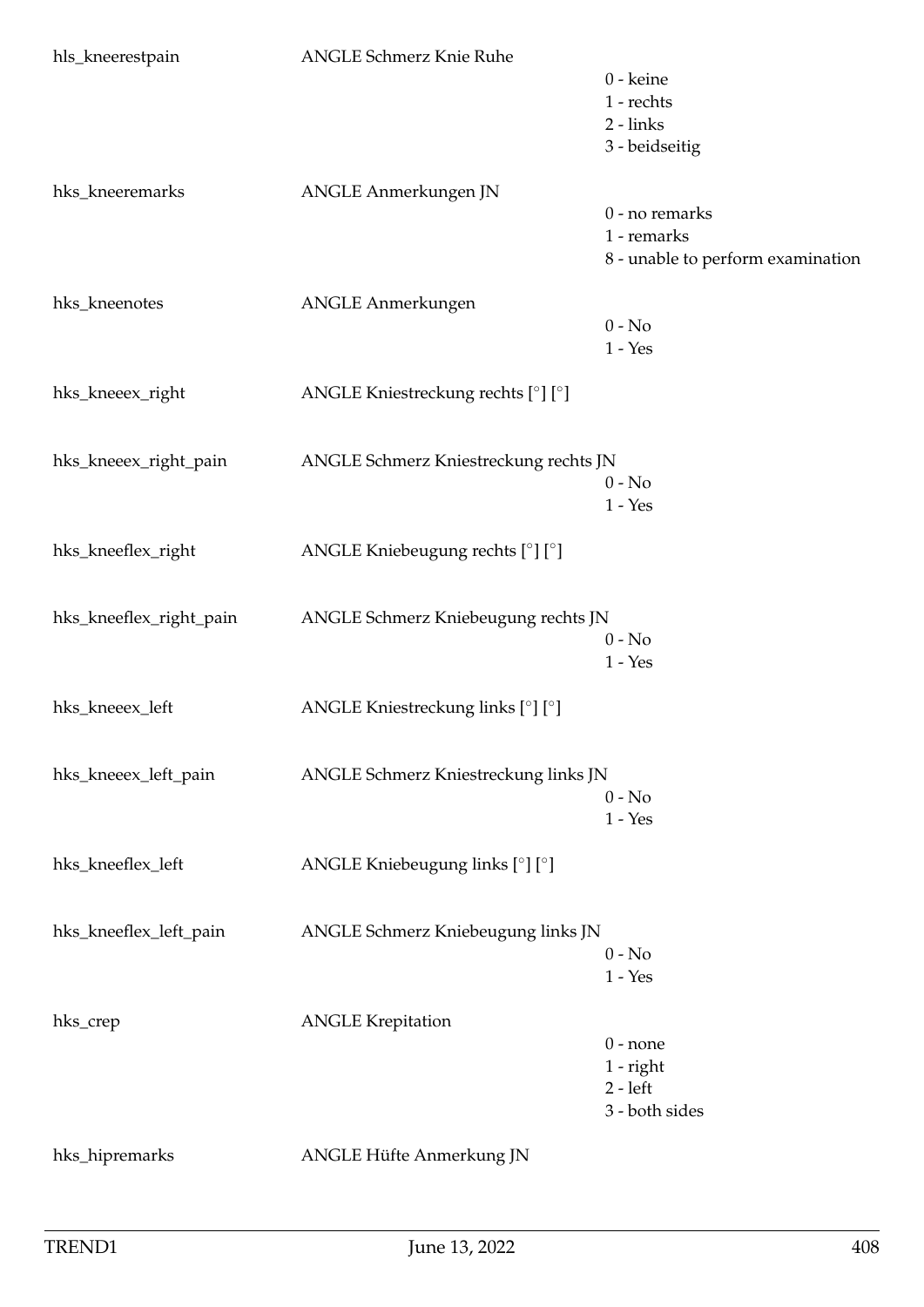| | | |
|---|---|---|
| hls_kneerestpain | ANGLE Schmerz Knie Ruhe | 0 - keine<br>1 - rechts<br>2 - links<br>3 - beidseitig |
| hks_kneeremarks | ANGLE Anmerkungen JN | 0 - no remarks<br>1 - remarks<br>8 - unable to perform examination |
| hks_kneenotes | ANGLE Anmerkungen | 0 - No<br>1 - Yes |
| hks_kneeex_right | ANGLE Kniestreckung rechts [°] [°] | |
| hks_kneeex_right_pain | ANGLE Schmerz Kniestreckung rechts JN | 0 - No<br>1 - Yes |
| hks_kneeflex_right | ANGLE Kniebeugung rechts [°] [°] | |
| hks_kneeflex_right_pain | ANGLE Schmerz Kniebeugung rechts JN | 0 - No<br>1 - Yes |
| hks_kneeex_left | ANGLE Kniestreckung links [°] [°] | |
| hks_kneeex_left_pain | ANGLE Schmerz Kniestreckung links JN | 0 - No<br>1 - Yes |
| hks_kneeflex_left | ANGLE Kniebeugung links [°] [°] | |
| hks_kneeflex_left_pain | ANGLE Schmerz Kniebeugung links JN | 0 - No<br>1 - Yes |
| hks_crep | ANGLE Krepitation | 0 - none<br>1 - right<br>2 - left<br>3 - both sides |
| hks_hipremarks | ANGLE Hüfte Anmerkung JN | |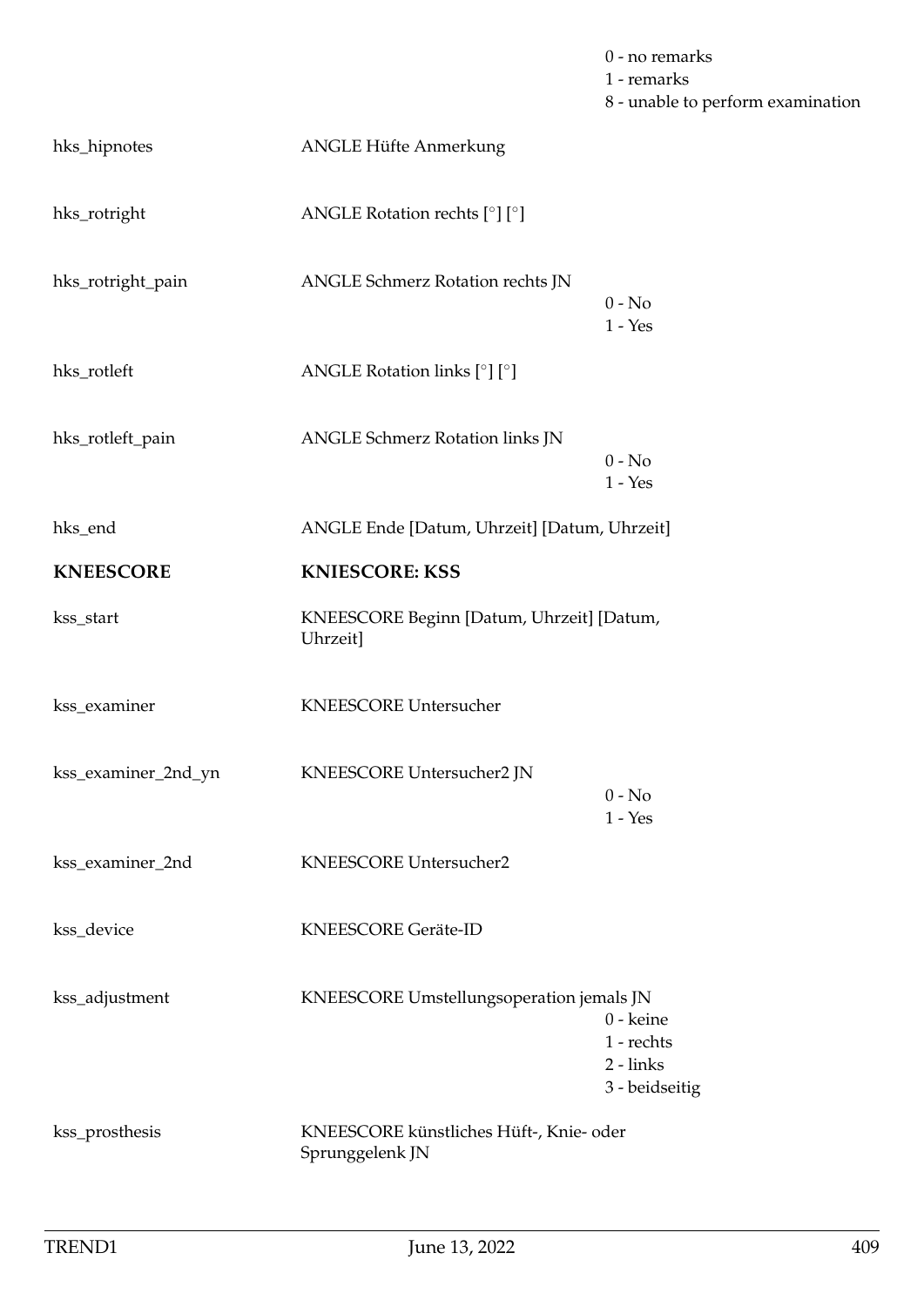| | | |
|---|---|---|
| | | 0 - no remarks<br>1 - remarks<br>8 - unable to perform examination |
| hks_hipnotes | ANGLE Hüfte Anmerkung | |
| hks_rotright | ANGLE Rotation rechts [°] [°] | |
| hks_rotright_pain | ANGLE Schmerz Rotation rechts JN | 0 - No<br>1 - Yes |
| hks_rotleft | ANGLE Rotation links [°] [°] | |
| hks_rotleft_pain | ANGLE Schmerz Rotation links JN | 0 - No<br>1 - Yes |
| hks_end | ANGLE Ende [Datum, Uhrzeit] [Datum, Uhrzeit] | |
| **KNEESCORE** | **KNIESCORE: KSS** | |
| kss_start | KNEESCORE Beginn [Datum, Uhrzeit] [Datum, Uhrzeit] | |
| kss_examiner | KNEESCORE Untersucher | |
| kss_examiner_2nd_yn | KNEESCORE Untersucher2 JN | 0 - No<br>1 - Yes |
| kss_examiner_2nd | KNEESCORE Untersucher2 | |
| kss_device | KNEESCORE Geräte-ID | |
| kss_adjustment | KNEESCORE Umstellungsoperation jemals JN | 0 - keine<br>1 - rechts<br>2 - links<br>3 - beidseitig |
| kss_prosthesis | KNEESCORE künstliches Hüft-, Knie- oder Sprunggelenk JN | |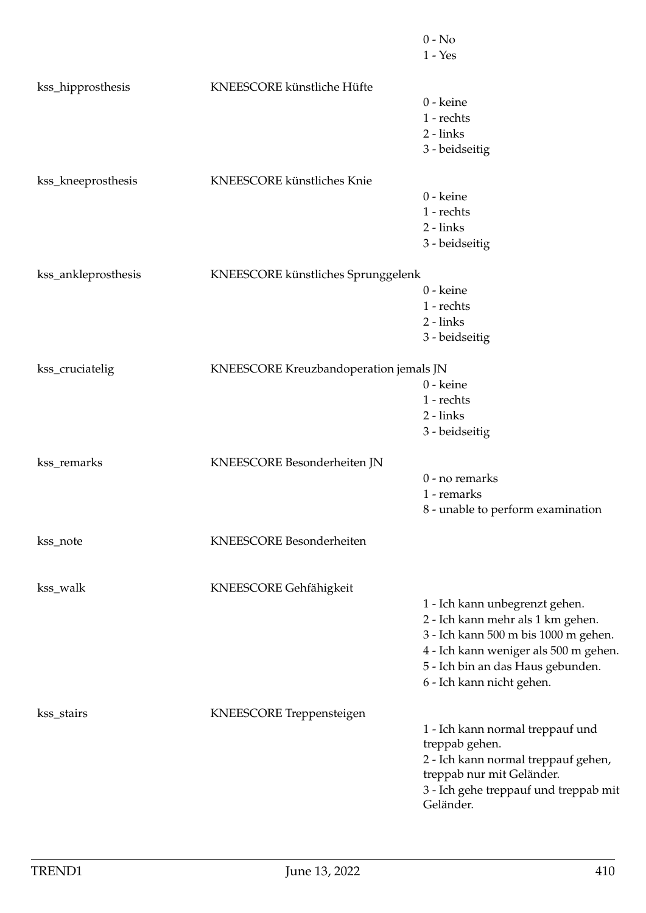0 - No
1 - Yes

| | | |
|---|---|---|
| kss_hipprosthesis | KNEESCORE künstliche Hüfte | 0 - keine<br>1 - rechts<br>2 - links<br>3 - beidseitig |
| kss_kneeprosthesis | KNEESCORE künstliches Knie | 0 - keine<br>1 - rechts<br>2 - links<br>3 - beidseitig |
| kss_ankleprosthesis | KNEESCORE künstliches Sprunggelenk | 0 - keine<br>1 - rechts<br>2 - links<br>3 - beidseitig |
| kss_cruciatelig | KNEESCORE Kreuzbandoperation jemals JN | 0 - keine<br>1 - rechts<br>2 - links<br>3 - beidseitig |
| kss_remarks | KNEESCORE Besonderheiten JN | 0 - no remarks<br>1 - remarks<br>8 - unable to perform examination |
| kss_note | KNEESCORE Besonderheiten | |
| kss_walk | KNEESCORE Gehfähigkeit | 1 - Ich kann unbegrenzt gehen.<br>2 - Ich kann mehr als 1 km gehen.<br>3 - Ich kann 500 m bis 1000 m gehen.<br>4 - Ich kann weniger als 500 m gehen.<br>5 - Ich bin an das Haus gebunden.<br>6 - Ich kann nicht gehen. |
| kss_stairs | KNEESCORE Treppensteigen | 1 - Ich kann normal treppauf und treppab gehen.<br>2 - Ich kann normal treppauf gehen, treppab nur mit Geländer.<br>3 - Ich gehe treppauf und treppab mit Geländer. |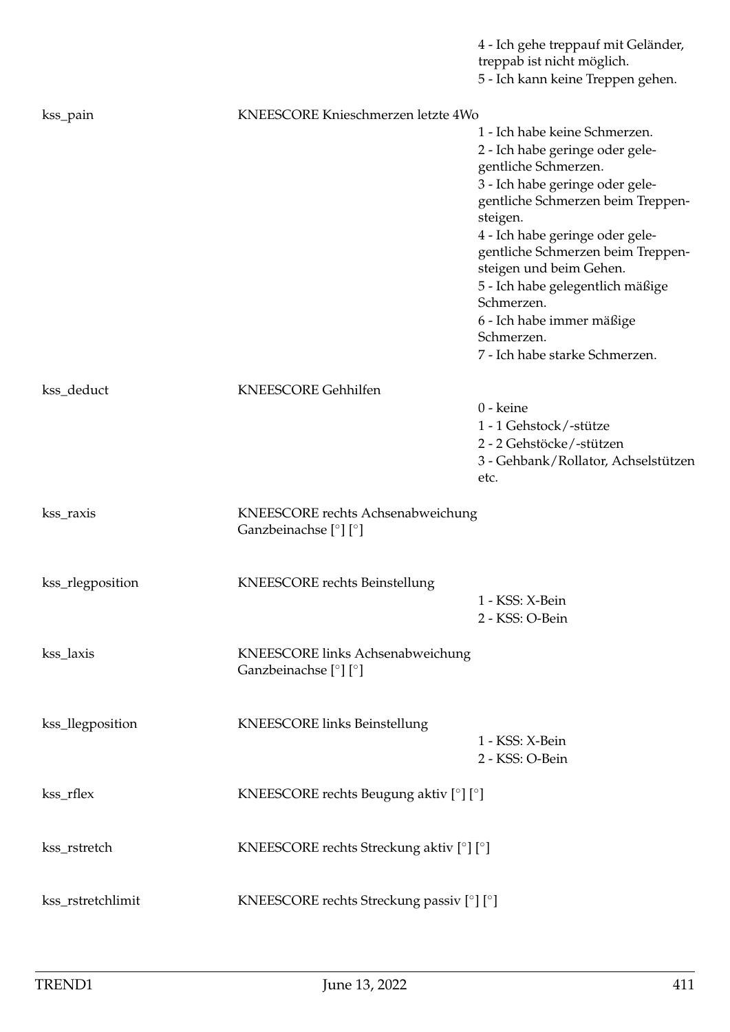4 - Ich gehe treppauf mit Geländer, treppab ist nicht möglich.
5 - Ich kann keine Treppen gehen.

| | | |
|---|---|---|
| kss_pain | KNEESCORE Knieschmerzen letzte 4Wo | 1 - Ich habe keine Schmerzen.<br>2 - Ich habe geringe oder gelegentliche Schmerzen.<br>3 - Ich habe geringe oder gelegentliche Schmerzen beim Treppensteigen.<br>4 - Ich habe geringe oder gelegentliche Schmerzen beim Treppensteigen und beim Gehen.<br>5 - Ich habe gelegentlich mäßige Schmerzen.<br>6 - Ich habe immer mäßige Schmerzen.<br>7 - Ich habe starke Schmerzen. |
| kss_deduct | KNEESCORE Gehhilfen | 0 - keine<br>1 - 1 Gehstock/-stütze<br>2 - 2 Gehstöcke/-stützen<br>3 - Gehbank/Rollator, Achselstützen etc. |
| kss_raxis | KNEESCORE rechts Achsenabweichung Ganzbeinachse [°] [°] | |
| kss_rlegposition | KNEESCORE rechts Beinstellung | 1 - KSS: X-Bein<br>2 - KSS: O-Bein |
| kss_laxis | KNEESCORE links Achsenabweichung Ganzbeinachse [°] [°] | |
| kss_llegposition | KNEESCORE links Beinstellung | 1 - KSS: X-Bein<br>2 - KSS: O-Bein |
| kss_rflex | KNEESCORE rechts Beugung aktiv [°] [°] | |
| kss_rstretch | KNEESCORE rechts Streckung aktiv [°] [°] | |
| kss_rstretchlimit | KNEESCORE rechts Streckung passiv [°] [°] | |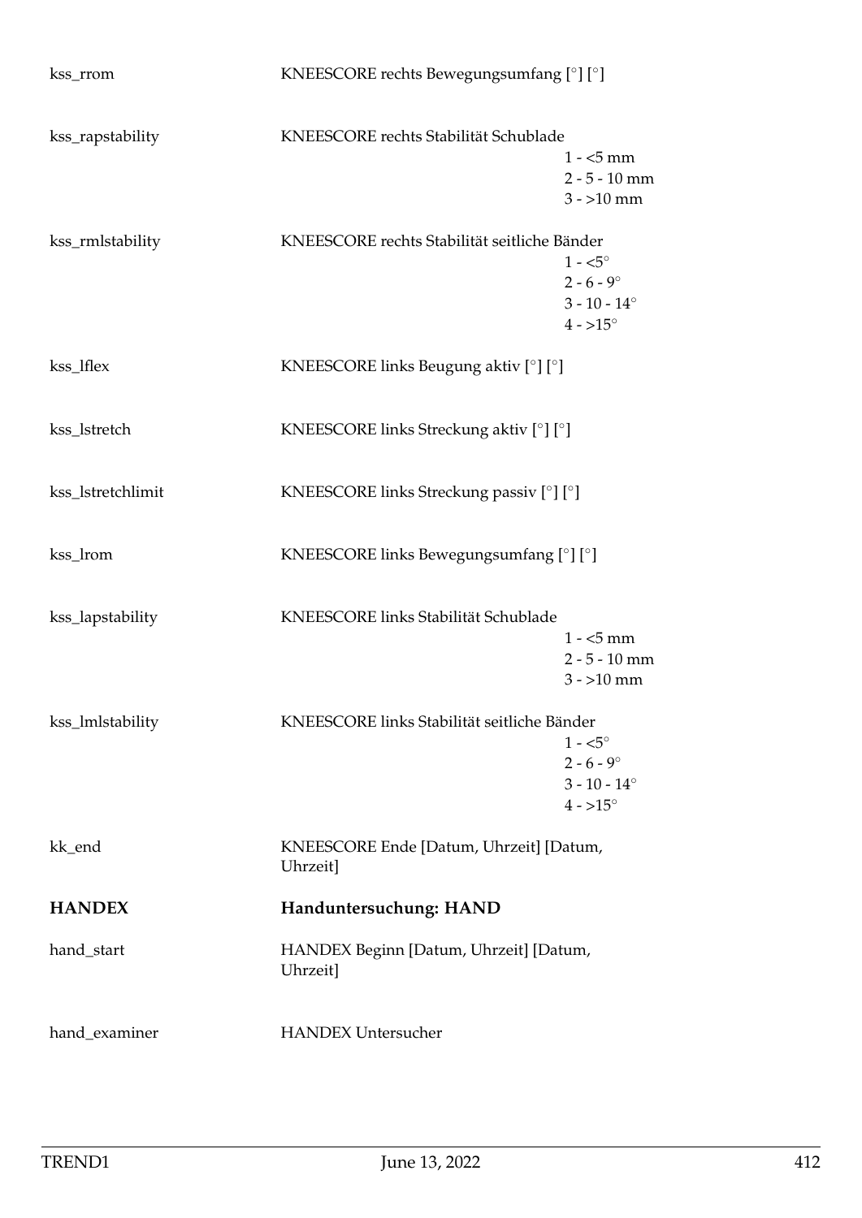| | |
|---|---|
| kss_rrom | KNEESCORE rechts Bewegungsumfang [°] [°] |
| kss_rapstability | KNEESCORE rechts Stabilität Schublade<br>1 - <5 mm<br>2 - 5 - 10 mm<br>3 - >10 mm |
| kss_rmlstability | KNEESCORE rechts Stabilität seitliche Bänder<br>1 - <5°<br>2 - 6 - 9°<br>3 - 10 - 14°<br>4 - >15° |
| kss_lflex | KNEESCORE links Beugung aktiv [°] [°] |
| kss_lstretch | KNEESCORE links Streckung aktiv [°] [°] |
| kss_lstretchlimit | KNEESCORE links Streckung passiv [°] [°] |
| kss_lrom | KNEESCORE links Bewegungsumfang [°] [°] |
| kss_lapstability | KNEESCORE links Stabilität Schublade<br>1 - <5 mm<br>2 - 5 - 10 mm<br>3 - >10 mm |
| kss_lmlstability | KNEESCORE links Stabilität seitliche Bänder<br>1 - <5°<br>2 - 6 - 9°<br>3 - 10 - 14°<br>4 - >15° |
| kk_end | KNEESCORE Ende [Datum, Uhrzeit] [Datum, Uhrzeit] |
| **HANDEX** | **Handuntersuchung: HAND** |
| hand_start | HANDEX Beginn [Datum, Uhrzeit] [Datum, Uhrzeit] |
| hand_examiner | HANDEX Untersucher |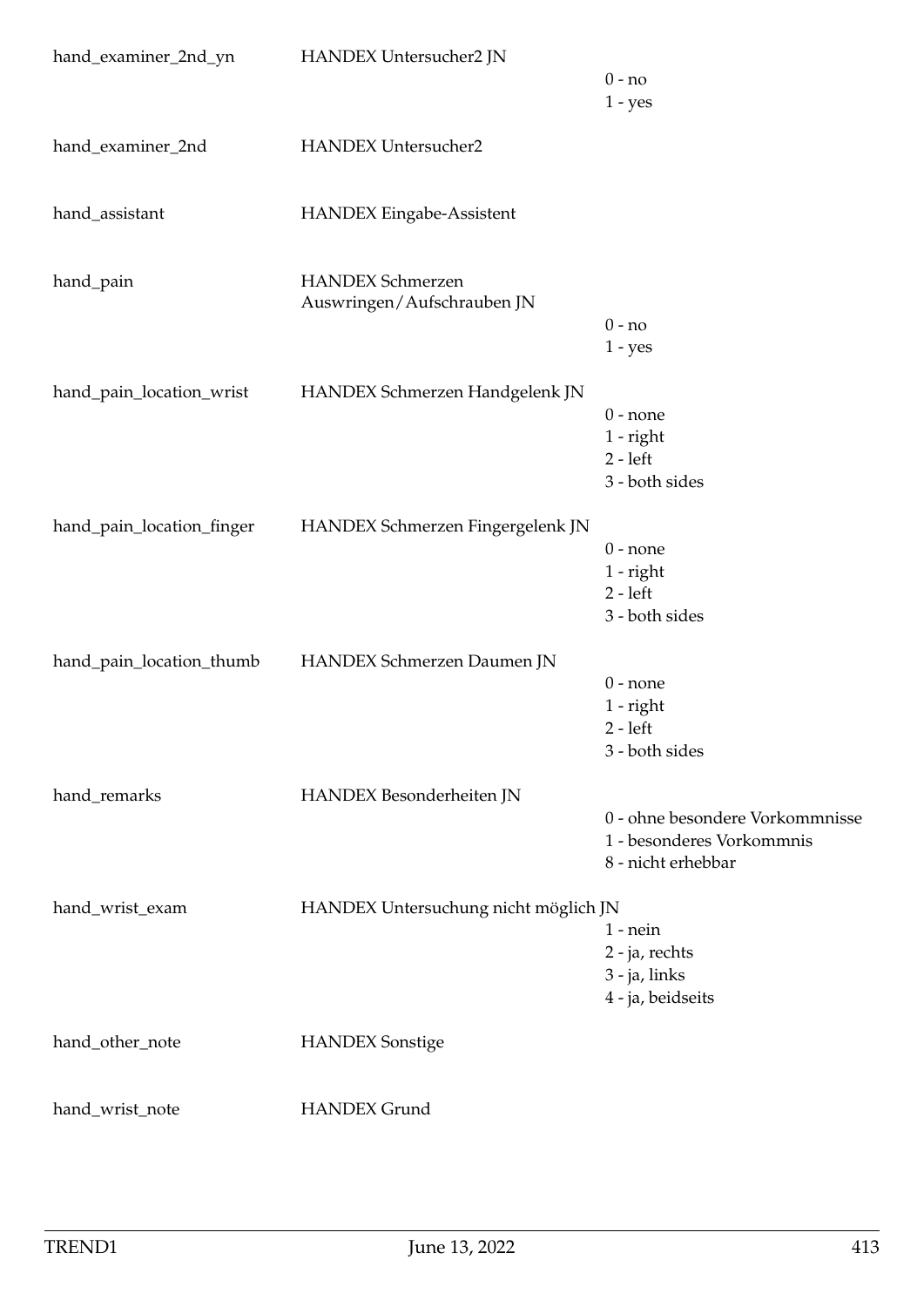| | | |
|---|---|---|
| hand_examiner_2nd_yn | HANDEX Untersucher2 JN | 0 - no<br>1 - yes |
| hand_examiner_2nd | HANDEX Untersucher2 | |
| hand_assistant | HANDEX Eingabe-Assistent | |
| hand_pain | HANDEX Schmerzen Auswringen/Aufschrauben JN | 0 - no<br>1 - yes |
| hand_pain_location_wrist | HANDEX Schmerzen Handgelenk JN | 0 - none<br>1 - right<br>2 - left<br>3 - both sides |
| hand_pain_location_finger | HANDEX Schmerzen Fingergelenk JN | 0 - none<br>1 - right<br>2 - left<br>3 - both sides |
| hand_pain_location_thumb | HANDEX Schmerzen Daumen JN | 0 - none<br>1 - right<br>2 - left<br>3 - both sides |
| hand_remarks | HANDEX Besonderheiten JN | 0 - ohne besondere Vorkommnisse<br>1 - besonderes Vorkommnis<br>8 - nicht erhebbar |
| hand_wrist_exam | HANDEX Untersuchung nicht möglich JN | 1 - nein<br>2 - ja, rechts<br>3 - ja, links<br>4 - ja, beidseits |
| hand_other_note | HANDEX Sonstige | |
| hand_wrist_note | HANDEX Grund | |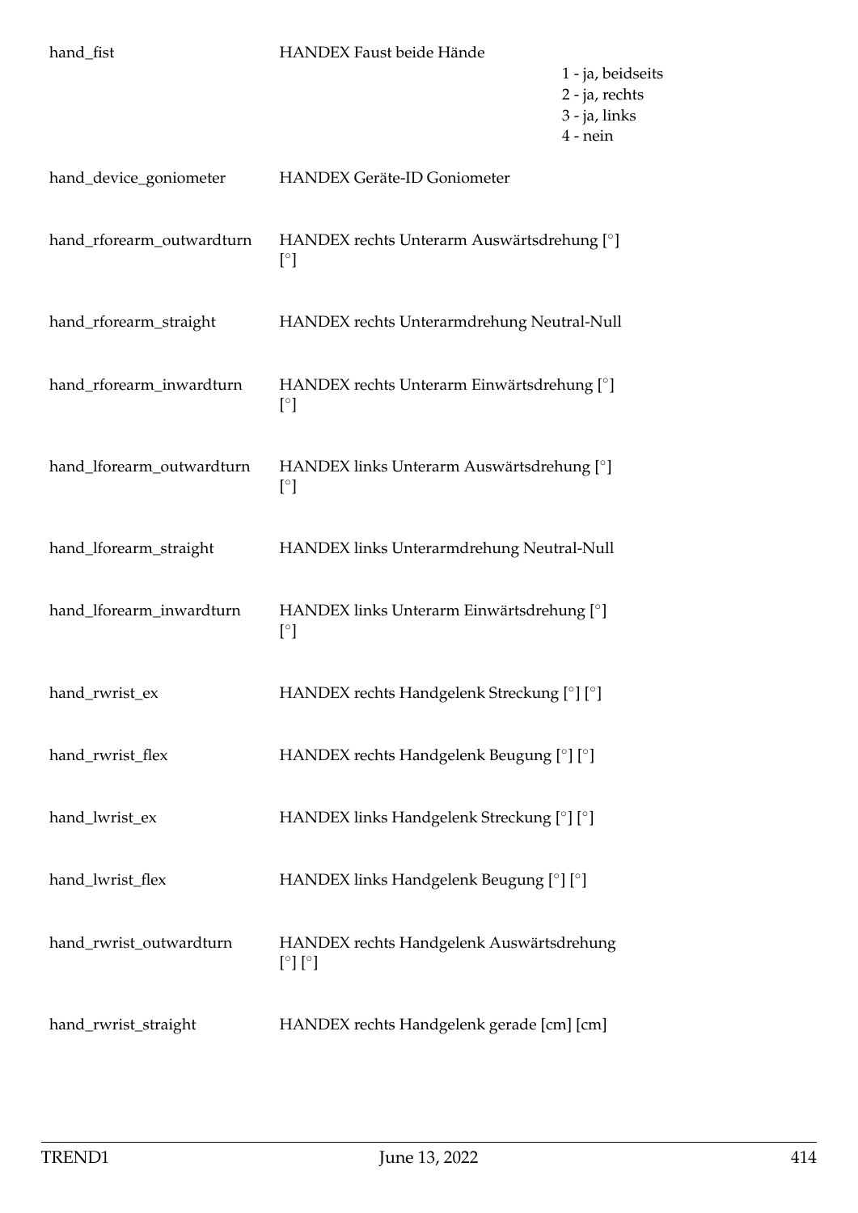| | | |
|---|---|---|
| hand_fist | HANDEX Faust beide Hände | 1 - ja, beidseits<br>2 - ja, rechts<br>3 - ja, links<br>4 - nein |
| hand_device_goniometer | HANDEX Geräte-ID Goniometer | |
| hand_rforearm_outwardturn | HANDEX rechts Unterarm Auswärtsdrehung [°] [°] | |
| hand_rforearm_straight | HANDEX rechts Unterarmdrehung Neutral-Null | |
| hand_rforearm_inwardturn | HANDEX rechts Unterarm Einwärtsdrehung [°] [°] | |
| hand_lforearm_outwardturn | HANDEX links Unterarm Auswärtsdrehung [°] [°] | |
| hand_lforearm_straight | HANDEX links Unterarmdrehung Neutral-Null | |
| hand_lforearm_inwardturn | HANDEX links Unterarm Einwärtsdrehung [°] [°] | |
| hand_rwrist_ex | HANDEX rechts Handgelenk Streckung [°] [°] | |
| hand_rwrist_flex | HANDEX rechts Handgelenk Beugung [°] [°] | |
| hand_lwrist_ex | HANDEX links Handgelenk Streckung [°] [°] | |
| hand_lwrist_flex | HANDEX links Handgelenk Beugung [°] [°] | |
| hand_rwrist_outwardturn | HANDEX rechts Handgelenk Auswärtsdrehung [°] [°] | |
| hand_rwrist_straight | HANDEX rechts Handgelenk gerade [cm] [cm] | |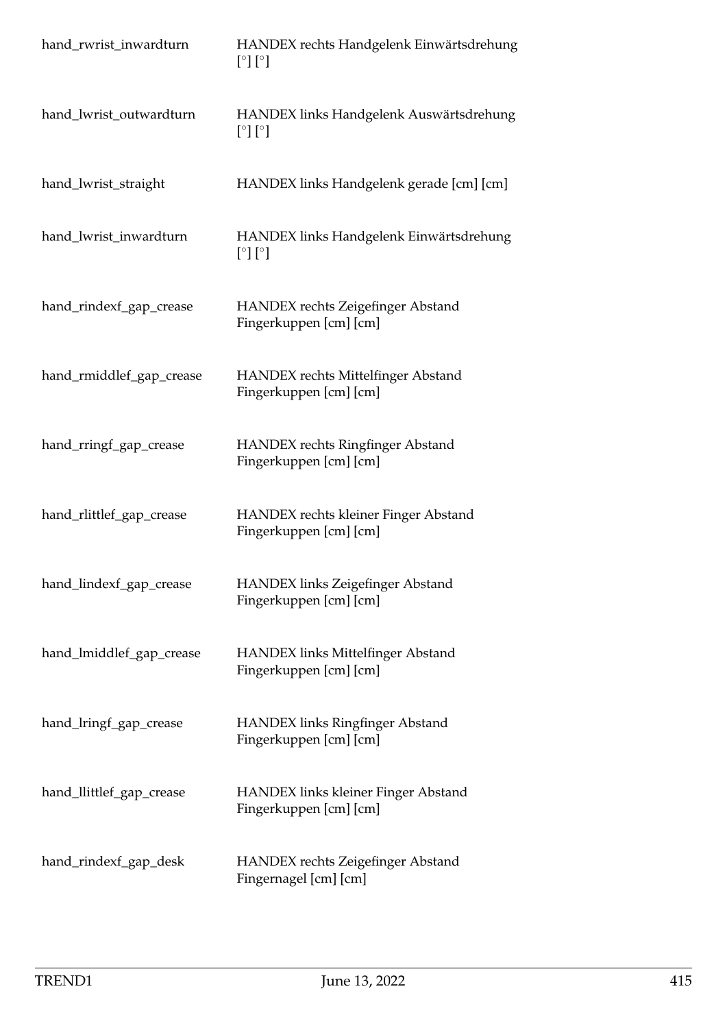| | |
|---|---|
| hand_rwrist_inwardturn | HANDEX rechts Handgelenk Einwärtsdrehung [°] [°] |
| hand_lwrist_outwardturn | HANDEX links Handgelenk Auswärtsdrehung [°] [°] |
| hand_lwrist_straight | HANDEX links Handgelenk gerade [cm] [cm] |
| hand_lwrist_inwardturn | HANDEX links Handgelenk Einwärtsdrehung [°] [°] |
| hand_rindexf_gap_crease | HANDEX rechts Zeigefinger Abstand Fingerkuppen [cm] [cm] |
| hand_rmiddlef_gap_crease | HANDEX rechts Mittelfinger Abstand Fingerkuppen [cm] [cm] |
| hand_rringf_gap_crease | HANDEX rechts Ringfinger Abstand Fingerkuppen [cm] [cm] |
| hand_rlittlef_gap_crease | HANDEX rechts kleiner Finger Abstand Fingerkuppen [cm] [cm] |
| hand_lindexf_gap_crease | HANDEX links Zeigefinger Abstand Fingerkuppen [cm] [cm] |
| hand_lmiddlef_gap_crease | HANDEX links Mittelfinger Abstand Fingerkuppen [cm] [cm] |
| hand_lringf_gap_crease | HANDEX links Ringfinger Abstand Fingerkuppen [cm] [cm] |
| hand_llittlef_gap_crease | HANDEX links kleiner Finger Abstand Fingerkuppen [cm] [cm] |
| hand_rindexf_gap_desk | HANDEX rechts Zeigefinger Abstand Fingernagel [cm] [cm] |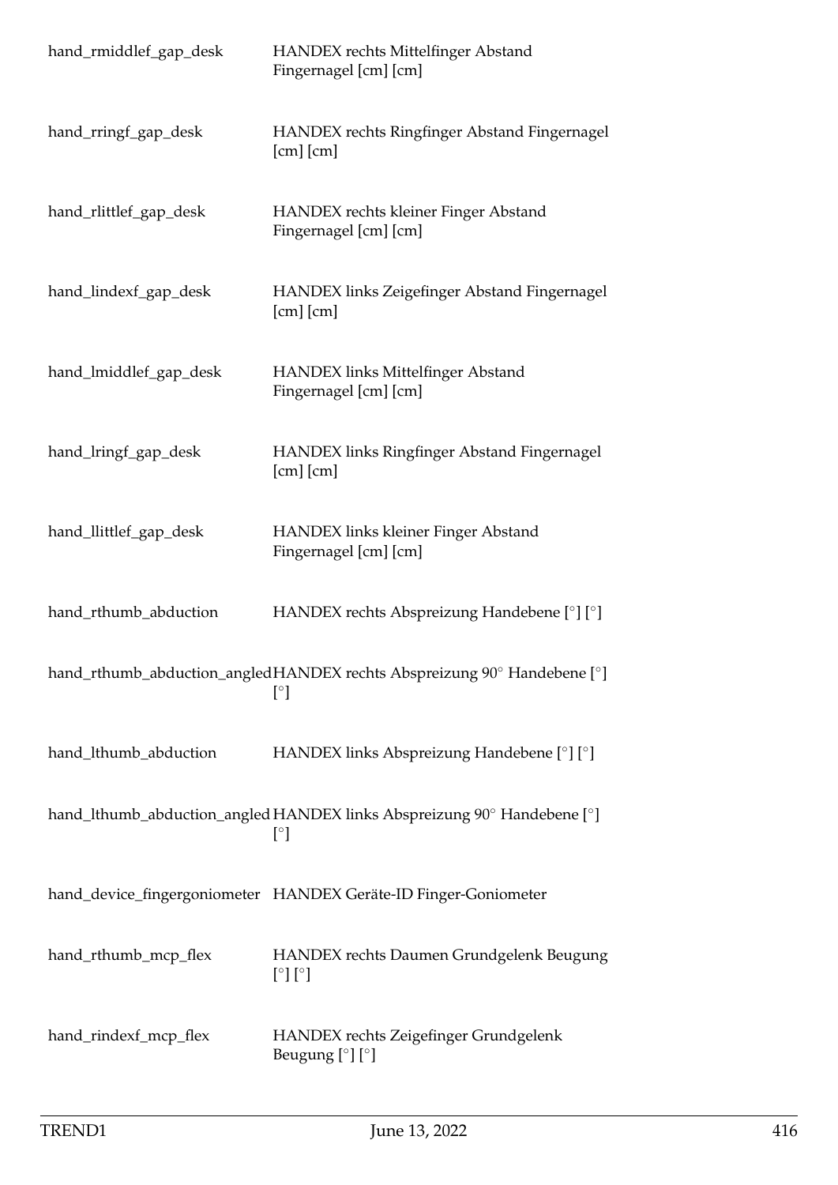| | |
|---|---|
| hand_rmiddlef_gap_desk | HANDEX rechts Mittelfinger Abstand Fingernagel [cm] [cm] |
| hand_rringf_gap_desk | HANDEX rechts Ringfinger Abstand Fingernagel [cm] [cm] |
| hand_rlittlef_gap_desk | HANDEX rechts kleiner Finger Abstand Fingernagel [cm] [cm] |
| hand_lindexf_gap_desk | HANDEX links Zeigefinger Abstand Fingernagel [cm] [cm] |
| hand_lmiddlef_gap_desk | HANDEX links Mittelfinger Abstand Fingernagel [cm] [cm] |
| hand_lringf_gap_desk | HANDEX links Ringfinger Abstand Fingernagel [cm] [cm] |
| hand_llittlef_gap_desk | HANDEX links kleiner Finger Abstand Fingernagel [cm] [cm] |
| hand_rthumb_abduction | HANDEX rechts Abspreizung Handebene [°] [°] |
| hand_rthumb_abduction_angled | HANDEX rechts Abspreizung 90° Handebene [°] [°] |
| hand_lthumb_abduction | HANDEX links Abspreizung Handebene [°] [°] |
| hand_lthumb_abduction_angled | HANDEX links Abspreizung 90° Handebene [°] [°] |
| hand_device_fingergoniometer | HANDEX Geräte-ID Finger-Goniometer |
| hand_rthumb_mcp_flex | HANDEX rechts Daumen Grundgelenk Beugung [°] [°] |
| hand_rindexf_mcp_flex | HANDEX rechts Zeigefinger Grundgelenk Beugung [°] [°] |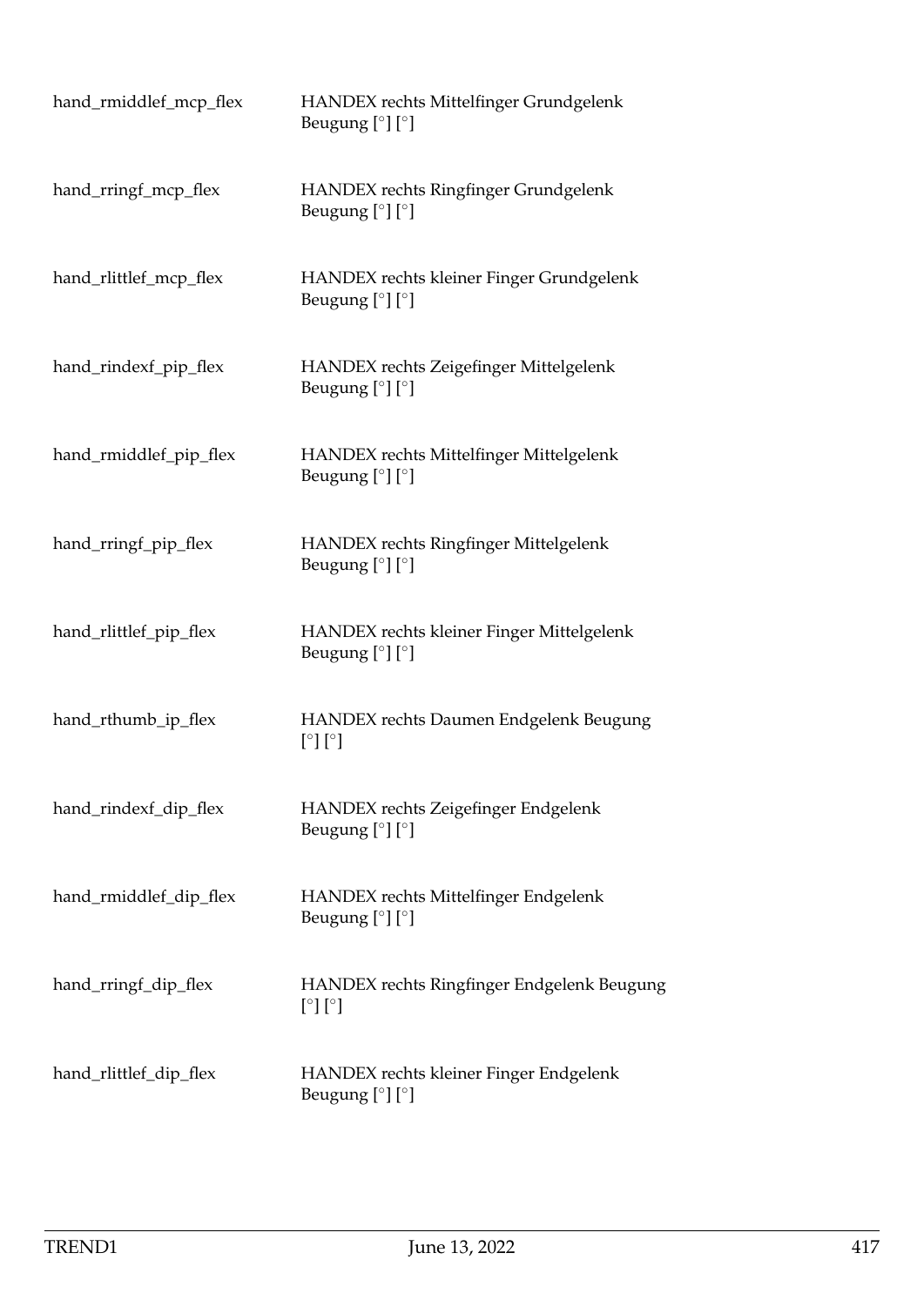| | |
|---|---|
| hand_rmiddlef_mcp_flex | HANDEX rechts Mittelfinger Grundgelenk Beugung [°] [°] |
| hand_rringf_mcp_flex | HANDEX rechts Ringfinger Grundgelenk Beugung [°] [°] |
| hand_rlittlef_mcp_flex | HANDEX rechts kleiner Finger Grundgelenk Beugung [°] [°] |
| hand_rindexf_pip_flex | HANDEX rechts Zeigefinger Mittelgelenk Beugung [°] [°] |
| hand_rmiddlef_pip_flex | HANDEX rechts Mittelfinger Mittelgelenk Beugung [°] [°] |
| hand_rringf_pip_flex | HANDEX rechts Ringfinger Mittelgelenk Beugung [°] [°] |
| hand_rlittlef_pip_flex | HANDEX rechts kleiner Finger Mittelgelenk Beugung [°] [°] |
| hand_rthumb_ip_flex | HANDEX rechts Daumen Endgelenk Beugung [°] [°] |
| hand_rindexf_dip_flex | HANDEX rechts Zeigefinger Endgelenk Beugung [°] [°] |
| hand_rmiddlef_dip_flex | HANDEX rechts Mittelfinger Endgelenk Beugung [°] [°] |
| hand_rringf_dip_flex | HANDEX rechts Ringfinger Endgelenk Beugung [°] [°] |
| hand_rlittlef_dip_flex | HANDEX rechts kleiner Finger Endgelenk Beugung [°] [°] |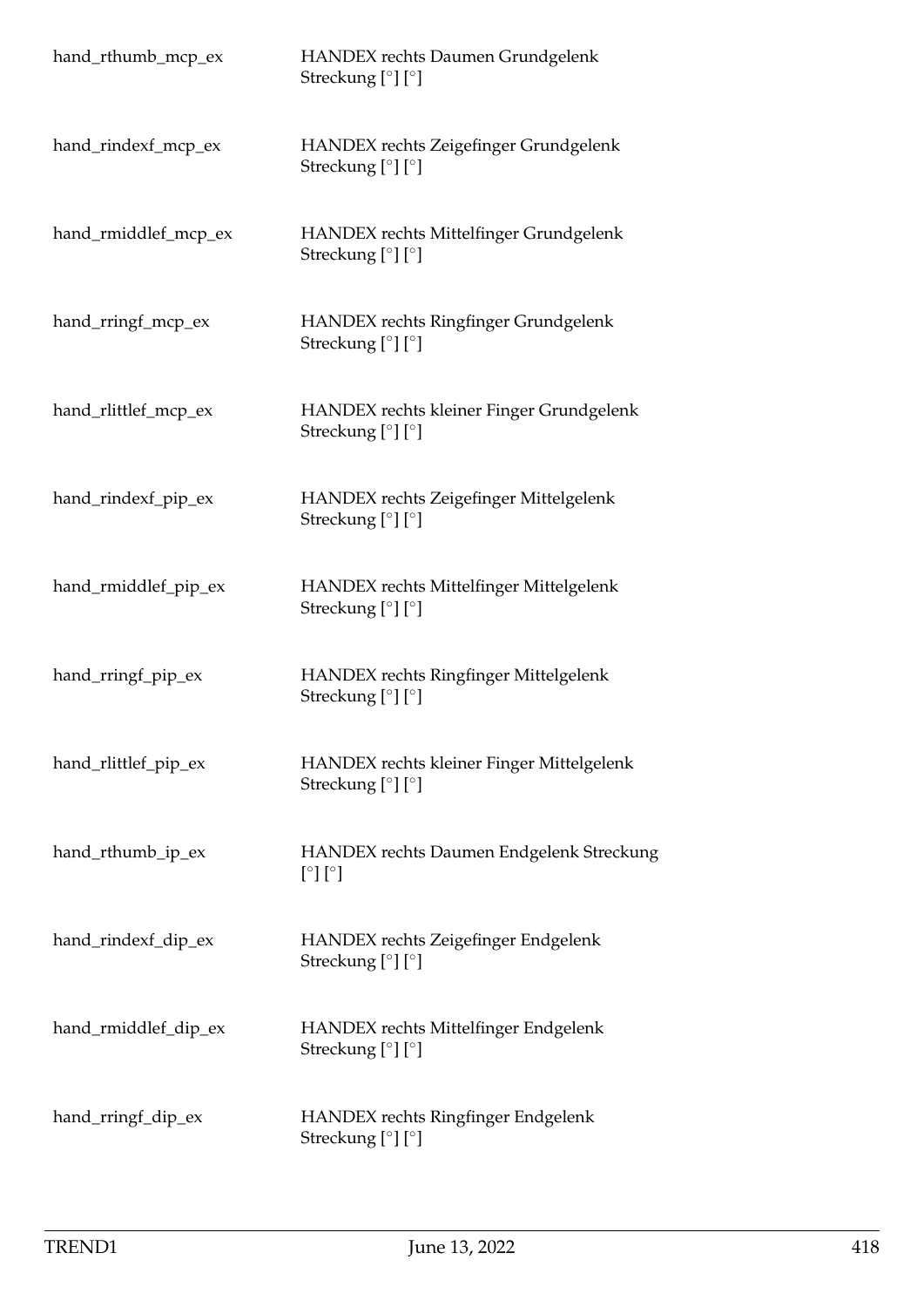| | |
|---|---|
| hand_rthumb_mcp_ex | HANDEX rechts Daumen Grundgelenk Streckung [°] [°] |
| hand_rindexf_mcp_ex | HANDEX rechts Zeigefinger Grundgelenk Streckung [°] [°] |
| hand_rmiddlef_mcp_ex | HANDEX rechts Mittelfinger Grundgelenk Streckung [°] [°] |
| hand_rringf_mcp_ex | HANDEX rechts Ringfinger Grundgelenk Streckung [°] [°] |
| hand_rlittlef_mcp_ex | HANDEX rechts kleiner Finger Grundgelenk Streckung [°] [°] |
| hand_rindexf_pip_ex | HANDEX rechts Zeigefinger Mittelgelenk Streckung [°] [°] |
| hand_rmiddlef_pip_ex | HANDEX rechts Mittelfinger Mittelgelenk Streckung [°] [°] |
| hand_rringf_pip_ex | HANDEX rechts Ringfinger Mittelgelenk Streckung [°] [°] |
| hand_rlittlef_pip_ex | HANDEX rechts kleiner Finger Mittelgelenk Streckung [°] [°] |
| hand_rthumb_ip_ex | HANDEX rechts Daumen Endgelenk Streckung [°] [°] |
| hand_rindexf_dip_ex | HANDEX rechts Zeigefinger Endgelenk Streckung [°] [°] |
| hand_rmiddlef_dip_ex | HANDEX rechts Mittelfinger Endgelenk Streckung [°] [°] |
| hand_rringf_dip_ex | HANDEX rechts Ringfinger Endgelenk Streckung [°] [°] |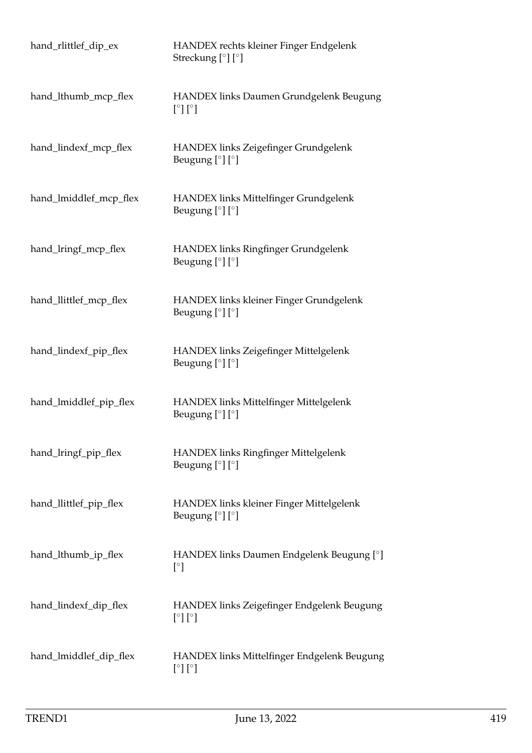| | |
|---|---|
| hand_rlittlef_dip_ex | HANDEX rechts kleiner Finger Endgelenk Streckung [°] [°] |
| hand_lthumb_mcp_flex | HANDEX links Daumen Grundgelenk Beugung [°] [°] |
| hand_lindexf_mcp_flex | HANDEX links Zeigefinger Grundgelenk Beugung [°] [°] |
| hand_lmiddlef_mcp_flex | HANDEX links Mittelfinger Grundgelenk Beugung [°] [°] |
| hand_lringf_mcp_flex | HANDEX links Ringfinger Grundgelenk Beugung [°] [°] |
| hand_llittlef_mcp_flex | HANDEX links kleiner Finger Grundgelenk Beugung [°] [°] |
| hand_lindexf_pip_flex | HANDEX links Zeigefinger Mittelgelenk Beugung [°] [°] |
| hand_lmiddlef_pip_flex | HANDEX links Mittelfinger Mittelgelenk Beugung [°] [°] |
| hand_lringf_pip_flex | HANDEX links Ringfinger Mittelgelenk Beugung [°] [°] |
| hand_llittlef_pip_flex | HANDEX links kleiner Finger Mittelgelenk Beugung [°] [°] |
| hand_lthumb_ip_flex | HANDEX links Daumen Endgelenk Beugung [°] [°] |
| hand_lindexf_dip_flex | HANDEX links Zeigefinger Endgelenk Beugung [°] [°] |
| hand_lmiddlef_dip_flex | HANDEX links Mittelfinger Endgelenk Beugung [°] [°] |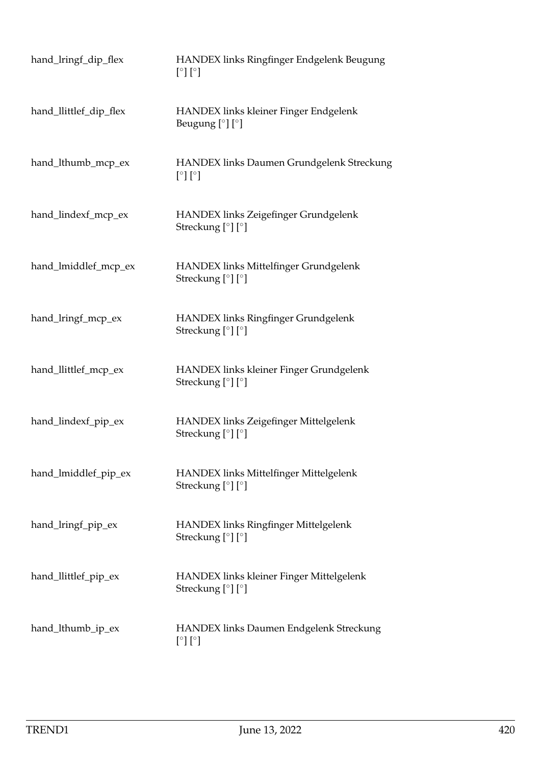| | |
|---|---|
| hand_lringf_dip_flex | HANDEX links Ringfinger Endgelenk Beugung [°] [°] |
| hand_llittlef_dip_flex | HANDEX links kleiner Finger Endgelenk Beugung [°] [°] |
| hand_lthumb_mcp_ex | HANDEX links Daumen Grundgelenk Streckung [°] [°] |
| hand_lindexf_mcp_ex | HANDEX links Zeigefinger Grundgelenk Streckung [°] [°] |
| hand_lmiddlef_mcp_ex | HANDEX links Mittelfinger Grundgelenk Streckung [°] [°] |
| hand_lringf_mcp_ex | HANDEX links Ringfinger Grundgelenk Streckung [°] [°] |
| hand_llittlef_mcp_ex | HANDEX links kleiner Finger Grundgelenk Streckung [°] [°] |
| hand_lindexf_pip_ex | HANDEX links Zeigefinger Mittelgelenk Streckung [°] [°] |
| hand_lmiddlef_pip_ex | HANDEX links Mittelfinger Mittelgelenk Streckung [°] [°] |
| hand_lringf_pip_ex | HANDEX links Ringfinger Mittelgelenk Streckung [°] [°] |
| hand_llittlef_pip_ex | HANDEX links kleiner Finger Mittelgelenk Streckung [°] [°] |
| hand_lthumb_ip_ex | HANDEX links Daumen Endgelenk Streckung [°] [°] |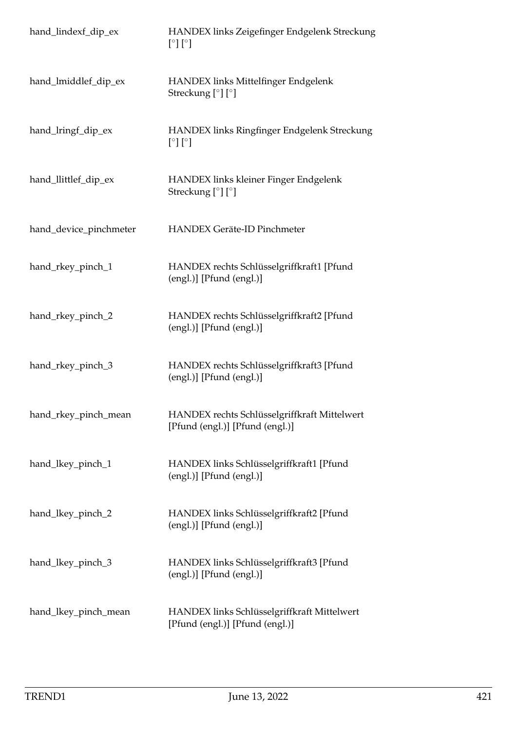| | |
|---|---|
| hand_lindexf_dip_ex | HANDEX links Zeigefinger Endgelenk Streckung [°] [°] |
| hand_lmiddlef_dip_ex | HANDEX links Mittelfinger Endgelenk Streckung [°] [°] |
| hand_lringf_dip_ex | HANDEX links Ringfinger Endgelenk Streckung [°] [°] |
| hand_llittlef_dip_ex | HANDEX links kleiner Finger Endgelenk Streckung [°] [°] |
| hand_device_pinchmeter | HANDEX Geräte-ID Pinchmeter |
| hand_rkey_pinch_1 | HANDEX rechts Schlüsselgriffkraft1 [Pfund (engl.)] [Pfund (engl.)] |
| hand_rkey_pinch_2 | HANDEX rechts Schlüsselgriffkraft2 [Pfund (engl.)] [Pfund (engl.)] |
| hand_rkey_pinch_3 | HANDEX rechts Schlüsselgriffkraft3 [Pfund (engl.)] [Pfund (engl.)] |
| hand_rkey_pinch_mean | HANDEX rechts Schlüsselgriffkraft Mittelwert [Pfund (engl.)] [Pfund (engl.)] |
| hand_lkey_pinch_1 | HANDEX links Schlüsselgriffkraft1 [Pfund (engl.)] [Pfund (engl.)] |
| hand_lkey_pinch_2 | HANDEX links Schlüsselgriffkraft2 [Pfund (engl.)] [Pfund (engl.)] |
| hand_lkey_pinch_3 | HANDEX links Schlüsselgriffkraft3 [Pfund (engl.)] [Pfund (engl.)] |
| hand_lkey_pinch_mean | HANDEX links Schlüsselgriffkraft Mittelwert [Pfund (engl.)] [Pfund (engl.)] |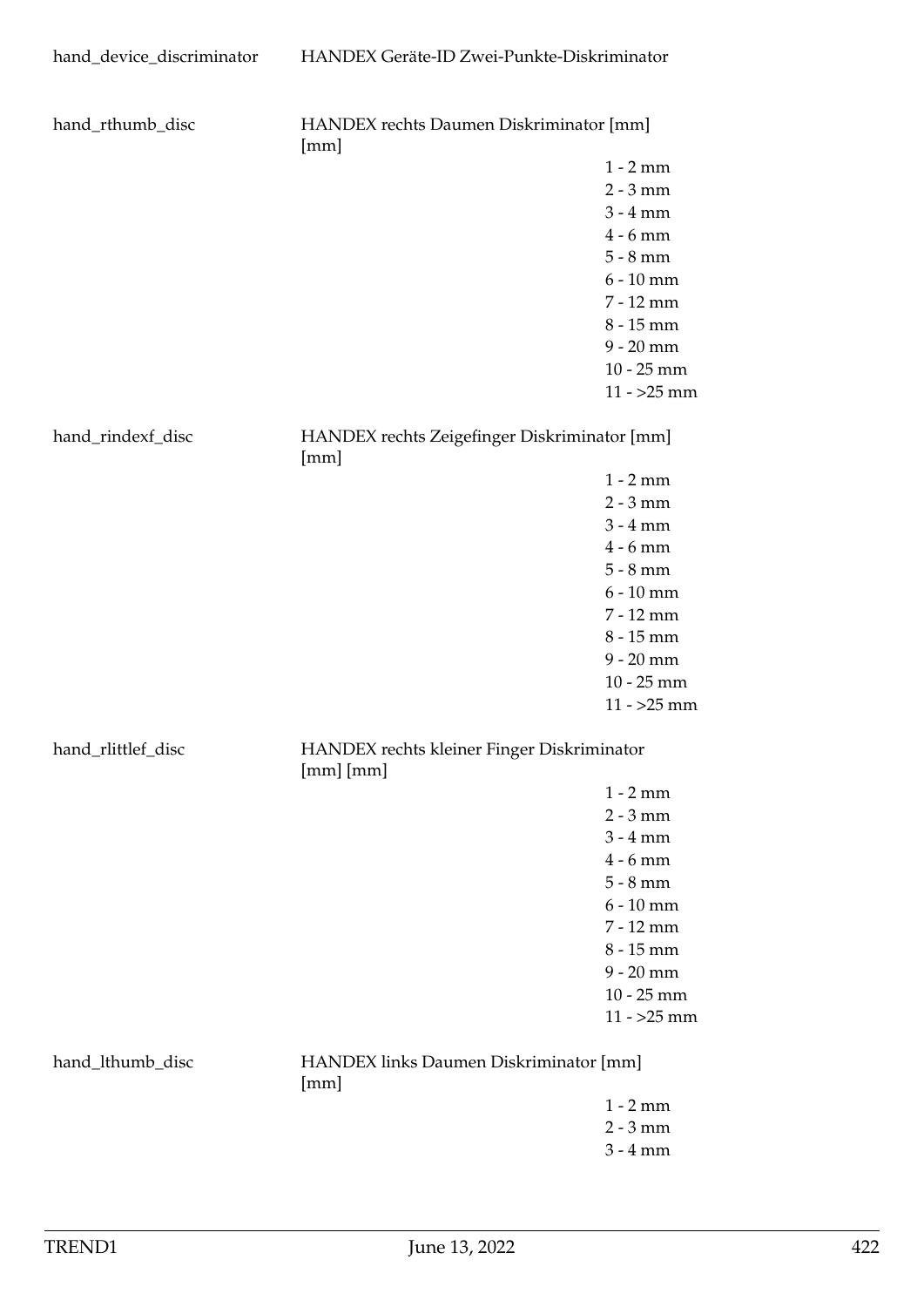hand_device_discriminator HANDEX Geräte-ID Zwei-Punkte-Diskriminator

hand_rthumb_disc HANDEX rechts Daumen Diskriminator [mm] [mm]

1 - 2 mm
2 - 3 mm
3 - 4 mm
4 - 6 mm
5 - 8 mm
6 - 10 mm
7 - 12 mm
8 - 15 mm
9 - 20 mm
10 - 25 mm
11 - >25 mm

hand_rindexf_disc HANDEX rechts Zeigefinger Diskriminator [mm] [mm]

1 - 2 mm
2 - 3 mm
3 - 4 mm
4 - 6 mm
5 - 8 mm
6 - 10 mm
7 - 12 mm
8 - 15 mm
9 - 20 mm
10 - 25 mm
11 - >25 mm

hand_rlittlef_disc HANDEX rechts kleiner Finger Diskriminator [mm] [mm]

1 - 2 mm
2 - 3 mm
3 - 4 mm
4 - 6 mm
5 - 8 mm
6 - 10 mm
7 - 12 mm
8 - 15 mm
9 - 20 mm
10 - 25 mm
11 - >25 mm

hand_lthumb_disc HANDEX links Daumen Diskriminator [mm] [mm]

1 - 2 mm
2 - 3 mm
3 - 4 mm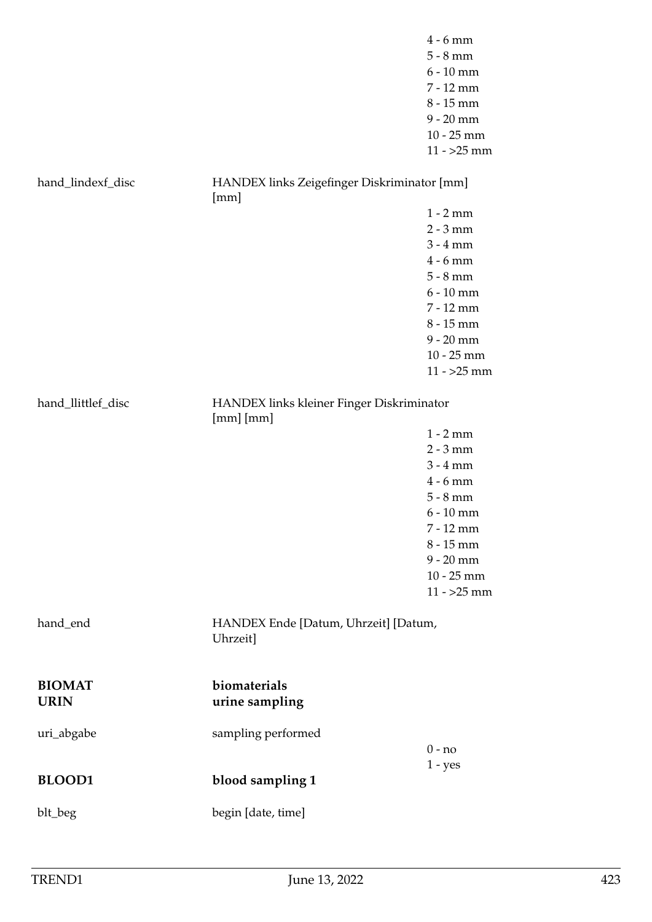| | | |
|---|---|---|
| | | 4 - 6 mm |
| | | 5 - 8 mm |
| | | 6 - 10 mm |
| | | 7 - 12 mm |
| | | 8 - 15 mm |
| | | 9 - 20 mm |
| | | 10 - 25 mm |
| | | 11 - >25 mm |
| hand_lindexf_disc | HANDEX links Zeigefinger Diskriminator [mm] [mm] | |
| | | 1 - 2 mm |
| | | 2 - 3 mm |
| | | 3 - 4 mm |
| | | 4 - 6 mm |
| | | 5 - 8 mm |
| | | 6 - 10 mm |
| | | 7 - 12 mm |
| | | 8 - 15 mm |
| | | 9 - 20 mm |
| | | 10 - 25 mm |
| | | 11 - >25 mm |
| hand_llittlef_disc | HANDEX links kleiner Finger Diskriminator [mm] [mm] | |
| | | 1 - 2 mm |
| | | 2 - 3 mm |
| | | 3 - 4 mm |
| | | 4 - 6 mm |
| | | 5 - 8 mm |
| | | 6 - 10 mm |
| | | 7 - 12 mm |
| | | 8 - 15 mm |
| | | 9 - 20 mm |
| | | 10 - 25 mm |
| | | 11 - >25 mm |
| hand_end | HANDEX Ende [Datum, Uhrzeit] [Datum, Uhrzeit] | |

**BIOMAT** **biomaterials**

**URIN** **urine sampling**

| | | |
|---|---|---|
| uri_abgabe | sampling performed | |
| | | 0 - no |
| | | 1 - yes |

**BLOOD1** **blood sampling 1**

| | |
|---|---|
| blt_beg | begin [date, time] |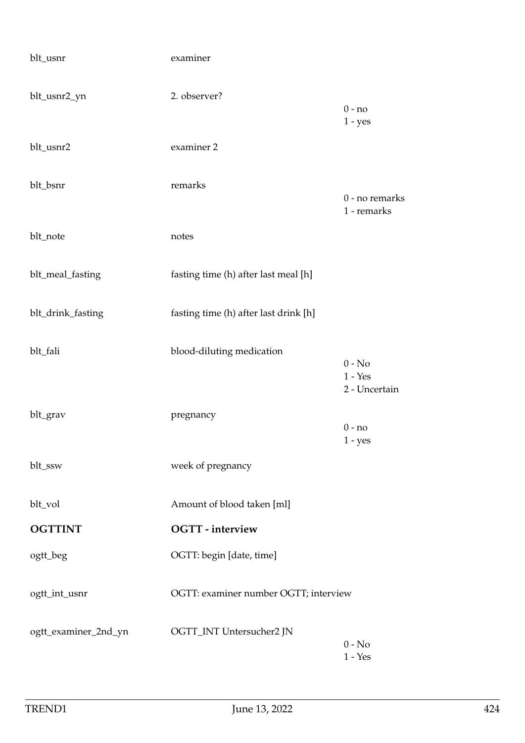| Variable | Label | Values |
|---|---|---|
| blt_usnr | examiner | |
| blt_usnr2_yn | 2. observer? | 0 - no<br>1 - yes |
| blt_usnr2 | examiner 2 | |
| blt_bsnr | remarks | 0 - no remarks<br>1 - remarks |
| blt_note | notes | |
| blt_meal_fasting | fasting time (h) after last meal [h] | |
| blt_drink_fasting | fasting time (h) after last drink [h] | |
| blt_fali | blood-diluting medication | 0 - No<br>1 - Yes<br>2 - Uncertain |
| blt_grav | pregnancy | 0 - no<br>1 - yes |
| blt_ssw | week of pregnancy | |
| blt_vol | Amount of blood taken [ml] | |
| **OGTTINT** | **OGTT - interview** | |
| ogtt_beg | OGTT: begin [date, time] | |
| ogtt_int_usnr | OGTT: examiner number OGTT; interview | |
| ogtt_examiner_2nd_yn | OGTT_INT Untersucher2 JN | 0 - No<br>1 - Yes |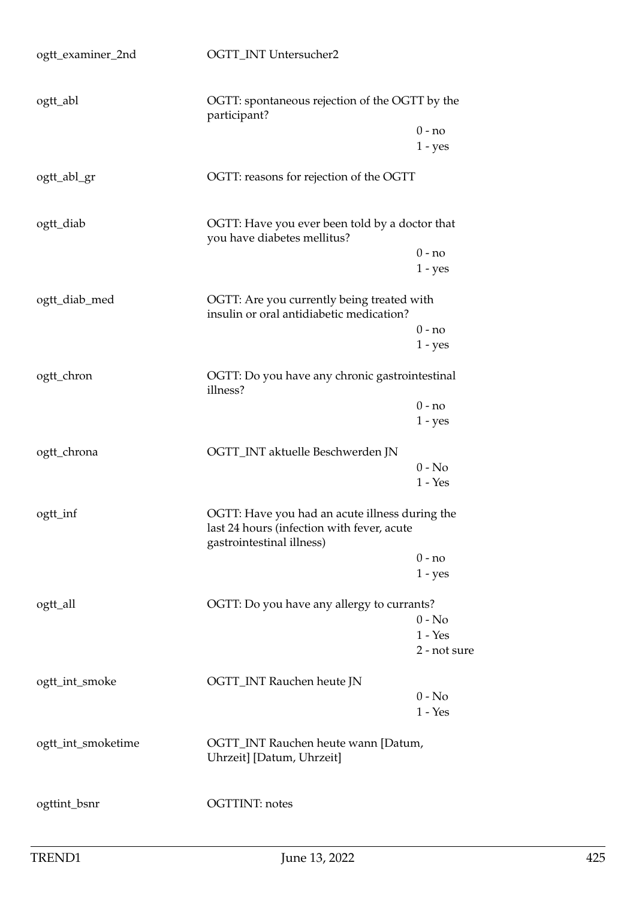| | | |
|---|---|---|
| ogtt_examiner_2nd | OGTT_INT Untersucher2 | |
| ogtt_abl | OGTT: spontaneous rejection of the OGTT by the participant? | 0 - no<br>1 - yes |
| ogtt_abl_gr | OGTT: reasons for rejection of the OGTT | |
| ogtt_diab | OGTT: Have you ever been told by a doctor that you have diabetes mellitus? | 0 - no<br>1 - yes |
| ogtt_diab_med | OGTT: Are you currently being treated with insulin or oral antidiabetic medication? | 0 - no<br>1 - yes |
| ogtt_chron | OGTT: Do you have any chronic gastrointestinal illness? | 0 - no<br>1 - yes |
| ogtt_chrona | OGTT_INT aktuelle Beschwerden JN | 0 - No<br>1 - Yes |
| ogtt_inf | OGTT: Have you had an acute illness during the last 24 hours (infection with fever, acute gastrointestinal illness) | 0 - no<br>1 - yes |
| ogtt_all | OGTT: Do you have any allergy to currants? | 0 - No<br>1 - Yes<br>2 - not sure |
| ogtt_int_smoke | OGTT_INT Rauchen heute JN | 0 - No<br>1 - Yes |
| ogtt_int_smoketime | OGTT_INT Rauchen heute wann [Datum, Uhrzeit] [Datum, Uhrzeit] | |
| ogttint_bsnr | OGTTINT: notes | |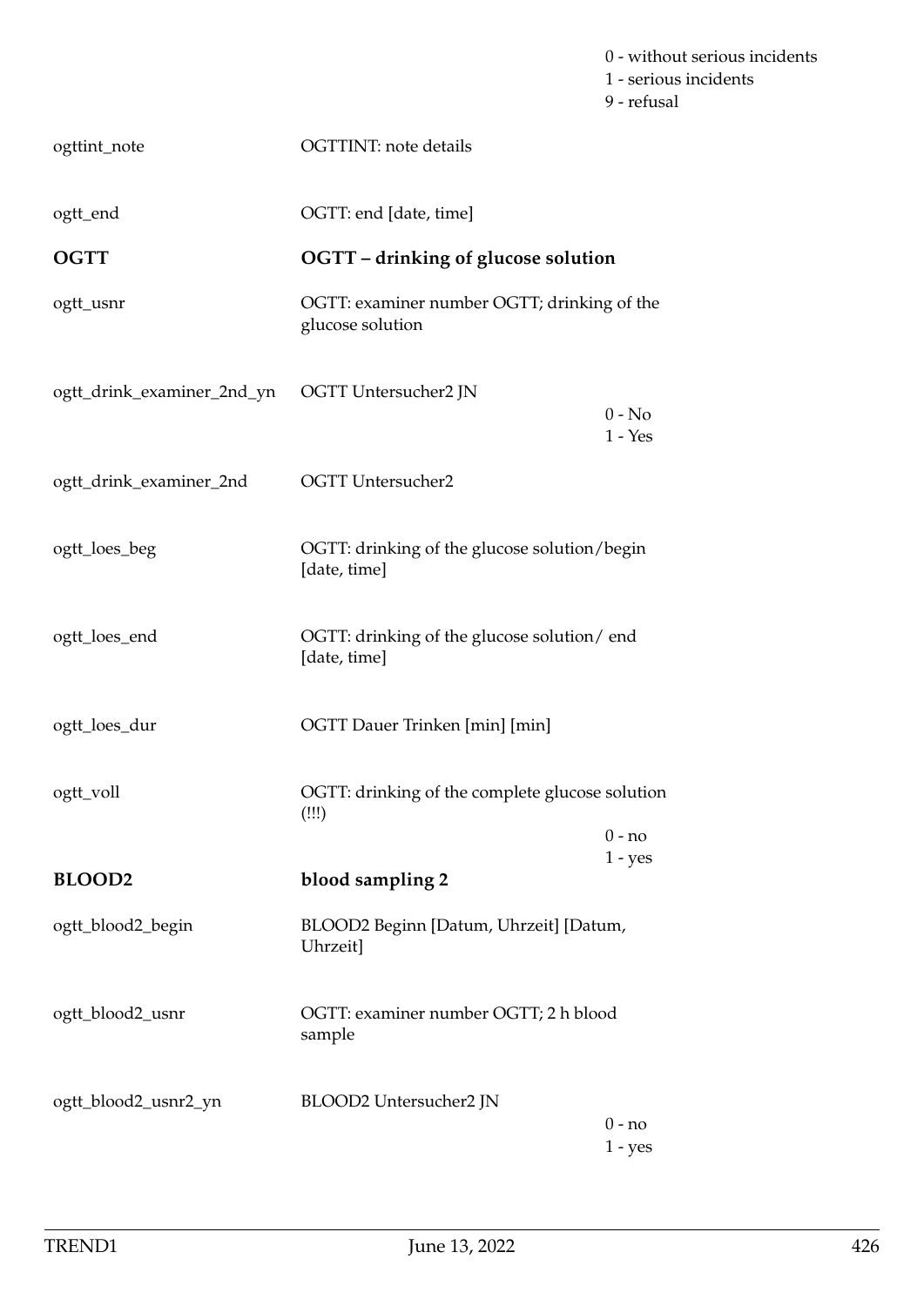| | | |
|---|---|---|
| | | 0 - without serious incidents<br>1 - serious incidents<br>9 - refusal |
| ogttint_note | OGTTINT: note details | |
| ogtt_end | OGTT: end [date, time] | |
| **OGTT** | **OGTT – drinking of glucose solution** | |
| ogtt_usnr | OGTT: examiner number OGTT; drinking of the glucose solution | |
| ogtt_drink_examiner_2nd_yn | OGTT Untersucher2 JN | 0 - No<br>1 - Yes |
| ogtt_drink_examiner_2nd | OGTT Untersucher2 | |
| ogtt_loes_beg | OGTT: drinking of the glucose solution/begin [date, time] | |
| ogtt_loes_end | OGTT: drinking of the glucose solution/ end [date, time] | |
| ogtt_loes_dur | OGTT Dauer Trinken [min] [min] | |
| ogtt_voll | OGTT: drinking of the complete glucose solution (!!!) | 0 - no<br>1 - yes |
| **BLOOD2** | **blood sampling 2** | |
| ogtt_blood2_begin | BLOOD2 Beginn [Datum, Uhrzeit] [Datum, Uhrzeit] | |
| ogtt_blood2_usnr | OGTT: examiner number OGTT; 2 h blood sample | |
| ogtt_blood2_usnr2_yn | BLOOD2 Untersucher2 JN | 0 - no<br>1 - yes |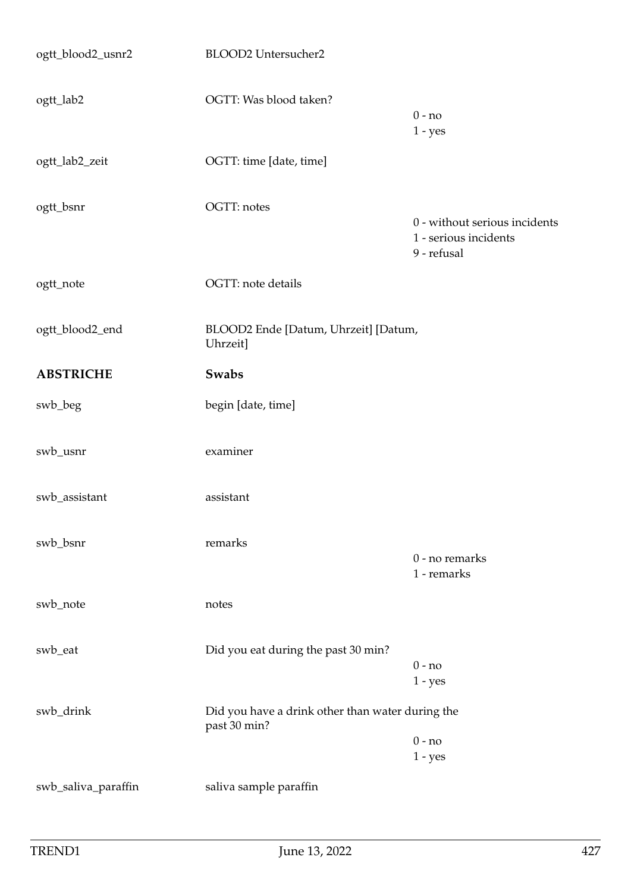| | | |
|---|---|---|
| ogtt_blood2_usnr2 | BLOOD2 Untersucher2 | |
| ogtt_lab2 | OGTT: Was blood taken? | 0 - no<br>1 - yes |
| ogtt_lab2_zeit | OGTT: time [date, time] | |
| ogtt_bsnr | OGTT: notes | 0 - without serious incidents<br>1 - serious incidents<br>9 - refusal |
| ogtt_note | OGTT: note details | |
| ogtt_blood2_end | BLOOD2 Ende [Datum, Uhrzeit] [Datum, Uhrzeit] | |

## ABSTRICHE — Swabs

| | | |
|---|---|---|
| swb_beg | begin [date, time] | |
| swb_usnr | examiner | |
| swb_assistant | assistant | |
| swb_bsnr | remarks | 0 - no remarks<br>1 - remarks |
| swb_note | notes | |
| swb_eat | Did you eat during the past 30 min? | 0 - no<br>1 - yes |
| swb_drink | Did you have a drink other than water during the past 30 min? | 0 - no<br>1 - yes |
| swb_saliva_paraffin | saliva sample paraffin | |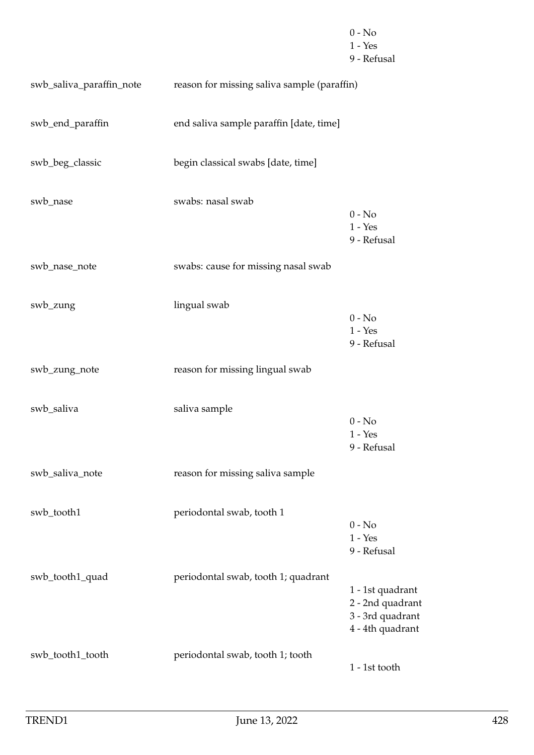| | | |
|---|---|---|
| | | 0 - No<br>1 - Yes<br>9 - Refusal |
| swb_saliva_paraffin_note | reason for missing saliva sample (paraffin) | |
| swb_end_paraffin | end saliva sample paraffin [date, time] | |
| swb_beg_classic | begin classical swabs [date, time] | |
| swb_nase | swabs: nasal swab | 0 - No<br>1 - Yes<br>9 - Refusal |
| swb_nase_note | swabs: cause for missing nasal swab | |
| swb_zung | lingual swab | 0 - No<br>1 - Yes<br>9 - Refusal |
| swb_zung_note | reason for missing lingual swab | |
| swb_saliva | saliva sample | 0 - No<br>1 - Yes<br>9 - Refusal |
| swb_saliva_note | reason for missing saliva sample | |
| swb_tooth1 | periodontal swab, tooth 1 | 0 - No<br>1 - Yes<br>9 - Refusal |
| swb_tooth1_quad | periodontal swab, tooth 1; quadrant | 1 - 1st quadrant<br>2 - 2nd quadrant<br>3 - 3rd quadrant<br>4 - 4th quadrant |
| swb_tooth1_tooth | periodontal swab, tooth 1; tooth | 1 - 1st tooth |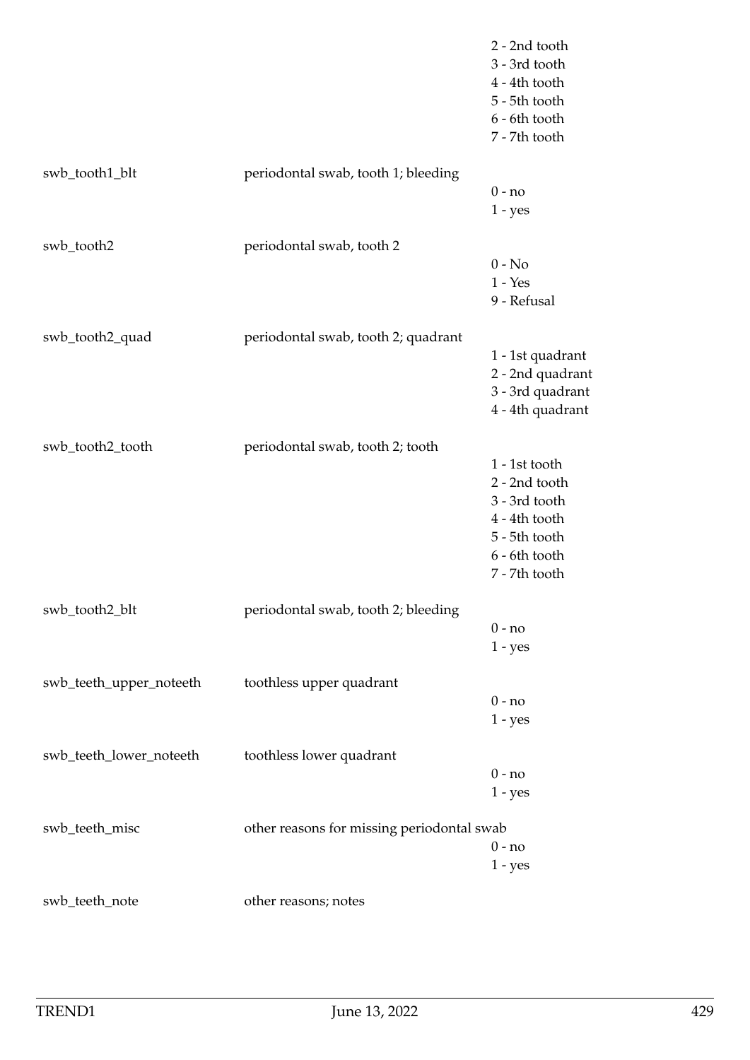| | | |
|---|---|---|
| | | 2 - 2nd tooth<br>3 - 3rd tooth<br>4 - 4th tooth<br>5 - 5th tooth<br>6 - 6th tooth<br>7 - 7th tooth |
| swb_tooth1_blt | periodontal swab, tooth 1; bleeding | 0 - no<br>1 - yes |
| swb_tooth2 | periodontal swab, tooth 2 | 0 - No<br>1 - Yes<br>9 - Refusal |
| swb_tooth2_quad | periodontal swab, tooth 2; quadrant | 1 - 1st quadrant<br>2 - 2nd quadrant<br>3 - 3rd quadrant<br>4 - 4th quadrant |
| swb_tooth2_tooth | periodontal swab, tooth 2; tooth | 1 - 1st tooth<br>2 - 2nd tooth<br>3 - 3rd tooth<br>4 - 4th tooth<br>5 - 5th tooth<br>6 - 6th tooth<br>7 - 7th tooth |
| swb_tooth2_blt | periodontal swab, tooth 2; bleeding | 0 - no<br>1 - yes |
| swb_teeth_upper_noteeth | toothless upper quadrant | 0 - no<br>1 - yes |
| swb_teeth_lower_noteeth | toothless lower quadrant | 0 - no<br>1 - yes |
| swb_teeth_misc | other reasons for missing periodontal swab | 0 - no<br>1 - yes |
| swb_teeth_note | other reasons; notes | |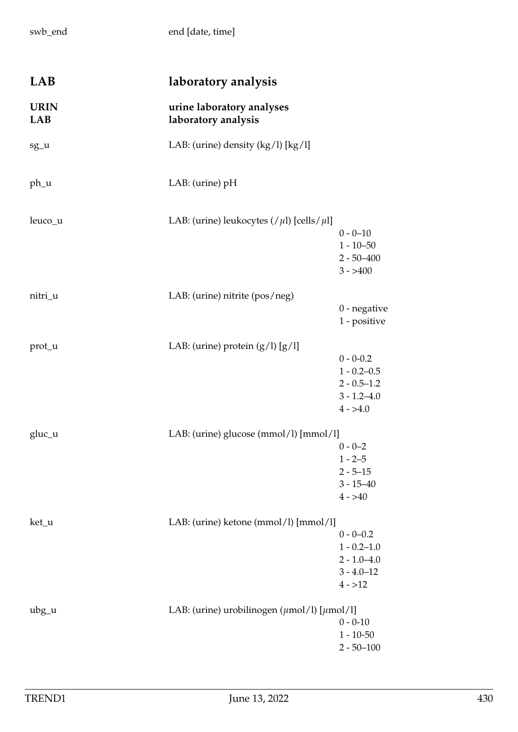swb_end end [date, time]

## LAB laboratory analysis

**URIN** **urine laboratory analyses**
**LAB** **laboratory analysis**

sg_u LAB: (urine) density (kg/l) [kg/l]

ph_u LAB: (urine) pH

leuco_u LAB: (urine) leukocytes (/μl) [cells/μl]

- 0 - 0–10
- 1 - 10–50
- 2 - 50–400
- 3 - >400

nitri_u LAB: (urine) nitrite (pos/neg)

- 0 - negative
- 1 - positive

prot_u LAB: (urine) protein (g/l) [g/l]

- 0 - 0-0.2
- 1 - 0.2–0.5
- 2 - 0.5–1.2
- 3 - 1.2–4.0
- 4 - >4.0

gluc_u LAB: (urine) glucose (mmol/l) [mmol/l]

- 0 - 0–2
- 1 - 2–5
- 2 - 5–15
- 3 - 15–40
- 4 - >40

ket_u LAB: (urine) ketone (mmol/l) [mmol/l]

- 0 - 0–0.2
- 1 - 0.2–1.0
- 2 - 1.0–4.0
- 3 - 4.0–12
- 4 - >12

ubg_u LAB: (urine) urobilinogen (μmol/l) [μmol/l]

- 0 - 0-10
- 1 - 10-50
- 2 - 50–100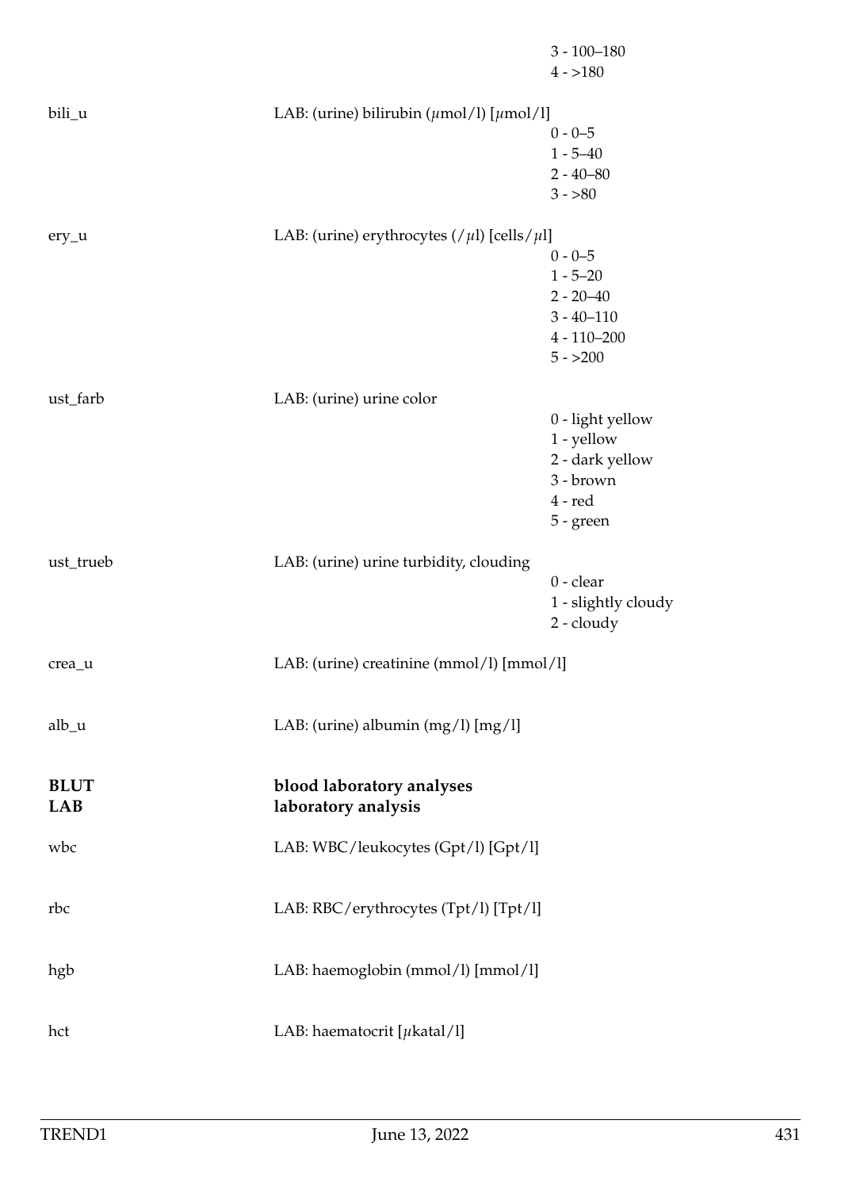| | | |
|---|---|---|
| | | 3 - 100–180 |
| | | 4 - >180 |
| bili_u | LAB: (urine) bilirubin ($\mu$mol/l) [$\mu$mol/l] | |
| | | 0 - 0–5 |
| | | 1 - 5–40 |
| | | 2 - 40–80 |
| | | 3 - >80 |
| ery_u | LAB: (urine) erythrocytes (/$\mu$l) [cells/$\mu$l] | |
| | | 0 - 0–5 |
| | | 1 - 5–20 |
| | | 2 - 20–40 |
| | | 3 - 40–110 |
| | | 4 - 110–200 |
| | | 5 - >200 |
| ust_farb | LAB: (urine) urine color | |
| | | 0 - light yellow |
| | | 1 - yellow |
| | | 2 - dark yellow |
| | | 3 - brown |
| | | 4 - red |
| | | 5 - green |
| ust_trueb | LAB: (urine) urine turbidity, clouding | |
| | | 0 - clear |
| | | 1 - slightly cloudy |
| | | 2 - cloudy |
| crea_u | LAB: (urine) creatinine (mmol/l) [mmol/l] | |
| alb_u | LAB: (urine) albumin (mg/l) [mg/l] | |

**BLUT** **blood laboratory analyses**
**LAB** **laboratory analysis**

| | | |
|---|---|---|
| wbc | LAB: WBC/leukocytes (Gpt/l) [Gpt/l] | |
| rbc | LAB: RBC/erythrocytes (Tpt/l) [Tpt/l] | |
| hgb | LAB: haemoglobin (mmol/l) [mmol/l] | |
| hct | LAB: haematocrit [$\mu$katal/l] | |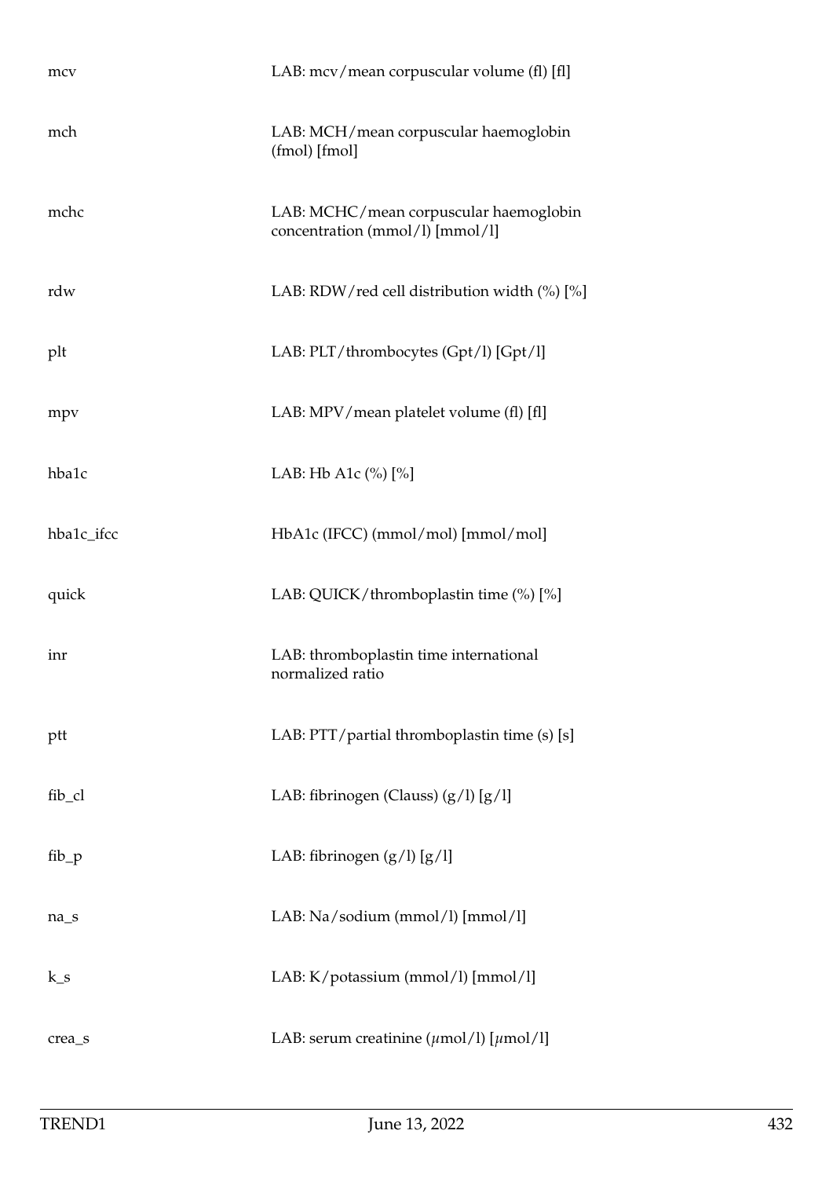| | |
|---|---|
| mcv | LAB: mcv/mean corpuscular volume (fl) [fl] |
| mch | LAB: MCH/mean corpuscular haemoglobin (fmol) [fmol] |
| mchc | LAB: MCHC/mean corpuscular haemoglobin concentration (mmol/l) [mmol/l] |
| rdw | LAB: RDW/red cell distribution width (%) [%] |
| plt | LAB: PLT/thrombocytes (Gpt/l) [Gpt/l] |
| mpv | LAB: MPV/mean platelet volume (fl) [fl] |
| hba1c | LAB: Hb A1c (%) [%] |
| hba1c_ifcc | HbA1c (IFCC) (mmol/mol) [mmol/mol] |
| quick | LAB: QUICK/thromboplastin time (%) [%] |
| inr | LAB: thromboplastin time international normalized ratio |
| ptt | LAB: PTT/partial thromboplastin time (s) [s] |
| fib_cl | LAB: fibrinogen (Clauss) (g/l) [g/l] |
| fib_p | LAB: fibrinogen (g/l) [g/l] |
| na_s | LAB: Na/sodium (mmol/l) [mmol/l] |
| k_s | LAB: K/potassium (mmol/l) [mmol/l] |
| crea_s | LAB: serum creatinine ($\mu$mol/l) [$\mu$mol/l] |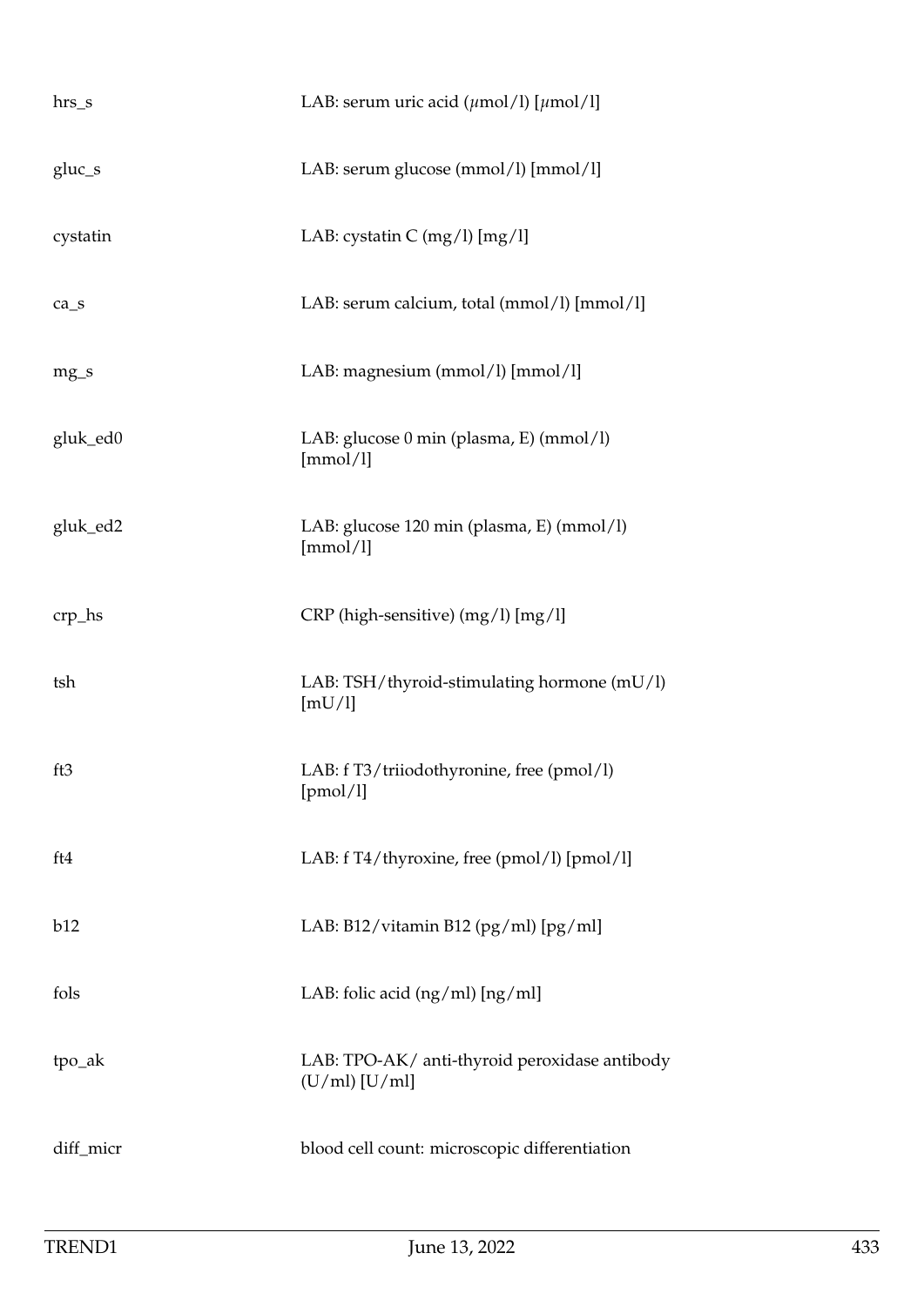| | |
|---|---|
| hrs_s | LAB: serum uric acid ($\mu$mol/l) [$\mu$mol/l] |
| gluc_s | LAB: serum glucose (mmol/l) [mmol/l] |
| cystatin | LAB: cystatin C (mg/l) [mg/l] |
| ca_s | LAB: serum calcium, total (mmol/l) [mmol/l] |
| mg_s | LAB: magnesium (mmol/l) [mmol/l] |
| gluk_ed0 | LAB: glucose 0 min (plasma, E) (mmol/l) [mmol/l] |
| gluk_ed2 | LAB: glucose 120 min (plasma, E) (mmol/l) [mmol/l] |
| crp_hs | CRP (high-sensitive) (mg/l) [mg/l] |
| tsh | LAB: TSH/thyroid-stimulating hormone (mU/l) [mU/l] |
| ft3 | LAB: f T3/triiodothyronine, free (pmol/l) [pmol/l] |
| ft4 | LAB: f T4/thyroxine, free (pmol/l) [pmol/l] |
| b12 | LAB: B12/vitamin B12 (pg/ml) [pg/ml] |
| fols | LAB: folic acid (ng/ml) [ng/ml] |
| tpo_ak | LAB: TPO-AK/ anti-thyroid peroxidase antibody (U/ml) [U/ml] |
| diff_micr | blood cell count: microscopic differentiation |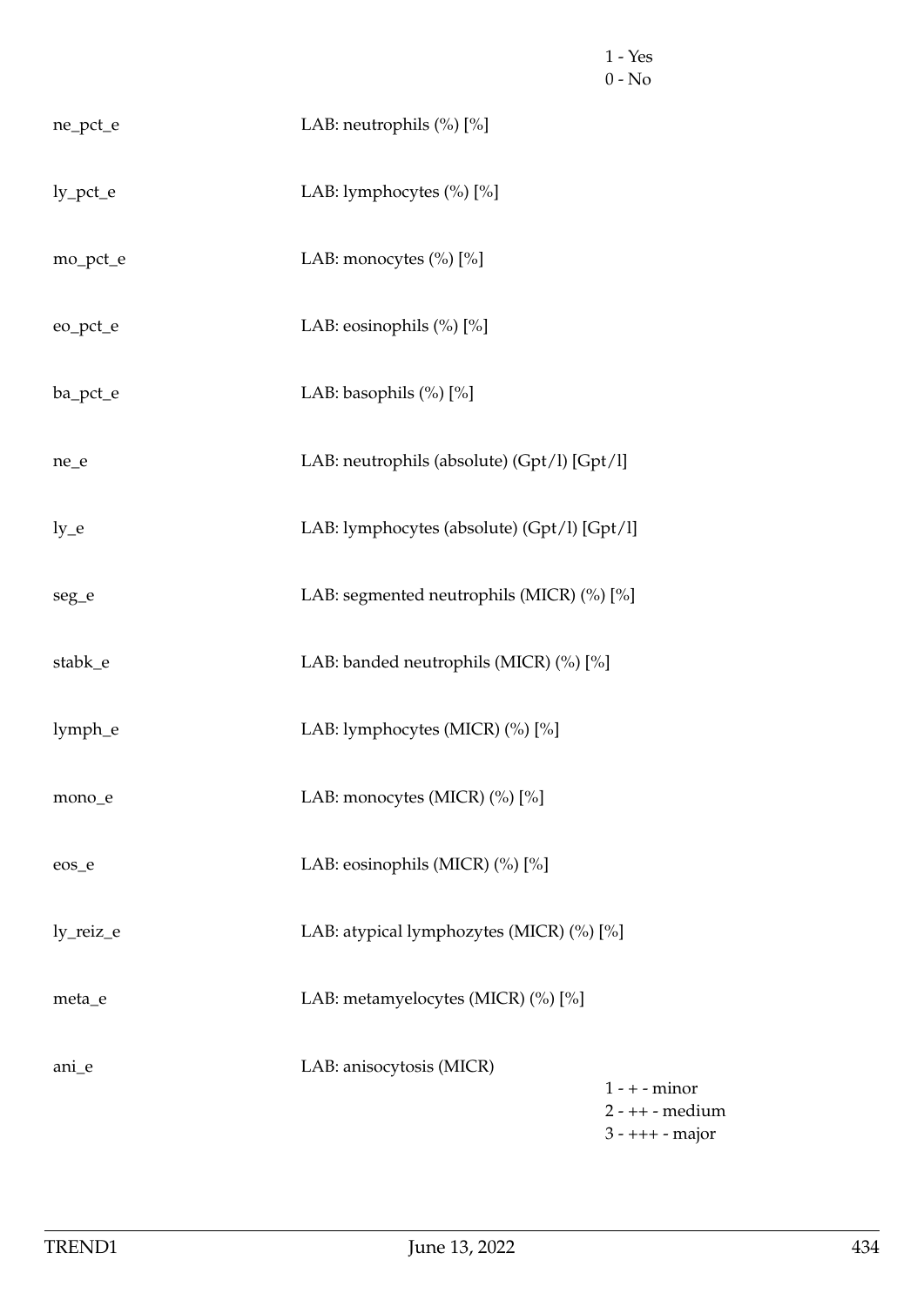| | | |
|---|---|---|
| | | 1 - Yes<br>0 - No |
| ne_pct_e | LAB: neutrophils (%) [%] | |
| ly_pct_e | LAB: lymphocytes (%) [%] | |
| mo_pct_e | LAB: monocytes (%) [%] | |
| eo_pct_e | LAB: eosinophils (%) [%] | |
| ba_pct_e | LAB: basophils (%) [%] | |
| ne_e | LAB: neutrophils (absolute) (Gpt/l) [Gpt/l] | |
| ly_e | LAB: lymphocytes (absolute) (Gpt/l) [Gpt/l] | |
| seg_e | LAB: segmented neutrophils (MICR) (%) [%] | |
| stabk_e | LAB: banded neutrophils (MICR) (%) [%] | |
| lymph_e | LAB: lymphocytes (MICR) (%) [%] | |
| mono_e | LAB: monocytes (MICR) (%) [%] | |
| eos_e | LAB: eosinophils (MICR) (%) [%] | |
| ly_reiz_e | LAB: atypical lymphozytes (MICR) (%) [%] | |
| meta_e | LAB: metamyelocytes (MICR) (%) [%] | |
| ani_e | LAB: anisocytosis (MICR) | 1 - + - minor<br>2 - ++ - medium<br>3 - +++ - major |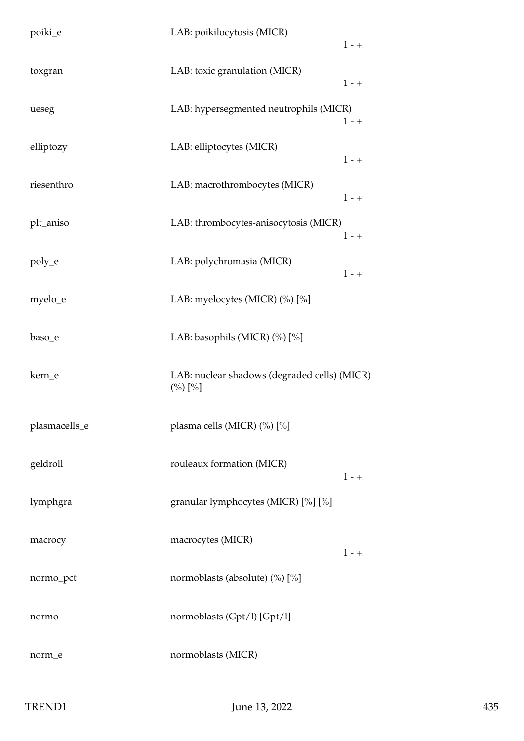| | | |
|---|---|---|
| poiki_e | LAB: poikilocytosis (MICR) | 1 - + |
| toxgran | LAB: toxic granulation (MICR) | 1 - + |
| ueseg | LAB: hypersegmented neutrophils (MICR) | 1 - + |
| elliptozy | LAB: elliptocytes (MICR) | 1 - + |
| riesenthro | LAB: macrothrombocytes (MICR) | 1 - + |
| plt_aniso | LAB: thrombocytes-anisocytosis (MICR) | 1 - + |
| poly_e | LAB: polychromasia (MICR) | 1 - + |
| myelo_e | LAB: myelocytes (MICR) (%) [%] | |
| baso_e | LAB: basophils (MICR) (%) [%] | |
| kern_e | LAB: nuclear shadows (degraded cells) (MICR) (%) [%] | |
| plasmacells_e | plasma cells (MICR) (%) [%] | |
| geldroll | rouleaux formation (MICR) | 1 - + |
| lymphgra | granular lymphocytes (MICR) [%] [%] | |
| macrocy | macrocytes (MICR) | 1 - + |
| normo_pct | normoblasts (absolute) (%) [%] | |
| normo | normoblasts (Gpt/l) [Gpt/l] | |
| norm_e | normoblasts (MICR) | |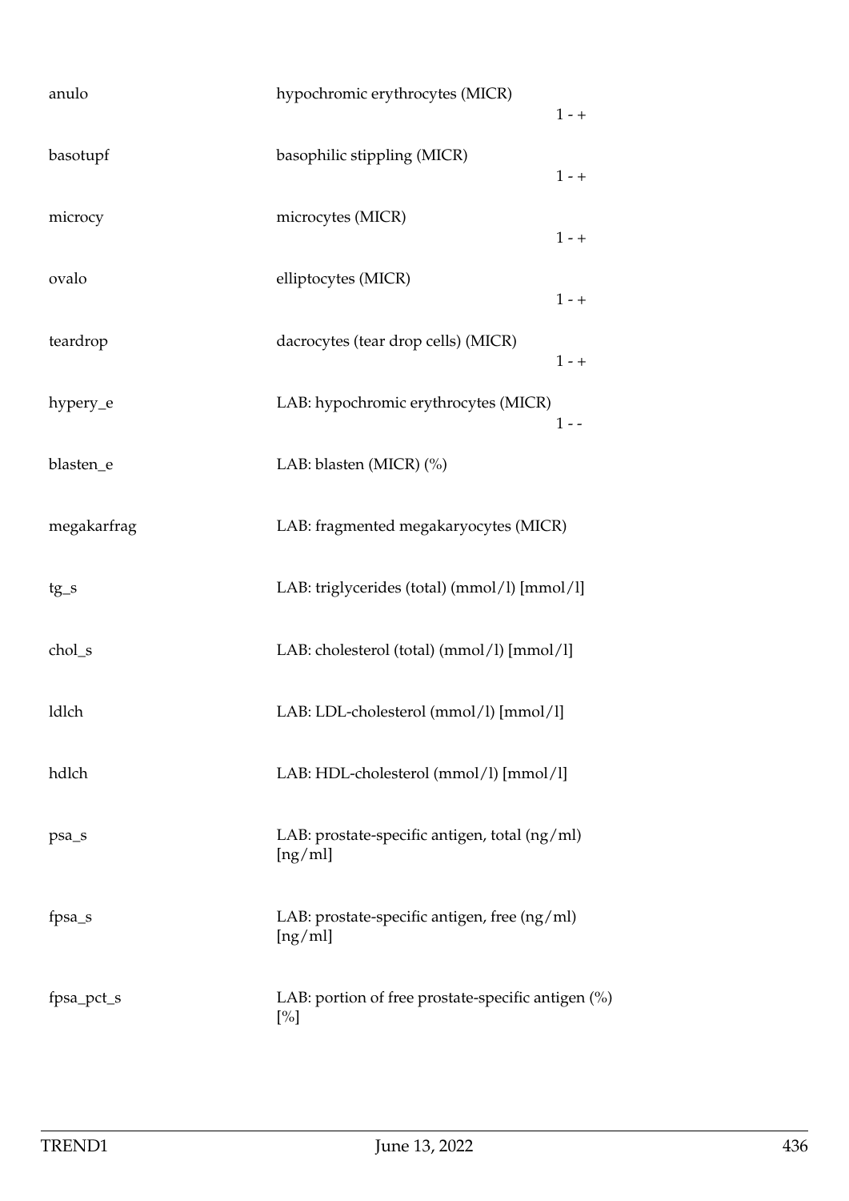| | | |
|---|---|---|
| anulo | hypochromic erythrocytes (MICR) | 1 - + |
| basotupf | basophilic stippling (MICR) | 1 - + |
| microcy | microcytes (MICR) | 1 - + |
| ovalo | elliptocytes (MICR) | 1 - + |
| teardrop | dacrocytes (tear drop cells) (MICR) | 1 - + |
| hypery_e | LAB: hypochromic erythrocytes (MICR) | 1 - - |
| blasten_e | LAB: blasten (MICR) (%) | |
| megakarfrag | LAB: fragmented megakaryocytes (MICR) | |
| tg_s | LAB: triglycerides (total) (mmol/l) [mmol/l] | |
| chol_s | LAB: cholesterol (total) (mmol/l) [mmol/l] | |
| ldlch | LAB: LDL-cholesterol (mmol/l) [mmol/l] | |
| hdlch | LAB: HDL-cholesterol (mmol/l) [mmol/l] | |
| psa_s | LAB: prostate-specific antigen, total (ng/ml) [ng/ml] | |
| fpsa_s | LAB: prostate-specific antigen, free (ng/ml) [ng/ml] | |
| fpsa_pct_s | LAB: portion of free prostate-specific antigen (%) [%] | |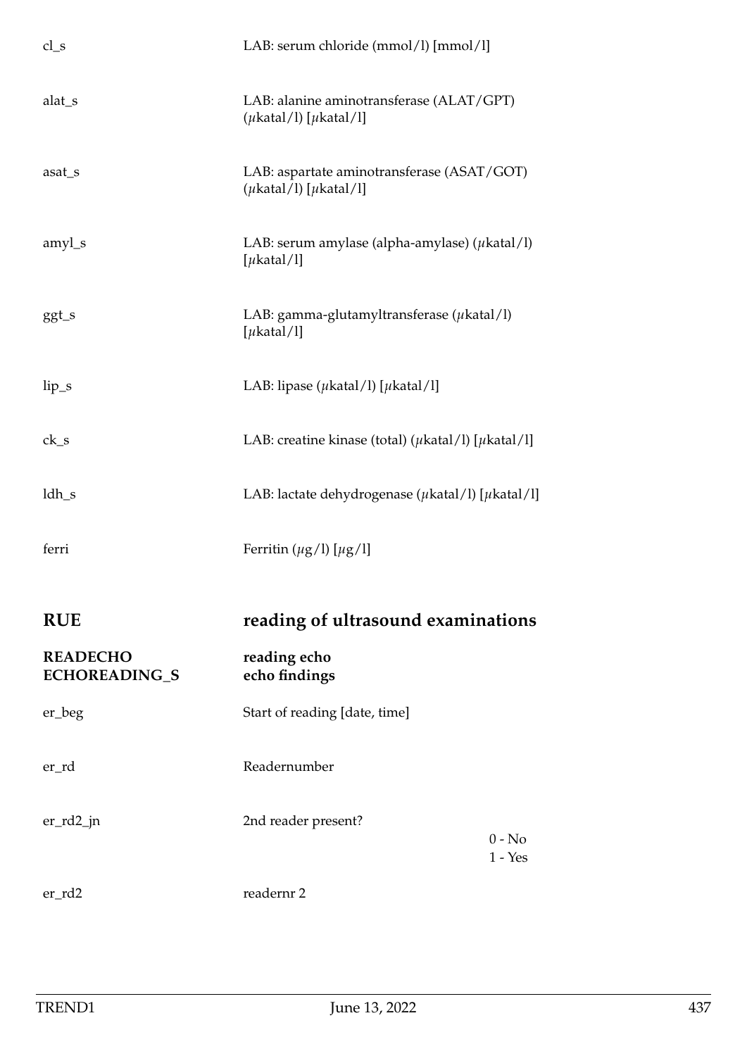| | |
|---|---|
| cl_s | LAB: serum chloride (mmol/l) [mmol/l] |
| alat_s | LAB: alanine aminotransferase (ALAT/GPT) (μkatal/l) [μkatal/l] |
| asat_s | LAB: aspartate aminotransferase (ASAT/GOT) (μkatal/l) [μkatal/l] |
| amyl_s | LAB: serum amylase (alpha-amylase) (μkatal/l) [μkatal/l] |
| ggt_s | LAB: gamma-glutamyltransferase (μkatal/l) [μkatal/l] |
| lip_s | LAB: lipase (μkatal/l) [μkatal/l] |
| ck_s | LAB: creatine kinase (total) (μkatal/l) [μkatal/l] |
| ldh_s | LAB: lactate dehydrogenase (μkatal/l) [μkatal/l] |
| ferri | Ferritin (μg/l) [μg/l] |

## RUE — reading of ultrasound examinations

### READECHO — reading echo
### ECHOREADING_S — echo findings

| | | |
|---|---|---|
| er_beg | Start of reading [date, time] | |
| er_rd | Readernumber | |
| er_rd2_jn | 2nd reader present? | 0 - No<br>1 - Yes |
| er_rd2 | readernr 2 | |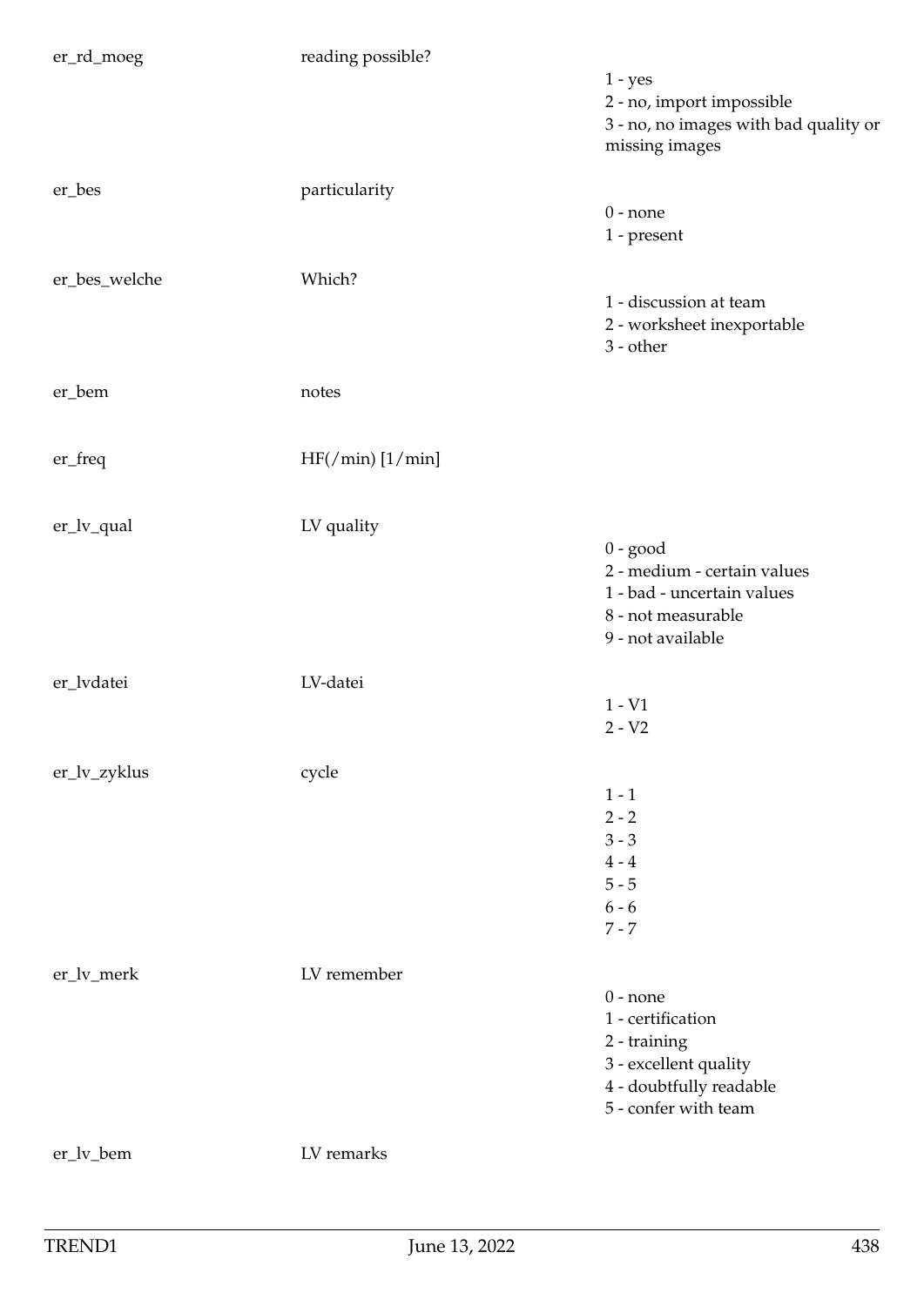| | | |
|---|---|---|
| er_rd_moeg | reading possible? | 1 - yes<br>2 - no, import impossible<br>3 - no, no images with bad quality or missing images |
| er_bes | particularity | 0 - none<br>1 - present |
| er_bes_welche | Which? | 1 - discussion at team<br>2 - worksheet inexportable<br>3 - other |
| er_bem | notes | |
| er_freq | HF(/min) [1/min] | |
| er_lv_qual | LV quality | 0 - good<br>2 - medium - certain values<br>1 - bad - uncertain values<br>8 - not measurable<br>9 - not available |
| er_lvdatei | LV-datei | 1 - V1<br>2 - V2 |
| er_lv_zyklus | cycle | 1 - 1<br>2 - 2<br>3 - 3<br>4 - 4<br>5 - 5<br>6 - 6<br>7 - 7 |
| er_lv_merk | LV remember | 0 - none<br>1 - certification<br>2 - training<br>3 - excellent quality<br>4 - doubtfully readable<br>5 - confer with team |
| er_lv_bem | LV remarks | |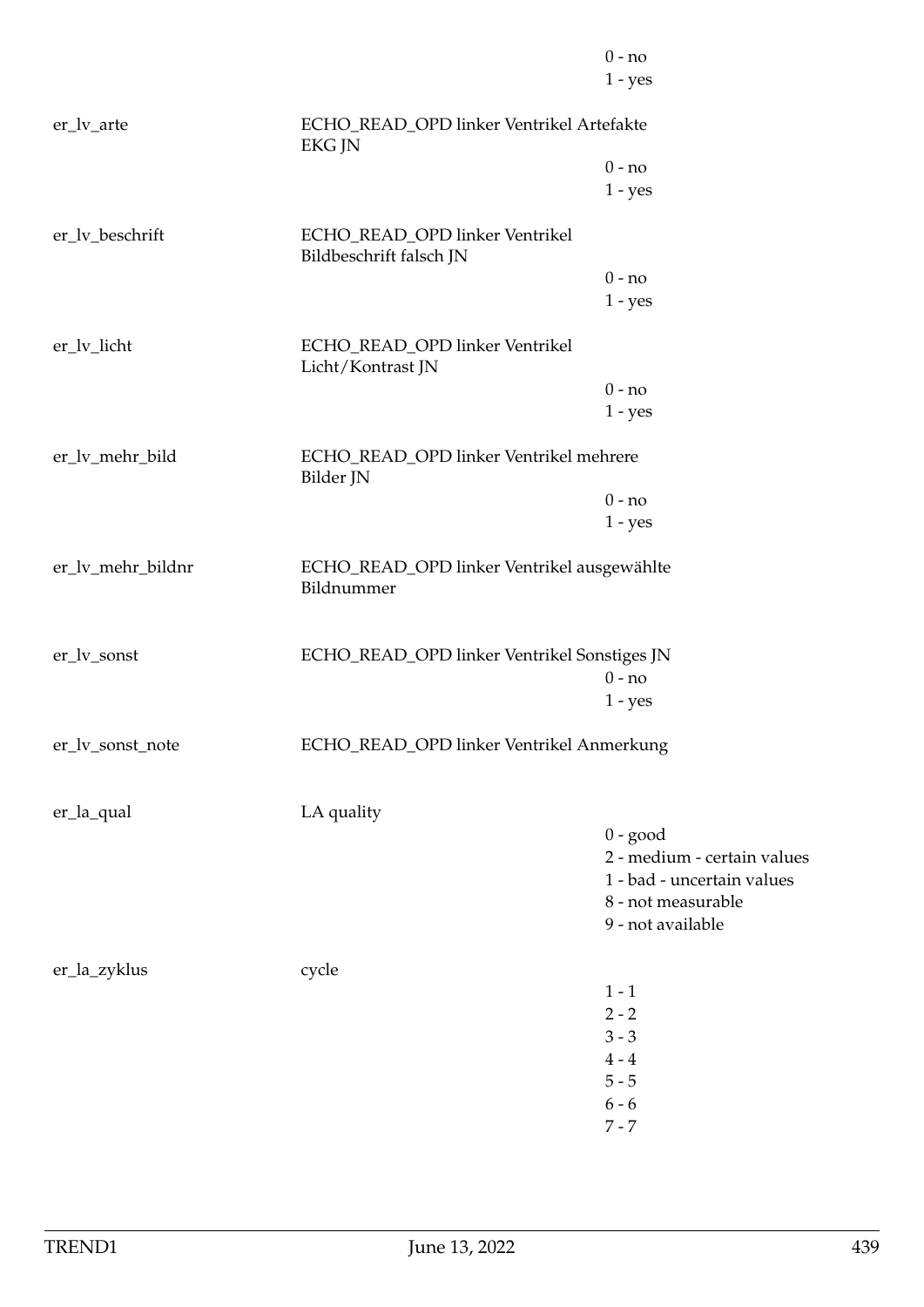| | | |
|---|---|---|
| | | 0 - no |
| | | 1 - yes |
| er_lv_arte | ECHO_READ_OPD linker Ventrikel Artefakte EKG JN | |
| | | 0 - no |
| | | 1 - yes |
| er_lv_beschrift | ECHO_READ_OPD linker Ventrikel Bildbeschrift falsch JN | |
| | | 0 - no |
| | | 1 - yes |
| er_lv_licht | ECHO_READ_OPD linker Ventrikel Licht/Kontrast JN | |
| | | 0 - no |
| | | 1 - yes |
| er_lv_mehr_bild | ECHO_READ_OPD linker Ventrikel mehrere Bilder JN | |
| | | 0 - no |
| | | 1 - yes |
| er_lv_mehr_bildnr | ECHO_READ_OPD linker Ventrikel ausgewählte Bildnummer | |
| er_lv_sonst | ECHO_READ_OPD linker Ventrikel Sonstiges JN | |
| | | 0 - no |
| | | 1 - yes |
| er_lv_sonst_note | ECHO_READ_OPD linker Ventrikel Anmerkung | |
| er_la_qual | LA quality | |
| | | 0 - good |
| | | 2 - medium - certain values |
| | | 1 - bad - uncertain values |
| | | 8 - not measurable |
| | | 9 - not available |
| er_la_zyklus | cycle | |
| | | 1 - 1 |
| | | 2 - 2 |
| | | 3 - 3 |
| | | 4 - 4 |
| | | 5 - 5 |
| | | 6 - 6 |
| | | 7 - 7 |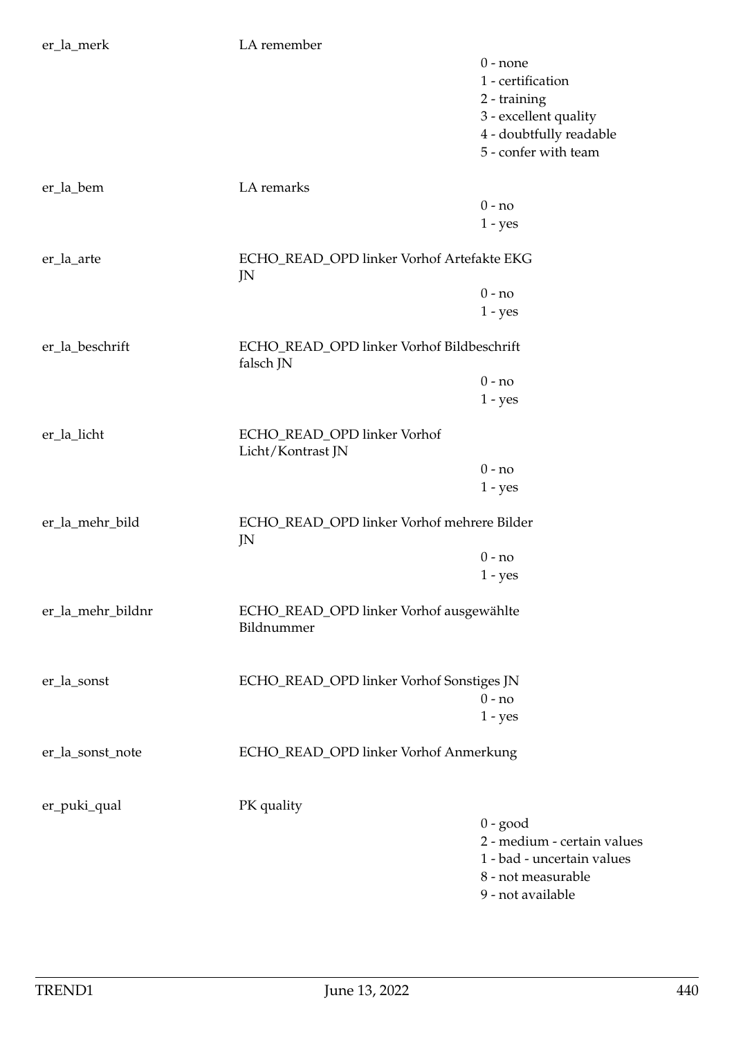| | | |
|---|---|---|
| er_la_merk | LA remember | |
| | | 0 - none |
| | | 1 - certification |
| | | 2 - training |
| | | 3 - excellent quality |
| | | 4 - doubtfully readable |
| | | 5 - confer with team |
| er_la_bem | LA remarks | |
| | | 0 - no |
| | | 1 - yes |
| er_la_arte | ECHO_READ_OPD linker Vorhof Artefakte EKG JN | |
| | | 0 - no |
| | | 1 - yes |
| er_la_beschrift | ECHO_READ_OPD linker Vorhof Bildbeschrift falsch JN | |
| | | 0 - no |
| | | 1 - yes |
| er_la_licht | ECHO_READ_OPD linker Vorhof Licht/Kontrast JN | |
| | | 0 - no |
| | | 1 - yes |
| er_la_mehr_bild | ECHO_READ_OPD linker Vorhof mehrere Bilder JN | |
| | | 0 - no |
| | | 1 - yes |
| er_la_mehr_bildnr | ECHO_READ_OPD linker Vorhof ausgewählte Bildnummer | |
| er_la_sonst | ECHO_READ_OPD linker Vorhof Sonstiges JN | |
| | | 0 - no |
| | | 1 - yes |
| er_la_sonst_note | ECHO_READ_OPD linker Vorhof Anmerkung | |
| er_puki_qual | PK quality | |
| | | 0 - good |
| | | 2 - medium - certain values |
| | | 1 - bad - uncertain values |
| | | 8 - not measurable |
| | | 9 - not available |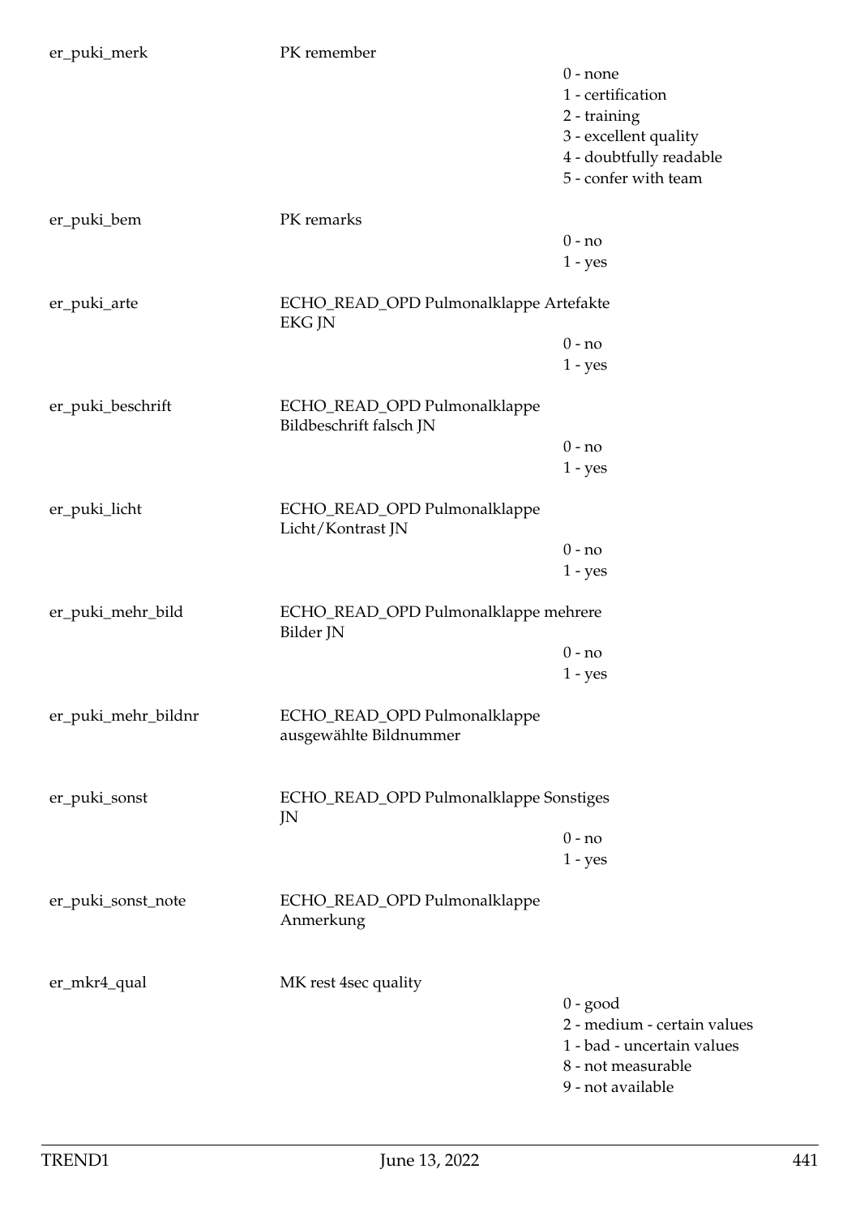| Variable | Label | Values |
|---|---|---|
| er_puki_merk | PK remember | 0 - none<br>1 - certification<br>2 - training<br>3 - excellent quality<br>4 - doubtfully readable<br>5 - confer with team |
| er_puki_bem | PK remarks | 0 - no<br>1 - yes |
| er_puki_arte | ECHO_READ_OPD Pulmonalklappe Artefakte EKG JN | 0 - no<br>1 - yes |
| er_puki_beschrift | ECHO_READ_OPD Pulmonalklappe Bildbeschrift falsch JN | 0 - no<br>1 - yes |
| er_puki_licht | ECHO_READ_OPD Pulmonalklappe Licht/Kontrast JN | 0 - no<br>1 - yes |
| er_puki_mehr_bild | ECHO_READ_OPD Pulmonalklappe mehrere Bilder JN | 0 - no<br>1 - yes |
| er_puki_mehr_bildnr | ECHO_READ_OPD Pulmonalklappe ausgewählte Bildnummer | |
| er_puki_sonst | ECHO_READ_OPD Pulmonalklappe Sonstiges JN | 0 - no<br>1 - yes |
| er_puki_sonst_note | ECHO_READ_OPD Pulmonalklappe Anmerkung | |
| er_mkr4_qual | MK rest 4sec quality | 0 - good<br>2 - medium - certain values<br>1 - bad - uncertain values<br>8 - not measurable<br>9 - not available |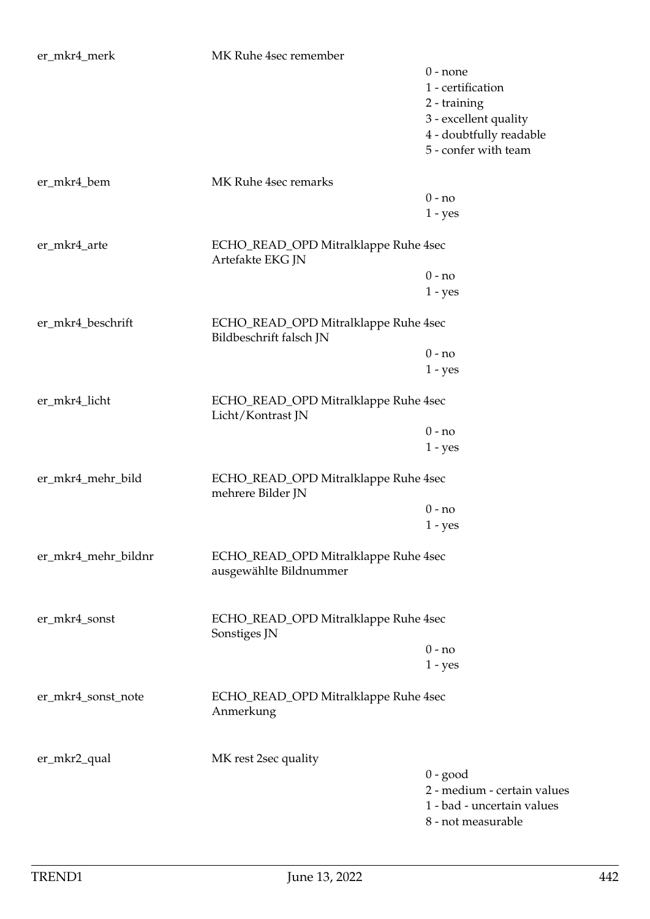| Variable | Label | Values |
|---|---|---|
| er_mkr4_merk | MK Ruhe 4sec remember | 0 - none<br>1 - certification<br>2 - training<br>3 - excellent quality<br>4 - doubtfully readable<br>5 - confer with team |
| er_mkr4_bem | MK Ruhe 4sec remarks | 0 - no<br>1 - yes |
| er_mkr4_arte | ECHO_READ_OPD Mitralklappe Ruhe 4sec Artefakte EKG JN | 0 - no<br>1 - yes |
| er_mkr4_beschrift | ECHO_READ_OPD Mitralklappe Ruhe 4sec Bildbeschrift falsch JN | 0 - no<br>1 - yes |
| er_mkr4_licht | ECHO_READ_OPD Mitralklappe Ruhe 4sec Licht/Kontrast JN | 0 - no<br>1 - yes |
| er_mkr4_mehr_bild | ECHO_READ_OPD Mitralklappe Ruhe 4sec mehrere Bilder JN | 0 - no<br>1 - yes |
| er_mkr4_mehr_bildnr | ECHO_READ_OPD Mitralklappe Ruhe 4sec ausgewählte Bildnummer | |
| er_mkr4_sonst | ECHO_READ_OPD Mitralklappe Ruhe 4sec Sonstiges JN | 0 - no<br>1 - yes |
| er_mkr4_sonst_note | ECHO_READ_OPD Mitralklappe Ruhe 4sec Anmerkung | |
| er_mkr2_qual | MK rest 2sec quality | 0 - good<br>2 - medium - certain values<br>1 - bad - uncertain values<br>8 - not measurable |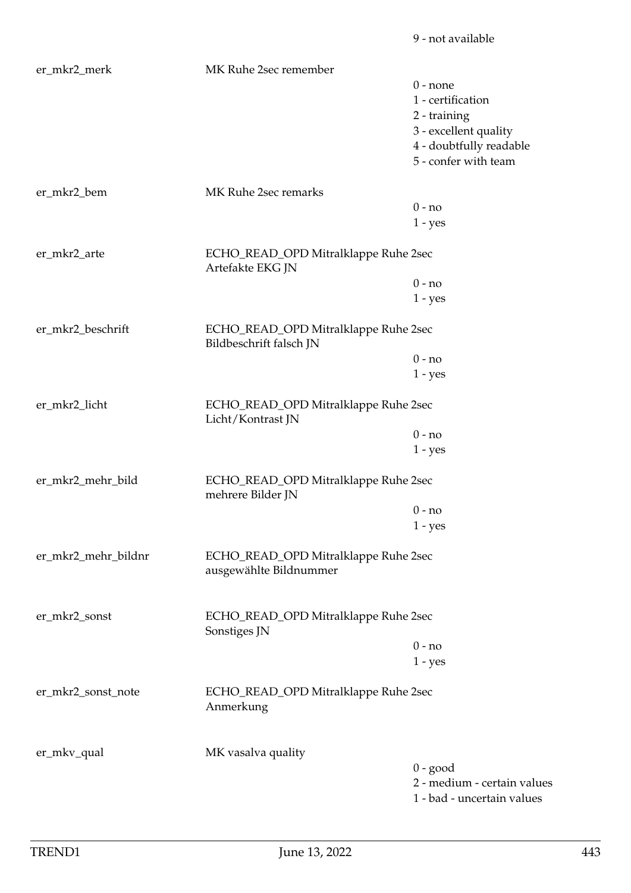9 - not available

| | | |
|---|---|---|
| er_mkr2_merk | MK Ruhe 2sec remember | 0 - none<br>1 - certification<br>2 - training<br>3 - excellent quality<br>4 - doubtfully readable<br>5 - confer with team |
| er_mkr2_bem | MK Ruhe 2sec remarks | 0 - no<br>1 - yes |
| er_mkr2_arte | ECHO_READ_OPD Mitralklappe Ruhe 2sec Artefakte EKG JN | 0 - no<br>1 - yes |
| er_mkr2_beschrift | ECHO_READ_OPD Mitralklappe Ruhe 2sec Bildbeschrift falsch JN | 0 - no<br>1 - yes |
| er_mkr2_licht | ECHO_READ_OPD Mitralklappe Ruhe 2sec Licht/Kontrast JN | 0 - no<br>1 - yes |
| er_mkr2_mehr_bild | ECHO_READ_OPD Mitralklappe Ruhe 2sec mehrere Bilder JN | 0 - no<br>1 - yes |
| er_mkr2_mehr_bildnr | ECHO_READ_OPD Mitralklappe Ruhe 2sec ausgewählte Bildnummer | |
| er_mkr2_sonst | ECHO_READ_OPD Mitralklappe Ruhe 2sec Sonstiges JN | 0 - no<br>1 - yes |
| er_mkr2_sonst_note | ECHO_READ_OPD Mitralklappe Ruhe 2sec Anmerkung | |
| er_mkv_qual | MK vasalva quality | 0 - good<br>2 - medium - certain values<br>1 - bad - uncertain values |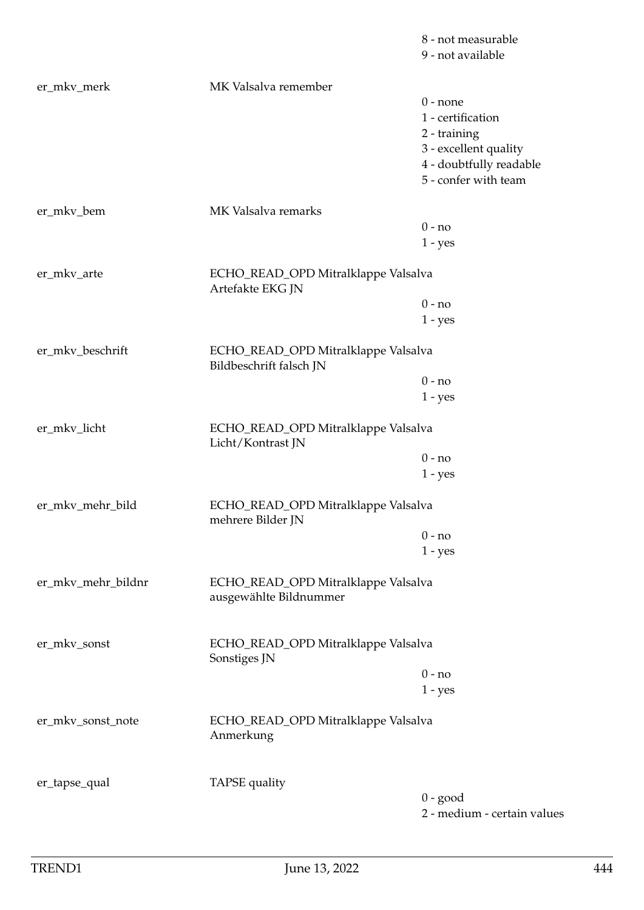| | | |
|---|---|---|
| | | 8 - not measurable |
| | | 9 - not available |
| er_mkv_merk | MK Valsalva remember | |
| | | 0 - none |
| | | 1 - certification |
| | | 2 - training |
| | | 3 - excellent quality |
| | | 4 - doubtfully readable |
| | | 5 - confer with team |
| er_mkv_bem | MK Valsalva remarks | |
| | | 0 - no |
| | | 1 - yes |
| er_mkv_arte | ECHO_READ_OPD Mitralklappe Valsalva Artefakte EKG JN | |
| | | 0 - no |
| | | 1 - yes |
| er_mkv_beschrift | ECHO_READ_OPD Mitralklappe Valsalva Bildbeschrift falsch JN | |
| | | 0 - no |
| | | 1 - yes |
| er_mkv_licht | ECHO_READ_OPD Mitralklappe Valsalva Licht/Kontrast JN | |
| | | 0 - no |
| | | 1 - yes |
| er_mkv_mehr_bild | ECHO_READ_OPD Mitralklappe Valsalva mehrere Bilder JN | |
| | | 0 - no |
| | | 1 - yes |
| er_mkv_mehr_bildnr | ECHO_READ_OPD Mitralklappe Valsalva ausgewählte Bildnummer | |
| er_mkv_sonst | ECHO_READ_OPD Mitralklappe Valsalva Sonstiges JN | |
| | | 0 - no |
| | | 1 - yes |
| er_mkv_sonst_note | ECHO_READ_OPD Mitralklappe Valsalva Anmerkung | |
| er_tapse_qual | TAPSE quality | |
| | | 0 - good |
| | | 2 - medium - certain values |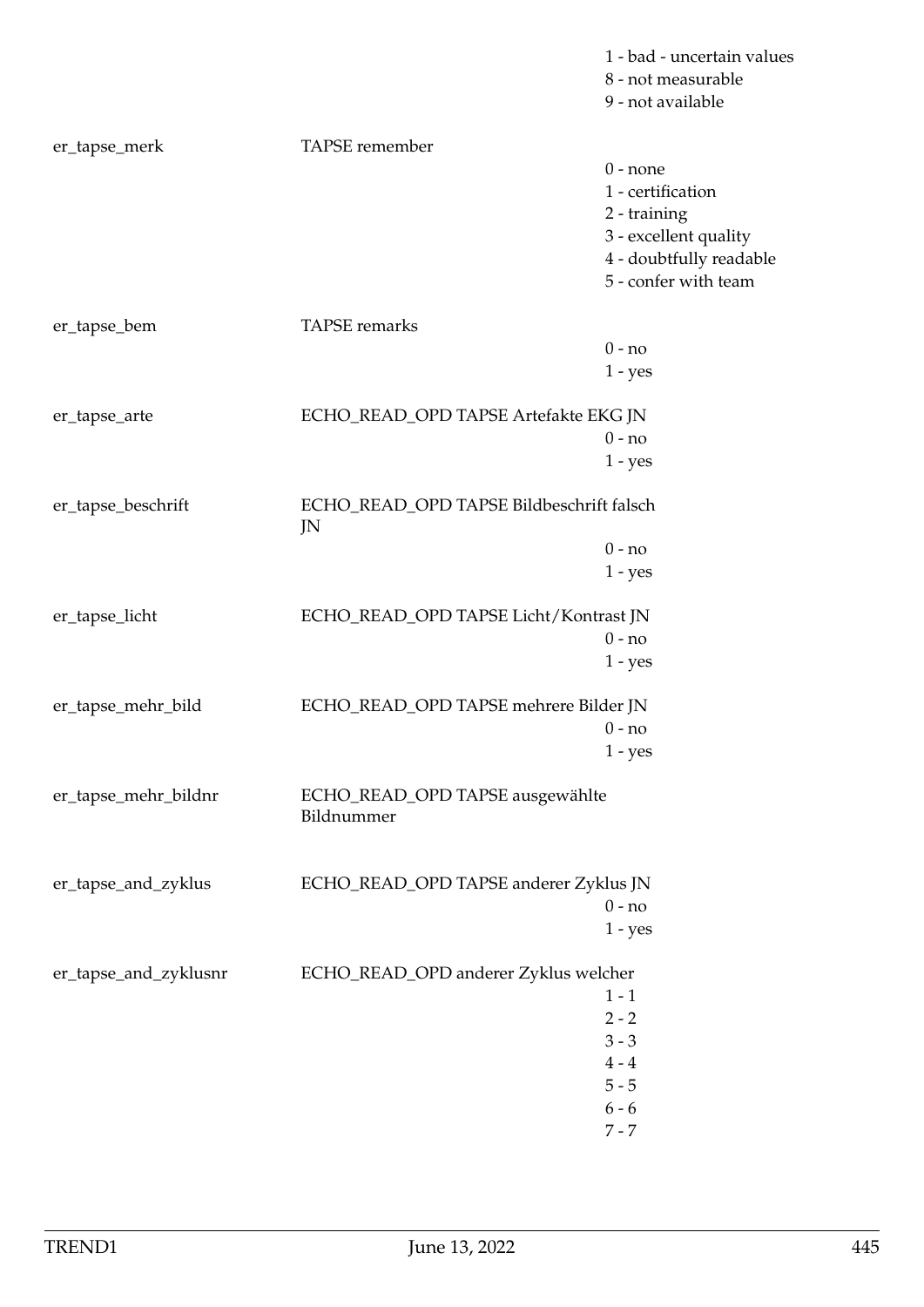| | | |
|---|---|---|
| | | 1 - bad - uncertain values<br>8 - not measurable<br>9 - not available |
| er_tapse_merk | TAPSE remember | 0 - none<br>1 - certification<br>2 - training<br>3 - excellent quality<br>4 - doubtfully readable<br>5 - confer with team |
| er_tapse_bem | TAPSE remarks | 0 - no<br>1 - yes |
| er_tapse_arte | ECHO_READ_OPD TAPSE Artefakte EKG JN | 0 - no<br>1 - yes |
| er_tapse_beschrift | ECHO_READ_OPD TAPSE Bildbeschrift falsch JN | 0 - no<br>1 - yes |
| er_tapse_licht | ECHO_READ_OPD TAPSE Licht/Kontrast JN | 0 - no<br>1 - yes |
| er_tapse_mehr_bild | ECHO_READ_OPD TAPSE mehrere Bilder JN | 0 - no<br>1 - yes |
| er_tapse_mehr_bildnr | ECHO_READ_OPD TAPSE ausgewählte Bildnummer | |
| er_tapse_and_zyklus | ECHO_READ_OPD TAPSE anderer Zyklus JN | 0 - no<br>1 - yes |
| er_tapse_and_zyklusnr | ECHO_READ_OPD anderer Zyklus welcher | 1 - 1<br>2 - 2<br>3 - 3<br>4 - 4<br>5 - 5<br>6 - 6<br>7 - 7 |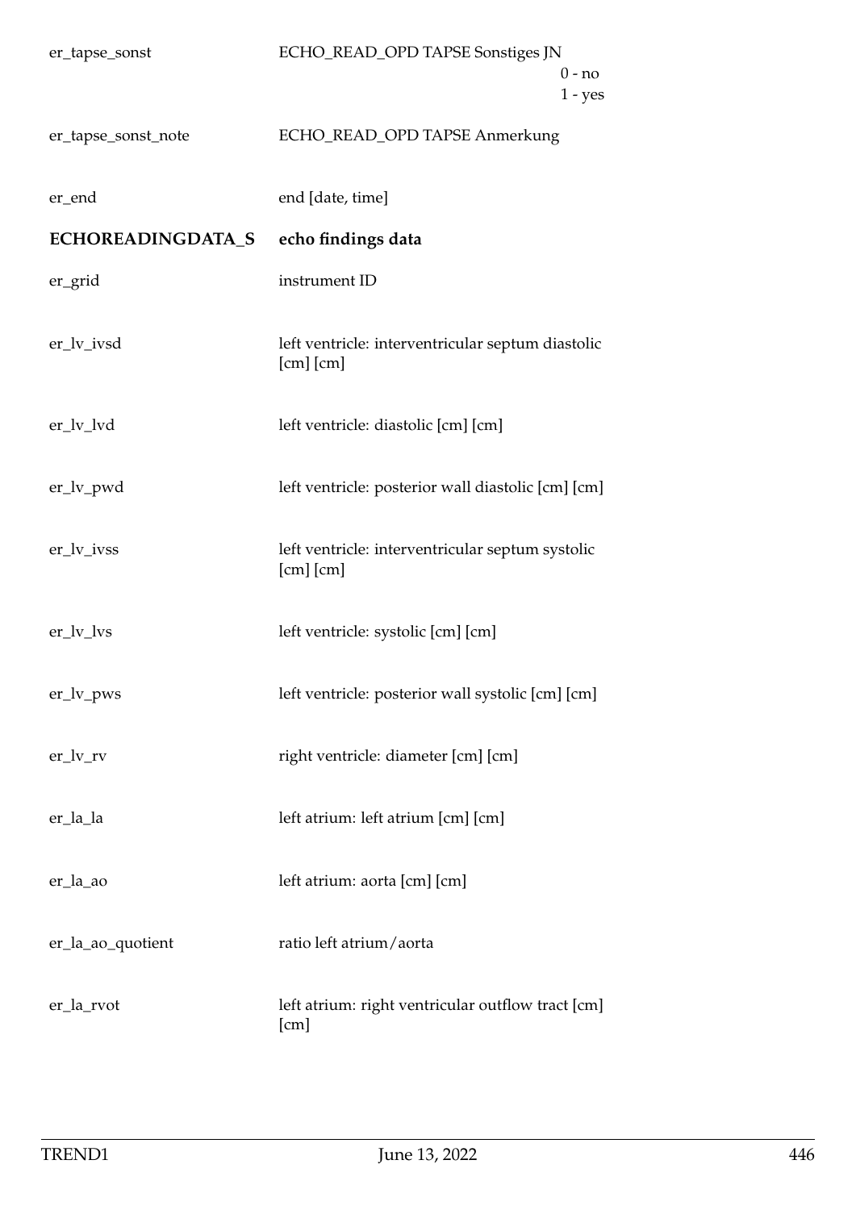| | |
|---|---|
| er_tapse_sonst | ECHO_READ_OPD TAPSE Sonstiges JN<br>0 - no<br>1 - yes |
| er_tapse_sonst_note | ECHO_READ_OPD TAPSE Anmerkung |
| er_end | end [date, time] |
| **ECHOREADINGDATA_S** | **echo findings data** |
| er_grid | instrument ID |
| er_lv_ivsd | left ventricle: interventricular septum diastolic [cm] [cm] |
| er_lv_lvd | left ventricle: diastolic [cm] [cm] |
| er_lv_pwd | left ventricle: posterior wall diastolic [cm] [cm] |
| er_lv_ivss | left ventricle: interventricular septum systolic [cm] [cm] |
| er_lv_lvs | left ventricle: systolic [cm] [cm] |
| er_lv_pws | left ventricle: posterior wall systolic [cm] [cm] |
| er_lv_rv | right ventricle: diameter [cm] [cm] |
| er_la_la | left atrium: left atrium [cm] [cm] |
| er_la_ao | left atrium: aorta [cm] [cm] |
| er_la_ao_quotient | ratio left atrium/aorta |
| er_la_rvot | left atrium: right ventricular outflow tract [cm] [cm] |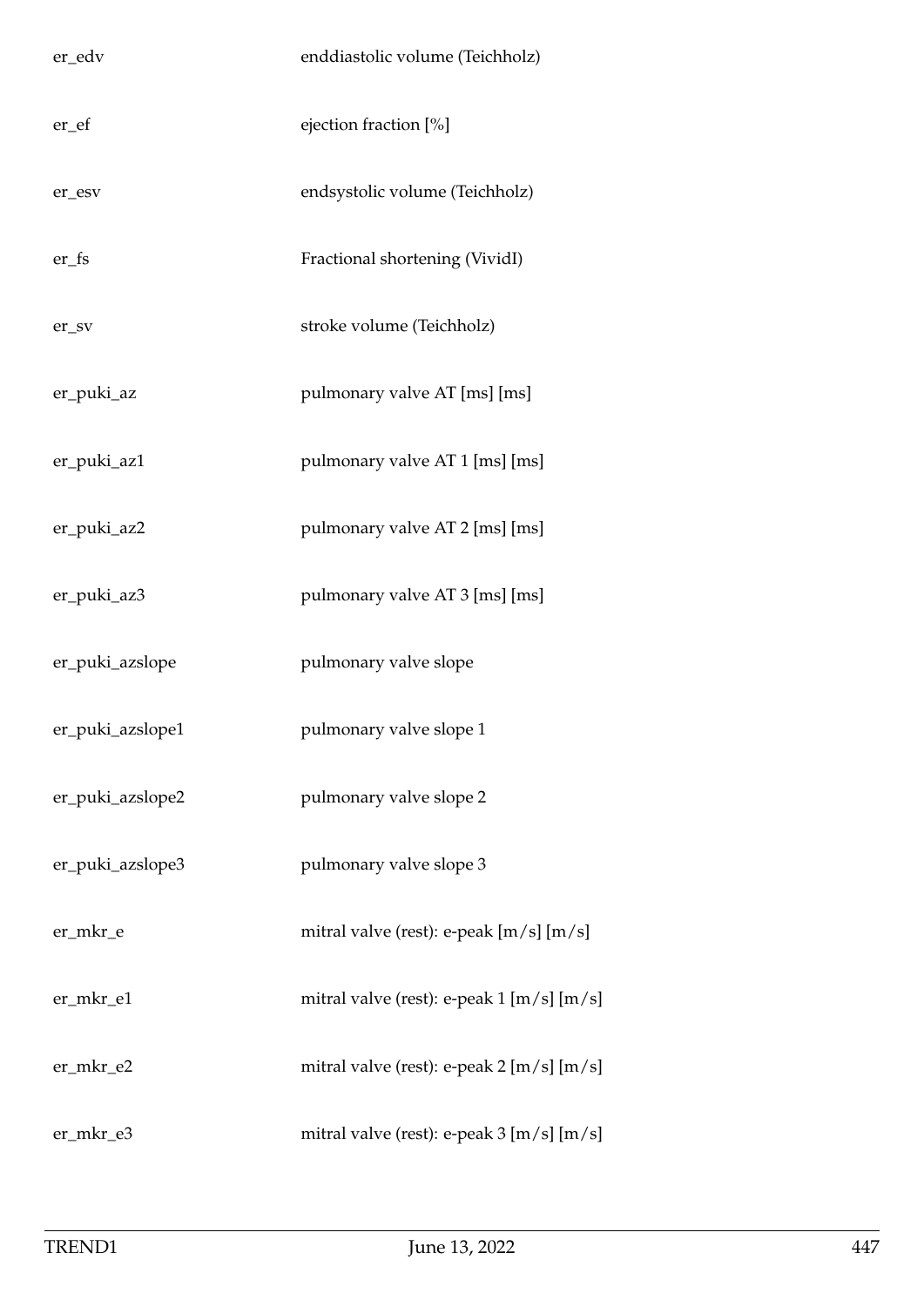| | |
|---|---|
| er_edv | enddiastolic volume (Teichholz) |
| er_ef | ejection fraction [%] |
| er_esv | endsystolic volume (Teichholz) |
| er_fs | Fractional shortening (VividI) |
| er_sv | stroke volume (Teichholz) |
| er_puki_az | pulmonary valve AT [ms] [ms] |
| er_puki_az1 | pulmonary valve AT 1 [ms] [ms] |
| er_puki_az2 | pulmonary valve AT 2 [ms] [ms] |
| er_puki_az3 | pulmonary valve AT 3 [ms] [ms] |
| er_puki_azslope | pulmonary valve slope |
| er_puki_azslope1 | pulmonary valve slope 1 |
| er_puki_azslope2 | pulmonary valve slope 2 |
| er_puki_azslope3 | pulmonary valve slope 3 |
| er_mkr_e | mitral valve (rest): e-peak [m/s] [m/s] |
| er_mkr_e1 | mitral valve (rest): e-peak 1 [m/s] [m/s] |
| er_mkr_e2 | mitral valve (rest): e-peak 2 [m/s] [m/s] |
| er_mkr_e3 | mitral valve (rest): e-peak 3 [m/s] [m/s] |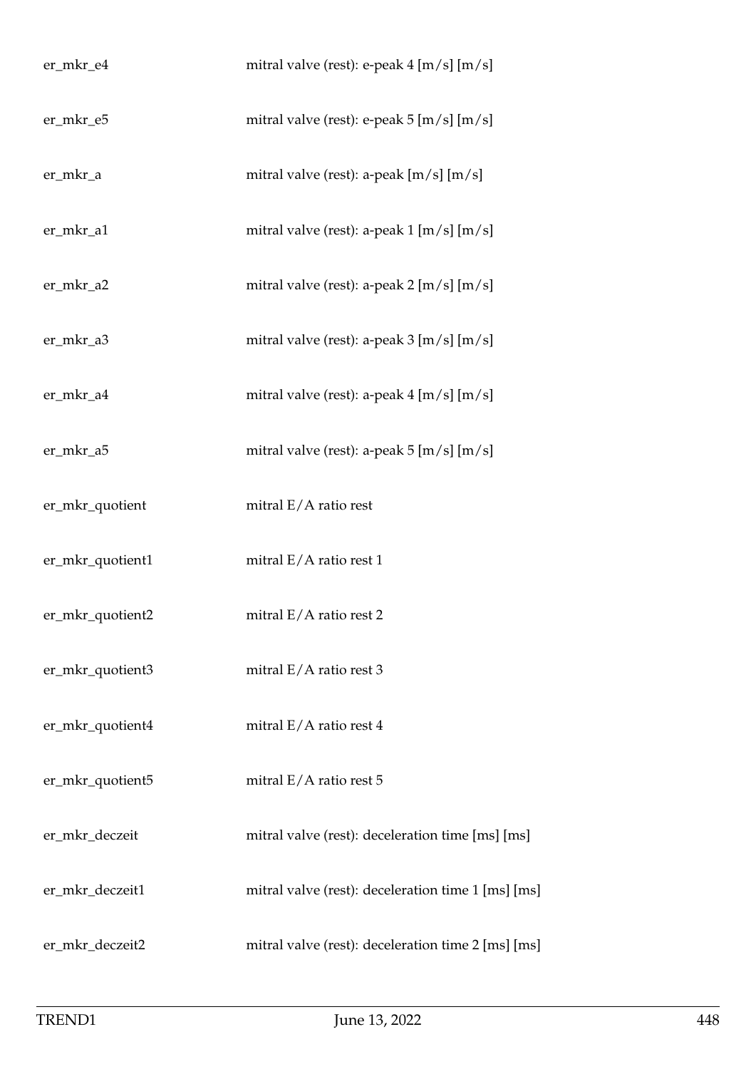| | |
|---|---|
| er_mkr_e4 | mitral valve (rest): e-peak 4 [m/s] [m/s] |
| er_mkr_e5 | mitral valve (rest): e-peak 5 [m/s] [m/s] |
| er_mkr_a | mitral valve (rest): a-peak [m/s] [m/s] |
| er_mkr_a1 | mitral valve (rest): a-peak 1 [m/s] [m/s] |
| er_mkr_a2 | mitral valve (rest): a-peak 2 [m/s] [m/s] |
| er_mkr_a3 | mitral valve (rest): a-peak 3 [m/s] [m/s] |
| er_mkr_a4 | mitral valve (rest): a-peak 4 [m/s] [m/s] |
| er_mkr_a5 | mitral valve (rest): a-peak 5 [m/s] [m/s] |
| er_mkr_quotient | mitral E/A ratio rest |
| er_mkr_quotient1 | mitral E/A ratio rest 1 |
| er_mkr_quotient2 | mitral E/A ratio rest 2 |
| er_mkr_quotient3 | mitral E/A ratio rest 3 |
| er_mkr_quotient4 | mitral E/A ratio rest 4 |
| er_mkr_quotient5 | mitral E/A ratio rest 5 |
| er_mkr_deczeit | mitral valve (rest): deceleration time [ms] [ms] |
| er_mkr_deczeit1 | mitral valve (rest): deceleration time 1 [ms] [ms] |
| er_mkr_deczeit2 | mitral valve (rest): deceleration time 2 [ms] [ms] |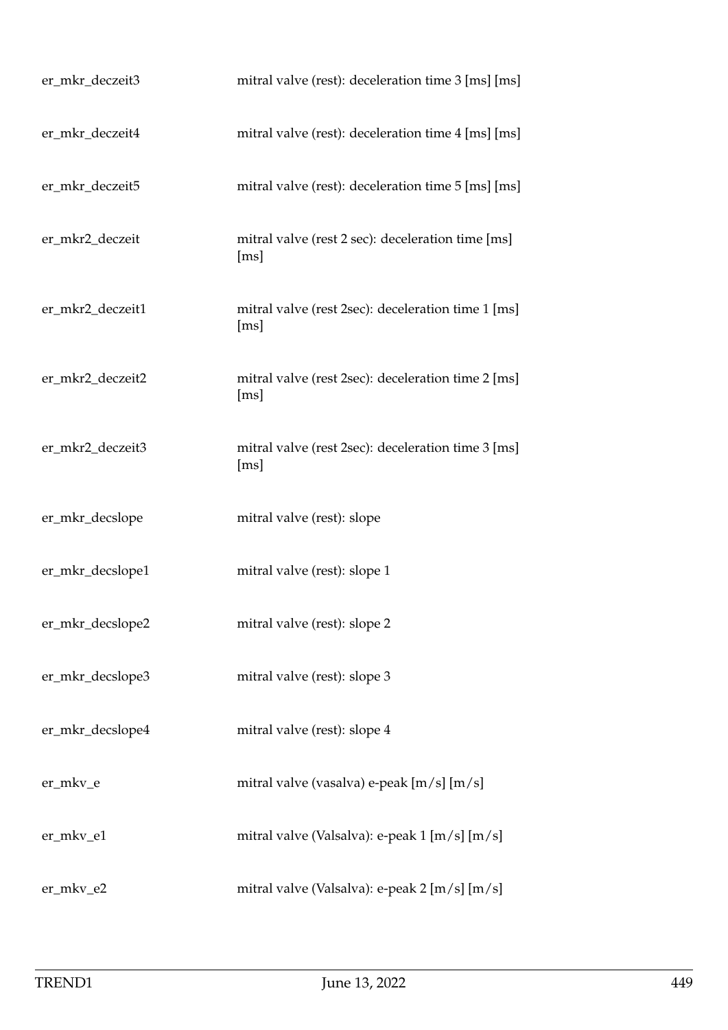| | |
|---|---|
| er_mkr_deczeit3 | mitral valve (rest): deceleration time 3 [ms] [ms] |
| er_mkr_deczeit4 | mitral valve (rest): deceleration time 4 [ms] [ms] |
| er_mkr_deczeit5 | mitral valve (rest): deceleration time 5 [ms] [ms] |
| er_mkr2_deczeit | mitral valve (rest 2 sec): deceleration time [ms] [ms] |
| er_mkr2_deczeit1 | mitral valve (rest 2sec): deceleration time 1 [ms] [ms] |
| er_mkr2_deczeit2 | mitral valve (rest 2sec): deceleration time 2 [ms] [ms] |
| er_mkr2_deczeit3 | mitral valve (rest 2sec): deceleration time 3 [ms] [ms] |
| er_mkr_decslope | mitral valve (rest): slope |
| er_mkr_decslope1 | mitral valve (rest): slope 1 |
| er_mkr_decslope2 | mitral valve (rest): slope 2 |
| er_mkr_decslope3 | mitral valve (rest): slope 3 |
| er_mkr_decslope4 | mitral valve (rest): slope 4 |
| er_mkv_e | mitral valve (vasalva) e-peak [m/s] [m/s] |
| er_mkv_e1 | mitral valve (Valsalva): e-peak 1 [m/s] [m/s] |
| er_mkv_e2 | mitral valve (Valsalva): e-peak 2 [m/s] [m/s] |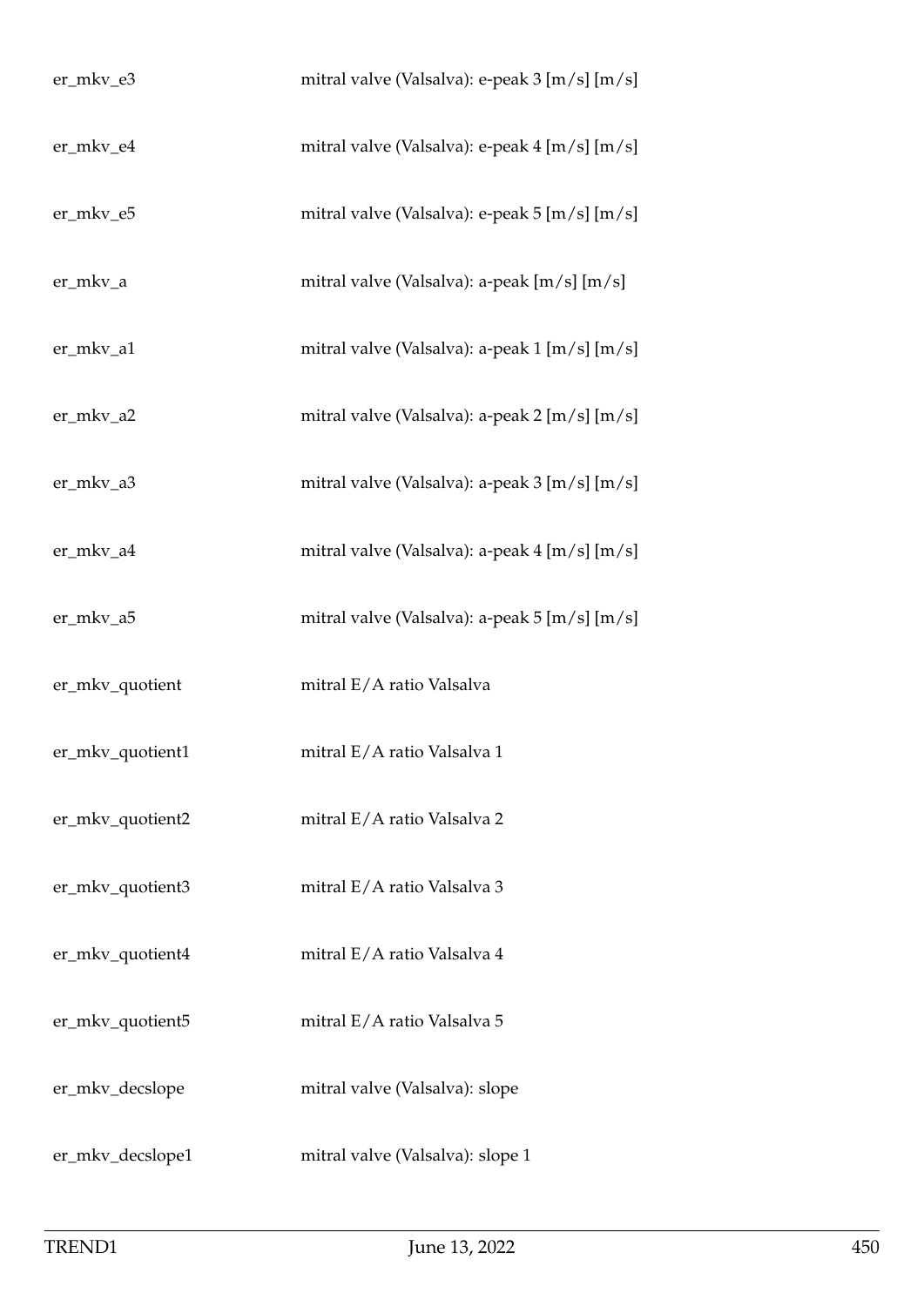| | |
|---|---|
| er_mkv_e3 | mitral valve (Valsalva): e-peak 3 [m/s] [m/s] |
| er_mkv_e4 | mitral valve (Valsalva): e-peak 4 [m/s] [m/s] |
| er_mkv_e5 | mitral valve (Valsalva): e-peak 5 [m/s] [m/s] |
| er_mkv_a | mitral valve (Valsalva): a-peak [m/s] [m/s] |
| er_mkv_a1 | mitral valve (Valsalva): a-peak 1 [m/s] [m/s] |
| er_mkv_a2 | mitral valve (Valsalva): a-peak 2 [m/s] [m/s] |
| er_mkv_a3 | mitral valve (Valsalva): a-peak 3 [m/s] [m/s] |
| er_mkv_a4 | mitral valve (Valsalva): a-peak 4 [m/s] [m/s] |
| er_mkv_a5 | mitral valve (Valsalva): a-peak 5 [m/s] [m/s] |
| er_mkv_quotient | mitral E/A ratio Valsalva |
| er_mkv_quotient1 | mitral E/A ratio Valsalva 1 |
| er_mkv_quotient2 | mitral E/A ratio Valsalva 2 |
| er_mkv_quotient3 | mitral E/A ratio Valsalva 3 |
| er_mkv_quotient4 | mitral E/A ratio Valsalva 4 |
| er_mkv_quotient5 | mitral E/A ratio Valsalva 5 |
| er_mkv_decslope | mitral valve (Valsalva): slope |
| er_mkv_decslope1 | mitral valve (Valsalva): slope 1 |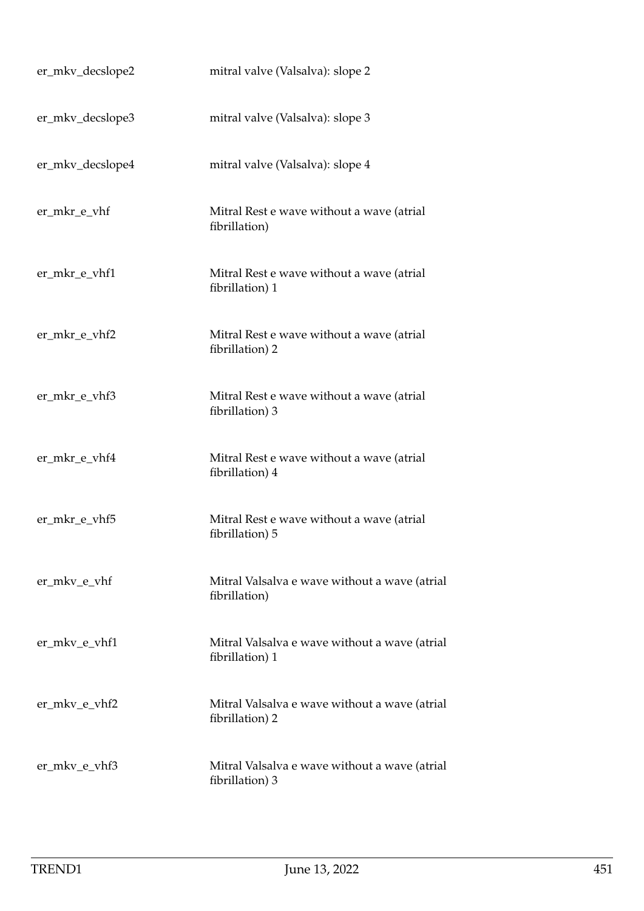| | |
|---|---|
| er_mkv_decslope2 | mitral valve (Valsalva): slope 2 |
| er_mkv_decslope3 | mitral valve (Valsalva): slope 3 |
| er_mkv_decslope4 | mitral valve (Valsalva): slope 4 |
| er_mkr_e_vhf | Mitral Rest e wave without a wave (atrial fibrillation) |
| er_mkr_e_vhf1 | Mitral Rest e wave without a wave (atrial fibrillation) 1 |
| er_mkr_e_vhf2 | Mitral Rest e wave without a wave (atrial fibrillation) 2 |
| er_mkr_e_vhf3 | Mitral Rest e wave without a wave (atrial fibrillation) 3 |
| er_mkr_e_vhf4 | Mitral Rest e wave without a wave (atrial fibrillation) 4 |
| er_mkr_e_vhf5 | Mitral Rest e wave without a wave (atrial fibrillation) 5 |
| er_mkv_e_vhf | Mitral Valsalva e wave without a wave (atrial fibrillation) |
| er_mkv_e_vhf1 | Mitral Valsalva e wave without a wave (atrial fibrillation) 1 |
| er_mkv_e_vhf2 | Mitral Valsalva e wave without a wave (atrial fibrillation) 2 |
| er_mkv_e_vhf3 | Mitral Valsalva e wave without a wave (atrial fibrillation) 3 |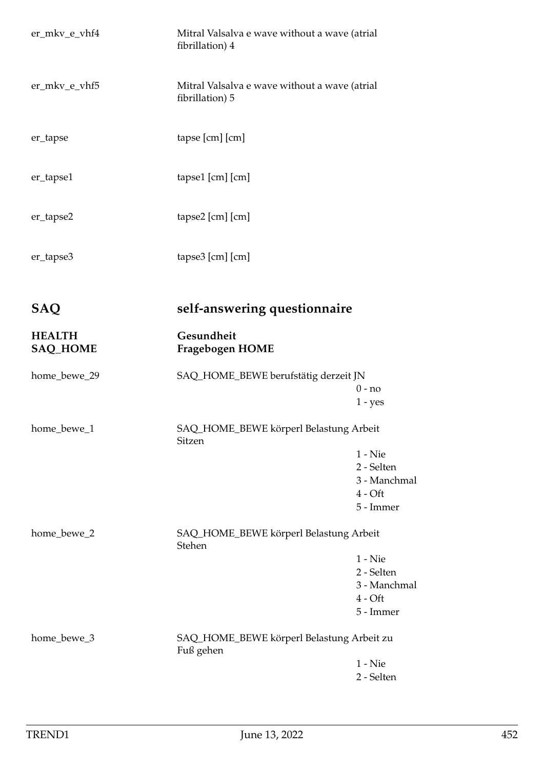er_mkv_e_vhf4 — Mitral Valsalva e wave without a wave (atrial fibrillation) 4

er_mkv_e_vhf5 — Mitral Valsalva e wave without a wave (atrial fibrillation) 5

er_tapse — tapse [cm] [cm]

er_tapse1 — tapse1 [cm] [cm]

er_tapse2 — tapse2 [cm] [cm]

er_tapse3 — tapse3 [cm] [cm]

# SAQ — self-answering questionnaire

## HEALTH — Gesundheit
## SAQ_HOME — Fragebogen HOME

home_bewe_29 — SAQ_HOME_BEWE berufstätig derzeit JN

- 0 - no
- 1 - yes

home_bewe_1 — SAQ_HOME_BEWE körperl Belastung Arbeit Sitzen

- 1 - Nie
- 2 - Selten
- 3 - Manchmal
- 4 - Oft
- 5 - Immer

home_bewe_2 — SAQ_HOME_BEWE körperl Belastung Arbeit Stehen

- 1 - Nie
- 2 - Selten
- 3 - Manchmal
- 4 - Oft
- 5 - Immer

home_bewe_3 — SAQ_HOME_BEWE körperl Belastung Arbeit zu Fuß gehen

- 1 - Nie
- 2 - Selten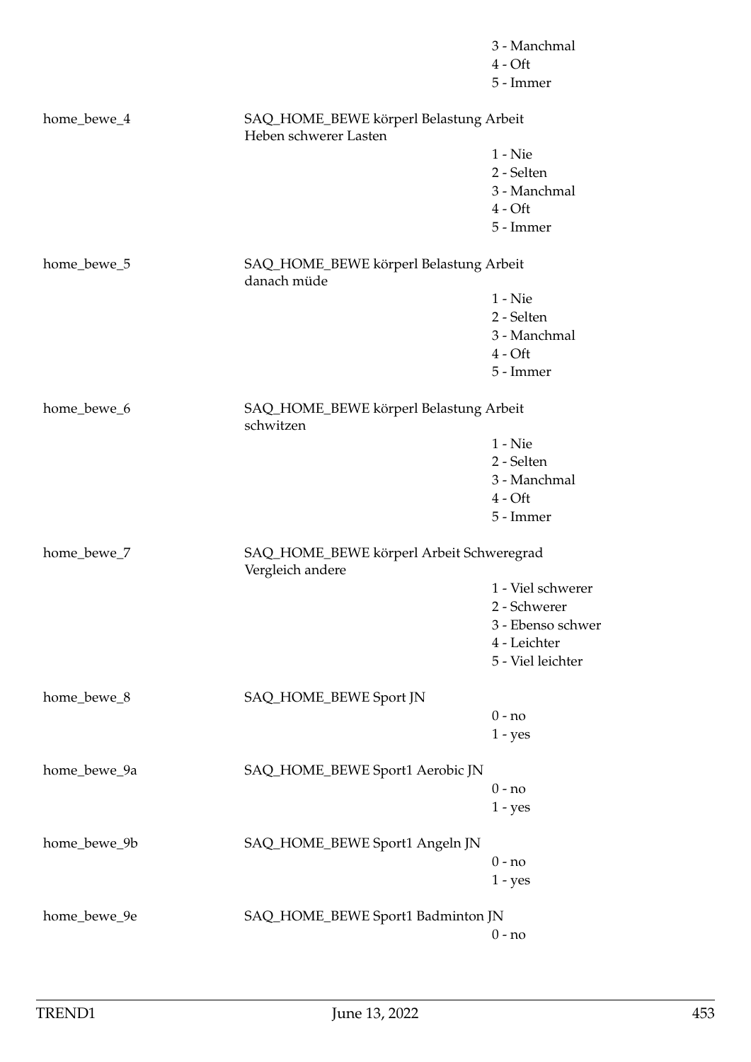| | | |
|---|---|---|
| | | 3 - Manchmal |
| | | 4 - Oft |
| | | 5 - Immer |
| home_bewe_4 | SAQ_HOME_BEWE körperl Belastung Arbeit Heben schwerer Lasten | |
| | | 1 - Nie |
| | | 2 - Selten |
| | | 3 - Manchmal |
| | | 4 - Oft |
| | | 5 - Immer |
| home_bewe_5 | SAQ_HOME_BEWE körperl Belastung Arbeit danach müde | |
| | | 1 - Nie |
| | | 2 - Selten |
| | | 3 - Manchmal |
| | | 4 - Oft |
| | | 5 - Immer |
| home_bewe_6 | SAQ_HOME_BEWE körperl Belastung Arbeit schwitzen | |
| | | 1 - Nie |
| | | 2 - Selten |
| | | 3 - Manchmal |
| | | 4 - Oft |
| | | 5 - Immer |
| home_bewe_7 | SAQ_HOME_BEWE körperl Arbeit Schweregrad Vergleich andere | |
| | | 1 - Viel schwerer |
| | | 2 - Schwerer |
| | | 3 - Ebenso schwer |
| | | 4 - Leichter |
| | | 5 - Viel leichter |
| home_bewe_8 | SAQ_HOME_BEWE Sport JN | |
| | | 0 - no |
| | | 1 - yes |
| home_bewe_9a | SAQ_HOME_BEWE Sport1 Aerobic JN | |
| | | 0 - no |
| | | 1 - yes |
| home_bewe_9b | SAQ_HOME_BEWE Sport1 Angeln JN | |
| | | 0 - no |
| | | 1 - yes |
| home_bewe_9e | SAQ_HOME_BEWE Sport1 Badminton JN | |
| | | 0 - no |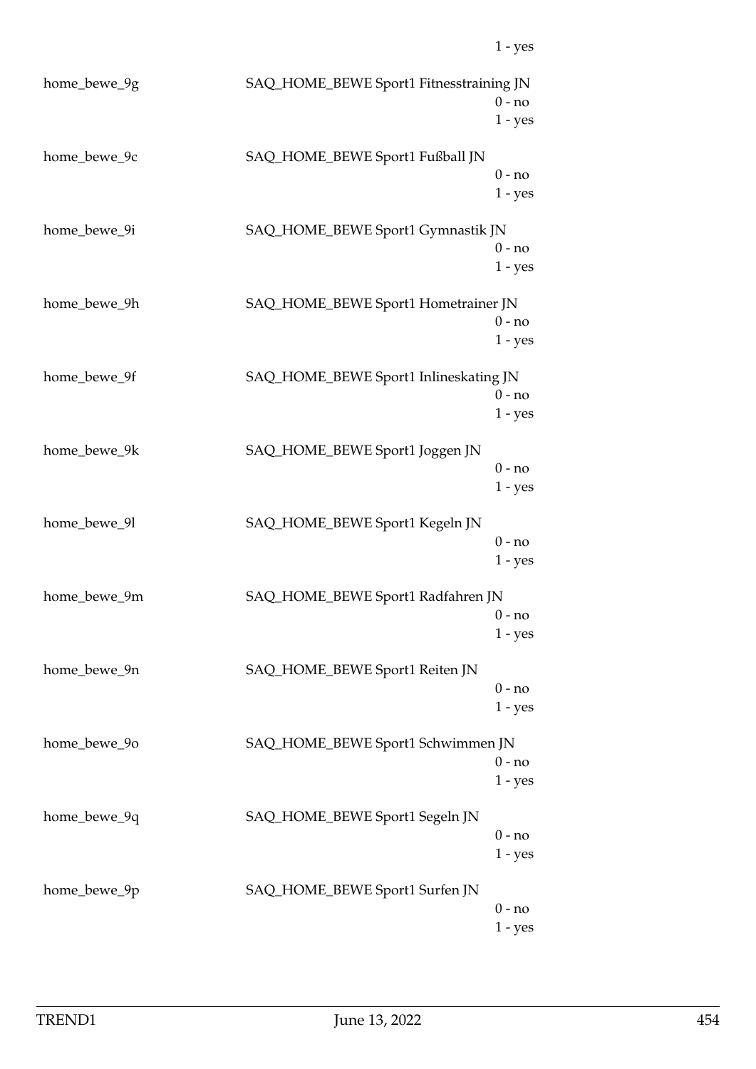1 - yes

home_bewe_9g SAQ_HOME_BEWE Sport1 Fitnesstraining JN
0 - no
1 - yes

home_bewe_9c SAQ_HOME_BEWE Sport1 Fußball JN
0 - no
1 - yes

home_bewe_9i SAQ_HOME_BEWE Sport1 Gymnastik JN
0 - no
1 - yes

home_bewe_9h SAQ_HOME_BEWE Sport1 Hometrainer JN
0 - no
1 - yes

home_bewe_9f SAQ_HOME_BEWE Sport1 Inlineskating JN
0 - no
1 - yes

home_bewe_9k SAQ_HOME_BEWE Sport1 Joggen JN
0 - no
1 - yes

home_bewe_9l SAQ_HOME_BEWE Sport1 Kegeln JN
0 - no
1 - yes

home_bewe_9m SAQ_HOME_BEWE Sport1 Radfahren JN
0 - no
1 - yes

home_bewe_9n SAQ_HOME_BEWE Sport1 Reiten JN
0 - no
1 - yes

home_bewe_9o SAQ_HOME_BEWE Sport1 Schwimmen JN
0 - no
1 - yes

home_bewe_9q SAQ_HOME_BEWE Sport1 Segeln JN
0 - no
1 - yes

home_bewe_9p SAQ_HOME_BEWE Sport1 Surfen JN
0 - no
1 - yes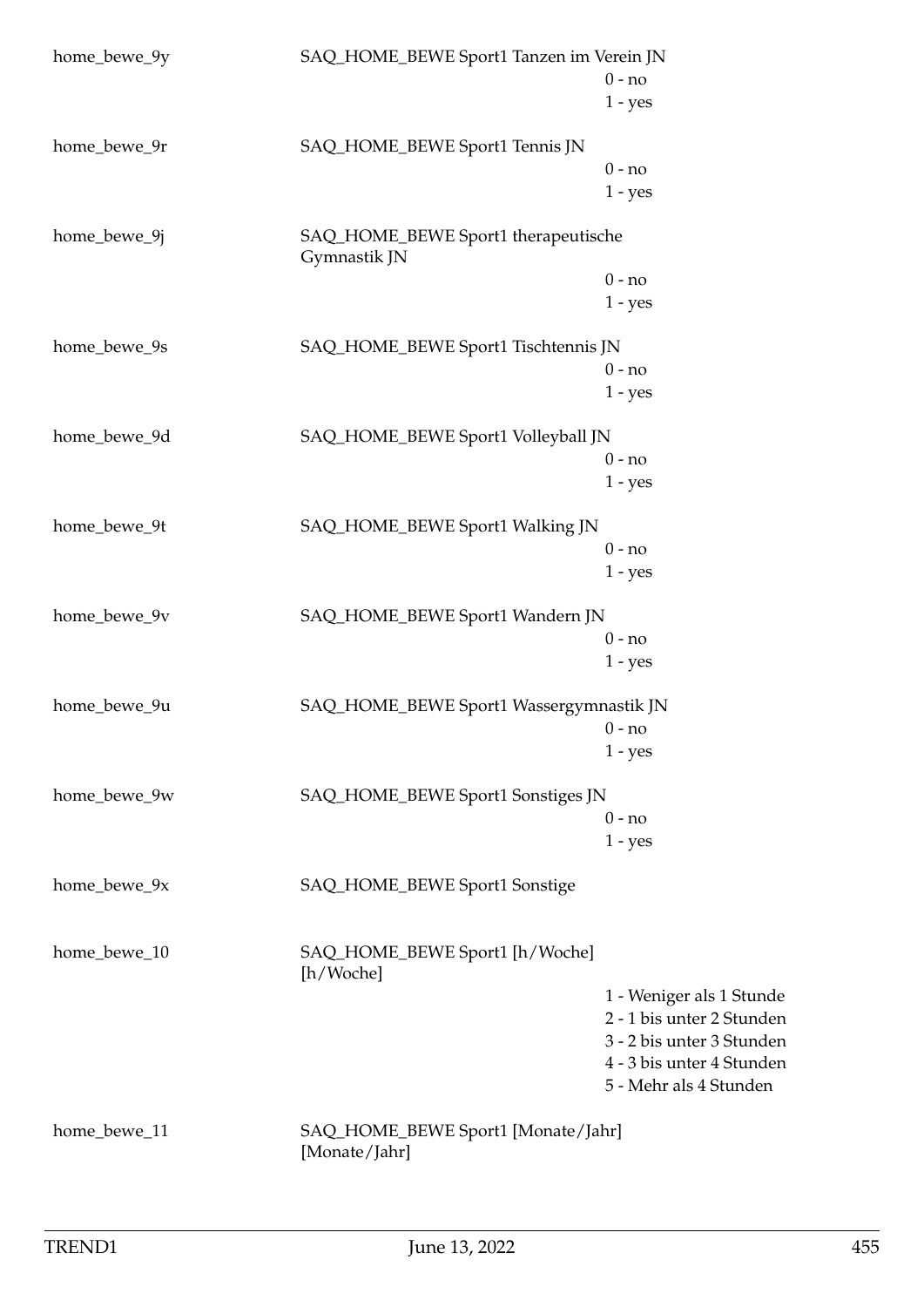home_bewe_9y SAQ_HOME_BEWE Sport1 Tanzen im Verein JN

0 - no
1 - yes

home_bewe_9r SAQ_HOME_BEWE Sport1 Tennis JN

0 - no
1 - yes

home_bewe_9j SAQ_HOME_BEWE Sport1 therapeutische Gymnastik JN

0 - no
1 - yes

home_bewe_9s SAQ_HOME_BEWE Sport1 Tischtennis JN

0 - no
1 - yes

home_bewe_9d SAQ_HOME_BEWE Sport1 Volleyball JN

0 - no
1 - yes

home_bewe_9t SAQ_HOME_BEWE Sport1 Walking JN

0 - no
1 - yes

home_bewe_9v SAQ_HOME_BEWE Sport1 Wandern JN

0 - no
1 - yes

home_bewe_9u SAQ_HOME_BEWE Sport1 Wassergymnastik JN

0 - no
1 - yes

home_bewe_9w SAQ_HOME_BEWE Sport1 Sonstiges JN

0 - no
1 - yes

home_bewe_9x SAQ_HOME_BEWE Sport1 Sonstige

home_bewe_10 SAQ_HOME_BEWE Sport1 [h/Woche] [h/Woche]

1 - Weniger als 1 Stunde
2 - 1 bis unter 2 Stunden
3 - 2 bis unter 3 Stunden
4 - 3 bis unter 4 Stunden
5 - Mehr als 4 Stunden

home_bewe_11 SAQ_HOME_BEWE Sport1 [Monate/Jahr] [Monate/Jahr]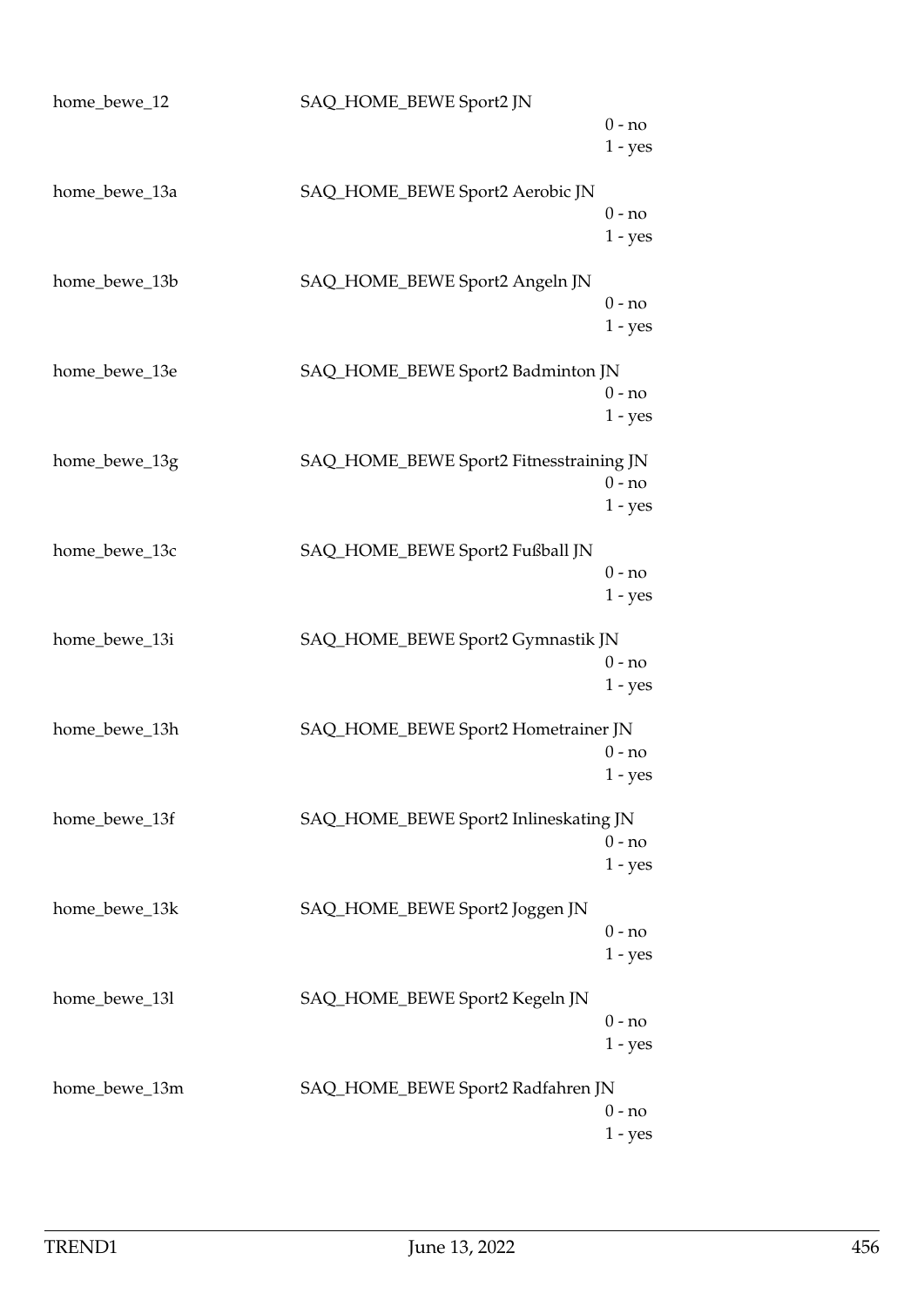home_bewe_12 SAQ_HOME_BEWE Sport2 JN

0 - no
1 - yes

home_bewe_13a SAQ_HOME_BEWE Sport2 Aerobic JN

0 - no
1 - yes

home_bewe_13b SAQ_HOME_BEWE Sport2 Angeln JN

0 - no
1 - yes

home_bewe_13e SAQ_HOME_BEWE Sport2 Badminton JN

0 - no
1 - yes

home_bewe_13g SAQ_HOME_BEWE Sport2 Fitnesstraining JN

0 - no
1 - yes

home_bewe_13c SAQ_HOME_BEWE Sport2 Fußball JN

0 - no
1 - yes

home_bewe_13i SAQ_HOME_BEWE Sport2 Gymnastik JN

0 - no
1 - yes

home_bewe_13h SAQ_HOME_BEWE Sport2 Hometrainer JN

0 - no
1 - yes

home_bewe_13f SAQ_HOME_BEWE Sport2 Inlineskating JN

0 - no
1 - yes

home_bewe_13k SAQ_HOME_BEWE Sport2 Joggen JN

0 - no
1 - yes

home_bewe_13l SAQ_HOME_BEWE Sport2 Kegeln JN

0 - no
1 - yes

home_bewe_13m SAQ_HOME_BEWE Sport2 Radfahren JN

0 - no
1 - yes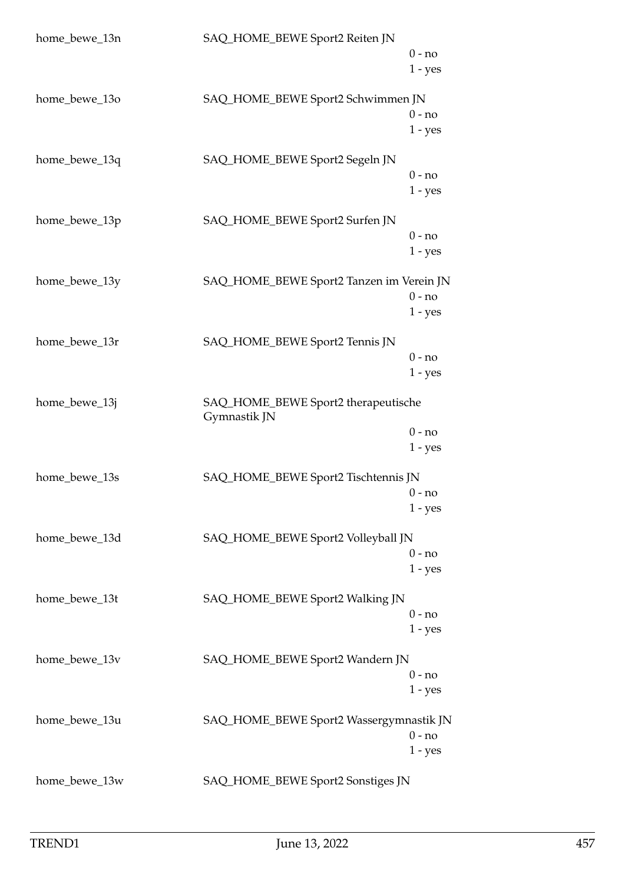home_bewe_13n SAQ_HOME_BEWE Sport2 Reiten JN

0 - no
1 - yes

home_bewe_13o SAQ_HOME_BEWE Sport2 Schwimmen JN

0 - no
1 - yes

home_bewe_13q SAQ_HOME_BEWE Sport2 Segeln JN

0 - no
1 - yes

home_bewe_13p SAQ_HOME_BEWE Sport2 Surfen JN

0 - no
1 - yes

home_bewe_13y SAQ_HOME_BEWE Sport2 Tanzen im Verein JN

0 - no
1 - yes

home_bewe_13r SAQ_HOME_BEWE Sport2 Tennis JN

0 - no
1 - yes

home_bewe_13j SAQ_HOME_BEWE Sport2 therapeutische Gymnastik JN

0 - no
1 - yes

home_bewe_13s SAQ_HOME_BEWE Sport2 Tischtennis JN

0 - no
1 - yes

home_bewe_13d SAQ_HOME_BEWE Sport2 Volleyball JN

0 - no
1 - yes

home_bewe_13t SAQ_HOME_BEWE Sport2 Walking JN

0 - no
1 - yes

home_bewe_13v SAQ_HOME_BEWE Sport2 Wandern JN

0 - no
1 - yes

home_bewe_13u SAQ_HOME_BEWE Sport2 Wassergymnastik JN

0 - no
1 - yes

home_bewe_13w SAQ_HOME_BEWE Sport2 Sonstiges JN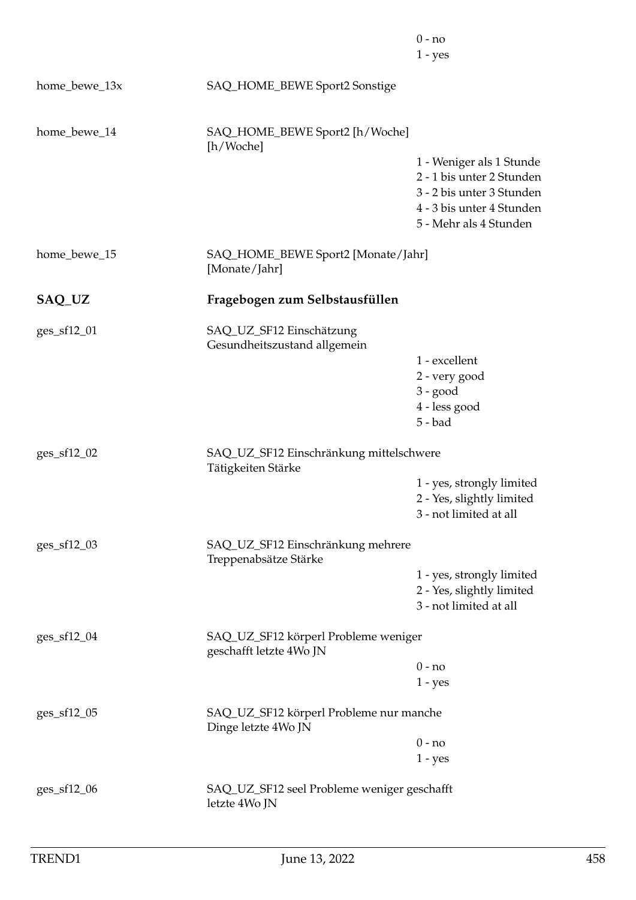| | | |
|---|---|---|
| | | 0 - no |
| | | 1 - yes |
| home_bewe_13x | SAQ_HOME_BEWE Sport2 Sonstige | |
| home_bewe_14 | SAQ_HOME_BEWE Sport2 [h/Woche] [h/Woche] | |
| | | 1 - Weniger als 1 Stunde |
| | | 2 - 1 bis unter 2 Stunden |
| | | 3 - 2 bis unter 3 Stunden |
| | | 4 - 3 bis unter 4 Stunden |
| | | 5 - Mehr als 4 Stunden |
| home_bewe_15 | SAQ_HOME_BEWE Sport2 [Monate/Jahr] [Monate/Jahr] | |

## SAQ_UZ — Fragebogen zum Selbstausfüllen

| | | |
|---|---|---|
| ges_sf12_01 | SAQ_UZ_SF12 Einschätzung Gesundheitszustand allgemein | |
| | | 1 - excellent |
| | | 2 - very good |
| | | 3 - good |
| | | 4 - less good |
| | | 5 - bad |
| ges_sf12_02 | SAQ_UZ_SF12 Einschränkung mittelschwere Tätigkeiten Stärke | |
| | | 1 - yes, strongly limited |
| | | 2 - Yes, slightly limited |
| | | 3 - not limited at all |
| ges_sf12_03 | SAQ_UZ_SF12 Einschränkung mehrere Treppenabsätze Stärke | |
| | | 1 - yes, strongly limited |
| | | 2 - Yes, slightly limited |
| | | 3 - not limited at all |
| ges_sf12_04 | SAQ_UZ_SF12 körperl Probleme weniger geschafft letzte 4Wo JN | |
| | | 0 - no |
| | | 1 - yes |
| ges_sf12_05 | SAQ_UZ_SF12 körperl Probleme nur manche Dinge letzte 4Wo JN | |
| | | 0 - no |
| | | 1 - yes |
| ges_sf12_06 | SAQ_UZ_SF12 seel Probleme weniger geschafft letzte 4Wo JN | |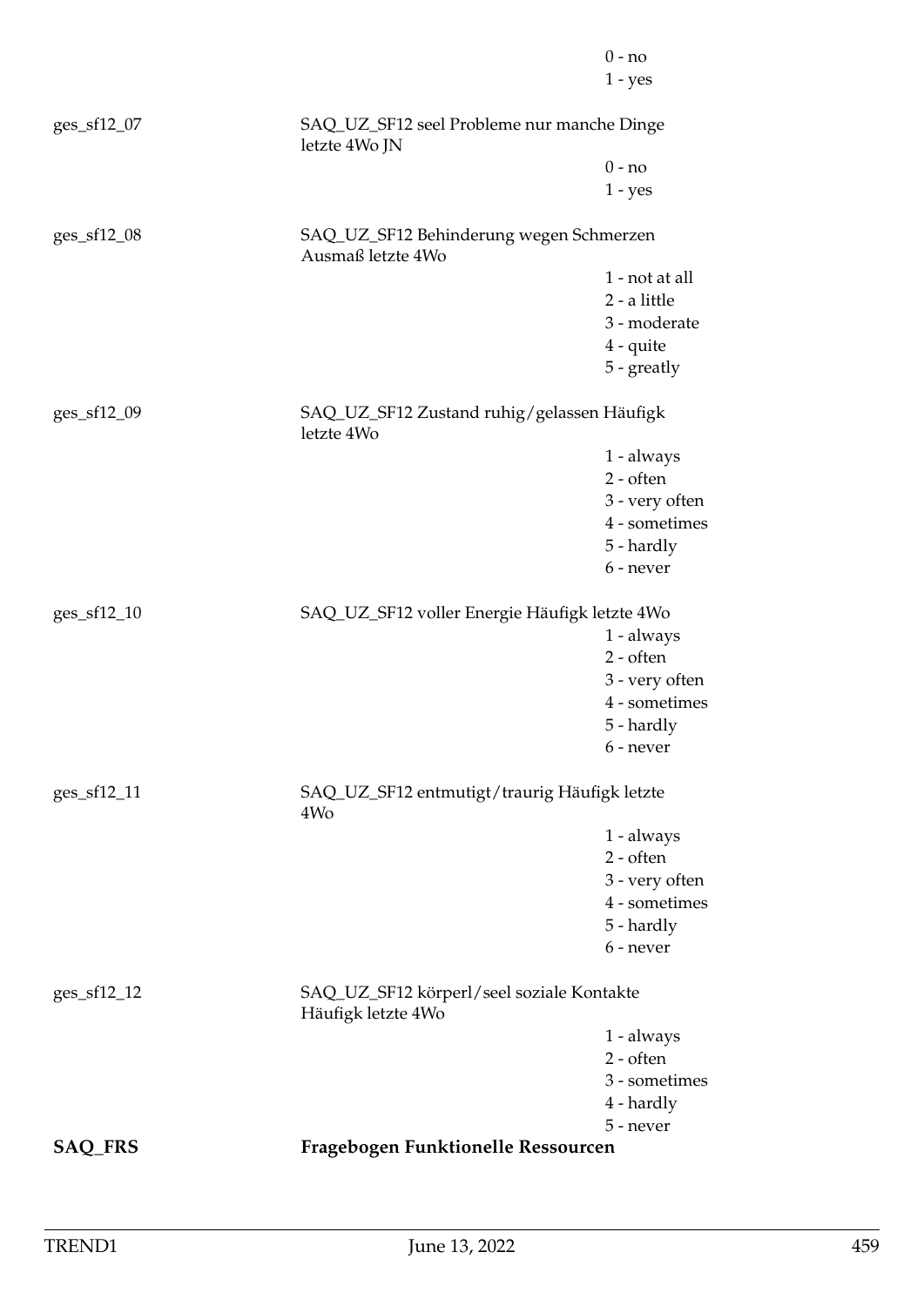0 - no
1 - yes

ges_sf12_07 SAQ_UZ_SF12 seel Probleme nur manche Dinge letzte 4Wo JN

0 - no
1 - yes

ges_sf12_08 SAQ_UZ_SF12 Behinderung wegen Schmerzen Ausmaß letzte 4Wo

1 - not at all
2 - a little
3 - moderate
4 - quite
5 - greatly

ges_sf12_09 SAQ_UZ_SF12 Zustand ruhig/gelassen Häufigk letzte 4Wo

1 - always
2 - often
3 - very often
4 - sometimes
5 - hardly
6 - never

ges_sf12_10 SAQ_UZ_SF12 voller Energie Häufigk letzte 4Wo

1 - always
2 - often
3 - very often
4 - sometimes
5 - hardly
6 - never

ges_sf12_11 SAQ_UZ_SF12 entmutigt/traurig Häufigk letzte 4Wo

1 - always
2 - often
3 - very often
4 - sometimes
5 - hardly
6 - never

ges_sf12_12 SAQ_UZ_SF12 körperl/seel soziale Kontakte Häufigk letzte 4Wo

1 - always
2 - often
3 - sometimes
4 - hardly
5 - never

**SAQ_FRS** **Fragebogen Funktionelle Ressourcen**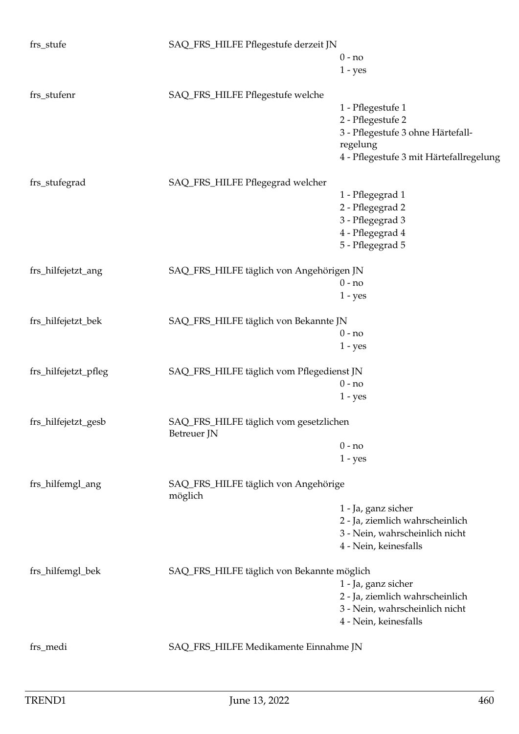| Variable | Label | Values |
|---|---|---|
| frs_stufe | SAQ_FRS_HILFE Pflegestufe derzeit JN | 0 - no<br>1 - yes |
| frs_stufenr | SAQ_FRS_HILFE Pflegestufe welche | 1 - Pflegestufe 1<br>2 - Pflegestufe 2<br>3 - Pflegestufe 3 ohne Härtefall-regelung<br>4 - Pflegestufe 3 mit Härtefallregelung |
| frs_stufegrad | SAQ_FRS_HILFE Pflegegrad welcher | 1 - Pflegegrad 1<br>2 - Pflegegrad 2<br>3 - Pflegegrad 3<br>4 - Pflegegrad 4<br>5 - Pflegegrad 5 |
| frs_hilfejetzt_ang | SAQ_FRS_HILFE täglich von Angehörigen JN | 0 - no<br>1 - yes |
| frs_hilfejetzt_bek | SAQ_FRS_HILFE täglich von Bekannte JN | 0 - no<br>1 - yes |
| frs_hilfejetzt_pfleg | SAQ_FRS_HILFE täglich vom Pflegedienst JN | 0 - no<br>1 - yes |
| frs_hilfejetzt_gesb | SAQ_FRS_HILFE täglich vom gesetzlichen Betreuer JN | 0 - no<br>1 - yes |
| frs_hilfemgl_ang | SAQ_FRS_HILFE täglich von Angehörige möglich | 1 - Ja, ganz sicher<br>2 - Ja, ziemlich wahrscheinlich<br>3 - Nein, wahrscheinlich nicht<br>4 - Nein, keinesfalls |
| frs_hilfemgl_bek | SAQ_FRS_HILFE täglich von Bekannte möglich | 1 - Ja, ganz sicher<br>2 - Ja, ziemlich wahrscheinlich<br>3 - Nein, wahrscheinlich nicht<br>4 - Nein, keinesfalls |
| frs_medi | SAQ_FRS_HILFE Medikamente Einnahme JN | |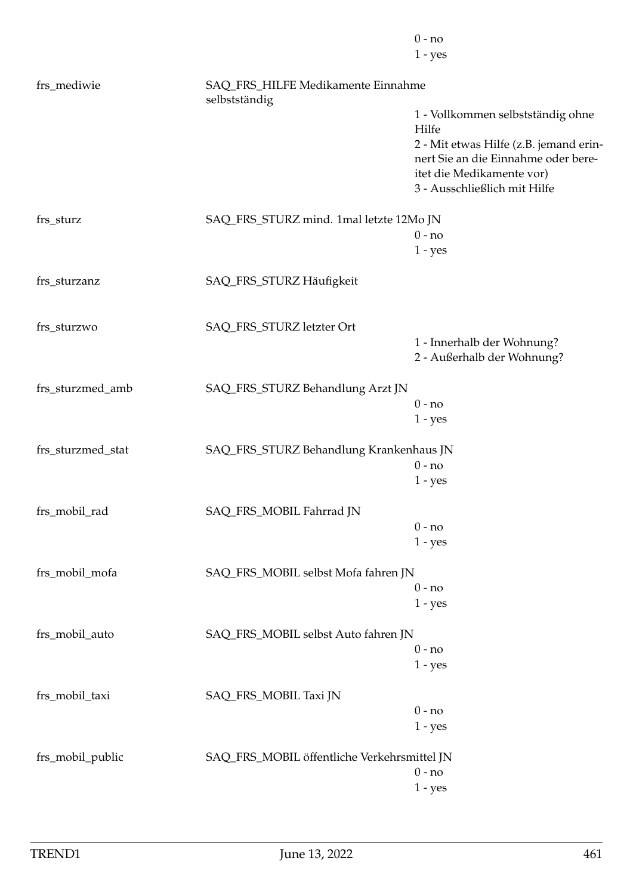| | | |
|---|---|---|
| | | 0 - no<br>1 - yes |
| frs_mediwie | SAQ_FRS_HILFE Medikamente Einnahme selbstständig | 1 - Vollkommen selbstständig ohne Hilfe<br>2 - Mit etwas Hilfe (z.B. jemand erinnert Sie an die Einnahme oder bereitet die Medikamente vor)<br>3 - Ausschließlich mit Hilfe |
| frs_sturz | SAQ_FRS_STURZ mind. 1mal letzte 12Mo JN | 0 - no<br>1 - yes |
| frs_sturzanz | SAQ_FRS_STURZ Häufigkeit | |
| frs_sturzwo | SAQ_FRS_STURZ letzter Ort | 1 - Innerhalb der Wohnung?<br>2 - Außerhalb der Wohnung? |
| frs_sturzmed_amb | SAQ_FRS_STURZ Behandlung Arzt JN | 0 - no<br>1 - yes |
| frs_sturzmed_stat | SAQ_FRS_STURZ Behandlung Krankenhaus JN | 0 - no<br>1 - yes |
| frs_mobil_rad | SAQ_FRS_MOBIL Fahrrad JN | 0 - no<br>1 - yes |
| frs_mobil_mofa | SAQ_FRS_MOBIL selbst Mofa fahren JN | 0 - no<br>1 - yes |
| frs_mobil_auto | SAQ_FRS_MOBIL selbst Auto fahren JN | 0 - no<br>1 - yes |
| frs_mobil_taxi | SAQ_FRS_MOBIL Taxi JN | 0 - no<br>1 - yes |
| frs_mobil_public | SAQ_FRS_MOBIL öffentliche Verkehrsmittel JN | 0 - no<br>1 - yes |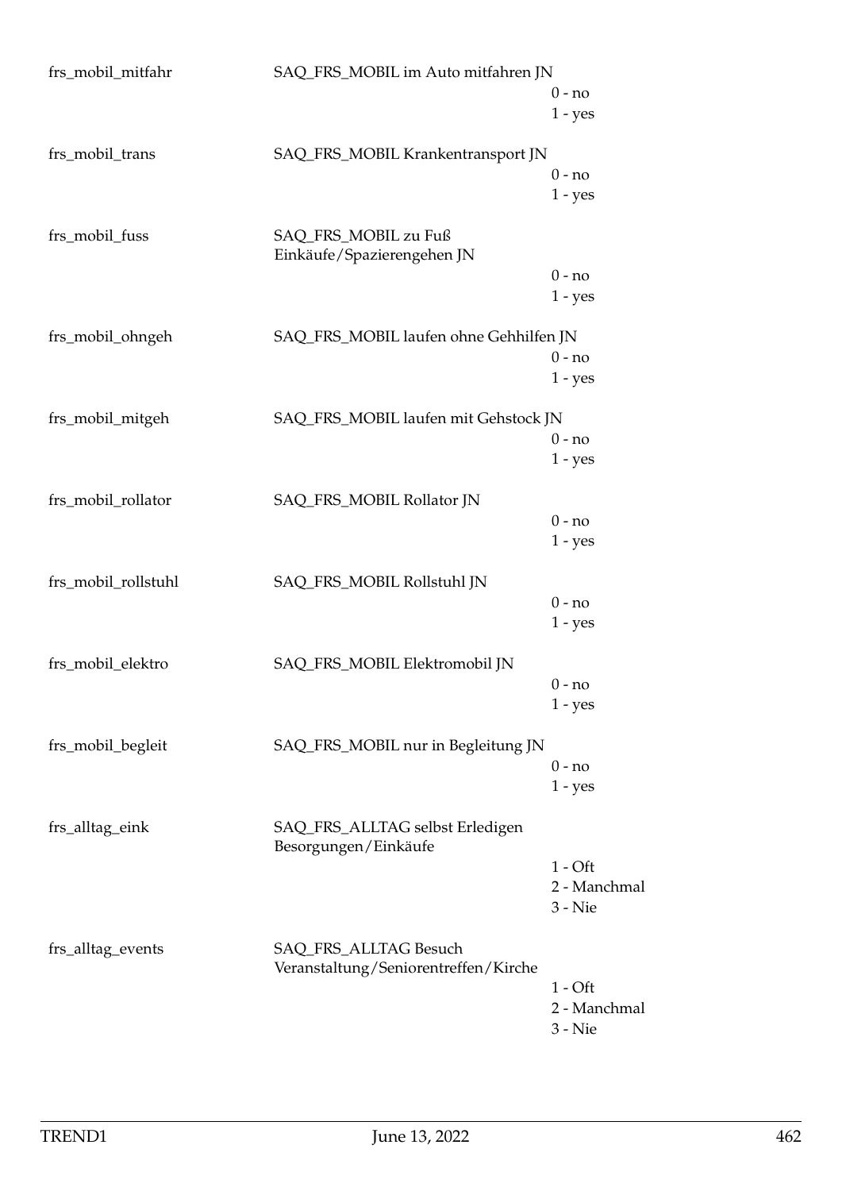| | | |
|---|---|---|
| frs_mobil_mitfahr | SAQ_FRS_MOBIL im Auto mitfahren JN | 0 - no<br>1 - yes |
| frs_mobil_trans | SAQ_FRS_MOBIL Krankentransport JN | 0 - no<br>1 - yes |
| frs_mobil_fuss | SAQ_FRS_MOBIL zu Fuß Einkäufe/Spazierengehen JN | 0 - no<br>1 - yes |
| frs_mobil_ohngeh | SAQ_FRS_MOBIL laufen ohne Gehhilfen JN | 0 - no<br>1 - yes |
| frs_mobil_mitgeh | SAQ_FRS_MOBIL laufen mit Gehstock JN | 0 - no<br>1 - yes |
| frs_mobil_rollator | SAQ_FRS_MOBIL Rollator JN | 0 - no<br>1 - yes |
| frs_mobil_rollstuhl | SAQ_FRS_MOBIL Rollstuhl JN | 0 - no<br>1 - yes |
| frs_mobil_elektro | SAQ_FRS_MOBIL Elektromobil JN | 0 - no<br>1 - yes |
| frs_mobil_begleit | SAQ_FRS_MOBIL nur in Begleitung JN | 0 - no<br>1 - yes |
| frs_alltag_eink | SAQ_FRS_ALLTAG selbst Erledigen Besorgungen/Einkäufe | 1 - Oft<br>2 - Manchmal<br>3 - Nie |
| frs_alltag_events | SAQ_FRS_ALLTAG Besuch Veranstaltung/Seniorentreffen/Kirche | 1 - Oft<br>2 - Manchmal<br>3 - Nie |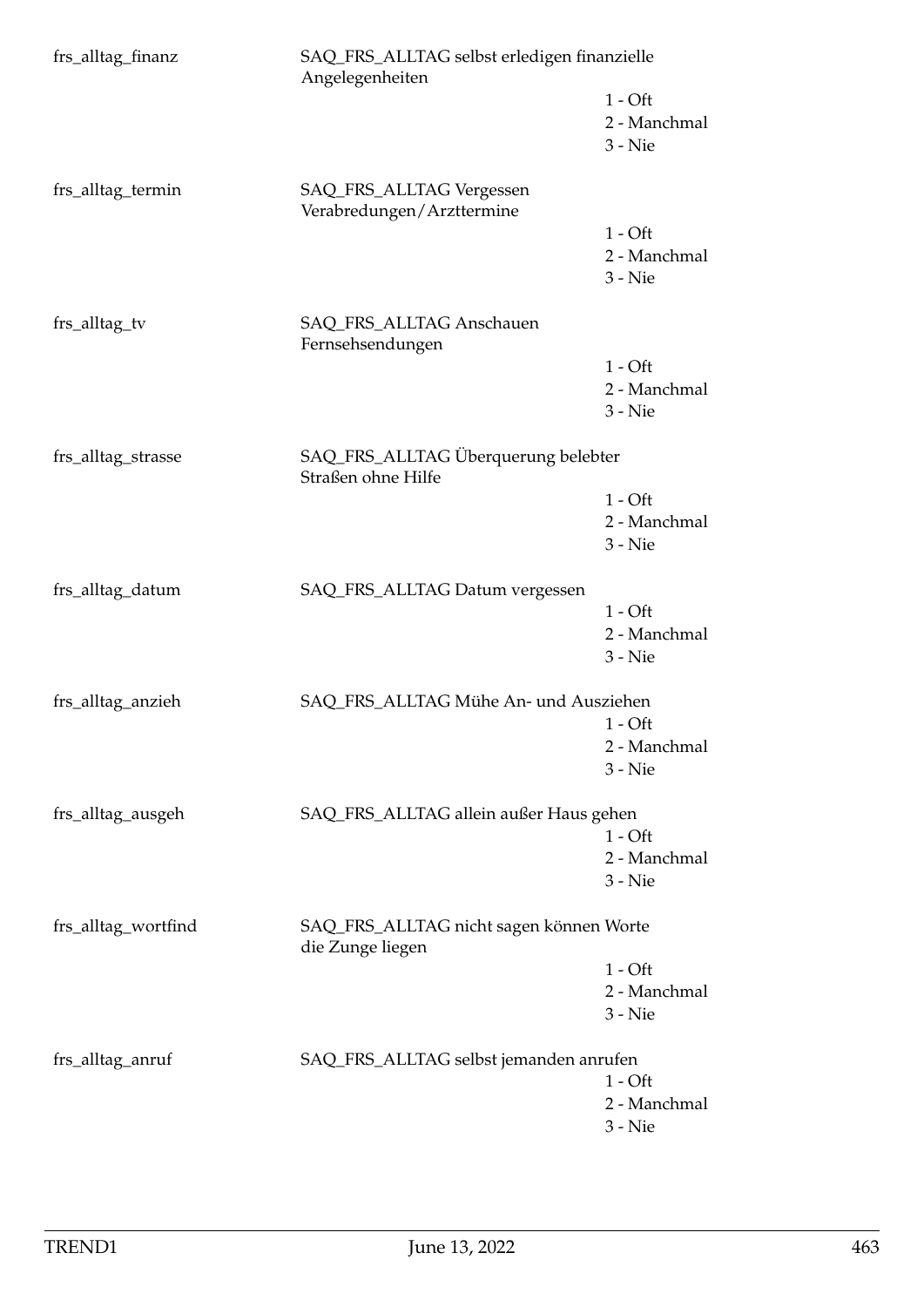frs_alltag_finanz — SAQ_FRS_ALLTAG selbst erledigen finanzielle Angelegenheiten

- 1 - Oft
- 2 - Manchmal
- 3 - Nie

frs_alltag_termin — SAQ_FRS_ALLTAG Vergessen Verabredungen/Arzttermine

- 1 - Oft
- 2 - Manchmal
- 3 - Nie

frs_alltag_tv — SAQ_FRS_ALLTAG Anschauen Fernsehsendungen

- 1 - Oft
- 2 - Manchmal
- 3 - Nie

frs_alltag_strasse — SAQ_FRS_ALLTAG Überquerung belebter Straßen ohne Hilfe

- 1 - Oft
- 2 - Manchmal
- 3 - Nie

frs_alltag_datum — SAQ_FRS_ALLTAG Datum vergessen

- 1 - Oft
- 2 - Manchmal
- 3 - Nie

frs_alltag_anzieh — SAQ_FRS_ALLTAG Mühe An- und Ausziehen

- 1 - Oft
- 2 - Manchmal
- 3 - Nie

frs_alltag_ausgeh — SAQ_FRS_ALLTAG allein außer Haus gehen

- 1 - Oft
- 2 - Manchmal
- 3 - Nie

frs_alltag_wortfind — SAQ_FRS_ALLTAG nicht sagen können Worte die Zunge liegen

- 1 - Oft
- 2 - Manchmal
- 3 - Nie

frs_alltag_anruf — SAQ_FRS_ALLTAG selbst jemanden anrufen

- 1 - Oft
- 2 - Manchmal
- 3 - Nie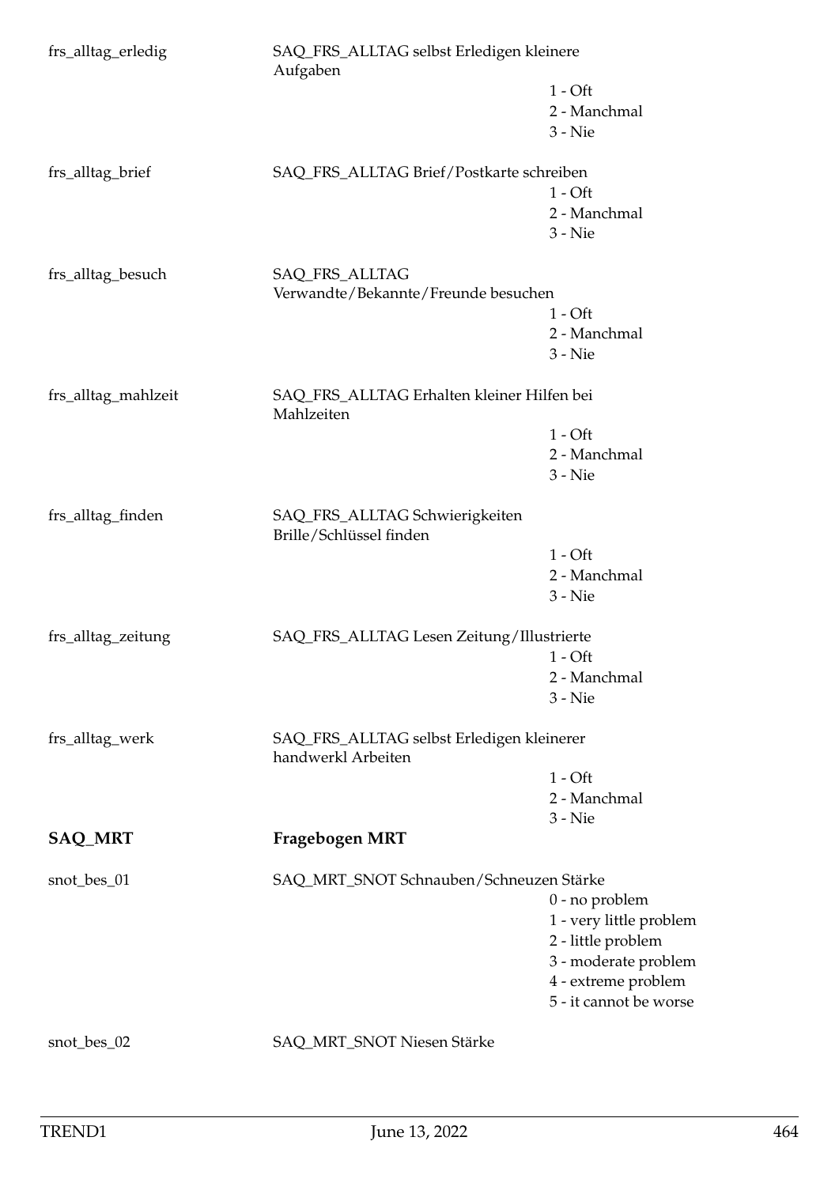frs_alltag_erledig | SAQ_FRS_ALLTAG selbst Erledigen kleinere Aufgaben
- 1 - Oft
- 2 - Manchmal
- 3 - Nie

frs_alltag_brief | SAQ_FRS_ALLTAG Brief/Postkarte schreiben
- 1 - Oft
- 2 - Manchmal
- 3 - Nie

frs_alltag_besuch | SAQ_FRS_ALLTAG Verwandte/Bekannte/Freunde besuchen
- 1 - Oft
- 2 - Manchmal
- 3 - Nie

frs_alltag_mahlzeit | SAQ_FRS_ALLTAG Erhalten kleiner Hilfen bei Mahlzeiten
- 1 - Oft
- 2 - Manchmal
- 3 - Nie

frs_alltag_finden | SAQ_FRS_ALLTAG Schwierigkeiten Brille/Schlüssel finden
- 1 - Oft
- 2 - Manchmal
- 3 - Nie

frs_alltag_zeitung | SAQ_FRS_ALLTAG Lesen Zeitung/Illustrierte
- 1 - Oft
- 2 - Manchmal
- 3 - Nie

frs_alltag_werk | SAQ_FRS_ALLTAG selbst Erledigen kleinerer handwerkl Arbeiten
- 1 - Oft
- 2 - Manchmal
- 3 - Nie

## SAQ_MRT — Fragebogen MRT

snot_bes_01 | SAQ_MRT_SNOT Schnauben/Schneuzen Stärke
- 0 - no problem
- 1 - very little problem
- 2 - little problem
- 3 - moderate problem
- 4 - extreme problem
- 5 - it cannot be worse

snot_bes_02 | SAQ_MRT_SNOT Niesen Stärke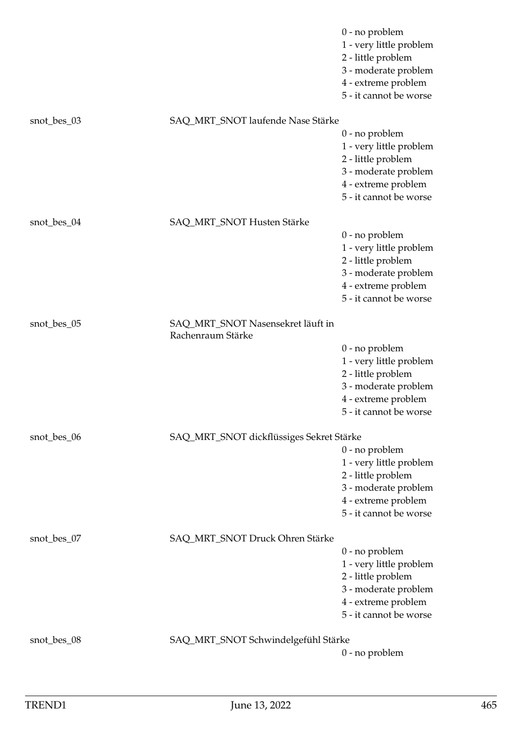| | | |
|---|---|---|
| | | 0 - no problem<br>1 - very little problem<br>2 - little problem<br>3 - moderate problem<br>4 - extreme problem<br>5 - it cannot be worse |
| snot_bes_03 | SAQ_MRT_SNOT laufende Nase Stärke | 0 - no problem<br>1 - very little problem<br>2 - little problem<br>3 - moderate problem<br>4 - extreme problem<br>5 - it cannot be worse |
| snot_bes_04 | SAQ_MRT_SNOT Husten Stärke | 0 - no problem<br>1 - very little problem<br>2 - little problem<br>3 - moderate problem<br>4 - extreme problem<br>5 - it cannot be worse |
| snot_bes_05 | SAQ_MRT_SNOT Nasensekret läuft in Rachenraum Stärke | 0 - no problem<br>1 - very little problem<br>2 - little problem<br>3 - moderate problem<br>4 - extreme problem<br>5 - it cannot be worse |
| snot_bes_06 | SAQ_MRT_SNOT dickflüssiges Sekret Stärke | 0 - no problem<br>1 - very little problem<br>2 - little problem<br>3 - moderate problem<br>4 - extreme problem<br>5 - it cannot be worse |
| snot_bes_07 | SAQ_MRT_SNOT Druck Ohren Stärke | 0 - no problem<br>1 - very little problem<br>2 - little problem<br>3 - moderate problem<br>4 - extreme problem<br>5 - it cannot be worse |
| snot_bes_08 | SAQ_MRT_SNOT Schwindelgefühl Stärke | 0 - no problem |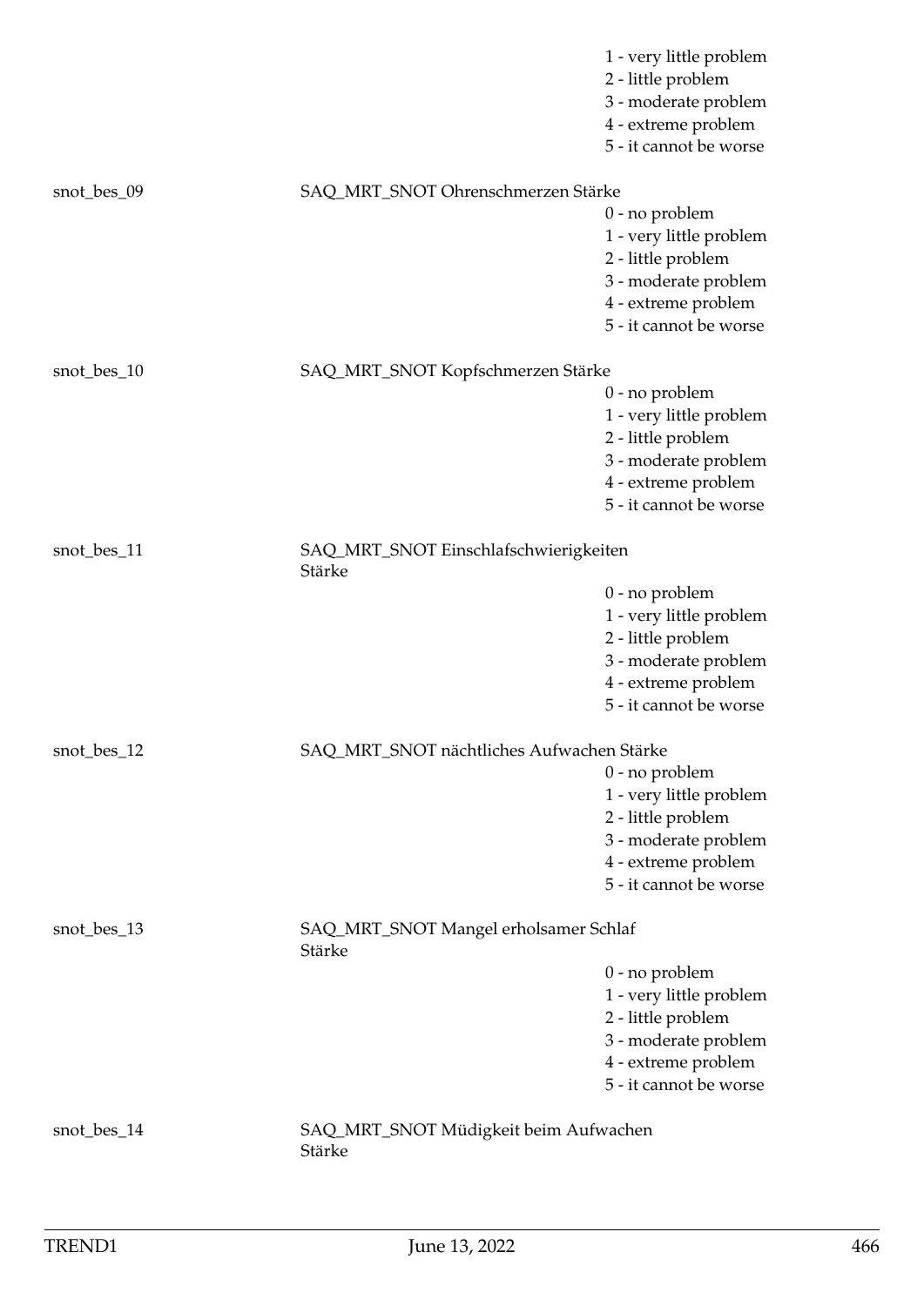1 - very little problem
2 - little problem
3 - moderate problem
4 - extreme problem
5 - it cannot be worse

snot_bes_09 SAQ_MRT_SNOT Ohrenschmerzen Stärke

0 - no problem
1 - very little problem
2 - little problem
3 - moderate problem
4 - extreme problem
5 - it cannot be worse

snot_bes_10 SAQ_MRT_SNOT Kopfschmerzen Stärke

0 - no problem
1 - very little problem
2 - little problem
3 - moderate problem
4 - extreme problem
5 - it cannot be worse

snot_bes_11 SAQ_MRT_SNOT Einschlafschwierigkeiten Stärke

0 - no problem
1 - very little problem
2 - little problem
3 - moderate problem
4 - extreme problem
5 - it cannot be worse

snot_bes_12 SAQ_MRT_SNOT nächtliches Aufwachen Stärke

0 - no problem
1 - very little problem
2 - little problem
3 - moderate problem
4 - extreme problem
5 - it cannot be worse

snot_bes_13 SAQ_MRT_SNOT Mangel erholsamer Schlaf Stärke

0 - no problem
1 - very little problem
2 - little problem
3 - moderate problem
4 - extreme problem
5 - it cannot be worse

snot_bes_14 SAQ_MRT_SNOT Müdigkeit beim Aufwachen Stärke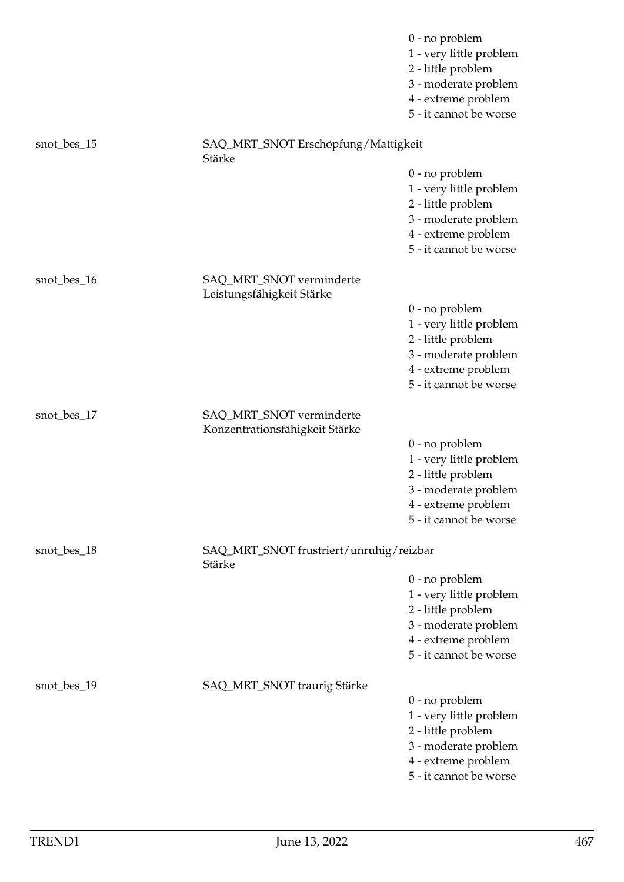0 - no problem
1 - very little problem
2 - little problem
3 - moderate problem
4 - extreme problem
5 - it cannot be worse

snot_bes_15 SAQ_MRT_SNOT Erschöpfung/Mattigkeit Stärke

0 - no problem
1 - very little problem
2 - little problem
3 - moderate problem
4 - extreme problem
5 - it cannot be worse

snot_bes_16 SAQ_MRT_SNOT verminderte Leistungsfähigkeit Stärke

0 - no problem
1 - very little problem
2 - little problem
3 - moderate problem
4 - extreme problem
5 - it cannot be worse

snot_bes_17 SAQ_MRT_SNOT verminderte Konzentrationsfähigkeit Stärke

0 - no problem
1 - very little problem
2 - little problem
3 - moderate problem
4 - extreme problem
5 - it cannot be worse

snot_bes_18 SAQ_MRT_SNOT frustriert/unruhig/reizbar Stärke

0 - no problem
1 - very little problem
2 - little problem
3 - moderate problem
4 - extreme problem
5 - it cannot be worse

snot_bes_19 SAQ_MRT_SNOT traurig Stärke

0 - no problem
1 - very little problem
2 - little problem
3 - moderate problem
4 - extreme problem
5 - it cannot be worse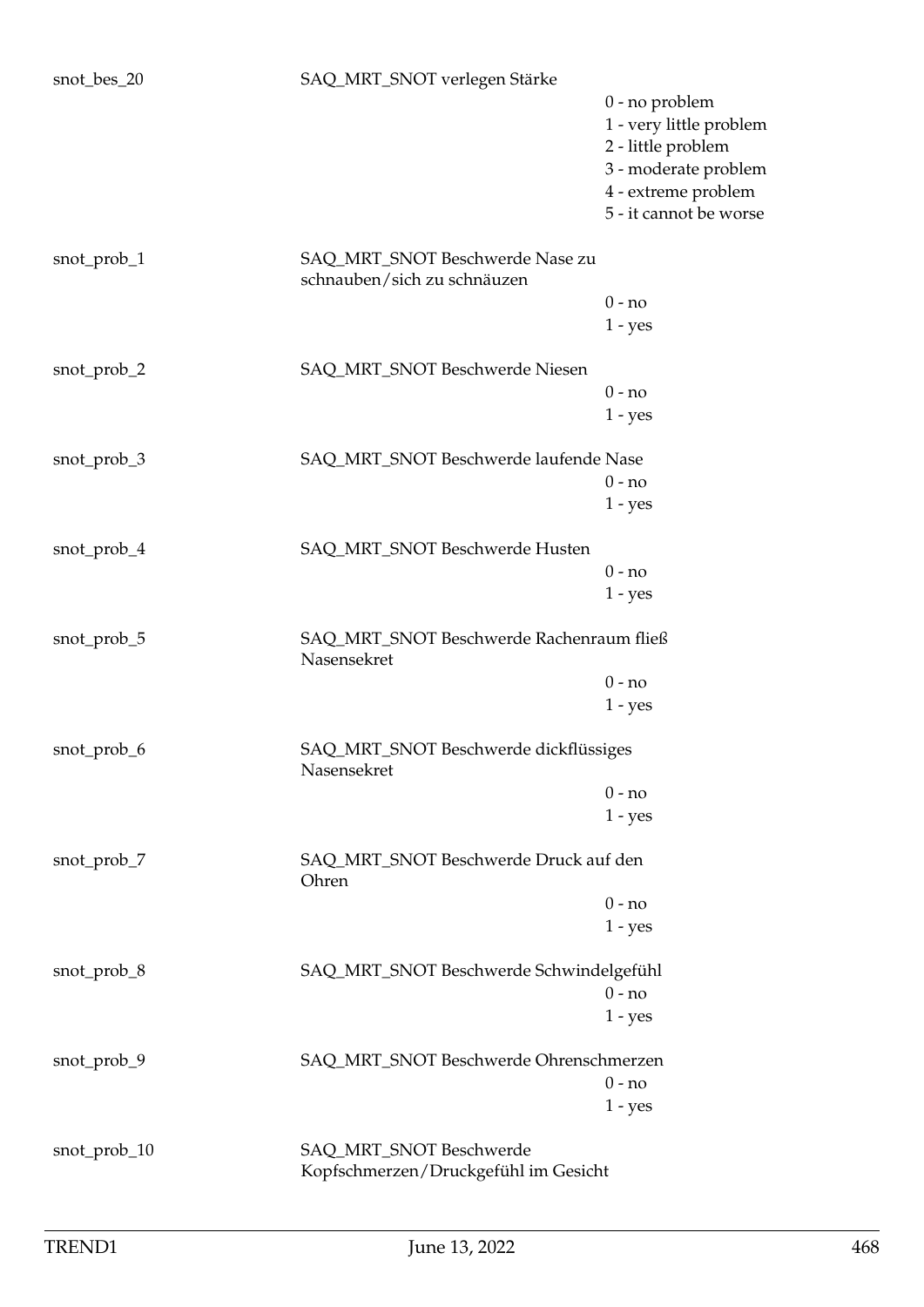| Variable | Label | Values |
|---|---|---|
| snot_bes_20 | SAQ_MRT_SNOT verlegen Stärke | 0 - no problem<br>1 - very little problem<br>2 - little problem<br>3 - moderate problem<br>4 - extreme problem<br>5 - it cannot be worse |
| snot_prob_1 | SAQ_MRT_SNOT Beschwerde Nase zu schnauben/sich zu schnäuzen | 0 - no<br>1 - yes |
| snot_prob_2 | SAQ_MRT_SNOT Beschwerde Niesen | 0 - no<br>1 - yes |
| snot_prob_3 | SAQ_MRT_SNOT Beschwerde laufende Nase | 0 - no<br>1 - yes |
| snot_prob_4 | SAQ_MRT_SNOT Beschwerde Husten | 0 - no<br>1 - yes |
| snot_prob_5 | SAQ_MRT_SNOT Beschwerde Rachenraum fließ Nasensekret | 0 - no<br>1 - yes |
| snot_prob_6 | SAQ_MRT_SNOT Beschwerde dickflüssiges Nasensekret | 0 - no<br>1 - yes |
| snot_prob_7 | SAQ_MRT_SNOT Beschwerde Druck auf den Ohren | 0 - no<br>1 - yes |
| snot_prob_8 | SAQ_MRT_SNOT Beschwerde Schwindelgefühl | 0 - no<br>1 - yes |
| snot_prob_9 | SAQ_MRT_SNOT Beschwerde Ohrenschmerzen | 0 - no<br>1 - yes |
| snot_prob_10 | SAQ_MRT_SNOT Beschwerde Kopfschmerzen/Druckgefühl im Gesicht | |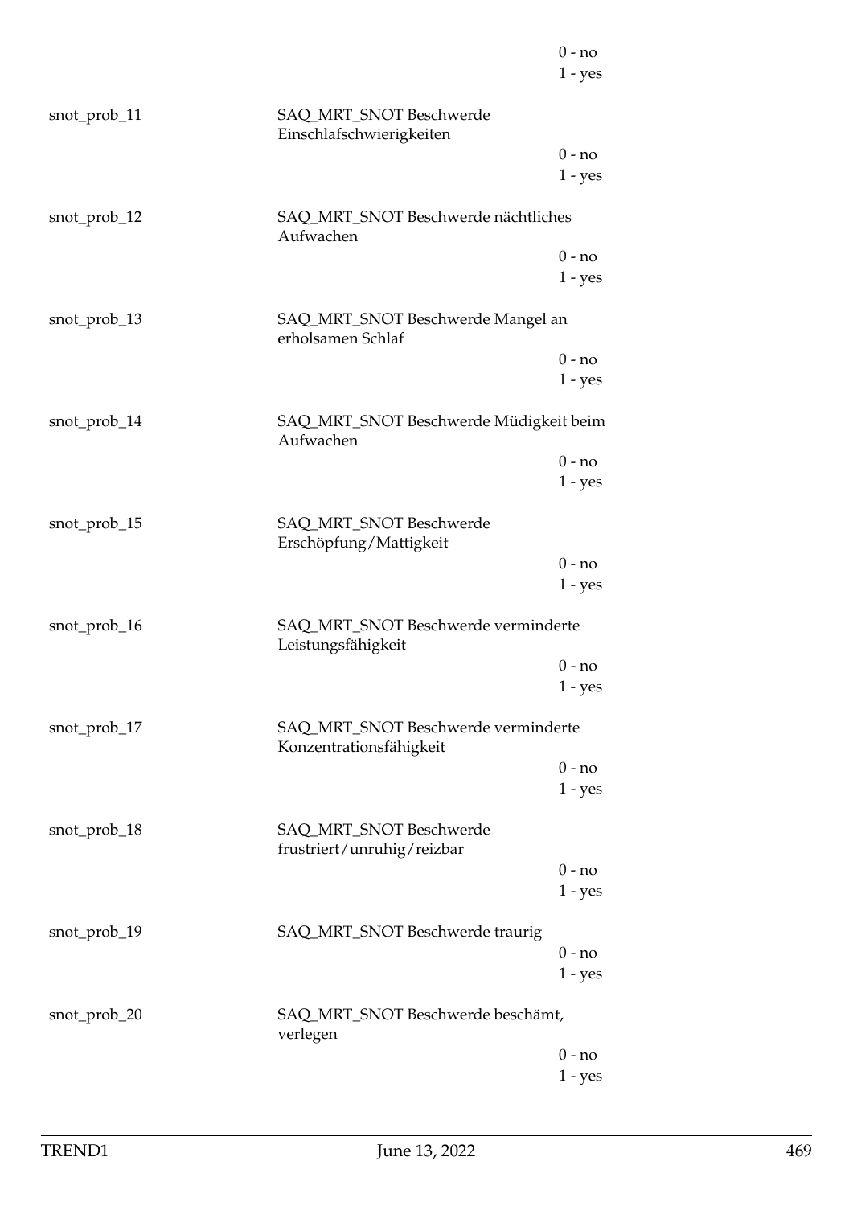0 - no
1 - yes

| Variable | Label | Values |
|---|---|---|
| snot_prob_11 | SAQ_MRT_SNOT Beschwerde Einschlafschwierigkeiten | 0 - no<br>1 - yes |
| snot_prob_12 | SAQ_MRT_SNOT Beschwerde nächtliches Aufwachen | 0 - no<br>1 - yes |
| snot_prob_13 | SAQ_MRT_SNOT Beschwerde Mangel an erholsamen Schlaf | 0 - no<br>1 - yes |
| snot_prob_14 | SAQ_MRT_SNOT Beschwerde Müdigkeit beim Aufwachen | 0 - no<br>1 - yes |
| snot_prob_15 | SAQ_MRT_SNOT Beschwerde Erschöpfung/Mattigkeit | 0 - no<br>1 - yes |
| snot_prob_16 | SAQ_MRT_SNOT Beschwerde verminderte Leistungsfähigkeit | 0 - no<br>1 - yes |
| snot_prob_17 | SAQ_MRT_SNOT Beschwerde verminderte Konzentrationsfähigkeit | 0 - no<br>1 - yes |
| snot_prob_18 | SAQ_MRT_SNOT Beschwerde frustriert/unruhig/reizbar | 0 - no<br>1 - yes |
| snot_prob_19 | SAQ_MRT_SNOT Beschwerde traurig | 0 - no<br>1 - yes |
| snot_prob_20 | SAQ_MRT_SNOT Beschwerde beschämt, verlegen | 0 - no<br>1 - yes |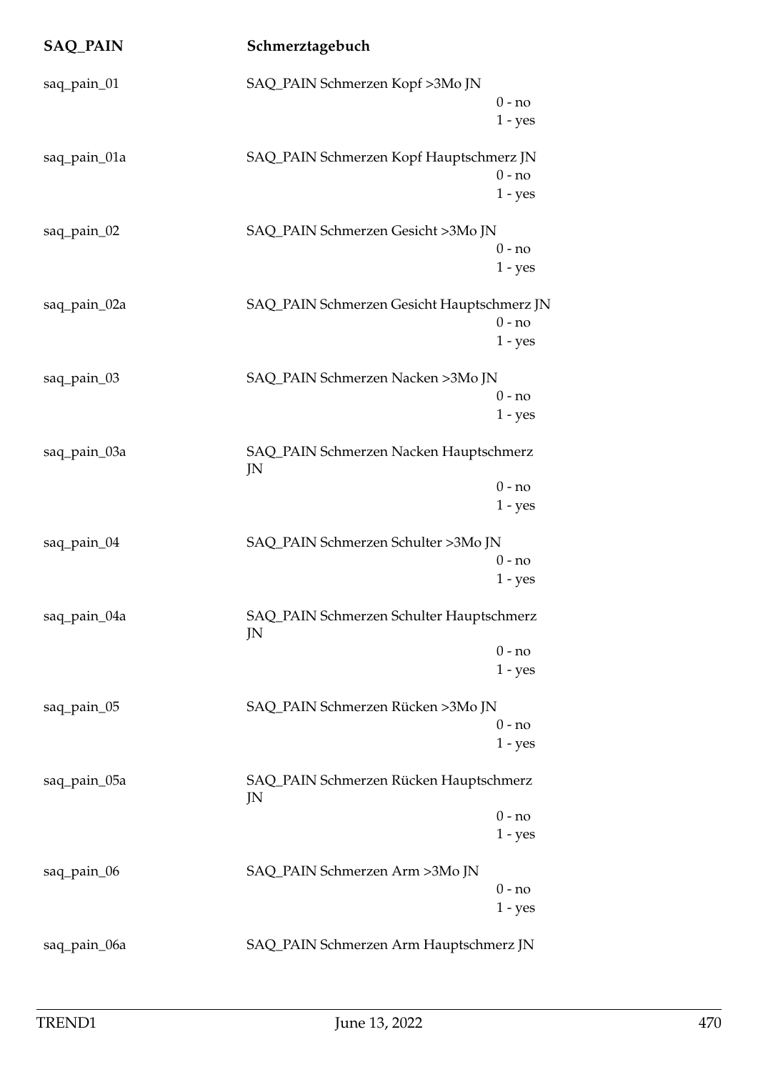| SAQ_PAIN | Schmerztagebuch |
|---|---|
| saq_pain_01 | SAQ_PAIN Schmerzen Kopf >3Mo JN<br>0 - no<br>1 - yes |
| saq_pain_01a | SAQ_PAIN Schmerzen Kopf Hauptschmerz JN<br>0 - no<br>1 - yes |
| saq_pain_02 | SAQ_PAIN Schmerzen Gesicht >3Mo JN<br>0 - no<br>1 - yes |
| saq_pain_02a | SAQ_PAIN Schmerzen Gesicht Hauptschmerz JN<br>0 - no<br>1 - yes |
| saq_pain_03 | SAQ_PAIN Schmerzen Nacken >3Mo JN<br>0 - no<br>1 - yes |
| saq_pain_03a | SAQ_PAIN Schmerzen Nacken Hauptschmerz JN<br>0 - no<br>1 - yes |
| saq_pain_04 | SAQ_PAIN Schmerzen Schulter >3Mo JN<br>0 - no<br>1 - yes |
| saq_pain_04a | SAQ_PAIN Schmerzen Schulter Hauptschmerz JN<br>0 - no<br>1 - yes |
| saq_pain_05 | SAQ_PAIN Schmerzen Rücken >3Mo JN<br>0 - no<br>1 - yes |
| saq_pain_05a | SAQ_PAIN Schmerzen Rücken Hauptschmerz JN<br>0 - no<br>1 - yes |
| saq_pain_06 | SAQ_PAIN Schmerzen Arm >3Mo JN<br>0 - no<br>1 - yes |
| saq_pain_06a | SAQ_PAIN Schmerzen Arm Hauptschmerz JN |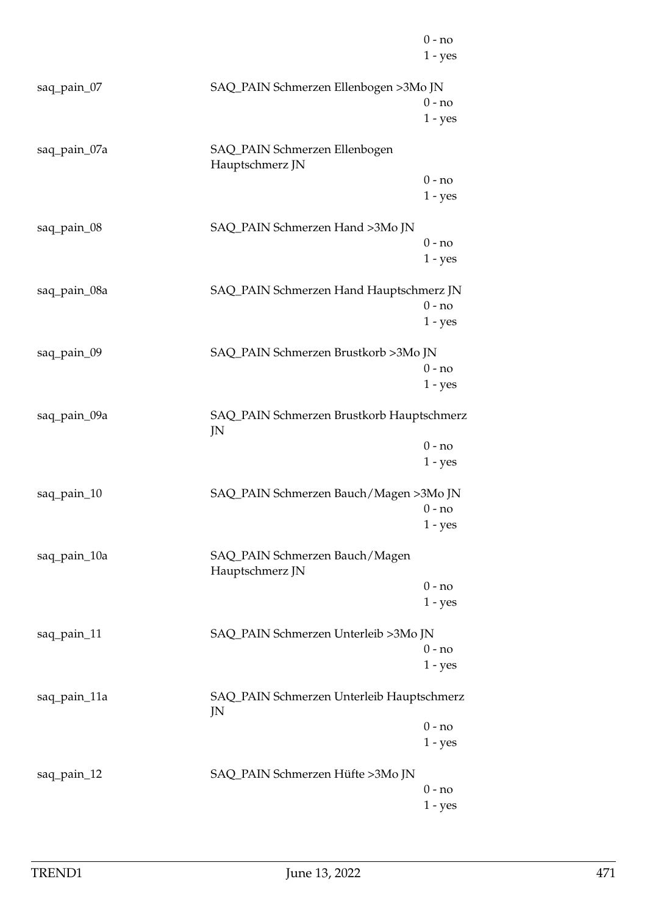0 - no
1 - yes

| | | |
|---|---|---|
| saq_pain_07 | SAQ_PAIN Schmerzen Ellenbogen >3Mo JN | |
| | | 0 - no |
| | | 1 - yes |
| saq_pain_07a | SAQ_PAIN Schmerzen Ellenbogen Hauptschmerz JN | |
| | | 0 - no |
| | | 1 - yes |
| saq_pain_08 | SAQ_PAIN Schmerzen Hand >3Mo JN | |
| | | 0 - no |
| | | 1 - yes |
| saq_pain_08a | SAQ_PAIN Schmerzen Hand Hauptschmerz JN | |
| | | 0 - no |
| | | 1 - yes |
| saq_pain_09 | SAQ_PAIN Schmerzen Brustkorb >3Mo JN | |
| | | 0 - no |
| | | 1 - yes |
| saq_pain_09a | SAQ_PAIN Schmerzen Brustkorb Hauptschmerz JN | |
| | | 0 - no |
| | | 1 - yes |
| saq_pain_10 | SAQ_PAIN Schmerzen Bauch/Magen >3Mo JN | |
| | | 0 - no |
| | | 1 - yes |
| saq_pain_10a | SAQ_PAIN Schmerzen Bauch/Magen Hauptschmerz JN | |
| | | 0 - no |
| | | 1 - yes |
| saq_pain_11 | SAQ_PAIN Schmerzen Unterleib >3Mo JN | |
| | | 0 - no |
| | | 1 - yes |
| saq_pain_11a | SAQ_PAIN Schmerzen Unterleib Hauptschmerz JN | |
| | | 0 - no |
| | | 1 - yes |
| saq_pain_12 | SAQ_PAIN Schmerzen Hüfte >3Mo JN | |
| | | 0 - no |
| | | 1 - yes |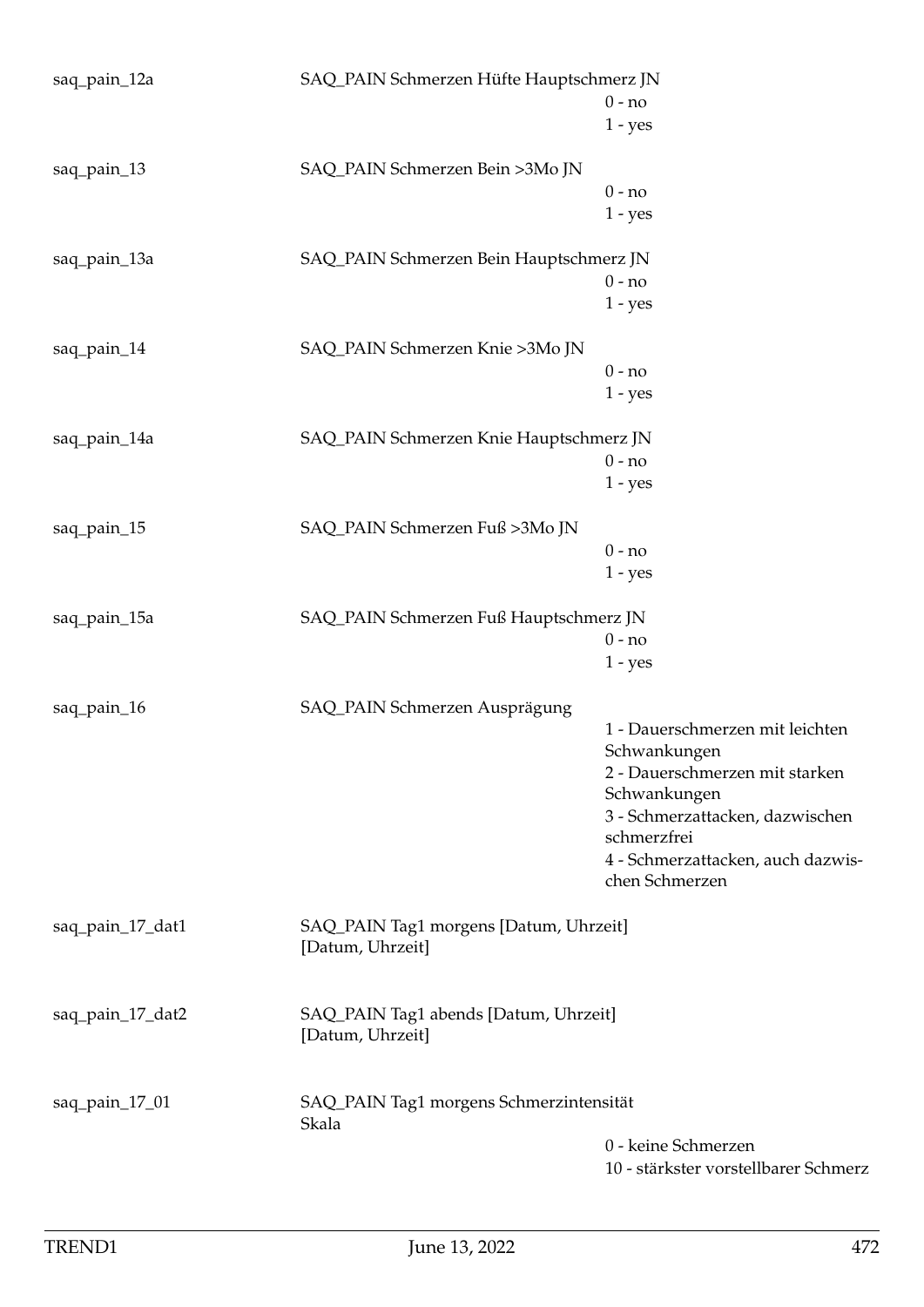| Variable | Label | Values |
|---|---|---|
| saq_pain_12a | SAQ_PAIN Schmerzen Hüfte Hauptschmerz JN | 0 - no<br>1 - yes |
| saq_pain_13 | SAQ_PAIN Schmerzen Bein >3Mo JN | 0 - no<br>1 - yes |
| saq_pain_13a | SAQ_PAIN Schmerzen Bein Hauptschmerz JN | 0 - no<br>1 - yes |
| saq_pain_14 | SAQ_PAIN Schmerzen Knie >3Mo JN | 0 - no<br>1 - yes |
| saq_pain_14a | SAQ_PAIN Schmerzen Knie Hauptschmerz JN | 0 - no<br>1 - yes |
| saq_pain_15 | SAQ_PAIN Schmerzen Fuß >3Mo JN | 0 - no<br>1 - yes |
| saq_pain_15a | SAQ_PAIN Schmerzen Fuß Hauptschmerz JN | 0 - no<br>1 - yes |
| saq_pain_16 | SAQ_PAIN Schmerzen Ausprägung | 1 - Dauerschmerzen mit leichten Schwankungen<br>2 - Dauerschmerzen mit starken Schwankungen<br>3 - Schmerzattacken, dazwischen schmerzfrei<br>4 - Schmerzattacken, auch dazwischen Schmerzen |
| saq_pain_17_dat1 | SAQ_PAIN Tag1 morgens [Datum, Uhrzeit] [Datum, Uhrzeit] | |
| saq_pain_17_dat2 | SAQ_PAIN Tag1 abends [Datum, Uhrzeit] [Datum, Uhrzeit] | |
| saq_pain_17_01 | SAQ_PAIN Tag1 morgens Schmerzintensität Skala | 0 - keine Schmerzen<br>10 - stärkster vorstellbarer Schmerz |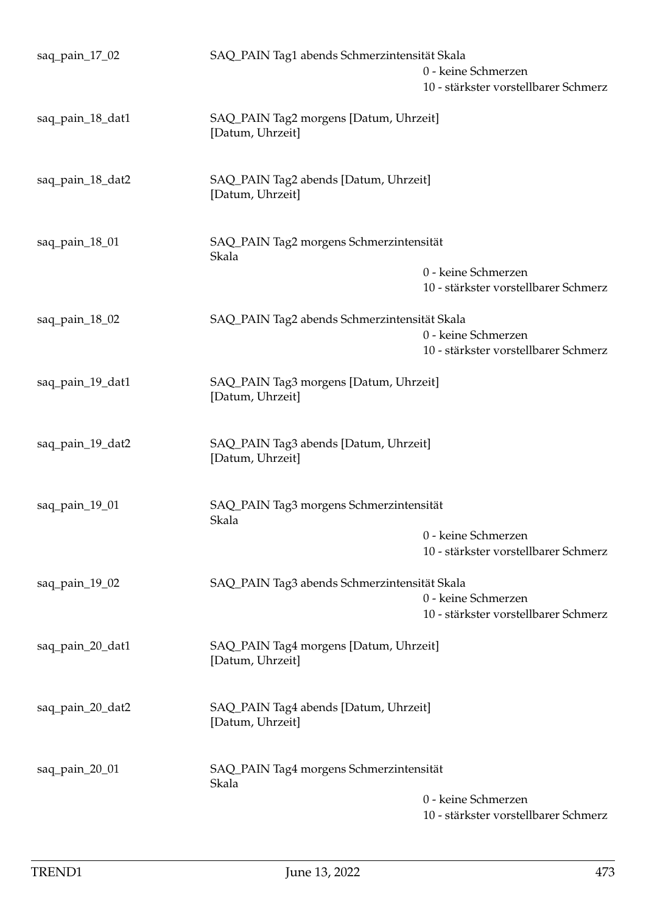| | | |
|---|---|---|
| saq_pain_17_02 | SAQ_PAIN Tag1 abends Schmerzintensität Skala | |
| | | 0 - keine Schmerzen |
| | | 10 - stärkster vorstellbarer Schmerz |
| saq_pain_18_dat1 | SAQ_PAIN Tag2 morgens [Datum, Uhrzeit] [Datum, Uhrzeit] | |
| saq_pain_18_dat2 | SAQ_PAIN Tag2 abends [Datum, Uhrzeit] [Datum, Uhrzeit] | |
| saq_pain_18_01 | SAQ_PAIN Tag2 morgens Schmerzintensität Skala | |
| | | 0 - keine Schmerzen |
| | | 10 - stärkster vorstellbarer Schmerz |
| saq_pain_18_02 | SAQ_PAIN Tag2 abends Schmerzintensität Skala | |
| | | 0 - keine Schmerzen |
| | | 10 - stärkster vorstellbarer Schmerz |
| saq_pain_19_dat1 | SAQ_PAIN Tag3 morgens [Datum, Uhrzeit] [Datum, Uhrzeit] | |
| saq_pain_19_dat2 | SAQ_PAIN Tag3 abends [Datum, Uhrzeit] [Datum, Uhrzeit] | |
| saq_pain_19_01 | SAQ_PAIN Tag3 morgens Schmerzintensität Skala | |
| | | 0 - keine Schmerzen |
| | | 10 - stärkster vorstellbarer Schmerz |
| saq_pain_19_02 | SAQ_PAIN Tag3 abends Schmerzintensität Skala | |
| | | 0 - keine Schmerzen |
| | | 10 - stärkster vorstellbarer Schmerz |
| saq_pain_20_dat1 | SAQ_PAIN Tag4 morgens [Datum, Uhrzeit] [Datum, Uhrzeit] | |
| saq_pain_20_dat2 | SAQ_PAIN Tag4 abends [Datum, Uhrzeit] [Datum, Uhrzeit] | |
| saq_pain_20_01 | SAQ_PAIN Tag4 morgens Schmerzintensität Skala | |
| | | 0 - keine Schmerzen |
| | | 10 - stärkster vorstellbarer Schmerz |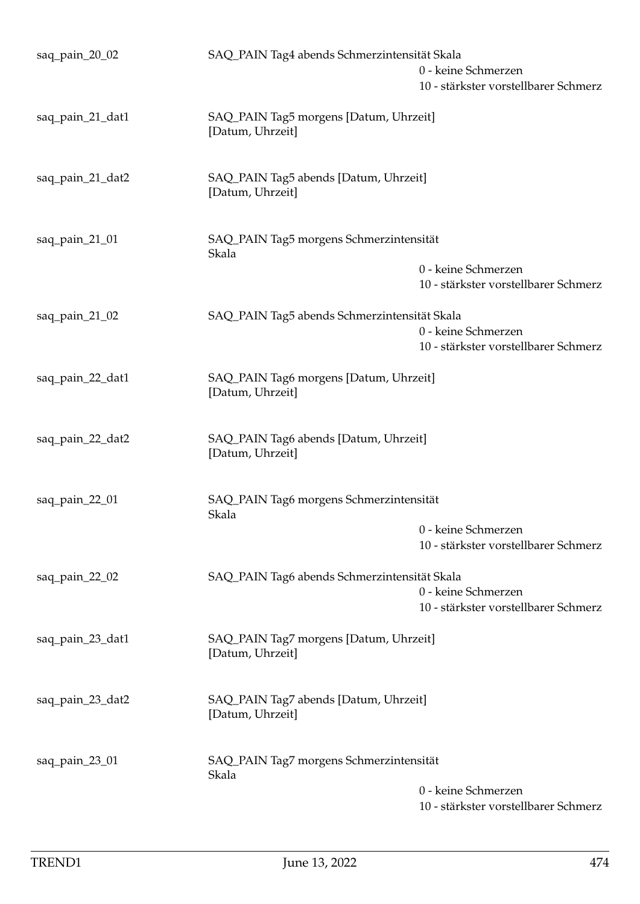| | | |
|---|---|---|
| saq_pain_20_02 | SAQ_PAIN Tag4 abends Schmerzintensität Skala | 0 - keine Schmerzen<br>10 - stärkster vorstellbarer Schmerz |
| saq_pain_21_dat1 | SAQ_PAIN Tag5 morgens [Datum, Uhrzeit]<br>[Datum, Uhrzeit] | |
| saq_pain_21_dat2 | SAQ_PAIN Tag5 abends [Datum, Uhrzeit]<br>[Datum, Uhrzeit] | |
| saq_pain_21_01 | SAQ_PAIN Tag5 morgens Schmerzintensität Skala | 0 - keine Schmerzen<br>10 - stärkster vorstellbarer Schmerz |
| saq_pain_21_02 | SAQ_PAIN Tag5 abends Schmerzintensität Skala | 0 - keine Schmerzen<br>10 - stärkster vorstellbarer Schmerz |
| saq_pain_22_dat1 | SAQ_PAIN Tag6 morgens [Datum, Uhrzeit]<br>[Datum, Uhrzeit] | |
| saq_pain_22_dat2 | SAQ_PAIN Tag6 abends [Datum, Uhrzeit]<br>[Datum, Uhrzeit] | |
| saq_pain_22_01 | SAQ_PAIN Tag6 morgens Schmerzintensität Skala | 0 - keine Schmerzen<br>10 - stärkster vorstellbarer Schmerz |
| saq_pain_22_02 | SAQ_PAIN Tag6 abends Schmerzintensität Skala | 0 - keine Schmerzen<br>10 - stärkster vorstellbarer Schmerz |
| saq_pain_23_dat1 | SAQ_PAIN Tag7 morgens [Datum, Uhrzeit]<br>[Datum, Uhrzeit] | |
| saq_pain_23_dat2 | SAQ_PAIN Tag7 abends [Datum, Uhrzeit]<br>[Datum, Uhrzeit] | |
| saq_pain_23_01 | SAQ_PAIN Tag7 morgens Schmerzintensität Skala | 0 - keine Schmerzen<br>10 - stärkster vorstellbarer Schmerz |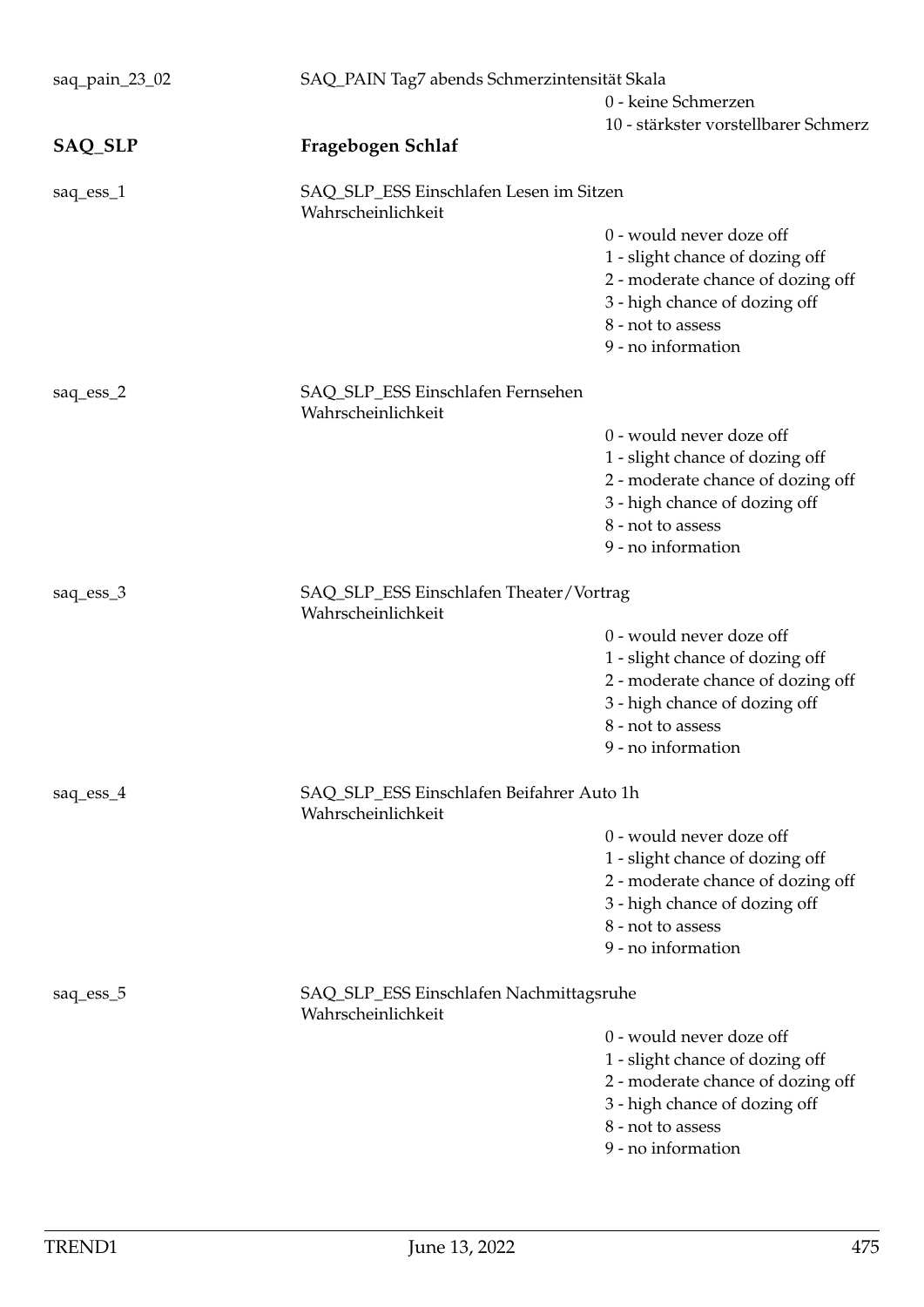saq_pain_23_02 SAQ_PAIN Tag7 abends Schmerzintensität Skala

- 0 - keine Schmerzen
- 10 - stärkster vorstellbarer Schmerz

## SAQ_SLP Fragebogen Schlaf

saq_ess_1 SAQ_SLP_ESS Einschlafen Lesen im Sitzen Wahrscheinlichkeit

- 0 - would never doze off
- 1 - slight chance of dozing off
- 2 - moderate chance of dozing off
- 3 - high chance of dozing off
- 8 - not to assess
- 9 - no information

saq_ess_2 SAQ_SLP_ESS Einschlafen Fernsehen Wahrscheinlichkeit

- 0 - would never doze off
- 1 - slight chance of dozing off
- 2 - moderate chance of dozing off
- 3 - high chance of dozing off
- 8 - not to assess
- 9 - no information

saq_ess_3 SAQ_SLP_ESS Einschlafen Theater/Vortrag Wahrscheinlichkeit

- 0 - would never doze off
- 1 - slight chance of dozing off
- 2 - moderate chance of dozing off
- 3 - high chance of dozing off
- 8 - not to assess
- 9 - no information

saq_ess_4 SAQ_SLP_ESS Einschlafen Beifahrer Auto 1h Wahrscheinlichkeit

- 0 - would never doze off
- 1 - slight chance of dozing off
- 2 - moderate chance of dozing off
- 3 - high chance of dozing off
- 8 - not to assess
- 9 - no information

saq_ess_5 SAQ_SLP_ESS Einschlafen Nachmittagsruhe Wahrscheinlichkeit

- 0 - would never doze off
- 1 - slight chance of dozing off
- 2 - moderate chance of dozing off
- 3 - high chance of dozing off
- 8 - not to assess
- 9 - no information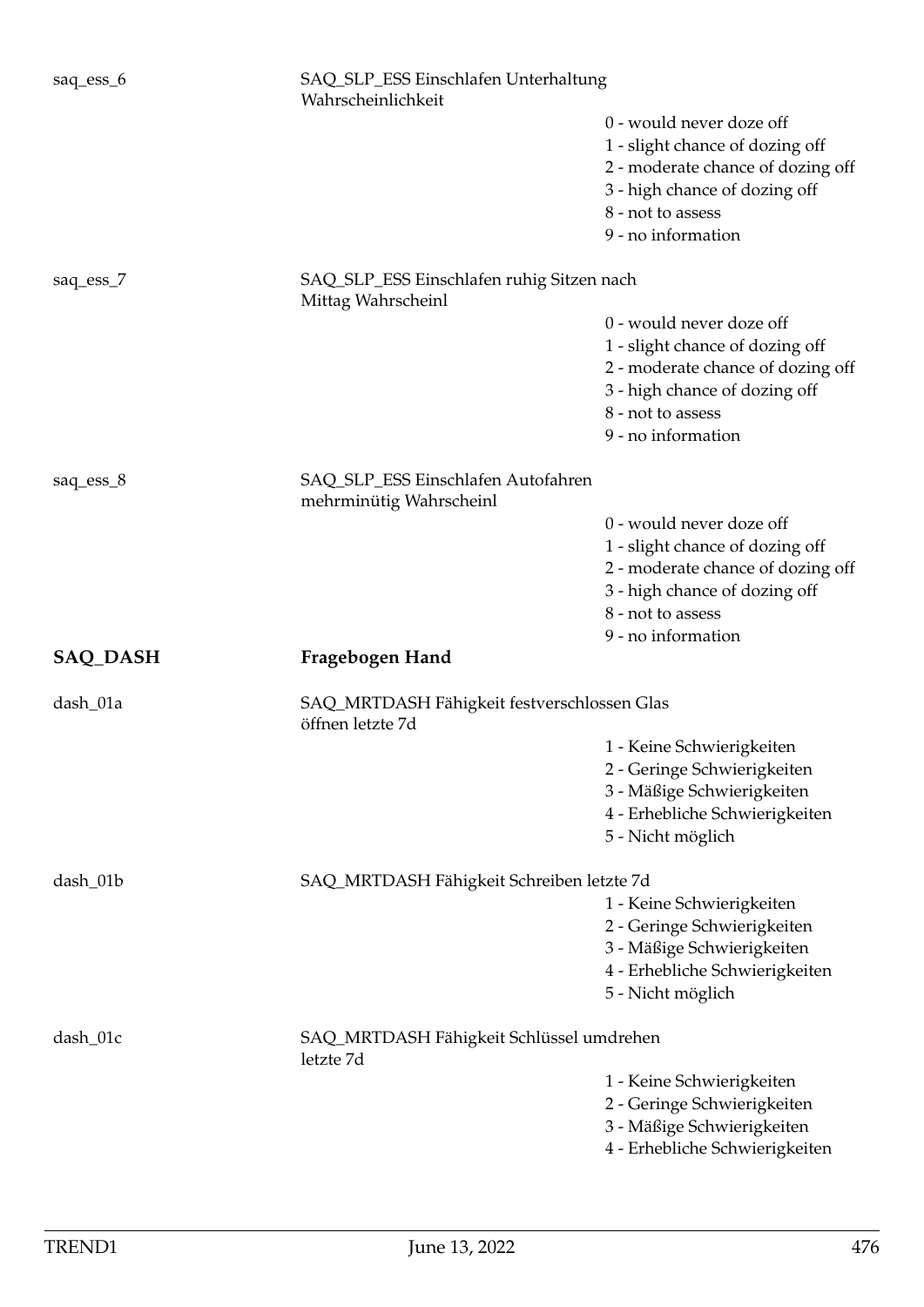saq_ess_6 — SAQ_SLP_ESS Einschlafen Unterhaltung Wahrscheinlichkeit

- 0 - would never doze off
- 1 - slight chance of dozing off
- 2 - moderate chance of dozing off
- 3 - high chance of dozing off
- 8 - not to assess
- 9 - no information

saq_ess_7 — SAQ_SLP_ESS Einschlafen ruhig Sitzen nach Mittag Wahrscheinl

- 0 - would never doze off
- 1 - slight chance of dozing off
- 2 - moderate chance of dozing off
- 3 - high chance of dozing off
- 8 - not to assess
- 9 - no information

saq_ess_8 — SAQ_SLP_ESS Einschlafen Autofahren mehrminütig Wahrscheinl

- 0 - would never doze off
- 1 - slight chance of dozing off
- 2 - moderate chance of dozing off
- 3 - high chance of dozing off
- 8 - not to assess
- 9 - no information

## SAQ_DASH — Fragebogen Hand

dash_01a — SAQ_MRTDASH Fähigkeit festverschlossen Glas öffnen letzte 7d

- 1 - Keine Schwierigkeiten
- 2 - Geringe Schwierigkeiten
- 3 - Mäßige Schwierigkeiten
- 4 - Erhebliche Schwierigkeiten
- 5 - Nicht möglich

dash_01b — SAQ_MRTDASH Fähigkeit Schreiben letzte 7d

- 1 - Keine Schwierigkeiten
- 2 - Geringe Schwierigkeiten
- 3 - Mäßige Schwierigkeiten
- 4 - Erhebliche Schwierigkeiten
- 5 - Nicht möglich

dash_01c — SAQ_MRTDASH Fähigkeit Schlüssel umdrehen letzte 7d

- 1 - Keine Schwierigkeiten
- 2 - Geringe Schwierigkeiten
- 3 - Mäßige Schwierigkeiten
- 4 - Erhebliche Schwierigkeiten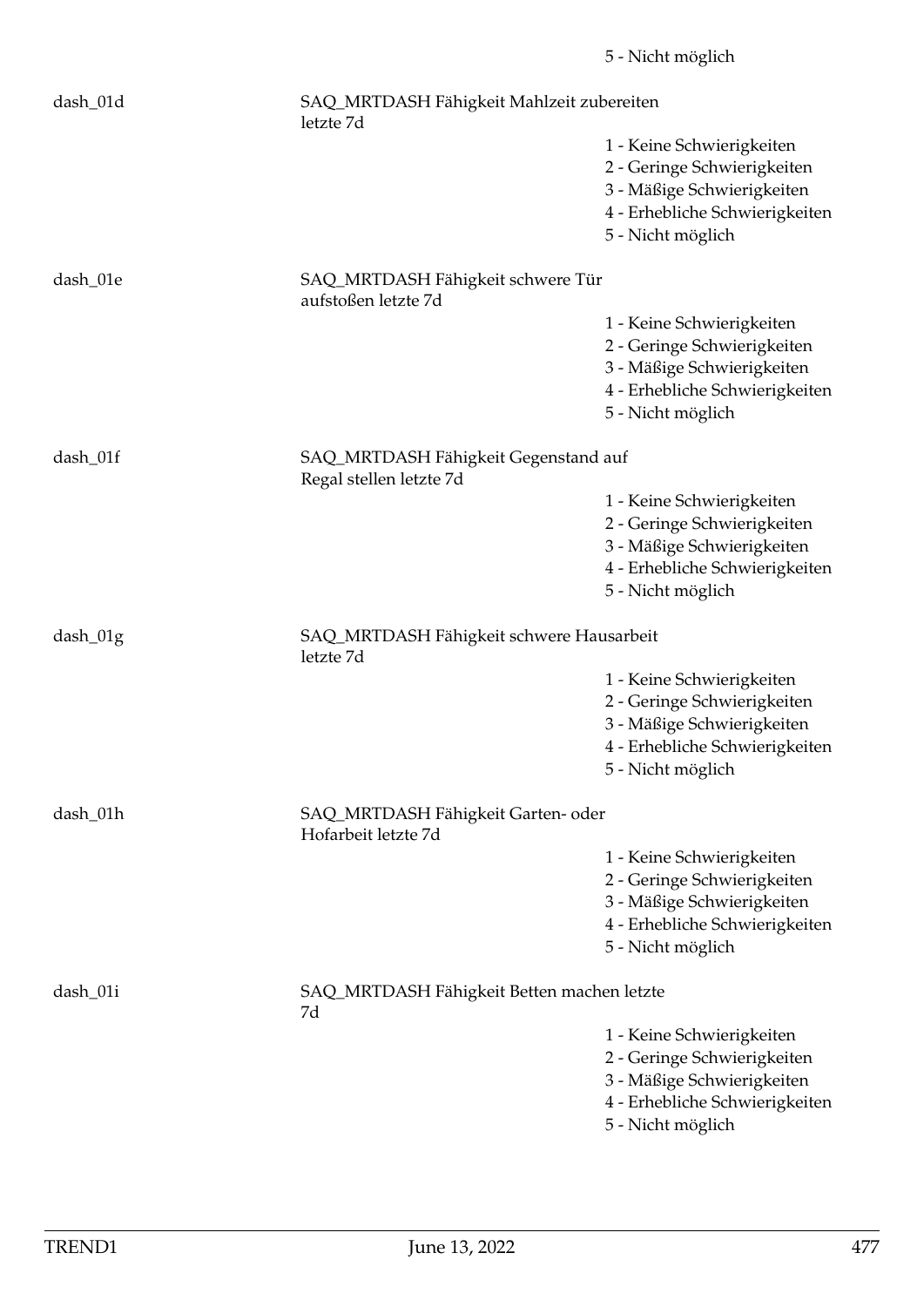5 - Nicht möglich

| | | |
|---|---|---|
| dash_01d | SAQ_MRTDASH Fähigkeit Mahlzeit zubereiten letzte 7d | |
| | | 1 - Keine Schwierigkeiten |
| | | 2 - Geringe Schwierigkeiten |
| | | 3 - Mäßige Schwierigkeiten |
| | | 4 - Erhebliche Schwierigkeiten |
| | | 5 - Nicht möglich |
| dash_01e | SAQ_MRTDASH Fähigkeit schwere Tür aufstoßen letzte 7d | |
| | | 1 - Keine Schwierigkeiten |
| | | 2 - Geringe Schwierigkeiten |
| | | 3 - Mäßige Schwierigkeiten |
| | | 4 - Erhebliche Schwierigkeiten |
| | | 5 - Nicht möglich |
| dash_01f | SAQ_MRTDASH Fähigkeit Gegenstand auf Regal stellen letzte 7d | |
| | | 1 - Keine Schwierigkeiten |
| | | 2 - Geringe Schwierigkeiten |
| | | 3 - Mäßige Schwierigkeiten |
| | | 4 - Erhebliche Schwierigkeiten |
| | | 5 - Nicht möglich |
| dash_01g | SAQ_MRTDASH Fähigkeit schwere Hausarbeit letzte 7d | |
| | | 1 - Keine Schwierigkeiten |
| | | 2 - Geringe Schwierigkeiten |
| | | 3 - Mäßige Schwierigkeiten |
| | | 4 - Erhebliche Schwierigkeiten |
| | | 5 - Nicht möglich |
| dash_01h | SAQ_MRTDASH Fähigkeit Garten- oder Hofarbeit letzte 7d | |
| | | 1 - Keine Schwierigkeiten |
| | | 2 - Geringe Schwierigkeiten |
| | | 3 - Mäßige Schwierigkeiten |
| | | 4 - Erhebliche Schwierigkeiten |
| | | 5 - Nicht möglich |
| dash_01i | SAQ_MRTDASH Fähigkeit Betten machen letzte 7d | |
| | | 1 - Keine Schwierigkeiten |
| | | 2 - Geringe Schwierigkeiten |
| | | 3 - Mäßige Schwierigkeiten |
| | | 4 - Erhebliche Schwierigkeiten |
| | | 5 - Nicht möglich |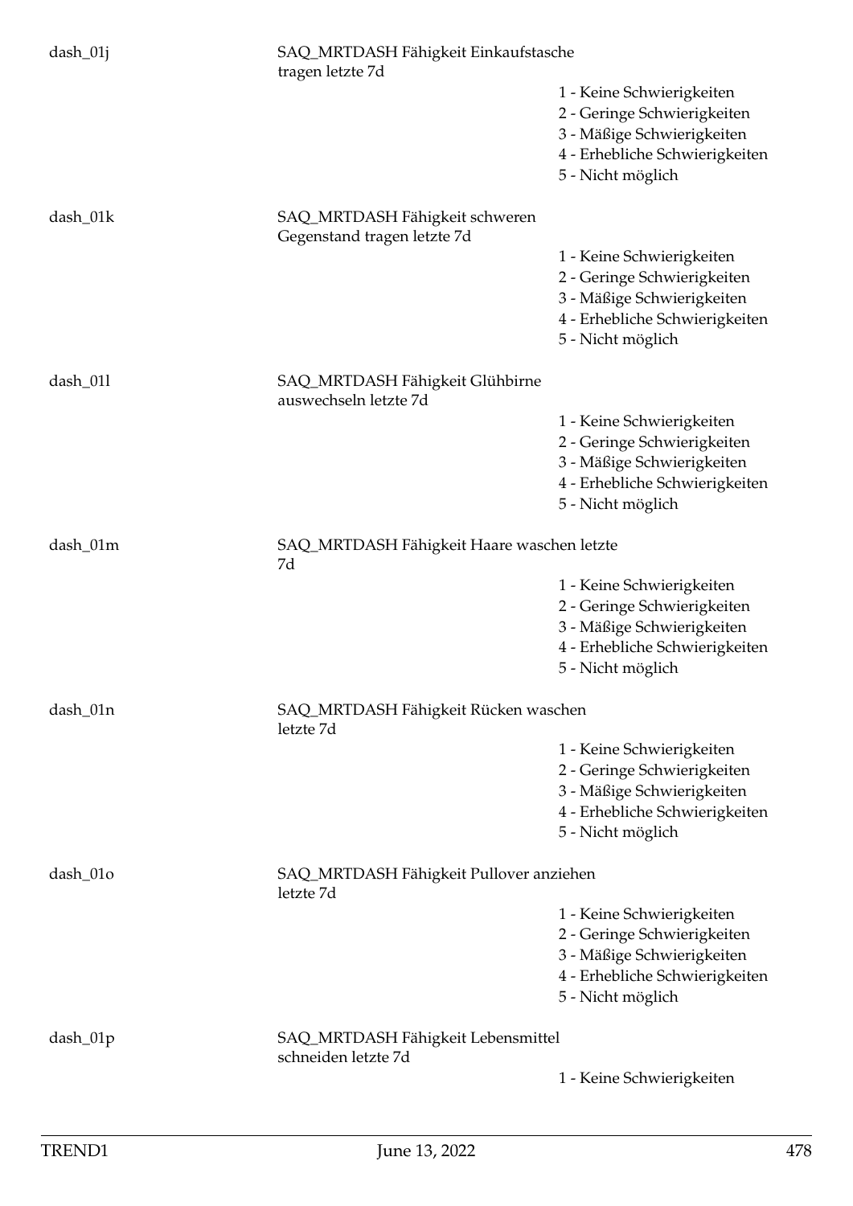dash_01j SAQ_MRTDASH Fähigkeit Einkaufstasche tragen letzte 7d

- 1 - Keine Schwierigkeiten
- 2 - Geringe Schwierigkeiten
- 3 - Mäßige Schwierigkeiten
- 4 - Erhebliche Schwierigkeiten
- 5 - Nicht möglich

dash_01k SAQ_MRTDASH Fähigkeit schweren Gegenstand tragen letzte 7d

- 1 - Keine Schwierigkeiten
- 2 - Geringe Schwierigkeiten
- 3 - Mäßige Schwierigkeiten
- 4 - Erhebliche Schwierigkeiten
- 5 - Nicht möglich

dash_01l SAQ_MRTDASH Fähigkeit Glühbirne auswechseln letzte 7d

- 1 - Keine Schwierigkeiten
- 2 - Geringe Schwierigkeiten
- 3 - Mäßige Schwierigkeiten
- 4 - Erhebliche Schwierigkeiten
- 5 - Nicht möglich

dash_01m SAQ_MRTDASH Fähigkeit Haare waschen letzte 7d

- 1 - Keine Schwierigkeiten
- 2 - Geringe Schwierigkeiten
- 3 - Mäßige Schwierigkeiten
- 4 - Erhebliche Schwierigkeiten
- 5 - Nicht möglich

dash_01n SAQ_MRTDASH Fähigkeit Rücken waschen letzte 7d

- 1 - Keine Schwierigkeiten
- 2 - Geringe Schwierigkeiten
- 3 - Mäßige Schwierigkeiten
- 4 - Erhebliche Schwierigkeiten
- 5 - Nicht möglich

dash_01o SAQ_MRTDASH Fähigkeit Pullover anziehen letzte 7d

- 1 - Keine Schwierigkeiten
- 2 - Geringe Schwierigkeiten
- 3 - Mäßige Schwierigkeiten
- 4 - Erhebliche Schwierigkeiten
- 5 - Nicht möglich

dash_01p SAQ_MRTDASH Fähigkeit Lebensmittel schneiden letzte 7d

- 1 - Keine Schwierigkeiten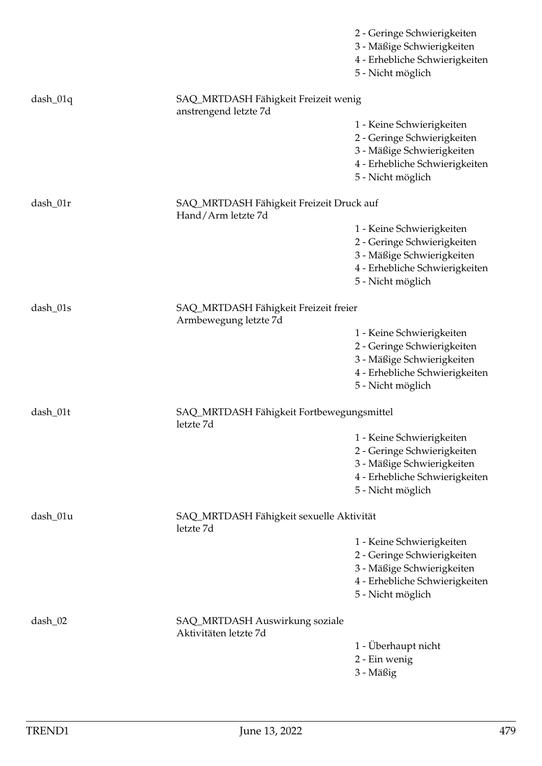2 - Geringe Schwierigkeiten
3 - Mäßige Schwierigkeiten
4 - Erhebliche Schwierigkeiten
5 - Nicht möglich

dash_01q — SAQ_MRTDASH Fähigkeit Freizeit wenig anstrengend letzte 7d

1 - Keine Schwierigkeiten
2 - Geringe Schwierigkeiten
3 - Mäßige Schwierigkeiten
4 - Erhebliche Schwierigkeiten
5 - Nicht möglich

dash_01r — SAQ_MRTDASH Fähigkeit Freizeit Druck auf Hand/Arm letzte 7d

1 - Keine Schwierigkeiten
2 - Geringe Schwierigkeiten
3 - Mäßige Schwierigkeiten
4 - Erhebliche Schwierigkeiten
5 - Nicht möglich

dash_01s — SAQ_MRTDASH Fähigkeit Freizeit freier Armbewegung letzte 7d

1 - Keine Schwierigkeiten
2 - Geringe Schwierigkeiten
3 - Mäßige Schwierigkeiten
4 - Erhebliche Schwierigkeiten
5 - Nicht möglich

dash_01t — SAQ_MRTDASH Fähigkeit Fortbewegungsmittel letzte 7d

1 - Keine Schwierigkeiten
2 - Geringe Schwierigkeiten
3 - Mäßige Schwierigkeiten
4 - Erhebliche Schwierigkeiten
5 - Nicht möglich

dash_01u — SAQ_MRTDASH Fähigkeit sexuelle Aktivität letzte 7d

1 - Keine Schwierigkeiten
2 - Geringe Schwierigkeiten
3 - Mäßige Schwierigkeiten
4 - Erhebliche Schwierigkeiten
5 - Nicht möglich

dash_02 — SAQ_MRTDASH Auswirkung soziale Aktivitäten letzte 7d

1 - Überhaupt nicht
2 - Ein wenig
3 - Mäßig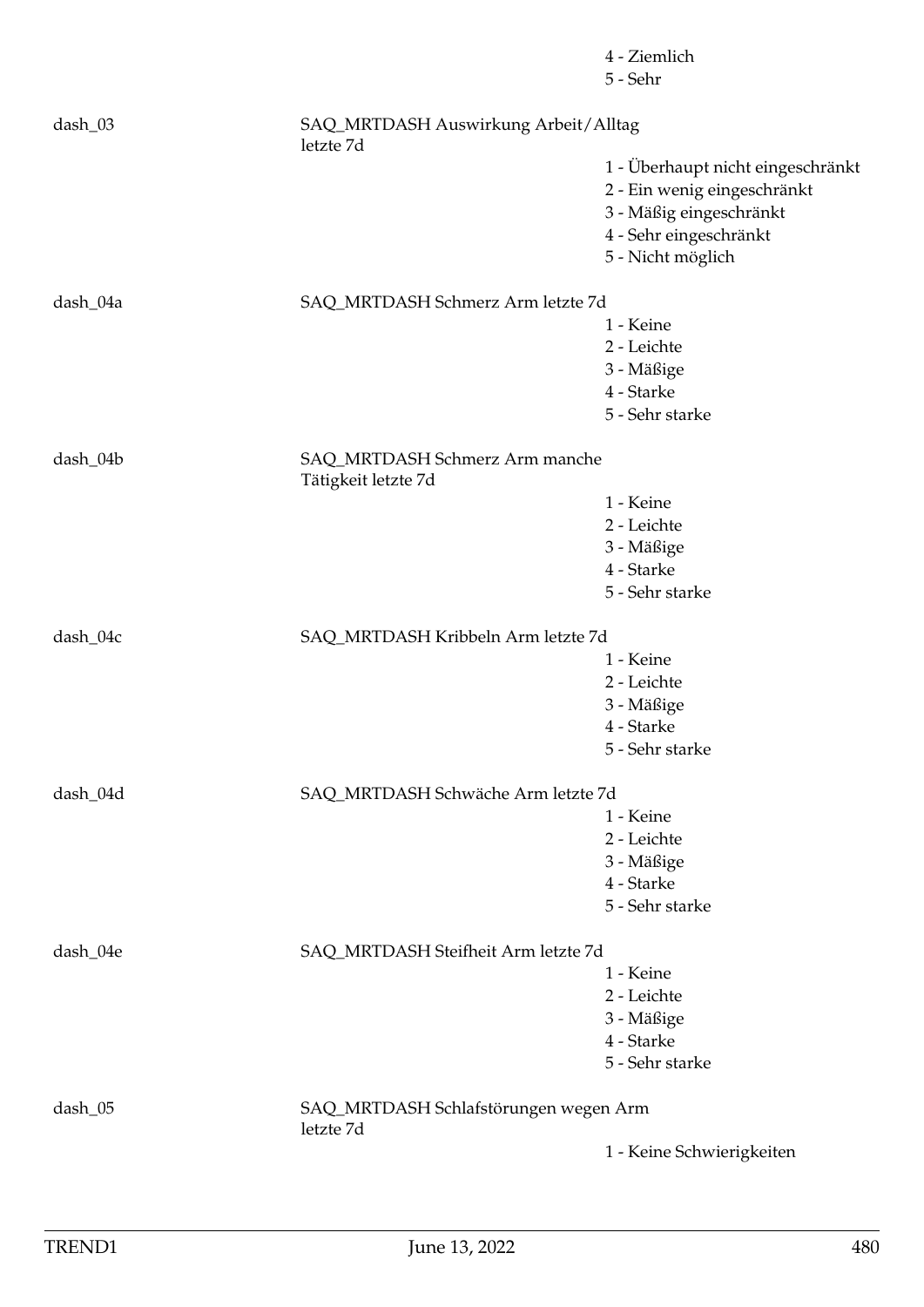4 - Ziemlich
5 - Sehr

dash_03 | SAQ_MRTDASH Auswirkung Arbeit/Alltag letzte 7d

1 - Überhaupt nicht eingeschränkt
2 - Ein wenig eingeschränkt
3 - Mäßig eingeschränkt
4 - Sehr eingeschränkt
5 - Nicht möglich

dash_04a | SAQ_MRTDASH Schmerz Arm letzte 7d

1 - Keine
2 - Leichte
3 - Mäßige
4 - Starke
5 - Sehr starke

dash_04b | SAQ_MRTDASH Schmerz Arm manche Tätigkeit letzte 7d

1 - Keine
2 - Leichte
3 - Mäßige
4 - Starke
5 - Sehr starke

dash_04c | SAQ_MRTDASH Kribbeln Arm letzte 7d

1 - Keine
2 - Leichte
3 - Mäßige
4 - Starke
5 - Sehr starke

dash_04d | SAQ_MRTDASH Schwäche Arm letzte 7d

1 - Keine
2 - Leichte
3 - Mäßige
4 - Starke
5 - Sehr starke

dash_04e | SAQ_MRTDASH Steifheit Arm letzte 7d

1 - Keine
2 - Leichte
3 - Mäßige
4 - Starke
5 - Sehr starke

dash_05 | SAQ_MRTDASH Schlafstörungen wegen Arm letzte 7d

1 - Keine Schwierigkeiten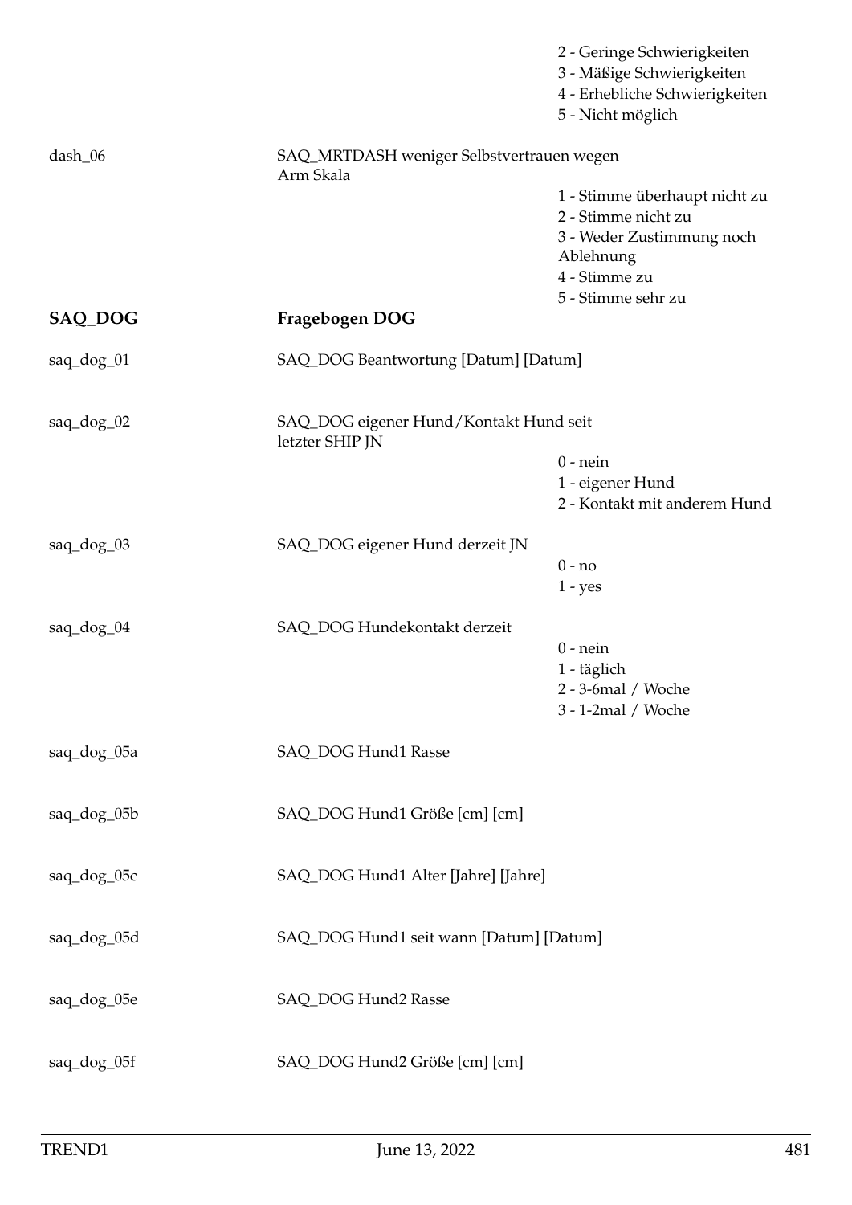| | | |
|---|---|---|
| | | 2 - Geringe Schwierigkeiten |
| | | 3 - Mäßige Schwierigkeiten |
| | | 4 - Erhebliche Schwierigkeiten |
| | | 5 - Nicht möglich |
| dash_06 | SAQ_MRTDASH weniger Selbstvertrauen wegen Arm Skala | |
| | | 1 - Stimme überhaupt nicht zu |
| | | 2 - Stimme nicht zu |
| | | 3 - Weder Zustimmung noch Ablehnung |
| | | 4 - Stimme zu |
| | | 5 - Stimme sehr zu |

## SAQ_DOG — Fragebogen DOG

| | | |
|---|---|---|
| saq_dog_01 | SAQ_DOG Beantwortung [Datum] [Datum] | |
| saq_dog_02 | SAQ_DOG eigener Hund/Kontakt Hund seit letzter SHIP JN | |
| | | 0 - nein |
| | | 1 - eigener Hund |
| | | 2 - Kontakt mit anderem Hund |
| saq_dog_03 | SAQ_DOG eigener Hund derzeit JN | |
| | | 0 - no |
| | | 1 - yes |
| saq_dog_04 | SAQ_DOG Hundekontakt derzeit | |
| | | 0 - nein |
| | | 1 - täglich |
| | | 2 - 3-6mal / Woche |
| | | 3 - 1-2mal / Woche |
| saq_dog_05a | SAQ_DOG Hund1 Rasse | |
| saq_dog_05b | SAQ_DOG Hund1 Größe [cm] [cm] | |
| saq_dog_05c | SAQ_DOG Hund1 Alter [Jahre] [Jahre] | |
| saq_dog_05d | SAQ_DOG Hund1 seit wann [Datum] [Datum] | |
| saq_dog_05e | SAQ_DOG Hund2 Rasse | |
| saq_dog_05f | SAQ_DOG Hund2 Größe [cm] [cm] | |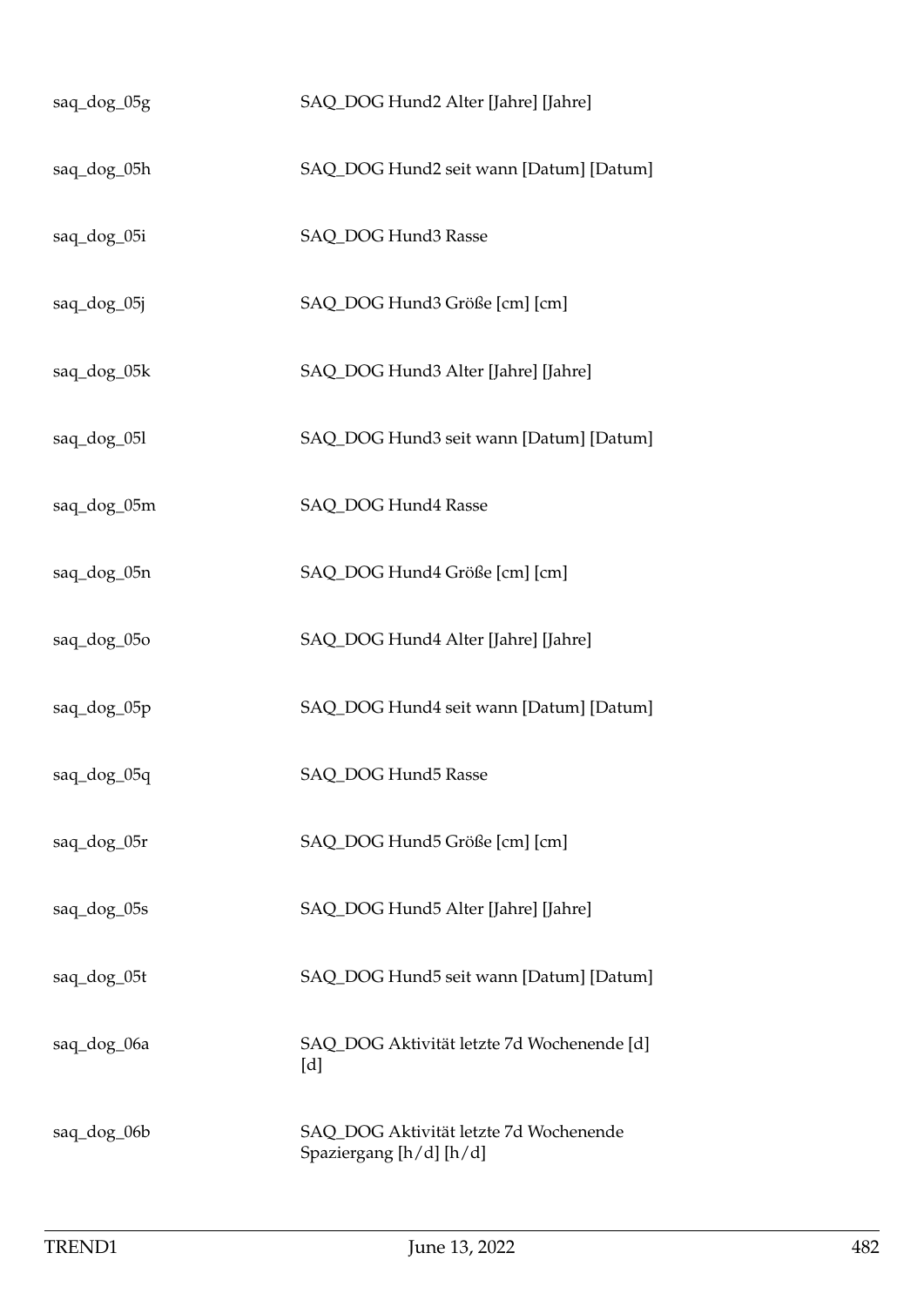| | |
|---|---|
| saq_dog_05g | SAQ_DOG Hund2 Alter [Jahre] [Jahre] |
| saq_dog_05h | SAQ_DOG Hund2 seit wann [Datum] [Datum] |
| saq_dog_05i | SAQ_DOG Hund3 Rasse |
| saq_dog_05j | SAQ_DOG Hund3 Größe [cm] [cm] |
| saq_dog_05k | SAQ_DOG Hund3 Alter [Jahre] [Jahre] |
| saq_dog_05l | SAQ_DOG Hund3 seit wann [Datum] [Datum] |
| saq_dog_05m | SAQ_DOG Hund4 Rasse |
| saq_dog_05n | SAQ_DOG Hund4 Größe [cm] [cm] |
| saq_dog_05o | SAQ_DOG Hund4 Alter [Jahre] [Jahre] |
| saq_dog_05p | SAQ_DOG Hund4 seit wann [Datum] [Datum] |
| saq_dog_05q | SAQ_DOG Hund5 Rasse |
| saq_dog_05r | SAQ_DOG Hund5 Größe [cm] [cm] |
| saq_dog_05s | SAQ_DOG Hund5 Alter [Jahre] [Jahre] |
| saq_dog_05t | SAQ_DOG Hund5 seit wann [Datum] [Datum] |
| saq_dog_06a | SAQ_DOG Aktivität letzte 7d Wochenende [d] [d] |
| saq_dog_06b | SAQ_DOG Aktivität letzte 7d Wochenende Spaziergang [h/d] [h/d] |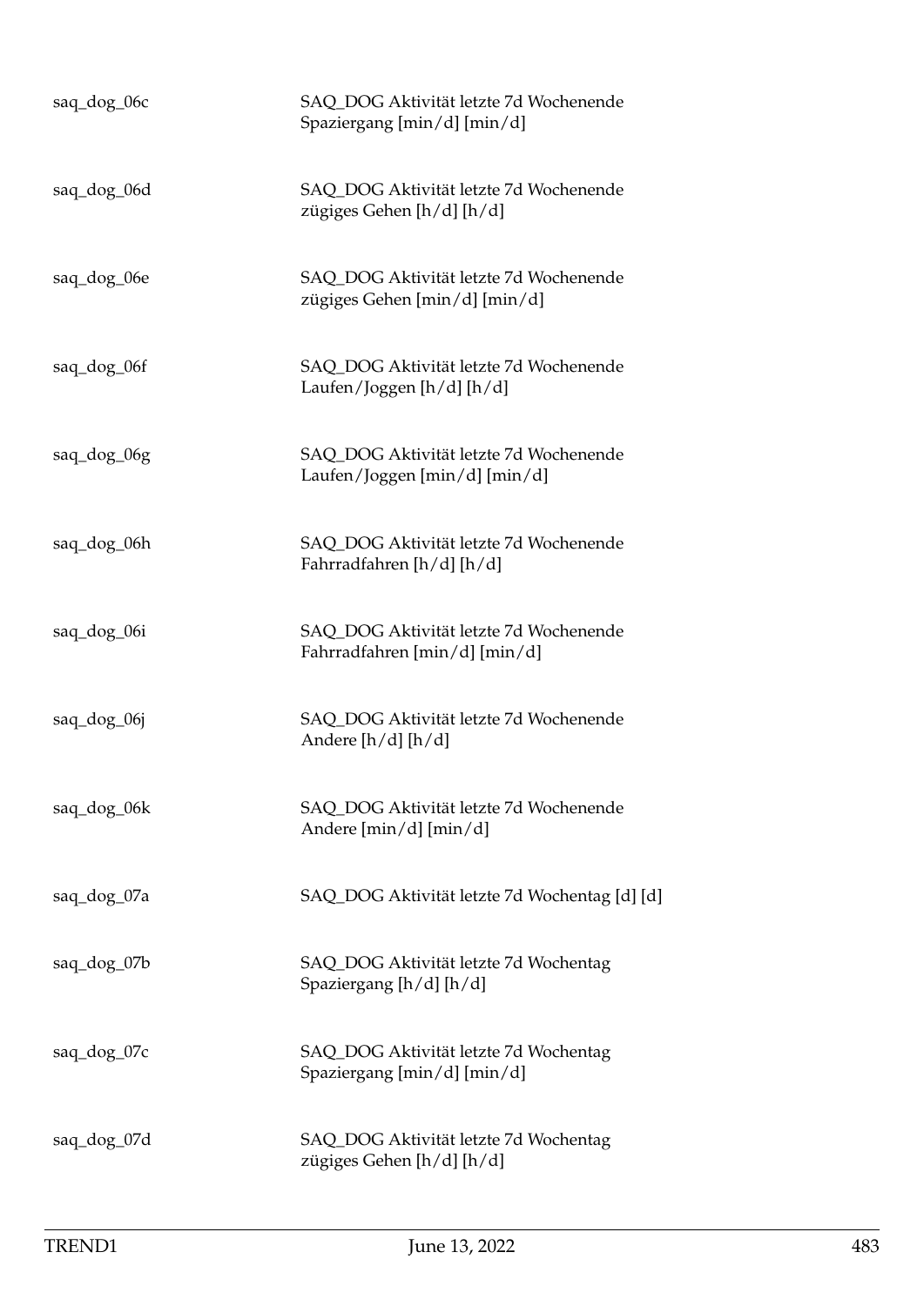| | |
|---|---|
| saq_dog_06c | SAQ_DOG Aktivität letzte 7d Wochenende Spaziergang [min/d] [min/d] |
| saq_dog_06d | SAQ_DOG Aktivität letzte 7d Wochenende zügiges Gehen [h/d] [h/d] |
| saq_dog_06e | SAQ_DOG Aktivität letzte 7d Wochenende zügiges Gehen [min/d] [min/d] |
| saq_dog_06f | SAQ_DOG Aktivität letzte 7d Wochenende Laufen/Joggen [h/d] [h/d] |
| saq_dog_06g | SAQ_DOG Aktivität letzte 7d Wochenende Laufen/Joggen [min/d] [min/d] |
| saq_dog_06h | SAQ_DOG Aktivität letzte 7d Wochenende Fahrradfahren [h/d] [h/d] |
| saq_dog_06i | SAQ_DOG Aktivität letzte 7d Wochenende Fahrradfahren [min/d] [min/d] |
| saq_dog_06j | SAQ_DOG Aktivität letzte 7d Wochenende Andere [h/d] [h/d] |
| saq_dog_06k | SAQ_DOG Aktivität letzte 7d Wochenende Andere [min/d] [min/d] |
| saq_dog_07a | SAQ_DOG Aktivität letzte 7d Wochentag [d] [d] |
| saq_dog_07b | SAQ_DOG Aktivität letzte 7d Wochentag Spaziergang [h/d] [h/d] |
| saq_dog_07c | SAQ_DOG Aktivität letzte 7d Wochentag Spaziergang [min/d] [min/d] |
| saq_dog_07d | SAQ_DOG Aktivität letzte 7d Wochentag zügiges Gehen [h/d] [h/d] |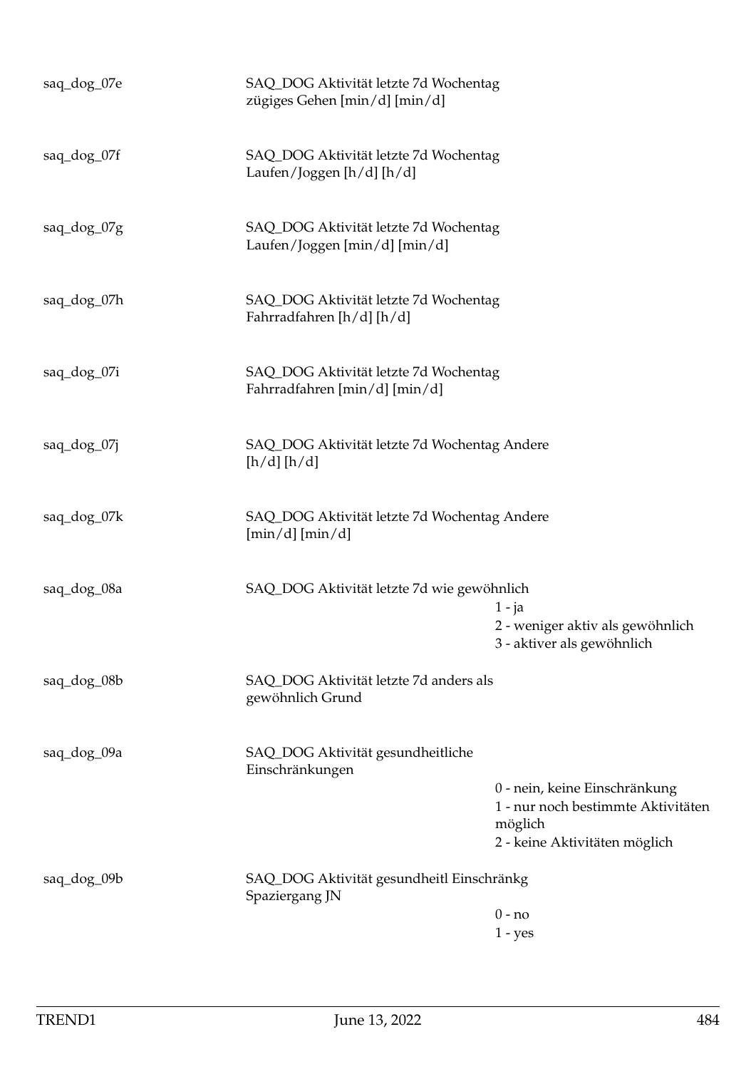| | | |
|---|---|---|
| saq_dog_07e | SAQ_DOG Aktivität letzte 7d Wochentag zügiges Gehen [min/d] [min/d] | |
| saq_dog_07f | SAQ_DOG Aktivität letzte 7d Wochentag Laufen/Joggen [h/d] [h/d] | |
| saq_dog_07g | SAQ_DOG Aktivität letzte 7d Wochentag Laufen/Joggen [min/d] [min/d] | |
| saq_dog_07h | SAQ_DOG Aktivität letzte 7d Wochentag Fahrradfahren [h/d] [h/d] | |
| saq_dog_07i | SAQ_DOG Aktivität letzte 7d Wochentag Fahrradfahren [min/d] [min/d] | |
| saq_dog_07j | SAQ_DOG Aktivität letzte 7d Wochentag Andere [h/d] [h/d] | |
| saq_dog_07k | SAQ_DOG Aktivität letzte 7d Wochentag Andere [min/d] [min/d] | |
| saq_dog_08a | SAQ_DOG Aktivität letzte 7d wie gewöhnlich | 1 - ja<br>2 - weniger aktiv als gewöhnlich<br>3 - aktiver als gewöhnlich |
| saq_dog_08b | SAQ_DOG Aktivität letzte 7d anders als gewöhnlich Grund | |
| saq_dog_09a | SAQ_DOG Aktivität gesundheitliche Einschränkungen | 0 - nein, keine Einschränkung<br>1 - nur noch bestimmte Aktivitäten möglich<br>2 - keine Aktivitäten möglich |
| saq_dog_09b | SAQ_DOG Aktivität gesundheitl Einschränkg Spaziergang JN | 0 - no<br>1 - yes |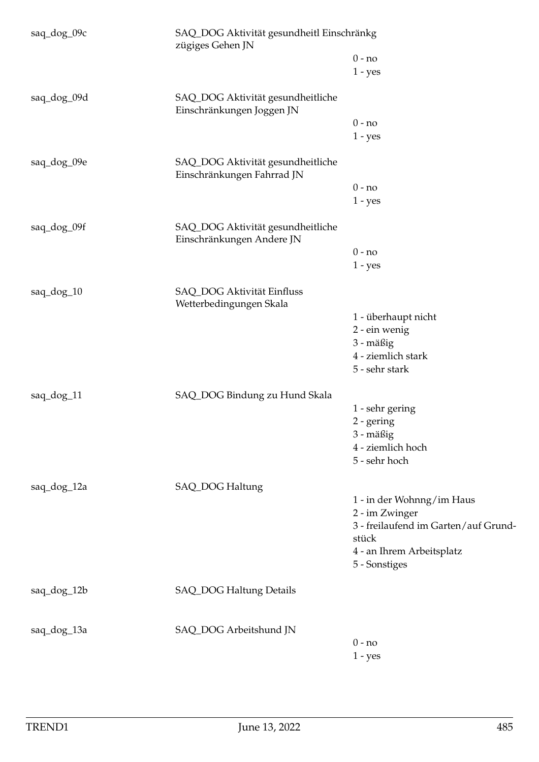| Variable | Label | Values |
|---|---|---|
| saq_dog_09c | SAQ_DOG Aktivität gesundheitl Einschränkg zügiges Gehen JN | 0 - no<br>1 - yes |
| saq_dog_09d | SAQ_DOG Aktivität gesundheitliche Einschränkungen Joggen JN | 0 - no<br>1 - yes |
| saq_dog_09e | SAQ_DOG Aktivität gesundheitliche Einschränkungen Fahrrad JN | 0 - no<br>1 - yes |
| saq_dog_09f | SAQ_DOG Aktivität gesundheitliche Einschränkungen Andere JN | 0 - no<br>1 - yes |
| saq_dog_10 | SAQ_DOG Aktivität Einfluss Wetterbedingungen Skala | 1 - überhaupt nicht<br>2 - ein wenig<br>3 - mäßig<br>4 - ziemlich stark<br>5 - sehr stark |
| saq_dog_11 | SAQ_DOG Bindung zu Hund Skala | 1 - sehr gering<br>2 - gering<br>3 - mäßig<br>4 - ziemlich hoch<br>5 - sehr hoch |
| saq_dog_12a | SAQ_DOG Haltung | 1 - in der Wohnng/im Haus<br>2 - im Zwinger<br>3 - freilaufend im Garten/auf Grundstück<br>4 - an Ihrem Arbeitsplatz<br>5 - Sonstiges |
| saq_dog_12b | SAQ_DOG Haltung Details | |
| saq_dog_13a | SAQ_DOG Arbeitshund JN | 0 - no<br>1 - yes |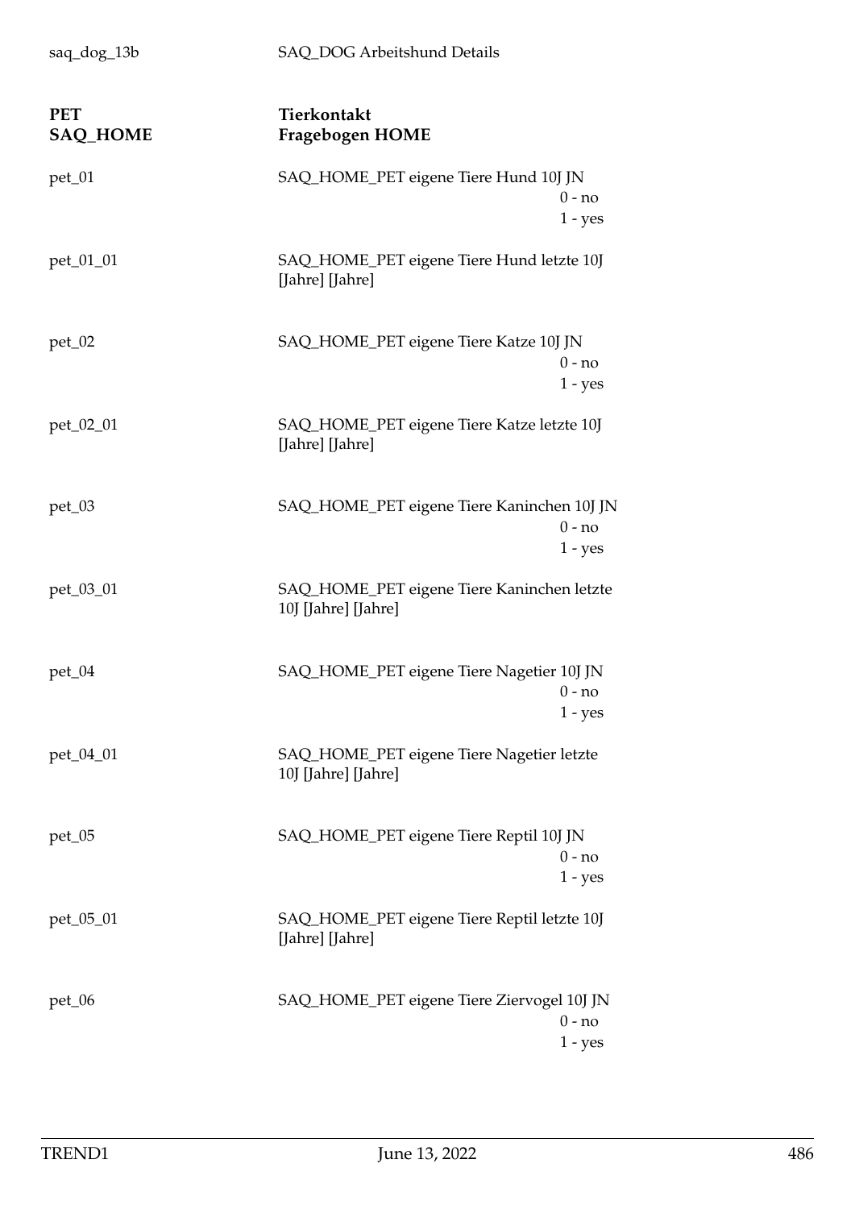saq_dog_13b — SAQ_DOG Arbeitshund Details

## PET SAQ_HOME — Tierkontakt Fragebogen HOME

| | |
|---|---|
| pet_01 | SAQ_HOME_PET eigene Tiere Hund 10J JN<br>0 - no<br>1 - yes |
| pet_01_01 | SAQ_HOME_PET eigene Tiere Hund letzte 10J [Jahre] [Jahre] |
| pet_02 | SAQ_HOME_PET eigene Tiere Katze 10J JN<br>0 - no<br>1 - yes |
| pet_02_01 | SAQ_HOME_PET eigene Tiere Katze letzte 10J [Jahre] [Jahre] |
| pet_03 | SAQ_HOME_PET eigene Tiere Kaninchen 10J JN<br>0 - no<br>1 - yes |
| pet_03_01 | SAQ_HOME_PET eigene Tiere Kaninchen letzte 10J [Jahre] [Jahre] |
| pet_04 | SAQ_HOME_PET eigene Tiere Nagetier 10J JN<br>0 - no<br>1 - yes |
| pet_04_01 | SAQ_HOME_PET eigene Tiere Nagetier letzte 10J [Jahre] [Jahre] |
| pet_05 | SAQ_HOME_PET eigene Tiere Reptil 10J JN<br>0 - no<br>1 - yes |
| pet_05_01 | SAQ_HOME_PET eigene Tiere Reptil letzte 10J [Jahre] [Jahre] |
| pet_06 | SAQ_HOME_PET eigene Tiere Ziervogel 10J JN<br>0 - no<br>1 - yes |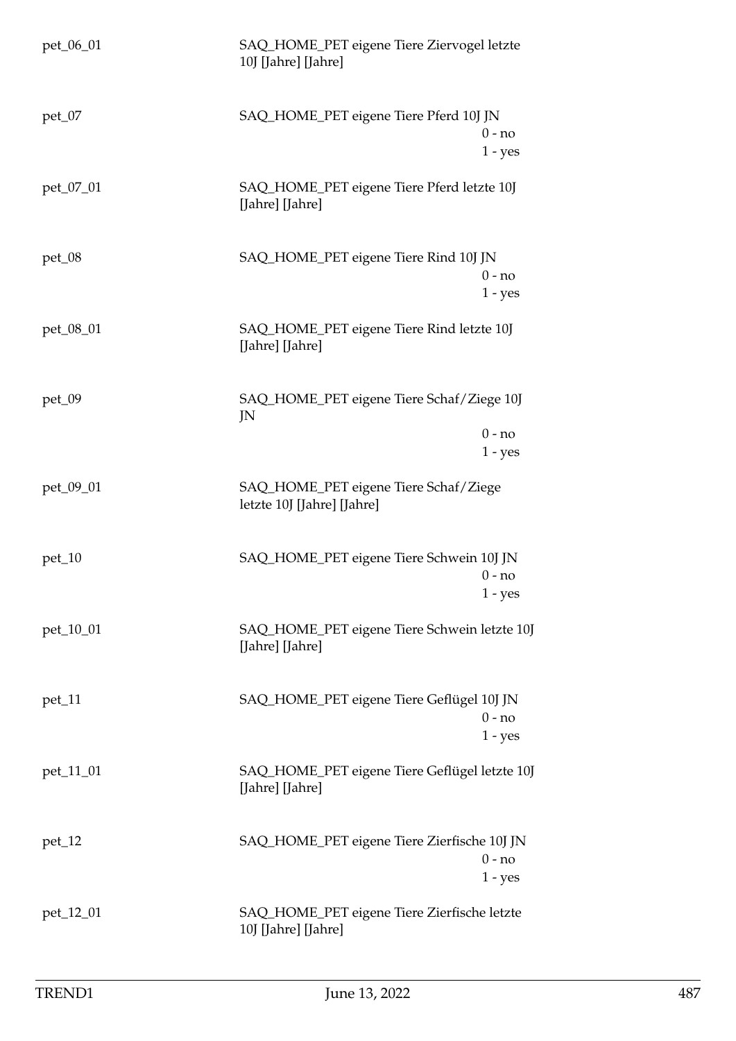| | |
|---|---|
| pet_06_01 | SAQ_HOME_PET eigene Tiere Ziervogel letzte 10J [Jahre] [Jahre] |
| pet_07 | SAQ_HOME_PET eigene Tiere Pferd 10J JN<br>0 - no<br>1 - yes |
| pet_07_01 | SAQ_HOME_PET eigene Tiere Pferd letzte 10J [Jahre] [Jahre] |
| pet_08 | SAQ_HOME_PET eigene Tiere Rind 10J JN<br>0 - no<br>1 - yes |
| pet_08_01 | SAQ_HOME_PET eigene Tiere Rind letzte 10J [Jahre] [Jahre] |
| pet_09 | SAQ_HOME_PET eigene Tiere Schaf/Ziege 10J JN<br>0 - no<br>1 - yes |
| pet_09_01 | SAQ_HOME_PET eigene Tiere Schaf/Ziege letzte 10J [Jahre] [Jahre] |
| pet_10 | SAQ_HOME_PET eigene Tiere Schwein 10J JN<br>0 - no<br>1 - yes |
| pet_10_01 | SAQ_HOME_PET eigene Tiere Schwein letzte 10J [Jahre] [Jahre] |
| pet_11 | SAQ_HOME_PET eigene Tiere Geflügel 10J JN<br>0 - no<br>1 - yes |
| pet_11_01 | SAQ_HOME_PET eigene Tiere Geflügel letzte 10J [Jahre] [Jahre] |
| pet_12 | SAQ_HOME_PET eigene Tiere Zierfische 10J JN<br>0 - no<br>1 - yes |
| pet_12_01 | SAQ_HOME_PET eigene Tiere Zierfische letzte 10J [Jahre] [Jahre] |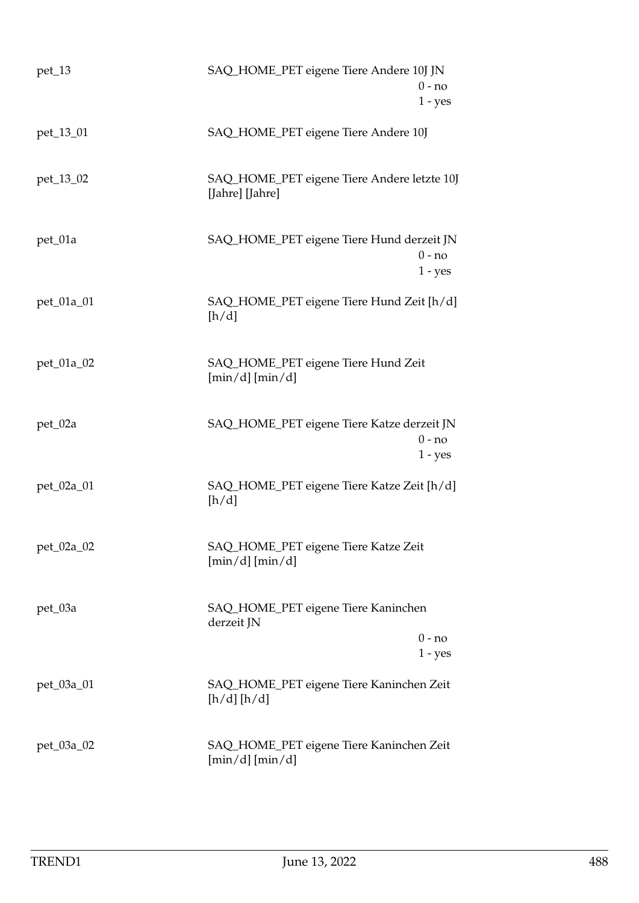| Variable | Label |
|---|---|
| pet_13 | SAQ_HOME_PET eigene Tiere Andere 10J JN<br>0 - no<br>1 - yes |
| pet_13_01 | SAQ_HOME_PET eigene Tiere Andere 10J |
| pet_13_02 | SAQ_HOME_PET eigene Tiere Andere letzte 10J [Jahre] [Jahre] |
| pet_01a | SAQ_HOME_PET eigene Tiere Hund derzeit JN<br>0 - no<br>1 - yes |
| pet_01a_01 | SAQ_HOME_PET eigene Tiere Hund Zeit [h/d] [h/d] |
| pet_01a_02 | SAQ_HOME_PET eigene Tiere Hund Zeit [min/d] [min/d] |
| pet_02a | SAQ_HOME_PET eigene Tiere Katze derzeit JN<br>0 - no<br>1 - yes |
| pet_02a_01 | SAQ_HOME_PET eigene Tiere Katze Zeit [h/d] [h/d] |
| pet_02a_02 | SAQ_HOME_PET eigene Tiere Katze Zeit [min/d] [min/d] |
| pet_03a | SAQ_HOME_PET eigene Tiere Kaninchen derzeit JN<br>0 - no<br>1 - yes |
| pet_03a_01 | SAQ_HOME_PET eigene Tiere Kaninchen Zeit [h/d] [h/d] |
| pet_03a_02 | SAQ_HOME_PET eigene Tiere Kaninchen Zeit [min/d] [min/d] |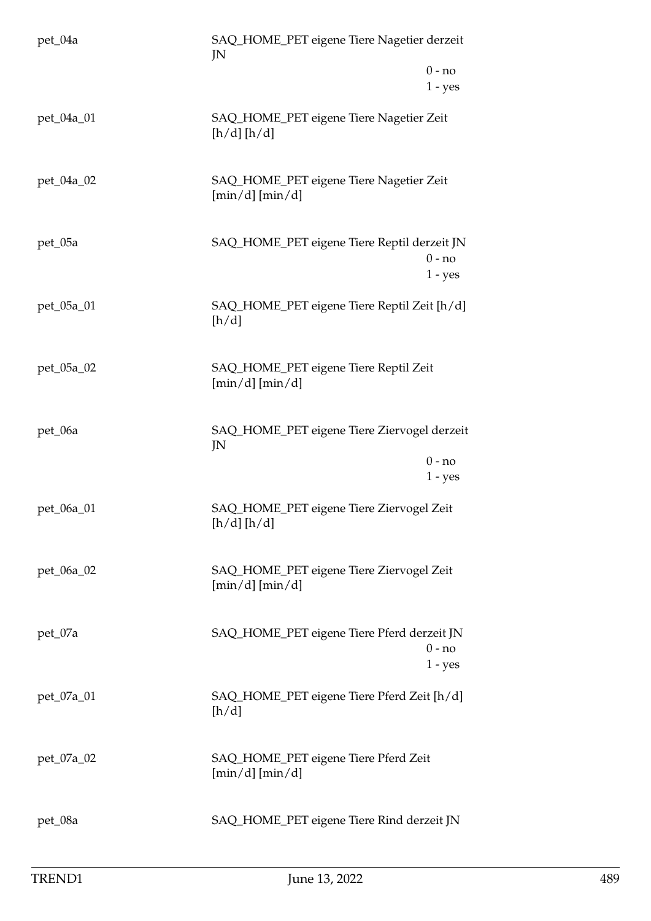pet_04a SAQ_HOME_PET eigene Tiere Nagetier derzeit JN

0 - no
1 - yes

pet_04a_01 SAQ_HOME_PET eigene Tiere Nagetier Zeit [h/d] [h/d]

pet_04a_02 SAQ_HOME_PET eigene Tiere Nagetier Zeit [min/d] [min/d]

pet_05a SAQ_HOME_PET eigene Tiere Reptil derzeit JN

0 - no
1 - yes

pet_05a_01 SAQ_HOME_PET eigene Tiere Reptil Zeit [h/d] [h/d]

pet_05a_02 SAQ_HOME_PET eigene Tiere Reptil Zeit [min/d] [min/d]

pet_06a SAQ_HOME_PET eigene Tiere Ziervogel derzeit JN

0 - no
1 - yes

pet_06a_01 SAQ_HOME_PET eigene Tiere Ziervogel Zeit [h/d] [h/d]

pet_06a_02 SAQ_HOME_PET eigene Tiere Ziervogel Zeit [min/d] [min/d]

pet_07a SAQ_HOME_PET eigene Tiere Pferd derzeit JN

0 - no
1 - yes

pet_07a_01 SAQ_HOME_PET eigene Tiere Pferd Zeit [h/d] [h/d]

pet_07a_02 SAQ_HOME_PET eigene Tiere Pferd Zeit [min/d] [min/d]

pet_08a SAQ_HOME_PET eigene Tiere Rind derzeit JN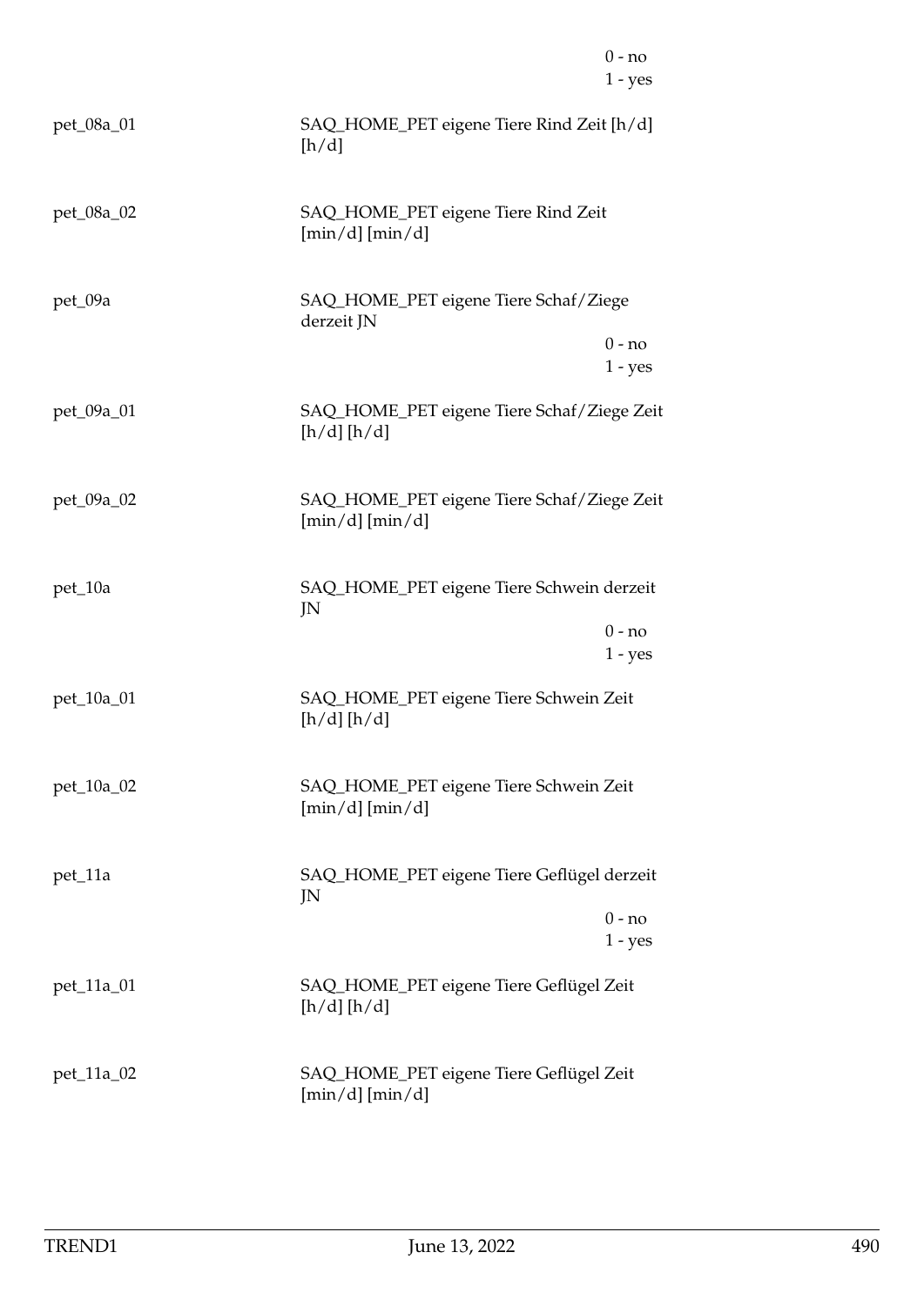0 - no
1 - yes

pet_08a_01 SAQ_HOME_PET eigene Tiere Rind Zeit [h/d] [h/d]

pet_08a_02 SAQ_HOME_PET eigene Tiere Rind Zeit [min/d] [min/d]

pet_09a SAQ_HOME_PET eigene Tiere Schaf/Ziege derzeit JN

0 - no
1 - yes

pet_09a_01 SAQ_HOME_PET eigene Tiere Schaf/Ziege Zeit [h/d] [h/d]

pet_09a_02 SAQ_HOME_PET eigene Tiere Schaf/Ziege Zeit [min/d] [min/d]

pet_10a SAQ_HOME_PET eigene Tiere Schwein derzeit JN

0 - no
1 - yes

pet_10a_01 SAQ_HOME_PET eigene Tiere Schwein Zeit [h/d] [h/d]

pet_10a_02 SAQ_HOME_PET eigene Tiere Schwein Zeit [min/d] [min/d]

pet_11a SAQ_HOME_PET eigene Tiere Geflügel derzeit JN

0 - no
1 - yes

pet_11a_01 SAQ_HOME_PET eigene Tiere Geflügel Zeit [h/d] [h/d]

pet_11a_02 SAQ_HOME_PET eigene Tiere Geflügel Zeit [min/d] [min/d]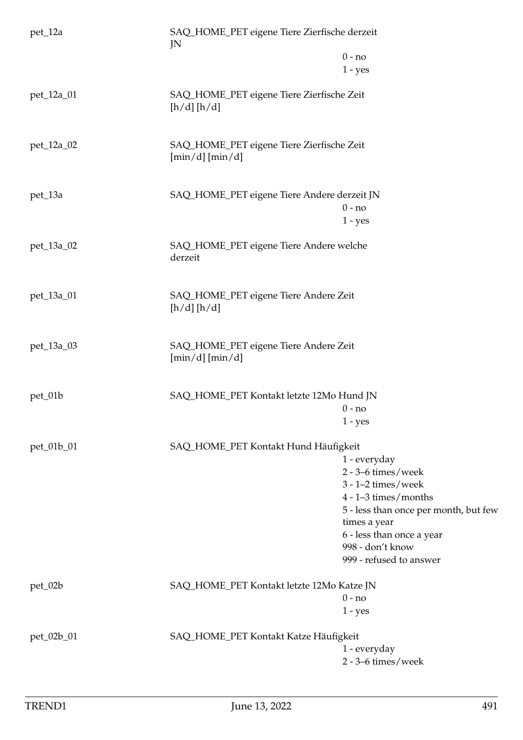pet_12a — SAQ_HOME_PET eigene Tiere Zierfische derzeit JN

- 0 - no
- 1 - yes

pet_12a_01 — SAQ_HOME_PET eigene Tiere Zierfische Zeit [h/d] [h/d]

pet_12a_02 — SAQ_HOME_PET eigene Tiere Zierfische Zeit [min/d] [min/d]

pet_13a — SAQ_HOME_PET eigene Tiere Andere derzeit JN

- 0 - no
- 1 - yes

pet_13a_02 — SAQ_HOME_PET eigene Tiere Andere welche derzeit

pet_13a_01 — SAQ_HOME_PET eigene Tiere Andere Zeit [h/d] [h/d]

pet_13a_03 — SAQ_HOME_PET eigene Tiere Andere Zeit [min/d] [min/d]

pet_01b — SAQ_HOME_PET Kontakt letzte 12Mo Hund JN

- 0 - no
- 1 - yes

pet_01b_01 — SAQ_HOME_PET Kontakt Hund Häufigkeit

- 1 - everyday
- 2 - 3–6 times/week
- 3 - 1–2 times/week
- 4 - 1–3 times/months
- 5 - less than once per month, but few times a year
- 6 - less than once a year
- 998 - don't know
- 999 - refused to answer

pet_02b — SAQ_HOME_PET Kontakt letzte 12Mo Katze JN

- 0 - no
- 1 - yes

pet_02b_01 — SAQ_HOME_PET Kontakt Katze Häufigkeit

- 1 - everyday
- 2 - 3–6 times/week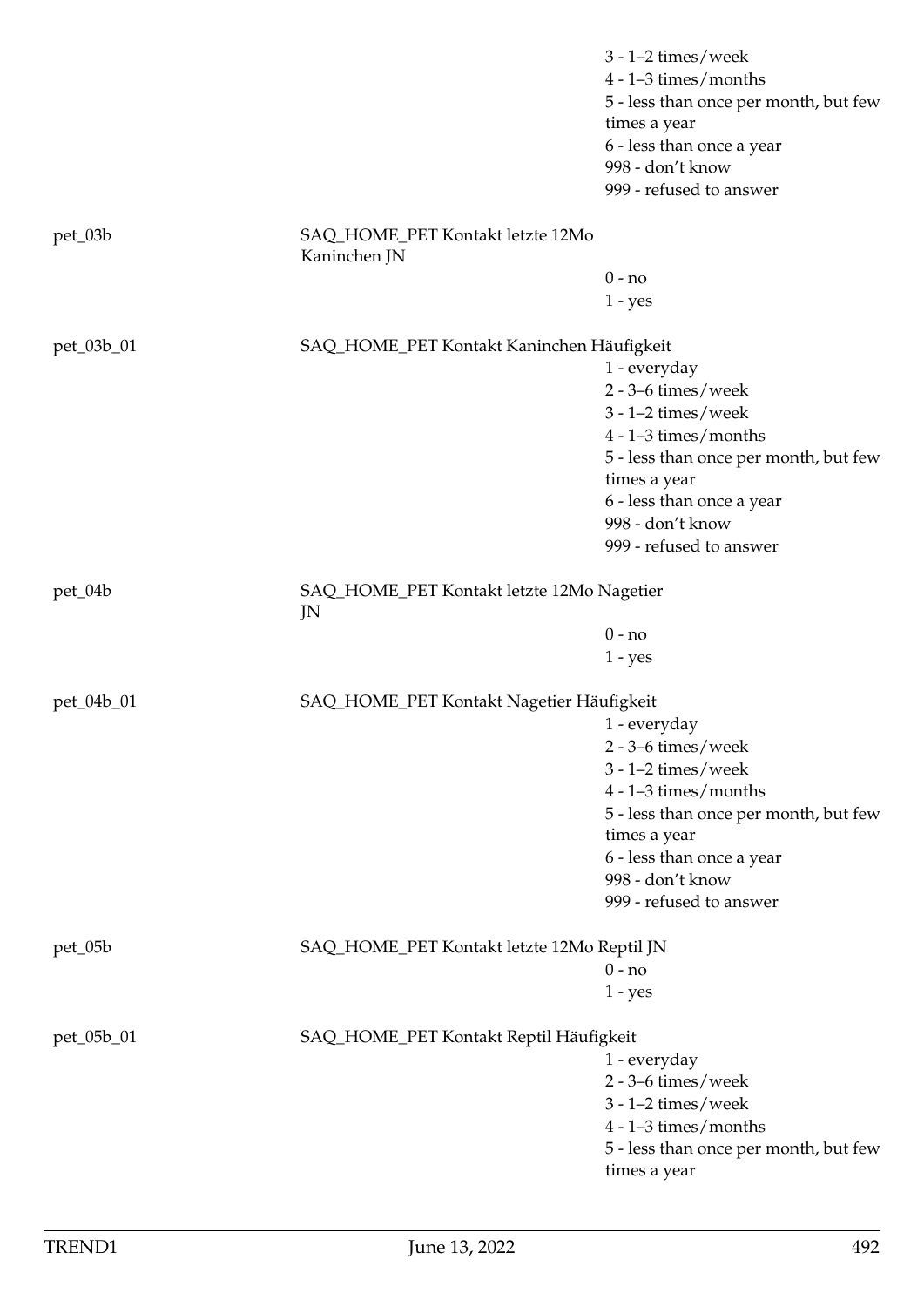3 - 1–2 times/week
4 - 1–3 times/months
5 - less than once per month, but few times a year
6 - less than once a year
998 - don't know
999 - refused to answer

pet_03b | SAQ_HOME_PET Kontakt letzte 12Mo Kaninchen JN

0 - no
1 - yes

pet_03b_01 | SAQ_HOME_PET Kontakt Kaninchen Häufigkeit

1 - everyday
2 - 3–6 times/week
3 - 1–2 times/week
4 - 1–3 times/months
5 - less than once per month, but few times a year
6 - less than once a year
998 - don't know
999 - refused to answer

pet_04b | SAQ_HOME_PET Kontakt letzte 12Mo Nagetier JN

0 - no
1 - yes

pet_04b_01 | SAQ_HOME_PET Kontakt Nagetier Häufigkeit

1 - everyday
2 - 3–6 times/week
3 - 1–2 times/week
4 - 1–3 times/months
5 - less than once per month, but few times a year
6 - less than once a year
998 - don't know
999 - refused to answer

pet_05b | SAQ_HOME_PET Kontakt letzte 12Mo Reptil JN

0 - no
1 - yes

pet_05b_01 | SAQ_HOME_PET Kontakt Reptil Häufigkeit

1 - everyday
2 - 3–6 times/week
3 - 1–2 times/week
4 - 1–3 times/months
5 - less than once per month, but few times a year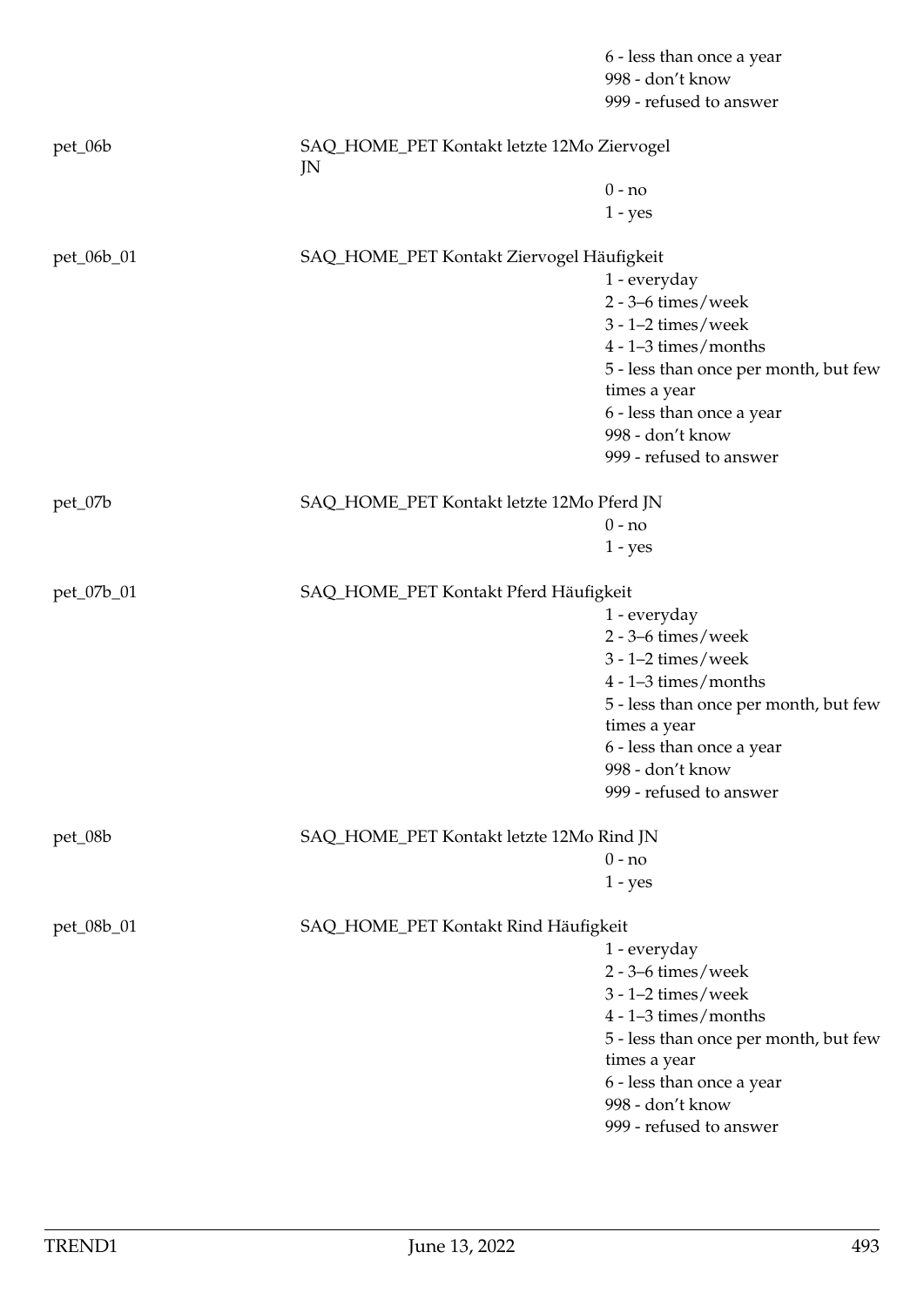6 - less than once a year
998 - don't know
999 - refused to answer

pet_06b SAQ_HOME_PET Kontakt letzte 12Mo Ziervogel JN

0 - no
1 - yes

pet_06b_01 SAQ_HOME_PET Kontakt Ziervogel Häufigkeit

1 - everyday
2 - 3–6 times/week
3 - 1–2 times/week
4 - 1–3 times/months
5 - less than once per month, but few times a year
6 - less than once a year
998 - don't know
999 - refused to answer

pet_07b SAQ_HOME_PET Kontakt letzte 12Mo Pferd JN

0 - no
1 - yes

pet_07b_01 SAQ_HOME_PET Kontakt Pferd Häufigkeit

1 - everyday
2 - 3–6 times/week
3 - 1–2 times/week
4 - 1–3 times/months
5 - less than once per month, but few times a year
6 - less than once a year
998 - don't know
999 - refused to answer

pet_08b SAQ_HOME_PET Kontakt letzte 12Mo Rind JN

0 - no
1 - yes

pet_08b_01 SAQ_HOME_PET Kontakt Rind Häufigkeit

1 - everyday
2 - 3–6 times/week
3 - 1–2 times/week
4 - 1–3 times/months
5 - less than once per month, but few times a year
6 - less than once a year
998 - don't know
999 - refused to answer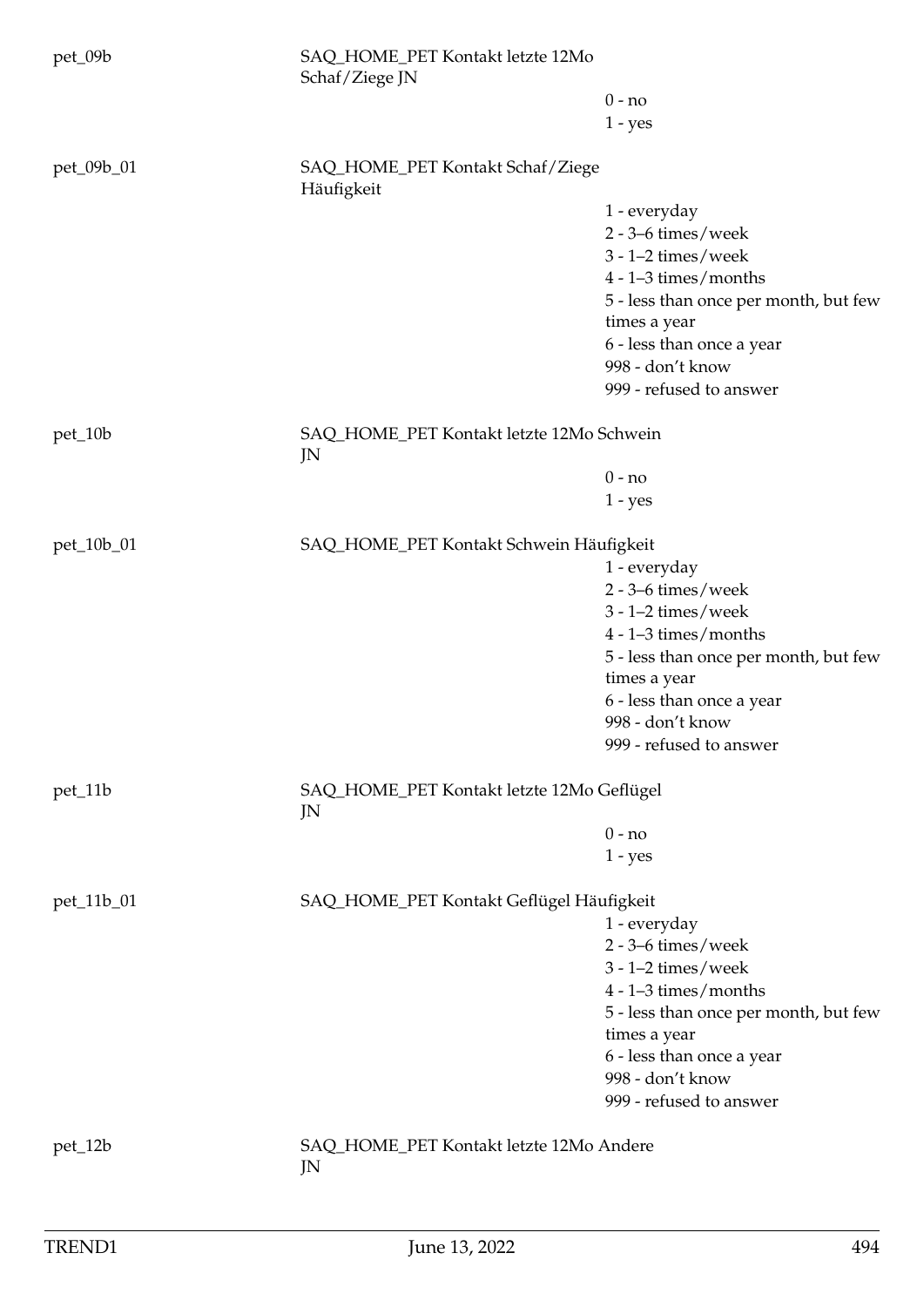| Variable | Label | Values |
|---|---|---|
| pet_09b | SAQ_HOME_PET Kontakt letzte 12Mo Schaf/Ziege JN | 0 - no |
| | | 1 - yes |
| pet_09b_01 | SAQ_HOME_PET Kontakt Schaf/Ziege Häufigkeit | 1 - everyday |
| | | 2 - 3–6 times/week |
| | | 3 - 1–2 times/week |
| | | 4 - 1–3 times/months |
| | | 5 - less than once per month, but few times a year |
| | | 6 - less than once a year |
| | | 998 - don't know |
| | | 999 - refused to answer |
| pet_10b | SAQ_HOME_PET Kontakt letzte 12Mo Schwein JN | 0 - no |
| | | 1 - yes |
| pet_10b_01 | SAQ_HOME_PET Kontakt Schwein Häufigkeit | 1 - everyday |
| | | 2 - 3–6 times/week |
| | | 3 - 1–2 times/week |
| | | 4 - 1–3 times/months |
| | | 5 - less than once per month, but few times a year |
| | | 6 - less than once a year |
| | | 998 - don't know |
| | | 999 - refused to answer |
| pet_11b | SAQ_HOME_PET Kontakt letzte 12Mo Geflügel JN | 0 - no |
| | | 1 - yes |
| pet_11b_01 | SAQ_HOME_PET Kontakt Geflügel Häufigkeit | 1 - everyday |
| | | 2 - 3–6 times/week |
| | | 3 - 1–2 times/week |
| | | 4 - 1–3 times/months |
| | | 5 - less than once per month, but few times a year |
| | | 6 - less than once a year |
| | | 998 - don't know |
| | | 999 - refused to answer |
| pet_12b | SAQ_HOME_PET Kontakt letzte 12Mo Andere JN | |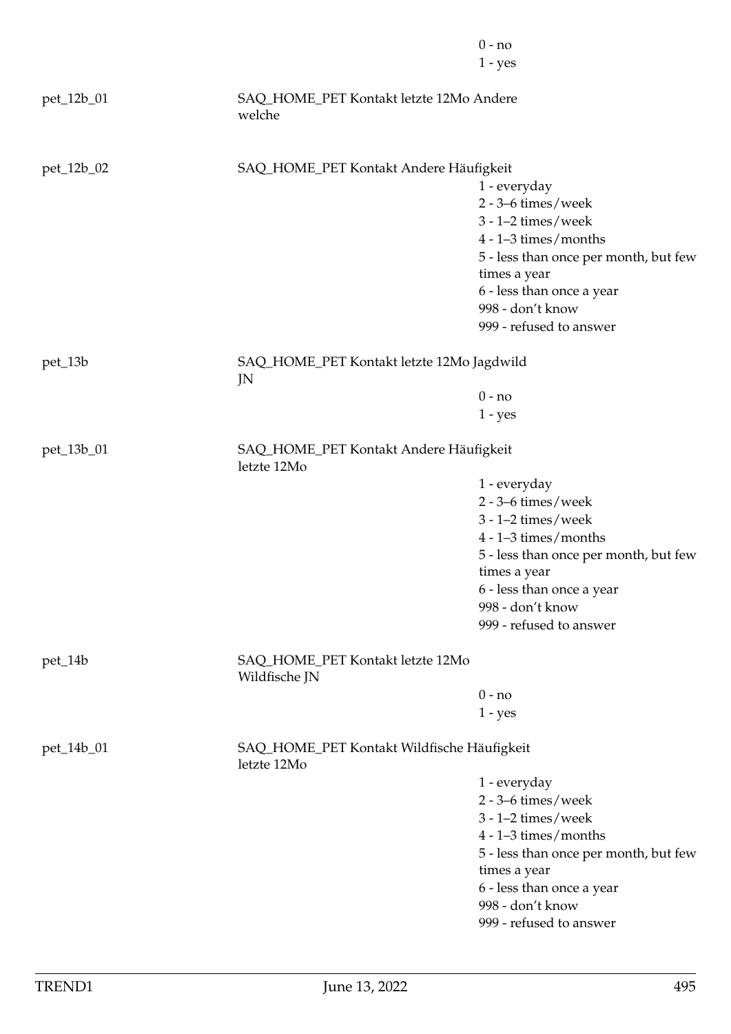| | | |
|---|---|---|
| | | 0 - no |
| | | 1 - yes |
| pet_12b_01 | SAQ_HOME_PET Kontakt letzte 12Mo Andere welche | |
| pet_12b_02 | SAQ_HOME_PET Kontakt Andere Häufigkeit | |
| | | 1 - everyday |
| | | 2 - 3–6 times/week |
| | | 3 - 1–2 times/week |
| | | 4 - 1–3 times/months |
| | | 5 - less than once per month, but few times a year |
| | | 6 - less than once a year |
| | | 998 - don't know |
| | | 999 - refused to answer |
| pet_13b | SAQ_HOME_PET Kontakt letzte 12Mo Jagdwild JN | |
| | | 0 - no |
| | | 1 - yes |
| pet_13b_01 | SAQ_HOME_PET Kontakt Andere Häufigkeit letzte 12Mo | |
| | | 1 - everyday |
| | | 2 - 3–6 times/week |
| | | 3 - 1–2 times/week |
| | | 4 - 1–3 times/months |
| | | 5 - less than once per month, but few times a year |
| | | 6 - less than once a year |
| | | 998 - don't know |
| | | 999 - refused to answer |
| pet_14b | SAQ_HOME_PET Kontakt letzte 12Mo Wildfische JN | |
| | | 0 - no |
| | | 1 - yes |
| pet_14b_01 | SAQ_HOME_PET Kontakt Wildfische Häufigkeit letzte 12Mo | |
| | | 1 - everyday |
| | | 2 - 3–6 times/week |
| | | 3 - 1–2 times/week |
| | | 4 - 1–3 times/months |
| | | 5 - less than once per month, but few times a year |
| | | 6 - less than once a year |
| | | 998 - don't know |
| | | 999 - refused to answer |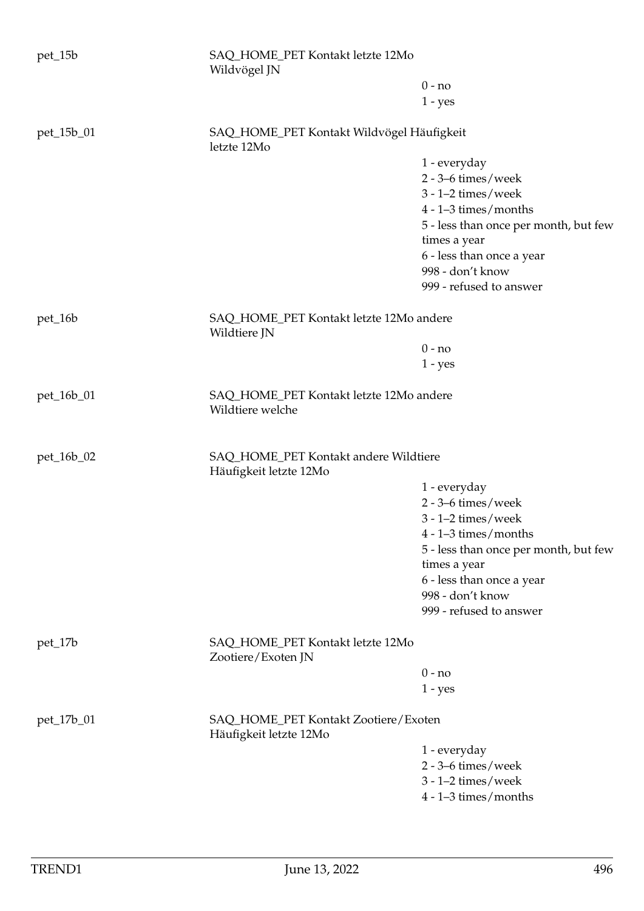pet_15b SAQ_HOME_PET Kontakt letzte 12Mo Wildvögel JN

- 0 - no
- 1 - yes

pet_15b_01 SAQ_HOME_PET Kontakt Wildvögel Häufigkeit letzte 12Mo

- 1 - everyday
- 2 - 3–6 times/week
- 3 - 1–2 times/week
- 4 - 1–3 times/months
- 5 - less than once per month, but few times a year
- 6 - less than once a year
- 998 - don't know
- 999 - refused to answer

pet_16b SAQ_HOME_PET Kontakt letzte 12Mo andere Wildtiere JN

- 0 - no
- 1 - yes

pet_16b_01 SAQ_HOME_PET Kontakt letzte 12Mo andere Wildtiere welche

pet_16b_02 SAQ_HOME_PET Kontakt andere Wildtiere Häufigkeit letzte 12Mo

- 1 - everyday
- 2 - 3–6 times/week
- 3 - 1–2 times/week
- 4 - 1–3 times/months
- 5 - less than once per month, but few times a year
- 6 - less than once a year
- 998 - don't know
- 999 - refused to answer

pet_17b SAQ_HOME_PET Kontakt letzte 12Mo Zootiere/Exoten JN

- 0 - no
- 1 - yes

pet_17b_01 SAQ_HOME_PET Kontakt Zootiere/Exoten Häufigkeit letzte 12Mo

- 1 - everyday
- 2 - 3–6 times/week
- 3 - 1–2 times/week
- 4 - 1–3 times/months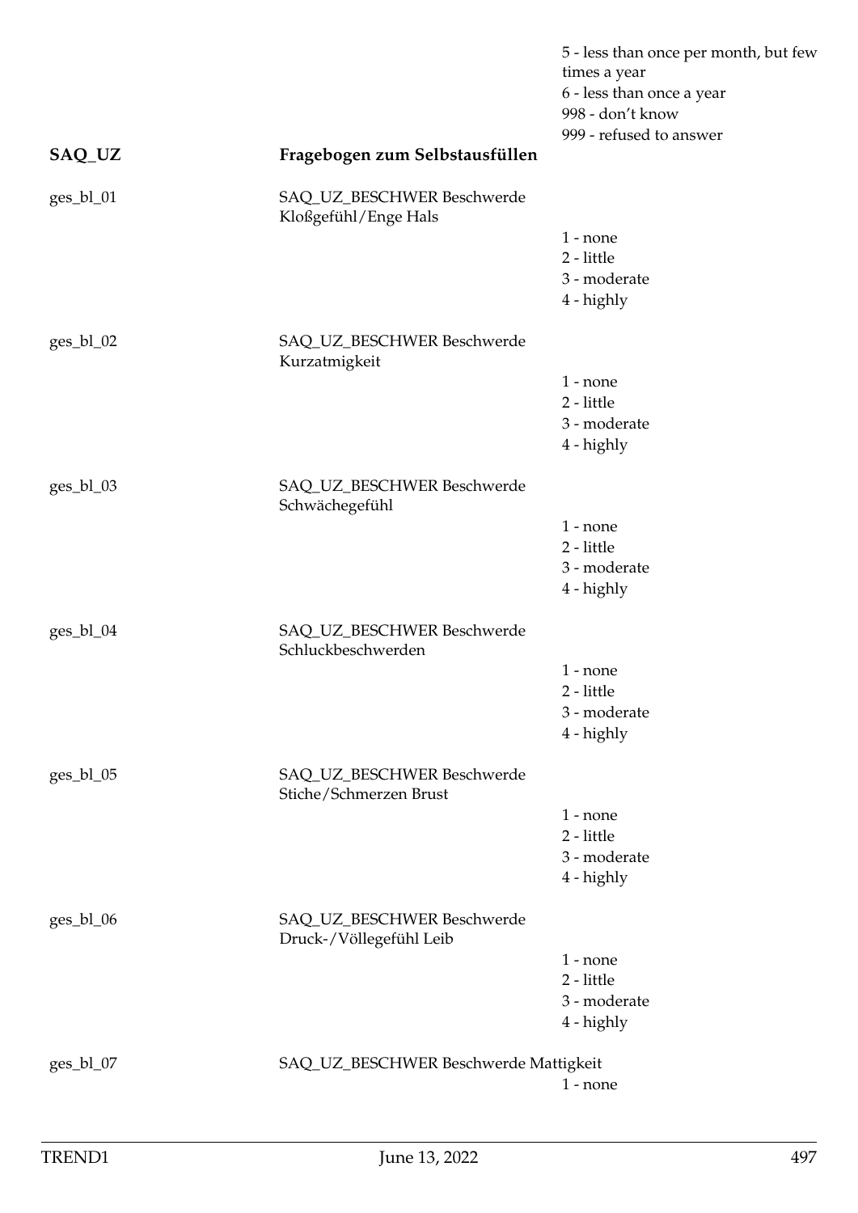5 - less than once per month, but few times a year
6 - less than once a year
998 - don't know
999 - refused to answer

## SAQ_UZ — Fragebogen zum Selbstausfüllen

**ges_bl_01** — SAQ_UZ_BESCHWER Beschwerde Kloßgefühl/Enge Hals

1 - none
2 - little
3 - moderate
4 - highly

**ges_bl_02** — SAQ_UZ_BESCHWER Beschwerde Kurzatmigkeit

1 - none
2 - little
3 - moderate
4 - highly

**ges_bl_03** — SAQ_UZ_BESCHWER Beschwerde Schwächegefühl

1 - none
2 - little
3 - moderate
4 - highly

**ges_bl_04** — SAQ_UZ_BESCHWER Beschwerde Schluckbeschwerden

1 - none
2 - little
3 - moderate
4 - highly

**ges_bl_05** — SAQ_UZ_BESCHWER Beschwerde Stiche/Schmerzen Brust

1 - none
2 - little
3 - moderate
4 - highly

**ges_bl_06** — SAQ_UZ_BESCHWER Beschwerde Druck-/Völlegefühl Leib

1 - none
2 - little
3 - moderate
4 - highly

**ges_bl_07** — SAQ_UZ_BESCHWER Beschwerde Mattigkeit

1 - none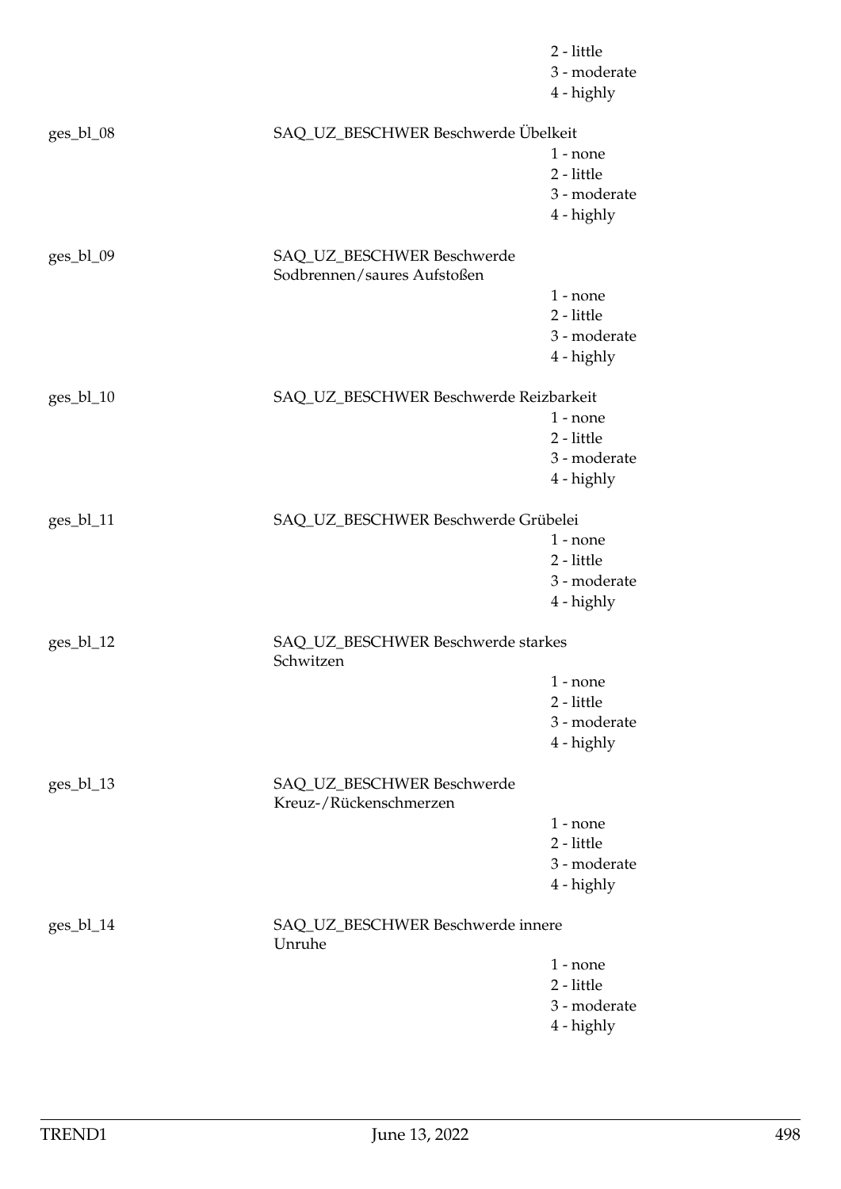2 - little
3 - moderate
4 - highly

ges_bl_08 SAQ_UZ_BESCHWER Beschwerde Übelkeit

1 - none
2 - little
3 - moderate
4 - highly

ges_bl_09 SAQ_UZ_BESCHWER Beschwerde Sodbrennen/saures Aufstoßen

1 - none
2 - little
3 - moderate
4 - highly

ges_bl_10 SAQ_UZ_BESCHWER Beschwerde Reizbarkeit

1 - none
2 - little
3 - moderate
4 - highly

ges_bl_11 SAQ_UZ_BESCHWER Beschwerde Grübelei

1 - none
2 - little
3 - moderate
4 - highly

ges_bl_12 SAQ_UZ_BESCHWER Beschwerde starkes Schwitzen

1 - none
2 - little
3 - moderate
4 - highly

ges_bl_13 SAQ_UZ_BESCHWER Beschwerde Kreuz-/Rückenschmerzen

1 - none
2 - little
3 - moderate
4 - highly

ges_bl_14 SAQ_UZ_BESCHWER Beschwerde innere Unruhe

1 - none
2 - little
3 - moderate
4 - highly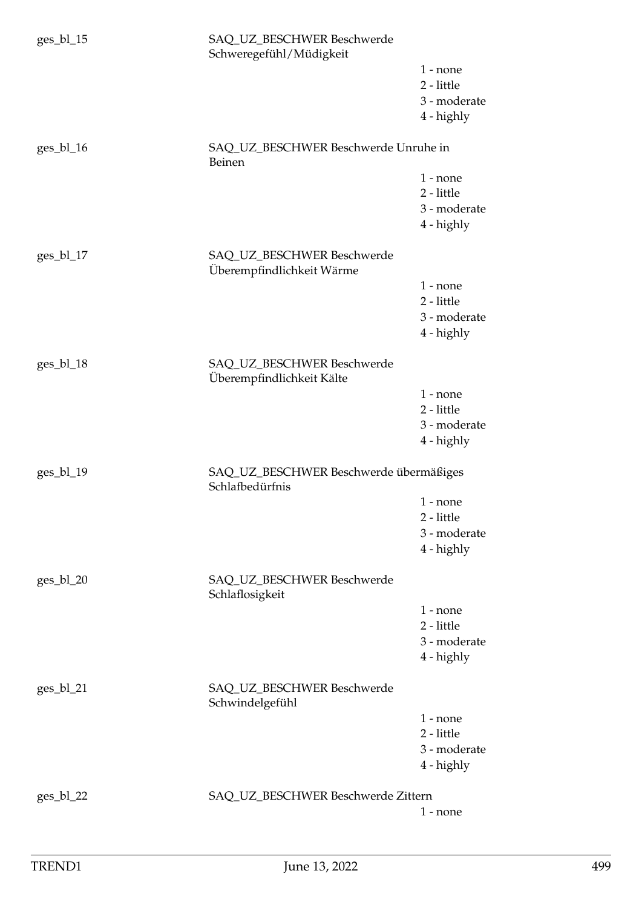ges_bl_15 SAQ_UZ_BESCHWER Beschwerde Schweregefühl/Müdigkeit

1 - none
2 - little
3 - moderate
4 - highly

ges_bl_16 SAQ_UZ_BESCHWER Beschwerde Unruhe in Beinen

1 - none
2 - little
3 - moderate
4 - highly

ges_bl_17 SAQ_UZ_BESCHWER Beschwerde Überempfindlichkeit Wärme

1 - none
2 - little
3 - moderate
4 - highly

ges_bl_18 SAQ_UZ_BESCHWER Beschwerde Überempfindlichkeit Kälte

1 - none
2 - little
3 - moderate
4 - highly

ges_bl_19 SAQ_UZ_BESCHWER Beschwerde übermäßiges Schlafbedürfnis

1 - none
2 - little
3 - moderate
4 - highly

ges_bl_20 SAQ_UZ_BESCHWER Beschwerde Schlaflosigkeit

1 - none
2 - little
3 - moderate
4 - highly

ges_bl_21 SAQ_UZ_BESCHWER Beschwerde Schwindelgefühl

1 - none
2 - little
3 - moderate
4 - highly

ges_bl_22 SAQ_UZ_BESCHWER Beschwerde Zittern

1 - none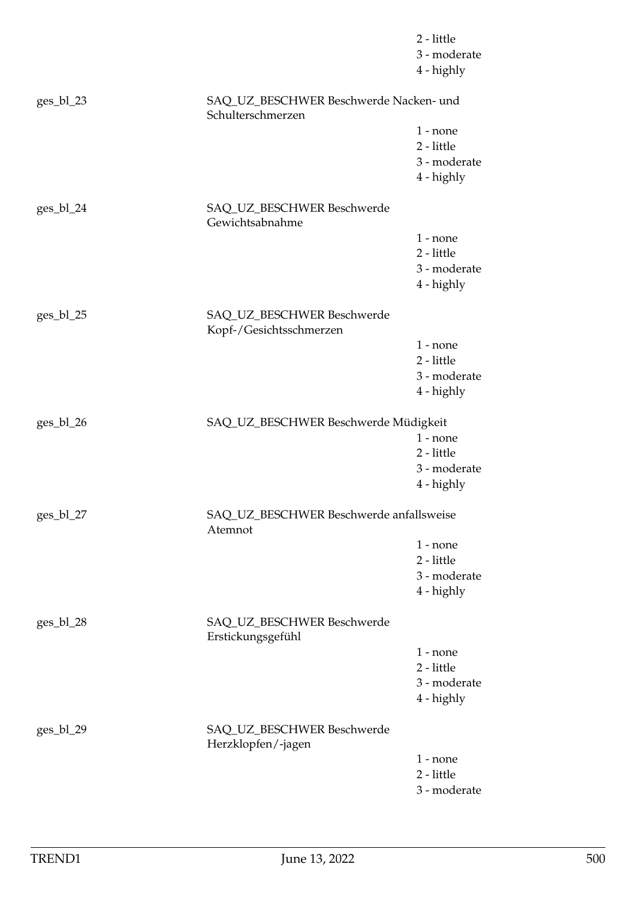2 - little
3 - moderate
4 - highly

ges_bl_23 SAQ_UZ_BESCHWER Beschwerde Nacken- und Schulterschmerzen

1 - none
2 - little
3 - moderate
4 - highly

ges_bl_24 SAQ_UZ_BESCHWER Beschwerde Gewichtsabnahme

1 - none
2 - little
3 - moderate
4 - highly

ges_bl_25 SAQ_UZ_BESCHWER Beschwerde Kopf-/Gesichtsschmerzen

1 - none
2 - little
3 - moderate
4 - highly

ges_bl_26 SAQ_UZ_BESCHWER Beschwerde Müdigkeit

1 - none
2 - little
3 - moderate
4 - highly

ges_bl_27 SAQ_UZ_BESCHWER Beschwerde anfallsweise Atemnot

1 - none
2 - little
3 - moderate
4 - highly

ges_bl_28 SAQ_UZ_BESCHWER Beschwerde Erstickungsgefühl

1 - none
2 - little
3 - moderate
4 - highly

ges_bl_29 SAQ_UZ_BESCHWER Beschwerde Herzklopfen/-jagen

1 - none
2 - little
3 - moderate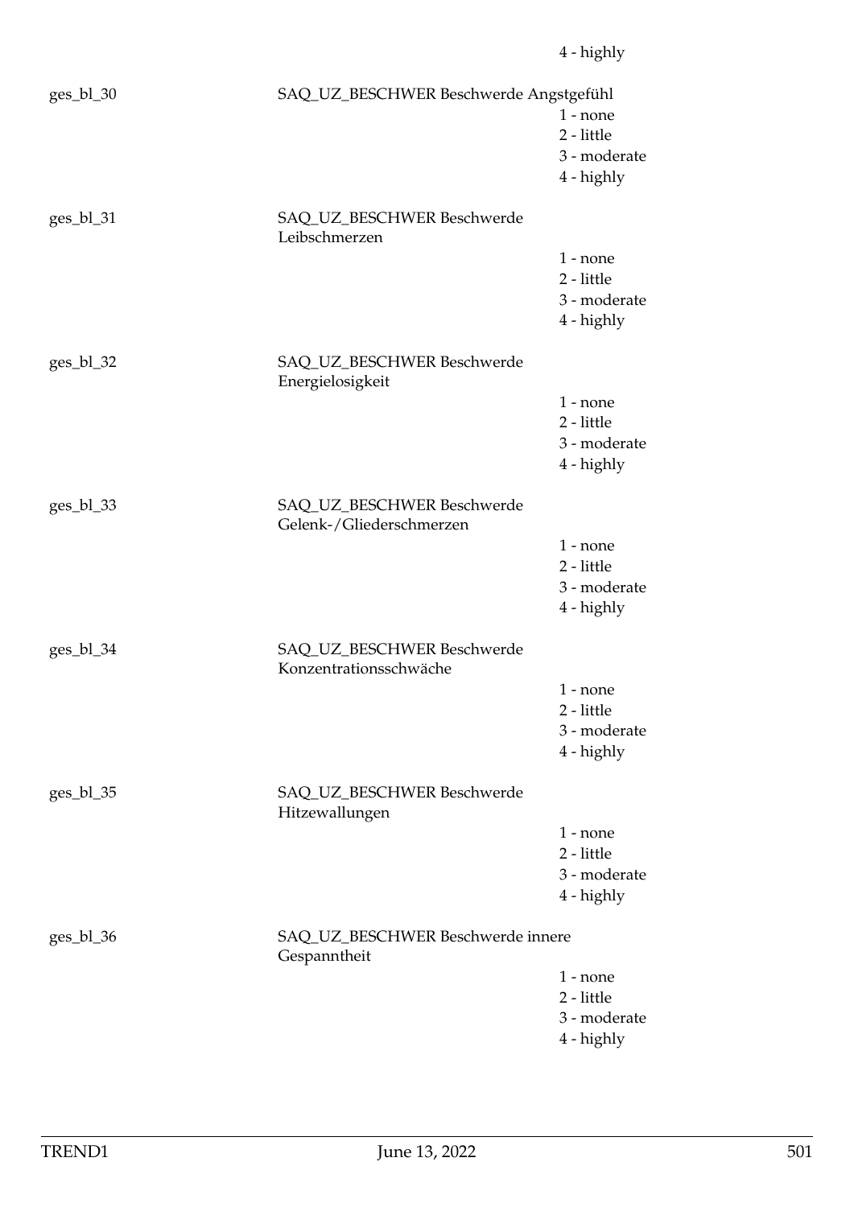4 - highly

ges_bl_30 | SAQ_UZ_BESCHWER Beschwerde Angstgefühl
- 1 - none
- 2 - little
- 3 - moderate
- 4 - highly

ges_bl_31 | SAQ_UZ_BESCHWER Beschwerde Leibschmerzen
- 1 - none
- 2 - little
- 3 - moderate
- 4 - highly

ges_bl_32 | SAQ_UZ_BESCHWER Beschwerde Energielosigkeit
- 1 - none
- 2 - little
- 3 - moderate
- 4 - highly

ges_bl_33 | SAQ_UZ_BESCHWER Beschwerde Gelenk-/Gliederschmerzen
- 1 - none
- 2 - little
- 3 - moderate
- 4 - highly

ges_bl_34 | SAQ_UZ_BESCHWER Beschwerde Konzentrationsschwäche
- 1 - none
- 2 - little
- 3 - moderate
- 4 - highly

ges_bl_35 | SAQ_UZ_BESCHWER Beschwerde Hitzewallungen
- 1 - none
- 2 - little
- 3 - moderate
- 4 - highly

ges_bl_36 | SAQ_UZ_BESCHWER Beschwerde innere Gespanntheit
- 1 - none
- 2 - little
- 3 - moderate
- 4 - highly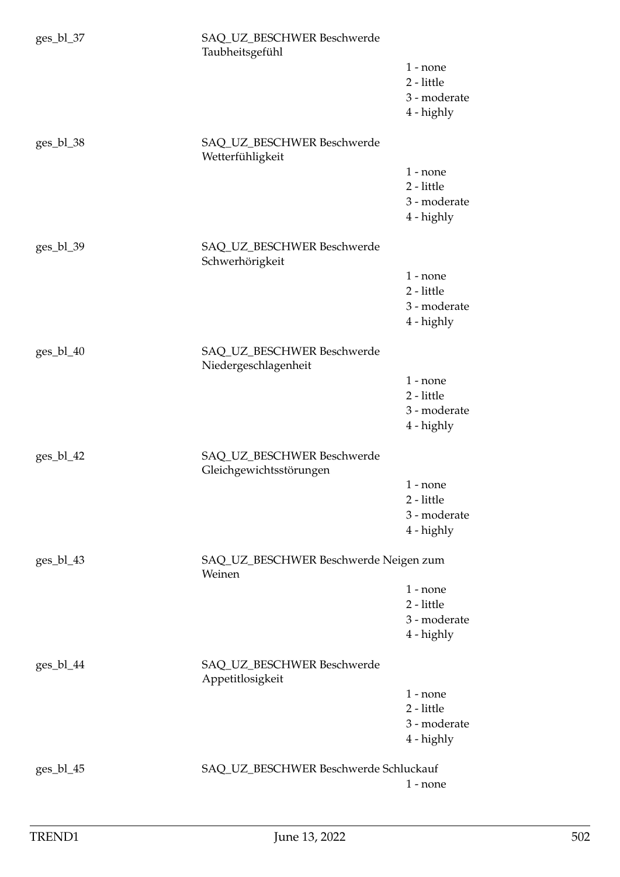ges_bl_37 | SAQ_UZ_BESCHWER Beschwerde Taubheitsgefühl

- 1 - none
- 2 - little
- 3 - moderate
- 4 - highly

ges_bl_38 | SAQ_UZ_BESCHWER Beschwerde Wetterfühligkeit

- 1 - none
- 2 - little
- 3 - moderate
- 4 - highly

ges_bl_39 | SAQ_UZ_BESCHWER Beschwerde Schwerhörigkeit

- 1 - none
- 2 - little
- 3 - moderate
- 4 - highly

ges_bl_40 | SAQ_UZ_BESCHWER Beschwerde Niedergeschlagenheit

- 1 - none
- 2 - little
- 3 - moderate
- 4 - highly

ges_bl_42 | SAQ_UZ_BESCHWER Beschwerde Gleichgewichtsstörungen

- 1 - none
- 2 - little
- 3 - moderate
- 4 - highly

ges_bl_43 | SAQ_UZ_BESCHWER Beschwerde Neigen zum Weinen

- 1 - none
- 2 - little
- 3 - moderate
- 4 - highly

ges_bl_44 | SAQ_UZ_BESCHWER Beschwerde Appetitlosigkeit

- 1 - none
- 2 - little
- 3 - moderate
- 4 - highly

ges_bl_45 | SAQ_UZ_BESCHWER Beschwerde Schluckauf

- 1 - none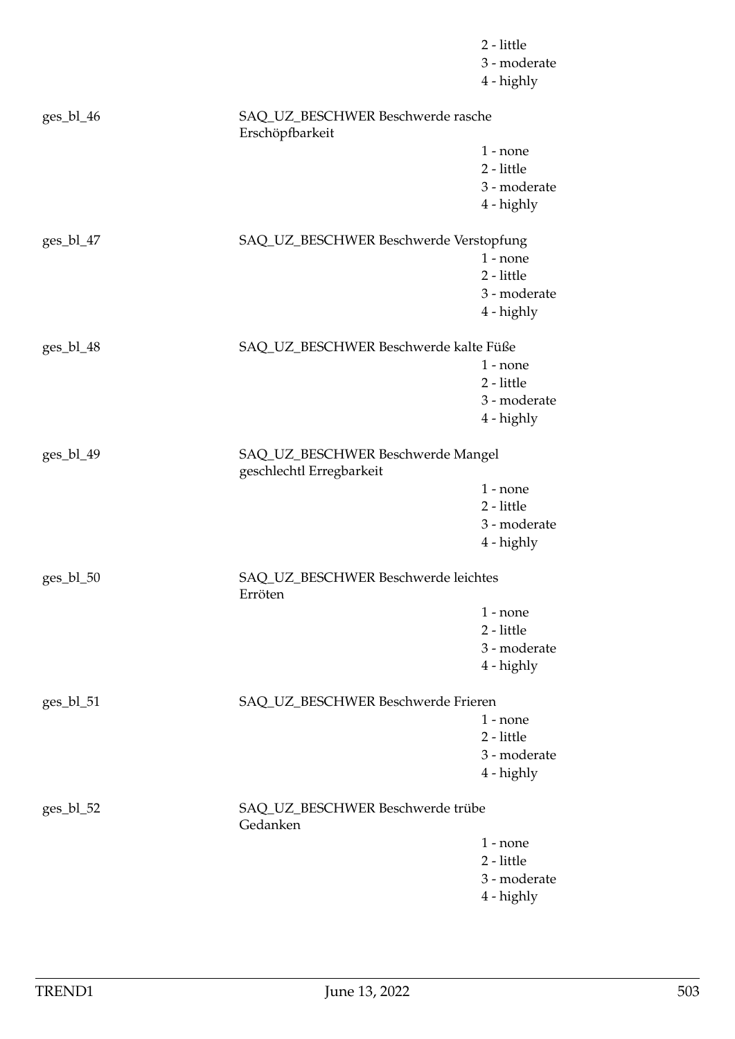2 - little
3 - moderate
4 - highly

ges_bl_46 SAQ_UZ_BESCHWER Beschwerde rasche Erschöpfbarkeit

1 - none
2 - little
3 - moderate
4 - highly

ges_bl_47 SAQ_UZ_BESCHWER Beschwerde Verstopfung

1 - none
2 - little
3 - moderate
4 - highly

ges_bl_48 SAQ_UZ_BESCHWER Beschwerde kalte Füße

1 - none
2 - little
3 - moderate
4 - highly

ges_bl_49 SAQ_UZ_BESCHWER Beschwerde Mangel geschlechtl Erregbarkeit

1 - none
2 - little
3 - moderate
4 - highly

ges_bl_50 SAQ_UZ_BESCHWER Beschwerde leichtes Erröten

1 - none
2 - little
3 - moderate
4 - highly

ges_bl_51 SAQ_UZ_BESCHWER Beschwerde Frieren

1 - none
2 - little
3 - moderate
4 - highly

ges_bl_52 SAQ_UZ_BESCHWER Beschwerde trübe Gedanken

1 - none
2 - little
3 - moderate
4 - highly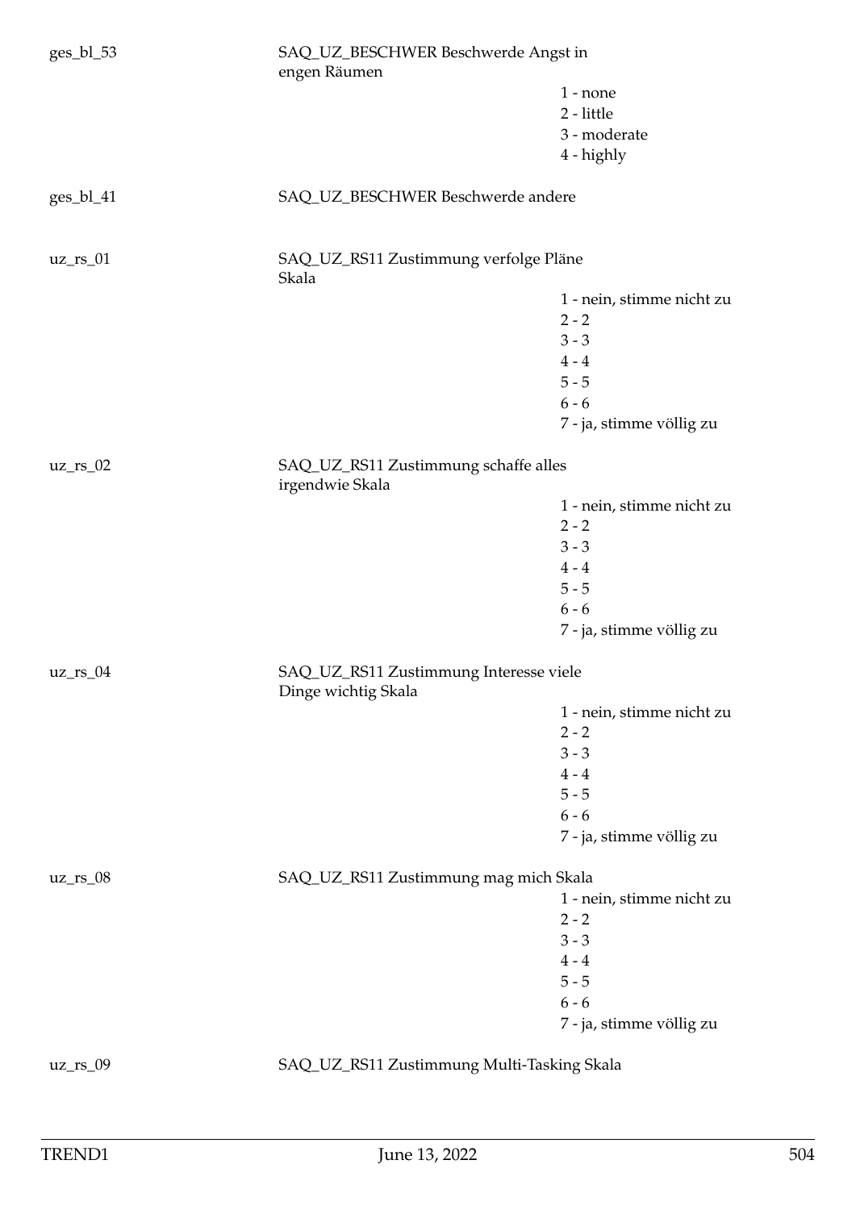ges_bl_53 SAQ_UZ_BESCHWER Beschwerde Angst in engen Räumen

- 1 - none
- 2 - little
- 3 - moderate
- 4 - highly

ges_bl_41 SAQ_UZ_BESCHWER Beschwerde andere

uz_rs_01 SAQ_UZ_RS11 Zustimmung verfolge Pläne Skala

- 1 - nein, stimme nicht zu
- 2 - 2
- 3 - 3
- 4 - 4
- 5 - 5
- 6 - 6
- 7 - ja, stimme völlig zu

uz_rs_02 SAQ_UZ_RS11 Zustimmung schaffe alles irgendwie Skala

- 1 - nein, stimme nicht zu
- 2 - 2
- 3 - 3
- 4 - 4
- 5 - 5
- 6 - 6
- 7 - ja, stimme völlig zu

uz_rs_04 SAQ_UZ_RS11 Zustimmung Interesse viele Dinge wichtig Skala

- 1 - nein, stimme nicht zu
- 2 - 2
- 3 - 3
- 4 - 4
- 5 - 5
- 6 - 6
- 7 - ja, stimme völlig zu

uz_rs_08 SAQ_UZ_RS11 Zustimmung mag mich Skala

- 1 - nein, stimme nicht zu
- 2 - 2
- 3 - 3
- 4 - 4
- 5 - 5
- 6 - 6
- 7 - ja, stimme völlig zu

uz_rs_09 SAQ_UZ_RS11 Zustimmung Multi-Tasking Skala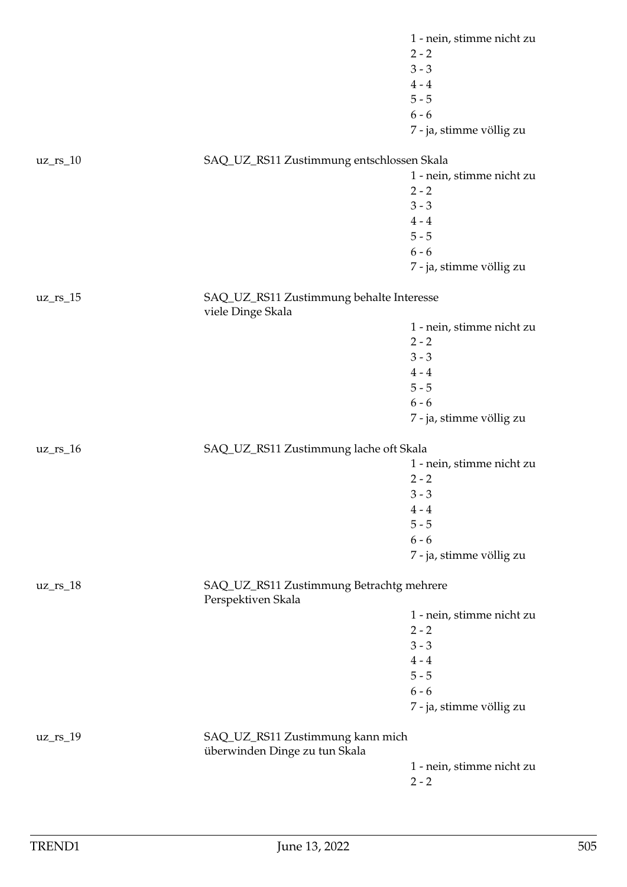1 - nein, stimme nicht zu
2 - 2
3 - 3
4 - 4
5 - 5
6 - 6
7 - ja, stimme völlig zu

| | | |
|---|---|---|
| uz_rs_10 | SAQ_UZ_RS11 Zustimmung entschlossen Skala | |
| | | 1 - nein, stimme nicht zu |
| | | 2 - 2 |
| | | 3 - 3 |
| | | 4 - 4 |
| | | 5 - 5 |
| | | 6 - 6 |
| | | 7 - ja, stimme völlig zu |
| uz_rs_15 | SAQ_UZ_RS11 Zustimmung behalte Interesse viele Dinge Skala | |
| | | 1 - nein, stimme nicht zu |
| | | 2 - 2 |
| | | 3 - 3 |
| | | 4 - 4 |
| | | 5 - 5 |
| | | 6 - 6 |
| | | 7 - ja, stimme völlig zu |
| uz_rs_16 | SAQ_UZ_RS11 Zustimmung lache oft Skala | |
| | | 1 - nein, stimme nicht zu |
| | | 2 - 2 |
| | | 3 - 3 |
| | | 4 - 4 |
| | | 5 - 5 |
| | | 6 - 6 |
| | | 7 - ja, stimme völlig zu |
| uz_rs_18 | SAQ_UZ_RS11 Zustimmung Betrachtg mehrere Perspektiven Skala | |
| | | 1 - nein, stimme nicht zu |
| | | 2 - 2 |
| | | 3 - 3 |
| | | 4 - 4 |
| | | 5 - 5 |
| | | 6 - 6 |
| | | 7 - ja, stimme völlig zu |
| uz_rs_19 | SAQ_UZ_RS11 Zustimmung kann mich überwinden Dinge zu tun Skala | |
| | | 1 - nein, stimme nicht zu |
| | | 2 - 2 |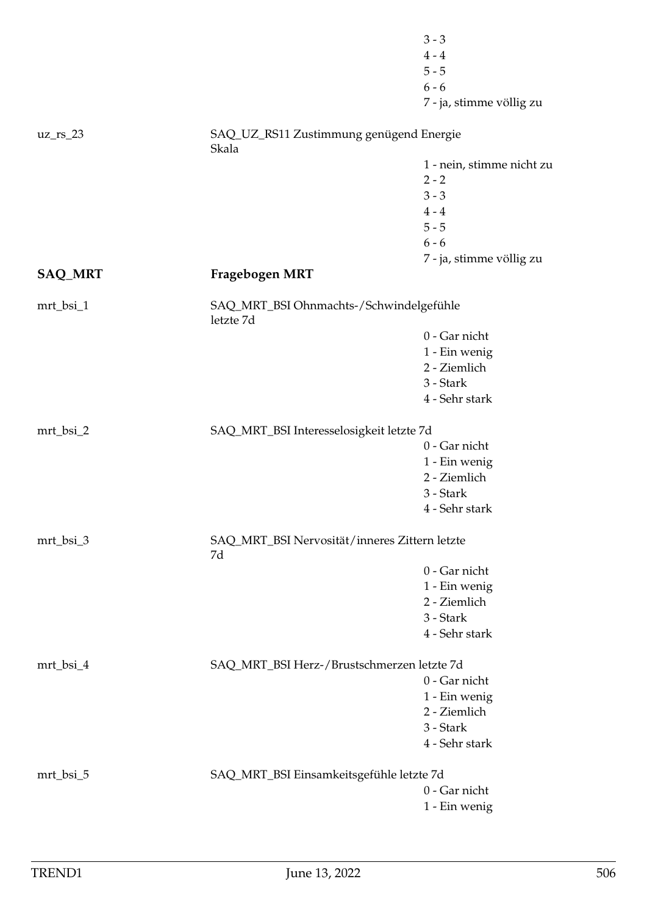3 - 3
4 - 4
5 - 5
6 - 6
7 - ja, stimme völlig zu

uz_rs_23 — SAQ_UZ_RS11 Zustimmung genügend Energie Skala

1 - nein, stimme nicht zu
2 - 2
3 - 3
4 - 4
5 - 5
6 - 6
7 - ja, stimme völlig zu

## SAQ_MRT — Fragebogen MRT

mrt_bsi_1 — SAQ_MRT_BSI Ohnmachts-/Schwindelgefühle letzte 7d

0 - Gar nicht
1 - Ein wenig
2 - Ziemlich
3 - Stark
4 - Sehr stark

mrt_bsi_2 — SAQ_MRT_BSI Interesselosigkeit letzte 7d

0 - Gar nicht
1 - Ein wenig
2 - Ziemlich
3 - Stark
4 - Sehr stark

mrt_bsi_3 — SAQ_MRT_BSI Nervosität/inneres Zittern letzte 7d

0 - Gar nicht
1 - Ein wenig
2 - Ziemlich
3 - Stark
4 - Sehr stark

mrt_bsi_4 — SAQ_MRT_BSI Herz-/Brustschmerzen letzte 7d

0 - Gar nicht
1 - Ein wenig
2 - Ziemlich
3 - Stark
4 - Sehr stark

mrt_bsi_5 — SAQ_MRT_BSI Einsamkeitsgefühle letzte 7d

0 - Gar nicht
1 - Ein wenig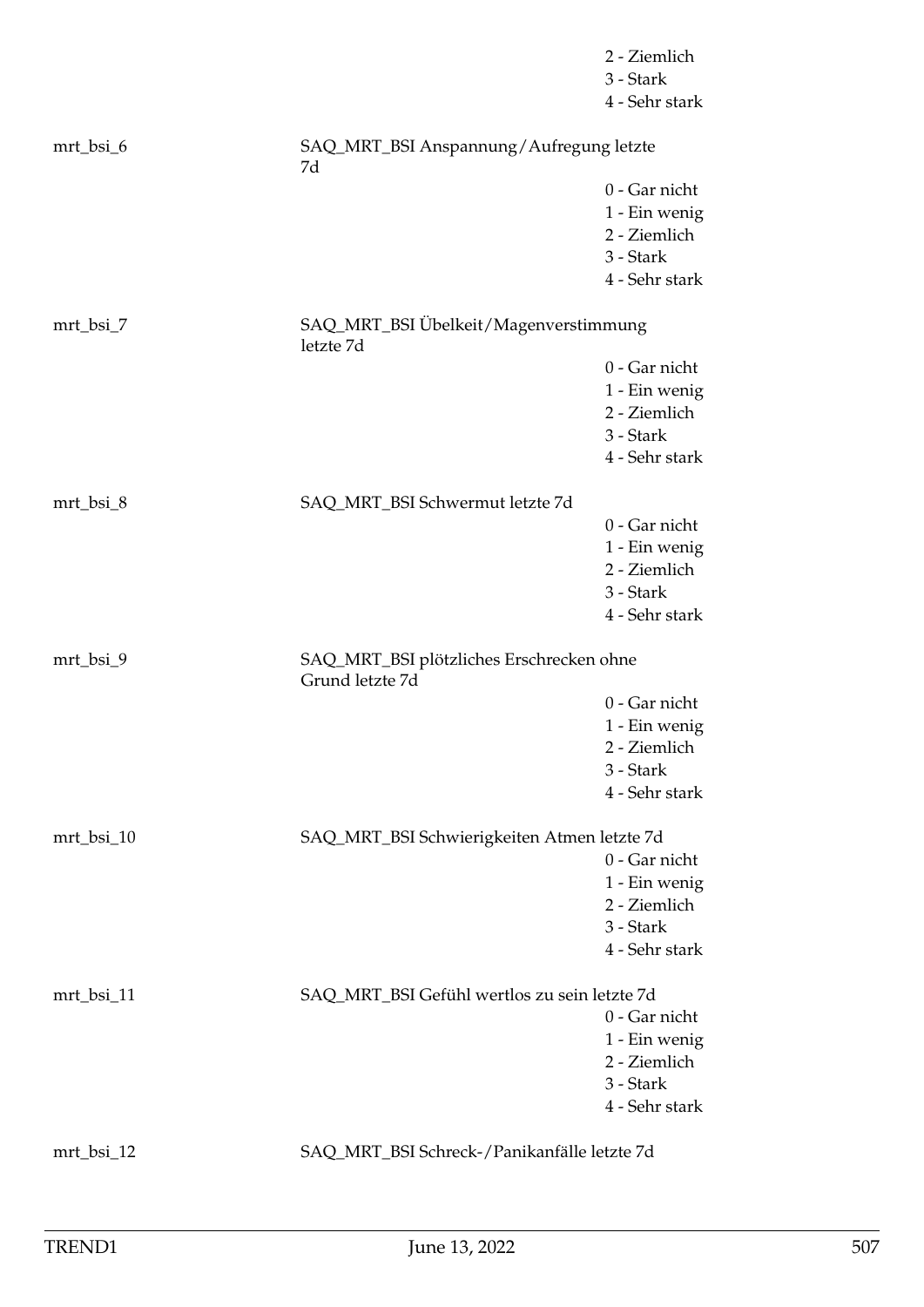| | | |
|---|---|---|
| | | 2 - Ziemlich |
| | | 3 - Stark |
| | | 4 - Sehr stark |
| mrt_bsi_6 | SAQ_MRT_BSI Anspannung/Aufregung letzte 7d | |
| | | 0 - Gar nicht |
| | | 1 - Ein wenig |
| | | 2 - Ziemlich |
| | | 3 - Stark |
| | | 4 - Sehr stark |
| mrt_bsi_7 | SAQ_MRT_BSI Übelkeit/Magenverstimmung letzte 7d | |
| | | 0 - Gar nicht |
| | | 1 - Ein wenig |
| | | 2 - Ziemlich |
| | | 3 - Stark |
| | | 4 - Sehr stark |
| mrt_bsi_8 | SAQ_MRT_BSI Schwermut letzte 7d | |
| | | 0 - Gar nicht |
| | | 1 - Ein wenig |
| | | 2 - Ziemlich |
| | | 3 - Stark |
| | | 4 - Sehr stark |
| mrt_bsi_9 | SAQ_MRT_BSI plötzliches Erschrecken ohne Grund letzte 7d | |
| | | 0 - Gar nicht |
| | | 1 - Ein wenig |
| | | 2 - Ziemlich |
| | | 3 - Stark |
| | | 4 - Sehr stark |
| mrt_bsi_10 | SAQ_MRT_BSI Schwierigkeiten Atmen letzte 7d | |
| | | 0 - Gar nicht |
| | | 1 - Ein wenig |
| | | 2 - Ziemlich |
| | | 3 - Stark |
| | | 4 - Sehr stark |
| mrt_bsi_11 | SAQ_MRT_BSI Gefühl wertlos zu sein letzte 7d | |
| | | 0 - Gar nicht |
| | | 1 - Ein wenig |
| | | 2 - Ziemlich |
| | | 3 - Stark |
| | | 4 - Sehr stark |
| mrt_bsi_12 | SAQ_MRT_BSI Schreck-/Panikanfälle letzte 7d | |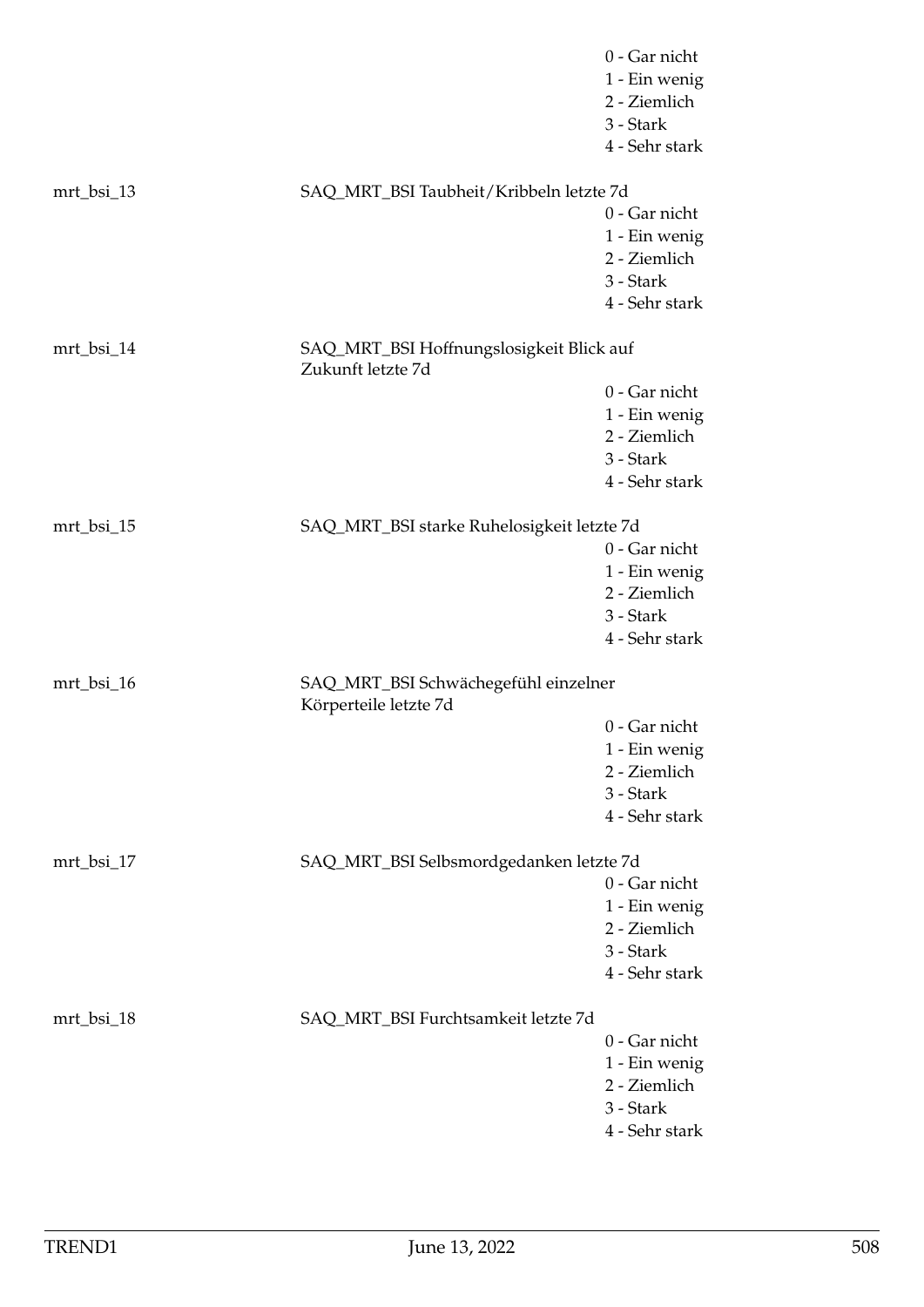0 - Gar nicht
1 - Ein wenig
2 - Ziemlich
3 - Stark
4 - Sehr stark

mrt_bsi_13 SAQ_MRT_BSI Taubheit/Kribbeln letzte 7d

0 - Gar nicht
1 - Ein wenig
2 - Ziemlich
3 - Stark
4 - Sehr stark

mrt_bsi_14 SAQ_MRT_BSI Hoffnungslosigkeit Blick auf Zukunft letzte 7d

0 - Gar nicht
1 - Ein wenig
2 - Ziemlich
3 - Stark
4 - Sehr stark

mrt_bsi_15 SAQ_MRT_BSI starke Ruhelosigkeit letzte 7d

0 - Gar nicht
1 - Ein wenig
2 - Ziemlich
3 - Stark
4 - Sehr stark

mrt_bsi_16 SAQ_MRT_BSI Schwächegefühl einzelner Körperteile letzte 7d

0 - Gar nicht
1 - Ein wenig
2 - Ziemlich
3 - Stark
4 - Sehr stark

mrt_bsi_17 SAQ_MRT_BSI Selbsmordgedanken letzte 7d

0 - Gar nicht
1 - Ein wenig
2 - Ziemlich
3 - Stark
4 - Sehr stark

mrt_bsi_18 SAQ_MRT_BSI Furchtsamkeit letzte 7d

0 - Gar nicht
1 - Ein wenig
2 - Ziemlich
3 - Stark
4 - Sehr stark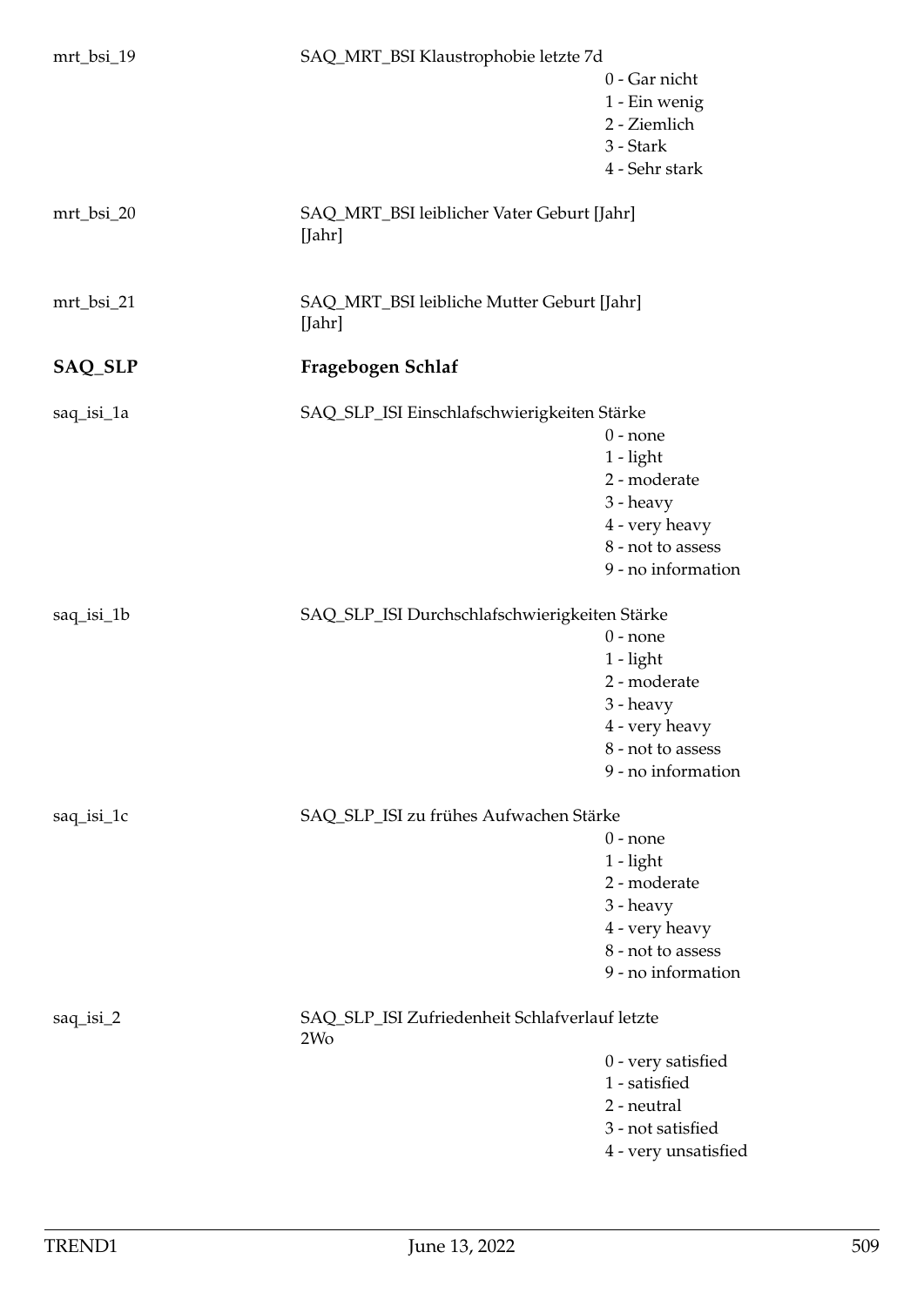mrt_bsi_19 SAQ_MRT_BSI Klaustrophobie letzte 7d

- 0 - Gar nicht
- 1 - Ein wenig
- 2 - Ziemlich
- 3 - Stark
- 4 - Sehr stark

mrt_bsi_20 SAQ_MRT_BSI leiblicher Vater Geburt [Jahr]
[Jahr]

mrt_bsi_21 SAQ_MRT_BSI leibliche Mutter Geburt [Jahr]
[Jahr]

## SAQ_SLP Fragebogen Schlaf

saq_isi_1a SAQ_SLP_ISI Einschlafschwierigkeiten Stärke

- 0 - none
- 1 - light
- 2 - moderate
- 3 - heavy
- 4 - very heavy
- 8 - not to assess
- 9 - no information

saq_isi_1b SAQ_SLP_ISI Durchschlafschwierigkeiten Stärke

- 0 - none
- 1 - light
- 2 - moderate
- 3 - heavy
- 4 - very heavy
- 8 - not to assess
- 9 - no information

saq_isi_1c SAQ_SLP_ISI zu frühes Aufwachen Stärke

- 0 - none
- 1 - light
- 2 - moderate
- 3 - heavy
- 4 - very heavy
- 8 - not to assess
- 9 - no information

saq_isi_2 SAQ_SLP_ISI Zufriedenheit Schlafverlauf letzte 2Wo

- 0 - very satisfied
- 1 - satisfied
- 2 - neutral
- 3 - not satisfied
- 4 - very unsatisfied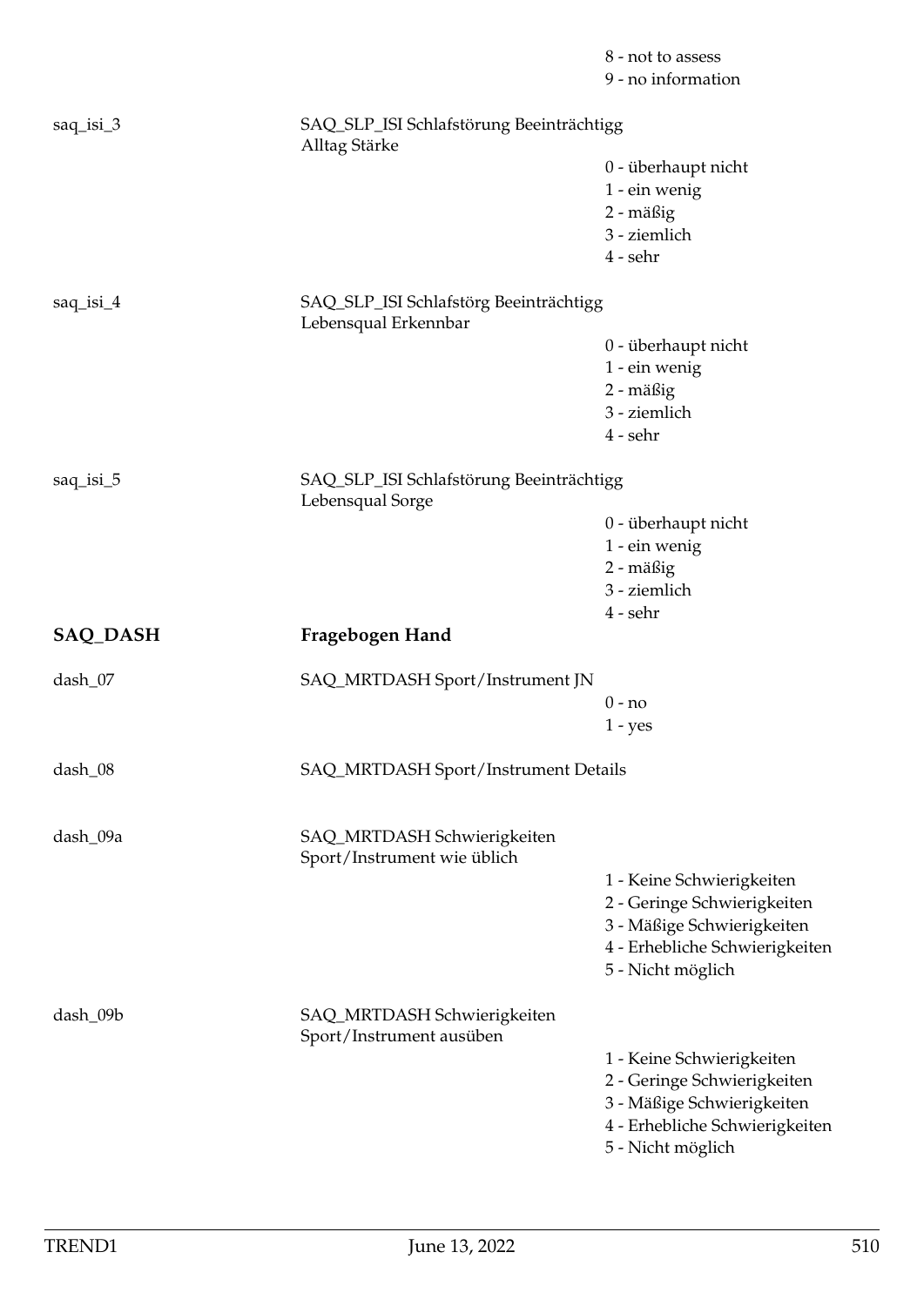8 - not to assess
9 - no information

| | | |
|---|---|---|
| saq_isi_3 | SAQ_SLP_ISI Schlafstörung Beeinträchtigg Alltag Stärke | 0 - überhaupt nicht<br>1 - ein wenig<br>2 - mäßig<br>3 - ziemlich<br>4 - sehr |
| saq_isi_4 | SAQ_SLP_ISI Schlafstörg Beeinträchtigg Lebensqual Erkennbar | 0 - überhaupt nicht<br>1 - ein wenig<br>2 - mäßig<br>3 - ziemlich<br>4 - sehr |
| saq_isi_5 | SAQ_SLP_ISI Schlafstörung Beeinträchtigg Lebensqual Sorge | 0 - überhaupt nicht<br>1 - ein wenig<br>2 - mäßig<br>3 - ziemlich<br>4 - sehr |

## SAQ_DASH Fragebogen Hand

| | | |
|---|---|---|
| dash_07 | SAQ_MRTDASH Sport/Instrument JN | 0 - no<br>1 - yes |
| dash_08 | SAQ_MRTDASH Sport/Instrument Details | |
| dash_09a | SAQ_MRTDASH Schwierigkeiten Sport/Instrument wie üblich | 1 - Keine Schwierigkeiten<br>2 - Geringe Schwierigkeiten<br>3 - Mäßige Schwierigkeiten<br>4 - Erhebliche Schwierigkeiten<br>5 - Nicht möglich |
| dash_09b | SAQ_MRTDASH Schwierigkeiten Sport/Instrument ausüben | 1 - Keine Schwierigkeiten<br>2 - Geringe Schwierigkeiten<br>3 - Mäßige Schwierigkeiten<br>4 - Erhebliche Schwierigkeiten<br>5 - Nicht möglich |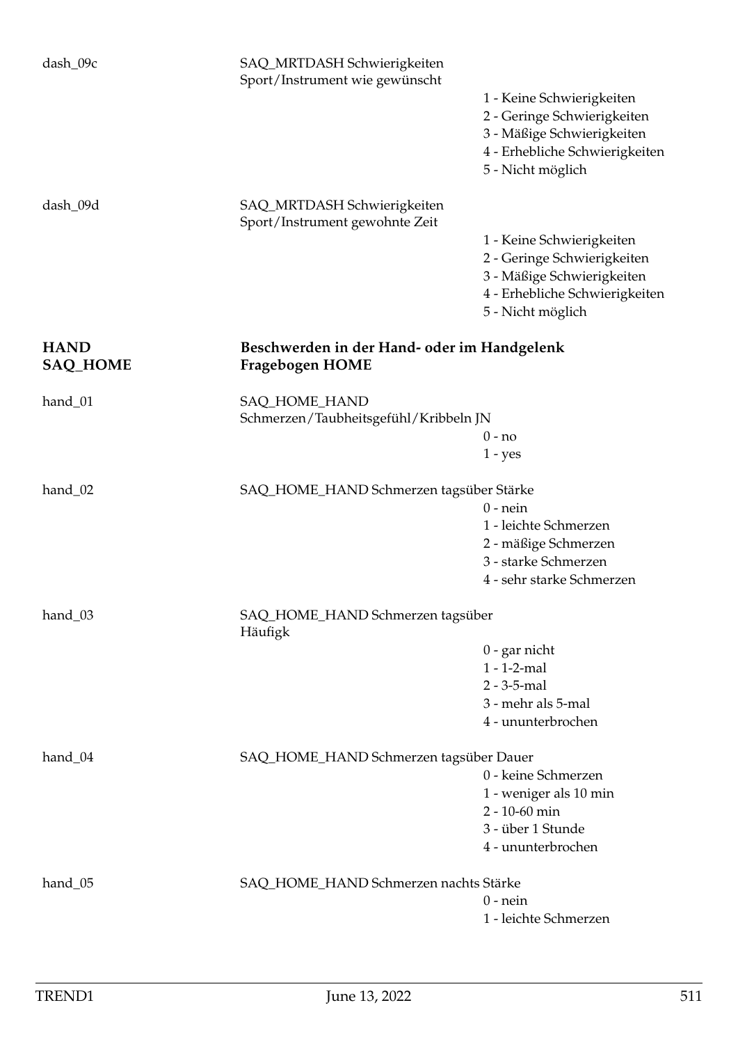dash_09c — SAQ_MRTDASH Schwierigkeiten Sport/Instrument wie gewünscht

- 1 - Keine Schwierigkeiten
- 2 - Geringe Schwierigkeiten
- 3 - Mäßige Schwierigkeiten
- 4 - Erhebliche Schwierigkeiten
- 5 - Nicht möglich

dash_09d — SAQ_MRTDASH Schwierigkeiten Sport/Instrument gewohnte Zeit

- 1 - Keine Schwierigkeiten
- 2 - Geringe Schwierigkeiten
- 3 - Mäßige Schwierigkeiten
- 4 - Erhebliche Schwierigkeiten
- 5 - Nicht möglich

## HAND SAQ_HOME — Beschwerden in der Hand- oder im Handgelenk Fragebogen HOME

hand_01 — SAQ_HOME_HAND Schmerzen/Taubheitsgefühl/Kribbeln JN

- 0 - no
- 1 - yes

hand_02 — SAQ_HOME_HAND Schmerzen tagsüber Stärke

- 0 - nein
- 1 - leichte Schmerzen
- 2 - mäßige Schmerzen
- 3 - starke Schmerzen
- 4 - sehr starke Schmerzen

hand_03 — SAQ_HOME_HAND Schmerzen tagsüber Häufigk

- 0 - gar nicht
- 1 - 1-2-mal
- 2 - 3-5-mal
- 3 - mehr als 5-mal
- 4 - ununterbrochen

hand_04 — SAQ_HOME_HAND Schmerzen tagsüber Dauer

- 0 - keine Schmerzen
- 1 - weniger als 10 min
- 2 - 10-60 min
- 3 - über 1 Stunde
- 4 - ununterbrochen

hand_05 — SAQ_HOME_HAND Schmerzen nachts Stärke

- 0 - nein
- 1 - leichte Schmerzen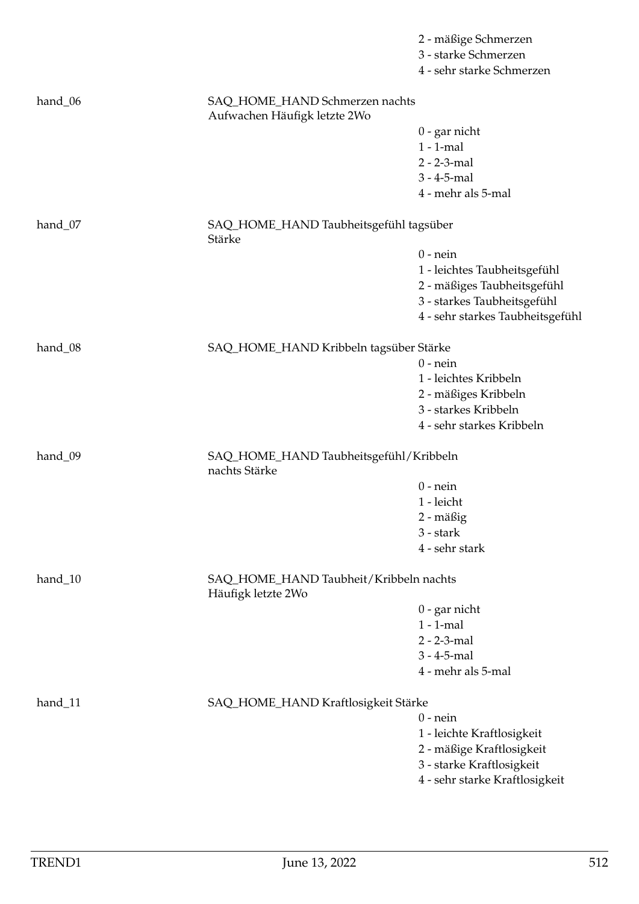2 - mäßige Schmerzen
3 - starke Schmerzen
4 - sehr starke Schmerzen

hand_06 SAQ_HOME_HAND Schmerzen nachts Aufwachen Häufigk letzte 2Wo

0 - gar nicht
1 - 1-mal
2 - 2-3-mal
3 - 4-5-mal
4 - mehr als 5-mal

hand_07 SAQ_HOME_HAND Taubheitsgefühl tagsüber Stärke

0 - nein
1 - leichtes Taubheitsgefühl
2 - mäßiges Taubheitsgefühl
3 - starkes Taubheitsgefühl
4 - sehr starkes Taubheitsgefühl

hand_08 SAQ_HOME_HAND Kribbeln tagsüber Stärke

0 - nein
1 - leichtes Kribbeln
2 - mäßiges Kribbeln
3 - starkes Kribbeln
4 - sehr starkes Kribbeln

hand_09 SAQ_HOME_HAND Taubheitsgefühl/Kribbeln nachts Stärke

0 - nein
1 - leicht
2 - mäßig
3 - stark
4 - sehr stark

hand_10 SAQ_HOME_HAND Taubheit/Kribbeln nachts Häufigk letzte 2Wo

0 - gar nicht
1 - 1-mal
2 - 2-3-mal
3 - 4-5-mal
4 - mehr als 5-mal

hand_11 SAQ_HOME_HAND Kraftlosigkeit Stärke

0 - nein
1 - leichte Kraftlosigkeit
2 - mäßige Kraftlosigkeit
3 - starke Kraftlosigkeit
4 - sehr starke Kraftlosigkeit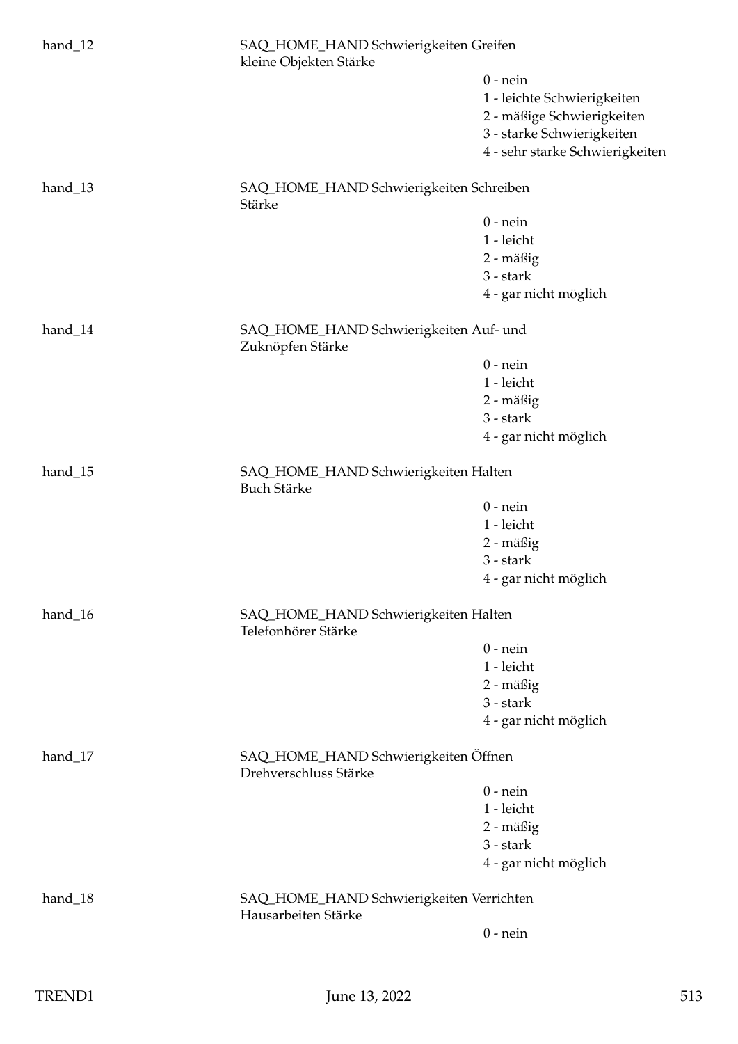hand_12 SAQ_HOME_HAND Schwierigkeiten Greifen kleine Objekten Stärke

- 0 - nein
- 1 - leichte Schwierigkeiten
- 2 - mäßige Schwierigkeiten
- 3 - starke Schwierigkeiten
- 4 - sehr starke Schwierigkeiten

hand_13 SAQ_HOME_HAND Schwierigkeiten Schreiben Stärke

- 0 - nein
- 1 - leicht
- 2 - mäßig
- 3 - stark
- 4 - gar nicht möglich

hand_14 SAQ_HOME_HAND Schwierigkeiten Auf- und Zuknöpfen Stärke

- 0 - nein
- 1 - leicht
- 2 - mäßig
- 3 - stark
- 4 - gar nicht möglich

hand_15 SAQ_HOME_HAND Schwierigkeiten Halten Buch Stärke

- 0 - nein
- 1 - leicht
- 2 - mäßig
- 3 - stark
- 4 - gar nicht möglich

hand_16 SAQ_HOME_HAND Schwierigkeiten Halten Telefonhörer Stärke

- 0 - nein
- 1 - leicht
- 2 - mäßig
- 3 - stark
- 4 - gar nicht möglich

hand_17 SAQ_HOME_HAND Schwierigkeiten Öffnen Drehverschluss Stärke

- 0 - nein
- 1 - leicht
- 2 - mäßig
- 3 - stark
- 4 - gar nicht möglich

hand_18 SAQ_HOME_HAND Schwierigkeiten Verrichten Hausarbeiten Stärke

- 0 - nein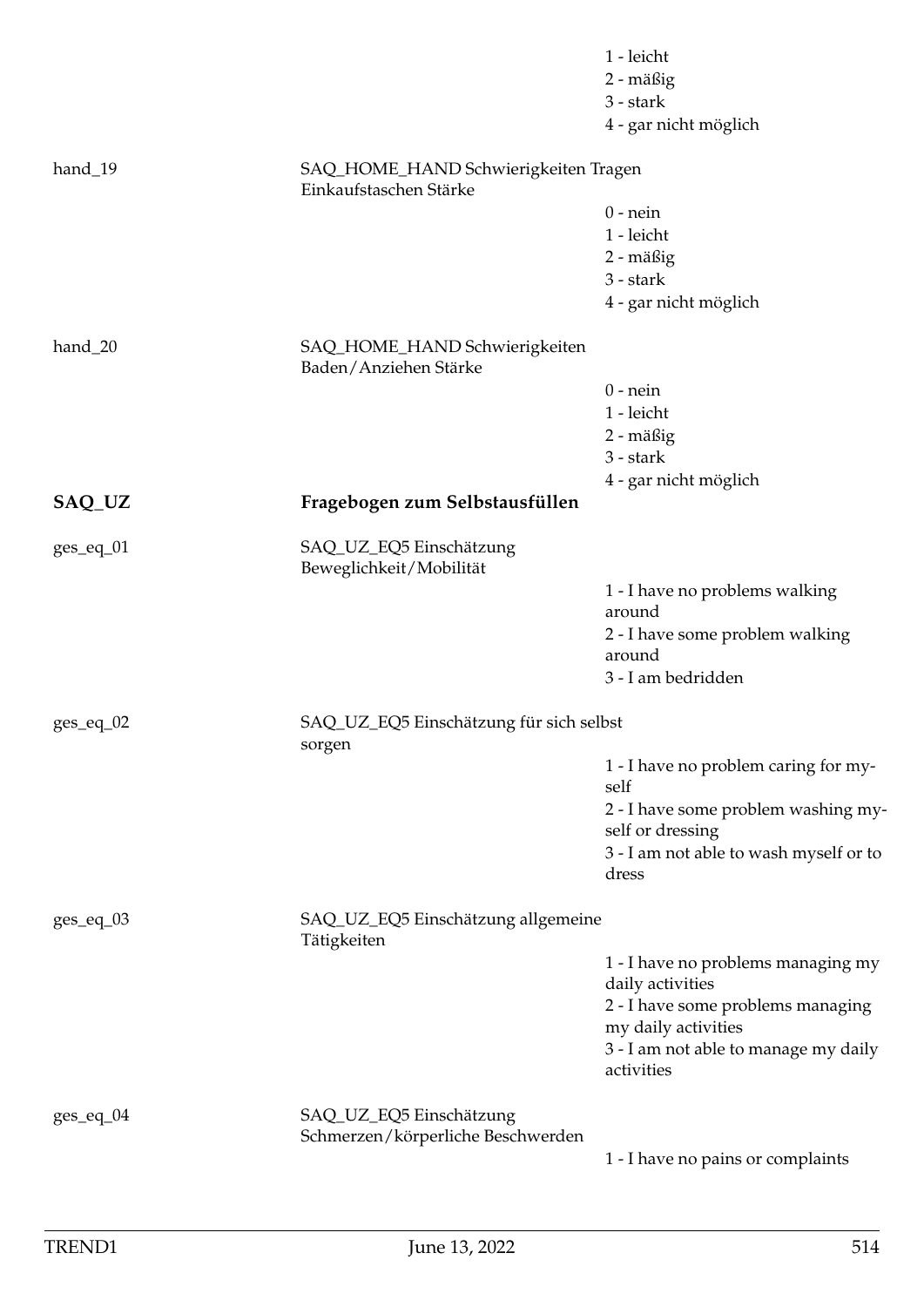1 - leicht
2 - mäßig
3 - stark
4 - gar nicht möglich

hand_19 SAQ_HOME_HAND Schwierigkeiten Tragen Einkaufstaschen Stärke

0 - nein
1 - leicht
2 - mäßig
3 - stark
4 - gar nicht möglich

hand_20 SAQ_HOME_HAND Schwierigkeiten Baden/Anziehen Stärke

0 - nein
1 - leicht
2 - mäßig
3 - stark
4 - gar nicht möglich

## SAQ_UZ Fragebogen zum Selbstausfüllen

ges_eq_01 SAQ_UZ_EQ5 Einschätzung Beweglichkeit/Mobilität

1 - I have no problems walking around
2 - I have some problem walking around
3 - I am bedridden

ges_eq_02 SAQ_UZ_EQ5 Einschätzung für sich selbst sorgen

1 - I have no problem caring for myself
2 - I have some problem washing myself or dressing
3 - I am not able to wash myself or to dress

ges_eq_03 SAQ_UZ_EQ5 Einschätzung allgemeine Tätigkeiten

1 - I have no problems managing my daily activities
2 - I have some problems managing my daily activities
3 - I am not able to manage my daily activities

ges_eq_04 SAQ_UZ_EQ5 Einschätzung Schmerzen/körperliche Beschwerden

1 - I have no pains or complaints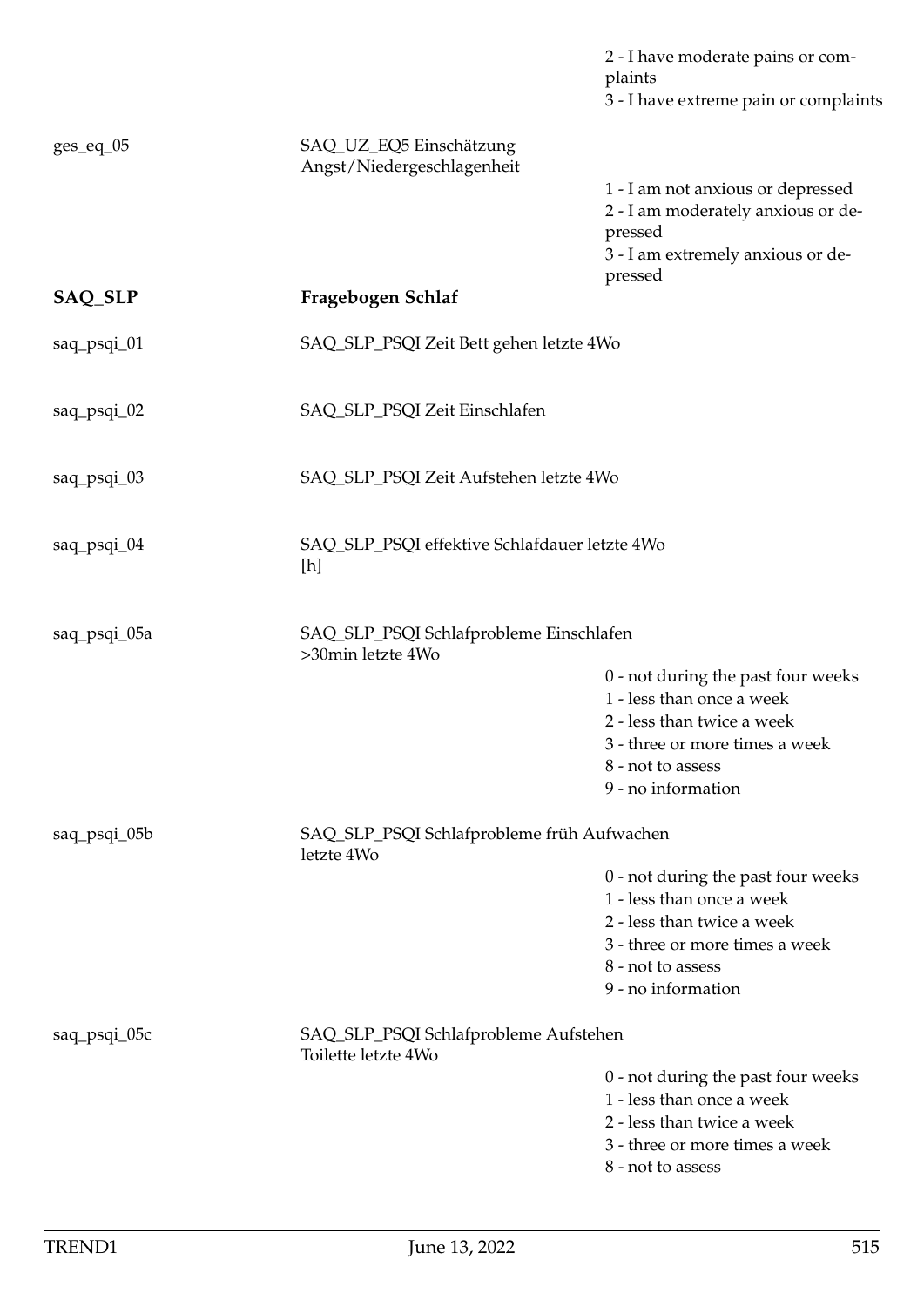| | | |
|---|---|---|
| | | 2 - I have moderate pains or complaints |
| | | 3 - I have extreme pain or complaints |
| ges_eq_05 | SAQ_UZ_EQ5 Einschätzung Angst/Niedergeschlagenheit | |
| | | 1 - I am not anxious or depressed |
| | | 2 - I am moderately anxious or depressed |
| | | 3 - I am extremely anxious or depressed |
| **SAQ_SLP** | **Fragebogen Schlaf** | |
| saq_psqi_01 | SAQ_SLP_PSQI Zeit Bett gehen letzte 4Wo | |
| saq_psqi_02 | SAQ_SLP_PSQI Zeit Einschlafen | |
| saq_psqi_03 | SAQ_SLP_PSQI Zeit Aufstehen letzte 4Wo | |
| saq_psqi_04 | SAQ_SLP_PSQI effektive Schlafdauer letzte 4Wo [h] | |
| saq_psqi_05a | SAQ_SLP_PSQI Schlafprobleme Einschlafen >30min letzte 4Wo | |
| | | 0 - not during the past four weeks |
| | | 1 - less than once a week |
| | | 2 - less than twice a week |
| | | 3 - three or more times a week |
| | | 8 - not to assess |
| | | 9 - no information |
| saq_psqi_05b | SAQ_SLP_PSQI Schlafprobleme früh Aufwachen letzte 4Wo | |
| | | 0 - not during the past four weeks |
| | | 1 - less than once a week |
| | | 2 - less than twice a week |
| | | 3 - three or more times a week |
| | | 8 - not to assess |
| | | 9 - no information |
| saq_psqi_05c | SAQ_SLP_PSQI Schlafprobleme Aufstehen Toilette letzte 4Wo | |
| | | 0 - not during the past four weeks |
| | | 1 - less than once a week |
| | | 2 - less than twice a week |
| | | 3 - three or more times a week |
| | | 8 - not to assess |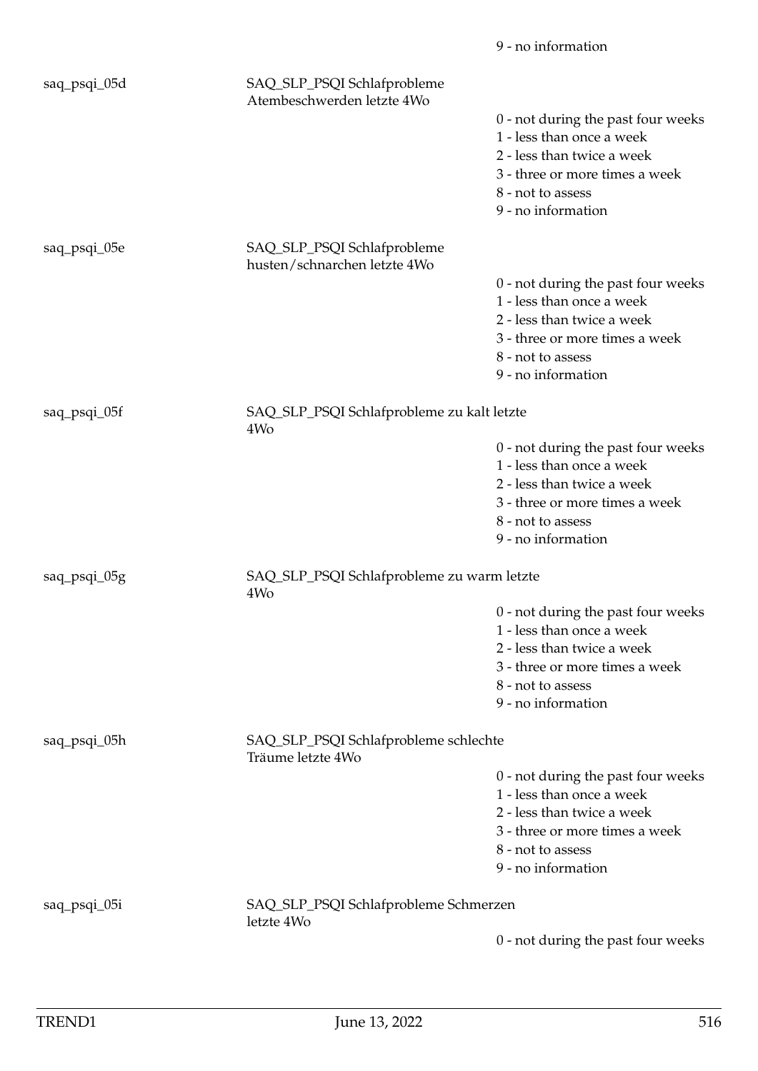9 - no information

| Variable | Label | Values |
|---|---|---|
| saq_psqi_05d | SAQ_SLP_PSQI Schlafprobleme Atembeschwerden letzte 4Wo | 0 - not during the past four weeks<br>1 - less than once a week<br>2 - less than twice a week<br>3 - three or more times a week<br>8 - not to assess<br>9 - no information |
| saq_psqi_05e | SAQ_SLP_PSQI Schlafprobleme husten/schnarchen letzte 4Wo | 0 - not during the past four weeks<br>1 - less than once a week<br>2 - less than twice a week<br>3 - three or more times a week<br>8 - not to assess<br>9 - no information |
| saq_psqi_05f | SAQ_SLP_PSQI Schlafprobleme zu kalt letzte 4Wo | 0 - not during the past four weeks<br>1 - less than once a week<br>2 - less than twice a week<br>3 - three or more times a week<br>8 - not to assess<br>9 - no information |
| saq_psqi_05g | SAQ_SLP_PSQI Schlafprobleme zu warm letzte 4Wo | 0 - not during the past four weeks<br>1 - less than once a week<br>2 - less than twice a week<br>3 - three or more times a week<br>8 - not to assess<br>9 - no information |
| saq_psqi_05h | SAQ_SLP_PSQI Schlafprobleme schlechte Träume letzte 4Wo | 0 - not during the past four weeks<br>1 - less than once a week<br>2 - less than twice a week<br>3 - three or more times a week<br>8 - not to assess<br>9 - no information |
| saq_psqi_05i | SAQ_SLP_PSQI Schlafprobleme Schmerzen letzte 4Wo | 0 - not during the past four weeks |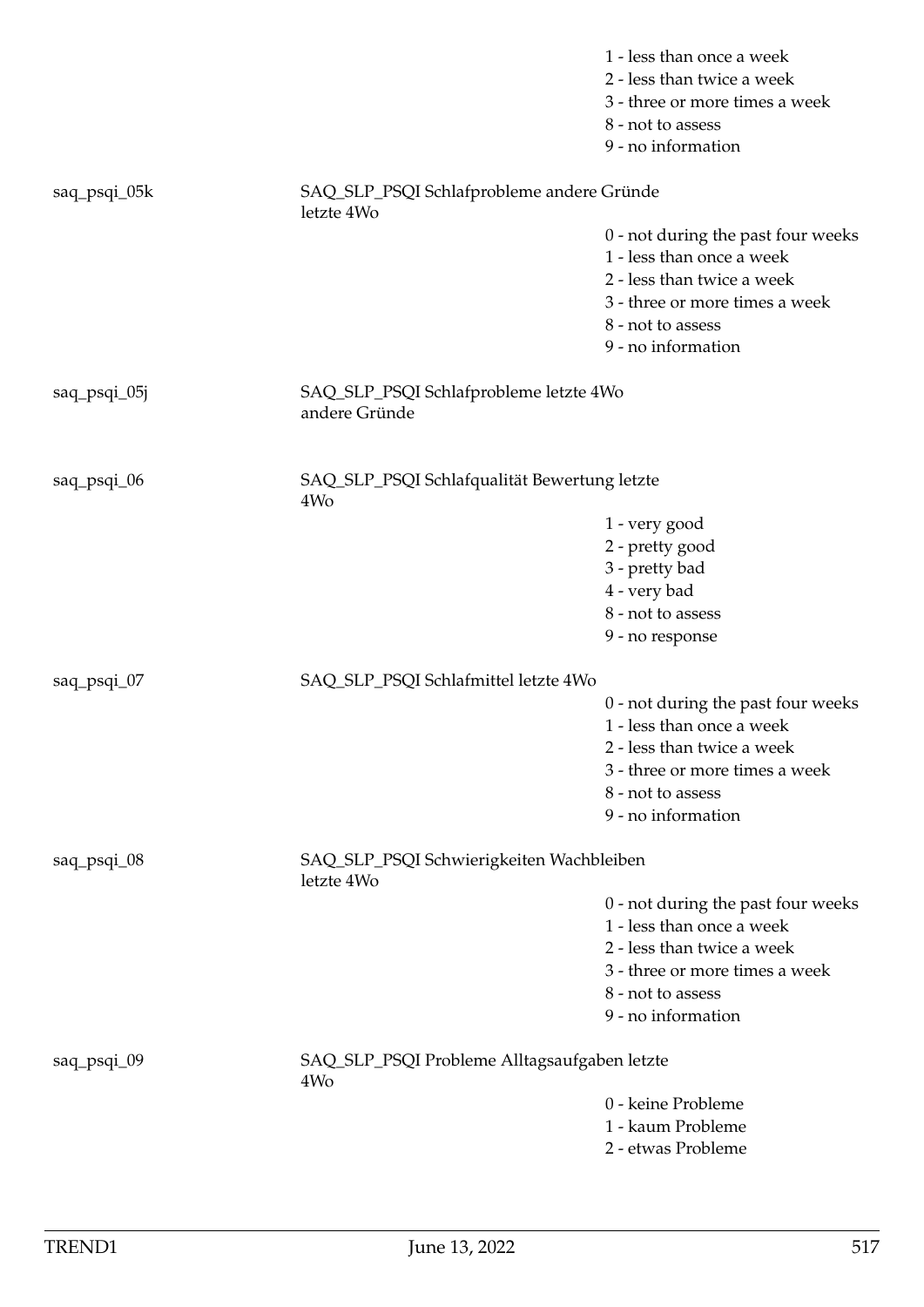1 - less than once a week
2 - less than twice a week
3 - three or more times a week
8 - not to assess
9 - no information

| | | |
|---|---|---|
| saq_psqi_05k | SAQ_SLP_PSQI Schlafprobleme andere Gründe letzte 4Wo | 0 - not during the past four weeks<br>1 - less than once a week<br>2 - less than twice a week<br>3 - three or more times a week<br>8 - not to assess<br>9 - no information |
| saq_psqi_05j | SAQ_SLP_PSQI Schlafprobleme letzte 4Wo andere Gründe | |
| saq_psqi_06 | SAQ_SLP_PSQI Schlafqualität Bewertung letzte 4Wo | 1 - very good<br>2 - pretty good<br>3 - pretty bad<br>4 - very bad<br>8 - not to assess<br>9 - no response |
| saq_psqi_07 | SAQ_SLP_PSQI Schlafmittel letzte 4Wo | 0 - not during the past four weeks<br>1 - less than once a week<br>2 - less than twice a week<br>3 - three or more times a week<br>8 - not to assess<br>9 - no information |
| saq_psqi_08 | SAQ_SLP_PSQI Schwierigkeiten Wachbleiben letzte 4Wo | 0 - not during the past four weeks<br>1 - less than once a week<br>2 - less than twice a week<br>3 - three or more times a week<br>8 - not to assess<br>9 - no information |
| saq_psqi_09 | SAQ_SLP_PSQI Probleme Alltagsaufgaben letzte 4Wo | 0 - keine Probleme<br>1 - kaum Probleme<br>2 - etwas Probleme |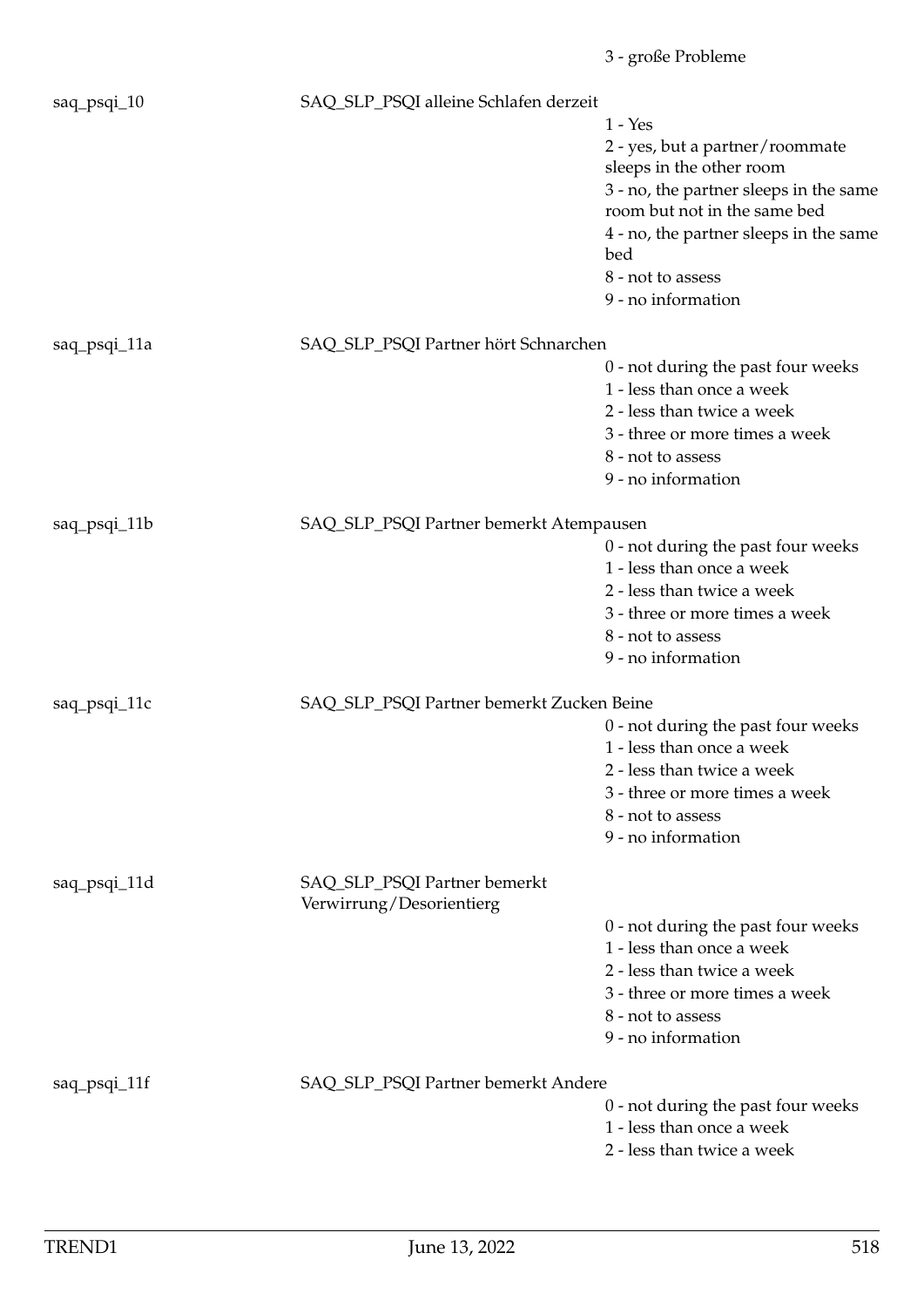3 - große Probleme

| | | |
|---|---|---|
| saq_psqi_10 | SAQ_SLP_PSQI alleine Schlafen derzeit | |
| | | 1 - Yes |
| | | 2 - yes, but a partner/roommate sleeps in the other room |
| | | 3 - no, the partner sleeps in the same room but not in the same bed |
| | | 4 - no, the partner sleeps in the same bed |
| | | 8 - not to assess |
| | | 9 - no information |
| saq_psqi_11a | SAQ_SLP_PSQI Partner hört Schnarchen | |
| | | 0 - not during the past four weeks |
| | | 1 - less than once a week |
| | | 2 - less than twice a week |
| | | 3 - three or more times a week |
| | | 8 - not to assess |
| | | 9 - no information |
| saq_psqi_11b | SAQ_SLP_PSQI Partner bemerkt Atempausen | |
| | | 0 - not during the past four weeks |
| | | 1 - less than once a week |
| | | 2 - less than twice a week |
| | | 3 - three or more times a week |
| | | 8 - not to assess |
| | | 9 - no information |
| saq_psqi_11c | SAQ_SLP_PSQI Partner bemerkt Zucken Beine | |
| | | 0 - not during the past four weeks |
| | | 1 - less than once a week |
| | | 2 - less than twice a week |
| | | 3 - three or more times a week |
| | | 8 - not to assess |
| | | 9 - no information |
| saq_psqi_11d | SAQ_SLP_PSQI Partner bemerkt Verwirrung/Desorientierg | |
| | | 0 - not during the past four weeks |
| | | 1 - less than once a week |
| | | 2 - less than twice a week |
| | | 3 - three or more times a week |
| | | 8 - not to assess |
| | | 9 - no information |
| saq_psqi_11f | SAQ_SLP_PSQI Partner bemerkt Andere | |
| | | 0 - not during the past four weeks |
| | | 1 - less than once a week |
| | | 2 - less than twice a week |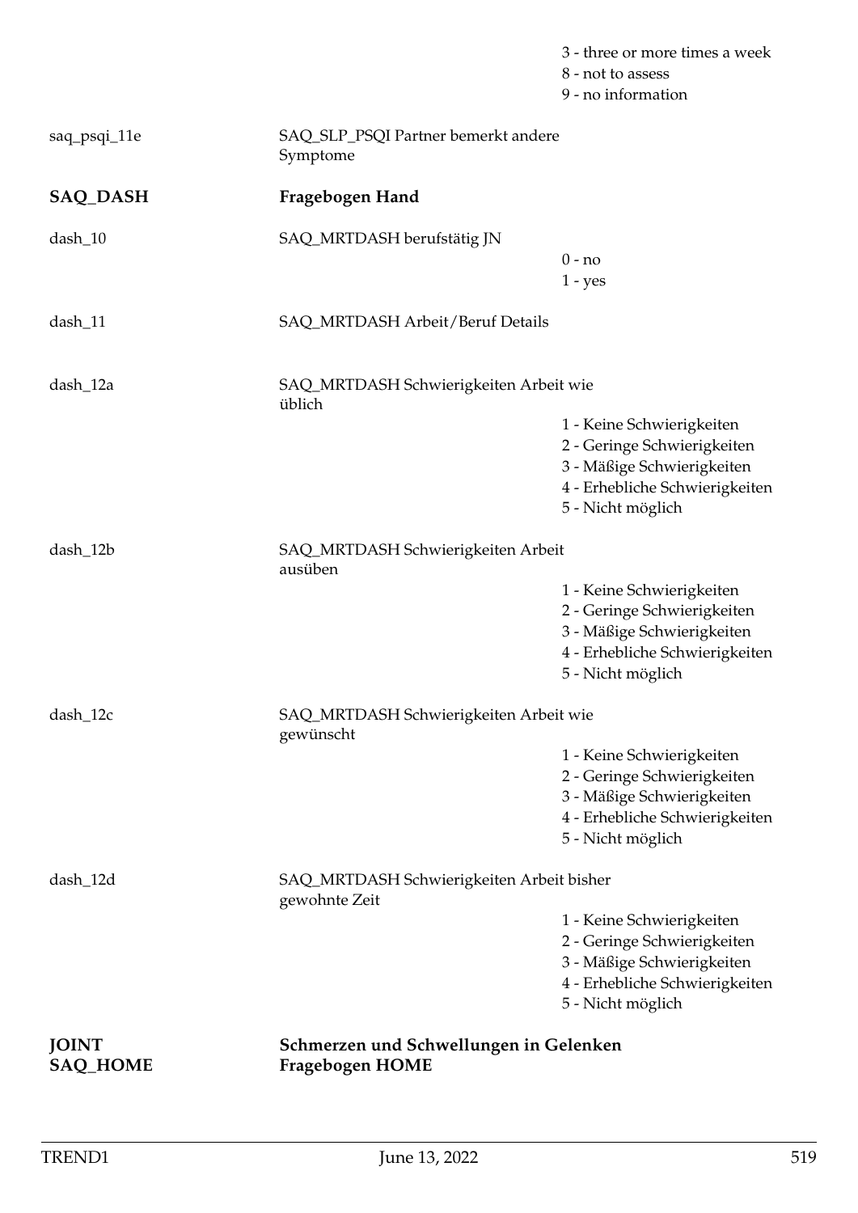| | | |
|---|---|---|
| | | 3 - three or more times a week<br>8 - not to assess<br>9 - no information |
| saq_psqi_11e | SAQ_SLP_PSQI Partner bemerkt andere Symptome | |
| **SAQ_DASH** | **Fragebogen Hand** | |
| dash_10 | SAQ_MRTDASH berufstätig JN | 0 - no<br>1 - yes |
| dash_11 | SAQ_MRTDASH Arbeit/Beruf Details | |
| dash_12a | SAQ_MRTDASH Schwierigkeiten Arbeit wie üblich | 1 - Keine Schwierigkeiten<br>2 - Geringe Schwierigkeiten<br>3 - Mäßige Schwierigkeiten<br>4 - Erhebliche Schwierigkeiten<br>5 - Nicht möglich |
| dash_12b | SAQ_MRTDASH Schwierigkeiten Arbeit ausüben | 1 - Keine Schwierigkeiten<br>2 - Geringe Schwierigkeiten<br>3 - Mäßige Schwierigkeiten<br>4 - Erhebliche Schwierigkeiten<br>5 - Nicht möglich |
| dash_12c | SAQ_MRTDASH Schwierigkeiten Arbeit wie gewünscht | 1 - Keine Schwierigkeiten<br>2 - Geringe Schwierigkeiten<br>3 - Mäßige Schwierigkeiten<br>4 - Erhebliche Schwierigkeiten<br>5 - Nicht möglich |
| dash_12d | SAQ_MRTDASH Schwierigkeiten Arbeit bisher gewohnte Zeit | 1 - Keine Schwierigkeiten<br>2 - Geringe Schwierigkeiten<br>3 - Mäßige Schwierigkeiten<br>4 - Erhebliche Schwierigkeiten<br>5 - Nicht möglich |
| **JOINT** | **Schmerzen und Schwellungen in Gelenken** | |
| **SAQ_HOME** | **Fragebogen HOME** | |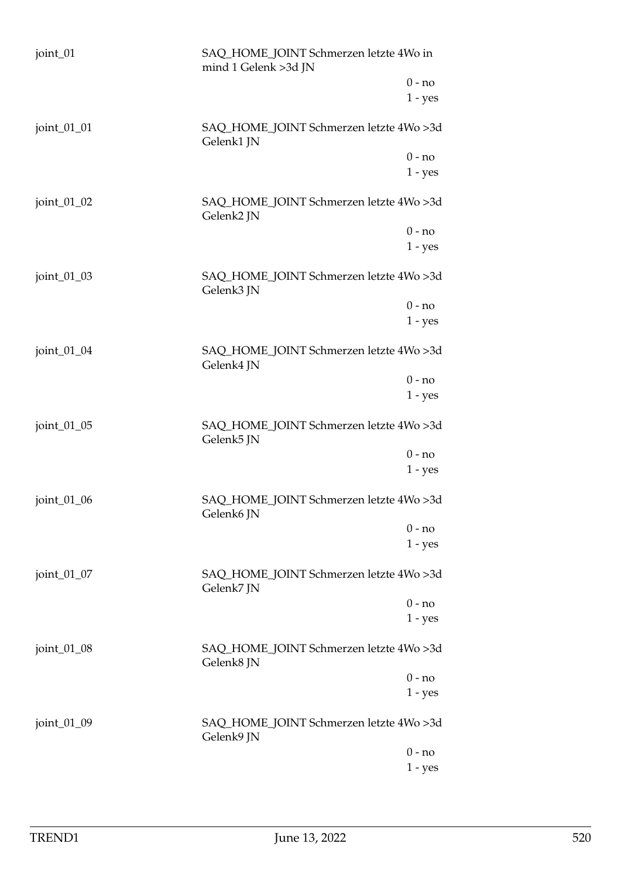joint_01 SAQ_HOME_JOINT Schmerzen letzte 4Wo in mind 1 Gelenk >3d JN

- 0 - no
- 1 - yes

joint_01_01 SAQ_HOME_JOINT Schmerzen letzte 4Wo >3d Gelenk1 JN

- 0 - no
- 1 - yes

joint_01_02 SAQ_HOME_JOINT Schmerzen letzte 4Wo >3d Gelenk2 JN

- 0 - no
- 1 - yes

joint_01_03 SAQ_HOME_JOINT Schmerzen letzte 4Wo >3d Gelenk3 JN

- 0 - no
- 1 - yes

joint_01_04 SAQ_HOME_JOINT Schmerzen letzte 4Wo >3d Gelenk4 JN

- 0 - no
- 1 - yes

joint_01_05 SAQ_HOME_JOINT Schmerzen letzte 4Wo >3d Gelenk5 JN

- 0 - no
- 1 - yes

joint_01_06 SAQ_HOME_JOINT Schmerzen letzte 4Wo >3d Gelenk6 JN

- 0 - no
- 1 - yes

joint_01_07 SAQ_HOME_JOINT Schmerzen letzte 4Wo >3d Gelenk7 JN

- 0 - no
- 1 - yes

joint_01_08 SAQ_HOME_JOINT Schmerzen letzte 4Wo >3d Gelenk8 JN

- 0 - no
- 1 - yes

joint_01_09 SAQ_HOME_JOINT Schmerzen letzte 4Wo >3d Gelenk9 JN

- 0 - no
- 1 - yes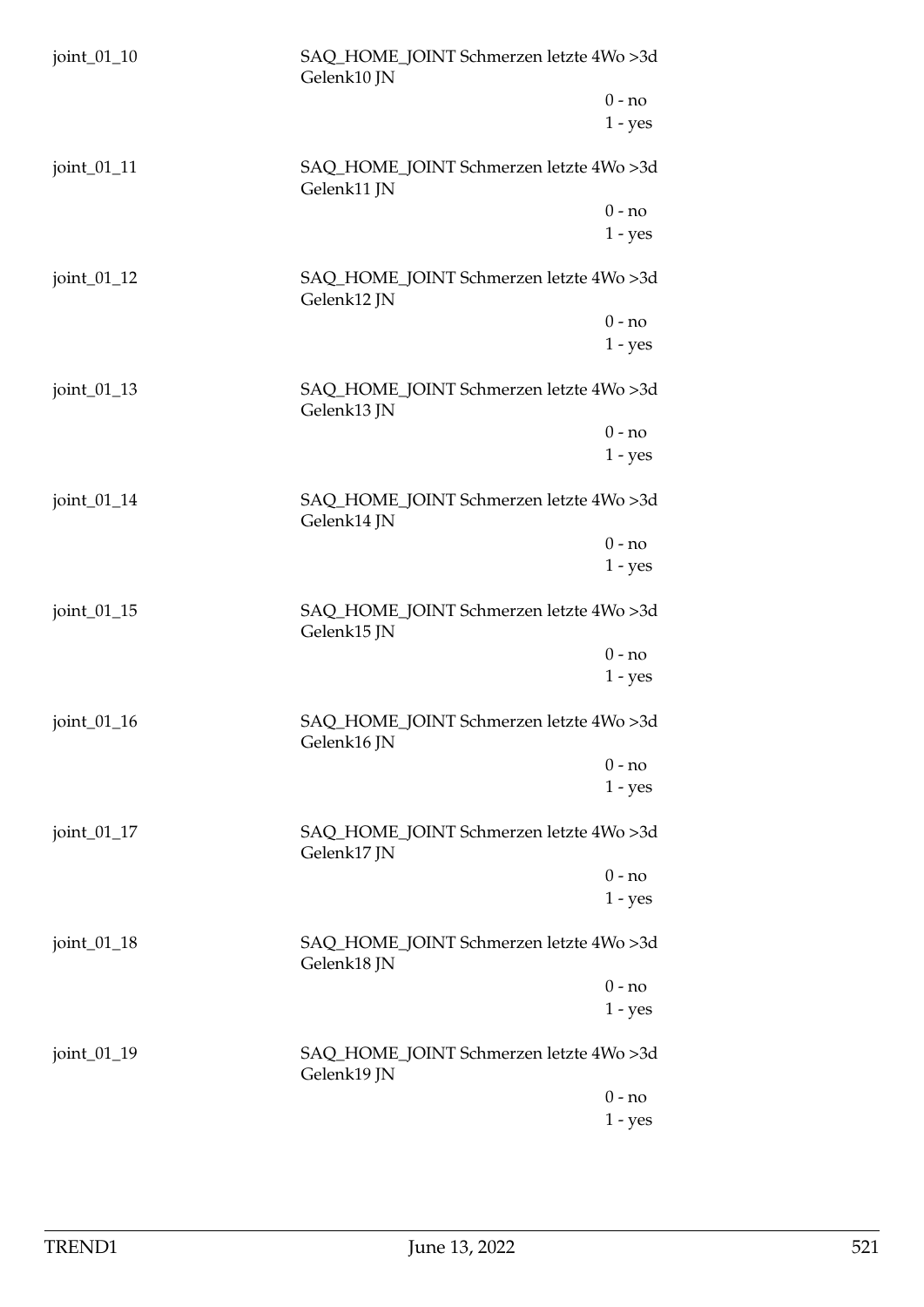joint_01_10 SAQ_HOME_JOINT Schmerzen letzte 4Wo >3d Gelenk10 JN

0 - no
1 - yes

joint_01_11 SAQ_HOME_JOINT Schmerzen letzte 4Wo >3d Gelenk11 JN

0 - no
1 - yes

joint_01_12 SAQ_HOME_JOINT Schmerzen letzte 4Wo >3d Gelenk12 JN

0 - no
1 - yes

joint_01_13 SAQ_HOME_JOINT Schmerzen letzte 4Wo >3d Gelenk13 JN

0 - no
1 - yes

joint_01_14 SAQ_HOME_JOINT Schmerzen letzte 4Wo >3d Gelenk14 JN

0 - no
1 - yes

joint_01_15 SAQ_HOME_JOINT Schmerzen letzte 4Wo >3d Gelenk15 JN

0 - no
1 - yes

joint_01_16 SAQ_HOME_JOINT Schmerzen letzte 4Wo >3d Gelenk16 JN

0 - no
1 - yes

joint_01_17 SAQ_HOME_JOINT Schmerzen letzte 4Wo >3d Gelenk17 JN

0 - no
1 - yes

joint_01_18 SAQ_HOME_JOINT Schmerzen letzte 4Wo >3d Gelenk18 JN

0 - no
1 - yes

joint_01_19 SAQ_HOME_JOINT Schmerzen letzte 4Wo >3d Gelenk19 JN

0 - no
1 - yes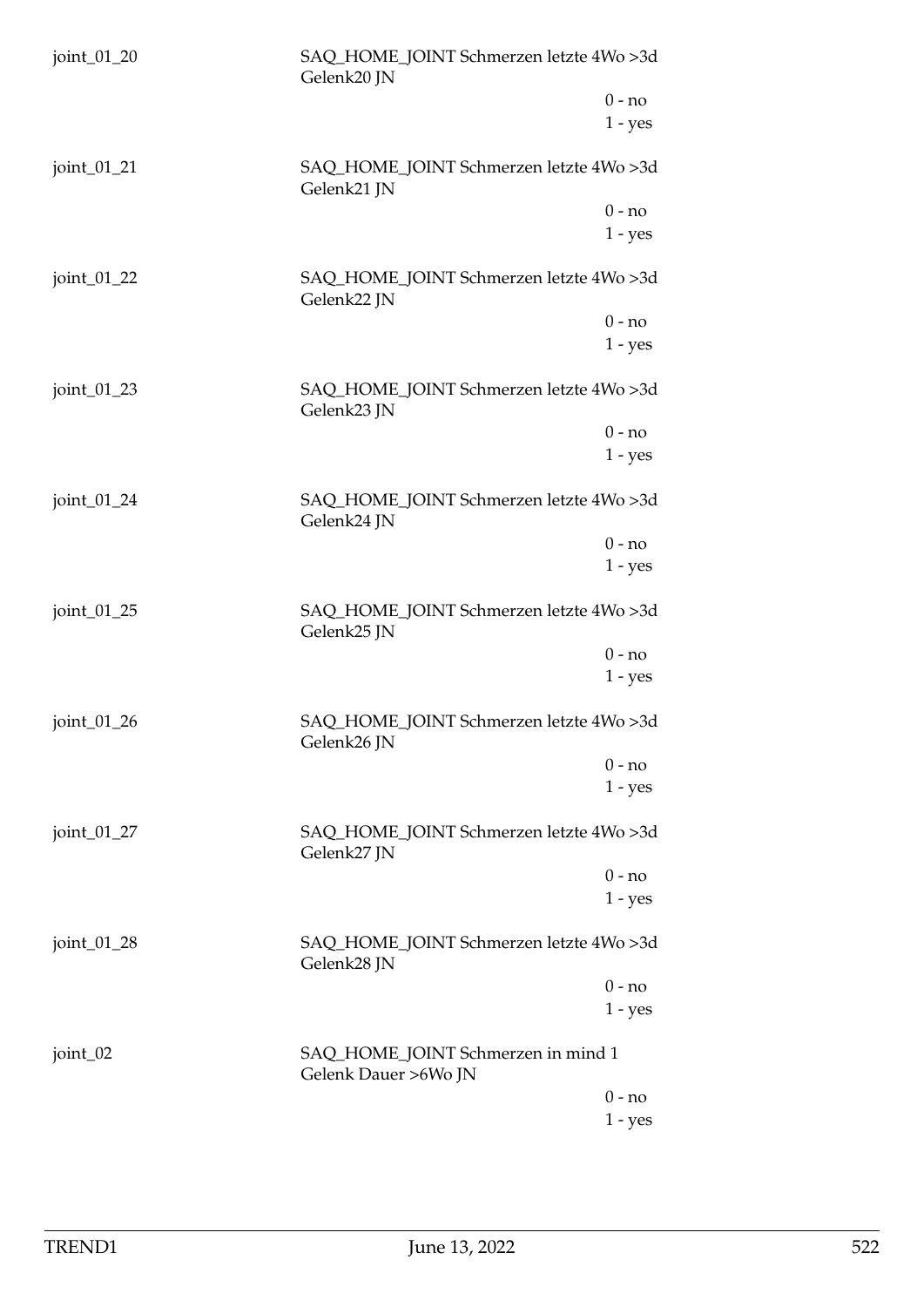joint_01_20 SAQ_HOME_JOINT Schmerzen letzte 4Wo >3d Gelenk20 JN

0 - no
1 - yes

joint_01_21 SAQ_HOME_JOINT Schmerzen letzte 4Wo >3d Gelenk21 JN

0 - no
1 - yes

joint_01_22 SAQ_HOME_JOINT Schmerzen letzte 4Wo >3d Gelenk22 JN

0 - no
1 - yes

joint_01_23 SAQ_HOME_JOINT Schmerzen letzte 4Wo >3d Gelenk23 JN

0 - no
1 - yes

joint_01_24 SAQ_HOME_JOINT Schmerzen letzte 4Wo >3d Gelenk24 JN

0 - no
1 - yes

joint_01_25 SAQ_HOME_JOINT Schmerzen letzte 4Wo >3d Gelenk25 JN

0 - no
1 - yes

joint_01_26 SAQ_HOME_JOINT Schmerzen letzte 4Wo >3d Gelenk26 JN

0 - no
1 - yes

joint_01_27 SAQ_HOME_JOINT Schmerzen letzte 4Wo >3d Gelenk27 JN

0 - no
1 - yes

joint_01_28 SAQ_HOME_JOINT Schmerzen letzte 4Wo >3d Gelenk28 JN

0 - no
1 - yes

joint_02 SAQ_HOME_JOINT Schmerzen in mind 1 Gelenk Dauer >6Wo JN

0 - no
1 - yes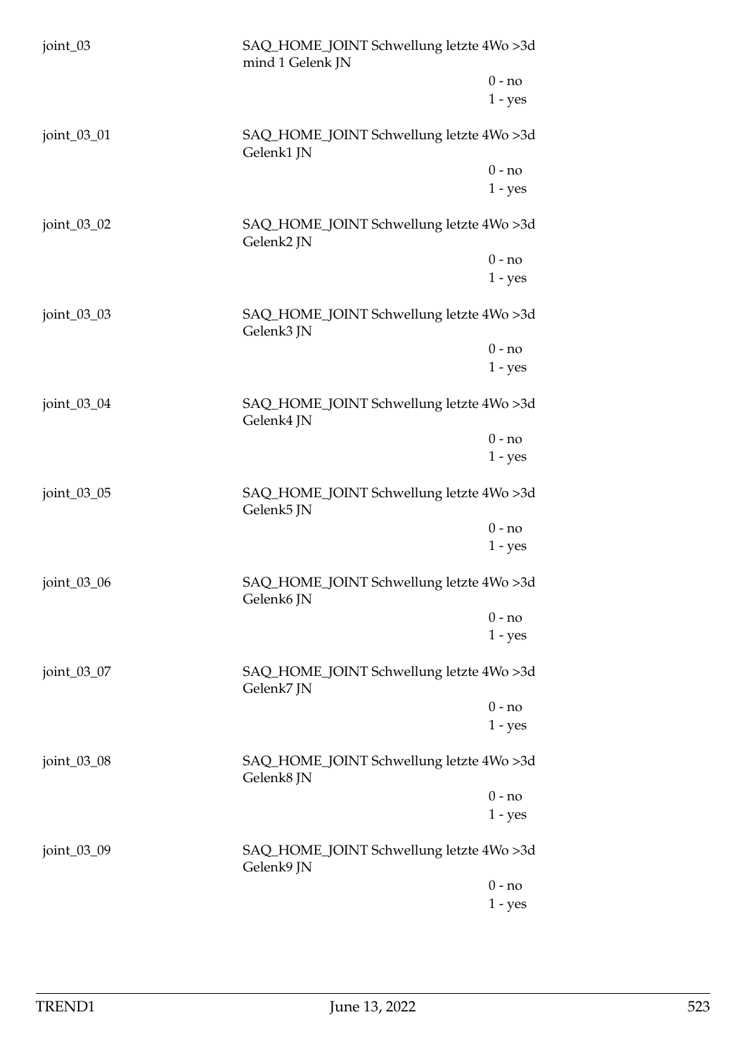| | | |
|---|---|---|
| joint_03 | SAQ_HOME_JOINT Schwellung letzte 4Wo >3d mind 1 Gelenk JN | |
| | | 0 - no |
| | | 1 - yes |
| joint_03_01 | SAQ_HOME_JOINT Schwellung letzte 4Wo >3d Gelenk1 JN | |
| | | 0 - no |
| | | 1 - yes |
| joint_03_02 | SAQ_HOME_JOINT Schwellung letzte 4Wo >3d Gelenk2 JN | |
| | | 0 - no |
| | | 1 - yes |
| joint_03_03 | SAQ_HOME_JOINT Schwellung letzte 4Wo >3d Gelenk3 JN | |
| | | 0 - no |
| | | 1 - yes |
| joint_03_04 | SAQ_HOME_JOINT Schwellung letzte 4Wo >3d Gelenk4 JN | |
| | | 0 - no |
| | | 1 - yes |
| joint_03_05 | SAQ_HOME_JOINT Schwellung letzte 4Wo >3d Gelenk5 JN | |
| | | 0 - no |
| | | 1 - yes |
| joint_03_06 | SAQ_HOME_JOINT Schwellung letzte 4Wo >3d Gelenk6 JN | |
| | | 0 - no |
| | | 1 - yes |
| joint_03_07 | SAQ_HOME_JOINT Schwellung letzte 4Wo >3d Gelenk7 JN | |
| | | 0 - no |
| | | 1 - yes |
| joint_03_08 | SAQ_HOME_JOINT Schwellung letzte 4Wo >3d Gelenk8 JN | |
| | | 0 - no |
| | | 1 - yes |
| joint_03_09 | SAQ_HOME_JOINT Schwellung letzte 4Wo >3d Gelenk9 JN | |
| | | 0 - no |
| | | 1 - yes |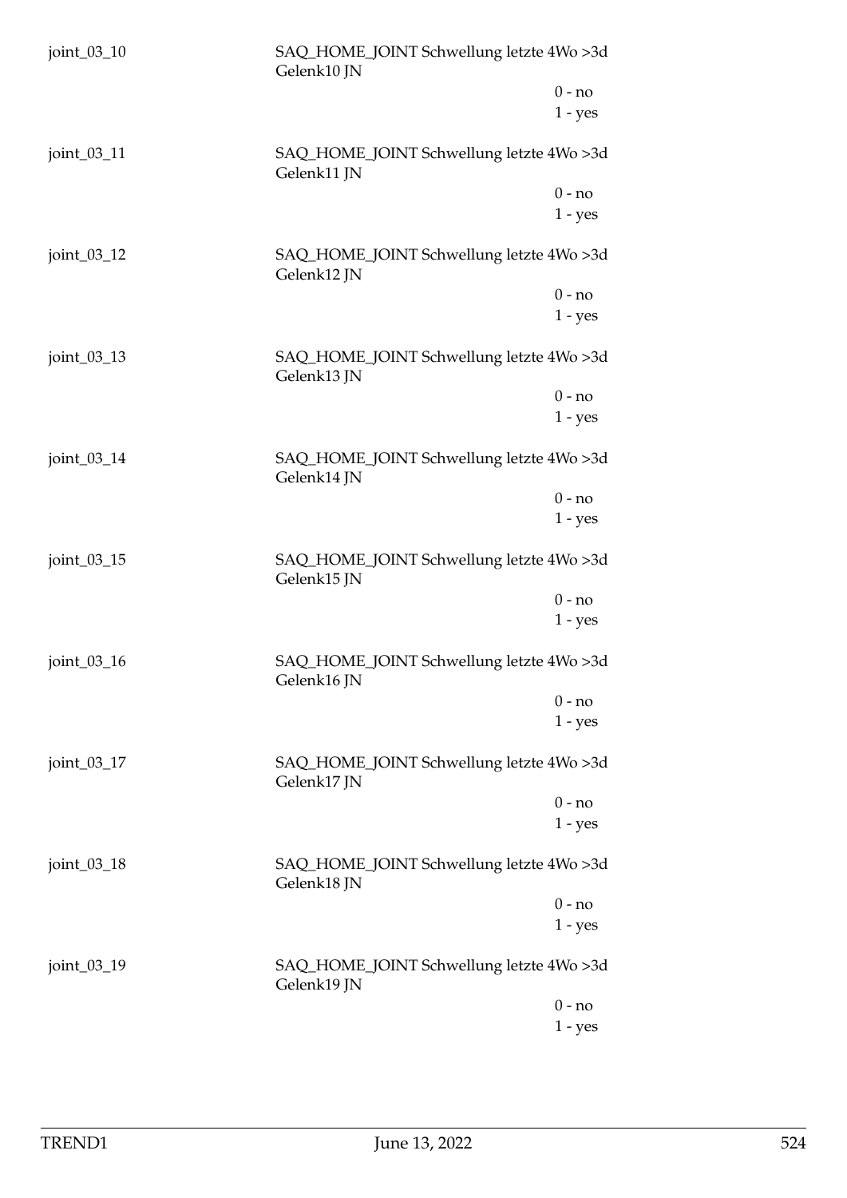| | | |
|---|---|---|
| joint_03_10 | SAQ_HOME_JOINT Schwellung letzte 4Wo >3d Gelenk10 JN | |
| | | 0 - no |
| | | 1 - yes |
| joint_03_11 | SAQ_HOME_JOINT Schwellung letzte 4Wo >3d Gelenk11 JN | |
| | | 0 - no |
| | | 1 - yes |
| joint_03_12 | SAQ_HOME_JOINT Schwellung letzte 4Wo >3d Gelenk12 JN | |
| | | 0 - no |
| | | 1 - yes |
| joint_03_13 | SAQ_HOME_JOINT Schwellung letzte 4Wo >3d Gelenk13 JN | |
| | | 0 - no |
| | | 1 - yes |
| joint_03_14 | SAQ_HOME_JOINT Schwellung letzte 4Wo >3d Gelenk14 JN | |
| | | 0 - no |
| | | 1 - yes |
| joint_03_15 | SAQ_HOME_JOINT Schwellung letzte 4Wo >3d Gelenk15 JN | |
| | | 0 - no |
| | | 1 - yes |
| joint_03_16 | SAQ_HOME_JOINT Schwellung letzte 4Wo >3d Gelenk16 JN | |
| | | 0 - no |
| | | 1 - yes |
| joint_03_17 | SAQ_HOME_JOINT Schwellung letzte 4Wo >3d Gelenk17 JN | |
| | | 0 - no |
| | | 1 - yes |
| joint_03_18 | SAQ_HOME_JOINT Schwellung letzte 4Wo >3d Gelenk18 JN | |
| | | 0 - no |
| | | 1 - yes |
| joint_03_19 | SAQ_HOME_JOINT Schwellung letzte 4Wo >3d Gelenk19 JN | |
| | | 0 - no |
| | | 1 - yes |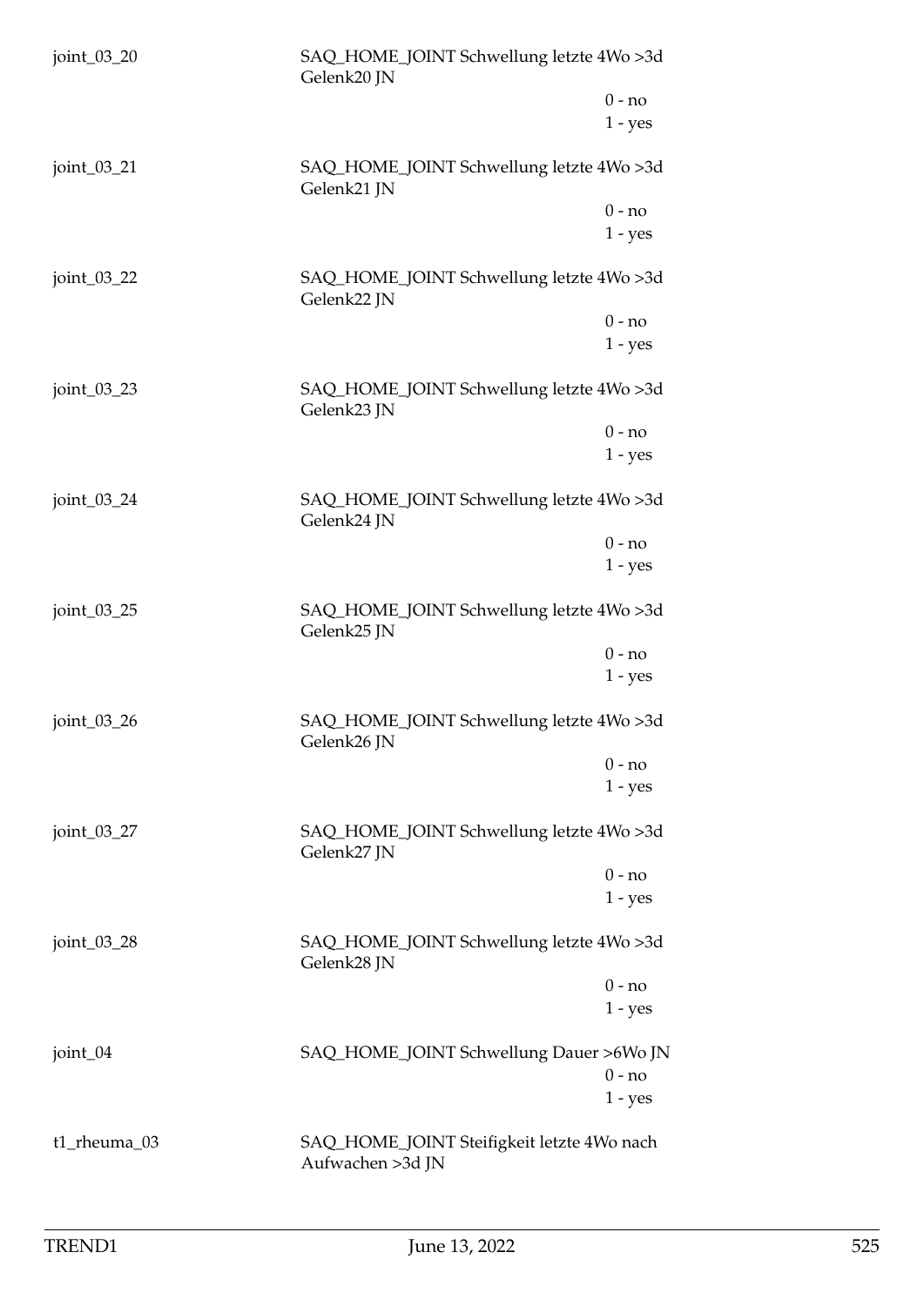joint_03_20 SAQ_HOME_JOINT Schwellung letzte 4Wo >3d Gelenk20 JN

0 - no
1 - yes

joint_03_21 SAQ_HOME_JOINT Schwellung letzte 4Wo >3d Gelenk21 JN

0 - no
1 - yes

joint_03_22 SAQ_HOME_JOINT Schwellung letzte 4Wo >3d Gelenk22 JN

0 - no
1 - yes

joint_03_23 SAQ_HOME_JOINT Schwellung letzte 4Wo >3d Gelenk23 JN

0 - no
1 - yes

joint_03_24 SAQ_HOME_JOINT Schwellung letzte 4Wo >3d Gelenk24 JN

0 - no
1 - yes

joint_03_25 SAQ_HOME_JOINT Schwellung letzte 4Wo >3d Gelenk25 JN

0 - no
1 - yes

joint_03_26 SAQ_HOME_JOINT Schwellung letzte 4Wo >3d Gelenk26 JN

0 - no
1 - yes

joint_03_27 SAQ_HOME_JOINT Schwellung letzte 4Wo >3d Gelenk27 JN

0 - no
1 - yes

joint_03_28 SAQ_HOME_JOINT Schwellung letzte 4Wo >3d Gelenk28 JN

0 - no
1 - yes

joint_04 SAQ_HOME_JOINT Schwellung Dauer >6Wo JN

0 - no
1 - yes

t1_rheuma_03 SAQ_HOME_JOINT Steifigkeit letzte 4Wo nach Aufwachen >3d JN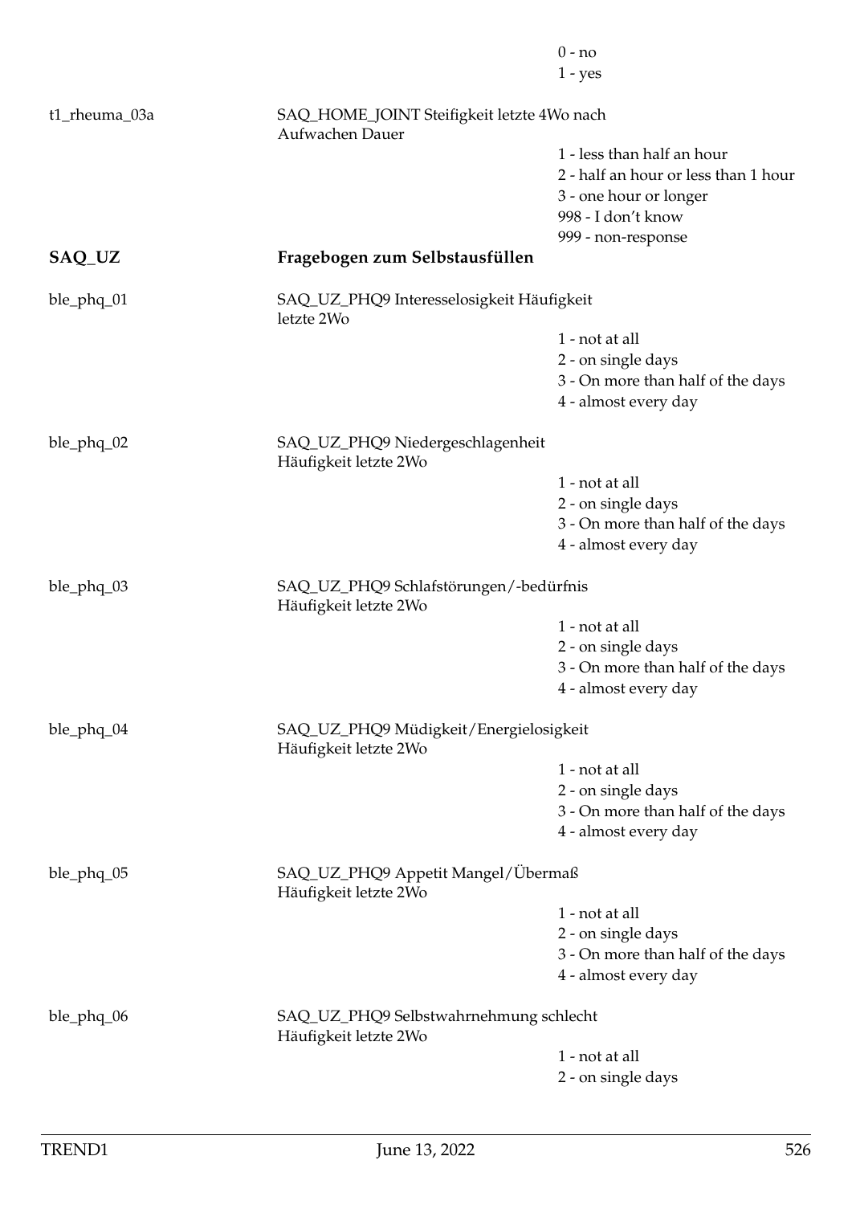0 - no
1 - yes

t1_rheuma_03a — SAQ_HOME_JOINT Steifigkeit letzte 4Wo nach Aufwachen Dauer

1 - less than half an hour
2 - half an hour or less than 1 hour
3 - one hour or longer
998 - I don't know
999 - non-response

## SAQ_UZ — Fragebogen zum Selbstausfüllen

ble_phq_01 — SAQ_UZ_PHQ9 Interesselosigkeit Häufigkeit letzte 2Wo

1 - not at all
2 - on single days
3 - On more than half of the days
4 - almost every day

ble_phq_02 — SAQ_UZ_PHQ9 Niedergeschlagenheit Häufigkeit letzte 2Wo

1 - not at all
2 - on single days
3 - On more than half of the days
4 - almost every day

ble_phq_03 — SAQ_UZ_PHQ9 Schlafstörungen/-bedürfnis Häufigkeit letzte 2Wo

1 - not at all
2 - on single days
3 - On more than half of the days
4 - almost every day

ble_phq_04 — SAQ_UZ_PHQ9 Müdigkeit/Energielosigkeit Häufigkeit letzte 2Wo

1 - not at all
2 - on single days
3 - On more than half of the days
4 - almost every day

ble_phq_05 — SAQ_UZ_PHQ9 Appetit Mangel/Übermaß Häufigkeit letzte 2Wo

1 - not at all
2 - on single days
3 - On more than half of the days
4 - almost every day

ble_phq_06 — SAQ_UZ_PHQ9 Selbstwahrnehmung schlecht Häufigkeit letzte 2Wo

1 - not at all
2 - on single days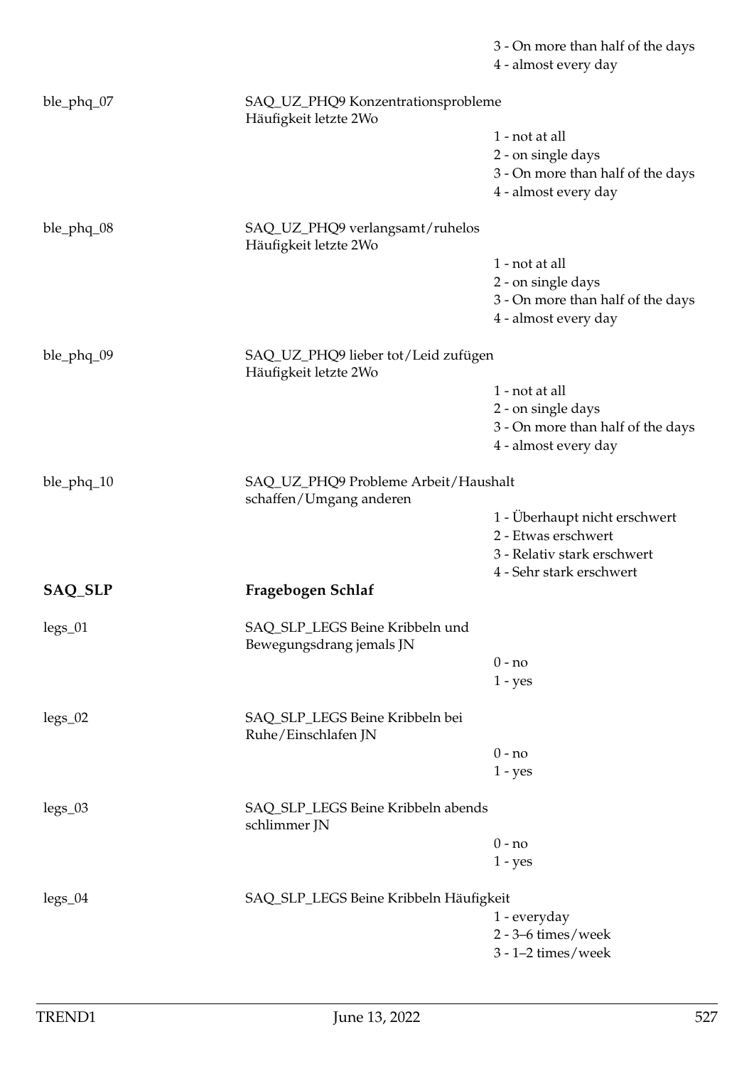3 - On more than half of the days
4 - almost every day

| | | |
|---|---|---|
| ble_phq_07 | SAQ_UZ_PHQ9 Konzentrationsprobleme Häufigkeit letzte 2Wo | |
| | | 1 - not at all |
| | | 2 - on single days |
| | | 3 - On more than half of the days |
| | | 4 - almost every day |
| ble_phq_08 | SAQ_UZ_PHQ9 verlangsamt/ruhelos Häufigkeit letzte 2Wo | |
| | | 1 - not at all |
| | | 2 - on single days |
| | | 3 - On more than half of the days |
| | | 4 - almost every day |
| ble_phq_09 | SAQ_UZ_PHQ9 lieber tot/Leid zufügen Häufigkeit letzte 2Wo | |
| | | 1 - not at all |
| | | 2 - on single days |
| | | 3 - On more than half of the days |
| | | 4 - almost every day |
| ble_phq_10 | SAQ_UZ_PHQ9 Probleme Arbeit/Haushalt schaffen/Umgang anderen | |
| | | 1 - Überhaupt nicht erschwert |
| | | 2 - Etwas erschwert |
| | | 3 - Relativ stark erschwert |
| | | 4 - Sehr stark erschwert |

## SAQ_SLP Fragebogen Schlaf

| | | |
|---|---|---|
| legs_01 | SAQ_SLP_LEGS Beine Kribbeln und Bewegungsdrang jemals JN | |
| | | 0 - no |
| | | 1 - yes |
| legs_02 | SAQ_SLP_LEGS Beine Kribbeln bei Ruhe/Einschlafen JN | |
| | | 0 - no |
| | | 1 - yes |
| legs_03 | SAQ_SLP_LEGS Beine Kribbeln abends schlimmer JN | |
| | | 0 - no |
| | | 1 - yes |
| legs_04 | SAQ_SLP_LEGS Beine Kribbeln Häufigkeit | |
| | | 1 - everyday |
| | | 2 - 3–6 times/week |
| | | 3 - 1–2 times/week |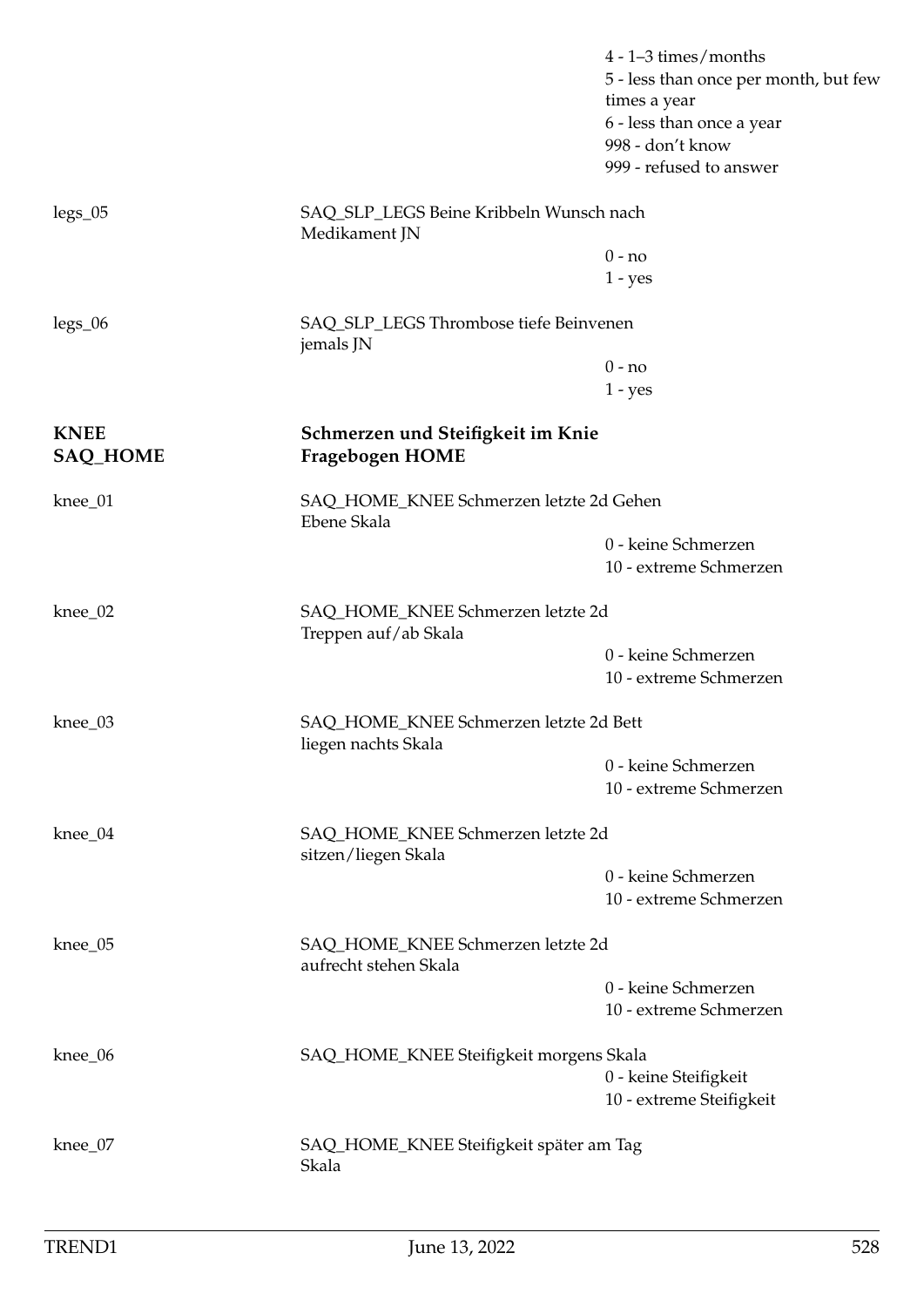4 - 1–3 times/months
5 - less than once per month, but few times a year
6 - less than once a year
998 - don't know
999 - refused to answer

legs_05 SAQ_SLP_LEGS Beine Kribbeln Wunsch nach Medikament JN

0 - no
1 - yes

legs_06 SAQ_SLP_LEGS Thrombose tiefe Beinvenen jemals JN

0 - no
1 - yes

## KNEE SAQ_HOME — Schmerzen und Steifigkeit im Knie Fragebogen HOME

knee_01 SAQ_HOME_KNEE Schmerzen letzte 2d Gehen Ebene Skala

0 - keine Schmerzen
10 - extreme Schmerzen

knee_02 SAQ_HOME_KNEE Schmerzen letzte 2d Treppen auf/ab Skala

0 - keine Schmerzen
10 - extreme Schmerzen

knee_03 SAQ_HOME_KNEE Schmerzen letzte 2d Bett liegen nachts Skala

0 - keine Schmerzen
10 - extreme Schmerzen

knee_04 SAQ_HOME_KNEE Schmerzen letzte 2d sitzen/liegen Skala

0 - keine Schmerzen
10 - extreme Schmerzen

knee_05 SAQ_HOME_KNEE Schmerzen letzte 2d aufrecht stehen Skala

0 - keine Schmerzen
10 - extreme Schmerzen

knee_06 SAQ_HOME_KNEE Steifigkeit morgens Skala

0 - keine Steifigkeit
10 - extreme Steifigkeit

knee_07 SAQ_HOME_KNEE Steifigkeit später am Tag Skala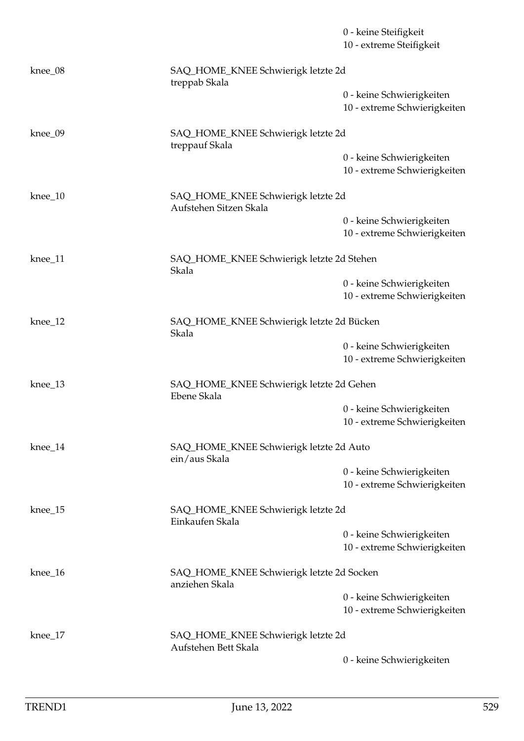| | | |
|---|---|---|
| | | 0 - keine Steifigkeit |
| | | 10 - extreme Steifigkeit |
| knee_08 | SAQ_HOME_KNEE Schwierigk letzte 2d treppab Skala | |
| | | 0 - keine Schwierigkeiten |
| | | 10 - extreme Schwierigkeiten |
| knee_09 | SAQ_HOME_KNEE Schwierigk letzte 2d treppauf Skala | |
| | | 0 - keine Schwierigkeiten |
| | | 10 - extreme Schwierigkeiten |
| knee_10 | SAQ_HOME_KNEE Schwierigk letzte 2d Aufstehen Sitzen Skala | |
| | | 0 - keine Schwierigkeiten |
| | | 10 - extreme Schwierigkeiten |
| knee_11 | SAQ_HOME_KNEE Schwierigk letzte 2d Stehen Skala | |
| | | 0 - keine Schwierigkeiten |
| | | 10 - extreme Schwierigkeiten |
| knee_12 | SAQ_HOME_KNEE Schwierigk letzte 2d Bücken Skala | |
| | | 0 - keine Schwierigkeiten |
| | | 10 - extreme Schwierigkeiten |
| knee_13 | SAQ_HOME_KNEE Schwierigk letzte 2d Gehen Ebene Skala | |
| | | 0 - keine Schwierigkeiten |
| | | 10 - extreme Schwierigkeiten |
| knee_14 | SAQ_HOME_KNEE Schwierigk letzte 2d Auto ein/aus Skala | |
| | | 0 - keine Schwierigkeiten |
| | | 10 - extreme Schwierigkeiten |
| knee_15 | SAQ_HOME_KNEE Schwierigk letzte 2d Einkaufen Skala | |
| | | 0 - keine Schwierigkeiten |
| | | 10 - extreme Schwierigkeiten |
| knee_16 | SAQ_HOME_KNEE Schwierigk letzte 2d Socken anziehen Skala | |
| | | 0 - keine Schwierigkeiten |
| | | 10 - extreme Schwierigkeiten |
| knee_17 | SAQ_HOME_KNEE Schwierigk letzte 2d Aufstehen Bett Skala | |
| | | 0 - keine Schwierigkeiten |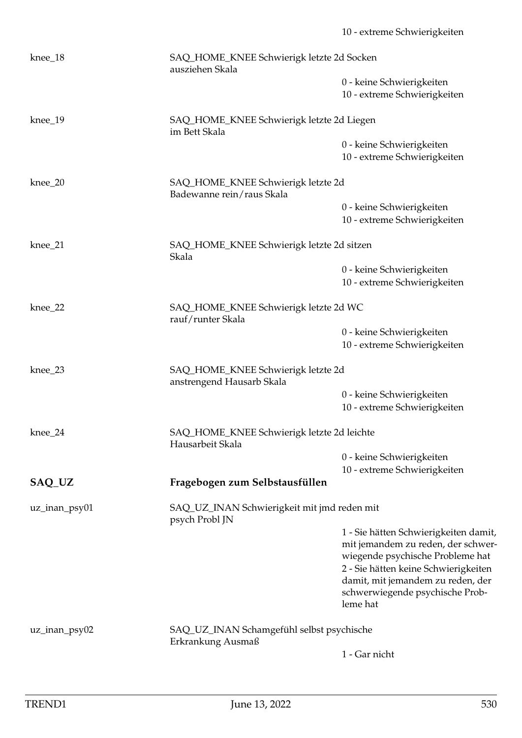10 - extreme Schwierigkeiten

| | | |
|---|---|---|
| knee_18 | SAQ_HOME_KNEE Schwierigk letzte 2d Socken ausziehen Skala | |
| | | 0 - keine Schwierigkeiten<br>10 - extreme Schwierigkeiten |
| knee_19 | SAQ_HOME_KNEE Schwierigk letzte 2d Liegen im Bett Skala | |
| | | 0 - keine Schwierigkeiten<br>10 - extreme Schwierigkeiten |
| knee_20 | SAQ_HOME_KNEE Schwierigk letzte 2d Badewanne rein/raus Skala | |
| | | 0 - keine Schwierigkeiten<br>10 - extreme Schwierigkeiten |
| knee_21 | SAQ_HOME_KNEE Schwierigk letzte 2d sitzen Skala | |
| | | 0 - keine Schwierigkeiten<br>10 - extreme Schwierigkeiten |
| knee_22 | SAQ_HOME_KNEE Schwierigk letzte 2d WC rauf/runter Skala | |
| | | 0 - keine Schwierigkeiten<br>10 - extreme Schwierigkeiten |
| knee_23 | SAQ_HOME_KNEE Schwierigk letzte 2d anstrengend Hausarb Skala | |
| | | 0 - keine Schwierigkeiten<br>10 - extreme Schwierigkeiten |
| knee_24 | SAQ_HOME_KNEE Schwierigk letzte 2d leichte Hausarbeit Skala | |
| | | 0 - keine Schwierigkeiten<br>10 - extreme Schwierigkeiten |

## SAQ_UZ Fragebogen zum Selbstausfüllen

| | | |
|---|---|---|
| uz_inan_psy01 | SAQ_UZ_INAN Schwierigkeit mit jmd reden mit psych Probl JN | |
| | | 1 - Sie hätten Schwierigkeiten damit, mit jemandem zu reden, der schwerwiegende psychische Probleme hat<br>2 - Sie hätten keine Schwierigkeiten damit, mit jemandem zu reden, der schwerwiegende psychische Probleme hat |
| uz_inan_psy02 | SAQ_UZ_INAN Schamgefühl selbst psychische Erkrankung Ausmaß | |
| | | 1 - Gar nicht |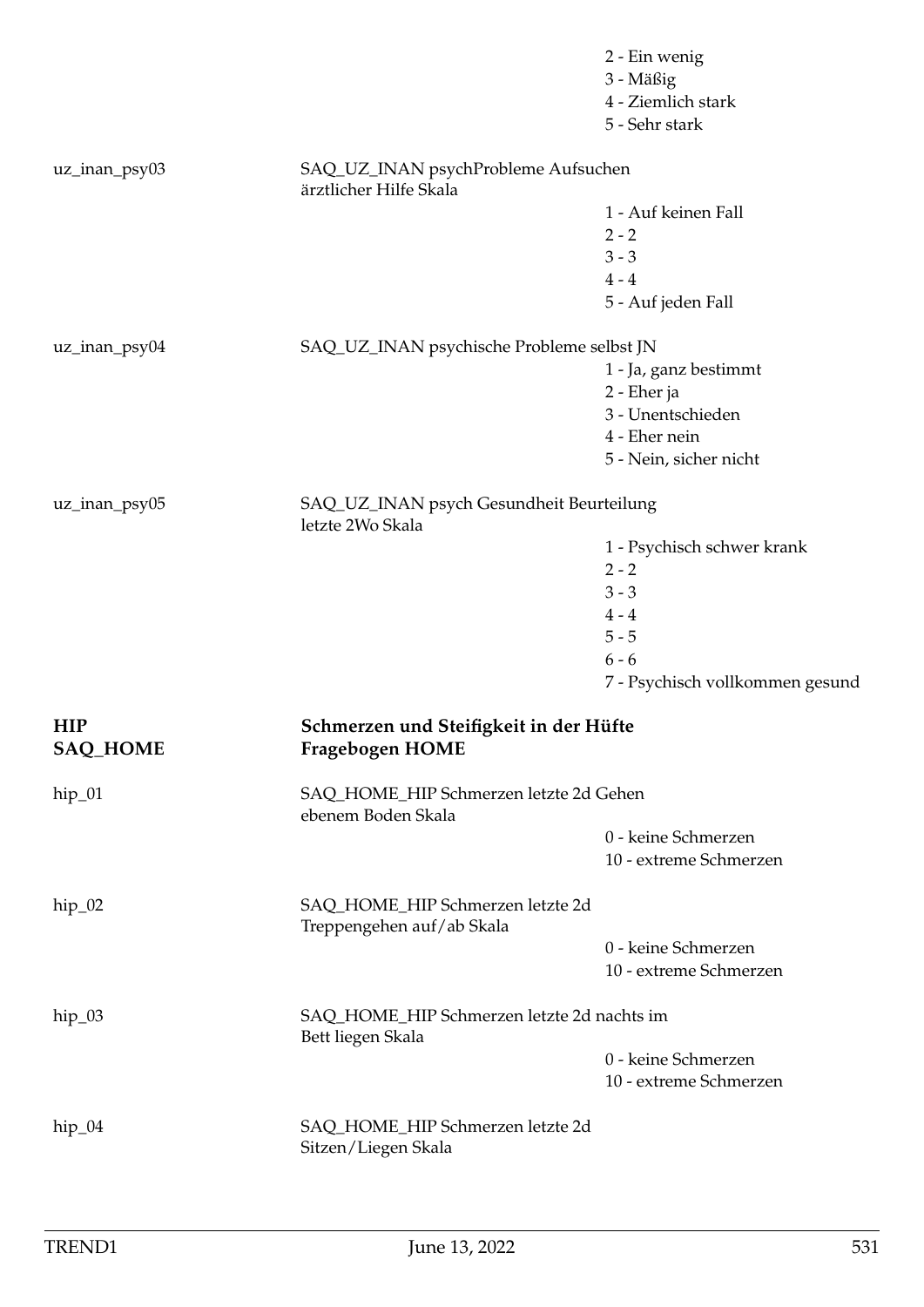2 - Ein wenig
3 - Mäßig
4 - Ziemlich stark
5 - Sehr stark

uz_inan_psy03 — SAQ_UZ_INAN psychProbleme Aufsuchen ärztlicher Hilfe Skala

1 - Auf keinen Fall
2 - 2
3 - 3
4 - 4
5 - Auf jeden Fall

uz_inan_psy04 — SAQ_UZ_INAN psychische Probleme selbst JN

1 - Ja, ganz bestimmt
2 - Eher ja
3 - Unentschieden
4 - Eher nein
5 - Nein, sicher nicht

uz_inan_psy05 — SAQ_UZ_INAN psych Gesundheit Beurteilung letzte 2Wo Skala

1 - Psychisch schwer krank
2 - 2
3 - 3
4 - 4
5 - 5
6 - 6
7 - Psychisch vollkommen gesund

## HIP — Schmerzen und Steifigkeit in der Hüfte
## SAQ_HOME — Fragebogen HOME

hip_01 — SAQ_HOME_HIP Schmerzen letzte 2d Gehen ebenem Boden Skala

0 - keine Schmerzen
10 - extreme Schmerzen

hip_02 — SAQ_HOME_HIP Schmerzen letzte 2d Treppengehen auf/ab Skala

0 - keine Schmerzen
10 - extreme Schmerzen

hip_03 — SAQ_HOME_HIP Schmerzen letzte 2d nachts im Bett liegen Skala

0 - keine Schmerzen
10 - extreme Schmerzen

hip_04 — SAQ_HOME_HIP Schmerzen letzte 2d Sitzen/Liegen Skala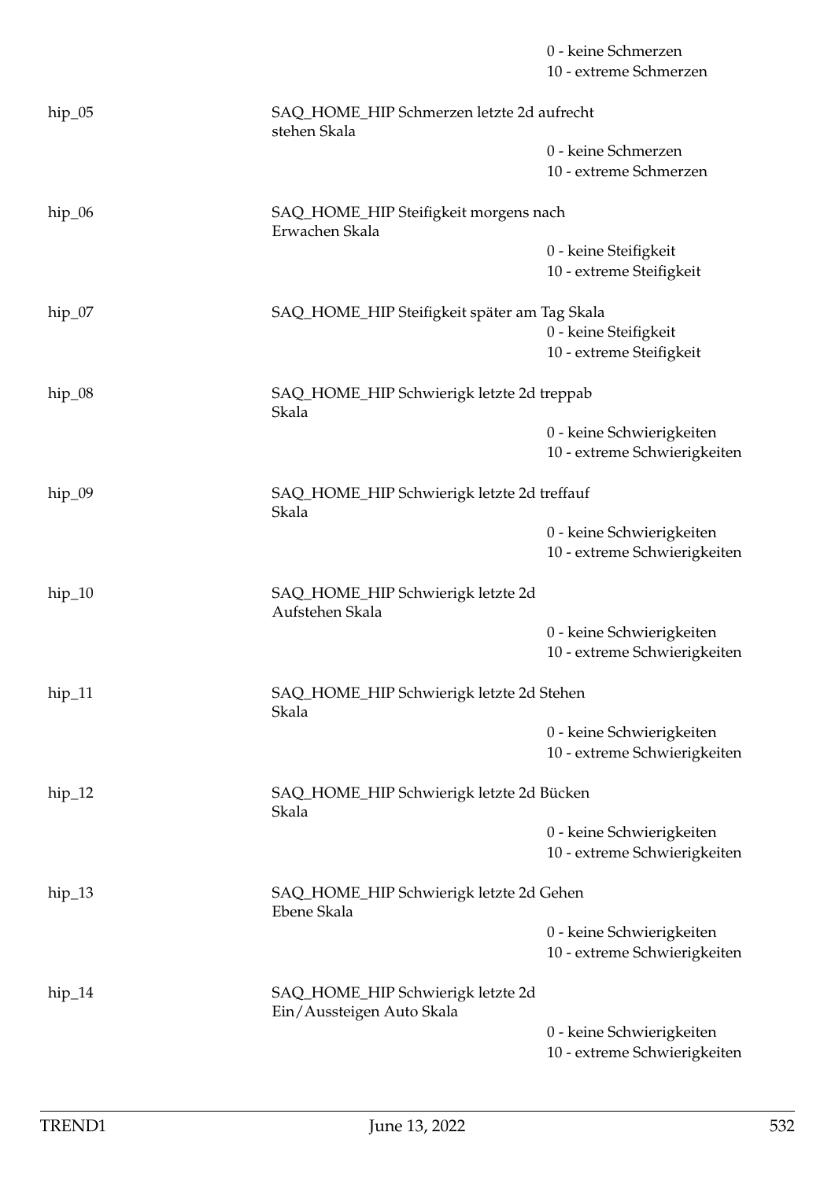| | | |
|---|---|---|
| | | 0 - keine Schmerzen |
| | | 10 - extreme Schmerzen |
| hip_05 | SAQ_HOME_HIP Schmerzen letzte 2d aufrecht stehen Skala | |
| | | 0 - keine Schmerzen |
| | | 10 - extreme Schmerzen |
| hip_06 | SAQ_HOME_HIP Steifigkeit morgens nach Erwachen Skala | |
| | | 0 - keine Steifigkeit |
| | | 10 - extreme Steifigkeit |
| hip_07 | SAQ_HOME_HIP Steifigkeit später am Tag Skala | |
| | | 0 - keine Steifigkeit |
| | | 10 - extreme Steifigkeit |
| hip_08 | SAQ_HOME_HIP Schwierigk letzte 2d treppab Skala | |
| | | 0 - keine Schwierigkeiten |
| | | 10 - extreme Schwierigkeiten |
| hip_09 | SAQ_HOME_HIP Schwierigk letzte 2d treffauf Skala | |
| | | 0 - keine Schwierigkeiten |
| | | 10 - extreme Schwierigkeiten |
| hip_10 | SAQ_HOME_HIP Schwierigk letzte 2d Aufstehen Skala | |
| | | 0 - keine Schwierigkeiten |
| | | 10 - extreme Schwierigkeiten |
| hip_11 | SAQ_HOME_HIP Schwierigk letzte 2d Stehen Skala | |
| | | 0 - keine Schwierigkeiten |
| | | 10 - extreme Schwierigkeiten |
| hip_12 | SAQ_HOME_HIP Schwierigk letzte 2d Bücken Skala | |
| | | 0 - keine Schwierigkeiten |
| | | 10 - extreme Schwierigkeiten |
| hip_13 | SAQ_HOME_HIP Schwierigk letzte 2d Gehen Ebene Skala | |
| | | 0 - keine Schwierigkeiten |
| | | 10 - extreme Schwierigkeiten |
| hip_14 | SAQ_HOME_HIP Schwierigk letzte 2d Ein/Aussteigen Auto Skala | |
| | | 0 - keine Schwierigkeiten |
| | | 10 - extreme Schwierigkeiten |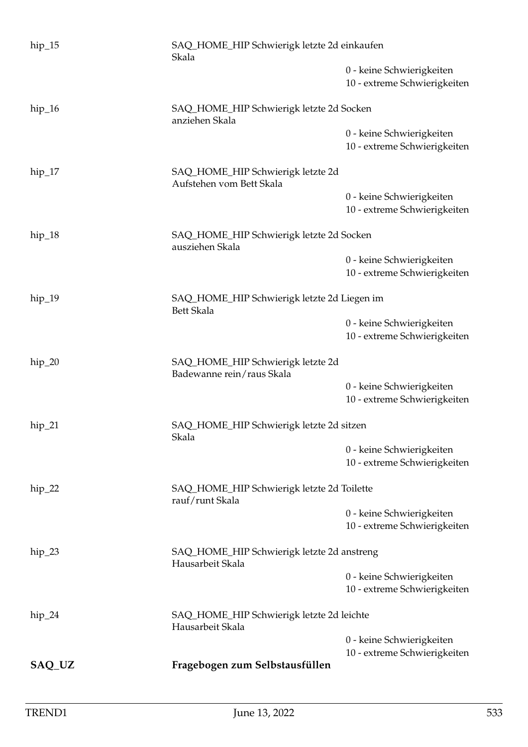hip_15 | SAQ_HOME_HIP Schwierigk letzte 2d einkaufen Skala
- 0 - keine Schwierigkeiten
- 10 - extreme Schwierigkeiten

hip_16 | SAQ_HOME_HIP Schwierigk letzte 2d Socken anziehen Skala
- 0 - keine Schwierigkeiten
- 10 - extreme Schwierigkeiten

hip_17 | SAQ_HOME_HIP Schwierigk letzte 2d Aufstehen vom Bett Skala
- 0 - keine Schwierigkeiten
- 10 - extreme Schwierigkeiten

hip_18 | SAQ_HOME_HIP Schwierigk letzte 2d Socken ausziehen Skala
- 0 - keine Schwierigkeiten
- 10 - extreme Schwierigkeiten

hip_19 | SAQ_HOME_HIP Schwierigk letzte 2d Liegen im Bett Skala
- 0 - keine Schwierigkeiten
- 10 - extreme Schwierigkeiten

hip_20 | SAQ_HOME_HIP Schwierigk letzte 2d Badewanne rein/raus Skala
- 0 - keine Schwierigkeiten
- 10 - extreme Schwierigkeiten

hip_21 | SAQ_HOME_HIP Schwierigk letzte 2d sitzen Skala
- 0 - keine Schwierigkeiten
- 10 - extreme Schwierigkeiten

hip_22 | SAQ_HOME_HIP Schwierigk letzte 2d Toilette rauf/runt Skala
- 0 - keine Schwierigkeiten
- 10 - extreme Schwierigkeiten

hip_23 | SAQ_HOME_HIP Schwierigk letzte 2d anstreng Hausarbeit Skala
- 0 - keine Schwierigkeiten
- 10 - extreme Schwierigkeiten

hip_24 | SAQ_HOME_HIP Schwierigk letzte 2d leichte Hausarbeit Skala
- 0 - keine Schwierigkeiten
- 10 - extreme Schwierigkeiten

## SAQ_UZ Fragebogen zum Selbstausfüllen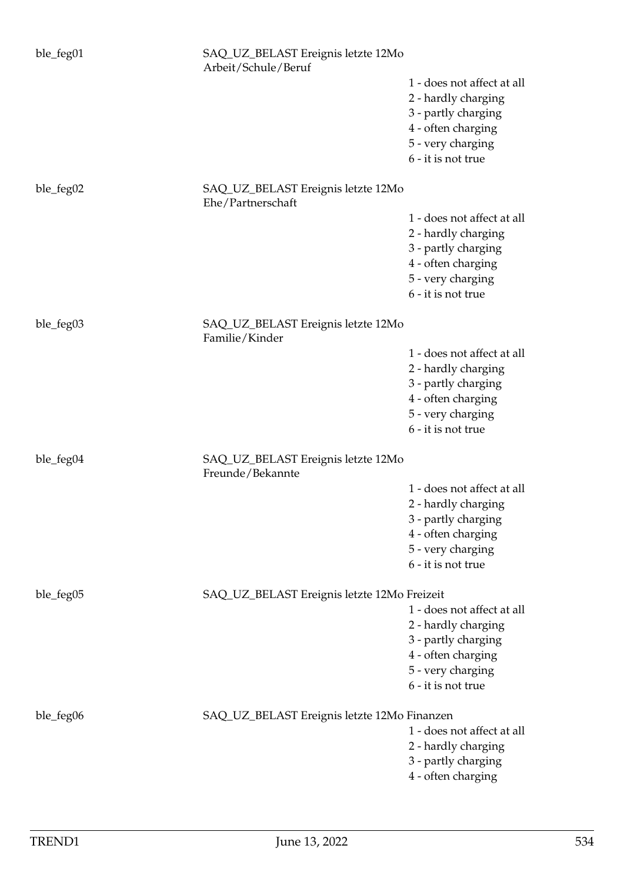ble_feg01 SAQ_UZ_BELAST Ereignis letzte 12Mo Arbeit/Schule/Beruf

- 1 - does not affect at all
- 2 - hardly charging
- 3 - partly charging
- 4 - often charging
- 5 - very charging
- 6 - it is not true

ble_feg02 SAQ_UZ_BELAST Ereignis letzte 12Mo Ehe/Partnerschaft

- 1 - does not affect at all
- 2 - hardly charging
- 3 - partly charging
- 4 - often charging
- 5 - very charging
- 6 - it is not true

ble_feg03 SAQ_UZ_BELAST Ereignis letzte 12Mo Familie/Kinder

- 1 - does not affect at all
- 2 - hardly charging
- 3 - partly charging
- 4 - often charging
- 5 - very charging
- 6 - it is not true

ble_feg04 SAQ_UZ_BELAST Ereignis letzte 12Mo Freunde/Bekannte

- 1 - does not affect at all
- 2 - hardly charging
- 3 - partly charging
- 4 - often charging
- 5 - very charging
- 6 - it is not true

ble_feg05 SAQ_UZ_BELAST Ereignis letzte 12Mo Freizeit

- 1 - does not affect at all
- 2 - hardly charging
- 3 - partly charging
- 4 - often charging
- 5 - very charging
- 6 - it is not true

ble_feg06 SAQ_UZ_BELAST Ereignis letzte 12Mo Finanzen

- 1 - does not affect at all
- 2 - hardly charging
- 3 - partly charging
- 4 - often charging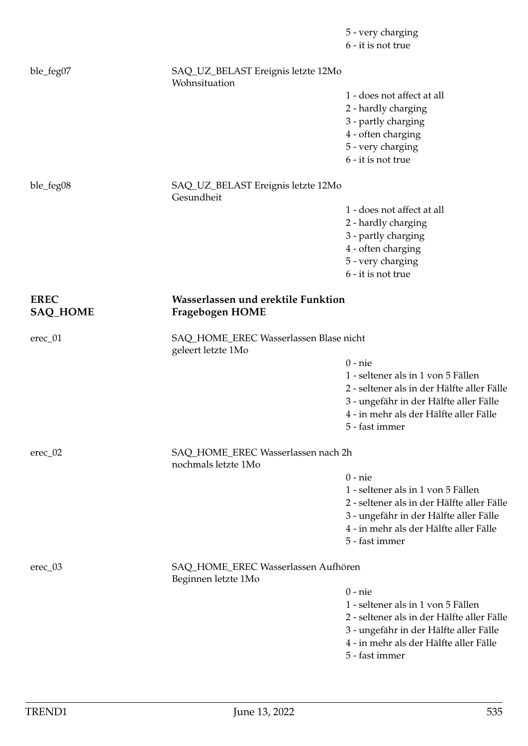5 - very charging
6 - it is not true

ble_feg07 — SAQ_UZ_BELAST Ereignis letzte 12Mo Wohnsituation

1 - does not affect at all
2 - hardly charging
3 - partly charging
4 - often charging
5 - very charging
6 - it is not true

ble_feg08 — SAQ_UZ_BELAST Ereignis letzte 12Mo Gesundheit

1 - does not affect at all
2 - hardly charging
3 - partly charging
4 - often charging
5 - very charging
6 - it is not true

## EREC — Wasserlassen und erektile Funktion
## SAQ_HOME — Fragebogen HOME

erec_01 — SAQ_HOME_EREC Wasserlassen Blase nicht geleert letzte 1Mo

0 - nie
1 - seltener als in 1 von 5 Fällen
2 - seltener als in der Hälfte aller Fälle
3 - ungefähr in der Hälfte aller Fälle
4 - in mehr als der Hälfte aller Fälle
5 - fast immer

erec_02 — SAQ_HOME_EREC Wasserlassen nach 2h nochmals letzte 1Mo

0 - nie
1 - seltener als in 1 von 5 Fällen
2 - seltener als in der Hälfte aller Fälle
3 - ungefähr in der Hälfte aller Fälle
4 - in mehr als der Hälfte aller Fälle
5 - fast immer

erec_03 — SAQ_HOME_EREC Wasserlassen Aufhören Beginnen letzte 1Mo

0 - nie
1 - seltener als in 1 von 5 Fällen
2 - seltener als in der Hälfte aller Fälle
3 - ungefähr in der Hälfte aller Fälle
4 - in mehr als der Hälfte aller Fälle
5 - fast immer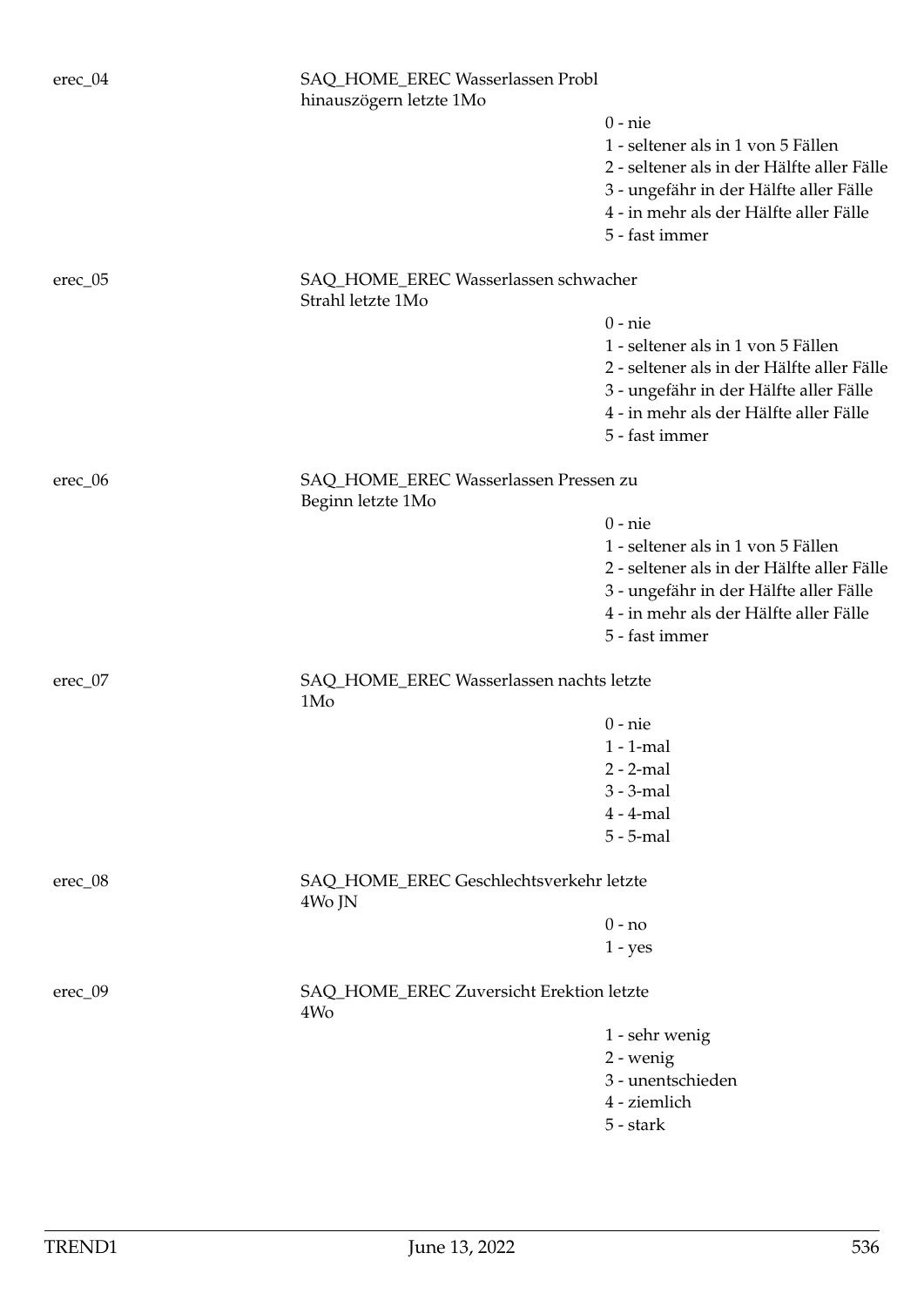| Variable | Label | Values |
|---|---|---|
| erec_04 | SAQ_HOME_EREC Wasserlassen Probl hinauszögern letzte 1Mo | |
| | | 0 - nie |
| | | 1 - seltener als in 1 von 5 Fällen |
| | | 2 - seltener als in der Hälfte aller Fälle |
| | | 3 - ungefähr in der Hälfte aller Fälle |
| | | 4 - in mehr als der Hälfte aller Fälle |
| | | 5 - fast immer |
| erec_05 | SAQ_HOME_EREC Wasserlassen schwacher Strahl letzte 1Mo | |
| | | 0 - nie |
| | | 1 - seltener als in 1 von 5 Fällen |
| | | 2 - seltener als in der Hälfte aller Fälle |
| | | 3 - ungefähr in der Hälfte aller Fälle |
| | | 4 - in mehr als der Hälfte aller Fälle |
| | | 5 - fast immer |
| erec_06 | SAQ_HOME_EREC Wasserlassen Pressen zu Beginn letzte 1Mo | |
| | | 0 - nie |
| | | 1 - seltener als in 1 von 5 Fällen |
| | | 2 - seltener als in der Hälfte aller Fälle |
| | | 3 - ungefähr in der Hälfte aller Fälle |
| | | 4 - in mehr als der Hälfte aller Fälle |
| | | 5 - fast immer |
| erec_07 | SAQ_HOME_EREC Wasserlassen nachts letzte 1Mo | |
| | | 0 - nie |
| | | 1 - 1-mal |
| | | 2 - 2-mal |
| | | 3 - 3-mal |
| | | 4 - 4-mal |
| | | 5 - 5-mal |
| erec_08 | SAQ_HOME_EREC Geschlechtsverkehr letzte 4Wo JN | |
| | | 0 - no |
| | | 1 - yes |
| erec_09 | SAQ_HOME_EREC Zuversicht Erektion letzte 4Wo | |
| | | 1 - sehr wenig |
| | | 2 - wenig |
| | | 3 - unentschieden |
| | | 4 - ziemlich |
| | | 5 - stark |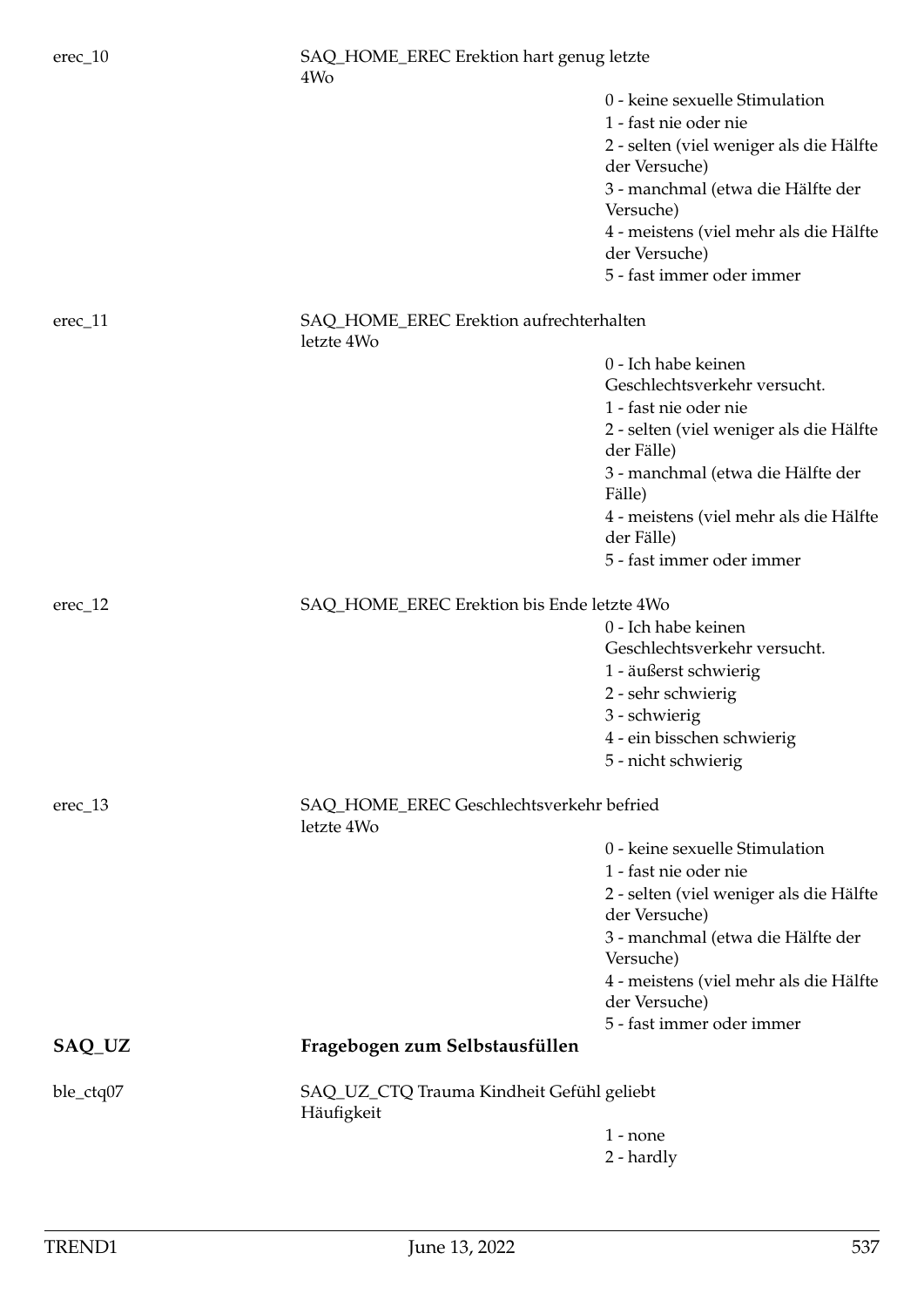erec_10 SAQ_HOME_EREC Erektion hart genug letzte 4Wo

- 0 - keine sexuelle Stimulation
- 1 - fast nie oder nie
- 2 - selten (viel weniger als die Hälfte der Versuche)
- 3 - manchmal (etwa die Hälfte der Versuche)
- 4 - meistens (viel mehr als die Hälfte der Versuche)
- 5 - fast immer oder immer

erec_11 SAQ_HOME_EREC Erektion aufrechterhalten letzte 4Wo

- 0 - Ich habe keinen Geschlechtsverkehr versucht.
- 1 - fast nie oder nie
- 2 - selten (viel weniger als die Hälfte der Fälle)
- 3 - manchmal (etwa die Hälfte der Fälle)
- 4 - meistens (viel mehr als die Hälfte der Fälle)
- 5 - fast immer oder immer

erec_12 SAQ_HOME_EREC Erektion bis Ende letzte 4Wo

- 0 - Ich habe keinen Geschlechtsverkehr versucht.
- 1 - äußerst schwierig
- 2 - sehr schwierig
- 3 - schwierig
- 4 - ein bisschen schwierig
- 5 - nicht schwierig

erec_13 SAQ_HOME_EREC Geschlechtsverkehr befried letzte 4Wo

- 0 - keine sexuelle Stimulation
- 1 - fast nie oder nie
- 2 - selten (viel weniger als die Hälfte der Versuche)
- 3 - manchmal (etwa die Hälfte der Versuche)
- 4 - meistens (viel mehr als die Hälfte der Versuche)
- 5 - fast immer oder immer

## SAQ_UZ Fragebogen zum Selbstausfüllen

ble_ctq07 SAQ_UZ_CTQ Trauma Kindheit Gefühl geliebt Häufigkeit

- 1 - none
- 2 - hardly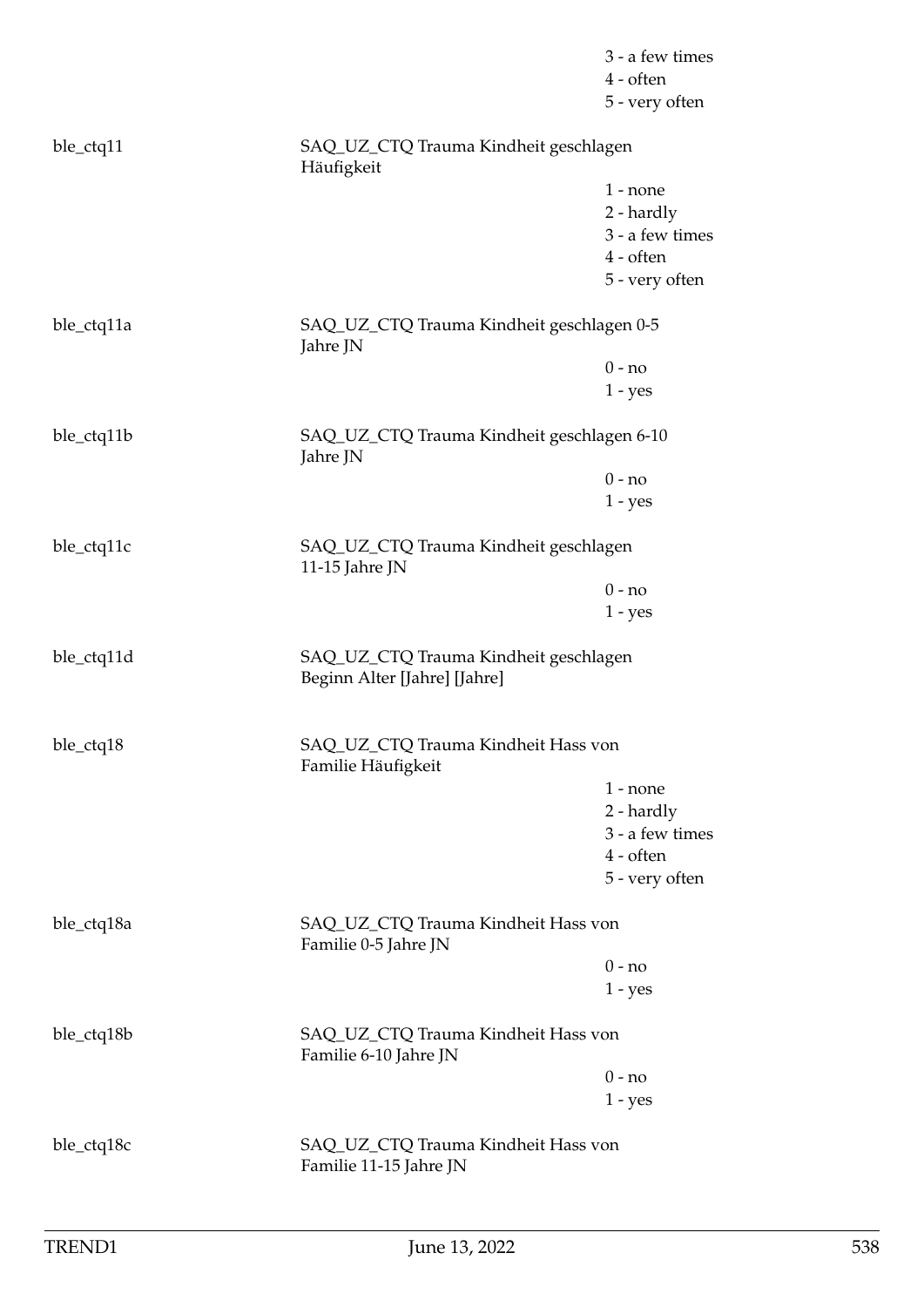| | | |
|---|---|---|
| | | 3 - a few times |
| | | 4 - often |
| | | 5 - very often |
| ble_ctq11 | SAQ_UZ_CTQ Trauma Kindheit geschlagen Häufigkeit | |
| | | 1 - none |
| | | 2 - hardly |
| | | 3 - a few times |
| | | 4 - often |
| | | 5 - very often |
| ble_ctq11a | SAQ_UZ_CTQ Trauma Kindheit geschlagen 0-5 Jahre JN | |
| | | 0 - no |
| | | 1 - yes |
| ble_ctq11b | SAQ_UZ_CTQ Trauma Kindheit geschlagen 6-10 Jahre JN | |
| | | 0 - no |
| | | 1 - yes |
| ble_ctq11c | SAQ_UZ_CTQ Trauma Kindheit geschlagen 11-15 Jahre JN | |
| | | 0 - no |
| | | 1 - yes |
| ble_ctq11d | SAQ_UZ_CTQ Trauma Kindheit geschlagen Beginn Alter [Jahre] [Jahre] | |
| ble_ctq18 | SAQ_UZ_CTQ Trauma Kindheit Hass von Familie Häufigkeit | |
| | | 1 - none |
| | | 2 - hardly |
| | | 3 - a few times |
| | | 4 - often |
| | | 5 - very often |
| ble_ctq18a | SAQ_UZ_CTQ Trauma Kindheit Hass von Familie 0-5 Jahre JN | |
| | | 0 - no |
| | | 1 - yes |
| ble_ctq18b | SAQ_UZ_CTQ Trauma Kindheit Hass von Familie 6-10 Jahre JN | |
| | | 0 - no |
| | | 1 - yes |
| ble_ctq18c | SAQ_UZ_CTQ Trauma Kindheit Hass von Familie 11-15 Jahre JN | |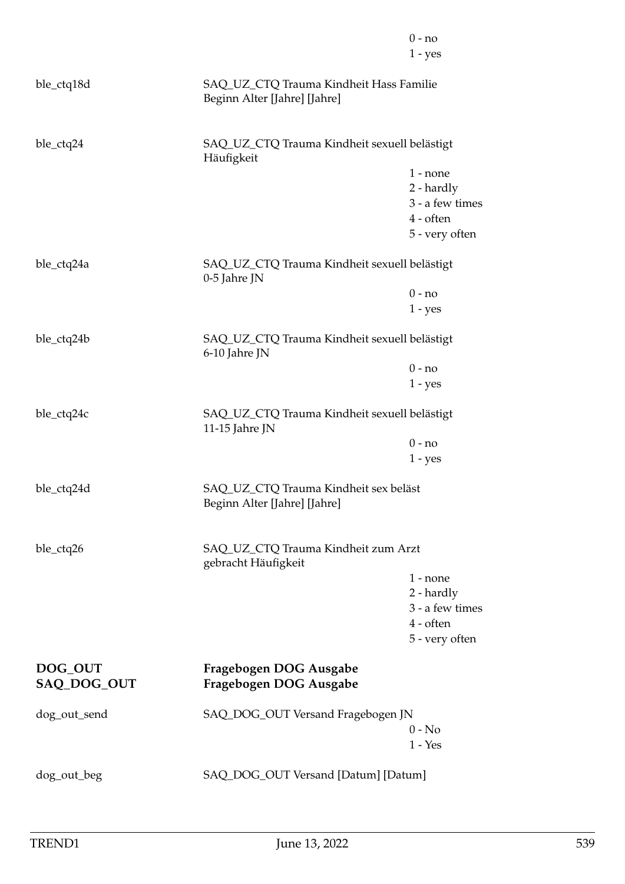0 - no
1 - yes

ble_ctq18d SAQ_UZ_CTQ Trauma Kindheit Hass Familie Beginn Alter [Jahre] [Jahre]

ble_ctq24 SAQ_UZ_CTQ Trauma Kindheit sexuell belästigt Häufigkeit

1 - none
2 - hardly
3 - a few times
4 - often
5 - very often

ble_ctq24a SAQ_UZ_CTQ Trauma Kindheit sexuell belästigt 0-5 Jahre JN

0 - no
1 - yes

ble_ctq24b SAQ_UZ_CTQ Trauma Kindheit sexuell belästigt 6-10 Jahre JN

0 - no
1 - yes

ble_ctq24c SAQ_UZ_CTQ Trauma Kindheit sexuell belästigt 11-15 Jahre JN

0 - no
1 - yes

ble_ctq24d SAQ_UZ_CTQ Trauma Kindheit sex beläst Beginn Alter [Jahre] [Jahre]

ble_ctq26 SAQ_UZ_CTQ Trauma Kindheit zum Arzt gebracht Häufigkeit

1 - none
2 - hardly
3 - a few times
4 - often
5 - very often

## DOG_OUT Fragebogen DOG Ausgabe
## SAQ_DOG_OUT Fragebogen DOG Ausgabe

dog_out_send SAQ_DOG_OUT Versand Fragebogen JN

0 - No
1 - Yes

dog_out_beg SAQ_DOG_OUT Versand [Datum] [Datum]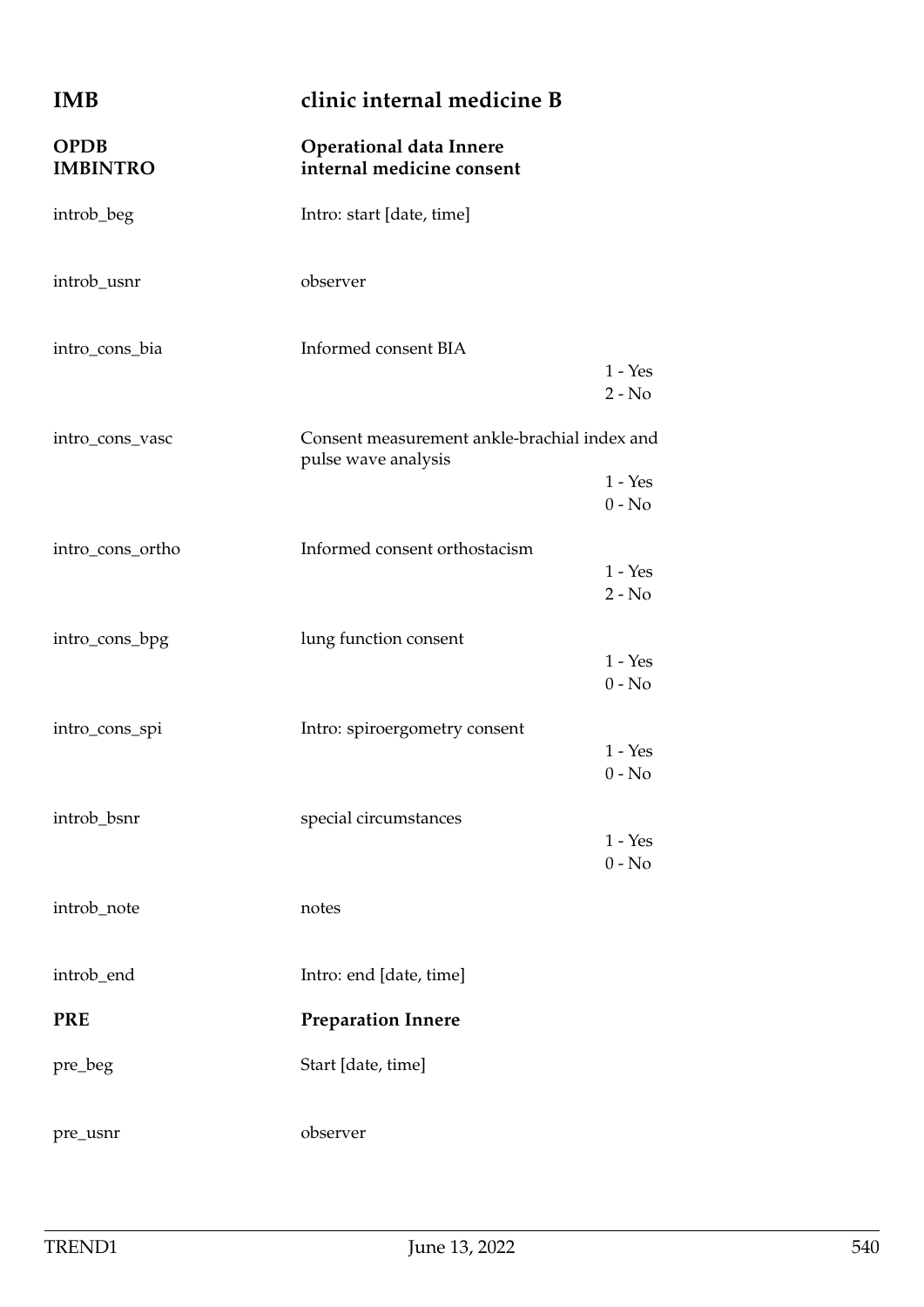## IMB — clinic internal medicine B

### OPDB IMBINTRO — Operational data Innere internal medicine consent

| Variable | Description |
|---|---|
| introb_beg | Intro: start [date, time] |
| introb_usnr | observer |
| intro_cons_bia | Informed consent BIA<br>1 - Yes<br>2 - No |
| intro_cons_vasc | Consent measurement ankle-brachial index and pulse wave analysis<br>1 - Yes<br>0 - No |
| intro_cons_ortho | Informed consent orthostacism<br>1 - Yes<br>2 - No |
| intro_cons_bpg | lung function consent<br>1 - Yes<br>0 - No |
| intro_cons_spi | Intro: spiroergometry consent<br>1 - Yes<br>0 - No |
| introb_bsnr | special circumstances<br>1 - Yes<br>0 - No |
| introb_note | notes |
| introb_end | Intro: end [date, time] |

### PRE — Preparation Innere

| Variable | Description |
|---|---|
| pre_beg | Start [date, time] |
| pre_usnr | observer |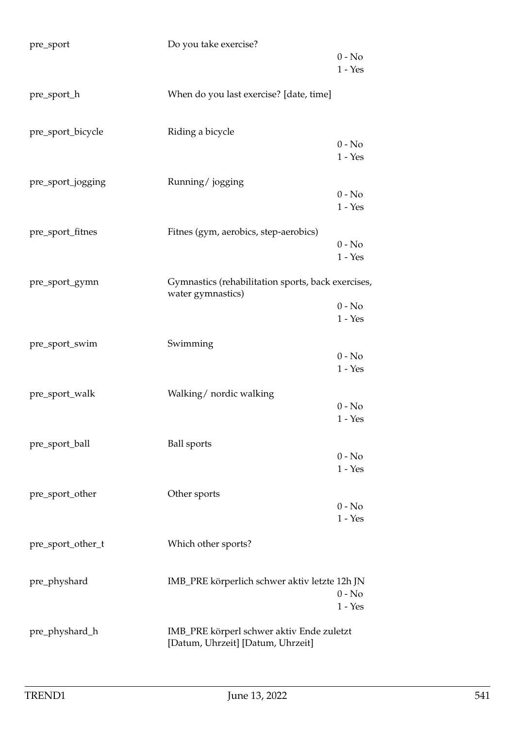| | | |
|---|---|---|
| pre_sport | Do you take exercise? | |
| | | 0 - No |
| | | 1 - Yes |
| pre_sport_h | When do you last exercise? [date, time] | |
| pre_sport_bicycle | Riding a bicycle | |
| | | 0 - No |
| | | 1 - Yes |
| pre_sport_jogging | Running/ jogging | |
| | | 0 - No |
| | | 1 - Yes |
| pre_sport_fitnes | Fitnes (gym, aerobics, step-aerobics) | |
| | | 0 - No |
| | | 1 - Yes |
| pre_sport_gymn | Gymnastics (rehabilitation sports, back exercises, water gymnastics) | |
| | | 0 - No |
| | | 1 - Yes |
| pre_sport_swim | Swimming | |
| | | 0 - No |
| | | 1 - Yes |
| pre_sport_walk | Walking/ nordic walking | |
| | | 0 - No |
| | | 1 - Yes |
| pre_sport_ball | Ball sports | |
| | | 0 - No |
| | | 1 - Yes |
| pre_sport_other | Other sports | |
| | | 0 - No |
| | | 1 - Yes |
| pre_sport_other_t | Which other sports? | |
| pre_physhard | IMB_PRE körperlich schwer aktiv letzte 12h JN | |
| | | 0 - No |
| | | 1 - Yes |
| pre_physhard_h | IMB_PRE körperl schwer aktiv Ende zuletzt [Datum, Uhrzeit] [Datum, Uhrzeit] | |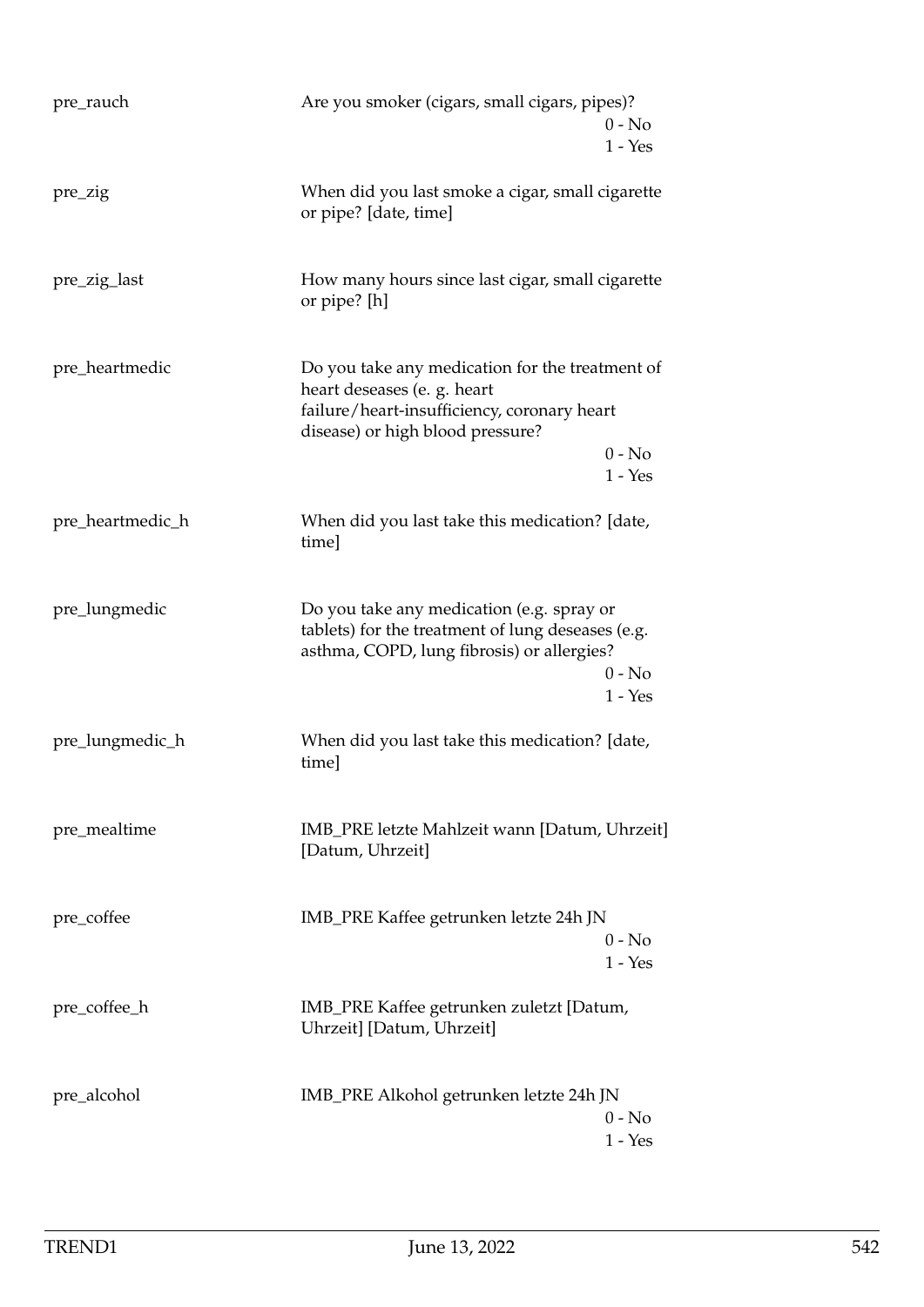| | |
|---|---|
| pre_rauch | Are you smoker (cigars, small cigars, pipes)?<br>0 - No<br>1 - Yes |
| pre_zig | When did you last smoke a cigar, small cigarette or pipe? [date, time] |
| pre_zig_last | How many hours since last cigar, small cigarette or pipe? [h] |
| pre_heartmedic | Do you take any medication for the treatment of heart deseases (e. g. heart failure/heart-insufficiency, coronary heart disease) or high blood pressure?<br>0 - No<br>1 - Yes |
| pre_heartmedic_h | When did you last take this medication? [date, time] |
| pre_lungmedic | Do you take any medication (e.g. spray or tablets) for the treatment of lung deseases (e.g. asthma, COPD, lung fibrosis) or allergies?<br>0 - No<br>1 - Yes |
| pre_lungmedic_h | When did you last take this medication? [date, time] |
| pre_mealtime | IMB_PRE letzte Mahlzeit wann [Datum, Uhrzeit] [Datum, Uhrzeit] |
| pre_coffee | IMB_PRE Kaffee getrunken letzte 24h JN<br>0 - No<br>1 - Yes |
| pre_coffee_h | IMB_PRE Kaffee getrunken zuletzt [Datum, Uhrzeit] [Datum, Uhrzeit] |
| pre_alcohol | IMB_PRE Alkohol getrunken letzte 24h JN<br>0 - No<br>1 - Yes |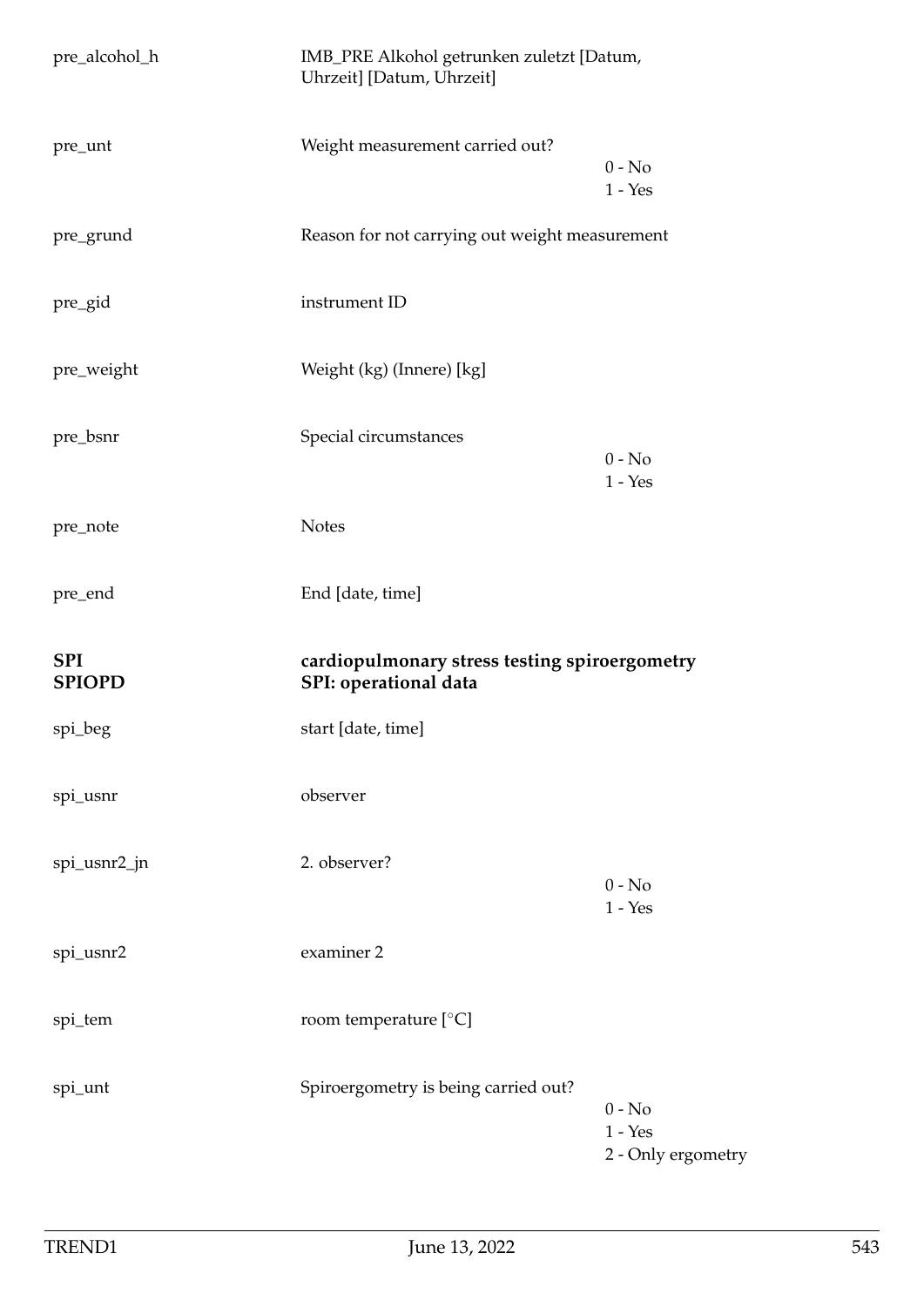| | | |
|---|---|---|
| pre_alcohol_h | IMB_PRE Alkohol getrunken zuletzt [Datum, Uhrzeit] [Datum, Uhrzeit] | |
| pre_unt | Weight measurement carried out? | 0 - No<br>1 - Yes |
| pre_grund | Reason for not carrying out weight measurement | |
| pre_gid | instrument ID | |
| pre_weight | Weight (kg) (Innere) [kg] | |
| pre_bsnr | Special circumstances | 0 - No<br>1 - Yes |
| pre_note | Notes | |
| pre_end | End [date, time] | |

## SPI — cardiopulmonary stress testing spiroergometry

### SPIOPD — SPI: operational data

| | | |
|---|---|---|
| spi_beg | start [date, time] | |
| spi_usnr | observer | |
| spi_usnr2_jn | 2. observer? | 0 - No<br>1 - Yes |
| spi_usnr2 | examiner 2 | |
| spi_tem | room temperature [°C] | |
| spi_unt | Spiroergometry is being carried out? | 0 - No<br>1 - Yes<br>2 - Only ergometry |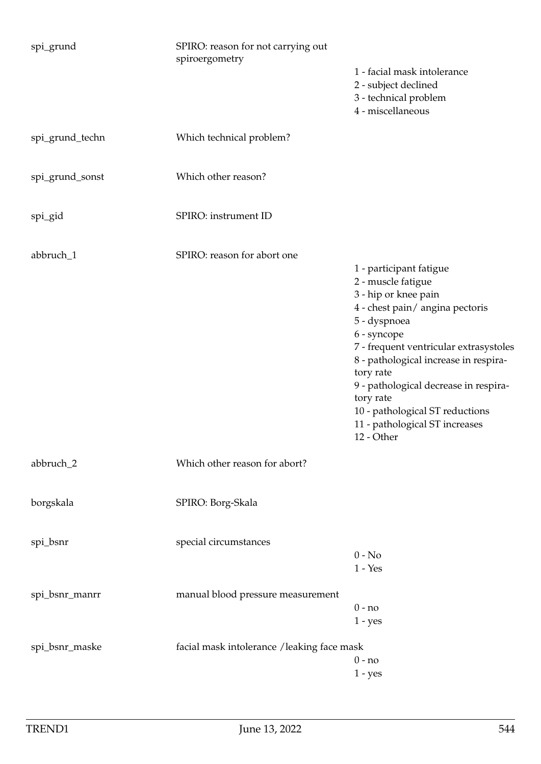| | | |
|---|---|---|
| spi_grund | SPIRO: reason for not carrying out spiroergometry | 1 - facial mask intolerance<br>2 - subject declined<br>3 - technical problem<br>4 - miscellaneous |
| spi_grund_techn | Which technical problem? | |
| spi_grund_sonst | Which other reason? | |
| spi_gid | SPIRO: instrument ID | |
| abbruch_1 | SPIRO: reason for abort one | 1 - participant fatigue<br>2 - muscle fatigue<br>3 - hip or knee pain<br>4 - chest pain/ angina pectoris<br>5 - dyspnoea<br>6 - syncope<br>7 - frequent ventricular extrasystoles<br>8 - pathological increase in respiratory rate<br>9 - pathological decrease in respiratory rate<br>10 - pathological ST reductions<br>11 - pathological ST increases<br>12 - Other |
| abbruch_2 | Which other reason for abort? | |
| borgskala | SPIRO: Borg-Skala | |
| spi_bsnr | special circumstances | 0 - No<br>1 - Yes |
| spi_bsnr_manrr | manual blood pressure measurement | 0 - no<br>1 - yes |
| spi_bsnr_maske | facial mask intolerance /leaking face mask | 0 - no<br>1 - yes |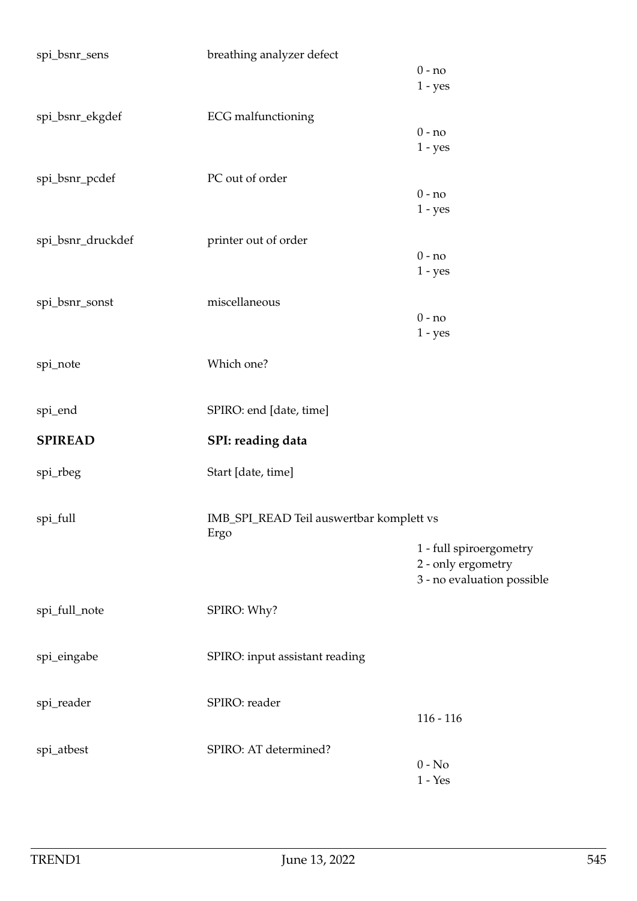| | | |
|---|---|---|
| spi_bsnr_sens | breathing analyzer defect | 0 - no<br>1 - yes |
| spi_bsnr_ekgdef | ECG malfunctioning | 0 - no<br>1 - yes |
| spi_bsnr_pcdef | PC out of order | 0 - no<br>1 - yes |
| spi_bsnr_druckdef | printer out of order | 0 - no<br>1 - yes |
| spi_bsnr_sonst | miscellaneous | 0 - no<br>1 - yes |
| spi_note | Which one? | |
| spi_end | SPIRO: end [date, time] | |
| **SPIREAD** | **SPI: reading data** | |
| spi_rbeg | Start [date, time] | |
| spi_full | IMB_SPI_READ Teil auswertbar komplett vs Ergo | 1 - full spiroergometry<br>2 - only ergometry<br>3 - no evaluation possible |
| spi_full_note | SPIRO: Why? | |
| spi_eingabe | SPIRO: input assistant reading | |
| spi_reader | SPIRO: reader | 116 - 116 |
| spi_atbest | SPIRO: AT determined? | 0 - No<br>1 - Yes |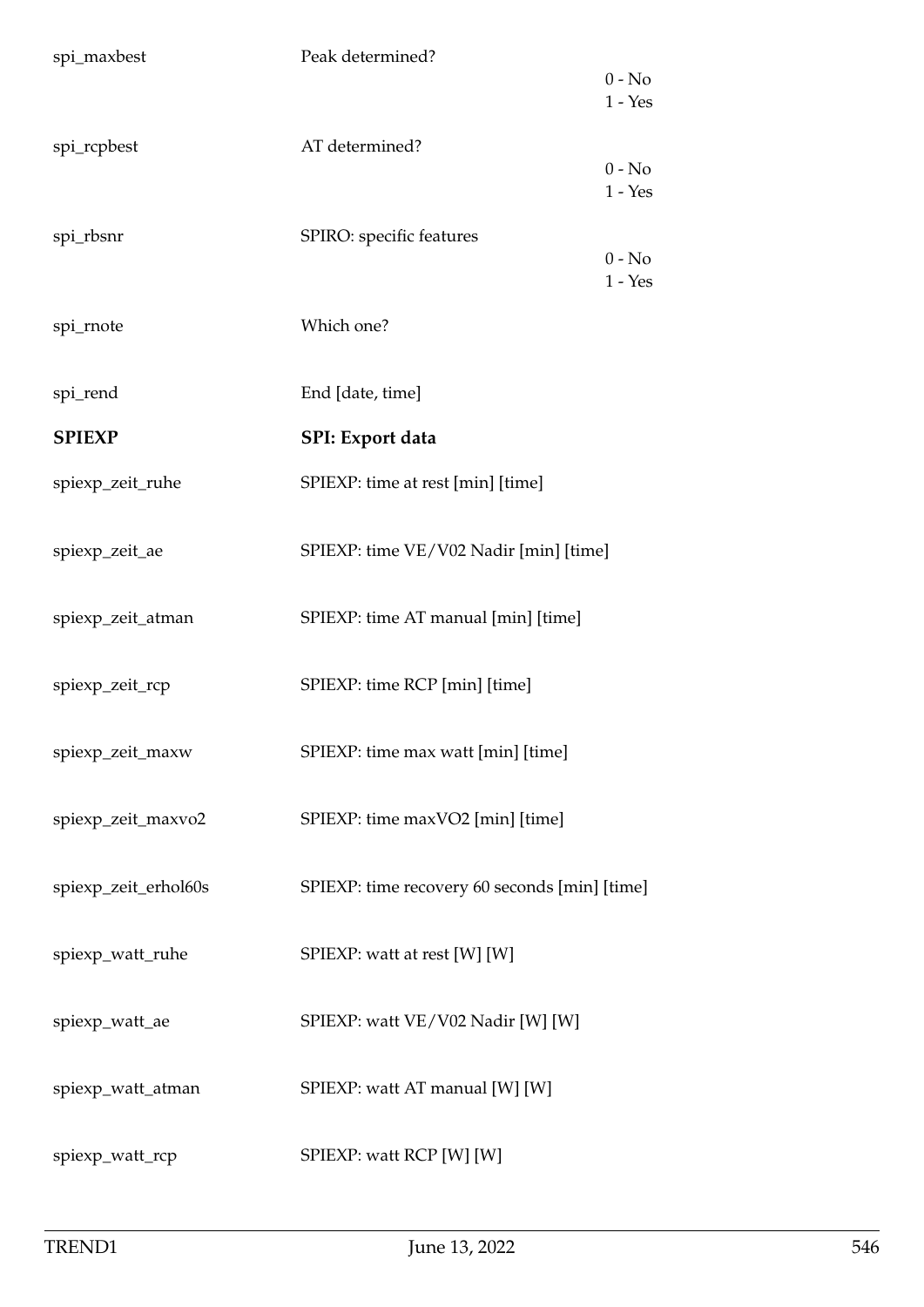| | | |
|---|---|---|
| spi_maxbest | Peak determined? | 0 - No<br>1 - Yes |
| spi_rcpbest | AT determined? | 0 - No<br>1 - Yes |
| spi_rbsnr | SPIRO: specific features | 0 - No<br>1 - Yes |
| spi_rnote | Which one? | |
| spi_rend | End [date, time] | |
| **SPIEXP** | **SPI: Export data** | |
| spiexp_zeit_ruhe | SPIEXP: time at rest [min] [time] | |
| spiexp_zeit_ae | SPIEXP: time VE/V02 Nadir [min] [time] | |
| spiexp_zeit_atman | SPIEXP: time AT manual [min] [time] | |
| spiexp_zeit_rcp | SPIEXP: time RCP [min] [time] | |
| spiexp_zeit_maxw | SPIEXP: time max watt [min] [time] | |
| spiexp_zeit_maxvo2 | SPIEXP: time maxVO2 [min] [time] | |
| spiexp_zeit_erhol60s | SPIEXP: time recovery 60 seconds [min] [time] | |
| spiexp_watt_ruhe | SPIEXP: watt at rest [W] [W] | |
| spiexp_watt_ae | SPIEXP: watt VE/V02 Nadir [W] [W] | |
| spiexp_watt_atman | SPIEXP: watt AT manual [W] [W] | |
| spiexp_watt_rcp | SPIEXP: watt RCP [W] [W] | |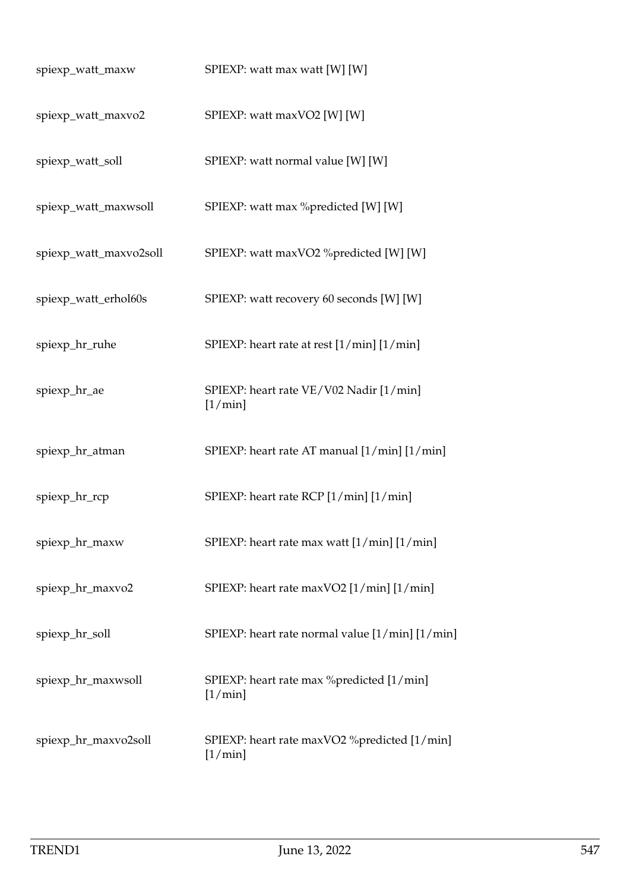| | |
|---|---|
| spiexp_watt_maxw | SPIEXP: watt max watt [W] [W] |
| spiexp_watt_maxvo2 | SPIEXP: watt maxVO2 [W] [W] |
| spiexp_watt_soll | SPIEXP: watt normal value [W] [W] |
| spiexp_watt_maxwsoll | SPIEXP: watt max %predicted [W] [W] |
| spiexp_watt_maxvo2soll | SPIEXP: watt maxVO2 %predicted [W] [W] |
| spiexp_watt_erhol60s | SPIEXP: watt recovery 60 seconds [W] [W] |
| spiexp_hr_ruhe | SPIEXP: heart rate at rest [1/min] [1/min] |
| spiexp_hr_ae | SPIEXP: heart rate VE/V02 Nadir [1/min] [1/min] |
| spiexp_hr_atman | SPIEXP: heart rate AT manual [1/min] [1/min] |
| spiexp_hr_rcp | SPIEXP: heart rate RCP [1/min] [1/min] |
| spiexp_hr_maxw | SPIEXP: heart rate max watt [1/min] [1/min] |
| spiexp_hr_maxvo2 | SPIEXP: heart rate maxVO2 [1/min] [1/min] |
| spiexp_hr_soll | SPIEXP: heart rate normal value [1/min] [1/min] |
| spiexp_hr_maxwsoll | SPIEXP: heart rate max %predicted [1/min] [1/min] |
| spiexp_hr_maxvo2soll | SPIEXP: heart rate maxVO2 %predicted [1/min] [1/min] |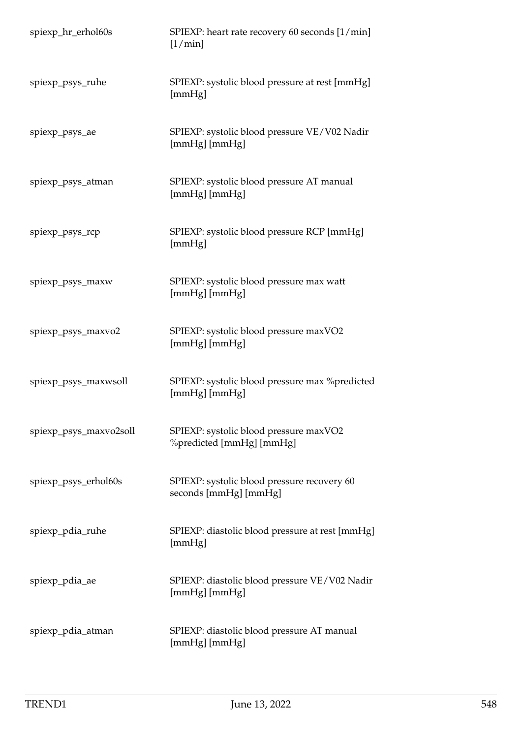| | |
|---|---|
| spiexp_hr_erhol60s | SPIEXP: heart rate recovery 60 seconds [1/min] [1/min] |
| spiexp_psys_ruhe | SPIEXP: systolic blood pressure at rest [mmHg] [mmHg] |
| spiexp_psys_ae | SPIEXP: systolic blood pressure VE/V02 Nadir [mmHg] [mmHg] |
| spiexp_psys_atman | SPIEXP: systolic blood pressure AT manual [mmHg] [mmHg] |
| spiexp_psys_rcp | SPIEXP: systolic blood pressure RCP [mmHg] [mmHg] |
| spiexp_psys_maxw | SPIEXP: systolic blood pressure max watt [mmHg] [mmHg] |
| spiexp_psys_maxvo2 | SPIEXP: systolic blood pressure maxVO2 [mmHg] [mmHg] |
| spiexp_psys_maxwsoll | SPIEXP: systolic blood pressure max %predicted [mmHg] [mmHg] |
| spiexp_psys_maxvo2soll | SPIEXP: systolic blood pressure maxVO2 %predicted [mmHg] [mmHg] |
| spiexp_psys_erhol60s | SPIEXP: systolic blood pressure recovery 60 seconds [mmHg] [mmHg] |
| spiexp_pdia_ruhe | SPIEXP: diastolic blood pressure at rest [mmHg] [mmHg] |
| spiexp_pdia_ae | SPIEXP: diastolic blood pressure VE/V02 Nadir [mmHg] [mmHg] |
| spiexp_pdia_atman | SPIEXP: diastolic blood pressure AT manual [mmHg] [mmHg] |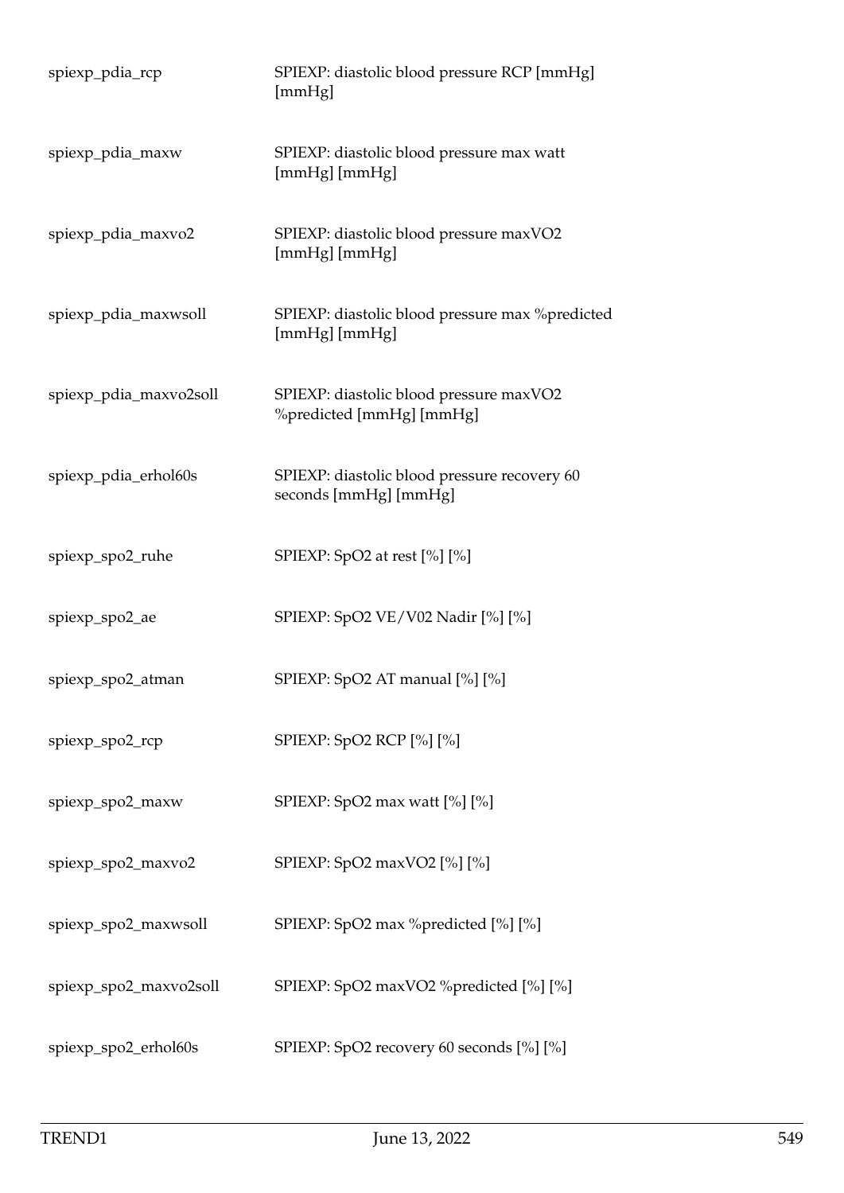| | |
|---|---|
| spiexp_pdia_rcp | SPIEXP: diastolic blood pressure RCP [mmHg] [mmHg] |
| spiexp_pdia_maxw | SPIEXP: diastolic blood pressure max watt [mmHg] [mmHg] |
| spiexp_pdia_maxvo2 | SPIEXP: diastolic blood pressure maxVO2 [mmHg] [mmHg] |
| spiexp_pdia_maxwsoll | SPIEXP: diastolic blood pressure max %predicted [mmHg] [mmHg] |
| spiexp_pdia_maxvo2soll | SPIEXP: diastolic blood pressure maxVO2 %predicted [mmHg] [mmHg] |
| spiexp_pdia_erhol60s | SPIEXP: diastolic blood pressure recovery 60 seconds [mmHg] [mmHg] |
| spiexp_spo2_ruhe | SPIEXP: SpO2 at rest [%] [%] |
| spiexp_spo2_ae | SPIEXP: SpO2 VE/V02 Nadir [%] [%] |
| spiexp_spo2_atman | SPIEXP: SpO2 AT manual [%] [%] |
| spiexp_spo2_rcp | SPIEXP: SpO2 RCP [%] [%] |
| spiexp_spo2_maxw | SPIEXP: SpO2 max watt [%] [%] |
| spiexp_spo2_maxvo2 | SPIEXP: SpO2 maxVO2 [%] [%] |
| spiexp_spo2_maxwsoll | SPIEXP: SpO2 max %predicted [%] [%] |
| spiexp_spo2_maxvo2soll | SPIEXP: SpO2 maxVO2 %predicted [%] [%] |
| spiexp_spo2_erhol60s | SPIEXP: SpO2 recovery 60 seconds [%] [%] |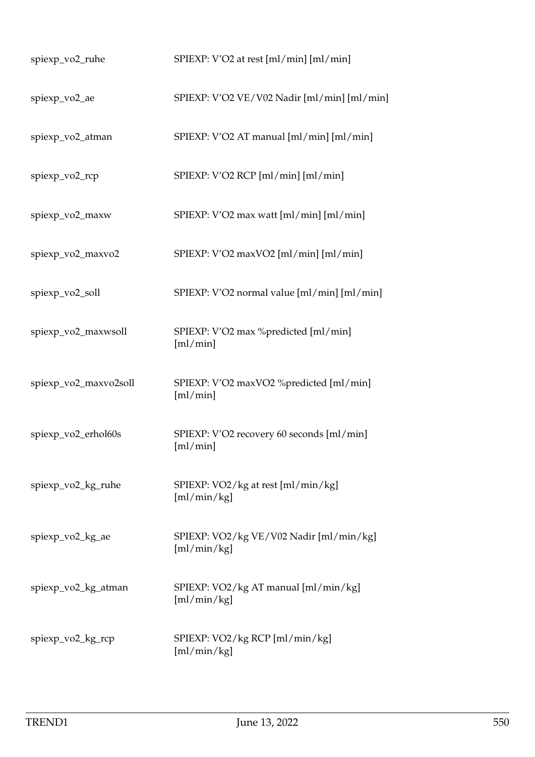| | |
|---|---|
| spiexp_vo2_ruhe | SPIEXP: V’O2 at rest [ml/min] [ml/min] |
| spiexp_vo2_ae | SPIEXP: V’O2 VE/V02 Nadir [ml/min] [ml/min] |
| spiexp_vo2_atman | SPIEXP: V’O2 AT manual [ml/min] [ml/min] |
| spiexp_vo2_rcp | SPIEXP: V’O2 RCP [ml/min] [ml/min] |
| spiexp_vo2_maxw | SPIEXP: V’O2 max watt [ml/min] [ml/min] |
| spiexp_vo2_maxvo2 | SPIEXP: V’O2 maxVO2 [ml/min] [ml/min] |
| spiexp_vo2_soll | SPIEXP: V’O2 normal value [ml/min] [ml/min] |
| spiexp_vo2_maxwsoll | SPIEXP: V’O2 max %predicted [ml/min] [ml/min] |
| spiexp_vo2_maxvo2soll | SPIEXP: V’O2 maxVO2 %predicted [ml/min] [ml/min] |
| spiexp_vo2_erhol60s | SPIEXP: V’O2 recovery 60 seconds [ml/min] [ml/min] |
| spiexp_vo2_kg_ruhe | SPIEXP: VO2/kg at rest [ml/min/kg] [ml/min/kg] |
| spiexp_vo2_kg_ae | SPIEXP: VO2/kg VE/V02 Nadir [ml/min/kg] [ml/min/kg] |
| spiexp_vo2_kg_atman | SPIEXP: VO2/kg AT manual [ml/min/kg] [ml/min/kg] |
| spiexp_vo2_kg_rcp | SPIEXP: VO2/kg RCP [ml/min/kg] [ml/min/kg] |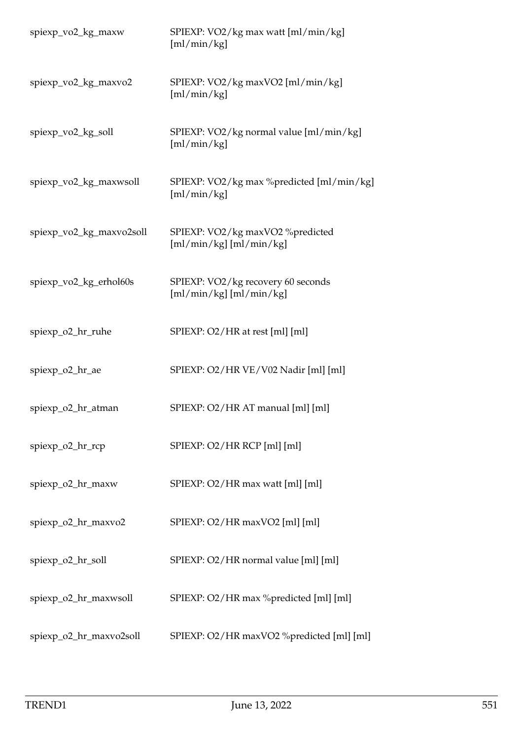| | |
|---|---|
| spiexp_vo2_kg_maxw | SPIEXP: VO2/kg max watt [ml/min/kg] [ml/min/kg] |
| spiexp_vo2_kg_maxvo2 | SPIEXP: VO2/kg maxVO2 [ml/min/kg] [ml/min/kg] |
| spiexp_vo2_kg_soll | SPIEXP: VO2/kg normal value [ml/min/kg] [ml/min/kg] |
| spiexp_vo2_kg_maxwsoll | SPIEXP: VO2/kg max %predicted [ml/min/kg] [ml/min/kg] |
| spiexp_vo2_kg_maxvo2soll | SPIEXP: VO2/kg maxVO2 %predicted [ml/min/kg] [ml/min/kg] |
| spiexp_vo2_kg_erhol60s | SPIEXP: VO2/kg recovery 60 seconds [ml/min/kg] [ml/min/kg] |
| spiexp_o2_hr_ruhe | SPIEXP: O2/HR at rest [ml] [ml] |
| spiexp_o2_hr_ae | SPIEXP: O2/HR VE/V02 Nadir [ml] [ml] |
| spiexp_o2_hr_atman | SPIEXP: O2/HR AT manual [ml] [ml] |
| spiexp_o2_hr_rcp | SPIEXP: O2/HR RCP [ml] [ml] |
| spiexp_o2_hr_maxw | SPIEXP: O2/HR max watt [ml] [ml] |
| spiexp_o2_hr_maxvo2 | SPIEXP: O2/HR maxVO2 [ml] [ml] |
| spiexp_o2_hr_soll | SPIEXP: O2/HR normal value [ml] [ml] |
| spiexp_o2_hr_maxwsoll | SPIEXP: O2/HR max %predicted [ml] [ml] |
| spiexp_o2_hr_maxvo2soll | SPIEXP: O2/HR maxVO2 %predicted [ml] [ml] |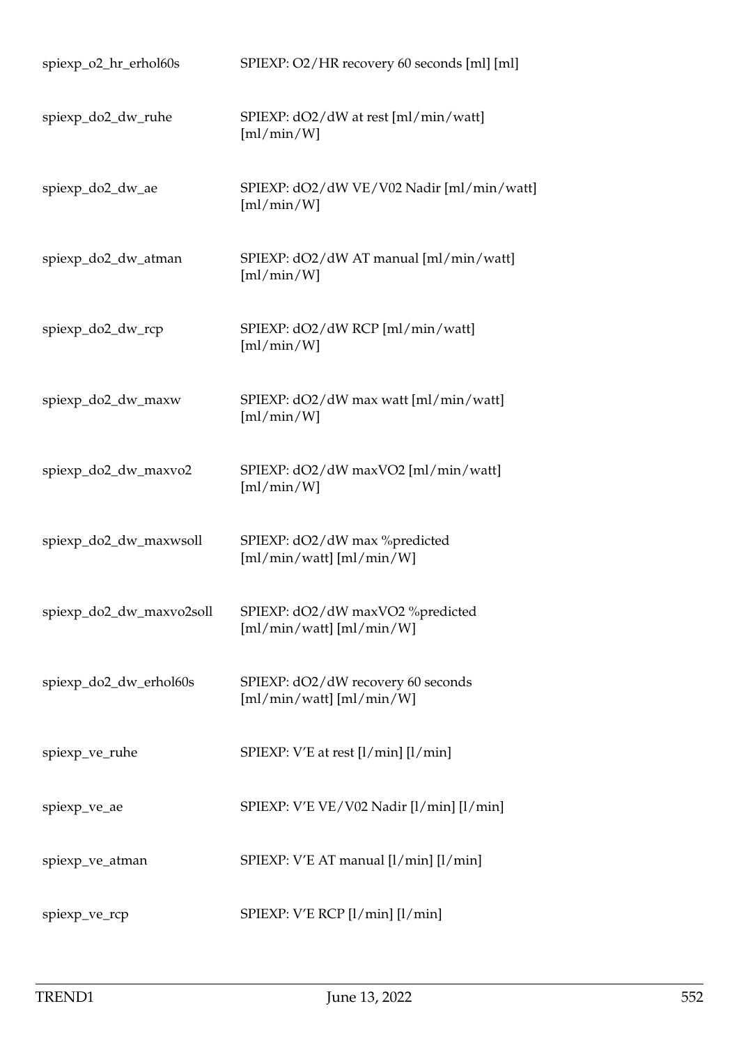| | |
|---|---|
| spiexp_o2_hr_erhol60s | SPIEXP: O2/HR recovery 60 seconds [ml] [ml] |
| spiexp_do2_dw_ruhe | SPIEXP: dO2/dW at rest [ml/min/watt] [ml/min/W] |
| spiexp_do2_dw_ae | SPIEXP: dO2/dW VE/V02 Nadir [ml/min/watt] [ml/min/W] |
| spiexp_do2_dw_atman | SPIEXP: dO2/dW AT manual [ml/min/watt] [ml/min/W] |
| spiexp_do2_dw_rcp | SPIEXP: dO2/dW RCP [ml/min/watt] [ml/min/W] |
| spiexp_do2_dw_maxw | SPIEXP: dO2/dW max watt [ml/min/watt] [ml/min/W] |
| spiexp_do2_dw_maxvo2 | SPIEXP: dO2/dW maxVO2 [ml/min/watt] [ml/min/W] |
| spiexp_do2_dw_maxwsoll | SPIEXP: dO2/dW max %predicted [ml/min/watt] [ml/min/W] |
| spiexp_do2_dw_maxvo2soll | SPIEXP: dO2/dW maxVO2 %predicted [ml/min/watt] [ml/min/W] |
| spiexp_do2_dw_erhol60s | SPIEXP: dO2/dW recovery 60 seconds [ml/min/watt] [ml/min/W] |
| spiexp_ve_ruhe | SPIEXP: V'E at rest [l/min] [l/min] |
| spiexp_ve_ae | SPIEXP: V'E VE/V02 Nadir [l/min] [l/min] |
| spiexp_ve_atman | SPIEXP: V'E AT manual [l/min] [l/min] |
| spiexp_ve_rcp | SPIEXP: V'E RCP [l/min] [l/min] |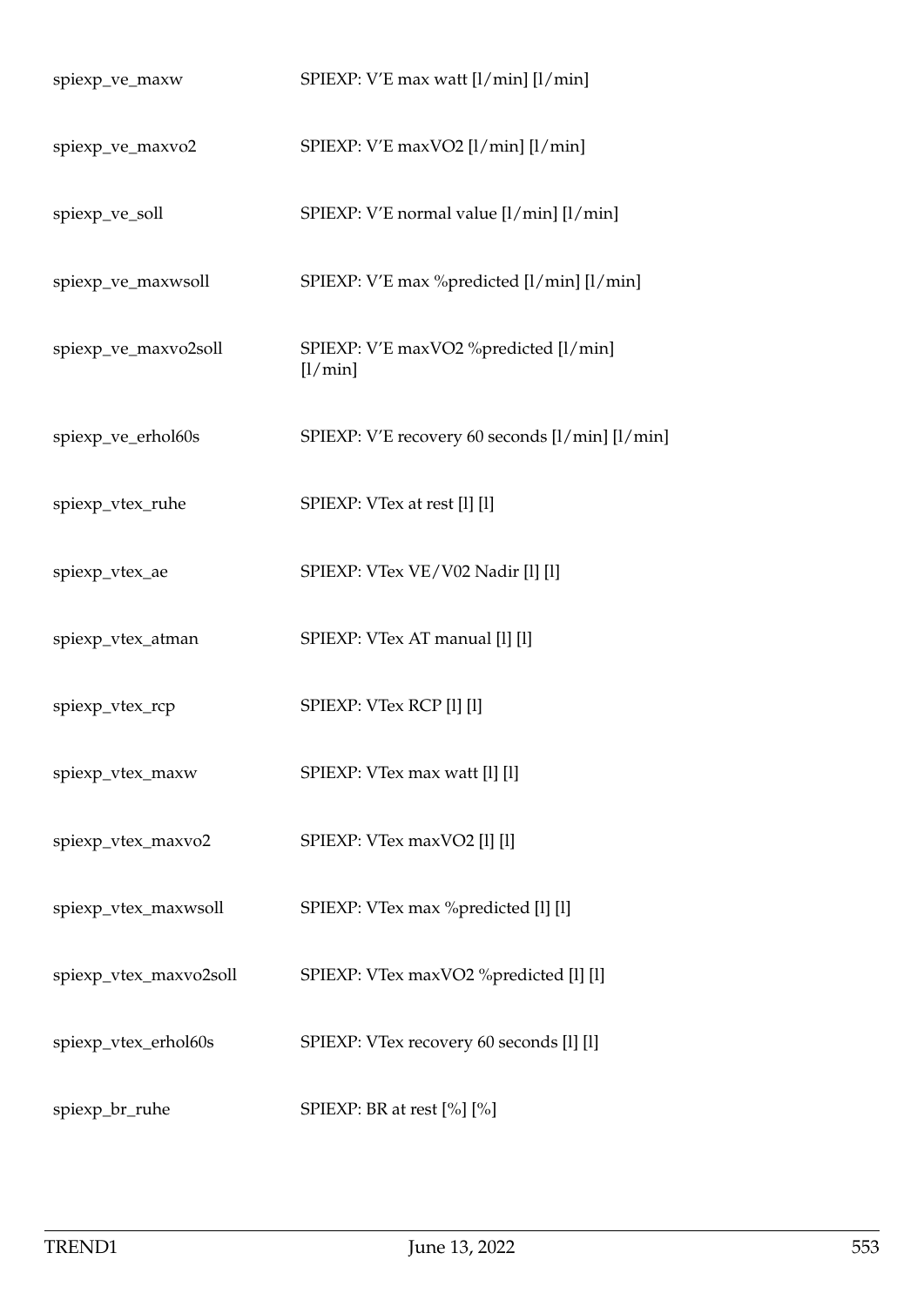| | |
|---|---|
| spiexp_ve_maxw | SPIEXP: V’E max watt [l/min] [l/min] |
| spiexp_ve_maxvo2 | SPIEXP: V’E maxVO2 [l/min] [l/min] |
| spiexp_ve_soll | SPIEXP: V’E normal value [l/min] [l/min] |
| spiexp_ve_maxwsoll | SPIEXP: V’E max %predicted [l/min] [l/min] |
| spiexp_ve_maxvo2soll | SPIEXP: V’E maxVO2 %predicted [l/min] [l/min] |
| spiexp_ve_erhol60s | SPIEXP: V’E recovery 60 seconds [l/min] [l/min] |
| spiexp_vtex_ruhe | SPIEXP: VTex at rest [l] [l] |
| spiexp_vtex_ae | SPIEXP: VTex VE/V02 Nadir [l] [l] |
| spiexp_vtex_atman | SPIEXP: VTex AT manual [l] [l] |
| spiexp_vtex_rcp | SPIEXP: VTex RCP [l] [l] |
| spiexp_vtex_maxw | SPIEXP: VTex max watt [l] [l] |
| spiexp_vtex_maxvo2 | SPIEXP: VTex maxVO2 [l] [l] |
| spiexp_vtex_maxwsoll | SPIEXP: VTex max %predicted [l] [l] |
| spiexp_vtex_maxvo2soll | SPIEXP: VTex maxVO2 %predicted [l] [l] |
| spiexp_vtex_erhol60s | SPIEXP: VTex recovery 60 seconds [l] [l] |
| spiexp_br_ruhe | SPIEXP: BR at rest [%] [%] |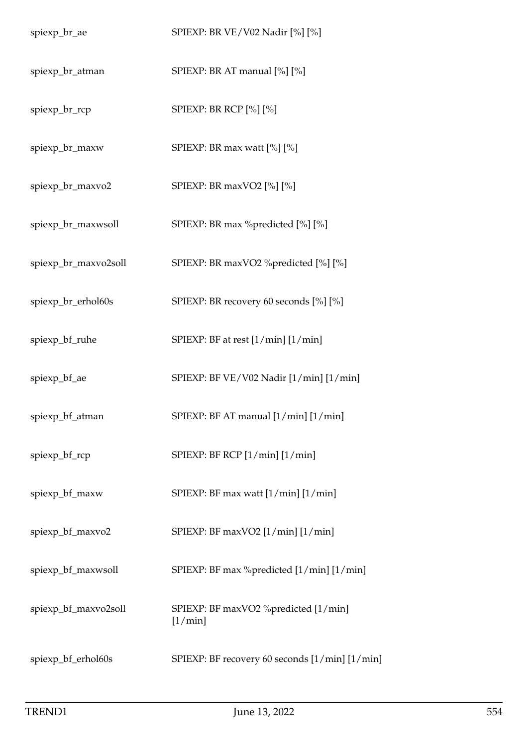| | |
|---|---|
| spiexp_br_ae | SPIEXP: BR VE/V02 Nadir [%] [%] |
| spiexp_br_atman | SPIEXP: BR AT manual [%] [%] |
| spiexp_br_rcp | SPIEXP: BR RCP [%] [%] |
| spiexp_br_maxw | SPIEXP: BR max watt [%] [%] |
| spiexp_br_maxvo2 | SPIEXP: BR maxVO2 [%] [%] |
| spiexp_br_maxwsoll | SPIEXP: BR max %predicted [%] [%] |
| spiexp_br_maxvo2soll | SPIEXP: BR maxVO2 %predicted [%] [%] |
| spiexp_br_erhol60s | SPIEXP: BR recovery 60 seconds [%] [%] |
| spiexp_bf_ruhe | SPIEXP: BF at rest [1/min] [1/min] |
| spiexp_bf_ae | SPIEXP: BF VE/V02 Nadir [1/min] [1/min] |
| spiexp_bf_atman | SPIEXP: BF AT manual [1/min] [1/min] |
| spiexp_bf_rcp | SPIEXP: BF RCP [1/min] [1/min] |
| spiexp_bf_maxw | SPIEXP: BF max watt [1/min] [1/min] |
| spiexp_bf_maxvo2 | SPIEXP: BF maxVO2 [1/min] [1/min] |
| spiexp_bf_maxwsoll | SPIEXP: BF max %predicted [1/min] [1/min] |
| spiexp_bf_maxvo2soll | SPIEXP: BF maxVO2 %predicted [1/min] [1/min] |
| spiexp_bf_erhol60s | SPIEXP: BF recovery 60 seconds [1/min] [1/min] |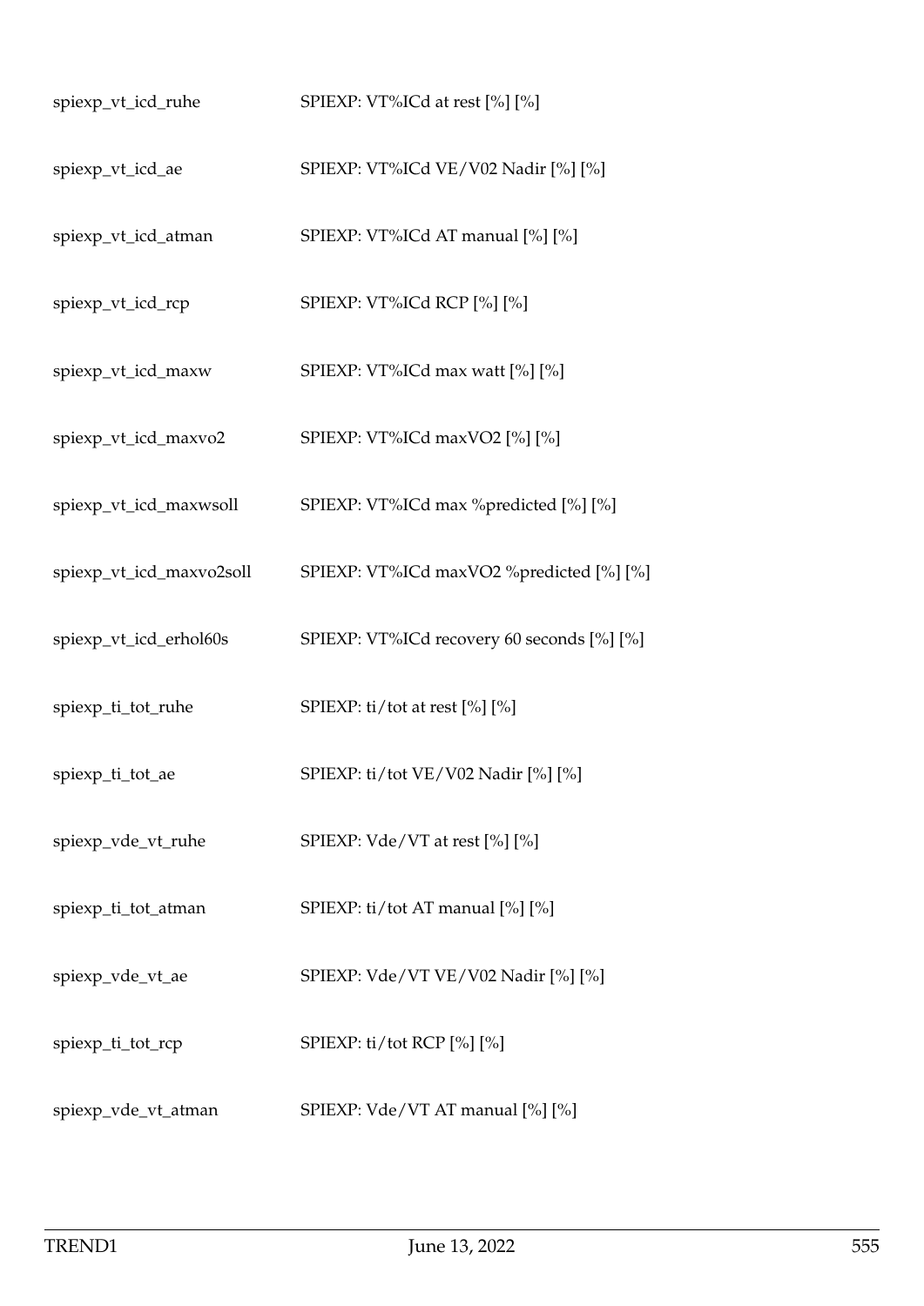| | |
|---|---|
| spiexp_vt_icd_ruhe | SPIEXP: VT%ICd at rest [%] [%] |
| spiexp_vt_icd_ae | SPIEXP: VT%ICd VE/V02 Nadir [%] [%] |
| spiexp_vt_icd_atman | SPIEXP: VT%ICd AT manual [%] [%] |
| spiexp_vt_icd_rcp | SPIEXP: VT%ICd RCP [%] [%] |
| spiexp_vt_icd_maxw | SPIEXP: VT%ICd max watt [%] [%] |
| spiexp_vt_icd_maxvo2 | SPIEXP: VT%ICd maxVO2 [%] [%] |
| spiexp_vt_icd_maxwsoll | SPIEXP: VT%ICd max %predicted [%] [%] |
| spiexp_vt_icd_maxvo2soll | SPIEXP: VT%ICd maxVO2 %predicted [%] [%] |
| spiexp_vt_icd_erhol60s | SPIEXP: VT%ICd recovery 60 seconds [%] [%] |
| spiexp_ti_tot_ruhe | SPIEXP: ti/tot at rest [%] [%] |
| spiexp_ti_tot_ae | SPIEXP: ti/tot VE/V02 Nadir [%] [%] |
| spiexp_vde_vt_ruhe | SPIEXP: Vde/VT at rest [%] [%] |
| spiexp_ti_tot_atman | SPIEXP: ti/tot AT manual [%] [%] |
| spiexp_vde_vt_ae | SPIEXP: Vde/VT VE/V02 Nadir [%] [%] |
| spiexp_ti_tot_rcp | SPIEXP: ti/tot RCP [%] [%] |
| spiexp_vde_vt_atman | SPIEXP: Vde/VT AT manual [%] [%] |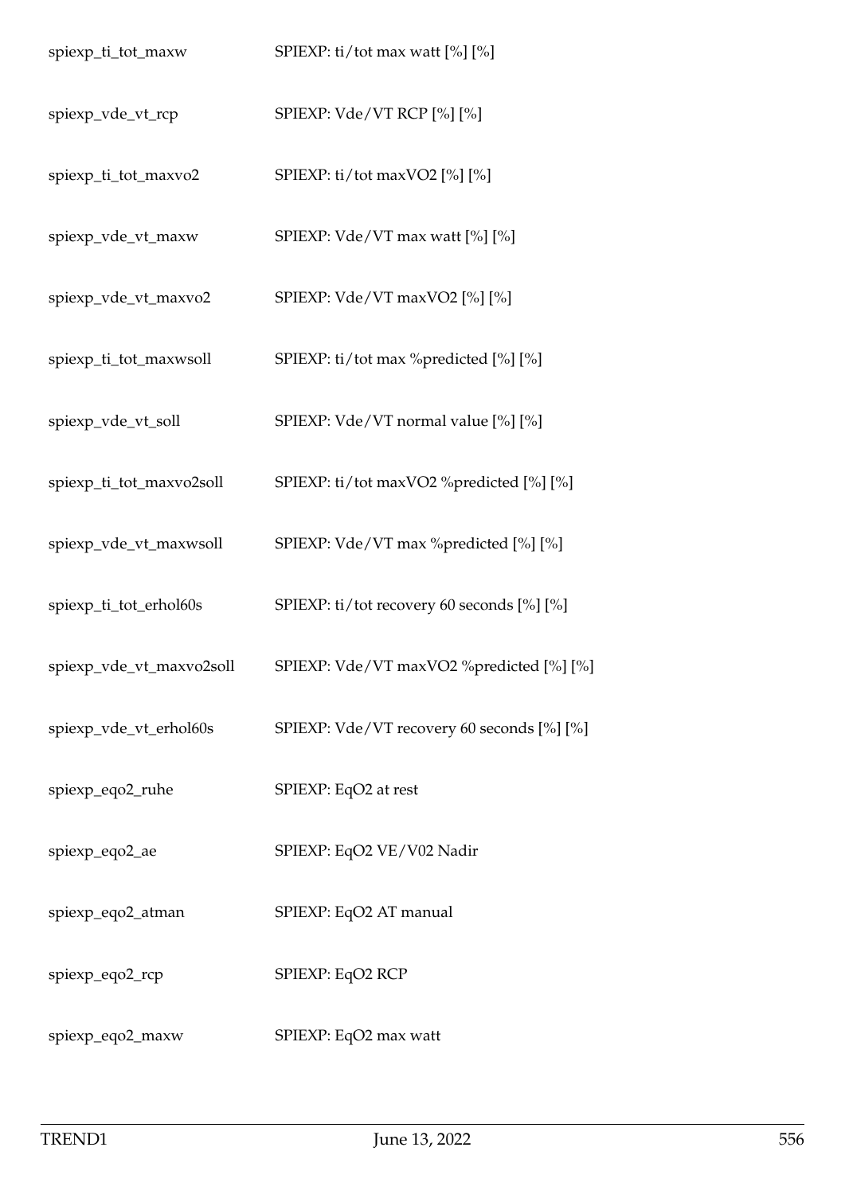| | |
|---|---|
| spiexp_ti_tot_maxw | SPIEXP: ti/tot max watt [%] [%] |
| spiexp_vde_vt_rcp | SPIEXP: Vde/VT RCP [%] [%] |
| spiexp_ti_tot_maxvo2 | SPIEXP: ti/tot maxVO2 [%] [%] |
| spiexp_vde_vt_maxw | SPIEXP: Vde/VT max watt [%] [%] |
| spiexp_vde_vt_maxvo2 | SPIEXP: Vde/VT maxVO2 [%] [%] |
| spiexp_ti_tot_maxwsoll | SPIEXP: ti/tot max %predicted [%] [%] |
| spiexp_vde_vt_soll | SPIEXP: Vde/VT normal value [%] [%] |
| spiexp_ti_tot_maxvo2soll | SPIEXP: ti/tot maxVO2 %predicted [%] [%] |
| spiexp_vde_vt_maxwsoll | SPIEXP: Vde/VT max %predicted [%] [%] |
| spiexp_ti_tot_erhol60s | SPIEXP: ti/tot recovery 60 seconds [%] [%] |
| spiexp_vde_vt_maxvo2soll | SPIEXP: Vde/VT maxVO2 %predicted [%] [%] |
| spiexp_vde_vt_erhol60s | SPIEXP: Vde/VT recovery 60 seconds [%] [%] |
| spiexp_eqo2_ruhe | SPIEXP: EqO2 at rest |
| spiexp_eqo2_ae | SPIEXP: EqO2 VE/V02 Nadir |
| spiexp_eqo2_atman | SPIEXP: EqO2 AT manual |
| spiexp_eqo2_rcp | SPIEXP: EqO2 RCP |
| spiexp_eqo2_maxw | SPIEXP: EqO2 max watt |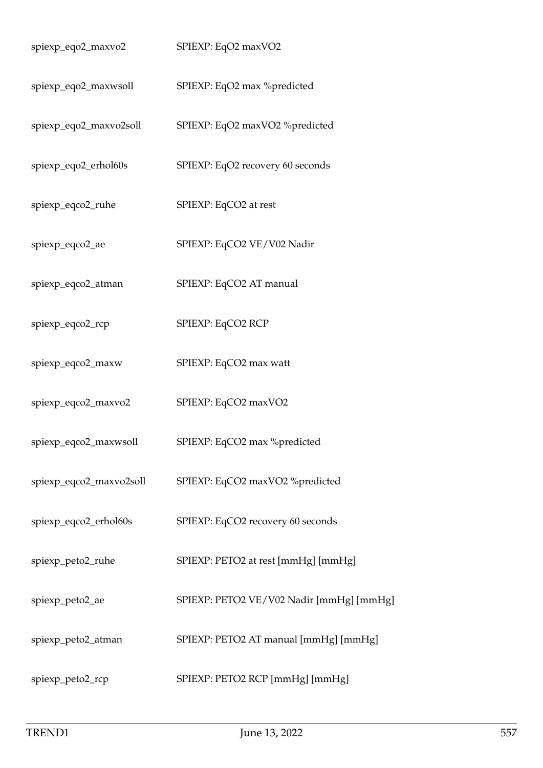| | |
|---|---|
| spiexp_eqo2_maxvo2 | SPIEXP: EqO2 maxVO2 |
| spiexp_eqo2_maxwsoll | SPIEXP: EqO2 max %predicted |
| spiexp_eqo2_maxvo2soll | SPIEXP: EqO2 maxVO2 %predicted |
| spiexp_eqo2_erhol60s | SPIEXP: EqO2 recovery 60 seconds |
| spiexp_eqco2_ruhe | SPIEXP: EqCO2 at rest |
| spiexp_eqco2_ae | SPIEXP: EqCO2 VE/V02 Nadir |
| spiexp_eqco2_atman | SPIEXP: EqCO2 AT manual |
| spiexp_eqco2_rcp | SPIEXP: EqCO2 RCP |
| spiexp_eqco2_maxw | SPIEXP: EqCO2 max watt |
| spiexp_eqco2_maxvo2 | SPIEXP: EqCO2 maxVO2 |
| spiexp_eqco2_maxwsoll | SPIEXP: EqCO2 max %predicted |
| spiexp_eqco2_maxvo2soll | SPIEXP: EqCO2 maxVO2 %predicted |
| spiexp_eqco2_erhol60s | SPIEXP: EqCO2 recovery 60 seconds |
| spiexp_peto2_ruhe | SPIEXP: PETO2 at rest [mmHg] [mmHg] |
| spiexp_peto2_ae | SPIEXP: PETO2 VE/V02 Nadir [mmHg] [mmHg] |
| spiexp_peto2_atman | SPIEXP: PETO2 AT manual [mmHg] [mmHg] |
| spiexp_peto2_rcp | SPIEXP: PETO2 RCP [mmHg] [mmHg] |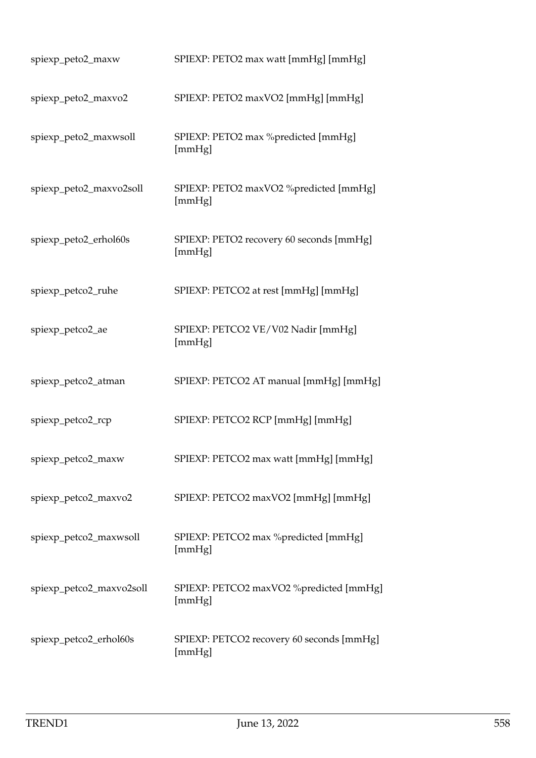| | |
|---|---|
| spiexp_peto2_maxw | SPIEXP: PETO2 max watt [mmHg] [mmHg] |
| spiexp_peto2_maxvo2 | SPIEXP: PETO2 maxVO2 [mmHg] [mmHg] |
| spiexp_peto2_maxwsoll | SPIEXP: PETO2 max %predicted [mmHg] [mmHg] |
| spiexp_peto2_maxvo2soll | SPIEXP: PETO2 maxVO2 %predicted [mmHg] [mmHg] |
| spiexp_peto2_erhol60s | SPIEXP: PETO2 recovery 60 seconds [mmHg] [mmHg] |
| spiexp_petco2_ruhe | SPIEXP: PETCO2 at rest [mmHg] [mmHg] |
| spiexp_petco2_ae | SPIEXP: PETCO2 VE/V02 Nadir [mmHg] [mmHg] |
| spiexp_petco2_atman | SPIEXP: PETCO2 AT manual [mmHg] [mmHg] |
| spiexp_petco2_rcp | SPIEXP: PETCO2 RCP [mmHg] [mmHg] |
| spiexp_petco2_maxw | SPIEXP: PETCO2 max watt [mmHg] [mmHg] |
| spiexp_petco2_maxvo2 | SPIEXP: PETCO2 maxVO2 [mmHg] [mmHg] |
| spiexp_petco2_maxwsoll | SPIEXP: PETCO2 max %predicted [mmHg] [mmHg] |
| spiexp_petco2_maxvo2soll | SPIEXP: PETCO2 maxVO2 %predicted [mmHg] [mmHg] |
| spiexp_petco2_erhol60s | SPIEXP: PETCO2 recovery 60 seconds [mmHg] [mmHg] |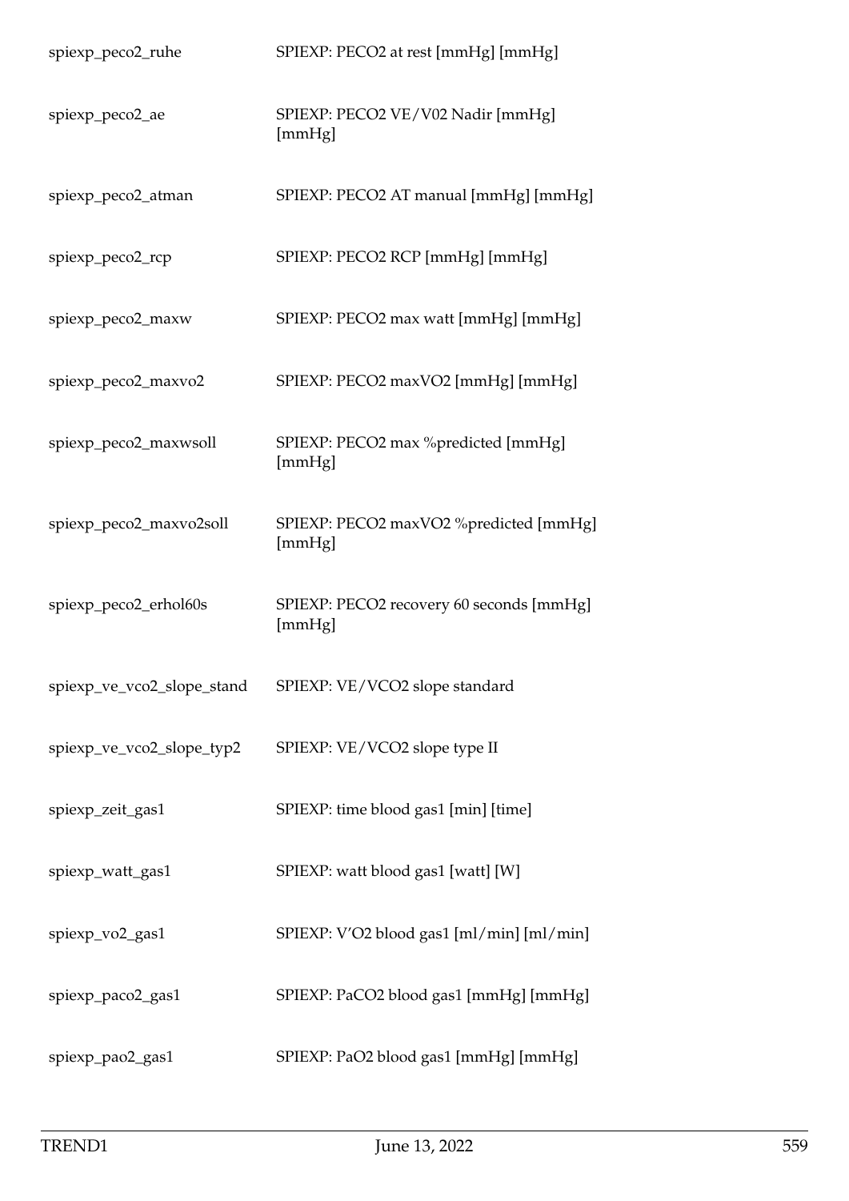| | |
|---|---|
| spiexp_peco2_ruhe | SPIEXP: PECO2 at rest [mmHg] [mmHg] |
| spiexp_peco2_ae | SPIEXP: PECO2 VE/V02 Nadir [mmHg] [mmHg] |
| spiexp_peco2_atman | SPIEXP: PECO2 AT manual [mmHg] [mmHg] |
| spiexp_peco2_rcp | SPIEXP: PECO2 RCP [mmHg] [mmHg] |
| spiexp_peco2_maxw | SPIEXP: PECO2 max watt [mmHg] [mmHg] |
| spiexp_peco2_maxvo2 | SPIEXP: PECO2 maxVO2 [mmHg] [mmHg] |
| spiexp_peco2_maxwsoll | SPIEXP: PECO2 max %predicted [mmHg] [mmHg] |
| spiexp_peco2_maxvo2soll | SPIEXP: PECO2 maxVO2 %predicted [mmHg] [mmHg] |
| spiexp_peco2_erhol60s | SPIEXP: PECO2 recovery 60 seconds [mmHg] [mmHg] |
| spiexp_ve_vco2_slope_stand | SPIEXP: VE/VCO2 slope standard |
| spiexp_ve_vco2_slope_typ2 | SPIEXP: VE/VCO2 slope type II |
| spiexp_zeit_gas1 | SPIEXP: time blood gas1 [min] [time] |
| spiexp_watt_gas1 | SPIEXP: watt blood gas1 [watt] [W] |
| spiexp_vo2_gas1 | SPIEXP: V'O2 blood gas1 [ml/min] [ml/min] |
| spiexp_paco2_gas1 | SPIEXP: PaCO2 blood gas1 [mmHg] [mmHg] |
| spiexp_pao2_gas1 | SPIEXP: PaO2 blood gas1 [mmHg] [mmHg] |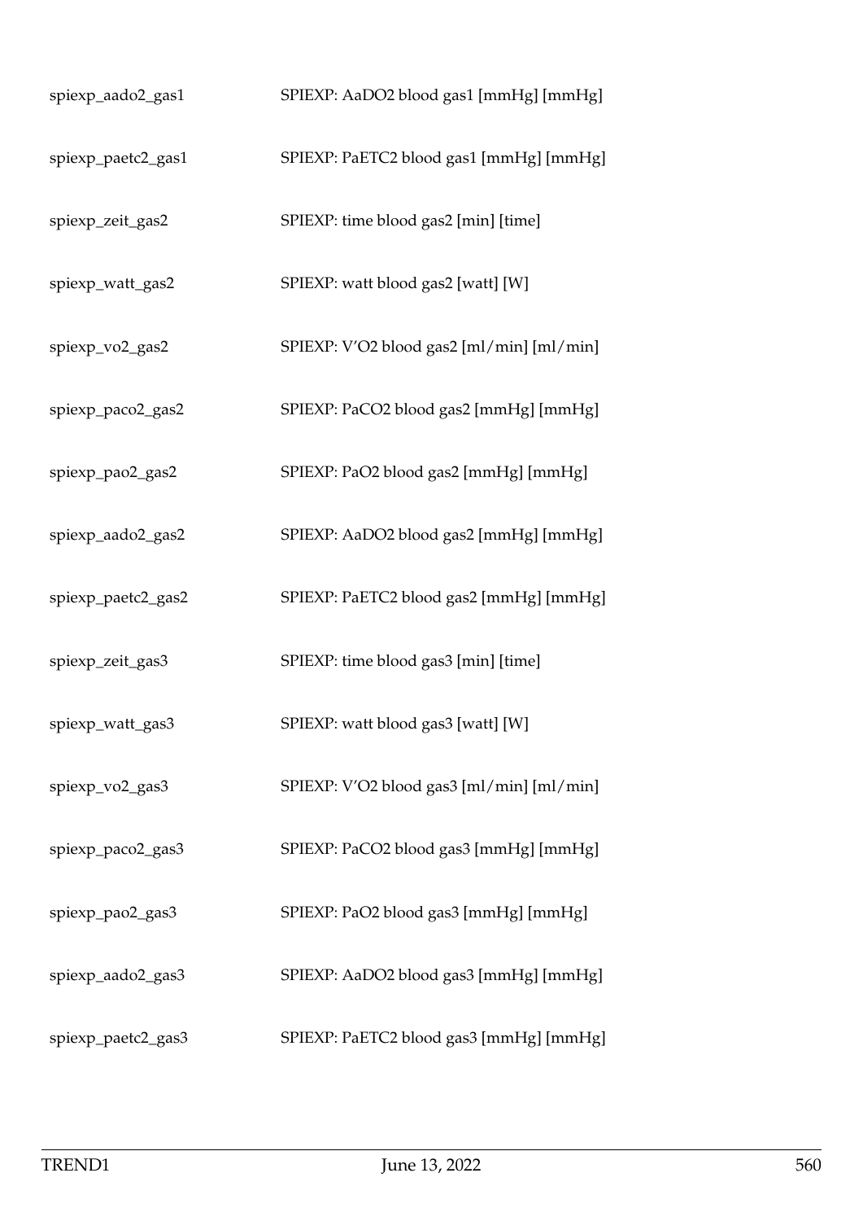| | |
|---|---|
| spiexp_aado2_gas1 | SPIEXP: AaDO2 blood gas1 [mmHg] [mmHg] |
| spiexp_paetc2_gas1 | SPIEXP: PaETC2 blood gas1 [mmHg] [mmHg] |
| spiexp_zeit_gas2 | SPIEXP: time blood gas2 [min] [time] |
| spiexp_watt_gas2 | SPIEXP: watt blood gas2 [watt] [W] |
| spiexp_vo2_gas2 | SPIEXP: V'O2 blood gas2 [ml/min] [ml/min] |
| spiexp_paco2_gas2 | SPIEXP: PaCO2 blood gas2 [mmHg] [mmHg] |
| spiexp_pao2_gas2 | SPIEXP: PaO2 blood gas2 [mmHg] [mmHg] |
| spiexp_aado2_gas2 | SPIEXP: AaDO2 blood gas2 [mmHg] [mmHg] |
| spiexp_paetc2_gas2 | SPIEXP: PaETC2 blood gas2 [mmHg] [mmHg] |
| spiexp_zeit_gas3 | SPIEXP: time blood gas3 [min] [time] |
| spiexp_watt_gas3 | SPIEXP: watt blood gas3 [watt] [W] |
| spiexp_vo2_gas3 | SPIEXP: V'O2 blood gas3 [ml/min] [ml/min] |
| spiexp_paco2_gas3 | SPIEXP: PaCO2 blood gas3 [mmHg] [mmHg] |
| spiexp_pao2_gas3 | SPIEXP: PaO2 blood gas3 [mmHg] [mmHg] |
| spiexp_aado2_gas3 | SPIEXP: AaDO2 blood gas3 [mmHg] [mmHg] |
| spiexp_paetc2_gas3 | SPIEXP: PaETC2 blood gas3 [mmHg] [mmHg] |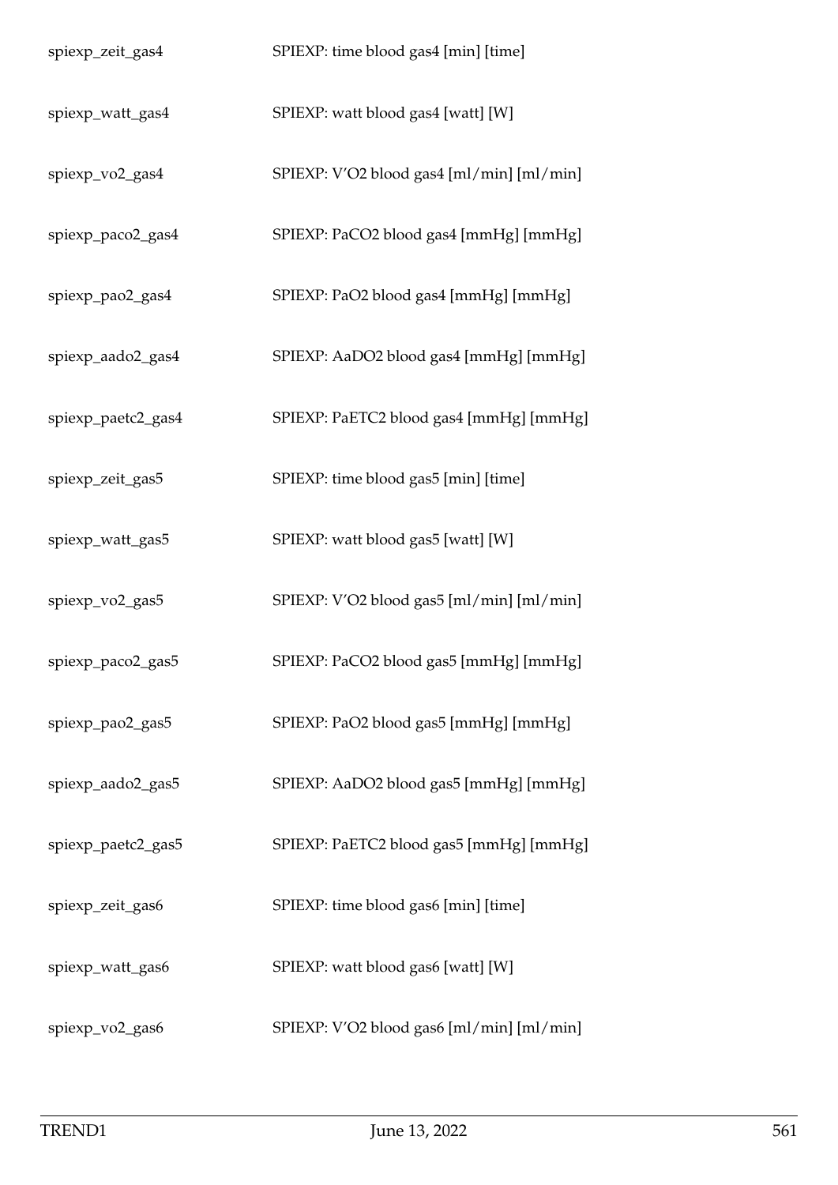| | |
|---|---|
| spiexp_zeit_gas4 | SPIEXP: time blood gas4 [min] [time] |
| spiexp_watt_gas4 | SPIEXP: watt blood gas4 [watt] [W] |
| spiexp_vo2_gas4 | SPIEXP: V'O2 blood gas4 [ml/min] [ml/min] |
| spiexp_paco2_gas4 | SPIEXP: PaCO2 blood gas4 [mmHg] [mmHg] |
| spiexp_pao2_gas4 | SPIEXP: PaO2 blood gas4 [mmHg] [mmHg] |
| spiexp_aado2_gas4 | SPIEXP: AaDO2 blood gas4 [mmHg] [mmHg] |
| spiexp_paetc2_gas4 | SPIEXP: PaETC2 blood gas4 [mmHg] [mmHg] |
| spiexp_zeit_gas5 | SPIEXP: time blood gas5 [min] [time] |
| spiexp_watt_gas5 | SPIEXP: watt blood gas5 [watt] [W] |
| spiexp_vo2_gas5 | SPIEXP: V'O2 blood gas5 [ml/min] [ml/min] |
| spiexp_paco2_gas5 | SPIEXP: PaCO2 blood gas5 [mmHg] [mmHg] |
| spiexp_pao2_gas5 | SPIEXP: PaO2 blood gas5 [mmHg] [mmHg] |
| spiexp_aado2_gas5 | SPIEXP: AaDO2 blood gas5 [mmHg] [mmHg] |
| spiexp_paetc2_gas5 | SPIEXP: PaETC2 blood gas5 [mmHg] [mmHg] |
| spiexp_zeit_gas6 | SPIEXP: time blood gas6 [min] [time] |
| spiexp_watt_gas6 | SPIEXP: watt blood gas6 [watt] [W] |
| spiexp_vo2_gas6 | SPIEXP: V'O2 blood gas6 [ml/min] [ml/min] |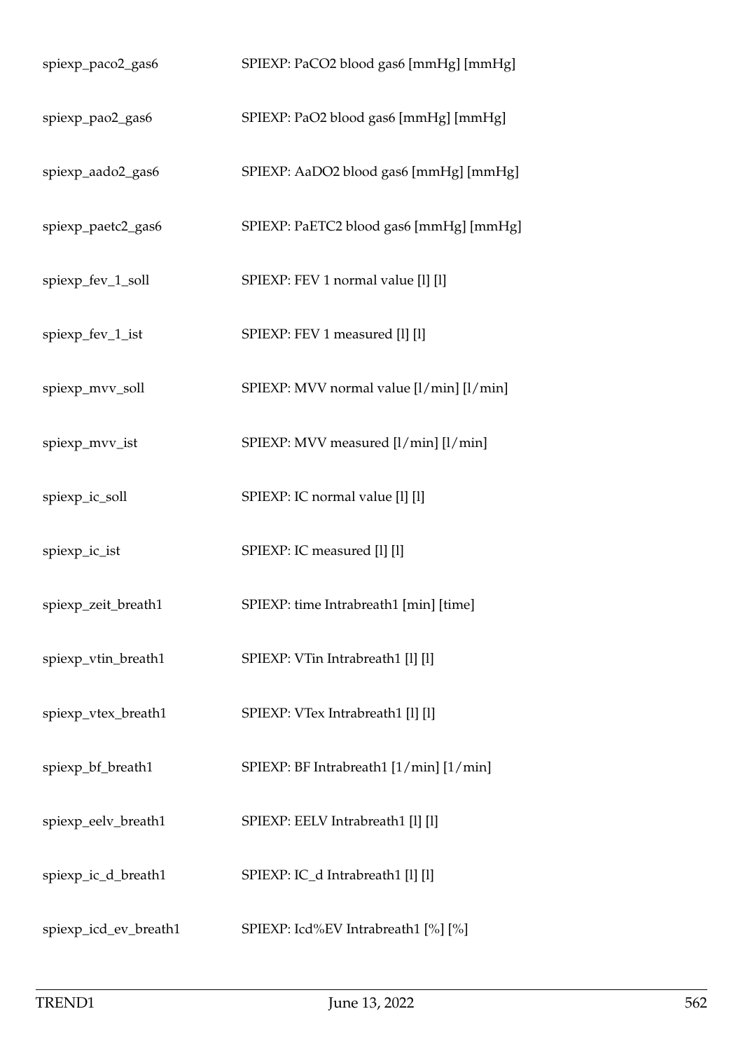| | |
|---|---|
| spiexp_paco2_gas6 | SPIEXP: PaCO2 blood gas6 [mmHg] [mmHg] |
| spiexp_pao2_gas6 | SPIEXP: PaO2 blood gas6 [mmHg] [mmHg] |
| spiexp_aado2_gas6 | SPIEXP: AaDO2 blood gas6 [mmHg] [mmHg] |
| spiexp_paetc2_gas6 | SPIEXP: PaETC2 blood gas6 [mmHg] [mmHg] |
| spiexp_fev_1_soll | SPIEXP: FEV 1 normal value [l] [l] |
| spiexp_fev_1_ist | SPIEXP: FEV 1 measured [l] [l] |
| spiexp_mvv_soll | SPIEXP: MVV normal value [l/min] [l/min] |
| spiexp_mvv_ist | SPIEXP: MVV measured [l/min] [l/min] |
| spiexp_ic_soll | SPIEXP: IC normal value [l] [l] |
| spiexp_ic_ist | SPIEXP: IC measured [l] [l] |
| spiexp_zeit_breath1 | SPIEXP: time Intrabreath1 [min] [time] |
| spiexp_vtin_breath1 | SPIEXP: VTin Intrabreath1 [l] [l] |
| spiexp_vtex_breath1 | SPIEXP: VTex Intrabreath1 [l] [l] |
| spiexp_bf_breath1 | SPIEXP: BF Intrabreath1 [1/min] [1/min] |
| spiexp_eelv_breath1 | SPIEXP: EELV Intrabreath1 [l] [l] |
| spiexp_ic_d_breath1 | SPIEXP: IC_d Intrabreath1 [l] [l] |
| spiexp_icd_ev_breath1 | SPIEXP: Icd%EV Intrabreath1 [%] [%] |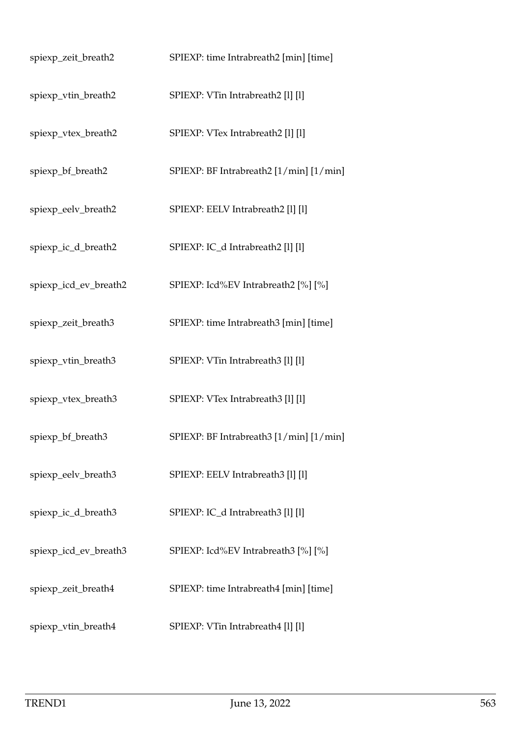| | |
|---|---|
| spiexp_zeit_breath2 | SPIEXP: time Intrabreath2 [min] [time] |
| spiexp_vtin_breath2 | SPIEXP: VTin Intrabreath2 [l] [l] |
| spiexp_vtex_breath2 | SPIEXP: VTex Intrabreath2 [l] [l] |
| spiexp_bf_breath2 | SPIEXP: BF Intrabreath2 [1/min] [1/min] |
| spiexp_eelv_breath2 | SPIEXP: EELV Intrabreath2 [l] [l] |
| spiexp_ic_d_breath2 | SPIEXP: IC_d Intrabreath2 [l] [l] |
| spiexp_icd_ev_breath2 | SPIEXP: Icd%EV Intrabreath2 [%] [%] |
| spiexp_zeit_breath3 | SPIEXP: time Intrabreath3 [min] [time] |
| spiexp_vtin_breath3 | SPIEXP: VTin Intrabreath3 [l] [l] |
| spiexp_vtex_breath3 | SPIEXP: VTex Intrabreath3 [l] [l] |
| spiexp_bf_breath3 | SPIEXP: BF Intrabreath3 [1/min] [1/min] |
| spiexp_eelv_breath3 | SPIEXP: EELV Intrabreath3 [l] [l] |
| spiexp_ic_d_breath3 | SPIEXP: IC_d Intrabreath3 [l] [l] |
| spiexp_icd_ev_breath3 | SPIEXP: Icd%EV Intrabreath3 [%] [%] |
| spiexp_zeit_breath4 | SPIEXP: time Intrabreath4 [min] [time] |
| spiexp_vtin_breath4 | SPIEXP: VTin Intrabreath4 [l] [l] |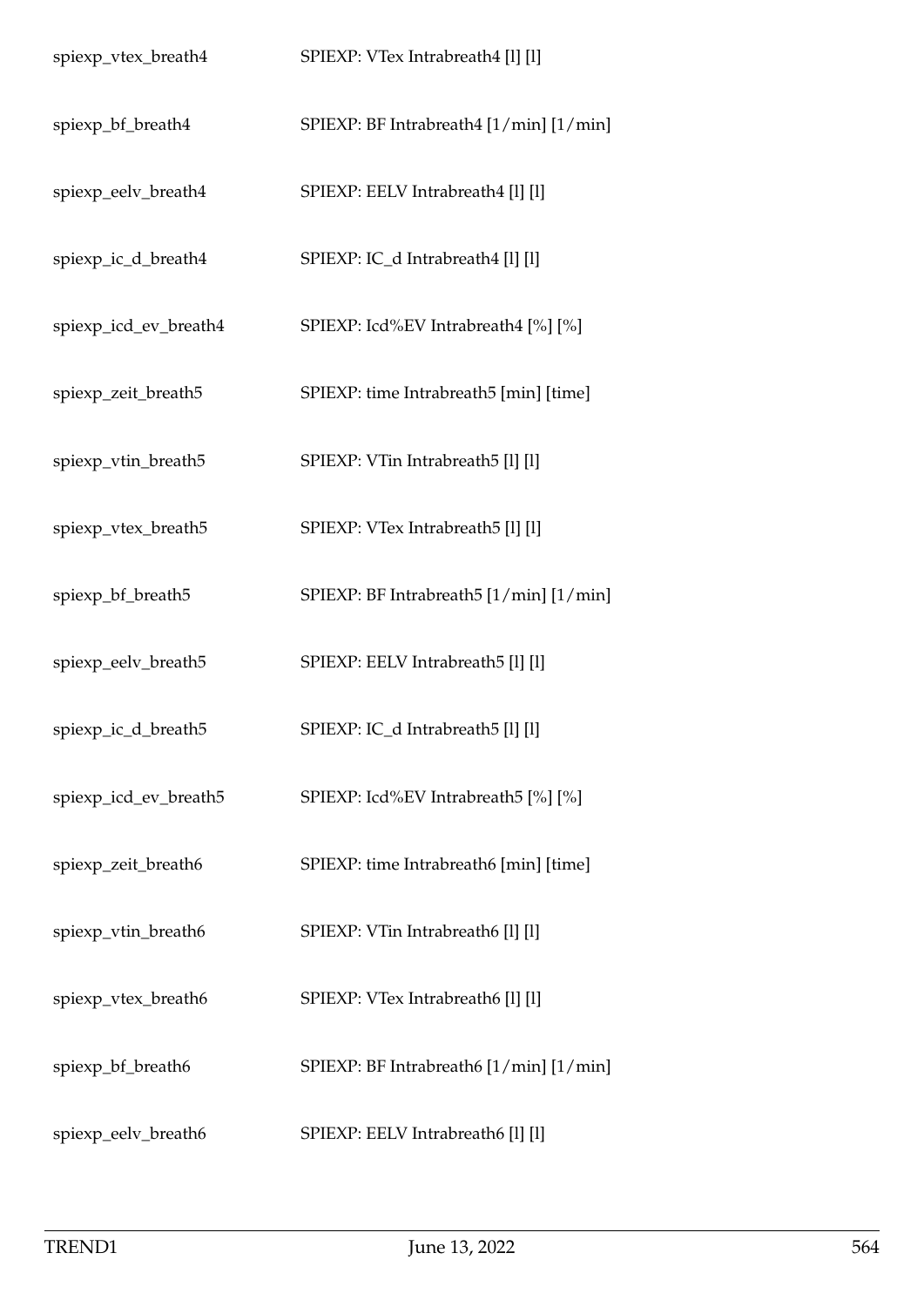| | |
|---|---|
| spiexp_vtex_breath4 | SPIEXP: VTex Intrabreath4 [l] [l] |
| spiexp_bf_breath4 | SPIEXP: BF Intrabreath4 [1/min] [1/min] |
| spiexp_eelv_breath4 | SPIEXP: EELV Intrabreath4 [l] [l] |
| spiexp_ic_d_breath4 | SPIEXP: IC_d Intrabreath4 [l] [l] |
| spiexp_icd_ev_breath4 | SPIEXP: Icd%EV Intrabreath4 [%] [%] |
| spiexp_zeit_breath5 | SPIEXP: time Intrabreath5 [min] [time] |
| spiexp_vtin_breath5 | SPIEXP: VTin Intrabreath5 [l] [l] |
| spiexp_vtex_breath5 | SPIEXP: VTex Intrabreath5 [l] [l] |
| spiexp_bf_breath5 | SPIEXP: BF Intrabreath5 [1/min] [1/min] |
| spiexp_eelv_breath5 | SPIEXP: EELV Intrabreath5 [l] [l] |
| spiexp_ic_d_breath5 | SPIEXP: IC_d Intrabreath5 [l] [l] |
| spiexp_icd_ev_breath5 | SPIEXP: Icd%EV Intrabreath5 [%] [%] |
| spiexp_zeit_breath6 | SPIEXP: time Intrabreath6 [min] [time] |
| spiexp_vtin_breath6 | SPIEXP: VTin Intrabreath6 [l] [l] |
| spiexp_vtex_breath6 | SPIEXP: VTex Intrabreath6 [l] [l] |
| spiexp_bf_breath6 | SPIEXP: BF Intrabreath6 [1/min] [1/min] |
| spiexp_eelv_breath6 | SPIEXP: EELV Intrabreath6 [l] [l] |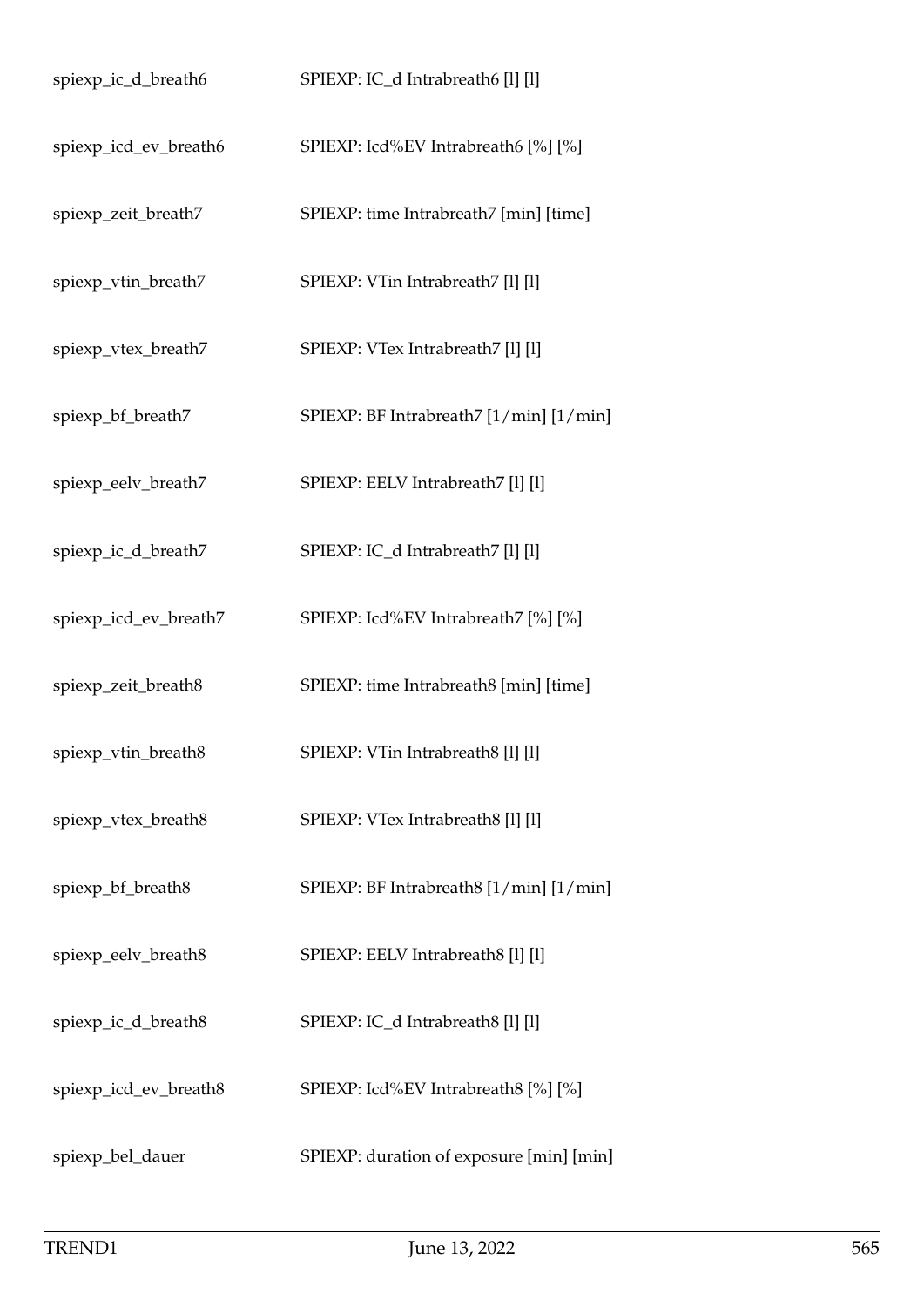| | |
|---|---|
| spiexp_ic_d_breath6 | SPIEXP: IC_d Intrabreath6 [l] [l] |
| spiexp_icd_ev_breath6 | SPIEXP: Icd%EV Intrabreath6 [%] [%] |
| spiexp_zeit_breath7 | SPIEXP: time Intrabreath7 [min] [time] |
| spiexp_vtin_breath7 | SPIEXP: VTin Intrabreath7 [l] [l] |
| spiexp_vtex_breath7 | SPIEXP: VTex Intrabreath7 [l] [l] |
| spiexp_bf_breath7 | SPIEXP: BF Intrabreath7 [1/min] [1/min] |
| spiexp_eelv_breath7 | SPIEXP: EELV Intrabreath7 [l] [l] |
| spiexp_ic_d_breath7 | SPIEXP: IC_d Intrabreath7 [l] [l] |
| spiexp_icd_ev_breath7 | SPIEXP: Icd%EV Intrabreath7 [%] [%] |
| spiexp_zeit_breath8 | SPIEXP: time Intrabreath8 [min] [time] |
| spiexp_vtin_breath8 | SPIEXP: VTin Intrabreath8 [l] [l] |
| spiexp_vtex_breath8 | SPIEXP: VTex Intrabreath8 [l] [l] |
| spiexp_bf_breath8 | SPIEXP: BF Intrabreath8 [1/min] [1/min] |
| spiexp_eelv_breath8 | SPIEXP: EELV Intrabreath8 [l] [l] |
| spiexp_ic_d_breath8 | SPIEXP: IC_d Intrabreath8 [l] [l] |
| spiexp_icd_ev_breath8 | SPIEXP: Icd%EV Intrabreath8 [%] [%] |
| spiexp_bel_dauer | SPIEXP: duration of exposure [min] [min] |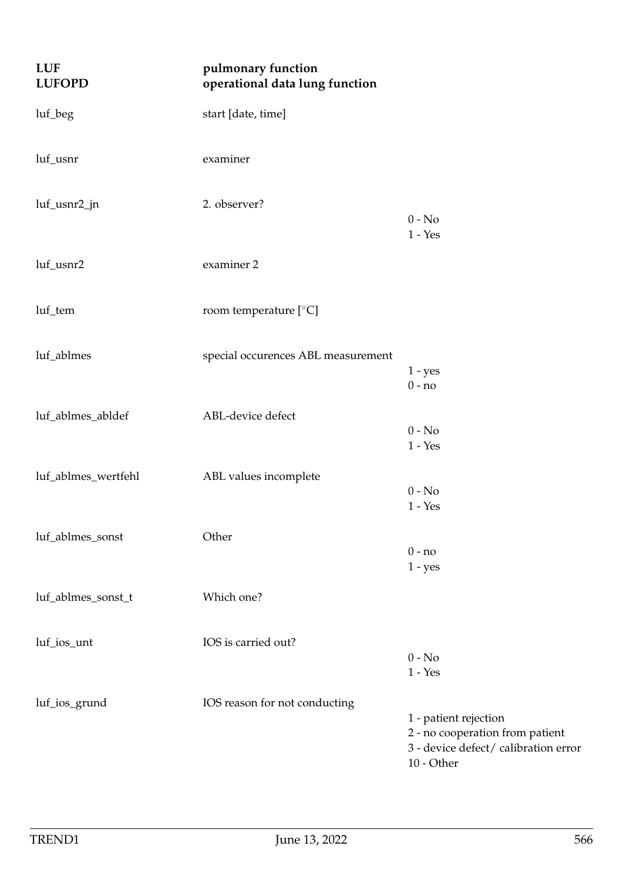**LUF** **pulmonary function**
**LUFOPD** **operational data lung function**

| Variable | Description | Values |
|---|---|---|
| luf_beg | start [date, time] | |
| luf_usnr | examiner | |
| luf_usnr2_jn | 2. observer? | 0 - No<br>1 - Yes |
| luf_usnr2 | examiner 2 | |
| luf_tem | room temperature [°C] | |
| luf_ablmes | special occurences ABL measurement | 1 - yes<br>0 - no |
| luf_ablmes_abldef | ABL-device defect | 0 - No<br>1 - Yes |
| luf_ablmes_wertfehl | ABL values incomplete | 0 - No<br>1 - Yes |
| luf_ablmes_sonst | Other | 0 - no<br>1 - yes |
| luf_ablmes_sonst_t | Which one? | |
| luf_ios_unt | IOS is carried out? | 0 - No<br>1 - Yes |
| luf_ios_grund | IOS reason for not conducting | 1 - patient rejection<br>2 - no cooperation from patient<br>3 - device defect/ calibration error<br>10 - Other |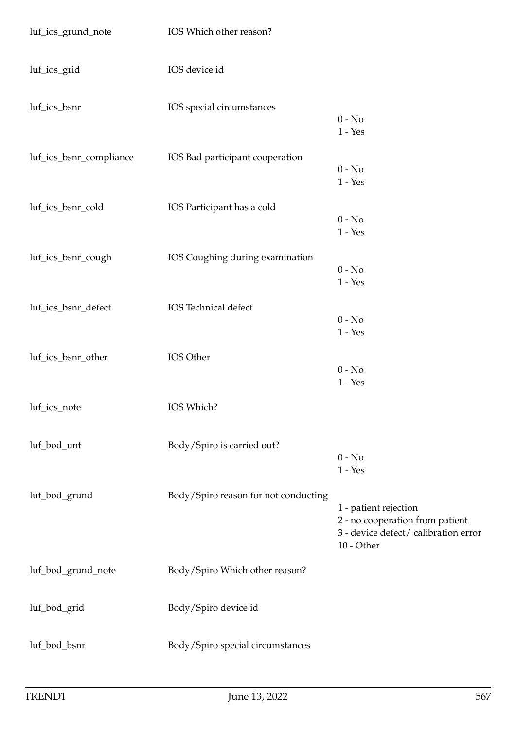| | | |
|---|---|---|
| luf_ios_grund_note | IOS Which other reason? | |
| luf_ios_grid | IOS device id | |
| luf_ios_bsnr | IOS special circumstances | 0 - No<br>1 - Yes |
| luf_ios_bsnr_compliance | IOS Bad participant cooperation | 0 - No<br>1 - Yes |
| luf_ios_bsnr_cold | IOS Participant has a cold | 0 - No<br>1 - Yes |
| luf_ios_bsnr_cough | IOS Coughing during examination | 0 - No<br>1 - Yes |
| luf_ios_bsnr_defect | IOS Technical defect | 0 - No<br>1 - Yes |
| luf_ios_bsnr_other | IOS Other | 0 - No<br>1 - Yes |
| luf_ios_note | IOS Which? | |
| luf_bod_unt | Body/Spiro is carried out? | 0 - No<br>1 - Yes |
| luf_bod_grund | Body/Spiro reason for not conducting | 1 - patient rejection<br>2 - no cooperation from patient<br>3 - device defect/ calibration error<br>10 - Other |
| luf_bod_grund_note | Body/Spiro Which other reason? | |
| luf_bod_grid | Body/Spiro device id | |
| luf_bod_bsnr | Body/Spiro special circumstances | |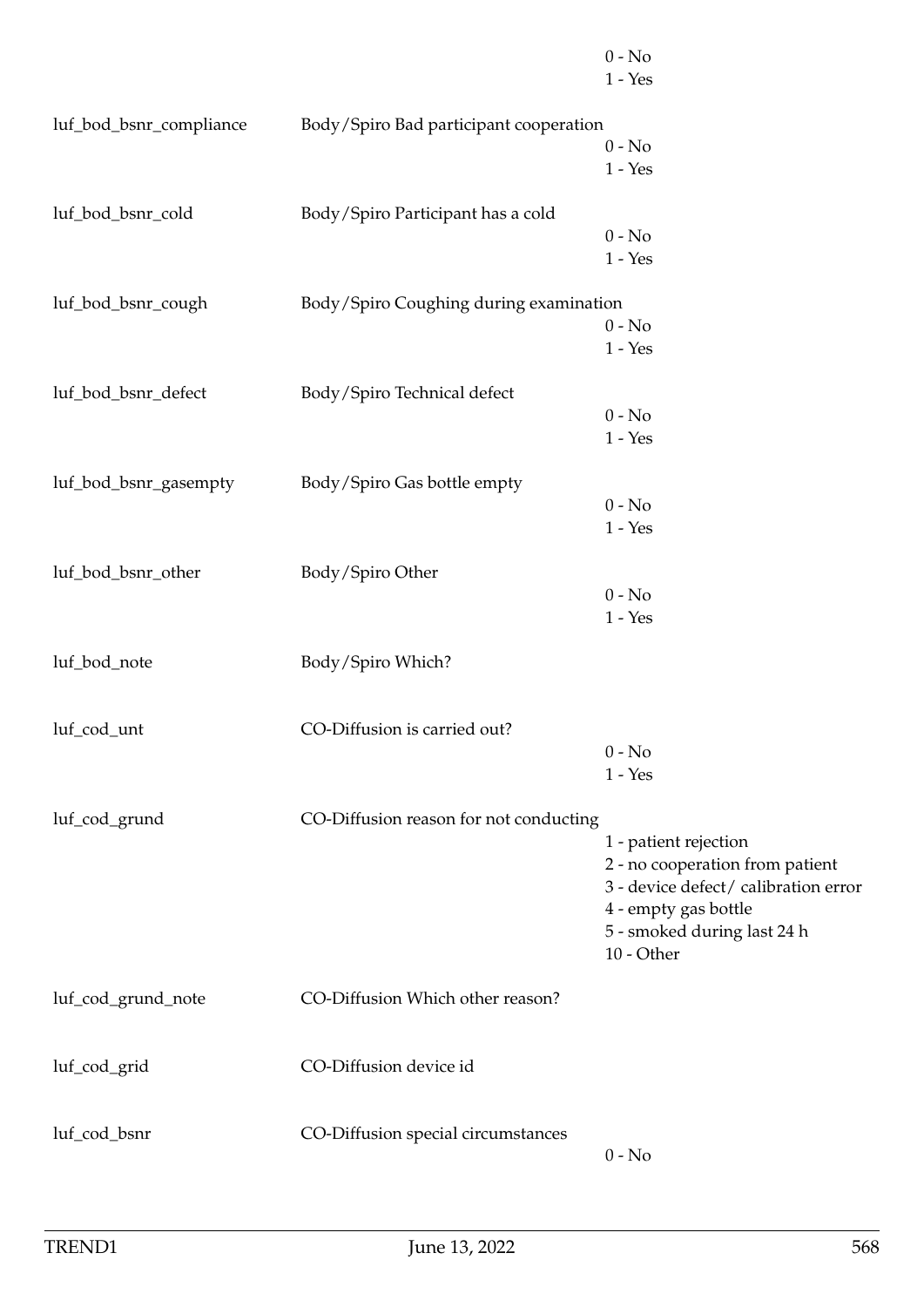| | | |
|---|---|---|
| | | 0 - No<br>1 - Yes |
| luf_bod_bsnr_compliance | Body/Spiro Bad participant cooperation | 0 - No<br>1 - Yes |
| luf_bod_bsnr_cold | Body/Spiro Participant has a cold | 0 - No<br>1 - Yes |
| luf_bod_bsnr_cough | Body/Spiro Coughing during examination | 0 - No<br>1 - Yes |
| luf_bod_bsnr_defect | Body/Spiro Technical defect | 0 - No<br>1 - Yes |
| luf_bod_bsnr_gasempty | Body/Spiro Gas bottle empty | 0 - No<br>1 - Yes |
| luf_bod_bsnr_other | Body/Spiro Other | 0 - No<br>1 - Yes |
| luf_bod_note | Body/Spiro Which? | |
| luf_cod_unt | CO-Diffusion is carried out? | 0 - No<br>1 - Yes |
| luf_cod_grund | CO-Diffusion reason for not conducting | 1 - patient rejection<br>2 - no cooperation from patient<br>3 - device defect/ calibration error<br>4 - empty gas bottle<br>5 - smoked during last 24 h<br>10 - Other |
| luf_cod_grund_note | CO-Diffusion Which other reason? | |
| luf_cod_grid | CO-Diffusion device id | |
| luf_cod_bsnr | CO-Diffusion special circumstances | 0 - No |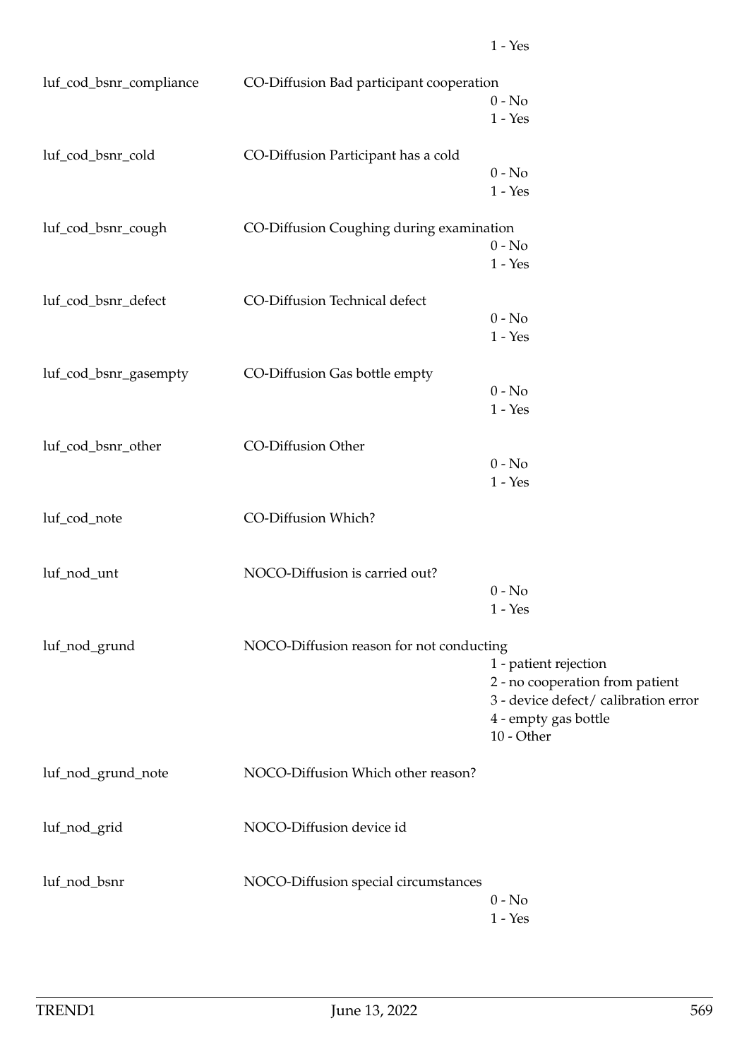1 - Yes

| | | |
|---|---|---|
| luf_cod_bsnr_compliance | CO-Diffusion Bad participant cooperation | 0 - No<br>1 - Yes |
| luf_cod_bsnr_cold | CO-Diffusion Participant has a cold | 0 - No<br>1 - Yes |
| luf_cod_bsnr_cough | CO-Diffusion Coughing during examination | 0 - No<br>1 - Yes |
| luf_cod_bsnr_defect | CO-Diffusion Technical defect | 0 - No<br>1 - Yes |
| luf_cod_bsnr_gasempty | CO-Diffusion Gas bottle empty | 0 - No<br>1 - Yes |
| luf_cod_bsnr_other | CO-Diffusion Other | 0 - No<br>1 - Yes |
| luf_cod_note | CO-Diffusion Which? | |
| luf_nod_unt | NOCO-Diffusion is carried out? | 0 - No<br>1 - Yes |
| luf_nod_grund | NOCO-Diffusion reason for not conducting | 1 - patient rejection<br>2 - no cooperation from patient<br>3 - device defect/ calibration error<br>4 - empty gas bottle<br>10 - Other |
| luf_nod_grund_note | NOCO-Diffusion Which other reason? | |
| luf_nod_grid | NOCO-Diffusion device id | |
| luf_nod_bsnr | NOCO-Diffusion special circumstances | 0 - No<br>1 - Yes |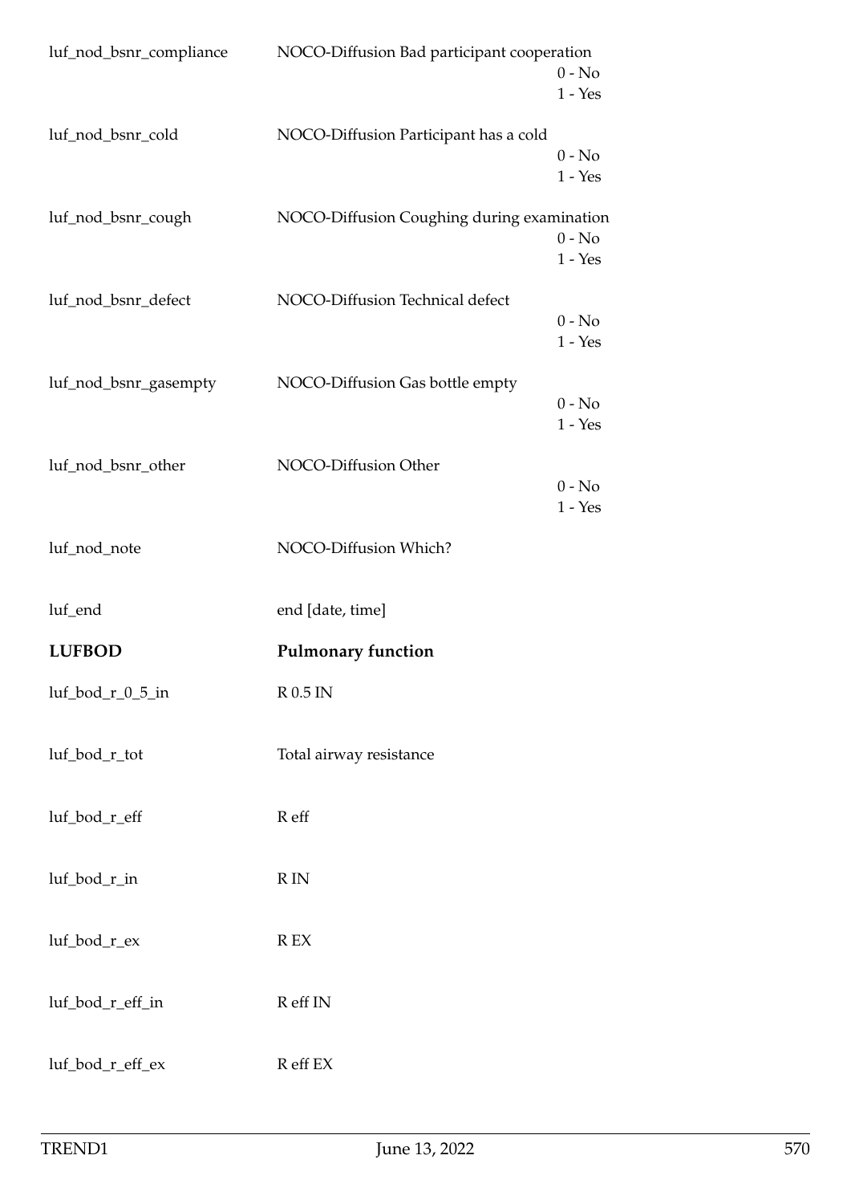| | | |
|---|---|---|
| luf_nod_bsnr_compliance | NOCO-Diffusion Bad participant cooperation | 0 - No<br>1 - Yes |
| luf_nod_bsnr_cold | NOCO-Diffusion Participant has a cold | 0 - No<br>1 - Yes |
| luf_nod_bsnr_cough | NOCO-Diffusion Coughing during examination | 0 - No<br>1 - Yes |
| luf_nod_bsnr_defect | NOCO-Diffusion Technical defect | 0 - No<br>1 - Yes |
| luf_nod_bsnr_gasempty | NOCO-Diffusion Gas bottle empty | 0 - No<br>1 - Yes |
| luf_nod_bsnr_other | NOCO-Diffusion Other | 0 - No<br>1 - Yes |
| luf_nod_note | NOCO-Diffusion Which? | |
| luf_end | end [date, time] | |

| | |
|---|---|
| **LUFBOD** | **Pulmonary function** |
| luf_bod_r_0_5_in | R 0.5 IN |
| luf_bod_r_tot | Total airway resistance |
| luf_bod_r_eff | R eff |
| luf_bod_r_in | R IN |
| luf_bod_r_ex | R EX |
| luf_bod_r_eff_in | R eff IN |
| luf_bod_r_eff_ex | R eff EX |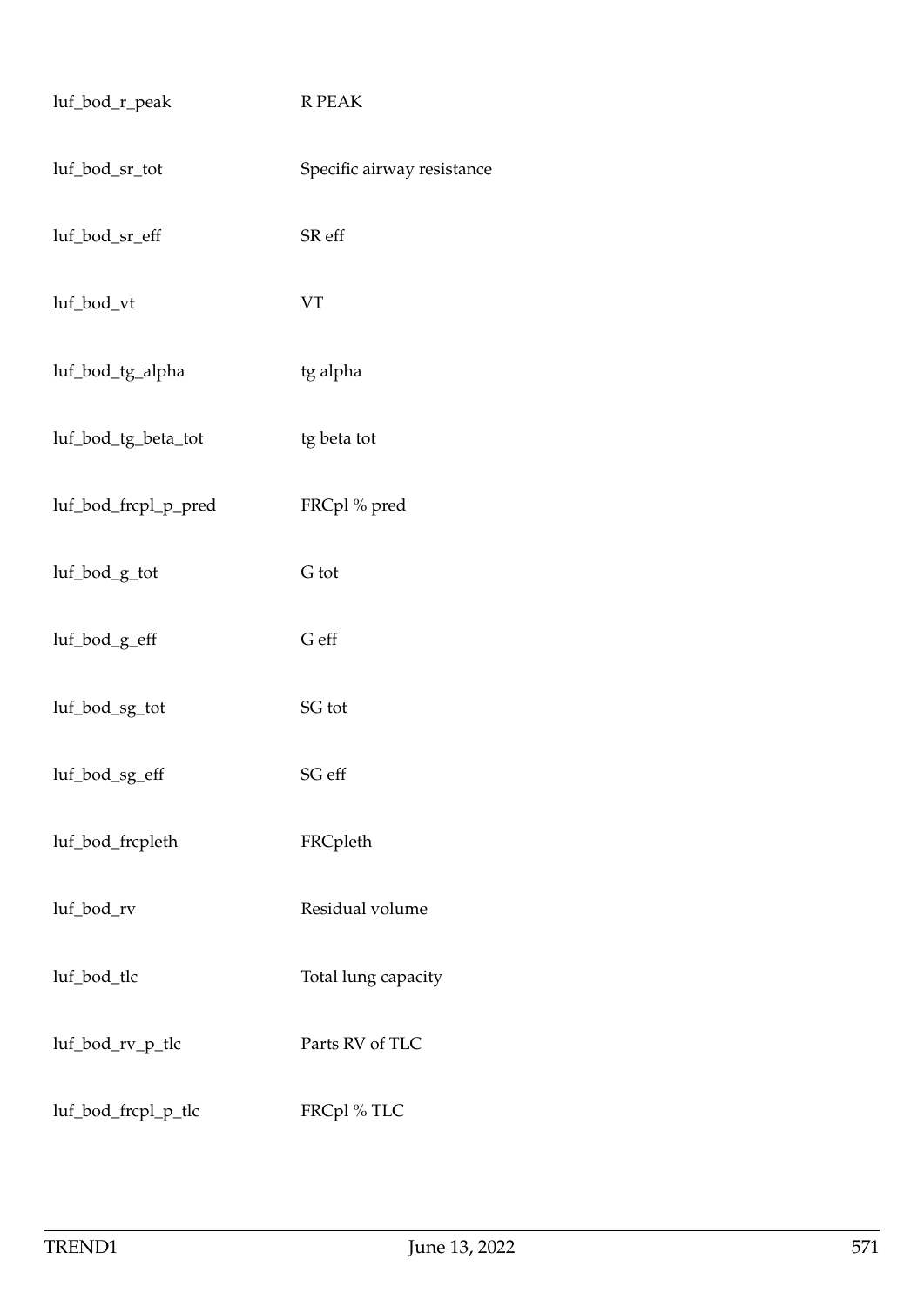| | |
|---|---|
| luf_bod_r_peak | R PEAK |
| luf_bod_sr_tot | Specific airway resistance |
| luf_bod_sr_eff | SR eff |
| luf_bod_vt | VT |
| luf_bod_tg_alpha | tg alpha |
| luf_bod_tg_beta_tot | tg beta tot |
| luf_bod_frcpl_p_pred | FRCpl % pred |
| luf_bod_g_tot | G tot |
| luf_bod_g_eff | G eff |
| luf_bod_sg_tot | SG tot |
| luf_bod_sg_eff | SG eff |
| luf_bod_frcpleth | FRCpleth |
| luf_bod_rv | Residual volume |
| luf_bod_tlc | Total lung capacity |
| luf_bod_rv_p_tlc | Parts RV of TLC |
| luf_bod_frcpl_p_tlc | FRCpl % TLC |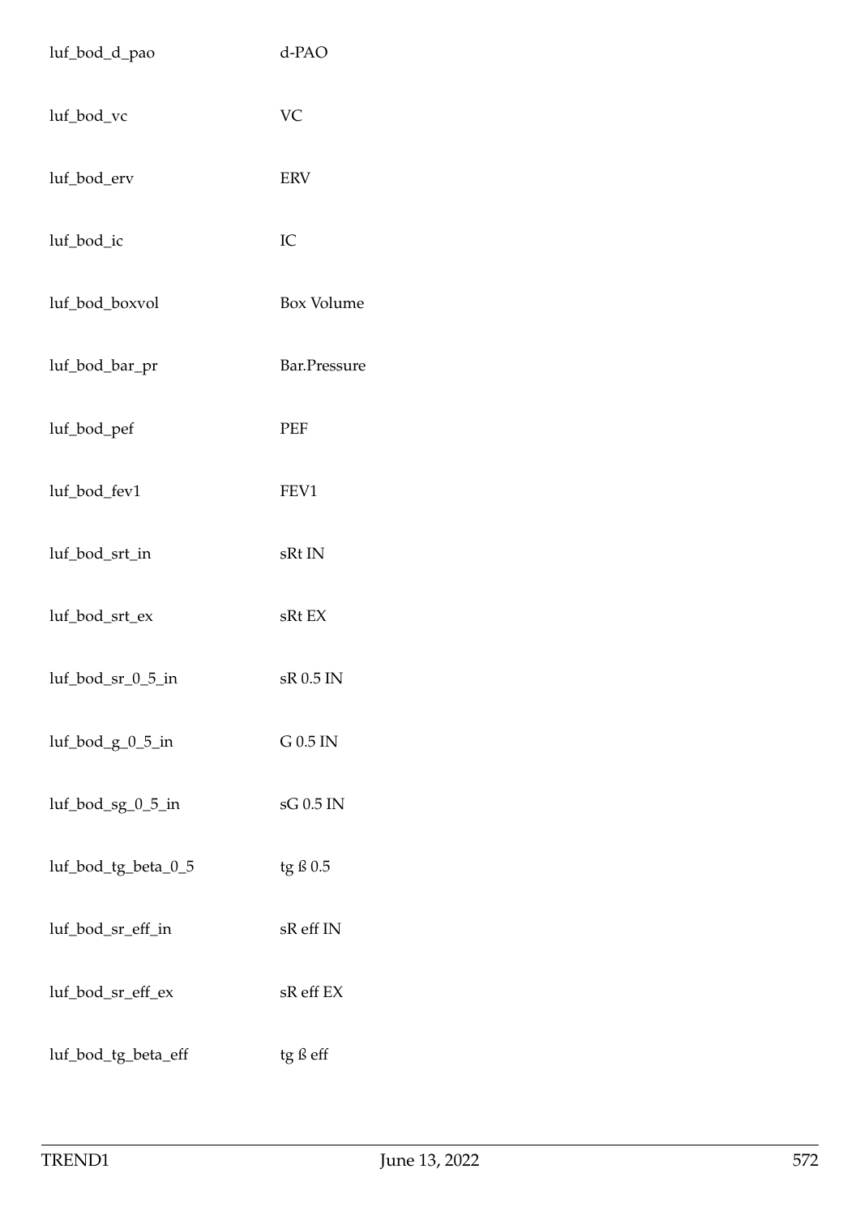| | |
|---|---|
| luf_bod_d_pao | d-PAO |
| luf_bod_vc | VC |
| luf_bod_erv | ERV |
| luf_bod_ic | IC |
| luf_bod_boxvol | Box Volume |
| luf_bod_bar_pr | Bar.Pressure |
| luf_bod_pef | PEF |
| luf_bod_fev1 | FEV1 |
| luf_bod_srt_in | sRt IN |
| luf_bod_srt_ex | sRt EX |
| luf_bod_sr_0_5_in | sR 0.5 IN |
| luf_bod_g_0_5_in | G 0.5 IN |
| luf_bod_sg_0_5_in | sG 0.5 IN |
| luf_bod_tg_beta_0_5 | tg ß 0.5 |
| luf_bod_sr_eff_in | sR eff IN |
| luf_bod_sr_eff_ex | sR eff EX |
| luf_bod_tg_beta_eff | tg ß eff |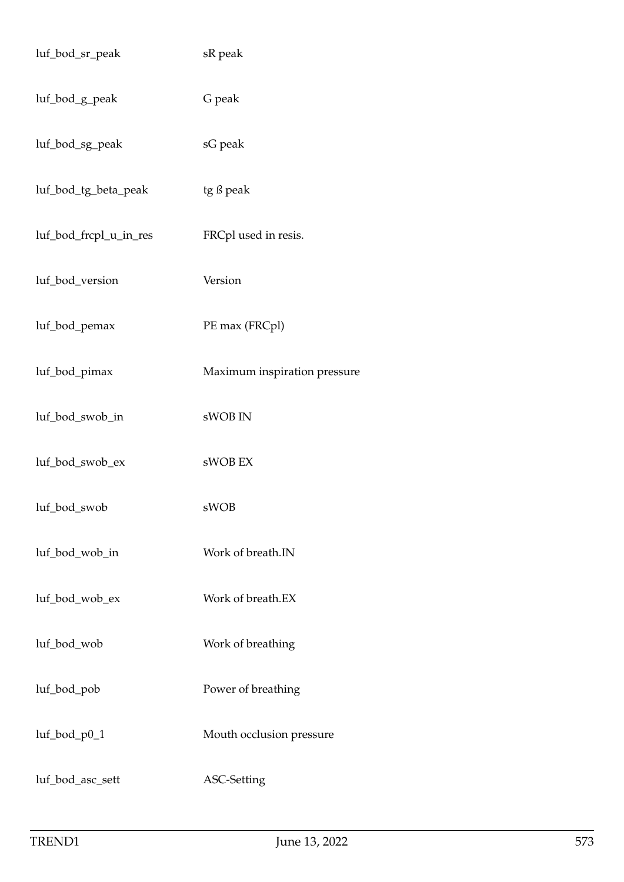| | |
|---|---|
| luf_bod_sr_peak | sR peak |
| luf_bod_g_peak | G peak |
| luf_bod_sg_peak | sG peak |
| luf_bod_tg_beta_peak | tg ß peak |
| luf_bod_frcpl_u_in_res | FRCpl used in resis. |
| luf_bod_version | Version |
| luf_bod_pemax | PE max (FRCpl) |
| luf_bod_pimax | Maximum inspiration pressure |
| luf_bod_swob_in | sWOB IN |
| luf_bod_swob_ex | sWOB EX |
| luf_bod_swob | sWOB |
| luf_bod_wob_in | Work of breath.IN |
| luf_bod_wob_ex | Work of breath.EX |
| luf_bod_wob | Work of breathing |
| luf_bod_pob | Power of breathing |
| luf_bod_p0_1 | Mouth occlusion pressure |
| luf_bod_asc_sett | ASC-Setting |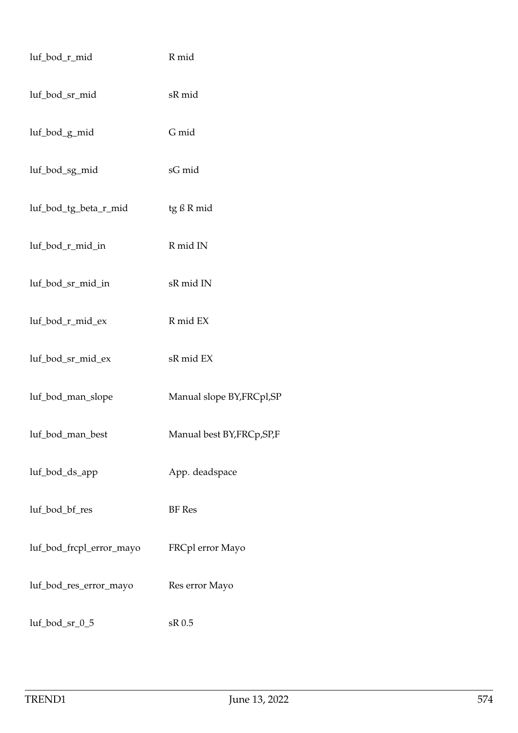| | |
|---|---|
| luf_bod_r_mid | R mid |
| luf_bod_sr_mid | sR mid |
| luf_bod_g_mid | G mid |
| luf_bod_sg_mid | sG mid |
| luf_bod_tg_beta_r_mid | tg ß R mid |
| luf_bod_r_mid_in | R mid IN |
| luf_bod_sr_mid_in | sR mid IN |
| luf_bod_r_mid_ex | R mid EX |
| luf_bod_sr_mid_ex | sR mid EX |
| luf_bod_man_slope | Manual slope BY,FRCpl,SP |
| luf_bod_man_best | Manual best BY,FRCp,SP,F |
| luf_bod_ds_app | App. deadspace |
| luf_bod_bf_res | BF Res |
| luf_bod_frcpl_error_mayo | FRCpl error Mayo |
| luf_bod_res_error_mayo | Res error Mayo |
| luf_bod_sr_0_5 | sR 0.5 |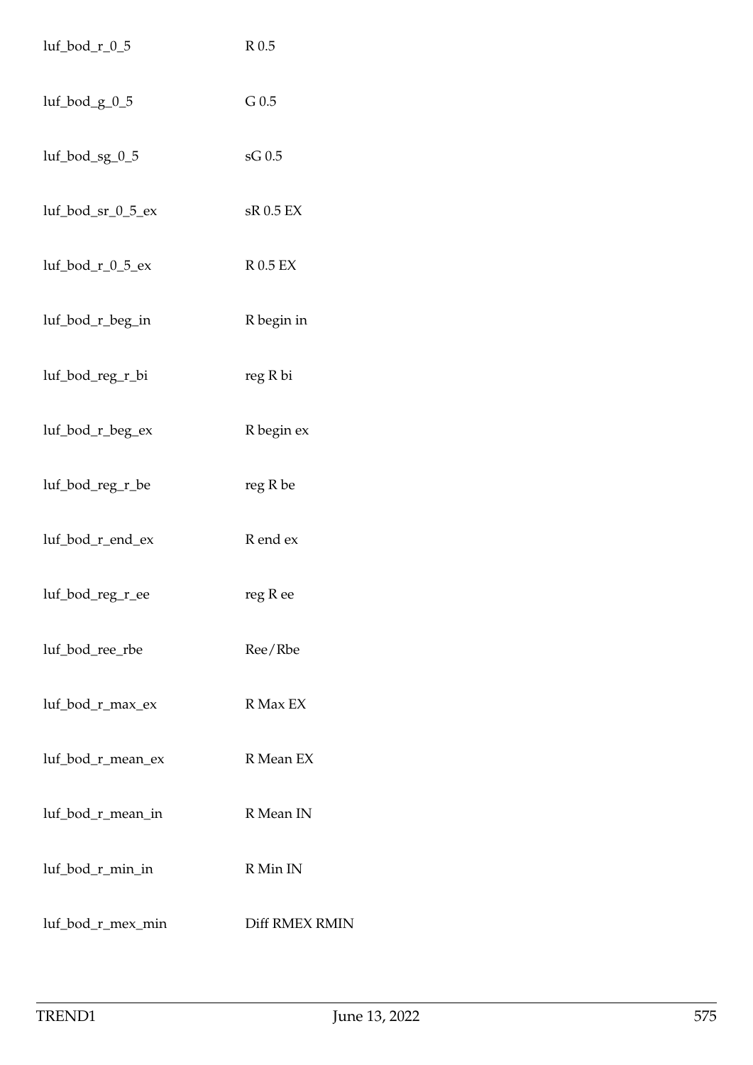| | |
|---|---|
| luf_bod_r_0_5 | R 0.5 |
| luf_bod_g_0_5 | G 0.5 |
| luf_bod_sg_0_5 | sG 0.5 |
| luf_bod_sr_0_5_ex | sR 0.5 EX |
| luf_bod_r_0_5_ex | R 0.5 EX |
| luf_bod_r_beg_in | R begin in |
| luf_bod_reg_r_bi | reg R bi |
| luf_bod_r_beg_ex | R begin ex |
| luf_bod_reg_r_be | reg R be |
| luf_bod_r_end_ex | R end ex |
| luf_bod_reg_r_ee | reg R ee |
| luf_bod_ree_rbe | Ree/Rbe |
| luf_bod_r_max_ex | R Max EX |
| luf_bod_r_mean_ex | R Mean EX |
| luf_bod_r_mean_in | R Mean IN |
| luf_bod_r_min_in | R Min IN |
| luf_bod_r_mex_min | Diff RMEX RMIN |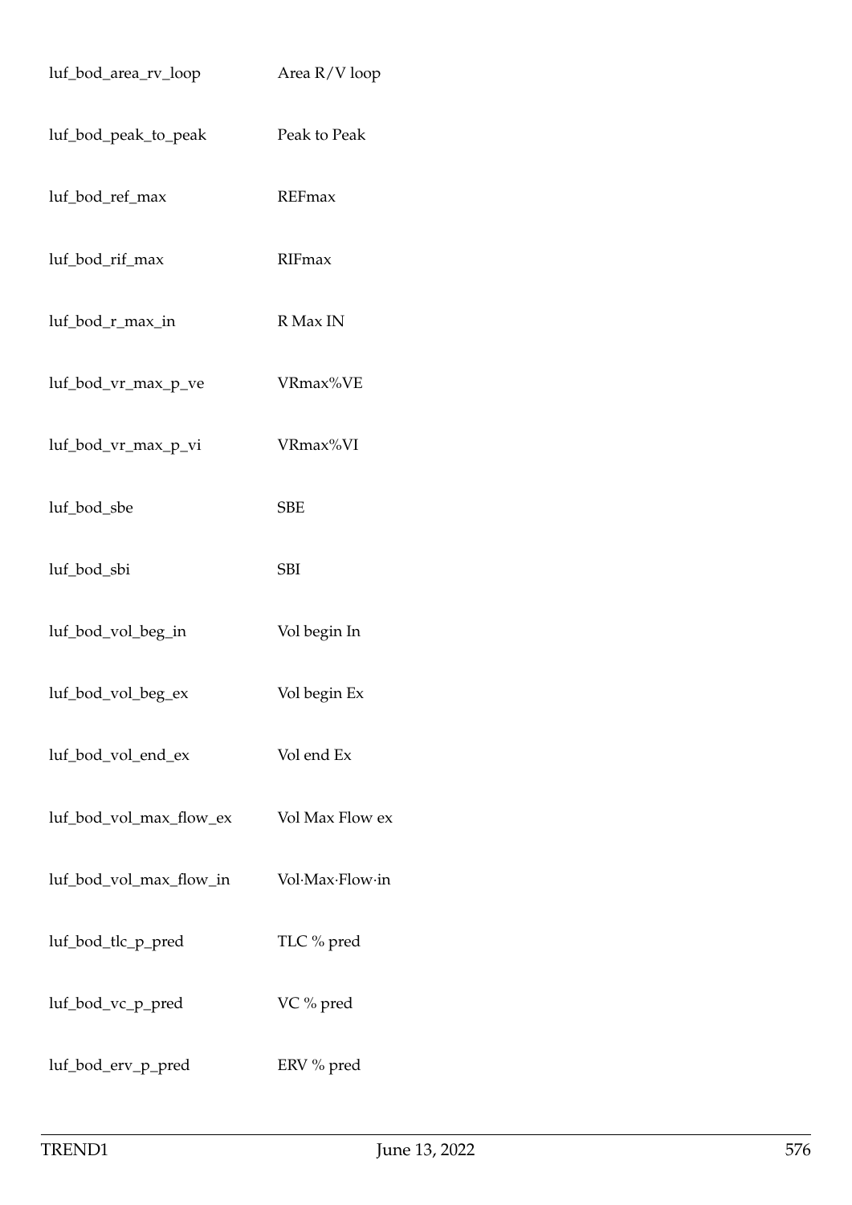| | |
|---|---|
| luf_bod_area_rv_loop | Area R/V loop |
| luf_bod_peak_to_peak | Peak to Peak |
| luf_bod_ref_max | REFmax |
| luf_bod_rif_max | RIFmax |
| luf_bod_r_max_in | R Max IN |
| luf_bod_vr_max_p_ve | VRmax%VE |
| luf_bod_vr_max_p_vi | VRmax%VI |
| luf_bod_sbe | SBE |
| luf_bod_sbi | SBI |
| luf_bod_vol_beg_in | Vol begin In |
| luf_bod_vol_beg_ex | Vol begin Ex |
| luf_bod_vol_end_ex | Vol end Ex |
| luf_bod_vol_max_flow_ex | Vol Max Flow ex |
| luf_bod_vol_max_flow_in | Vol·Max·Flow·in |
| luf_bod_tlc_p_pred | TLC % pred |
| luf_bod_vc_p_pred | VC % pred |
| luf_bod_erv_p_pred | ERV % pred |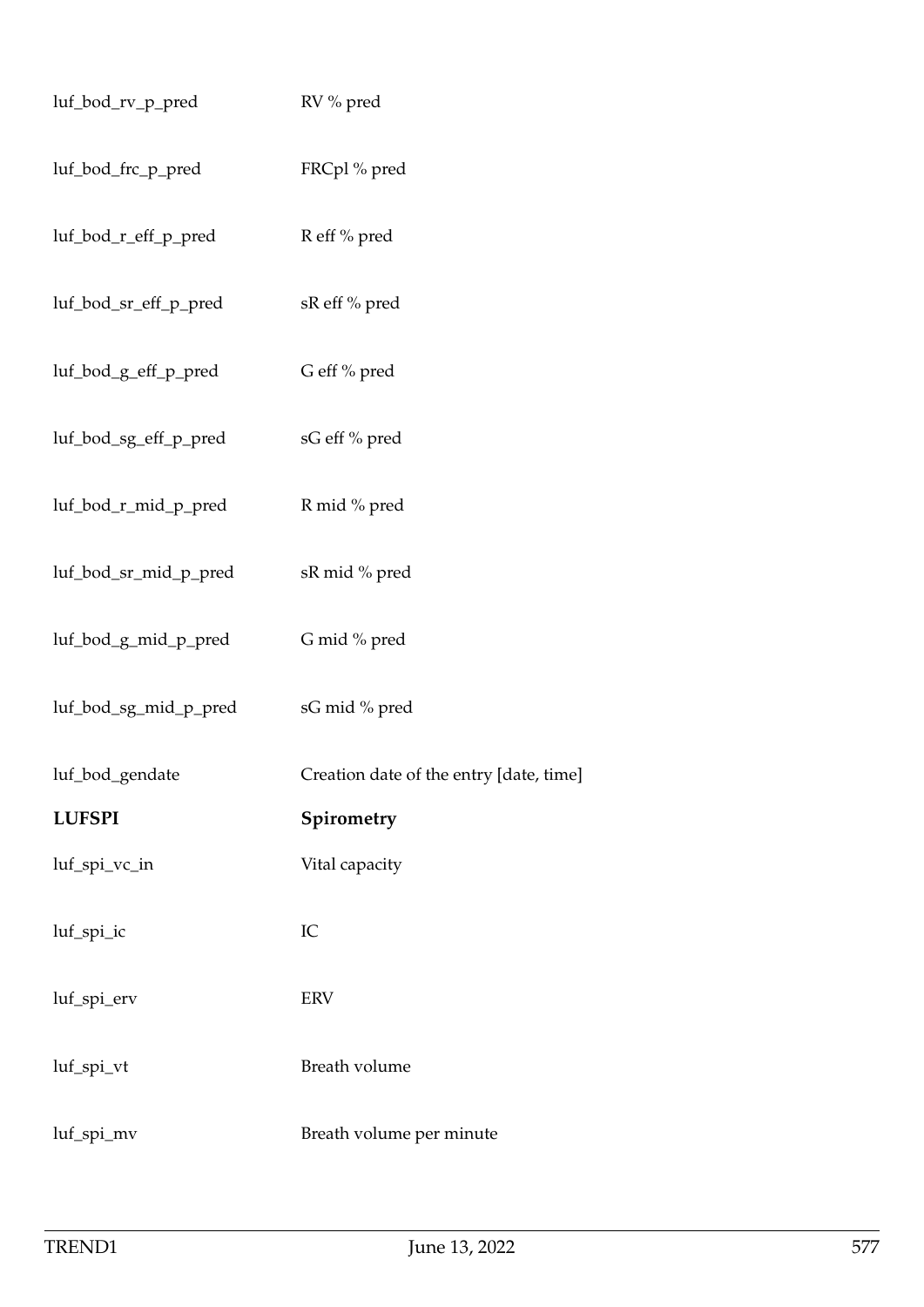| | |
|---|---|
| luf_bod_rv_p_pred | RV % pred |
| luf_bod_frc_p_pred | FRCpl % pred |
| luf_bod_r_eff_p_pred | R eff % pred |
| luf_bod_sr_eff_p_pred | sR eff % pred |
| luf_bod_g_eff_p_pred | G eff % pred |
| luf_bod_sg_eff_p_pred | sG eff % pred |
| luf_bod_r_mid_p_pred | R mid % pred |
| luf_bod_sr_mid_p_pred | sR mid % pred |
| luf_bod_g_mid_p_pred | G mid % pred |
| luf_bod_sg_mid_p_pred | sG mid % pred |
| luf_bod_gendate | Creation date of the entry [date, time] |
| **LUFSPI** | **Spirometry** |
| luf_spi_vc_in | Vital capacity |
| luf_spi_ic | IC |
| luf_spi_erv | ERV |
| luf_spi_vt | Breath volume |
| luf_spi_mv | Breath volume per minute |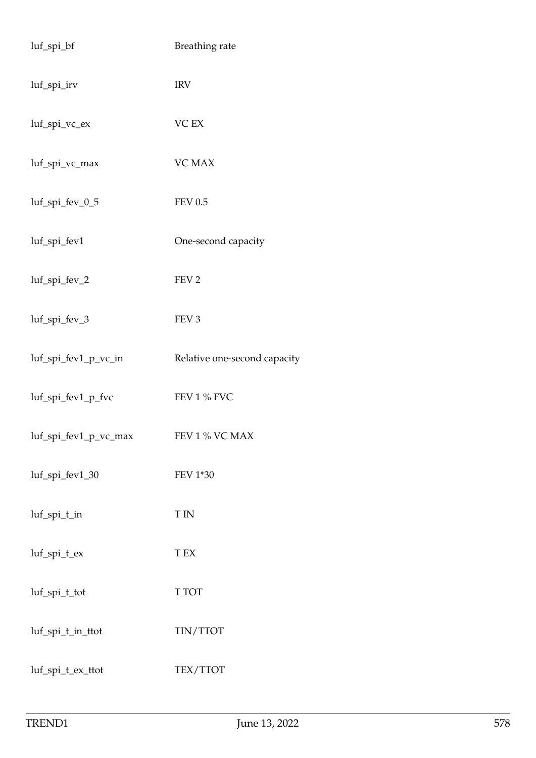| | |
|---|---|
| luf_spi_bf | Breathing rate |
| luf_spi_irv | IRV |
| luf_spi_vc_ex | VC EX |
| luf_spi_vc_max | VC MAX |
| luf_spi_fev_0_5 | FEV 0.5 |
| luf_spi_fev1 | One-second capacity |
| luf_spi_fev_2 | FEV 2 |
| luf_spi_fev_3 | FEV 3 |
| luf_spi_fev1_p_vc_in | Relative one-second capacity |
| luf_spi_fev1_p_fvc | FEV 1 % FVC |
| luf_spi_fev1_p_vc_max | FEV 1 % VC MAX |
| luf_spi_fev1_30 | FEV 1*30 |
| luf_spi_t_in | T IN |
| luf_spi_t_ex | T EX |
| luf_spi_t_tot | T TOT |
| luf_spi_t_in_ttot | TIN/TTOT |
| luf_spi_t_ex_ttot | TEX/TTOT |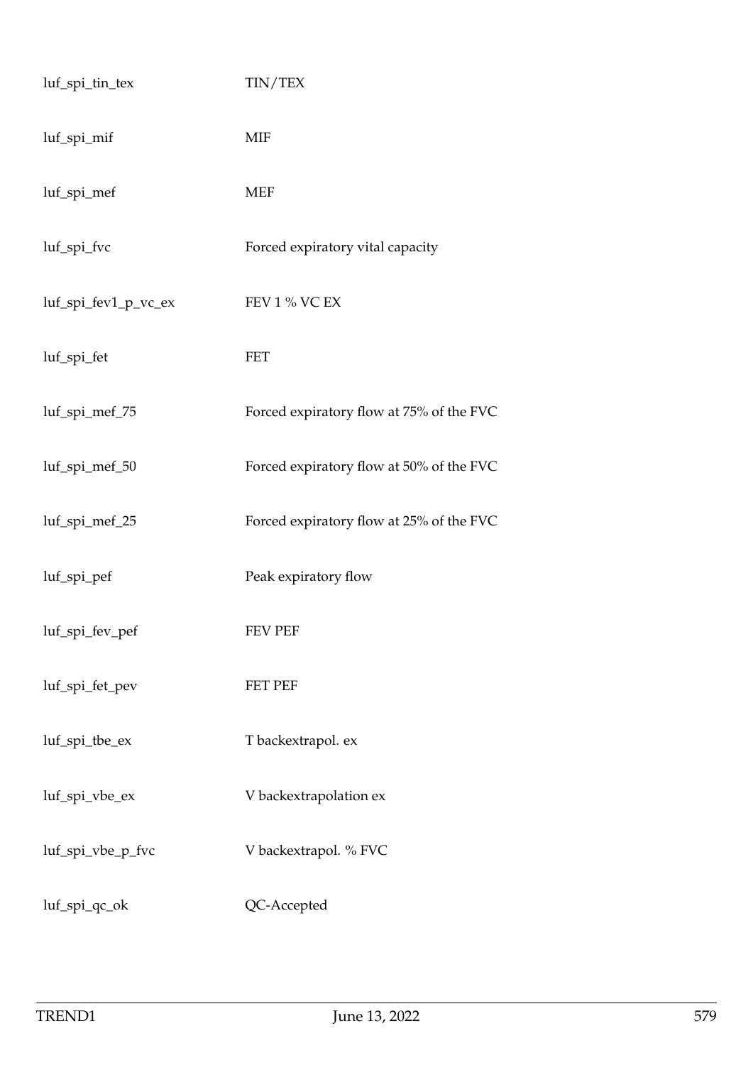| | |
|---|---|
| luf_spi_tin_tex | TIN/TEX |
| luf_spi_mif | MIF |
| luf_spi_mef | MEF |
| luf_spi_fvc | Forced expiratory vital capacity |
| luf_spi_fev1_p_vc_ex | FEV 1 % VC EX |
| luf_spi_fet | FET |
| luf_spi_mef_75 | Forced expiratory flow at 75% of the FVC |
| luf_spi_mef_50 | Forced expiratory flow at 50% of the FVC |
| luf_spi_mef_25 | Forced expiratory flow at 25% of the FVC |
| luf_spi_pef | Peak expiratory flow |
| luf_spi_fev_pef | FEV PEF |
| luf_spi_fet_pev | FET PEF |
| luf_spi_tbe_ex | T backextrapol. ex |
| luf_spi_vbe_ex | V backextrapolation ex |
| luf_spi_vbe_p_fvc | V backextrapol. % FVC |
| luf_spi_qc_ok | QC-Accepted |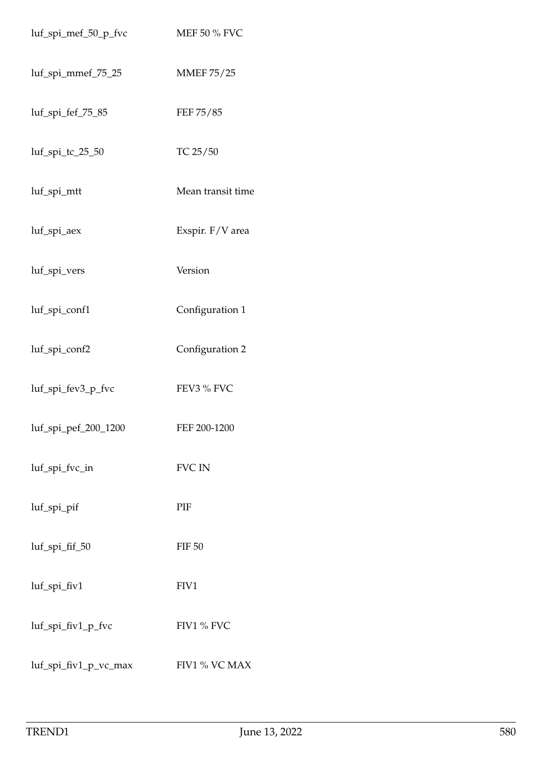| | |
|---|---|
| luf_spi_mef_50_p_fvc | MEF 50 % FVC |
| luf_spi_mmef_75_25 | MMEF 75/25 |
| luf_spi_fef_75_85 | FEF 75/85 |
| luf_spi_tc_25_50 | TC 25/50 |
| luf_spi_mtt | Mean transit time |
| luf_spi_aex | Exspir. F/V area |
| luf_spi_vers | Version |
| luf_spi_conf1 | Configuration 1 |
| luf_spi_conf2 | Configuration 2 |
| luf_spi_fev3_p_fvc | FEV3 % FVC |
| luf_spi_pef_200_1200 | FEF 200-1200 |
| luf_spi_fvc_in | FVC IN |
| luf_spi_pif | PIF |
| luf_spi_fif_50 | FIF 50 |
| luf_spi_fiv1 | FIV1 |
| luf_spi_fiv1_p_fvc | FIV1 % FVC |
| luf_spi_fiv1_p_vc_max | FIV1 % VC MAX |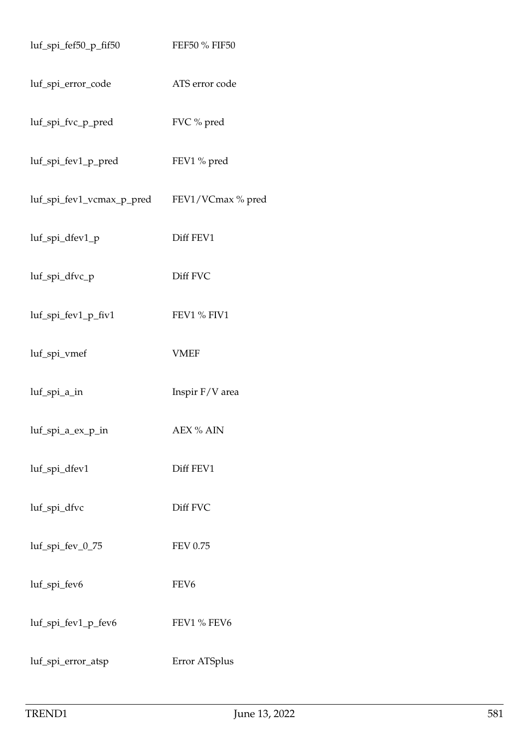| | |
|---|---|
| luf_spi_fef50_p_fif50 | FEF50 % FIF50 |
| luf_spi_error_code | ATS error code |
| luf_spi_fvc_p_pred | FVC % pred |
| luf_spi_fev1_p_pred | FEV1 % pred |
| luf_spi_fev1_vcmax_p_pred | FEV1/VCmax % pred |
| luf_spi_dfev1_p | Diff FEV1 |
| luf_spi_dfvc_p | Diff FVC |
| luf_spi_fev1_p_fiv1 | FEV1 % FIV1 |
| luf_spi_vmef | VMEF |
| luf_spi_a_in | Inspir F/V area |
| luf_spi_a_ex_p_in | AEX % AIN |
| luf_spi_dfev1 | Diff FEV1 |
| luf_spi_dfvc | Diff FVC |
| luf_spi_fev_0_75 | FEV 0.75 |
| luf_spi_fev6 | FEV6 |
| luf_spi_fev1_p_fev6 | FEV1 % FEV6 |
| luf_spi_error_atsp | Error ATSplus |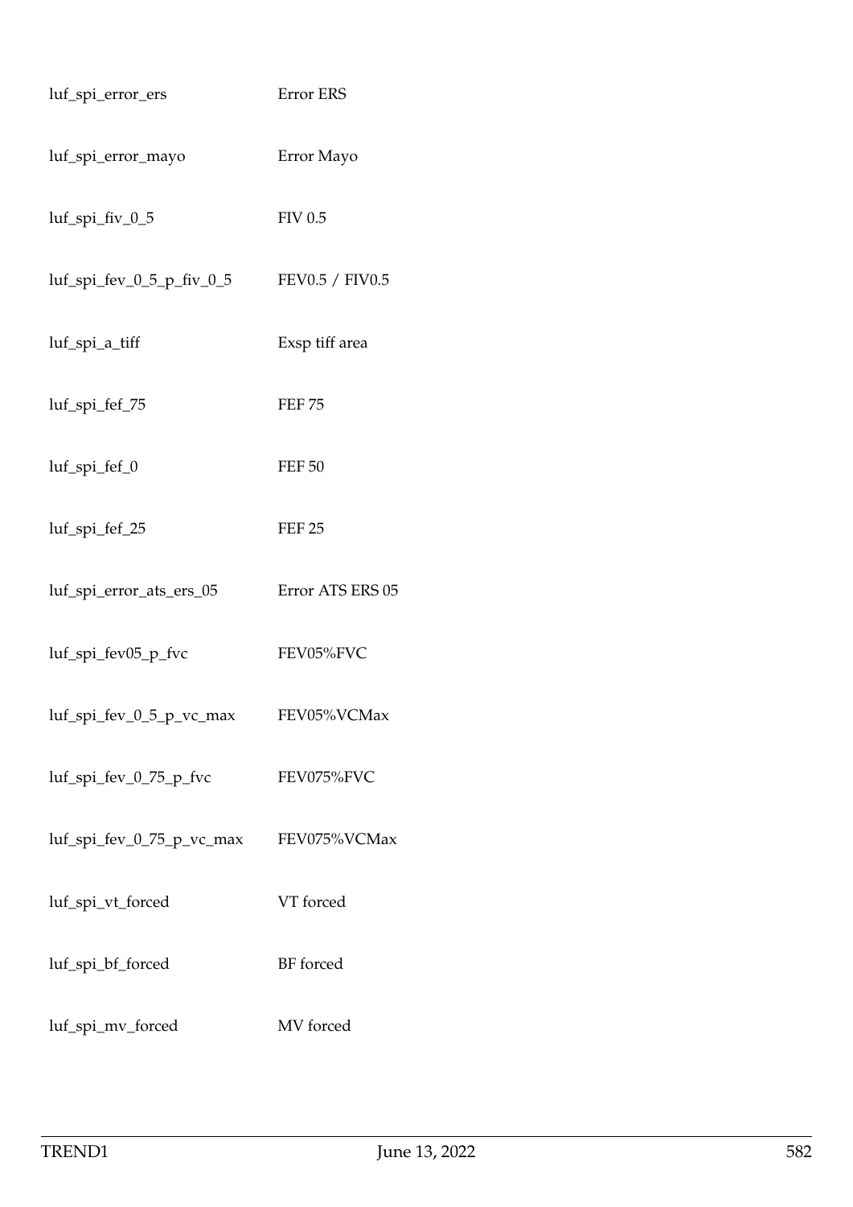| | |
|---|---|
| luf_spi_error_ers | Error ERS |
| luf_spi_error_mayo | Error Mayo |
| luf_spi_fiv_0_5 | FIV 0.5 |
| luf_spi_fev_0_5_p_fiv_0_5 | FEV0.5 / FIV0.5 |
| luf_spi_a_tiff | Exsp tiff area |
| luf_spi_fef_75 | FEF 75 |
| luf_spi_fef_0 | FEF 50 |
| luf_spi_fef_25 | FEF 25 |
| luf_spi_error_ats_ers_05 | Error ATS ERS 05 |
| luf_spi_fev05_p_fvc | FEV05%FVC |
| luf_spi_fev_0_5_p_vc_max | FEV05%VCMax |
| luf_spi_fev_0_75_p_fvc | FEV075%FVC |
| luf_spi_fev_0_75_p_vc_max | FEV075%VCMax |
| luf_spi_vt_forced | VT forced |
| luf_spi_bf_forced | BF forced |
| luf_spi_mv_forced | MV forced |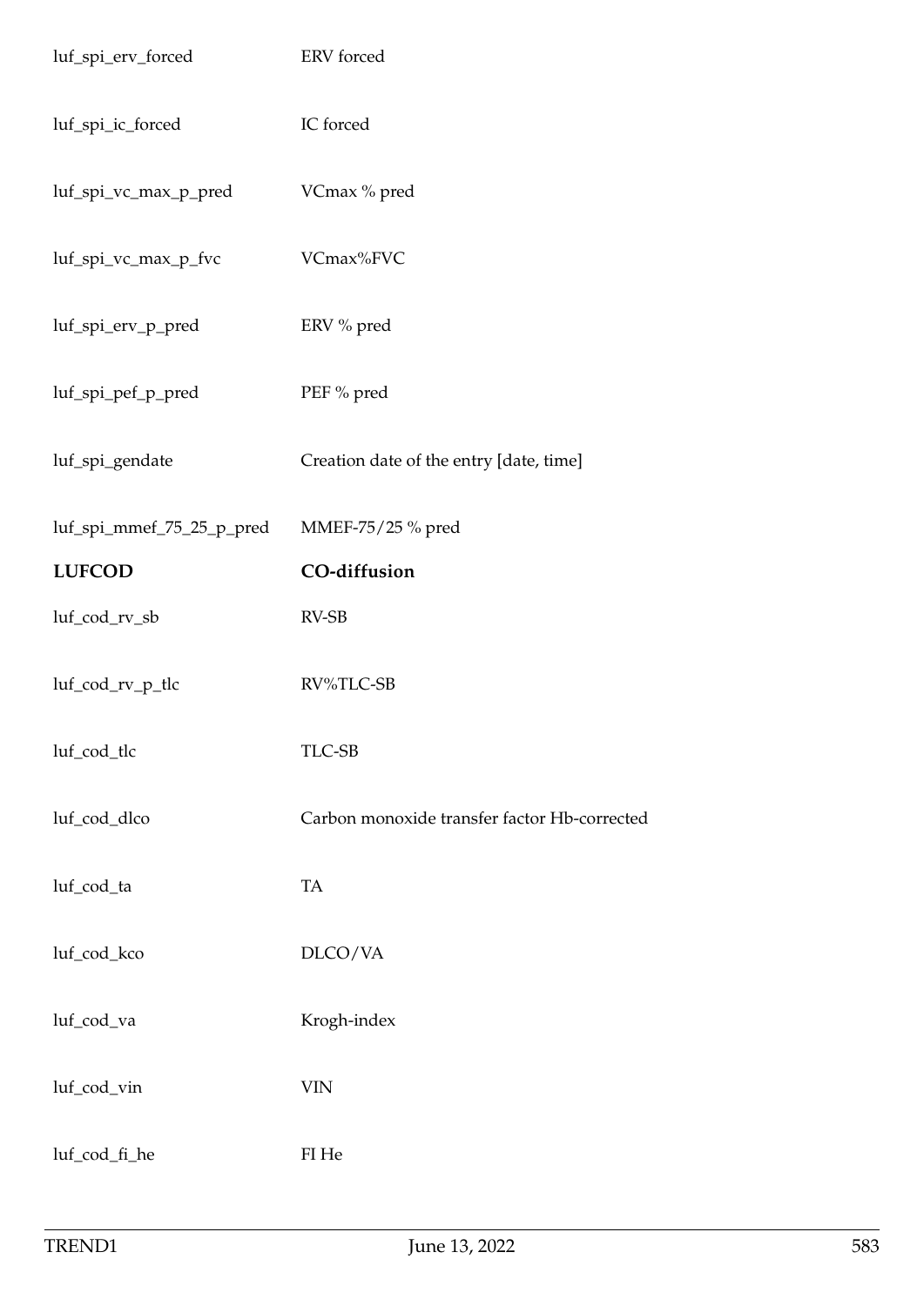| | |
|---|---|
| luf_spi_erv_forced | ERV forced |
| luf_spi_ic_forced | IC forced |
| luf_spi_vc_max_p_pred | VCmax % pred |
| luf_spi_vc_max_p_fvc | VCmax%FVC |
| luf_spi_erv_p_pred | ERV % pred |
| luf_spi_pef_p_pred | PEF % pred |
| luf_spi_gendate | Creation date of the entry [date, time] |
| luf_spi_mmef_75_25_p_pred | MMEF-75/25 % pred |

| **LUFCOD** | **CO-diffusion** |
|---|---|
| luf_cod_rv_sb | RV-SB |
| luf_cod_rv_p_tlc | RV%TLC-SB |
| luf_cod_tlc | TLC-SB |
| luf_cod_dlco | Carbon monoxide transfer factor Hb-corrected |
| luf_cod_ta | TA |
| luf_cod_kco | DLCO/VA |
| luf_cod_va | Krogh-index |
| luf_cod_vin | VIN |
| luf_cod_fi_he | FI He |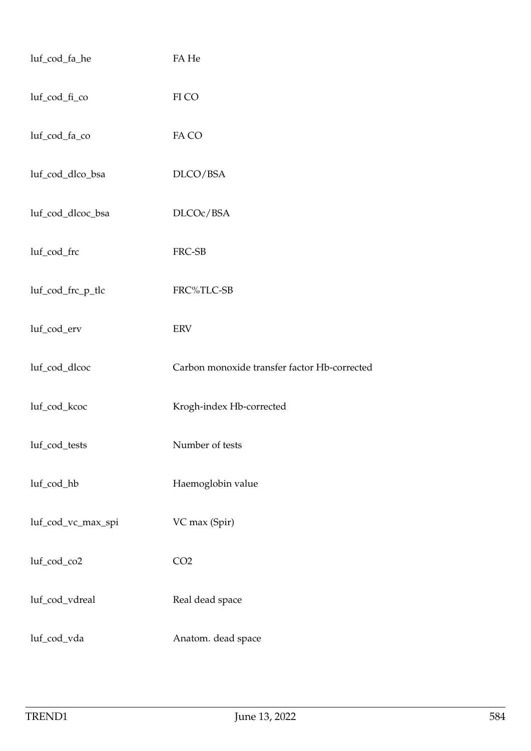| | |
|---|---|
| luf_cod_fa_he | FA He |
| luf_cod_fi_co | FI CO |
| luf_cod_fa_co | FA CO |
| luf_cod_dlco_bsa | DLCO/BSA |
| luf_cod_dlcoc_bsa | DLCOc/BSA |
| luf_cod_frc | FRC-SB |
| luf_cod_frc_p_tlc | FRC%TLC-SB |
| luf_cod_erv | ERV |
| luf_cod_dlcoc | Carbon monoxide transfer factor Hb-corrected |
| luf_cod_kcoc | Krogh-index Hb-corrected |
| luf_cod_tests | Number of tests |
| luf_cod_hb | Haemoglobin value |
| luf_cod_vc_max_spi | VC max (Spir) |
| luf_cod_co2 | CO2 |
| luf_cod_vdreal | Real dead space |
| luf_cod_vda | Anatom. dead space |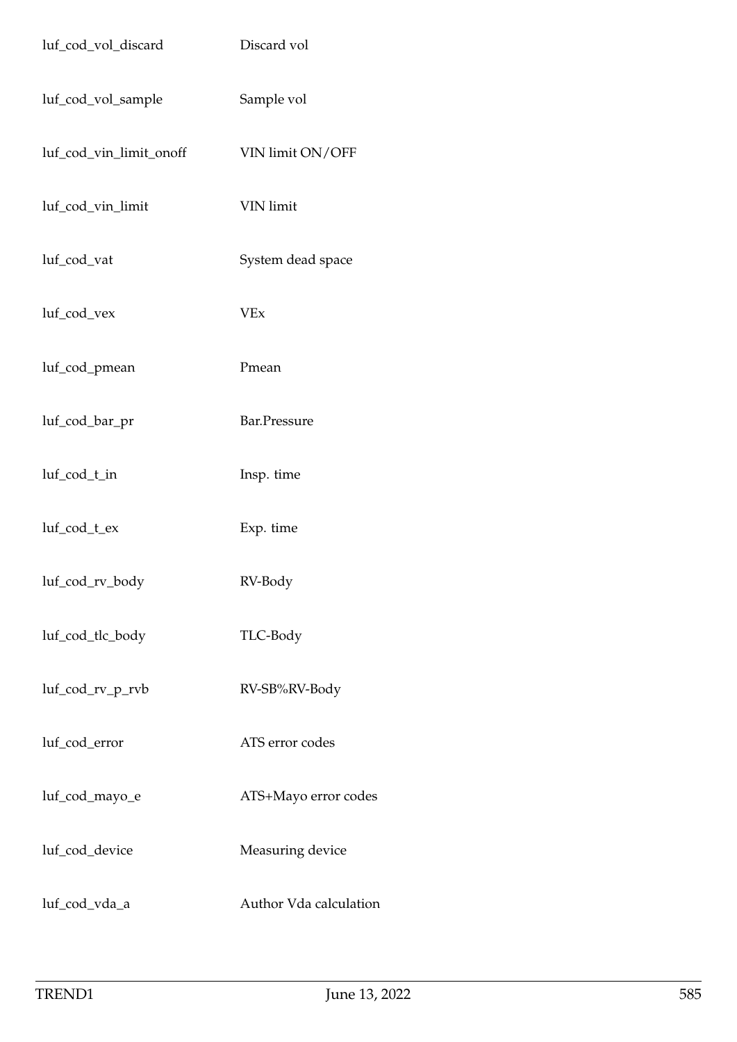| | |
|---|---|
| luf_cod_vol_discard | Discard vol |
| luf_cod_vol_sample | Sample vol |
| luf_cod_vin_limit_onoff | VIN limit ON/OFF |
| luf_cod_vin_limit | VIN limit |
| luf_cod_vat | System dead space |
| luf_cod_vex | VEx |
| luf_cod_pmean | Pmean |
| luf_cod_bar_pr | Bar.Pressure |
| luf_cod_t_in | Insp. time |
| luf_cod_t_ex | Exp. time |
| luf_cod_rv_body | RV-Body |
| luf_cod_tlc_body | TLC-Body |
| luf_cod_rv_p_rvb | RV-SB%RV-Body |
| luf_cod_error | ATS error codes |
| luf_cod_mayo_e | ATS+Mayo error codes |
| luf_cod_device | Measuring device |
| luf_cod_vda_a | Author Vda calculation |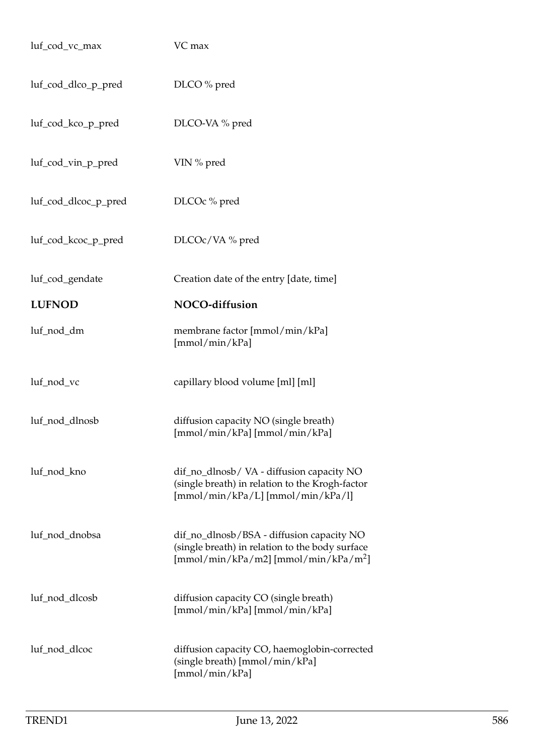| | |
|---|---|
| luf_cod_vc_max | VC max |
| luf_cod_dlco_p_pred | DLCO % pred |
| luf_cod_kco_p_pred | DLCO-VA % pred |
| luf_cod_vin_p_pred | VIN % pred |
| luf_cod_dlcoc_p_pred | DLCOc % pred |
| luf_cod_kcoc_p_pred | DLCOc/VA % pred |
| luf_cod_gendate | Creation date of the entry [date, time] |
| **LUFNOD** | **NOCO-diffusion** |
| luf_nod_dm | membrane factor [mmol/min/kPa] [mmol/min/kPa] |
| luf_nod_vc | capillary blood volume [ml] [ml] |
| luf_nod_dlnosb | diffusion capacity NO (single breath) [mmol/min/kPa] [mmol/min/kPa] |
| luf_nod_kno | dif_no_dlnosb/ VA - diffusion capacity NO (single breath) in relation to the Krogh-factor [mmol/min/kPa/L] [mmol/min/kPa/l] |
| luf_nod_dnobsa | dif_no_dlnosb/BSA - diffusion capacity NO (single breath) in relation to the body surface [mmol/min/kPa/m2] [mmol/min/kPa/$m^2$] |
| luf_nod_dlcosb | diffusion capacity CO (single breath) [mmol/min/kPa] [mmol/min/kPa] |
| luf_nod_dlcoc | diffusion capacity CO, haemoglobin-corrected (single breath) [mmol/min/kPa] [mmol/min/kPa] |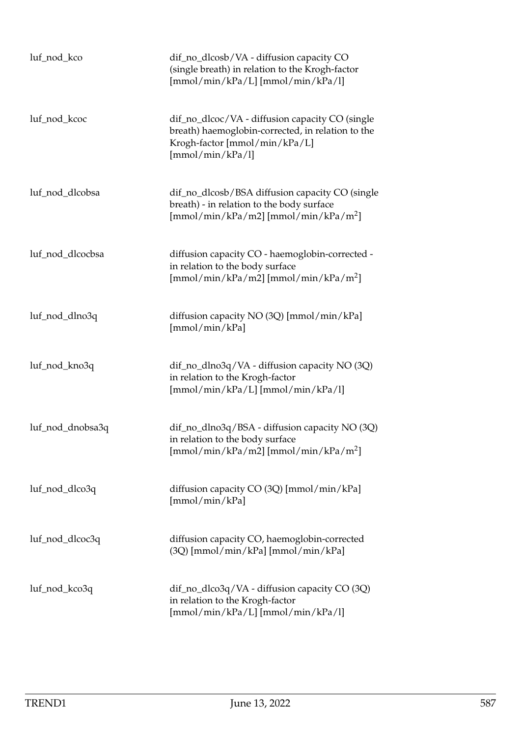| | |
|---|---|
| luf_nod_kco | dif_no_dlcosb/VA - diffusion capacity CO (single breath) in relation to the Krogh-factor [mmol/min/kPa/L] [mmol/min/kPa/l] |
| luf_nod_kcoc | dif_no_dlcoc/VA - diffusion capacity CO (single breath) haemoglobin-corrected, in relation to the Krogh-factor [mmol/min/kPa/L] [mmol/min/kPa/l] |
| luf_nod_dlcobsa | dif_no_dlcosb/BSA diffusion capacity CO (single breath) - in relation to the body surface [mmol/min/kPa/m2] [mmol/min/kPa/$m^2$] |
| luf_nod_dlcocbsa | diffusion capacity CO - haemoglobin-corrected - in relation to the body surface [mmol/min/kPa/m2] [mmol/min/kPa/$m^2$] |
| luf_nod_dlno3q | diffusion capacity NO (3Q) [mmol/min/kPa] [mmol/min/kPa] |
| luf_nod_kno3q | dif_no_dlno3q/VA - diffusion capacity NO (3Q) in relation to the Krogh-factor [mmol/min/kPa/L] [mmol/min/kPa/l] |
| luf_nod_dnobsa3q | dif_no_dlno3q/BSA - diffusion capacity NO (3Q) in relation to the body surface [mmol/min/kPa/m2] [mmol/min/kPa/$m^2$] |
| luf_nod_dlco3q | diffusion capacity CO (3Q) [mmol/min/kPa] [mmol/min/kPa] |
| luf_nod_dlcoc3q | diffusion capacity CO, haemoglobin-corrected (3Q) [mmol/min/kPa] [mmol/min/kPa] |
| luf_nod_kco3q | dif_no_dlco3q/VA - diffusion capacity CO (3Q) in relation to the Krogh-factor [mmol/min/kPa/L] [mmol/min/kPa/l] |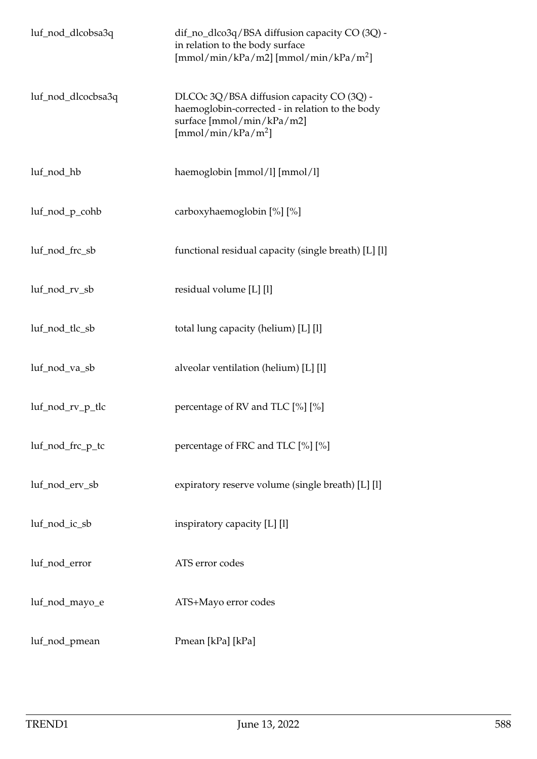| | |
|---|---|
| luf_nod_dlcobsa3q | dif_no_dlco3q/BSA diffusion capacity CO (3Q) - in relation to the body surface [mmol/min/kPa/m2] [mmol/min/kPa/$m^2$] |
| luf_nod_dlcocbsa3q | DLCOc 3Q/BSA diffusion capacity CO (3Q) - haemoglobin-corrected - in relation to the body surface [mmol/min/kPa/m2] [mmol/min/kPa/$m^2$] |
| luf_nod_hb | haemoglobin [mmol/l] [mmol/l] |
| luf_nod_p_cohb | carboxyhaemoglobin [%] [%] |
| luf_nod_frc_sb | functional residual capacity (single breath) [L] [l] |
| luf_nod_rv_sb | residual volume [L] [l] |
| luf_nod_tlc_sb | total lung capacity (helium) [L] [l] |
| luf_nod_va_sb | alveolar ventilation (helium) [L] [l] |
| luf_nod_rv_p_tlc | percentage of RV and TLC [%] [%] |
| luf_nod_frc_p_tc | percentage of FRC and TLC [%] [%] |
| luf_nod_erv_sb | expiratory reserve volume (single breath) [L] [l] |
| luf_nod_ic_sb | inspiratory capacity [L] [l] |
| luf_nod_error | ATS error codes |
| luf_nod_mayo_e | ATS+Mayo error codes |
| luf_nod_pmean | Pmean [kPa] [kPa] |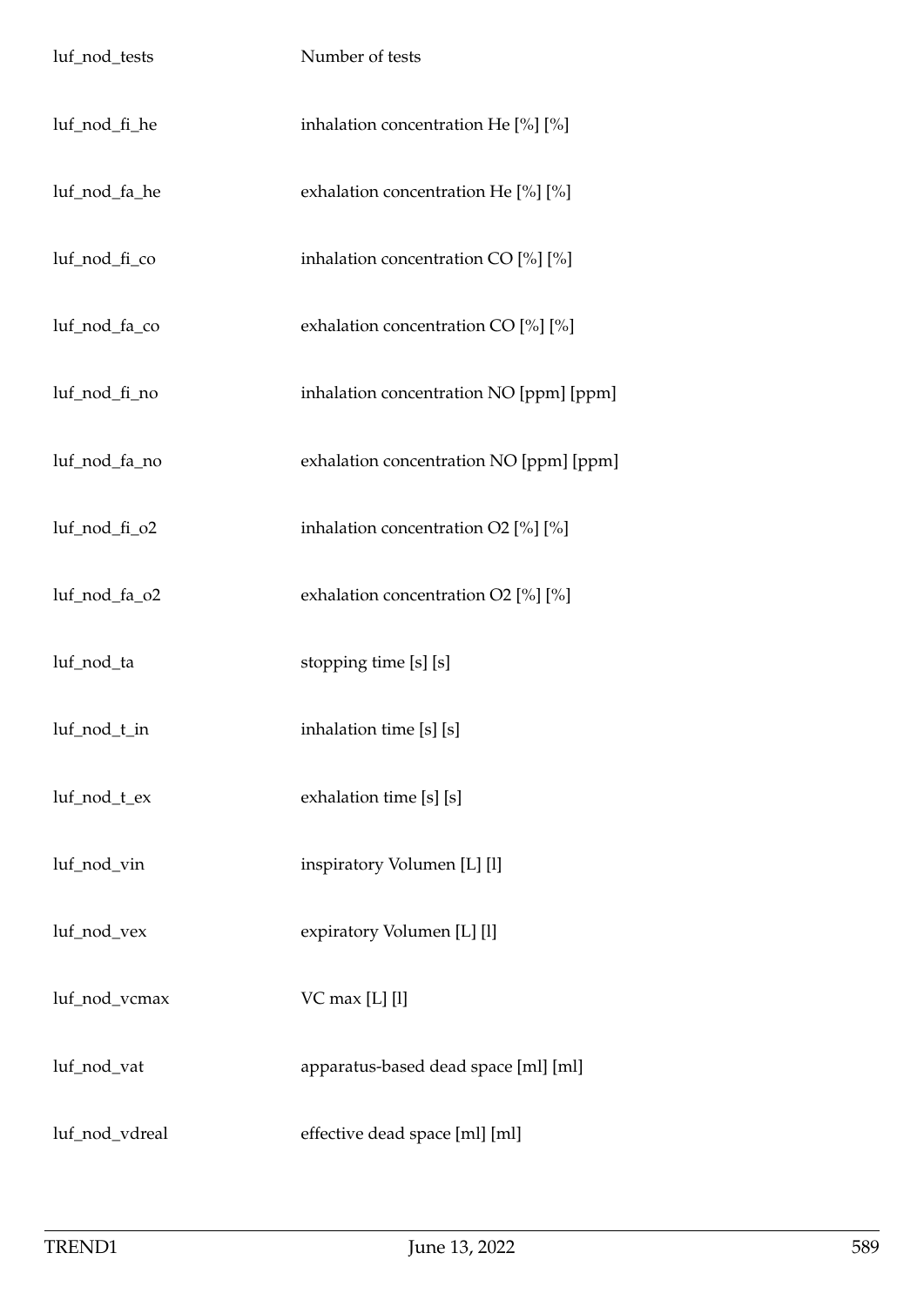| | |
|---|---|
| luf_nod_tests | Number of tests |
| luf_nod_fi_he | inhalation concentration He [%] [%] |
| luf_nod_fa_he | exhalation concentration He [%] [%] |
| luf_nod_fi_co | inhalation concentration CO [%] [%] |
| luf_nod_fa_co | exhalation concentration CO [%] [%] |
| luf_nod_fi_no | inhalation concentration NO [ppm] [ppm] |
| luf_nod_fa_no | exhalation concentration NO [ppm] [ppm] |
| luf_nod_fi_o2 | inhalation concentration O2 [%] [%] |
| luf_nod_fa_o2 | exhalation concentration O2 [%] [%] |
| luf_nod_ta | stopping time [s] [s] |
| luf_nod_t_in | inhalation time [s] [s] |
| luf_nod_t_ex | exhalation time [s] [s] |
| luf_nod_vin | inspiratory Volumen [L] [l] |
| luf_nod_vex | expiratory Volumen [L] [l] |
| luf_nod_vcmax | VC max [L] [l] |
| luf_nod_vat | apparatus-based dead space [ml] [ml] |
| luf_nod_vdreal | effective dead space [ml] [ml] |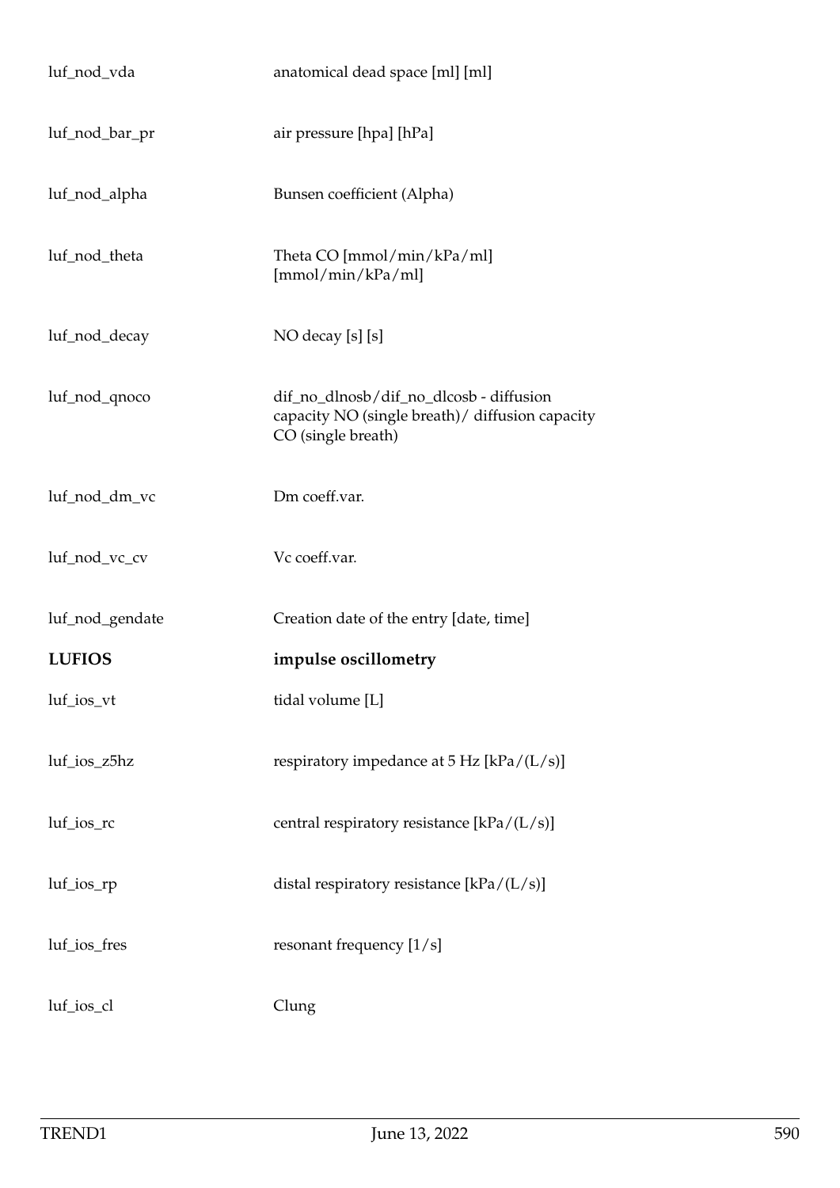| | |
|---|---|
| luf_nod_vda | anatomical dead space [ml] [ml] |
| luf_nod_bar_pr | air pressure [hpa] [hPa] |
| luf_nod_alpha | Bunsen coefficient (Alpha) |
| luf_nod_theta | Theta CO [mmol/min/kPa/ml] [mmol/min/kPa/ml] |
| luf_nod_decay | NO decay [s] [s] |
| luf_nod_qnoco | dif_no_dlnosb/dif_no_dlcosb - diffusion capacity NO (single breath)/ diffusion capacity CO (single breath) |
| luf_nod_dm_vc | Dm coeff.var. |
| luf_nod_vc_cv | Vc coeff.var. |
| luf_nod_gendate | Creation date of the entry [date, time] |
| **LUFIOS** | **impulse oscillometry** |
| luf_ios_vt | tidal volume [L] |
| luf_ios_z5hz | respiratory impedance at 5 Hz [kPa/(L/s)] |
| luf_ios_rc | central respiratory resistance [kPa/(L/s)] |
| luf_ios_rp | distal respiratory resistance [kPa/(L/s)] |
| luf_ios_fres | resonant frequency [1/s] |
| luf_ios_cl | Clung |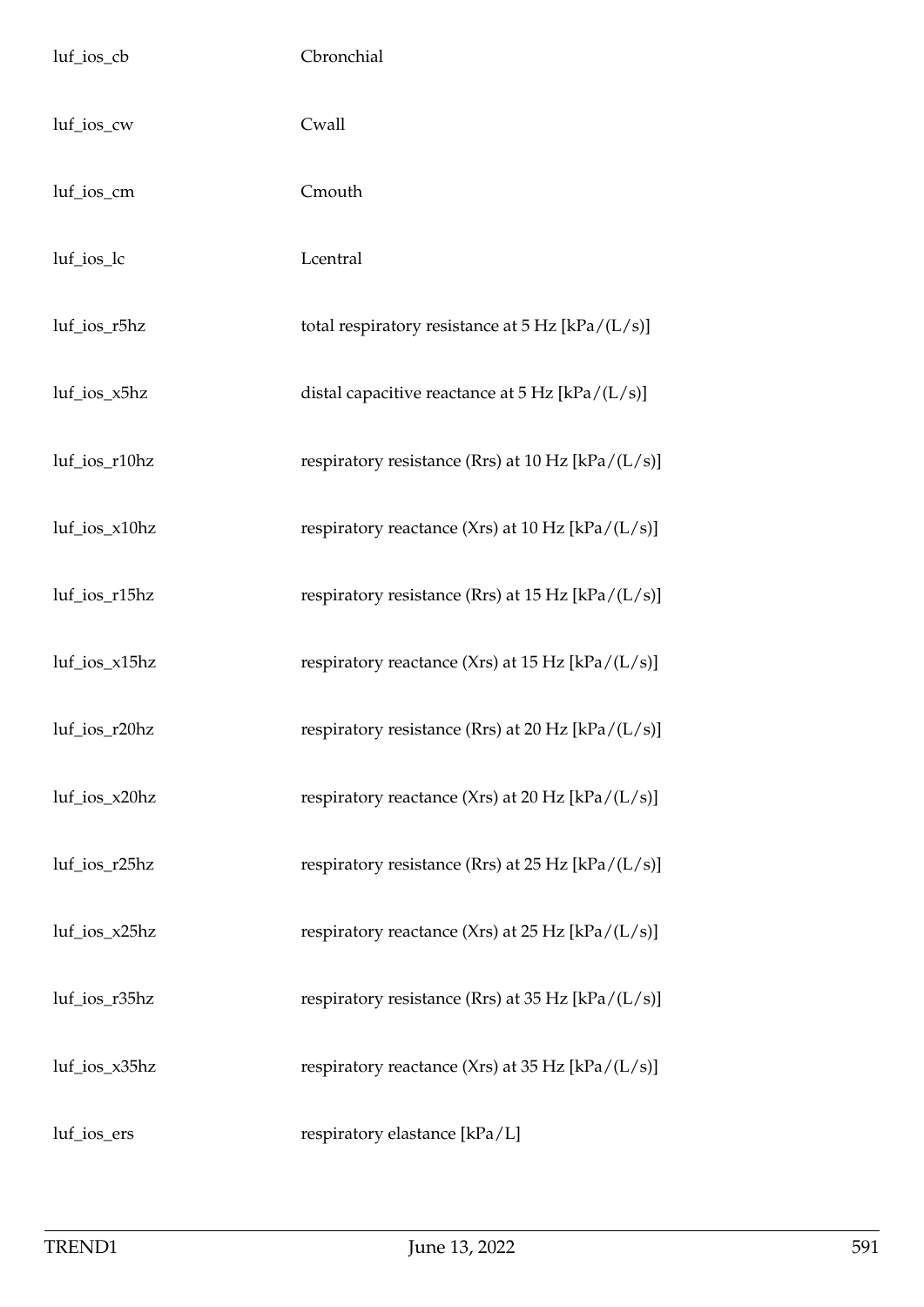| | |
|---|---|
| luf_ios_cb | Cbronchial |
| luf_ios_cw | Cwall |
| luf_ios_cm | Cmouth |
| luf_ios_lc | Lcentral |
| luf_ios_r5hz | total respiratory resistance at 5 Hz [kPa/(L/s)] |
| luf_ios_x5hz | distal capacitive reactance at 5 Hz [kPa/(L/s)] |
| luf_ios_r10hz | respiratory resistance (Rrs) at 10 Hz [kPa/(L/s)] |
| luf_ios_x10hz | respiratory reactance (Xrs) at 10 Hz [kPa/(L/s)] |
| luf_ios_r15hz | respiratory resistance (Rrs) at 15 Hz [kPa/(L/s)] |
| luf_ios_x15hz | respiratory reactance (Xrs) at 15 Hz [kPa/(L/s)] |
| luf_ios_r20hz | respiratory resistance (Rrs) at 20 Hz [kPa/(L/s)] |
| luf_ios_x20hz | respiratory reactance (Xrs) at 20 Hz [kPa/(L/s)] |
| luf_ios_r25hz | respiratory resistance (Rrs) at 25 Hz [kPa/(L/s)] |
| luf_ios_x25hz | respiratory reactance (Xrs) at 25 Hz [kPa/(L/s)] |
| luf_ios_r35hz | respiratory resistance (Rrs) at 35 Hz [kPa/(L/s)] |
| luf_ios_x35hz | respiratory reactance (Xrs) at 35 Hz [kPa/(L/s)] |
| luf_ios_ers | respiratory elastance [kPa/L] |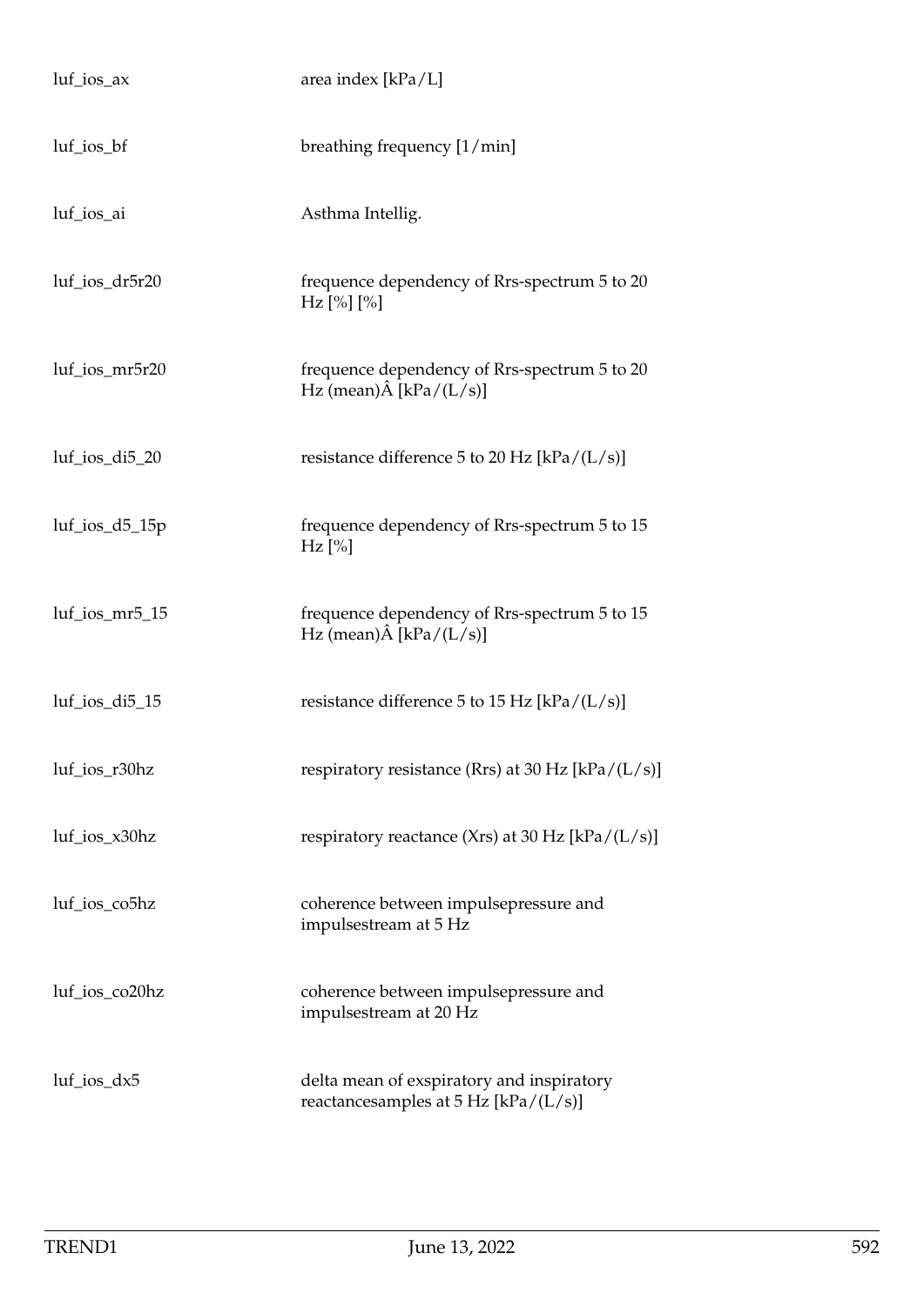| | |
|---|---|
| luf_ios_ax | area index [kPa/L] |
| luf_ios_bf | breathing frequency [1/min] |
| luf_ios_ai | Asthma Intellig. |
| luf_ios_dr5r20 | frequence dependency of Rrs-spectrum 5 to 20 Hz [%] [%] |
| luf_ios_mr5r20 | frequence dependency of Rrs-spectrum 5 to 20 Hz (mean)Â [kPa/(L/s)] |
| luf_ios_di5_20 | resistance difference 5 to 20 Hz [kPa/(L/s)] |
| luf_ios_d5_15p | frequence dependency of Rrs-spectrum 5 to 15 Hz [%] |
| luf_ios_mr5_15 | frequence dependency of Rrs-spectrum 5 to 15 Hz (mean)Â [kPa/(L/s)] |
| luf_ios_di5_15 | resistance difference 5 to 15 Hz [kPa/(L/s)] |
| luf_ios_r30hz | respiratory resistance (Rrs) at 30 Hz [kPa/(L/s)] |
| luf_ios_x30hz | respiratory reactance (Xrs) at 30 Hz [kPa/(L/s)] |
| luf_ios_co5hz | coherence between impulsepressure and impulsestream at 5 Hz |
| luf_ios_co20hz | coherence between impulsepressure and impulsestream at 20 Hz |
| luf_ios_dx5 | delta mean of exspiratory and inspiratory reactancesamples at 5 Hz [kPa/(L/s)] |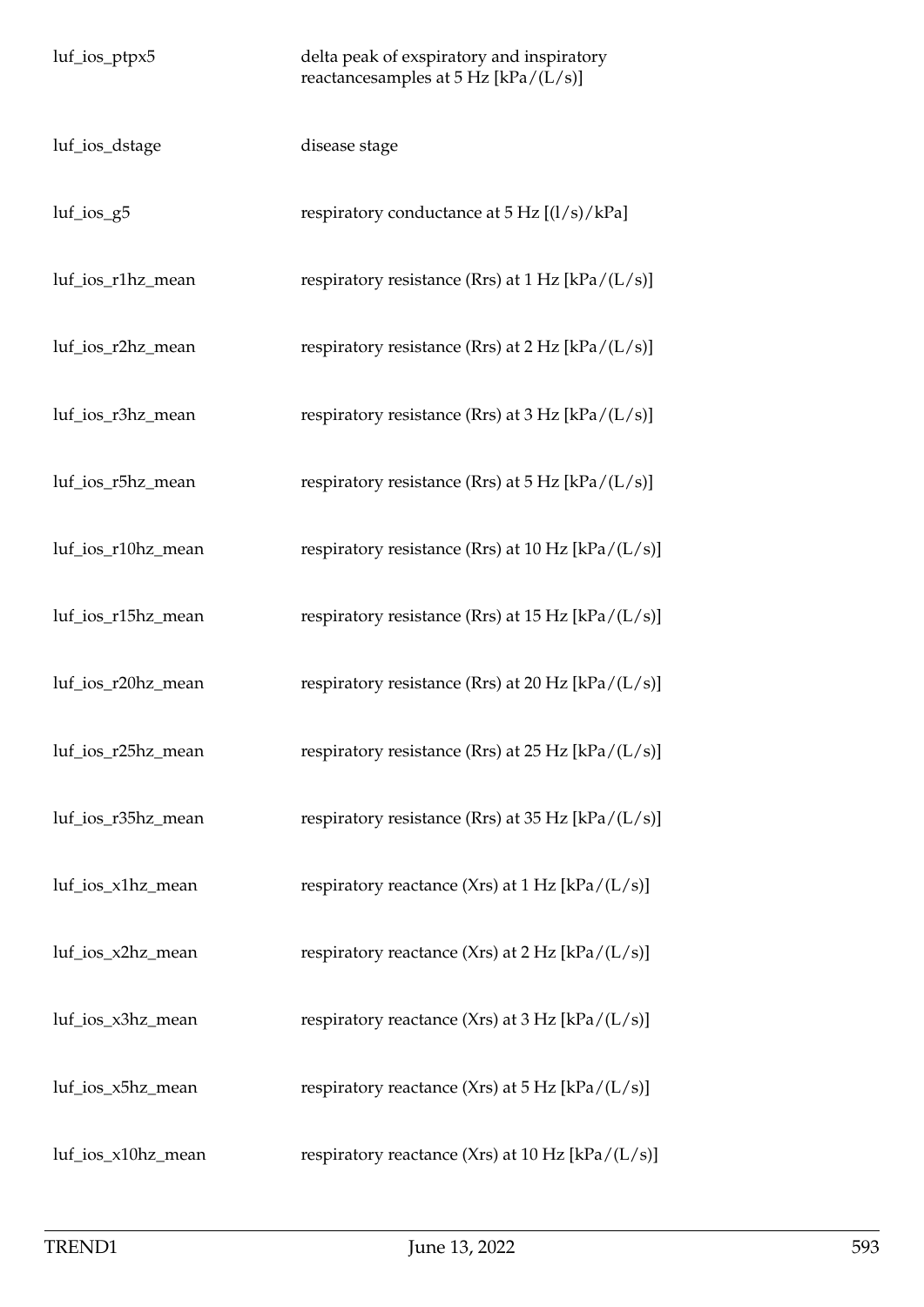| | |
|---|---|
| luf_ios_ptpx5 | delta peak of exspiratory and inspiratory reactancesamples at 5 Hz [kPa/(L/s)] |
| luf_ios_dstage | disease stage |
| luf_ios_g5 | respiratory conductance at 5 Hz [(l/s)/kPa] |
| luf_ios_r1hz_mean | respiratory resistance (Rrs) at 1 Hz [kPa/(L/s)] |
| luf_ios_r2hz_mean | respiratory resistance (Rrs) at 2 Hz [kPa/(L/s)] |
| luf_ios_r3hz_mean | respiratory resistance (Rrs) at 3 Hz [kPa/(L/s)] |
| luf_ios_r5hz_mean | respiratory resistance (Rrs) at 5 Hz [kPa/(L/s)] |
| luf_ios_r10hz_mean | respiratory resistance (Rrs) at 10 Hz [kPa/(L/s)] |
| luf_ios_r15hz_mean | respiratory resistance (Rrs) at 15 Hz [kPa/(L/s)] |
| luf_ios_r20hz_mean | respiratory resistance (Rrs) at 20 Hz [kPa/(L/s)] |
| luf_ios_r25hz_mean | respiratory resistance (Rrs) at 25 Hz [kPa/(L/s)] |
| luf_ios_r35hz_mean | respiratory resistance (Rrs) at 35 Hz [kPa/(L/s)] |
| luf_ios_x1hz_mean | respiratory reactance (Xrs) at 1 Hz [kPa/(L/s)] |
| luf_ios_x2hz_mean | respiratory reactance (Xrs) at 2 Hz [kPa/(L/s)] |
| luf_ios_x3hz_mean | respiratory reactance (Xrs) at 3 Hz [kPa/(L/s)] |
| luf_ios_x5hz_mean | respiratory reactance (Xrs) at 5 Hz [kPa/(L/s)] |
| luf_ios_x10hz_mean | respiratory reactance (Xrs) at 10 Hz [kPa/(L/s)] |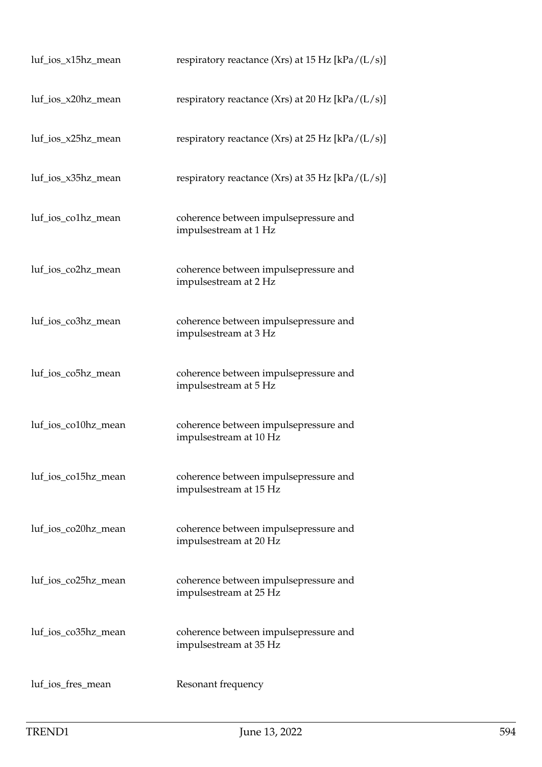| | |
|---|---|
| luf_ios_x15hz_mean | respiratory reactance (Xrs) at 15 Hz [kPa/(L/s)] |
| luf_ios_x20hz_mean | respiratory reactance (Xrs) at 20 Hz [kPa/(L/s)] |
| luf_ios_x25hz_mean | respiratory reactance (Xrs) at 25 Hz [kPa/(L/s)] |
| luf_ios_x35hz_mean | respiratory reactance (Xrs) at 35 Hz [kPa/(L/s)] |
| luf_ios_co1hz_mean | coherence between impulsepressure and impulsestream at 1 Hz |
| luf_ios_co2hz_mean | coherence between impulsepressure and impulsestream at 2 Hz |
| luf_ios_co3hz_mean | coherence between impulsepressure and impulsestream at 3 Hz |
| luf_ios_co5hz_mean | coherence between impulsepressure and impulsestream at 5 Hz |
| luf_ios_co10hz_mean | coherence between impulsepressure and impulsestream at 10 Hz |
| luf_ios_co15hz_mean | coherence between impulsepressure and impulsestream at 15 Hz |
| luf_ios_co20hz_mean | coherence between impulsepressure and impulsestream at 20 Hz |
| luf_ios_co25hz_mean | coherence between impulsepressure and impulsestream at 25 Hz |
| luf_ios_co35hz_mean | coherence between impulsepressure and impulsestream at 35 Hz |
| luf_ios_fres_mean | Resonant frequency |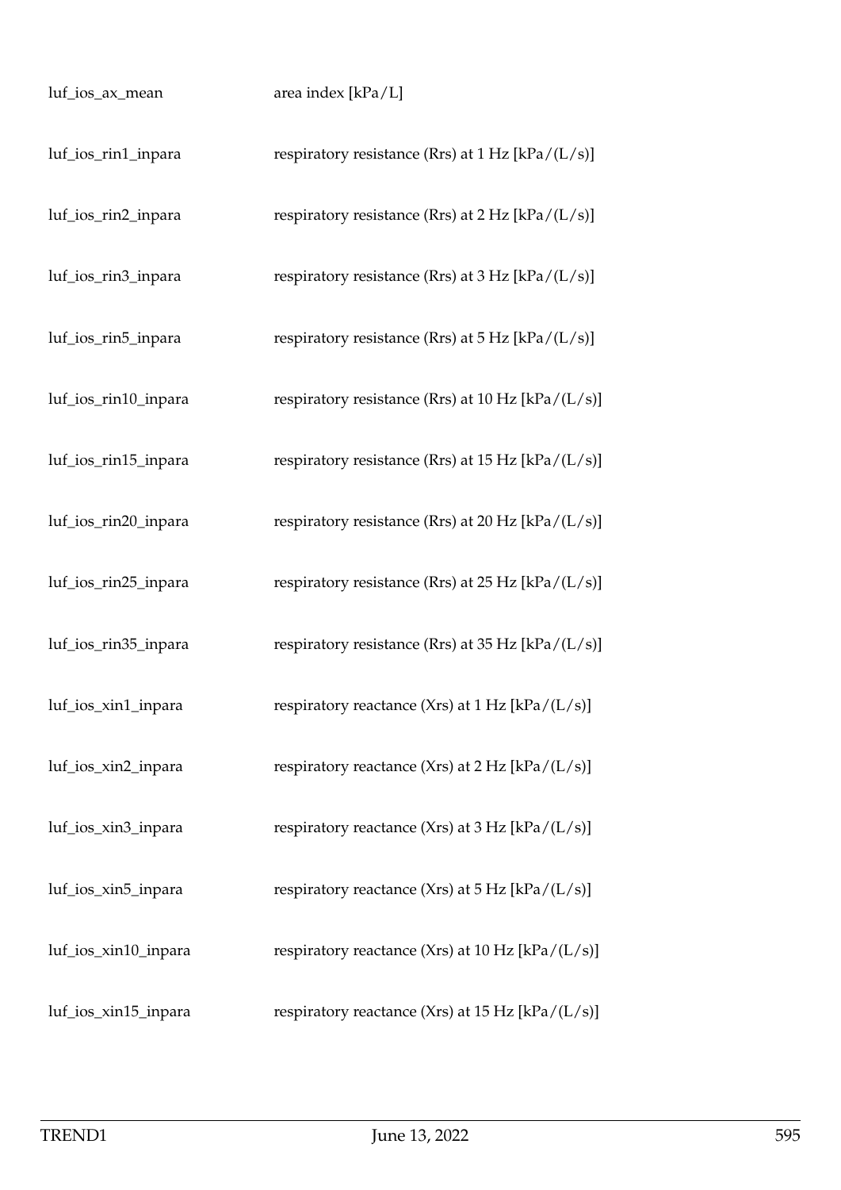| | |
|---|---|
| luf_ios_ax_mean | area index [kPa/L] |
| luf_ios_rin1_inpara | respiratory resistance (Rrs) at 1 Hz [kPa/(L/s)] |
| luf_ios_rin2_inpara | respiratory resistance (Rrs) at 2 Hz [kPa/(L/s)] |
| luf_ios_rin3_inpara | respiratory resistance (Rrs) at 3 Hz [kPa/(L/s)] |
| luf_ios_rin5_inpara | respiratory resistance (Rrs) at 5 Hz [kPa/(L/s)] |
| luf_ios_rin10_inpara | respiratory resistance (Rrs) at 10 Hz [kPa/(L/s)] |
| luf_ios_rin15_inpara | respiratory resistance (Rrs) at 15 Hz [kPa/(L/s)] |
| luf_ios_rin20_inpara | respiratory resistance (Rrs) at 20 Hz [kPa/(L/s)] |
| luf_ios_rin25_inpara | respiratory resistance (Rrs) at 25 Hz [kPa/(L/s)] |
| luf_ios_rin35_inpara | respiratory resistance (Rrs) at 35 Hz [kPa/(L/s)] |
| luf_ios_xin1_inpara | respiratory reactance (Xrs) at 1 Hz [kPa/(L/s)] |
| luf_ios_xin2_inpara | respiratory reactance (Xrs) at 2 Hz [kPa/(L/s)] |
| luf_ios_xin3_inpara | respiratory reactance (Xrs) at 3 Hz [kPa/(L/s)] |
| luf_ios_xin5_inpara | respiratory reactance (Xrs) at 5 Hz [kPa/(L/s)] |
| luf_ios_xin10_inpara | respiratory reactance (Xrs) at 10 Hz [kPa/(L/s)] |
| luf_ios_xin15_inpara | respiratory reactance (Xrs) at 15 Hz [kPa/(L/s)] |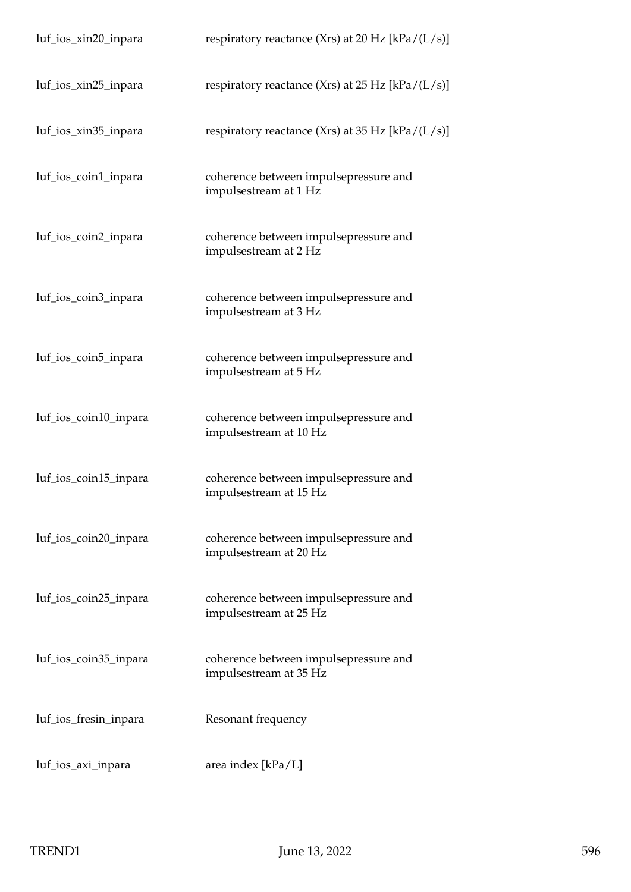| | |
|---|---|
| luf_ios_xin20_inpara | respiratory reactance (Xrs) at 20 Hz [kPa/(L/s)] |
| luf_ios_xin25_inpara | respiratory reactance (Xrs) at 25 Hz [kPa/(L/s)] |
| luf_ios_xin35_inpara | respiratory reactance (Xrs) at 35 Hz [kPa/(L/s)] |
| luf_ios_coin1_inpara | coherence between impulsepressure and impulsestream at 1 Hz |
| luf_ios_coin2_inpara | coherence between impulsepressure and impulsestream at 2 Hz |
| luf_ios_coin3_inpara | coherence between impulsepressure and impulsestream at 3 Hz |
| luf_ios_coin5_inpara | coherence between impulsepressure and impulsestream at 5 Hz |
| luf_ios_coin10_inpara | coherence between impulsepressure and impulsestream at 10 Hz |
| luf_ios_coin15_inpara | coherence between impulsepressure and impulsestream at 15 Hz |
| luf_ios_coin20_inpara | coherence between impulsepressure and impulsestream at 20 Hz |
| luf_ios_coin25_inpara | coherence between impulsepressure and impulsestream at 25 Hz |
| luf_ios_coin35_inpara | coherence between impulsepressure and impulsestream at 35 Hz |
| luf_ios_fresin_inpara | Resonant frequency |
| luf_ios_axi_inpara | area index [kPa/L] |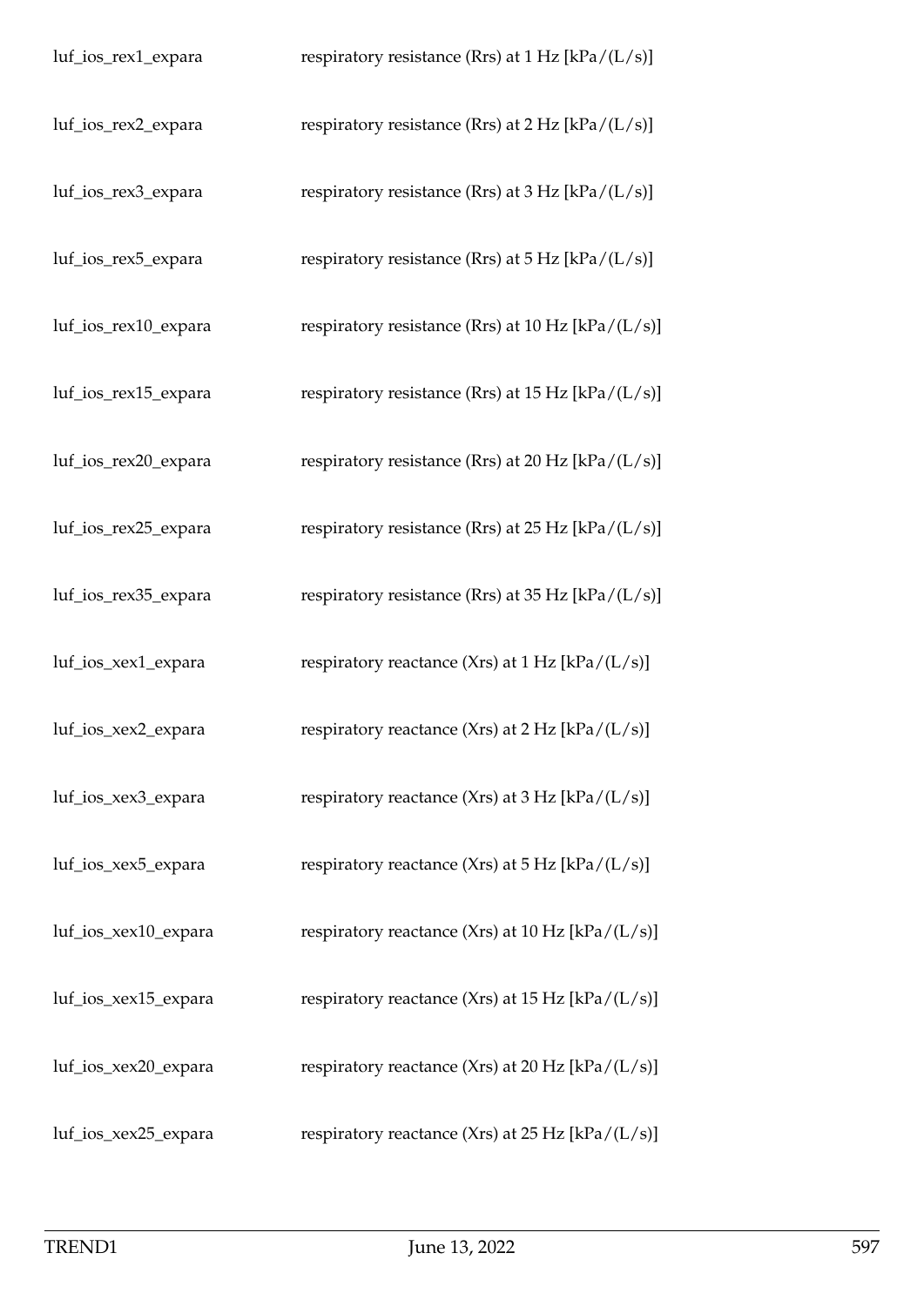| | |
|---|---|
| luf_ios_rex1_expara | respiratory resistance (Rrs) at 1 Hz [kPa/(L/s)] |
| luf_ios_rex2_expara | respiratory resistance (Rrs) at 2 Hz [kPa/(L/s)] |
| luf_ios_rex3_expara | respiratory resistance (Rrs) at 3 Hz [kPa/(L/s)] |
| luf_ios_rex5_expara | respiratory resistance (Rrs) at 5 Hz [kPa/(L/s)] |
| luf_ios_rex10_expara | respiratory resistance (Rrs) at 10 Hz [kPa/(L/s)] |
| luf_ios_rex15_expara | respiratory resistance (Rrs) at 15 Hz [kPa/(L/s)] |
| luf_ios_rex20_expara | respiratory resistance (Rrs) at 20 Hz [kPa/(L/s)] |
| luf_ios_rex25_expara | respiratory resistance (Rrs) at 25 Hz [kPa/(L/s)] |
| luf_ios_rex35_expara | respiratory resistance (Rrs) at 35 Hz [kPa/(L/s)] |
| luf_ios_xex1_expara | respiratory reactance (Xrs) at 1 Hz [kPa/(L/s)] |
| luf_ios_xex2_expara | respiratory reactance (Xrs) at 2 Hz [kPa/(L/s)] |
| luf_ios_xex3_expara | respiratory reactance (Xrs) at 3 Hz [kPa/(L/s)] |
| luf_ios_xex5_expara | respiratory reactance (Xrs) at 5 Hz [kPa/(L/s)] |
| luf_ios_xex10_expara | respiratory reactance (Xrs) at 10 Hz [kPa/(L/s)] |
| luf_ios_xex15_expara | respiratory reactance (Xrs) at 15 Hz [kPa/(L/s)] |
| luf_ios_xex20_expara | respiratory reactance (Xrs) at 20 Hz [kPa/(L/s)] |
| luf_ios_xex25_expara | respiratory reactance (Xrs) at 25 Hz [kPa/(L/s)] |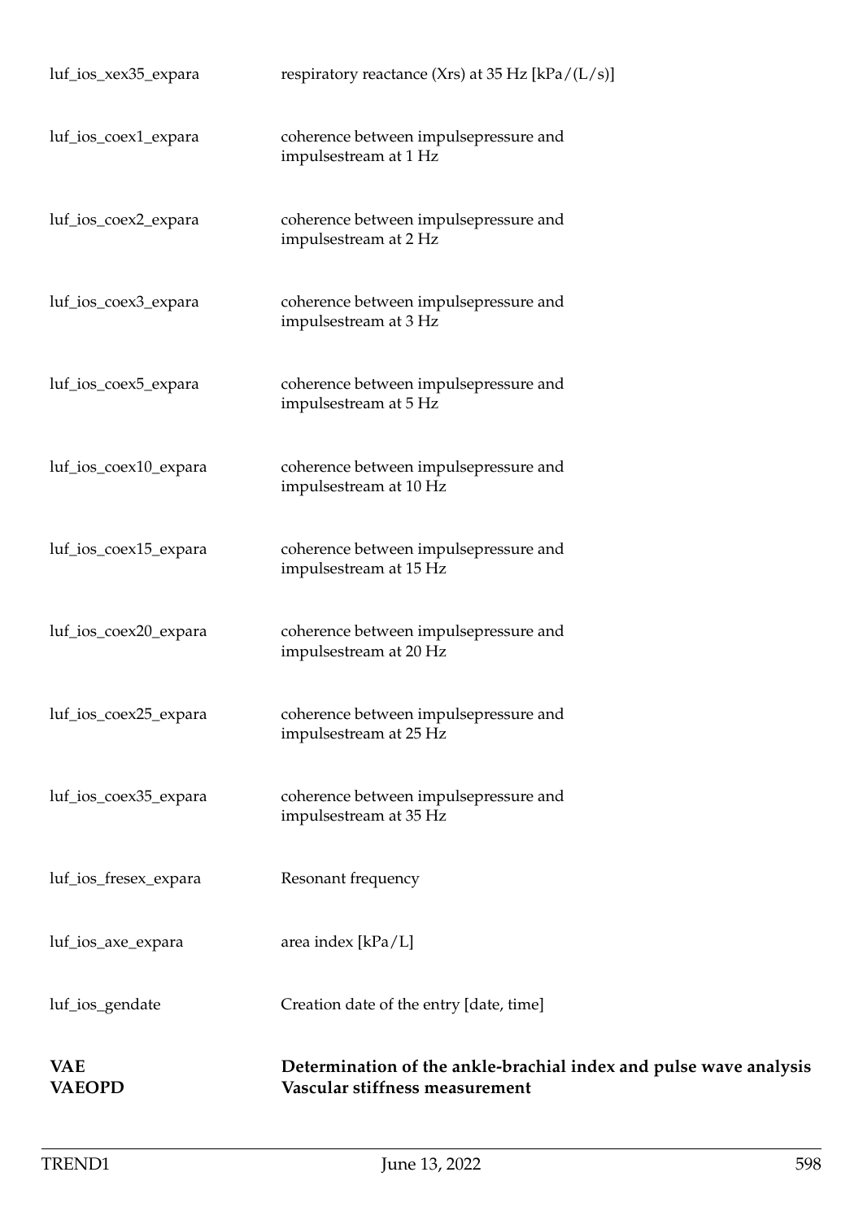| | |
|---|---|
| luf_ios_xex35_expara | respiratory reactance (Xrs) at 35 Hz [kPa/(L/s)] |
| luf_ios_coex1_expara | coherence between impulsepressure and impulsestream at 1 Hz |
| luf_ios_coex2_expara | coherence between impulsepressure and impulsestream at 2 Hz |
| luf_ios_coex3_expara | coherence between impulsepressure and impulsestream at 3 Hz |
| luf_ios_coex5_expara | coherence between impulsepressure and impulsestream at 5 Hz |
| luf_ios_coex10_expara | coherence between impulsepressure and impulsestream at 10 Hz |
| luf_ios_coex15_expara | coherence between impulsepressure and impulsestream at 15 Hz |
| luf_ios_coex20_expara | coherence between impulsepressure and impulsestream at 20 Hz |
| luf_ios_coex25_expara | coherence between impulsepressure and impulsestream at 25 Hz |
| luf_ios_coex35_expara | coherence between impulsepressure and impulsestream at 35 Hz |
| luf_ios_fresex_expara | Resonant frequency |
| luf_ios_axe_expara | area index [kPa/L] |
| luf_ios_gendate | Creation date of the entry [date, time] |

**VAE** **Determination of the ankle-brachial index and pulse wave analysis**
**VAEOPD** **Vascular stiffness measurement**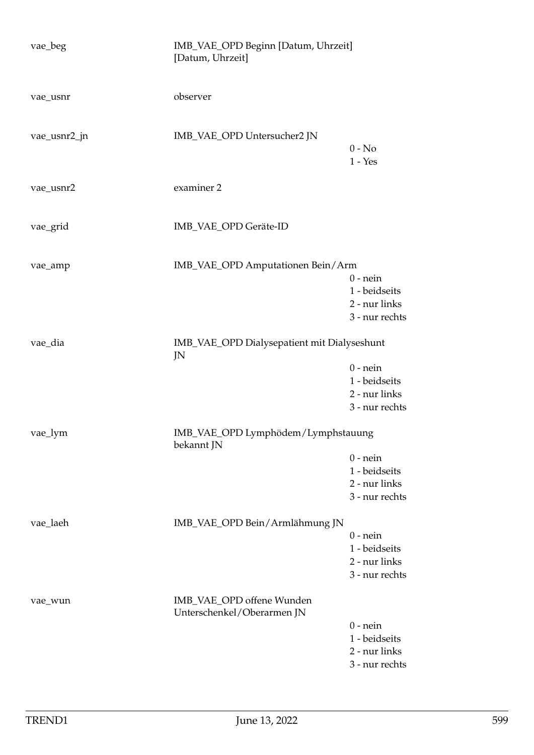| | | |
|---|---|---|
| vae_beg | IMB_VAE_OPD Beginn [Datum, Uhrzeit] [Datum, Uhrzeit] | |
| vae_usnr | observer | |
| vae_usnr2_jn | IMB_VAE_OPD Untersucher2 JN | 0 - No<br>1 - Yes |
| vae_usnr2 | examiner 2 | |
| vae_grid | IMB_VAE_OPD Geräte-ID | |
| vae_amp | IMB_VAE_OPD Amputationen Bein/Arm | 0 - nein<br>1 - beidseits<br>2 - nur links<br>3 - nur rechts |
| vae_dia | IMB_VAE_OPD Dialysepatient mit Dialyseshunt JN | 0 - nein<br>1 - beidseits<br>2 - nur links<br>3 - nur rechts |
| vae_lym | IMB_VAE_OPD Lymphödem/Lymphstauung bekannt JN | 0 - nein<br>1 - beidseits<br>2 - nur links<br>3 - nur rechts |
| vae_laeh | IMB_VAE_OPD Bein/Armlähmung JN | 0 - nein<br>1 - beidseits<br>2 - nur links<br>3 - nur rechts |
| vae_wun | IMB_VAE_OPD offene Wunden Unterschenkel/Oberarmen JN | 0 - nein<br>1 - beidseits<br>2 - nur links<br>3 - nur rechts |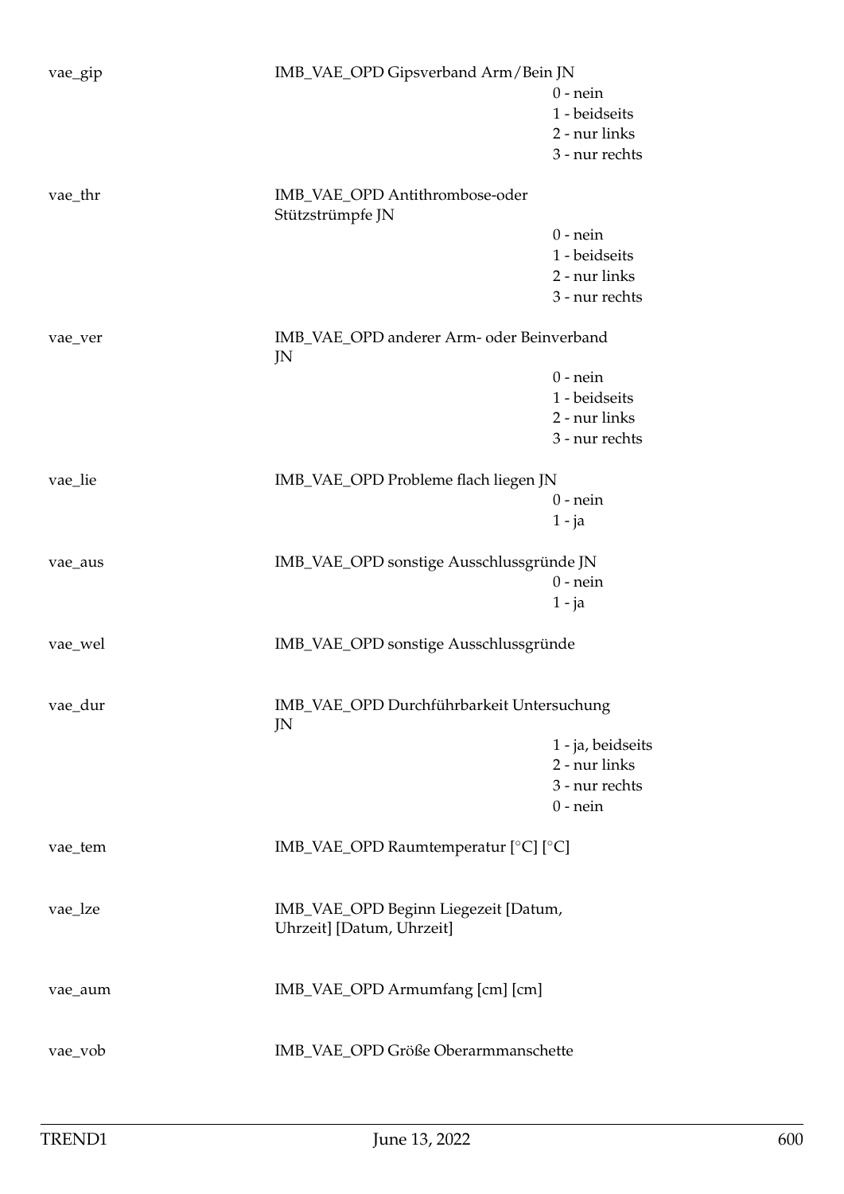| | | |
|---|---|---|
| vae_gip | IMB_VAE_OPD Gipsverband Arm/Bein JN | 0 - nein<br>1 - beidseits<br>2 - nur links<br>3 - nur rechts |
| vae_thr | IMB_VAE_OPD Antithrombose-oder Stützstrümpfe JN | 0 - nein<br>1 - beidseits<br>2 - nur links<br>3 - nur rechts |
| vae_ver | IMB_VAE_OPD anderer Arm- oder Beinverband JN | 0 - nein<br>1 - beidseits<br>2 - nur links<br>3 - nur rechts |
| vae_lie | IMB_VAE_OPD Probleme flach liegen JN | 0 - nein<br>1 - ja |
| vae_aus | IMB_VAE_OPD sonstige Ausschlussgründe JN | 0 - nein<br>1 - ja |
| vae_wel | IMB_VAE_OPD sonstige Ausschlussgründe | |
| vae_dur | IMB_VAE_OPD Durchführbarkeit Untersuchung JN | 1 - ja, beidseits<br>2 - nur links<br>3 - nur rechts<br>0 - nein |
| vae_tem | IMB_VAE_OPD Raumtemperatur [°C] [°C] | |
| vae_lze | IMB_VAE_OPD Beginn Liegezeit [Datum, Uhrzeit] [Datum, Uhrzeit] | |
| vae_aum | IMB_VAE_OPD Armumfang [cm] [cm] | |
| vae_vob | IMB_VAE_OPD Größe Oberarmmanschette | |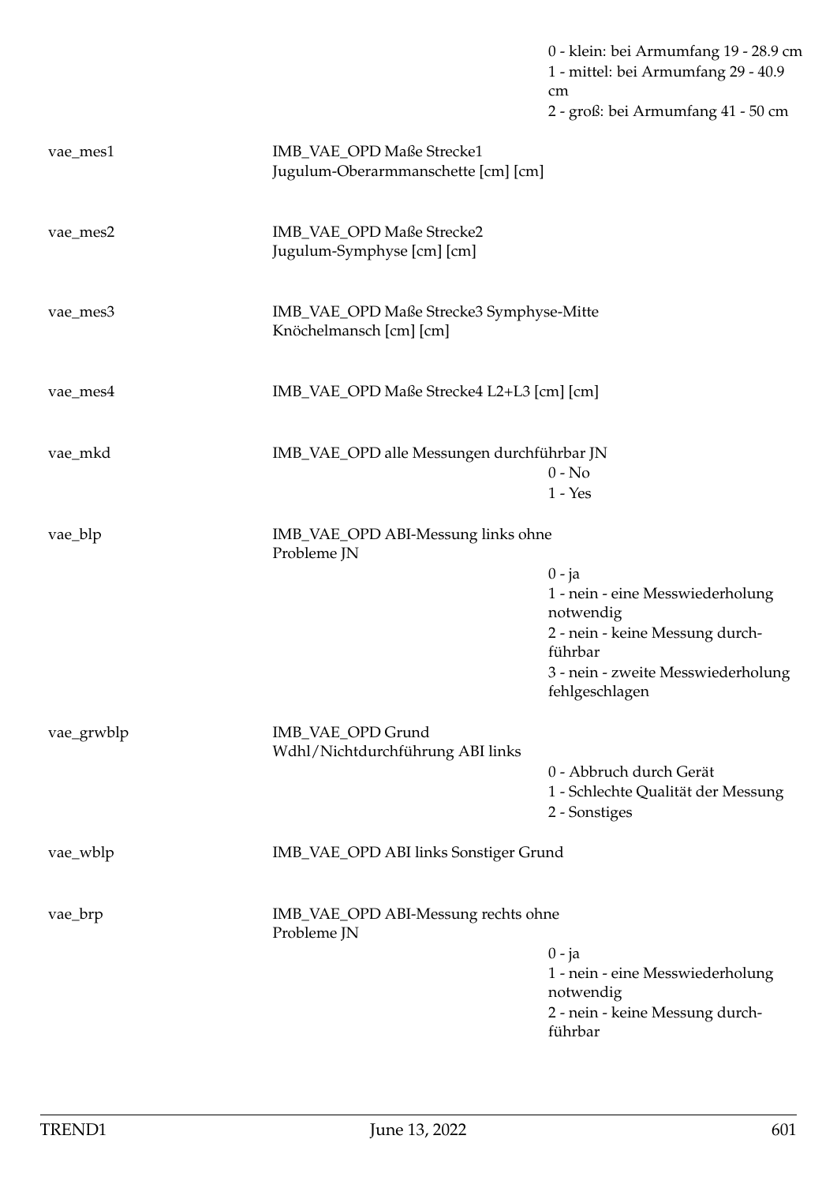| | | |
|---|---|---|
| | | 0 - klein: bei Armumfang 19 - 28.9 cm<br>1 - mittel: bei Armumfang 29 - 40.9 cm<br>2 - groß: bei Armumfang 41 - 50 cm |
| vae_mes1 | IMB_VAE_OPD Maße Strecke1 Jugulum-Oberarmmanschette [cm] [cm] | |
| vae_mes2 | IMB_VAE_OPD Maße Strecke2 Jugulum-Symphyse [cm] [cm] | |
| vae_mes3 | IMB_VAE_OPD Maße Strecke3 Symphyse-Mitte Knöchelmansch [cm] [cm] | |
| vae_mes4 | IMB_VAE_OPD Maße Strecke4 L2+L3 [cm] [cm] | |
| vae_mkd | IMB_VAE_OPD alle Messungen durchführbar JN | 0 - No<br>1 - Yes |
| vae_blp | IMB_VAE_OPD ABI-Messung links ohne Probleme JN | 0 - ja<br>1 - nein - eine Messwiederholung notwendig<br>2 - nein - keine Messung durchführbar<br>3 - nein - zweite Messwiederholung fehlgeschlagen |
| vae_grwblp | IMB_VAE_OPD Grund Wdhl/Nichtdurchführung ABI links | 0 - Abbruch durch Gerät<br>1 - Schlechte Qualität der Messung<br>2 - Sonstiges |
| vae_wblp | IMB_VAE_OPD ABI links Sonstiger Grund | |
| vae_brp | IMB_VAE_OPD ABI-Messung rechts ohne Probleme JN | 0 - ja<br>1 - nein - eine Messwiederholung notwendig<br>2 - nein - keine Messung durchführbar |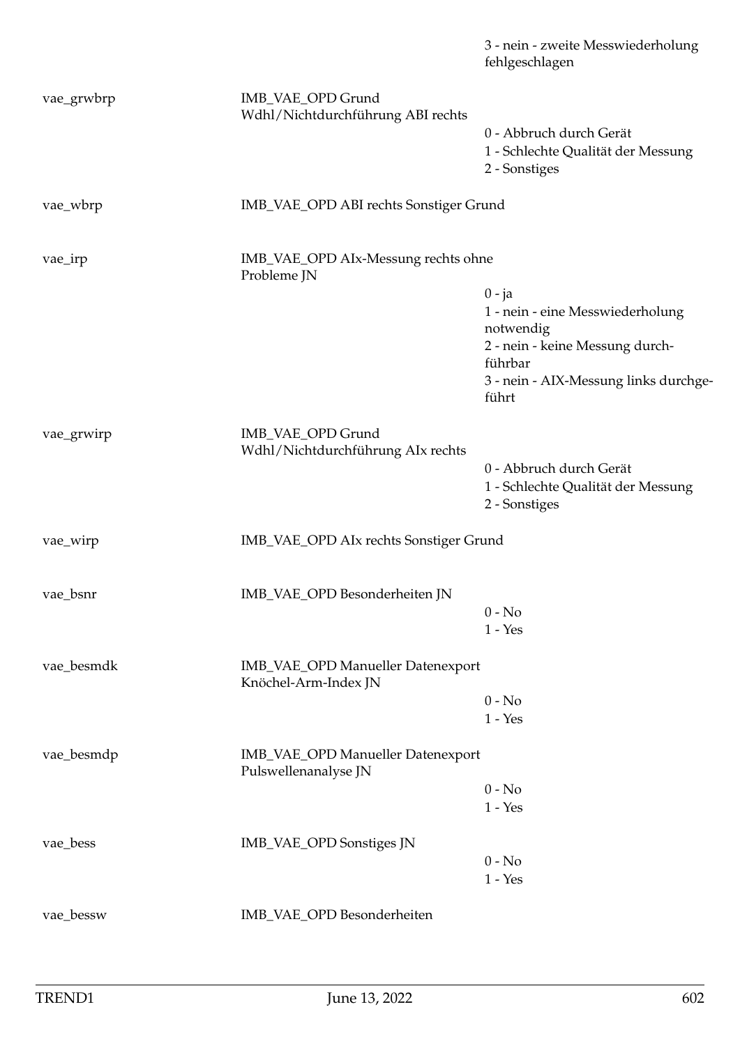| | | |
|---|---|---|
| | | 3 - nein - zweite Messwiederholung fehlgeschlagen |
| vae_grwbrp | IMB_VAE_OPD Grund Wdhl/Nichtdurchführung ABI rechts | 0 - Abbruch durch Gerät<br>1 - Schlechte Qualität der Messung<br>2 - Sonstiges |
| vae_wbrp | IMB_VAE_OPD ABI rechts Sonstiger Grund | |
| vae_irp | IMB_VAE_OPD AIx-Messung rechts ohne Probleme JN | 0 - ja<br>1 - nein - eine Messwiederholung notwendig<br>2 - nein - keine Messung durchführbar<br>3 - nein - AIX-Messung links durchgeführt |
| vae_grwirp | IMB_VAE_OPD Grund Wdhl/Nichtdurchführung AIx rechts | 0 - Abbruch durch Gerät<br>1 - Schlechte Qualität der Messung<br>2 - Sonstiges |
| vae_wirp | IMB_VAE_OPD AIx rechts Sonstiger Grund | |
| vae_bsnr | IMB_VAE_OPD Besonderheiten JN | 0 - No<br>1 - Yes |
| vae_besmdk | IMB_VAE_OPD Manueller Datenexport Knöchel-Arm-Index JN | 0 - No<br>1 - Yes |
| vae_besmdp | IMB_VAE_OPD Manueller Datenexport Pulswellenanalyse JN | 0 - No<br>1 - Yes |
| vae_bess | IMB_VAE_OPD Sonstiges JN | 0 - No<br>1 - Yes |
| vae_bessw | IMB_VAE_OPD Besonderheiten | |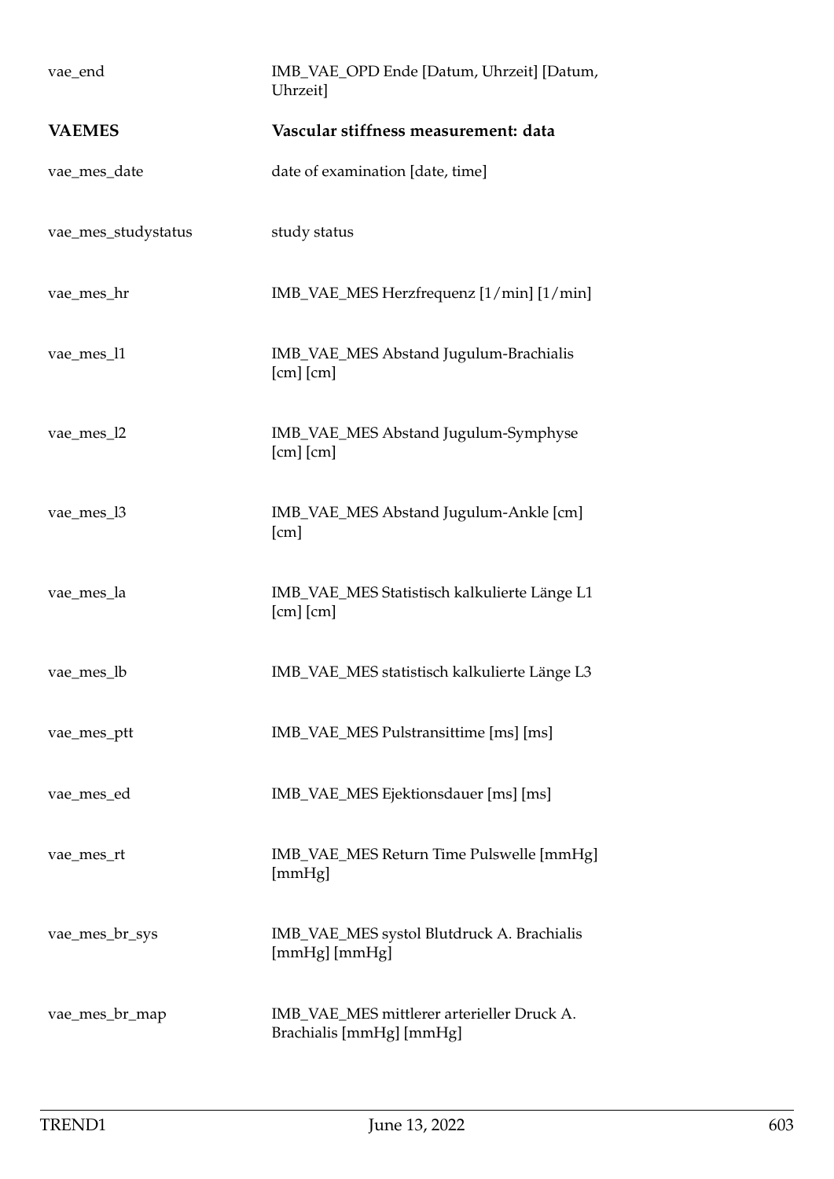| | |
|---|---|
| vae_end | IMB_VAE_OPD Ende [Datum, Uhrzeit] [Datum, Uhrzeit] |
| **VAEMES** | **Vascular stiffness measurement: data** |
| vae_mes_date | date of examination [date, time] |
| vae_mes_studystatus | study status |
| vae_mes_hr | IMB_VAE_MES Herzfrequenz [1/min] [1/min] |
| vae_mes_l1 | IMB_VAE_MES Abstand Jugulum-Brachialis [cm] [cm] |
| vae_mes_l2 | IMB_VAE_MES Abstand Jugulum-Symphyse [cm] [cm] |
| vae_mes_l3 | IMB_VAE_MES Abstand Jugulum-Ankle [cm] [cm] |
| vae_mes_la | IMB_VAE_MES Statistisch kalkulierte Länge L1 [cm] [cm] |
| vae_mes_lb | IMB_VAE_MES statistisch kalkulierte Länge L3 |
| vae_mes_ptt | IMB_VAE_MES Pulstransittime [ms] [ms] |
| vae_mes_ed | IMB_VAE_MES Ejektionsdauer [ms] [ms] |
| vae_mes_rt | IMB_VAE_MES Return Time Pulswelle [mmHg] [mmHg] |
| vae_mes_br_sys | IMB_VAE_MES systol Blutdruck A. Brachialis [mmHg] [mmHg] |
| vae_mes_br_map | IMB_VAE_MES mittlerer arterieller Druck A. Brachialis [mmHg] [mmHg] |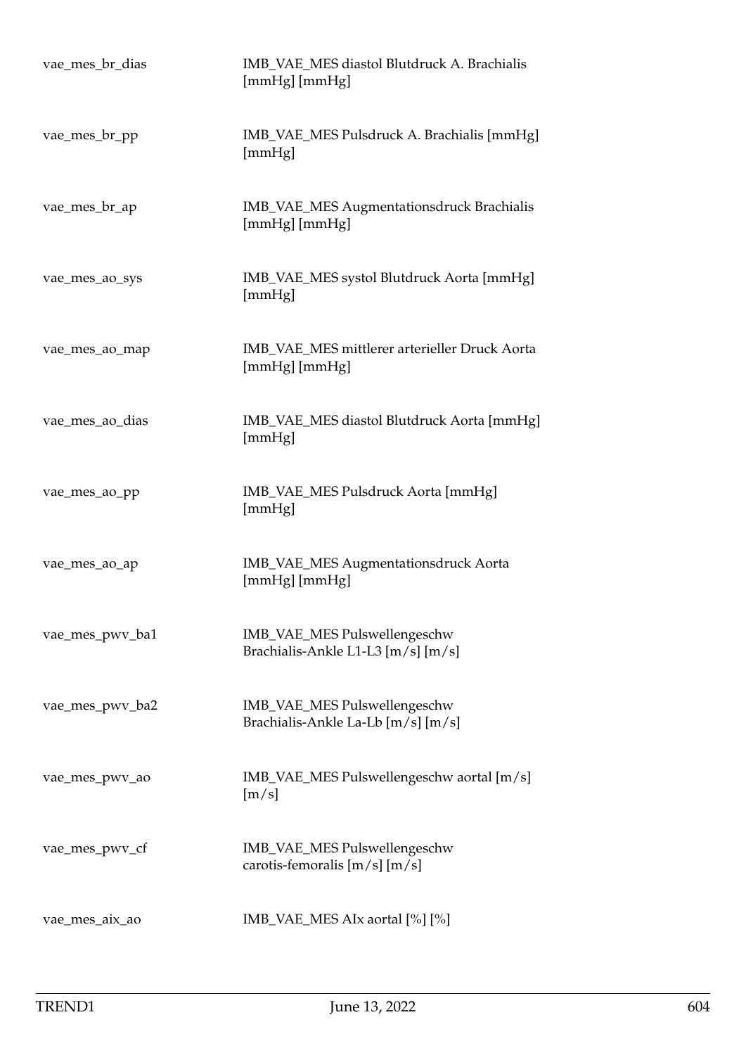| | |
|---|---|
| vae_mes_br_dias | IMB_VAE_MES diastol Blutdruck A. Brachialis [mmHg] [mmHg] |
| vae_mes_br_pp | IMB_VAE_MES Pulsdruck A. Brachialis [mmHg] [mmHg] |
| vae_mes_br_ap | IMB_VAE_MES Augmentationsdruck Brachialis [mmHg] [mmHg] |
| vae_mes_ao_sys | IMB_VAE_MES systol Blutdruck Aorta [mmHg] [mmHg] |
| vae_mes_ao_map | IMB_VAE_MES mittlerer arterieller Druck Aorta [mmHg] [mmHg] |
| vae_mes_ao_dias | IMB_VAE_MES diastol Blutdruck Aorta [mmHg] [mmHg] |
| vae_mes_ao_pp | IMB_VAE_MES Pulsdruck Aorta [mmHg] [mmHg] |
| vae_mes_ao_ap | IMB_VAE_MES Augmentationsdruck Aorta [mmHg] [mmHg] |
| vae_mes_pwv_ba1 | IMB_VAE_MES Pulswellengeschw Brachialis-Ankle L1-L3 [m/s] [m/s] |
| vae_mes_pwv_ba2 | IMB_VAE_MES Pulswellengeschw Brachialis-Ankle La-Lb [m/s] [m/s] |
| vae_mes_pwv_ao | IMB_VAE_MES Pulswellengeschw aortal [m/s] [m/s] |
| vae_mes_pwv_cf | IMB_VAE_MES Pulswellengeschw carotis-femoralis [m/s] [m/s] |
| vae_mes_aix_ao | IMB_VAE_MES AIx aortal [%] [%] |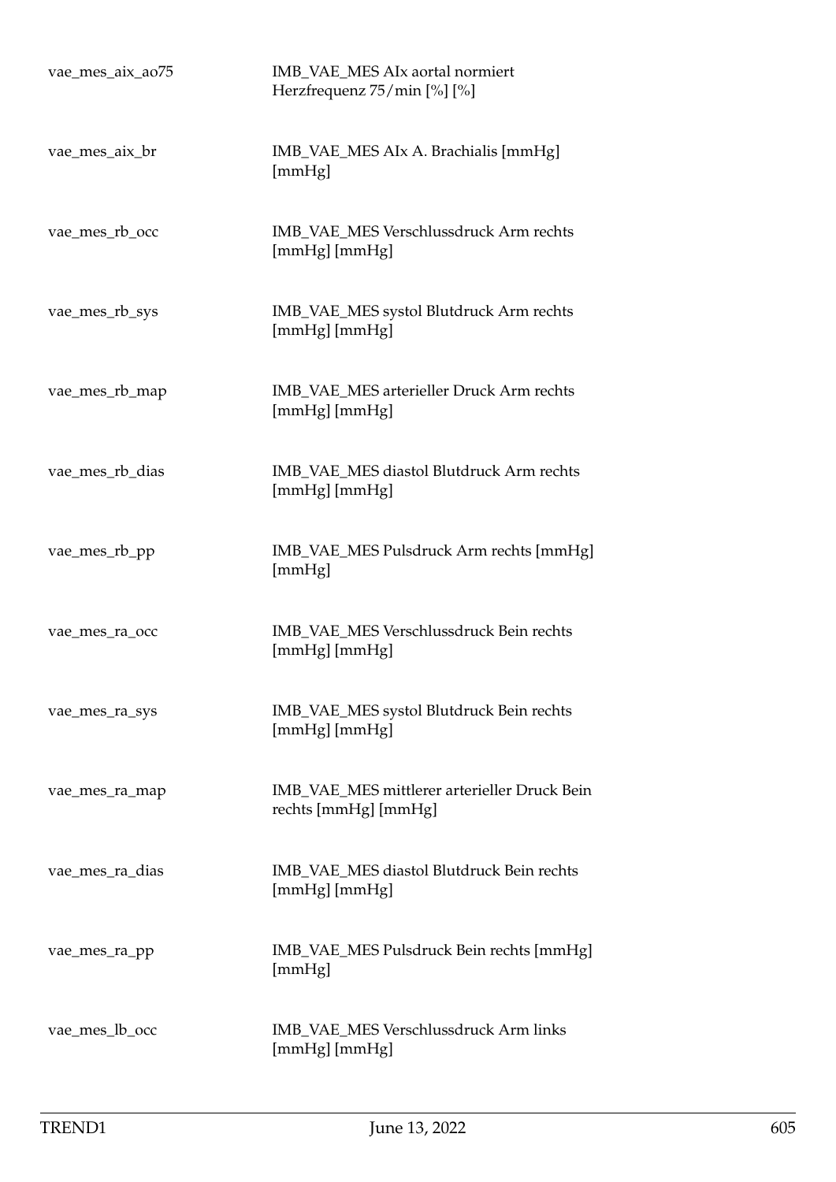| | |
|---|---|
| vae_mes_aix_ao75 | IMB_VAE_MES AIx aortal normiert Herzfrequenz 75/min [%] [%] |
| vae_mes_aix_br | IMB_VAE_MES AIx A. Brachialis [mmHg] [mmHg] |
| vae_mes_rb_occ | IMB_VAE_MES Verschlussdruck Arm rechts [mmHg] [mmHg] |
| vae_mes_rb_sys | IMB_VAE_MES systol Blutdruck Arm rechts [mmHg] [mmHg] |
| vae_mes_rb_map | IMB_VAE_MES arterieller Druck Arm rechts [mmHg] [mmHg] |
| vae_mes_rb_dias | IMB_VAE_MES diastol Blutdruck Arm rechts [mmHg] [mmHg] |
| vae_mes_rb_pp | IMB_VAE_MES Pulsdruck Arm rechts [mmHg] [mmHg] |
| vae_mes_ra_occ | IMB_VAE_MES Verschlussdruck Bein rechts [mmHg] [mmHg] |
| vae_mes_ra_sys | IMB_VAE_MES systol Blutdruck Bein rechts [mmHg] [mmHg] |
| vae_mes_ra_map | IMB_VAE_MES mittlerer arterieller Druck Bein rechts [mmHg] [mmHg] |
| vae_mes_ra_dias | IMB_VAE_MES diastol Blutdruck Bein rechts [mmHg] [mmHg] |
| vae_mes_ra_pp | IMB_VAE_MES Pulsdruck Bein rechts [mmHg] [mmHg] |
| vae_mes_lb_occ | IMB_VAE_MES Verschlussdruck Arm links [mmHg] [mmHg] |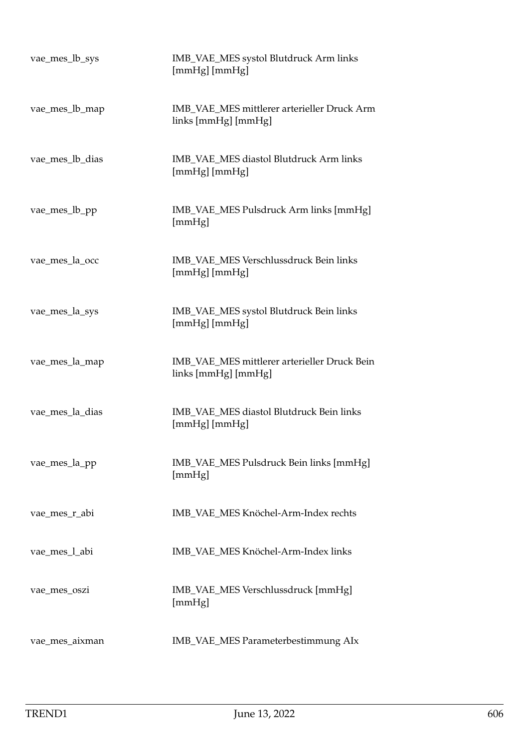| | |
|---|---|
| vae_mes_lb_sys | IMB_VAE_MES systol Blutdruck Arm links [mmHg] [mmHg] |
| vae_mes_lb_map | IMB_VAE_MES mittlerer arterieller Druck Arm links [mmHg] [mmHg] |
| vae_mes_lb_dias | IMB_VAE_MES diastol Blutdruck Arm links [mmHg] [mmHg] |
| vae_mes_lb_pp | IMB_VAE_MES Pulsdruck Arm links [mmHg] [mmHg] |
| vae_mes_la_occ | IMB_VAE_MES Verschlussdruck Bein links [mmHg] [mmHg] |
| vae_mes_la_sys | IMB_VAE_MES systol Blutdruck Bein links [mmHg] [mmHg] |
| vae_mes_la_map | IMB_VAE_MES mittlerer arterieller Druck Bein links [mmHg] [mmHg] |
| vae_mes_la_dias | IMB_VAE_MES diastol Blutdruck Bein links [mmHg] [mmHg] |
| vae_mes_la_pp | IMB_VAE_MES Pulsdruck Bein links [mmHg] [mmHg] |
| vae_mes_r_abi | IMB_VAE_MES Knöchel-Arm-Index rechts |
| vae_mes_l_abi | IMB_VAE_MES Knöchel-Arm-Index links |
| vae_mes_oszi | IMB_VAE_MES Verschlussdruck [mmHg] [mmHg] |
| vae_mes_aixman | IMB_VAE_MES Parameterbestimmung AIx |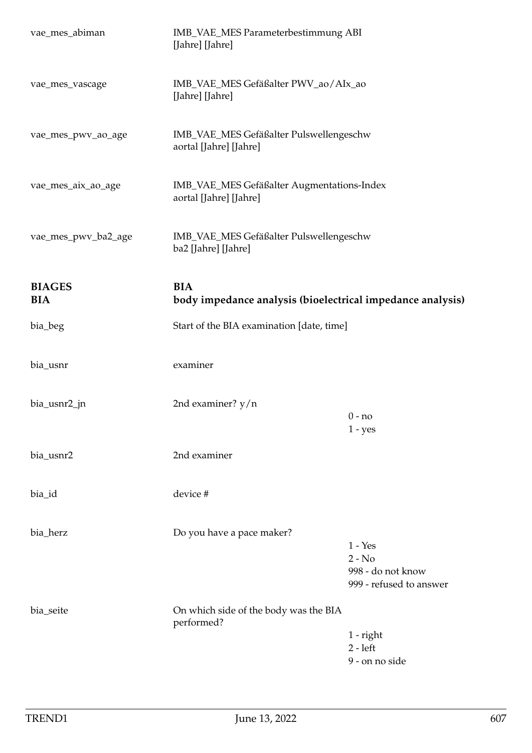| | | |
|---|---|---|
| vae_mes_abiman | IMB_VAE_MES Parameterbestimmung ABI [Jahre] [Jahre] | |
| vae_mes_vascage | IMB_VAE_MES Gefäßalter PWV_ao/AIx_ao [Jahre] [Jahre] | |
| vae_mes_pwv_ao_age | IMB_VAE_MES Gefäßalter Pulswellengeschw aortal [Jahre] [Jahre] | |
| vae_mes_aix_ao_age | IMB_VAE_MES Gefäßalter Augmentations-Index aortal [Jahre] [Jahre] | |
| vae_mes_pwv_ba2_age | IMB_VAE_MES Gefäßalter Pulswellengeschw ba2 [Jahre] [Jahre] | |

## BIAGES BIA — BIA body impedance analysis (bioelectrical impedance analysis)

| | | |
|---|---|---|
| bia_beg | Start of the BIA examination [date, time] | |
| bia_usnr | examiner | |
| bia_usnr2_jn | 2nd examiner? y/n | 0 - no<br>1 - yes |
| bia_usnr2 | 2nd examiner | |
| bia_id | device # | |
| bia_herz | Do you have a pace maker? | 1 - Yes<br>2 - No<br>998 - do not know<br>999 - refused to answer |
| bia_seite | On which side of the body was the BIA performed? | 1 - right<br>2 - left<br>9 - on no side |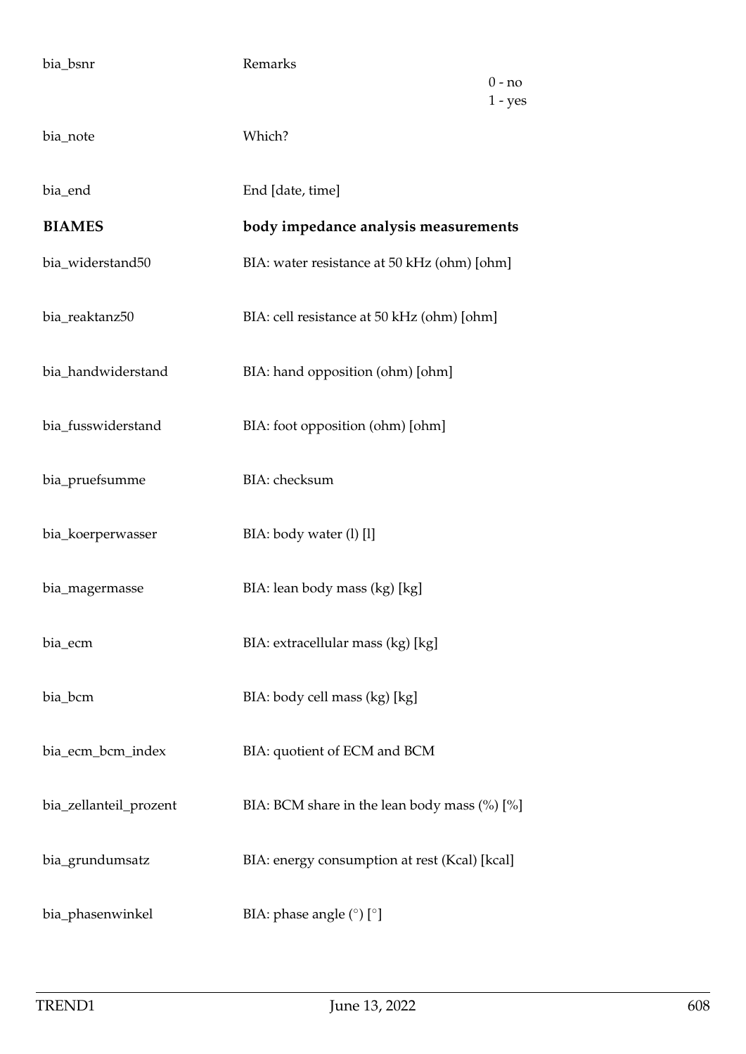| | | |
|---|---|---|
| bia_bsnr | Remarks | 0 - no<br>1 - yes |
| bia_note | Which? | |
| bia_end | End [date, time] | |
| **BIAMES** | **body impedance analysis measurements** | |
| bia_widerstand50 | BIA: water resistance at 50 kHz (ohm) [ohm] | |
| bia_reaktanz50 | BIA: cell resistance at 50 kHz (ohm) [ohm] | |
| bia_handwiderstand | BIA: hand opposition (ohm) [ohm] | |
| bia_fusswiderstand | BIA: foot opposition (ohm) [ohm] | |
| bia_pruefsumme | BIA: checksum | |
| bia_koerperwasser | BIA: body water (l) [l] | |
| bia_magermasse | BIA: lean body mass (kg) [kg] | |
| bia_ecm | BIA: extracellular mass (kg) [kg] | |
| bia_bcm | BIA: body cell mass (kg) [kg] | |
| bia_ecm_bcm_index | BIA: quotient of ECM and BCM | |
| bia_zellanteil_prozent | BIA: BCM share in the lean body mass (%) [%] | |
| bia_grundumsatz | BIA: energy consumption at rest (Kcal) [kcal] | |
| bia_phasenwinkel | BIA: phase angle (°) [°] | |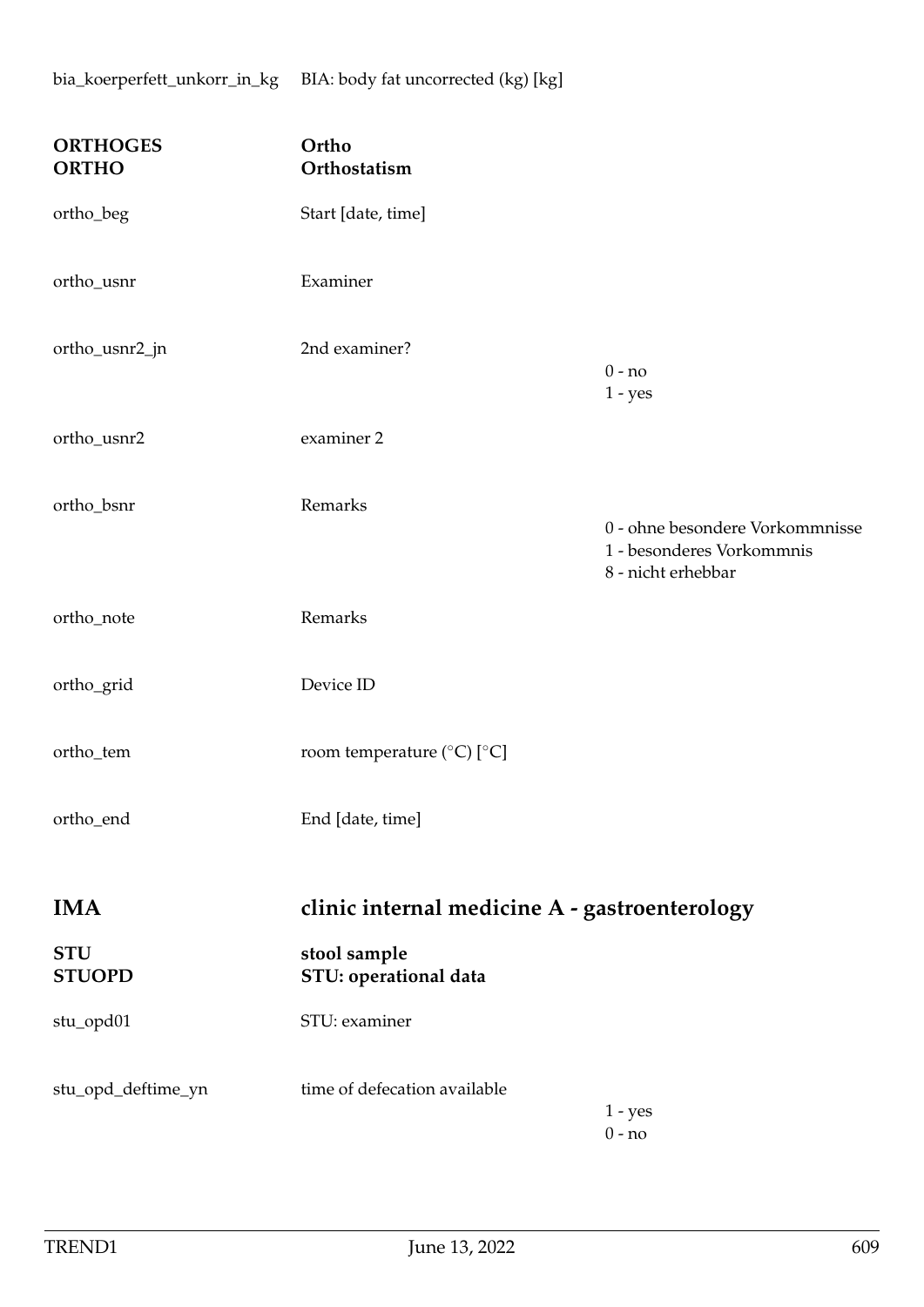| | | |
|---|---|---|
| bia_koerperfett_unkorr_in_kg | BIA: body fat uncorrected (kg) [kg] | |

## ORTHOGES — Ortho
## ORTHO — Orthostatism

| | | |
|---|---|---|
| ortho_beg | Start [date, time] | |
| ortho_usnr | Examiner | |
| ortho_usnr2_jn | 2nd examiner? | 0 - no<br>1 - yes |
| ortho_usnr2 | examiner 2 | |
| ortho_bsnr | Remarks | 0 - ohne besondere Vorkommnisse<br>1 - besonderes Vorkommnis<br>8 - nicht erhebbar |
| ortho_note | Remarks | |
| ortho_grid | Device ID | |
| ortho_tem | room temperature (°C) [°C] | |
| ortho_end | End [date, time] | |

# IMA — clinic internal medicine A - gastroenterology

## STU — stool sample
## STUOPD — STU: operational data

| | | |
|---|---|---|
| stu_opd01 | STU: examiner | |
| stu_opd_deftime_yn | time of defecation available | 1 - yes<br>0 - no |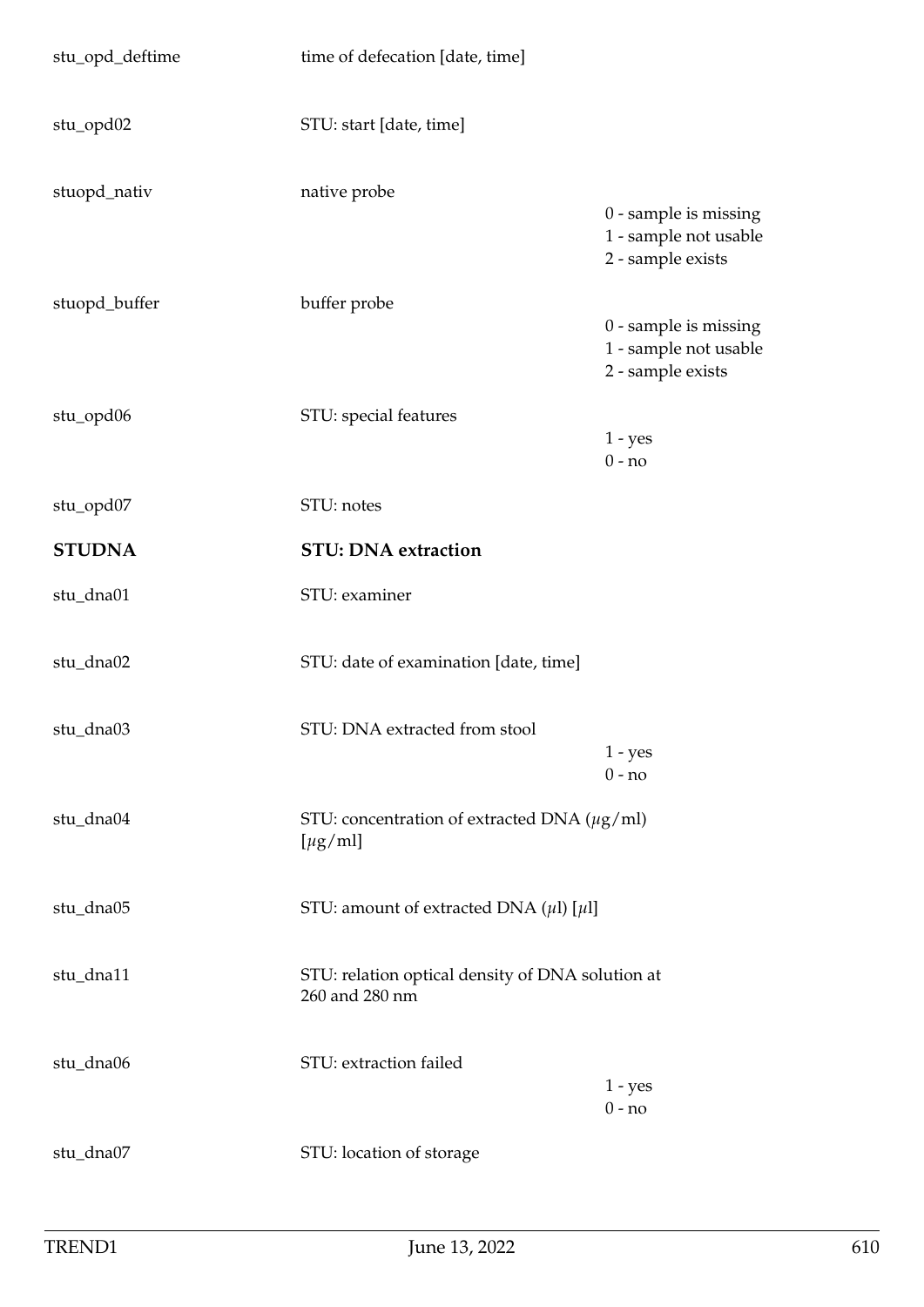| Variable | Description | Values |
|---|---|---|
| stu_opd_deftime | time of defecation [date, time] | |
| stu_opd02 | STU: start [date, time] | |
| stuopd_nativ | native probe | 0 - sample is missing<br>1 - sample not usable<br>2 - sample exists |
| stuopd_buffer | buffer probe | 0 - sample is missing<br>1 - sample not usable<br>2 - sample exists |
| stu_opd06 | STU: special features | 1 - yes<br>0 - no |
| stu_opd07 | STU: notes | |
| **STUDNA** | **STU: DNA extraction** | |
| stu_dna01 | STU: examiner | |
| stu_dna02 | STU: date of examination [date, time] | |
| stu_dna03 | STU: DNA extracted from stool | 1 - yes<br>0 - no |
| stu_dna04 | STU: concentration of extracted DNA ($\mu$g/ml) [$\mu$g/ml] | |
| stu_dna05 | STU: amount of extracted DNA ($\mu$l) [$\mu$l] | |
| stu_dna11 | STU: relation optical density of DNA solution at 260 and 280 nm | |
| stu_dna06 | STU: extraction failed | 1 - yes<br>0 - no |
| stu_dna07 | STU: location of storage | |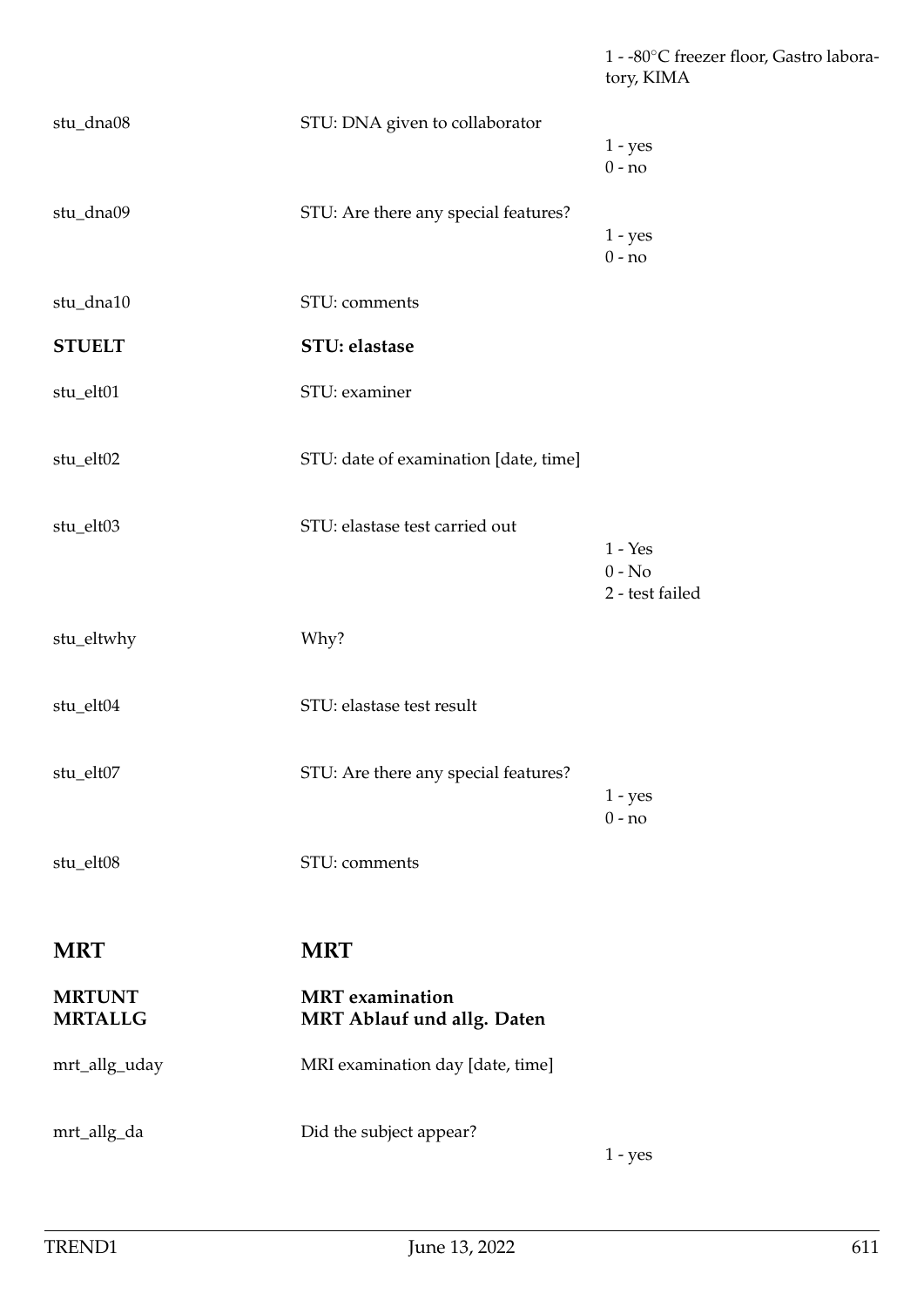1 - -80°C freezer floor, Gastro laboratory, KIMA

| | | |
|---|---|---|
| stu_dna08 | STU: DNA given to collaborator | 1 - yes<br>0 - no |
| stu_dna09 | STU: Are there any special features? | 1 - yes<br>0 - no |
| stu_dna10 | STU: comments | |
| **STUELT** | **STU: elastase** | |
| stu_elt01 | STU: examiner | |
| stu_elt02 | STU: date of examination [date, time] | |
| stu_elt03 | STU: elastase test carried out | 1 - Yes<br>0 - No<br>2 - test failed |
| stu_eltwhy | Why? | |
| stu_elt04 | STU: elastase test result | |
| stu_elt07 | STU: Are there any special features? | 1 - yes<br>0 - no |
| stu_elt08 | STU: comments | |

## MRT — MRT

**MRTUNT** — **MRT examination**

**MRTALLG** — **MRT Ablauf und allg. Daten**

| | | |
|---|---|---|
| mrt_allg_uday | MRI examination day [date, time] | |
| mrt_allg_da | Did the subject appear? | 1 - yes |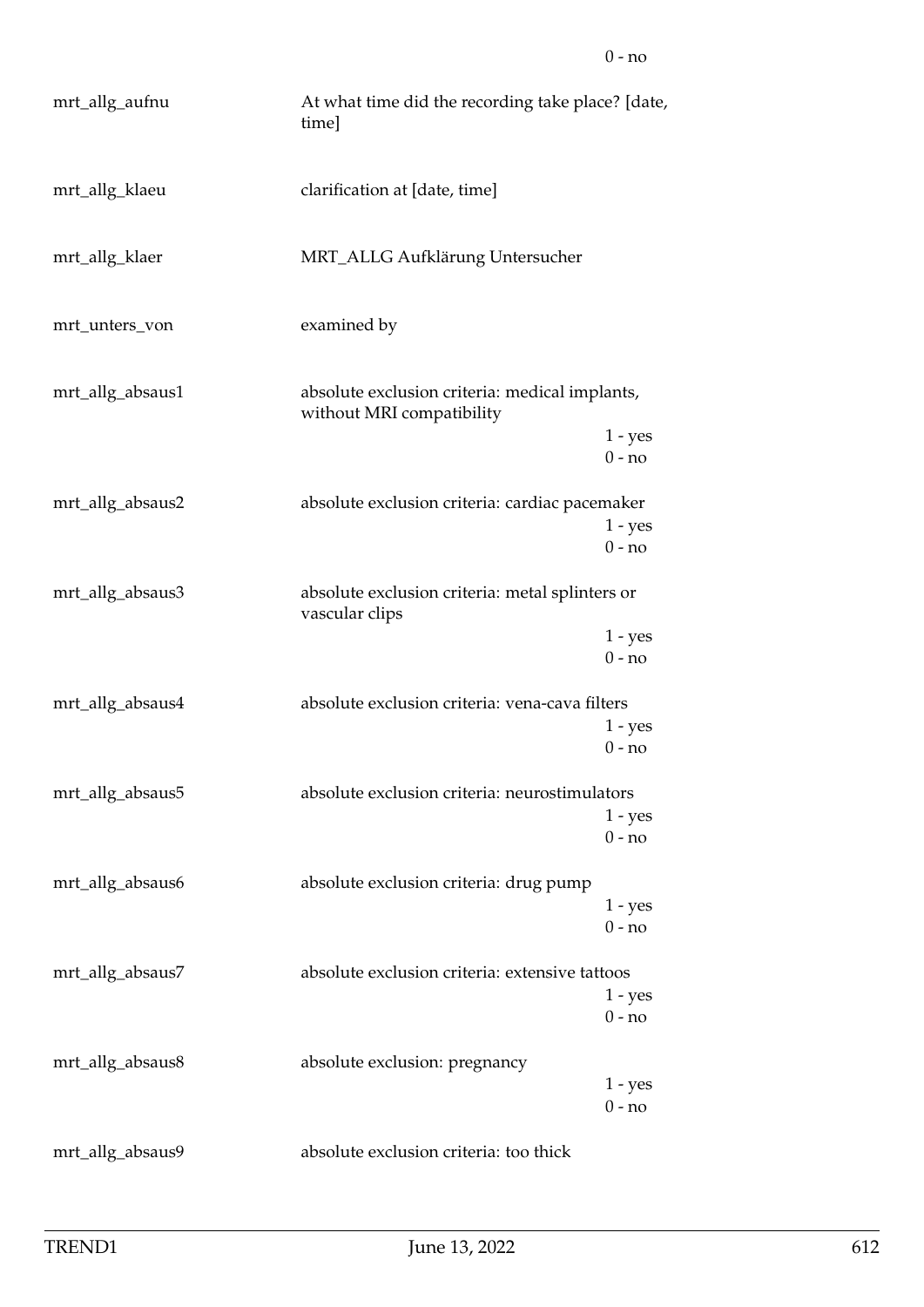0 - no

| | | |
|---|---|---|
| mrt_allg_aufnu | At what time did the recording take place? [date, time] | |
| mrt_allg_klaeu | clarification at [date, time] | |
| mrt_allg_klaer | MRT_ALLG Aufklärung Untersucher | |
| mrt_unters_von | examined by | |
| mrt_allg_absaus1 | absolute exclusion criteria: medical implants, without MRI compatibility | 1 - yes<br>0 - no |
| mrt_allg_absaus2 | absolute exclusion criteria: cardiac pacemaker | 1 - yes<br>0 - no |
| mrt_allg_absaus3 | absolute exclusion criteria: metal splinters or vascular clips | 1 - yes<br>0 - no |
| mrt_allg_absaus4 | absolute exclusion criteria: vena-cava filters | 1 - yes<br>0 - no |
| mrt_allg_absaus5 | absolute exclusion criteria: neurostimulators | 1 - yes<br>0 - no |
| mrt_allg_absaus6 | absolute exclusion criteria: drug pump | 1 - yes<br>0 - no |
| mrt_allg_absaus7 | absolute exclusion criteria: extensive tattoos | 1 - yes<br>0 - no |
| mrt_allg_absaus8 | absolute exclusion: pregnancy | 1 - yes<br>0 - no |
| mrt_allg_absaus9 | absolute exclusion criteria: too thick | |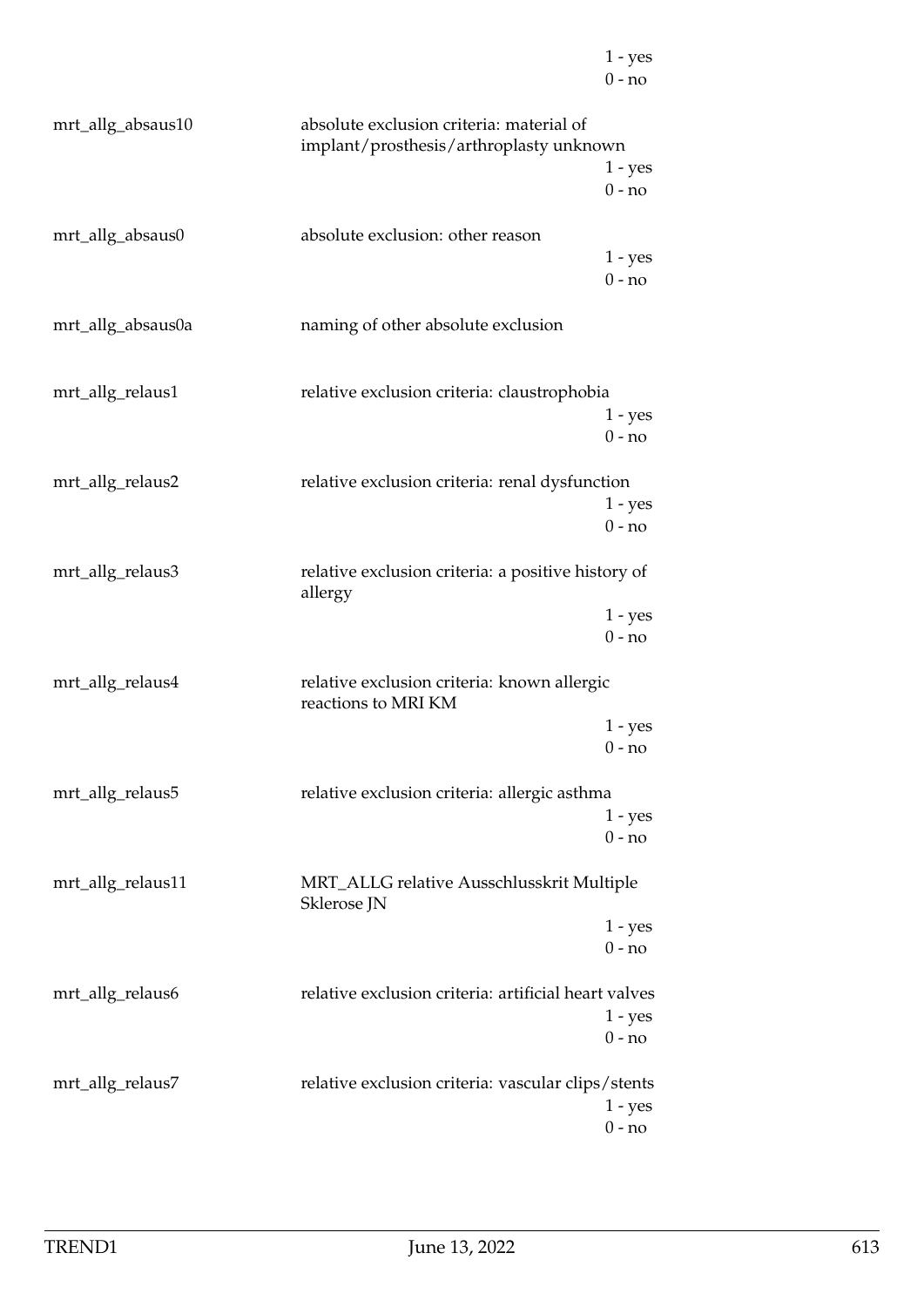1 - yes
0 - no

| | | |
|---|---|---|
| mrt_allg_absaus10 | absolute exclusion criteria: material of implant/prosthesis/arthroplasty unknown | 1 - yes<br>0 - no |
| mrt_allg_absaus0 | absolute exclusion: other reason | 1 - yes<br>0 - no |
| mrt_allg_absaus0a | naming of other absolute exclusion | |
| mrt_allg_relaus1 | relative exclusion criteria: claustrophobia | 1 - yes<br>0 - no |
| mrt_allg_relaus2 | relative exclusion criteria: renal dysfunction | 1 - yes<br>0 - no |
| mrt_allg_relaus3 | relative exclusion criteria: a positive history of allergy | 1 - yes<br>0 - no |
| mrt_allg_relaus4 | relative exclusion criteria: known allergic reactions to MRI KM | 1 - yes<br>0 - no |
| mrt_allg_relaus5 | relative exclusion criteria: allergic asthma | 1 - yes<br>0 - no |
| mrt_allg_relaus11 | MRT_ALLG relative Ausschlusskrit Multiple Sklerose JN | 1 - yes<br>0 - no |
| mrt_allg_relaus6 | relative exclusion criteria: artificial heart valves | 1 - yes<br>0 - no |
| mrt_allg_relaus7 | relative exclusion criteria: vascular clips/stents | 1 - yes<br>0 - no |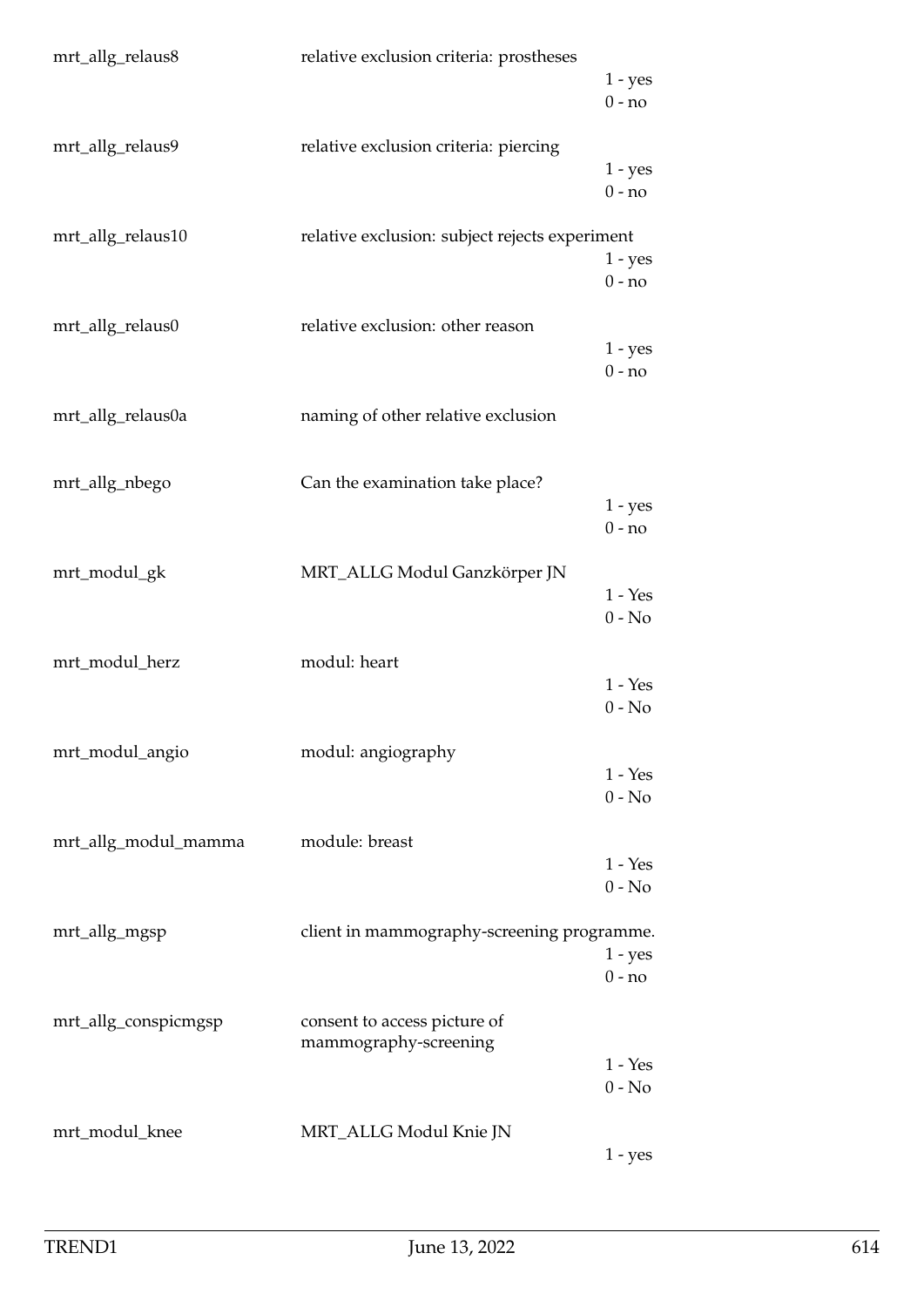| Variable | Description | Values |
|---|---|---|
| mrt_allg_relaus8 | relative exclusion criteria: prostheses | 1 - yes<br>0 - no |
| mrt_allg_relaus9 | relative exclusion criteria: piercing | 1 - yes<br>0 - no |
| mrt_allg_relaus10 | relative exclusion: subject rejects experiment | 1 - yes<br>0 - no |
| mrt_allg_relaus0 | relative exclusion: other reason | 1 - yes<br>0 - no |
| mrt_allg_relaus0a | naming of other relative exclusion | |
| mrt_allg_nbego | Can the examination take place? | 1 - yes<br>0 - no |
| mrt_modul_gk | MRT_ALLG Modul Ganzkörper JN | 1 - Yes<br>0 - No |
| mrt_modul_herz | modul: heart | 1 - Yes<br>0 - No |
| mrt_modul_angio | modul: angiography | 1 - Yes<br>0 - No |
| mrt_allg_modul_mamma | module: breast | 1 - Yes<br>0 - No |
| mrt_allg_mgsp | client in mammography-screening programme. | 1 - yes<br>0 - no |
| mrt_allg_conspicmgsp | consent to access picture of mammography-screening | 1 - Yes<br>0 - No |
| mrt_modul_knee | MRT_ALLG Modul Knie JN | 1 - yes |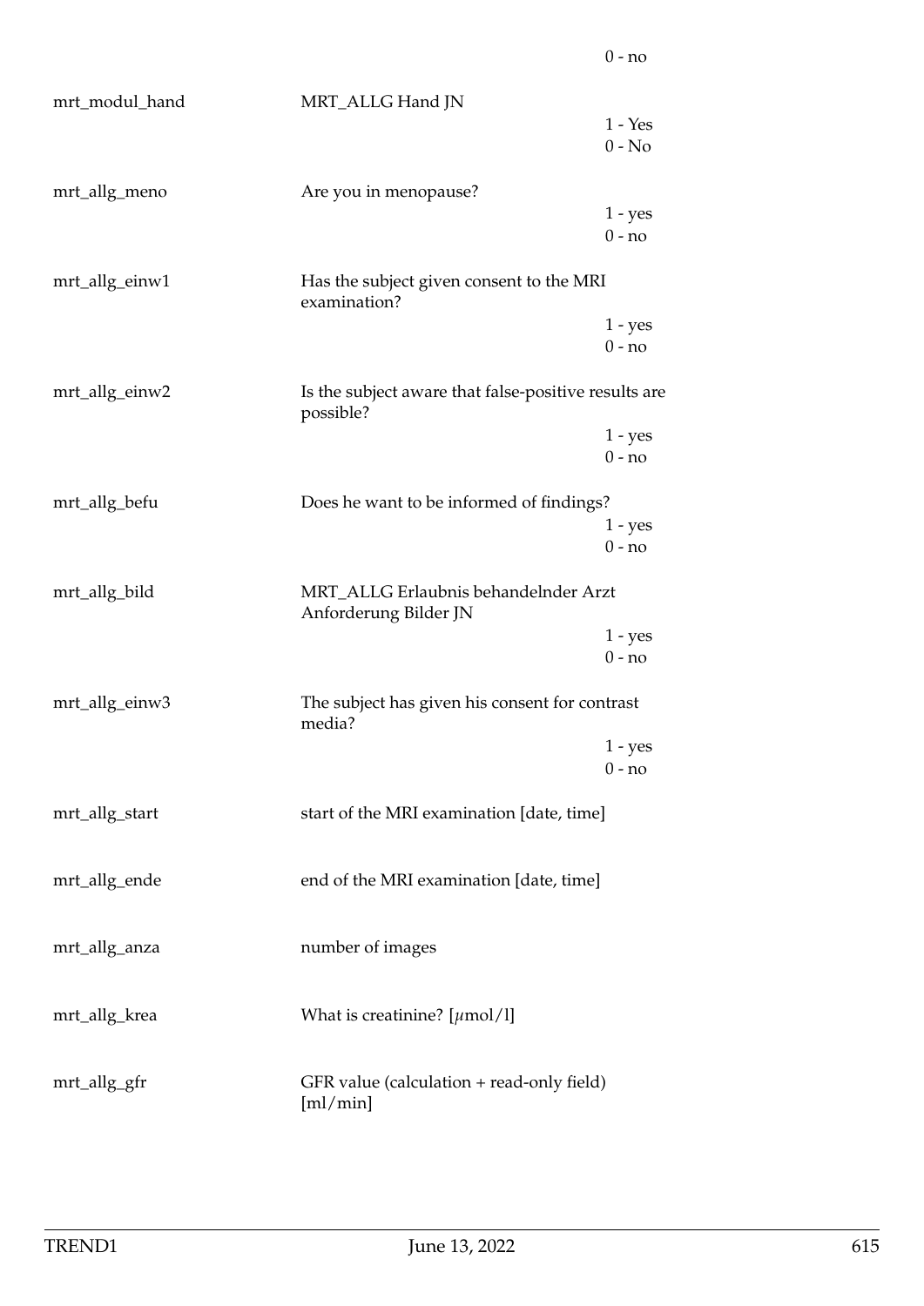| | | |
|---|---|---|
| | | 0 - no |
| mrt_modul_hand | MRT_ALLG Hand JN | |
| | | 1 - Yes |
| | | 0 - No |
| mrt_allg_meno | Are you in menopause? | |
| | | 1 - yes |
| | | 0 - no |
| mrt_allg_einw1 | Has the subject given consent to the MRI examination? | |
| | | 1 - yes |
| | | 0 - no |
| mrt_allg_einw2 | Is the subject aware that false-positive results are possible? | |
| | | 1 - yes |
| | | 0 - no |
| mrt_allg_befu | Does he want to be informed of findings? | |
| | | 1 - yes |
| | | 0 - no |
| mrt_allg_bild | MRT_ALLG Erlaubnis behandelnder Arzt Anforderung Bilder JN | |
| | | 1 - yes |
| | | 0 - no |
| mrt_allg_einw3 | The subject has given his consent for contrast media? | |
| | | 1 - yes |
| | | 0 - no |
| mrt_allg_start | start of the MRI examination [date, time] | |
| mrt_allg_ende | end of the MRI examination [date, time] | |
| mrt_allg_anza | number of images | |
| mrt_allg_krea | What is creatinine? [$\mu$mol/l] | |
| mrt_allg_gfr | GFR value (calculation + read-only field) [ml/min] | |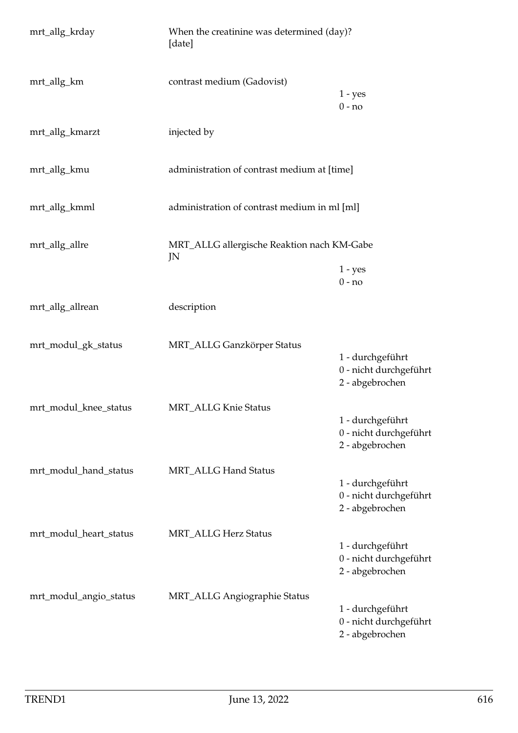| Variable | Description | Values |
|---|---|---|
| mrt_allg_krday | When the creatinine was determined (day)? [date] | |
| mrt_allg_km | contrast medium (Gadovist) | 1 - yes<br>0 - no |
| mrt_allg_kmarzt | injected by | |
| mrt_allg_kmu | administration of contrast medium at [time] | |
| mrt_allg_kmml | administration of contrast medium in ml [ml] | |
| mrt_allg_allre | MRT_ALLG allergische Reaktion nach KM-Gabe JN | 1 - yes<br>0 - no |
| mrt_allg_allrean | description | |
| mrt_modul_gk_status | MRT_ALLG Ganzkörper Status | 1 - durchgeführt<br>0 - nicht durchgeführt<br>2 - abgebrochen |
| mrt_modul_knee_status | MRT_ALLG Knie Status | 1 - durchgeführt<br>0 - nicht durchgeführt<br>2 - abgebrochen |
| mrt_modul_hand_status | MRT_ALLG Hand Status | 1 - durchgeführt<br>0 - nicht durchgeführt<br>2 - abgebrochen |
| mrt_modul_heart_status | MRT_ALLG Herz Status | 1 - durchgeführt<br>0 - nicht durchgeführt<br>2 - abgebrochen |
| mrt_modul_angio_status | MRT_ALLG Angiographie Status | 1 - durchgeführt<br>0 - nicht durchgeführt<br>2 - abgebrochen |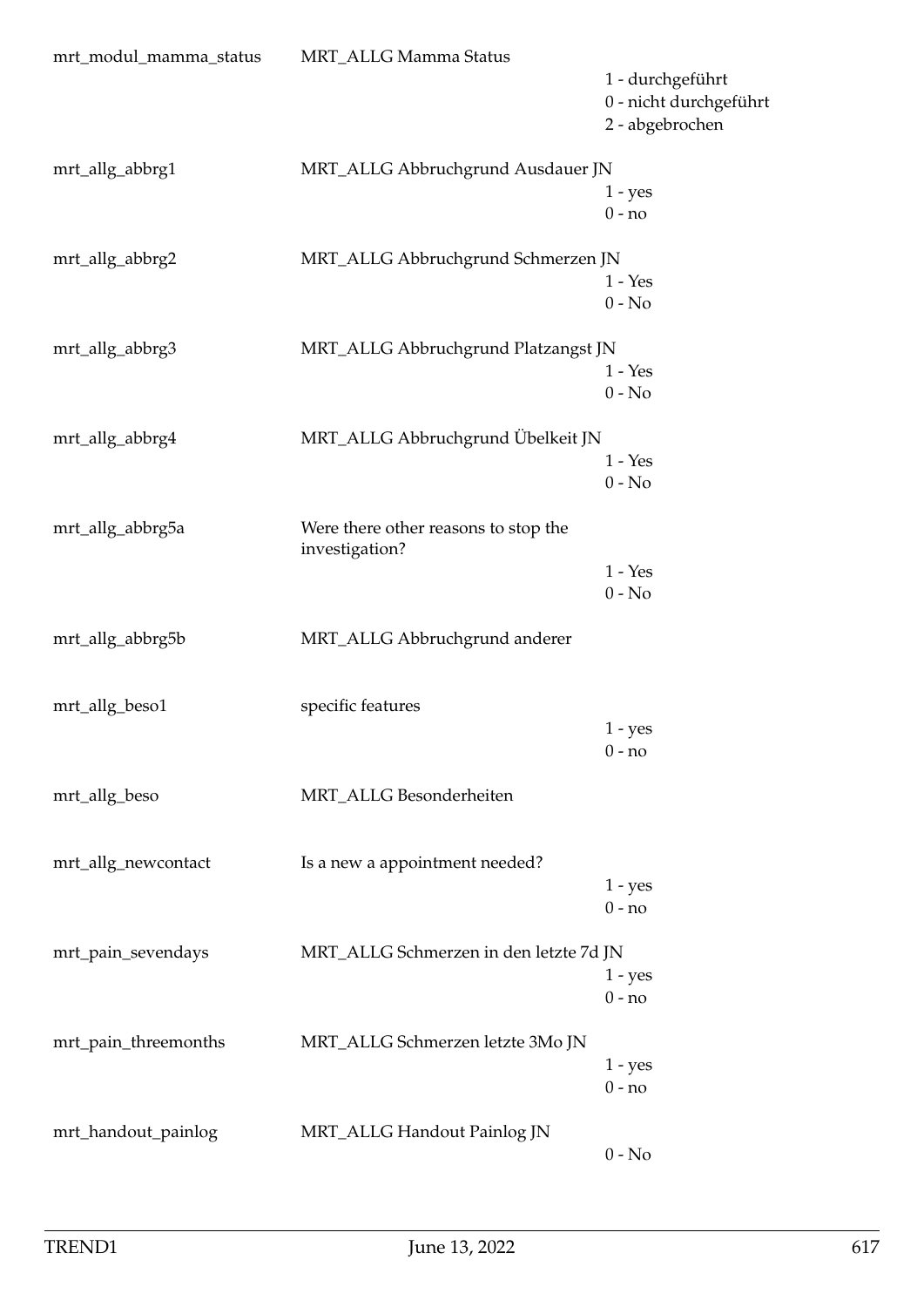| | | |
|---|---|---|
| mrt_modul_mamma_status | MRT_ALLG Mamma Status | 1 - durchgeführt<br>0 - nicht durchgeführt<br>2 - abgebrochen |
| mrt_allg_abbrg1 | MRT_ALLG Abbruchgrund Ausdauer JN | 1 - yes<br>0 - no |
| mrt_allg_abbrg2 | MRT_ALLG Abbruchgrund Schmerzen JN | 1 - Yes<br>0 - No |
| mrt_allg_abbrg3 | MRT_ALLG Abbruchgrund Platzangst JN | 1 - Yes<br>0 - No |
| mrt_allg_abbrg4 | MRT_ALLG Abbruchgrund Übelkeit JN | 1 - Yes<br>0 - No |
| mrt_allg_abbrg5a | Were there other reasons to stop the investigation? | 1 - Yes<br>0 - No |
| mrt_allg_abbrg5b | MRT_ALLG Abbruchgrund anderer | |
| mrt_allg_beso1 | specific features | 1 - yes<br>0 - no |
| mrt_allg_beso | MRT_ALLG Besonderheiten | |
| mrt_allg_newcontact | Is a new a appointment needed? | 1 - yes<br>0 - no |
| mrt_pain_sevendays | MRT_ALLG Schmerzen in den letzte 7d JN | 1 - yes<br>0 - no |
| mrt_pain_threemonths | MRT_ALLG Schmerzen letzte 3Mo JN | 1 - yes<br>0 - no |
| mrt_handout_painlog | MRT_ALLG Handout Painlog JN | 0 - No |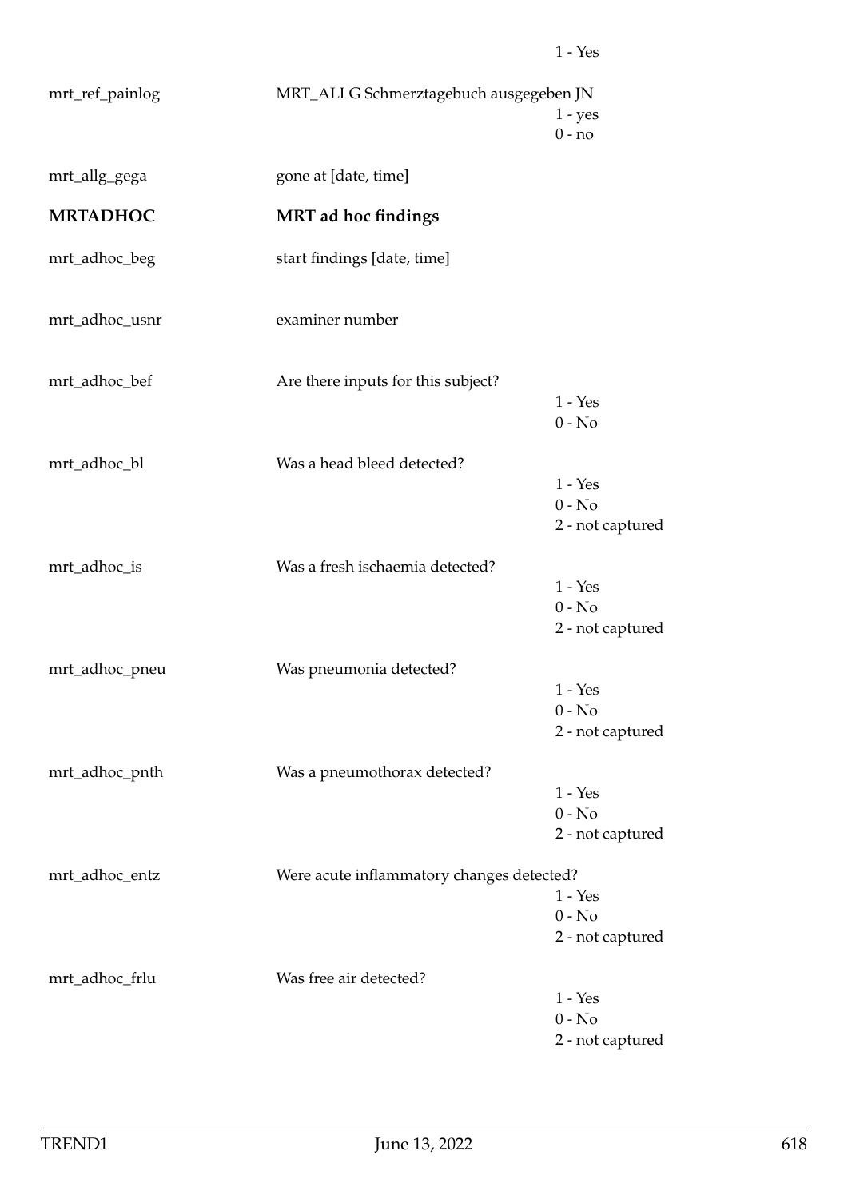1 - Yes

| | | |
|---|---|---|
| mrt_ref_painlog | MRT_ALLG Schmerztagebuch ausgegeben JN | 1 - yes<br>0 - no |
| mrt_allg_gega | gone at [date, time] | |

## MRTADHOC — MRT ad hoc findings

| | | |
|---|---|---|
| mrt_adhoc_beg | start findings [date, time] | |
| mrt_adhoc_usnr | examiner number | |
| mrt_adhoc_bef | Are there inputs for this subject? | 1 - Yes<br>0 - No |
| mrt_adhoc_bl | Was a head bleed detected? | 1 - Yes<br>0 - No<br>2 - not captured |
| mrt_adhoc_is | Was a fresh ischaemia detected? | 1 - Yes<br>0 - No<br>2 - not captured |
| mrt_adhoc_pneu | Was pneumonia detected? | 1 - Yes<br>0 - No<br>2 - not captured |
| mrt_adhoc_pnth | Was a pneumothorax detected? | 1 - Yes<br>0 - No<br>2 - not captured |
| mrt_adhoc_entz | Were acute inflammatory changes detected? | 1 - Yes<br>0 - No<br>2 - not captured |
| mrt_adhoc_frlu | Was free air detected? | 1 - Yes<br>0 - No<br>2 - not captured |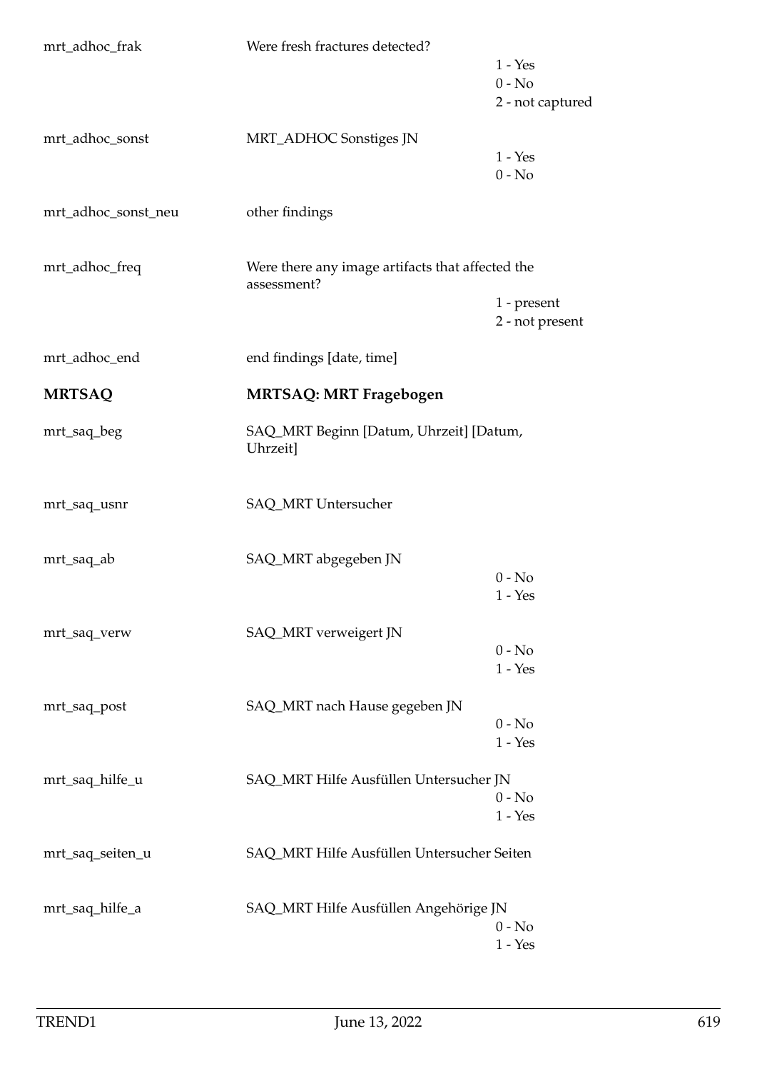| | | |
|---|---|---|
| mrt_adhoc_frak | Were fresh fractures detected? | 1 - Yes<br>0 - No<br>2 - not captured |
| mrt_adhoc_sonst | MRT_ADHOC Sonstiges JN | 1 - Yes<br>0 - No |
| mrt_adhoc_sonst_neu | other findings | |
| mrt_adhoc_freq | Were there any image artifacts that affected the assessment? | 1 - present<br>2 - not present |
| mrt_adhoc_end | end findings [date, time] | |

## MRTSAQ — MRTSAQ: MRT Fragebogen

| | | |
|---|---|---|
| mrt_saq_beg | SAQ_MRT Beginn [Datum, Uhrzeit] [Datum, Uhrzeit] | |
| mrt_saq_usnr | SAQ_MRT Untersucher | |
| mrt_saq_ab | SAQ_MRT abgegeben JN | 0 - No<br>1 - Yes |
| mrt_saq_verw | SAQ_MRT verweigert JN | 0 - No<br>1 - Yes |
| mrt_saq_post | SAQ_MRT nach Hause gegeben JN | 0 - No<br>1 - Yes |
| mrt_saq_hilfe_u | SAQ_MRT Hilfe Ausfüllen Untersucher JN | 0 - No<br>1 - Yes |
| mrt_saq_seiten_u | SAQ_MRT Hilfe Ausfüllen Untersucher Seiten | |
| mrt_saq_hilfe_a | SAQ_MRT Hilfe Ausfüllen Angehörige JN | 0 - No<br>1 - Yes |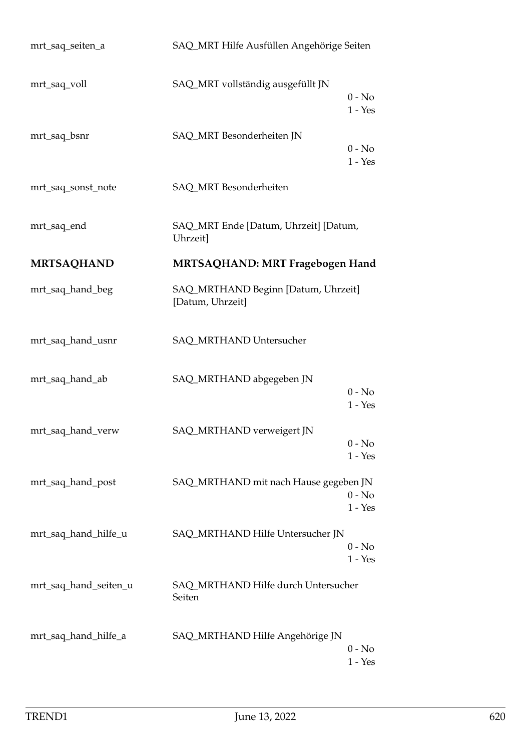| | | |
|---|---|---|
| mrt_saq_seiten_a | SAQ_MRT Hilfe Ausfüllen Angehörige Seiten | |
| mrt_saq_voll | SAQ_MRT vollständig ausgefüllt JN | 0 - No<br>1 - Yes |
| mrt_saq_bsnr | SAQ_MRT Besonderheiten JN | 0 - No<br>1 - Yes |
| mrt_saq_sonst_note | SAQ_MRT Besonderheiten | |
| mrt_saq_end | SAQ_MRT Ende [Datum, Uhrzeit] [Datum, Uhrzeit] | |

## MRTSAQHAND — MRTSAQHAND: MRT Fragebogen Hand

| | | |
|---|---|---|
| mrt_saq_hand_beg | SAQ_MRTHAND Beginn [Datum, Uhrzeit] [Datum, Uhrzeit] | |
| mrt_saq_hand_usnr | SAQ_MRTHAND Untersucher | |
| mrt_saq_hand_ab | SAQ_MRTHAND abgegeben JN | 0 - No<br>1 - Yes |
| mrt_saq_hand_verw | SAQ_MRTHAND verweigert JN | 0 - No<br>1 - Yes |
| mrt_saq_hand_post | SAQ_MRTHAND mit nach Hause gegeben JN | 0 - No<br>1 - Yes |
| mrt_saq_hand_hilfe_u | SAQ_MRTHAND Hilfe Untersucher JN | 0 - No<br>1 - Yes |
| mrt_saq_hand_seiten_u | SAQ_MRTHAND Hilfe durch Untersucher Seiten | |
| mrt_saq_hand_hilfe_a | SAQ_MRTHAND Hilfe Angehörige JN | 0 - No<br>1 - Yes |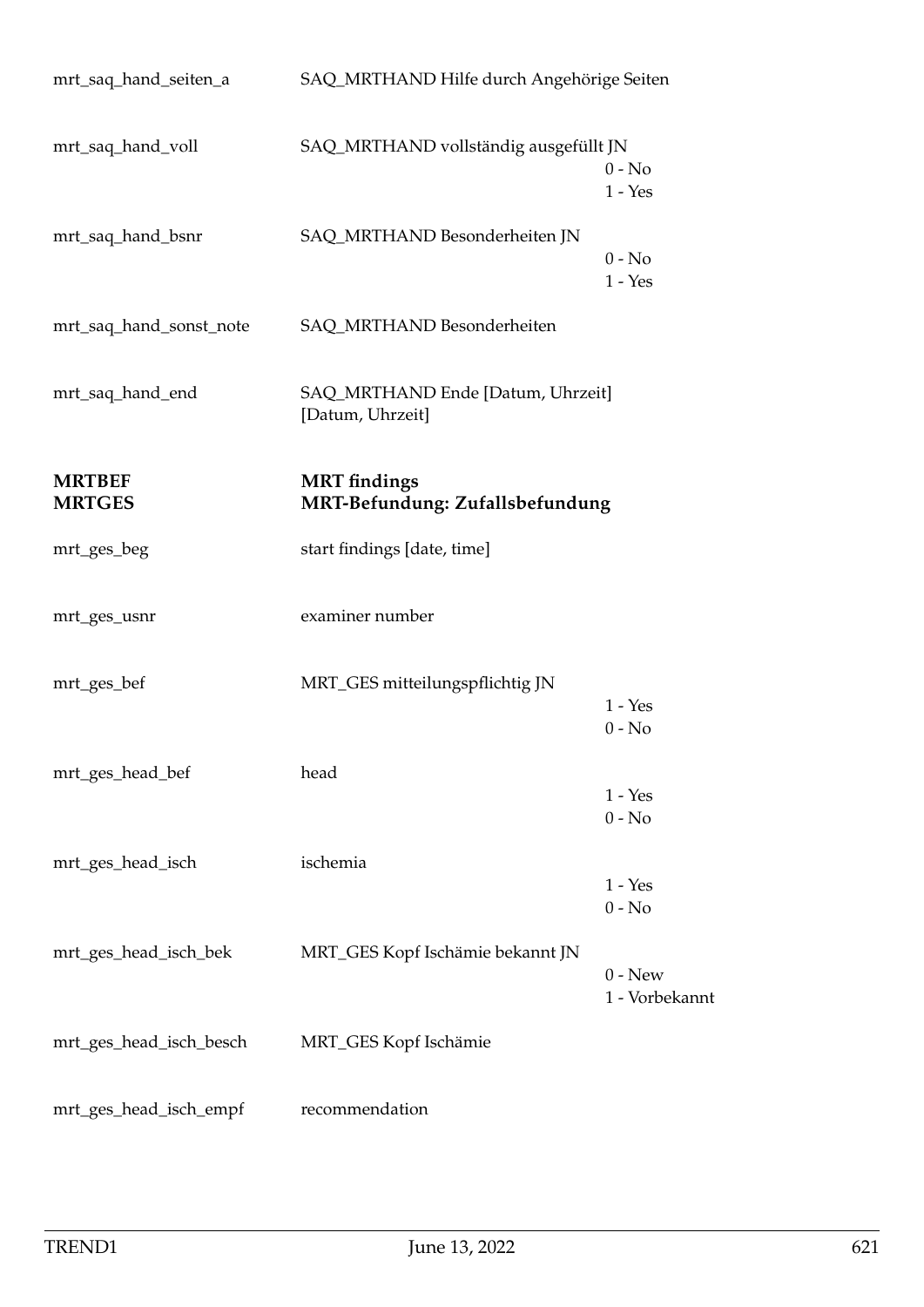| | | |
|---|---|---|
| mrt_saq_hand_seiten_a | SAQ_MRTHAND Hilfe durch Angehörige Seiten | |
| mrt_saq_hand_voll | SAQ_MRTHAND vollständig ausgefüllt JN | 0 - No<br>1 - Yes |
| mrt_saq_hand_bsnr | SAQ_MRTHAND Besonderheiten JN | 0 - No<br>1 - Yes |
| mrt_saq_hand_sonst_note | SAQ_MRTHAND Besonderheiten | |
| mrt_saq_hand_end | SAQ_MRTHAND Ende [Datum, Uhrzeit] [Datum, Uhrzeit] | |

**MRTBEF** **MRT findings**

**MRTGES** **MRT-Befundung: Zufallsbefundung**

| | | |
|---|---|---|
| mrt_ges_beg | start findings [date, time] | |
| mrt_ges_usnr | examiner number | |
| mrt_ges_bef | MRT_GES mitteilungspflichtig JN | 1 - Yes<br>0 - No |
| mrt_ges_head_bef | head | 1 - Yes<br>0 - No |
| mrt_ges_head_isch | ischemia | 1 - Yes<br>0 - No |
| mrt_ges_head_isch_bek | MRT_GES Kopf Ischämie bekannt JN | 0 - New<br>1 - Vorbekannt |
| mrt_ges_head_isch_besch | MRT_GES Kopf Ischämie | |
| mrt_ges_head_isch_empf | recommendation | |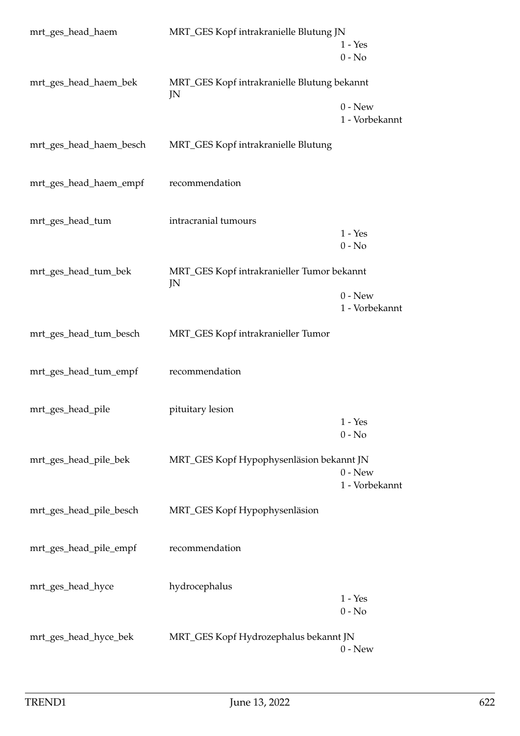| | | |
|---|---|---|
| mrt_ges_head_haem | MRT_GES Kopf intrakranielle Blutung JN | 1 - Yes<br>0 - No |
| mrt_ges_head_haem_bek | MRT_GES Kopf intrakranielle Blutung bekannt JN | 0 - New<br>1 - Vorbekannt |
| mrt_ges_head_haem_besch | MRT_GES Kopf intrakranielle Blutung | |
| mrt_ges_head_haem_empf | recommendation | |
| mrt_ges_head_tum | intracranial tumours | 1 - Yes<br>0 - No |
| mrt_ges_head_tum_bek | MRT_GES Kopf intrakranieller Tumor bekannt JN | 0 - New<br>1 - Vorbekannt |
| mrt_ges_head_tum_besch | MRT_GES Kopf intrakranieller Tumor | |
| mrt_ges_head_tum_empf | recommendation | |
| mrt_ges_head_pile | pituitary lesion | 1 - Yes<br>0 - No |
| mrt_ges_head_pile_bek | MRT_GES Kopf Hypophysenläsion bekannt JN | 0 - New<br>1 - Vorbekannt |
| mrt_ges_head_pile_besch | MRT_GES Kopf Hypophysenläsion | |
| mrt_ges_head_pile_empf | recommendation | |
| mrt_ges_head_hyce | hydrocephalus | 1 - Yes<br>0 - No |
| mrt_ges_head_hyce_bek | MRT_GES Kopf Hydrozephalus bekannt JN | 0 - New |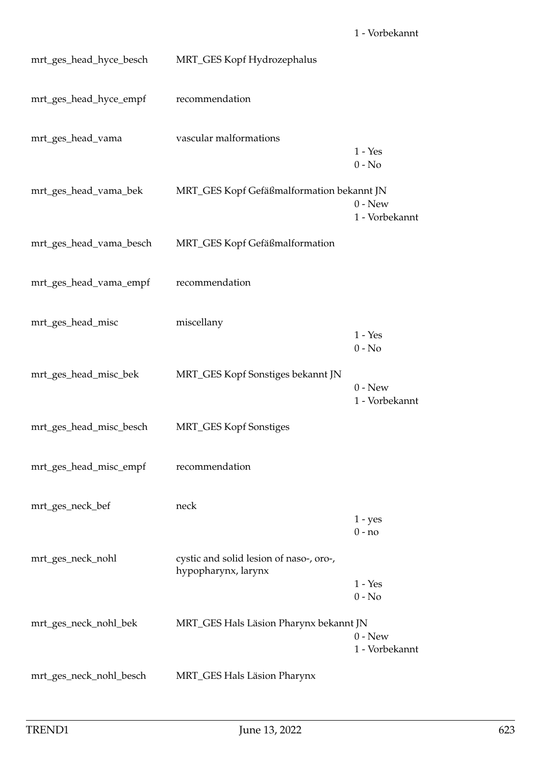| | | 1 - Vorbekannt |
|---|---|---|
| mrt_ges_head_hyce_besch | MRT_GES Kopf Hydrozephalus | |
| mrt_ges_head_hyce_empf | recommendation | |
| mrt_ges_head_vama | vascular malformations | 1 - Yes<br>0 - No |
| mrt_ges_head_vama_bek | MRT_GES Kopf Gefäßmalformation bekannt JN | 0 - New<br>1 - Vorbekannt |
| mrt_ges_head_vama_besch | MRT_GES Kopf Gefäßmalformation | |
| mrt_ges_head_vama_empf | recommendation | |
| mrt_ges_head_misc | miscellany | 1 - Yes<br>0 - No |
| mrt_ges_head_misc_bek | MRT_GES Kopf Sonstiges bekannt JN | 0 - New<br>1 - Vorbekannt |
| mrt_ges_head_misc_besch | MRT_GES Kopf Sonstiges | |
| mrt_ges_head_misc_empf | recommendation | |
| mrt_ges_neck_bef | neck | 1 - yes<br>0 - no |
| mrt_ges_neck_nohl | cystic and solid lesion of naso-, oro-, hypopharynx, larynx | 1 - Yes<br>0 - No |
| mrt_ges_neck_nohl_bek | MRT_GES Hals Läsion Pharynx bekannt JN | 0 - New<br>1 - Vorbekannt |
| mrt_ges_neck_nohl_besch | MRT_GES Hals Läsion Pharynx | |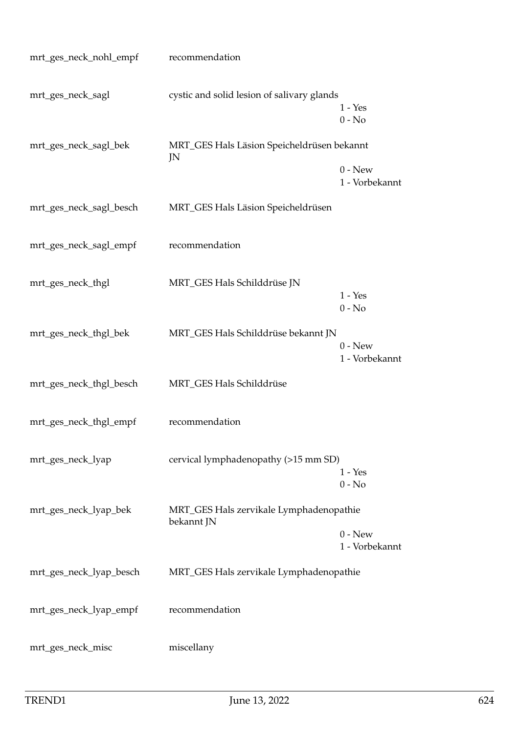| | | |
|---|---|---|
| mrt_ges_neck_nohl_empf | recommendation | |
| mrt_ges_neck_sagl | cystic and solid lesion of salivary glands | 1 - Yes<br>0 - No |
| mrt_ges_neck_sagl_bek | MRT_GES Hals Läsion Speicheldrüsen bekannt JN | 0 - New<br>1 - Vorbekannt |
| mrt_ges_neck_sagl_besch | MRT_GES Hals Läsion Speicheldrüsen | |
| mrt_ges_neck_sagl_empf | recommendation | |
| mrt_ges_neck_thgl | MRT_GES Hals Schilddrüse JN | 1 - Yes<br>0 - No |
| mrt_ges_neck_thgl_bek | MRT_GES Hals Schilddrüse bekannt JN | 0 - New<br>1 - Vorbekannt |
| mrt_ges_neck_thgl_besch | MRT_GES Hals Schilddrüse | |
| mrt_ges_neck_thgl_empf | recommendation | |
| mrt_ges_neck_lyap | cervical lymphadenopathy (>15 mm SD) | 1 - Yes<br>0 - No |
| mrt_ges_neck_lyap_bek | MRT_GES Hals zervikale Lymphadenopathie bekannt JN | 0 - New<br>1 - Vorbekannt |
| mrt_ges_neck_lyap_besch | MRT_GES Hals zervikale Lymphadenopathie | |
| mrt_ges_neck_lyap_empf | recommendation | |
| mrt_ges_neck_misc | miscellany | |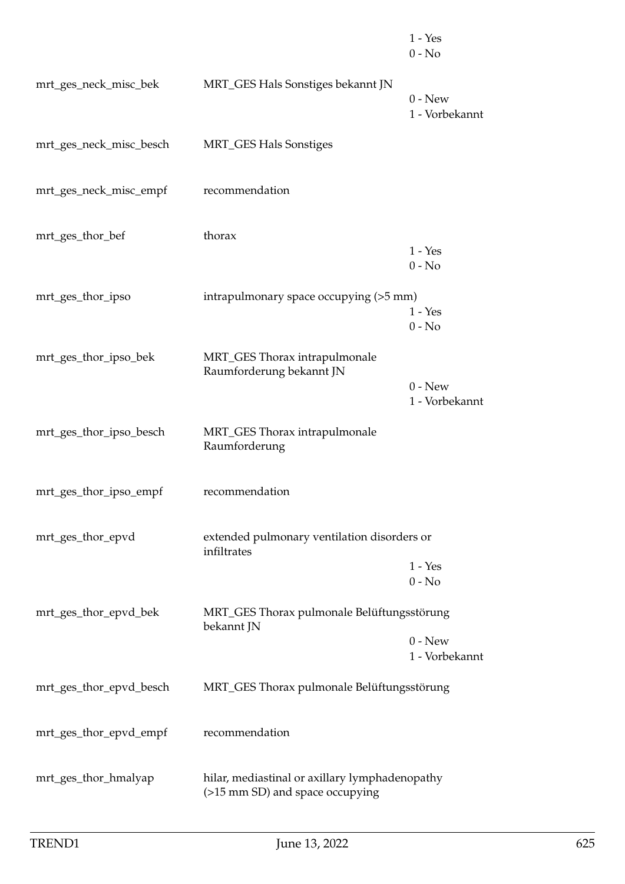| | | |
|---|---|---|
| | | 1 - Yes<br>0 - No |
| mrt_ges_neck_misc_bek | MRT_GES Hals Sonstiges bekannt JN | 0 - New<br>1 - Vorbekannt |
| mrt_ges_neck_misc_besch | MRT_GES Hals Sonstiges | |
| mrt_ges_neck_misc_empf | recommendation | |
| mrt_ges_thor_bef | thorax | 1 - Yes<br>0 - No |
| mrt_ges_thor_ipso | intrapulmonary space occupying (>5 mm) | 1 - Yes<br>0 - No |
| mrt_ges_thor_ipso_bek | MRT_GES Thorax intrapulmonale Raumforderung bekannt JN | 0 - New<br>1 - Vorbekannt |
| mrt_ges_thor_ipso_besch | MRT_GES Thorax intrapulmonale Raumforderung | |
| mrt_ges_thor_ipso_empf | recommendation | |
| mrt_ges_thor_epvd | extended pulmonary ventilation disorders or infiltrates | 1 - Yes<br>0 - No |
| mrt_ges_thor_epvd_bek | MRT_GES Thorax pulmonale Belüftungsstörung bekannt JN | 0 - New<br>1 - Vorbekannt |
| mrt_ges_thor_epvd_besch | MRT_GES Thorax pulmonale Belüftungsstörung | |
| mrt_ges_thor_epvd_empf | recommendation | |
| mrt_ges_thor_hmalyap | hilar, mediastinal or axillary lymphadenopathy (>15 mm SD) and space occupying | |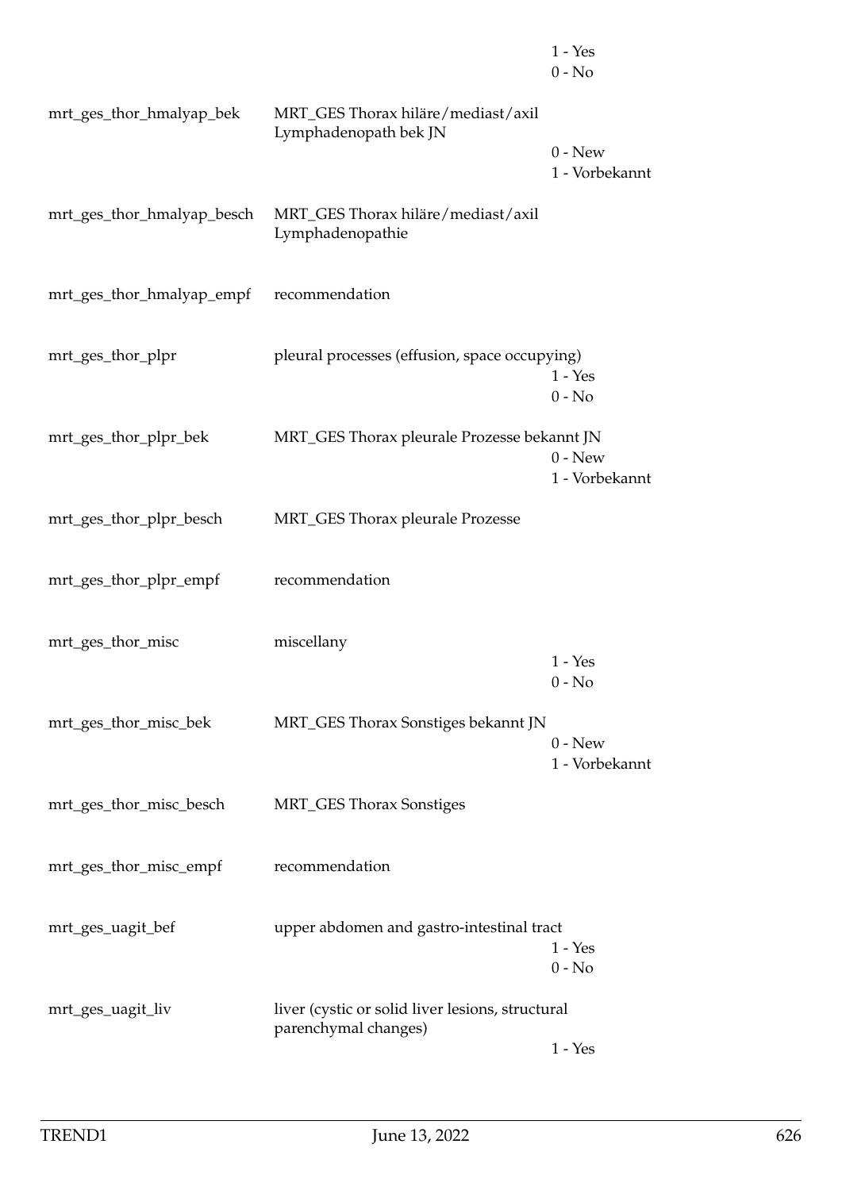| | | |
|---|---|---|
| | | 1 - Yes<br>0 - No |
| mrt_ges_thor_hmalyap_bek | MRT_GES Thorax hiläre/mediast/axil Lymphadenopath bek JN | 0 - New<br>1 - Vorbekannt |
| mrt_ges_thor_hmalyap_besch | MRT_GES Thorax hiläre/mediast/axil Lymphadenopathie | |
| mrt_ges_thor_hmalyap_empf | recommendation | |
| mrt_ges_thor_plpr | pleural processes (effusion, space occupying) | 1 - Yes<br>0 - No |
| mrt_ges_thor_plpr_bek | MRT_GES Thorax pleurale Prozesse bekannt JN | 0 - New<br>1 - Vorbekannt |
| mrt_ges_thor_plpr_besch | MRT_GES Thorax pleurale Prozesse | |
| mrt_ges_thor_plpr_empf | recommendation | |
| mrt_ges_thor_misc | miscellany | 1 - Yes<br>0 - No |
| mrt_ges_thor_misc_bek | MRT_GES Thorax Sonstiges bekannt JN | 0 - New<br>1 - Vorbekannt |
| mrt_ges_thor_misc_besch | MRT_GES Thorax Sonstiges | |
| mrt_ges_thor_misc_empf | recommendation | |
| mrt_ges_uagit_bef | upper abdomen and gastro-intestinal tract | 1 - Yes<br>0 - No |
| mrt_ges_uagit_liv | liver (cystic or solid liver lesions, structural parenchymal changes) | 1 - Yes |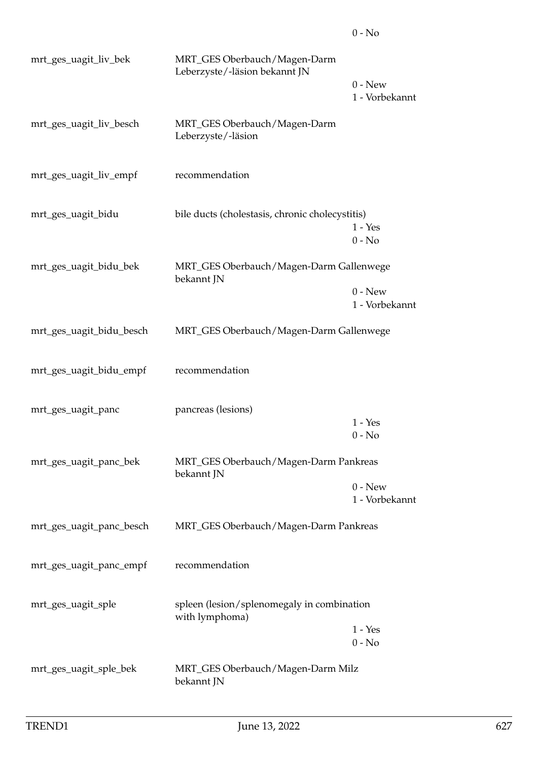| | | |
|---|---|---|
| | | 0 - No |
| mrt_ges_uagit_liv_bek | MRT_GES Oberbauch/Magen-Darm Leberzyste/-läsion bekannt JN | 0 - New<br>1 - Vorbekannt |
| mrt_ges_uagit_liv_besch | MRT_GES Oberbauch/Magen-Darm Leberzyste/-läsion | |
| mrt_ges_uagit_liv_empf | recommendation | |
| mrt_ges_uagit_bidu | bile ducts (cholestasis, chronic cholecystitis) | 1 - Yes<br>0 - No |
| mrt_ges_uagit_bidu_bek | MRT_GES Oberbauch/Magen-Darm Gallenwege bekannt JN | 0 - New<br>1 - Vorbekannt |
| mrt_ges_uagit_bidu_besch | MRT_GES Oberbauch/Magen-Darm Gallenwege | |
| mrt_ges_uagit_bidu_empf | recommendation | |
| mrt_ges_uagit_panc | pancreas (lesions) | 1 - Yes<br>0 - No |
| mrt_ges_uagit_panc_bek | MRT_GES Oberbauch/Magen-Darm Pankreas bekannt JN | 0 - New<br>1 - Vorbekannt |
| mrt_ges_uagit_panc_besch | MRT_GES Oberbauch/Magen-Darm Pankreas | |
| mrt_ges_uagit_panc_empf | recommendation | |
| mrt_ges_uagit_sple | spleen (lesion/splenomegaly in combination with lymphoma) | 1 - Yes<br>0 - No |
| mrt_ges_uagit_sple_bek | MRT_GES Oberbauch/Magen-Darm Milz bekannt JN | |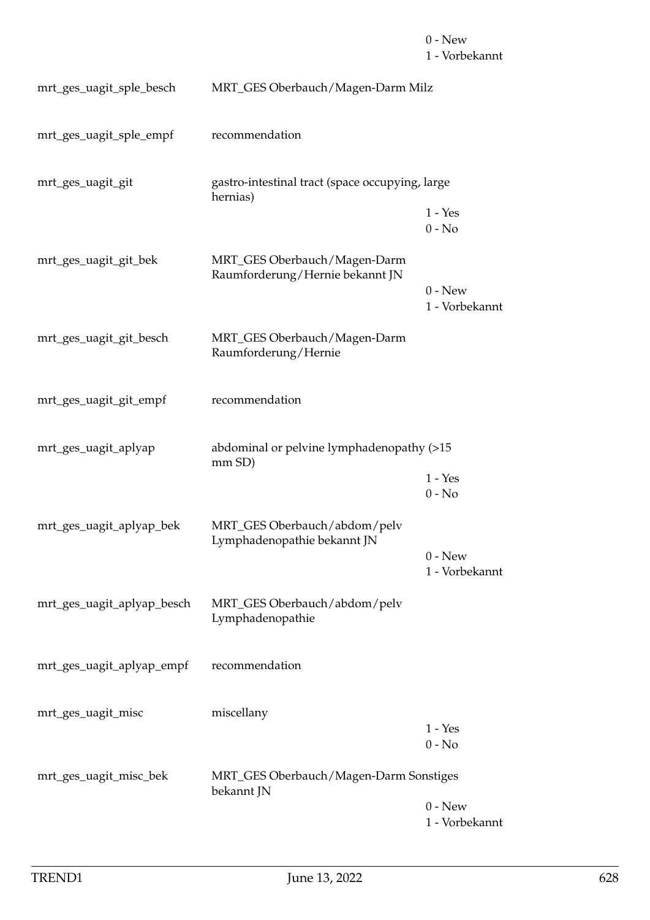| | | |
|---|---|---|
| | | 0 - New<br>1 - Vorbekannt |
| mrt_ges_uagit_sple_besch | MRT_GES Oberbauch/Magen-Darm Milz | |
| mrt_ges_uagit_sple_empf | recommendation | |
| mrt_ges_uagit_git | gastro-intestinal tract (space occupying, large hernias) | 1 - Yes<br>0 - No |
| mrt_ges_uagit_git_bek | MRT_GES Oberbauch/Magen-Darm Raumforderung/Hernie bekannt JN | 0 - New<br>1 - Vorbekannt |
| mrt_ges_uagit_git_besch | MRT_GES Oberbauch/Magen-Darm Raumforderung/Hernie | |
| mrt_ges_uagit_git_empf | recommendation | |
| mrt_ges_uagit_aplyap | abdominal or pelvine lymphadenopathy (>15 mm SD) | 1 - Yes<br>0 - No |
| mrt_ges_uagit_aplyap_bek | MRT_GES Oberbauch/abdom/pelv Lymphadenopathie bekannt JN | 0 - New<br>1 - Vorbekannt |
| mrt_ges_uagit_aplyap_besch | MRT_GES Oberbauch/abdom/pelv Lymphadenopathie | |
| mrt_ges_uagit_aplyap_empf | recommendation | |
| mrt_ges_uagit_misc | miscellany | 1 - Yes<br>0 - No |
| mrt_ges_uagit_misc_bek | MRT_GES Oberbauch/Magen-Darm Sonstiges bekannt JN | 0 - New<br>1 - Vorbekannt |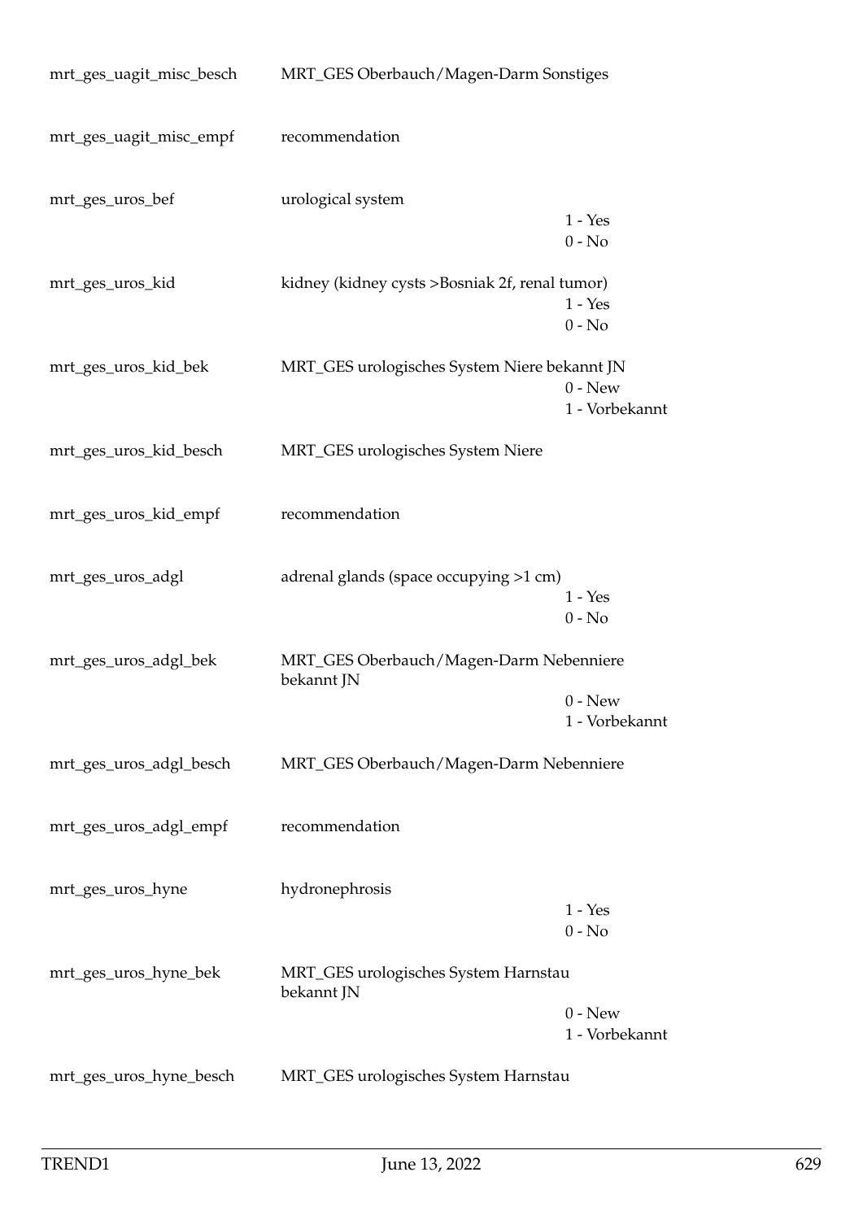| | | |
|---|---|---|
| mrt_ges_uagit_misc_besch | MRT_GES Oberbauch/Magen-Darm Sonstiges | |
| mrt_ges_uagit_misc_empf | recommendation | |
| mrt_ges_uros_bef | urological system | 1 - Yes<br>0 - No |
| mrt_ges_uros_kid | kidney (kidney cysts >Bosniak 2f, renal tumor) | 1 - Yes<br>0 - No |
| mrt_ges_uros_kid_bek | MRT_GES urologisches System Niere bekannt JN | 0 - New<br>1 - Vorbekannt |
| mrt_ges_uros_kid_besch | MRT_GES urologisches System Niere | |
| mrt_ges_uros_kid_empf | recommendation | |
| mrt_ges_uros_adgl | adrenal glands (space occupying >1 cm) | 1 - Yes<br>0 - No |
| mrt_ges_uros_adgl_bek | MRT_GES Oberbauch/Magen-Darm Nebenniere bekannt JN | 0 - New<br>1 - Vorbekannt |
| mrt_ges_uros_adgl_besch | MRT_GES Oberbauch/Magen-Darm Nebenniere | |
| mrt_ges_uros_adgl_empf | recommendation | |
| mrt_ges_uros_hyne | hydronephrosis | 1 - Yes<br>0 - No |
| mrt_ges_uros_hyne_bek | MRT_GES urologisches System Harnstau bekannt JN | 0 - New<br>1 - Vorbekannt |
| mrt_ges_uros_hyne_besch | MRT_GES urologisches System Harnstau | |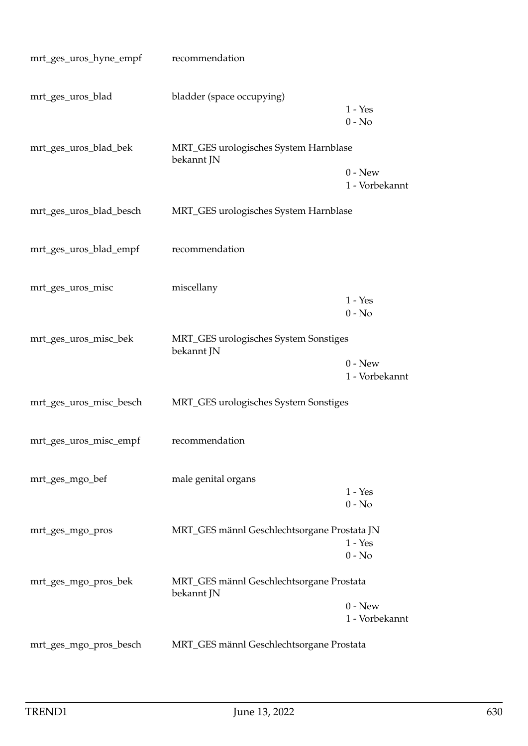| | | |
|---|---|---|
| mrt_ges_uros_hyne_empf | recommendation | |
| mrt_ges_uros_blad | bladder (space occupying) | 1 - Yes<br>0 - No |
| mrt_ges_uros_blad_bek | MRT_GES urologisches System Harnblase bekannt JN | 0 - New<br>1 - Vorbekannt |
| mrt_ges_uros_blad_besch | MRT_GES urologisches System Harnblase | |
| mrt_ges_uros_blad_empf | recommendation | |
| mrt_ges_uros_misc | miscellany | 1 - Yes<br>0 - No |
| mrt_ges_uros_misc_bek | MRT_GES urologisches System Sonstiges bekannt JN | 0 - New<br>1 - Vorbekannt |
| mrt_ges_uros_misc_besch | MRT_GES urologisches System Sonstiges | |
| mrt_ges_uros_misc_empf | recommendation | |
| mrt_ges_mgo_bef | male genital organs | 1 - Yes<br>0 - No |
| mrt_ges_mgo_pros | MRT_GES männl Geschlechtsorgane Prostata JN | 1 - Yes<br>0 - No |
| mrt_ges_mgo_pros_bek | MRT_GES männl Geschlechtsorgane Prostata bekannt JN | 0 - New<br>1 - Vorbekannt |
| mrt_ges_mgo_pros_besch | MRT_GES männl Geschlechtsorgane Prostata | |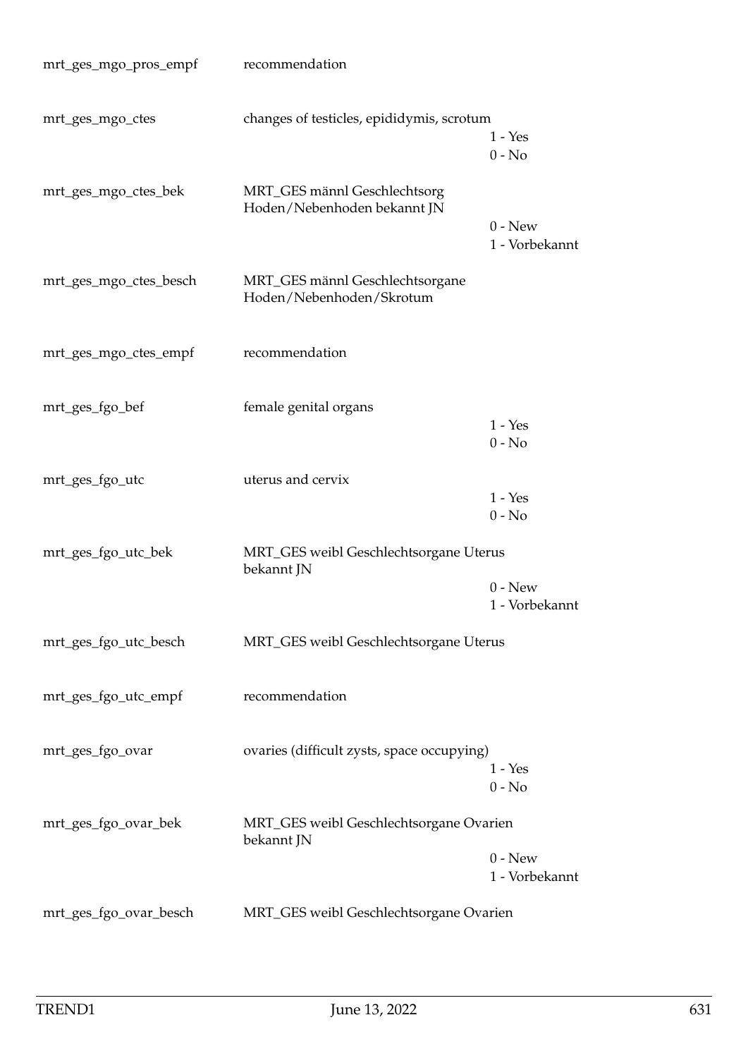| Variable | Label | Values |
|---|---|---|
| mrt_ges_mgo_pros_empf | recommendation | |
| mrt_ges_mgo_ctes | changes of testicles, epididymis, scrotum | 1 - Yes<br>0 - No |
| mrt_ges_mgo_ctes_bek | MRT_GES männl Geschlechtsorg Hoden/Nebenhoden bekannt JN | 0 - New<br>1 - Vorbekannt |
| mrt_ges_mgo_ctes_besch | MRT_GES männl Geschlechtsorgane Hoden/Nebenhoden/Skrotum | |
| mrt_ges_mgo_ctes_empf | recommendation | |
| mrt_ges_fgo_bef | female genital organs | 1 - Yes<br>0 - No |
| mrt_ges_fgo_utc | uterus and cervix | 1 - Yes<br>0 - No |
| mrt_ges_fgo_utc_bek | MRT_GES weibl Geschlechtsorgane Uterus bekannt JN | 0 - New<br>1 - Vorbekannt |
| mrt_ges_fgo_utc_besch | MRT_GES weibl Geschlechtsorgane Uterus | |
| mrt_ges_fgo_utc_empf | recommendation | |
| mrt_ges_fgo_ovar | ovaries (difficult zysts, space occupying) | 1 - Yes<br>0 - No |
| mrt_ges_fgo_ovar_bek | MRT_GES weibl Geschlechtsorgane Ovarien bekannt JN | 0 - New<br>1 - Vorbekannt |
| mrt_ges_fgo_ovar_besch | MRT_GES weibl Geschlechtsorgane Ovarien | |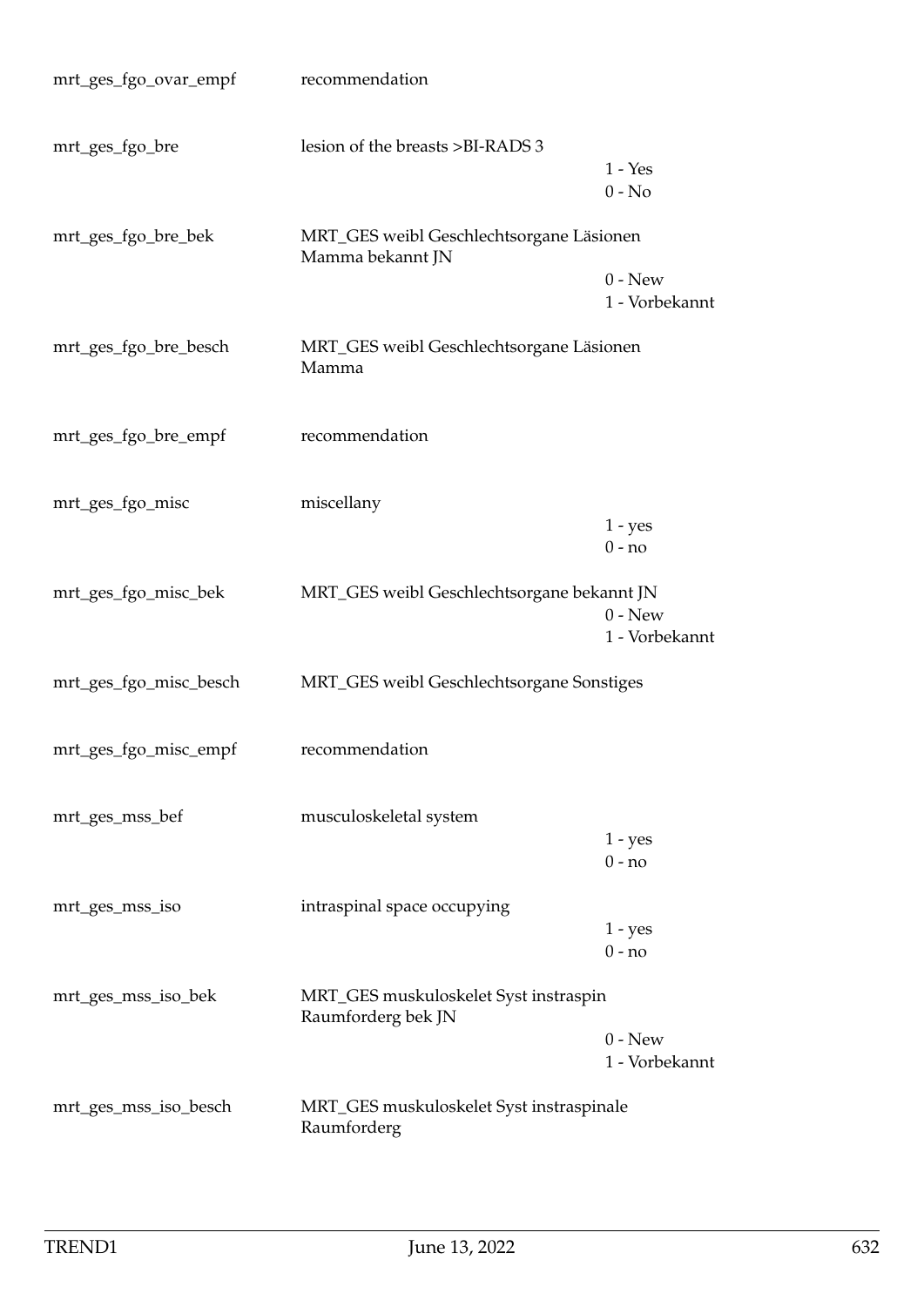| | | |
|---|---|---|
| mrt_ges_fgo_ovar_empf | recommendation | |
| mrt_ges_fgo_bre | lesion of the breasts >BI-RADS 3 | 1 - Yes<br>0 - No |
| mrt_ges_fgo_bre_bek | MRT_GES weibl Geschlechtsorgane Läsionen Mamma bekannt JN | 0 - New<br>1 - Vorbekannt |
| mrt_ges_fgo_bre_besch | MRT_GES weibl Geschlechtsorgane Läsionen Mamma | |
| mrt_ges_fgo_bre_empf | recommendation | |
| mrt_ges_fgo_misc | miscellany | 1 - yes<br>0 - no |
| mrt_ges_fgo_misc_bek | MRT_GES weibl Geschlechtsorgane bekannt JN | 0 - New<br>1 - Vorbekannt |
| mrt_ges_fgo_misc_besch | MRT_GES weibl Geschlechtsorgane Sonstiges | |
| mrt_ges_fgo_misc_empf | recommendation | |
| mrt_ges_mss_bef | musculoskeletal system | 1 - yes<br>0 - no |
| mrt_ges_mss_iso | intraspinal space occupying | 1 - yes<br>0 - no |
| mrt_ges_mss_iso_bek | MRT_GES muskuloskelet Syst instraspin Raumforderg bek JN | 0 - New<br>1 - Vorbekannt |
| mrt_ges_mss_iso_besch | MRT_GES muskuloskelet Syst instraspinale Raumforderg | |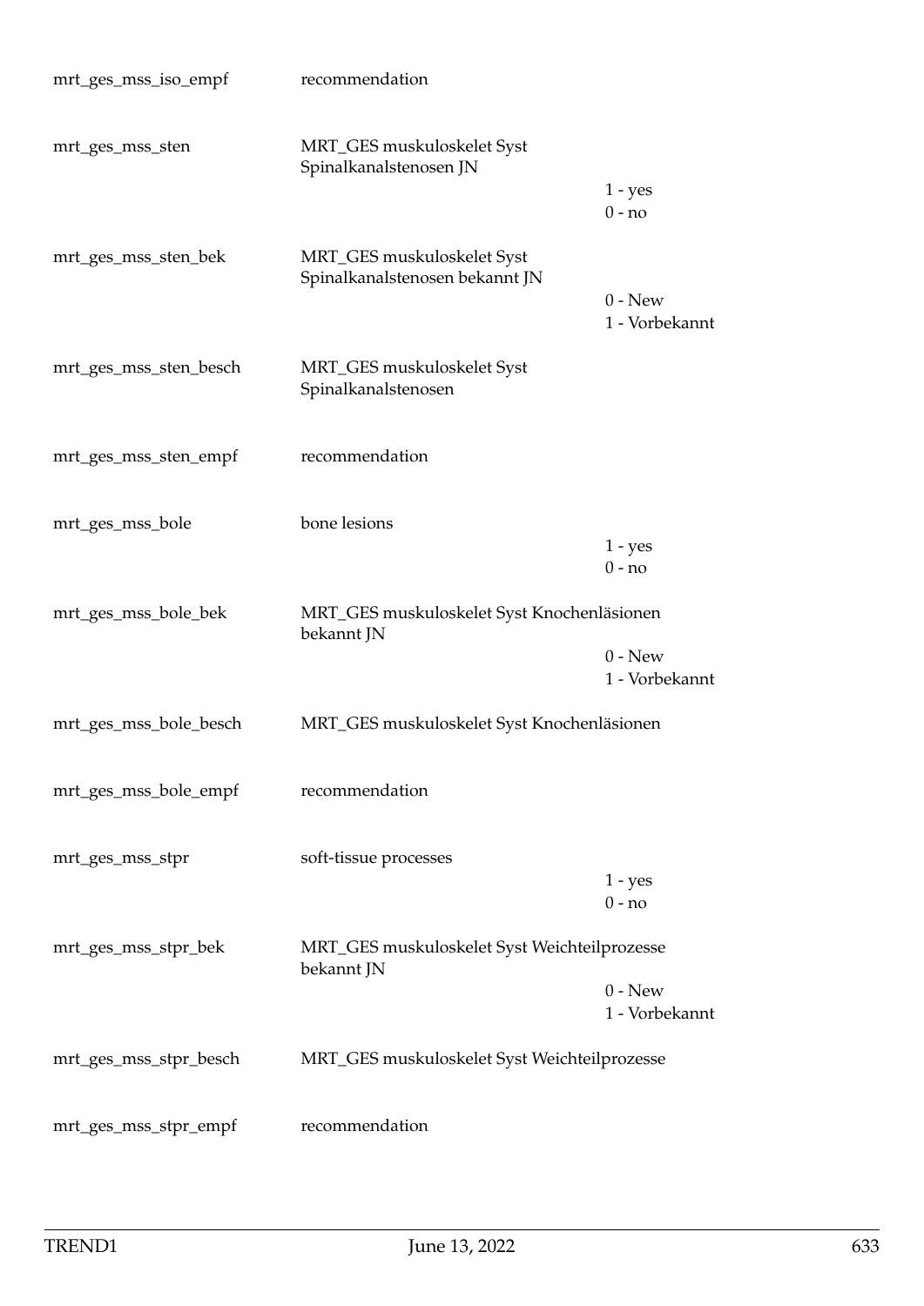| Variable | Label | Values |
|---|---|---|
| mrt_ges_mss_iso_empf | recommendation | |
| mrt_ges_mss_sten | MRT_GES muskuloskelet Syst Spinalkanalstenosen JN | 1 - yes<br>0 - no |
| mrt_ges_mss_sten_bek | MRT_GES muskuloskelet Syst Spinalkanalstenosen bekannt JN | 0 - New<br>1 - Vorbekannt |
| mrt_ges_mss_sten_besch | MRT_GES muskuloskelet Syst Spinalkanalstenosen | |
| mrt_ges_mss_sten_empf | recommendation | |
| mrt_ges_mss_bole | bone lesions | 1 - yes<br>0 - no |
| mrt_ges_mss_bole_bek | MRT_GES muskuloskelet Syst Knochenläsionen bekannt JN | 0 - New<br>1 - Vorbekannt |
| mrt_ges_mss_bole_besch | MRT_GES muskuloskelet Syst Knochenläsionen | |
| mrt_ges_mss_bole_empf | recommendation | |
| mrt_ges_mss_stpr | soft-tissue processes | 1 - yes<br>0 - no |
| mrt_ges_mss_stpr_bek | MRT_GES muskuloskelet Syst Weichteilprozesse bekannt JN | 0 - New<br>1 - Vorbekannt |
| mrt_ges_mss_stpr_besch | MRT_GES muskuloskelet Syst Weichteilprozesse | |
| mrt_ges_mss_stpr_empf | recommendation | |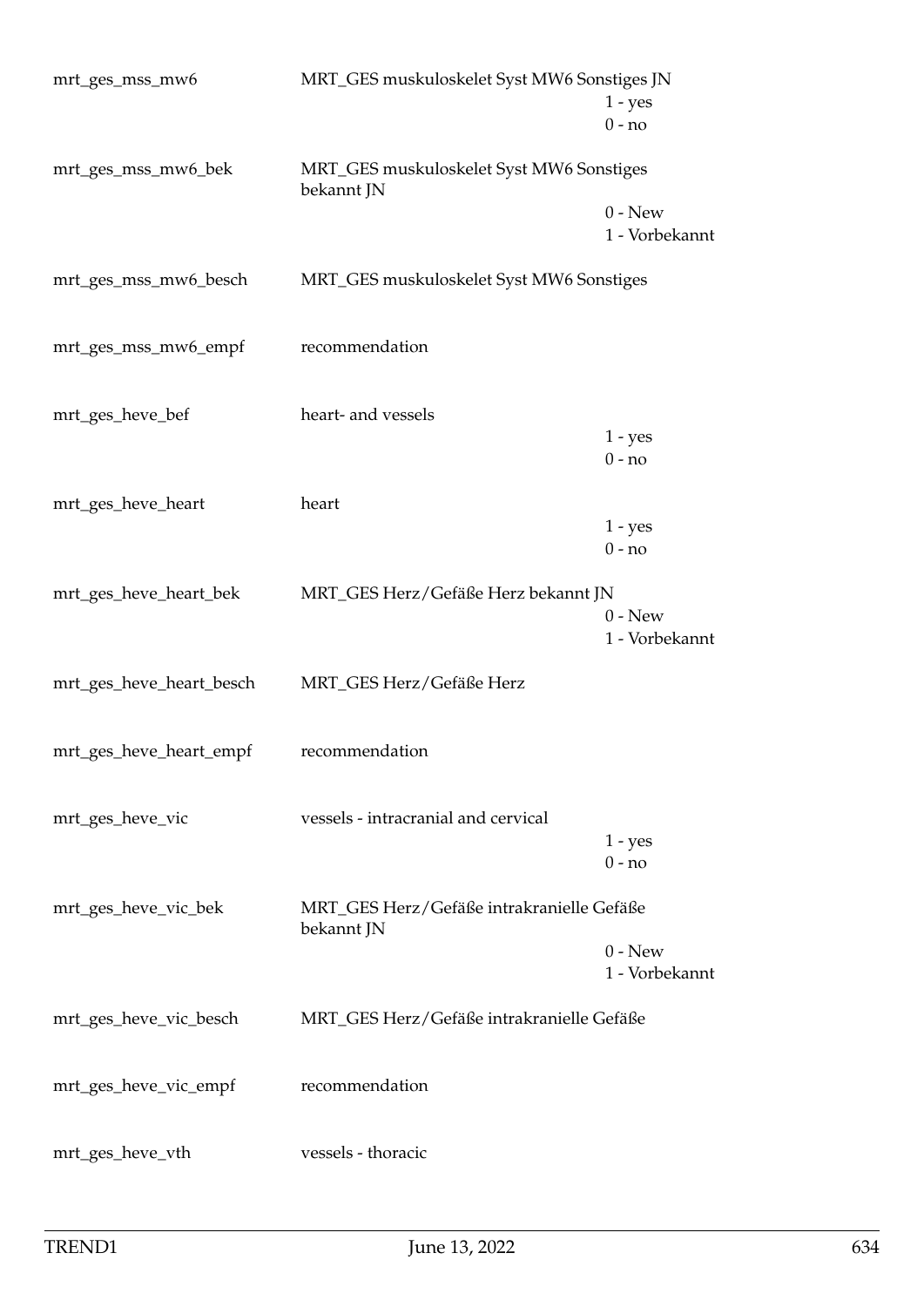| | | |
|---|---|---|
| mrt_ges_mss_mw6 | MRT_GES muskuloskelet Syst MW6 Sonstiges JN | 1 - yes<br>0 - no |
| mrt_ges_mss_mw6_bek | MRT_GES muskuloskelet Syst MW6 Sonstiges bekannt JN | 0 - New<br>1 - Vorbekannt |
| mrt_ges_mss_mw6_besch | MRT_GES muskuloskelet Syst MW6 Sonstiges | |
| mrt_ges_mss_mw6_empf | recommendation | |
| mrt_ges_heve_bef | heart- and vessels | 1 - yes<br>0 - no |
| mrt_ges_heve_heart | heart | 1 - yes<br>0 - no |
| mrt_ges_heve_heart_bek | MRT_GES Herz/Gefäße Herz bekannt JN | 0 - New<br>1 - Vorbekannt |
| mrt_ges_heve_heart_besch | MRT_GES Herz/Gefäße Herz | |
| mrt_ges_heve_heart_empf | recommendation | |
| mrt_ges_heve_vic | vessels - intracranial and cervical | 1 - yes<br>0 - no |
| mrt_ges_heve_vic_bek | MRT_GES Herz/Gefäße intrakranielle Gefäße bekannt JN | 0 - New<br>1 - Vorbekannt |
| mrt_ges_heve_vic_besch | MRT_GES Herz/Gefäße intrakranielle Gefäße | |
| mrt_ges_heve_vic_empf | recommendation | |
| mrt_ges_heve_vth | vessels - thoracic | |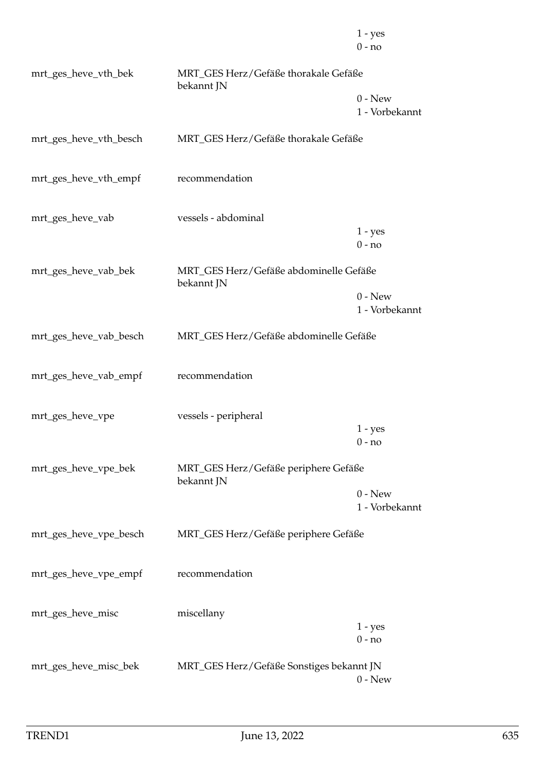| | | |
|---|---|---|
| | | 1 - yes<br>0 - no |
| mrt_ges_heve_vth_bek | MRT_GES Herz/Gefäße thorakale Gefäße bekannt JN | 0 - New<br>1 - Vorbekannt |
| mrt_ges_heve_vth_besch | MRT_GES Herz/Gefäße thorakale Gefäße | |
| mrt_ges_heve_vth_empf | recommendation | |
| mrt_ges_heve_vab | vessels - abdominal | 1 - yes<br>0 - no |
| mrt_ges_heve_vab_bek | MRT_GES Herz/Gefäße abdominelle Gefäße bekannt JN | 0 - New<br>1 - Vorbekannt |
| mrt_ges_heve_vab_besch | MRT_GES Herz/Gefäße abdominelle Gefäße | |
| mrt_ges_heve_vab_empf | recommendation | |
| mrt_ges_heve_vpe | vessels - peripheral | 1 - yes<br>0 - no |
| mrt_ges_heve_vpe_bek | MRT_GES Herz/Gefäße periphere Gefäße bekannt JN | 0 - New<br>1 - Vorbekannt |
| mrt_ges_heve_vpe_besch | MRT_GES Herz/Gefäße periphere Gefäße | |
| mrt_ges_heve_vpe_empf | recommendation | |
| mrt_ges_heve_misc | miscellany | 1 - yes<br>0 - no |
| mrt_ges_heve_misc_bek | MRT_GES Herz/Gefäße Sonstiges bekannt JN | 0 - New |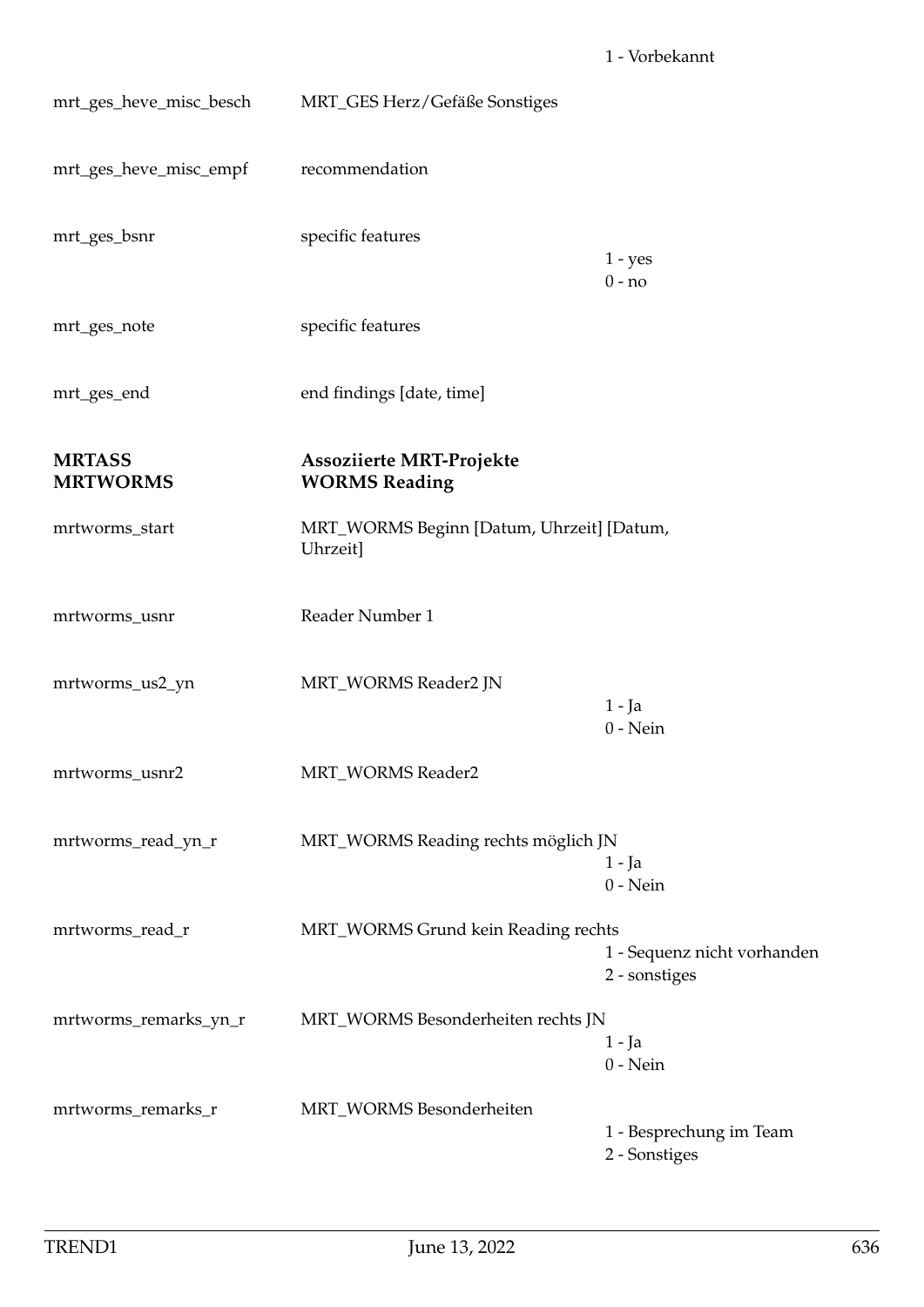1 - Vorbekannt

| | | |
|---|---|---|
| mrt_ges_heve_misc_besch | MRT_GES Herz/Gefäße Sonstiges | |
| mrt_ges_heve_misc_empf | recommendation | |
| mrt_ges_bsnr | specific features | 1 - yes<br>0 - no |
| mrt_ges_note | specific features | |
| mrt_ges_end | end findings [date, time] | |

## MRTASS MRTWORMS — Assoziierte MRT-Projekte WORMS Reading

| | | |
|---|---|---|
| mrtworms_start | MRT_WORMS Beginn [Datum, Uhrzeit] [Datum, Uhrzeit] | |
| mrtworms_usnr | Reader Number 1 | |
| mrtworms_us2_yn | MRT_WORMS Reader2 JN | 1 - Ja<br>0 - Nein |
| mrtworms_usnr2 | MRT_WORMS Reader2 | |
| mrtworms_read_yn_r | MRT_WORMS Reading rechts möglich JN | 1 - Ja<br>0 - Nein |
| mrtworms_read_r | MRT_WORMS Grund kein Reading rechts | 1 - Sequenz nicht vorhanden<br>2 - sonstiges |
| mrtworms_remarks_yn_r | MRT_WORMS Besonderheiten rechts JN | 1 - Ja<br>0 - Nein |
| mrtworms_remarks_r | MRT_WORMS Besonderheiten | 1 - Besprechung im Team<br>2 - Sonstiges |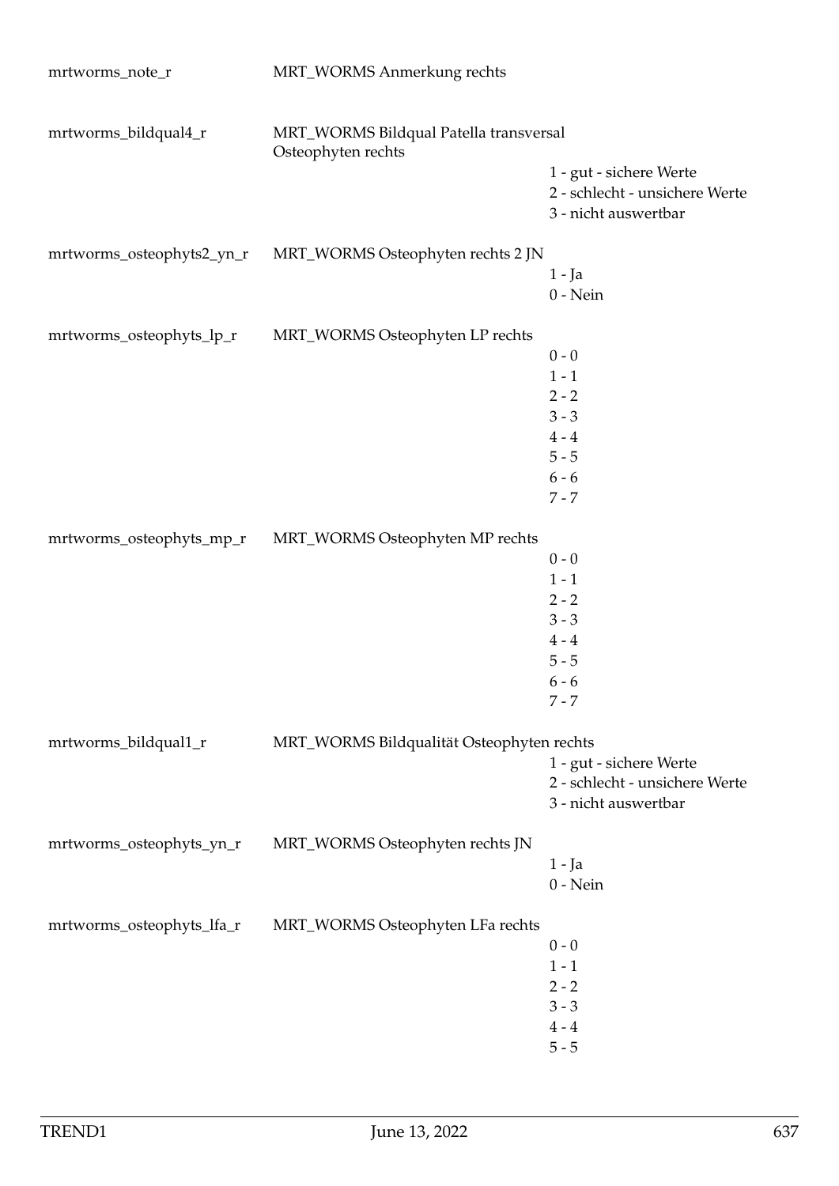| Variable | Label | Values |
|---|---|---|
| mrtworms_note_r | MRT_WORMS Anmerkung rechts | |
| mrtworms_bildqual4_r | MRT_WORMS Bildqual Patella transversal Osteophyten rechts | 1 - gut - sichere Werte<br>2 - schlecht - unsichere Werte<br>3 - nicht auswertbar |
| mrtworms_osteophyts2_yn_r | MRT_WORMS Osteophyten rechts 2 JN | 1 - Ja<br>0 - Nein |
| mrtworms_osteophyts_lp_r | MRT_WORMS Osteophyten LP rechts | 0 - 0<br>1 - 1<br>2 - 2<br>3 - 3<br>4 - 4<br>5 - 5<br>6 - 6<br>7 - 7 |
| mrtworms_osteophyts_mp_r | MRT_WORMS Osteophyten MP rechts | 0 - 0<br>1 - 1<br>2 - 2<br>3 - 3<br>4 - 4<br>5 - 5<br>6 - 6<br>7 - 7 |
| mrtworms_bildqual1_r | MRT_WORMS Bildqualität Osteophyten rechts | 1 - gut - sichere Werte<br>2 - schlecht - unsichere Werte<br>3 - nicht auswertbar |
| mrtworms_osteophyts_yn_r | MRT_WORMS Osteophyten rechts JN | 1 - Ja<br>0 - Nein |
| mrtworms_osteophyts_lfa_r | MRT_WORMS Osteophyten LFa rechts | 0 - 0<br>1 - 1<br>2 - 2<br>3 - 3<br>4 - 4<br>5 - 5 |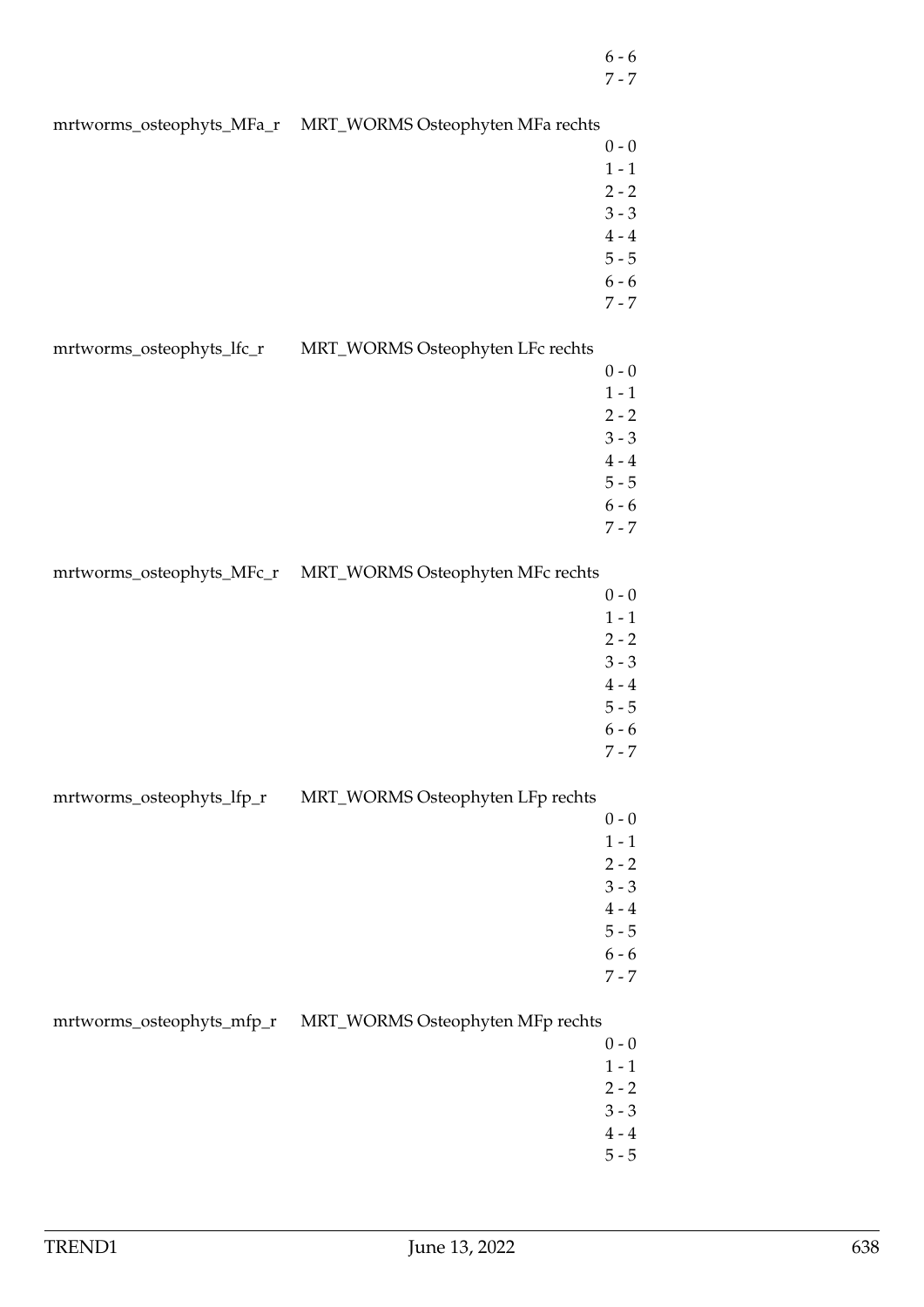6 - 6
7 - 7

mrtworms_osteophyts_MFa_r MRT_WORMS Osteophyten MFa rechts

0 - 0
1 - 1
2 - 2
3 - 3
4 - 4
5 - 5
6 - 6
7 - 7

mrtworms_osteophyts_lfc_r MRT_WORMS Osteophyten LFc rechts

0 - 0
1 - 1
2 - 2
3 - 3
4 - 4
5 - 5
6 - 6
7 - 7

mrtworms_osteophyts_MFc_r MRT_WORMS Osteophyten MFc rechts

0 - 0
1 - 1
2 - 2
3 - 3
4 - 4
5 - 5
6 - 6
7 - 7

mrtworms_osteophyts_lfp_r MRT_WORMS Osteophyten LFp rechts

0 - 0
1 - 1
2 - 2
3 - 3
4 - 4
5 - 5
6 - 6
7 - 7

mrtworms_osteophyts_mfp_r MRT_WORMS Osteophyten MFp rechts

0 - 0
1 - 1
2 - 2
3 - 3
4 - 4
5 - 5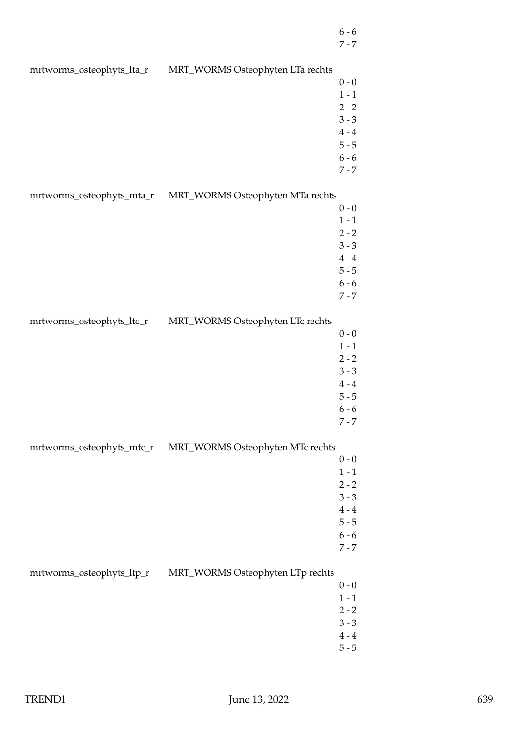| | | |
|---|---|---|
| | | 6 - 6 |
| | | 7 - 7 |
| mrtworms_osteophyts_lta_r | MRT_WORMS Osteophyten LTa rechts | |
| | | 0 - 0 |
| | | 1 - 1 |
| | | 2 - 2 |
| | | 3 - 3 |
| | | 4 - 4 |
| | | 5 - 5 |
| | | 6 - 6 |
| | | 7 - 7 |
| mrtworms_osteophyts_mta_r | MRT_WORMS Osteophyten MTa rechts | |
| | | 0 - 0 |
| | | 1 - 1 |
| | | 2 - 2 |
| | | 3 - 3 |
| | | 4 - 4 |
| | | 5 - 5 |
| | | 6 - 6 |
| | | 7 - 7 |
| mrtworms_osteophyts_ltc_r | MRT_WORMS Osteophyten LTc rechts | |
| | | 0 - 0 |
| | | 1 - 1 |
| | | 2 - 2 |
| | | 3 - 3 |
| | | 4 - 4 |
| | | 5 - 5 |
| | | 6 - 6 |
| | | 7 - 7 |
| mrtworms_osteophyts_mtc_r | MRT_WORMS Osteophyten MTc rechts | |
| | | 0 - 0 |
| | | 1 - 1 |
| | | 2 - 2 |
| | | 3 - 3 |
| | | 4 - 4 |
| | | 5 - 5 |
| | | 6 - 6 |
| | | 7 - 7 |
| mrtworms_osteophyts_ltp_r | MRT_WORMS Osteophyten LTp rechts | |
| | | 0 - 0 |
| | | 1 - 1 |
| | | 2 - 2 |
| | | 3 - 3 |
| | | 4 - 4 |
| | | 5 - 5 |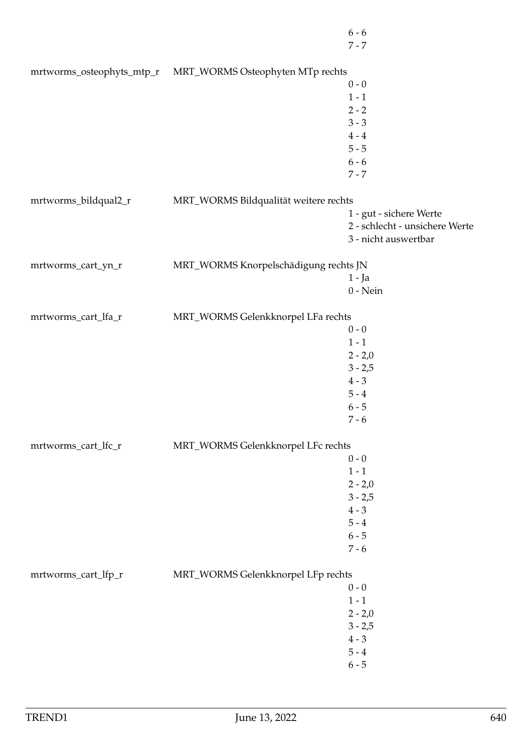6 - 6
7 - 7

mrtworms_osteophyts_mtp_r MRT_WORMS Osteophyten MTp rechts
0 - 0
1 - 1
2 - 2
3 - 3
4 - 4
5 - 5
6 - 6
7 - 7

mrtworms_bildqual2_r MRT_WORMS Bildqualität weitere rechts
1 - gut - sichere Werte
2 - schlecht - unsichere Werte
3 - nicht auswertbar

mrtworms_cart_yn_r MRT_WORMS Knorpelschädigung rechts JN
1 - Ja
0 - Nein

mrtworms_cart_lfa_r MRT_WORMS Gelenkknorpel LFa rechts
0 - 0
1 - 1
2 - 2,0
3 - 2,5
4 - 3
5 - 4
6 - 5
7 - 6

mrtworms_cart_lfc_r MRT_WORMS Gelenkknorpel LFc rechts
0 - 0
1 - 1
2 - 2,0
3 - 2,5
4 - 3
5 - 4
6 - 5
7 - 6

mrtworms_cart_lfp_r MRT_WORMS Gelenkknorpel LFp rechts
0 - 0
1 - 1
2 - 2,0
3 - 2,5
4 - 3
5 - 4
6 - 5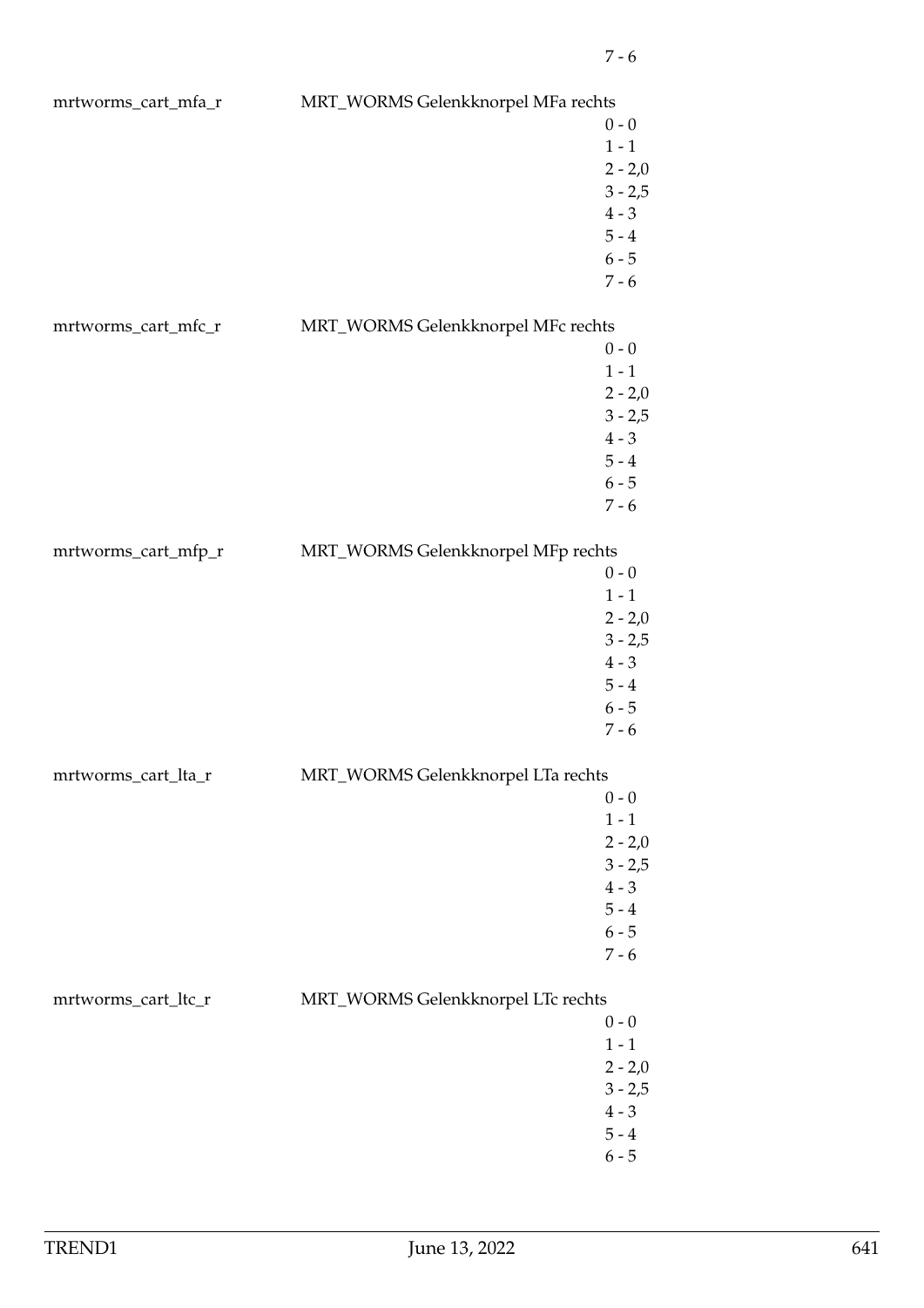7 - 6

mrtworms_cart_mfa_r MRT_WORMS Gelenkknorpel MFa rechts

0 - 0
1 - 1
2 - 2,0
3 - 2,5
4 - 3
5 - 4
6 - 5
7 - 6

mrtworms_cart_mfc_r MRT_WORMS Gelenkknorpel MFc rechts

0 - 0
1 - 1
2 - 2,0
3 - 2,5
4 - 3
5 - 4
6 - 5
7 - 6

mrtworms_cart_mfp_r MRT_WORMS Gelenkknorpel MFp rechts

0 - 0
1 - 1
2 - 2,0
3 - 2,5
4 - 3
5 - 4
6 - 5
7 - 6

mrtworms_cart_lta_r MRT_WORMS Gelenkknorpel LTa rechts

0 - 0
1 - 1
2 - 2,0
3 - 2,5
4 - 3
5 - 4
6 - 5
7 - 6

mrtworms_cart_ltc_r MRT_WORMS Gelenkknorpel LTc rechts

0 - 0
1 - 1
2 - 2,0
3 - 2,5
4 - 3
5 - 4
6 - 5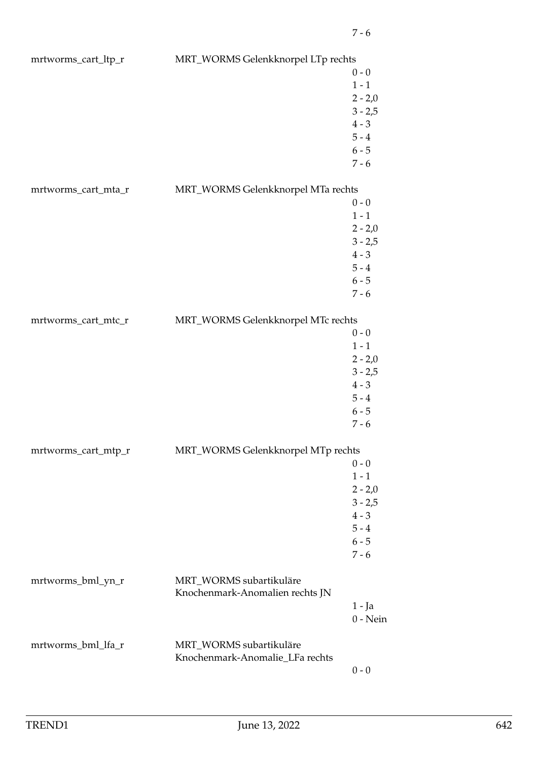7 - 6

| | | |
|---|---|---|
| mrtworms_cart_ltp_r | MRT_WORMS Gelenkknorpel LTp rechts | |
| | | 0 - 0 |
| | | 1 - 1 |
| | | 2 - 2,0 |
| | | 3 - 2,5 |
| | | 4 - 3 |
| | | 5 - 4 |
| | | 6 - 5 |
| | | 7 - 6 |
| mrtworms_cart_mta_r | MRT_WORMS Gelenkknorpel MTa rechts | |
| | | 0 - 0 |
| | | 1 - 1 |
| | | 2 - 2,0 |
| | | 3 - 2,5 |
| | | 4 - 3 |
| | | 5 - 4 |
| | | 6 - 5 |
| | | 7 - 6 |
| mrtworms_cart_mtc_r | MRT_WORMS Gelenkknorpel MTc rechts | |
| | | 0 - 0 |
| | | 1 - 1 |
| | | 2 - 2,0 |
| | | 3 - 2,5 |
| | | 4 - 3 |
| | | 5 - 4 |
| | | 6 - 5 |
| | | 7 - 6 |
| mrtworms_cart_mtp_r | MRT_WORMS Gelenkknorpel MTp rechts | |
| | | 0 - 0 |
| | | 1 - 1 |
| | | 2 - 2,0 |
| | | 3 - 2,5 |
| | | 4 - 3 |
| | | 5 - 4 |
| | | 6 - 5 |
| | | 7 - 6 |
| mrtworms_bml_yn_r | MRT_WORMS subartikuläre Knochenmark-Anomalien rechts JN | |
| | | 1 - Ja |
| | | 0 - Nein |
| mrtworms_bml_lfa_r | MRT_WORMS subartikuläre Knochenmark-Anomalie_LFa rechts | |
| | | 0 - 0 |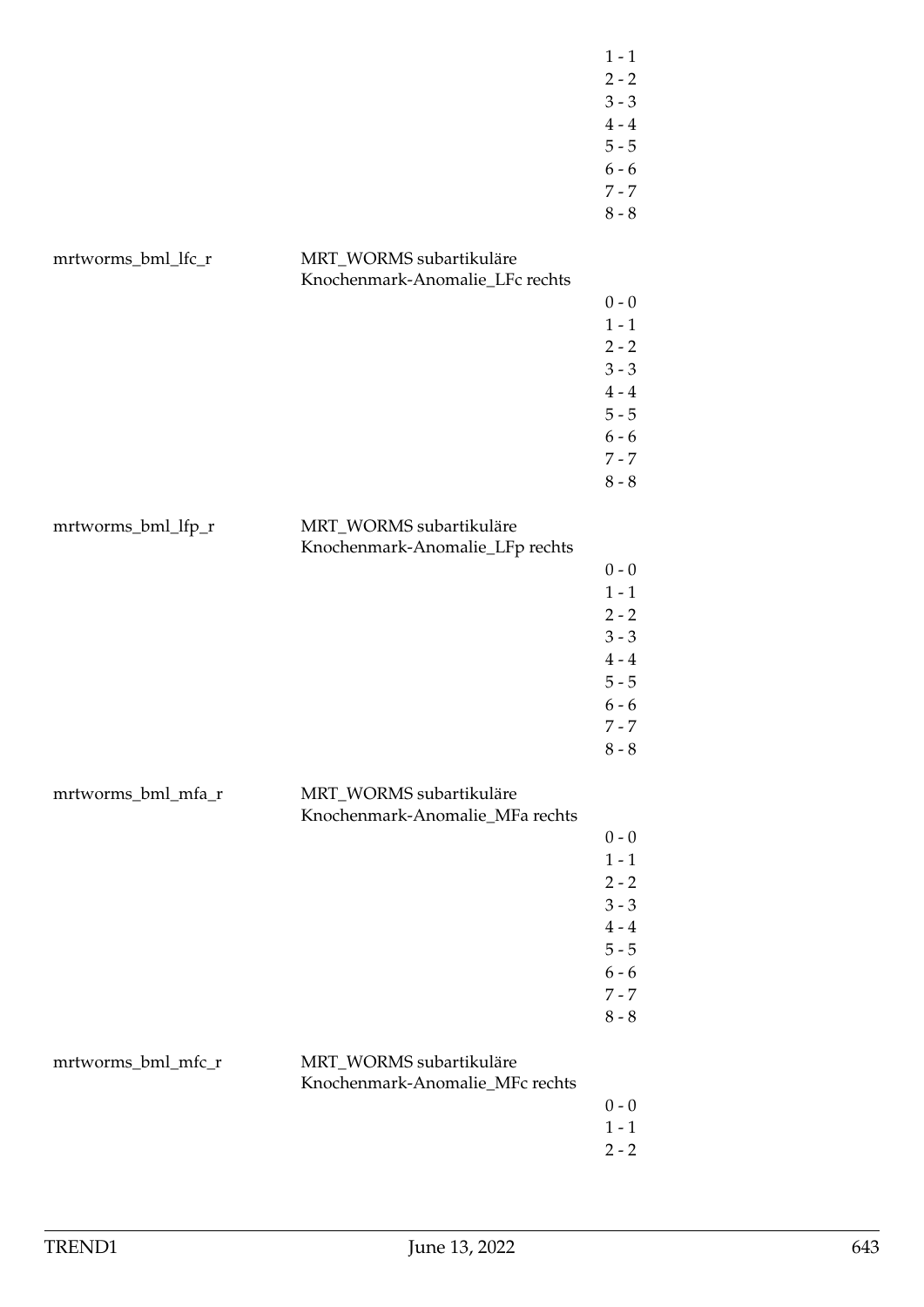| | | |
|---|---|---|
| | | 1 - 1 |
| | | 2 - 2 |
| | | 3 - 3 |
| | | 4 - 4 |
| | | 5 - 5 |
| | | 6 - 6 |
| | | 7 - 7 |
| | | 8 - 8 |
| mrtworms_bml_lfc_r | MRT_WORMS subartikuläre Knochenmark-Anomalie_LFc rechts | |
| | | 0 - 0 |
| | | 1 - 1 |
| | | 2 - 2 |
| | | 3 - 3 |
| | | 4 - 4 |
| | | 5 - 5 |
| | | 6 - 6 |
| | | 7 - 7 |
| | | 8 - 8 |
| mrtworms_bml_lfp_r | MRT_WORMS subartikuläre Knochenmark-Anomalie_LFp rechts | |
| | | 0 - 0 |
| | | 1 - 1 |
| | | 2 - 2 |
| | | 3 - 3 |
| | | 4 - 4 |
| | | 5 - 5 |
| | | 6 - 6 |
| | | 7 - 7 |
| | | 8 - 8 |
| mrtworms_bml_mfa_r | MRT_WORMS subartikuläre Knochenmark-Anomalie_MFa rechts | |
| | | 0 - 0 |
| | | 1 - 1 |
| | | 2 - 2 |
| | | 3 - 3 |
| | | 4 - 4 |
| | | 5 - 5 |
| | | 6 - 6 |
| | | 7 - 7 |
| | | 8 - 8 |
| mrtworms_bml_mfc_r | MRT_WORMS subartikuläre Knochenmark-Anomalie_MFc rechts | |
| | | 0 - 0 |
| | | 1 - 1 |
| | | 2 - 2 |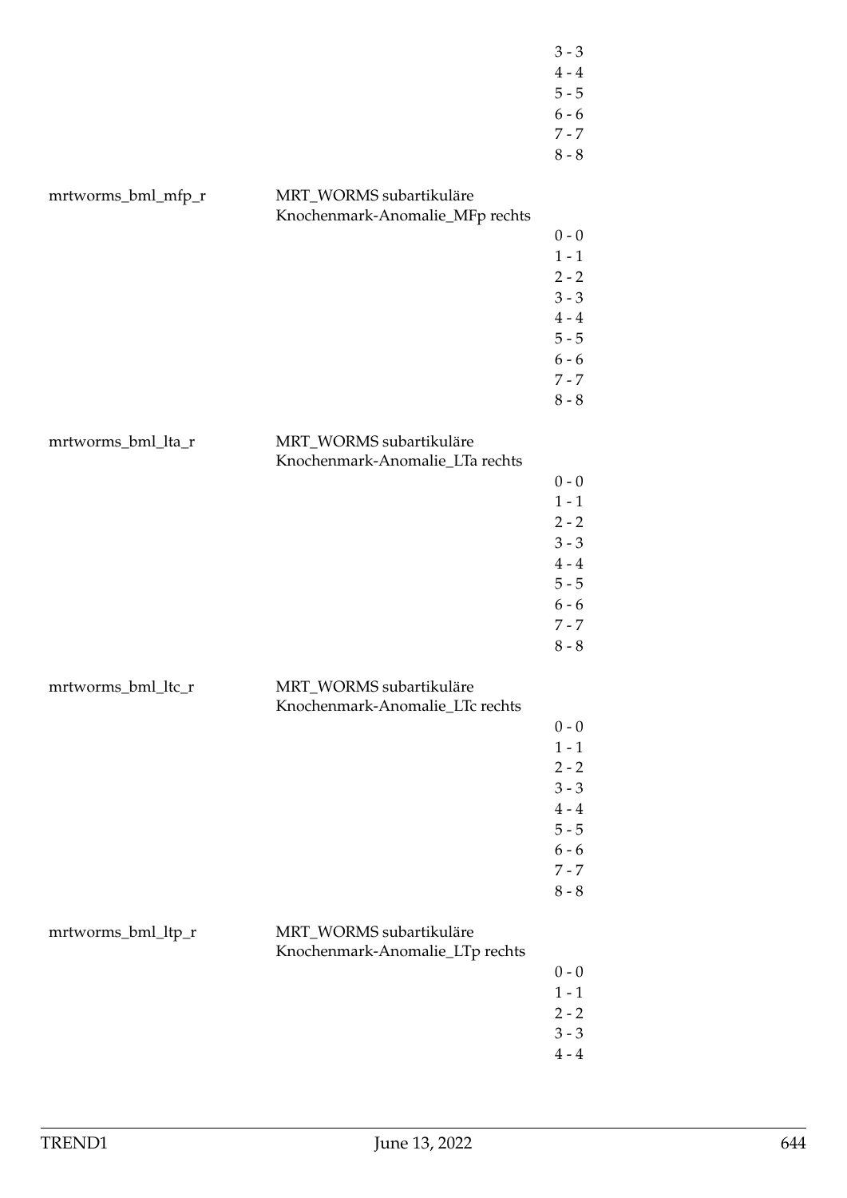| | | |
|---|---|---|
| | | 3 - 3 |
| | | 4 - 4 |
| | | 5 - 5 |
| | | 6 - 6 |
| | | 7 - 7 |
| | | 8 - 8 |
| mrtworms_bml_mfp_r | MRT_WORMS subartikuläre Knochenmark-Anomalie_MFp rechts | |
| | | 0 - 0 |
| | | 1 - 1 |
| | | 2 - 2 |
| | | 3 - 3 |
| | | 4 - 4 |
| | | 5 - 5 |
| | | 6 - 6 |
| | | 7 - 7 |
| | | 8 - 8 |
| mrtworms_bml_lta_r | MRT_WORMS subartikuläre Knochenmark-Anomalie_LTa rechts | |
| | | 0 - 0 |
| | | 1 - 1 |
| | | 2 - 2 |
| | | 3 - 3 |
| | | 4 - 4 |
| | | 5 - 5 |
| | | 6 - 6 |
| | | 7 - 7 |
| | | 8 - 8 |
| mrtworms_bml_ltc_r | MRT_WORMS subartikuläre Knochenmark-Anomalie_LTc rechts | |
| | | 0 - 0 |
| | | 1 - 1 |
| | | 2 - 2 |
| | | 3 - 3 |
| | | 4 - 4 |
| | | 5 - 5 |
| | | 6 - 6 |
| | | 7 - 7 |
| | | 8 - 8 |
| mrtworms_bml_ltp_r | MRT_WORMS subartikuläre Knochenmark-Anomalie_LTp rechts | |
| | | 0 - 0 |
| | | 1 - 1 |
| | | 2 - 2 |
| | | 3 - 3 |
| | | 4 - 4 |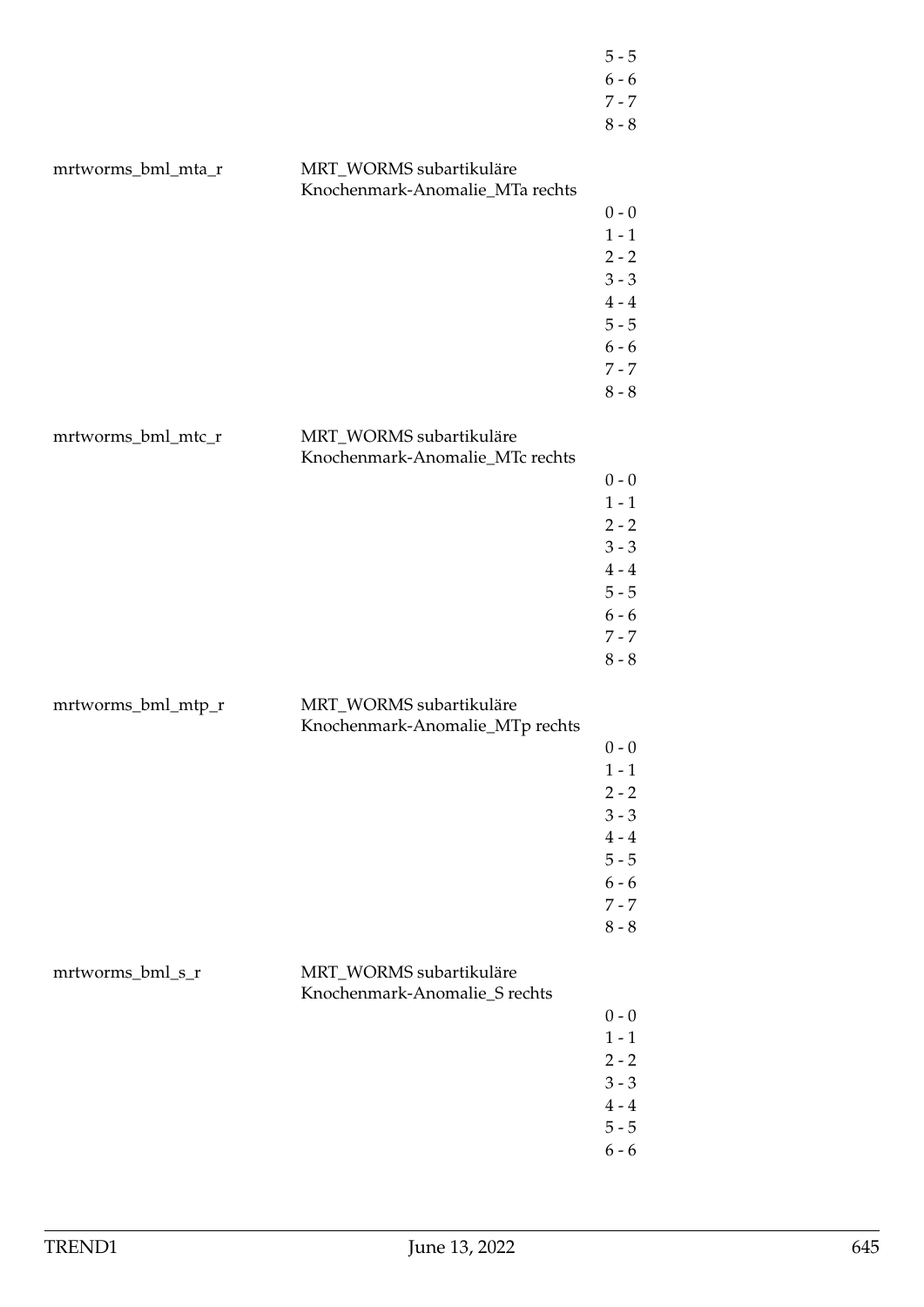5 - 5
6 - 6
7 - 7
8 - 8

mrtworms_bml_mta_r MRT_WORMS subartikuläre Knochenmark-Anomalie_MTa rechts
0 - 0
1 - 1
2 - 2
3 - 3
4 - 4
5 - 5
6 - 6
7 - 7
8 - 8

mrtworms_bml_mtc_r MRT_WORMS subartikuläre Knochenmark-Anomalie_MTc rechts
0 - 0
1 - 1
2 - 2
3 - 3
4 - 4
5 - 5
6 - 6
7 - 7
8 - 8

mrtworms_bml_mtp_r MRT_WORMS subartikuläre Knochenmark-Anomalie_MTp rechts
0 - 0
1 - 1
2 - 2
3 - 3
4 - 4
5 - 5
6 - 6
7 - 7
8 - 8

mrtworms_bml_s_r MRT_WORMS subartikuläre Knochenmark-Anomalie_S rechts
0 - 0
1 - 1
2 - 2
3 - 3
4 - 4
5 - 5
6 - 6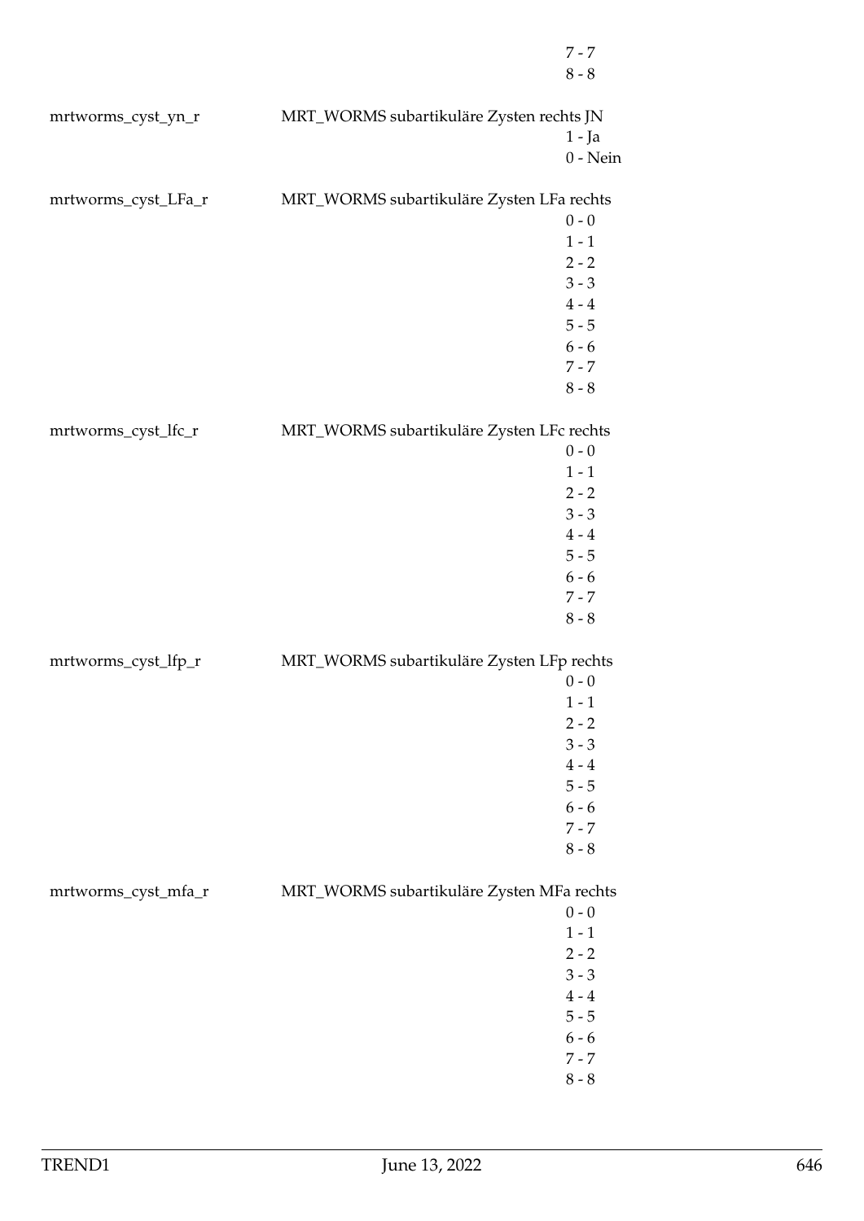7 - 7
8 - 8

mrtworms_cyst_yn_r MRT_WORMS subartikuläre Zysten rechts JN
1 - Ja
0 - Nein

mrtworms_cyst_LFa_r MRT_WORMS subartikuläre Zysten LFa rechts
0 - 0
1 - 1
2 - 2
3 - 3
4 - 4
5 - 5
6 - 6
7 - 7
8 - 8

mrtworms_cyst_lfc_r MRT_WORMS subartikuläre Zysten LFc rechts
0 - 0
1 - 1
2 - 2
3 - 3
4 - 4
5 - 5
6 - 6
7 - 7
8 - 8

mrtworms_cyst_lfp_r MRT_WORMS subartikuläre Zysten LFp rechts
0 - 0
1 - 1
2 - 2
3 - 3
4 - 4
5 - 5
6 - 6
7 - 7
8 - 8

mrtworms_cyst_mfa_r MRT_WORMS subartikuläre Zysten MFa rechts
0 - 0
1 - 1
2 - 2
3 - 3
4 - 4
5 - 5
6 - 6
7 - 7
8 - 8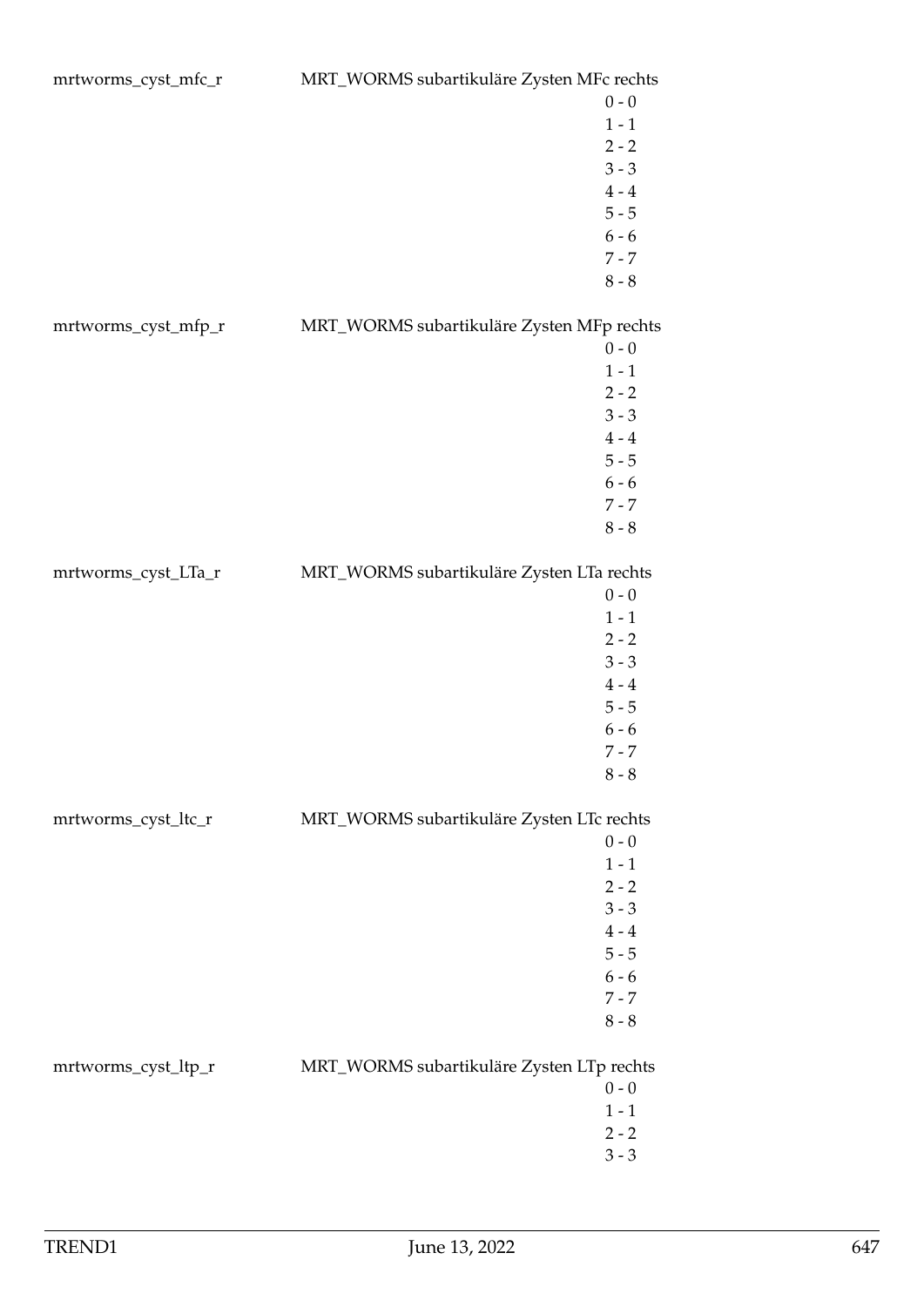mrtworms_cyst_mfc_r — MRT_WORMS subartikuläre Zysten MFc rechts

- 0 - 0
- 1 - 1
- 2 - 2
- 3 - 3
- 4 - 4
- 5 - 5
- 6 - 6
- 7 - 7
- 8 - 8

mrtworms_cyst_mfp_r — MRT_WORMS subartikuläre Zysten MFp rechts

- 0 - 0
- 1 - 1
- 2 - 2
- 3 - 3
- 4 - 4
- 5 - 5
- 6 - 6
- 7 - 7
- 8 - 8

mrtworms_cyst_LTa_r — MRT_WORMS subartikuläre Zysten LTa rechts

- 0 - 0
- 1 - 1
- 2 - 2
- 3 - 3
- 4 - 4
- 5 - 5
- 6 - 6
- 7 - 7
- 8 - 8

mrtworms_cyst_ltc_r — MRT_WORMS subartikuläre Zysten LTc rechts

- 0 - 0
- 1 - 1
- 2 - 2
- 3 - 3
- 4 - 4
- 5 - 5
- 6 - 6
- 7 - 7
- 8 - 8

mrtworms_cyst_ltp_r — MRT_WORMS subartikuläre Zysten LTp rechts

- 0 - 0
- 1 - 1
- 2 - 2
- 3 - 3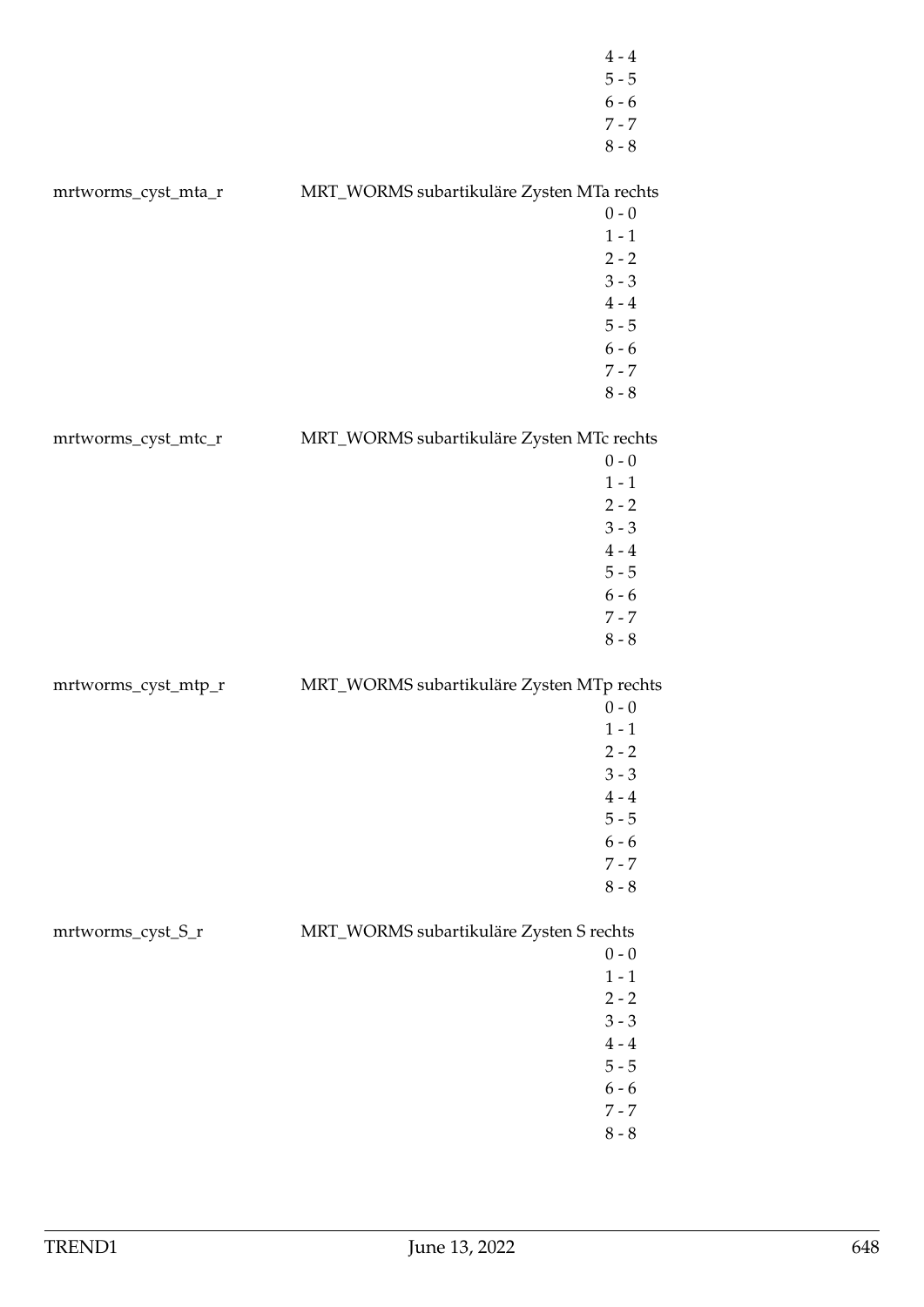| | | |
|---|---|---|
| | | 4 - 4 |
| | | 5 - 5 |
| | | 6 - 6 |
| | | 7 - 7 |
| | | 8 - 8 |
| mrtworms_cyst_mta_r | MRT_WORMS subartikuläre Zysten MTa rechts | |
| | | 0 - 0 |
| | | 1 - 1 |
| | | 2 - 2 |
| | | 3 - 3 |
| | | 4 - 4 |
| | | 5 - 5 |
| | | 6 - 6 |
| | | 7 - 7 |
| | | 8 - 8 |
| mrtworms_cyst_mtc_r | MRT_WORMS subartikuläre Zysten MTc rechts | |
| | | 0 - 0 |
| | | 1 - 1 |
| | | 2 - 2 |
| | | 3 - 3 |
| | | 4 - 4 |
| | | 5 - 5 |
| | | 6 - 6 |
| | | 7 - 7 |
| | | 8 - 8 |
| mrtworms_cyst_mtp_r | MRT_WORMS subartikuläre Zysten MTp rechts | |
| | | 0 - 0 |
| | | 1 - 1 |
| | | 2 - 2 |
| | | 3 - 3 |
| | | 4 - 4 |
| | | 5 - 5 |
| | | 6 - 6 |
| | | 7 - 7 |
| | | 8 - 8 |
| mrtworms_cyst_S_r | MRT_WORMS subartikuläre Zysten S rechts | |
| | | 0 - 0 |
| | | 1 - 1 |
| | | 2 - 2 |
| | | 3 - 3 |
| | | 4 - 4 |
| | | 5 - 5 |
| | | 6 - 6 |
| | | 7 - 7 |
| | | 8 - 8 |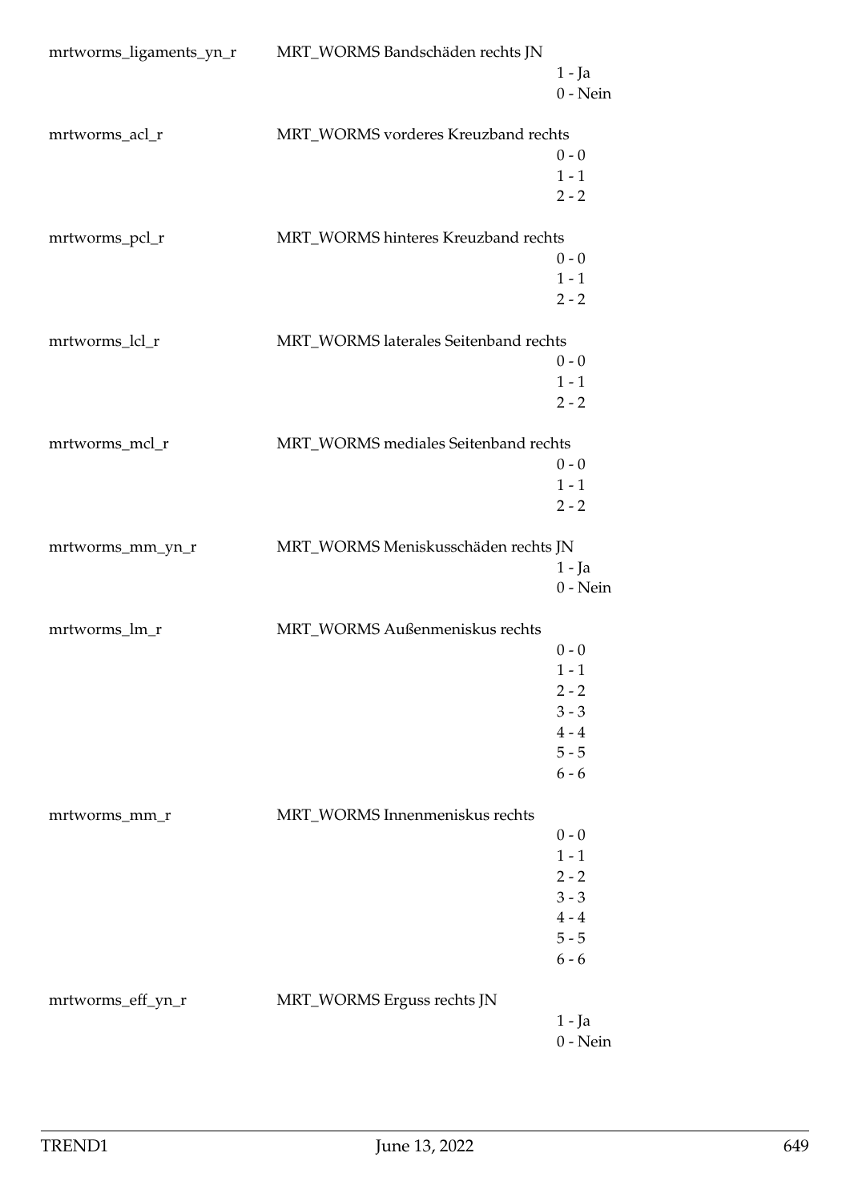| | | |
|---|---|---|
| mrtworms_ligaments_yn_r | MRT_WORMS Bandschäden rechts JN | 1 - Ja<br>0 - Nein |
| mrtworms_acl_r | MRT_WORMS vorderes Kreuzband rechts | 0 - 0<br>1 - 1<br>2 - 2 |
| mrtworms_pcl_r | MRT_WORMS hinteres Kreuzband rechts | 0 - 0<br>1 - 1<br>2 - 2 |
| mrtworms_lcl_r | MRT_WORMS laterales Seitenband rechts | 0 - 0<br>1 - 1<br>2 - 2 |
| mrtworms_mcl_r | MRT_WORMS mediales Seitenband rechts | 0 - 0<br>1 - 1<br>2 - 2 |
| mrtworms_mm_yn_r | MRT_WORMS Meniskusschäden rechts JN | 1 - Ja<br>0 - Nein |
| mrtworms_lm_r | MRT_WORMS Außenmeniskus rechts | 0 - 0<br>1 - 1<br>2 - 2<br>3 - 3<br>4 - 4<br>5 - 5<br>6 - 6 |
| mrtworms_mm_r | MRT_WORMS Innenmeniskus rechts | 0 - 0<br>1 - 1<br>2 - 2<br>3 - 3<br>4 - 4<br>5 - 5<br>6 - 6 |
| mrtworms_eff_yn_r | MRT_WORMS Erguss rechts JN | 1 - Ja<br>0 - Nein |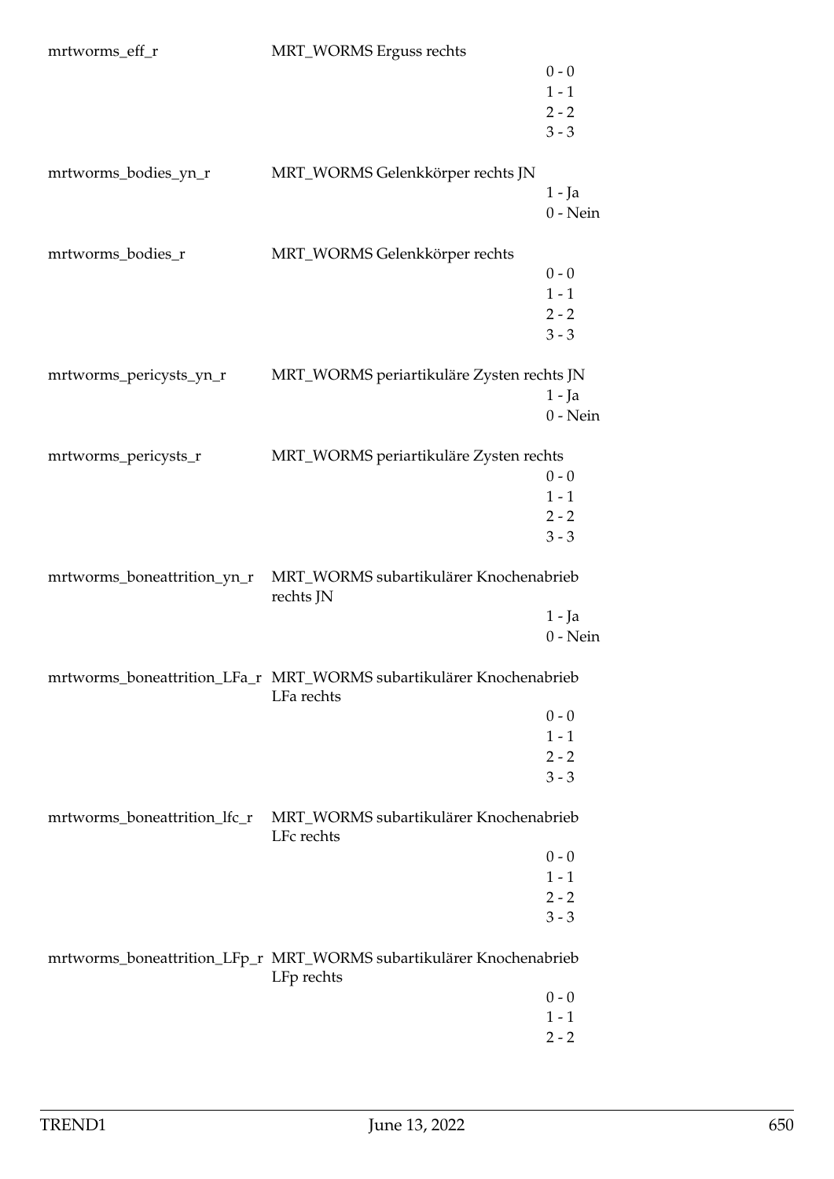| | | |
|---|---|---|
| mrtworms_eff_r | MRT_WORMS Erguss rechts | |
| | | 0 - 0 |
| | | 1 - 1 |
| | | 2 - 2 |
| | | 3 - 3 |
| mrtworms_bodies_yn_r | MRT_WORMS Gelenkkörper rechts JN | |
| | | 1 - Ja |
| | | 0 - Nein |
| mrtworms_bodies_r | MRT_WORMS Gelenkkörper rechts | |
| | | 0 - 0 |
| | | 1 - 1 |
| | | 2 - 2 |
| | | 3 - 3 |
| mrtworms_pericysts_yn_r | MRT_WORMS periartikuläre Zysten rechts JN | |
| | | 1 - Ja |
| | | 0 - Nein |
| mrtworms_pericysts_r | MRT_WORMS periartikuläre Zysten rechts | |
| | | 0 - 0 |
| | | 1 - 1 |
| | | 2 - 2 |
| | | 3 - 3 |
| mrtworms_boneattrition_yn_r | MRT_WORMS subartikulärer Knochenabrieb rechts JN | |
| | | 1 - Ja |
| | | 0 - Nein |
| mrtworms_boneattrition_LFa_r | MRT_WORMS subartikulärer Knochenabrieb LFa rechts | |
| | | 0 - 0 |
| | | 1 - 1 |
| | | 2 - 2 |
| | | 3 - 3 |
| mrtworms_boneattrition_lfc_r | MRT_WORMS subartikulärer Knochenabrieb LFc rechts | |
| | | 0 - 0 |
| | | 1 - 1 |
| | | 2 - 2 |
| | | 3 - 3 |
| mrtworms_boneattrition_LFp_r | MRT_WORMS subartikulärer Knochenabrieb LFp rechts | |
| | | 0 - 0 |
| | | 1 - 1 |
| | | 2 - 2 |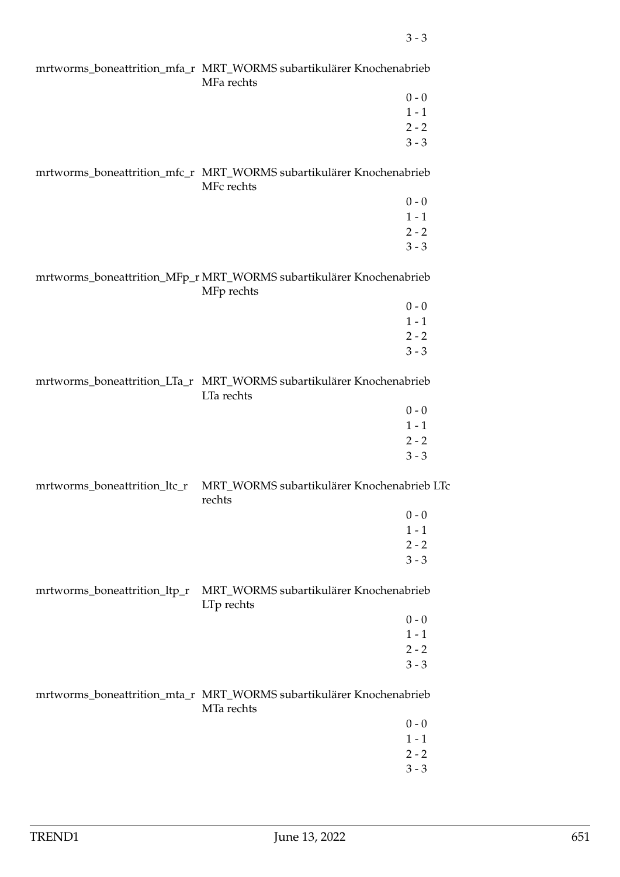| | | |
|---|---|---|
| | | 3 - 3 |
| mrtworms_boneattrition_mfa_r | MRT_WORMS subartikulärer Knochenabrieb MFa rechts | |
| | | 0 - 0 |
| | | 1 - 1 |
| | | 2 - 2 |
| | | 3 - 3 |
| mrtworms_boneattrition_mfc_r | MRT_WORMS subartikulärer Knochenabrieb MFc rechts | |
| | | 0 - 0 |
| | | 1 - 1 |
| | | 2 - 2 |
| | | 3 - 3 |
| mrtworms_boneattrition_MFp_r | MRT_WORMS subartikulärer Knochenabrieb MFp rechts | |
| | | 0 - 0 |
| | | 1 - 1 |
| | | 2 - 2 |
| | | 3 - 3 |
| mrtworms_boneattrition_LTa_r | MRT_WORMS subartikulärer Knochenabrieb LTa rechts | |
| | | 0 - 0 |
| | | 1 - 1 |
| | | 2 - 2 |
| | | 3 - 3 |
| mrtworms_boneattrition_ltc_r | MRT_WORMS subartikulärer Knochenabrieb LTc rechts | |
| | | 0 - 0 |
| | | 1 - 1 |
| | | 2 - 2 |
| | | 3 - 3 |
| mrtworms_boneattrition_ltp_r | MRT_WORMS subartikulärer Knochenabrieb LTp rechts | |
| | | 0 - 0 |
| | | 1 - 1 |
| | | 2 - 2 |
| | | 3 - 3 |
| mrtworms_boneattrition_mta_r | MRT_WORMS subartikulärer Knochenabrieb MTa rechts | |
| | | 0 - 0 |
| | | 1 - 1 |
| | | 2 - 2 |
| | | 3 - 3 |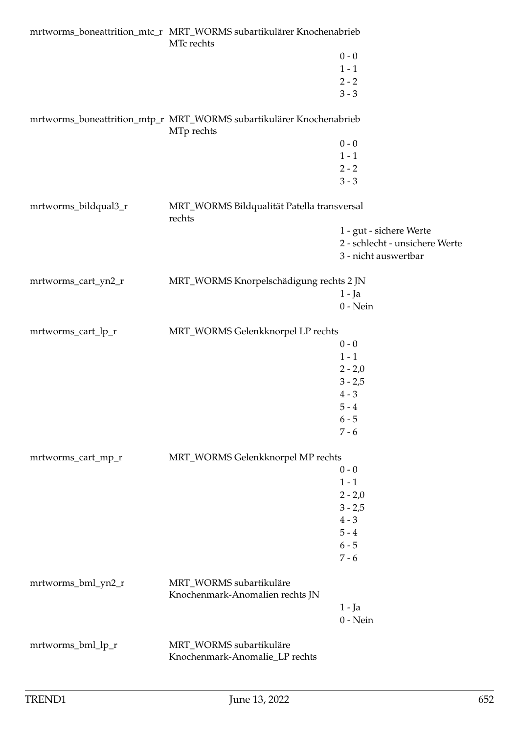mrtworms_boneattrition_mtc_r MRT_WORMS subartikulärer Knochenabrieb MTc rechts

- 0 - 0
- 1 - 1
- 2 - 2
- 3 - 3

mrtworms_boneattrition_mtp_r MRT_WORMS subartikulärer Knochenabrieb MTp rechts

- 0 - 0
- 1 - 1
- 2 - 2
- 3 - 3

mrtworms_bildqual3_r MRT_WORMS Bildqualität Patella transversal rechts

- 1 - gut - sichere Werte
- 2 - schlecht - unsichere Werte
- 3 - nicht auswertbar

mrtworms_cart_yn2_r MRT_WORMS Knorpelschädigung rechts 2 JN

- 1 - Ja
- 0 - Nein

mrtworms_cart_lp_r MRT_WORMS Gelenkknorpel LP rechts

- 0 - 0
- 1 - 1
- 2 - 2,0
- 3 - 2,5
- 4 - 3
- 5 - 4
- 6 - 5
- 7 - 6

mrtworms_cart_mp_r MRT_WORMS Gelenkknorpel MP rechts

- 0 - 0
- 1 - 1
- 2 - 2,0
- 3 - 2,5
- 4 - 3
- 5 - 4
- 6 - 5
- 7 - 6

mrtworms_bml_yn2_r MRT_WORMS subartikuläre Knochenmark-Anomalien rechts JN

- 1 - Ja
- 0 - Nein

mrtworms_bml_lp_r MRT_WORMS subartikuläre Knochenmark-Anomalie_LP rechts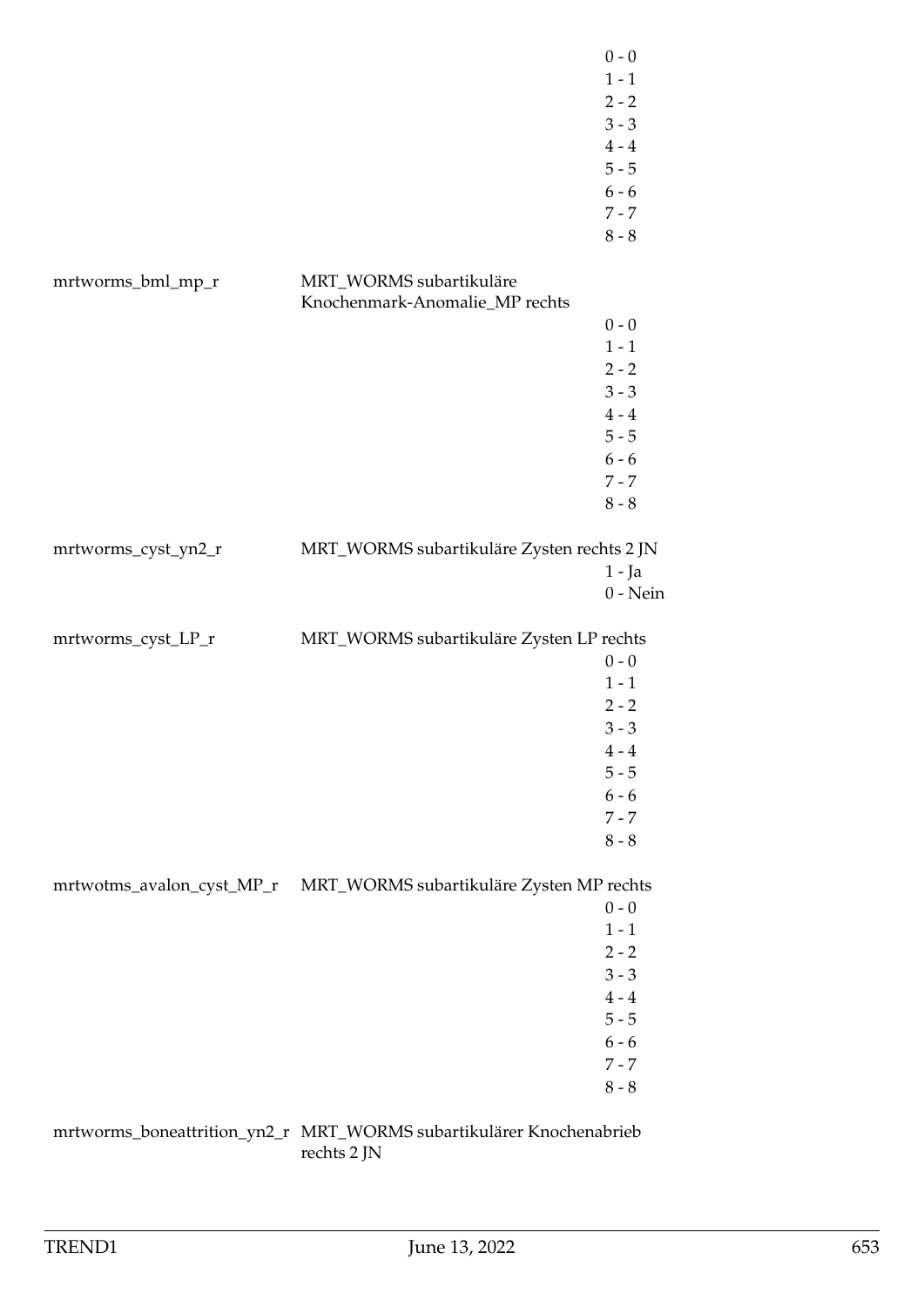| | | |
|---|---|---|
| | | 0 - 0 |
| | | 1 - 1 |
| | | 2 - 2 |
| | | 3 - 3 |
| | | 4 - 4 |
| | | 5 - 5 |
| | | 6 - 6 |
| | | 7 - 7 |
| | | 8 - 8 |
| mrtworms_bml_mp_r | MRT_WORMS subartikuläre Knochenmark-Anomalie_MP rechts | |
| | | 0 - 0 |
| | | 1 - 1 |
| | | 2 - 2 |
| | | 3 - 3 |
| | | 4 - 4 |
| | | 5 - 5 |
| | | 6 - 6 |
| | | 7 - 7 |
| | | 8 - 8 |
| mrtworms_cyst_yn2_r | MRT_WORMS subartikuläre Zysten rechts 2 JN | |
| | | 1 - Ja |
| | | 0 - Nein |
| mrtworms_cyst_LP_r | MRT_WORMS subartikuläre Zysten LP rechts | |
| | | 0 - 0 |
| | | 1 - 1 |
| | | 2 - 2 |
| | | 3 - 3 |
| | | 4 - 4 |
| | | 5 - 5 |
| | | 6 - 6 |
| | | 7 - 7 |
| | | 8 - 8 |
| mrtwotms_avalon_cyst_MP_r | MRT_WORMS subartikuläre Zysten MP rechts | |
| | | 0 - 0 |
| | | 1 - 1 |
| | | 2 - 2 |
| | | 3 - 3 |
| | | 4 - 4 |
| | | 5 - 5 |
| | | 6 - 6 |
| | | 7 - 7 |
| | | 8 - 8 |
| mrtworms_boneattrition_yn2_r | MRT_WORMS subartikulärer Knochenabrieb rechts 2 JN | |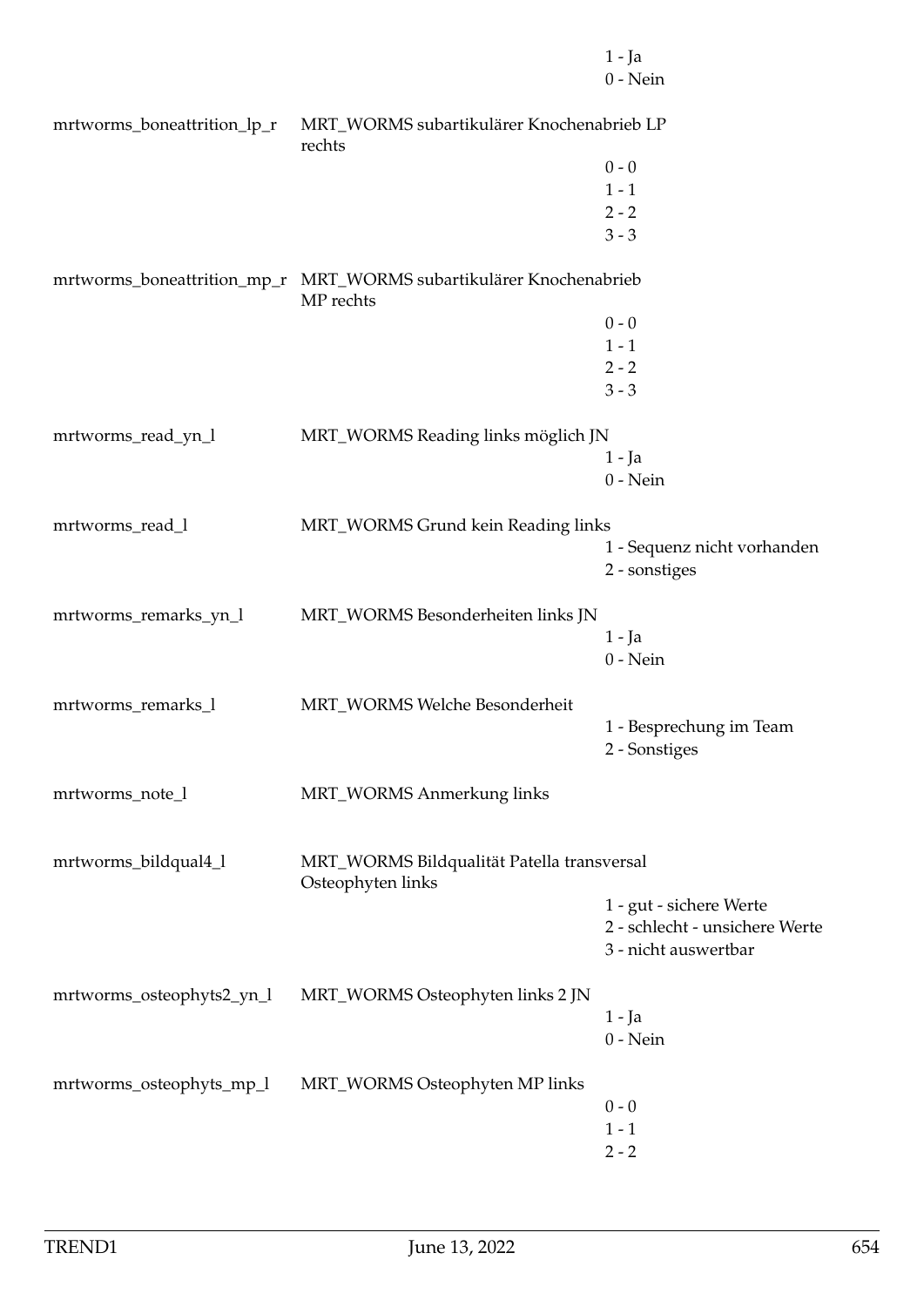| | | |
|---|---|---|
| | | 1 - Ja |
| | | 0 - Nein |
| mrtworms_boneattrition_lp_r | MRT_WORMS subartikulärer Knochenabrieb LP rechts | |
| | | 0 - 0 |
| | | 1 - 1 |
| | | 2 - 2 |
| | | 3 - 3 |
| mrtworms_boneattrition_mp_r | MRT_WORMS subartikulärer Knochenabrieb MP rechts | |
| | | 0 - 0 |
| | | 1 - 1 |
| | | 2 - 2 |
| | | 3 - 3 |
| mrtworms_read_yn_l | MRT_WORMS Reading links möglich JN | |
| | | 1 - Ja |
| | | 0 - Nein |
| mrtworms_read_l | MRT_WORMS Grund kein Reading links | |
| | | 1 - Sequenz nicht vorhanden |
| | | 2 - sonstiges |
| mrtworms_remarks_yn_l | MRT_WORMS Besonderheiten links JN | |
| | | 1 - Ja |
| | | 0 - Nein |
| mrtworms_remarks_l | MRT_WORMS Welche Besonderheit | |
| | | 1 - Besprechung im Team |
| | | 2 - Sonstiges |
| mrtworms_note_l | MRT_WORMS Anmerkung links | |
| mrtworms_bildqual4_l | MRT_WORMS Bildqualität Patella transversal Osteophyten links | |
| | | 1 - gut - sichere Werte |
| | | 2 - schlecht - unsichere Werte |
| | | 3 - nicht auswertbar |
| mrtworms_osteophyts2_yn_l | MRT_WORMS Osteophyten links 2 JN | |
| | | 1 - Ja |
| | | 0 - Nein |
| mrtworms_osteophyts_mp_l | MRT_WORMS Osteophyten MP links | |
| | | 0 - 0 |
| | | 1 - 1 |
| | | 2 - 2 |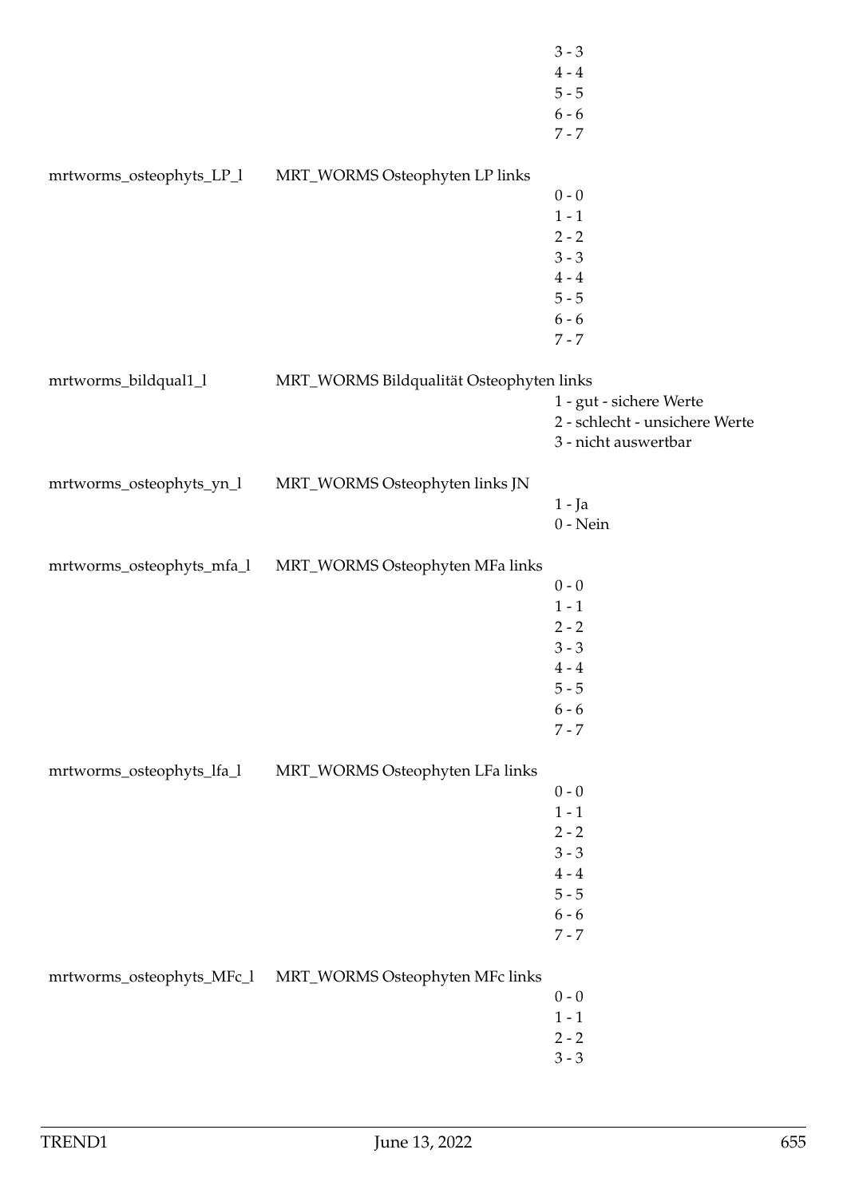| | | |
|---|---|---|
| | | 3 - 3 |
| | | 4 - 4 |
| | | 5 - 5 |
| | | 6 - 6 |
| | | 7 - 7 |
| mrtworms_osteophyts_LP_l | MRT_WORMS Osteophyten LP links | |
| | | 0 - 0 |
| | | 1 - 1 |
| | | 2 - 2 |
| | | 3 - 3 |
| | | 4 - 4 |
| | | 5 - 5 |
| | | 6 - 6 |
| | | 7 - 7 |
| mrtworms_bildqual1_l | MRT_WORMS Bildqualität Osteophyten links | |
| | | 1 - gut - sichere Werte |
| | | 2 - schlecht - unsichere Werte |
| | | 3 - nicht auswertbar |
| mrtworms_osteophyts_yn_l | MRT_WORMS Osteophyten links JN | |
| | | 1 - Ja |
| | | 0 - Nein |
| mrtworms_osteophyts_mfa_l | MRT_WORMS Osteophyten MFa links | |
| | | 0 - 0 |
| | | 1 - 1 |
| | | 2 - 2 |
| | | 3 - 3 |
| | | 4 - 4 |
| | | 5 - 5 |
| | | 6 - 6 |
| | | 7 - 7 |
| mrtworms_osteophyts_lfa_l | MRT_WORMS Osteophyten LFa links | |
| | | 0 - 0 |
| | | 1 - 1 |
| | | 2 - 2 |
| | | 3 - 3 |
| | | 4 - 4 |
| | | 5 - 5 |
| | | 6 - 6 |
| | | 7 - 7 |
| mrtworms_osteophyts_MFc_l | MRT_WORMS Osteophyten MFc links | |
| | | 0 - 0 |
| | | 1 - 1 |
| | | 2 - 2 |
| | | 3 - 3 |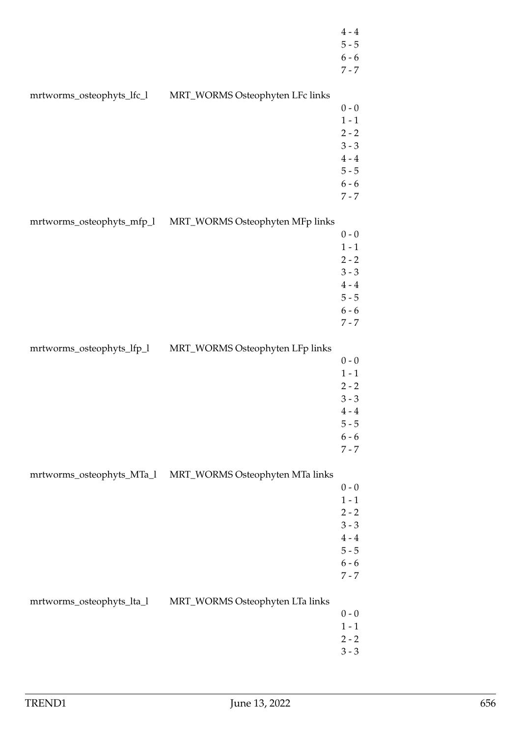| | | |
|---|---|---|
| | | 4 - 4 |
| | | 5 - 5 |
| | | 6 - 6 |
| | | 7 - 7 |
| mrtworms_osteophyts_lfc_l | MRT_WORMS Osteophyten LFc links | |
| | | 0 - 0 |
| | | 1 - 1 |
| | | 2 - 2 |
| | | 3 - 3 |
| | | 4 - 4 |
| | | 5 - 5 |
| | | 6 - 6 |
| | | 7 - 7 |
| mrtworms_osteophyts_mfp_l | MRT_WORMS Osteophyten MFp links | |
| | | 0 - 0 |
| | | 1 - 1 |
| | | 2 - 2 |
| | | 3 - 3 |
| | | 4 - 4 |
| | | 5 - 5 |
| | | 6 - 6 |
| | | 7 - 7 |
| mrtworms_osteophyts_lfp_l | MRT_WORMS Osteophyten LFp links | |
| | | 0 - 0 |
| | | 1 - 1 |
| | | 2 - 2 |
| | | 3 - 3 |
| | | 4 - 4 |
| | | 5 - 5 |
| | | 6 - 6 |
| | | 7 - 7 |
| mrtworms_osteophyts_MTa_l | MRT_WORMS Osteophyten MTa links | |
| | | 0 - 0 |
| | | 1 - 1 |
| | | 2 - 2 |
| | | 3 - 3 |
| | | 4 - 4 |
| | | 5 - 5 |
| | | 6 - 6 |
| | | 7 - 7 |
| mrtworms_osteophyts_lta_l | MRT_WORMS Osteophyten LTa links | |
| | | 0 - 0 |
| | | 1 - 1 |
| | | 2 - 2 |
| | | 3 - 3 |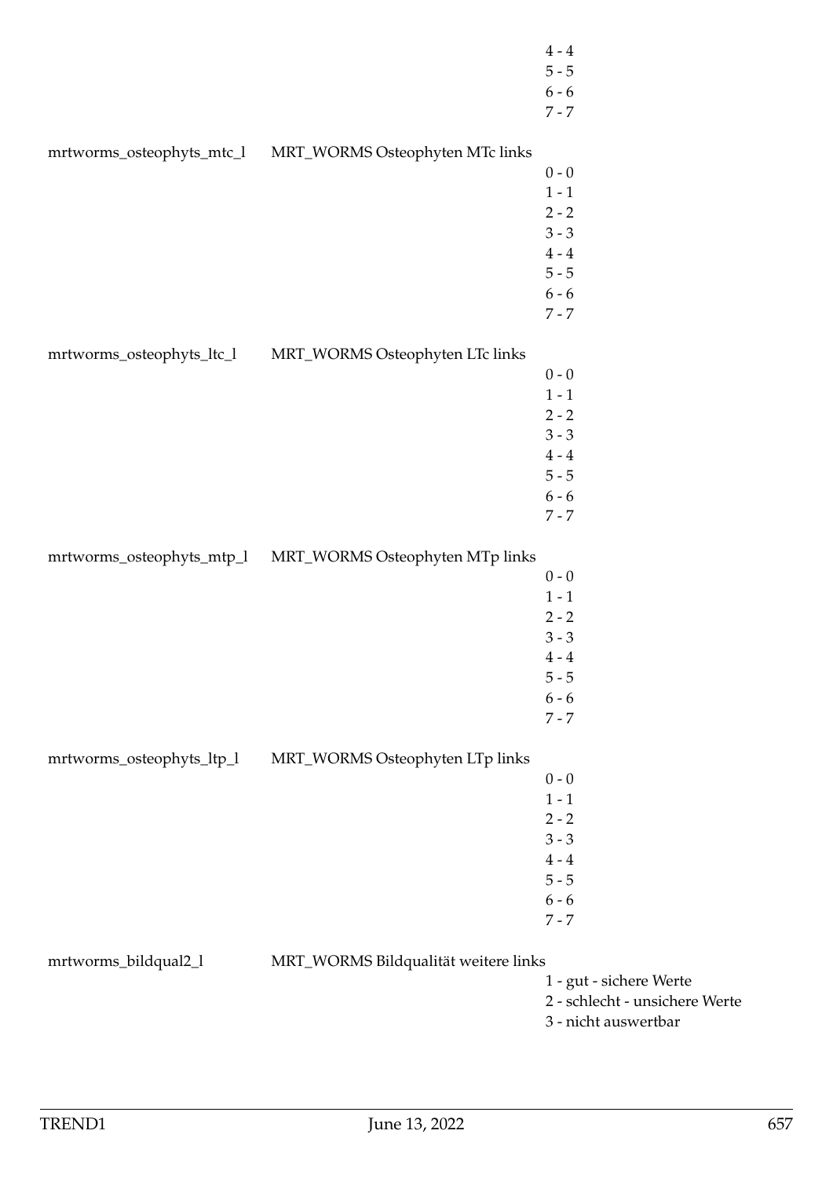4 - 4
5 - 5
6 - 6
7 - 7

| | | |
|---|---|---|
| mrtworms_osteophyts_mtc_l | MRT_WORMS Osteophyten MTc links | |
| | | 0 - 0 |
| | | 1 - 1 |
| | | 2 - 2 |
| | | 3 - 3 |
| | | 4 - 4 |
| | | 5 - 5 |
| | | 6 - 6 |
| | | 7 - 7 |
| mrtworms_osteophyts_ltc_l | MRT_WORMS Osteophyten LTc links | |
| | | 0 - 0 |
| | | 1 - 1 |
| | | 2 - 2 |
| | | 3 - 3 |
| | | 4 - 4 |
| | | 5 - 5 |
| | | 6 - 6 |
| | | 7 - 7 |
| mrtworms_osteophyts_mtp_l | MRT_WORMS Osteophyten MTp links | |
| | | 0 - 0 |
| | | 1 - 1 |
| | | 2 - 2 |
| | | 3 - 3 |
| | | 4 - 4 |
| | | 5 - 5 |
| | | 6 - 6 |
| | | 7 - 7 |
| mrtworms_osteophyts_ltp_l | MRT_WORMS Osteophyten LTp links | |
| | | 0 - 0 |
| | | 1 - 1 |
| | | 2 - 2 |
| | | 3 - 3 |
| | | 4 - 4 |
| | | 5 - 5 |
| | | 6 - 6 |
| | | 7 - 7 |
| mrtworms_bildqual2_l | MRT_WORMS Bildqualität weitere links | |
| | | 1 - gut - sichere Werte |
| | | 2 - schlecht - unsichere Werte |
| | | 3 - nicht auswertbar |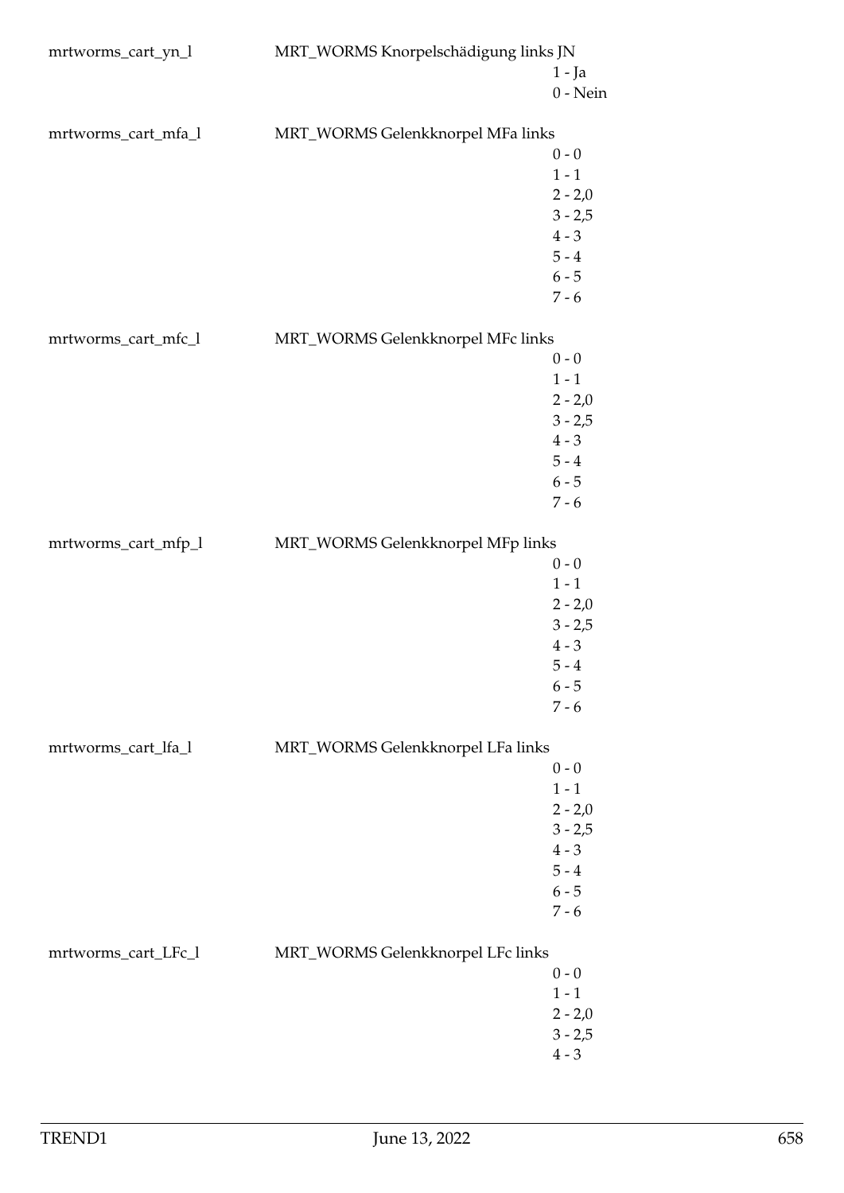mrtworms_cart_yn_l MRT_WORMS Knorpelschädigung links JN

1 - Ja
0 - Nein

mrtworms_cart_mfa_l MRT_WORMS Gelenkknorpel MFa links

0 - 0
1 - 1
2 - 2,0
3 - 2,5
4 - 3
5 - 4
6 - 5
7 - 6

mrtworms_cart_mfc_l MRT_WORMS Gelenkknorpel MFc links

0 - 0
1 - 1
2 - 2,0
3 - 2,5
4 - 3
5 - 4
6 - 5
7 - 6

mrtworms_cart_mfp_l MRT_WORMS Gelenkknorpel MFp links

0 - 0
1 - 1
2 - 2,0
3 - 2,5
4 - 3
5 - 4
6 - 5
7 - 6

mrtworms_cart_lfa_l MRT_WORMS Gelenkknorpel LFa links

0 - 0
1 - 1
2 - 2,0
3 - 2,5
4 - 3
5 - 4
6 - 5
7 - 6

mrtworms_cart_LFc_l MRT_WORMS Gelenkknorpel LFc links

0 - 0
1 - 1
2 - 2,0
3 - 2,5
4 - 3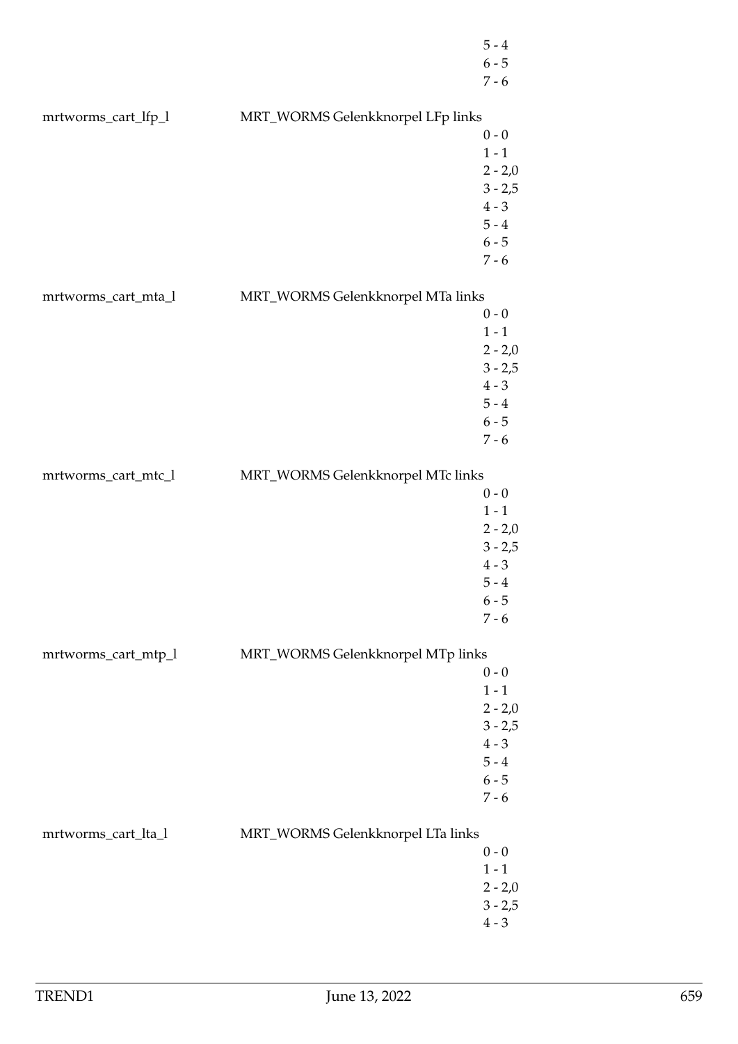5 - 4
6 - 5
7 - 6

mrtworms_cart_lfp_l MRT_WORMS Gelenkknorpel LFp links

0 - 0
1 - 1
2 - 2,0
3 - 2,5
4 - 3
5 - 4
6 - 5
7 - 6

mrtworms_cart_mta_l MRT_WORMS Gelenkknorpel MTa links

0 - 0
1 - 1
2 - 2,0
3 - 2,5
4 - 3
5 - 4
6 - 5
7 - 6

mrtworms_cart_mtc_l MRT_WORMS Gelenkknorpel MTc links

0 - 0
1 - 1
2 - 2,0
3 - 2,5
4 - 3
5 - 4
6 - 5
7 - 6

mrtworms_cart_mtp_l MRT_WORMS Gelenkknorpel MTp links

0 - 0
1 - 1
2 - 2,0
3 - 2,5
4 - 3
5 - 4
6 - 5
7 - 6

mrtworms_cart_lta_l MRT_WORMS Gelenkknorpel LTa links

0 - 0
1 - 1
2 - 2,0
3 - 2,5
4 - 3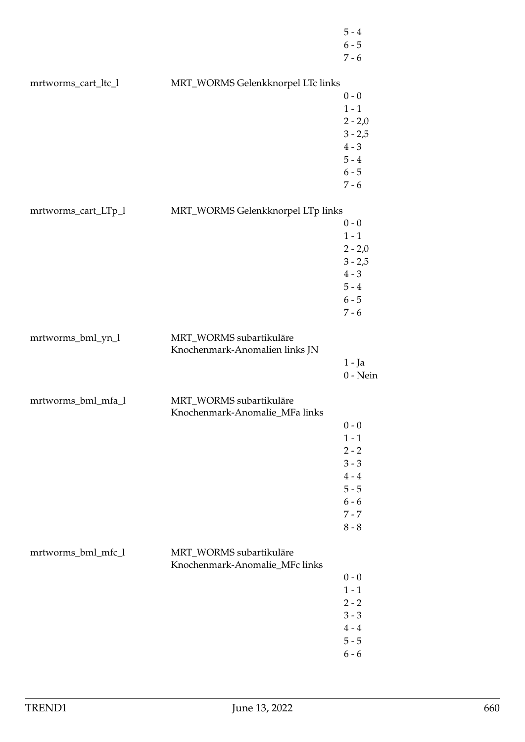5 - 4
6 - 5
7 - 6

mrtworms_cart_ltc_l MRT_WORMS Gelenkknorpel LTc links

0 - 0
1 - 1
2 - 2,0
3 - 2,5
4 - 3
5 - 4
6 - 5
7 - 6

mrtworms_cart_LTp_l MRT_WORMS Gelenkknorpel LTp links

0 - 0
1 - 1
2 - 2,0
3 - 2,5
4 - 3
5 - 4
6 - 5
7 - 6

mrtworms_bml_yn_l MRT_WORMS subartikuläre Knochenmark-Anomalien links JN

1 - Ja
0 - Nein

mrtworms_bml_mfa_l MRT_WORMS subartikuläre Knochenmark-Anomalie_MFa links

0 - 0
1 - 1
2 - 2
3 - 3
4 - 4
5 - 5
6 - 6
7 - 7
8 - 8

mrtworms_bml_mfc_l MRT_WORMS subartikuläre Knochenmark-Anomalie_MFc links

0 - 0
1 - 1
2 - 2
3 - 3
4 - 4
5 - 5
6 - 6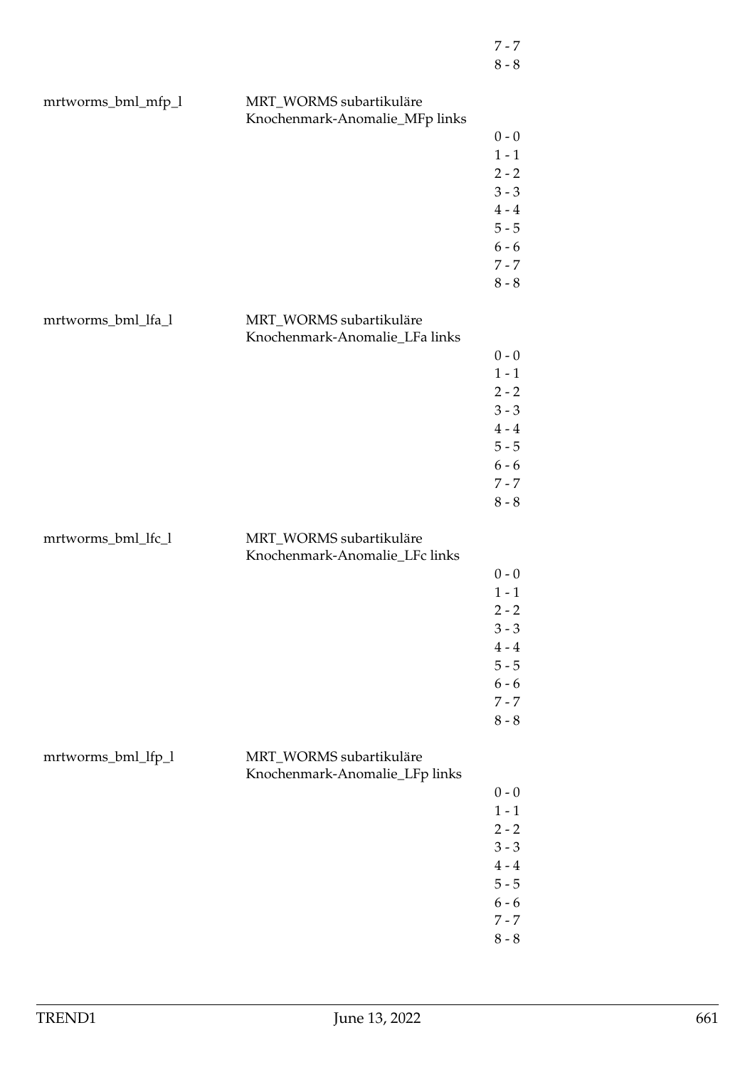| | | |
|---|---|---|
| | | 7 - 7 |
| | | 8 - 8 |
| mrtworms_bml_mfp_l | MRT_WORMS subartikuläre Knochenmark-Anomalie_MFp links | |
| | | 0 - 0 |
| | | 1 - 1 |
| | | 2 - 2 |
| | | 3 - 3 |
| | | 4 - 4 |
| | | 5 - 5 |
| | | 6 - 6 |
| | | 7 - 7 |
| | | 8 - 8 |
| mrtworms_bml_lfa_l | MRT_WORMS subartikuläre Knochenmark-Anomalie_LFa links | |
| | | 0 - 0 |
| | | 1 - 1 |
| | | 2 - 2 |
| | | 3 - 3 |
| | | 4 - 4 |
| | | 5 - 5 |
| | | 6 - 6 |
| | | 7 - 7 |
| | | 8 - 8 |
| mrtworms_bml_lfc_l | MRT_WORMS subartikuläre Knochenmark-Anomalie_LFc links | |
| | | 0 - 0 |
| | | 1 - 1 |
| | | 2 - 2 |
| | | 3 - 3 |
| | | 4 - 4 |
| | | 5 - 5 |
| | | 6 - 6 |
| | | 7 - 7 |
| | | 8 - 8 |
| mrtworms_bml_lfp_l | MRT_WORMS subartikuläre Knochenmark-Anomalie_LFp links | |
| | | 0 - 0 |
| | | 1 - 1 |
| | | 2 - 2 |
| | | 3 - 3 |
| | | 4 - 4 |
| | | 5 - 5 |
| | | 6 - 6 |
| | | 7 - 7 |
| | | 8 - 8 |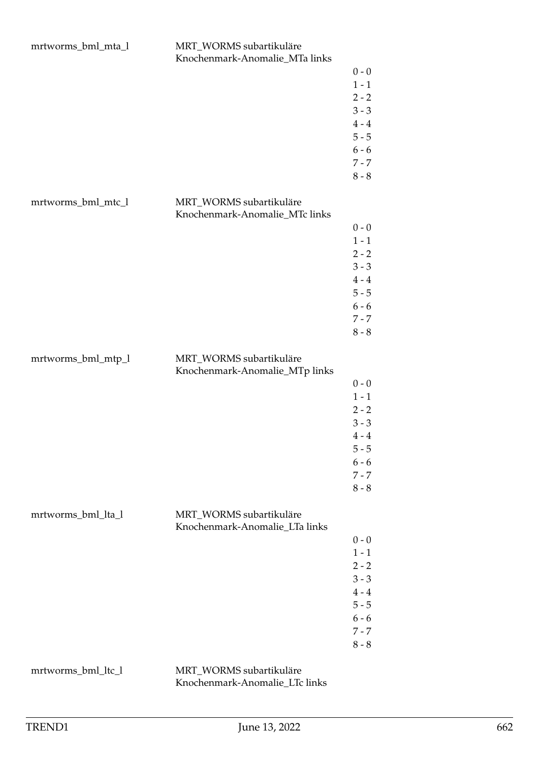| | | |
|---|---|---|
| mrtworms_bml_mta_l | MRT_WORMS subartikuläre Knochenmark-Anomalie_MTa links | |
| | | 0 - 0 |
| | | 1 - 1 |
| | | 2 - 2 |
| | | 3 - 3 |
| | | 4 - 4 |
| | | 5 - 5 |
| | | 6 - 6 |
| | | 7 - 7 |
| | | 8 - 8 |
| mrtworms_bml_mtc_l | MRT_WORMS subartikuläre Knochenmark-Anomalie_MTc links | |
| | | 0 - 0 |
| | | 1 - 1 |
| | | 2 - 2 |
| | | 3 - 3 |
| | | 4 - 4 |
| | | 5 - 5 |
| | | 6 - 6 |
| | | 7 - 7 |
| | | 8 - 8 |
| mrtworms_bml_mtp_l | MRT_WORMS subartikuläre Knochenmark-Anomalie_MTp links | |
| | | 0 - 0 |
| | | 1 - 1 |
| | | 2 - 2 |
| | | 3 - 3 |
| | | 4 - 4 |
| | | 5 - 5 |
| | | 6 - 6 |
| | | 7 - 7 |
| | | 8 - 8 |
| mrtworms_bml_lta_l | MRT_WORMS subartikuläre Knochenmark-Anomalie_LTa links | |
| | | 0 - 0 |
| | | 1 - 1 |
| | | 2 - 2 |
| | | 3 - 3 |
| | | 4 - 4 |
| | | 5 - 5 |
| | | 6 - 6 |
| | | 7 - 7 |
| | | 8 - 8 |
| mrtworms_bml_ltc_l | MRT_WORMS subartikuläre Knochenmark-Anomalie_LTc links | |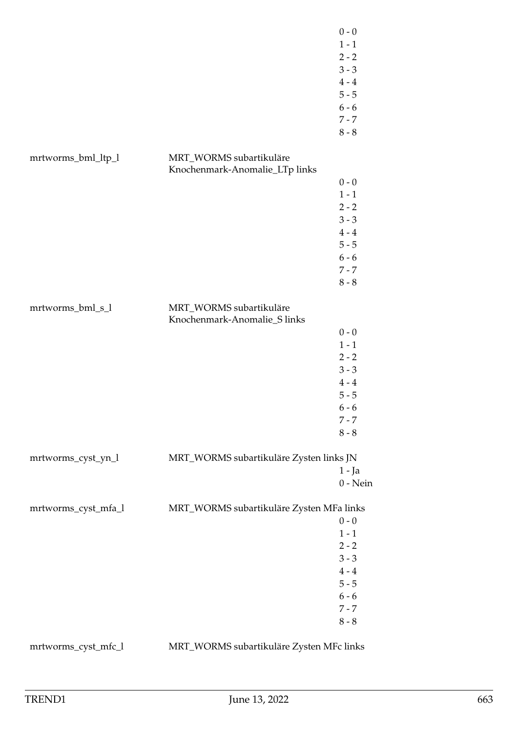0 - 0
1 - 1
2 - 2
3 - 3
4 - 4
5 - 5
6 - 6
7 - 7
8 - 8

mrtworms_bml_ltp_l — MRT_WORMS subartikuläre Knochenmark-Anomalie_LTp links

0 - 0
1 - 1
2 - 2
3 - 3
4 - 4
5 - 5
6 - 6
7 - 7
8 - 8

mrtworms_bml_s_l — MRT_WORMS subartikuläre Knochenmark-Anomalie_S links

0 - 0
1 - 1
2 - 2
3 - 3
4 - 4
5 - 5
6 - 6
7 - 7
8 - 8

mrtworms_cyst_yn_l — MRT_WORMS subartikuläre Zysten links JN

1 - Ja
0 - Nein

mrtworms_cyst_mfa_l — MRT_WORMS subartikuläre Zysten MFa links

0 - 0
1 - 1
2 - 2
3 - 3
4 - 4
5 - 5
6 - 6
7 - 7
8 - 8

mrtworms_cyst_mfc_l — MRT_WORMS subartikuläre Zysten MFc links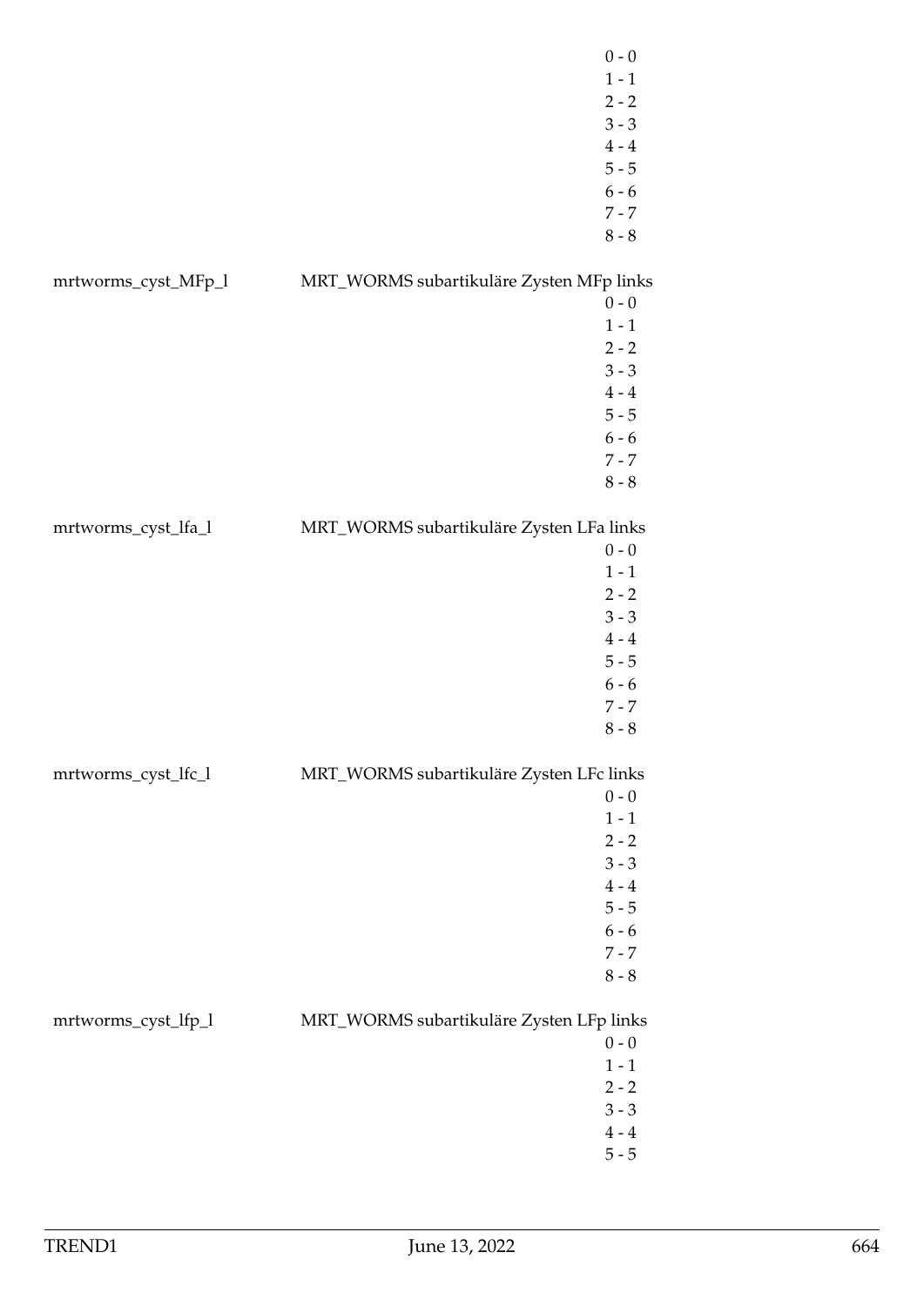0 - 0
1 - 1
2 - 2
3 - 3
4 - 4
5 - 5
6 - 6
7 - 7
8 - 8

mrtworms_cyst_MFp_l MRT_WORMS subartikuläre Zysten MFp links

0 - 0
1 - 1
2 - 2
3 - 3
4 - 4
5 - 5
6 - 6
7 - 7
8 - 8

mrtworms_cyst_lfa_l MRT_WORMS subartikuläre Zysten LFa links

0 - 0
1 - 1
2 - 2
3 - 3
4 - 4
5 - 5
6 - 6
7 - 7
8 - 8

mrtworms_cyst_lfc_l MRT_WORMS subartikuläre Zysten LFc links

0 - 0
1 - 1
2 - 2
3 - 3
4 - 4
5 - 5
6 - 6
7 - 7
8 - 8

mrtworms_cyst_lfp_l MRT_WORMS subartikuläre Zysten LFp links

0 - 0
1 - 1
2 - 2
3 - 3
4 - 4
5 - 5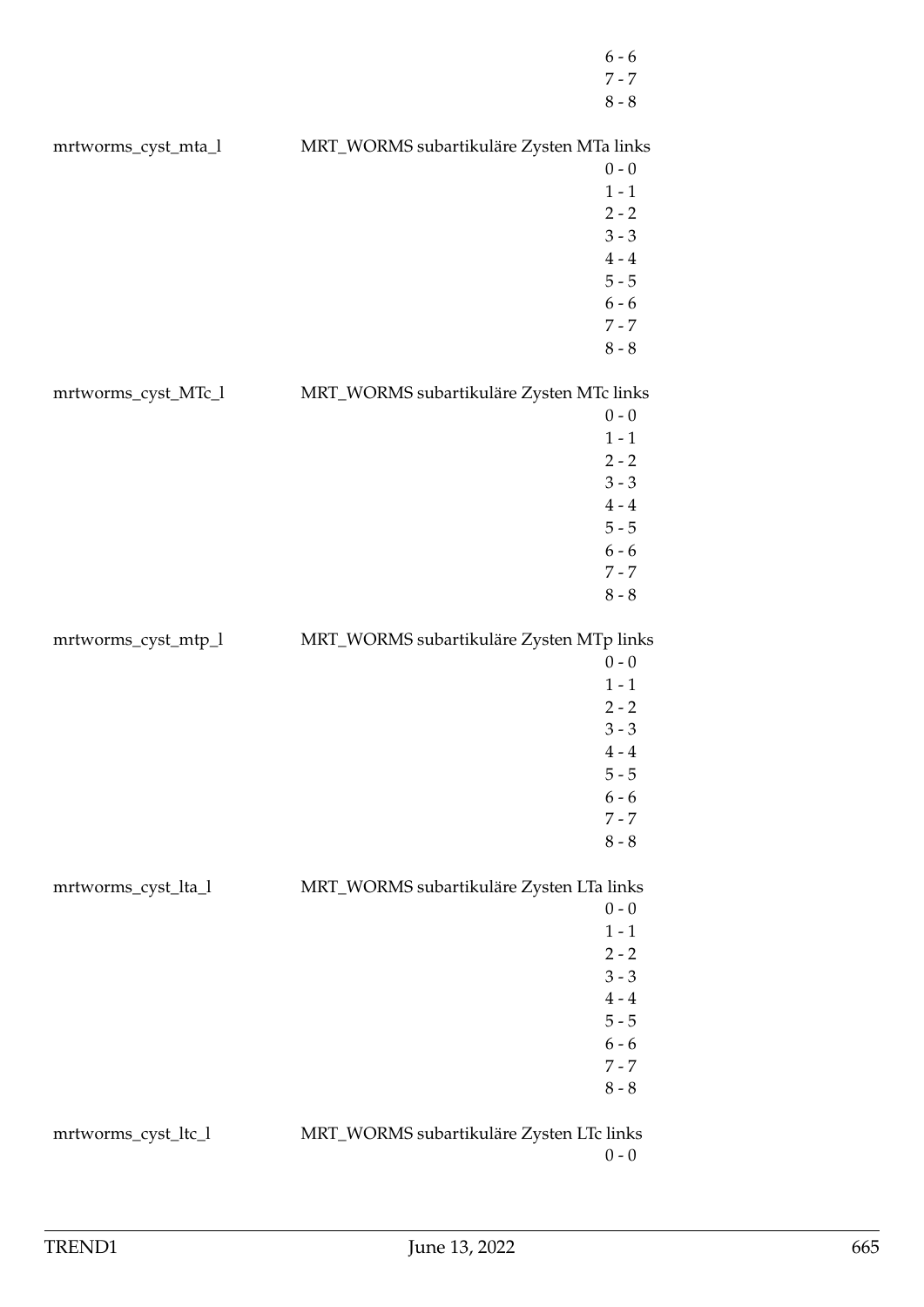6 - 6
7 - 7
8 - 8

| | |
|---|---|
| mrtworms_cyst_mta_l | MRT_WORMS subartikuläre Zysten MTa links<br>0 - 0<br>1 - 1<br>2 - 2<br>3 - 3<br>4 - 4<br>5 - 5<br>6 - 6<br>7 - 7<br>8 - 8 |
| mrtworms_cyst_MTc_l | MRT_WORMS subartikuläre Zysten MTc links<br>0 - 0<br>1 - 1<br>2 - 2<br>3 - 3<br>4 - 4<br>5 - 5<br>6 - 6<br>7 - 7<br>8 - 8 |
| mrtworms_cyst_mtp_l | MRT_WORMS subartikuläre Zysten MTp links<br>0 - 0<br>1 - 1<br>2 - 2<br>3 - 3<br>4 - 4<br>5 - 5<br>6 - 6<br>7 - 7<br>8 - 8 |
| mrtworms_cyst_lta_l | MRT_WORMS subartikuläre Zysten LTa links<br>0 - 0<br>1 - 1<br>2 - 2<br>3 - 3<br>4 - 4<br>5 - 5<br>6 - 6<br>7 - 7<br>8 - 8 |
| mrtworms_cyst_ltc_l | MRT_WORMS subartikuläre Zysten LTc links<br>0 - 0 |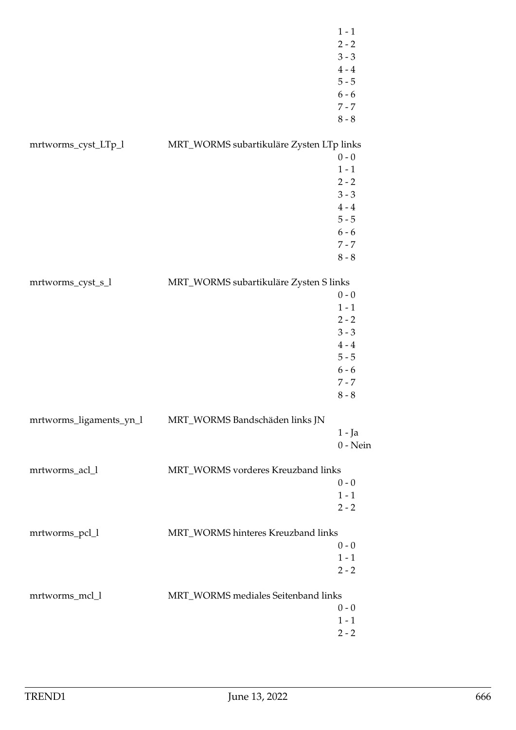| | | |
|---|---|---|
| | | 1 - 1 |
| | | 2 - 2 |
| | | 3 - 3 |
| | | 4 - 4 |
| | | 5 - 5 |
| | | 6 - 6 |
| | | 7 - 7 |
| | | 8 - 8 |
| mrtworms_cyst_LTp_l | MRT_WORMS subartikuläre Zysten LTp links | |
| | | 0 - 0 |
| | | 1 - 1 |
| | | 2 - 2 |
| | | 3 - 3 |
| | | 4 - 4 |
| | | 5 - 5 |
| | | 6 - 6 |
| | | 7 - 7 |
| | | 8 - 8 |
| mrtworms_cyst_s_l | MRT_WORMS subartikuläre Zysten S links | |
| | | 0 - 0 |
| | | 1 - 1 |
| | | 2 - 2 |
| | | 3 - 3 |
| | | 4 - 4 |
| | | 5 - 5 |
| | | 6 - 6 |
| | | 7 - 7 |
| | | 8 - 8 |
| mrtworms_ligaments_yn_l | MRT_WORMS Bandschäden links JN | |
| | | 1 - Ja |
| | | 0 - Nein |
| mrtworms_acl_l | MRT_WORMS vorderes Kreuzband links | |
| | | 0 - 0 |
| | | 1 - 1 |
| | | 2 - 2 |
| mrtworms_pcl_l | MRT_WORMS hinteres Kreuzband links | |
| | | 0 - 0 |
| | | 1 - 1 |
| | | 2 - 2 |
| mrtworms_mcl_l | MRT_WORMS mediales Seitenband links | |
| | | 0 - 0 |
| | | 1 - 1 |
| | | 2 - 2 |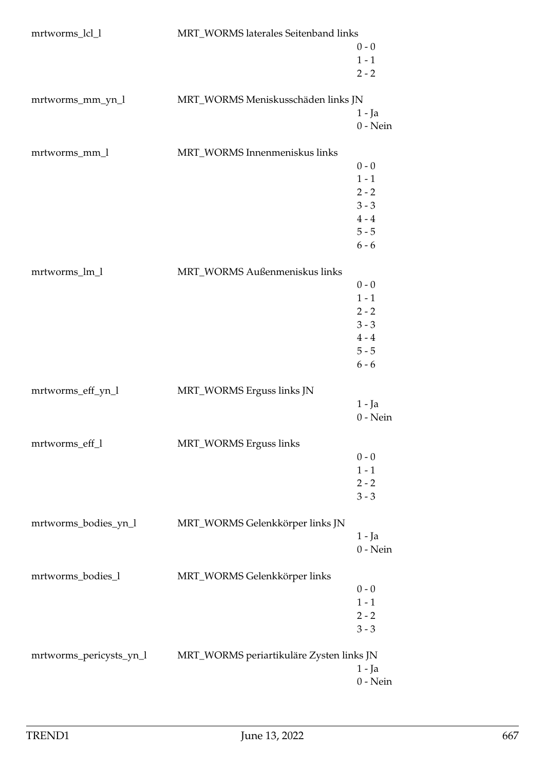mrtworms_lcl_l MRT_WORMS laterales Seitenband links
0 - 0
1 - 1
2 - 2

mrtworms_mm_yn_l MRT_WORMS Meniskusschäden links JN
1 - Ja
0 - Nein

mrtworms_mm_l MRT_WORMS Innenmeniskus links
0 - 0
1 - 1
2 - 2
3 - 3
4 - 4
5 - 5
6 - 6

mrtworms_lm_l MRT_WORMS Außenmeniskus links
0 - 0
1 - 1
2 - 2
3 - 3
4 - 4
5 - 5
6 - 6

mrtworms_eff_yn_l MRT_WORMS Erguss links JN
1 - Ja
0 - Nein

mrtworms_eff_l MRT_WORMS Erguss links
0 - 0
1 - 1
2 - 2
3 - 3

mrtworms_bodies_yn_l MRT_WORMS Gelenkkörper links JN
1 - Ja
0 - Nein

mrtworms_bodies_l MRT_WORMS Gelenkkörper links
0 - 0
1 - 1
2 - 2
3 - 3

mrtworms_pericysts_yn_l MRT_WORMS periartikuläre Zysten links JN
1 - Ja
0 - Nein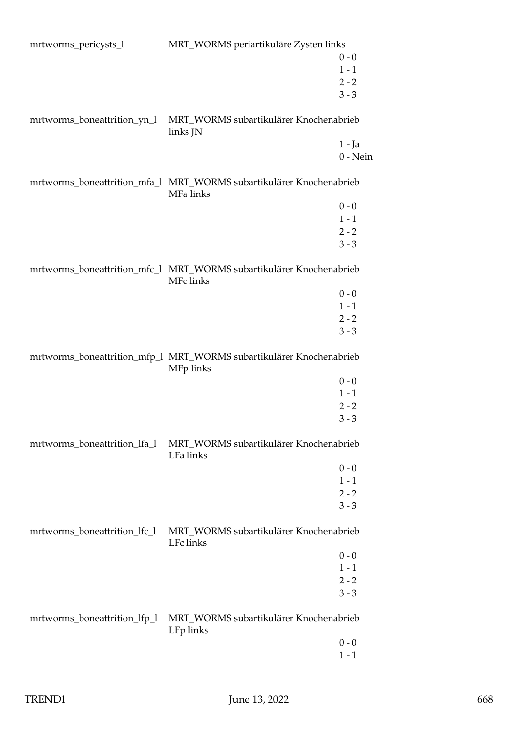| Variable | Label | Values |
|---|---|---|
| mrtworms_pericysts_l | MRT_WORMS periartikuläre Zysten links | 0 - 0<br>1 - 1<br>2 - 2<br>3 - 3 |
| mrtworms_boneattrition_yn_l | MRT_WORMS subartikulärer Knochenabrieb links JN | 1 - Ja<br>0 - Nein |
| mrtworms_boneattrition_mfa_l | MRT_WORMS subartikulärer Knochenabrieb MFa links | 0 - 0<br>1 - 1<br>2 - 2<br>3 - 3 |
| mrtworms_boneattrition_mfc_l | MRT_WORMS subartikulärer Knochenabrieb MFc links | 0 - 0<br>1 - 1<br>2 - 2<br>3 - 3 |
| mrtworms_boneattrition_mfp_l | MRT_WORMS subartikulärer Knochenabrieb MFp links | 0 - 0<br>1 - 1<br>2 - 2<br>3 - 3 |
| mrtworms_boneattrition_lfa_l | MRT_WORMS subartikulärer Knochenabrieb LFa links | 0 - 0<br>1 - 1<br>2 - 2<br>3 - 3 |
| mrtworms_boneattrition_lfc_l | MRT_WORMS subartikulärer Knochenabrieb LFc links | 0 - 0<br>1 - 1<br>2 - 2<br>3 - 3 |
| mrtworms_boneattrition_lfp_l | MRT_WORMS subartikulärer Knochenabrieb LFp links | 0 - 0<br>1 - 1 |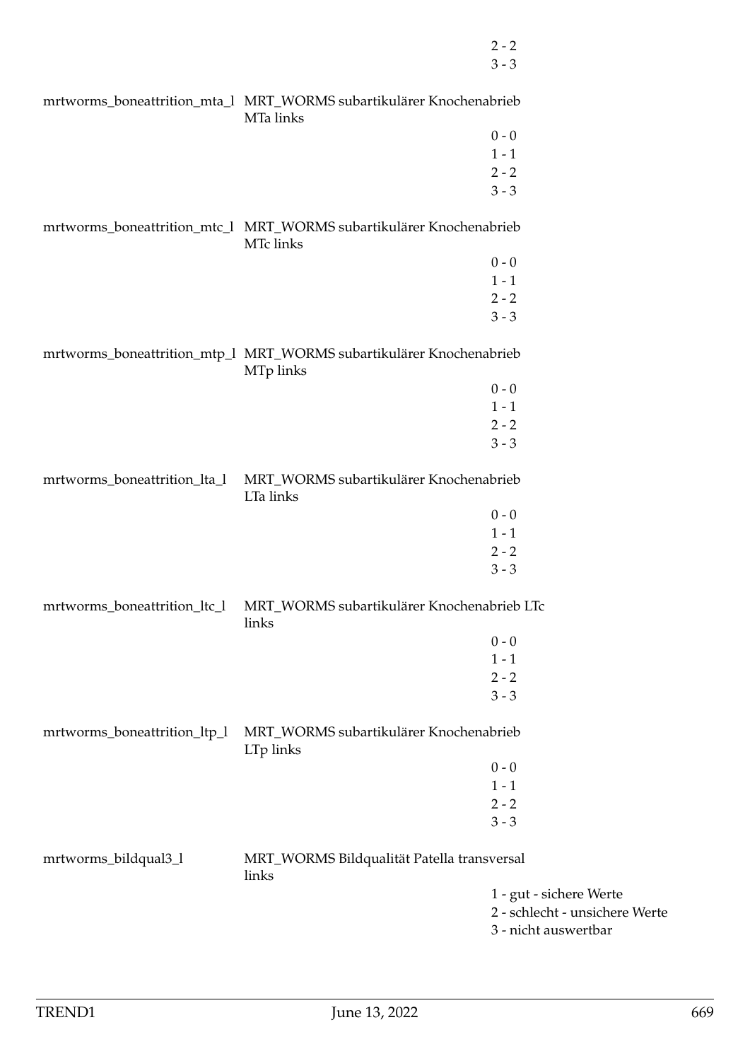2 - 2
3 - 3

mrtworms_boneattrition_mta_l MRT_WORMS subartikulärer Knochenabrieb MTa links

0 - 0
1 - 1
2 - 2
3 - 3

mrtworms_boneattrition_mtc_l MRT_WORMS subartikulärer Knochenabrieb MTc links

0 - 0
1 - 1
2 - 2
3 - 3

mrtworms_boneattrition_mtp_l MRT_WORMS subartikulärer Knochenabrieb MTp links

0 - 0
1 - 1
2 - 2
3 - 3

mrtworms_boneattrition_lta_l MRT_WORMS subartikulärer Knochenabrieb LTa links

0 - 0
1 - 1
2 - 2
3 - 3

mrtworms_boneattrition_ltc_l MRT_WORMS subartikulärer Knochenabrieb LTc links

0 - 0
1 - 1
2 - 2
3 - 3

mrtworms_boneattrition_ltp_l MRT_WORMS subartikulärer Knochenabrieb LTp links

0 - 0
1 - 1
2 - 2
3 - 3

mrtworms_bildqual3_l MRT_WORMS Bildqualität Patella transversal links

1 - gut - sichere Werte
2 - schlecht - unsichere Werte
3 - nicht auswertbar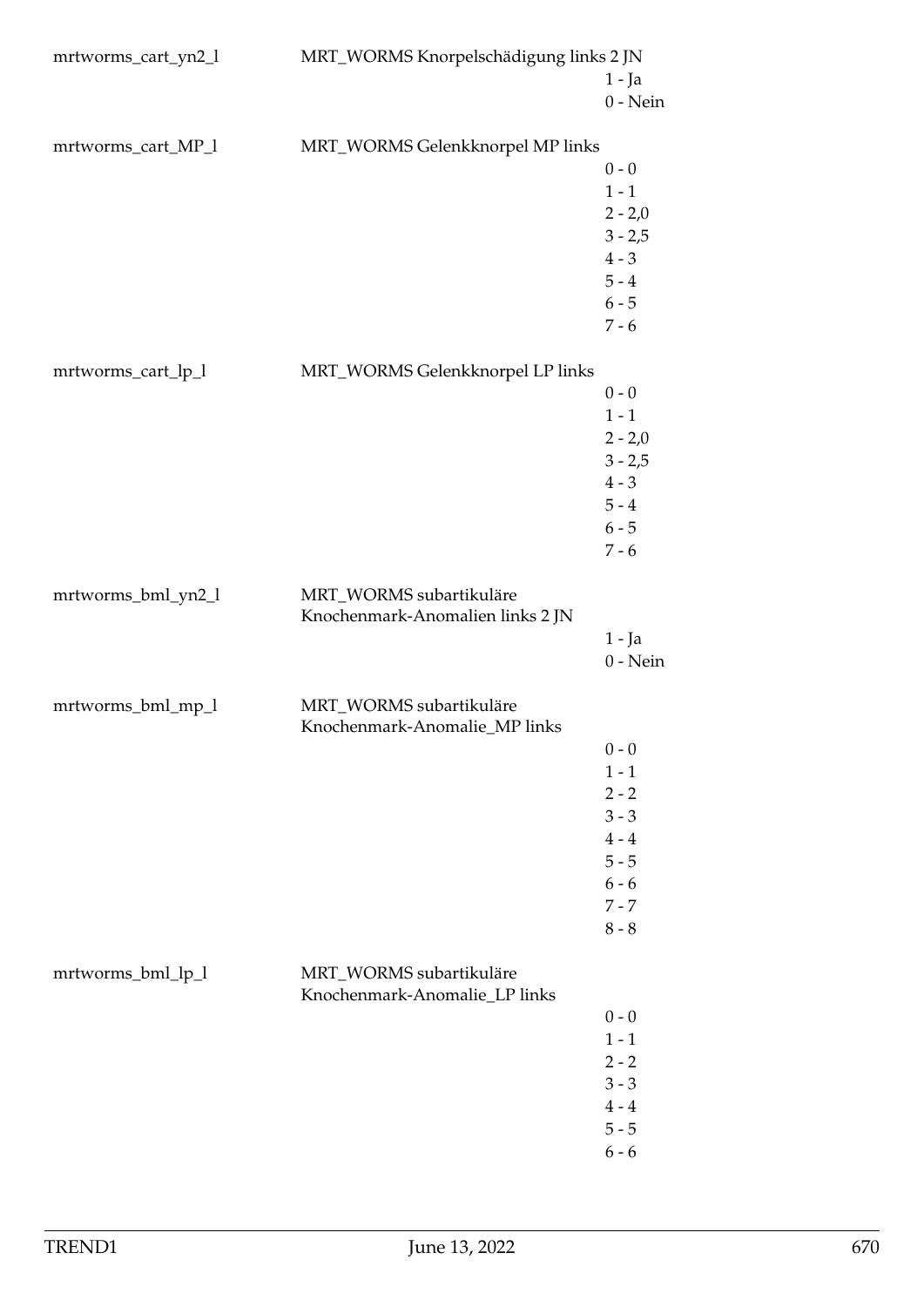| | | |
|---|---|---|
| mrtworms_cart_yn2_l | MRT_WORMS Knorpelschädigung links 2 JN | |
| | | 1 - Ja |
| | | 0 - Nein |
| mrtworms_cart_MP_l | MRT_WORMS Gelenkknorpel MP links | |
| | | 0 - 0 |
| | | 1 - 1 |
| | | 2 - 2,0 |
| | | 3 - 2,5 |
| | | 4 - 3 |
| | | 5 - 4 |
| | | 6 - 5 |
| | | 7 - 6 |
| mrtworms_cart_lp_l | MRT_WORMS Gelenkknorpel LP links | |
| | | 0 - 0 |
| | | 1 - 1 |
| | | 2 - 2,0 |
| | | 3 - 2,5 |
| | | 4 - 3 |
| | | 5 - 4 |
| | | 6 - 5 |
| | | 7 - 6 |
| mrtworms_bml_yn2_l | MRT_WORMS subartikuläre Knochenmark-Anomalien links 2 JN | |
| | | 1 - Ja |
| | | 0 - Nein |
| mrtworms_bml_mp_l | MRT_WORMS subartikuläre Knochenmark-Anomalie_MP links | |
| | | 0 - 0 |
| | | 1 - 1 |
| | | 2 - 2 |
| | | 3 - 3 |
| | | 4 - 4 |
| | | 5 - 5 |
| | | 6 - 6 |
| | | 7 - 7 |
| | | 8 - 8 |
| mrtworms_bml_lp_l | MRT_WORMS subartikuläre Knochenmark-Anomalie_LP links | |
| | | 0 - 0 |
| | | 1 - 1 |
| | | 2 - 2 |
| | | 3 - 3 |
| | | 4 - 4 |
| | | 5 - 5 |
| | | 6 - 6 |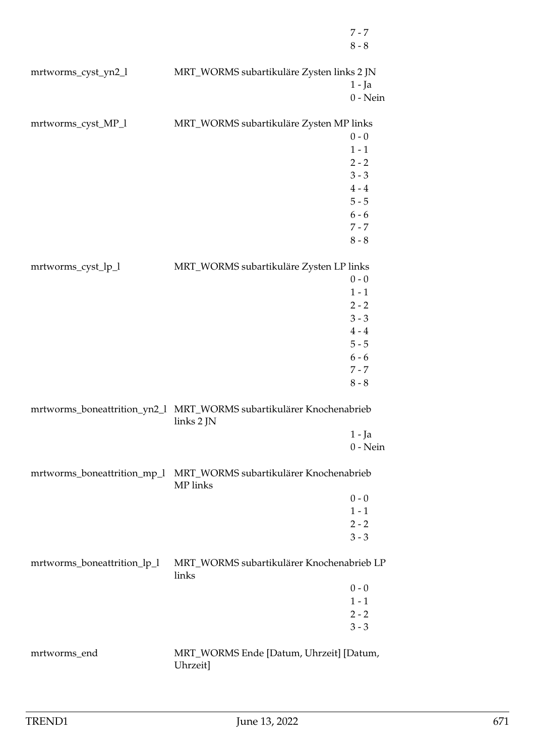| | | |
|---|---|---|
| | | 7 - 7 |
| | | 8 - 8 |
| mrtworms_cyst_yn2_l | MRT_WORMS subartikuläre Zysten links 2 JN | |
| | | 1 - Ja |
| | | 0 - Nein |
| mrtworms_cyst_MP_l | MRT_WORMS subartikuläre Zysten MP links | |
| | | 0 - 0 |
| | | 1 - 1 |
| | | 2 - 2 |
| | | 3 - 3 |
| | | 4 - 4 |
| | | 5 - 5 |
| | | 6 - 6 |
| | | 7 - 7 |
| | | 8 - 8 |
| mrtworms_cyst_lp_l | MRT_WORMS subartikuläre Zysten LP links | |
| | | 0 - 0 |
| | | 1 - 1 |
| | | 2 - 2 |
| | | 3 - 3 |
| | | 4 - 4 |
| | | 5 - 5 |
| | | 6 - 6 |
| | | 7 - 7 |
| | | 8 - 8 |
| mrtworms_boneattrition_yn2_l | MRT_WORMS subartikulärer Knochenabrieb links 2 JN | |
| | | 1 - Ja |
| | | 0 - Nein |
| mrtworms_boneattrition_mp_l | MRT_WORMS subartikulärer Knochenabrieb MP links | |
| | | 0 - 0 |
| | | 1 - 1 |
| | | 2 - 2 |
| | | 3 - 3 |
| mrtworms_boneattrition_lp_l | MRT_WORMS subartikulärer Knochenabrieb LP links | |
| | | 0 - 0 |
| | | 1 - 1 |
| | | 2 - 2 |
| | | 3 - 3 |
| mrtworms_end | MRT_WORMS Ende [Datum, Uhrzeit] [Datum, Uhrzeit] | |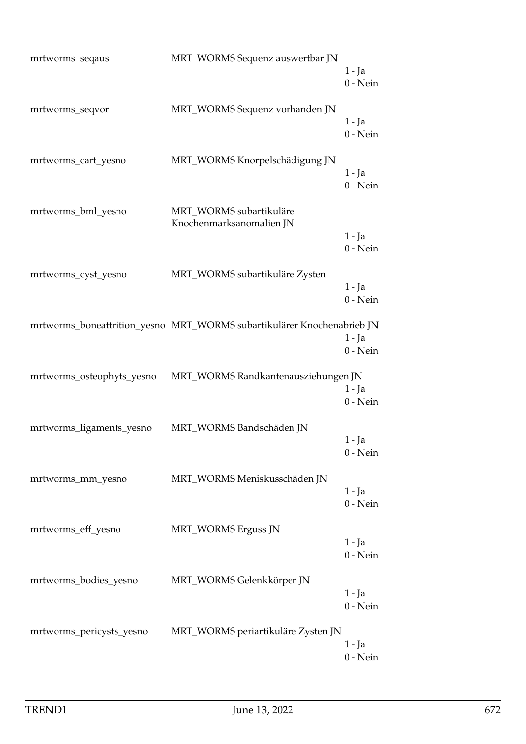| | | |
|---|---|---|
| mrtworms_seqaus | MRT_WORMS Sequenz auswertbar JN | 1 - Ja<br>0 - Nein |
| mrtworms_seqvor | MRT_WORMS Sequenz vorhanden JN | 1 - Ja<br>0 - Nein |
| mrtworms_cart_yesno | MRT_WORMS Knorpelschädigung JN | 1 - Ja<br>0 - Nein |
| mrtworms_bml_yesno | MRT_WORMS subartikuläre Knochenmarksanomalien JN | 1 - Ja<br>0 - Nein |
| mrtworms_cyst_yesno | MRT_WORMS subartikuläre Zysten | 1 - Ja<br>0 - Nein |
| mrtworms_boneattrition_yesno | MRT_WORMS subartikulärer Knochenabrieb JN | 1 - Ja<br>0 - Nein |
| mrtworms_osteophyts_yesno | MRT_WORMS Randkantenausziehungen JN | 1 - Ja<br>0 - Nein |
| mrtworms_ligaments_yesno | MRT_WORMS Bandschäden JN | 1 - Ja<br>0 - Nein |
| mrtworms_mm_yesno | MRT_WORMS Meniskusschäden JN | 1 - Ja<br>0 - Nein |
| mrtworms_eff_yesno | MRT_WORMS Erguss JN | 1 - Ja<br>0 - Nein |
| mrtworms_bodies_yesno | MRT_WORMS Gelenkkörper JN | 1 - Ja<br>0 - Nein |
| mrtworms_pericysts_yesno | MRT_WORMS periartikuläre Zysten JN | 1 - Ja<br>0 - Nein |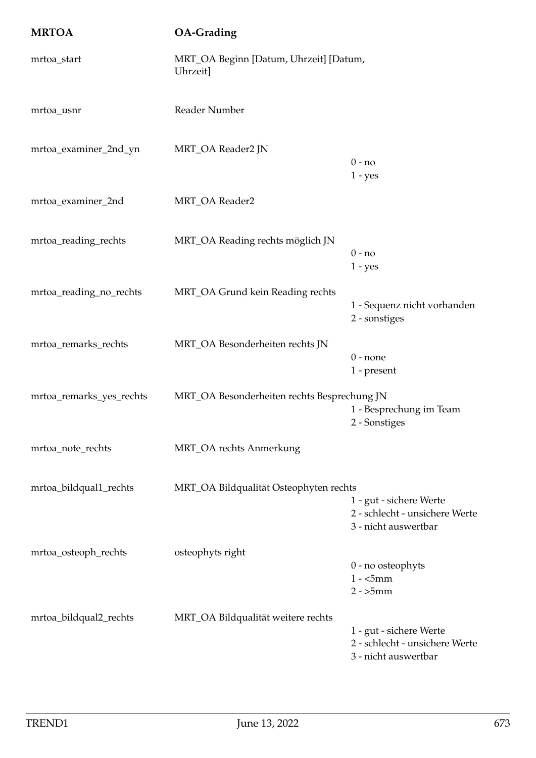| MRTOA | OA-Grading | |
|---|---|---|
| mrtoa_start | MRT_OA Beginn [Datum, Uhrzeit] [Datum, Uhrzeit] | |
| mrtoa_usnr | Reader Number | |
| mrtoa_examiner_2nd_yn | MRT_OA Reader2 JN | 0 - no<br>1 - yes |
| mrtoa_examiner_2nd | MRT_OA Reader2 | |
| mrtoa_reading_rechts | MRT_OA Reading rechts möglich JN | 0 - no<br>1 - yes |
| mrtoa_reading_no_rechts | MRT_OA Grund kein Reading rechts | 1 - Sequenz nicht vorhanden<br>2 - sonstiges |
| mrtoa_remarks_rechts | MRT_OA Besonderheiten rechts JN | 0 - none<br>1 - present |
| mrtoa_remarks_yes_rechts | MRT_OA Besonderheiten rechts Besprechung JN | 1 - Besprechung im Team<br>2 - Sonstiges |
| mrtoa_note_rechts | MRT_OA rechts Anmerkung | |
| mrtoa_bildqual1_rechts | MRT_OA Bildqualität Osteophyten rechts | 1 - gut - sichere Werte<br>2 - schlecht - unsichere Werte<br>3 - nicht auswertbar |
| mrtoa_osteoph_rechts | osteophyts right | 0 - no osteophyts<br>1 - <5mm<br>2 - >5mm |
| mrtoa_bildqual2_rechts | MRT_OA Bildqualität weitere rechts | 1 - gut - sichere Werte<br>2 - schlecht - unsichere Werte<br>3 - nicht auswertbar |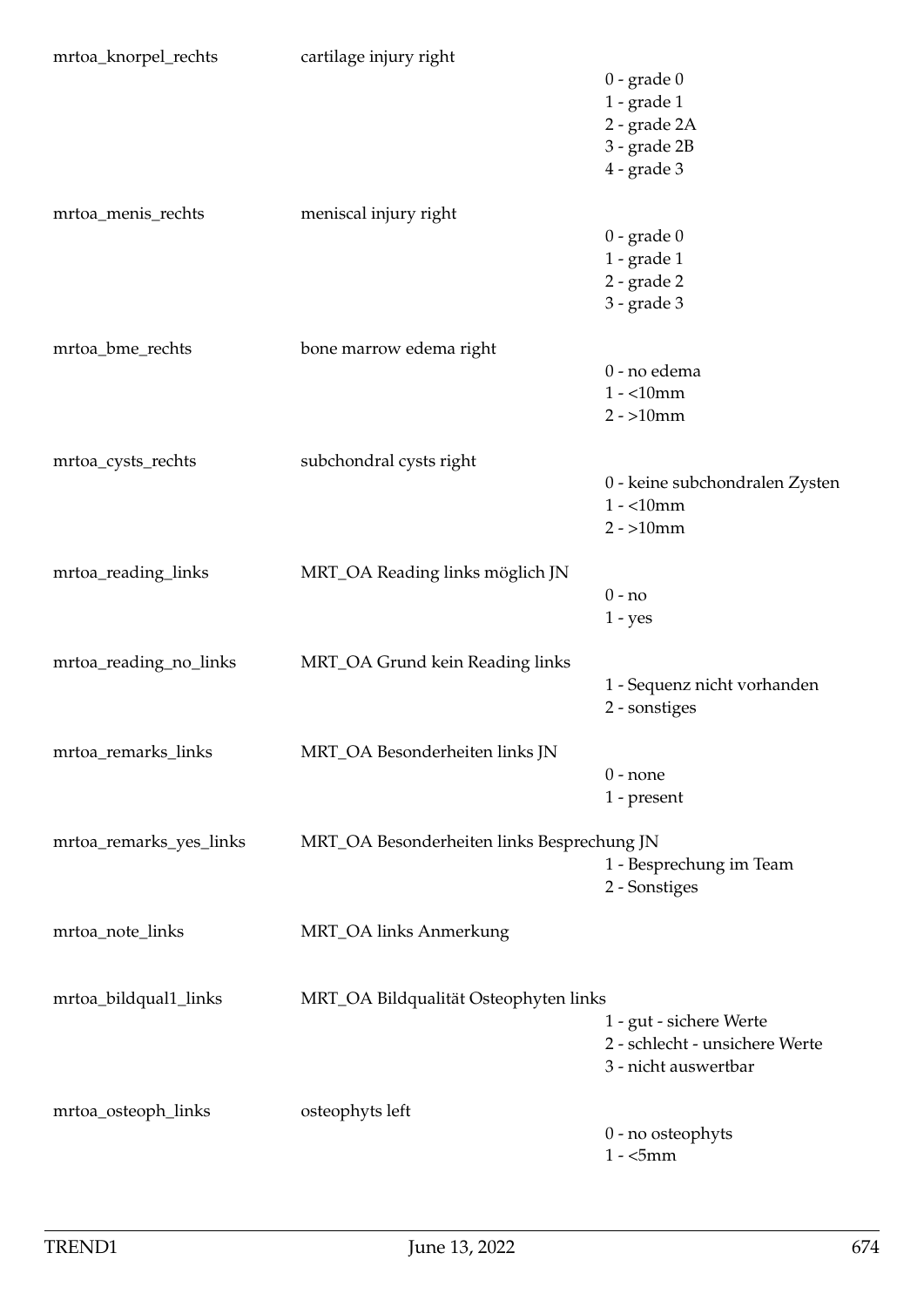| Variable | Label | Values |
|---|---|---|
| mrtoa_knorpel_rechts | cartilage injury right | 0 - grade 0<br>1 - grade 1<br>2 - grade 2A<br>3 - grade 2B<br>4 - grade 3 |
| mrtoa_menis_rechts | meniscal injury right | 0 - grade 0<br>1 - grade 1<br>2 - grade 2<br>3 - grade 3 |
| mrtoa_bme_rechts | bone marrow edema right | 0 - no edema<br>1 - <10mm<br>2 - >10mm |
| mrtoa_cysts_rechts | subchondral cysts right | 0 - keine subchondralen Zysten<br>1 - <10mm<br>2 - >10mm |
| mrtoa_reading_links | MRT_OA Reading links möglich JN | 0 - no<br>1 - yes |
| mrtoa_reading_no_links | MRT_OA Grund kein Reading links | 1 - Sequenz nicht vorhanden<br>2 - sonstiges |
| mrtoa_remarks_links | MRT_OA Besonderheiten links JN | 0 - none<br>1 - present |
| mrtoa_remarks_yes_links | MRT_OA Besonderheiten links Besprechung JN | 1 - Besprechung im Team<br>2 - Sonstiges |
| mrtoa_note_links | MRT_OA links Anmerkung | |
| mrtoa_bildqual1_links | MRT_OA Bildqualität Osteophyten links | 1 - gut - sichere Werte<br>2 - schlecht - unsichere Werte<br>3 - nicht auswertbar |
| mrtoa_osteoph_links | osteophyts left | 0 - no osteophyts<br>1 - <5mm |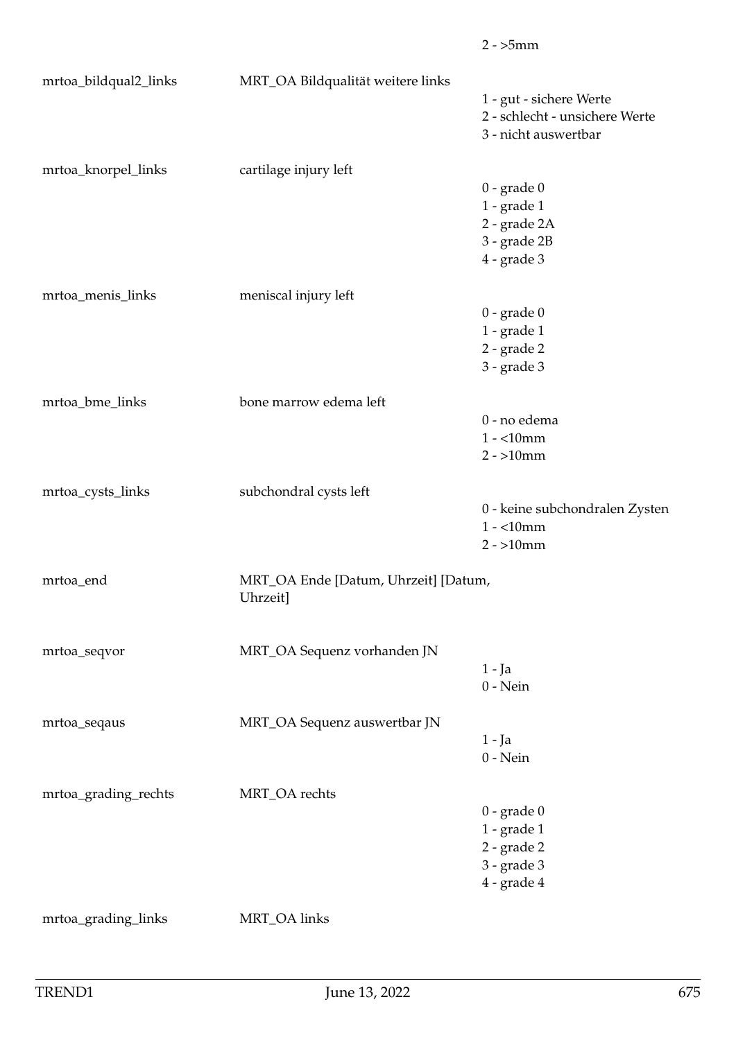| | | |
|---|---|---|
| | | 2 - >5mm |
| mrtoa_bildqual2_links | MRT_OA Bildqualität weitere links | 1 - gut - sichere Werte<br>2 - schlecht - unsichere Werte<br>3 - nicht auswertbar |
| mrtoa_knorpel_links | cartilage injury left | 0 - grade 0<br>1 - grade 1<br>2 - grade 2A<br>3 - grade 2B<br>4 - grade 3 |
| mrtoa_menis_links | meniscal injury left | 0 - grade 0<br>1 - grade 1<br>2 - grade 2<br>3 - grade 3 |
| mrtoa_bme_links | bone marrow edema left | 0 - no edema<br>1 - <10mm<br>2 - >10mm |
| mrtoa_cysts_links | subchondral cysts left | 0 - keine subchondralen Zysten<br>1 - <10mm<br>2 - >10mm |
| mrtoa_end | MRT_OA Ende [Datum, Uhrzeit] [Datum, Uhrzeit] | |
| mrtoa_seqvor | MRT_OA Sequenz vorhanden JN | 1 - Ja<br>0 - Nein |
| mrtoa_seqaus | MRT_OA Sequenz auswertbar JN | 1 - Ja<br>0 - Nein |
| mrtoa_grading_rechts | MRT_OA rechts | 0 - grade 0<br>1 - grade 1<br>2 - grade 2<br>3 - grade 3<br>4 - grade 4 |
| mrtoa_grading_links | MRT_OA links | |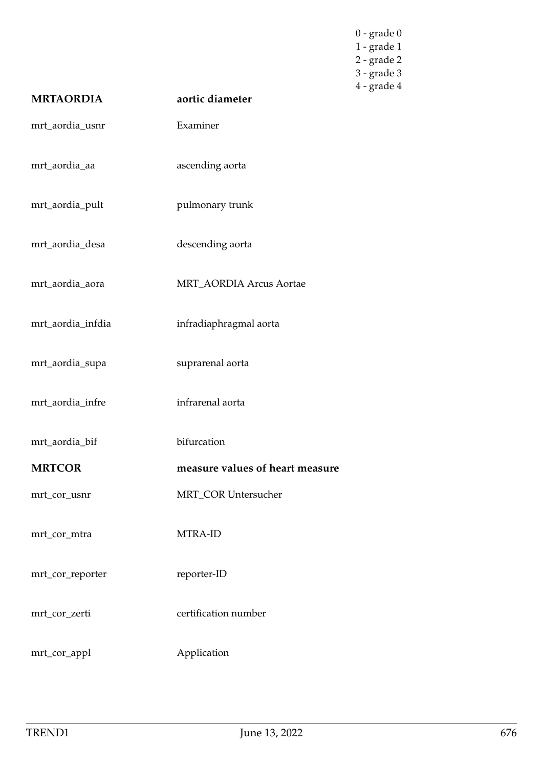0 - grade 0
1 - grade 1
2 - grade 2
3 - grade 3
4 - grade 4

| | |
|---|---|
| **MRTAORDIA** | **aortic diameter** |
| mrt_aordia_usnr | Examiner |
| mrt_aordia_aa | ascending aorta |
| mrt_aordia_pult | pulmonary trunk |
| mrt_aordia_desa | descending aorta |
| mrt_aordia_aora | MRT_AORDIA Arcus Aortae |
| mrt_aordia_infdia | infradiaphragmal aorta |
| mrt_aordia_supa | suprarenal aorta |
| mrt_aordia_infre | infrarenal aorta |
| mrt_aordia_bif | bifurcation |
| **MRTCOR** | **measure values of heart measure** |
| mrt_cor_usnr | MRT_COR Untersucher |
| mrt_cor_mtra | MTRA-ID |
| mrt_cor_reporter | reporter-ID |
| mrt_cor_zerti | certification number |
| mrt_cor_appl | Application |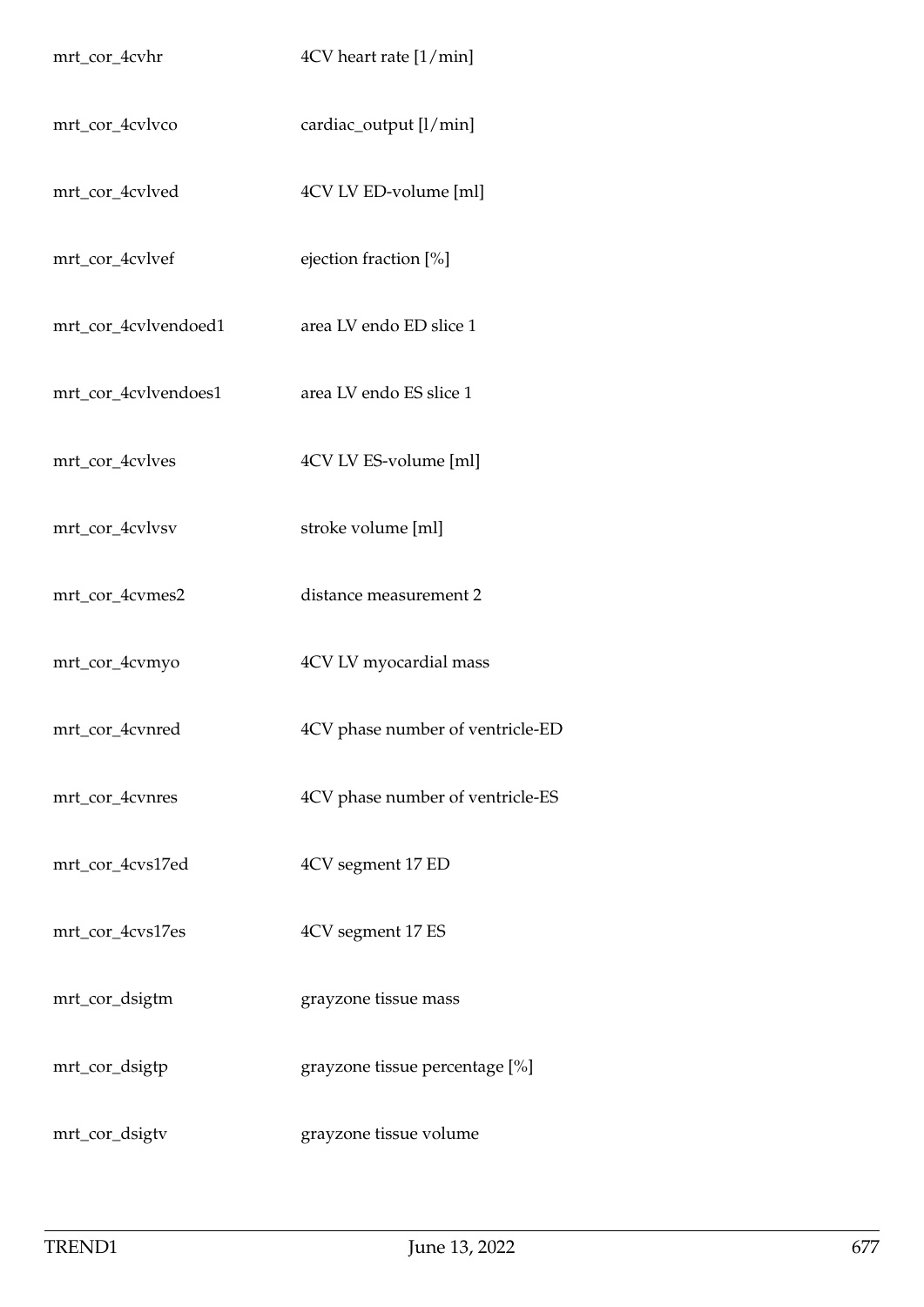| | |
|---|---|
| mrt_cor_4cvhr | 4CV heart rate [1/min] |
| mrt_cor_4cvlvco | cardiac_output [l/min] |
| mrt_cor_4cvlved | 4CV LV ED-volume [ml] |
| mrt_cor_4cvlvef | ejection fraction [%] |
| mrt_cor_4cvlvendoed1 | area LV endo ED slice 1 |
| mrt_cor_4cvlvendoes1 | area LV endo ES slice 1 |
| mrt_cor_4cvlves | 4CV LV ES-volume [ml] |
| mrt_cor_4cvlvsv | stroke volume [ml] |
| mrt_cor_4cvmes2 | distance measurement 2 |
| mrt_cor_4cvmyo | 4CV LV myocardial mass |
| mrt_cor_4cvnred | 4CV phase number of ventricle-ED |
| mrt_cor_4cvnres | 4CV phase number of ventricle-ES |
| mrt_cor_4cvs17ed | 4CV segment 17 ED |
| mrt_cor_4cvs17es | 4CV segment 17 ES |
| mrt_cor_dsigtm | grayzone tissue mass |
| mrt_cor_dsigtp | grayzone tissue percentage [%] |
| mrt_cor_dsigtv | grayzone tissue volume |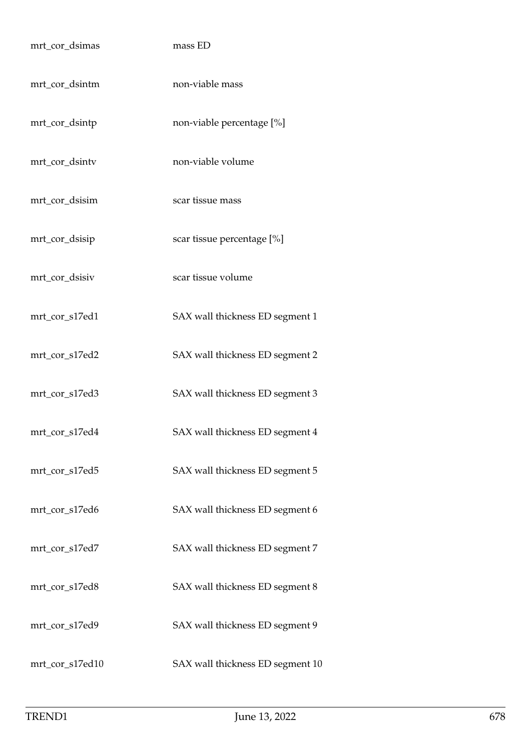| | |
|---|---|
| mrt_cor_dsimas | mass ED |
| mrt_cor_dsintm | non-viable mass |
| mrt_cor_dsintp | non-viable percentage [%] |
| mrt_cor_dsintv | non-viable volume |
| mrt_cor_dsisim | scar tissue mass |
| mrt_cor_dsisip | scar tissue percentage [%] |
| mrt_cor_dsisiv | scar tissue volume |
| mrt_cor_s17ed1 | SAX wall thickness ED segment 1 |
| mrt_cor_s17ed2 | SAX wall thickness ED segment 2 |
| mrt_cor_s17ed3 | SAX wall thickness ED segment 3 |
| mrt_cor_s17ed4 | SAX wall thickness ED segment 4 |
| mrt_cor_s17ed5 | SAX wall thickness ED segment 5 |
| mrt_cor_s17ed6 | SAX wall thickness ED segment 6 |
| mrt_cor_s17ed7 | SAX wall thickness ED segment 7 |
| mrt_cor_s17ed8 | SAX wall thickness ED segment 8 |
| mrt_cor_s17ed9 | SAX wall thickness ED segment 9 |
| mrt_cor_s17ed10 | SAX wall thickness ED segment 10 |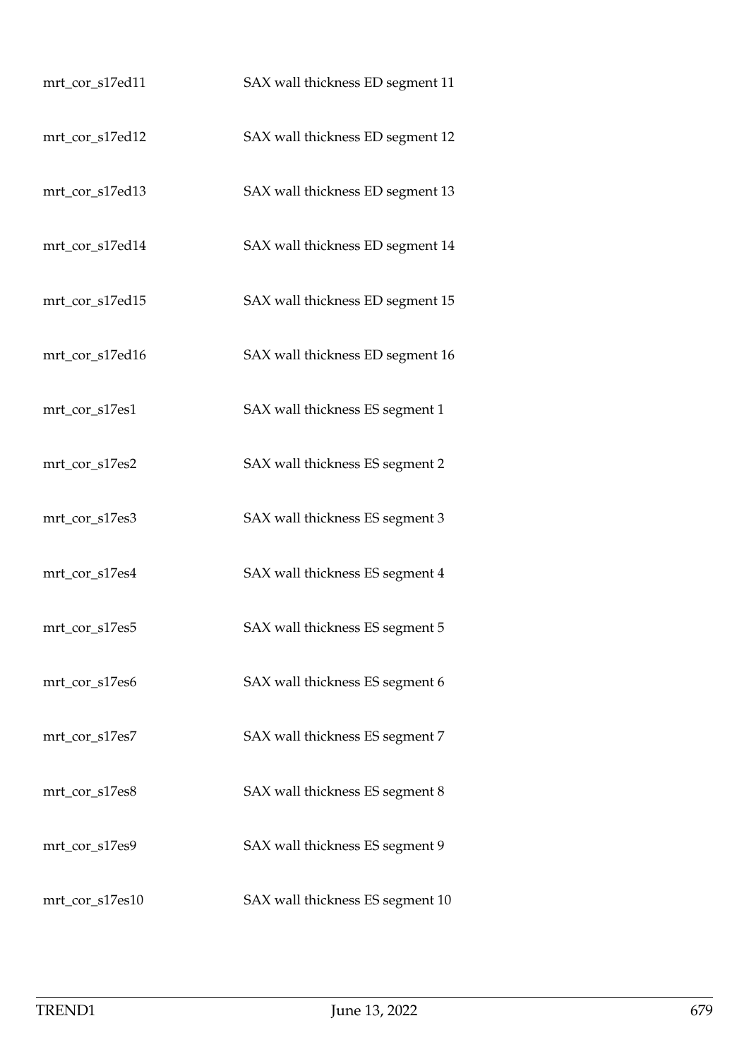| | |
|---|---|
| mrt_cor_s17ed11 | SAX wall thickness ED segment 11 |
| mrt_cor_s17ed12 | SAX wall thickness ED segment 12 |
| mrt_cor_s17ed13 | SAX wall thickness ED segment 13 |
| mrt_cor_s17ed14 | SAX wall thickness ED segment 14 |
| mrt_cor_s17ed15 | SAX wall thickness ED segment 15 |
| mrt_cor_s17ed16 | SAX wall thickness ED segment 16 |
| mrt_cor_s17es1 | SAX wall thickness ES segment 1 |
| mrt_cor_s17es2 | SAX wall thickness ES segment 2 |
| mrt_cor_s17es3 | SAX wall thickness ES segment 3 |
| mrt_cor_s17es4 | SAX wall thickness ES segment 4 |
| mrt_cor_s17es5 | SAX wall thickness ES segment 5 |
| mrt_cor_s17es6 | SAX wall thickness ES segment 6 |
| mrt_cor_s17es7 | SAX wall thickness ES segment 7 |
| mrt_cor_s17es8 | SAX wall thickness ES segment 8 |
| mrt_cor_s17es9 | SAX wall thickness ES segment 9 |
| mrt_cor_s17es10 | SAX wall thickness ES segment 10 |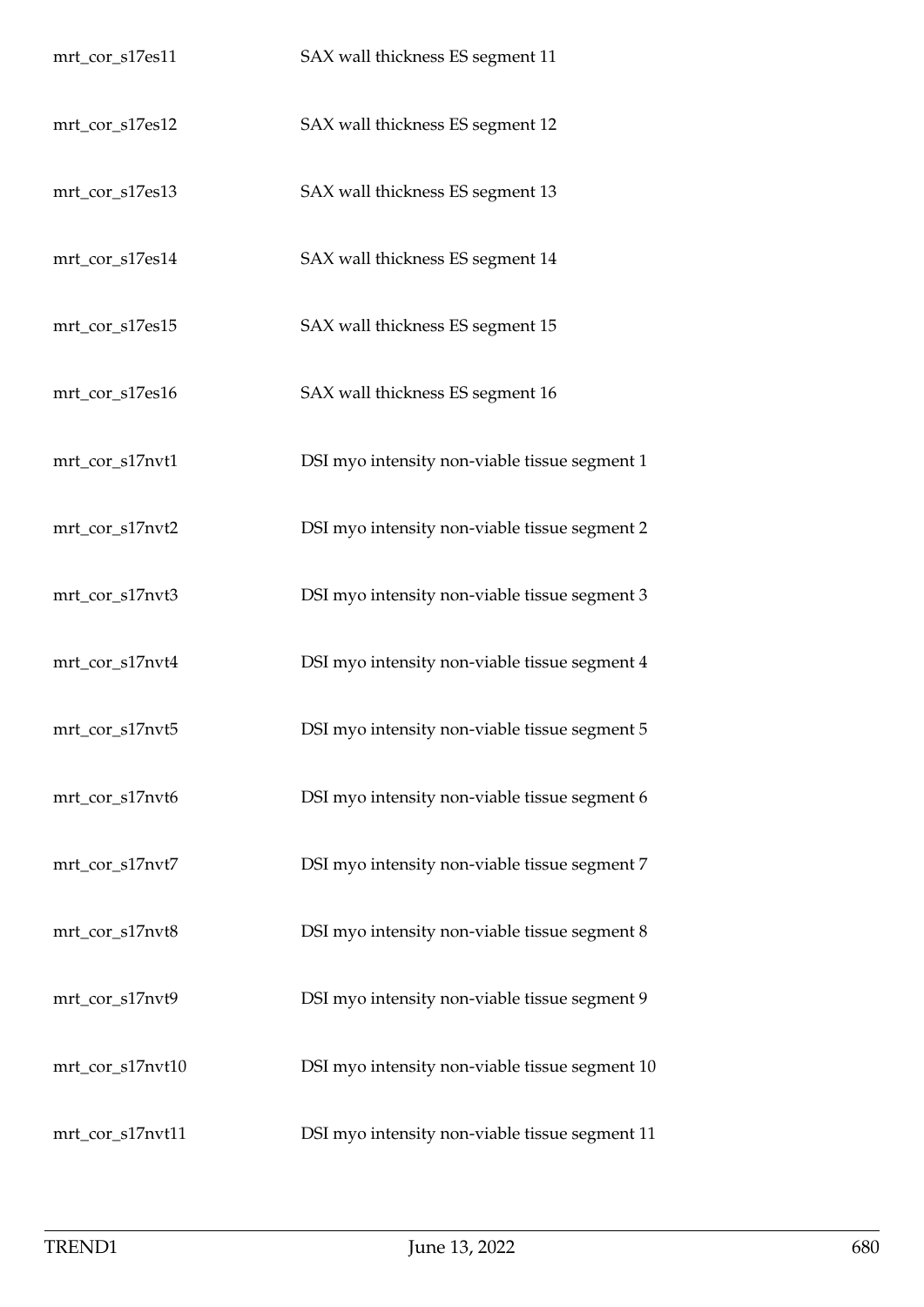| | |
|---|---|
| mrt_cor_s17es11 | SAX wall thickness ES segment 11 |
| mrt_cor_s17es12 | SAX wall thickness ES segment 12 |
| mrt_cor_s17es13 | SAX wall thickness ES segment 13 |
| mrt_cor_s17es14 | SAX wall thickness ES segment 14 |
| mrt_cor_s17es15 | SAX wall thickness ES segment 15 |
| mrt_cor_s17es16 | SAX wall thickness ES segment 16 |
| mrt_cor_s17nvt1 | DSI myo intensity non-viable tissue segment 1 |
| mrt_cor_s17nvt2 | DSI myo intensity non-viable tissue segment 2 |
| mrt_cor_s17nvt3 | DSI myo intensity non-viable tissue segment 3 |
| mrt_cor_s17nvt4 | DSI myo intensity non-viable tissue segment 4 |
| mrt_cor_s17nvt5 | DSI myo intensity non-viable tissue segment 5 |
| mrt_cor_s17nvt6 | DSI myo intensity non-viable tissue segment 6 |
| mrt_cor_s17nvt7 | DSI myo intensity non-viable tissue segment 7 |
| mrt_cor_s17nvt8 | DSI myo intensity non-viable tissue segment 8 |
| mrt_cor_s17nvt9 | DSI myo intensity non-viable tissue segment 9 |
| mrt_cor_s17nvt10 | DSI myo intensity non-viable tissue segment 10 |
| mrt_cor_s17nvt11 | DSI myo intensity non-viable tissue segment 11 |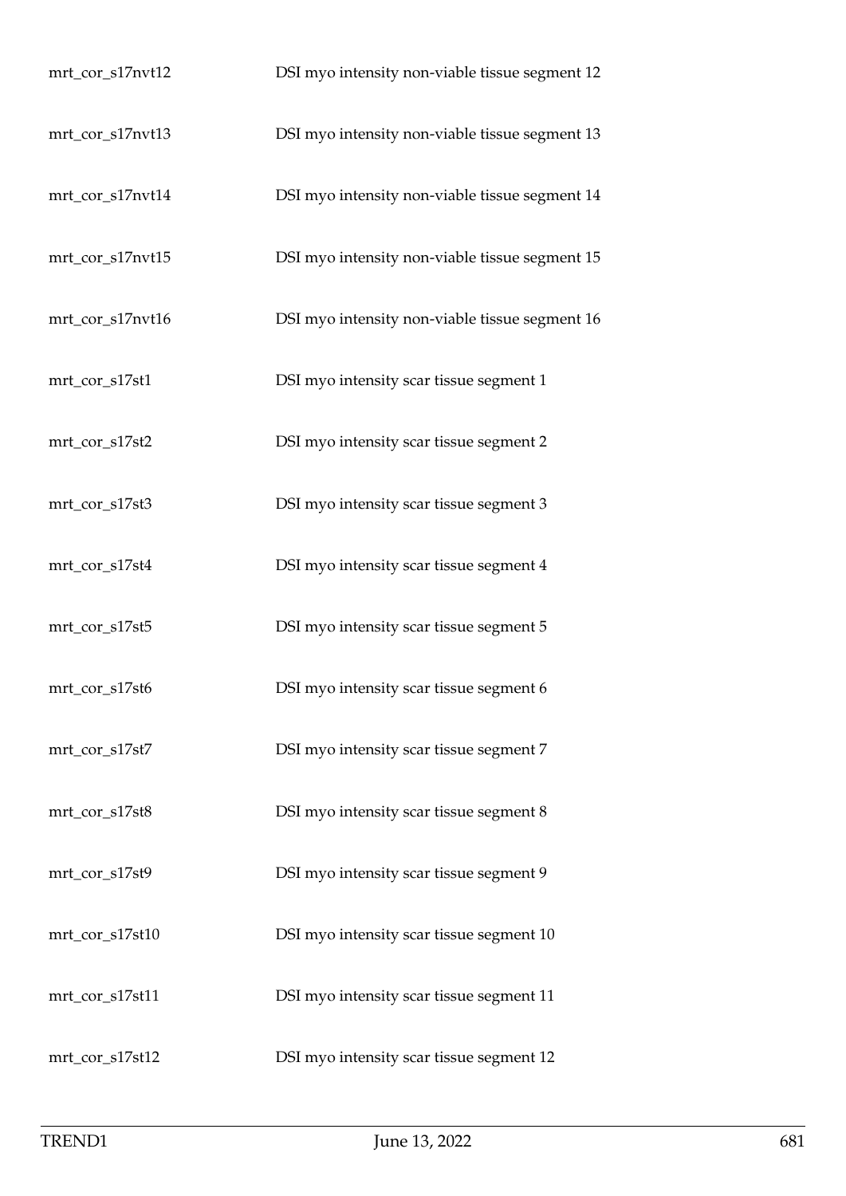| | |
|---|---|
| mrt_cor_s17nvt12 | DSI myo intensity non-viable tissue segment 12 |
| mrt_cor_s17nvt13 | DSI myo intensity non-viable tissue segment 13 |
| mrt_cor_s17nvt14 | DSI myo intensity non-viable tissue segment 14 |
| mrt_cor_s17nvt15 | DSI myo intensity non-viable tissue segment 15 |
| mrt_cor_s17nvt16 | DSI myo intensity non-viable tissue segment 16 |
| mrt_cor_s17st1 | DSI myo intensity scar tissue segment 1 |
| mrt_cor_s17st2 | DSI myo intensity scar tissue segment 2 |
| mrt_cor_s17st3 | DSI myo intensity scar tissue segment 3 |
| mrt_cor_s17st4 | DSI myo intensity scar tissue segment 4 |
| mrt_cor_s17st5 | DSI myo intensity scar tissue segment 5 |
| mrt_cor_s17st6 | DSI myo intensity scar tissue segment 6 |
| mrt_cor_s17st7 | DSI myo intensity scar tissue segment 7 |
| mrt_cor_s17st8 | DSI myo intensity scar tissue segment 8 |
| mrt_cor_s17st9 | DSI myo intensity scar tissue segment 9 |
| mrt_cor_s17st10 | DSI myo intensity scar tissue segment 10 |
| mrt_cor_s17st11 | DSI myo intensity scar tissue segment 11 |
| mrt_cor_s17st12 | DSI myo intensity scar tissue segment 12 |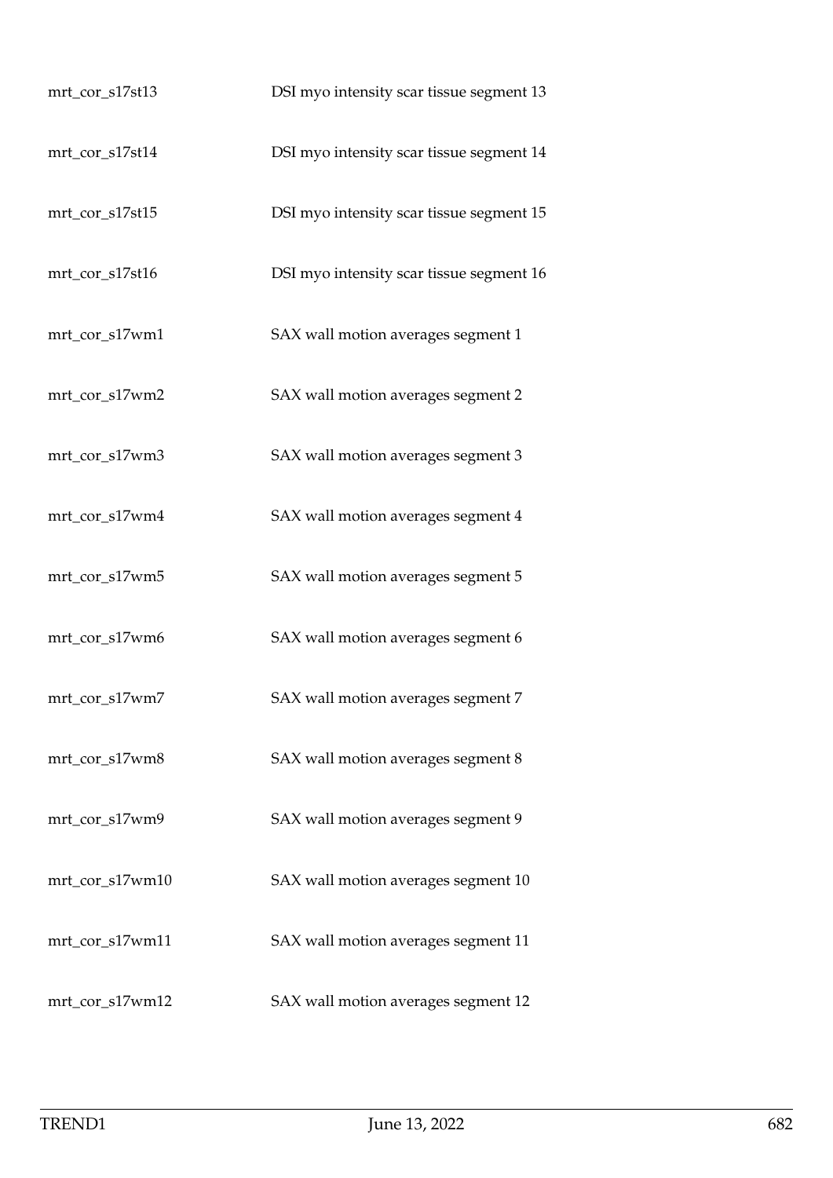| | |
|---|---|
| mrt_cor_s17st13 | DSI myo intensity scar tissue segment 13 |
| mrt_cor_s17st14 | DSI myo intensity scar tissue segment 14 |
| mrt_cor_s17st15 | DSI myo intensity scar tissue segment 15 |
| mrt_cor_s17st16 | DSI myo intensity scar tissue segment 16 |
| mrt_cor_s17wm1 | SAX wall motion averages segment 1 |
| mrt_cor_s17wm2 | SAX wall motion averages segment 2 |
| mrt_cor_s17wm3 | SAX wall motion averages segment 3 |
| mrt_cor_s17wm4 | SAX wall motion averages segment 4 |
| mrt_cor_s17wm5 | SAX wall motion averages segment 5 |
| mrt_cor_s17wm6 | SAX wall motion averages segment 6 |
| mrt_cor_s17wm7 | SAX wall motion averages segment 7 |
| mrt_cor_s17wm8 | SAX wall motion averages segment 8 |
| mrt_cor_s17wm9 | SAX wall motion averages segment 9 |
| mrt_cor_s17wm10 | SAX wall motion averages segment 10 |
| mrt_cor_s17wm11 | SAX wall motion averages segment 11 |
| mrt_cor_s17wm12 | SAX wall motion averages segment 12 |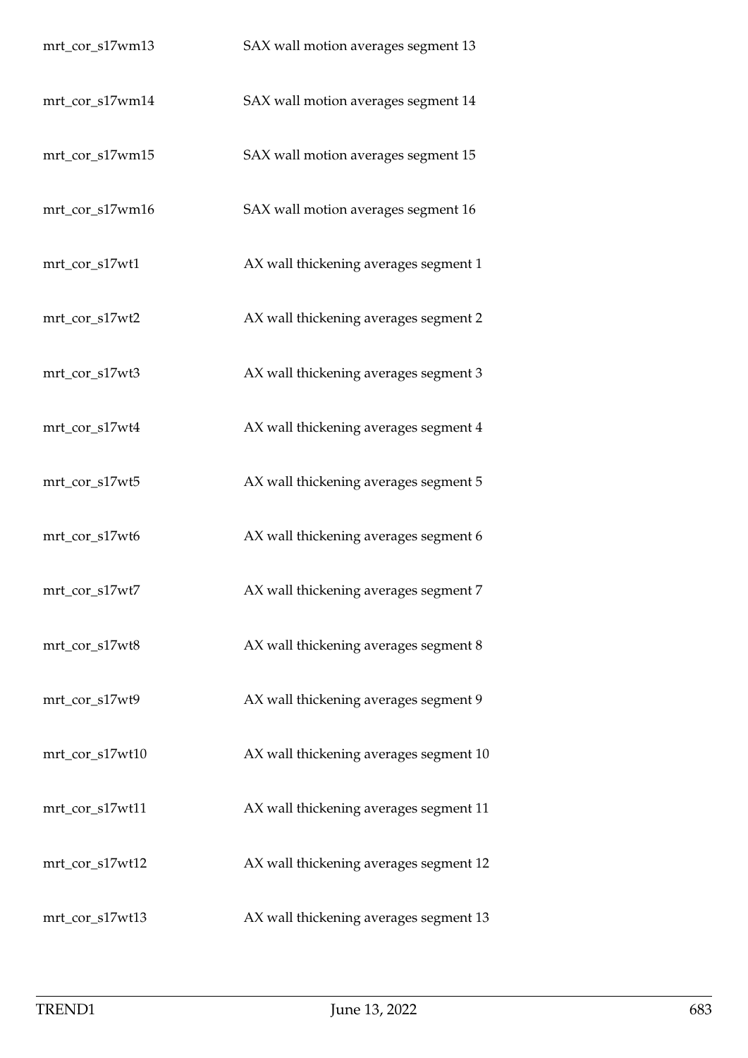| | |
|---|---|
| mrt_cor_s17wm13 | SAX wall motion averages segment 13 |
| mrt_cor_s17wm14 | SAX wall motion averages segment 14 |
| mrt_cor_s17wm15 | SAX wall motion averages segment 15 |
| mrt_cor_s17wm16 | SAX wall motion averages segment 16 |
| mrt_cor_s17wt1 | AX wall thickening averages segment 1 |
| mrt_cor_s17wt2 | AX wall thickening averages segment 2 |
| mrt_cor_s17wt3 | AX wall thickening averages segment 3 |
| mrt_cor_s17wt4 | AX wall thickening averages segment 4 |
| mrt_cor_s17wt5 | AX wall thickening averages segment 5 |
| mrt_cor_s17wt6 | AX wall thickening averages segment 6 |
| mrt_cor_s17wt7 | AX wall thickening averages segment 7 |
| mrt_cor_s17wt8 | AX wall thickening averages segment 8 |
| mrt_cor_s17wt9 | AX wall thickening averages segment 9 |
| mrt_cor_s17wt10 | AX wall thickening averages segment 10 |
| mrt_cor_s17wt11 | AX wall thickening averages segment 11 |
| mrt_cor_s17wt12 | AX wall thickening averages segment 12 |
| mrt_cor_s17wt13 | AX wall thickening averages segment 13 |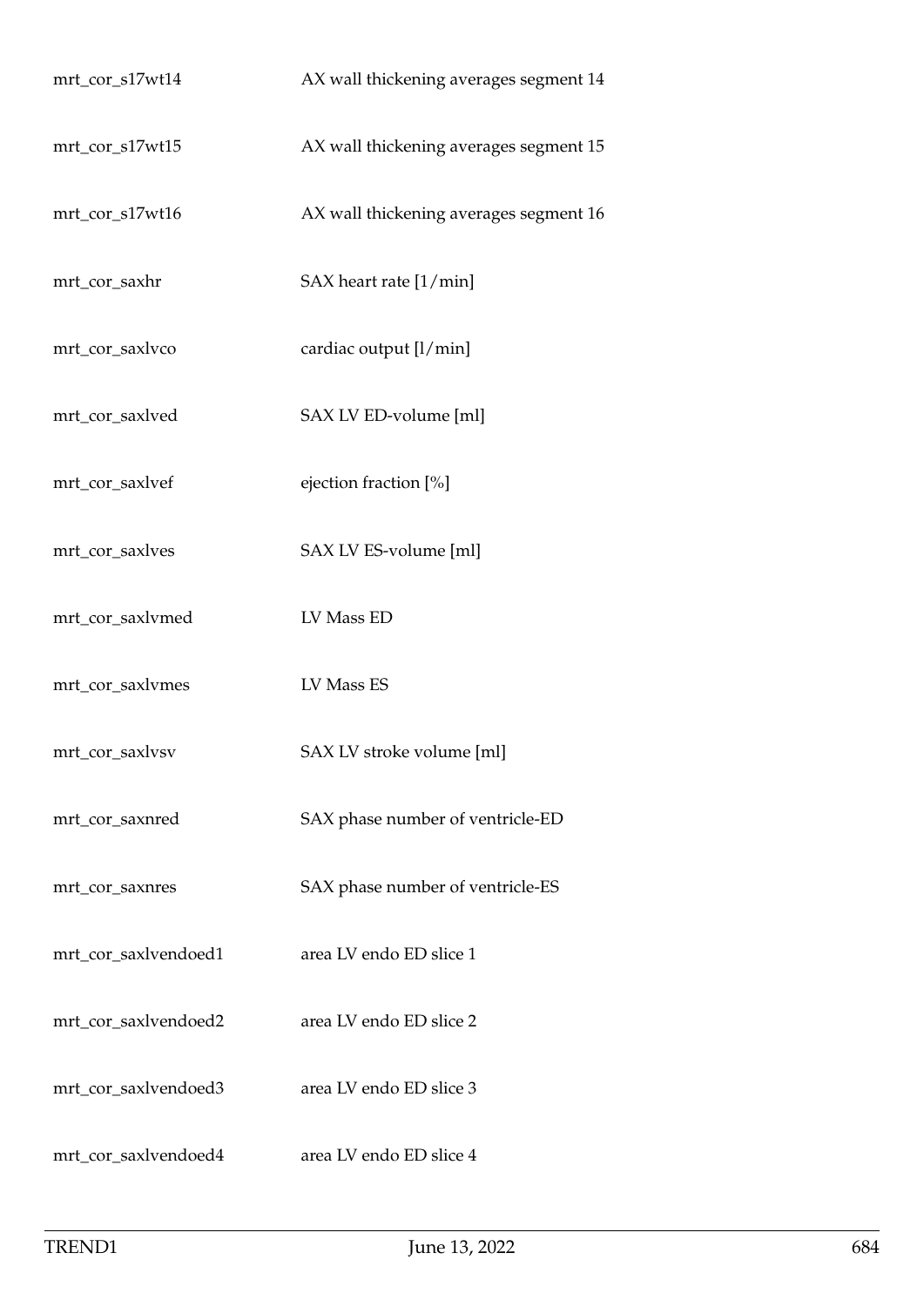| | |
|---|---|
| mrt_cor_s17wt14 | AX wall thickening averages segment 14 |
| mrt_cor_s17wt15 | AX wall thickening averages segment 15 |
| mrt_cor_s17wt16 | AX wall thickening averages segment 16 |
| mrt_cor_saxhr | SAX heart rate [1/min] |
| mrt_cor_saxlvco | cardiac output [l/min] |
| mrt_cor_saxlved | SAX LV ED-volume [ml] |
| mrt_cor_saxlvef | ejection fraction [%] |
| mrt_cor_saxlves | SAX LV ES-volume [ml] |
| mrt_cor_saxlvmed | LV Mass ED |
| mrt_cor_saxlvmes | LV Mass ES |
| mrt_cor_saxlvsv | SAX LV stroke volume [ml] |
| mrt_cor_saxnred | SAX phase number of ventricle-ED |
| mrt_cor_saxnres | SAX phase number of ventricle-ES |
| mrt_cor_saxlvendoed1 | area LV endo ED slice 1 |
| mrt_cor_saxlvendoed2 | area LV endo ED slice 2 |
| mrt_cor_saxlvendoed3 | area LV endo ED slice 3 |
| mrt_cor_saxlvendoed4 | area LV endo ED slice 4 |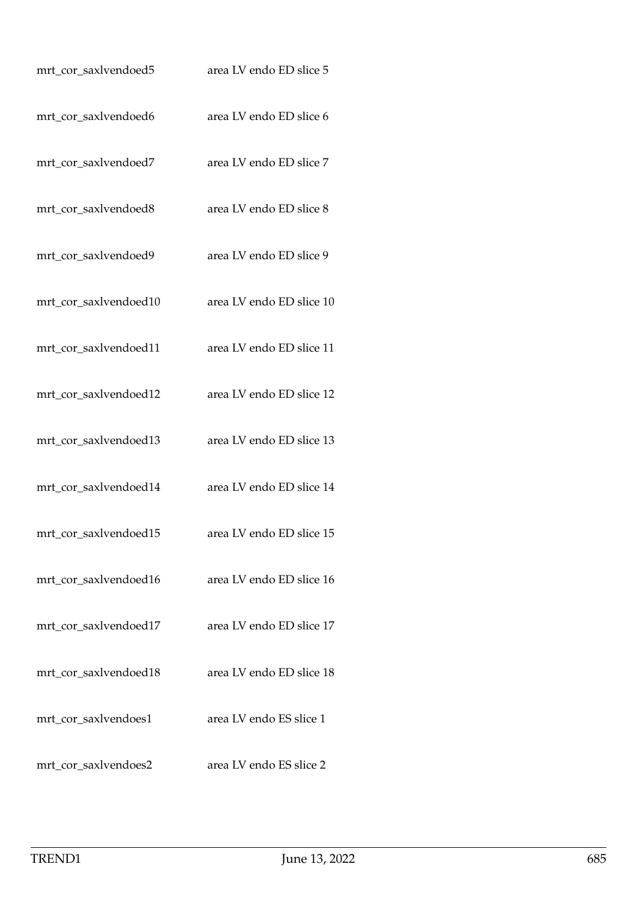| | |
|---|---|
| mrt_cor_saxlvendoed5 | area LV endo ED slice 5 |
| mrt_cor_saxlvendoed6 | area LV endo ED slice 6 |
| mrt_cor_saxlvendoed7 | area LV endo ED slice 7 |
| mrt_cor_saxlvendoed8 | area LV endo ED slice 8 |
| mrt_cor_saxlvendoed9 | area LV endo ED slice 9 |
| mrt_cor_saxlvendoed10 | area LV endo ED slice 10 |
| mrt_cor_saxlvendoed11 | area LV endo ED slice 11 |
| mrt_cor_saxlvendoed12 | area LV endo ED slice 12 |
| mrt_cor_saxlvendoed13 | area LV endo ED slice 13 |
| mrt_cor_saxlvendoed14 | area LV endo ED slice 14 |
| mrt_cor_saxlvendoed15 | area LV endo ED slice 15 |
| mrt_cor_saxlvendoed16 | area LV endo ED slice 16 |
| mrt_cor_saxlvendoed17 | area LV endo ED slice 17 |
| mrt_cor_saxlvendoed18 | area LV endo ED slice 18 |
| mrt_cor_saxlvendoes1 | area LV endo ES slice 1 |
| mrt_cor_saxlvendoes2 | area LV endo ES slice 2 |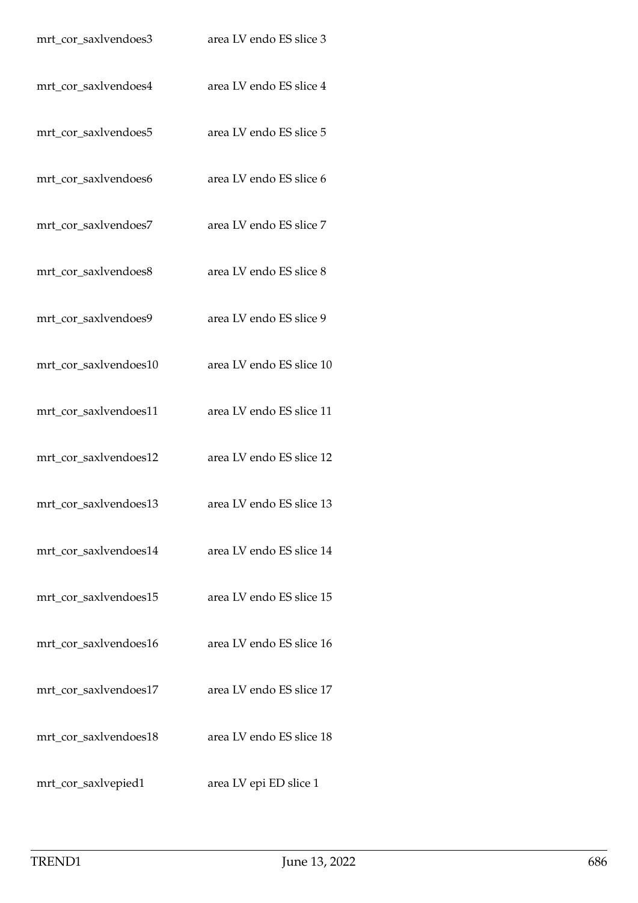| | |
|---|---|
| mrt_cor_saxlvendoes3 | area LV endo ES slice 3 |
| mrt_cor_saxlvendoes4 | area LV endo ES slice 4 |
| mrt_cor_saxlvendoes5 | area LV endo ES slice 5 |
| mrt_cor_saxlvendoes6 | area LV endo ES slice 6 |
| mrt_cor_saxlvendoes7 | area LV endo ES slice 7 |
| mrt_cor_saxlvendoes8 | area LV endo ES slice 8 |
| mrt_cor_saxlvendoes9 | area LV endo ES slice 9 |
| mrt_cor_saxlvendoes10 | area LV endo ES slice 10 |
| mrt_cor_saxlvendoes11 | area LV endo ES slice 11 |
| mrt_cor_saxlvendoes12 | area LV endo ES slice 12 |
| mrt_cor_saxlvendoes13 | area LV endo ES slice 13 |
| mrt_cor_saxlvendoes14 | area LV endo ES slice 14 |
| mrt_cor_saxlvendoes15 | area LV endo ES slice 15 |
| mrt_cor_saxlvendoes16 | area LV endo ES slice 16 |
| mrt_cor_saxlvendoes17 | area LV endo ES slice 17 |
| mrt_cor_saxlvendoes18 | area LV endo ES slice 18 |
| mrt_cor_saxlvepied1 | area LV epi ED slice 1 |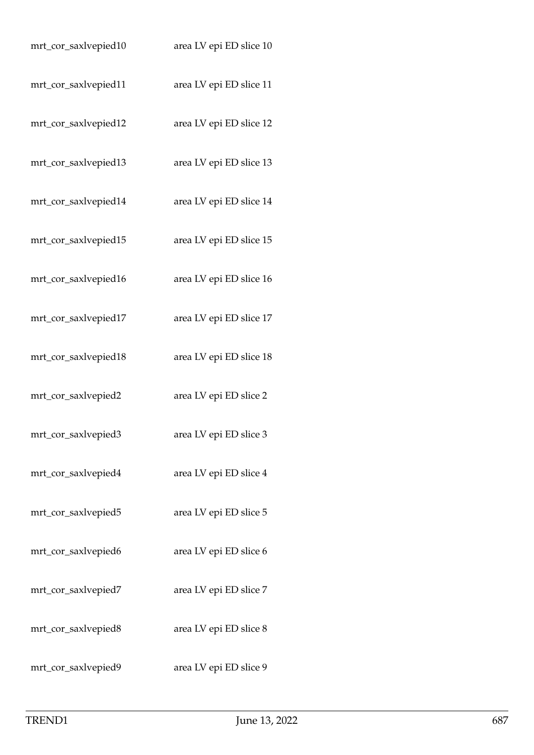| | |
|---|---|
| mrt_cor_saxlvepied10 | area LV epi ED slice 10 |
| mrt_cor_saxlvepied11 | area LV epi ED slice 11 |
| mrt_cor_saxlvepied12 | area LV epi ED slice 12 |
| mrt_cor_saxlvepied13 | area LV epi ED slice 13 |
| mrt_cor_saxlvepied14 | area LV epi ED slice 14 |
| mrt_cor_saxlvepied15 | area LV epi ED slice 15 |
| mrt_cor_saxlvepied16 | area LV epi ED slice 16 |
| mrt_cor_saxlvepied17 | area LV epi ED slice 17 |
| mrt_cor_saxlvepied18 | area LV epi ED slice 18 |
| mrt_cor_saxlvepied2 | area LV epi ED slice 2 |
| mrt_cor_saxlvepied3 | area LV epi ED slice 3 |
| mrt_cor_saxlvepied4 | area LV epi ED slice 4 |
| mrt_cor_saxlvepied5 | area LV epi ED slice 5 |
| mrt_cor_saxlvepied6 | area LV epi ED slice 6 |
| mrt_cor_saxlvepied7 | area LV epi ED slice 7 |
| mrt_cor_saxlvepied8 | area LV epi ED slice 8 |
| mrt_cor_saxlvepied9 | area LV epi ED slice 9 |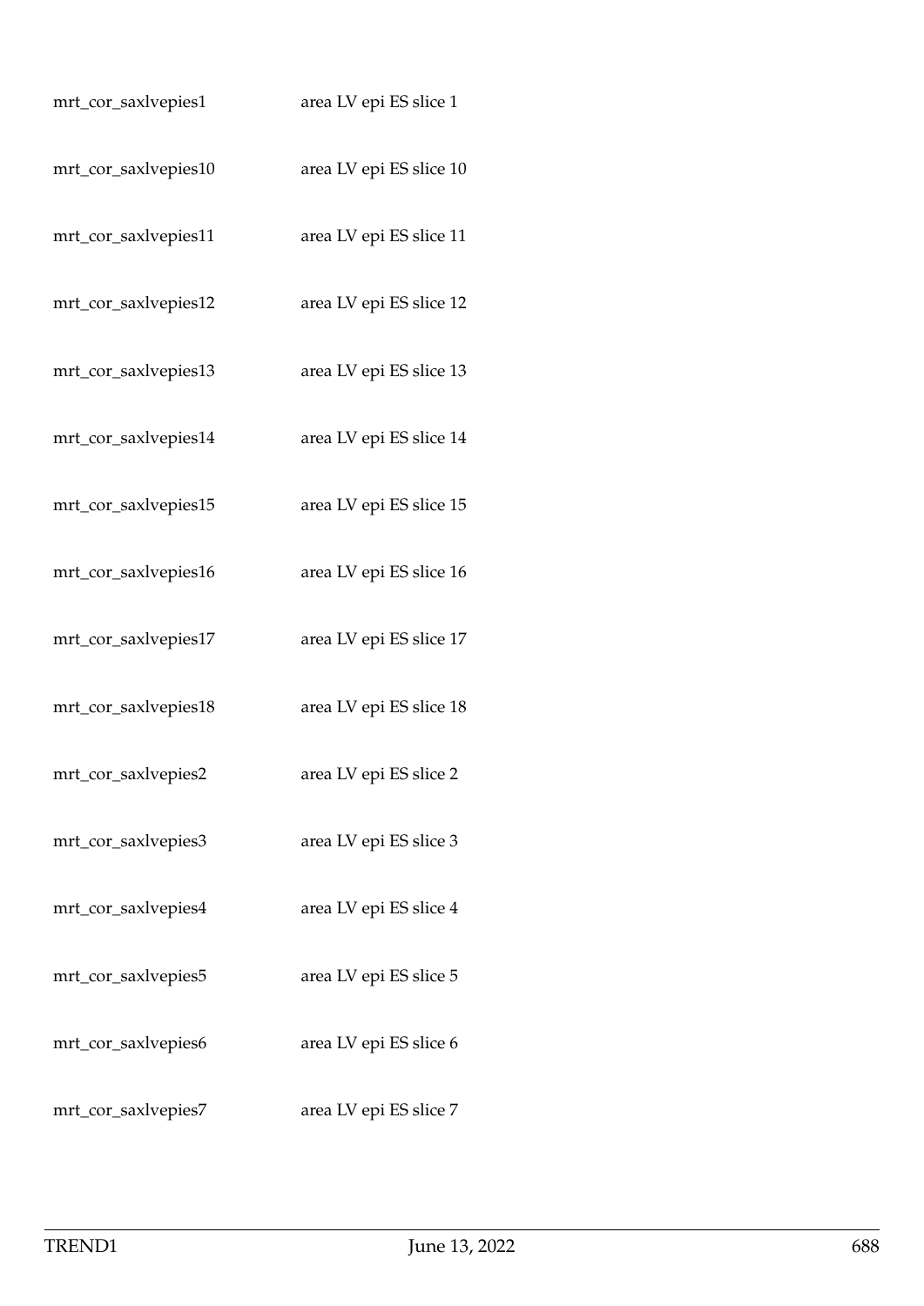| | |
|---|---|
| mrt_cor_saxlvepies1 | area LV epi ES slice 1 |
| mrt_cor_saxlvepies10 | area LV epi ES slice 10 |
| mrt_cor_saxlvepies11 | area LV epi ES slice 11 |
| mrt_cor_saxlvepies12 | area LV epi ES slice 12 |
| mrt_cor_saxlvepies13 | area LV epi ES slice 13 |
| mrt_cor_saxlvepies14 | area LV epi ES slice 14 |
| mrt_cor_saxlvepies15 | area LV epi ES slice 15 |
| mrt_cor_saxlvepies16 | area LV epi ES slice 16 |
| mrt_cor_saxlvepies17 | area LV epi ES slice 17 |
| mrt_cor_saxlvepies18 | area LV epi ES slice 18 |
| mrt_cor_saxlvepies2 | area LV epi ES slice 2 |
| mrt_cor_saxlvepies3 | area LV epi ES slice 3 |
| mrt_cor_saxlvepies4 | area LV epi ES slice 4 |
| mrt_cor_saxlvepies5 | area LV epi ES slice 5 |
| mrt_cor_saxlvepies6 | area LV epi ES slice 6 |
| mrt_cor_saxlvepies7 | area LV epi ES slice 7 |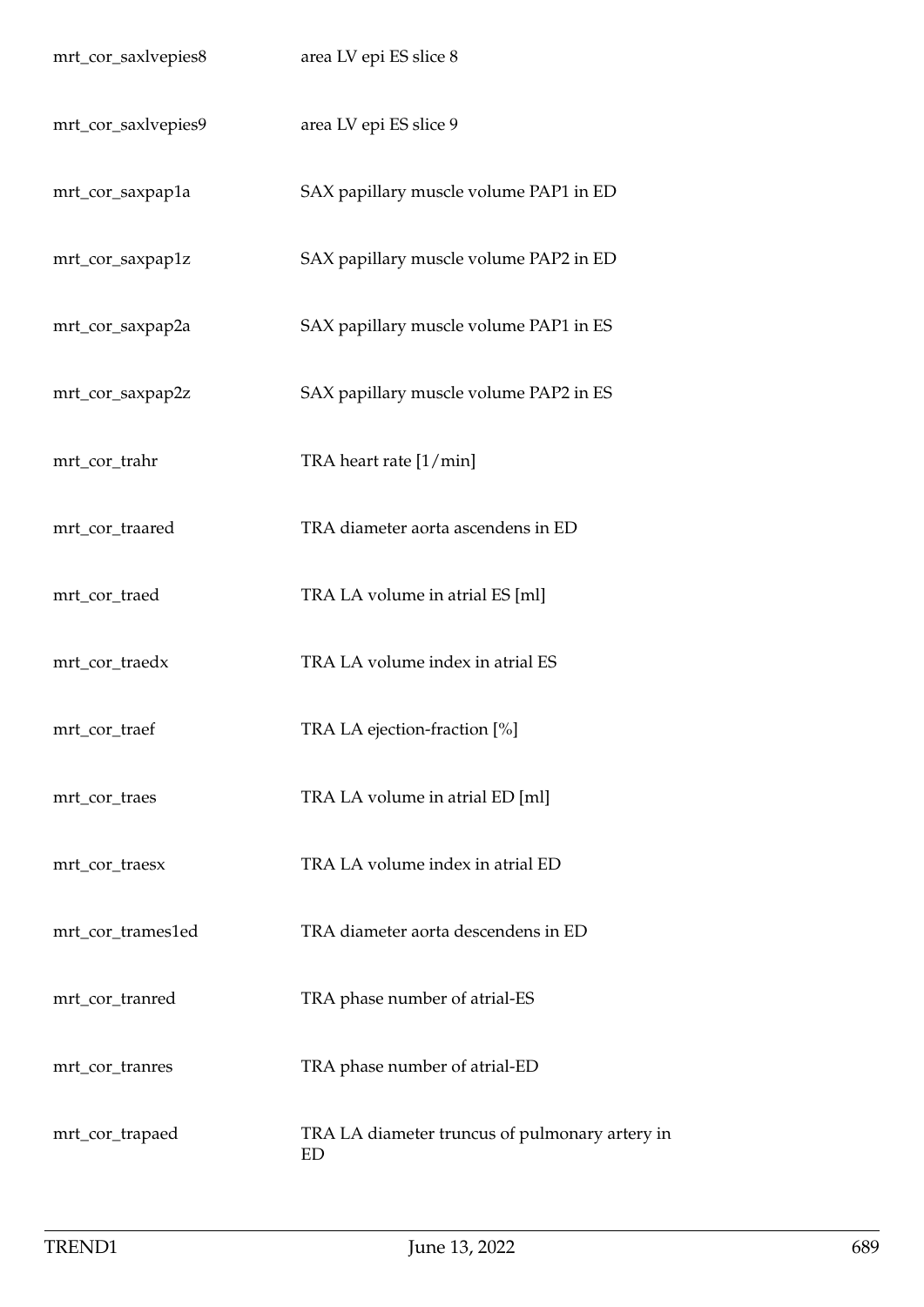| | |
|---|---|
| mrt_cor_saxlvepies8 | area LV epi ES slice 8 |
| mrt_cor_saxlvepies9 | area LV epi ES slice 9 |
| mrt_cor_saxpap1a | SAX papillary muscle volume PAP1 in ED |
| mrt_cor_saxpap1z | SAX papillary muscle volume PAP2 in ED |
| mrt_cor_saxpap2a | SAX papillary muscle volume PAP1 in ES |
| mrt_cor_saxpap2z | SAX papillary muscle volume PAP2 in ES |
| mrt_cor_trahr | TRA heart rate [1/min] |
| mrt_cor_traared | TRA diameter aorta ascendens in ED |
| mrt_cor_traed | TRA LA volume in atrial ES [ml] |
| mrt_cor_traedx | TRA LA volume index in atrial ES |
| mrt_cor_traef | TRA LA ejection-fraction [%] |
| mrt_cor_traes | TRA LA volume in atrial ED [ml] |
| mrt_cor_traesx | TRA LA volume index in atrial ED |
| mrt_cor_trames1ed | TRA diameter aorta descendens in ED |
| mrt_cor_tranred | TRA phase number of atrial-ES |
| mrt_cor_tranres | TRA phase number of atrial-ED |
| mrt_cor_trapaed | TRA LA diameter truncus of pulmonary artery in ED |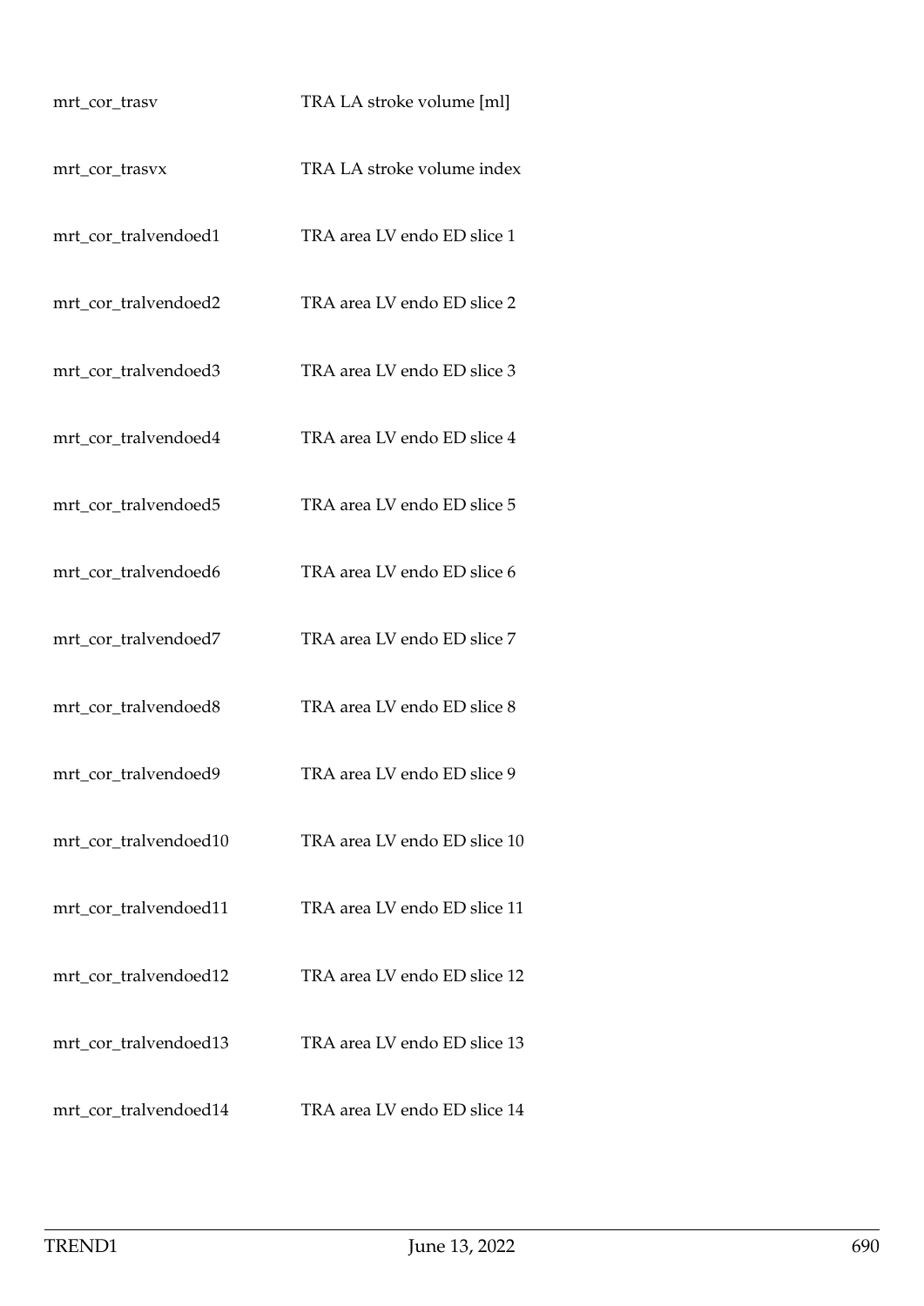| | |
|---|---|
| mrt_cor_trasv | TRA LA stroke volume [ml] |
| mrt_cor_trasvx | TRA LA stroke volume index |
| mrt_cor_tralvendoed1 | TRA area LV endo ED slice 1 |
| mrt_cor_tralvendoed2 | TRA area LV endo ED slice 2 |
| mrt_cor_tralvendoed3 | TRA area LV endo ED slice 3 |
| mrt_cor_tralvendoed4 | TRA area LV endo ED slice 4 |
| mrt_cor_tralvendoed5 | TRA area LV endo ED slice 5 |
| mrt_cor_tralvendoed6 | TRA area LV endo ED slice 6 |
| mrt_cor_tralvendoed7 | TRA area LV endo ED slice 7 |
| mrt_cor_tralvendoed8 | TRA area LV endo ED slice 8 |
| mrt_cor_tralvendoed9 | TRA area LV endo ED slice 9 |
| mrt_cor_tralvendoed10 | TRA area LV endo ED slice 10 |
| mrt_cor_tralvendoed11 | TRA area LV endo ED slice 11 |
| mrt_cor_tralvendoed12 | TRA area LV endo ED slice 12 |
| mrt_cor_tralvendoed13 | TRA area LV endo ED slice 13 |
| mrt_cor_tralvendoed14 | TRA area LV endo ED slice 14 |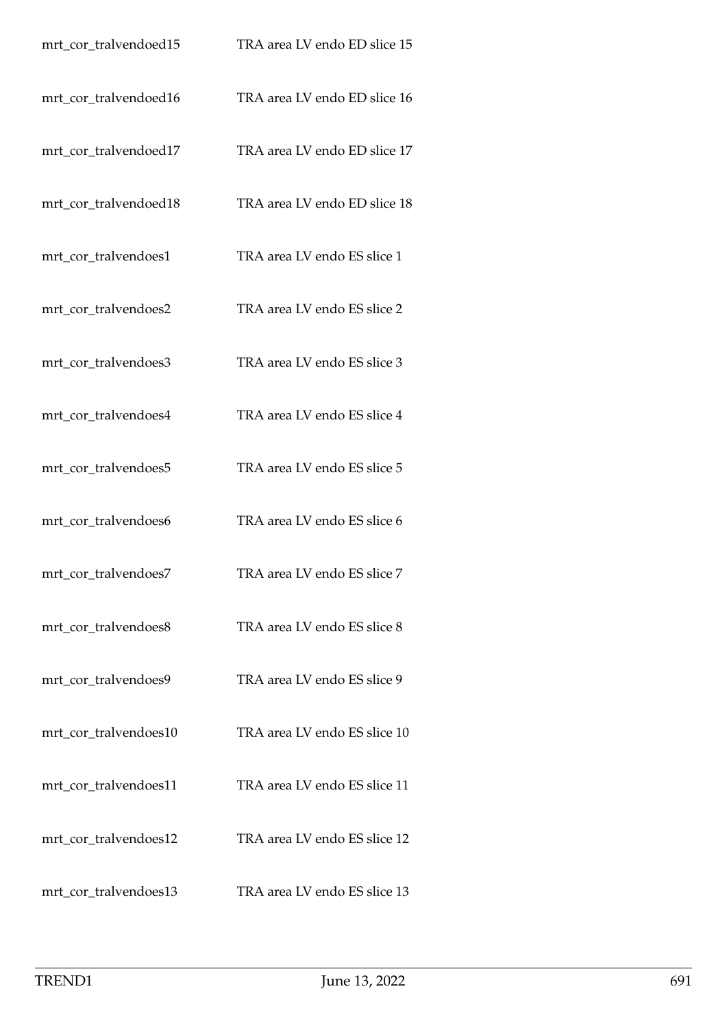| | |
|---|---|
| mrt_cor_tralvendoed15 | TRA area LV endo ED slice 15 |
| mrt_cor_tralvendoed16 | TRA area LV endo ED slice 16 |
| mrt_cor_tralvendoed17 | TRA area LV endo ED slice 17 |
| mrt_cor_tralvendoed18 | TRA area LV endo ED slice 18 |
| mrt_cor_tralvendoes1 | TRA area LV endo ES slice 1 |
| mrt_cor_tralvendoes2 | TRA area LV endo ES slice 2 |
| mrt_cor_tralvendoes3 | TRA area LV endo ES slice 3 |
| mrt_cor_tralvendoes4 | TRA area LV endo ES slice 4 |
| mrt_cor_tralvendoes5 | TRA area LV endo ES slice 5 |
| mrt_cor_tralvendoes6 | TRA area LV endo ES slice 6 |
| mrt_cor_tralvendoes7 | TRA area LV endo ES slice 7 |
| mrt_cor_tralvendoes8 | TRA area LV endo ES slice 8 |
| mrt_cor_tralvendoes9 | TRA area LV endo ES slice 9 |
| mrt_cor_tralvendoes10 | TRA area LV endo ES slice 10 |
| mrt_cor_tralvendoes11 | TRA area LV endo ES slice 11 |
| mrt_cor_tralvendoes12 | TRA area LV endo ES slice 12 |
| mrt_cor_tralvendoes13 | TRA area LV endo ES slice 13 |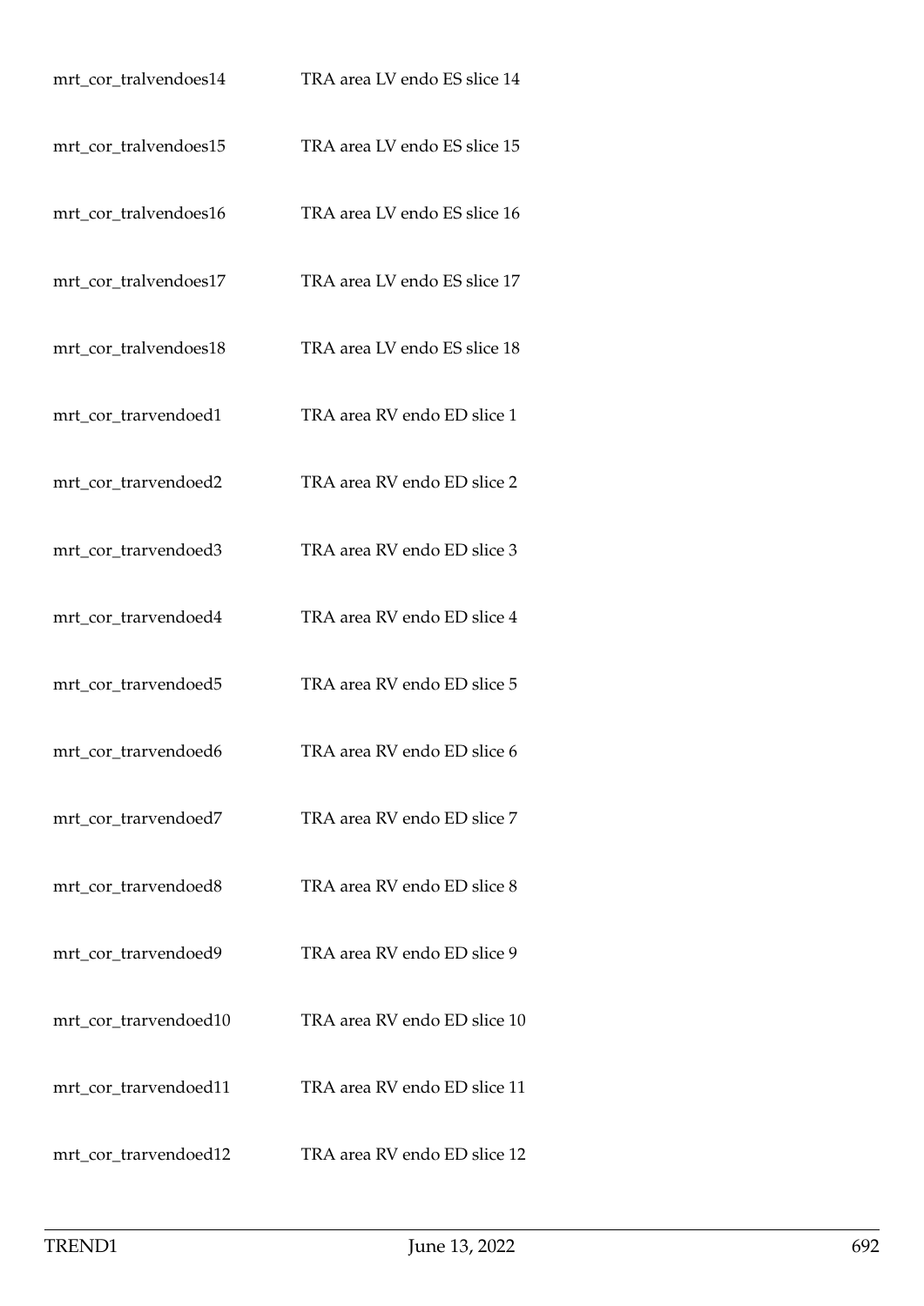| | |
|---|---|
| mrt_cor_tralvendoes14 | TRA area LV endo ES slice 14 |
| mrt_cor_tralvendoes15 | TRA area LV endo ES slice 15 |
| mrt_cor_tralvendoes16 | TRA area LV endo ES slice 16 |
| mrt_cor_tralvendoes17 | TRA area LV endo ES slice 17 |
| mrt_cor_tralvendoes18 | TRA area LV endo ES slice 18 |
| mrt_cor_trarvendoed1 | TRA area RV endo ED slice 1 |
| mrt_cor_trarvendoed2 | TRA area RV endo ED slice 2 |
| mrt_cor_trarvendoed3 | TRA area RV endo ED slice 3 |
| mrt_cor_trarvendoed4 | TRA area RV endo ED slice 4 |
| mrt_cor_trarvendoed5 | TRA area RV endo ED slice 5 |
| mrt_cor_trarvendoed6 | TRA area RV endo ED slice 6 |
| mrt_cor_trarvendoed7 | TRA area RV endo ED slice 7 |
| mrt_cor_trarvendoed8 | TRA area RV endo ED slice 8 |
| mrt_cor_trarvendoed9 | TRA area RV endo ED slice 9 |
| mrt_cor_trarvendoed10 | TRA area RV endo ED slice 10 |
| mrt_cor_trarvendoed11 | TRA area RV endo ED slice 11 |
| mrt_cor_trarvendoed12 | TRA area RV endo ED slice 12 |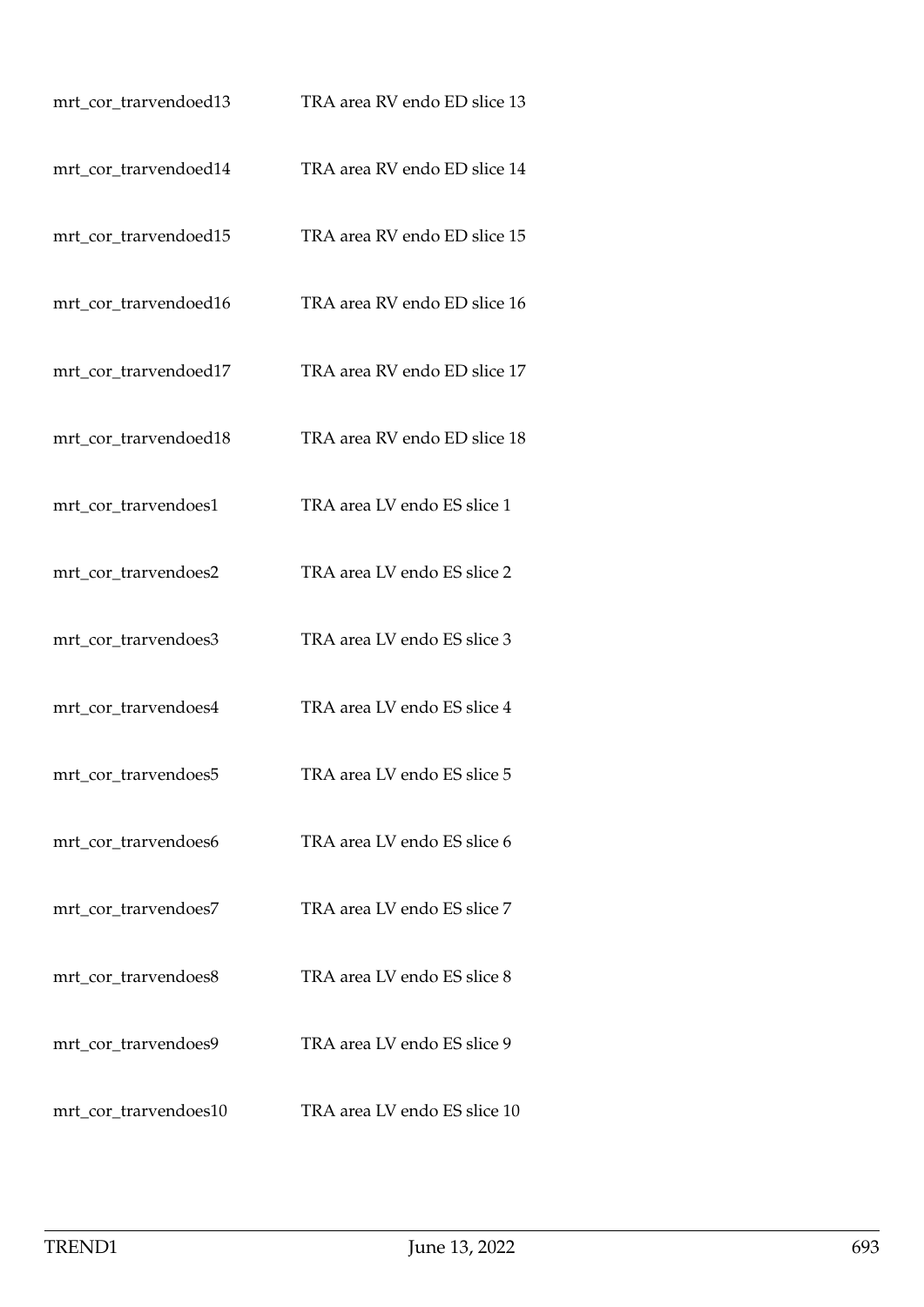| | |
|---|---|
| mrt_cor_trarvendoed13 | TRA area RV endo ED slice 13 |
| mrt_cor_trarvendoed14 | TRA area RV endo ED slice 14 |
| mrt_cor_trarvendoed15 | TRA area RV endo ED slice 15 |
| mrt_cor_trarvendoed16 | TRA area RV endo ED slice 16 |
| mrt_cor_trarvendoed17 | TRA area RV endo ED slice 17 |
| mrt_cor_trarvendoed18 | TRA area RV endo ED slice 18 |
| mrt_cor_trarvendoes1 | TRA area LV endo ES slice 1 |
| mrt_cor_trarvendoes2 | TRA area LV endo ES slice 2 |
| mrt_cor_trarvendoes3 | TRA area LV endo ES slice 3 |
| mrt_cor_trarvendoes4 | TRA area LV endo ES slice 4 |
| mrt_cor_trarvendoes5 | TRA area LV endo ES slice 5 |
| mrt_cor_trarvendoes6 | TRA area LV endo ES slice 6 |
| mrt_cor_trarvendoes7 | TRA area LV endo ES slice 7 |
| mrt_cor_trarvendoes8 | TRA area LV endo ES slice 8 |
| mrt_cor_trarvendoes9 | TRA area LV endo ES slice 9 |
| mrt_cor_trarvendoes10 | TRA area LV endo ES slice 10 |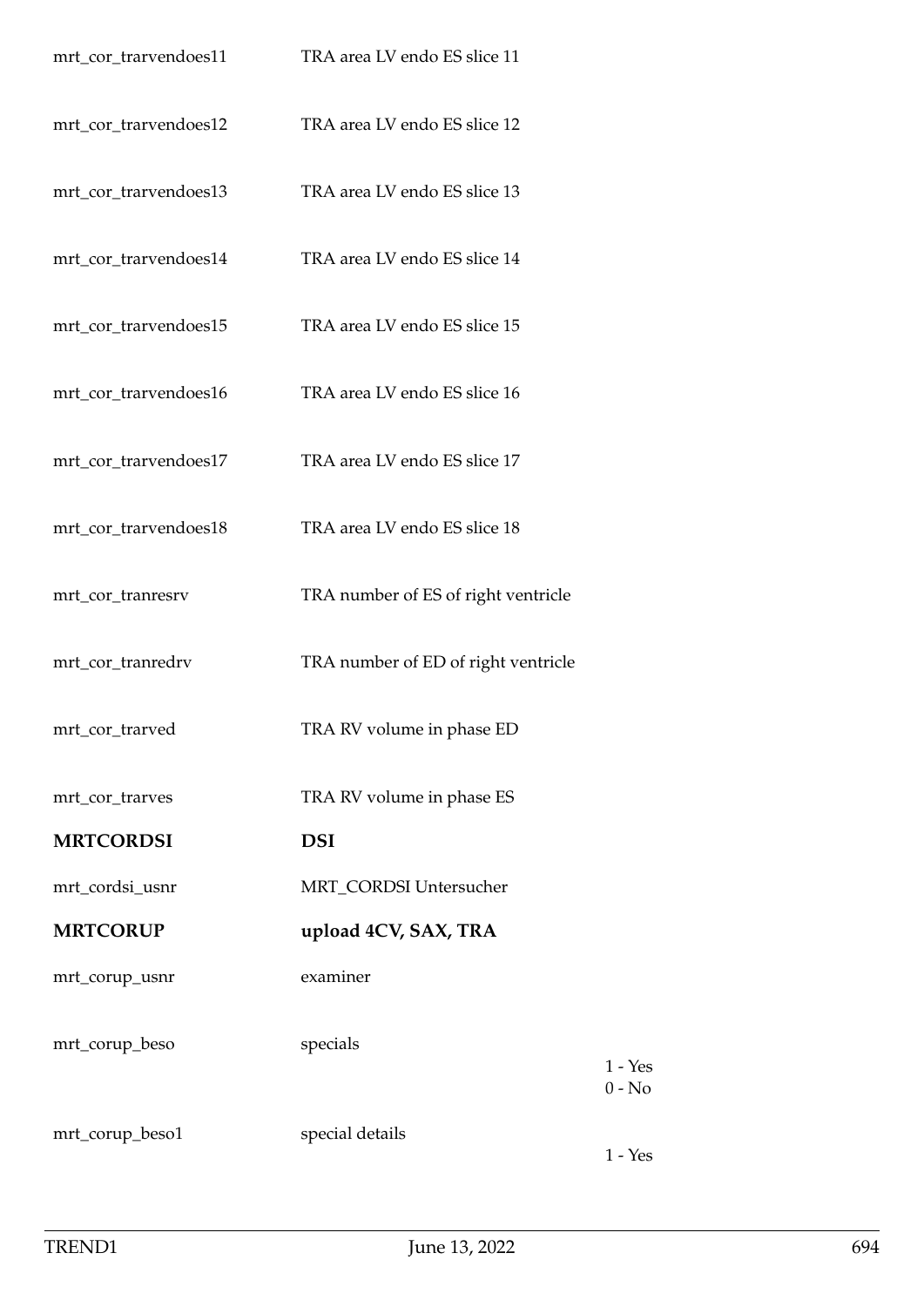| | | |
|---|---|---|
| mrt_cor_trarvendoes11 | TRA area LV endo ES slice 11 | |
| mrt_cor_trarvendoes12 | TRA area LV endo ES slice 12 | |
| mrt_cor_trarvendoes13 | TRA area LV endo ES slice 13 | |
| mrt_cor_trarvendoes14 | TRA area LV endo ES slice 14 | |
| mrt_cor_trarvendoes15 | TRA area LV endo ES slice 15 | |
| mrt_cor_trarvendoes16 | TRA area LV endo ES slice 16 | |
| mrt_cor_trarvendoes17 | TRA area LV endo ES slice 17 | |
| mrt_cor_trarvendoes18 | TRA area LV endo ES slice 18 | |
| mrt_cor_tranresrv | TRA number of ES of right ventricle | |
| mrt_cor_tranredrv | TRA number of ED of right ventricle | |
| mrt_cor_trarved | TRA RV volume in phase ED | |
| mrt_cor_trarves | TRA RV volume in phase ES | |
| **MRTCORDSI** | **DSI** | |
| mrt_cordsi_usnr | MRT_CORDSI Untersucher | |
| **MRTCORUP** | **upload 4CV, SAX, TRA** | |
| mrt_corup_usnr | examiner | |
| mrt_corup_beso | specials | 1 - Yes<br>0 - No |
| mrt_corup_beso1 | special details | 1 - Yes |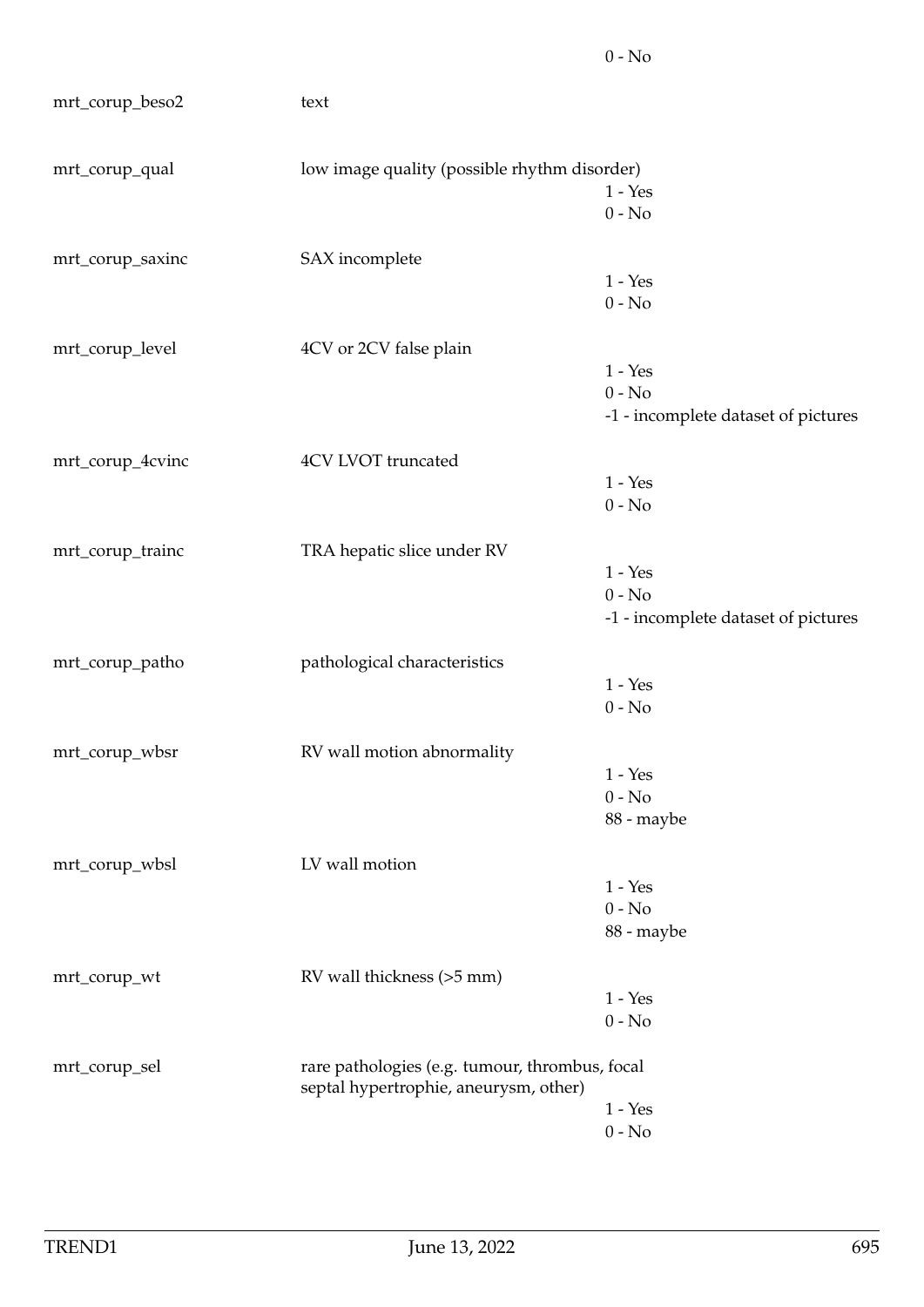| | | |
|---|---|---|
| | | 0 - No |
| mrt_corup_beso2 | text | |
| mrt_corup_qual | low image quality (possible rhythm disorder) | 1 - Yes<br>0 - No |
| mrt_corup_saxinc | SAX incomplete | 1 - Yes<br>0 - No |
| mrt_corup_level | 4CV or 2CV false plain | 1 - Yes<br>0 - No<br>-1 - incomplete dataset of pictures |
| mrt_corup_4cvinc | 4CV LVOT truncated | 1 - Yes<br>0 - No |
| mrt_corup_trainc | TRA hepatic slice under RV | 1 - Yes<br>0 - No<br>-1 - incomplete dataset of pictures |
| mrt_corup_patho | pathological characteristics | 1 - Yes<br>0 - No |
| mrt_corup_wbsr | RV wall motion abnormality | 1 - Yes<br>0 - No<br>88 - maybe |
| mrt_corup_wbsl | LV wall motion | 1 - Yes<br>0 - No<br>88 - maybe |
| mrt_corup_wt | RV wall thickness (>5 mm) | 1 - Yes<br>0 - No |
| mrt_corup_sel | rare pathologies (e.g. tumour, thrombus, focal septal hypertrophie, aneurysm, other) | 1 - Yes<br>0 - No |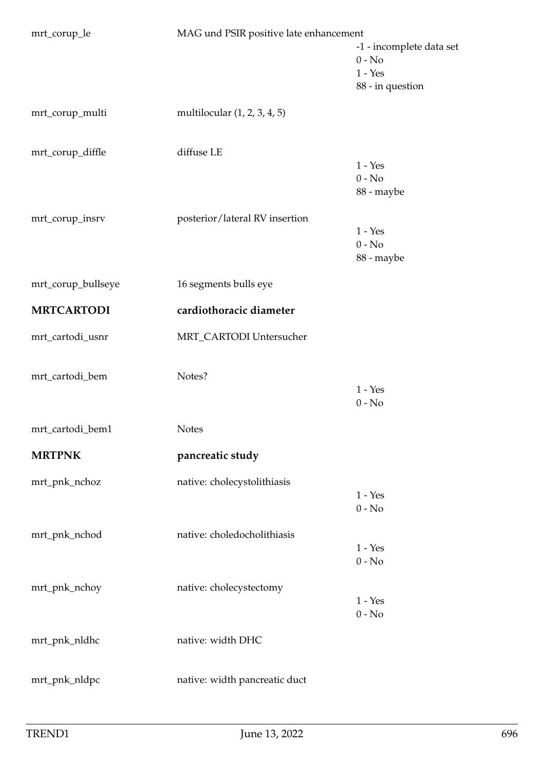| Variable | Description | Values |
|---|---|---|
| mrt_corup_le | MAG und PSIR positive late enhancement | -1 - incomplete data set<br>0 - No<br>1 - Yes<br>88 - in question |
| mrt_corup_multi | multilocular (1, 2, 3, 4, 5) | |
| mrt_corup_diffle | diffuse LE | 1 - Yes<br>0 - No<br>88 - maybe |
| mrt_corup_insrv | posterior/lateral RV insertion | 1 - Yes<br>0 - No<br>88 - maybe |
| mrt_corup_bullseye | 16 segments bulls eye | |

## MRTCARTODI — cardiothoracic diameter

| Variable | Description | Values |
|---|---|---|
| mrt_cartodi_usnr | MRT_CARTODI Untersucher | |
| mrt_cartodi_bem | Notes? | 1 - Yes<br>0 - No |
| mrt_cartodi_bem1 | Notes | |

## MRTPNK — pancreatic study

| Variable | Description | Values |
|---|---|---|
| mrt_pnk_nchoz | native: cholecystolithiasis | 1 - Yes<br>0 - No |
| mrt_pnk_nchod | native: choledocholithiasis | 1 - Yes<br>0 - No |
| mrt_pnk_nchoy | native: cholecystectomy | 1 - Yes<br>0 - No |
| mrt_pnk_nldhc | native: width DHC | |
| mrt_pnk_nldpc | native: width pancreatic duct | |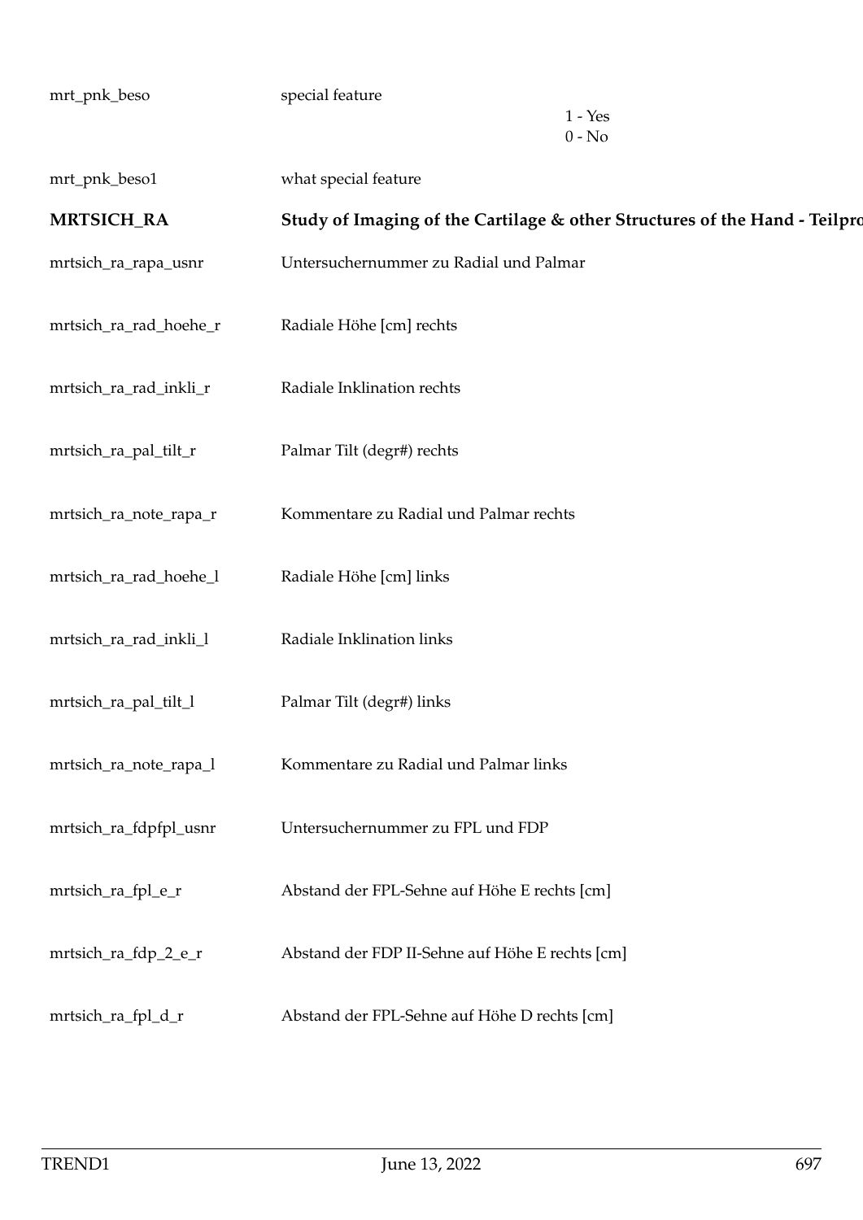| | | |
|---|---|---|
| mrt_pnk_beso | special feature | 1 - Yes<br>0 - No |
| mrt_pnk_beso1 | what special feature | |
| **MRTSICH_RA** | **Study of Imaging of the Cartilage & other Structures of the Hand - Teilpro** | |
| mrtsich_ra_rapa_usnr | Untersuchernummer zu Radial und Palmar | |
| mrtsich_ra_rad_hoehe_r | Radiale Höhe [cm] rechts | |
| mrtsich_ra_rad_inkli_r | Radiale Inklination rechts | |
| mrtsich_ra_pal_tilt_r | Palmar Tilt (degr#) rechts | |
| mrtsich_ra_note_rapa_r | Kommentare zu Radial und Palmar rechts | |
| mrtsich_ra_rad_hoehe_l | Radiale Höhe [cm] links | |
| mrtsich_ra_rad_inkli_l | Radiale Inklination links | |
| mrtsich_ra_pal_tilt_l | Palmar Tilt (degr#) links | |
| mrtsich_ra_note_rapa_l | Kommentare zu Radial und Palmar links | |
| mrtsich_ra_fdpfpl_usnr | Untersuchernummer zu FPL und FDP | |
| mrtsich_ra_fpl_e_r | Abstand der FPL-Sehne auf Höhe E rechts [cm] | |
| mrtsich_ra_fdp_2_e_r | Abstand der FDP II-Sehne auf Höhe E rechts [cm] | |
| mrtsich_ra_fpl_d_r | Abstand der FPL-Sehne auf Höhe D rechts [cm] | |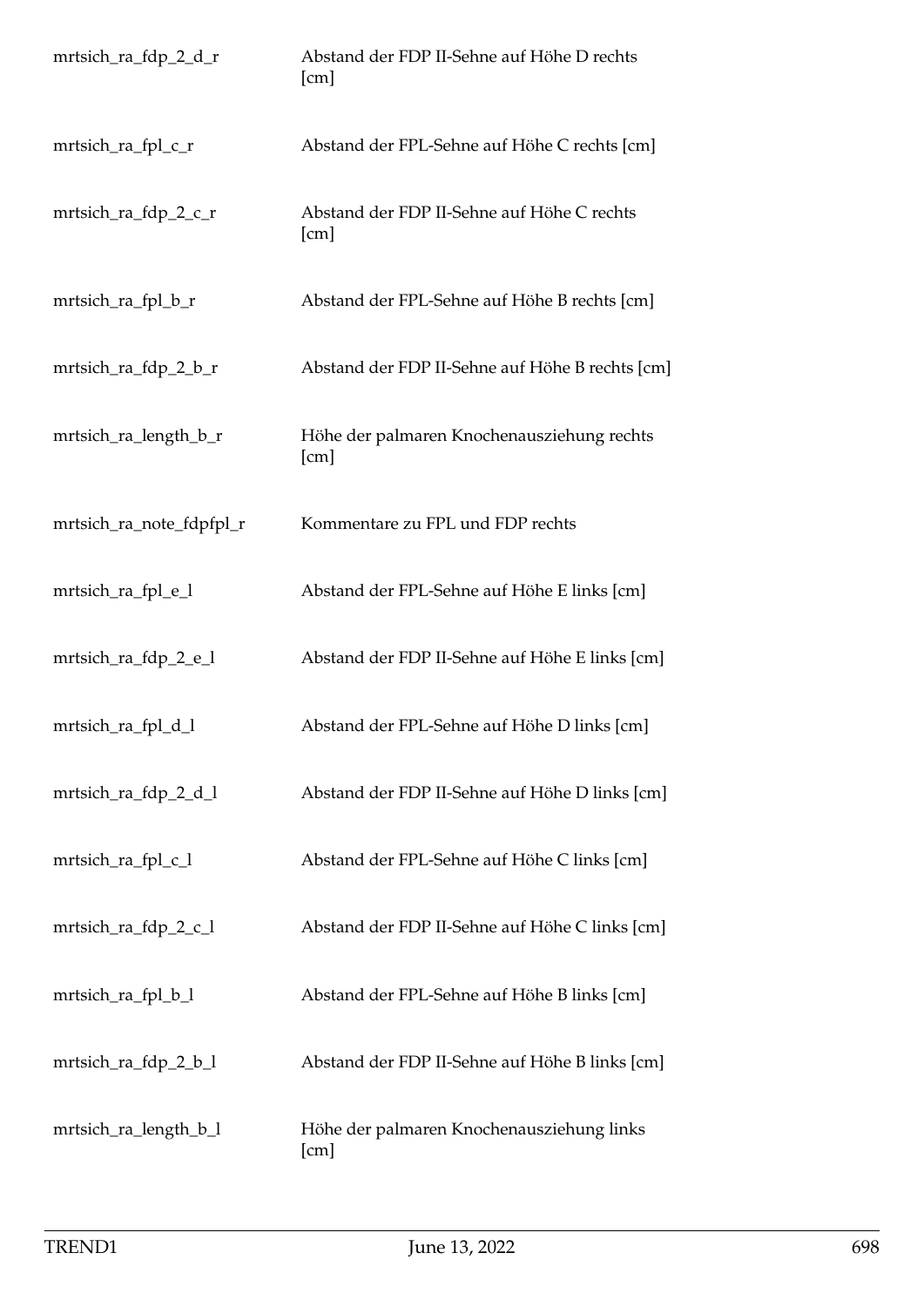| | |
|---|---|
| mrtsich_ra_fdp_2_d_r | Abstand der FDP II-Sehne auf Höhe D rechts [cm] |
| mrtsich_ra_fpl_c_r | Abstand der FPL-Sehne auf Höhe C rechts [cm] |
| mrtsich_ra_fdp_2_c_r | Abstand der FDP II-Sehne auf Höhe C rechts [cm] |
| mrtsich_ra_fpl_b_r | Abstand der FPL-Sehne auf Höhe B rechts [cm] |
| mrtsich_ra_fdp_2_b_r | Abstand der FDP II-Sehne auf Höhe B rechts [cm] |
| mrtsich_ra_length_b_r | Höhe der palmaren Knochenausziehung rechts [cm] |
| mrtsich_ra_note_fdpfpl_r | Kommentare zu FPL und FDP rechts |
| mrtsich_ra_fpl_e_l | Abstand der FPL-Sehne auf Höhe E links [cm] |
| mrtsich_ra_fdp_2_e_l | Abstand der FDP II-Sehne auf Höhe E links [cm] |
| mrtsich_ra_fpl_d_l | Abstand der FPL-Sehne auf Höhe D links [cm] |
| mrtsich_ra_fdp_2_d_l | Abstand der FDP II-Sehne auf Höhe D links [cm] |
| mrtsich_ra_fpl_c_l | Abstand der FPL-Sehne auf Höhe C links [cm] |
| mrtsich_ra_fdp_2_c_l | Abstand der FDP II-Sehne auf Höhe C links [cm] |
| mrtsich_ra_fpl_b_l | Abstand der FPL-Sehne auf Höhe B links [cm] |
| mrtsich_ra_fdp_2_b_l | Abstand der FDP II-Sehne auf Höhe B links [cm] |
| mrtsich_ra_length_b_l | Höhe der palmaren Knochenausziehung links [cm] |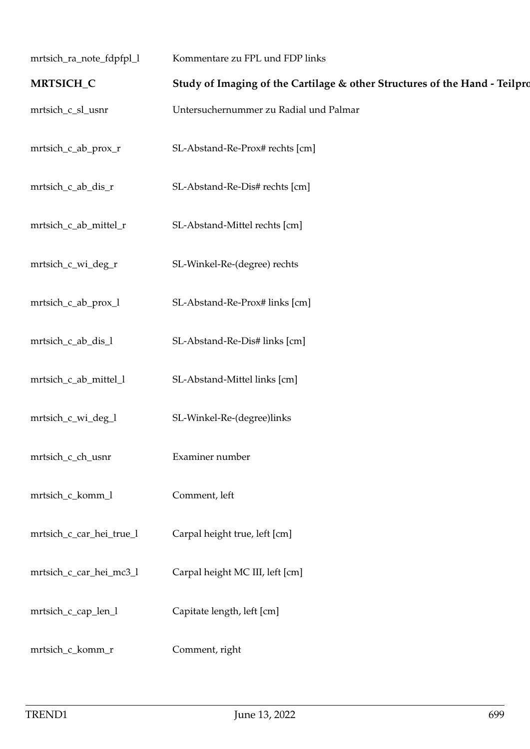| | |
|---|---|
| mrtsich_ra_note_fdpfpl_l | Kommentare zu FPL und FDP links |
| **MRTSICH_C** | **Study of Imaging of the Cartilage & other Structures of the Hand - Teilpro** |
| mrtsich_c_sl_usnr | Untersuchernummer zu Radial und Palmar |
| mrtsich_c_ab_prox_r | SL-Abstand-Re-Prox# rechts [cm] |
| mrtsich_c_ab_dis_r | SL-Abstand-Re-Dis# rechts [cm] |
| mrtsich_c_ab_mittel_r | SL-Abstand-Mittel rechts [cm] |
| mrtsich_c_wi_deg_r | SL-Winkel-Re-(degree) rechts |
| mrtsich_c_ab_prox_l | SL-Abstand-Re-Prox# links [cm] |
| mrtsich_c_ab_dis_l | SL-Abstand-Re-Dis# links [cm] |
| mrtsich_c_ab_mittel_l | SL-Abstand-Mittel links [cm] |
| mrtsich_c_wi_deg_l | SL-Winkel-Re-(degree)links |
| mrtsich_c_ch_usnr | Examiner number |
| mrtsich_c_komm_l | Comment, left |
| mrtsich_c_car_hei_true_l | Carpal height true, left [cm] |
| mrtsich_c_car_hei_mc3_l | Carpal height MC III, left [cm] |
| mrtsich_c_cap_len_l | Capitate length, left [cm] |
| mrtsich_c_komm_r | Comment, right |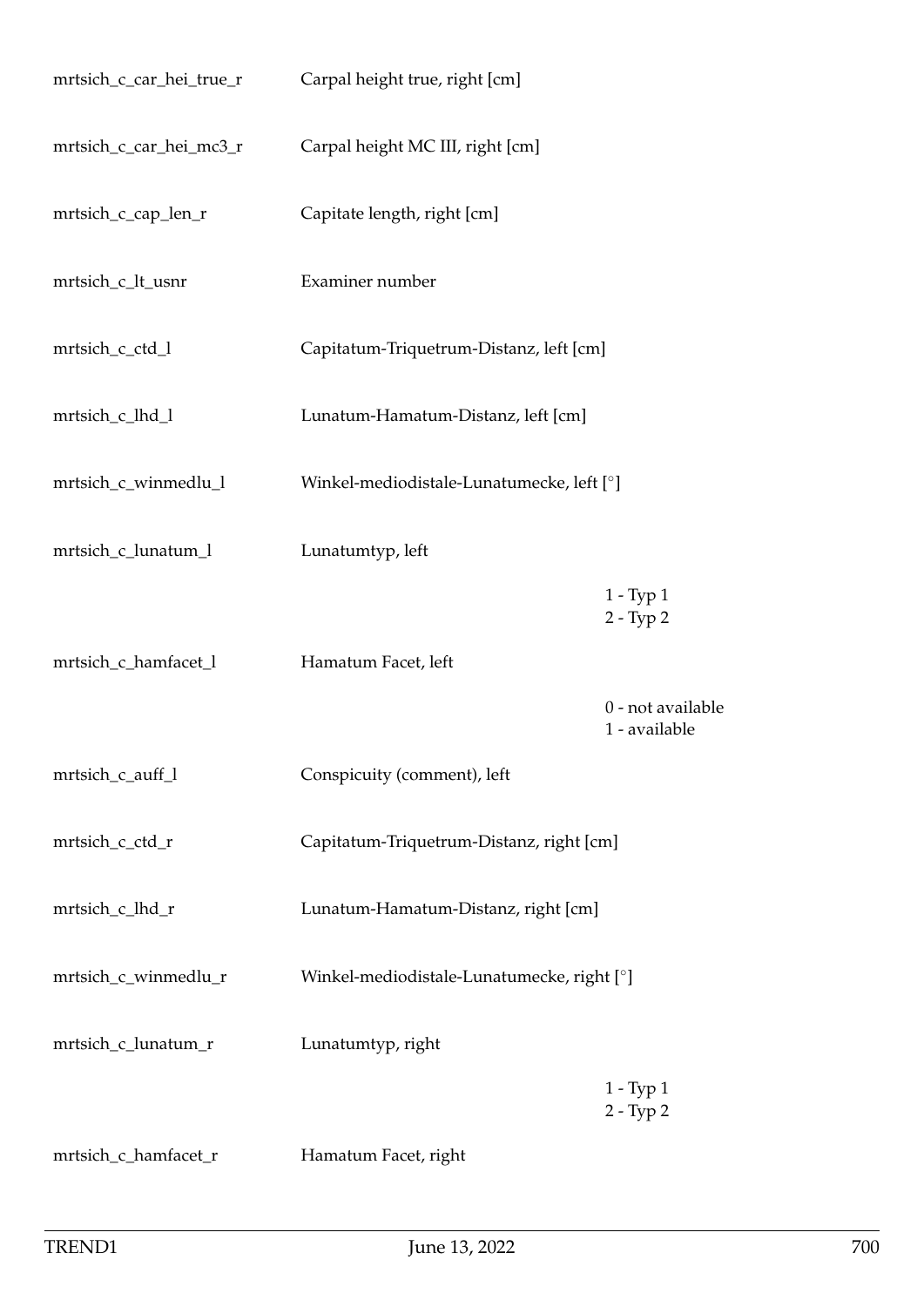| | | |
|---|---|---|
| mrtsich_c_car_hei_true_r | Carpal height true, right [cm] | |
| mrtsich_c_car_hei_mc3_r | Carpal height MC III, right [cm] | |
| mrtsich_c_cap_len_r | Capitate length, right [cm] | |
| mrtsich_c_lt_usnr | Examiner number | |
| mrtsich_c_ctd_l | Capitatum-Triquetrum-Distanz, left [cm] | |
| mrtsich_c_lhd_l | Lunatum-Hamatum-Distanz, left [cm] | |
| mrtsich_c_winmedlu_l | Winkel-mediodistale-Lunatumecke, left [°] | |
| mrtsich_c_lunatum_l | Lunatumtyp, left | |
| | | 1 - Typ 1<br>2 - Typ 2 |
| mrtsich_c_hamfacet_l | Hamatum Facet, left | |
| | | 0 - not available<br>1 - available |
| mrtsich_c_auff_l | Conspicuity (comment), left | |
| mrtsich_c_ctd_r | Capitatum-Triquetrum-Distanz, right [cm] | |
| mrtsich_c_lhd_r | Lunatum-Hamatum-Distanz, right [cm] | |
| mrtsich_c_winmedlu_r | Winkel-mediodistale-Lunatumecke, right [°] | |
| mrtsich_c_lunatum_r | Lunatumtyp, right | |
| | | 1 - Typ 1<br>2 - Typ 2 |
| mrtsich_c_hamfacet_r | Hamatum Facet, right | |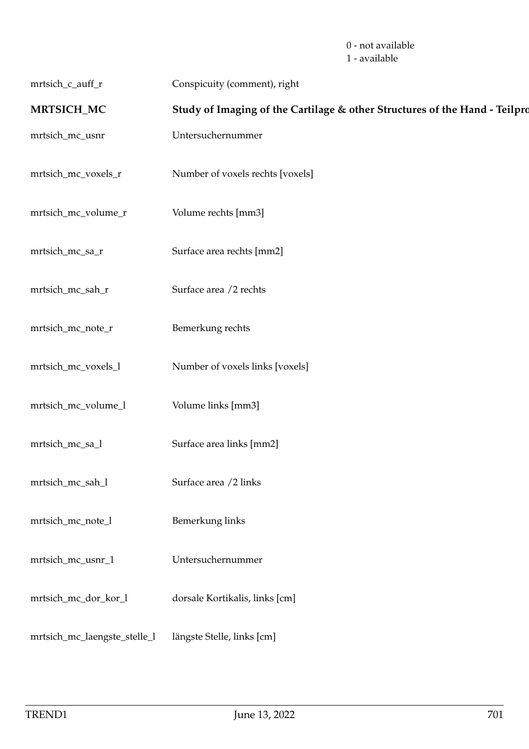0 - not available
1 - available

| | |
|---|---|
| mrtsich_c_auff_r | Conspicuity (comment), right |
| **MRTSICH_MC** | **Study of Imaging of the Cartilage & other Structures of the Hand - Teilpro** |
| mrtsich_mc_usnr | Untersuchernummer |
| mrtsich_mc_voxels_r | Number of voxels rechts [voxels] |
| mrtsich_mc_volume_r | Volume rechts [mm3] |
| mrtsich_mc_sa_r | Surface area rechts [mm2] |
| mrtsich_mc_sah_r | Surface area /2 rechts |
| mrtsich_mc_note_r | Bemerkung rechts |
| mrtsich_mc_voxels_l | Number of voxels links [voxels] |
| mrtsich_mc_volume_l | Volume links [mm3] |
| mrtsich_mc_sa_l | Surface area links [mm2] |
| mrtsich_mc_sah_l | Surface area /2 links |
| mrtsich_mc_note_l | Bemerkung links |
| mrtsich_mc_usnr_1 | Untersuchernummer |
| mrtsich_mc_dor_kor_l | dorsale Kortikalis, links [cm] |
| mrtsich_mc_laengste_stelle_l | längste Stelle, links [cm] |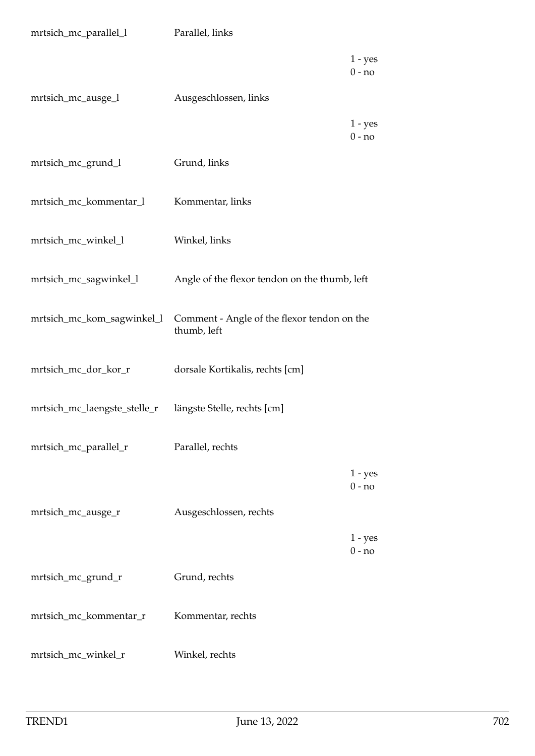| Variable | Label | Values |
|---|---|---|
| mrtsich_mc_parallel_l | Parallel, links | 1 - yes<br>0 - no |
| mrtsich_mc_ausge_l | Ausgeschlossen, links | 1 - yes<br>0 - no |
| mrtsich_mc_grund_l | Grund, links | |
| mrtsich_mc_kommentar_l | Kommentar, links | |
| mrtsich_mc_winkel_l | Winkel, links | |
| mrtsich_mc_sagwinkel_l | Angle of the flexor tendon on the thumb, left | |
| mrtsich_mc_kom_sagwinkel_l | Comment - Angle of the flexor tendon on the thumb, left | |
| mrtsich_mc_dor_kor_r | dorsale Kortikalis, rechts [cm] | |
| mrtsich_mc_laengste_stelle_r | längste Stelle, rechts [cm] | |
| mrtsich_mc_parallel_r | Parallel, rechts | 1 - yes<br>0 - no |
| mrtsich_mc_ausge_r | Ausgeschlossen, rechts | 1 - yes<br>0 - no |
| mrtsich_mc_grund_r | Grund, rechts | |
| mrtsich_mc_kommentar_r | Kommentar, rechts | |
| mrtsich_mc_winkel_r | Winkel, rechts | |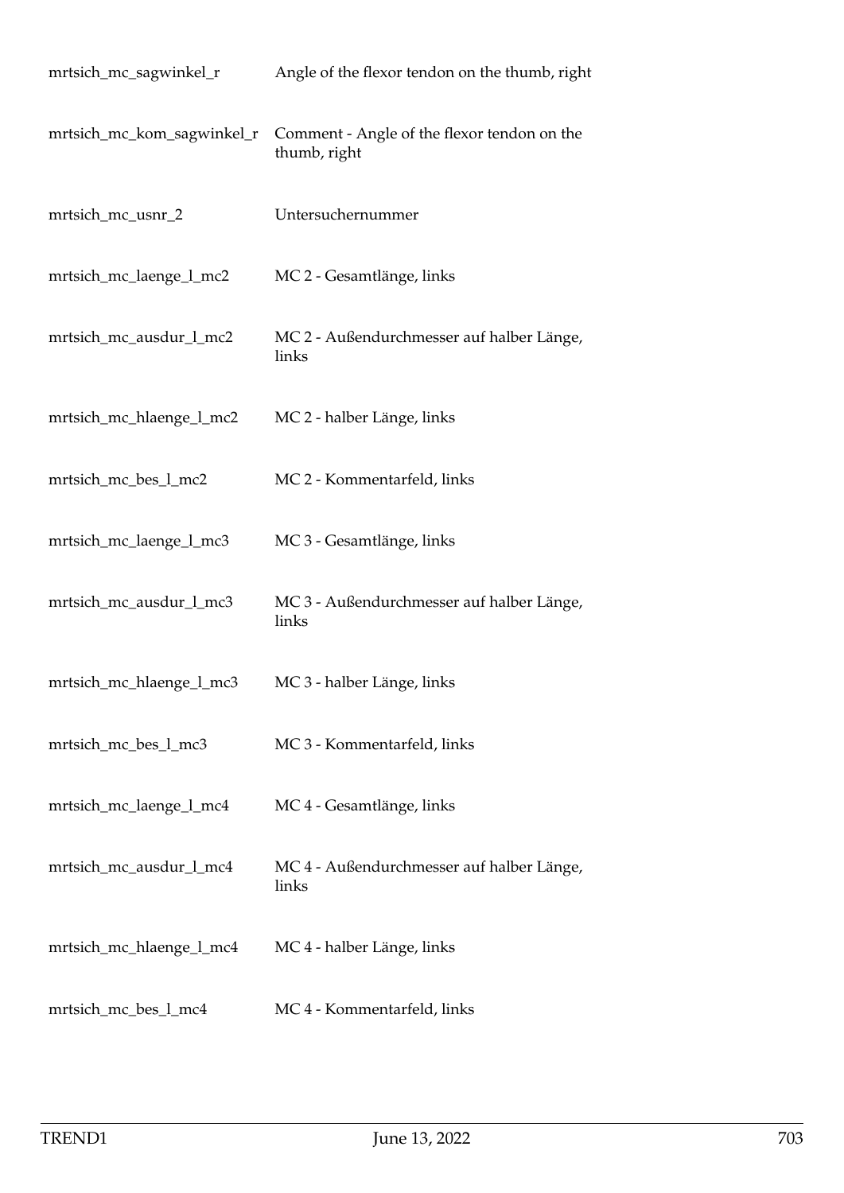| | |
|---|---|
| mrtsich_mc_sagwinkel_r | Angle of the flexor tendon on the thumb, right |
| mrtsich_mc_kom_sagwinkel_r | Comment - Angle of the flexor tendon on the thumb, right |
| mrtsich_mc_usnr_2 | Untersuchernummer |
| mrtsich_mc_laenge_l_mc2 | MC 2 - Gesamtlänge, links |
| mrtsich_mc_ausdur_l_mc2 | MC 2 - Außendurchmesser auf halber Länge, links |
| mrtsich_mc_hlaenge_l_mc2 | MC 2 - halber Länge, links |
| mrtsich_mc_bes_l_mc2 | MC 2 - Kommentarfeld, links |
| mrtsich_mc_laenge_l_mc3 | MC 3 - Gesamtlänge, links |
| mrtsich_mc_ausdur_l_mc3 | MC 3 - Außendurchmesser auf halber Länge, links |
| mrtsich_mc_hlaenge_l_mc3 | MC 3 - halber Länge, links |
| mrtsich_mc_bes_l_mc3 | MC 3 - Kommentarfeld, links |
| mrtsich_mc_laenge_l_mc4 | MC 4 - Gesamtlänge, links |
| mrtsich_mc_ausdur_l_mc4 | MC 4 - Außendurchmesser auf halber Länge, links |
| mrtsich_mc_hlaenge_l_mc4 | MC 4 - halber Länge, links |
| mrtsich_mc_bes_l_mc4 | MC 4 - Kommentarfeld, links |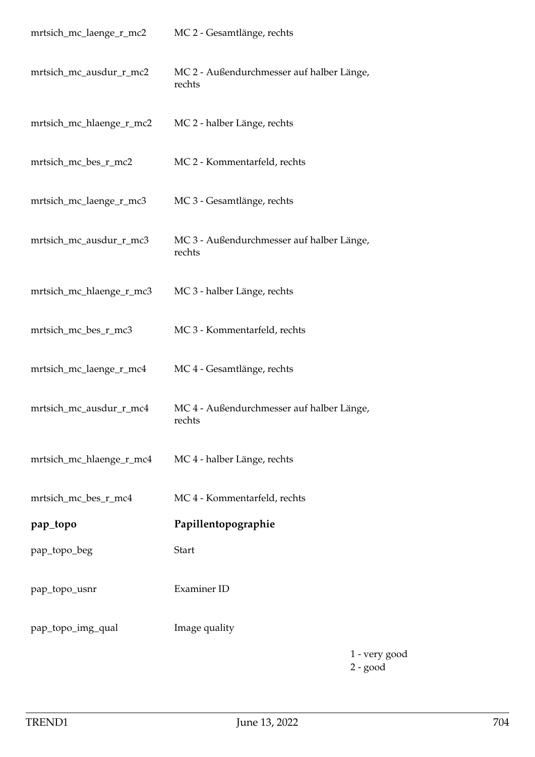| | | |
|---|---|---|
| mrtsich_mc_laenge_r_mc2 | MC 2 - Gesamtlänge, rechts | |
| mrtsich_mc_ausdur_r_mc2 | MC 2 - Außendurchmesser auf halber Länge, rechts | |
| mrtsich_mc_hlaenge_r_mc2 | MC 2 - halber Länge, rechts | |
| mrtsich_mc_bes_r_mc2 | MC 2 - Kommentarfeld, rechts | |
| mrtsich_mc_laenge_r_mc3 | MC 3 - Gesamtlänge, rechts | |
| mrtsich_mc_ausdur_r_mc3 | MC 3 - Außendurchmesser auf halber Länge, rechts | |
| mrtsich_mc_hlaenge_r_mc3 | MC 3 - halber Länge, rechts | |
| mrtsich_mc_bes_r_mc3 | MC 3 - Kommentarfeld, rechts | |
| mrtsich_mc_laenge_r_mc4 | MC 4 - Gesamtlänge, rechts | |
| mrtsich_mc_ausdur_r_mc4 | MC 4 - Außendurchmesser auf halber Länge, rechts | |
| mrtsich_mc_hlaenge_r_mc4 | MC 4 - halber Länge, rechts | |
| mrtsich_mc_bes_r_mc4 | MC 4 - Kommentarfeld, rechts | |
| **pap_topo** | **Papillentopographie** | |
| pap_topo_beg | Start | |
| pap_topo_usnr | Examiner ID | |
| pap_topo_img_qual | Image quality | 1 - very good<br>2 - good |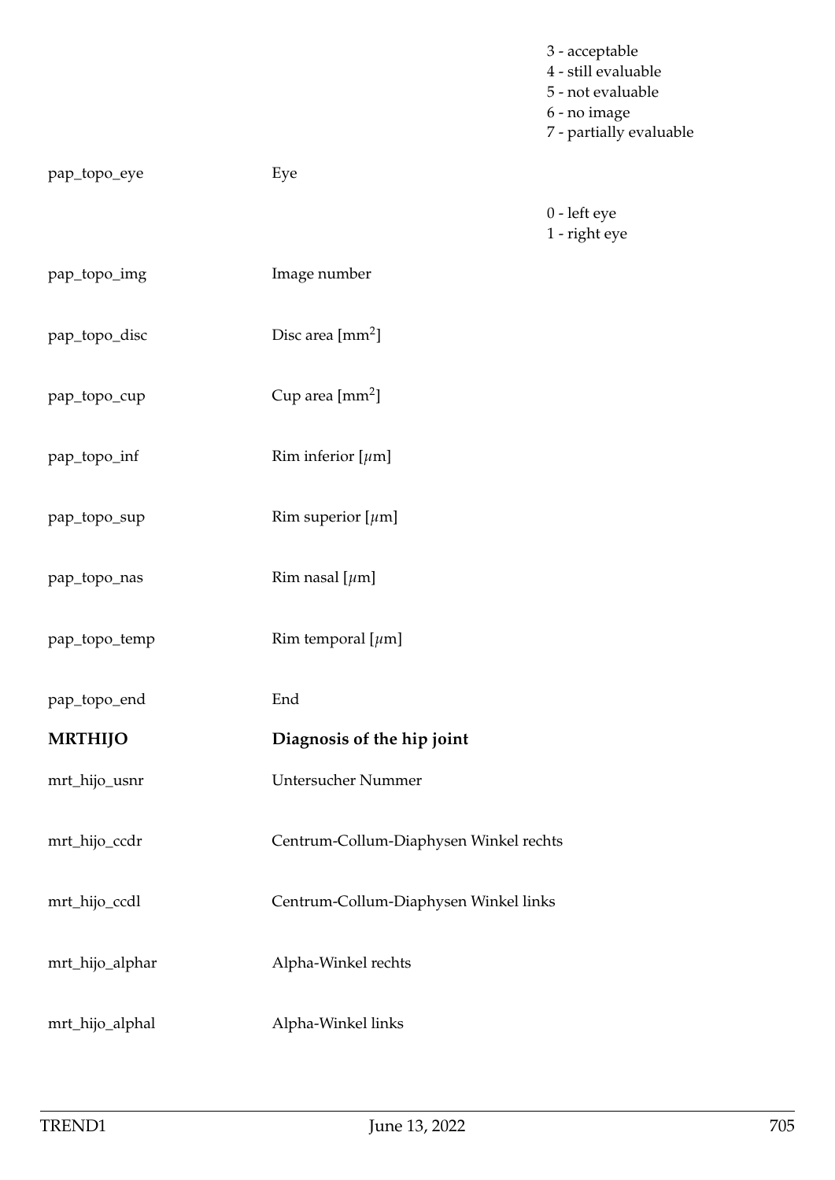| | | |
|---|---|---|
| | | 3 - acceptable<br>4 - still evaluable<br>5 - not evaluable<br>6 - no image<br>7 - partially evaluable |
| pap_topo_eye | Eye | |
| | | 0 - left eye<br>1 - right eye |
| pap_topo_img | Image number | |
| pap_topo_disc | Disc area [$mm^2$] | |
| pap_topo_cup | Cup area [$mm^2$] | |
| pap_topo_inf | Rim inferior [$\mu$m] | |
| pap_topo_sup | Rim superior [$\mu$m] | |
| pap_topo_nas | Rim nasal [$\mu$m] | |
| pap_topo_temp | Rim temporal [$\mu$m] | |
| pap_topo_end | End | |
| **MRTHIJO** | **Diagnosis of the hip joint** | |
| mrt_hijo_usnr | Untersucher Nummer | |
| mrt_hijo_ccdr | Centrum-Collum-Diaphysen Winkel rechts | |
| mrt_hijo_ccdl | Centrum-Collum-Diaphysen Winkel links | |
| mrt_hijo_alphar | Alpha-Winkel rechts | |
| mrt_hijo_alphal | Alpha-Winkel links | |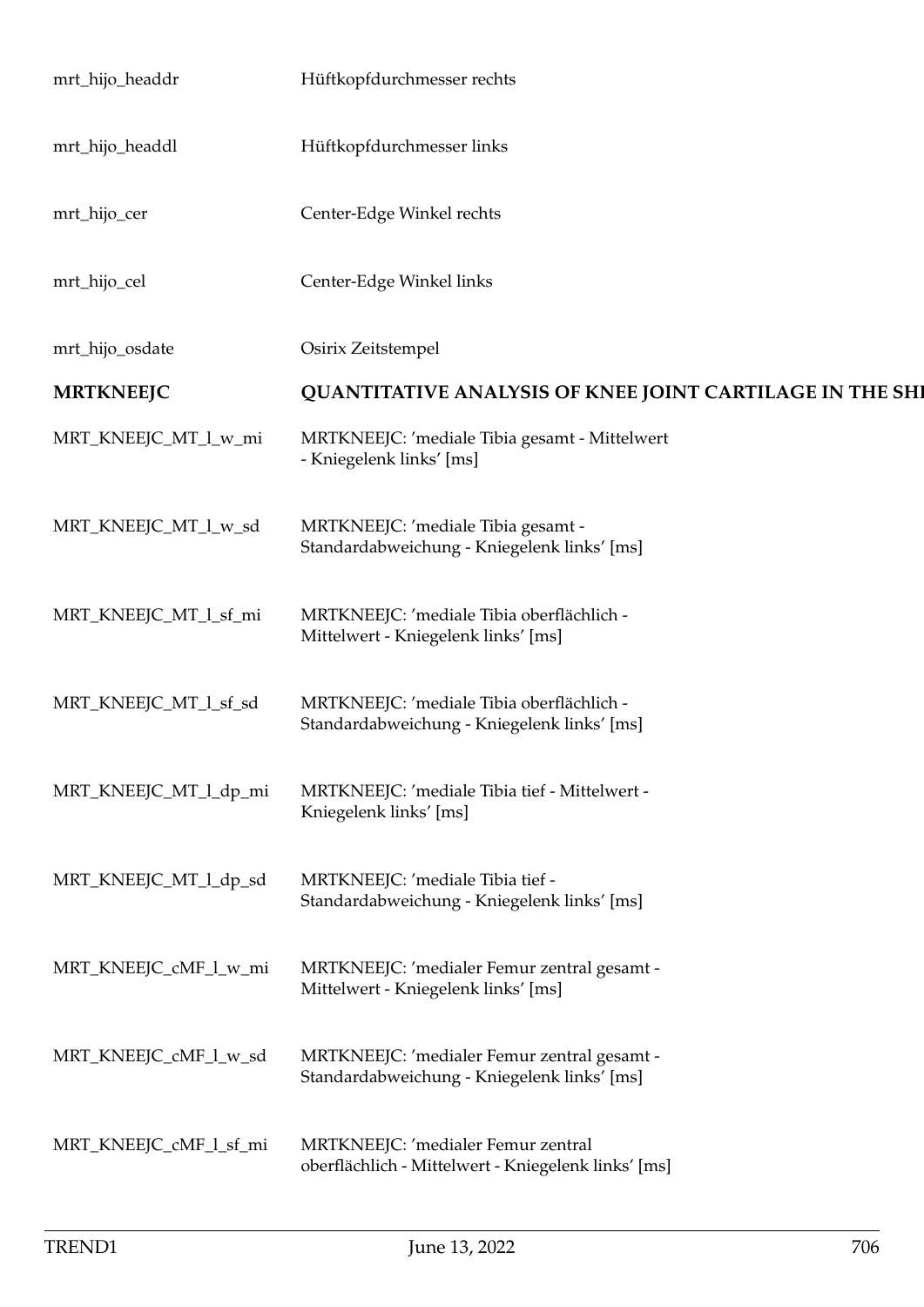| | |
|---|---|
| mrt_hijo_headdr | Hüftkopfdurchmesser rechts |
| mrt_hijo_headdl | Hüftkopfdurchmesser links |
| mrt_hijo_cer | Center-Edge Winkel rechts |
| mrt_hijo_cel | Center-Edge Winkel links |
| mrt_hijo_osdate | Osirix Zeitstempel |
| **MRTKNEEJC** | **QUANTITATIVE ANALYSIS OF KNEE JOINT CARTILAGE IN THE SHI** |
| MRT_KNEEJC_MT_l_w_mi | MRTKNEEJC: 'mediale Tibia gesamt - Mittelwert - Kniegelenk links' [ms] |
| MRT_KNEEJC_MT_l_w_sd | MRTKNEEJC: 'mediale Tibia gesamt - Standardabweichung - Kniegelenk links' [ms] |
| MRT_KNEEJC_MT_l_sf_mi | MRTKNEEJC: 'mediale Tibia oberflächlich - Mittelwert - Kniegelenk links' [ms] |
| MRT_KNEEJC_MT_l_sf_sd | MRTKNEEJC: 'mediale Tibia oberflächlich - Standardabweichung - Kniegelenk links' [ms] |
| MRT_KNEEJC_MT_l_dp_mi | MRTKNEEJC: 'mediale Tibia tief - Mittelwert - Kniegelenk links' [ms] |
| MRT_KNEEJC_MT_l_dp_sd | MRTKNEEJC: 'mediale Tibia tief - Standardabweichung - Kniegelenk links' [ms] |
| MRT_KNEEJC_cMF_l_w_mi | MRTKNEEJC: 'medialer Femur zentral gesamt - Mittelwert - Kniegelenk links' [ms] |
| MRT_KNEEJC_cMF_l_w_sd | MRTKNEEJC: 'medialer Femur zentral gesamt - Standardabweichung - Kniegelenk links' [ms] |
| MRT_KNEEJC_cMF_l_sf_mi | MRTKNEEJC: 'medialer Femur zentral oberflächlich - Mittelwert - Kniegelenk links' [ms] |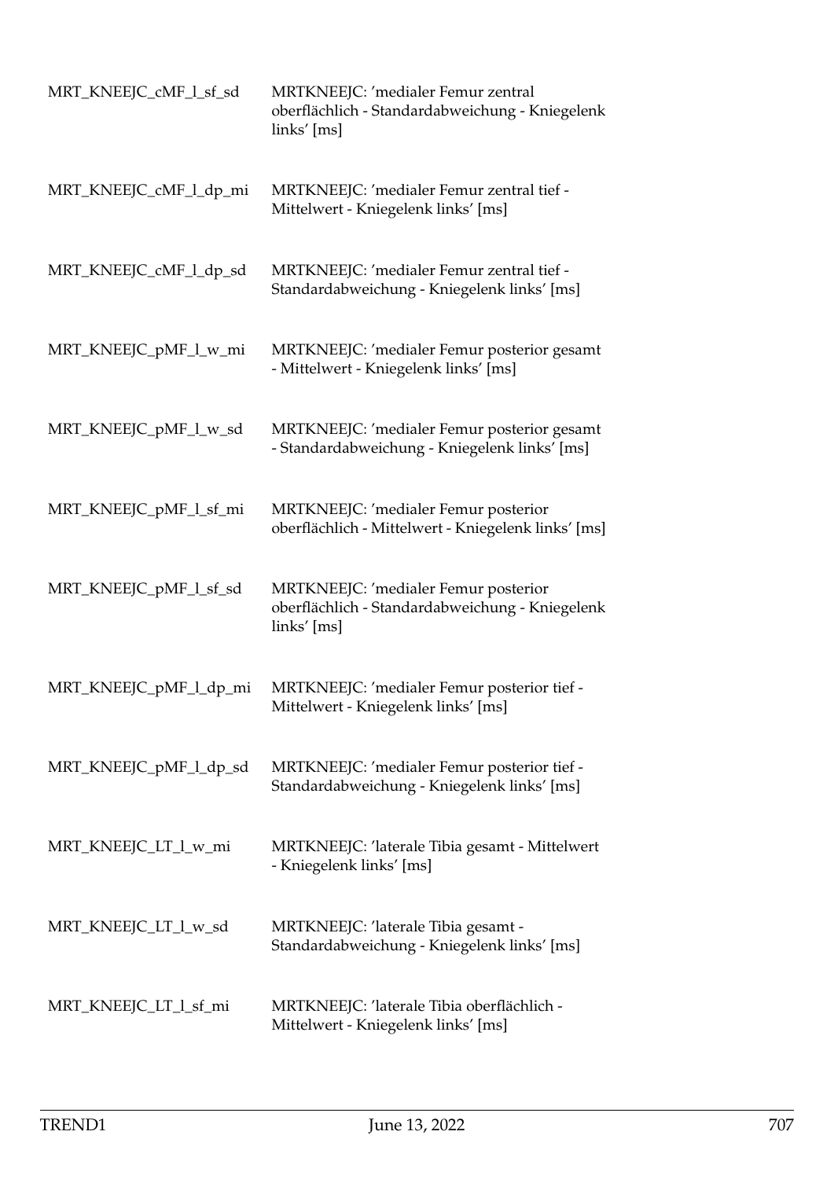| | |
|---|---|
| MRT_KNEEJC_cMF_l_sf_sd | MRTKNEEJC: 'medialer Femur zentral oberflächlich - Standardabweichung - Kniegelenk links' [ms] |
| MRT_KNEEJC_cMF_l_dp_mi | MRTKNEEJC: 'medialer Femur zentral tief - Mittelwert - Kniegelenk links' [ms] |
| MRT_KNEEJC_cMF_l_dp_sd | MRTKNEEJC: 'medialer Femur zentral tief - Standardabweichung - Kniegelenk links' [ms] |
| MRT_KNEEJC_pMF_l_w_mi | MRTKNEEJC: 'medialer Femur posterior gesamt - Mittelwert - Kniegelenk links' [ms] |
| MRT_KNEEJC_pMF_l_w_sd | MRTKNEEJC: 'medialer Femur posterior gesamt - Standardabweichung - Kniegelenk links' [ms] |
| MRT_KNEEJC_pMF_l_sf_mi | MRTKNEEJC: 'medialer Femur posterior oberflächlich - Mittelwert - Kniegelenk links' [ms] |
| MRT_KNEEJC_pMF_l_sf_sd | MRTKNEEJC: 'medialer Femur posterior oberflächlich - Standardabweichung - Kniegelenk links' [ms] |
| MRT_KNEEJC_pMF_l_dp_mi | MRTKNEEJC: 'medialer Femur posterior tief - Mittelwert - Kniegelenk links' [ms] |
| MRT_KNEEJC_pMF_l_dp_sd | MRTKNEEJC: 'medialer Femur posterior tief - Standardabweichung - Kniegelenk links' [ms] |
| MRT_KNEEJC_LT_l_w_mi | MRTKNEEJC: 'laterale Tibia gesamt - Mittelwert - Kniegelenk links' [ms] |
| MRT_KNEEJC_LT_l_w_sd | MRTKNEEJC: 'laterale Tibia gesamt - Standardabweichung - Kniegelenk links' [ms] |
| MRT_KNEEJC_LT_l_sf_mi | MRTKNEEJC: 'laterale Tibia oberflächlich - Mittelwert - Kniegelenk links' [ms] |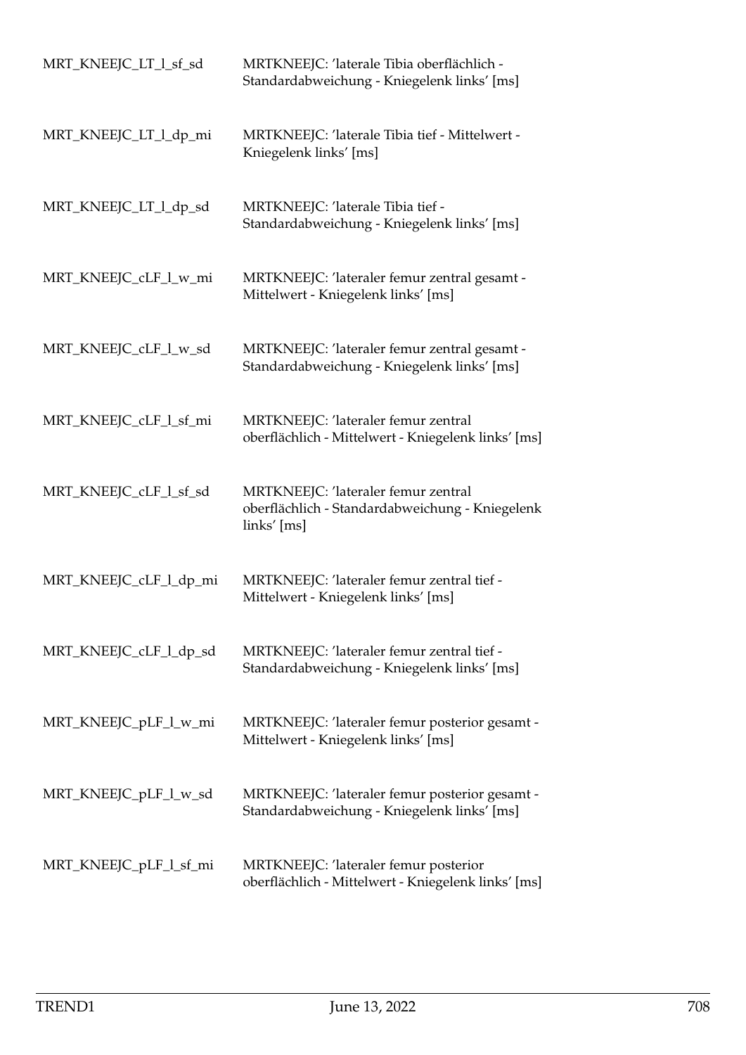| | |
|---|---|
| MRT_KNEEJC_LT_l_sf_sd | MRTKNEEJC: 'laterale Tibia oberflächlich - Standardabweichung - Kniegelenk links' [ms] |
| MRT_KNEEJC_LT_l_dp_mi | MRTKNEEJC: 'laterale Tibia tief - Mittelwert - Kniegelenk links' [ms] |
| MRT_KNEEJC_LT_l_dp_sd | MRTKNEEJC: 'laterale Tibia tief - Standardabweichung - Kniegelenk links' [ms] |
| MRT_KNEEJC_cLF_l_w_mi | MRTKNEEJC: 'lateraler femur zentral gesamt - Mittelwert - Kniegelenk links' [ms] |
| MRT_KNEEJC_cLF_l_w_sd | MRTKNEEJC: 'lateraler femur zentral gesamt - Standardabweichung - Kniegelenk links' [ms] |
| MRT_KNEEJC_cLF_l_sf_mi | MRTKNEEJC: 'lateraler femur zentral oberflächlich - Mittelwert - Kniegelenk links' [ms] |
| MRT_KNEEJC_cLF_l_sf_sd | MRTKNEEJC: 'lateraler femur zentral oberflächlich - Standardabweichung - Kniegelenk links' [ms] |
| MRT_KNEEJC_cLF_l_dp_mi | MRTKNEEJC: 'lateraler femur zentral tief - Mittelwert - Kniegelenk links' [ms] |
| MRT_KNEEJC_cLF_l_dp_sd | MRTKNEEJC: 'lateraler femur zentral tief - Standardabweichung - Kniegelenk links' [ms] |
| MRT_KNEEJC_pLF_l_w_mi | MRTKNEEJC: 'lateraler femur posterior gesamt - Mittelwert - Kniegelenk links' [ms] |
| MRT_KNEEJC_pLF_l_w_sd | MRTKNEEJC: 'lateraler femur posterior gesamt - Standardabweichung - Kniegelenk links' [ms] |
| MRT_KNEEJC_pLF_l_sf_mi | MRTKNEEJC: 'lateraler femur posterior oberflächlich - Mittelwert - Kniegelenk links' [ms] |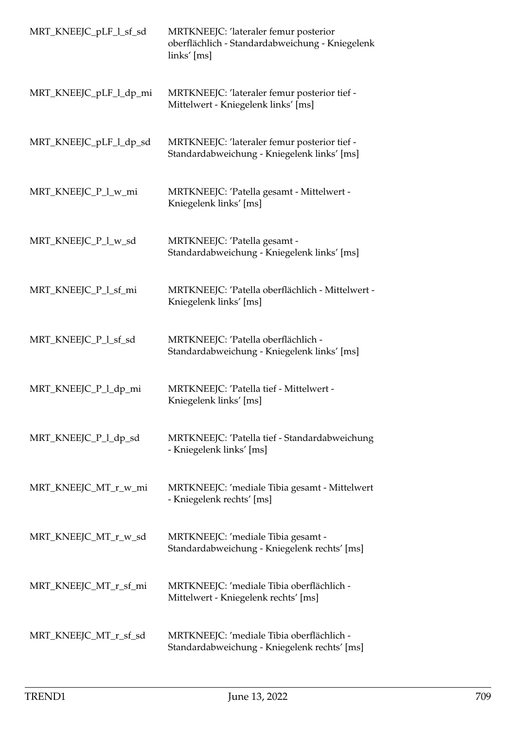| | |
|---|---|
| MRT_KNEEJC_pLF_l_sf_sd | MRTKNEEJC: 'lateraler femur posterior oberflächlich - Standardabweichung - Kniegelenk links' [ms] |
| MRT_KNEEJC_pLF_l_dp_mi | MRTKNEEJC: 'lateraler femur posterior tief - Mittelwert - Kniegelenk links' [ms] |
| MRT_KNEEJC_pLF_l_dp_sd | MRTKNEEJC: 'lateraler femur posterior tief - Standardabweichung - Kniegelenk links' [ms] |
| MRT_KNEEJC_P_l_w_mi | MRTKNEEJC: 'Patella gesamt - Mittelwert - Kniegelenk links' [ms] |
| MRT_KNEEJC_P_l_w_sd | MRTKNEEJC: 'Patella gesamt - Standardabweichung - Kniegelenk links' [ms] |
| MRT_KNEEJC_P_l_sf_mi | MRTKNEEJC: 'Patella oberflächlich - Mittelwert - Kniegelenk links' [ms] |
| MRT_KNEEJC_P_l_sf_sd | MRTKNEEJC: 'Patella oberflächlich - Standardabweichung - Kniegelenk links' [ms] |
| MRT_KNEEJC_P_l_dp_mi | MRTKNEEJC: 'Patella tief - Mittelwert - Kniegelenk links' [ms] |
| MRT_KNEEJC_P_l_dp_sd | MRTKNEEJC: 'Patella tief - Standardabweichung - Kniegelenk links' [ms] |
| MRT_KNEEJC_MT_r_w_mi | MRTKNEEJC: 'mediale Tibia gesamt - Mittelwert - Kniegelenk rechts' [ms] |
| MRT_KNEEJC_MT_r_w_sd | MRTKNEEJC: 'mediale Tibia gesamt - Standardabweichung - Kniegelenk rechts' [ms] |
| MRT_KNEEJC_MT_r_sf_mi | MRTKNEEJC: 'mediale Tibia oberflächlich - Mittelwert - Kniegelenk rechts' [ms] |
| MRT_KNEEJC_MT_r_sf_sd | MRTKNEEJC: 'mediale Tibia oberflächlich - Standardabweichung - Kniegelenk rechts' [ms] |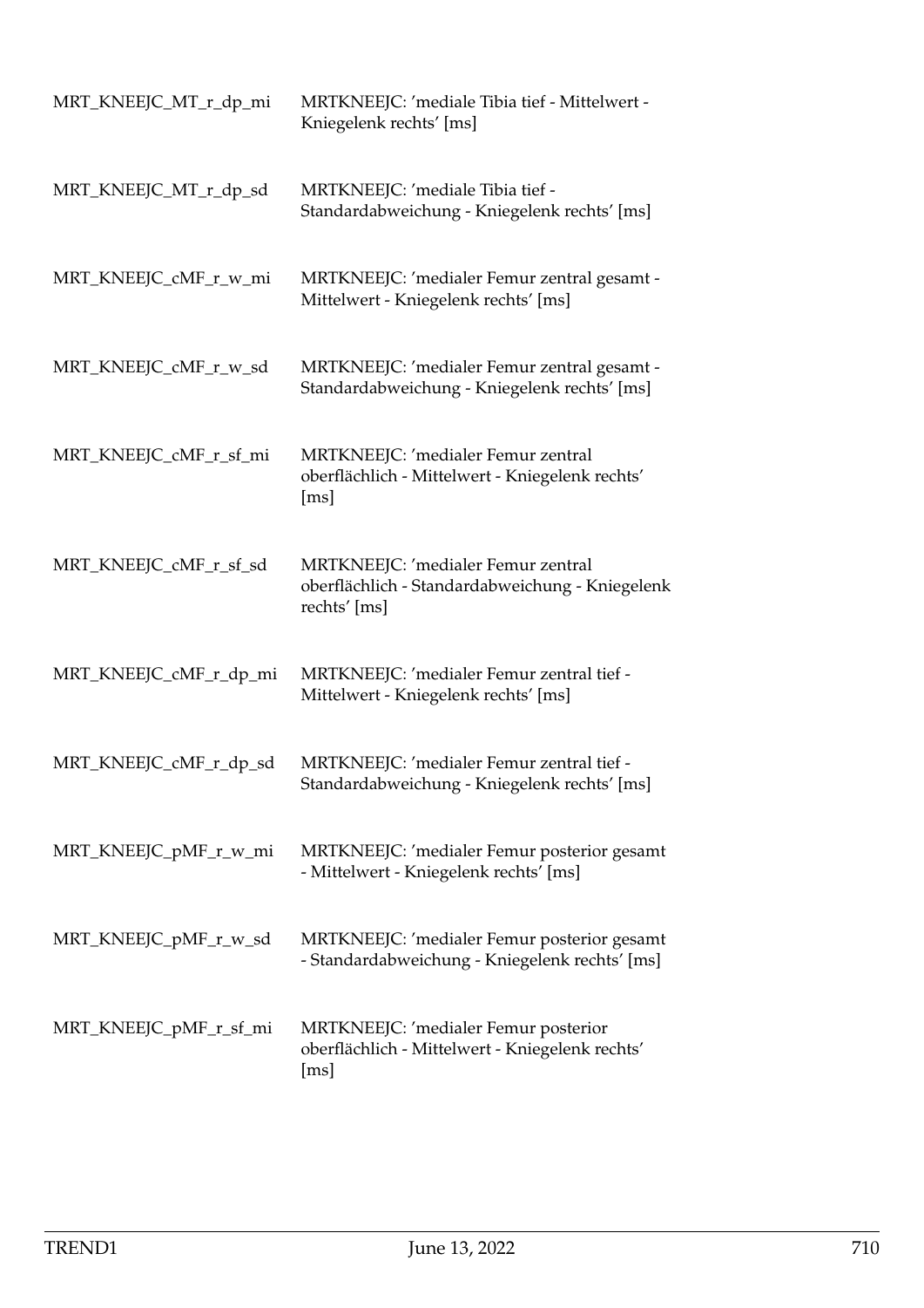| | |
|---|---|
| MRT_KNEEJC_MT_r_dp_mi | MRTKNEEJC: 'mediale Tibia tief - Mittelwert - Kniegelenk rechts' [ms] |
| MRT_KNEEJC_MT_r_dp_sd | MRTKNEEJC: 'mediale Tibia tief - Standardabweichung - Kniegelenk rechts' [ms] |
| MRT_KNEEJC_cMF_r_w_mi | MRTKNEEJC: 'medialer Femur zentral gesamt - Mittelwert - Kniegelenk rechts' [ms] |
| MRT_KNEEJC_cMF_r_w_sd | MRTKNEEJC: 'medialer Femur zentral gesamt - Standardabweichung - Kniegelenk rechts' [ms] |
| MRT_KNEEJC_cMF_r_sf_mi | MRTKNEEJC: 'medialer Femur zentral oberflächlich - Mittelwert - Kniegelenk rechts' [ms] |
| MRT_KNEEJC_cMF_r_sf_sd | MRTKNEEJC: 'medialer Femur zentral oberflächlich - Standardabweichung - Kniegelenk rechts' [ms] |
| MRT_KNEEJC_cMF_r_dp_mi | MRTKNEEJC: 'medialer Femur zentral tief - Mittelwert - Kniegelenk rechts' [ms] |
| MRT_KNEEJC_cMF_r_dp_sd | MRTKNEEJC: 'medialer Femur zentral tief - Standardabweichung - Kniegelenk rechts' [ms] |
| MRT_KNEEJC_pMF_r_w_mi | MRTKNEEJC: 'medialer Femur posterior gesamt - Mittelwert - Kniegelenk rechts' [ms] |
| MRT_KNEEJC_pMF_r_w_sd | MRTKNEEJC: 'medialer Femur posterior gesamt - Standardabweichung - Kniegelenk rechts' [ms] |
| MRT_KNEEJC_pMF_r_sf_mi | MRTKNEEJC: 'medialer Femur posterior oberflächlich - Mittelwert - Kniegelenk rechts' [ms] |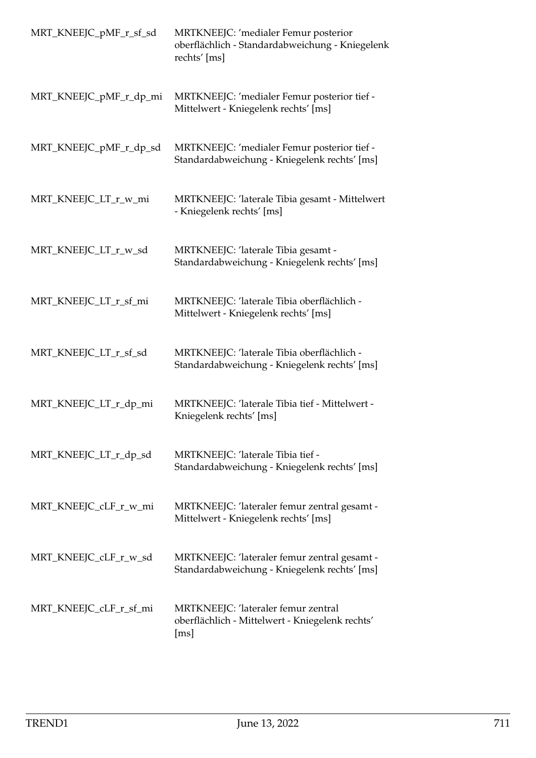| | |
|---|---|
| MRT_KNEEJC_pMF_r_sf_sd | MRTKNEEJC: 'medialer Femur posterior oberflächlich - Standardabweichung - Kniegelenk rechts' [ms] |
| MRT_KNEEJC_pMF_r_dp_mi | MRTKNEEJC: 'medialer Femur posterior tief - Mittelwert - Kniegelenk rechts' [ms] |
| MRT_KNEEJC_pMF_r_dp_sd | MRTKNEEJC: 'medialer Femur posterior tief - Standardabweichung - Kniegelenk rechts' [ms] |
| MRT_KNEEJC_LT_r_w_mi | MRTKNEEJC: 'laterale Tibia gesamt - Mittelwert - Kniegelenk rechts' [ms] |
| MRT_KNEEJC_LT_r_w_sd | MRTKNEEJC: 'laterale Tibia gesamt - Standardabweichung - Kniegelenk rechts' [ms] |
| MRT_KNEEJC_LT_r_sf_mi | MRTKNEEJC: 'laterale Tibia oberflächlich - Mittelwert - Kniegelenk rechts' [ms] |
| MRT_KNEEJC_LT_r_sf_sd | MRTKNEEJC: 'laterale Tibia oberflächlich - Standardabweichung - Kniegelenk rechts' [ms] |
| MRT_KNEEJC_LT_r_dp_mi | MRTKNEEJC: 'laterale Tibia tief - Mittelwert - Kniegelenk rechts' [ms] |
| MRT_KNEEJC_LT_r_dp_sd | MRTKNEEJC: 'laterale Tibia tief - Standardabweichung - Kniegelenk rechts' [ms] |
| MRT_KNEEJC_cLF_r_w_mi | MRTKNEEJC: 'lateraler femur zentral gesamt - Mittelwert - Kniegelenk rechts' [ms] |
| MRT_KNEEJC_cLF_r_w_sd | MRTKNEEJC: 'lateraler femur zentral gesamt - Standardabweichung - Kniegelenk rechts' [ms] |
| MRT_KNEEJC_cLF_r_sf_mi | MRTKNEEJC: 'lateraler femur zentral oberflächlich - Mittelwert - Kniegelenk rechts' [ms] |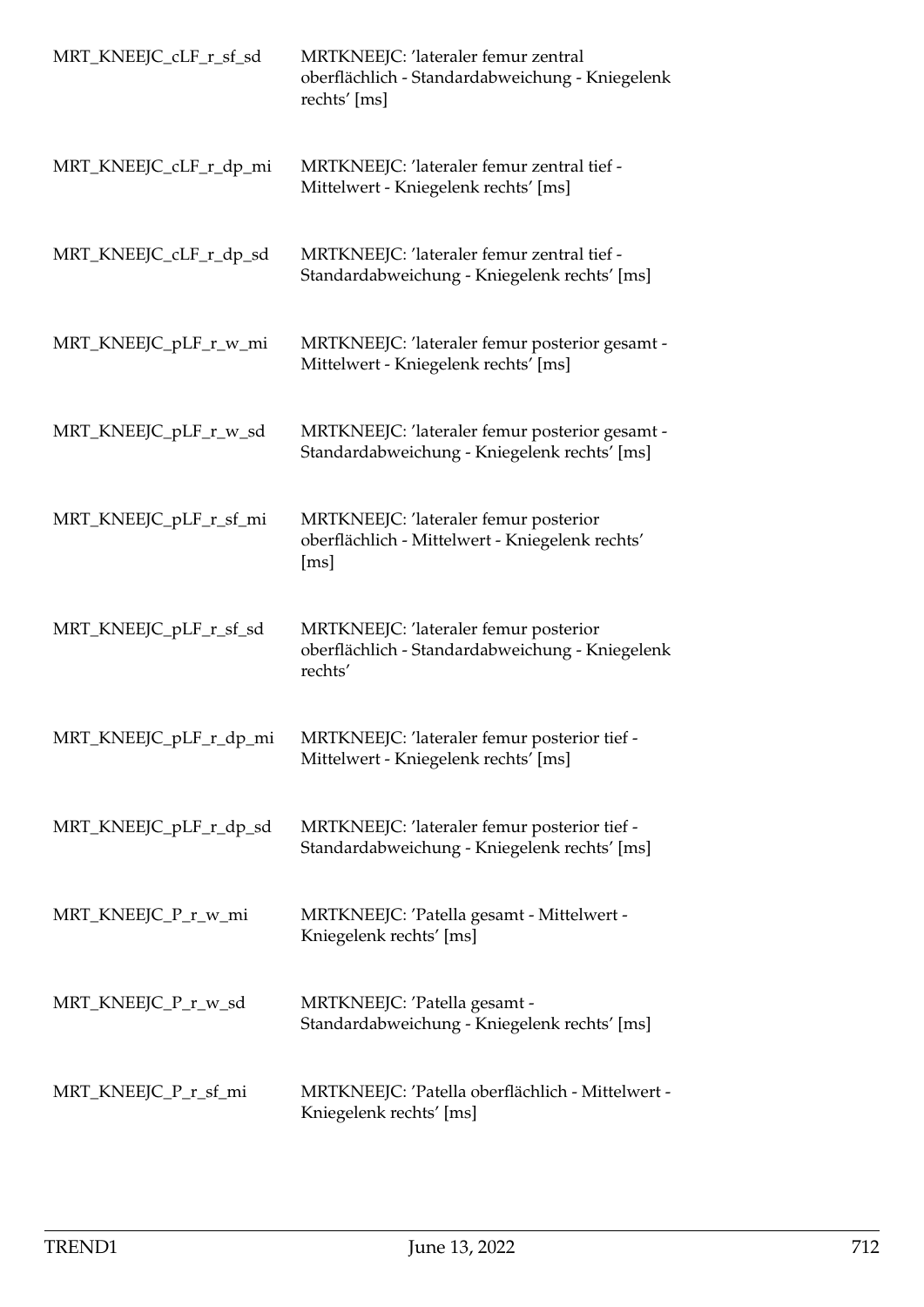| | |
|---|---|
| MRT_KNEEJC_cLF_r_sf_sd | MRTKNEEJC: 'lateraler femur zentral oberflächlich - Standardabweichung - Kniegelenk rechts' [ms] |
| MRT_KNEEJC_cLF_r_dp_mi | MRTKNEEJC: 'lateraler femur zentral tief - Mittelwert - Kniegelenk rechts' [ms] |
| MRT_KNEEJC_cLF_r_dp_sd | MRTKNEEJC: 'lateraler femur zentral tief - Standardabweichung - Kniegelenk rechts' [ms] |
| MRT_KNEEJC_pLF_r_w_mi | MRTKNEEJC: 'lateraler femur posterior gesamt - Mittelwert - Kniegelenk rechts' [ms] |
| MRT_KNEEJC_pLF_r_w_sd | MRTKNEEJC: 'lateraler femur posterior gesamt - Standardabweichung - Kniegelenk rechts' [ms] |
| MRT_KNEEJC_pLF_r_sf_mi | MRTKNEEJC: 'lateraler femur posterior oberflächlich - Mittelwert - Kniegelenk rechts' [ms] |
| MRT_KNEEJC_pLF_r_sf_sd | MRTKNEEJC: 'lateraler femur posterior oberflächlich - Standardabweichung - Kniegelenk rechts' |
| MRT_KNEEJC_pLF_r_dp_mi | MRTKNEEJC: 'lateraler femur posterior tief - Mittelwert - Kniegelenk rechts' [ms] |
| MRT_KNEEJC_pLF_r_dp_sd | MRTKNEEJC: 'lateraler femur posterior tief - Standardabweichung - Kniegelenk rechts' [ms] |
| MRT_KNEEJC_P_r_w_mi | MRTKNEEJC: 'Patella gesamt - Mittelwert - Kniegelenk rechts' [ms] |
| MRT_KNEEJC_P_r_w_sd | MRTKNEEJC: 'Patella gesamt - Standardabweichung - Kniegelenk rechts' [ms] |
| MRT_KNEEJC_P_r_sf_mi | MRTKNEEJC: 'Patella oberflächlich - Mittelwert - Kniegelenk rechts' [ms] |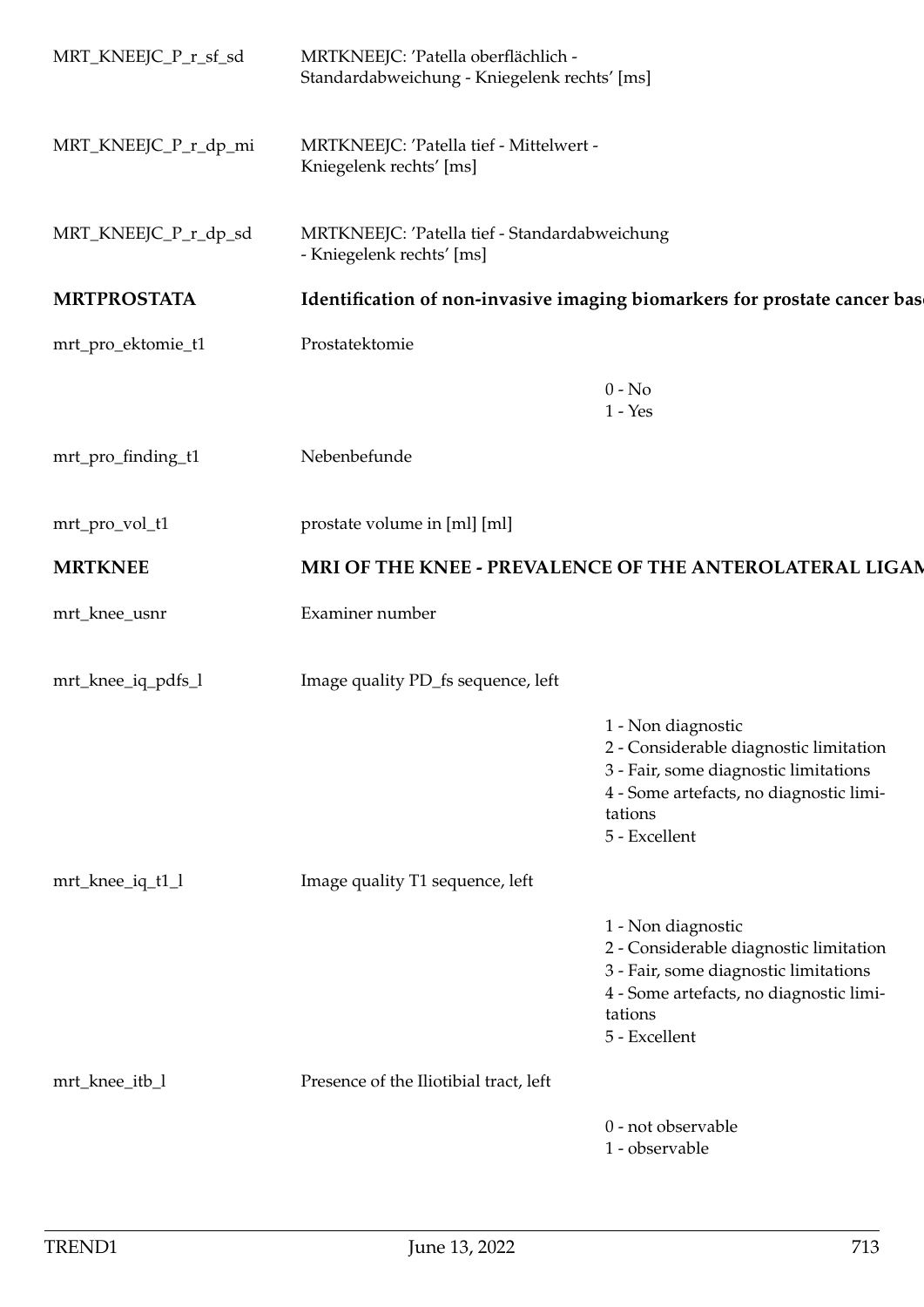| | | |
|---|---|---|
| MRT_KNEEJC_P_r_sf_sd | MRTKNEEJC: 'Patella oberflächlich - Standardabweichung - Kniegelenk rechts' [ms] | |
| MRT_KNEEJC_P_r_dp_mi | MRTKNEEJC: 'Patella tief - Mittelwert - Kniegelenk rechts' [ms] | |
| MRT_KNEEJC_P_r_dp_sd | MRTKNEEJC: 'Patella tief - Standardabweichung - Kniegelenk rechts' [ms] | |
| **MRTPROSTATA** | **Identification of non-invasive imaging biomarkers for prostate cancer bas** | |
| mrt_pro_ektomie_t1 | Prostatektomie | 0 - No<br>1 - Yes |
| mrt_pro_finding_t1 | Nebenbefunde | |
| mrt_pro_vol_t1 | prostate volume in [ml] [ml] | |
| **MRTKNEE** | **MRI OF THE KNEE - PREVALENCE OF THE ANTEROLATERAL LIGAM** | |
| mrt_knee_usnr | Examiner number | |
| mrt_knee_iq_pdfs_l | Image quality PD_fs sequence, left | 1 - Non diagnostic<br>2 - Considerable diagnostic limitation<br>3 - Fair, some diagnostic limitations<br>4 - Some artefacts, no diagnostic limitations<br>5 - Excellent |
| mrt_knee_iq_t1_l | Image quality T1 sequence, left | 1 - Non diagnostic<br>2 - Considerable diagnostic limitation<br>3 - Fair, some diagnostic limitations<br>4 - Some artefacts, no diagnostic limitations<br>5 - Excellent |
| mrt_knee_itb_l | Presence of the Iliotibial tract, left | 0 - not observable<br>1 - observable |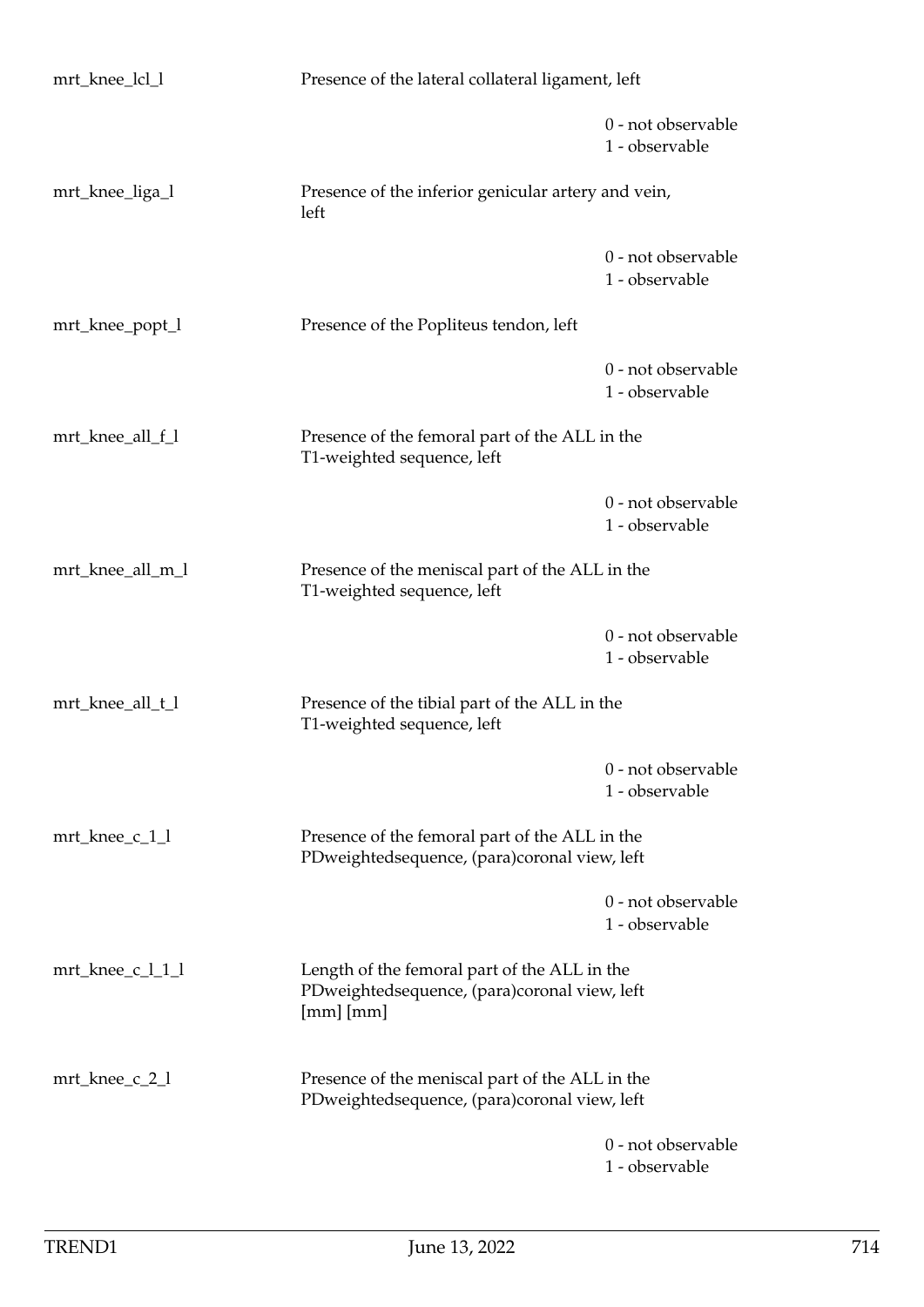| | | |
|---|---|---|
| mrt_knee_lcl_l | Presence of the lateral collateral ligament, left | |
| | | 0 - not observable<br>1 - observable |
| mrt_knee_liga_l | Presence of the inferior genicular artery and vein, left | |
| | | 0 - not observable<br>1 - observable |
| mrt_knee_popt_l | Presence of the Popliteus tendon, left | |
| | | 0 - not observable<br>1 - observable |
| mrt_knee_all_f_l | Presence of the femoral part of the ALL in the T1-weighted sequence, left | |
| | | 0 - not observable<br>1 - observable |
| mrt_knee_all_m_l | Presence of the meniscal part of the ALL in the T1-weighted sequence, left | |
| | | 0 - not observable<br>1 - observable |
| mrt_knee_all_t_l | Presence of the tibial part of the ALL in the T1-weighted sequence, left | |
| | | 0 - not observable<br>1 - observable |
| mrt_knee_c_1_l | Presence of the femoral part of the ALL in the PDweightedsequence, (para)coronal view, left | |
| | | 0 - not observable<br>1 - observable |
| mrt_knee_c_l_1_l | Length of the femoral part of the ALL in the PDweightedsequence, (para)coronal view, left [mm] [mm] | |
| mrt_knee_c_2_l | Presence of the meniscal part of the ALL in the PDweightedsequence, (para)coronal view, left | |
| | | 0 - not observable<br>1 - observable |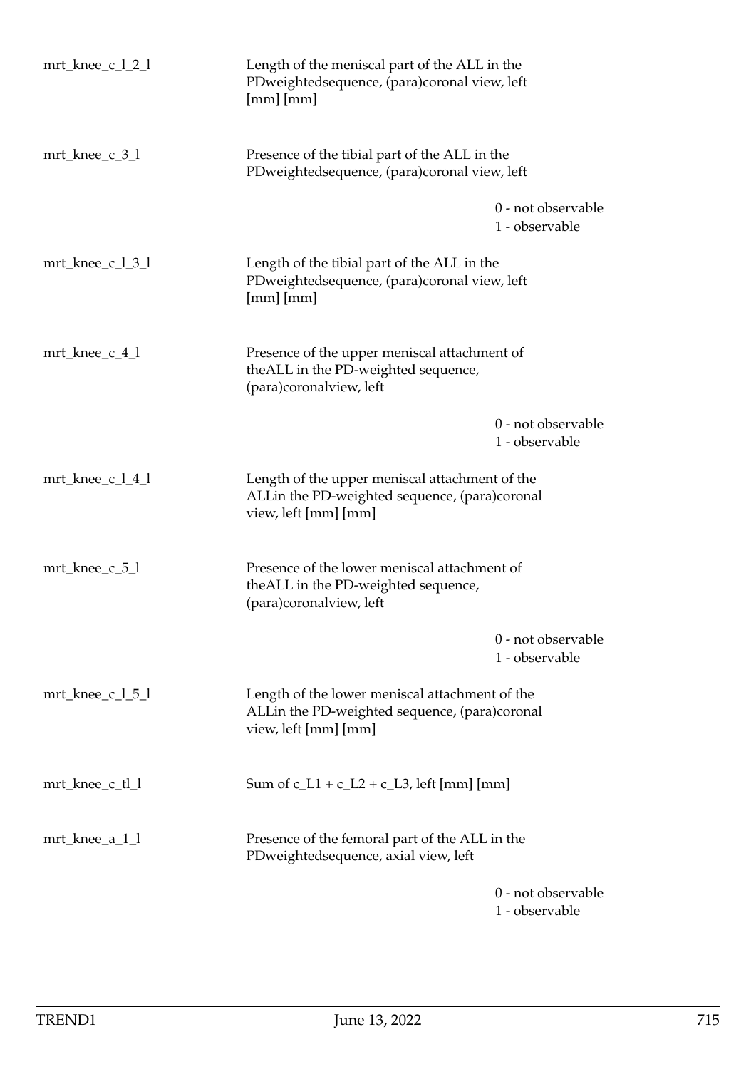| | | |
|---|---|---|
| mrt_knee_c_l_2_l | Length of the meniscal part of the ALL in the PDweightedsequence, (para)coronal view, left [mm] [mm] | |
| mrt_knee_c_3_l | Presence of the tibial part of the ALL in the PDweightedsequence, (para)coronal view, left | 0 - not observable<br>1 - observable |
| mrt_knee_c_l_3_l | Length of the tibial part of the ALL in the PDweightedsequence, (para)coronal view, left [mm] [mm] | |
| mrt_knee_c_4_l | Presence of the upper meniscal attachment of theALL in the PD-weighted sequence, (para)coronalview, left | 0 - not observable<br>1 - observable |
| mrt_knee_c_l_4_l | Length of the upper meniscal attachment of the ALLin the PD-weighted sequence, (para)coronal view, left [mm] [mm] | |
| mrt_knee_c_5_l | Presence of the lower meniscal attachment of theALL in the PD-weighted sequence, (para)coronalview, left | 0 - not observable<br>1 - observable |
| mrt_knee_c_l_5_l | Length of the lower meniscal attachment of the ALLin the PD-weighted sequence, (para)coronal view, left [mm] [mm] | |
| mrt_knee_c_tl_l | Sum of c_L1 + c_L2 + c_L3, left [mm] [mm] | |
| mrt_knee_a_1_l | Presence of the femoral part of the ALL in the PDweightedsequence, axial view, left | 0 - not observable<br>1 - observable |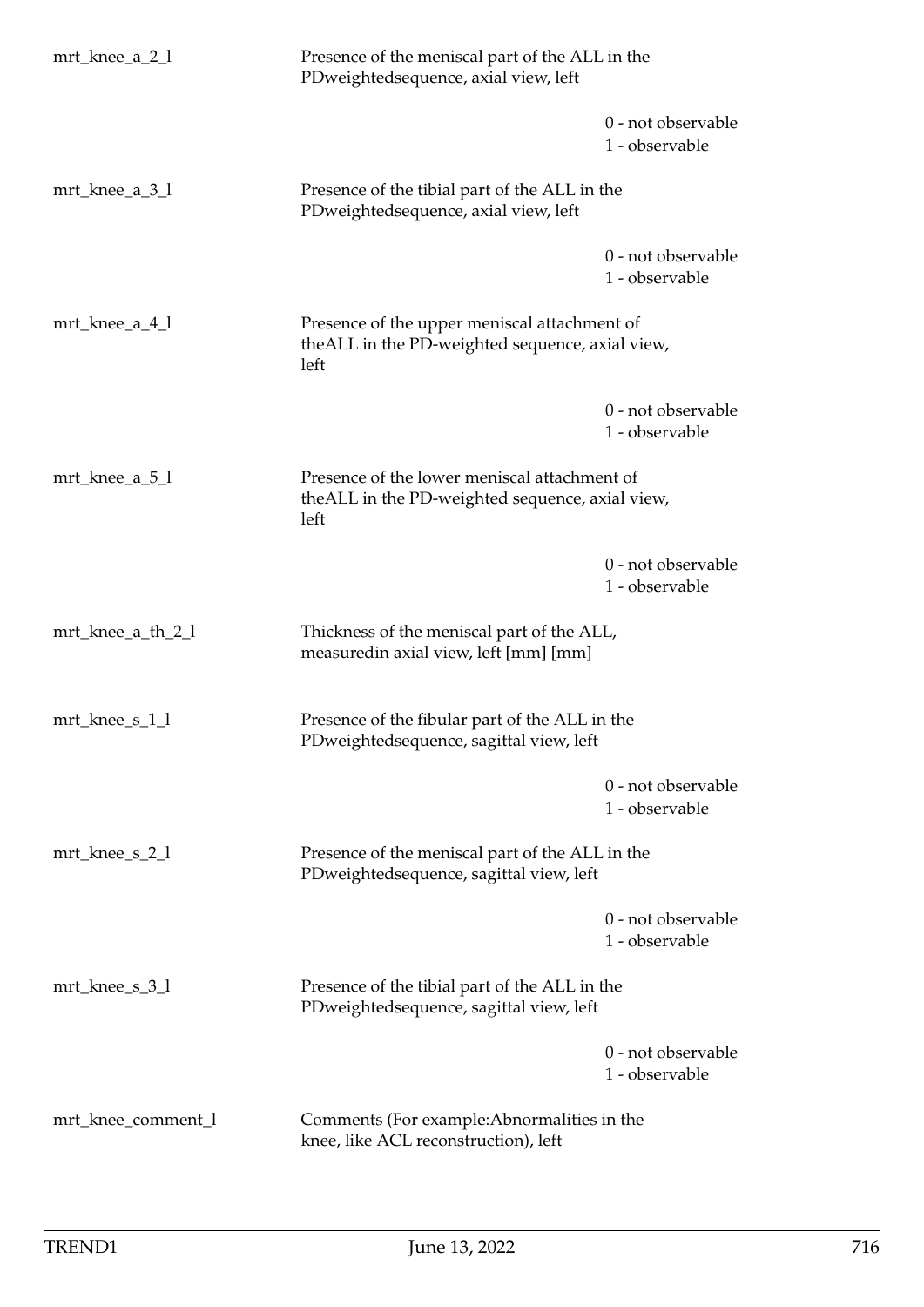| | | |
|---|---|---|
| mrt_knee_a_2_l | Presence of the meniscal part of the ALL in the PDweightedsequence, axial view, left | |
| | | 0 - not observable<br>1 - observable |
| mrt_knee_a_3_l | Presence of the tibial part of the ALL in the PDweightedsequence, axial view, left | |
| | | 0 - not observable<br>1 - observable |
| mrt_knee_a_4_l | Presence of the upper meniscal attachment of theALL in the PD-weighted sequence, axial view, left | |
| | | 0 - not observable<br>1 - observable |
| mrt_knee_a_5_l | Presence of the lower meniscal attachment of theALL in the PD-weighted sequence, axial view, left | |
| | | 0 - not observable<br>1 - observable |
| mrt_knee_a_th_2_l | Thickness of the meniscal part of the ALL, measuredin axial view, left [mm] [mm] | |
| mrt_knee_s_1_l | Presence of the fibular part of the ALL in the PDweightedsequence, sagittal view, left | |
| | | 0 - not observable<br>1 - observable |
| mrt_knee_s_2_l | Presence of the meniscal part of the ALL in the PDweightedsequence, sagittal view, left | |
| | | 0 - not observable<br>1 - observable |
| mrt_knee_s_3_l | Presence of the tibial part of the ALL in the PDweightedsequence, sagittal view, left | |
| | | 0 - not observable<br>1 - observable |
| mrt_knee_comment_l | Comments (For example:Abnormalities in the knee, like ACL reconstruction), left | |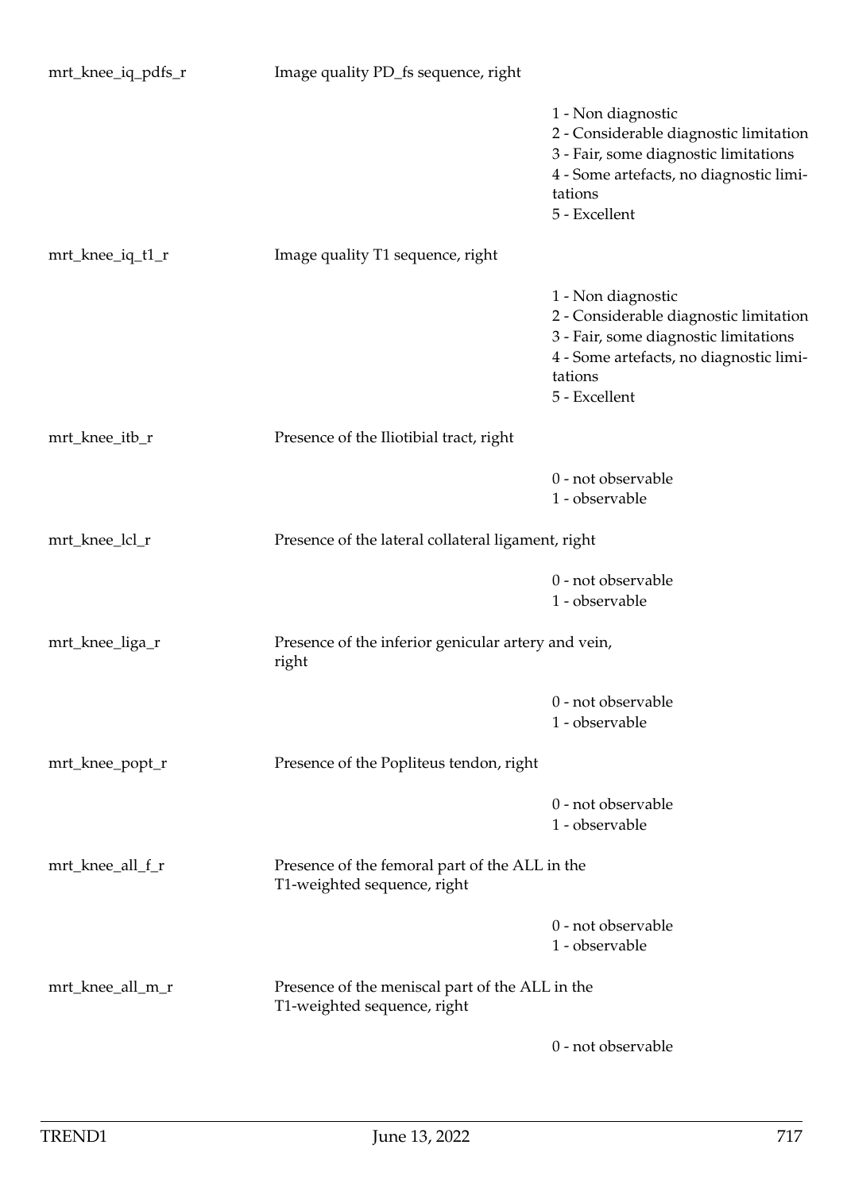| | | |
|---|---|---|
| mrt_knee_iq_pdfs_r | Image quality PD_fs sequence, right | |
| | | 1 - Non diagnostic<br>2 - Considerable diagnostic limitation<br>3 - Fair, some diagnostic limitations<br>4 - Some artefacts, no diagnostic limitations<br>5 - Excellent |
| mrt_knee_iq_t1_r | Image quality T1 sequence, right | |
| | | 1 - Non diagnostic<br>2 - Considerable diagnostic limitation<br>3 - Fair, some diagnostic limitations<br>4 - Some artefacts, no diagnostic limitations<br>5 - Excellent |
| mrt_knee_itb_r | Presence of the Iliotibial tract, right | |
| | | 0 - not observable<br>1 - observable |
| mrt_knee_lcl_r | Presence of the lateral collateral ligament, right | |
| | | 0 - not observable<br>1 - observable |
| mrt_knee_liga_r | Presence of the inferior genicular artery and vein, right | |
| | | 0 - not observable<br>1 - observable |
| mrt_knee_popt_r | Presence of the Popliteus tendon, right | |
| | | 0 - not observable<br>1 - observable |
| mrt_knee_all_f_r | Presence of the femoral part of the ALL in the T1-weighted sequence, right | |
| | | 0 - not observable<br>1 - observable |
| mrt_knee_all_m_r | Presence of the meniscal part of the ALL in the T1-weighted sequence, right | |
| | | 0 - not observable |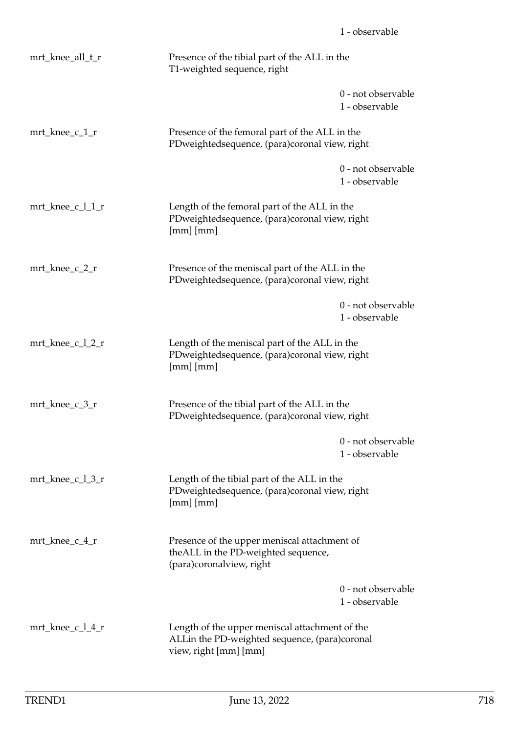1 - observable

| | | |
|---|---|---|
| mrt_knee_all_t_r | Presence of the tibial part of the ALL in the T1-weighted sequence, right | |
| | | 0 - not observable |
| | | 1 - observable |
| mrt_knee_c_1_r | Presence of the femoral part of the ALL in the PDweightedsequence, (para)coronal view, right | |
| | | 0 - not observable |
| | | 1 - observable |
| mrt_knee_c_l_1_r | Length of the femoral part of the ALL in the PDweightedsequence, (para)coronal view, right [mm] [mm] | |
| mrt_knee_c_2_r | Presence of the meniscal part of the ALL in the PDweightedsequence, (para)coronal view, right | |
| | | 0 - not observable |
| | | 1 - observable |
| mrt_knee_c_l_2_r | Length of the meniscal part of the ALL in the PDweightedsequence, (para)coronal view, right [mm] [mm] | |
| mrt_knee_c_3_r | Presence of the tibial part of the ALL in the PDweightedsequence, (para)coronal view, right | |
| | | 0 - not observable |
| | | 1 - observable |
| mrt_knee_c_l_3_r | Length of the tibial part of the ALL in the PDweightedsequence, (para)coronal view, right [mm] [mm] | |
| mrt_knee_c_4_r | Presence of the upper meniscal attachment of theALL in the PD-weighted sequence, (para)coronalview, right | |
| | | 0 - not observable |
| | | 1 - observable |
| mrt_knee_c_l_4_r | Length of the upper meniscal attachment of the ALLin the PD-weighted sequence, (para)coronal view, right [mm] [mm] | |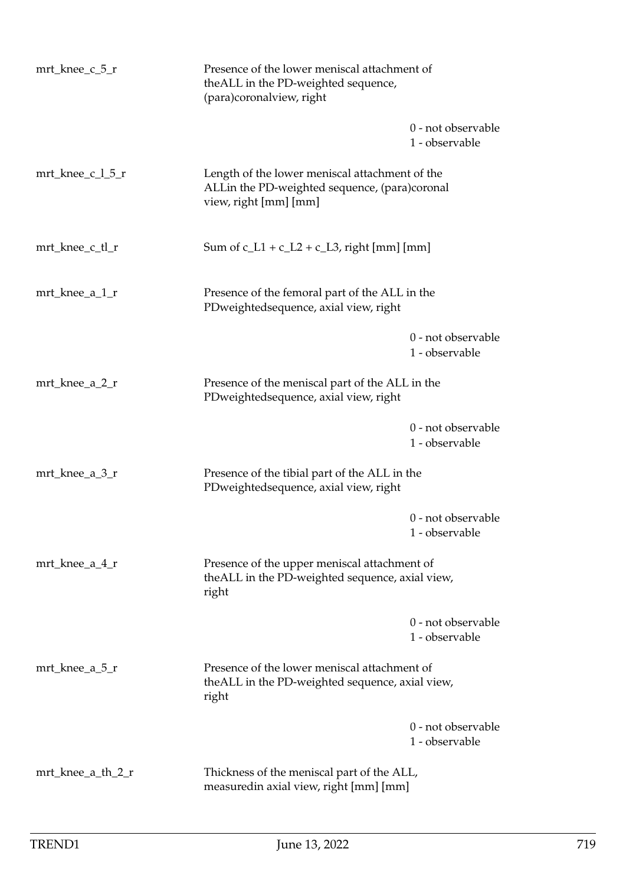| | | |
|---|---|---|
| mrt_knee_c_5_r | Presence of the lower meniscal attachment of theALL in the PD-weighted sequence, (para)coronalview, right | |
| | | 0 - not observable<br>1 - observable |
| mrt_knee_c_l_5_r | Length of the lower meniscal attachment of the ALLin the PD-weighted sequence, (para)coronal view, right [mm] [mm] | |
| mrt_knee_c_tl_r | Sum of c_L1 + c_L2 + c_L3, right [mm] [mm] | |
| mrt_knee_a_1_r | Presence of the femoral part of the ALL in the PDweightedsequence, axial view, right | |
| | | 0 - not observable<br>1 - observable |
| mrt_knee_a_2_r | Presence of the meniscal part of the ALL in the PDweightedsequence, axial view, right | |
| | | 0 - not observable<br>1 - observable |
| mrt_knee_a_3_r | Presence of the tibial part of the ALL in the PDweightedsequence, axial view, right | |
| | | 0 - not observable<br>1 - observable |
| mrt_knee_a_4_r | Presence of the upper meniscal attachment of theALL in the PD-weighted sequence, axial view, right | |
| | | 0 - not observable<br>1 - observable |
| mrt_knee_a_5_r | Presence of the lower meniscal attachment of theALL in the PD-weighted sequence, axial view, right | |
| | | 0 - not observable<br>1 - observable |
| mrt_knee_a_th_2_r | Thickness of the meniscal part of the ALL, measuredin axial view, right [mm] [mm] | |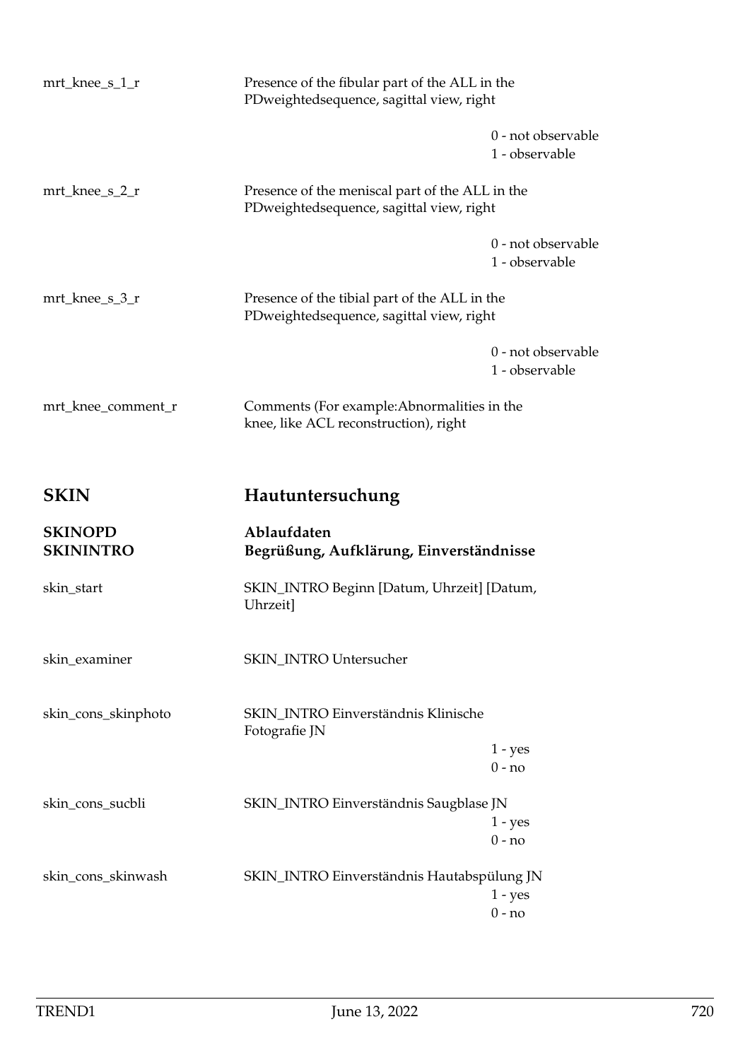mrt_knee_s_1_r — Presence of the fibular part of the ALL in the PDweightedsequence, sagittal view, right

0 - not observable
1 - observable

mrt_knee_s_2_r — Presence of the meniscal part of the ALL in the PDweightedsequence, sagittal view, right

0 - not observable
1 - observable

mrt_knee_s_3_r — Presence of the tibial part of the ALL in the PDweightedsequence, sagittal view, right

0 - not observable
1 - observable

mrt_knee_comment_r — Comments (For example:Abnormalities in the knee, like ACL reconstruction), right

# SKIN — Hautuntersuchung

## SKINOPD — Ablaufdaten

## SKININTRO — Begrüßung, Aufklärung, Einverständnisse

skin_start — SKIN_INTRO Beginn [Datum, Uhrzeit] [Datum, Uhrzeit]

skin_examiner — SKIN_INTRO Untersucher

skin_cons_skinphoto — SKIN_INTRO Einverständnis Klinische Fotografie JN

1 - yes
0 - no

skin_cons_sucbli — SKIN_INTRO Einverständnis Saugblase JN

1 - yes
0 - no

skin_cons_skinwash — SKIN_INTRO Einverständnis Hautabspülung JN

1 - yes
0 - no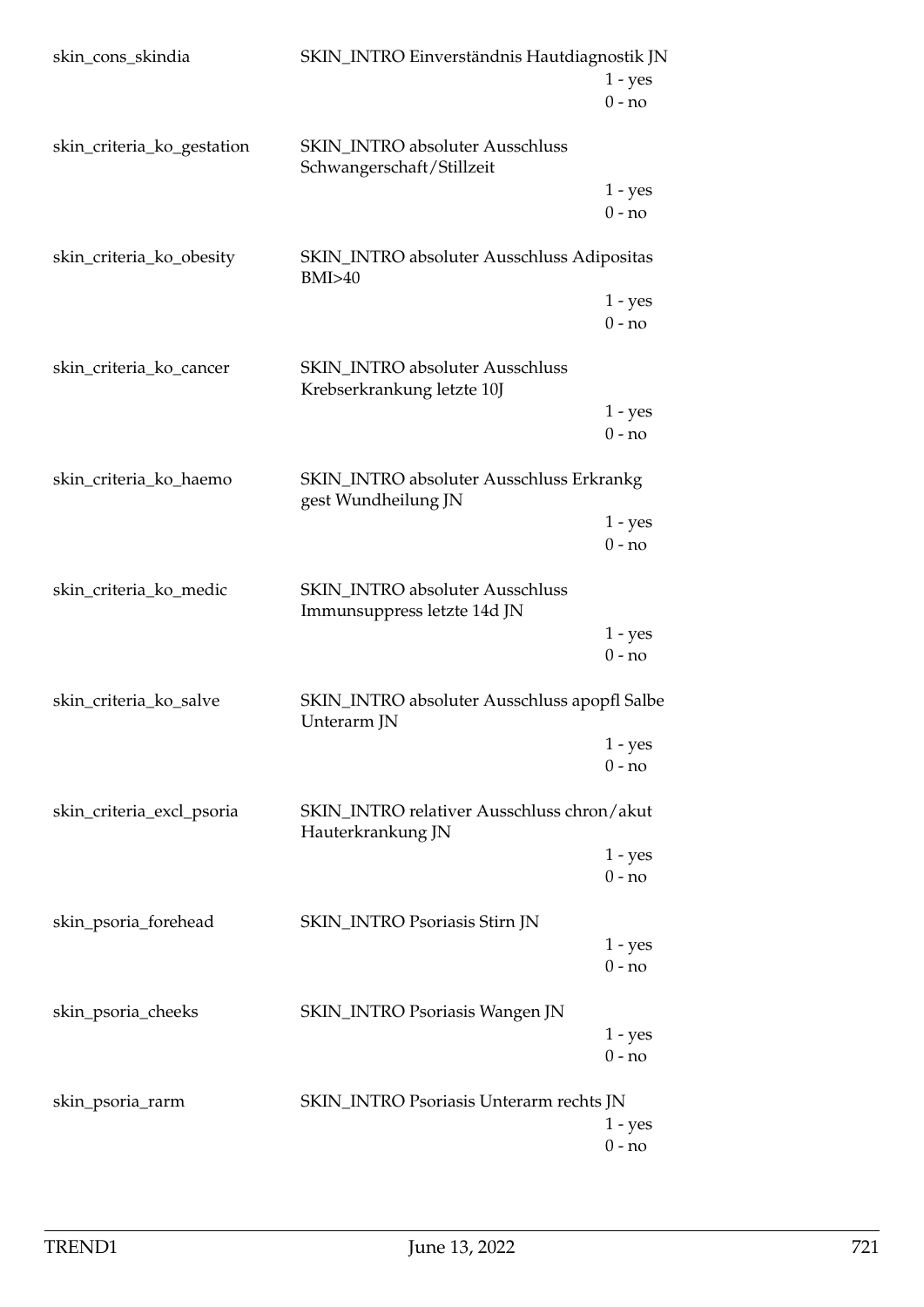| Variable | Label | Values |
|---|---|---|
| skin_cons_skindia | SKIN_INTRO Einverständnis Hautdiagnostik JN | 1 - yes<br>0 - no |
| skin_criteria_ko_gestation | SKIN_INTRO absoluter Ausschluss Schwangerschaft/Stillzeit | 1 - yes<br>0 - no |
| skin_criteria_ko_obesity | SKIN_INTRO absoluter Ausschluss Adipositas BMI>40 | 1 - yes<br>0 - no |
| skin_criteria_ko_cancer | SKIN_INTRO absoluter Ausschluss Krebserkrankung letzte 10J | 1 - yes<br>0 - no |
| skin_criteria_ko_haemo | SKIN_INTRO absoluter Ausschluss Erkrankg gest Wundheilung JN | 1 - yes<br>0 - no |
| skin_criteria_ko_medic | SKIN_INTRO absoluter Ausschluss Immunsuppress letzte 14d JN | 1 - yes<br>0 - no |
| skin_criteria_ko_salve | SKIN_INTRO absoluter Ausschluss apopfl Salbe Unterarm JN | 1 - yes<br>0 - no |
| skin_criteria_excl_psoria | SKIN_INTRO relativer Ausschluss chron/akut Hauterkrankung JN | 1 - yes<br>0 - no |
| skin_psoria_forehead | SKIN_INTRO Psoriasis Stirn JN | 1 - yes<br>0 - no |
| skin_psoria_cheeks | SKIN_INTRO Psoriasis Wangen JN | 1 - yes<br>0 - no |
| skin_psoria_rarm | SKIN_INTRO Psoriasis Unterarm rechts JN | 1 - yes<br>0 - no |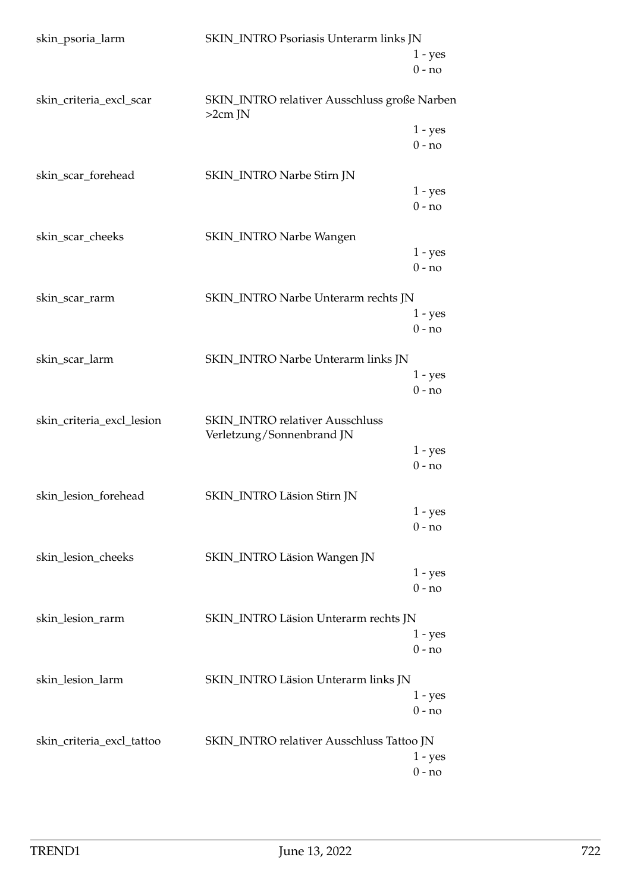| | | |
|---|---|---|
| skin_psoria_larm | SKIN_INTRO Psoriasis Unterarm links JN | |
| | | 1 - yes |
| | | 0 - no |
| skin_criteria_excl_scar | SKIN_INTRO relativer Ausschluss große Narben >2cm JN | |
| | | 1 - yes |
| | | 0 - no |
| skin_scar_forehead | SKIN_INTRO Narbe Stirn JN | |
| | | 1 - yes |
| | | 0 - no |
| skin_scar_cheeks | SKIN_INTRO Narbe Wangen | |
| | | 1 - yes |
| | | 0 - no |
| skin_scar_rarm | SKIN_INTRO Narbe Unterarm rechts JN | |
| | | 1 - yes |
| | | 0 - no |
| skin_scar_larm | SKIN_INTRO Narbe Unterarm links JN | |
| | | 1 - yes |
| | | 0 - no |
| skin_criteria_excl_lesion | SKIN_INTRO relativer Ausschluss Verletzung/Sonnenbrand JN | |
| | | 1 - yes |
| | | 0 - no |
| skin_lesion_forehead | SKIN_INTRO Läsion Stirn JN | |
| | | 1 - yes |
| | | 0 - no |
| skin_lesion_cheeks | SKIN_INTRO Läsion Wangen JN | |
| | | 1 - yes |
| | | 0 - no |
| skin_lesion_rarm | SKIN_INTRO Läsion Unterarm rechts JN | |
| | | 1 - yes |
| | | 0 - no |
| skin_lesion_larm | SKIN_INTRO Läsion Unterarm links JN | |
| | | 1 - yes |
| | | 0 - no |
| skin_criteria_excl_tattoo | SKIN_INTRO relativer Ausschluss Tattoo JN | |
| | | 1 - yes |
| | | 0 - no |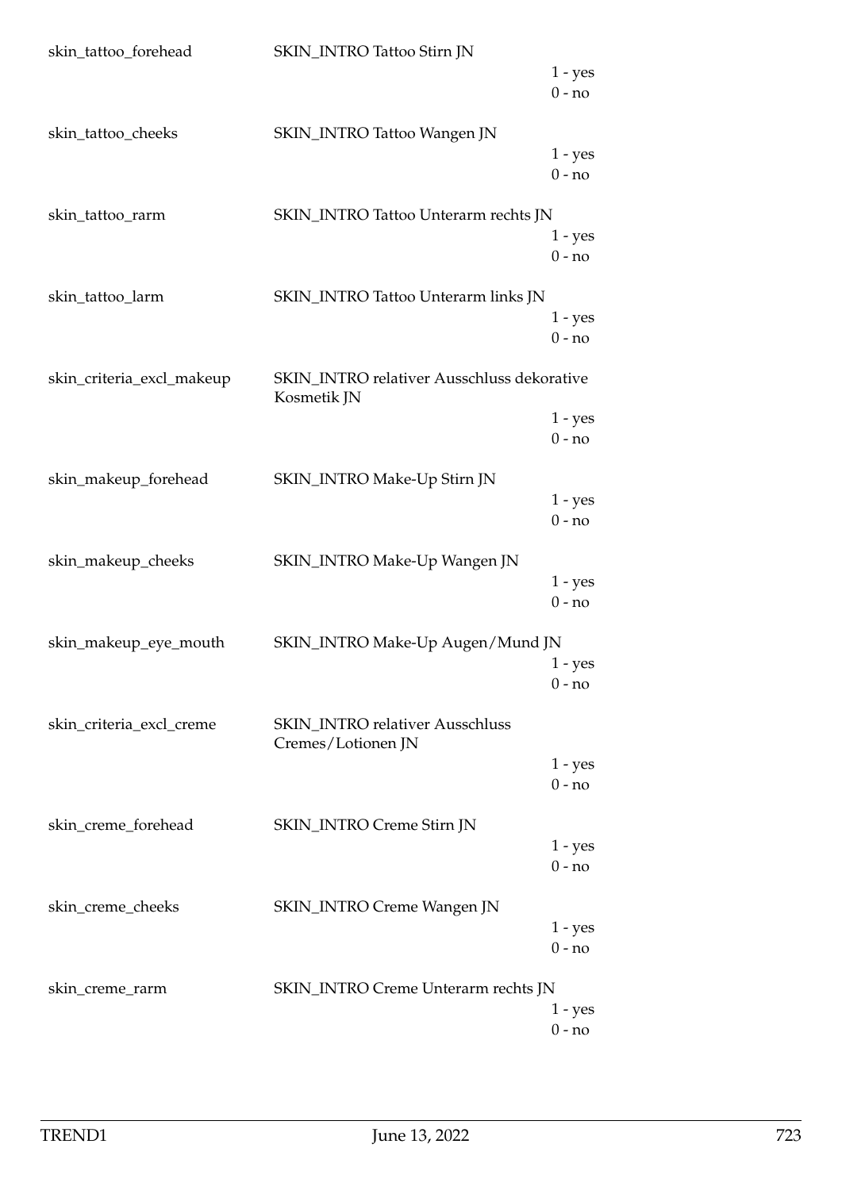skin_tattoo_forehead SKIN_INTRO Tattoo Stirn JN

1 - yes
0 - no

skin_tattoo_cheeks SKIN_INTRO Tattoo Wangen JN

1 - yes
0 - no

skin_tattoo_rarm SKIN_INTRO Tattoo Unterarm rechts JN

1 - yes
0 - no

skin_tattoo_larm SKIN_INTRO Tattoo Unterarm links JN

1 - yes
0 - no

skin_criteria_excl_makeup SKIN_INTRO relativer Ausschluss dekorative Kosmetik JN

1 - yes
0 - no

skin_makeup_forehead SKIN_INTRO Make-Up Stirn JN

1 - yes
0 - no

skin_makeup_cheeks SKIN_INTRO Make-Up Wangen JN

1 - yes
0 - no

skin_makeup_eye_mouth SKIN_INTRO Make-Up Augen/Mund JN

1 - yes
0 - no

skin_criteria_excl_creme SKIN_INTRO relativer Ausschluss Cremes/Lotionen JN

1 - yes
0 - no

skin_creme_forehead SKIN_INTRO Creme Stirn JN

1 - yes
0 - no

skin_creme_cheeks SKIN_INTRO Creme Wangen JN

1 - yes
0 - no

skin_creme_rarm SKIN_INTRO Creme Unterarm rechts JN

1 - yes
0 - no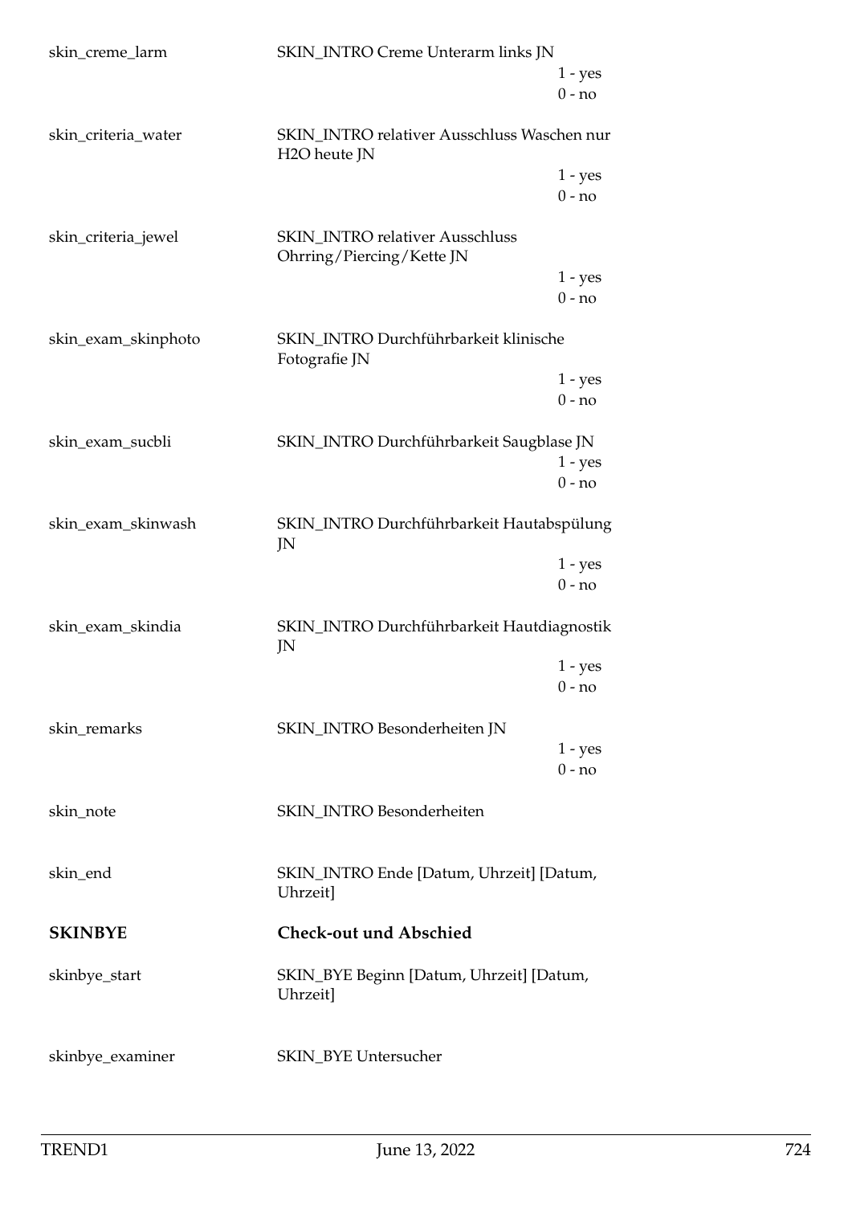| | | |
|---|---|---|
| skin_creme_larm | SKIN_INTRO Creme Unterarm links JN | |
| | | 1 - yes |
| | | 0 - no |
| skin_criteria_water | SKIN_INTRO relativer Ausschluss Waschen nur $H_2O$ heute JN | |
| | | 1 - yes |
| | | 0 - no |
| skin_criteria_jewel | SKIN_INTRO relativer Ausschluss Ohrring/Piercing/Kette JN | |
| | | 1 - yes |
| | | 0 - no |
| skin_exam_skinphoto | SKIN_INTRO Durchführbarkeit klinische Fotografie JN | |
| | | 1 - yes |
| | | 0 - no |
| skin_exam_sucbli | SKIN_INTRO Durchführbarkeit Saugblase JN | |
| | | 1 - yes |
| | | 0 - no |
| skin_exam_skinwash | SKIN_INTRO Durchführbarkeit Hautabspülung JN | |
| | | 1 - yes |
| | | 0 - no |
| skin_exam_skindia | SKIN_INTRO Durchführbarkeit Hautdiagnostik JN | |
| | | 1 - yes |
| | | 0 - no |
| skin_remarks | SKIN_INTRO Besonderheiten JN | |
| | | 1 - yes |
| | | 0 - no |
| skin_note | SKIN_INTRO Besonderheiten | |
| skin_end | SKIN_INTRO Ende [Datum, Uhrzeit] [Datum, Uhrzeit] | |

**SKINBYE** **Check-out und Abschied**

| | |
|---|---|
| skinbye_start | SKIN_BYE Beginn [Datum, Uhrzeit] [Datum, Uhrzeit] |
| skinbye_examiner | SKIN_BYE Untersucher |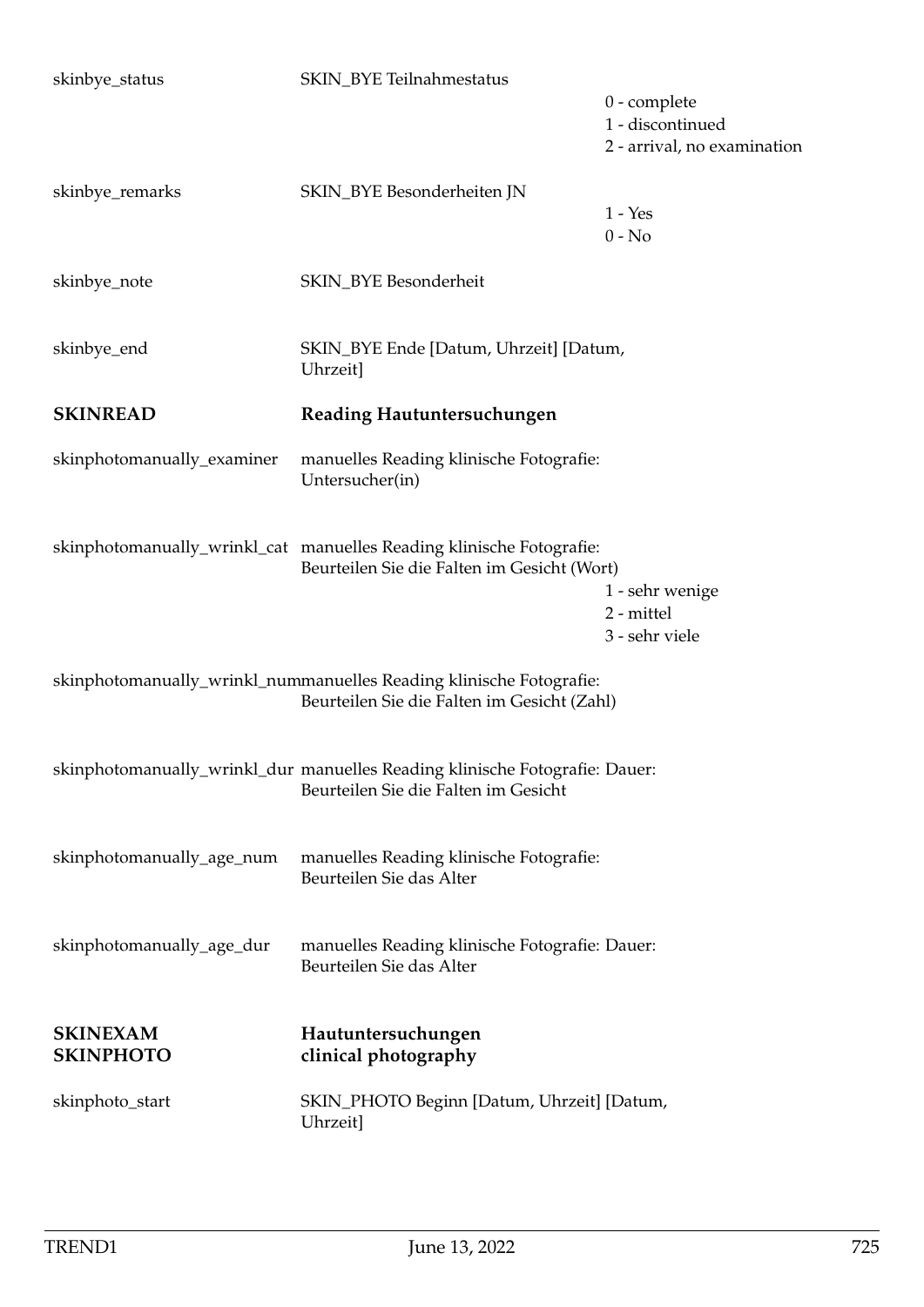| | | |
|---|---|---|
| skinbye_status | SKIN_BYE Teilnahmestatus | 0 - complete<br>1 - discontinued<br>2 - arrival, no examination |
| skinbye_remarks | SKIN_BYE Besonderheiten JN | 1 - Yes<br>0 - No |
| skinbye_note | SKIN_BYE Besonderheit | |
| skinbye_end | SKIN_BYE Ende [Datum, Uhrzeit] [Datum, Uhrzeit] | |

**SKINREAD** **Reading Hautuntersuchungen**

| | | |
|---|---|---|
| skinphotomanually_examiner | manuelles Reading klinische Fotografie: Untersucher(in) | |
| skinphotomanually_wrinkl_cat | manuelles Reading klinische Fotografie: Beurteilen Sie die Falten im Gesicht (Wort) | 1 - sehr wenige<br>2 - mittel<br>3 - sehr viele |
| skinphotomanually_wrinkl_num | manuelles Reading klinische Fotografie: Beurteilen Sie die Falten im Gesicht (Zahl) | |
| skinphotomanually_wrinkl_dur | manuelles Reading klinische Fotografie: Dauer: Beurteilen Sie die Falten im Gesicht | |
| skinphotomanually_age_num | manuelles Reading klinische Fotografie: Beurteilen Sie das Alter | |
| skinphotomanually_age_dur | manuelles Reading klinische Fotografie: Dauer: Beurteilen Sie das Alter | |

**SKINEXAM** **Hautuntersuchungen**

**SKINPHOTO** **clinical photography**

| | | |
|---|---|---|
| skinphoto_start | SKIN_PHOTO Beginn [Datum, Uhrzeit] [Datum, Uhrzeit] | |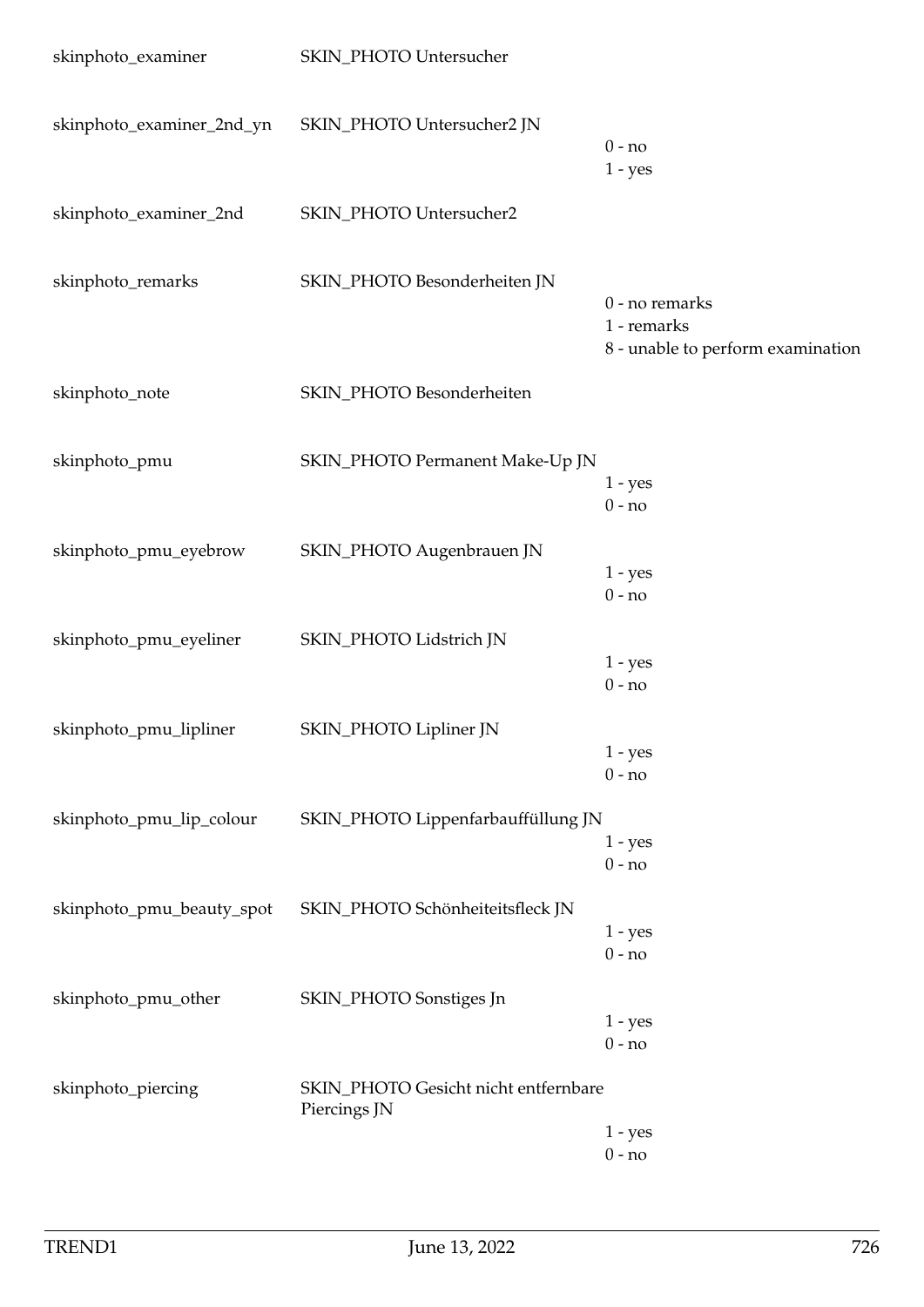| | | |
|---|---|---|
| skinphoto_examiner | SKIN_PHOTO Untersucher | |
| skinphoto_examiner_2nd_yn | SKIN_PHOTO Untersucher2 JN | 0 - no<br>1 - yes |
| skinphoto_examiner_2nd | SKIN_PHOTO Untersucher2 | |
| skinphoto_remarks | SKIN_PHOTO Besonderheiten JN | 0 - no remarks<br>1 - remarks<br>8 - unable to perform examination |
| skinphoto_note | SKIN_PHOTO Besonderheiten | |
| skinphoto_pmu | SKIN_PHOTO Permanent Make-Up JN | 1 - yes<br>0 - no |
| skinphoto_pmu_eyebrow | SKIN_PHOTO Augenbrauen JN | 1 - yes<br>0 - no |
| skinphoto_pmu_eyeliner | SKIN_PHOTO Lidstrich JN | 1 - yes<br>0 - no |
| skinphoto_pmu_lipliner | SKIN_PHOTO Lipliner JN | 1 - yes<br>0 - no |
| skinphoto_pmu_lip_colour | SKIN_PHOTO Lippenfarbauffüllung JN | 1 - yes<br>0 - no |
| skinphoto_pmu_beauty_spot | SKIN_PHOTO Schönheiteitsfleck JN | 1 - yes<br>0 - no |
| skinphoto_pmu_other | SKIN_PHOTO Sonstiges Jn | 1 - yes<br>0 - no |
| skinphoto_piercing | SKIN_PHOTO Gesicht nicht entfernbare Piercings JN | 1 - yes<br>0 - no |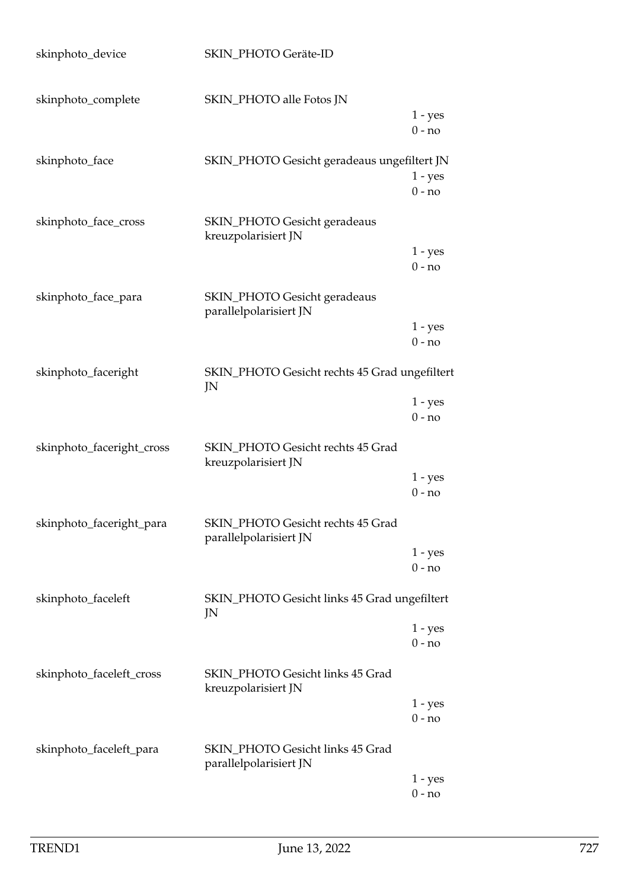| | | |
|---|---|---|
| skinphoto_device | SKIN_PHOTO Geräte-ID | |
| skinphoto_complete | SKIN_PHOTO alle Fotos JN | 1 - yes<br>0 - no |
| skinphoto_face | SKIN_PHOTO Gesicht geradeaus ungefiltert JN | 1 - yes<br>0 - no |
| skinphoto_face_cross | SKIN_PHOTO Gesicht geradeaus kreuzpolarisiert JN | 1 - yes<br>0 - no |
| skinphoto_face_para | SKIN_PHOTO Gesicht geradeaus parallelpolarisiert JN | 1 - yes<br>0 - no |
| skinphoto_faceright | SKIN_PHOTO Gesicht rechts 45 Grad ungefiltert JN | 1 - yes<br>0 - no |
| skinphoto_faceright_cross | SKIN_PHOTO Gesicht rechts 45 Grad kreuzpolarisiert JN | 1 - yes<br>0 - no |
| skinphoto_faceright_para | SKIN_PHOTO Gesicht rechts 45 Grad parallelpolarisiert JN | 1 - yes<br>0 - no |
| skinphoto_faceleft | SKIN_PHOTO Gesicht links 45 Grad ungefiltert JN | 1 - yes<br>0 - no |
| skinphoto_faceleft_cross | SKIN_PHOTO Gesicht links 45 Grad kreuzpolarisiert JN | 1 - yes<br>0 - no |
| skinphoto_faceleft_para | SKIN_PHOTO Gesicht links 45 Grad parallelpolarisiert JN | 1 - yes<br>0 - no |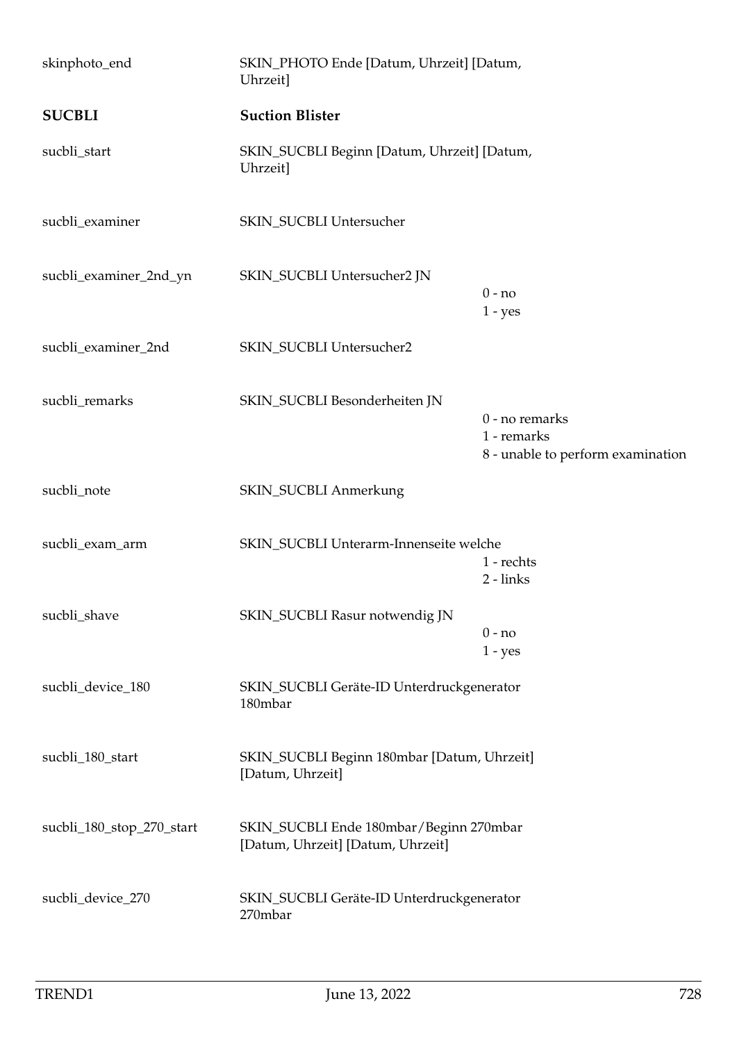| | | |
|---|---|---|
| skinphoto_end | SKIN_PHOTO Ende [Datum, Uhrzeit] [Datum, Uhrzeit] | |
| **SUCBLI** | **Suction Blister** | |
| sucbli_start | SKIN_SUCBLI Beginn [Datum, Uhrzeit] [Datum, Uhrzeit] | |
| sucbli_examiner | SKIN_SUCBLI Untersucher | |
| sucbli_examiner_2nd_yn | SKIN_SUCBLI Untersucher2 JN | 0 - no<br>1 - yes |
| sucbli_examiner_2nd | SKIN_SUCBLI Untersucher2 | |
| sucbli_remarks | SKIN_SUCBLI Besonderheiten JN | 0 - no remarks<br>1 - remarks<br>8 - unable to perform examination |
| sucbli_note | SKIN_SUCBLI Anmerkung | |
| sucbli_exam_arm | SKIN_SUCBLI Unterarm-Innenseite welche | 1 - rechts<br>2 - links |
| sucbli_shave | SKIN_SUCBLI Rasur notwendig JN | 0 - no<br>1 - yes |
| sucbli_device_180 | SKIN_SUCBLI Geräte-ID Unterdruckgenerator 180mbar | |
| sucbli_180_start | SKIN_SUCBLI Beginn 180mbar [Datum, Uhrzeit] [Datum, Uhrzeit] | |
| sucbli_180_stop_270_start | SKIN_SUCBLI Ende 180mbar/Beginn 270mbar [Datum, Uhrzeit] [Datum, Uhrzeit] | |
| sucbli_device_270 | SKIN_SUCBLI Geräte-ID Unterdruckgenerator 270mbar | |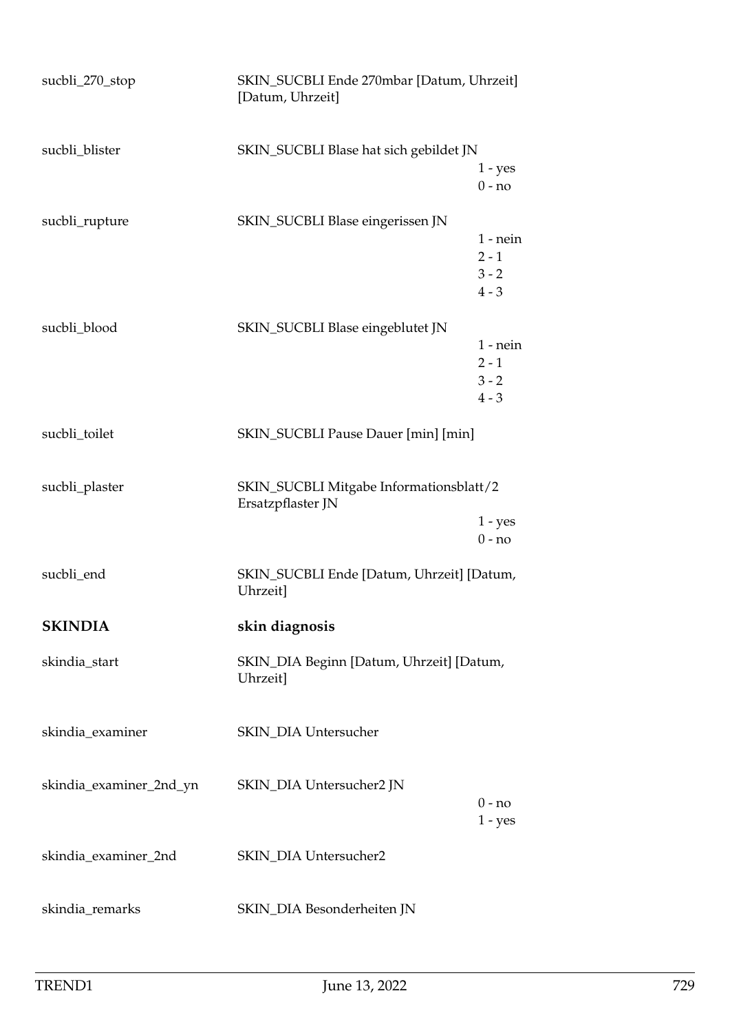| | | |
|---|---|---|
| sucbli_270_stop | SKIN_SUCBLI Ende 270mbar [Datum, Uhrzeit] [Datum, Uhrzeit] | |
| sucbli_blister | SKIN_SUCBLI Blase hat sich gebildet JN | 1 - yes<br>0 - no |
| sucbli_rupture | SKIN_SUCBLI Blase eingerissen JN | 1 - nein<br>2 - 1<br>3 - 2<br>4 - 3 |
| sucbli_blood | SKIN_SUCBLI Blase eingeblutet JN | 1 - nein<br>2 - 1<br>3 - 2<br>4 - 3 |
| sucbli_toilet | SKIN_SUCBLI Pause Dauer [min] [min] | |
| sucbli_plaster | SKIN_SUCBLI Mitgabe Informationsblatt/2 Ersatzpflaster JN | 1 - yes<br>0 - no |
| sucbli_end | SKIN_SUCBLI Ende [Datum, Uhrzeit] [Datum, Uhrzeit] | |

## SKINDIA skin diagnosis

| | | |
|---|---|---|
| skindia_start | SKIN_DIA Beginn [Datum, Uhrzeit] [Datum, Uhrzeit] | |
| skindia_examiner | SKIN_DIA Untersucher | |
| skindia_examiner_2nd_yn | SKIN_DIA Untersucher2 JN | 0 - no<br>1 - yes |
| skindia_examiner_2nd | SKIN_DIA Untersucher2 | |
| skindia_remarks | SKIN_DIA Besonderheiten JN | |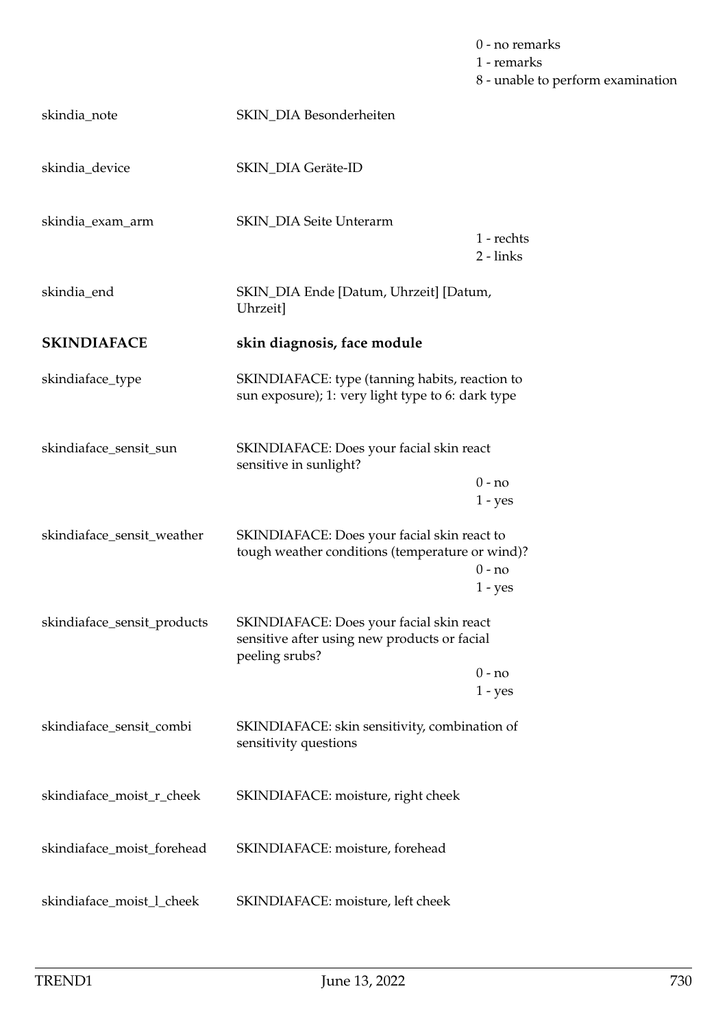| | | |
|---|---|---|
| | | 0 - no remarks<br>1 - remarks<br>8 - unable to perform examination |
| skindia_note | SKIN_DIA Besonderheiten | |
| skindia_device | SKIN_DIA Geräte-ID | |
| skindia_exam_arm | SKIN_DIA Seite Unterarm | 1 - rechts<br>2 - links |
| skindia_end | SKIN_DIA Ende [Datum, Uhrzeit] [Datum, Uhrzeit] | |
| **SKINDIAFACE** | **skin diagnosis, face module** | |
| skindiaface_type | SKINDIAFACE: type (tanning habits, reaction to sun exposure); 1: very light type to 6: dark type | |
| skindiaface_sensit_sun | SKINDIAFACE: Does your facial skin react sensitive in sunlight? | 0 - no<br>1 - yes |
| skindiaface_sensit_weather | SKINDIAFACE: Does your facial skin react to tough weather conditions (temperature or wind)? | 0 - no<br>1 - yes |
| skindiaface_sensit_products | SKINDIAFACE: Does your facial skin react sensitive after using new products or facial peeling srubs? | 0 - no<br>1 - yes |
| skindiaface_sensit_combi | SKINDIAFACE: skin sensitivity, combination of sensitivity questions | |
| skindiaface_moist_r_cheek | SKINDIAFACE: moisture, right cheek | |
| skindiaface_moist_forehead | SKINDIAFACE: moisture, forehead | |
| skindiaface_moist_l_cheek | SKINDIAFACE: moisture, left cheek | |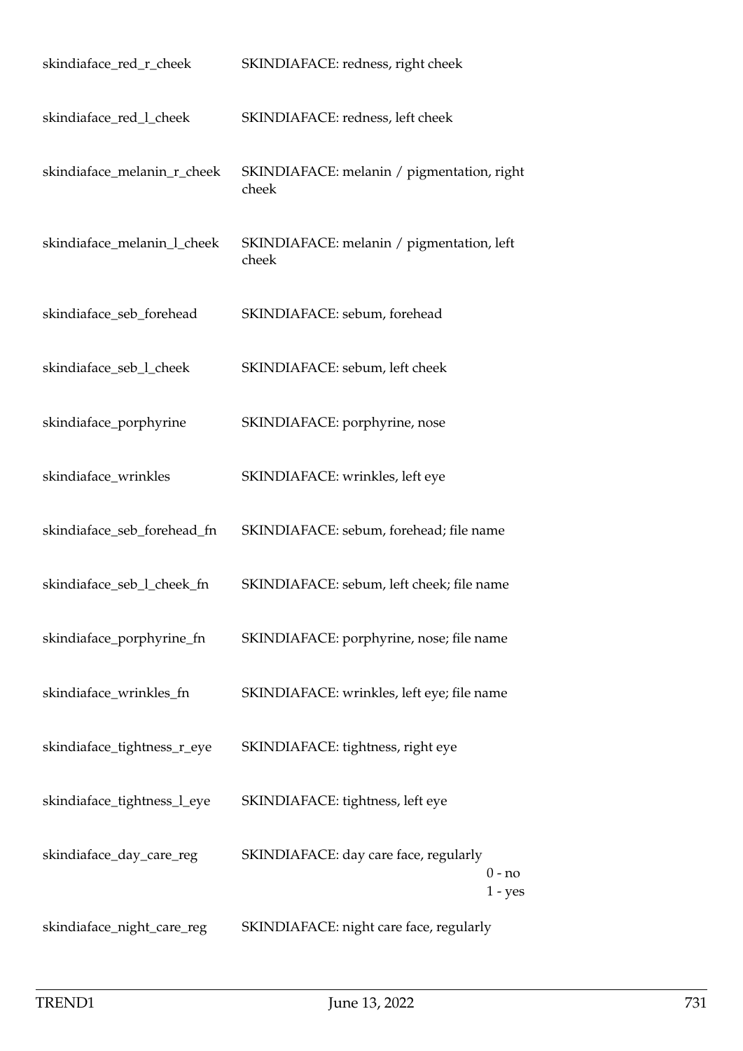| | | |
|---|---|---|
| skindiaface_red_r_cheek | SKINDIAFACE: redness, right cheek | |
| skindiaface_red_l_cheek | SKINDIAFACE: redness, left cheek | |
| skindiaface_melanin_r_cheek | SKINDIAFACE: melanin / pigmentation, right cheek | |
| skindiaface_melanin_l_cheek | SKINDIAFACE: melanin / pigmentation, left cheek | |
| skindiaface_seb_forehead | SKINDIAFACE: sebum, forehead | |
| skindiaface_seb_l_cheek | SKINDIAFACE: sebum, left cheek | |
| skindiaface_porphyrine | SKINDIAFACE: porphyrine, nose | |
| skindiaface_wrinkles | SKINDIAFACE: wrinkles, left eye | |
| skindiaface_seb_forehead_fn | SKINDIAFACE: sebum, forehead; file name | |
| skindiaface_seb_l_cheek_fn | SKINDIAFACE: sebum, left cheek; file name | |
| skindiaface_porphyrine_fn | SKINDIAFACE: porphyrine, nose; file name | |
| skindiaface_wrinkles_fn | SKINDIAFACE: wrinkles, left eye; file name | |
| skindiaface_tightness_r_eye | SKINDIAFACE: tightness, right eye | |
| skindiaface_tightness_l_eye | SKINDIAFACE: tightness, left eye | |
| skindiaface_day_care_reg | SKINDIAFACE: day care face, regularly | 0 - no<br>1 - yes |
| skindiaface_night_care_reg | SKINDIAFACE: night care face, regularly | |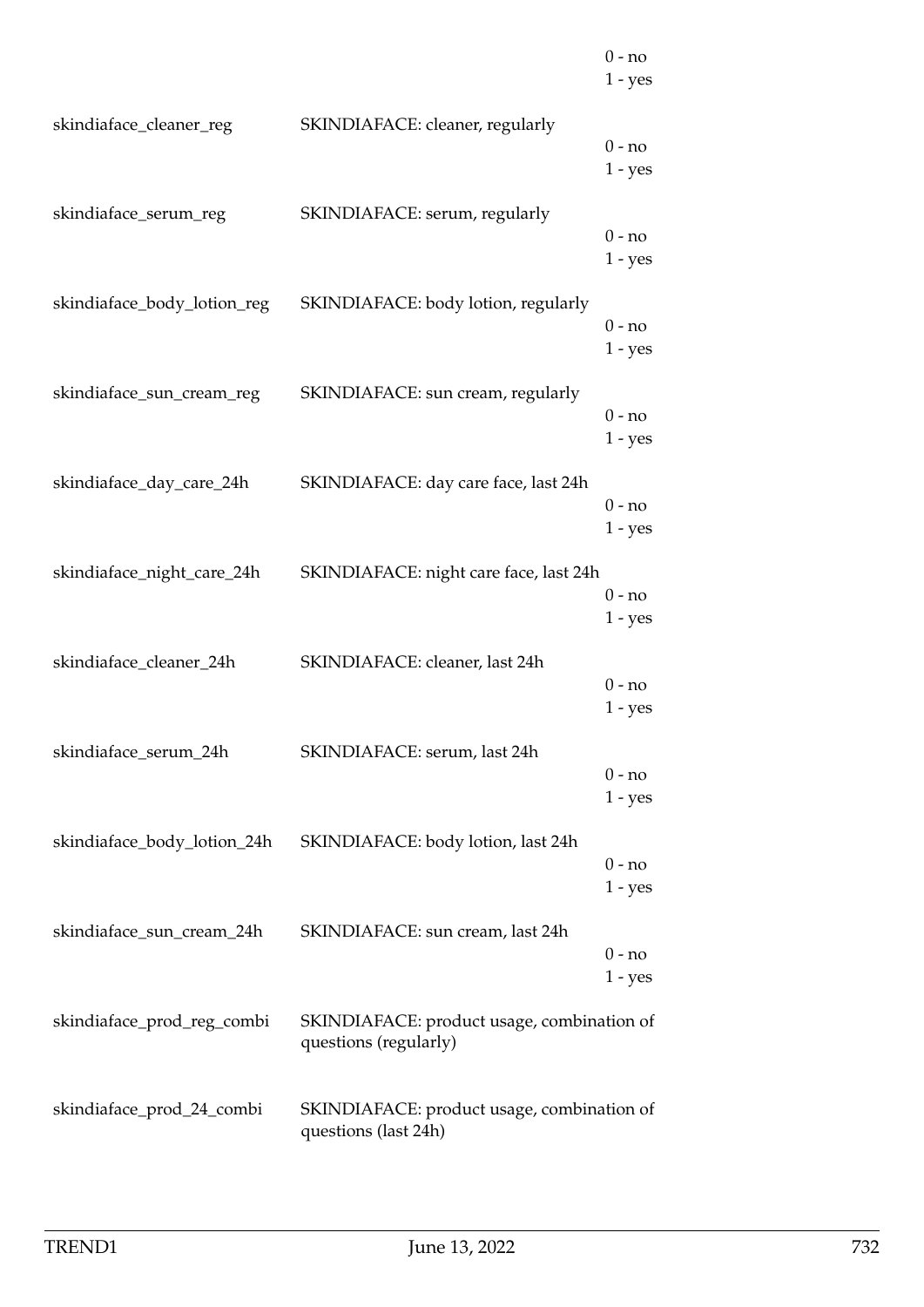| | | |
|---|---|---|
| | | 0 - no<br>1 - yes |
| skindiaface_cleaner_reg | SKINDIAFACE: cleaner, regularly | 0 - no<br>1 - yes |
| skindiaface_serum_reg | SKINDIAFACE: serum, regularly | 0 - no<br>1 - yes |
| skindiaface_body_lotion_reg | SKINDIAFACE: body lotion, regularly | 0 - no<br>1 - yes |
| skindiaface_sun_cream_reg | SKINDIAFACE: sun cream, regularly | 0 - no<br>1 - yes |
| skindiaface_day_care_24h | SKINDIAFACE: day care face, last 24h | 0 - no<br>1 - yes |
| skindiaface_night_care_24h | SKINDIAFACE: night care face, last 24h | 0 - no<br>1 - yes |
| skindiaface_cleaner_24h | SKINDIAFACE: cleaner, last 24h | 0 - no<br>1 - yes |
| skindiaface_serum_24h | SKINDIAFACE: serum, last 24h | 0 - no<br>1 - yes |
| skindiaface_body_lotion_24h | SKINDIAFACE: body lotion, last 24h | 0 - no<br>1 - yes |
| skindiaface_sun_cream_24h | SKINDIAFACE: sun cream, last 24h | 0 - no<br>1 - yes |
| skindiaface_prod_reg_combi | SKINDIAFACE: product usage, combination of questions (regularly) | |
| skindiaface_prod_24_combi | SKINDIAFACE: product usage, combination of questions (last 24h) | |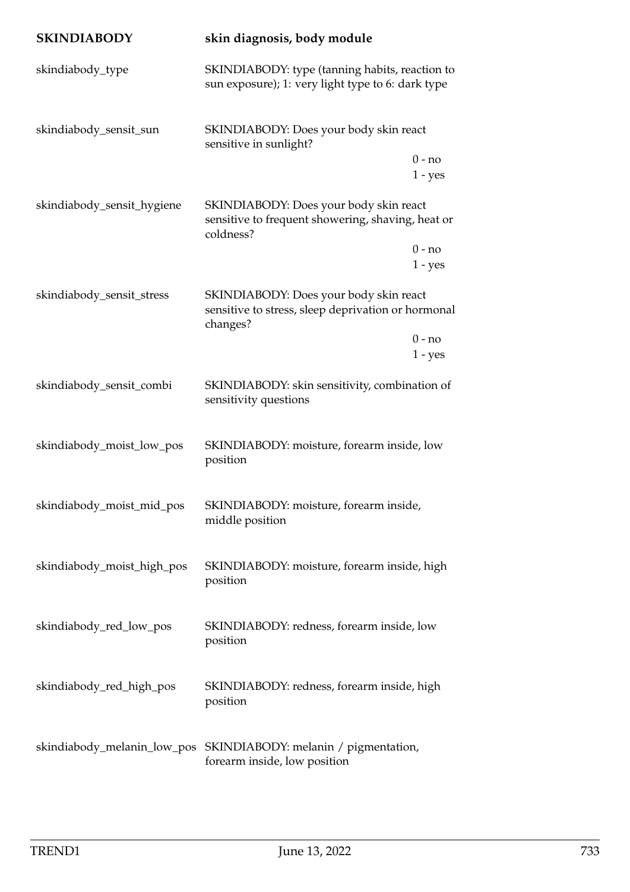| SKINDIABODY | skin diagnosis, body module |
|---|---|
| skindiabody_type | SKINDIABODY: type (tanning habits, reaction to sun exposure); 1: very light type to 6: dark type |
| skindiabody_sensit_sun | SKINDIABODY: Does your body skin react sensitive in sunlight?<br>0 - no<br>1 - yes |
| skindiabody_sensit_hygiene | SKINDIABODY: Does your body skin react sensitive to frequent showering, shaving, heat or coldness?<br>0 - no<br>1 - yes |
| skindiabody_sensit_stress | SKINDIABODY: Does your body skin react sensitive to stress, sleep deprivation or hormonal changes?<br>0 - no<br>1 - yes |
| skindiabody_sensit_combi | SKINDIABODY: skin sensitivity, combination of sensitivity questions |
| skindiabody_moist_low_pos | SKINDIABODY: moisture, forearm inside, low position |
| skindiabody_moist_mid_pos | SKINDIABODY: moisture, forearm inside, middle position |
| skindiabody_moist_high_pos | SKINDIABODY: moisture, forearm inside, high position |
| skindiabody_red_low_pos | SKINDIABODY: redness, forearm inside, low position |
| skindiabody_red_high_pos | SKINDIABODY: redness, forearm inside, high position |
| skindiabody_melanin_low_pos | SKINDIABODY: melanin / pigmentation, forearm inside, low position |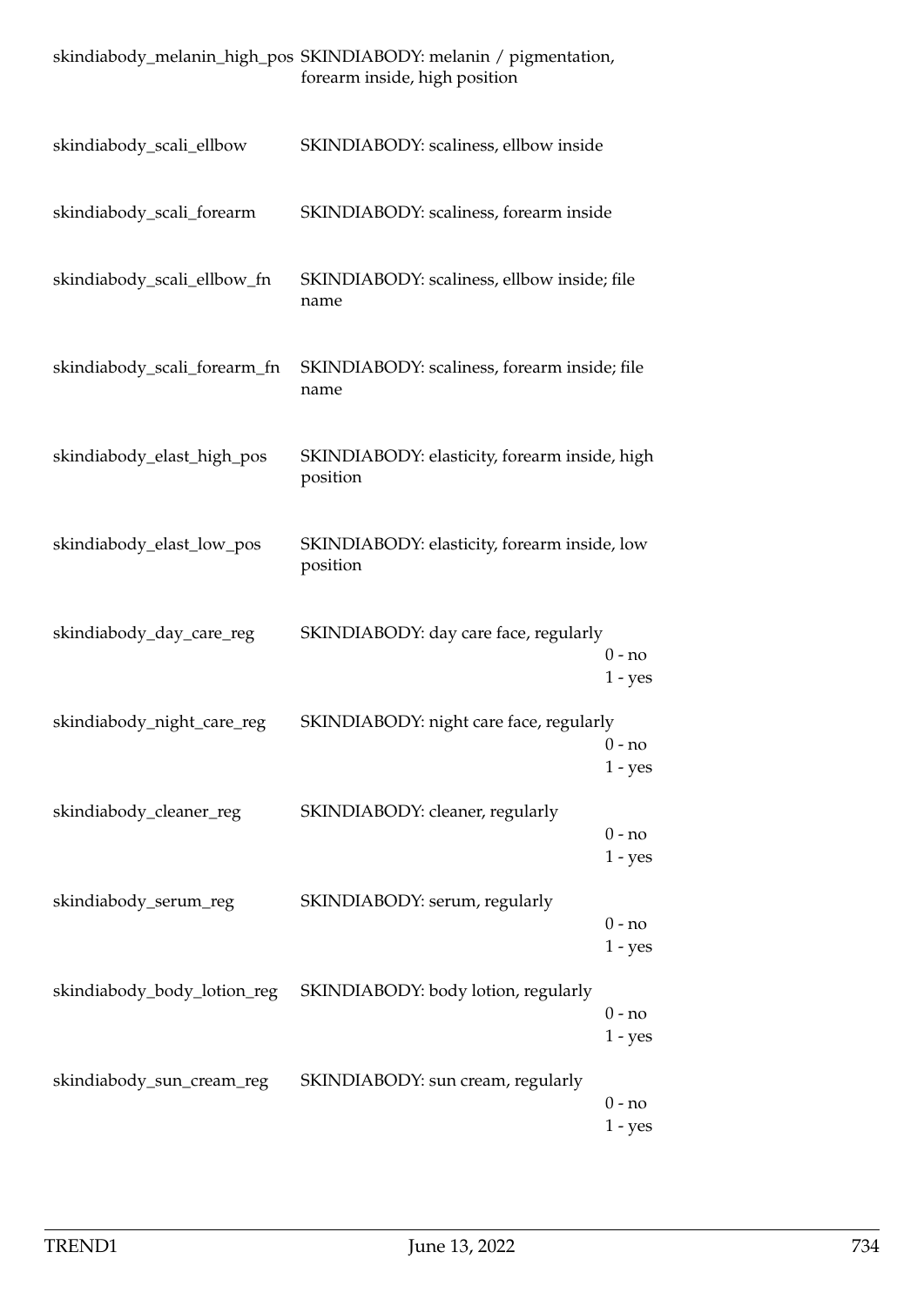| | | |
|---|---|---|
| skindiabody_melanin_high_pos | SKINDIABODY: melanin / pigmentation, forearm inside, high position | |
| skindiabody_scali_ellbow | SKINDIABODY: scaliness, ellbow inside | |
| skindiabody_scali_forearm | SKINDIABODY: scaliness, forearm inside | |
| skindiabody_scali_ellbow_fn | SKINDIABODY: scaliness, ellbow inside; file name | |
| skindiabody_scali_forearm_fn | SKINDIABODY: scaliness, forearm inside; file name | |
| skindiabody_elast_high_pos | SKINDIABODY: elasticity, forearm inside, high position | |
| skindiabody_elast_low_pos | SKINDIABODY: elasticity, forearm inside, low position | |
| skindiabody_day_care_reg | SKINDIABODY: day care face, regularly | 0 - no<br>1 - yes |
| skindiabody_night_care_reg | SKINDIABODY: night care face, regularly | 0 - no<br>1 - yes |
| skindiabody_cleaner_reg | SKINDIABODY: cleaner, regularly | 0 - no<br>1 - yes |
| skindiabody_serum_reg | SKINDIABODY: serum, regularly | 0 - no<br>1 - yes |
| skindiabody_body_lotion_reg | SKINDIABODY: body lotion, regularly | 0 - no<br>1 - yes |
| skindiabody_sun_cream_reg | SKINDIABODY: sun cream, regularly | 0 - no<br>1 - yes |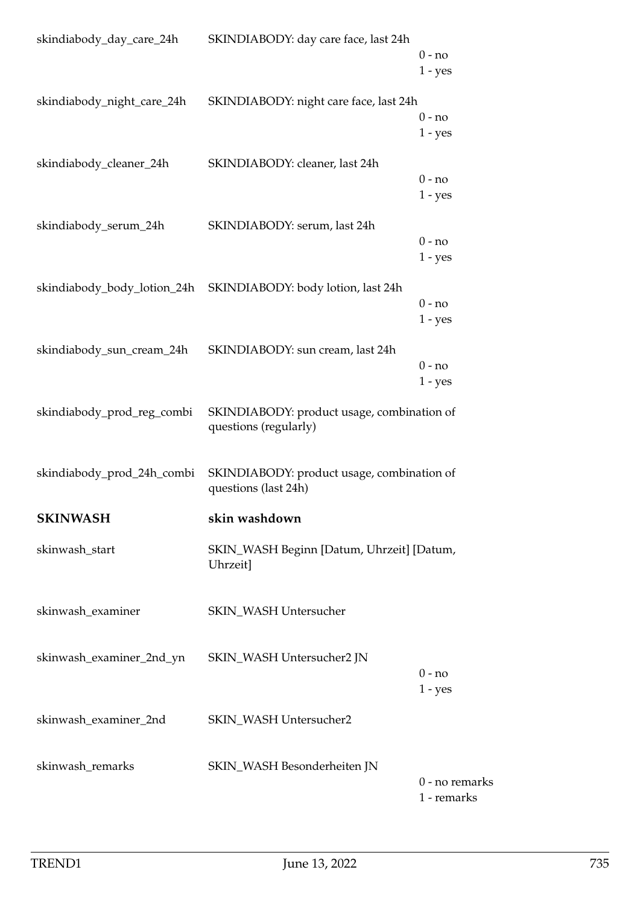| Variable | Label | Values |
|---|---|---|
| skindiabody_day_care_24h | SKINDIABODY: day care face, last 24h | 0 - no<br>1 - yes |
| skindiabody_night_care_24h | SKINDIABODY: night care face, last 24h | 0 - no<br>1 - yes |
| skindiabody_cleaner_24h | SKINDIABODY: cleaner, last 24h | 0 - no<br>1 - yes |
| skindiabody_serum_24h | SKINDIABODY: serum, last 24h | 0 - no<br>1 - yes |
| skindiabody_body_lotion_24h | SKINDIABODY: body lotion, last 24h | 0 - no<br>1 - yes |
| skindiabody_sun_cream_24h | SKINDIABODY: sun cream, last 24h | 0 - no<br>1 - yes |
| skindiabody_prod_reg_combi | SKINDIABODY: product usage, combination of questions (regularly) | |
| skindiabody_prod_24h_combi | SKINDIABODY: product usage, combination of questions (last 24h) | |

## SKINWASH skin washdown

| Variable | Label | Values |
|---|---|---|
| skinwash_start | SKIN_WASH Beginn [Datum, Uhrzeit] [Datum, Uhrzeit] | |
| skinwash_examiner | SKIN_WASH Untersucher | |
| skinwash_examiner_2nd_yn | SKIN_WASH Untersucher2 JN | 0 - no<br>1 - yes |
| skinwash_examiner_2nd | SKIN_WASH Untersucher2 | |
| skinwash_remarks | SKIN_WASH Besonderheiten JN | 0 - no remarks<br>1 - remarks |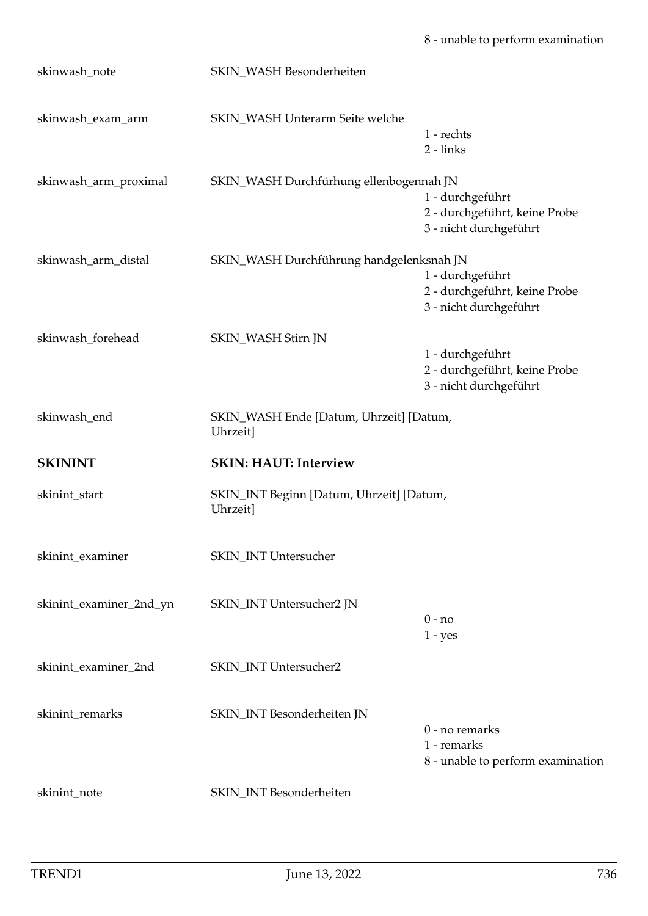| | | 8 - unable to perform examination |
|---|---|---|
| skinwash_note | SKIN_WASH Besonderheiten | |
| skinwash_exam_arm | SKIN_WASH Unterarm Seite welche | 1 - rechts<br>2 - links |
| skinwash_arm_proximal | SKIN_WASH Durchfürhung ellenbogennah JN | 1 - durchgeführt<br>2 - durchgeführt, keine Probe<br>3 - nicht durchgeführt |
| skinwash_arm_distal | SKIN_WASH Durchführung handgelenksnah JN | 1 - durchgeführt<br>2 - durchgeführt, keine Probe<br>3 - nicht durchgeführt |
| skinwash_forehead | SKIN_WASH Stirn JN | 1 - durchgeführt<br>2 - durchgeführt, keine Probe<br>3 - nicht durchgeführt |
| skinwash_end | SKIN_WASH Ende [Datum, Uhrzeit] [Datum, Uhrzeit] | |
| **SKININT** | **SKIN: HAUT: Interview** | |
| skinint_start | SKIN_INT Beginn [Datum, Uhrzeit] [Datum, Uhrzeit] | |
| skinint_examiner | SKIN_INT Untersucher | |
| skinint_examiner_2nd_yn | SKIN_INT Untersucher2 JN | 0 - no<br>1 - yes |
| skinint_examiner_2nd | SKIN_INT Untersucher2 | |
| skinint_remarks | SKIN_INT Besonderheiten JN | 0 - no remarks<br>1 - remarks<br>8 - unable to perform examination |
| skinint_note | SKIN_INT Besonderheiten | |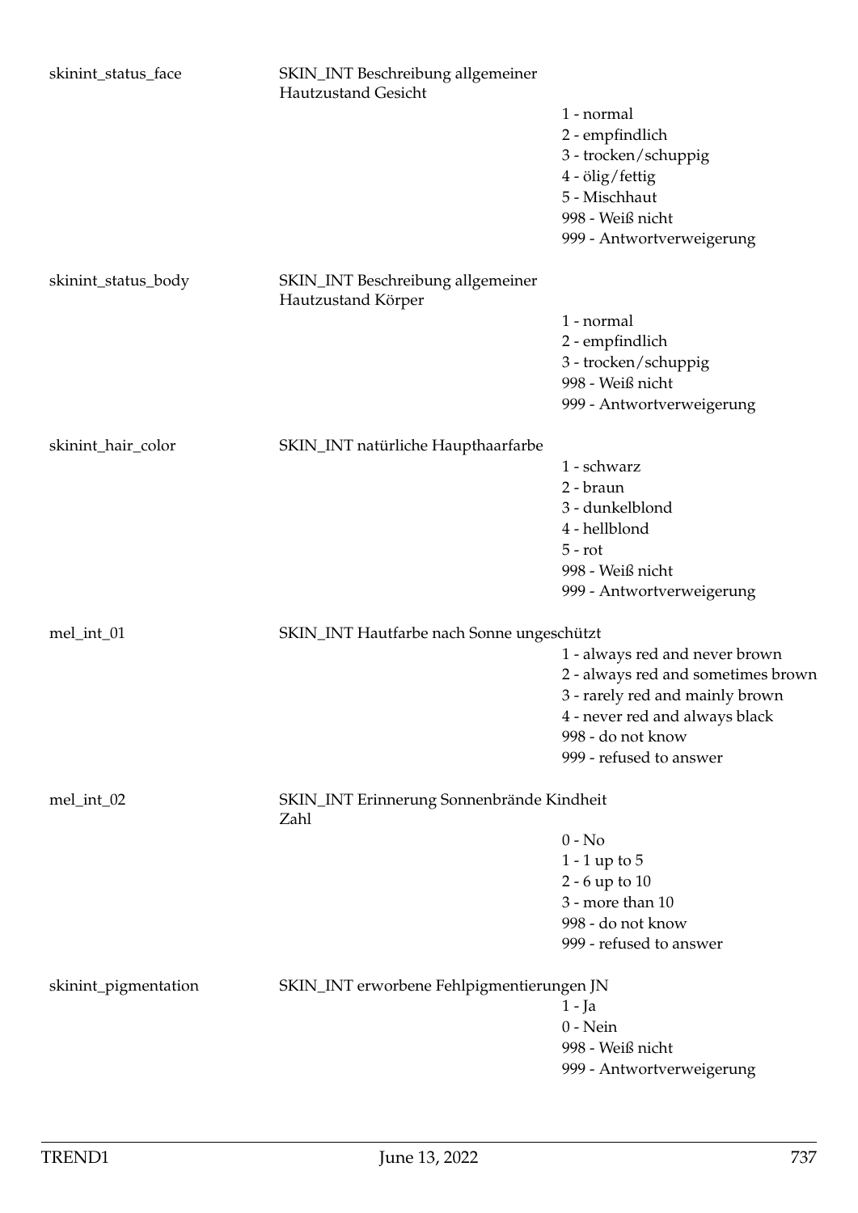| Variable | Label | Values |
|---|---|---|
| skinint_status_face | SKIN_INT Beschreibung allgemeiner Hautzustand Gesicht | |
| | | 1 - normal |
| | | 2 - empfindlich |
| | | 3 - trocken/schuppig |
| | | 4 - ölig/fettig |
| | | 5 - Mischhaut |
| | | 998 - Weiß nicht |
| | | 999 - Antwortverweigerung |
| skinint_status_body | SKIN_INT Beschreibung allgemeiner Hautzustand Körper | |
| | | 1 - normal |
| | | 2 - empfindlich |
| | | 3 - trocken/schuppig |
| | | 998 - Weiß nicht |
| | | 999 - Antwortverweigerung |
| skinint_hair_color | SKIN_INT natürliche Haupthaarfarbe | |
| | | 1 - schwarz |
| | | 2 - braun |
| | | 3 - dunkelblond |
| | | 4 - hellblond |
| | | 5 - rot |
| | | 998 - Weiß nicht |
| | | 999 - Antwortverweigerung |
| mel_int_01 | SKIN_INT Hautfarbe nach Sonne ungeschützt | |
| | | 1 - always red and never brown |
| | | 2 - always red and sometimes brown |
| | | 3 - rarely red and mainly brown |
| | | 4 - never red and always black |
| | | 998 - do not know |
| | | 999 - refused to answer |
| mel_int_02 | SKIN_INT Erinnerung Sonnenbrände Kindheit Zahl | |
| | | 0 - No |
| | | 1 - 1 up to 5 |
| | | 2 - 6 up to 10 |
| | | 3 - more than 10 |
| | | 998 - do not know |
| | | 999 - refused to answer |
| skinint_pigmentation | SKIN_INT erworbene Fehlpigmentierungen JN | |
| | | 1 - Ja |
| | | 0 - Nein |
| | | 998 - Weiß nicht |
| | | 999 - Antwortverweigerung |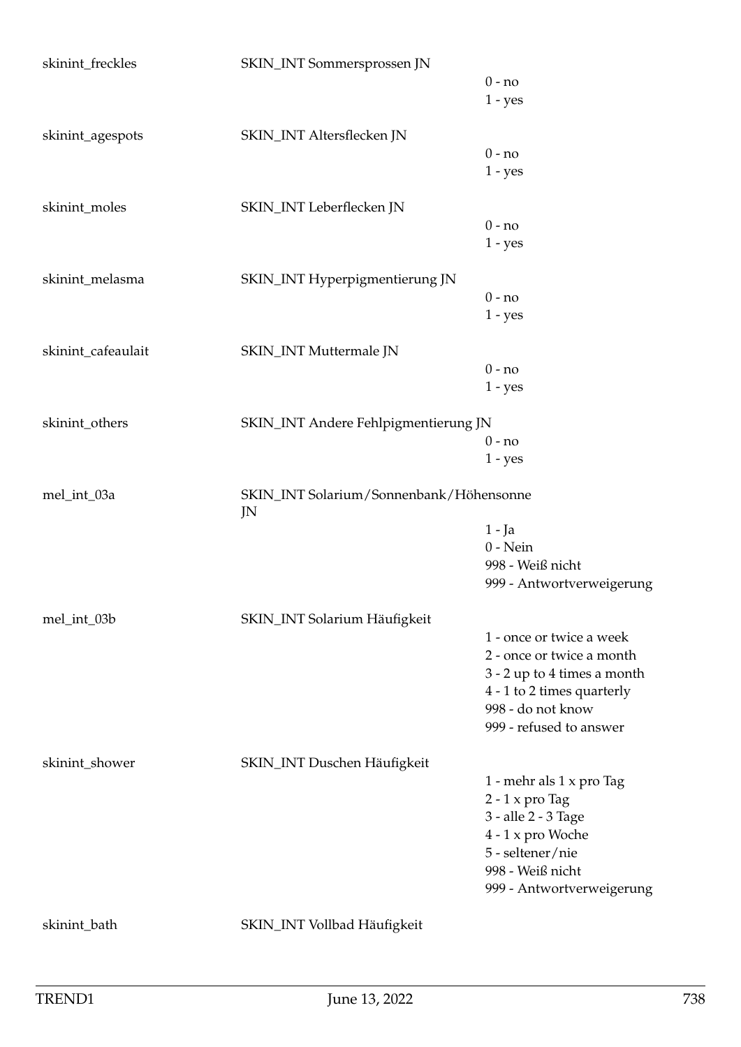skinint_freckles SKIN_INT Sommersprossen JN

0 - no
1 - yes

skinint_agespots SKIN_INT Altersflecken JN

0 - no
1 - yes

skinint_moles SKIN_INT Leberflecken JN

0 - no
1 - yes

skinint_melasma SKIN_INT Hyperpigmentierung JN

0 - no
1 - yes

skinint_cafeaulait SKIN_INT Muttermale JN

0 - no
1 - yes

skinint_others SKIN_INT Andere Fehlpigmentierung JN

0 - no
1 - yes

mel_int_03a SKIN_INT Solarium/Sonnenbank/Höhensonne JN

1 - Ja
0 - Nein
998 - Weiß nicht
999 - Antwortverweigerung

mel_int_03b SKIN_INT Solarium Häufigkeit

1 - once or twice a week
2 - once or twice a month
3 - 2 up to 4 times a month
4 - 1 to 2 times quarterly
998 - do not know
999 - refused to answer

skinint_shower SKIN_INT Duschen Häufigkeit

1 - mehr als 1 x pro Tag
2 - 1 x pro Tag
3 - alle 2 - 3 Tage
4 - 1 x pro Woche
5 - seltener/nie
998 - Weiß nicht
999 - Antwortverweigerung

skinint_bath SKIN_INT Vollbad Häufigkeit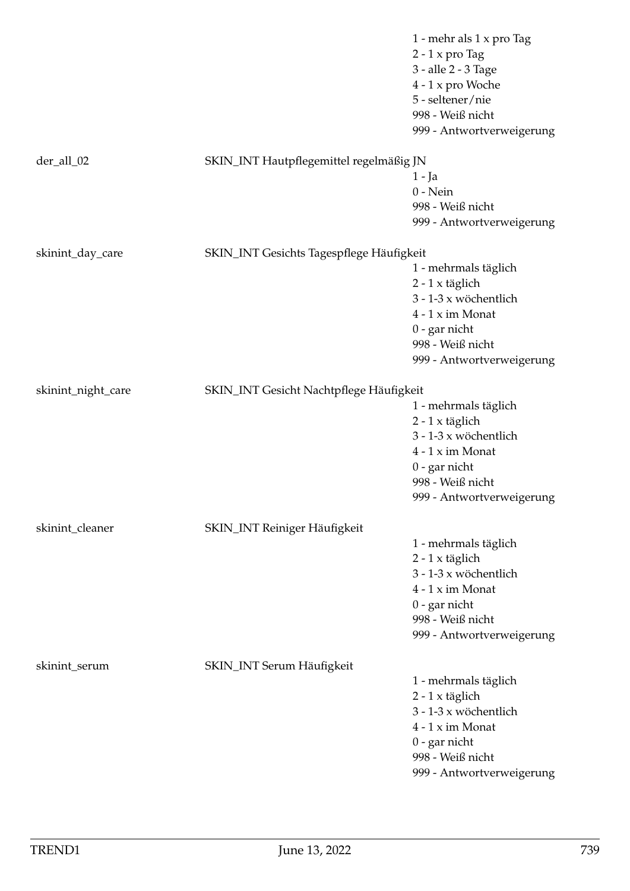1 - mehr als 1 x pro Tag
2 - 1 x pro Tag
3 - alle 2 - 3 Tage
4 - 1 x pro Woche
5 - seltener/nie
998 - Weiß nicht
999 - Antwortverweigerung

der_all_02 — SKIN_INT Hautpflegemittel regelmäßig JN

1 - Ja
0 - Nein
998 - Weiß nicht
999 - Antwortverweigerung

skinint_day_care — SKIN_INT Gesichts Tagespflege Häufigkeit

1 - mehrmals täglich
2 - 1 x täglich
3 - 1-3 x wöchentlich
4 - 1 x im Monat
0 - gar nicht
998 - Weiß nicht
999 - Antwortverweigerung

skinint_night_care — SKIN_INT Gesicht Nachtpflege Häufigkeit

1 - mehrmals täglich
2 - 1 x täglich
3 - 1-3 x wöchentlich
4 - 1 x im Monat
0 - gar nicht
998 - Weiß nicht
999 - Antwortverweigerung

skinint_cleaner — SKIN_INT Reiniger Häufigkeit

1 - mehrmals täglich
2 - 1 x täglich
3 - 1-3 x wöchentlich
4 - 1 x im Monat
0 - gar nicht
998 - Weiß nicht
999 - Antwortverweigerung

skinint_serum — SKIN_INT Serum Häufigkeit

1 - mehrmals täglich
2 - 1 x täglich
3 - 1-3 x wöchentlich
4 - 1 x im Monat
0 - gar nicht
998 - Weiß nicht
999 - Antwortverweigerung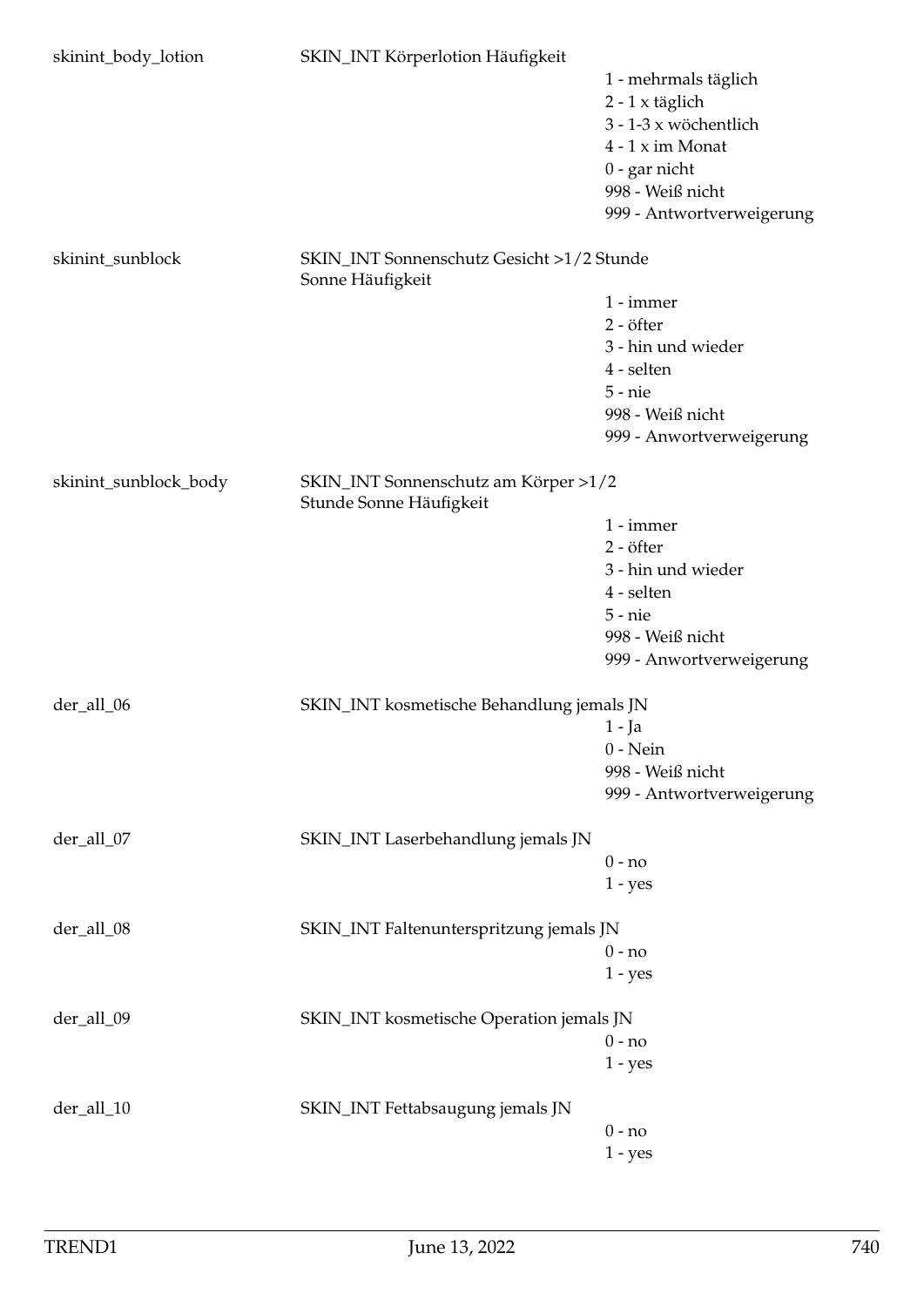| Variable | Label | Values |
|---|---|---|
| skinint_body_lotion | SKIN_INT Körperlotion Häufigkeit | 1 - mehrmals täglich<br>2 - 1 x täglich<br>3 - 1-3 x wöchentlich<br>4 - 1 x im Monat<br>0 - gar nicht<br>998 - Weiß nicht<br>999 - Antwortverweigerung |
| skinint_sunblock | SKIN_INT Sonnenschutz Gesicht >1/2 Stunde Sonne Häufigkeit | 1 - immer<br>2 - öfter<br>3 - hin und wieder<br>4 - selten<br>5 - nie<br>998 - Weiß nicht<br>999 - Anwortverweigerung |
| skinint_sunblock_body | SKIN_INT Sonnenschutz am Körper >1/2 Stunde Sonne Häufigkeit | 1 - immer<br>2 - öfter<br>3 - hin und wieder<br>4 - selten<br>5 - nie<br>998 - Weiß nicht<br>999 - Anwortverweigerung |
| der_all_06 | SKIN_INT kosmetische Behandlung jemals JN | 1 - Ja<br>0 - Nein<br>998 - Weiß nicht<br>999 - Antwortverweigerung |
| der_all_07 | SKIN_INT Laserbehandlung jemals JN | 0 - no<br>1 - yes |
| der_all_08 | SKIN_INT Faltenunterspritzung jemals JN | 0 - no<br>1 - yes |
| der_all_09 | SKIN_INT kosmetische Operation jemals JN | 0 - no<br>1 - yes |
| der_all_10 | SKIN_INT Fettabsaugung jemals JN | 0 - no<br>1 - yes |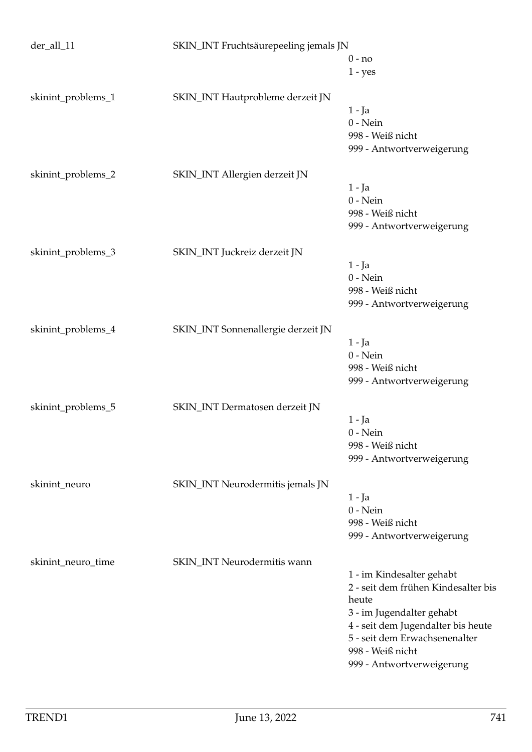der_all_11 SKIN_INT Fruchtsäurepeeling jemals JN

0 - no
1 - yes

skinint_problems_1 SKIN_INT Hautprobleme derzeit JN

1 - Ja
0 - Nein
998 - Weiß nicht
999 - Antwortverweigerung

skinint_problems_2 SKIN_INT Allergien derzeit JN

1 - Ja
0 - Nein
998 - Weiß nicht
999 - Antwortverweigerung

skinint_problems_3 SKIN_INT Juckreiz derzeit JN

1 - Ja
0 - Nein
998 - Weiß nicht
999 - Antwortverweigerung

skinint_problems_4 SKIN_INT Sonnenallergie derzeit JN

1 - Ja
0 - Nein
998 - Weiß nicht
999 - Antwortverweigerung

skinint_problems_5 SKIN_INT Dermatosen derzeit JN

1 - Ja
0 - Nein
998 - Weiß nicht
999 - Antwortverweigerung

skinint_neuro SKIN_INT Neurodermitis jemals JN

1 - Ja
0 - Nein
998 - Weiß nicht
999 - Antwortverweigerung

skinint_neuro_time SKIN_INT Neurodermitis wann

1 - im Kindesalter gehabt
2 - seit dem frühen Kindesalter bis heute
3 - im Jugendalter gehabt
4 - seit dem Jugendalter bis heute
5 - seit dem Erwachsenenalter
998 - Weiß nicht
999 - Antwortverweigerung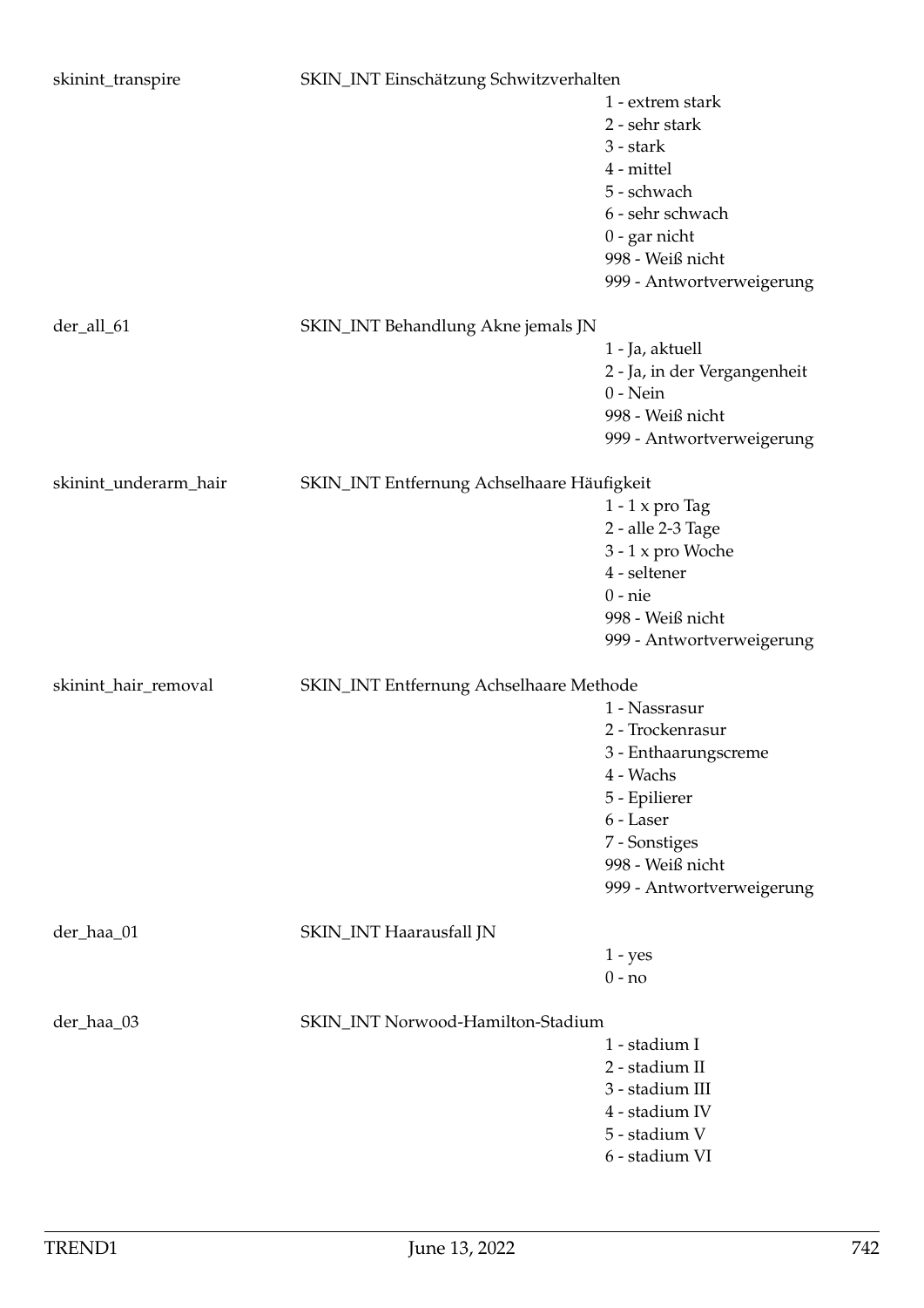skinint_transpire SKIN_INT Einschätzung Schwitzverhalten

- 1 - extrem stark
- 2 - sehr stark
- 3 - stark
- 4 - mittel
- 5 - schwach
- 6 - sehr schwach
- 0 - gar nicht
- 998 - Weiß nicht
- 999 - Antwortverweigerung

der_all_61 SKIN_INT Behandlung Akne jemals JN

- 1 - Ja, aktuell
- 2 - Ja, in der Vergangenheit
- 0 - Nein
- 998 - Weiß nicht
- 999 - Antwortverweigerung

skinint_underarm_hair SKIN_INT Entfernung Achselhaare Häufigkeit

- 1 - 1 x pro Tag
- 2 - alle 2-3 Tage
- 3 - 1 x pro Woche
- 4 - seltener
- 0 - nie
- 998 - Weiß nicht
- 999 - Antwortverweigerung

skinint_hair_removal SKIN_INT Entfernung Achselhaare Methode

- 1 - Nassrasur
- 2 - Trockenrasur
- 3 - Enthaarungscreme
- 4 - Wachs
- 5 - Epilierer
- 6 - Laser
- 7 - Sonstiges
- 998 - Weiß nicht
- 999 - Antwortverweigerung

der_haa_01 SKIN_INT Haarausfall JN

- 1 - yes
- 0 - no

der_haa_03 SKIN_INT Norwood-Hamilton-Stadium

- 1 - stadium I
- 2 - stadium II
- 3 - stadium III
- 4 - stadium IV
- 5 - stadium V
- 6 - stadium VI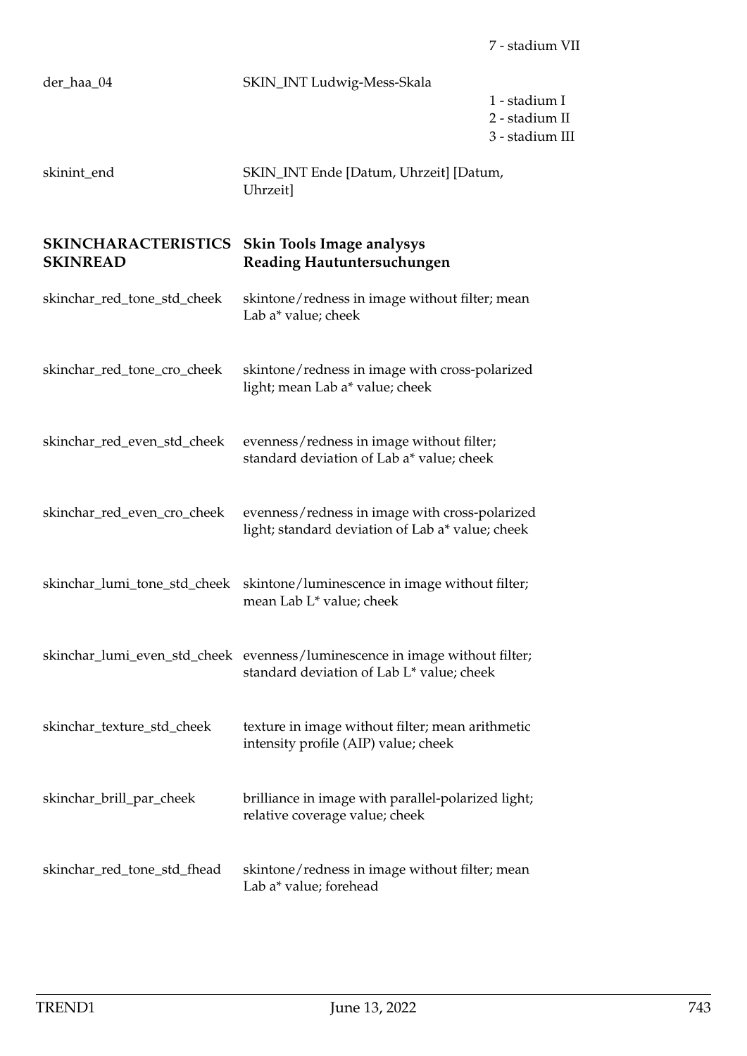| | | |
|---|---|---|
| | | 7 - stadium VII |
| der_haa_04 | SKIN_INT Ludwig-Mess-Skala | 1 - stadium I<br>2 - stadium II<br>3 - stadium III |
| skinint_end | SKIN_INT Ende [Datum, Uhrzeit] [Datum, Uhrzeit] | |

| **SKINCHARACTERISTICS SKINREAD** | **Skin Tools Image analysys Reading Hautuntersuchungen** |
|---|---|
| skinchar_red_tone_std_cheek | skintone/redness in image without filter; mean Lab a* value; cheek |
| skinchar_red_tone_cro_cheek | skintone/redness in image with cross-polarized light; mean Lab a* value; cheek |
| skinchar_red_even_std_cheek | evenness/redness in image without filter; standard deviation of Lab a* value; cheek |
| skinchar_red_even_cro_cheek | evenness/redness in image with cross-polarized light; standard deviation of Lab a* value; cheek |
| skinchar_lumi_tone_std_cheek | skintone/luminescence in image without filter; mean Lab L* value; cheek |
| skinchar_lumi_even_std_cheek | evenness/luminescence in image without filter; standard deviation of Lab L* value; cheek |
| skinchar_texture_std_cheek | texture in image without filter; mean arithmetic intensity profile (AIP) value; cheek |
| skinchar_brill_par_cheek | brilliance in image with parallel-polarized light; relative coverage value; cheek |
| skinchar_red_tone_std_fhead | skintone/redness in image without filter; mean Lab a* value; forehead |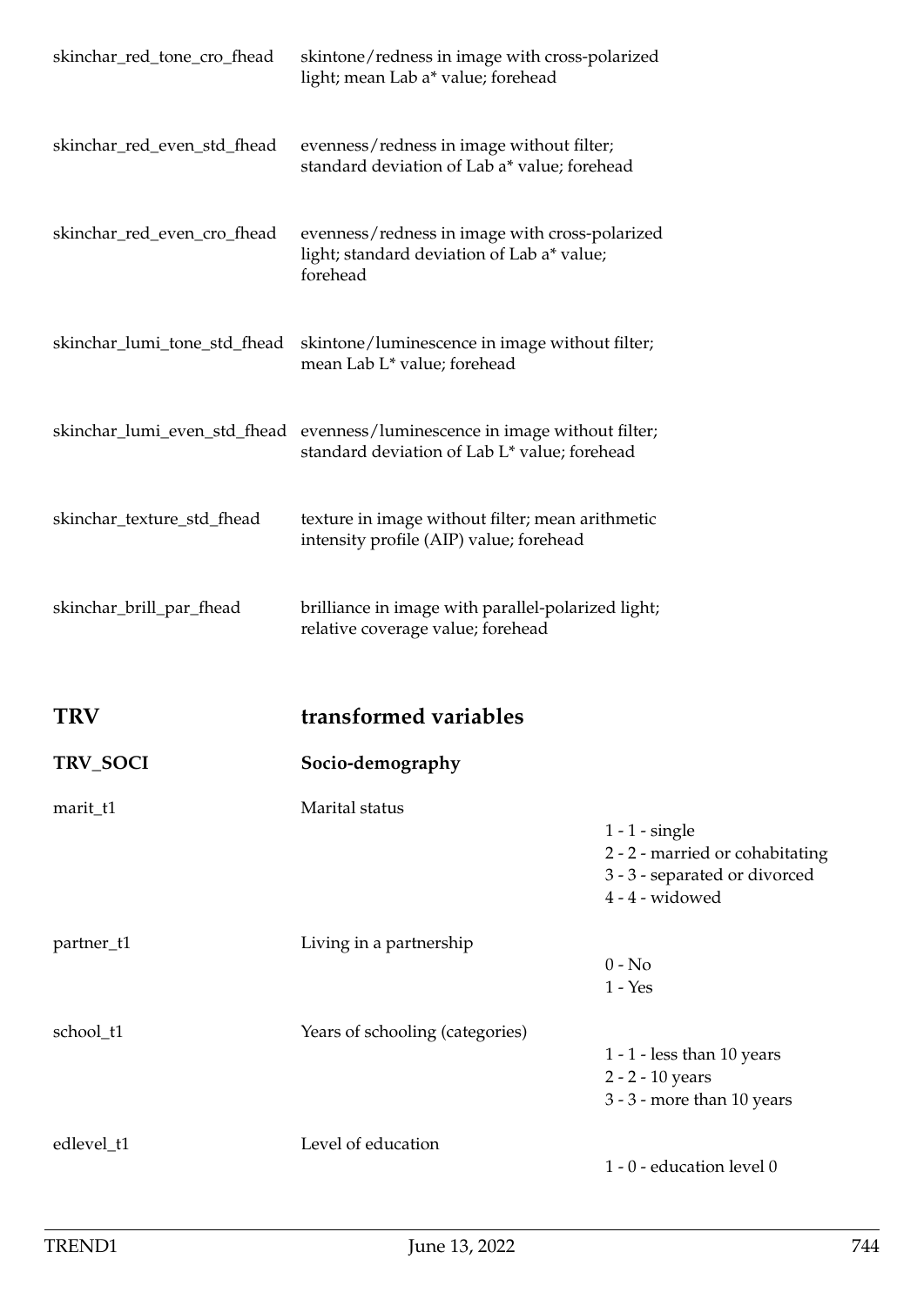| | | |
|---|---|---|
| skinchar_red_tone_cro_fhead | skintone/redness in image with cross-polarized light; mean Lab a* value; forehead | |
| skinchar_red_even_std_fhead | evenness/redness in image without filter; standard deviation of Lab a* value; forehead | |
| skinchar_red_even_cro_fhead | evenness/redness in image with cross-polarized light; standard deviation of Lab a* value; forehead | |
| skinchar_lumi_tone_std_fhead | skintone/luminescence in image without filter; mean Lab L* value; forehead | |
| skinchar_lumi_even_std_fhead | evenness/luminescence in image without filter; standard deviation of Lab L* value; forehead | |
| skinchar_texture_std_fhead | texture in image without filter; mean arithmetic intensity profile (AIP) value; forehead | |
| skinchar_brill_par_fhead | brilliance in image with parallel-polarized light; relative coverage value; forehead | |

## TRV transformed variables

### TRV_SOCI Socio-demography

| | | |
|---|---|---|
| marit_t1 | Marital status | 1 - 1 - single<br>2 - 2 - married or cohabitating<br>3 - 3 - separated or divorced<br>4 - 4 - widowed |
| partner_t1 | Living in a partnership | 0 - No<br>1 - Yes |
| school_t1 | Years of schooling (categories) | 1 - 1 - less than 10 years<br>2 - 2 - 10 years<br>3 - 3 - more than 10 years |
| edlevel_t1 | Level of education | 1 - 0 - education level 0 |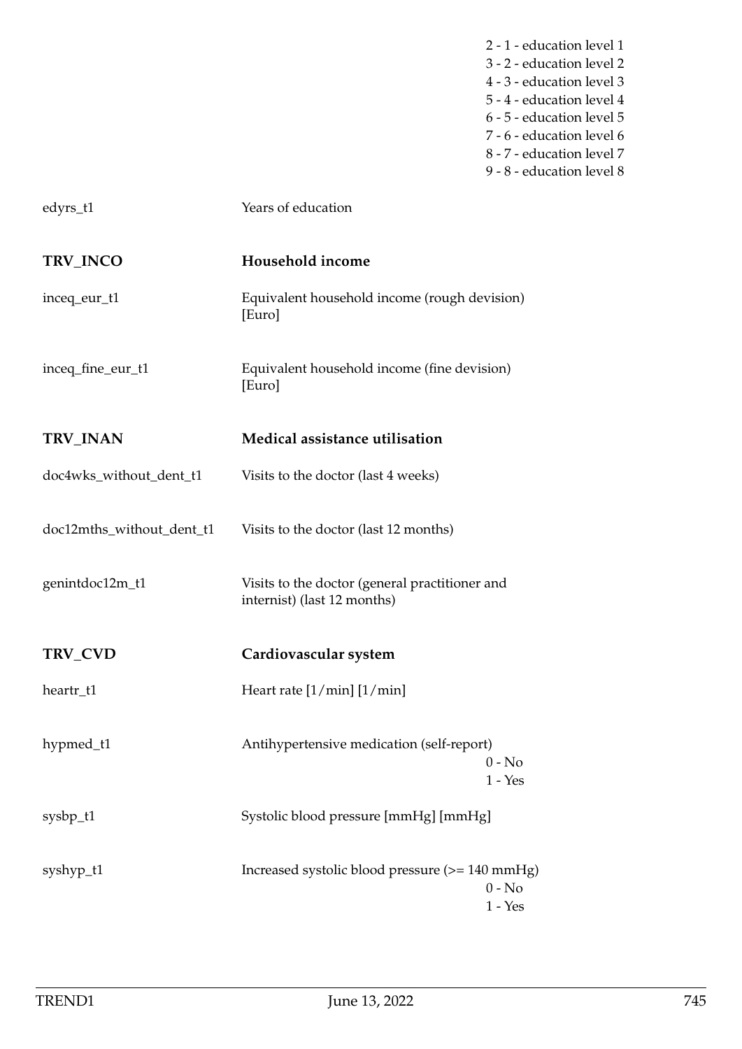2 - 1 - education level 1
3 - 2 - education level 2
4 - 3 - education level 3
5 - 4 - education level 4
6 - 5 - education level 5
7 - 6 - education level 6
8 - 7 - education level 7
9 - 8 - education level 8

edyrs_t1 — Years of education

## TRV_INCO — Household income

inceq_eur_t1 — Equivalent household income (rough devision) [Euro]

inceq_fine_eur_t1 — Equivalent household income (fine devision) [Euro]

## TRV_INAN — Medical assistance utilisation

doc4wks_without_dent_t1 — Visits to the doctor (last 4 weeks)

doc12mths_without_dent_t1 — Visits to the doctor (last 12 months)

genintdoc12m_t1 — Visits to the doctor (general practitioner and internist) (last 12 months)

## TRV_CVD — Cardiovascular system

heartr_t1 — Heart rate [1/min] [1/min]

hypmed_t1 — Antihypertensive medication (self-report)
0 - No
1 - Yes

sysbp_t1 — Systolic blood pressure [mmHg] [mmHg]

syshyp_t1 — Increased systolic blood pressure (>= 140 mmHg)
0 - No
1 - Yes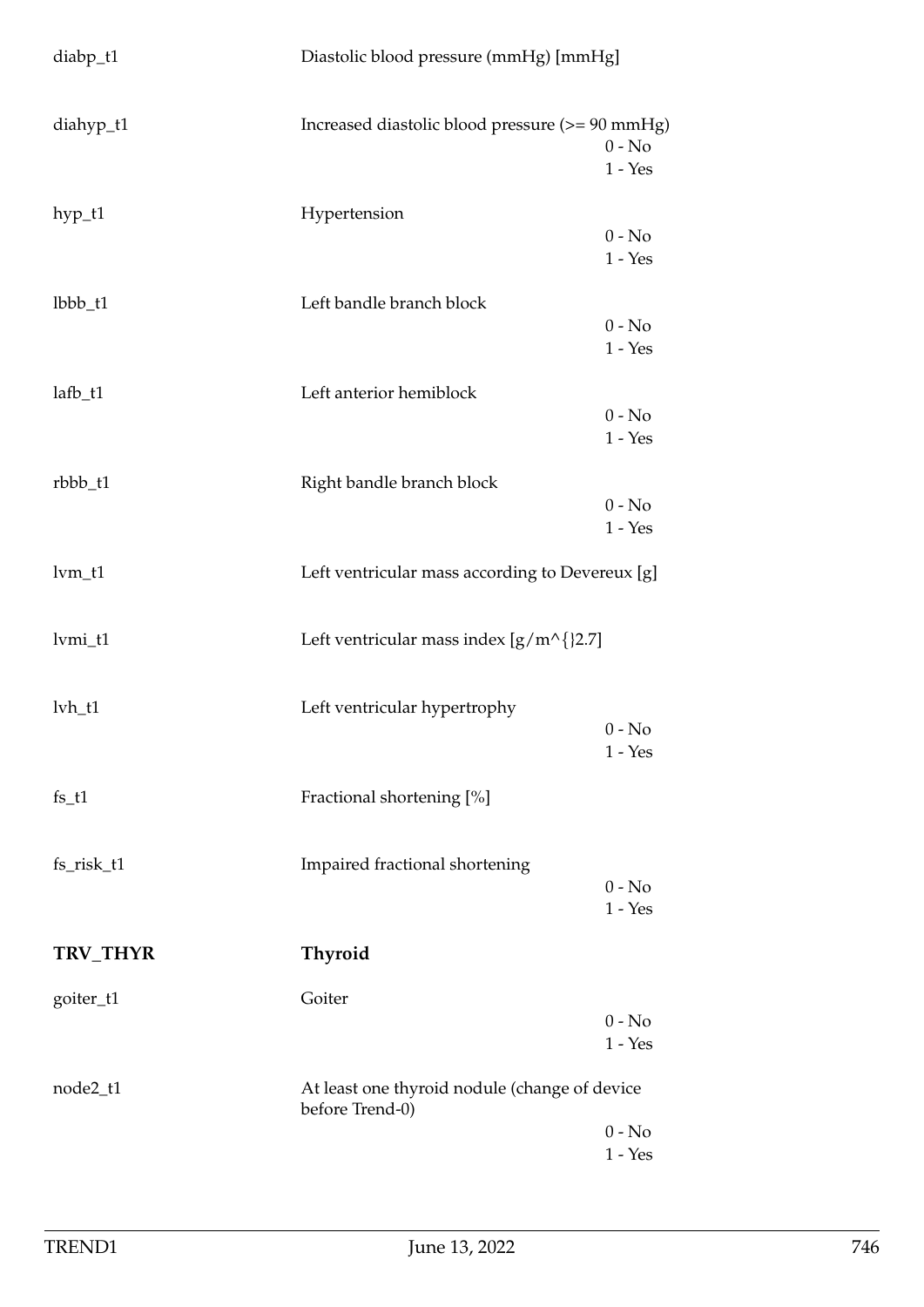diabp_t1 Diastolic blood pressure (mmHg) [mmHg]

diahyp_t1 Increased diastolic blood pressure (>= 90 mmHg)
- 0 - No
- 1 - Yes

hyp_t1 Hypertension
- 0 - No
- 1 - Yes

lbbb_t1 Left bandle branch block
- 0 - No
- 1 - Yes

lafb_t1 Left anterior hemiblock
- 0 - No
- 1 - Yes

rbbb_t1 Right bandle branch block
- 0 - No
- 1 - Yes

lvm_t1 Left ventricular mass according to Devereux [g]

lvmi_t1 Left ventricular mass index [g/m^{}2.7]

lvh_t1 Left ventricular hypertrophy
- 0 - No
- 1 - Yes

fs_t1 Fractional shortening [%]

fs_risk_t1 Impaired fractional shortening
- 0 - No
- 1 - Yes

## TRV_THYR Thyroid

goiter_t1 Goiter
- 0 - No
- 1 - Yes

node2_t1 At least one thyroid nodule (change of device before Trend-0)
- 0 - No
- 1 - Yes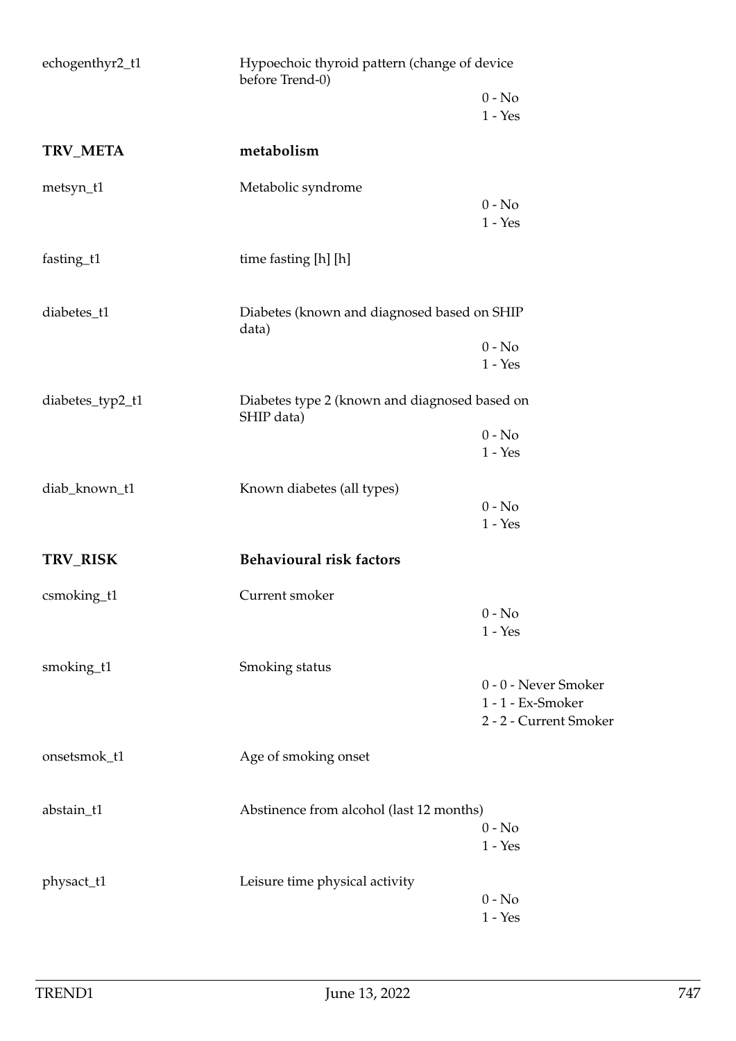| | | |
|---|---|---|
| echogenthyr2_t1 | Hypoechoic thyroid pattern (change of device before Trend-0) | 0 - No<br>1 - Yes |
| **TRV_META** | **metabolism** | |
| metsyn_t1 | Metabolic syndrome | 0 - No<br>1 - Yes |
| fasting_t1 | time fasting [h] [h] | |
| diabetes_t1 | Diabetes (known and diagnosed based on SHIP data) | 0 - No<br>1 - Yes |
| diabetes_typ2_t1 | Diabetes type 2 (known and diagnosed based on SHIP data) | 0 - No<br>1 - Yes |
| diab_known_t1 | Known diabetes (all types) | 0 - No<br>1 - Yes |
| **TRV_RISK** | **Behavioural risk factors** | |
| csmoking_t1 | Current smoker | 0 - No<br>1 - Yes |
| smoking_t1 | Smoking status | 0 - 0 - Never Smoker<br>1 - 1 - Ex-Smoker<br>2 - 2 - Current Smoker |
| onsetsmok_t1 | Age of smoking onset | |
| abstain_t1 | Abstinence from alcohol (last 12 months) | 0 - No<br>1 - Yes |
| physact_t1 | Leisure time physical activity | 0 - No<br>1 - Yes |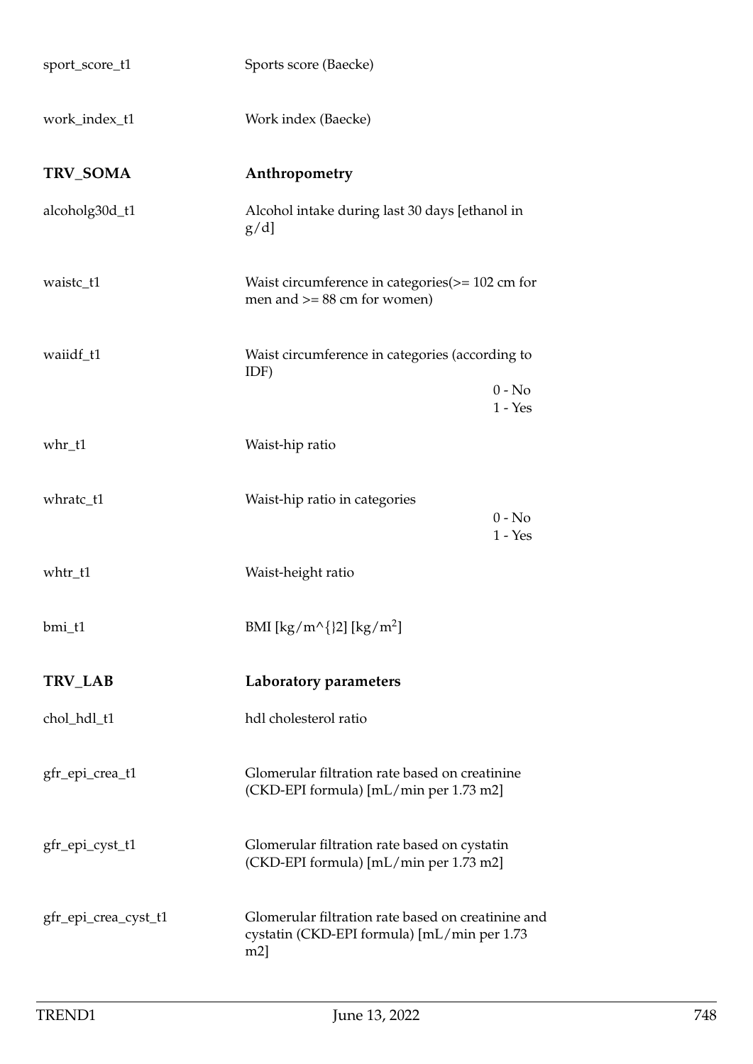| Variable | Description |
| --- | --- |
| sport_score_t1 | Sports score (Baecke) |
| work_index_t1 | Work index (Baecke) |
| **TRV_SOMA** | **Anthropometry** |
| alcoholg30d_t1 | Alcohol intake during last 30 days [ethanol in g/d] |
| waistc_t1 | Waist circumference in categories(>= 102 cm for men and >= 88 cm for women) |
| waiidf_t1 | Waist circumference in categories (according to IDF)<br>0 - No<br>1 - Yes |
| whr_t1 | Waist-hip ratio |
| whratc_t1 | Waist-hip ratio in categories<br>0 - No<br>1 - Yes |
| whtr_t1 | Waist-height ratio |
| bmi_t1 | BMI [kg/m^{}2] [$kg/m^2$] |
| **TRV_LAB** | **Laboratory parameters** |
| chol_hdl_t1 | hdl cholesterol ratio |
| gfr_epi_crea_t1 | Glomerular filtration rate based on creatinine (CKD-EPI formula) [mL/min per 1.73 m2] |
| gfr_epi_cyst_t1 | Glomerular filtration rate based on cystatin (CKD-EPI formula) [mL/min per 1.73 m2] |
| gfr_epi_crea_cyst_t1 | Glomerular filtration rate based on creatinine and cystatin (CKD-EPI formula) [mL/min per 1.73 m2] |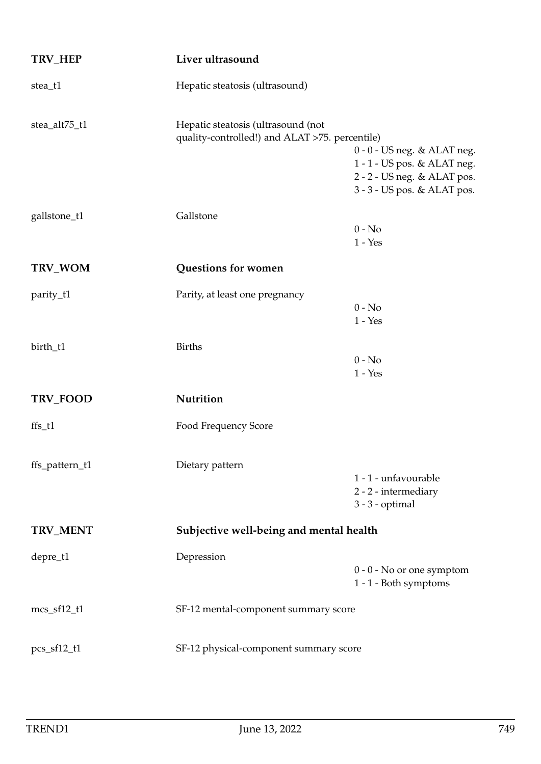## TRV_HEP — Liver ultrasound

| Variable | Description | Values |
|---|---|---|
| stea_t1 | Hepatic steatosis (ultrasound) | |
| stea_alt75_t1 | Hepatic steatosis (ultrasound (not quality-controlled!) and ALAT >75. percentile) | 0 - 0 - US neg. & ALAT neg.<br>1 - 1 - US pos. & ALAT neg.<br>2 - 2 - US neg. & ALAT pos.<br>3 - 3 - US pos. & ALAT pos. |
| gallstone_t1 | Gallstone | 0 - No<br>1 - Yes |

## TRV_WOM — Questions for women

| Variable | Description | Values |
|---|---|---|
| parity_t1 | Parity, at least one pregnancy | 0 - No<br>1 - Yes |
| birth_t1 | Births | 0 - No<br>1 - Yes |

## TRV_FOOD — Nutrition

| Variable | Description | Values |
|---|---|---|
| ffs_t1 | Food Frequency Score | |
| ffs_pattern_t1 | Dietary pattern | 1 - 1 - unfavourable<br>2 - 2 - intermediary<br>3 - 3 - optimal |

## TRV_MENT — Subjective well-being and mental health

| Variable | Description | Values |
|---|---|---|
| depre_t1 | Depression | 0 - 0 - No or one symptom<br>1 - 1 - Both symptoms |
| mcs_sf12_t1 | SF-12 mental-component summary score | |
| pcs_sf12_t1 | SF-12 physical-component summary score | |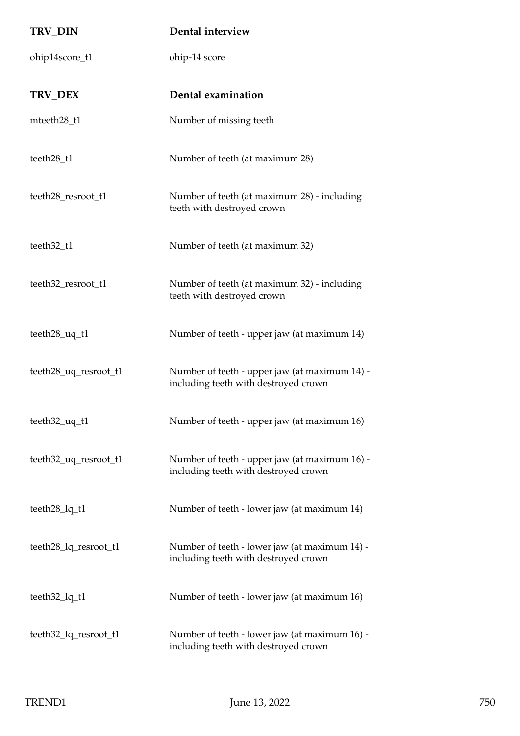| TRV_DIN | Dental interview |
|---|---|
| ohip14score_t1 | ohip-14 score |

| TRV_DEX | Dental examination |
|---|---|
| mteeth28_t1 | Number of missing teeth |
| teeth28_t1 | Number of teeth (at maximum 28) |
| teeth28_resroot_t1 | Number of teeth (at maximum 28) - including teeth with destroyed crown |
| teeth32_t1 | Number of teeth (at maximum 32) |
| teeth32_resroot_t1 | Number of teeth (at maximum 32) - including teeth with destroyed crown |
| teeth28_uq_t1 | Number of teeth - upper jaw (at maximum 14) |
| teeth28_uq_resroot_t1 | Number of teeth - upper jaw (at maximum 14) - including teeth with destroyed crown |
| teeth32_uq_t1 | Number of teeth - upper jaw (at maximum 16) |
| teeth32_uq_resroot_t1 | Number of teeth - upper jaw (at maximum 16) - including teeth with destroyed crown |
| teeth28_lq_t1 | Number of teeth - lower jaw (at maximum 14) |
| teeth28_lq_resroot_t1 | Number of teeth - lower jaw (at maximum 14) - including teeth with destroyed crown |
| teeth32_lq_t1 | Number of teeth - lower jaw (at maximum 16) |
| teeth32_lq_resroot_t1 | Number of teeth - lower jaw (at maximum 16) - including teeth with destroyed crown |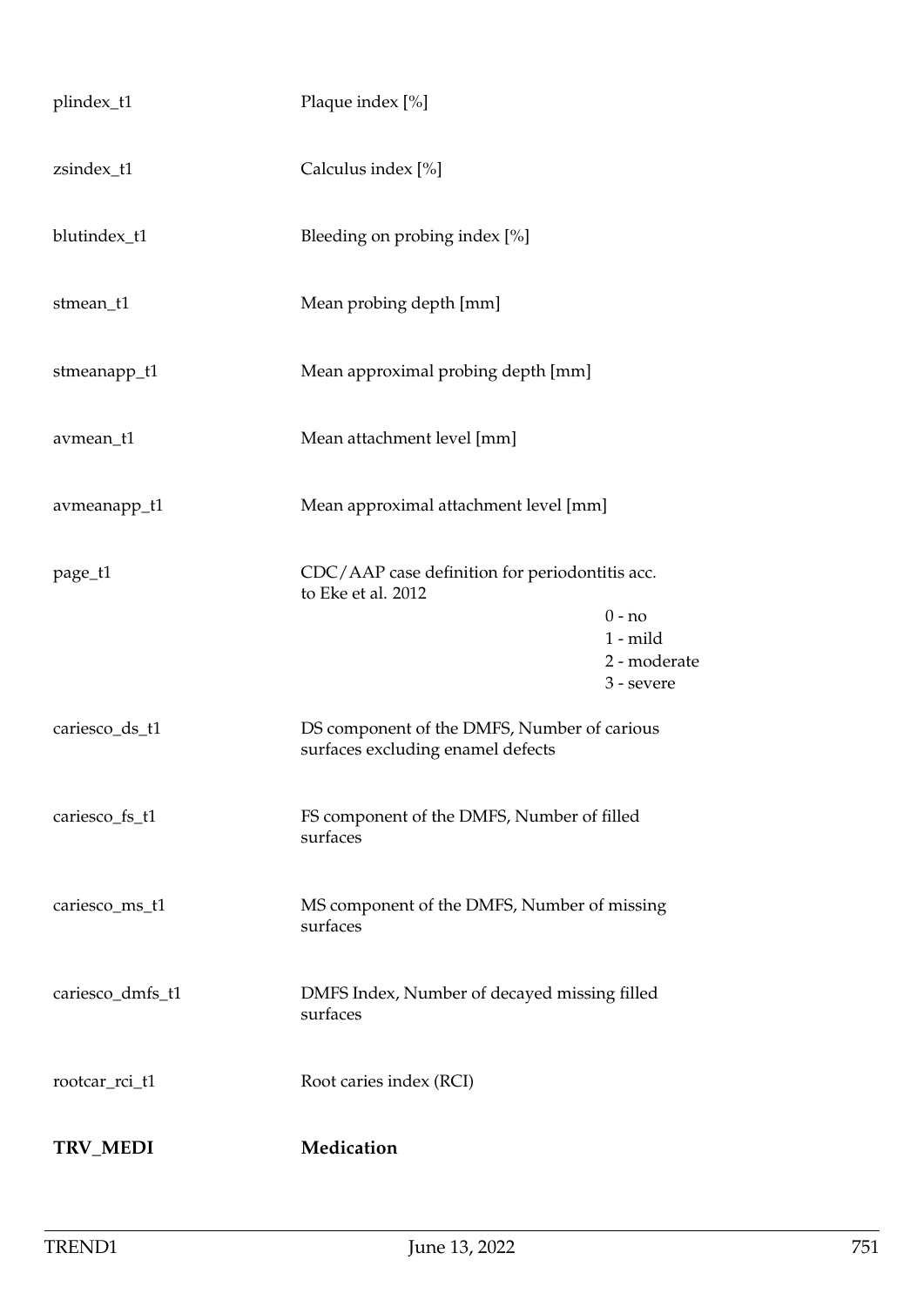| | |
|---|---|
| plindex_t1 | Plaque index [%] |
| zsindex_t1 | Calculus index [%] |
| blutindex_t1 | Bleeding on probing index [%] |
| stmean_t1 | Mean probing depth [mm] |
| stmeanapp_t1 | Mean approximal probing depth [mm] |
| avmean_t1 | Mean attachment level [mm] |
| avmeanapp_t1 | Mean approximal attachment level [mm] |
| page_t1 | CDC/AAP case definition for periodontitis acc. to Eke et al. 2012<br>0 - no<br>1 - mild<br>2 - moderate<br>3 - severe |
| cariesco_ds_t1 | DS component of the DMFS, Number of carious surfaces excluding enamel defects |
| cariesco_fs_t1 | FS component of the DMFS, Number of filled surfaces |
| cariesco_ms_t1 | MS component of the DMFS, Number of missing surfaces |
| cariesco_dmfs_t1 | DMFS Index, Number of decayed missing filled surfaces |
| rootcar_rci_t1 | Root caries index (RCI) |

**TRV_MEDI** **Medication**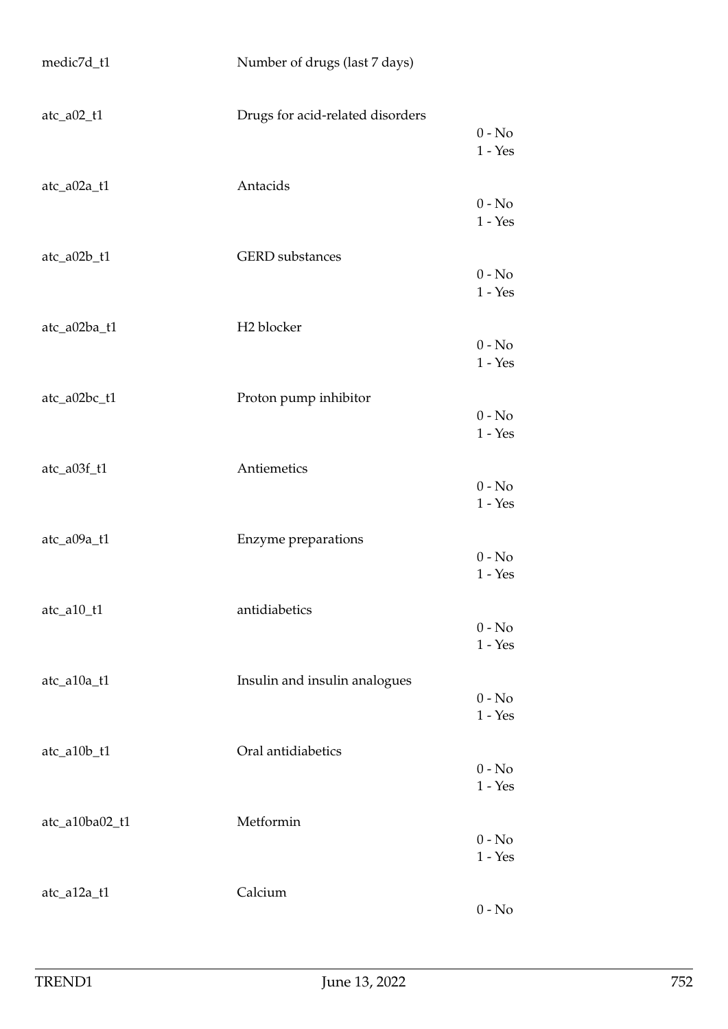| Variable | Label | Values |
|---|---|---|
| medic7d_t1 | Number of drugs (last 7 days) | |
| atc_a02_t1 | Drugs for acid-related disorders | 0 - No<br>1 - Yes |
| atc_a02a_t1 | Antacids | 0 - No<br>1 - Yes |
| atc_a02b_t1 | GERD substances | 0 - No<br>1 - Yes |
| atc_a02ba_t1 | H2 blocker | 0 - No<br>1 - Yes |
| atc_a02bc_t1 | Proton pump inhibitor | 0 - No<br>1 - Yes |
| atc_a03f_t1 | Antiemetics | 0 - No<br>1 - Yes |
| atc_a09a_t1 | Enzyme preparations | 0 - No<br>1 - Yes |
| atc_a10_t1 | antidiabetics | 0 - No<br>1 - Yes |
| atc_a10a_t1 | Insulin and insulin analogues | 0 - No<br>1 - Yes |
| atc_a10b_t1 | Oral antidiabetics | 0 - No<br>1 - Yes |
| atc_a10ba02_t1 | Metformin | 0 - No<br>1 - Yes |
| atc_a12a_t1 | Calcium | 0 - No |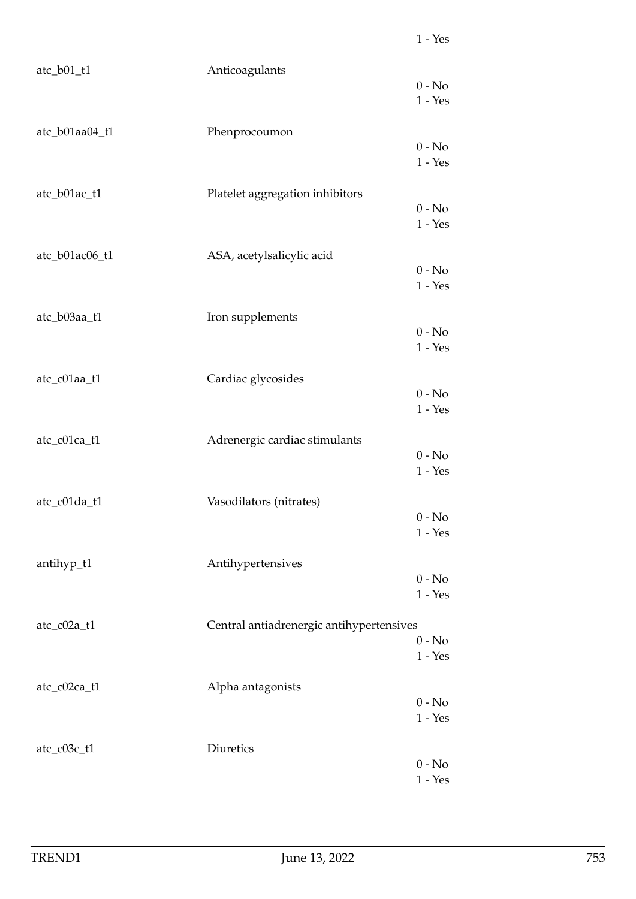1 - Yes

atc_b01_t1 Anticoagulants

0 - No
1 - Yes

atc_b01aa04_t1 Phenprocoumon

0 - No
1 - Yes

atc_b01ac_t1 Platelet aggregation inhibitors

0 - No
1 - Yes

atc_b01ac06_t1 ASA, acetylsalicylic acid

0 - No
1 - Yes

atc_b03aa_t1 Iron supplements

0 - No
1 - Yes

atc_c01aa_t1 Cardiac glycosides

0 - No
1 - Yes

atc_c01ca_t1 Adrenergic cardiac stimulants

0 - No
1 - Yes

atc_c01da_t1 Vasodilators (nitrates)

0 - No
1 - Yes

antihyp_t1 Antihypertensives

0 - No
1 - Yes

atc_c02a_t1 Central antiadrenergic antihypertensives

0 - No
1 - Yes

atc_c02ca_t1 Alpha antagonists

0 - No
1 - Yes

atc_c03c_t1 Diuretics

0 - No
1 - Yes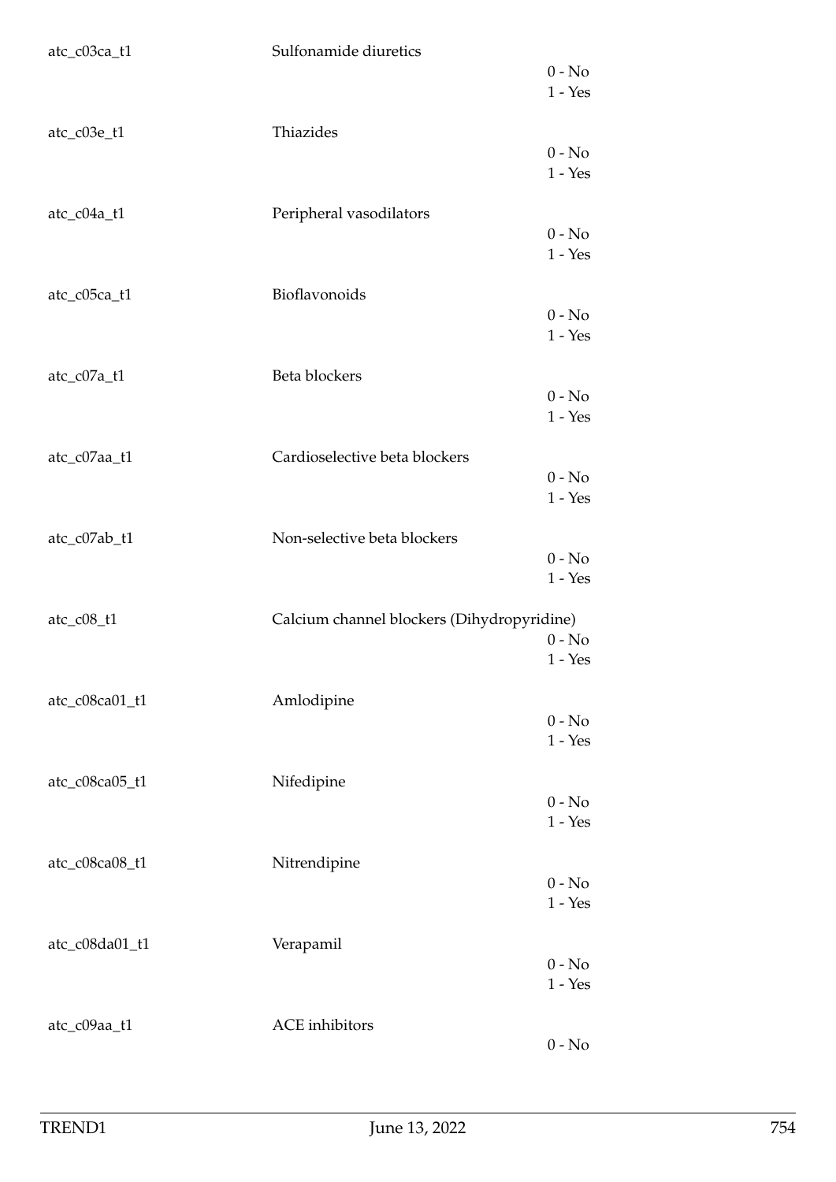atc_c03ca_t1 Sulfonamide diuretics
- 0 - No
- 1 - Yes

atc_c03e_t1 Thiazides
- 0 - No
- 1 - Yes

atc_c04a_t1 Peripheral vasodilators
- 0 - No
- 1 - Yes

atc_c05ca_t1 Bioflavonoids
- 0 - No
- 1 - Yes

atc_c07a_t1 Beta blockers
- 0 - No
- 1 - Yes

atc_c07aa_t1 Cardioselective beta blockers
- 0 - No
- 1 - Yes

atc_c07ab_t1 Non-selective beta blockers
- 0 - No
- 1 - Yes

atc_c08_t1 Calcium channel blockers (Dihydropyridine)
- 0 - No
- 1 - Yes

atc_c08ca01_t1 Amlodipine
- 0 - No
- 1 - Yes

atc_c08ca05_t1 Nifedipine
- 0 - No
- 1 - Yes

atc_c08ca08_t1 Nitrendipine
- 0 - No
- 1 - Yes

atc_c08da01_t1 Verapamil
- 0 - No
- 1 - Yes

atc_c09aa_t1 ACE inhibitors
- 0 - No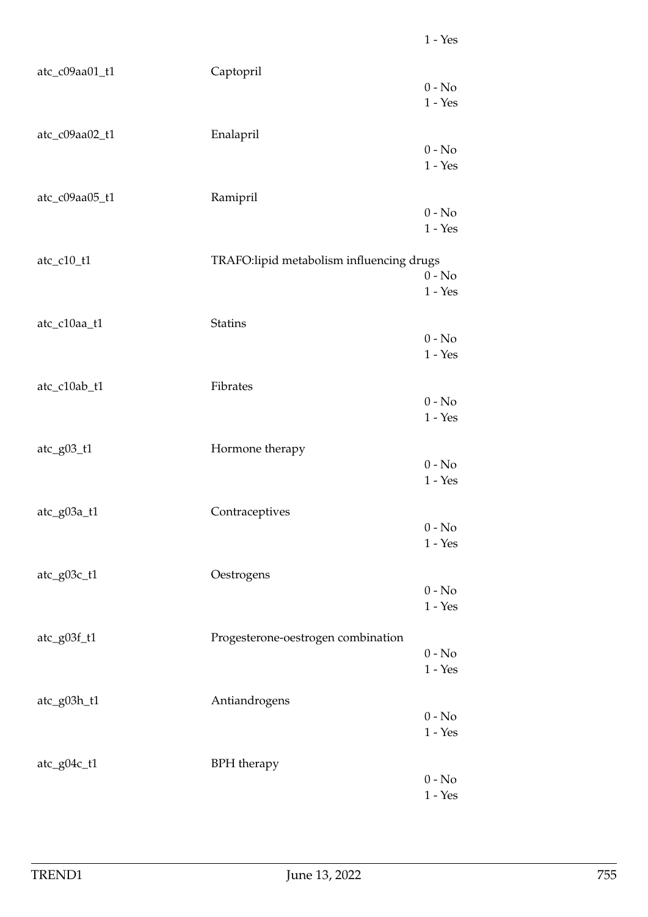1 - Yes

| | | |
|---|---|---|
| atc_c09aa01_t1 | Captopril | 0 - No<br>1 - Yes |
| atc_c09aa02_t1 | Enalapril | 0 - No<br>1 - Yes |
| atc_c09aa05_t1 | Ramipril | 0 - No<br>1 - Yes |
| atc_c10_t1 | TRAFO:lipid metabolism influencing drugs | 0 - No<br>1 - Yes |
| atc_c10aa_t1 | Statins | 0 - No<br>1 - Yes |
| atc_c10ab_t1 | Fibrates | 0 - No<br>1 - Yes |
| atc_g03_t1 | Hormone therapy | 0 - No<br>1 - Yes |
| atc_g03a_t1 | Contraceptives | 0 - No<br>1 - Yes |
| atc_g03c_t1 | Oestrogens | 0 - No<br>1 - Yes |
| atc_g03f_t1 | Progesterone-oestrogen combination | 0 - No<br>1 - Yes |
| atc_g03h_t1 | Antiandrogens | 0 - No<br>1 - Yes |
| atc_g04c_t1 | BPH therapy | 0 - No<br>1 - Yes |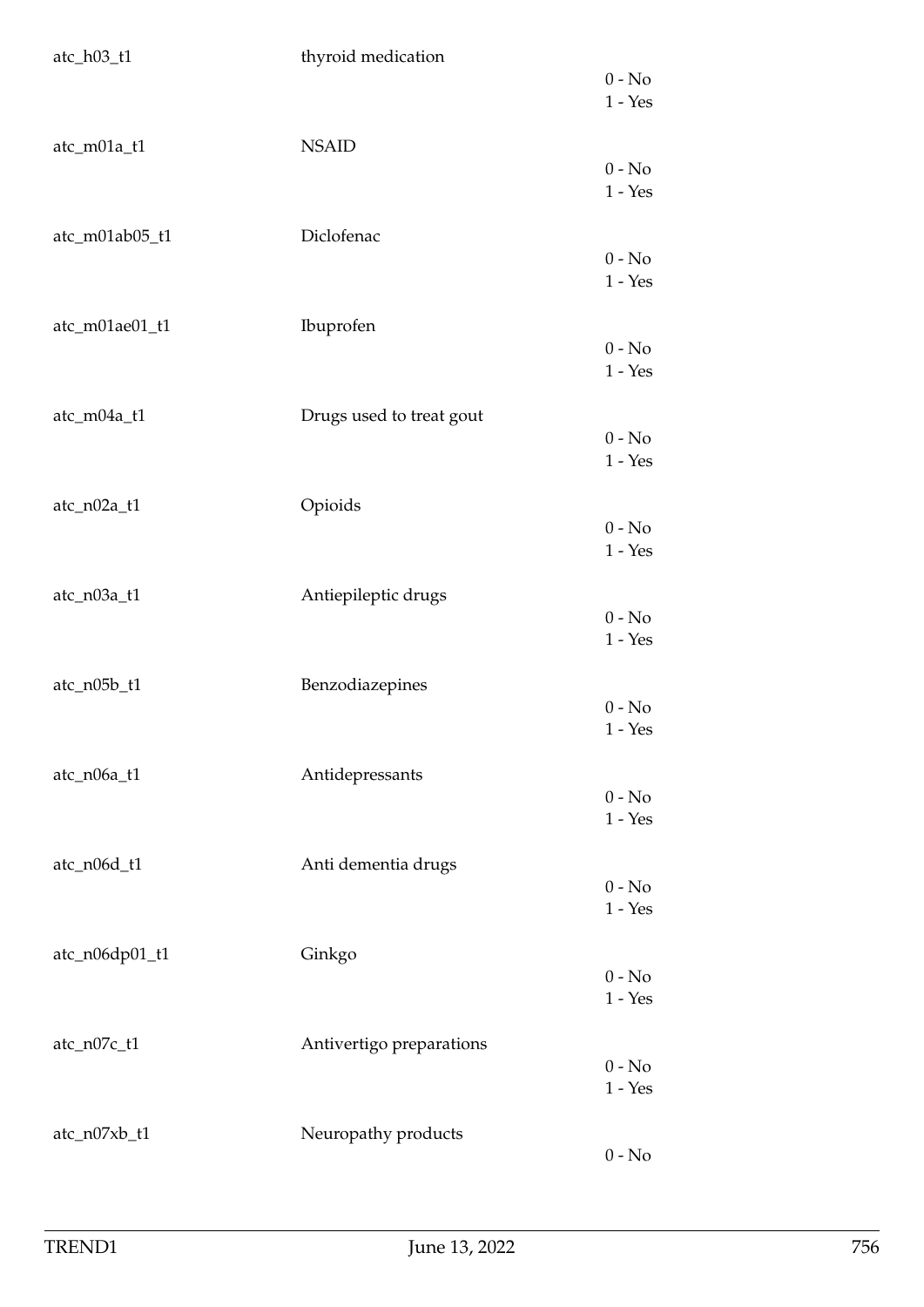| Variable | Label | Values |
|---|---|---|
| atc_h03_t1 | thyroid medication | 0 - No<br>1 - Yes |
| atc_m01a_t1 | NSAID | 0 - No<br>1 - Yes |
| atc_m01ab05_t1 | Diclofenac | 0 - No<br>1 - Yes |
| atc_m01ae01_t1 | Ibuprofen | 0 - No<br>1 - Yes |
| atc_m04a_t1 | Drugs used to treat gout | 0 - No<br>1 - Yes |
| atc_n02a_t1 | Opioids | 0 - No<br>1 - Yes |
| atc_n03a_t1 | Antiepileptic drugs | 0 - No<br>1 - Yes |
| atc_n05b_t1 | Benzodiazepines | 0 - No<br>1 - Yes |
| atc_n06a_t1 | Antidepressants | 0 - No<br>1 - Yes |
| atc_n06d_t1 | Anti dementia drugs | 0 - No<br>1 - Yes |
| atc_n06dp01_t1 | Ginkgo | 0 - No<br>1 - Yes |
| atc_n07c_t1 | Antivertigo preparations | 0 - No<br>1 - Yes |
| atc_n07xb_t1 | Neuropathy products | 0 - No |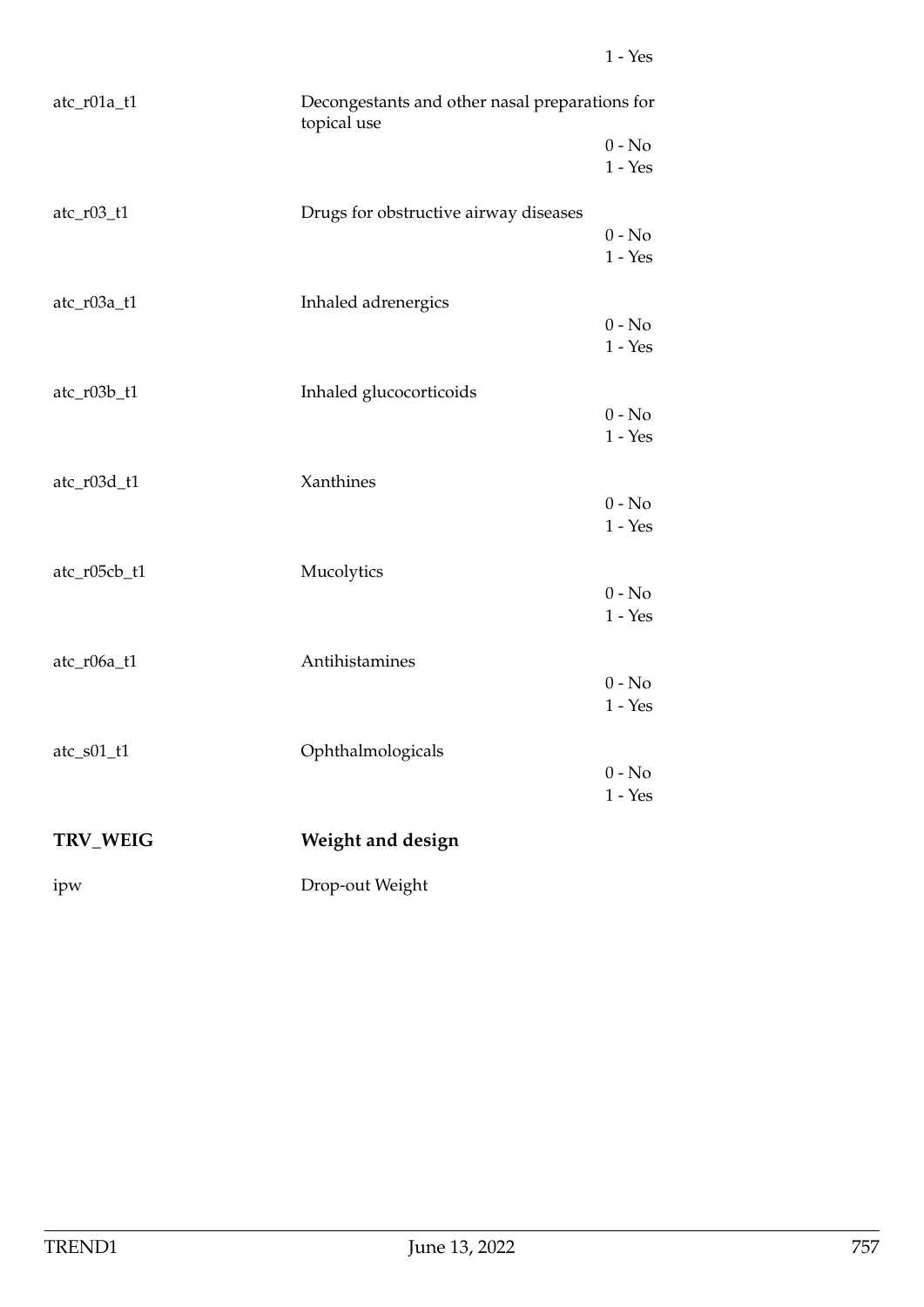1 - Yes

| | | |
|---|---|---|
| atc_r01a_t1 | Decongestants and other nasal preparations for topical use | |
| | | 0 - No |
| | | 1 - Yes |
| atc_r03_t1 | Drugs for obstructive airway diseases | |
| | | 0 - No |
| | | 1 - Yes |
| atc_r03a_t1 | Inhaled adrenergics | |
| | | 0 - No |
| | | 1 - Yes |
| atc_r03b_t1 | Inhaled glucocorticoids | |
| | | 0 - No |
| | | 1 - Yes |
| atc_r03d_t1 | Xanthines | |
| | | 0 - No |
| | | 1 - Yes |
| atc_r05cb_t1 | Mucolytics | |
| | | 0 - No |
| | | 1 - Yes |
| atc_r06a_t1 | Antihistamines | |
| | | 0 - No |
| | | 1 - Yes |
| atc_s01_t1 | Ophthalmologicals | |
| | | 0 - No |
| | | 1 - Yes |

## TRV_WEIG — Weight and design

| | |
|---|---|
| ipw | Drop-out Weight |